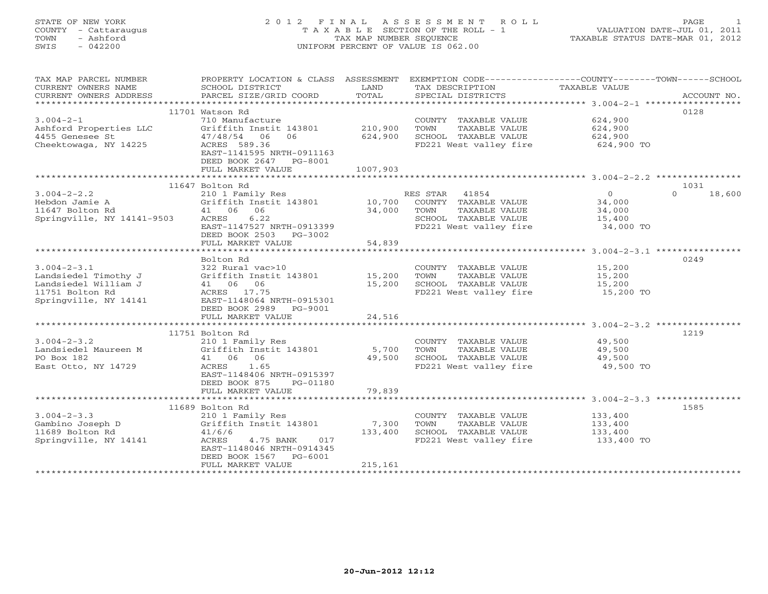STATE OF NEW YORK
COUNTY - Cattaraugus
TOWN - Ashford
SWIS - 042200

# 2012 FINAL ASSESSMENT ROLL

TAXABLE SECTION OF THE ROLL - 1
TAX MAP NUMBER SEQUENCE
UNIFORM PERCENT OF VALUE IS 062.00

VALUATION DATE-JUL 01, 2011
TAXABLE STATUS DATE-MAR 01, 2012

| TAX MAP PARCEL NUMBER / CURRENT OWNERS NAME / CURRENT OWNERS ADDRESS | PROPERTY LOCATION & CLASS / SCHOOL DISTRICT / PARCEL SIZE/GRID COORD | ASSESSMENT LAND / TOTAL | EXEMPTION CODE / TAX DESCRIPTION / SPECIAL DISTRICTS | COUNTY / TOWN TAXABLE VALUE | SCHOOL / ACCOUNT NO. |
|---|---|---|---|---|---|
| | 11701 Watson Rd | | | | 0128 |
| 3.004-2-1 | 710 Manufacture | | COUNTY TAXABLE VALUE | 624,900 | |
| Ashford Properties LLC | Griffith Instit 143801 | 210,900 | TOWN TAXABLE VALUE | 624,900 | |
| 4455 Genesee St | 47/48/54 06 06 | 624,900 | SCHOOL TAXABLE VALUE | 624,900 | |
| Cheektowaga, NY 14225 | ACRES 589.36 | | FD221 West valley fire | 624,900 TO | |
| | EAST-1141595 NRTH-0911163 | | | | |
| | DEED BOOK 2647 PG-8001 | | | | |
| | FULL MARKET VALUE | 1007,903 | | | |
| | 11647 Bolton Rd | | | | 1031 |
| 3.004-2-2.2 | 210 1 Family Res | | RES STAR 41854 | 0 | 0 18,600 |
| Hebdon Jamie A | Griffith Instit 143801 | 10,700 | COUNTY TAXABLE VALUE | 34,000 | |
| 11647 Bolton Rd | 41 06 06 | 34,000 | TOWN TAXABLE VALUE | 34,000 | |
| Springville, NY 14141-9503 | ACRES 6.22 | | SCHOOL TAXABLE VALUE | 15,400 | |
| | EAST-1147527 NRTH-0913399 | | FD221 West valley fire | 34,000 TO | |
| | DEED BOOK 2503 PG-3002 | | | | |
| | FULL MARKET VALUE | 54,839 | | | |
| | Bolton Rd | | | | 0249 |
| 3.004-2-3.1 | 322 Rural vac>10 | | COUNTY TAXABLE VALUE | 15,200 | |
| Landsiedel Timothy J | Griffith Instit 143801 | 15,200 | TOWN TAXABLE VALUE | 15,200 | |
| Landsiedel William J | 41 06 06 | 15,200 | SCHOOL TAXABLE VALUE | 15,200 | |
| 11751 Bolton Rd | ACRES 17.75 | | FD221 West valley fire | 15,200 TO | |
| Springville, NY 14141 | EAST-1148064 NRTH-0915301 | | | | |
| | DEED BOOK 2989 PG-9001 | | | | |
| | FULL MARKET VALUE | 24,516 | | | |
| | 11751 Bolton Rd | | | | 1219 |
| 3.004-2-3.2 | 210 1 Family Res | | COUNTY TAXABLE VALUE | 49,500 | |
| Landsiedel Maureen M | Griffith Instit 143801 | 5,700 | TOWN TAXABLE VALUE | 49,500 | |
| PO Box 182 | 41 06 06 | 49,500 | SCHOOL TAXABLE VALUE | 49,500 | |
| East Otto, NY 14729 | ACRES 1.65 | | FD221 West valley fire | 49,500 TO | |
| | EAST-1148406 NRTH-0915397 | | | | |
| | DEED BOOK 875 PG-01180 | | | | |
| | FULL MARKET VALUE | 79,839 | | | |
| | 11689 Bolton Rd | | | | 1585 |
| 3.004-2-3.3 | 210 1 Family Res | | COUNTY TAXABLE VALUE | 133,400 | |
| Gambino Joseph D | Griffith Instit 143801 | 7,300 | TOWN TAXABLE VALUE | 133,400 | |
| 11689 Bolton Rd | 41/6/6 | 133,400 | SCHOOL TAXABLE VALUE | 133,400 | |
| Springville, NY 14141 | ACRES 4.75 BANK 017 | | FD221 West valley fire | 133,400 TO | |
| | EAST-1148046 NRTH-0914345 | | | | |
| | DEED BOOK 1567 PG-6001 | | | | |
| | FULL MARKET VALUE | 215,161 | | | |

20-Jun-2012 12:12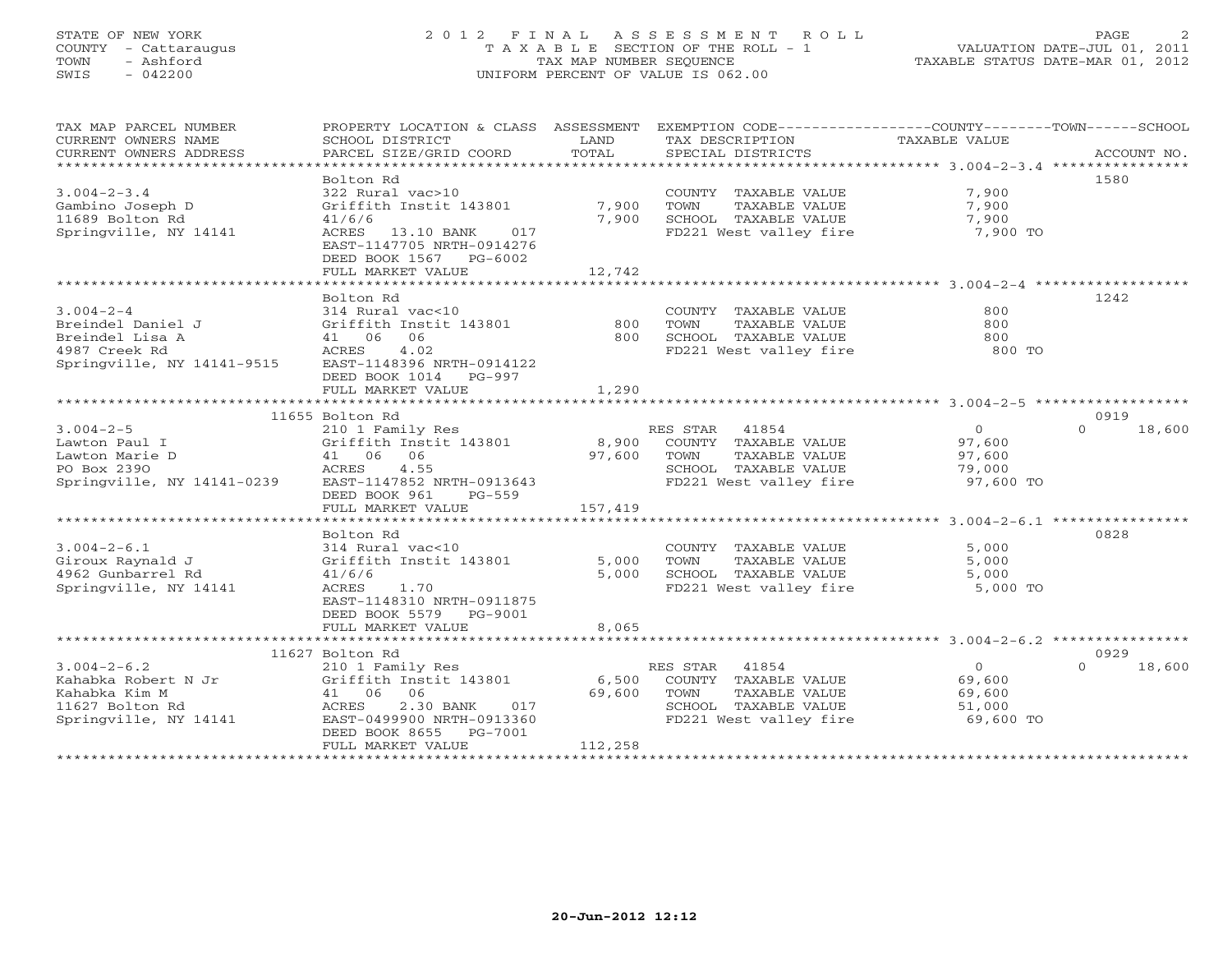STATE OF NEW YORK
COUNTY - Cattaraugus
TOWN - Ashford
SWIS - 042200

# 2012 FINAL ASSESSMENT ROLL

TAXABLE SECTION OF THE ROLL - 1
TAX MAP NUMBER SEQUENCE
UNIFORM PERCENT OF VALUE IS 062.00

VALUATION DATE-JUL 01, 2011
TAXABLE STATUS DATE-MAR 01, 2012

| TAX MAP PARCEL NUMBER / CURRENT OWNERS NAME / CURRENT OWNERS ADDRESS | PROPERTY LOCATION & CLASS / SCHOOL DISTRICT / PARCEL SIZE/GRID COORD | ASSESSMENT LAND / TOTAL | EXEMPTION CODE / TAX DESCRIPTION / SPECIAL DISTRICTS | COUNTY / TOWN / SCHOOL TAXABLE VALUE | ACCOUNT NO. |
|---|---|---|---|---|---|
| 3.004-2-3.4 | Bolton Rd | | | | 1580 |
| 3.004-2-3.4 | 322 Rural vac>10 | | COUNTY TAXABLE VALUE | 7,900 | |
| Gambino Joseph D | Griffith Instit 143801 | 7,900 | TOWN TAXABLE VALUE | 7,900 | |
| 11689 Bolton Rd | 41/6/6 | 7,900 | SCHOOL TAXABLE VALUE | 7,900 | |
| Springville, NY 14141 | ACRES 13.10 BANK 017 | | FD221 West valley fire | 7,900 TO | |
| | EAST-1147705 NRTH-0914276 | | | | |
| | DEED BOOK 1567 PG-6002 | | | | |
| | FULL MARKET VALUE | 12,742 | | | |
| 3.004-2-4 | Bolton Rd | | | | 1242 |
| 3.004-2-4 | 314 Rural vac<10 | | COUNTY TAXABLE VALUE | 800 | |
| Breindel Daniel J | Griffith Instit 143801 | 800 | TOWN TAXABLE VALUE | 800 | |
| Breindel Lisa A | 41 06 06 | 800 | SCHOOL TAXABLE VALUE | 800 | |
| 4987 Creek Rd | ACRES 4.02 | | FD221 West valley fire | 800 TO | |
| Springville, NY 14141-9515 | EAST-1148396 NRTH-0914122 | | | | |
| | DEED BOOK 1014 PG-997 | | | | |
| | FULL MARKET VALUE | 1,290 | | | |
| 3.004-2-5 | 11655 Bolton Rd | | | | 0919 |
| 3.004-2-5 | 210 1 Family Res | | RES STAR 41854 | 0 / 0 / 18,600 | |
| Lawton Paul I | Griffith Instit 143801 | 8,900 | COUNTY TAXABLE VALUE | 97,600 | |
| Lawton Marie D | 41 06 06 | 97,600 | TOWN TAXABLE VALUE | 97,600 | |
| PO Box 239O | ACRES 4.55 | | SCHOOL TAXABLE VALUE | 79,000 | |
| Springville, NY 14141-0239 | EAST-1147852 NRTH-0913643 | | FD221 West valley fire | 97,600 TO | |
| | DEED BOOK 961 PG-559 | | | | |
| | FULL MARKET VALUE | 157,419 | | | |
| 3.004-2-6.1 | Bolton Rd | | | | 0828 |
| 3.004-2-6.1 | 314 Rural vac<10 | | COUNTY TAXABLE VALUE | 5,000 | |
| Giroux Raynald J | Griffith Instit 143801 | 5,000 | TOWN TAXABLE VALUE | 5,000 | |
| 4962 Gunbarrel Rd | 41/6/6 | 5,000 | SCHOOL TAXABLE VALUE | 5,000 | |
| Springville, NY 14141 | ACRES 1.70 | | FD221 West valley fire | 5,000 TO | |
| | EAST-1148310 NRTH-0911875 | | | | |
| | DEED BOOK 5579 PG-9001 | | | | |
| | FULL MARKET VALUE | 8,065 | | | |
| 3.004-2-6.2 | 11627 Bolton Rd | | | | 0929 |
| 3.004-2-6.2 | 210 1 Family Res | | RES STAR 41854 | 0 / 0 / 18,600 | |
| Kahabka Robert N Jr | Griffith Instit 143801 | 6,500 | COUNTY TAXABLE VALUE | 69,600 | |
| Kahabka Kim M | 41 06 06 | 69,600 | TOWN TAXABLE VALUE | 69,600 | |
| 11627 Bolton Rd | ACRES 2.30 BANK 017 | | SCHOOL TAXABLE VALUE | 51,000 | |
| Springville, NY 14141 | EAST-0499900 NRTH-0913360 | | FD221 West valley fire | 69,600 TO | |
| | DEED BOOK 8655 PG-7001 | | | | |
| | FULL MARKET VALUE | 112,258 | | | |

20-Jun-2012 12:12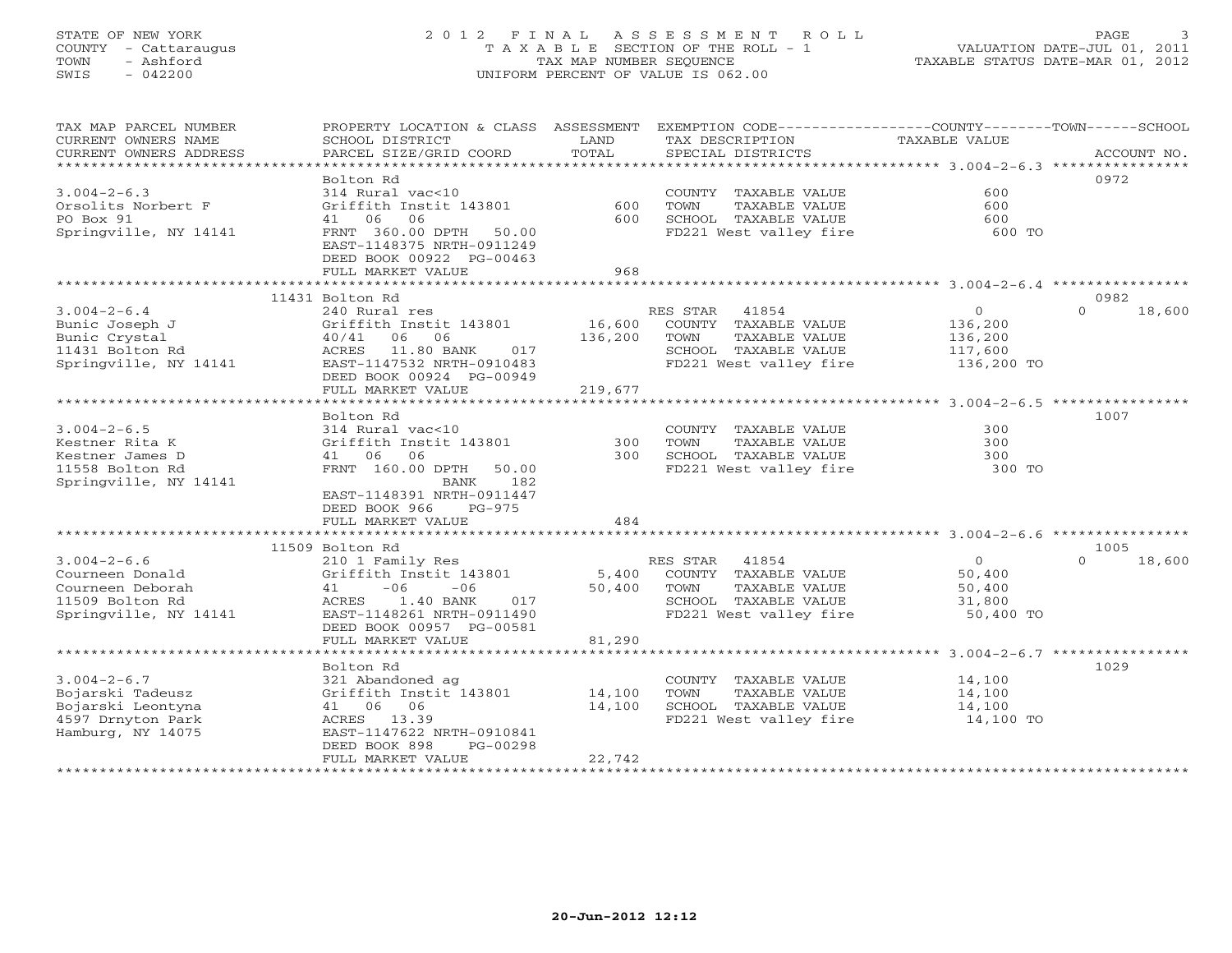STATE OF NEW YORK
COUNTY - Cattaraugus
TOWN - Ashford
SWIS - 042200

# 2012 FINAL ASSESSMENT ROLL

TAXABLE SECTION OF THE ROLL - 1
TAX MAP NUMBER SEQUENCE
UNIFORM PERCENT OF VALUE IS 062.00

VALUATION DATE-JUL 01, 2011
TAXABLE STATUS DATE-MAR 01, 2012

| TAX MAP PARCEL NUMBER / CURRENT OWNERS NAME / CURRENT OWNERS ADDRESS | PROPERTY LOCATION & CLASS / SCHOOL DISTRICT / PARCEL SIZE/GRID COORD | ASSESSMENT LAND / TOTAL | EXEMPTION CODE / TAX DESCRIPTION / SPECIAL DISTRICTS | COUNTY TAXABLE VALUE | TOWN | SCHOOL | ACCOUNT NO. |
|---|---|---|---|---|---|---|---|
| 3.004-2-6.3 | Bolton Rd | | | | | | 0972 |
| | 314 Rural vac<10 | | COUNTY TAXABLE VALUE | 600 | | | |
| Orsolits Norbert F | Griffith Instit 143801 | 600 | TOWN TAXABLE VALUE | 600 | | | |
| PO Box 91 | 41 06 06 | 600 | SCHOOL TAXABLE VALUE | 600 | | | |
| Springville, NY 14141 | FRNT 360.00 DPTH 50.00 | | FD221 West valley fire | 600 TO | | | |
| | EAST-1148375 NRTH-0911249 | | | | | | |
| | DEED BOOK 00922 PG-00463 | | | | | | |
| | FULL MARKET VALUE | 968 | | | | | |
| 3.004-2-6.4 | 11431 Bolton Rd | | | | | | 0982 |
| | 240 Rural res | | RES STAR 41854 | 0 | | 0 | 18,600 |
| Bunic Joseph J | Griffith Instit 143801 | 16,600 | COUNTY TAXABLE VALUE | 136,200 | | | |
| Bunic Crystal | 40/41 06 06 | 136,200 | TOWN TAXABLE VALUE | 136,200 | | | |
| 11431 Bolton Rd | ACRES 11.80 BANK 017 | | SCHOOL TAXABLE VALUE | 117,600 | | | |
| Springville, NY 14141 | EAST-1147532 NRTH-0910483 | | FD221 West valley fire | 136,200 TO | | | |
| | DEED BOOK 00924 PG-00949 | | | | | | |
| | FULL MARKET VALUE | 219,677 | | | | | |
| 3.004-2-6.5 | Bolton Rd | | | | | | 1007 |
| | 314 Rural vac<10 | | COUNTY TAXABLE VALUE | 300 | | | |
| Kestner Rita K | Griffith Instit 143801 | 300 | TOWN TAXABLE VALUE | 300 | | | |
| Kestner James D | 41 06 06 | 300 | SCHOOL TAXABLE VALUE | 300 | | | |
| 11558 Bolton Rd | FRNT 160.00 DPTH 50.00 | | FD221 West valley fire | 300 TO | | | |
| Springville, NY 14141 | BANK 182 | | | | | | |
| | EAST-1148391 NRTH-0911447 | | | | | | |
| | DEED BOOK 966 PG-975 | | | | | | |
| | FULL MARKET VALUE | 484 | | | | | |
| 3.004-2-6.6 | 11509 Bolton Rd | | | | | | 1005 |
| | 210 1 Family Res | | RES STAR 41854 | 0 | | 0 | 18,600 |
| Courneen Donald | Griffith Instit 143801 | 5,400 | COUNTY TAXABLE VALUE | 50,400 | | | |
| Courneen Deborah | 41 -06 -06 | 50,400 | TOWN TAXABLE VALUE | 50,400 | | | |
| 11509 Bolton Rd | ACRES 1.40 BANK 017 | | SCHOOL TAXABLE VALUE | 31,800 | | | |
| Springville, NY 14141 | EAST-1148261 NRTH-0911490 | | FD221 West valley fire | 50,400 TO | | | |
| | DEED BOOK 00957 PG-00581 | | | | | | |
| | FULL MARKET VALUE | 81,290 | | | | | |
| 3.004-2-6.7 | Bolton Rd | | | | | | 1029 |
| | 321 Abandoned ag | | COUNTY TAXABLE VALUE | 14,100 | | | |
| Bojarski Tadeusz | Griffith Instit 143801 | 14,100 | TOWN TAXABLE VALUE | 14,100 | | | |
| Bojarski Leontyna | 41 06 06 | 14,100 | SCHOOL TAXABLE VALUE | 14,100 | | | |
| 4597 Drnyton Park | ACRES 13.39 | | FD221 West valley fire | 14,100 TO | | | |
| Hamburg, NY 14075 | EAST-1147622 NRTH-0910841 | | | | | | |
| | DEED BOOK 898 PG-00298 | | | | | | |
| | FULL MARKET VALUE | 22,742 | | | | | |

20-Jun-2012 12:12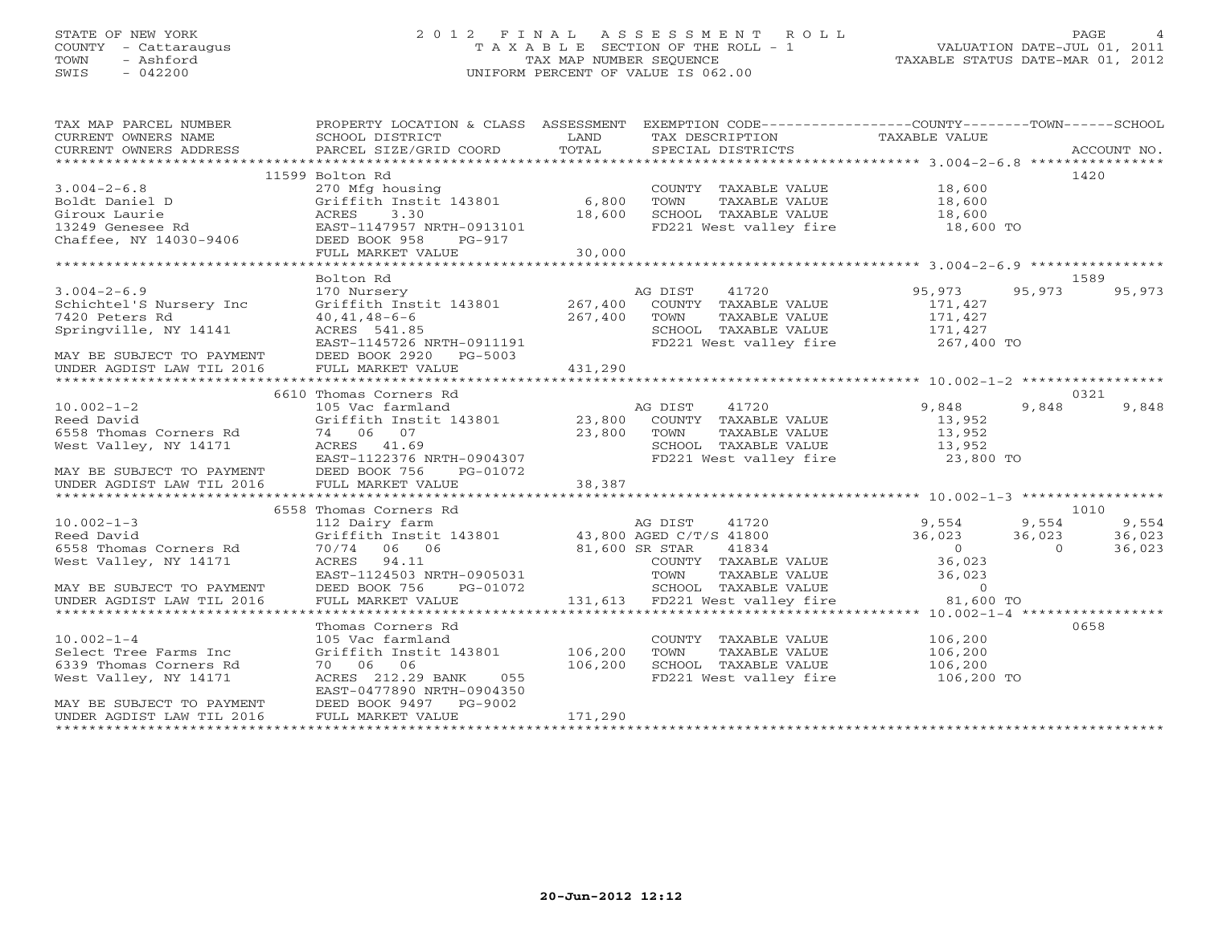STATE OF NEW YORK
COUNTY - Cattaraugus
TOWN - Ashford
SWIS - 042200

# 2012 FINAL ASSESSMENT ROLL

TAXABLE SECTION OF THE ROLL - 1
TAX MAP NUMBER SEQUENCE
UNIFORM PERCENT OF VALUE IS 062.00

VALUATION DATE-JUL 01, 2011
TAXABLE STATUS DATE-MAR 01, 2012

| TAX MAP PARCEL NUMBER / CURRENT OWNERS NAME / CURRENT OWNERS ADDRESS | PROPERTY LOCATION & CLASS / SCHOOL DISTRICT / PARCEL SIZE/GRID COORD | ASSESSMENT LAND / TOTAL | EXEMPTION CODE / TAX DESCRIPTION / SPECIAL DISTRICTS | COUNTY | TOWN | SCHOOL | ACCOUNT NO. |
|---|---|---|---|---|---|---|---|
| 3.004-2-6.8 | 11599 Bolton Rd | | | | | | 1420 |
| | 270 Mfg housing | | COUNTY TAXABLE VALUE | 18,600 | | | |
| Boldt Daniel D | Griffith Instit 143801 | 6,800 | TOWN TAXABLE VALUE | | 18,600 | | |
| Giroux Laurie | ACRES 3.30 | 18,600 | SCHOOL TAXABLE VALUE | | | 18,600 | |
| 13249 Genesee Rd | EAST-1147957 NRTH-0913101 | | FD221 West valley fire | 18,600 TO | | | |
| Chaffee, NY 14030-9406 | DEED BOOK 958 PG-917 | | | | | | |
| | FULL MARKET VALUE | 30,000 | | | | | |
| 3.004-2-6.9 | Bolton Rd | | | | | | 1589 |
| | 170 Nursery | | AG DIST 41720 | 95,973 | 95,973 | 95,973 | |
| Schichtel'S Nursery Inc | Griffith Instit 143801 | 267,400 | COUNTY TAXABLE VALUE | 171,427 | | | |
| 7420 Peters Rd | 40,41,48-6-6 | 267,400 | TOWN TAXABLE VALUE | | 171,427 | | |
| Springville, NY 14141 | ACRES 541.85 | | SCHOOL TAXABLE VALUE | | | 171,427 | |
| | EAST-1145726 NRTH-0911191 | | FD221 West valley fire | 267,400 TO | | | |
| MAY BE SUBJECT TO PAYMENT | DEED BOOK 2920 PG-5003 | | | | | | |
| UNDER AGDIST LAW TIL 2016 | FULL MARKET VALUE | 431,290 | | | | | |
| 10.002-1-2 | 6610 Thomas Corners Rd | | | | | | 0321 |
| | 105 Vac farmland | | AG DIST 41720 | 9,848 | 9,848 | 9,848 | |
| Reed David | Griffith Instit 143801 | 23,800 | COUNTY TAXABLE VALUE | 13,952 | | | |
| 6558 Thomas Corners Rd | 74 06 07 | 23,800 | TOWN TAXABLE VALUE | | 13,952 | | |
| West Valley, NY 14171 | ACRES 41.69 | | SCHOOL TAXABLE VALUE | | | 13,952 | |
| | EAST-1122376 NRTH-0904307 | | FD221 West valley fire | 23,800 TO | | | |
| MAY BE SUBJECT TO PAYMENT | DEED BOOK 756 PG-01072 | | | | | | |
| UNDER AGDIST LAW TIL 2016 | FULL MARKET VALUE | 38,387 | | | | | |
| 10.002-1-3 | 6558 Thomas Corners Rd | | | | | | 1010 |
| | 112 Dairy farm | | AG DIST 41720 | 9,554 | 9,554 | 9,554 | |
| Reed David | Griffith Instit 143801 | 43,800 | AGED C/T/S 41800 | 36,023 | 36,023 | 36,023 | |
| 6558 Thomas Corners Rd | 70/74 06 06 | 81,600 | SR STAR 41834 | 0 | 0 | 36,023 | |
| West Valley, NY 14171 | ACRES 94.11 | | COUNTY TAXABLE VALUE | 36,023 | | | |
| | EAST-1124503 NRTH-0905031 | | TOWN TAXABLE VALUE | | 36,023 | | |
| MAY BE SUBJECT TO PAYMENT | DEED BOOK 756 PG-01072 | | SCHOOL TAXABLE VALUE | | | 0 | |
| UNDER AGDIST LAW TIL 2016 | FULL MARKET VALUE | 131,613 | FD221 West valley fire | 81,600 TO | | | |
| 10.002-1-4 | Thomas Corners Rd | | | | | | 0658 |
| | 105 Vac farmland | | COUNTY TAXABLE VALUE | 106,200 | | | |
| Select Tree Farms Inc | Griffith Instit 143801 | 106,200 | TOWN TAXABLE VALUE | | 106,200 | | |
| 6339 Thomas Corners Rd | 70 06 06 | 106,200 | SCHOOL TAXABLE VALUE | | | 106,200 | |
| West Valley, NY 14171 | ACRES 212.29 BANK 055 | | FD221 West valley fire | 106,200 TO | | | |
| | EAST-0477890 NRTH-0904350 | | | | | | |
| MAY BE SUBJECT TO PAYMENT | DEED BOOK 9497 PG-9002 | | | | | | |
| UNDER AGDIST LAW TIL 2016 | FULL MARKET VALUE | 171,290 | | | | | |

20-Jun-2012 12:12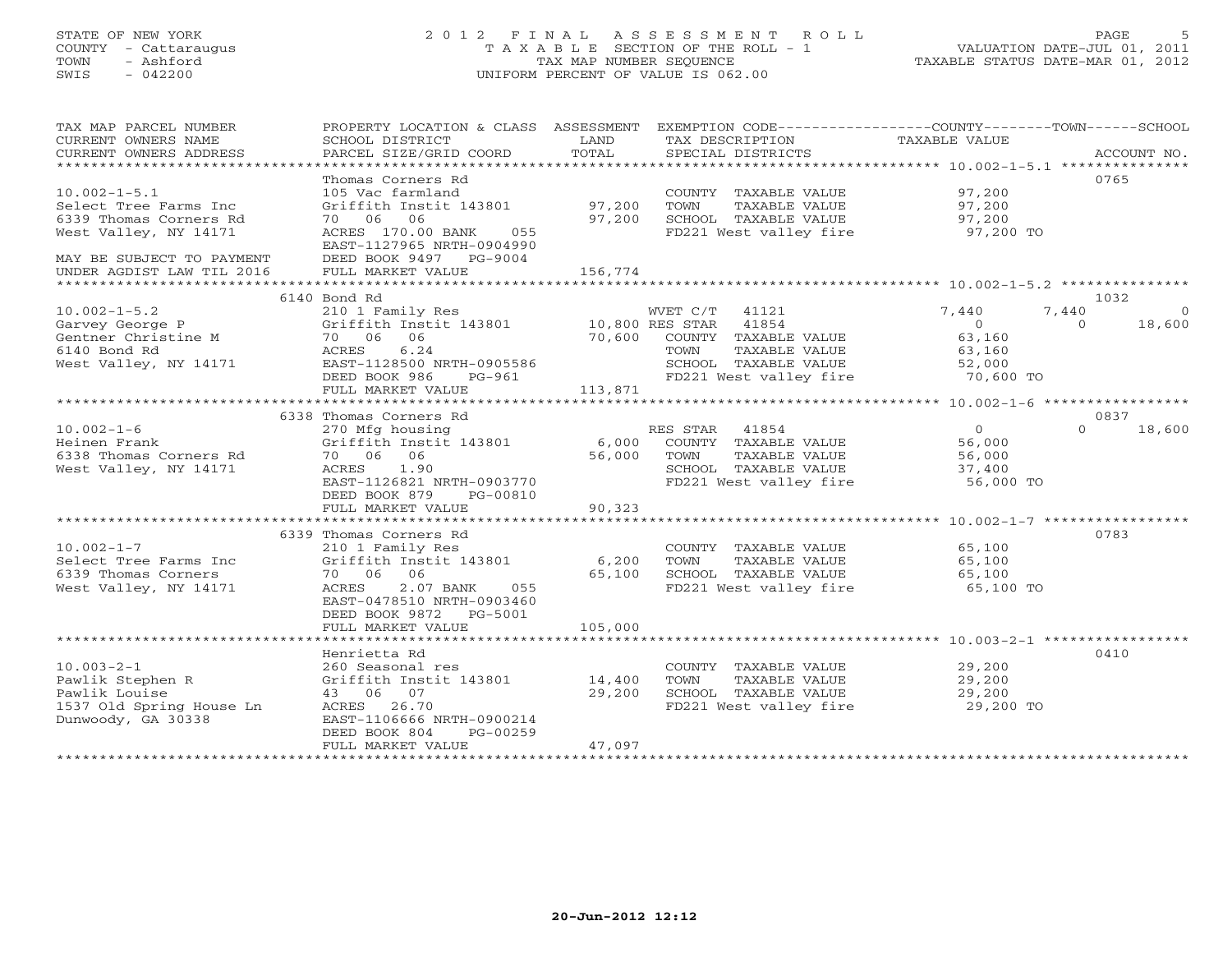STATE OF NEW YORK
COUNTY - Cattaraugus
TOWN - Ashford
SWIS - 042200

# 2012 FINAL ASSESSMENT ROLL
TAXABLE SECTION OF THE ROLL - 1
TAX MAP NUMBER SEQUENCE
UNIFORM PERCENT OF VALUE IS 062.00

VALUATION DATE-JUL 01, 2011
TAXABLE STATUS DATE-MAR 01, 2012

| TAX MAP PARCEL NUMBER / CURRENT OWNERS NAME / CURRENT OWNERS ADDRESS | PROPERTY LOCATION & CLASS / SCHOOL DISTRICT / PARCEL SIZE/GRID COORD | ASSESSMENT LAND / TOTAL | EXEMPTION CODE / TAX DESCRIPTION / SPECIAL DISTRICTS | COUNTY TAXABLE VALUE | TOWN | SCHOOL | ACCOUNT NO. |
|---|---|---|---|---|---|---|---|
| **10.002-1-5.1** | Thomas Corners Rd | | | | | | 0765 |
| 10.002-1-5.1 | 105 Vac farmland | | COUNTY TAXABLE VALUE | 97,200 | | | |
| Select Tree Farms Inc | Griffith Instit 143801 | 97,200 | TOWN TAXABLE VALUE | 97,200 | | | |
| 6339 Thomas Corners Rd | 70 06 06 | 97,200 | SCHOOL TAXABLE VALUE | 97,200 | | | |
| West Valley, NY 14171 | ACRES 170.00 BANK 055 | | FD221 West valley fire | 97,200 TO | | | |
| | EAST-1127965 NRTH-0904990 | | | | | | |
| MAY BE SUBJECT TO PAYMENT | DEED BOOK 9497 PG-9004 | | | | | | |
| UNDER AGDIST LAW TIL 2016 | FULL MARKET VALUE | 156,774 | | | | | |
| **10.002-1-5.2** | 6140 Bond Rd | | | | | | 1032 |
| 10.002-1-5.2 | 210 1 Family Res | | WVET C/T 41121 | 7,440 | 7,440 | 0 | |
| Garvey George P | Griffith Instit 143801 | 10,800 | RES STAR 41854 | 0 | 0 | 18,600 | |
| Gentner Christine M | 70 06 06 | 70,600 | COUNTY TAXABLE VALUE | 63,160 | | | |
| 6140 Bond Rd | ACRES 6.24 | | TOWN TAXABLE VALUE | 63,160 | | | |
| West Valley, NY 14171 | EAST-1128500 NRTH-0905586 | | SCHOOL TAXABLE VALUE | 52,000 | | | |
| | DEED BOOK 986 PG-961 | | FD221 West valley fire | 70,600 TO | | | |
| | FULL MARKET VALUE | 113,871 | | | | | |
| **10.002-1-6** | 6338 Thomas Corners Rd | | | | | | 0837 |
| 10.002-1-6 | 270 Mfg housing | | RES STAR 41854 | 0 | 0 | 18,600 | |
| Heinen Frank | Griffith Instit 143801 | 6,000 | COUNTY TAXABLE VALUE | 56,000 | | | |
| 6338 Thomas Corners Rd | 70 06 06 | 56,000 | TOWN TAXABLE VALUE | 56,000 | | | |
| West Valley, NY 14171 | ACRES 1.90 | | SCHOOL TAXABLE VALUE | 37,400 | | | |
| | EAST-1126821 NRTH-0903770 | | FD221 West valley fire | 56,000 TO | | | |
| | DEED BOOK 879 PG-00810 | | | | | | |
| | FULL MARKET VALUE | 90,323 | | | | | |
| **10.002-1-7** | 6339 Thomas Corners Rd | | | | | | 0783 |
| 10.002-1-7 | 210 1 Family Res | | COUNTY TAXABLE VALUE | 65,100 | | | |
| Select Tree Farms Inc | Griffith Instit 143801 | 6,200 | TOWN TAXABLE VALUE | 65,100 | | | |
| 6339 Thomas Corners | 70 06 06 | 65,100 | SCHOOL TAXABLE VALUE | 65,100 | | | |
| West Valley, NY 14171 | ACRES 2.07 BANK 055 | | FD221 West valley fire | 65,100 TO | | | |
| | EAST-0478510 NRTH-0903460 | | | | | | |
| | DEED BOOK 9872 PG-5001 | | | | | | |
| | FULL MARKET VALUE | 105,000 | | | | | |
| **10.003-2-1** | Henrietta Rd | | | | | | 0410 |
| 10.003-2-1 | 260 Seasonal res | | COUNTY TAXABLE VALUE | 29,200 | | | |
| Pawlik Stephen R | Griffith Instit 143801 | 14,400 | TOWN TAXABLE VALUE | 29,200 | | | |
| Pawlik Louise | 43 06 07 | 29,200 | SCHOOL TAXABLE VALUE | 29,200 | | | |
| 1537 Old Spring House Ln | ACRES 26.70 | | FD221 West valley fire | 29,200 TO | | | |
| Dunwoody, GA 30338 | EAST-1106666 NRTH-0900214 | | | | | | |
| | DEED BOOK 804 PG-00259 | | | | | | |
| | FULL MARKET VALUE | 47,097 | | | | | |

20-Jun-2012 12:12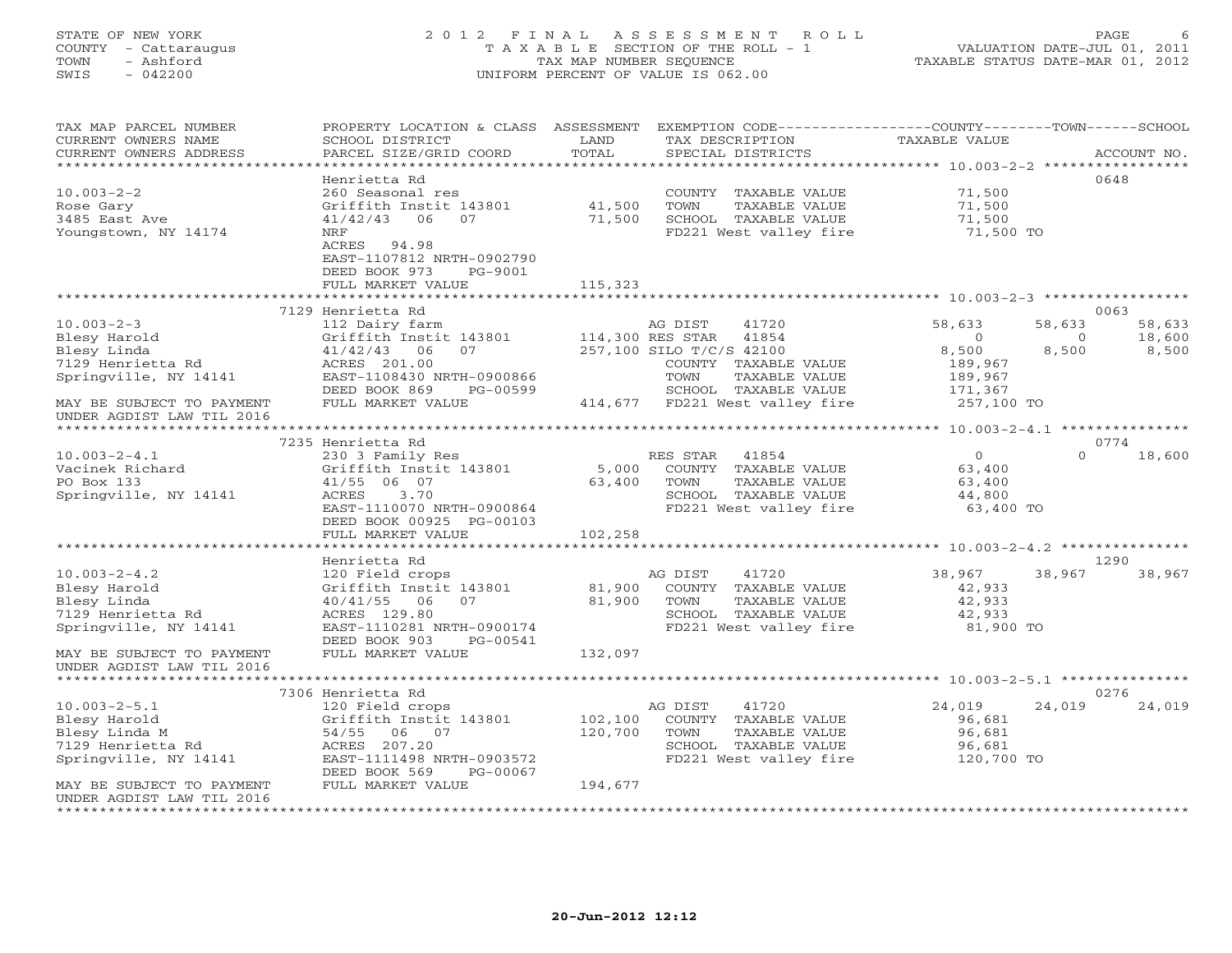STATE OF NEW YORK
COUNTY - Cattaraugus
TOWN - Ashford
SWIS - 042200

2012 FINAL ASSESSMENT ROLL
TAXABLE SECTION OF THE ROLL - 1
TAX MAP NUMBER SEQUENCE
UNIFORM PERCENT OF VALUE IS 062.00

VALUATION DATE-JUL 01, 2011
TAXABLE STATUS DATE-MAR 01, 2012

| TAX MAP PARCEL NUMBER / CURRENT OWNERS NAME / CURRENT OWNERS ADDRESS | PROPERTY LOCATION & CLASS / SCHOOL DISTRICT / PARCEL SIZE/GRID COORD | ASSESSMENT LAND / TOTAL | EXEMPTION CODE / TAX DESCRIPTION / SPECIAL DISTRICTS | COUNTY TAXABLE VALUE | TOWN | SCHOOL | ACCOUNT NO. |
|---|---|---|---|---|---|---|---|
| 10.003-2-2 | Henrietta Rd | | | | | | 0648 |
| | 260 Seasonal res | | COUNTY TAXABLE VALUE | 71,500 | | | |
| Rose Gary | Griffith Instit 143801 | 41,500 | TOWN TAXABLE VALUE | 71,500 | | | |
| 3485 East Ave | 41/42/43 06 07 | 71,500 | SCHOOL TAXABLE VALUE | 71,500 | | | |
| Youngstown, NY 14174 | NRF | | FD221 West valley fire | 71,500 TO | | | |
| | ACRES 94.98 | | | | | | |
| | EAST-1107812 NRTH-0902790 | | | | | | |
| | DEED BOOK 973 PG-9001 | | | | | | |
| | FULL MARKET VALUE | 115,323 | | | | | |
| 10.003-2-3 | 7129 Henrietta Rd | | | | | | 0063 |
| | 112 Dairy farm | | AG DIST 41720 | 58,633 | 58,633 | 58,633 | |
| Blesy Harold | Griffith Instit 143801 | 114,300 | RES STAR 41854 | 0 | 0 | 18,600 | |
| Blesy Linda | 41/42/43 06 07 | 257,100 | SILO T/C/S 42100 | 8,500 | 8,500 | 8,500 | |
| 7129 Henrietta Rd | ACRES 201.00 | | COUNTY TAXABLE VALUE | 189,967 | | | |
| Springville, NY 14141 | EAST-1108430 NRTH-0900866 | | TOWN TAXABLE VALUE | 189,967 | | | |
| | DEED BOOK 869 PG-00599 | | SCHOOL TAXABLE VALUE | 171,367 | | | |
| MAY BE SUBJECT TO PAYMENT | FULL MARKET VALUE | 414,677 | FD221 West valley fire | 257,100 TO | | | |
| UNDER AGDIST LAW TIL 2016 | | | | | | | |
| 10.003-2-4.1 | 7235 Henrietta Rd | | | | | | 0774 |
| | 230 3 Family Res | | RES STAR 41854 | 0 | 0 | 18,600 | |
| Vacinek Richard | Griffith Instit 143801 | 5,000 | COUNTY TAXABLE VALUE | 63,400 | | | |
| PO Box 133 | 41/55 06 07 | 63,400 | TOWN TAXABLE VALUE | 63,400 | | | |
| Springville, NY 14141 | ACRES 3.70 | | SCHOOL TAXABLE VALUE | 44,800 | | | |
| | EAST-1110070 NRTH-0900864 | | FD221 West valley fire | 63,400 TO | | | |
| | DEED BOOK 00925 PG-00103 | | | | | | |
| | FULL MARKET VALUE | 102,258 | | | | | |
| 10.003-2-4.2 | Henrietta Rd | | | | | | 1290 |
| | 120 Field crops | | AG DIST 41720 | 38,967 | 38,967 | 38,967 | |
| Blesy Harold | Griffith Instit 143801 | 81,900 | COUNTY TAXABLE VALUE | 42,933 | | | |
| Blesy Linda | 40/41/55 06 07 | 81,900 | TOWN TAXABLE VALUE | 42,933 | | | |
| 7129 Henrietta Rd | ACRES 129.80 | | SCHOOL TAXABLE VALUE | 42,933 | | | |
| Springville, NY 14141 | EAST-1110281 NRTH-0900174 | | FD221 West valley fire | 81,900 TO | | | |
| | DEED BOOK 903 PG-00541 | | | | | | |
| MAY BE SUBJECT TO PAYMENT | FULL MARKET VALUE | 132,097 | | | | | |
| UNDER AGDIST LAW TIL 2016 | | | | | | | |
| 10.003-2-5.1 | 7306 Henrietta Rd | | | | | | 0276 |
| | 120 Field crops | | AG DIST 41720 | 24,019 | 24,019 | 24,019 | |
| Blesy Harold | Griffith Instit 143801 | 102,100 | COUNTY TAXABLE VALUE | 96,681 | | | |
| Blesy Linda M | 54/55 06 07 | 120,700 | TOWN TAXABLE VALUE | 96,681 | | | |
| 7129 Henrietta Rd | ACRES 207.20 | | SCHOOL TAXABLE VALUE | 96,681 | | | |
| Springville, NY 14141 | EAST-1111498 NRTH-0903572 | | FD221 West valley fire | 120,700 TO | | | |
| | DEED BOOK 569 PG-00067 | | | | | | |
| MAY BE SUBJECT TO PAYMENT | FULL MARKET VALUE | 194,677 | | | | | |
| UNDER AGDIST LAW TIL 2016 | | | | | | | |

20-Jun-2012 12:12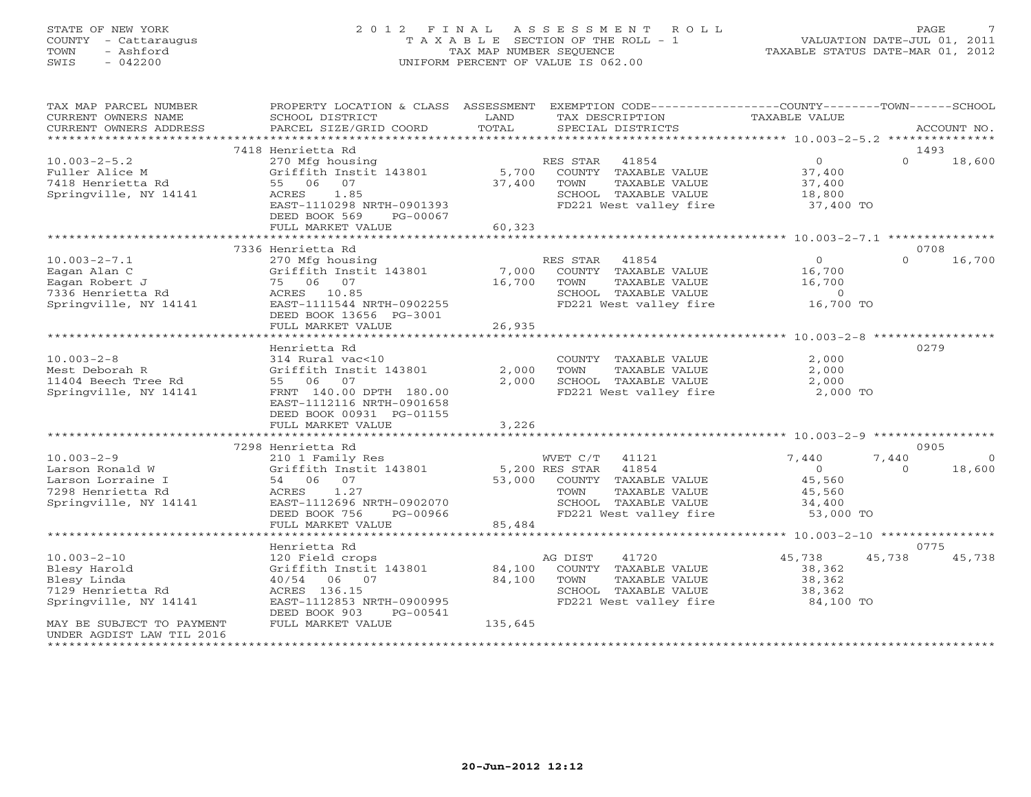STATE OF NEW YORK
COUNTY - Cattaraugus
TOWN - Ashford
SWIS - 042200

# 2012 FINAL ASSESSMENT ROLL
TAXABLE SECTION OF THE ROLL - 1
TAX MAP NUMBER SEQUENCE
UNIFORM PERCENT OF VALUE IS 062.00

VALUATION DATE-JUL 01, 2011
TAXABLE STATUS DATE-MAR 01, 2012

| TAX MAP PARCEL NUMBER / CURRENT OWNERS NAME / CURRENT OWNERS ADDRESS | PROPERTY LOCATION & CLASS / SCHOOL DISTRICT / PARCEL SIZE/GRID COORD | ASSESSMENT LAND / TOTAL | EXEMPTION CODE / TAX DESCRIPTION / SPECIAL DISTRICTS | COUNTY TAXABLE VALUE | TOWN | SCHOOL | ACCOUNT NO. |
|---|---|---|---|---|---|---|---|
| 10.003-2-5.2 | 7418 Henrietta Rd | | | | | | 1493 |
| Fuller Alice M | 270 Mfg housing | | RES STAR 41854 | 0 | 0 | 18,600 | |
| 7418 Henrietta Rd | Griffith Instit 143801 | 5,700 | COUNTY TAXABLE VALUE | 37,400 | | | |
| Springville, NY 14141 | 55 06 07 | 37,400 | TOWN TAXABLE VALUE | 37,400 | | | |
| | ACRES 1.85 | | SCHOOL TAXABLE VALUE | 18,800 | | | |
| | EAST-1110298 NRTH-0901393 | | FD221 West valley fire | 37,400 TO | | | |
| | DEED BOOK 569 PG-00067 | | | | | | |
| | FULL MARKET VALUE | 60,323 | | | | | |
| 10.003-2-7.1 | 7336 Henrietta Rd | | | | | | 0708 |
| Eagan Alan C | 270 Mfg housing | | RES STAR 41854 | 0 | 0 | 16,700 | |
| Eagan Robert J | Griffith Instit 143801 | 7,000 | COUNTY TAXABLE VALUE | 16,700 | | | |
| 7336 Henrietta Rd | 75 06 07 | 16,700 | TOWN TAXABLE VALUE | 16,700 | | | |
| Springville, NY 14141 | ACRES 10.85 | | SCHOOL TAXABLE VALUE | 0 | | | |
| | EAST-1111544 NRTH-0902255 | | FD221 West valley fire | 16,700 TO | | | |
| | DEED BOOK 13656 PG-3001 | | | | | | |
| | FULL MARKET VALUE | 26,935 | | | | | |
| 10.003-2-8 | Henrietta Rd | | | | | | 0279 |
| Mest Deborah R | 314 Rural vac<10 | | COUNTY TAXABLE VALUE | 2,000 | | | |
| 11404 Beech Tree Rd | Griffith Instit 143801 | 2,000 | TOWN TAXABLE VALUE | 2,000 | | | |
| Springville, NY 14141 | 55 06 07 | 2,000 | SCHOOL TAXABLE VALUE | 2,000 | | | |
| | FRNT 140.00 DPTH 180.00 | | FD221 West valley fire | 2,000 TO | | | |
| | EAST-1112116 NRTH-0901658 | | | | | | |
| | DEED BOOK 00931 PG-01155 | | | | | | |
| | FULL MARKET VALUE | 3,226 | | | | | |
| 10.003-2-9 | 7298 Henrietta Rd | | | | | | 0905 |
| Larson Ronald W | 210 1 Family Res | | WVET C/T 41121 | 7,440 | 7,440 | 0 | |
| Larson Lorraine I | Griffith Instit 143801 | 5,200 | RES STAR 41854 | 0 | 0 | 18,600 | |
| 7298 Henrietta Rd | 54 06 07 | 53,000 | COUNTY TAXABLE VALUE | 45,560 | | | |
| Springville, NY 14141 | ACRES 1.27 | | TOWN TAXABLE VALUE | 45,560 | | | |
| | EAST-1112696 NRTH-0902070 | | SCHOOL TAXABLE VALUE | 34,400 | | | |
| | DEED BOOK 756 PG-00966 | | FD221 West valley fire | 53,000 TO | | | |
| | FULL MARKET VALUE | 85,484 | | | | | |
| 10.003-2-10 | Henrietta Rd | | | | | | 0775 |
| Blesy Harold | 120 Field crops | | AG DIST 41720 | 45,738 | 45,738 | 45,738 | |
| Blesy Linda | Griffith Instit 143801 | 84,100 | COUNTY TAXABLE VALUE | 38,362 | | | |
| 7129 Henrietta Rd | 40/54 06 07 | 84,100 | TOWN TAXABLE VALUE | 38,362 | | | |
| Springville, NY 14141 | ACRES 136.15 | | SCHOOL TAXABLE VALUE | 38,362 | | | |
| | EAST-1112853 NRTH-0900995 | | FD221 West valley fire | 84,100 TO | | | |
| | DEED BOOK 903 PG-00541 | | | | | | |
| MAY BE SUBJECT TO PAYMENT UNDER AGDIST LAW TIL 2016 | FULL MARKET VALUE | 135,645 | | | | | |

20-Jun-2012 12:12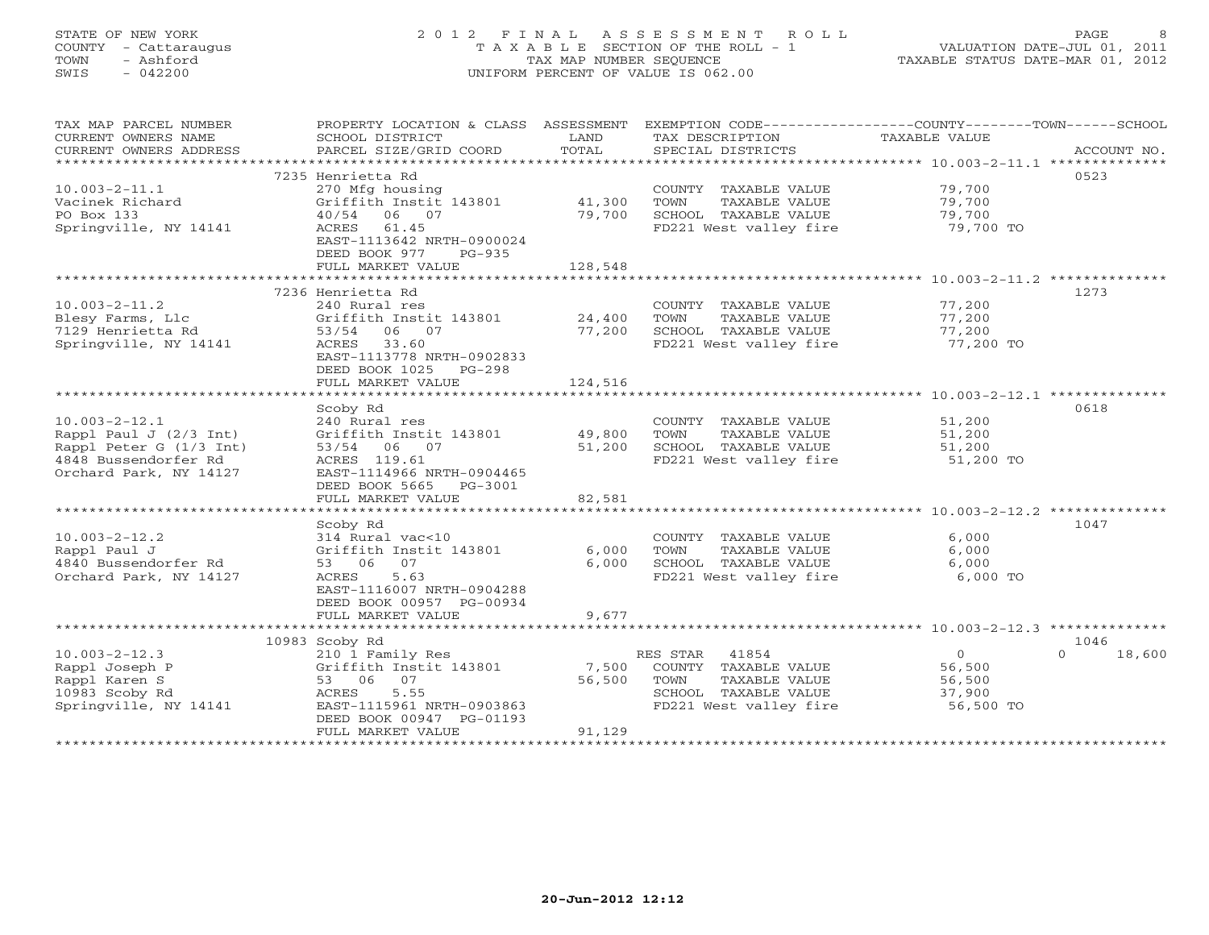STATE OF NEW YORK
COUNTY - Cattaraugus
TOWN - Ashford
SWIS - 042200

2012 FINAL ASSESSMENT ROLL
TAXABLE SECTION OF THE ROLL - 1
TAX MAP NUMBER SEQUENCE
UNIFORM PERCENT OF VALUE IS 062.00

VALUATION DATE-JUL 01, 2011
TAXABLE STATUS DATE-MAR 01, 2012

| TAX MAP PARCEL NUMBER / CURRENT OWNERS NAME / CURRENT OWNERS ADDRESS | PROPERTY LOCATION & CLASS / SCHOOL DISTRICT / PARCEL SIZE/GRID COORD | ASSESSMENT LAND / TOTAL | EXEMPTION CODE / TAX DESCRIPTION / SPECIAL DISTRICTS | COUNTY / TOWN / SCHOOL TAXABLE VALUE | ACCOUNT NO. |
|---|---|---|---|---|---|
| | 7235 Henrietta Rd | | | | 0523 |
| 10.003-2-11.1 | 270 Mfg housing | | COUNTY TAXABLE VALUE | 79,700 | |
| Vacinek Richard | Griffith Instit 143801 | 41,300 | TOWN TAXABLE VALUE | 79,700 | |
| PO Box 133 | 40/54 06 07 | 79,700 | SCHOOL TAXABLE VALUE | 79,700 | |
| Springville, NY 14141 | ACRES 61.45 | | FD221 West valley fire | 79,700 TO | |
| | EAST-1113642 NRTH-0900024 | | | | |
| | DEED BOOK 977 PG-935 | | | | |
| | FULL MARKET VALUE | 128,548 | | | |
| | 7236 Henrietta Rd | | | | 1273 |
| 10.003-2-11.2 | 240 Rural res | | COUNTY TAXABLE VALUE | 77,200 | |
| Blesy Farms, Llc | Griffith Instit 143801 | 24,400 | TOWN TAXABLE VALUE | 77,200 | |
| 7129 Henrietta Rd | 53/54 06 07 | 77,200 | SCHOOL TAXABLE VALUE | 77,200 | |
| Springville, NY 14141 | ACRES 33.60 | | FD221 West valley fire | 77,200 TO | |
| | EAST-1113778 NRTH-0902833 | | | | |
| | DEED BOOK 1025 PG-298 | | | | |
| | FULL MARKET VALUE | 124,516 | | | |
| | Scoby Rd | | | | 0618 |
| 10.003-2-12.1 | 240 Rural res | | COUNTY TAXABLE VALUE | 51,200 | |
| Rappl Paul J (2/3 Int) | Griffith Instit 143801 | 49,800 | TOWN TAXABLE VALUE | 51,200 | |
| Rappl Peter G (1/3 Int) | 53/54 06 07 | 51,200 | SCHOOL TAXABLE VALUE | 51,200 | |
| 4848 Bussendorfer Rd | ACRES 119.61 | | FD221 West valley fire | 51,200 TO | |
| Orchard Park, NY 14127 | EAST-1114966 NRTH-0904465 | | | | |
| | DEED BOOK 5665 PG-3001 | | | | |
| | FULL MARKET VALUE | 82,581 | | | |
| | Scoby Rd | | | | 1047 |
| 10.003-2-12.2 | 314 Rural vac<10 | | COUNTY TAXABLE VALUE | 6,000 | |
| Rappl Paul J | Griffith Instit 143801 | 6,000 | TOWN TAXABLE VALUE | 6,000 | |
| 4840 Bussendorfer Rd | 53 06 07 | 6,000 | SCHOOL TAXABLE VALUE | 6,000 | |
| Orchard Park, NY 14127 | ACRES 5.63 | | FD221 West valley fire | 6,000 TO | |
| | EAST-1116007 NRTH-0904288 | | | | |
| | DEED BOOK 00957 PG-00934 | | | | |
| | FULL MARKET VALUE | 9,677 | | | |
| | 10983 Scoby Rd | | | | 1046 |
| 10.003-2-12.3 | 210 1 Family Res | | RES STAR 41854 | 0 / 0 | 18,600 |
| Rappl Joseph P | Griffith Instit 143801 | 7,500 | COUNTY TAXABLE VALUE | 56,500 | |
| Rappl Karen S | 53 06 07 | 56,500 | TOWN TAXABLE VALUE | 56,500 | |
| 10983 Scoby Rd | ACRES 5.55 | | SCHOOL TAXABLE VALUE | 37,900 | |
| Springville, NY 14141 | EAST-1115961 NRTH-0903863 | | FD221 West valley fire | 56,500 TO | |
| | DEED BOOK 00947 PG-01193 | | | | |
| | FULL MARKET VALUE | 91,129 | | | |

20-Jun-2012 12:12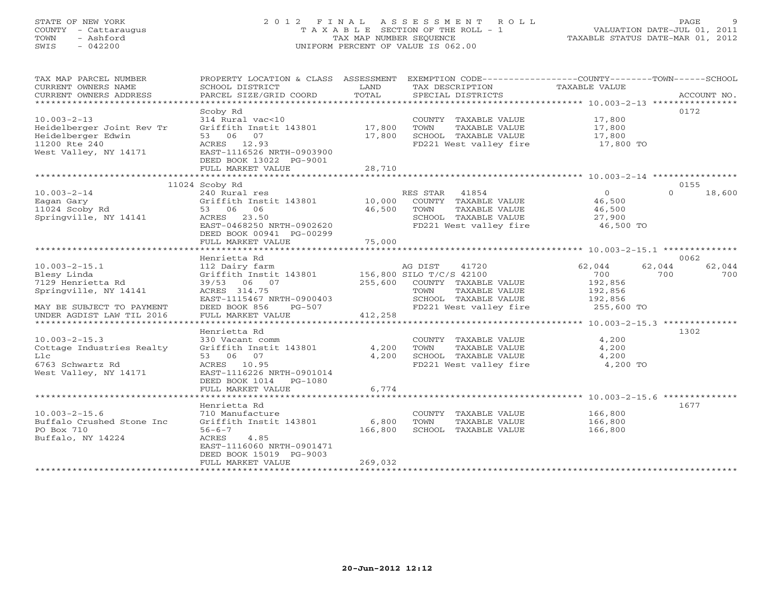STATE OF NEW YORK
COUNTY - Cattaraugus
TOWN - Ashford
SWIS - 042200

# 2012 FINAL ASSESSMENT ROLL
TAXABLE SECTION OF THE ROLL - 1
TAX MAP NUMBER SEQUENCE
UNIFORM PERCENT OF VALUE IS 062.00

VALUATION DATE-JUL 01, 2011
TAXABLE STATUS DATE-MAR 01, 2012

| TAX MAP PARCEL NUMBER / CURRENT OWNERS NAME / CURRENT OWNERS ADDRESS | PROPERTY LOCATION & CLASS / SCHOOL DISTRICT / PARCEL SIZE/GRID COORD | ASSESSMENT LAND / TOTAL | EXEMPTION CODE / TAX DESCRIPTION / SPECIAL DISTRICTS | COUNTY | TOWN | SCHOOL | ACCOUNT NO. |
|---|---|---|---|---|---|---|---|
| **10.003-2-13** | Scoby Rd | | | | | | 0172 |
| 10.003-2-13 | 314 Rural vac<10 | | COUNTY TAXABLE VALUE | 17,800 | | | |
| Heidelberger Joint Rev Tr | Griffith Instit 143801 | 17,800 | TOWN TAXABLE VALUE | | 17,800 | | |
| Heidelberger Edwin | 53 06 07 | 17,800 | SCHOOL TAXABLE VALUE | | | 17,800 | |
| 11200 Rte 240 | ACRES 12.93 | | FD221 West valley fire | 17,800 TO | | | |
| West Valley, NY 14171 | EAST-1116526 NRTH-0903900 | | | | | | |
| | DEED BOOK 13022 PG-9001 | | | | | | |
| | FULL MARKET VALUE | 28,710 | | | | | |
| **10.003-2-14** | 11024 Scoby Rd | | | | | | 0155 |
| 10.003-2-14 | 240 Rural res | | RES STAR 41854 | 0 | 0 | 18,600 | |
| Eagan Gary | Griffith Instit 143801 | 10,000 | COUNTY TAXABLE VALUE | 46,500 | | | |
| 11024 Scoby Rd | 53 06 06 | 46,500 | TOWN TAXABLE VALUE | | 46,500 | | |
| Springville, NY 14141 | ACRES 23.50 | | SCHOOL TAXABLE VALUE | | | 27,900 | |
| | EAST-0468250 NRTH-0902620 | | FD221 West valley fire | 46,500 TO | | | |
| | DEED BOOK 00941 PG-00299 | | | | | | |
| | FULL MARKET VALUE | 75,000 | | | | | |
| **10.003-2-15.1** | Henrietta Rd | | | | | | 0062 |
| 10.003-2-15.1 | 112 Dairy farm | | AG DIST 41720 | 62,044 | 62,044 | 62,044 | |
| Blesy Linda | Griffith Instit 143801 | 156,800 | SILO T/C/S 42100 | 700 | 700 | 700 | |
| 7129 Henrietta Rd | 39/53 06 07 | 255,600 | COUNTY TAXABLE VALUE | 192,856 | | | |
| Springville, NY 14141 | ACRES 314.75 | | TOWN TAXABLE VALUE | | 192,856 | | |
| | EAST-1115467 NRTH-0900403 | | SCHOOL TAXABLE VALUE | | | 192,856 | |
| MAY BE SUBJECT TO PAYMENT | DEED BOOK 856 PG-507 | | FD221 West valley fire | 255,600 TO | | | |
| UNDER AGDIST LAW TIL 2016 | FULL MARKET VALUE | 412,258 | | | | | |
| **10.003-2-15.3** | Henrietta Rd | | | | | | 1302 |
| 10.003-2-15.3 | 330 Vacant comm | | COUNTY TAXABLE VALUE | 4,200 | | | |
| Cottage Industries Realty | Griffith Instit 143801 | 4,200 | TOWN TAXABLE VALUE | | 4,200 | | |
| Llc | 53 06 07 | 4,200 | SCHOOL TAXABLE VALUE | | | 4,200 | |
| 6763 Schwartz Rd | ACRES 10.95 | | FD221 West valley fire | 4,200 TO | | | |
| West Valley, NY 14171 | EAST-1116226 NRTH-0901014 | | | | | | |
| | DEED BOOK 1014 PG-1080 | | | | | | |
| | FULL MARKET VALUE | 6,774 | | | | | |
| **10.003-2-15.6** | Henrietta Rd | | | | | | 1677 |
| 10.003-2-15.6 | 710 Manufacture | | COUNTY TAXABLE VALUE | 166,800 | | | |
| Buffalo Crushed Stone Inc | Griffith Instit 143801 | 6,800 | TOWN TAXABLE VALUE | | 166,800 | | |
| PO Box 710 | 56-6-7 | 166,800 | SCHOOL TAXABLE VALUE | | | 166,800 | |
| Buffalo, NY 14224 | ACRES 4.85 | | | | | | |
| | EAST-1116060 NRTH-0901471 | | | | | | |
| | DEED BOOK 15019 PG-9003 | | | | | | |
| | FULL MARKET VALUE | 269,032 | | | | | |

20-Jun-2012 12:12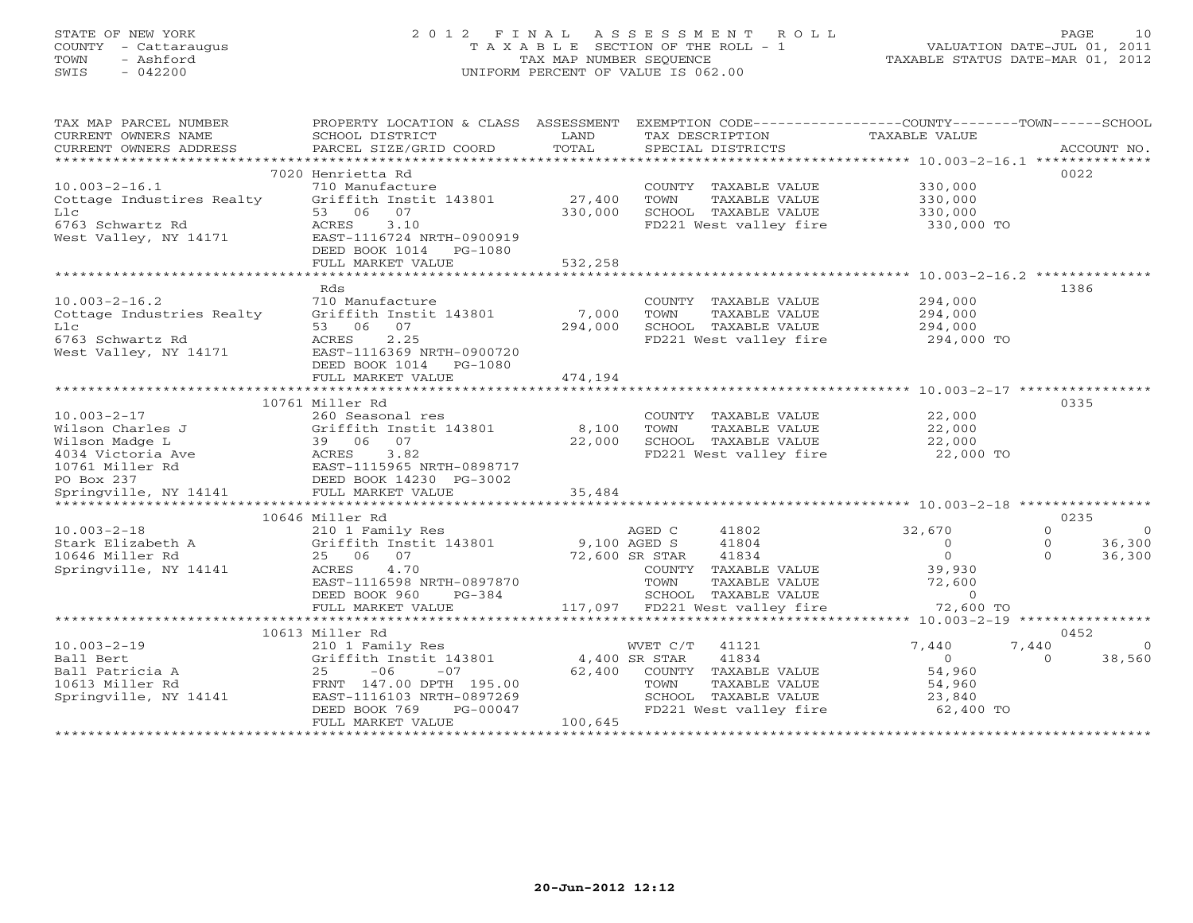STATE OF NEW YORK
COUNTY - Cattaraugus
TOWN - Ashford
SWIS - 042200

2012 FINAL ASSESSMENT ROLL
TAXABLE SECTION OF THE ROLL - 1
TAX MAP NUMBER SEQUENCE
UNIFORM PERCENT OF VALUE IS 062.00

VALUATION DATE-JUL 01, 2011
TAXABLE STATUS DATE-MAR 01, 2012

| TAX MAP PARCEL NUMBER / CURRENT OWNERS NAME / CURRENT OWNERS ADDRESS | PROPERTY LOCATION & CLASS / SCHOOL DISTRICT / PARCEL SIZE/GRID COORD | ASSESSMENT LAND / TOTAL | EXEMPTION CODE / TAX DESCRIPTION / SPECIAL DISTRICTS | COUNTY | TOWN | SCHOOL | ACCOUNT NO. |
|---|---|---|---|---|---|---|---|
| | 7020 Henrietta Rd | | | | | | 0022 |
| 10.003-2-16.1 | 710 Manufacture | | COUNTY TAXABLE VALUE | 330,000 | | | |
| Cottage Industires Realty | Griffith Instit 143801 | 27,400 | TOWN TAXABLE VALUE | | 330,000 | | |
| Llc | 53 06 07 | 330,000 | SCHOOL TAXABLE VALUE | | | 330,000 | |
| 6763 Schwartz Rd | ACRES 3.10 | | FD221 West valley fire | 330,000 TO | | | |
| West Valley, NY 14171 | EAST-1116724 NRTH-0900919 | | | | | | |
| | DEED BOOK 1014 PG-1080 | | | | | | |
| | FULL MARKET VALUE | 532,258 | | | | | |
| | Rds | | | | | | 1386 |
| 10.003-2-16.2 | 710 Manufacture | | COUNTY TAXABLE VALUE | 294,000 | | | |
| Cottage Industries Realty | Griffith Instit 143801 | 7,000 | TOWN TAXABLE VALUE | | 294,000 | | |
| Llc | 53 06 07 | 294,000 | SCHOOL TAXABLE VALUE | | | 294,000 | |
| 6763 Schwartz Rd | ACRES 2.25 | | FD221 West valley fire | 294,000 TO | | | |
| West Valley, NY 14171 | EAST-1116369 NRTH-0900720 | | | | | | |
| | DEED BOOK 1014 PG-1080 | | | | | | |
| | FULL MARKET VALUE | 474,194 | | | | | |
| | 10761 Miller Rd | | | | | | 0335 |
| 10.003-2-17 | 260 Seasonal res | | COUNTY TAXABLE VALUE | 22,000 | | | |
| Wilson Charles J | Griffith Instit 143801 | 8,100 | TOWN TAXABLE VALUE | | 22,000 | | |
| Wilson Madge L | 39 06 07 | 22,000 | SCHOOL TAXABLE VALUE | | | 22,000 | |
| 4034 Victoria Ave | ACRES 3.82 | | FD221 West valley fire | 22,000 TO | | | |
| 10761 Miller Rd | EAST-1115965 NRTH-0898717 | | | | | | |
| PO Box 237 | DEED BOOK 14230 PG-3002 | | | | | | |
| Springville, NY 14141 | FULL MARKET VALUE | 35,484 | | | | | |
| | 10646 Miller Rd | | | | | | 0235 |
| 10.003-2-18 | 210 1 Family Res | | AGED C 41802 | 32,670 | 0 | 0 | |
| Stark Elizabeth A | Griffith Instit 143801 | 9,100 | AGED S 41804 | 0 | 0 | 36,300 | |
| 10646 Miller Rd | 25 06 07 | 72,600 | SR STAR 41834 | 0 | 0 | 36,300 | |
| Springville, NY 14141 | ACRES 4.70 | | COUNTY TAXABLE VALUE | 39,930 | | | |
| | EAST-1116598 NRTH-0897870 | | TOWN TAXABLE VALUE | | 72,600 | | |
| | DEED BOOK 960 PG-384 | | SCHOOL TAXABLE VALUE | | | 0 | |
| | FULL MARKET VALUE | 117,097 | FD221 West valley fire | 72,600 TO | | | |
| | 10613 Miller Rd | | | | | | 0452 |
| 10.003-2-19 | 210 1 Family Res | | WVET C/T 41121 | 7,440 | 7,440 | 0 | |
| Ball Bert | Griffith Instit 143801 | 4,400 | SR STAR 41834 | 0 | 0 | 38,560 | |
| Ball Patricia A | 25 -06 -07 | 62,400 | COUNTY TAXABLE VALUE | 54,960 | | | |
| 10613 Miller Rd | FRNT 147.00 DPTH 195.00 | | TOWN TAXABLE VALUE | | 54,960 | | |
| Springville, NY 14141 | EAST-1116103 NRTH-0897269 | | SCHOOL TAXABLE VALUE | | | 23,840 | |
| | DEED BOOK 769 PG-00047 | | FD221 West valley fire | 62,400 TO | | | |
| | FULL MARKET VALUE | 100,645 | | | | | |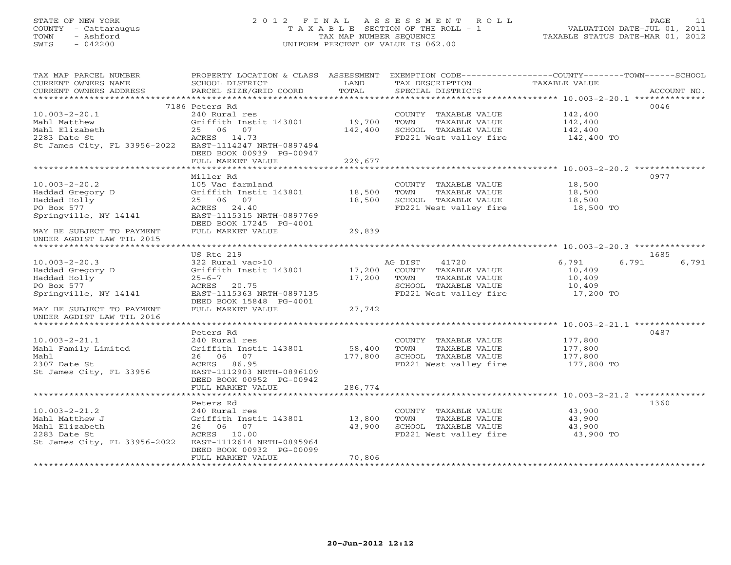STATE OF NEW YORK
COUNTY - Cattaraugus
TOWN - Ashford
SWIS - 042200

# 2012 FINAL ASSESSMENT ROLL

TAXABLE SECTION OF THE ROLL - 1
TAX MAP NUMBER SEQUENCE
UNIFORM PERCENT OF VALUE IS 062.00

VALUATION DATE-JUL 01, 2011
TAXABLE STATUS DATE-MAR 01, 2012

| TAX MAP PARCEL NUMBER / CURRENT OWNERS NAME / CURRENT OWNERS ADDRESS | PROPERTY LOCATION & CLASS / SCHOOL DISTRICT / PARCEL SIZE/GRID COORD | ASSESSMENT LAND / TOTAL | EXEMPTION CODE / TAX DESCRIPTION / SPECIAL DISTRICTS | COUNTY | TOWN | SCHOOL / ACCOUNT NO. |
|---|---|---|---|---|---|---|
| **10.003-2-20.1** | 7186 Peters Rd | | | | | 0046 |
| 10.003-2-20.1 | 240 Rural res | | COUNTY TAXABLE VALUE | 142,400 | | |
| Mahl Matthew | Griffith Instit 143801 | 19,700 | TOWN TAXABLE VALUE | | 142,400 | |
| Mahl Elizabeth | 25 06 07 | 142,400 | SCHOOL TAXABLE VALUE | | | 142,400 |
| 2283 Date St | ACRES 14.73 | | FD221 West valley fire | 142,400 TO | | |
| St James City, FL 33956-2022 | EAST-1114247 NRTH-0897494 | | | | | |
| | DEED BOOK 00939 PG-00947 | | | | | |
| | FULL MARKET VALUE | 229,677 | | | | |
| **10.003-2-20.2** | Miller Rd | | | | | 0977 |
| 10.003-2-20.2 | 105 Vac farmland | | COUNTY TAXABLE VALUE | 18,500 | | |
| Haddad Gregory D | Griffith Instit 143801 | 18,500 | TOWN TAXABLE VALUE | | 18,500 | |
| Haddad Holly | 25 06 07 | 18,500 | SCHOOL TAXABLE VALUE | | | 18,500 |
| PO Box 577 | ACRES 24.40 | | FD221 West valley fire | 18,500 TO | | |
| Springville, NY 14141 | EAST-1115315 NRTH-0897769 | | | | | |
| | DEED BOOK 17245 PG-4001 | | | | | |
| MAY BE SUBJECT TO PAYMENT | FULL MARKET VALUE | 29,839 | | | | |
| UNDER AGDIST LAW TIL 2015 | | | | | | |
| **10.003-2-20.3** | US Rte 219 | | | | | 1685 |
| 10.003-2-20.3 | 322 Rural vac>10 | | AG DIST 41720 | 6,791 | 6,791 | 6,791 |
| Haddad Gregory D | Griffith Instit 143801 | 17,200 | COUNTY TAXABLE VALUE | 10,409 | | |
| Haddad Holly | 25-6-7 | 17,200 | TOWN TAXABLE VALUE | | 10,409 | |
| PO Box 577 | ACRES 20.75 | | SCHOOL TAXABLE VALUE | | | 10,409 |
| Springville, NY 14141 | EAST-1115363 NRTH-0897135 | | FD221 West valley fire | 17,200 TO | | |
| | DEED BOOK 15848 PG-4001 | | | | | |
| MAY BE SUBJECT TO PAYMENT | FULL MARKET VALUE | 27,742 | | | | |
| UNDER AGDIST LAW TIL 2016 | | | | | | |
| **10.003-2-21.1** | Peters Rd | | | | | 0487 |
| 10.003-2-21.1 | 240 Rural res | | COUNTY TAXABLE VALUE | 177,800 | | |
| Mahl Family Limited | Griffith Instit 143801 | 58,400 | TOWN TAXABLE VALUE | | 177,800 | |
| Mahl | 26 06 07 | 177,800 | SCHOOL TAXABLE VALUE | | | 177,800 |
| 2307 Date St | ACRES 86.95 | | FD221 West valley fire | 177,800 TO | | |
| St James City, FL 33956 | EAST-1112903 NRTH-0896109 | | | | | |
| | DEED BOOK 00952 PG-00942 | | | | | |
| | FULL MARKET VALUE | 286,774 | | | | |
| **10.003-2-21.2** | Peters Rd | | | | | 1360 |
| 10.003-2-21.2 | 240 Rural res | | COUNTY TAXABLE VALUE | 43,900 | | |
| Mahl Matthew J | Griffith Instit 143801 | 13,800 | TOWN TAXABLE VALUE | | 43,900 | |
| Mahl Elizabeth | 26 06 07 | 43,900 | SCHOOL TAXABLE VALUE | | | 43,900 |
| 2283 Date St | ACRES 10.00 | | FD221 West valley fire | 43,900 TO | | |
| St James City, FL 33956-2022 | EAST-1112614 NRTH-0895964 | | | | | |
| | DEED BOOK 00932 PG-00099 | | | | | |
| | FULL MARKET VALUE | 70,806 | | | | |

20-Jun-2012 12:12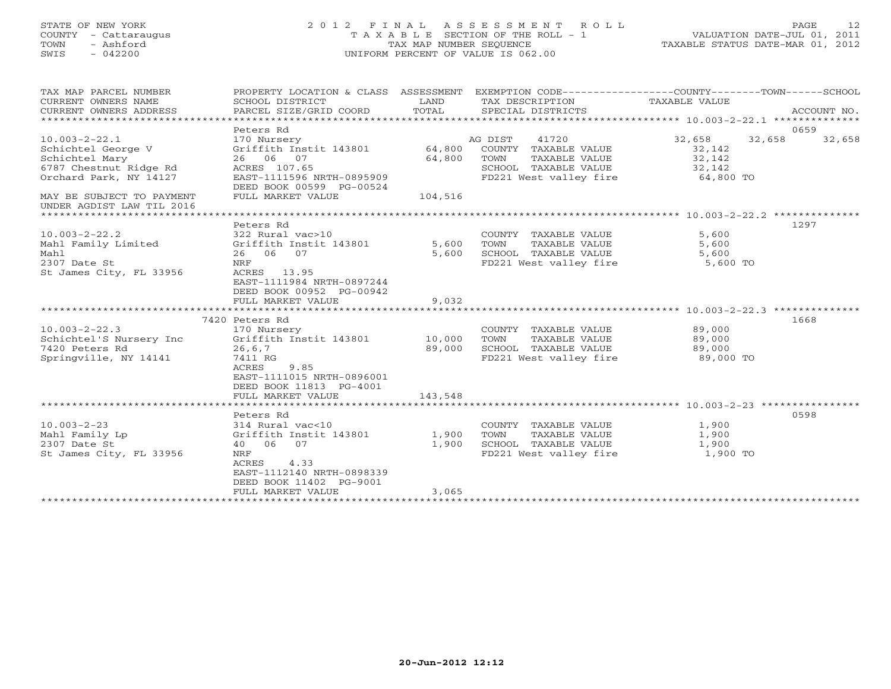STATE OF NEW YORK | 2 0 1 2 F I N A L A S S E S S M E N T R O L L | PAGE 12
COUNTY - Cattaraugus | T A X A B L E SECTION OF THE ROLL - 1 | VALUATION DATE-JUL 01, 2011
TOWN - Ashford | TAX MAP NUMBER SEQUENCE | TAXABLE STATUS DATE-MAR 01, 2012
SWIS - 042200 | UNIFORM PERCENT OF VALUE IS 062.00

| TAX MAP PARCEL NUMBER / CURRENT OWNERS NAME / CURRENT OWNERS ADDRESS | PROPERTY LOCATION & CLASS / SCHOOL DISTRICT / PARCEL SIZE/GRID COORD | ASSESSMENT LAND / TOTAL | EXEMPTION CODE / TAX DESCRIPTION / SPECIAL DISTRICTS | COUNTY TAXABLE VALUE | TOWN | SCHOOL | ACCOUNT NO. |
|---|---|---|---|---|---|---|---|
| 10.003-2-22.1 | Peters Rd | | | | | | 0659 |
| Schichtel George V | 170 Nursery | | AG DIST 41720 | 32,658 | 32,658 | 32,658 | |
| Schichtel Mary | Griffith Instit 143801 | 64,800 | COUNTY TAXABLE VALUE | 32,142 | | | |
| 6787 Chestnut Ridge Rd | 26 06 07 | 64,800 | TOWN TAXABLE VALUE | 32,142 | | | |
| Orchard Park, NY 14127 | ACRES 107.65 | | SCHOOL TAXABLE VALUE | 32,142 | | | |
| | EAST-1111596 NRTH-0895909 | | FD221 West valley fire | 64,800 TO | | | |
| MAY BE SUBJECT TO PAYMENT | DEED BOOK 00599 PG-00524 | | | | | | |
| UNDER AGDIST LAW TIL 2016 | FULL MARKET VALUE | 104,516 | | | | | |
| 10.003-2-22.2 | Peters Rd | | | | | | 1297 |
| Mahl Family Limited | 322 Rural vac>10 | | COUNTY TAXABLE VALUE | 5,600 | | | |
| Mahl | Griffith Instit 143801 | 5,600 | TOWN TAXABLE VALUE | 5,600 | | | |
| 2307 Date St | 26 06 07 | 5,600 | SCHOOL TAXABLE VALUE | 5,600 | | | |
| St James City, FL 33956 | NRF | | FD221 West valley fire | 5,600 TO | | | |
| | ACRES 13.95 | | | | | | |
| | EAST-1111984 NRTH-0897244 | | | | | | |
| | DEED BOOK 00952 PG-00942 | | | | | | |
| | FULL MARKET VALUE | 9,032 | | | | | |
| 10.003-2-22.3 | 7420 Peters Rd | | | | | | 1668 |
| Schichtel'S Nursery Inc | 170 Nursery | | COUNTY TAXABLE VALUE | 89,000 | | | |
| 7420 Peters Rd | Griffith Instit 143801 | 10,000 | TOWN TAXABLE VALUE | 89,000 | | | |
| Springville, NY 14141 | 26,6,7 | 89,000 | SCHOOL TAXABLE VALUE | 89,000 | | | |
| | 7411 RG | | FD221 West valley fire | 89,000 TO | | | |
| | ACRES 9.85 | | | | | | |
| | EAST-1111015 NRTH-0896001 | | | | | | |
| | DEED BOOK 11813 PG-4001 | | | | | | |
| | FULL MARKET VALUE | 143,548 | | | | | |
| 10.003-2-23 | Peters Rd | | | | | | 0598 |
| Mahl Family Lp | 314 Rural vac<10 | | COUNTY TAXABLE VALUE | 1,900 | | | |
| 2307 Date St | Griffith Instit 143801 | 1,900 | TOWN TAXABLE VALUE | 1,900 | | | |
| St James City, FL 33956 | 40 06 07 | 1,900 | SCHOOL TAXABLE VALUE | 1,900 | | | |
| | NRF | | FD221 West valley fire | 1,900 TO | | | |
| | ACRES 4.33 | | | | | | |
| | EAST-1112140 NRTH-0898339 | | | | | | |
| | DEED BOOK 11402 PG-9001 | | | | | | |
| | FULL MARKET VALUE | 3,065 | | | | | |

20-Jun-2012 12:12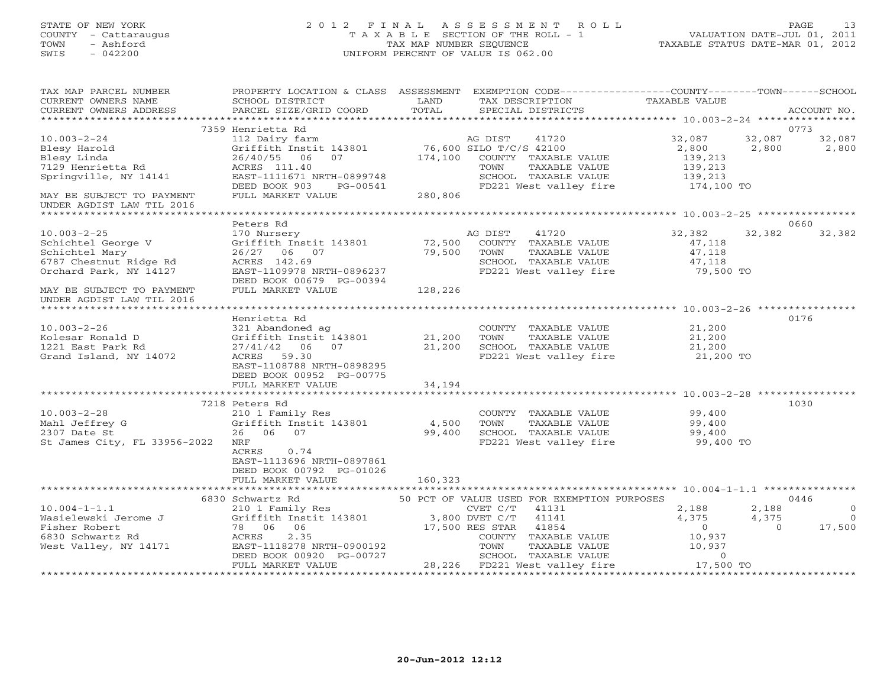STATE OF NEW YORK
COUNTY - Cattaraugus
TOWN - Ashford
SWIS - 042200

2012 FINAL ASSESSMENT ROLL
TAXABLE SECTION OF THE ROLL - 1
TAX MAP NUMBER SEQUENCE
UNIFORM PERCENT OF VALUE IS 062.00

VALUATION DATE-JUL 01, 2011
TAXABLE STATUS DATE-MAR 01, 2012

```
TAX MAP PARCEL NUMBER          PROPERTY LOCATION & CLASS  ASSESSMENT  EXEMPTION CODE------------------COUNTY--------TOWN------SCHOOL
CURRENT OWNERS NAME            SCHOOL DISTRICT              LAND      TAX DESCRIPTION                 TAXABLE VALUE
CURRENT OWNERS ADDRESS         PARCEL SIZE/GRID COORD       TOTAL     SPECIAL DISTRICTS                                    ACCOUNT NO.
******************************************************************************************************* 10.003-2-24 ****************
                          7359 Henrietta Rd                                                                                0773
10.003-2-24                    112 Dairy farm                        AG DIST     41720               32,087     32,087     32,087
Blesy Harold                   Griffith Instit 143801       76,600 SILO T/C/S 42100                  2,800      2,800      2,800
Blesy Linda                    26/40/55  06  07            174,100    COUNTY  TAXABLE VALUE          139,213
7129 Henrietta Rd              ACRES 111.40                           TOWN    TAXABLE VALUE          139,213
Springville, NY 14141          EAST-1111671 NRTH-0899748              SCHOOL  TAXABLE VALUE          139,213
                               DEED BOOK 903      PG-00541            FD221 West valley fire          174,100 TO
MAY BE SUBJECT TO PAYMENT      FULL MARKET VALUE           280,806
UNDER AGDIST LAW TIL 2016
******************************************************************************************************* 10.003-2-25 ****************
                               Peters Rd                                                                                   0660
10.003-2-25                    170 Nursery                           AG DIST     41720               32,382     32,382     32,382
Schichtel George V             Griffith Instit 143801       72,500    COUNTY  TAXABLE VALUE           47,118
Schichtel Mary                 26/27  06  07                79,500    TOWN    TAXABLE VALUE           47,118
6787 Chestnut Ridge Rd         ACRES 142.69                           SCHOOL  TAXABLE VALUE           47,118
Orchard Park, NY 14127         EAST-1109978 NRTH-0896237              FD221 West valley fire           79,500 TO
                               DEED BOOK 00679 PG-00394
MAY BE SUBJECT TO PAYMENT      FULL MARKET VALUE           128,226
UNDER AGDIST LAW TIL 2016
******************************************************************************************************* 10.003-2-26 ****************
                               Henrietta Rd                                                                                0176
10.003-2-26                    321 Abandoned ag                       COUNTY  TAXABLE VALUE           21,200
Kolesar Ronald D               Griffith Instit 143801       21,200    TOWN    TAXABLE VALUE           21,200
1221 East Park Rd              27/41/42  06  07             21,200    SCHOOL  TAXABLE VALUE           21,200
Grand Island, NY 14072         ACRES  59.30                           FD221 West valley fire           21,200 TO
                               EAST-1108788 NRTH-0898295
                               DEED BOOK 00952 PG-00775
                               FULL MARKET VALUE            34,194
******************************************************************************************************* 10.003-2-28 ****************
                          7218 Peters Rd                                                                                   1030
10.003-2-28                    210 1 Family Res                       COUNTY  TAXABLE VALUE           99,400
Mahl Jeffrey G                 Griffith Instit 143801        4,500    TOWN    TAXABLE VALUE           99,400
2307 Date St                   26  06  07                   99,400    SCHOOL  TAXABLE VALUE           99,400
St James City, FL 33956-2022   NRF                                    FD221 West valley fire           99,400 TO
                               ACRES    0.74
                               EAST-1113696 NRTH-0897861
                               DEED BOOK 00792 PG-01026
                               FULL MARKET VALUE           160,323
******************************************************************************************************* 10.004-1-1.1 ***************
                          6830 Schwartz Rd                 50 PCT OF VALUE USED FOR EXEMPTION PURPOSES                     0446
10.004-1-1.1                   210 1 Family Res                      CVET C/T    41131                2,188      2,188          0
Wasielewski Jerome J           Griffith Instit 143801        3,800 DVET C/T    41141                4,375      4,375          0
Fisher Robert                  78  06  06                   17,500 RES STAR    41854                    0          0     17,500
6830 Schwartz Rd               ACRES    2.35                          COUNTY  TAXABLE VALUE           10,937
West Valley, NY 14171          EAST-1118278 NRTH-0900192              TOWN    TAXABLE VALUE           10,937
                               DEED BOOK 00920 PG-00727               SCHOOL  TAXABLE VALUE                0
                               FULL MARKET VALUE            28,226    FD221 West valley fire           17,500 TO
************************************************************************************************************************************
```

20-Jun-2012 12:12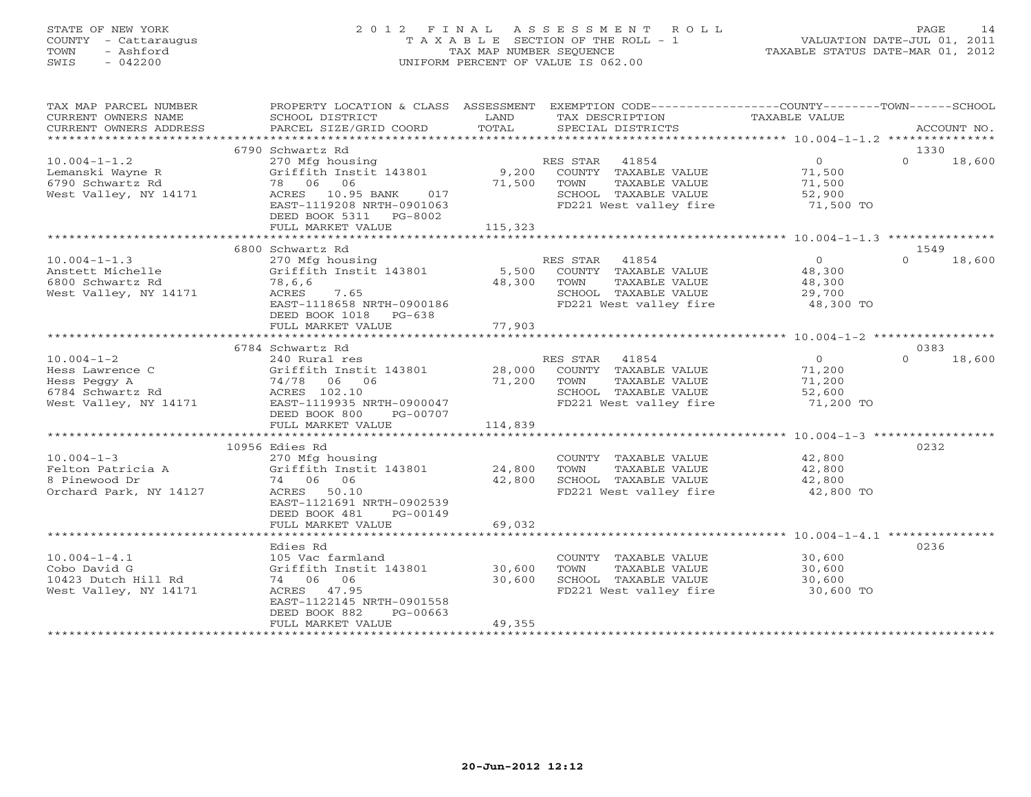STATE OF NEW YORK
COUNTY - Cattaraugus
TOWN - Ashford
SWIS - 042200

2012 FINAL ASSESSMENT ROLL
TAXABLE SECTION OF THE ROLL - 1
TAX MAP NUMBER SEQUENCE
UNIFORM PERCENT OF VALUE IS 062.00

VALUATION DATE-JUL 01, 2011
TAXABLE STATUS DATE-MAR 01, 2012

| TAX MAP PARCEL NUMBER / CURRENT OWNERS NAME / CURRENT OWNERS ADDRESS | PROPERTY LOCATION & CLASS / SCHOOL DISTRICT / PARCEL SIZE/GRID COORD | ASSESSMENT LAND / TOTAL | EXEMPTION CODE / TAX DESCRIPTION / SPECIAL DISTRICTS | COUNTY / TOWN TAXABLE VALUE | SCHOOL / ACCOUNT NO. |
|---|---|---|---|---|---|
| 10.004-1-1.2 | 6790 Schwartz Rd | | | | 1330 |
| Lemanski Wayne R | 270 Mfg housing | | RES STAR 41854 | 0 | 0 18,600 |
| 6790 Schwartz Rd | Griffith Instit 143801 | 9,200 | COUNTY TAXABLE VALUE | 71,500 | |
| West Valley, NY 14171 | 78 06 06 | 71,500 | TOWN TAXABLE VALUE | 71,500 | |
| | ACRES 10.95 BANK 017 | | SCHOOL TAXABLE VALUE | 52,900 | |
| | EAST-1119208 NRTH-0901063 | | FD221 West valley fire | 71,500 TO | |
| | DEED BOOK 5311 PG-8002 | | | | |
| | FULL MARKET VALUE | 115,323 | | | |
| 10.004-1-1.3 | 6800 Schwartz Rd | | | | 1549 |
| Anstett Michelle | 270 Mfg housing | | RES STAR 41854 | 0 | 0 18,600 |
| 6800 Schwartz Rd | Griffith Instit 143801 | 5,500 | COUNTY TAXABLE VALUE | 48,300 | |
| West Valley, NY 14171 | 78,6,6 | 48,300 | TOWN TAXABLE VALUE | 48,300 | |
| | ACRES 7.65 | | SCHOOL TAXABLE VALUE | 29,700 | |
| | EAST-1118658 NRTH-0900186 | | FD221 West valley fire | 48,300 TO | |
| | DEED BOOK 1018 PG-638 | | | | |
| | FULL MARKET VALUE | 77,903 | | | |
| 10.004-1-2 | 6784 Schwartz Rd | | | | 0383 |
| Hess Lawrence C | 240 Rural res | | RES STAR 41854 | 0 | 0 18,600 |
| Hess Peggy A | Griffith Instit 143801 | 28,000 | COUNTY TAXABLE VALUE | 71,200 | |
| 6784 Schwartz Rd | 74/78 06 06 | 71,200 | TOWN TAXABLE VALUE | 71,200 | |
| West Valley, NY 14171 | ACRES 102.10 | | SCHOOL TAXABLE VALUE | 52,600 | |
| | EAST-1119935 NRTH-0900047 | | FD221 West valley fire | 71,200 TO | |
| | DEED BOOK 800 PG-00707 | | | | |
| | FULL MARKET VALUE | 114,839 | | | |
| 10.004-1-3 | 10956 Edies Rd | | | | 0232 |
| Felton Patricia A | 270 Mfg housing | | COUNTY TAXABLE VALUE | 42,800 | |
| 8 Pinewood Dr | Griffith Instit 143801 | 24,800 | TOWN TAXABLE VALUE | 42,800 | |
| Orchard Park, NY 14127 | 74 06 06 | 42,800 | SCHOOL TAXABLE VALUE | 42,800 | |
| | ACRES 50.10 | | FD221 West valley fire | 42,800 TO | |
| | EAST-1121691 NRTH-0902539 | | | | |
| | DEED BOOK 481 PG-00149 | | | | |
| | FULL MARKET VALUE | 69,032 | | | |
| 10.004-1-4.1 | Edies Rd | | | | 0236 |
| Cobo David G | 105 Vac farmland | | COUNTY TAXABLE VALUE | 30,600 | |
| 10423 Dutch Hill Rd | Griffith Instit 143801 | 30,600 | TOWN TAXABLE VALUE | 30,600 | |
| West Valley, NY 14171 | 74 06 06 | 30,600 | SCHOOL TAXABLE VALUE | 30,600 | |
| | ACRES 47.95 | | FD221 West valley fire | 30,600 TO | |
| | EAST-1122145 NRTH-0901558 | | | | |
| | DEED BOOK 882 PG-00663 | | | | |
| | FULL MARKET VALUE | 49,355 | | | |

20-Jun-2012 12:12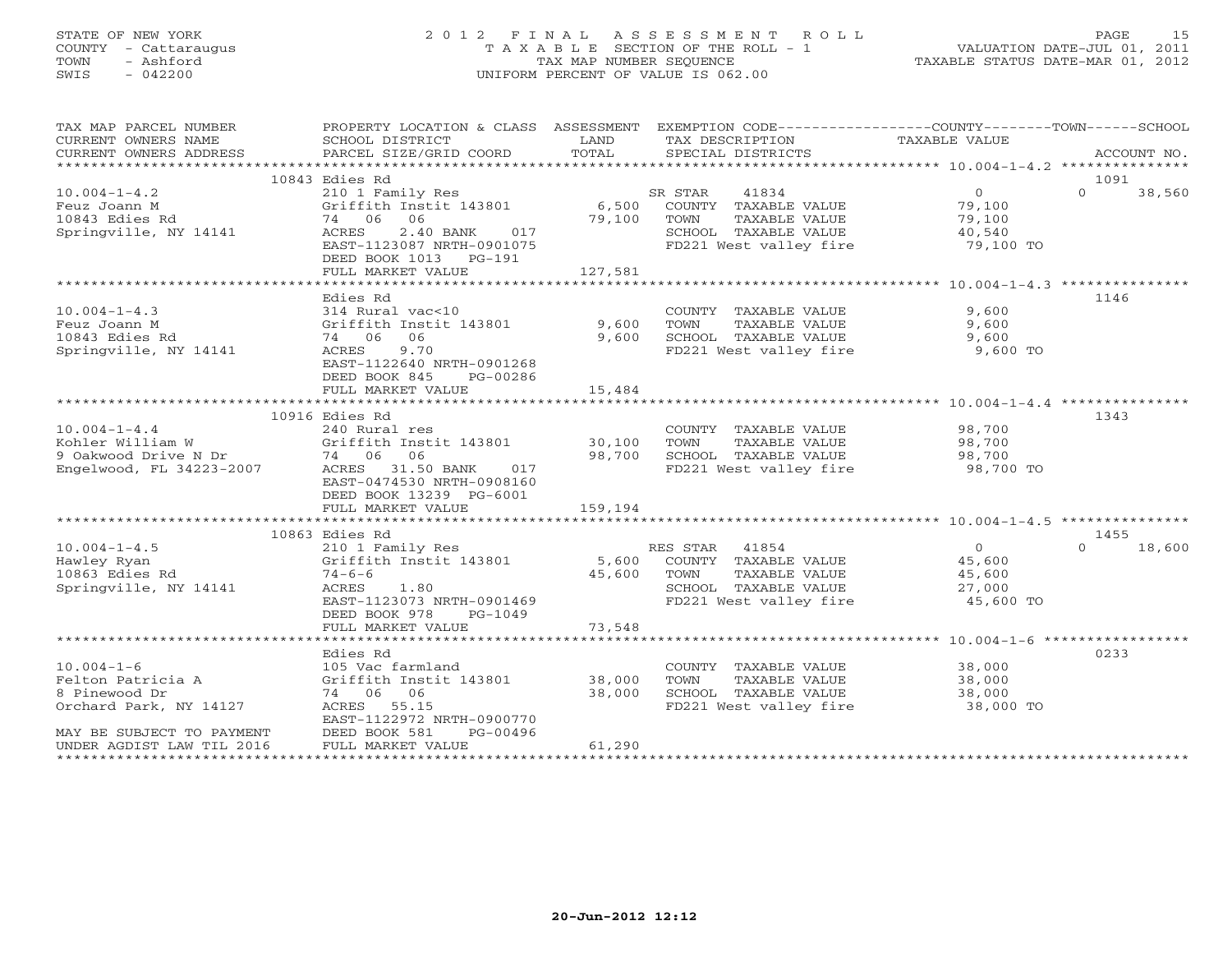STATE OF NEW YORK
COUNTY - Cattaraugus
TOWN - Ashford
SWIS - 042200

# 2012 FINAL ASSESSMENT ROLL
TAXABLE SECTION OF THE ROLL - 1
TAX MAP NUMBER SEQUENCE
UNIFORM PERCENT OF VALUE IS 062.00

VALUATION DATE-JUL 01, 2011
TAXABLE STATUS DATE-MAR 01, 2012

| TAX MAP PARCEL NUMBER / CURRENT OWNERS NAME / CURRENT OWNERS ADDRESS | PROPERTY LOCATION & CLASS / SCHOOL DISTRICT / PARCEL SIZE/GRID COORD | ASSESSMENT LAND / TOTAL | EXEMPTION CODE / TAX DESCRIPTION / SPECIAL DISTRICTS | COUNTY TAXABLE VALUE | TOWN | SCHOOL / ACCOUNT NO. |
|---|---|---|---|---|---|---|
| | 10843 Edies Rd | | | | | 1091 |
| 10.004-1-4.2 | 210 1 Family Res | | SR STAR 41834 | 0 | 0 | 38,560 |
| Feuz Joann M | Griffith Instit 143801 | 6,500 | COUNTY TAXABLE VALUE | 79,100 | | |
| 10843 Edies Rd | 74 06 06 | 79,100 | TOWN TAXABLE VALUE | 79,100 | | |
| Springville, NY 14141 | ACRES 2.40 BANK 017 | | SCHOOL TAXABLE VALUE | 40,540 | | |
| | EAST-1123087 NRTH-0901075 | | FD221 West valley fire | 79,100 TO | | |
| | DEED BOOK 1013 PG-191 | | | | | |
| | FULL MARKET VALUE | 127,581 | | | | |
| | Edies Rd | | | | | 1146 |
| 10.004-1-4.3 | 314 Rural vac<10 | | COUNTY TAXABLE VALUE | 9,600 | | |
| Feuz Joann M | Griffith Instit 143801 | 9,600 | TOWN TAXABLE VALUE | 9,600 | | |
| 10843 Edies Rd | 74 06 06 | 9,600 | SCHOOL TAXABLE VALUE | 9,600 | | |
| Springville, NY 14141 | ACRES 9.70 | | FD221 West valley fire | 9,600 TO | | |
| | EAST-1122640 NRTH-0901268 | | | | | |
| | DEED BOOK 845 PG-00286 | | | | | |
| | FULL MARKET VALUE | 15,484 | | | | |
| | 10916 Edies Rd | | | | | 1343 |
| 10.004-1-4.4 | 240 Rural res | | COUNTY TAXABLE VALUE | 98,700 | | |
| Kohler William W | Griffith Instit 143801 | 30,100 | TOWN TAXABLE VALUE | 98,700 | | |
| 9 Oakwood Drive N Dr | 74 06 06 | 98,700 | SCHOOL TAXABLE VALUE | 98,700 | | |
| Engelwood, FL 34223-2007 | ACRES 31.50 BANK 017 | | FD221 West valley fire | 98,700 TO | | |
| | EAST-0474530 NRTH-0908160 | | | | | |
| | DEED BOOK 13239 PG-6001 | | | | | |
| | FULL MARKET VALUE | 159,194 | | | | |
| | 10863 Edies Rd | | | | | 1455 |
| 10.004-1-4.5 | 210 1 Family Res | | RES STAR 41854 | 0 | 0 | 18,600 |
| Hawley Ryan | Griffith Instit 143801 | 5,600 | COUNTY TAXABLE VALUE | 45,600 | | |
| 10863 Edies Rd | 74-6-6 | 45,600 | TOWN TAXABLE VALUE | 45,600 | | |
| Springville, NY 14141 | ACRES 1.80 | | SCHOOL TAXABLE VALUE | 27,000 | | |
| | EAST-1123073 NRTH-0901469 | | FD221 West valley fire | 45,600 TO | | |
| | DEED BOOK 978 PG-1049 | | | | | |
| | FULL MARKET VALUE | 73,548 | | | | |
| | Edies Rd | | | | | 0233 |
| 10.004-1-6 | 105 Vac farmland | | COUNTY TAXABLE VALUE | 38,000 | | |
| Felton Patricia A | Griffith Instit 143801 | 38,000 | TOWN TAXABLE VALUE | 38,000 | | |
| 8 Pinewood Dr | 74 06 06 | 38,000 | SCHOOL TAXABLE VALUE | 38,000 | | |
| Orchard Park, NY 14127 | ACRES 55.15 | | FD221 West valley fire | 38,000 TO | | |
| | EAST-1122972 NRTH-0900770 | | | | | |
| MAY BE SUBJECT TO PAYMENT | DEED BOOK 581 PG-00496 | | | | | |
| UNDER AGDIST LAW TIL 2016 | FULL MARKET VALUE | 61,290 | | | | |

20-Jun-2012 12:12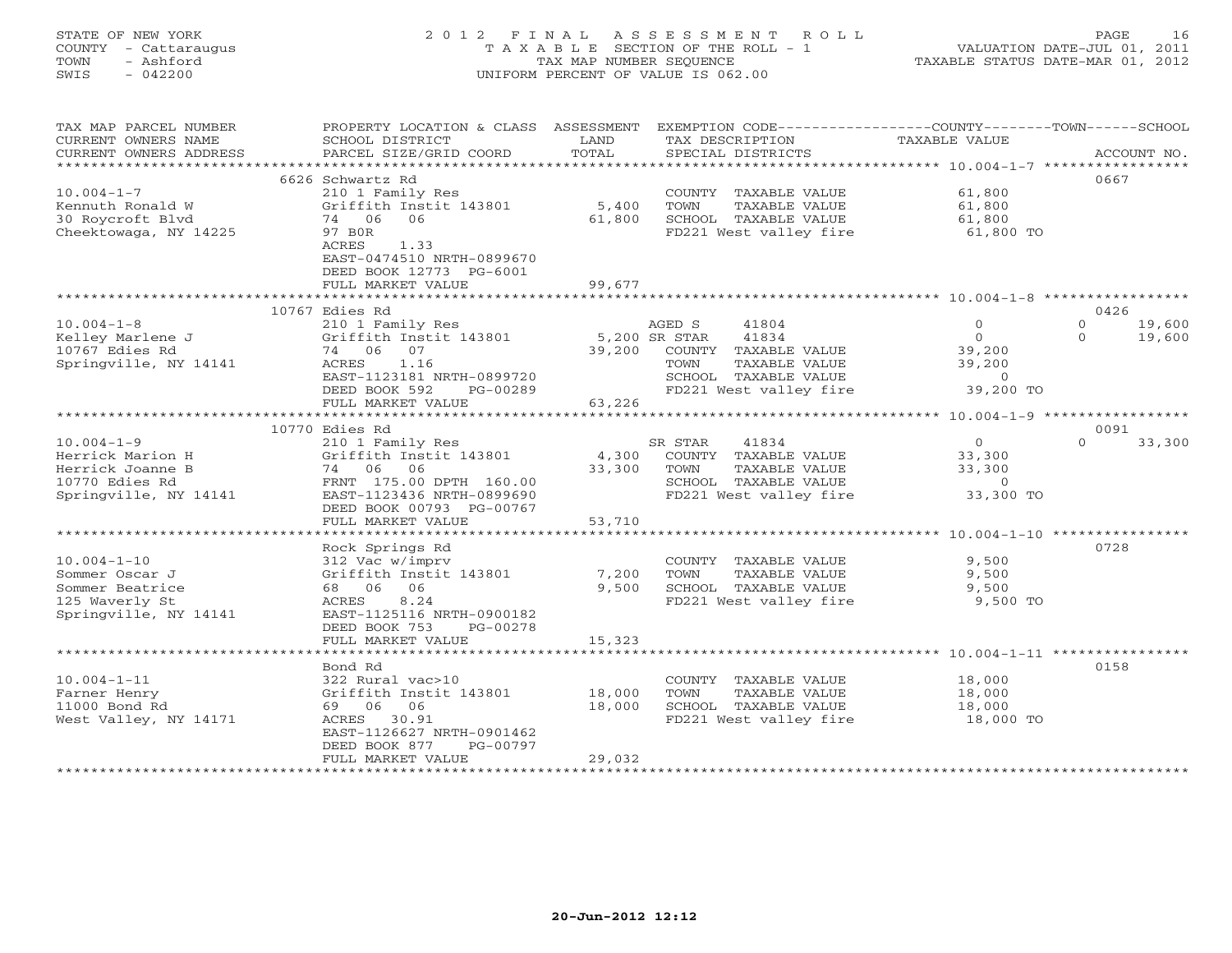STATE OF NEW YORK
COUNTY - Cattaraugus
TOWN - Ashford
SWIS - 042200

# 2012 FINAL ASSESSMENT ROLL

TAXABLE SECTION OF THE ROLL - 1
TAX MAP NUMBER SEQUENCE
UNIFORM PERCENT OF VALUE IS 062.00

VALUATION DATE-JUL 01, 2011
TAXABLE STATUS DATE-MAR 01, 2012

| TAX MAP PARCEL NUMBER / CURRENT OWNERS NAME / CURRENT OWNERS ADDRESS | PROPERTY LOCATION & CLASS / SCHOOL DISTRICT / PARCEL SIZE/GRID COORD | ASSESSMENT LAND / TOTAL | EXEMPTION CODE / TAX DESCRIPTION / SPECIAL DISTRICTS | COUNTY TAXABLE VALUE | TOWN | SCHOOL | ACCOUNT NO. |
|---|---|---|---|---|---|---|---|
| | 6626 Schwartz Rd | | | | | | 0667 |
| 10.004-1-7 | 210 1 Family Res | | COUNTY TAXABLE VALUE | 61,800 | | | |
| Kennuth Ronald W | Griffith Instit 143801 | 5,400 | TOWN TAXABLE VALUE | 61,800 | | | |
| 30 Roycroft Blvd | 74 06 06 | 61,800 | SCHOOL TAXABLE VALUE | 61,800 | | | |
| Cheektowaga, NY 14225 | 97 B0R | | FD221 West valley fire | 61,800 TO | | | |
| | ACRES 1.33 | | | | | | |
| | EAST-0474510 NRTH-0899670 | | | | | | |
| | DEED BOOK 12773 PG-6001 | | | | | | |
| | FULL MARKET VALUE | 99,677 | | | | | |
| | 10767 Edies Rd | | | | | | 0426 |
| 10.004-1-8 | 210 1 Family Res | | AGED S 41804 | 0 | 0 | 19,600 | |
| Kelley Marlene J | Griffith Instit 143801 | 5,200 | SR STAR 41834 | 0 | 0 | 19,600 | |
| 10767 Edies Rd | 74 06 07 | 39,200 | COUNTY TAXABLE VALUE | 39,200 | | | |
| Springville, NY 14141 | ACRES 1.16 | | TOWN TAXABLE VALUE | 39,200 | | | |
| | EAST-1123181 NRTH-0899720 | | SCHOOL TAXABLE VALUE | 0 | | | |
| | DEED BOOK 592 PG-00289 | | FD221 West valley fire | 39,200 TO | | | |
| | FULL MARKET VALUE | 63,226 | | | | | |
| | 10770 Edies Rd | | | | | | 0091 |
| 10.004-1-9 | 210 1 Family Res | | SR STAR 41834 | 0 | 0 | 33,300 | |
| Herrick Marion H | Griffith Instit 143801 | 4,300 | COUNTY TAXABLE VALUE | 33,300 | | | |
| Herrick Joanne B | 74 06 06 | 33,300 | TOWN TAXABLE VALUE | 33,300 | | | |
| 10770 Edies Rd | FRNT 175.00 DPTH 160.00 | | SCHOOL TAXABLE VALUE | 0 | | | |
| Springville, NY 14141 | EAST-1123436 NRTH-0899690 | | FD221 West valley fire | 33,300 TO | | | |
| | DEED BOOK 00793 PG-00767 | | | | | | |
| | FULL MARKET VALUE | 53,710 | | | | | |
| | Rock Springs Rd | | | | | | 0728 |
| 10.004-1-10 | 312 Vac w/imprv | | COUNTY TAXABLE VALUE | 9,500 | | | |
| Sommer Oscar J | Griffith Instit 143801 | 7,200 | TOWN TAXABLE VALUE | 9,500 | | | |
| Sommer Beatrice | 68 06 06 | 9,500 | SCHOOL TAXABLE VALUE | 9,500 | | | |
| 125 Waverly St | ACRES 8.24 | | FD221 West valley fire | 9,500 TO | | | |
| Springville, NY 14141 | EAST-1125116 NRTH-0900182 | | | | | | |
| | DEED BOOK 753 PG-00278 | | | | | | |
| | FULL MARKET VALUE | 15,323 | | | | | |
| | Bond Rd | | | | | | 0158 |
| 10.004-1-11 | 322 Rural vac>10 | | COUNTY TAXABLE VALUE | 18,000 | | | |
| Farner Henry | Griffith Instit 143801 | 18,000 | TOWN TAXABLE VALUE | 18,000 | | | |
| 11000 Bond Rd | 69 06 06 | 18,000 | SCHOOL TAXABLE VALUE | 18,000 | | | |
| West Valley, NY 14171 | ACRES 30.91 | | FD221 West valley fire | 18,000 TO | | | |
| | EAST-1126627 NRTH-0901462 | | | | | | |
| | DEED BOOK 877 PG-00797 | | | | | | |
| | FULL MARKET VALUE | 29,032 | | | | | |

20-Jun-2012 12:12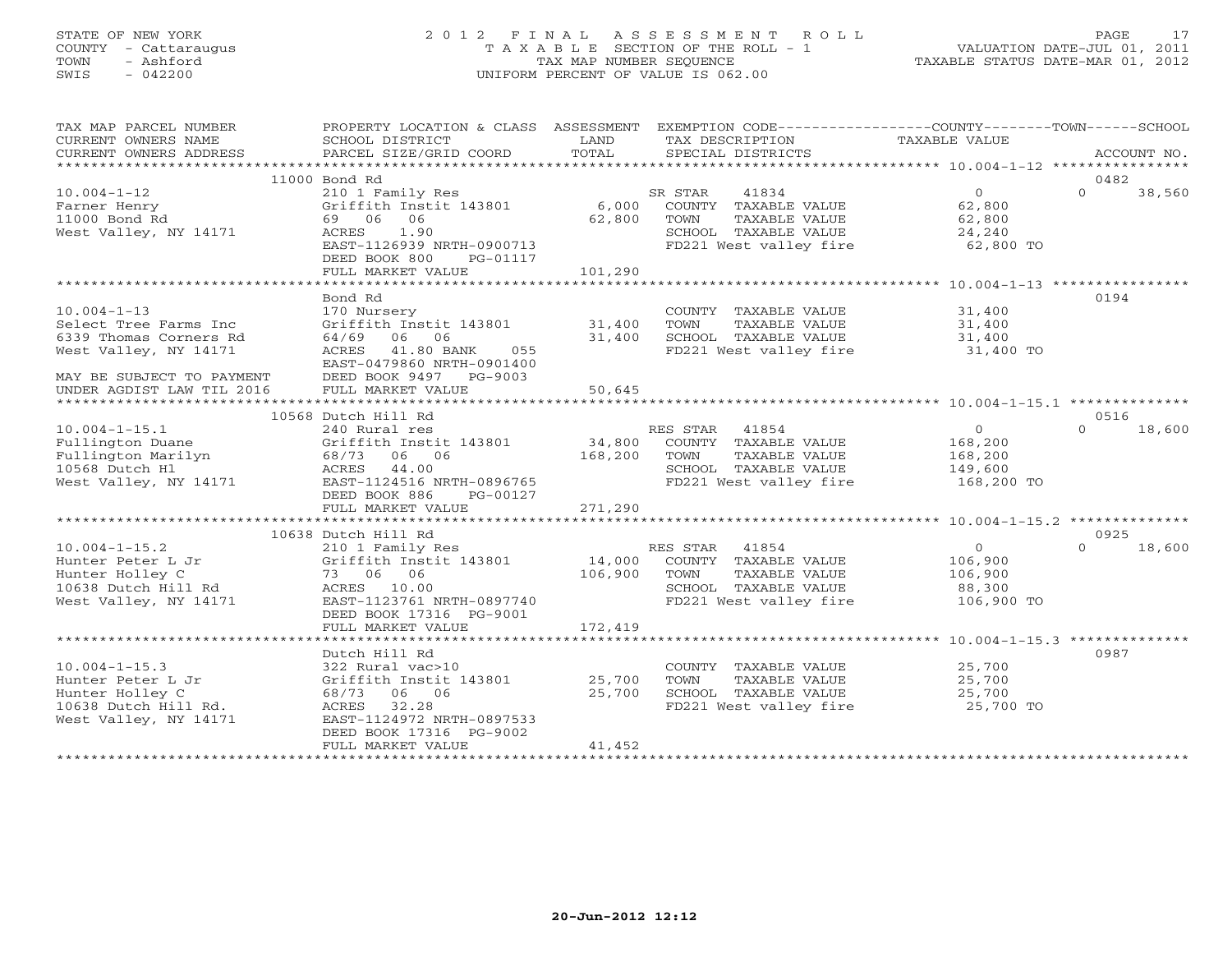STATE OF NEW YORK
COUNTY - Cattaraugus
TOWN - Ashford
SWIS - 042200

# 2012 FINAL ASSESSMENT ROLL

TAXABLE SECTION OF THE ROLL - 1
TAX MAP NUMBER SEQUENCE
UNIFORM PERCENT OF VALUE IS 062.00

VALUATION DATE-JUL 01, 2011
TAXABLE STATUS DATE-MAR 01, 2012

| TAX MAP PARCEL NUMBER / CURRENT OWNERS NAME / CURRENT OWNERS ADDRESS | PROPERTY LOCATION & CLASS / SCHOOL DISTRICT / PARCEL SIZE/GRID COORD | ASSESSMENT LAND | TOTAL | EXEMPTION CODE / TAX DESCRIPTION / SPECIAL DISTRICTS | COUNTY TAXABLE VALUE | TOWN | SCHOOL / ACCOUNT NO. |
|---|---|---|---|---|---|---|---|
| | 11000 Bond Rd | | | | | | 0482 |
| 10.004-1-12 | 210 1 Family Res | | | SR STAR 41834 | 0 | 0 | 38,560 |
| Farner Henry | Griffith Instit 143801 | 6,000 | | COUNTY TAXABLE VALUE | 62,800 | | |
| 11000 Bond Rd | 69 06 06 | | 62,800 | TOWN TAXABLE VALUE | 62,800 | | |
| West Valley, NY 14171 | ACRES 1.90 | | | SCHOOL TAXABLE VALUE | 24,240 | | |
| | EAST-1126939 NRTH-0900713 | | | FD221 West valley fire | 62,800 TO | | |
| | DEED BOOK 800 PG-01117 | | | | | | |
| | FULL MARKET VALUE | | 101,290 | | | | |
| | Bond Rd | | | | | | 0194 |
| 10.004-1-13 | 170 Nursery | | | COUNTY TAXABLE VALUE | 31,400 | | |
| Select Tree Farms Inc | Griffith Instit 143801 | 31,400 | | TOWN TAXABLE VALUE | 31,400 | | |
| 6339 Thomas Corners Rd | 64/69 06 06 | | 31,400 | SCHOOL TAXABLE VALUE | 31,400 | | |
| West Valley, NY 14171 | ACRES 41.80 BANK 055 | | | FD221 West valley fire | 31,400 TO | | |
| | EAST-0479860 NRTH-0901400 | | | | | | |
| MAY BE SUBJECT TO PAYMENT | DEED BOOK 9497 PG-9003 | | | | | | |
| UNDER AGDIST LAW TIL 2016 | FULL MARKET VALUE | | 50,645 | | | | |
| | 10568 Dutch Hill Rd | | | | | | 0516 |
| 10.004-1-15.1 | 240 Rural res | | | RES STAR 41854 | 0 | 0 | 18,600 |
| Fullington Duane | Griffith Instit 143801 | 34,800 | | COUNTY TAXABLE VALUE | 168,200 | | |
| Fullington Marilyn | 68/73 06 06 | | 168,200 | TOWN TAXABLE VALUE | 168,200 | | |
| 10568 Dutch Hl | ACRES 44.00 | | | SCHOOL TAXABLE VALUE | 149,600 | | |
| West Valley, NY 14171 | EAST-1124516 NRTH-0896765 | | | FD221 West valley fire | 168,200 TO | | |
| | DEED BOOK 886 PG-00127 | | | | | | |
| | FULL MARKET VALUE | | 271,290 | | | | |
| | 10638 Dutch Hill Rd | | | | | | 0925 |
| 10.004-1-15.2 | 210 1 Family Res | | | RES STAR 41854 | 0 | 0 | 18,600 |
| Hunter Peter L Jr | Griffith Instit 143801 | 14,000 | | COUNTY TAXABLE VALUE | 106,900 | | |
| Hunter Holley C | 73 06 06 | | 106,900 | TOWN TAXABLE VALUE | 106,900 | | |
| 10638 Dutch Hill Rd | ACRES 10.00 | | | SCHOOL TAXABLE VALUE | 88,300 | | |
| West Valley, NY 14171 | EAST-1123761 NRTH-0897740 | | | FD221 West valley fire | 106,900 TO | | |
| | DEED BOOK 17316 PG-9001 | | | | | | |
| | FULL MARKET VALUE | | 172,419 | | | | |
| | Dutch Hill Rd | | | | | | 0987 |
| 10.004-1-15.3 | 322 Rural vac>10 | | | COUNTY TAXABLE VALUE | 25,700 | | |
| Hunter Peter L Jr | Griffith Instit 143801 | 25,700 | | TOWN TAXABLE VALUE | 25,700 | | |
| Hunter Holley C | 68/73 06 06 | | 25,700 | SCHOOL TAXABLE VALUE | 25,700 | | |
| 10638 Dutch Hill Rd. | ACRES 32.28 | | | FD221 West valley fire | 25,700 TO | | |
| West Valley, NY 14171 | EAST-1124972 NRTH-0897533 | | | | | | |
| | DEED BOOK 17316 PG-9002 | | | | | | |
| | FULL MARKET VALUE | | 41,452 | | | | |

20-Jun-2012 12:12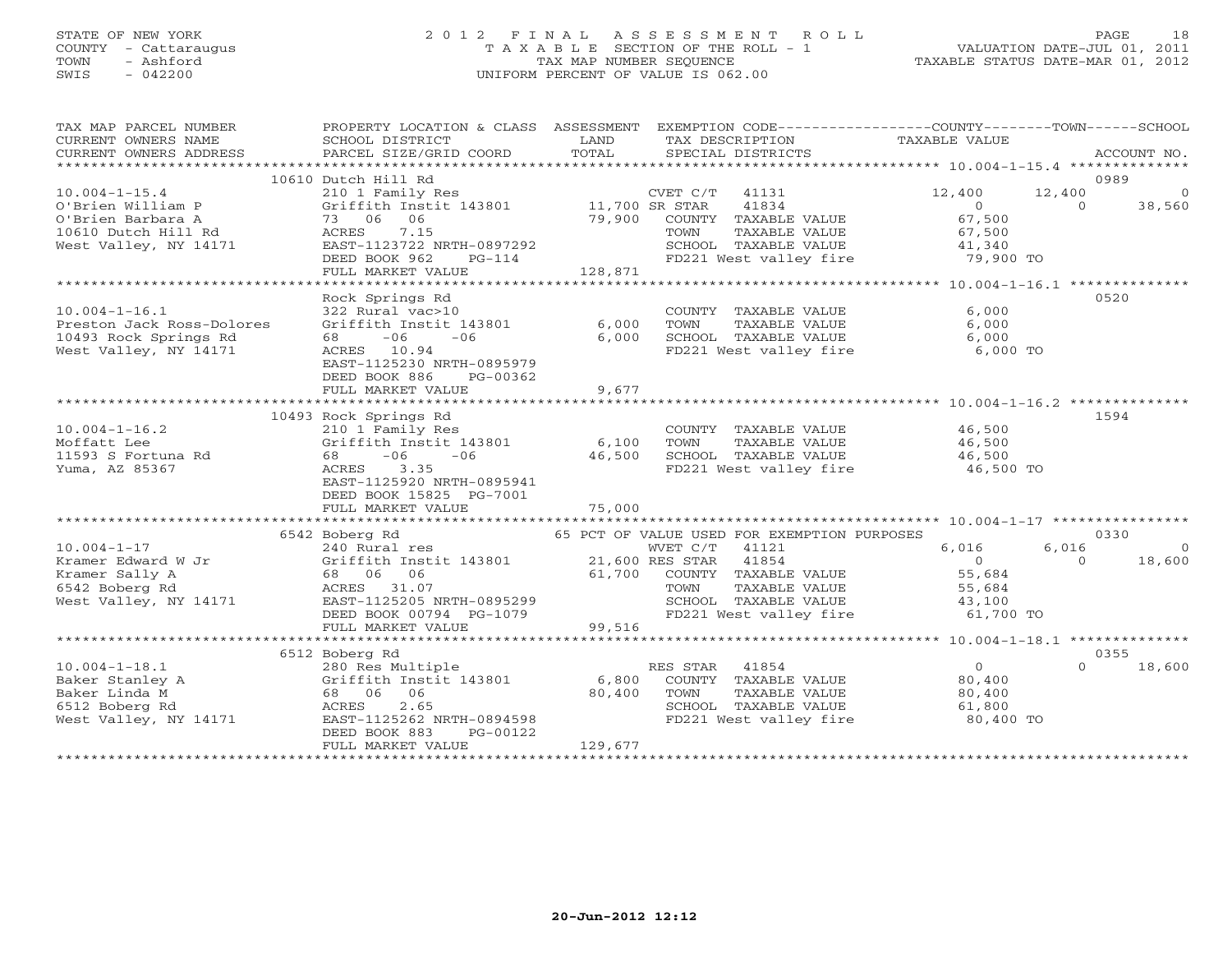STATE OF NEW YORK
COUNTY - Cattaraugus
TOWN - Ashford
SWIS - 042200

# 2012 FINAL ASSESSMENT ROLL
TAXABLE SECTION OF THE ROLL - 1
TAX MAP NUMBER SEQUENCE
UNIFORM PERCENT OF VALUE IS 062.00

VALUATION DATE-JUL 01, 2011
TAXABLE STATUS DATE-MAR 01, 2012

| TAX MAP PARCEL NUMBER / CURRENT OWNERS NAME / CURRENT OWNERS ADDRESS | PROPERTY LOCATION & CLASS / SCHOOL DISTRICT / PARCEL SIZE/GRID COORD | ASSESSMENT LAND / TOTAL | EXEMPTION CODE / TAX DESCRIPTION / SPECIAL DISTRICTS | COUNTY TAXABLE VALUE | TOWN | SCHOOL | ACCOUNT NO. |
|---|---|---|---|---|---|---|---|
| **10.004-1-15.4** | 10610 Dutch Hill Rd | | | | | | 0989 |
| 10.004-1-15.4 | 210 1 Family Res | | CVET C/T 41131 | 12,400 | 12,400 | 0 | |
| O'Brien William P | Griffith Instit 143801 | 11,700 | SR STAR 41834 | 0 | 0 | 38,560 | |
| O'Brien Barbara A | 73 06 06 | 79,900 | COUNTY TAXABLE VALUE | 67,500 | | | |
| 10610 Dutch Hill Rd | ACRES 7.15 | | TOWN TAXABLE VALUE | 67,500 | | | |
| West Valley, NY 14171 | EAST-1123722 NRTH-0897292 | | SCHOOL TAXABLE VALUE | 41,340 | | | |
| | DEED BOOK 962 PG-114 | | FD221 West valley fire | 79,900 TO | | | |
| | FULL MARKET VALUE | 128,871 | | | | | |
| **10.004-1-16.1** | Rock Springs Rd | | | | | | 0520 |
| 10.004-1-16.1 | 322 Rural vac>10 | | COUNTY TAXABLE VALUE | 6,000 | | | |
| Preston Jack Ross-Dolores | Griffith Instit 143801 | 6,000 | TOWN TAXABLE VALUE | 6,000 | | | |
| 10493 Rock Springs Rd | 68 -06 -06 | 6,000 | SCHOOL TAXABLE VALUE | 6,000 | | | |
| West Valley, NY 14171 | ACRES 10.94 | | FD221 West valley fire | 6,000 TO | | | |
| | EAST-1125230 NRTH-0895979 | | | | | | |
| | DEED BOOK 886 PG-00362 | | | | | | |
| | FULL MARKET VALUE | 9,677 | | | | | |
| **10.004-1-16.2** | 10493 Rock Springs Rd | | | | | | 1594 |
| 10.004-1-16.2 | 210 1 Family Res | | COUNTY TAXABLE VALUE | 46,500 | | | |
| Moffatt Lee | Griffith Instit 143801 | 6,100 | TOWN TAXABLE VALUE | 46,500 | | | |
| 11593 S Fortuna Rd | 68 -06 -06 | 46,500 | SCHOOL TAXABLE VALUE | 46,500 | | | |
| Yuma, AZ 85367 | ACRES 3.35 | | FD221 West valley fire | 46,500 TO | | | |
| | EAST-1125920 NRTH-0895941 | | | | | | |
| | DEED BOOK 15825 PG-7001 | | | | | | |
| | FULL MARKET VALUE | 75,000 | | | | | |
| **10.004-1-17** | 6542 Boberg Rd | | 65 PCT OF VALUE USED FOR EXEMPTION PURPOSES | | | | 0330 |
| 10.004-1-17 | 240 Rural res | | WVET C/T 41121 | 6,016 | 6,016 | 0 | |
| Kramer Edward W Jr | Griffith Instit 143801 | 21,600 | RES STAR 41854 | 0 | 0 | 18,600 | |
| Kramer Sally A | 68 06 06 | 61,700 | COUNTY TAXABLE VALUE | 55,684 | | | |
| 6542 Boberg Rd | ACRES 31.07 | | TOWN TAXABLE VALUE | 55,684 | | | |
| West Valley, NY 14171 | EAST-1125205 NRTH-0895299 | | SCHOOL TAXABLE VALUE | 43,100 | | | |
| | DEED BOOK 00794 PG-1079 | | FD221 West valley fire | 61,700 TO | | | |
| | FULL MARKET VALUE | 99,516 | | | | | |
| **10.004-1-18.1** | 6512 Boberg Rd | | | | | | 0355 |
| 10.004-1-18.1 | 280 Res Multiple | | RES STAR 41854 | 0 | 0 | 18,600 | |
| Baker Stanley A | Griffith Instit 143801 | 6,800 | COUNTY TAXABLE VALUE | 80,400 | | | |
| Baker Linda M | 68 06 06 | 80,400 | TOWN TAXABLE VALUE | 80,400 | | | |
| 6512 Boberg Rd | ACRES 2.65 | | SCHOOL TAXABLE VALUE | 61,800 | | | |
| West Valley, NY 14171 | EAST-1125262 NRTH-0894598 | | FD221 West valley fire | 80,400 TO | | | |
| | DEED BOOK 883 PG-00122 | | | | | | |
| | FULL MARKET VALUE | 129,677 | | | | | |

20-Jun-2012 12:12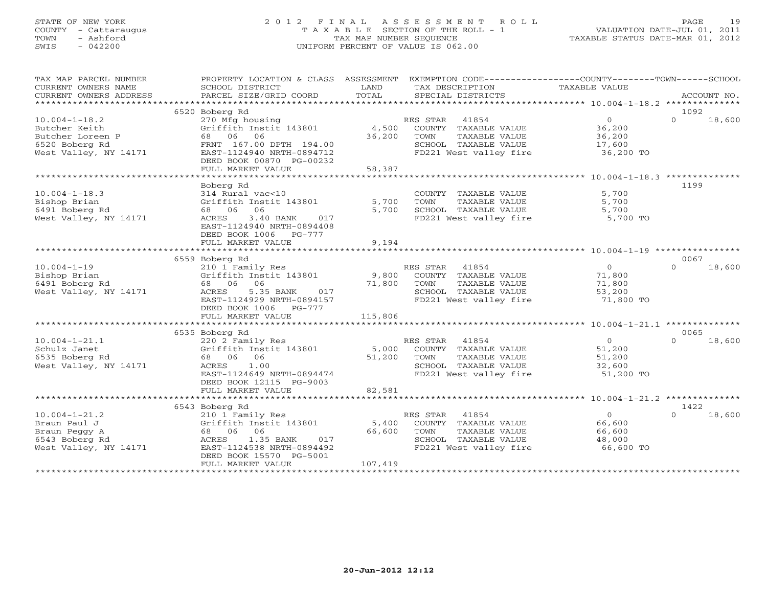STATE OF NEW YORK
COUNTY - Cattaraugus
TOWN - Ashford
SWIS - 042200

# 2012 FINAL ASSESSMENT ROLL
TAXABLE SECTION OF THE ROLL - 1
TAX MAP NUMBER SEQUENCE
UNIFORM PERCENT OF VALUE IS 062.00

VALUATION DATE-JUL 01, 2011
TAXABLE STATUS DATE-MAR 01, 2012

| TAX MAP PARCEL NUMBER / CURRENT OWNERS NAME / CURRENT OWNERS ADDRESS | PROPERTY LOCATION & CLASS / SCHOOL DISTRICT / PARCEL SIZE/GRID COORD | ASSESSMENT LAND / TOTAL | EXEMPTION CODE / TAX DESCRIPTION / SPECIAL DISTRICTS | COUNTY / TOWN TAXABLE VALUE | SCHOOL / ACCOUNT NO. |
|---|---|---|---|---|---|
| 10.004-1-18.2 | 6520 Boberg Rd | | | | 1092 |
| | 270 Mfg housing | | RES STAR 41854 | 0 | 0 18,600 |
| Butcher Keith | Griffith Instit 143801 | 4,500 | COUNTY TAXABLE VALUE | 36,200 | |
| Butcher Loreen P | 68 06 06 | 36,200 | TOWN TAXABLE VALUE | 36,200 | |
| 6520 Boberg Rd | FRNT 167.00 DPTH 194.00 | | SCHOOL TAXABLE VALUE | 17,600 | |
| West Valley, NY 14171 | EAST-1124940 NRTH-0894712 | | FD221 West valley fire | 36,200 TO | |
| | DEED BOOK 00870 PG-00232 | | | | |
| | FULL MARKET VALUE | 58,387 | | | |
| 10.004-1-18.3 | Boberg Rd | | | | 1199 |
| | 314 Rural vac<10 | | COUNTY TAXABLE VALUE | 5,700 | |
| Bishop Brian | Griffith Instit 143801 | 5,700 | TOWN TAXABLE VALUE | 5,700 | |
| 6491 Boberg Rd | 68 06 06 | 5,700 | SCHOOL TAXABLE VALUE | 5,700 | |
| West Valley, NY 14171 | ACRES 3.40 BANK 017 | | FD221 West valley fire | 5,700 TO | |
| | EAST-1124940 NRTH-0894408 | | | | |
| | DEED BOOK 1006 PG-777 | | | | |
| | FULL MARKET VALUE | 9,194 | | | |
| 10.004-1-19 | 6559 Boberg Rd | | | | 0067 |
| | 210 1 Family Res | | RES STAR 41854 | 0 | 0 18,600 |
| Bishop Brian | Griffith Instit 143801 | 9,800 | COUNTY TAXABLE VALUE | 71,800 | |
| 6491 Boberg Rd | 68 06 06 | 71,800 | TOWN TAXABLE VALUE | 71,800 | |
| West Valley, NY 14171 | ACRES 5.35 BANK 017 | | SCHOOL TAXABLE VALUE | 53,200 | |
| | EAST-1124929 NRTH-0894157 | | FD221 West valley fire | 71,800 TO | |
| | DEED BOOK 1006 PG-777 | | | | |
| | FULL MARKET VALUE | 115,806 | | | |
| 10.004-1-21.1 | 6535 Boberg Rd | | | | 0065 |
| | 220 2 Family Res | | RES STAR 41854 | 0 | 0 18,600 |
| Schulz Janet | Griffith Instit 143801 | 5,000 | COUNTY TAXABLE VALUE | 51,200 | |
| 6535 Boberg Rd | 68 06 06 | 51,200 | TOWN TAXABLE VALUE | 51,200 | |
| West Valley, NY 14171 | ACRES 1.00 | | SCHOOL TAXABLE VALUE | 32,600 | |
| | EAST-1124649 NRTH-0894474 | | FD221 West valley fire | 51,200 TO | |
| | DEED BOOK 12115 PG-9003 | | | | |
| | FULL MARKET VALUE | 82,581 | | | |
| 10.004-1-21.2 | 6543 Boberg Rd | | | | 1422 |
| | 210 1 Family Res | | RES STAR 41854 | 0 | 0 18,600 |
| Braun Paul J | Griffith Instit 143801 | 5,400 | COUNTY TAXABLE VALUE | 66,600 | |
| Braun Peggy A | 68 06 06 | 66,600 | TOWN TAXABLE VALUE | 66,600 | |
| 6543 Boberg Rd | ACRES 1.35 BANK 017 | | SCHOOL TAXABLE VALUE | 48,000 | |
| West Valley, NY 14171 | EAST-1124538 NRTH-0894492 | | FD221 West valley fire | 66,600 TO | |
| | DEED BOOK 15570 PG-5001 | | | | |
| | FULL MARKET VALUE | 107,419 | | | |

20-Jun-2012 12:12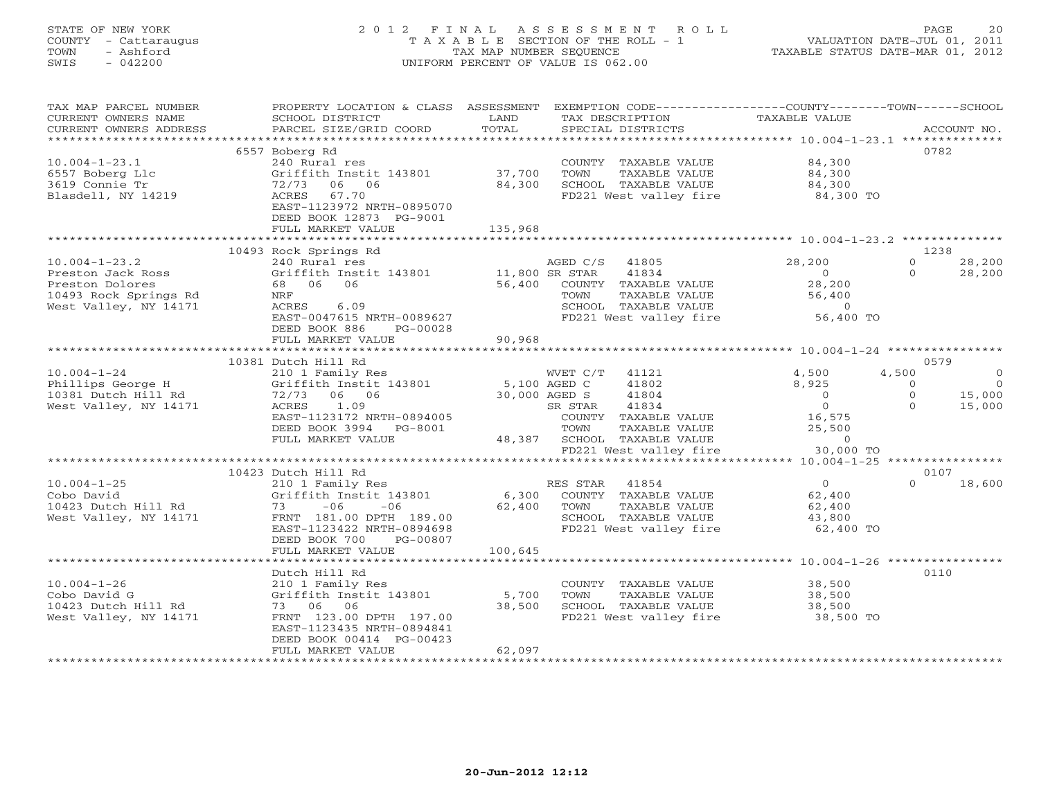STATE OF NEW YORK
COUNTY - Cattaraugus
TOWN - Ashford
SWIS - 042200

# 2012 FINAL ASSESSMENT ROLL
TAXABLE SECTION OF THE ROLL - 1
TAX MAP NUMBER SEQUENCE
UNIFORM PERCENT OF VALUE IS 062.00

VALUATION DATE-JUL 01, 2011
TAXABLE STATUS DATE-MAR 01, 2012

```
TAX MAP PARCEL NUMBER     PROPERTY LOCATION & CLASS  ASSESSMENT  EXEMPTION CODE-----------------COUNTY--------TOWN------SCHOOL
CURRENT OWNERS NAME       SCHOOL DISTRICT               LAND      TAX DESCRIPTION            TAXABLE VALUE
CURRENT OWNERS ADDRESS    PARCEL SIZE/GRID COORD        TOTAL     SPECIAL DISTRICTS                                    ACCOUNT NO.
******************************************************************************************** 10.004-1-23.1 **************
                          6557 Boberg Rd                                                                             0782
10.004-1-23.1             240 Rural res                           COUNTY  TAXABLE VALUE          84,300
6557 Boberg Llc           Griffith Instit 143801       37,700     TOWN    TAXABLE VALUE          84,300
3619 Connie Tr            72/73  06  06                84,300     SCHOOL  TAXABLE VALUE          84,300
Blasdell, NY 14219        ACRES   67.70                           FD221 West valley fire         84,300 TO
                          EAST-1123972 NRTH-0895070
                          DEED BOOK 12873  PG-9001
                          FULL MARKET VALUE           135,968
******************************************************************************************** 10.004-1-23.2 **************
                          10493 Rock Springs Rd                                                                      1238
10.004-1-23.2             240 Rural res                           AGED C/S   41805           28,200          0        28,200
Preston Jack Ross         Griffith Instit 143801       11,800 SR STAR    41834                0          0        28,200
Preston Dolores           68  06  06                   56,400     COUNTY  TAXABLE VALUE          28,200
10493 Rock Springs Rd     NRF                                     TOWN    TAXABLE VALUE          56,400
West Valley, NY 14171     ACRES    6.09                           SCHOOL  TAXABLE VALUE               0
                          EAST-0047615 NRTH-0089627               FD221 West valley fire         56,400 TO
                          DEED BOOK 886    PG-00028
                          FULL MARKET VALUE            90,968
******************************************************************************************** 10.004-1-24 ****************
                          10381 Dutch Hill Rd                                                                        0579
10.004-1-24               210 1 Family Res                        WVET C/T   41121            4,500      4,500             0
Phillips George H         Griffith Instit 143801        5,100 AGED C     41802            8,925          0             0
10381 Dutch Hill Rd       72/73  06  06                30,000 AGED S     41804                0          0        15,000
West Valley, NY 14171     ACRES    1.09                           SR STAR    41834                0          0        15,000
                          EAST-1123172 NRTH-0894005               COUNTY  TAXABLE VALUE          16,575
                          DEED BOOK 3994   PG-8001                TOWN    TAXABLE VALUE          25,500
                          FULL MARKET VALUE            48,387     SCHOOL  TAXABLE VALUE               0
                                                                  FD221 West valley fire         30,000 TO
******************************************************************************************** 10.004-1-25 ****************
                          10423 Dutch Hill Rd                                                                        0107
10.004-1-25               210 1 Family Res                        RES STAR   41854                0          0        18,600
Cobo David                Griffith Instit 143801        6,300     COUNTY  TAXABLE VALUE          62,400
10423 Dutch Hill Rd       73   -06   -06               62,400     TOWN    TAXABLE VALUE          62,400
West Valley, NY 14171     FRNT 181.00 DPTH 189.00                 SCHOOL  TAXABLE VALUE          43,800
                          EAST-1123422 NRTH-0894698               FD221 West valley fire         62,400 TO
                          DEED BOOK 700    PG-00807
                          FULL MARKET VALUE           100,645
******************************************************************************************** 10.004-1-26 ****************
                          Dutch Hill Rd                                                                              0110
10.004-1-26               210 1 Family Res                        COUNTY  TAXABLE VALUE          38,500
Cobo David G              Griffith Instit 143801        5,700     TOWN    TAXABLE VALUE          38,500
10423 Dutch Hill Rd       73  06  06                   38,500     SCHOOL  TAXABLE VALUE          38,500
West Valley, NY 14171     FRNT 123.00 DPTH 197.00                 FD221 West valley fire         38,500 TO
                          EAST-1123435 NRTH-0894841
                          DEED BOOK 00414  PG-00423
                          FULL MARKET VALUE            62,097
****************************************************************************************************************************
```

20-Jun-2012 12:12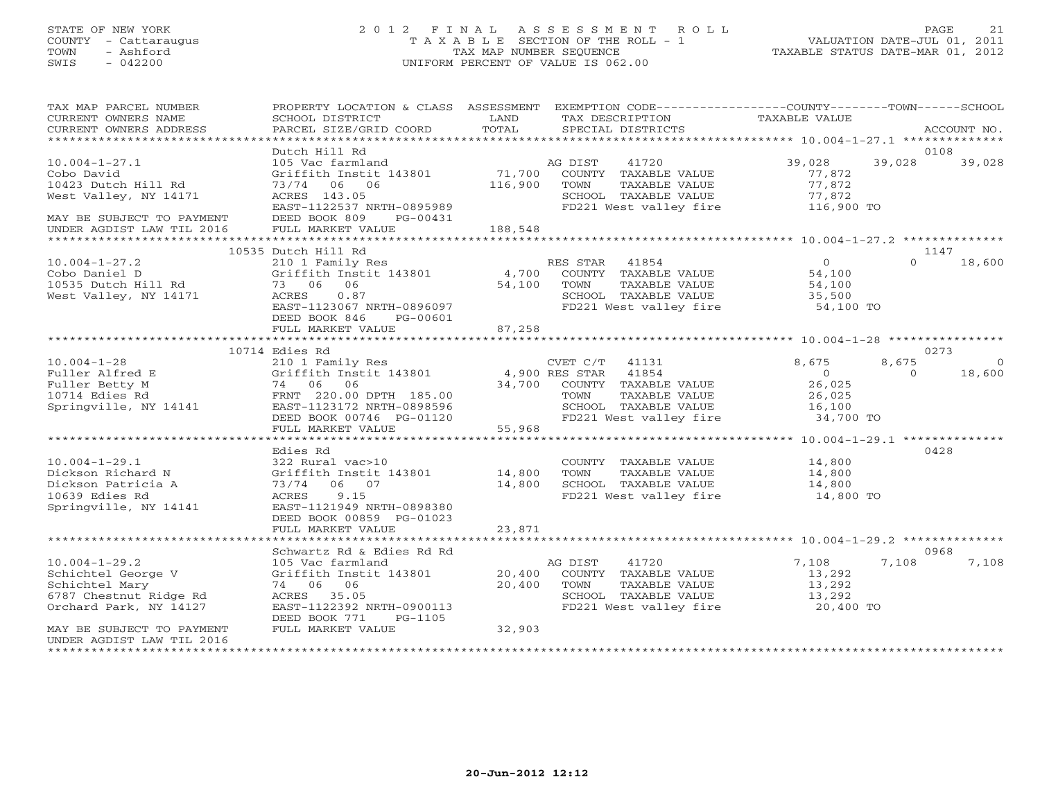STATE OF NEW YORK
COUNTY - Cattaraugus
TOWN - Ashford
SWIS - 042200

# 2012 FINAL ASSESSMENT ROLL
TAXABLE SECTION OF THE ROLL - 1
TAX MAP NUMBER SEQUENCE
UNIFORM PERCENT OF VALUE IS 062.00

VALUATION DATE-JUL 01, 2011
TAXABLE STATUS DATE-MAR 01, 2012

| TAX MAP PARCEL NUMBER / CURRENT OWNERS NAME / CURRENT OWNERS ADDRESS | PROPERTY LOCATION & CLASS / SCHOOL DISTRICT / PARCEL SIZE/GRID COORD | ASSESSMENT LAND / TOTAL | EXEMPTION CODE / TAX DESCRIPTION / SPECIAL DISTRICTS | COUNTY | TOWN | SCHOOL | ACCOUNT NO. |
|---|---|---|---|---|---|---|---|
| **10.004-1-27.1** | Dutch Hill Rd | | | | | | 0108 |
| 10.004-1-27.1 | 105 Vac farmland | | AG DIST 41720 | 39,028 | 39,028 | 39,028 | |
| Cobo David | Griffith Instit 143801 | 71,700 | COUNTY TAXABLE VALUE | 77,872 | | | |
| 10423 Dutch Hill Rd | 73/74 06 06 | 116,900 | TOWN TAXABLE VALUE | | 77,872 | | |
| West Valley, NY 14171 | ACRES 143.05 | | SCHOOL TAXABLE VALUE | | | 77,872 | |
| | EAST-1122537 NRTH-0895989 | | FD221 West valley fire | 116,900 TO | | | |
| MAY BE SUBJECT TO PAYMENT | DEED BOOK 809 PG-00431 | | | | | | |
| UNDER AGDIST LAW TIL 2016 | FULL MARKET VALUE | 188,548 | | | | | |
| **10.004-1-27.2** | 10535 Dutch Hill Rd | | | | | | 1147 |
| 10.004-1-27.2 | 210 1 Family Res | | RES STAR 41854 | 0 | 0 | 18,600 | |
| Cobo Daniel D | Griffith Instit 143801 | 4,700 | COUNTY TAXABLE VALUE | 54,100 | | | |
| 10535 Dutch Hill Rd | 73 06 06 | 54,100 | TOWN TAXABLE VALUE | | 54,100 | | |
| West Valley, NY 14171 | ACRES 0.87 | | SCHOOL TAXABLE VALUE | | | 35,500 | |
| | EAST-1123067 NRTH-0896097 | | FD221 West valley fire | 54,100 TO | | | |
| | DEED BOOK 846 PG-00601 | | | | | | |
| | FULL MARKET VALUE | 87,258 | | | | | |
| **10.004-1-28** | 10714 Edies Rd | | | | | | 0273 |
| 10.004-1-28 | 210 1 Family Res | | CVET C/T 41131 | 8,675 | 8,675 | 0 | |
| Fuller Alfred E | Griffith Instit 143801 | 4,900 | RES STAR 41854 | 0 | 0 | 18,600 | |
| Fuller Betty M | 74 06 06 | 34,700 | COUNTY TAXABLE VALUE | 26,025 | | | |
| 10714 Edies Rd | FRNT 220.00 DPTH 185.00 | | TOWN TAXABLE VALUE | | 26,025 | | |
| Springville, NY 14141 | EAST-1123172 NRTH-0898596 | | SCHOOL TAXABLE VALUE | | | 16,100 | |
| | DEED BOOK 00746 PG-01120 | | FD221 West valley fire | 34,700 TO | | | |
| | FULL MARKET VALUE | 55,968 | | | | | |
| **10.004-1-29.1** | Edies Rd | | | | | | 0428 |
| 10.004-1-29.1 | 322 Rural vac>10 | | COUNTY TAXABLE VALUE | 14,800 | | | |
| Dickson Richard N | Griffith Instit 143801 | 14,800 | TOWN TAXABLE VALUE | | 14,800 | | |
| Dickson Patricia A | 73/74 06 07 | 14,800 | SCHOOL TAXABLE VALUE | | | 14,800 | |
| 10639 Edies Rd | ACRES 9.15 | | FD221 West valley fire | 14,800 TO | | | |
| Springville, NY 14141 | EAST-1121949 NRTH-0898380 | | | | | | |
| | DEED BOOK 00859 PG-01023 | | | | | | |
| | FULL MARKET VALUE | 23,871 | | | | | |
| **10.004-1-29.2** | Schwartz Rd & Edies Rd Rd | | | | | | 0968 |
| 10.004-1-29.2 | 105 Vac farmland | | AG DIST 41720 | 7,108 | 7,108 | 7,108 | |
| Schichtel George V | Griffith Instit 143801 | 20,400 | COUNTY TAXABLE VALUE | 13,292 | | | |
| Schichtel Mary | 74 06 06 | 20,400 | TOWN TAXABLE VALUE | | 13,292 | | |
| 6787 Chestnut Ridge Rd | ACRES 35.05 | | SCHOOL TAXABLE VALUE | | | 13,292 | |
| Orchard Park, NY 14127 | EAST-1122392 NRTH-0900113 | | FD221 West valley fire | 20,400 TO | | | |
| | DEED BOOK 771 PG-1105 | | | | | | |
| MAY BE SUBJECT TO PAYMENT | FULL MARKET VALUE | 32,903 | | | | | |
| UNDER AGDIST LAW TIL 2016 | | | | | | | |

20-Jun-2012 12:12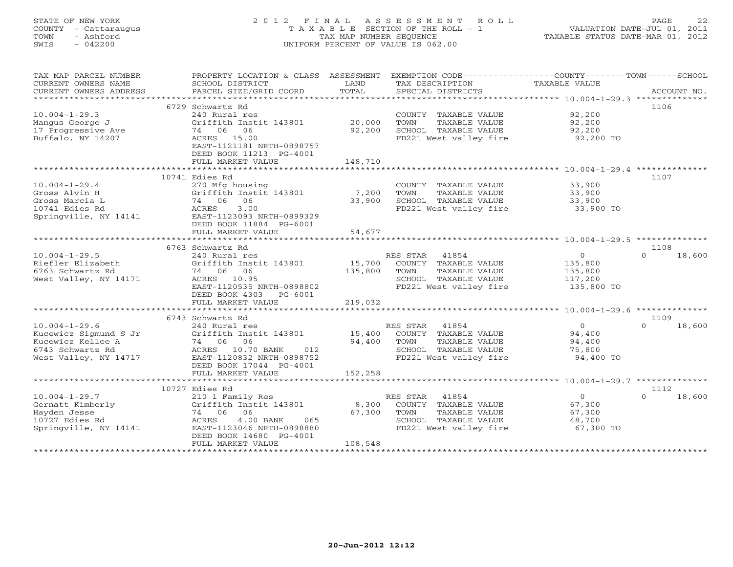STATE OF NEW YORK
COUNTY - Cattaraugus
TOWN - Ashford
SWIS - 042200

# 2012 FINAL ASSESSMENT ROLL
TAXABLE SECTION OF THE ROLL - 1
TAX MAP NUMBER SEQUENCE
UNIFORM PERCENT OF VALUE IS 062.00

VALUATION DATE-JUL 01, 2011
TAXABLE STATUS DATE-MAR 01, 2012

| TAX MAP PARCEL NUMBER / CURRENT OWNERS NAME / CURRENT OWNERS ADDRESS | PROPERTY LOCATION & CLASS / SCHOOL DISTRICT / PARCEL SIZE/GRID COORD | ASSESSMENT LAND / TOTAL | EXEMPTION CODE / TAX DESCRIPTION / SPECIAL DISTRICTS | COUNTY / TOWN / TAXABLE VALUE | SCHOOL / ACCOUNT NO. |
|---|---|---|---|---|---|
| 10.004-1-29.3 | 6729 Schwartz Rd | | | | 1106 |
| | 240 Rural res | | COUNTY TAXABLE VALUE | 92,200 | |
| Mangus George J | Griffith Instit 143801 | 20,000 | TOWN TAXABLE VALUE | 92,200 | |
| 17 Progressive Ave | 74 06 06 | 92,200 | SCHOOL TAXABLE VALUE | 92,200 | |
| Buffalo, NY 14207 | ACRES 15.00 | | FD221 West valley fire | 92,200 TO | |
| | EAST-1121181 NRTH-0898757 | | | | |
| | DEED BOOK 11213 PG-4001 | | | | |
| | FULL MARKET VALUE | 148,710 | | | |
| 10.004-1-29.4 | 10741 Edies Rd | | | | 1107 |
| | 270 Mfg housing | | COUNTY TAXABLE VALUE | 33,900 | |
| Gross Alvin H | Griffith Instit 143801 | 7,200 | TOWN TAXABLE VALUE | 33,900 | |
| Gross Marcia L | 74 06 06 | 33,900 | SCHOOL TAXABLE VALUE | 33,900 | |
| 10741 Edies Rd | ACRES 3.00 | | FD221 West valley fire | 33,900 TO | |
| Springville, NY 14141 | EAST-1123093 NRTH-0899329 | | | | |
| | DEED BOOK 11884 PG-6001 | | | | |
| | FULL MARKET VALUE | 54,677 | | | |
| 10.004-1-29.5 | 6763 Schwartz Rd | | | | 1108 |
| | 240 Rural res | | RES STAR 41854 | 0 | 0 18,600 |
| Riefler Elizabeth | Griffith Instit 143801 | 15,700 | COUNTY TAXABLE VALUE | 135,800 | |
| 6763 Schwartz Rd | 74 06 06 | 135,800 | TOWN TAXABLE VALUE | 135,800 | |
| West Valley, NY 14171 | ACRES 10.95 | | SCHOOL TAXABLE VALUE | 117,200 | |
| | EAST-1120535 NRTH-0898802 | | FD221 West valley fire | 135,800 TO | |
| | DEED BOOK 4303 PG-6001 | | | | |
| | FULL MARKET VALUE | 219,032 | | | |
| 10.004-1-29.6 | 6743 Schwartz Rd | | | | 1109 |
| | 240 Rural res | | RES STAR 41854 | 0 | 0 18,600 |
| Kucewicz Sigmund S Jr | Griffith Instit 143801 | 15,400 | COUNTY TAXABLE VALUE | 94,400 | |
| Kucewicz Kellee A | 74 06 06 | 94,400 | TOWN TAXABLE VALUE | 94,400 | |
| 6743 Schwartz Rd | ACRES 10.70 BANK 012 | | SCHOOL TAXABLE VALUE | 75,800 | |
| West Valley, NY 14717 | EAST-1120832 NRTH-0898752 | | FD221 West valley fire | 94,400 TO | |
| | DEED BOOK 17044 PG-4001 | | | | |
| | FULL MARKET VALUE | 152,258 | | | |
| 10.004-1-29.7 | 10727 Edies Rd | | | | 1112 |
| | 210 1 Family Res | | RES STAR 41854 | 0 | 0 18,600 |
| Gernatt Kimberly | Griffith Instit 143801 | 8,300 | COUNTY TAXABLE VALUE | 67,300 | |
| Hayden Jesse | 74 06 06 | 67,300 | TOWN TAXABLE VALUE | 67,300 | |
| 10727 Edies Rd | ACRES 4.00 BANK 065 | | SCHOOL TAXABLE VALUE | 48,700 | |
| Springville, NY 14141 | EAST-1123046 NRTH-0898880 | | FD221 West valley fire | 67,300 TO | |
| | DEED BOOK 14680 PG-4001 | | | | |
| | FULL MARKET VALUE | 108,548 | | | |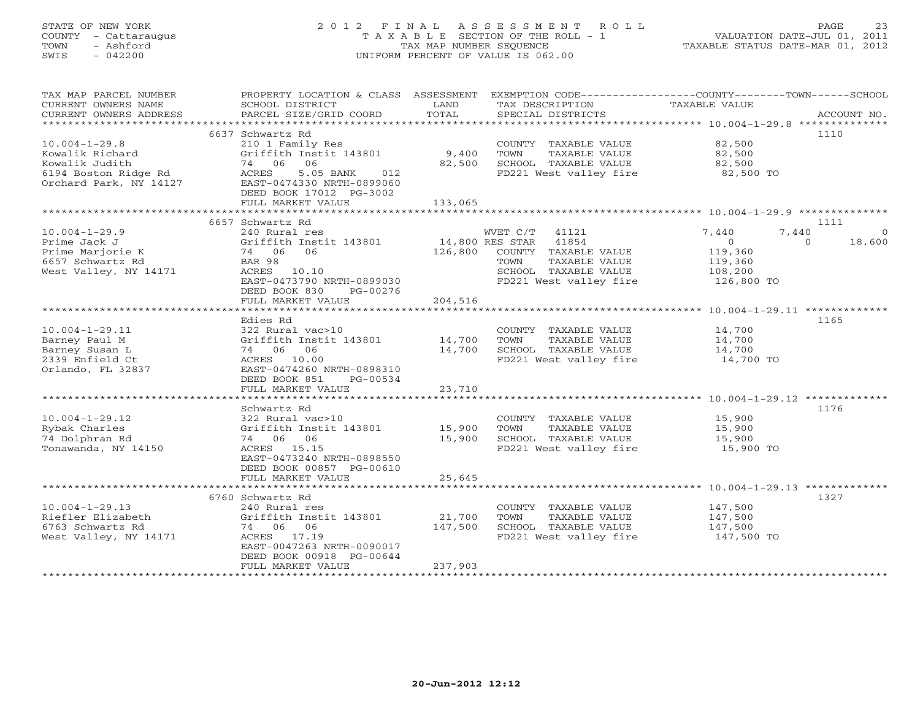STATE OF NEW YORK
COUNTY - Cattaraugus
TOWN - Ashford
SWIS - 042200

2 0 1 2 F I N A L A S S E S S M E N T R O L L
T A X A B L E SECTION OF THE ROLL - 1
TAX MAP NUMBER SEQUENCE
UNIFORM PERCENT OF VALUE IS 062.00

VALUATION DATE-JUL 01, 2011
TAXABLE STATUS DATE-MAR 01, 2012

| TAX MAP PARCEL NUMBER / CURRENT OWNERS NAME / CURRENT OWNERS ADDRESS | PROPERTY LOCATION & CLASS / SCHOOL DISTRICT / PARCEL SIZE/GRID COORD | ASSESSMENT LAND / TOTAL | EXEMPTION CODE / TAX DESCRIPTION / SPECIAL DISTRICTS | COUNTY | TOWN | SCHOOL | ACCOUNT NO. |
|---|---|---|---|---|---|---|---|
| 10.004-1-29.8 | 6637 Schwartz Rd | | | | | | 1110 |
| Kowalik Richard | 210 1 Family Res | | COUNTY TAXABLE VALUE | 82,500 | | | |
| Kowalik Judith | Griffith Instit 143801 | 9,400 | TOWN TAXABLE VALUE | | 82,500 | | |
| 6194 Boston Ridge Rd | 74 06 06 | 82,500 | SCHOOL TAXABLE VALUE | | | 82,500 | |
| Orchard Park, NY 14127 | ACRES 5.05 BANK 012 | | FD221 West valley fire | 82,500 TO | | | |
| | EAST-0474330 NRTH-0899060 | | | | | | |
| | DEED BOOK 17012 PG-3002 | | | | | | |
| | FULL MARKET VALUE | 133,065 | | | | | |
| 10.004-1-29.9 | 6657 Schwartz Rd | | | | | | 1111 |
| Prime Jack J | 240 Rural res | | WVET C/T 41121 | 7,440 | 7,440 | 0 | |
| Prime Marjorie K | Griffith Instit 143801 | 14,800 | RES STAR 41854 | 0 | 0 | 18,600 | |
| 6657 Schwartz Rd | 74 06 06 | 126,800 | COUNTY TAXABLE VALUE | 119,360 | | | |
| West Valley, NY 14171 | BAR 98 | | TOWN TAXABLE VALUE | | 119,360 | | |
| | ACRES 10.10 | | SCHOOL TAXABLE VALUE | | | 108,200 | |
| | EAST-0473790 NRTH-0899030 | | FD221 West valley fire | 126,800 TO | | | |
| | DEED BOOK 830 PG-00276 | | | | | | |
| | FULL MARKET VALUE | 204,516 | | | | | |
| 10.004-1-29.11 | Edies Rd | | | | | | 1165 |
| Barney Paul M | 322 Rural vac>10 | | COUNTY TAXABLE VALUE | 14,700 | | | |
| Barney Susan L | Griffith Instit 143801 | 14,700 | TOWN TAXABLE VALUE | | 14,700 | | |
| 2339 Enfield Ct | 74 06 06 | 14,700 | SCHOOL TAXABLE VALUE | | | 14,700 | |
| Orlando, FL 32837 | ACRES 10.00 | | FD221 West valley fire | 14,700 TO | | | |
| | EAST-0474260 NRTH-0898310 | | | | | | |
| | DEED BOOK 851 PG-00534 | | | | | | |
| | FULL MARKET VALUE | 23,710 | | | | | |
| 10.004-1-29.12 | Schwartz Rd | | | | | | 1176 |
| Rybak Charles | 322 Rural vac>10 | | COUNTY TAXABLE VALUE | 15,900 | | | |
| 74 Dolphran Rd | Griffith Instit 143801 | 15,900 | TOWN TAXABLE VALUE | | 15,900 | | |
| Tonawanda, NY 14150 | 74 06 06 | 15,900 | SCHOOL TAXABLE VALUE | | | 15,900 | |
| | ACRES 15.15 | | FD221 West valley fire | 15,900 TO | | | |
| | EAST-0473240 NRTH-0898550 | | | | | | |
| | DEED BOOK 00857 PG-00610 | | | | | | |
| | FULL MARKET VALUE | 25,645 | | | | | |
| 10.004-1-29.13 | 6760 Schwartz Rd | | | | | | 1327 |
| Riefler Elizabeth | 240 Rural res | | COUNTY TAXABLE VALUE | 147,500 | | | |
| 6763 Schwartz Rd | Griffith Instit 143801 | 21,700 | TOWN TAXABLE VALUE | | 147,500 | | |
| West Valley, NY 14171 | 74 06 06 | 147,500 | SCHOOL TAXABLE VALUE | | | 147,500 | |
| | ACRES 17.19 | | FD221 West valley fire | 147,500 TO | | | |
| | EAST-0047263 NRTH-0090017 | | | | | | |
| | DEED BOOK 00918 PG-00644 | | | | | | |
| | FULL MARKET VALUE | 237,903 | | | | | |

20-Jun-2012 12:12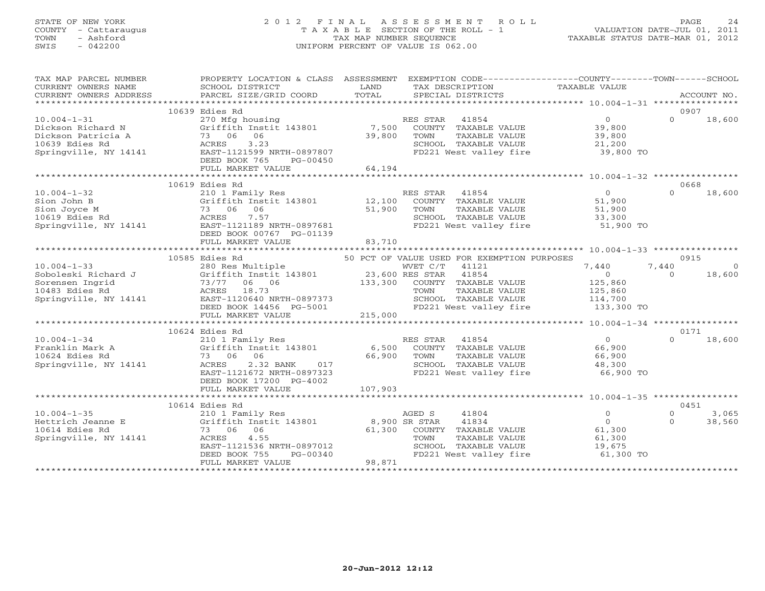STATE OF NEW YORK
COUNTY - Cattaraugus
TOWN - Ashford
SWIS - 042200

2 0 1 2 F I N A L A S S E S S M E N T R O L L
T A X A B L E SECTION OF THE ROLL - 1
TAX MAP NUMBER SEQUENCE
UNIFORM PERCENT OF VALUE IS 062.00

VALUATION DATE-JUL 01, 2011
TAXABLE STATUS DATE-MAR 01, 2012

| TAX MAP PARCEL NUMBER / CURRENT OWNERS NAME / CURRENT OWNERS ADDRESS | PROPERTY LOCATION & CLASS / SCHOOL DISTRICT / PARCEL SIZE/GRID COORD | ASSESSMENT LAND / TOTAL | EXEMPTION CODE / TAX DESCRIPTION / SPECIAL DISTRICTS | COUNTY TAXABLE VALUE | TOWN | SCHOOL / ACCOUNT NO. |
|---|---|---|---|---|---|---|
| | 10639 Edies Rd | | | | | 0907 |
| 10.004-1-31 | 270 Mfg housing | | RES STAR 41854 | 0 | 0 | 18,600 |
| Dickson Richard N | Griffith Instit 143801 | 7,500 | COUNTY TAXABLE VALUE | 39,800 | | |
| Dickson Patricia A | 73 06 06 | 39,800 | TOWN TAXABLE VALUE | 39,800 | | |
| 10639 Edies Rd | ACRES 3.23 | | SCHOOL TAXABLE VALUE | 21,200 | | |
| Springville, NY 14141 | EAST-1121599 NRTH-0897807 | | FD221 West valley fire | 39,800 TO | | |
| | DEED BOOK 765 PG-00450 | | | | | |
| | FULL MARKET VALUE | 64,194 | | | | |
| | 10619 Edies Rd | | | | | 0668 |
| 10.004-1-32 | 210 1 Family Res | | RES STAR 41854 | 0 | 0 | 18,600 |
| Sion John B | Griffith Instit 143801 | 12,100 | COUNTY TAXABLE VALUE | 51,900 | | |
| Sion Joyce M | 73 06 06 | 51,900 | TOWN TAXABLE VALUE | 51,900 | | |
| 10619 Edies Rd | ACRES 7.57 | | SCHOOL TAXABLE VALUE | 33,300 | | |
| Springville, NY 14141 | EAST-1121189 NRTH-0897681 | | FD221 West valley fire | 51,900 TO | | |
| | DEED BOOK 00767 PG-01139 | | | | | |
| | FULL MARKET VALUE | 83,710 | | | | |
| | 10585 Edies Rd | | 50 PCT OF VALUE USED FOR EXEMPTION PURPOSES | | | 0915 |
| 10.004-1-33 | 280 Res Multiple | | WVET C/T 41121 | 7,440 | 7,440 | 0 |
| Soboleski Richard J | Griffith Instit 143801 | 23,600 | RES STAR 41854 | 0 | 0 | 18,600 |
| Sorensen Ingrid | 73/77 06 06 | 133,300 | COUNTY TAXABLE VALUE | 125,860 | | |
| 10483 Edies Rd | ACRES 18.73 | | TOWN TAXABLE VALUE | 125,860 | | |
| Springville, NY 14141 | EAST-1120640 NRTH-0897373 | | SCHOOL TAXABLE VALUE | 114,700 | | |
| | DEED BOOK 14456 PG-5001 | | FD221 West valley fire | 133,300 TO | | |
| | FULL MARKET VALUE | 215,000 | | | | |
| | 10624 Edies Rd | | | | | 0171 |
| 10.004-1-34 | 210 1 Family Res | | RES STAR 41854 | 0 | 0 | 18,600 |
| Franklin Mark A | Griffith Instit 143801 | 6,500 | COUNTY TAXABLE VALUE | 66,900 | | |
| 10624 Edies Rd | 73 06 06 | 66,900 | TOWN TAXABLE VALUE | 66,900 | | |
| Springville, NY 14141 | ACRES 2.32 BANK 017 | | SCHOOL TAXABLE VALUE | 48,300 | | |
| | EAST-1121672 NRTH-0897323 | | FD221 West valley fire | 66,900 TO | | |
| | DEED BOOK 17200 PG-4002 | | | | | |
| | FULL MARKET VALUE | 107,903 | | | | |
| | 10614 Edies Rd | | | | | 0451 |
| 10.004-1-35 | 210 1 Family Res | | AGED S 41804 | 0 | 0 | 3,065 |
| Hettrich Jeanne E | Griffith Instit 143801 | 8,900 | SR STAR 41834 | 0 | 0 | 38,560 |
| 10614 Edies Rd | 73 06 06 | 61,300 | COUNTY TAXABLE VALUE | 61,300 | | |
| Springville, NY 14141 | ACRES 4.55 | | TOWN TAXABLE VALUE | 61,300 | | |
| | EAST-1121536 NRTH-0897012 | | SCHOOL TAXABLE VALUE | 19,675 | | |
| | DEED BOOK 755 PG-00340 | | FD221 West valley fire | 61,300 TO | | |
| | FULL MARKET VALUE | 98,871 | | | | |

20-Jun-2012 12:12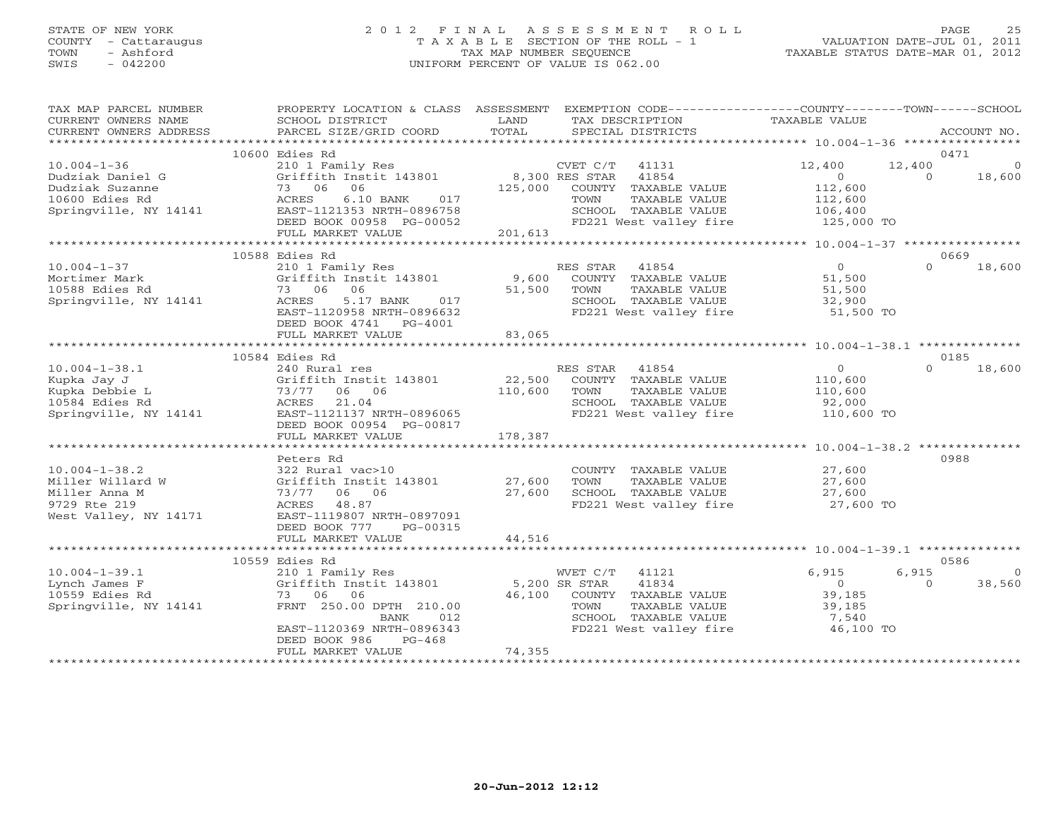STATE OF NEW YORK
COUNTY - Cattaraugus
TOWN - Ashford
SWIS - 042200

# 2012 FINAL ASSESSMENT ROLL
TAXABLE SECTION OF THE ROLL - 1
TAX MAP NUMBER SEQUENCE
UNIFORM PERCENT OF VALUE IS 062.00

VALUATION DATE-JUL 01, 2011
TAXABLE STATUS DATE-MAR 01, 2012

| TAX MAP PARCEL NUMBER / CURRENT OWNERS NAME / CURRENT OWNERS ADDRESS | PROPERTY LOCATION & CLASS / SCHOOL DISTRICT / PARCEL SIZE/GRID COORD | ASSESSMENT LAND / TOTAL | EXEMPTION CODE / TAX DESCRIPTION / SPECIAL DISTRICTS | COUNTY TAXABLE VALUE | TOWN | SCHOOL | ACCOUNT NO. |
|---|---|---|---|---|---|---|---|
| | 10600 Edies Rd | | | | | | 0471 |
| 10.004-1-36 | 210 1 Family Res | | CVET C/T 41131 | 12,400 | 12,400 | 0 | |
| Dudziak Daniel G | Griffith Instit 143801 | 8,300 | RES STAR 41854 | 0 | 0 | 18,600 | |
| Dudziak Suzanne | 73 06 06 | 125,000 | COUNTY TAXABLE VALUE | 112,600 | | | |
| 10600 Edies Rd | ACRES 6.10 BANK 017 | | TOWN TAXABLE VALUE | 112,600 | | | |
| Springville, NY 14141 | EAST-1121353 NRTH-0896758 | | SCHOOL TAXABLE VALUE | 106,400 | | | |
| | DEED BOOK 00958 PG-00052 | | FD221 West valley fire | 125,000 TO | | | |
| | FULL MARKET VALUE | 201,613 | | | | | |
| | 10588 Edies Rd | | | | | | 0669 |
| 10.004-1-37 | 210 1 Family Res | | RES STAR 41854 | 0 | 0 | 18,600 | |
| Mortimer Mark | Griffith Instit 143801 | 9,600 | COUNTY TAXABLE VALUE | 51,500 | | | |
| 10588 Edies Rd | 73 06 06 | 51,500 | TOWN TAXABLE VALUE | 51,500 | | | |
| Springville, NY 14141 | ACRES 5.17 BANK 017 | | SCHOOL TAXABLE VALUE | 32,900 | | | |
| | EAST-1120958 NRTH-0896632 | | FD221 West valley fire | 51,500 TO | | | |
| | DEED BOOK 4741 PG-4001 | | | | | | |
| | FULL MARKET VALUE | 83,065 | | | | | |
| | 10584 Edies Rd | | | | | | 0185 |
| 10.004-1-38.1 | 240 Rural res | | RES STAR 41854 | 0 | 0 | 18,600 | |
| Kupka Jay J | Griffith Instit 143801 | 22,500 | COUNTY TAXABLE VALUE | 110,600 | | | |
| Kupka Debbie L | 73/77 06 06 | 110,600 | TOWN TAXABLE VALUE | 110,600 | | | |
| 10584 Edies Rd | ACRES 21.04 | | SCHOOL TAXABLE VALUE | 92,000 | | | |
| Springville, NY 14141 | EAST-1121137 NRTH-0896065 | | FD221 West valley fire | 110,600 TO | | | |
| | DEED BOOK 00954 PG-00817 | | | | | | |
| | FULL MARKET VALUE | 178,387 | | | | | |
| | Peters Rd | | | | | | 0988 |
| 10.004-1-38.2 | 322 Rural vac>10 | | COUNTY TAXABLE VALUE | 27,600 | | | |
| Miller Willard W | Griffith Instit 143801 | 27,600 | TOWN TAXABLE VALUE | 27,600 | | | |
| Miller Anna M | 73/77 06 06 | 27,600 | SCHOOL TAXABLE VALUE | 27,600 | | | |
| 9729 Rte 219 | ACRES 48.87 | | FD221 West valley fire | 27,600 TO | | | |
| West Valley, NY 14171 | EAST-1119807 NRTH-0897091 | | | | | | |
| | DEED BOOK 777 PG-00315 | | | | | | |
| | FULL MARKET VALUE | 44,516 | | | | | |
| | 10559 Edies Rd | | | | | | 0586 |
| 10.004-1-39.1 | 210 1 Family Res | | WVET C/T 41121 | 6,915 | 6,915 | 0 | |
| Lynch James F | Griffith Instit 143801 | 5,200 | SR STAR 41834 | 0 | 0 | 38,560 | |
| 10559 Edies Rd | 73 06 06 | 46,100 | COUNTY TAXABLE VALUE | 39,185 | | | |
| Springville, NY 14141 | FRNT 250.00 DPTH 210.00 | | TOWN TAXABLE VALUE | 39,185 | | | |
| | BANK 012 | | SCHOOL TAXABLE VALUE | 7,540 | | | |
| | EAST-1120369 NRTH-0896343 | | FD221 West valley fire | 46,100 TO | | | |
| | DEED BOOK 986 PG-468 | | | | | | |
| | FULL MARKET VALUE | 74,355 | | | | | |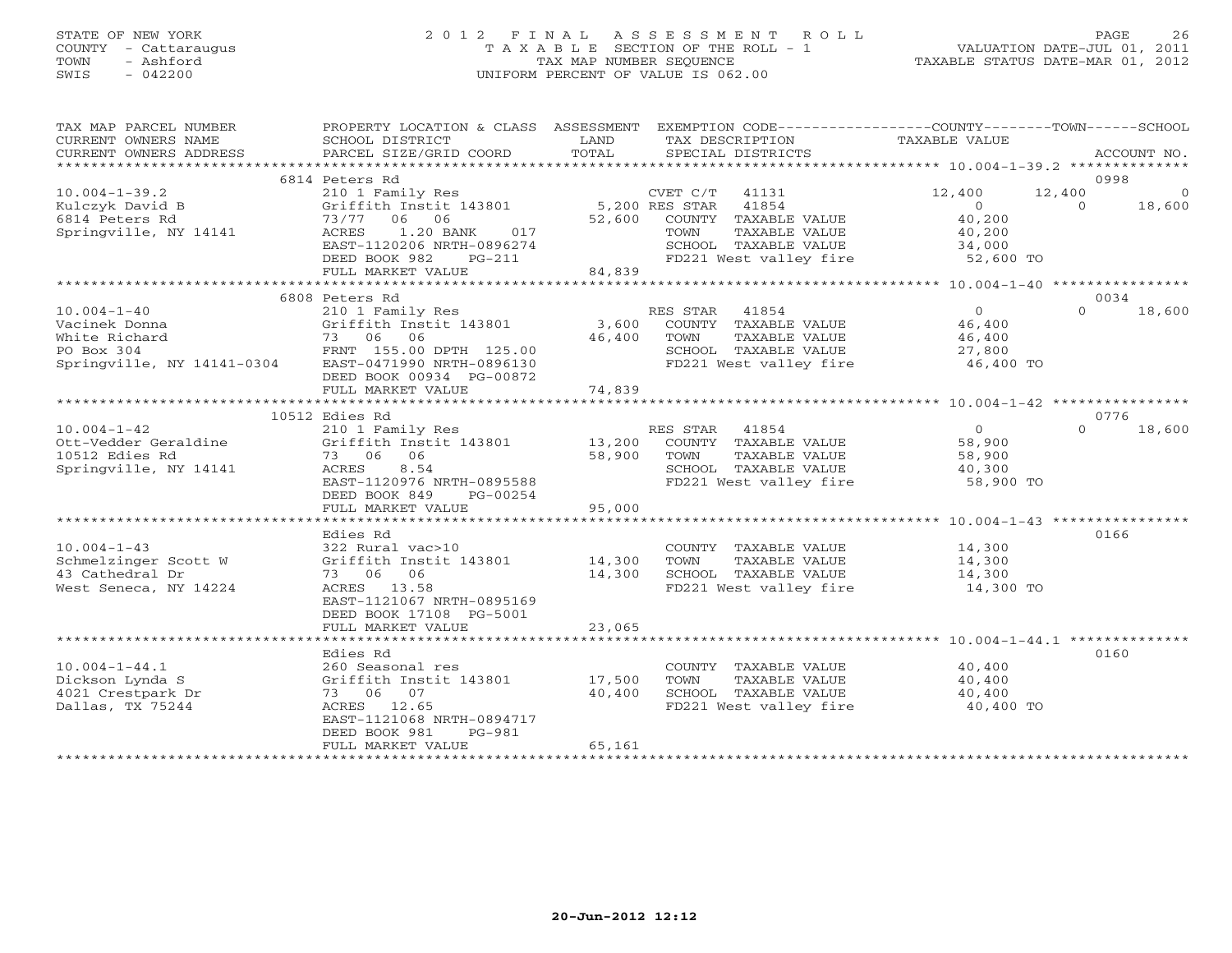STATE OF NEW YORK
COUNTY - Cattaraugus
TOWN - Ashford
SWIS - 042200

2012 FINAL ASSESSMENT ROLL
TAXABLE SECTION OF THE ROLL - 1
TAX MAP NUMBER SEQUENCE
UNIFORM PERCENT OF VALUE IS 062.00

VALUATION DATE-JUL 01, 2011
TAXABLE STATUS DATE-MAR 01, 2012

| TAX MAP PARCEL NUMBER / CURRENT OWNERS NAME / CURRENT OWNERS ADDRESS | PROPERTY LOCATION & CLASS / SCHOOL DISTRICT / PARCEL SIZE/GRID COORD | ASSESSMENT LAND / TOTAL | EXEMPTION CODE / TAX DESCRIPTION / SPECIAL DISTRICTS | COUNTY TAXABLE VALUE | TOWN | SCHOOL | ACCOUNT NO. |
|---|---|---|---|---|---|---|---|
| 10.004-1-39.2 | 6814 Peters Rd | | | | | | 0998 |
| 10.004-1-39.2 | 210 1 Family Res | | CVET C/T 41131 | 12,400 | 12,400 | 0 | |
| Kulczyk David B | Griffith Instit 143801 | 5,200 | RES STAR 41854 | 0 | 0 | 18,600 | |
| 6814 Peters Rd | 73/77 06 06 | 52,600 | COUNTY TAXABLE VALUE | 40,200 | | | |
| Springville, NY 14141 | ACRES 1.20 BANK 017 | | TOWN TAXABLE VALUE | 40,200 | | | |
| | EAST-1120206 NRTH-0896274 | | SCHOOL TAXABLE VALUE | 34,000 | | | |
| | DEED BOOK 982 PG-211 | | FD221 West valley fire | 52,600 TO | | | |
| | FULL MARKET VALUE | 84,839 | | | | | |
| 10.004-1-40 | 6808 Peters Rd | | | | | | 0034 |
| 10.004-1-40 | 210 1 Family Res | | RES STAR 41854 | 0 | 0 | 18,600 | |
| Vacinek Donna | Griffith Instit 143801 | 3,600 | COUNTY TAXABLE VALUE | 46,400 | | | |
| White Richard | 73 06 06 | 46,400 | TOWN TAXABLE VALUE | 46,400 | | | |
| PO Box 304 | FRNT 155.00 DPTH 125.00 | | SCHOOL TAXABLE VALUE | 27,800 | | | |
| Springville, NY 14141-0304 | EAST-0471990 NRTH-0896130 | | FD221 West valley fire | 46,400 TO | | | |
| | DEED BOOK 00934 PG-00872 | | | | | | |
| | FULL MARKET VALUE | 74,839 | | | | | |
| 10.004-1-42 | 10512 Edies Rd | | | | | | 0776 |
| 10.004-1-42 | 210 1 Family Res | | RES STAR 41854 | 0 | 0 | 18,600 | |
| Ott-Vedder Geraldine | Griffith Instit 143801 | 13,200 | COUNTY TAXABLE VALUE | 58,900 | | | |
| 10512 Edies Rd | 73 06 06 | 58,900 | TOWN TAXABLE VALUE | 58,900 | | | |
| Springville, NY 14141 | ACRES 8.54 | | SCHOOL TAXABLE VALUE | 40,300 | | | |
| | EAST-1120976 NRTH-0895588 | | FD221 West valley fire | 58,900 TO | | | |
| | DEED BOOK 849 PG-00254 | | | | | | |
| | FULL MARKET VALUE | 95,000 | | | | | |
| 10.004-1-43 | Edies Rd | | | | | | 0166 |
| 10.004-1-43 | 322 Rural vac>10 | | COUNTY TAXABLE VALUE | 14,300 | | | |
| Schmelzinger Scott W | Griffith Instit 143801 | 14,300 | TOWN TAXABLE VALUE | 14,300 | | | |
| 43 Cathedral Dr | 73 06 06 | 14,300 | SCHOOL TAXABLE VALUE | 14,300 | | | |
| West Seneca, NY 14224 | ACRES 13.58 | | FD221 West valley fire | 14,300 TO | | | |
| | EAST-1121067 NRTH-0895169 | | | | | | |
| | DEED BOOK 17108 PG-5001 | | | | | | |
| | FULL MARKET VALUE | 23,065 | | | | | |
| 10.004-1-44.1 | Edies Rd | | | | | | 0160 |
| 10.004-1-44.1 | 260 Seasonal res | | COUNTY TAXABLE VALUE | 40,400 | | | |
| Dickson Lynda S | Griffith Instit 143801 | 17,500 | TOWN TAXABLE VALUE | 40,400 | | | |
| 4021 Crestpark Dr | 73 06 07 | 40,400 | SCHOOL TAXABLE VALUE | 40,400 | | | |
| Dallas, TX 75244 | ACRES 12.65 | | FD221 West valley fire | 40,400 TO | | | |
| | EAST-1121068 NRTH-0894717 | | | | | | |
| | DEED BOOK 981 PG-981 | | | | | | |
| | FULL MARKET VALUE | 65,161 | | | | | |

20-Jun-2012 12:12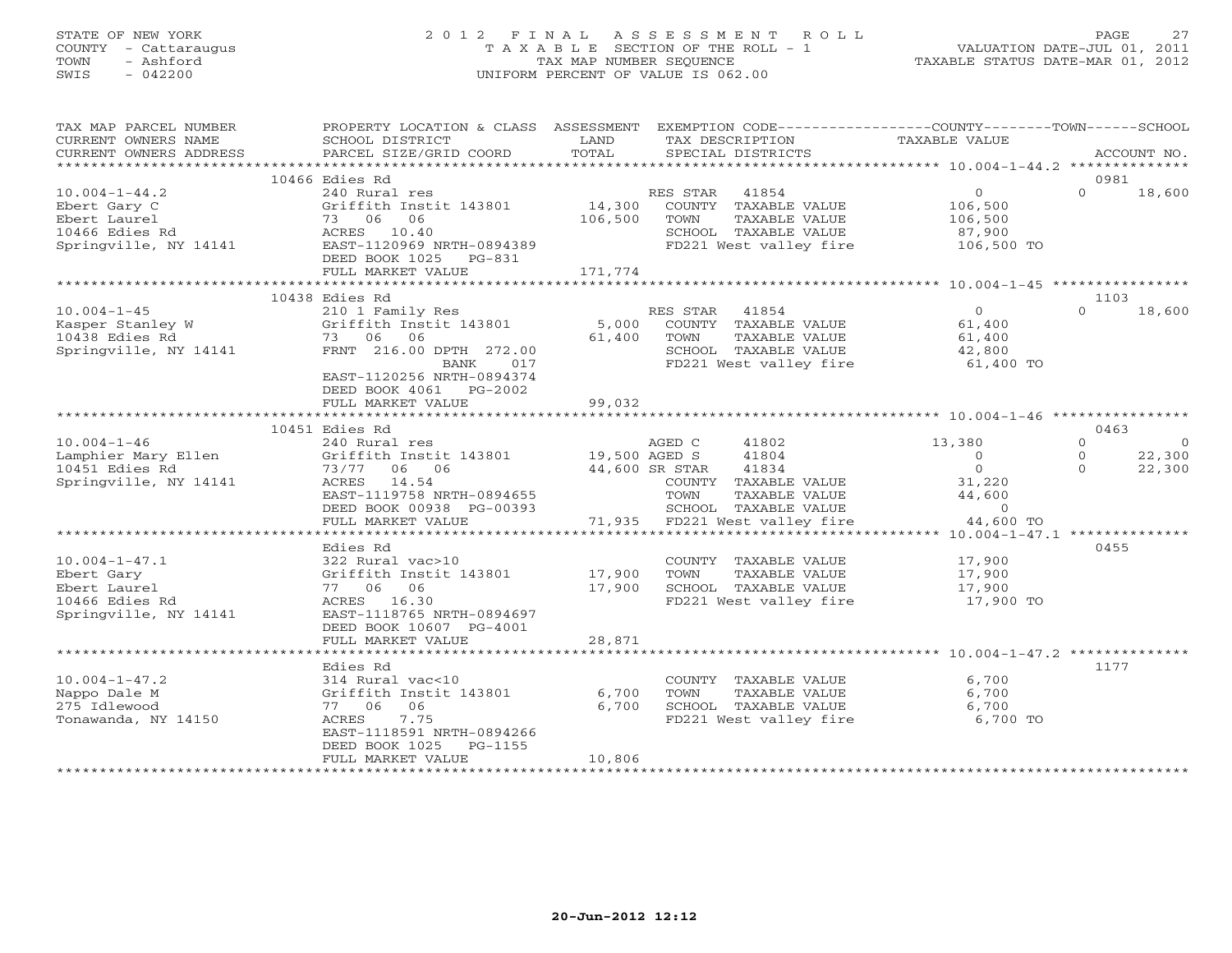STATE OF NEW YORK
COUNTY - Cattaraugus
TOWN - Ashford
SWIS - 042200

2012 FINAL ASSESSMENT ROLL
TAXABLE SECTION OF THE ROLL - 1
TAX MAP NUMBER SEQUENCE
UNIFORM PERCENT OF VALUE IS 062.00

VALUATION DATE-JUL 01, 2011
TAXABLE STATUS DATE-MAR 01, 2012

| TAX MAP PARCEL NUMBER / CURRENT OWNERS NAME / CURRENT OWNERS ADDRESS | PROPERTY LOCATION & CLASS / SCHOOL DISTRICT / PARCEL SIZE/GRID COORD | ASSESSMENT LAND / TOTAL | EXEMPTION CODE / TAX DESCRIPTION / SPECIAL DISTRICTS | COUNTY TAXABLE VALUE | TOWN | SCHOOL / ACCOUNT NO. |
|---|---|---|---|---|---|---|
| 10.004-1-44.2 | 10466 Edies Rd | | | | | 0981 |
| 10.004-1-44.2 | 240 Rural res | | RES STAR 41854 | 0 | 0 | 18,600 |
| Ebert Gary C | Griffith Instit 143801 | 14,300 | COUNTY TAXABLE VALUE | 106,500 | | |
| Ebert Laurel | 73 06 06 | 106,500 | TOWN TAXABLE VALUE | 106,500 | | |
| 10466 Edies Rd | ACRES 10.40 | | SCHOOL TAXABLE VALUE | 87,900 | | |
| Springville, NY 14141 | EAST-1120969 NRTH-0894389 | | FD221 West valley fire | 106,500 TO | | |
| | DEED BOOK 1025 PG-831 | | | | | |
| | FULL MARKET VALUE | 171,774 | | | | |
| 10.004-1-45 | 10438 Edies Rd | | | | | 1103 |
| 10.004-1-45 | 210 1 Family Res | | RES STAR 41854 | 0 | 0 | 18,600 |
| Kasper Stanley W | Griffith Instit 143801 | 5,000 | COUNTY TAXABLE VALUE | 61,400 | | |
| 10438 Edies Rd | 73 06 06 | 61,400 | TOWN TAXABLE VALUE | 61,400 | | |
| Springville, NY 14141 | FRNT 216.00 DPTH 272.00 | | SCHOOL TAXABLE VALUE | 42,800 | | |
| | BANK 017 | | FD221 West valley fire | 61,400 TO | | |
| | EAST-1120256 NRTH-0894374 | | | | | |
| | DEED BOOK 4061 PG-2002 | | | | | |
| | FULL MARKET VALUE | 99,032 | | | | |
| 10.004-1-46 | 10451 Edies Rd | | | | | 0463 |
| 10.004-1-46 | 240 Rural res | | AGED C 41802 | 13,380 | 0 | 0 |
| Lamphier Mary Ellen | Griffith Instit 143801 | 19,500 | AGED S 41804 | 0 | 0 | 22,300 |
| 10451 Edies Rd | 73/77 06 06 | 44,600 | SR STAR 41834 | 0 | 0 | 22,300 |
| Springville, NY 14141 | ACRES 14.54 | | COUNTY TAXABLE VALUE | 31,220 | | |
| | EAST-1119758 NRTH-0894655 | | TOWN TAXABLE VALUE | 44,600 | | |
| | DEED BOOK 00938 PG-00393 | | SCHOOL TAXABLE VALUE | 0 | | |
| | FULL MARKET VALUE | 71,935 | FD221 West valley fire | 44,600 TO | | |
| 10.004-1-47.1 | Edies Rd | | | | | 0455 |
| 10.004-1-47.1 | 322 Rural vac>10 | | COUNTY TAXABLE VALUE | 17,900 | | |
| Ebert Gary | Griffith Instit 143801 | 17,900 | TOWN TAXABLE VALUE | 17,900 | | |
| Ebert Laurel | 77 06 06 | 17,900 | SCHOOL TAXABLE VALUE | 17,900 | | |
| 10466 Edies Rd | ACRES 16.30 | | FD221 West valley fire | 17,900 TO | | |
| Springville, NY 14141 | EAST-1118765 NRTH-0894697 | | | | | |
| | DEED BOOK 10607 PG-4001 | | | | | |
| | FULL MARKET VALUE | 28,871 | | | | |
| 10.004-1-47.2 | Edies Rd | | | | | 1177 |
| 10.004-1-47.2 | 314 Rural vac<10 | | COUNTY TAXABLE VALUE | 6,700 | | |
| Nappo Dale M | Griffith Instit 143801 | 6,700 | TOWN TAXABLE VALUE | 6,700 | | |
| 275 Idlewood | 77 06 06 | 6,700 | SCHOOL TAXABLE VALUE | 6,700 | | |
| Tonawanda, NY 14150 | ACRES 7.75 | | FD221 West valley fire | 6,700 TO | | |
| | EAST-1118591 NRTH-0894266 | | | | | |
| | DEED BOOK 1025 PG-1155 | | | | | |
| | FULL MARKET VALUE | 10,806 | | | | |

20-Jun-2012 12:12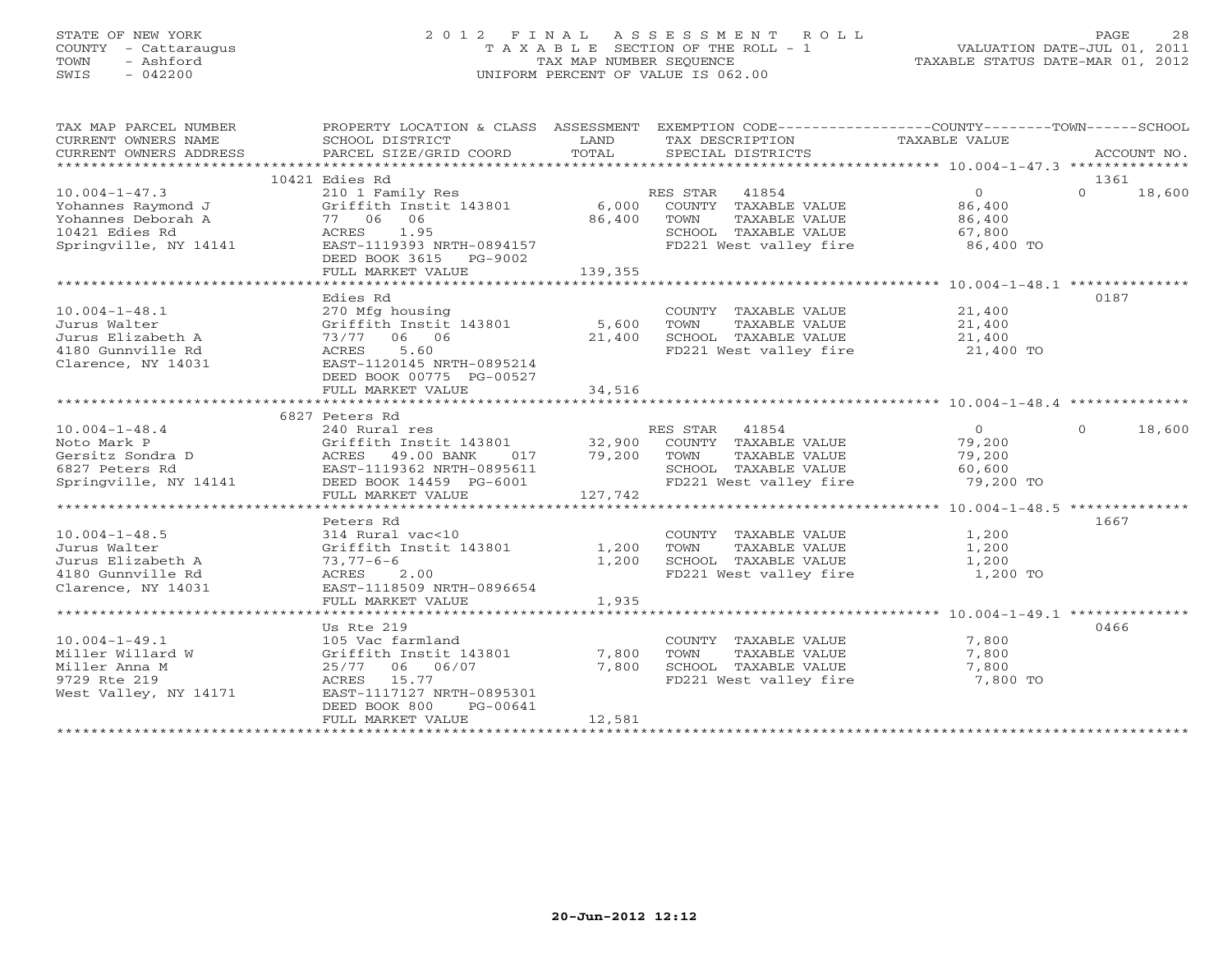STATE OF NEW YORK
COUNTY - Cattaraugus
TOWN - Ashford
SWIS - 042200

# 2012 FINAL ASSESSMENT ROLL
TAXABLE SECTION OF THE ROLL - 1
TAX MAP NUMBER SEQUENCE
UNIFORM PERCENT OF VALUE IS 062.00

VALUATION DATE-JUL 01, 2011
TAXABLE STATUS DATE-MAR 01, 2012

| TAX MAP PARCEL NUMBER / CURRENT OWNERS NAME / CURRENT OWNERS ADDRESS | PROPERTY LOCATION & CLASS / SCHOOL DISTRICT / PARCEL SIZE/GRID COORD | ASSESSMENT LAND / TOTAL | EXEMPTION CODE / TAX DESCRIPTION / SPECIAL DISTRICTS | COUNTY TAXABLE VALUE | TOWN | SCHOOL / ACCOUNT NO. |
|---|---|---|---|---|---|---|
| 10.004-1-47.3 | 10421 Edies Rd | | | | | 1361 |
| | 210 1 Family Res | | RES STAR 41854 | 0 | 0 | 18,600 |
| Yohannes Raymond J | Griffith Instit 143801 | 6,000 | COUNTY TAXABLE VALUE | 86,400 | | |
| Yohannes Deborah A | 77 06 06 | 86,400 | TOWN TAXABLE VALUE | 86,400 | | |
| 10421 Edies Rd | ACRES 1.95 | | SCHOOL TAXABLE VALUE | 67,800 | | |
| Springville, NY 14141 | EAST-1119393 NRTH-0894157 | | FD221 West valley fire | 86,400 TO | | |
| | DEED BOOK 3615 PG-9002 | | | | | |
| | FULL MARKET VALUE | 139,355 | | | | |
| 10.004-1-48.1 | Edies Rd | | | | | 0187 |
| | 270 Mfg housing | | COUNTY TAXABLE VALUE | 21,400 | | |
| Jurus Walter | Griffith Instit 143801 | 5,600 | TOWN TAXABLE VALUE | 21,400 | | |
| Jurus Elizabeth A | 73/77 06 06 | 21,400 | SCHOOL TAXABLE VALUE | 21,400 | | |
| 4180 Gunnville Rd | ACRES 5.60 | | FD221 West valley fire | 21,400 TO | | |
| Clarence, NY 14031 | EAST-1120145 NRTH-0895214 | | | | | |
| | DEED BOOK 00775 PG-00527 | | | | | |
| | FULL MARKET VALUE | 34,516 | | | | |
| 10.004-1-48.4 | 6827 Peters Rd | | | | | |
| | 240 Rural res | | RES STAR 41854 | 0 | 0 | 18,600 |
| Noto Mark P | Griffith Instit 143801 | 32,900 | COUNTY TAXABLE VALUE | 79,200 | | |
| Gersitz Sondra D | ACRES 49.00 BANK 017 | 79,200 | TOWN TAXABLE VALUE | 79,200 | | |
| 6827 Peters Rd | EAST-1119362 NRTH-0895611 | | SCHOOL TAXABLE VALUE | 60,600 | | |
| Springville, NY 14141 | DEED BOOK 14459 PG-6001 | | FD221 West valley fire | 79,200 TO | | |
| | FULL MARKET VALUE | 127,742 | | | | |
| 10.004-1-48.5 | Peters Rd | | | | | 1667 |
| | 314 Rural vac<10 | | COUNTY TAXABLE VALUE | 1,200 | | |
| Jurus Walter | Griffith Instit 143801 | 1,200 | TOWN TAXABLE VALUE | 1,200 | | |
| Jurus Elizabeth A | 73,77-6-6 | 1,200 | SCHOOL TAXABLE VALUE | 1,200 | | |
| 4180 Gunnville Rd | ACRES 2.00 | | FD221 West valley fire | 1,200 TO | | |
| Clarence, NY 14031 | EAST-1118509 NRTH-0896654 | | | | | |
| | FULL MARKET VALUE | 1,935 | | | | |
| 10.004-1-49.1 | Us Rte 219 | | | | | 0466 |
| | 105 Vac farmland | | COUNTY TAXABLE VALUE | 7,800 | | |
| Miller Willard W | Griffith Instit 143801 | 7,800 | TOWN TAXABLE VALUE | 7,800 | | |
| Miller Anna M | 25/77 06 06/07 | 7,800 | SCHOOL TAXABLE VALUE | 7,800 | | |
| 9729 Rte 219 | ACRES 15.77 | | FD221 West valley fire | 7,800 TO | | |
| West Valley, NY 14171 | EAST-1117127 NRTH-0895301 | | | | | |
| | DEED BOOK 800 PG-00641 | | | | | |
| | FULL MARKET VALUE | 12,581 | | | | |

20-Jun-2012 12:12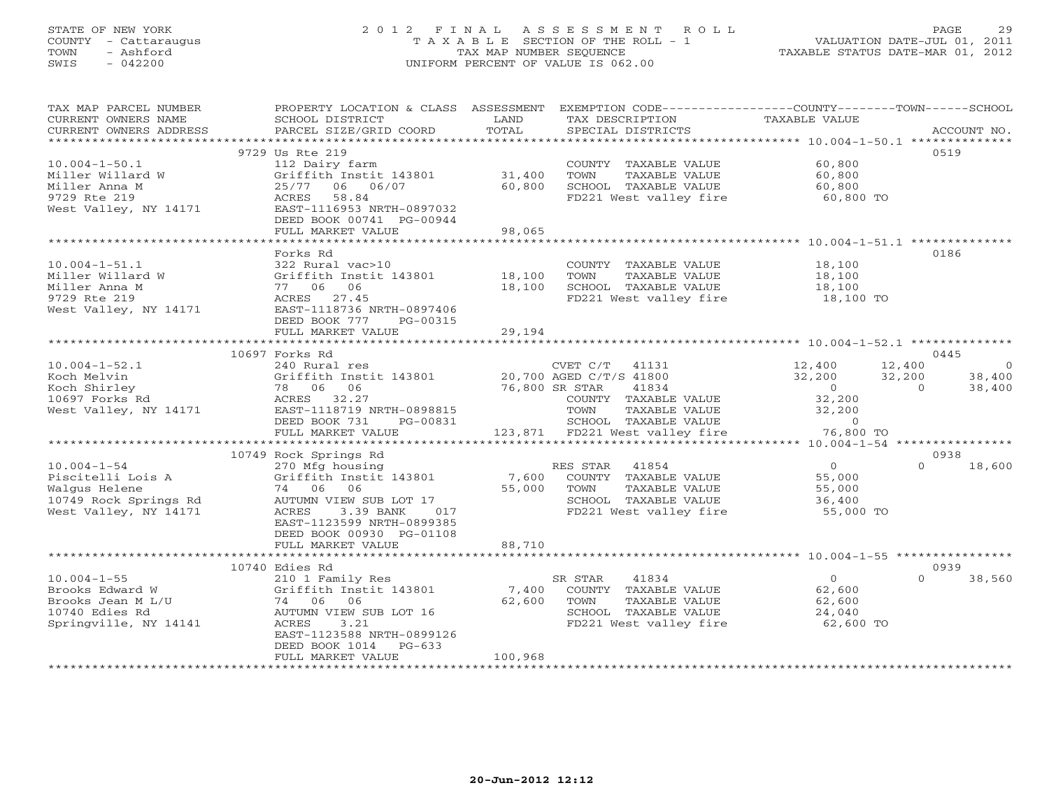STATE OF NEW YORK
COUNTY - Cattaraugus
TOWN - Ashford
SWIS - 042200

# 2012 FINAL ASSESSMENT ROLL
TAXABLE SECTION OF THE ROLL - 1
TAX MAP NUMBER SEQUENCE
UNIFORM PERCENT OF VALUE IS 062.00

VALUATION DATE-JUL 01, 2011
TAXABLE STATUS DATE-MAR 01, 2012

| TAX MAP PARCEL NUMBER / CURRENT OWNERS NAME / CURRENT OWNERS ADDRESS | PROPERTY LOCATION & CLASS / SCHOOL DISTRICT / PARCEL SIZE/GRID COORD | ASSESSMENT LAND / TOTAL | EXEMPTION CODE / TAX DESCRIPTION / SPECIAL DISTRICTS | COUNTY TAXABLE VALUE | TOWN | SCHOOL | ACCOUNT NO. |
|---|---|---|---|---|---|---|---|
| 10.004-1-50.1 | 9729 Us Rte 219 | | | | | | 0519 |
| Miller Willard W | 112 Dairy farm | | COUNTY TAXABLE VALUE | 60,800 | | | |
| Miller Anna M | Griffith Instit 143801 | 31,400 | TOWN TAXABLE VALUE | 60,800 | | | |
| 9729 Rte 219 | 25/77 06 06/07 | 60,800 | SCHOOL TAXABLE VALUE | 60,800 | | | |
| West Valley, NY 14171 | ACRES 58.84 | | FD221 West valley fire | 60,800 TO | | | |
| | EAST-1116953 NRTH-0897032 | | | | | | |
| | DEED BOOK 00741 PG-00944 | | | | | | |
| | FULL MARKET VALUE | 98,065 | | | | | |
| 10.004-1-51.1 | Forks Rd | | | | | | 0186 |
| Miller Willard W | 322 Rural vac>10 | | COUNTY TAXABLE VALUE | 18,100 | | | |
| Miller Anna M | Griffith Instit 143801 | 18,100 | TOWN TAXABLE VALUE | 18,100 | | | |
| 9729 Rte 219 | 77 06 06 | 18,100 | SCHOOL TAXABLE VALUE | 18,100 | | | |
| West Valley, NY 14171 | ACRES 27.45 | | FD221 West valley fire | 18,100 TO | | | |
| | EAST-1118736 NRTH-0897406 | | | | | | |
| | DEED BOOK 777 PG-00315 | | | | | | |
| | FULL MARKET VALUE | 29,194 | | | | | |
| 10.004-1-52.1 | 10697 Forks Rd | | | | | | 0445 |
| Koch Melvin | 240 Rural res | | CVET C/T 41131 | 12,400 | 12,400 | 0 | |
| Koch Shirley | Griffith Instit 143801 | 20,700 | AGED C/T/S 41800 | 32,200 | 32,200 | 38,400 | |
| 10697 Forks Rd | 78 06 06 | 76,800 | SR STAR 41834 | 0 | 0 | 38,400 | |
| West Valley, NY 14171 | ACRES 32.27 | | COUNTY TAXABLE VALUE | 32,200 | | | |
| | EAST-1118719 NRTH-0898815 | | TOWN TAXABLE VALUE | 32,200 | | | |
| | DEED BOOK 731 PG-00831 | | SCHOOL TAXABLE VALUE | 0 | | | |
| | FULL MARKET VALUE | 123,871 | FD221 West valley fire | 76,800 TO | | | |
| 10.004-1-54 | 10749 Rock Springs Rd | | | | | | 0938 |
| Piscitelli Lois A | 270 Mfg housing | | RES STAR 41854 | 0 | 0 | 18,600 | |
| Walgus Helene | Griffith Instit 143801 | 7,600 | COUNTY TAXABLE VALUE | 55,000 | | | |
| 10749 Rock Springs Rd | 74 06 06 | 55,000 | TOWN TAXABLE VALUE | 55,000 | | | |
| West Valley, NY 14171 | AUTUMN VIEW SUB LOT 17 | | SCHOOL TAXABLE VALUE | 36,400 | | | |
| | ACRES 3.39 BANK 017 | | FD221 West valley fire | 55,000 TO | | | |
| | EAST-1123599 NRTH-0899385 | | | | | | |
| | DEED BOOK 00930 PG-01108 | | | | | | |
| | FULL MARKET VALUE | 88,710 | | | | | |
| 10.004-1-55 | 10740 Edies Rd | | | | | | 0939 |
| Brooks Edward W | 210 1 Family Res | | SR STAR 41834 | 0 | 0 | 38,560 | |
| Brooks Jean M L/U | Griffith Instit 143801 | 7,400 | COUNTY TAXABLE VALUE | 62,600 | | | |
| 10740 Edies Rd | 74 06 06 | 62,600 | TOWN TAXABLE VALUE | 62,600 | | | |
| Springville, NY 14141 | AUTUMN VIEW SUB LOT 16 | | SCHOOL TAXABLE VALUE | 24,040 | | | |
| | ACRES 3.21 | | FD221 West valley fire | 62,600 TO | | | |
| | EAST-1123588 NRTH-0899126 | | | | | | |
| | DEED BOOK 1014 PG-633 | | | | | | |
| | FULL MARKET VALUE | 100,968 | | | | | |

20-Jun-2012 12:12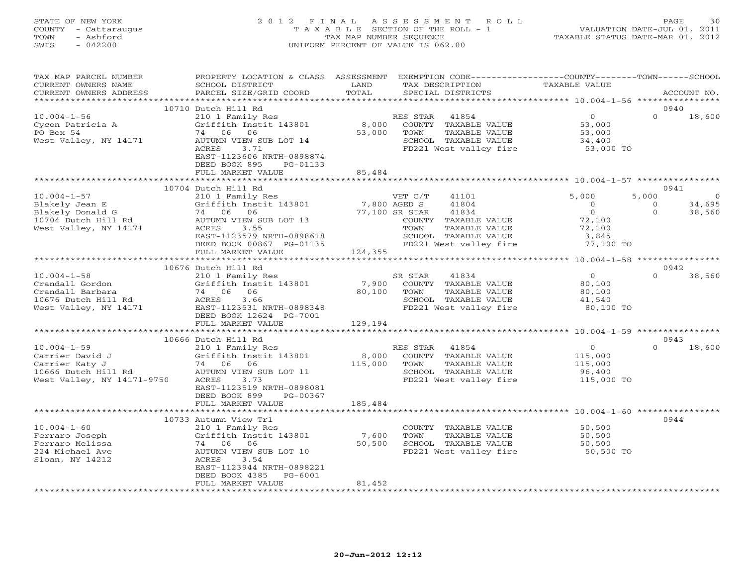STATE OF NEW YORK
COUNTY - Cattaraugus
TOWN - Ashford
SWIS - 042200

# 2012 FINAL ASSESSMENT ROLL

TAXABLE SECTION OF THE ROLL - 1
TAX MAP NUMBER SEQUENCE
UNIFORM PERCENT OF VALUE IS 062.00

VALUATION DATE-JUL 01, 2011
TAXABLE STATUS DATE-MAR 01, 2012

| TAX MAP PARCEL NUMBER / CURRENT OWNERS NAME / CURRENT OWNERS ADDRESS | PROPERTY LOCATION & CLASS / SCHOOL DISTRICT / PARCEL SIZE/GRID COORD | ASSESSMENT LAND / TOTAL | EXEMPTION CODE / TAX DESCRIPTION / SPECIAL DISTRICTS | COUNTY TAXABLE VALUE | TOWN | SCHOOL | ACCOUNT NO. |
|---|---|---|---|---|---|---|---|
| | 10710 Dutch Hill Rd | | | | | | 0940 |
| 10.004-1-56 | 210 1 Family Res | | RES STAR 41854 | 0 | 0 | 18,600 | |
| Cycon Patricia A | Griffith Instit 143801 | 8,000 | COUNTY TAXABLE VALUE | 53,000 | | | |
| PO Box 54 | 74 06 06 | 53,000 | TOWN TAXABLE VALUE | 53,000 | | | |
| West Valley, NY 14171 | AUTUMN VIEW SUB LOT 14 | | SCHOOL TAXABLE VALUE | 34,400 | | | |
| | ACRES 3.71 | | FD221 West valley fire | 53,000 TO | | | |
| | EAST-1123606 NRTH-0898874 | | | | | | |
| | DEED BOOK 895 PG-01133 | | | | | | |
| | FULL MARKET VALUE | 85,484 | | | | | |
| | 10704 Dutch Hill Rd | | | | | | 0941 |
| 10.004-1-57 | 210 1 Family Res | | VET C/T 41101 | 5,000 | 5,000 | 0 | |
| Blakely Jean E | Griffith Instit 143801 | 7,800 | AGED S 41804 | 0 | 0 | 34,695 | |
| Blakely Donald G | 74 06 06 | 77,100 | SR STAR 41834 | 0 | 0 | 38,560 | |
| 10704 Dutch Hill Rd | AUTUMN VIEW SUB LOT 13 | | COUNTY TAXABLE VALUE | 72,100 | | | |
| West Valley, NY 14171 | ACRES 3.55 | | TOWN TAXABLE VALUE | 72,100 | | | |
| | EAST-1123579 NRTH-0898618 | | SCHOOL TAXABLE VALUE | 3,845 | | | |
| | DEED BOOK 00867 PG-01135 | | FD221 West valley fire | 77,100 TO | | | |
| | FULL MARKET VALUE | 124,355 | | | | | |
| | 10676 Dutch Hill Rd | | | | | | 0942 |
| 10.004-1-58 | 210 1 Family Res | | SR STAR 41834 | 0 | 0 | 38,560 | |
| Crandall Gordon | Griffith Instit 143801 | 7,900 | COUNTY TAXABLE VALUE | 80,100 | | | |
| Crandall Barbara | 74 06 06 | 80,100 | TOWN TAXABLE VALUE | 80,100 | | | |
| 10676 Dutch Hill Rd | ACRES 3.66 | | SCHOOL TAXABLE VALUE | 41,540 | | | |
| West Valley, NY 14171 | EAST-1123531 NRTH-0898348 | | FD221 West valley fire | 80,100 TO | | | |
| | DEED BOOK 12624 PG-7001 | | | | | | |
| | FULL MARKET VALUE | 129,194 | | | | | |
| | 10666 Dutch Hill Rd | | | | | | 0943 |
| 10.004-1-59 | 210 1 Family Res | | RES STAR 41854 | 0 | 0 | 18,600 | |
| Carrier David J | Griffith Instit 143801 | 8,000 | COUNTY TAXABLE VALUE | 115,000 | | | |
| Carrier Katy J | 74 06 06 | 115,000 | TOWN TAXABLE VALUE | 115,000 | | | |
| 10666 Dutch Hill Rd | AUTUMN VIEW SUB LOT 11 | | SCHOOL TAXABLE VALUE | 96,400 | | | |
| West Valley, NY 14171-9750 | ACRES 3.73 | | FD221 West valley fire | 115,000 TO | | | |
| | EAST-1123519 NRTH-0898081 | | | | | | |
| | DEED BOOK 899 PG-00367 | | | | | | |
| | FULL MARKET VALUE | 185,484 | | | | | |
| | 10733 Autumn View Trl | | | | | | 0944 |
| 10.004-1-60 | 210 1 Family Res | | COUNTY TAXABLE VALUE | 50,500 | | | |
| Ferraro Joseph | Griffith Instit 143801 | 7,600 | TOWN TAXABLE VALUE | 50,500 | | | |
| Ferraro Melissa | 74 06 06 | 50,500 | SCHOOL TAXABLE VALUE | 50,500 | | | |
| 224 Michael Ave | AUTUMN VIEW SUB LOT 10 | | FD221 West valley fire | 50,500 TO | | | |
| Sloan, NY 14212 | ACRES 3.54 | | | | | | |
| | EAST-1123944 NRTH-0898221 | | | | | | |
| | DEED BOOK 4385 PG-6001 | | | | | | |
| | FULL MARKET VALUE | 81,452 | | | | | |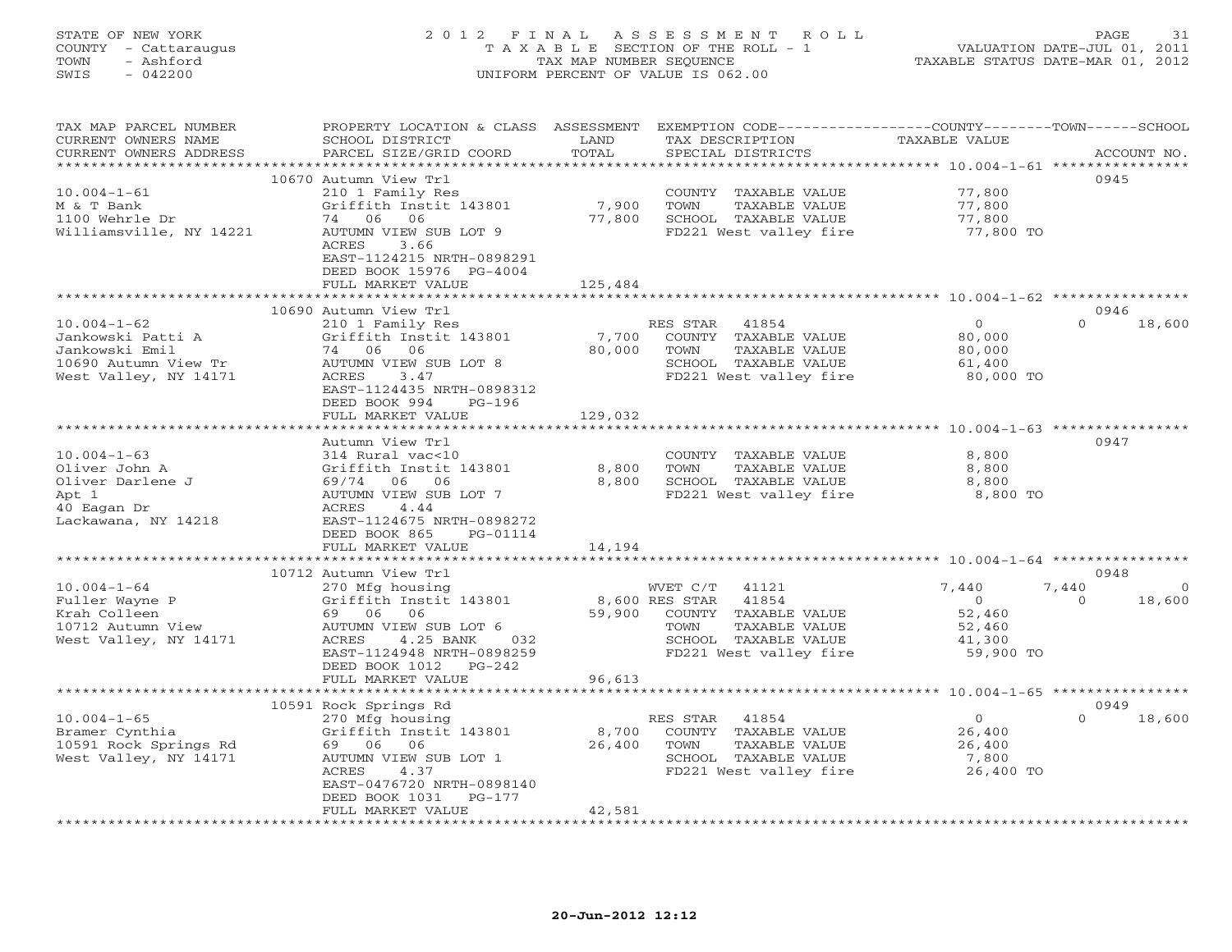STATE OF NEW YORK
COUNTY - Cattaraugus
TOWN - Ashford
SWIS - 042200

# 2012 FINAL ASSESSMENT ROLL
TAXABLE SECTION OF THE ROLL - 1
TAX MAP NUMBER SEQUENCE
UNIFORM PERCENT OF VALUE IS 062.00

VALUATION DATE-JUL 01, 2011
TAXABLE STATUS DATE-MAR 01, 2012

| TAX MAP PARCEL NUMBER / CURRENT OWNERS NAME / CURRENT OWNERS ADDRESS | PROPERTY LOCATION & CLASS / SCHOOL DISTRICT / PARCEL SIZE/GRID COORD | ASSESSMENT LAND / TOTAL | EXEMPTION CODE / TAX DESCRIPTION / SPECIAL DISTRICTS | COUNTY TAXABLE VALUE | TOWN | SCHOOL / ACCOUNT NO. |
|---|---|---|---|---|---|---|
| | 10670 Autumn View Trl | | | | | 0945 |
| 10.004-1-61 | 210 1 Family Res | | COUNTY TAXABLE VALUE | 77,800 | | |
| M & T Bank | Griffith Instit 143801 | 7,900 | TOWN TAXABLE VALUE | 77,800 | | |
| 1100 Wehrle Dr | 74 06 06 | 77,800 | SCHOOL TAXABLE VALUE | 77,800 | | |
| Williamsville, NY 14221 | AUTUMN VIEW SUB LOT 9 | | FD221 West valley fire | 77,800 TO | | |
| | ACRES 3.66 | | | | | |
| | EAST-1124215 NRTH-0898291 | | | | | |
| | DEED BOOK 15976 PG-4004 | | | | | |
| | FULL MARKET VALUE | 125,484 | | | | |
| | 10690 Autumn View Trl | | | | | 0946 |
| 10.004-1-62 | 210 1 Family Res | | RES STAR 41854 | 0 | 0 | 18,600 |
| Jankowski Patti A | Griffith Instit 143801 | 7,700 | COUNTY TAXABLE VALUE | 80,000 | | |
| Jankowski Emil | 74 06 06 | 80,000 | TOWN TAXABLE VALUE | 80,000 | | |
| 10690 Autumn View Tr | AUTUMN VIEW SUB LOT 8 | | SCHOOL TAXABLE VALUE | 61,400 | | |
| West Valley, NY 14171 | ACRES 3.47 | | FD221 West valley fire | 80,000 TO | | |
| | EAST-1124435 NRTH-0898312 | | | | | |
| | DEED BOOK 994 PG-196 | | | | | |
| | FULL MARKET VALUE | 129,032 | | | | |
| | Autumn View Trl | | | | | 0947 |
| 10.004-1-63 | 314 Rural vac<10 | | COUNTY TAXABLE VALUE | 8,800 | | |
| Oliver John A | Griffith Instit 143801 | 8,800 | TOWN TAXABLE VALUE | 8,800 | | |
| Oliver Darlene J | 69/74 06 06 | 8,800 | SCHOOL TAXABLE VALUE | 8,800 | | |
| Apt 1 | AUTUMN VIEW SUB LOT 7 | | FD221 West valley fire | 8,800 TO | | |
| 40 Eagan Dr | ACRES 4.44 | | | | | |
| Lackawana, NY 14218 | EAST-1124675 NRTH-0898272 | | | | | |
| | DEED BOOK 865 PG-01114 | | | | | |
| | FULL MARKET VALUE | 14,194 | | | | |
| | 10712 Autumn View Trl | | | | | 0948 |
| 10.004-1-64 | 270 Mfg housing | | WVET C/T 41121 | 7,440 | 7,440 | 0 |
| Fuller Wayne P | Griffith Instit 143801 | 8,600 | RES STAR 41854 | 0 | 0 | 18,600 |
| Krah Colleen | 69 06 06 | 59,900 | COUNTY TAXABLE VALUE | 52,460 | | |
| 10712 Autumn View | AUTUMN VIEW SUB LOT 6 | | TOWN TAXABLE VALUE | 52,460 | | |
| West Valley, NY 14171 | ACRES 4.25 BANK 032 | | SCHOOL TAXABLE VALUE | 41,300 | | |
| | EAST-1124948 NRTH-0898259 | | FD221 West valley fire | 59,900 TO | | |
| | DEED BOOK 1012 PG-242 | | | | | |
| | FULL MARKET VALUE | 96,613 | | | | |
| | 10591 Rock Springs Rd | | | | | 0949 |
| 10.004-1-65 | 270 Mfg housing | | RES STAR 41854 | 0 | 0 | 18,600 |
| Bramer Cynthia | Griffith Instit 143801 | 8,700 | COUNTY TAXABLE VALUE | 26,400 | | |
| 10591 Rock Springs Rd | 69 06 06 | 26,400 | TOWN TAXABLE VALUE | 26,400 | | |
| West Valley, NY 14171 | AUTUMN VIEW SUB LOT 1 | | SCHOOL TAXABLE VALUE | 7,800 | | |
| | ACRES 4.37 | | FD221 West valley fire | 26,400 TO | | |
| | EAST-0476720 NRTH-0898140 | | | | | |
| | DEED BOOK 1031 PG-177 | | | | | |
| | FULL MARKET VALUE | 42,581 | | | | |

20-Jun-2012 12:12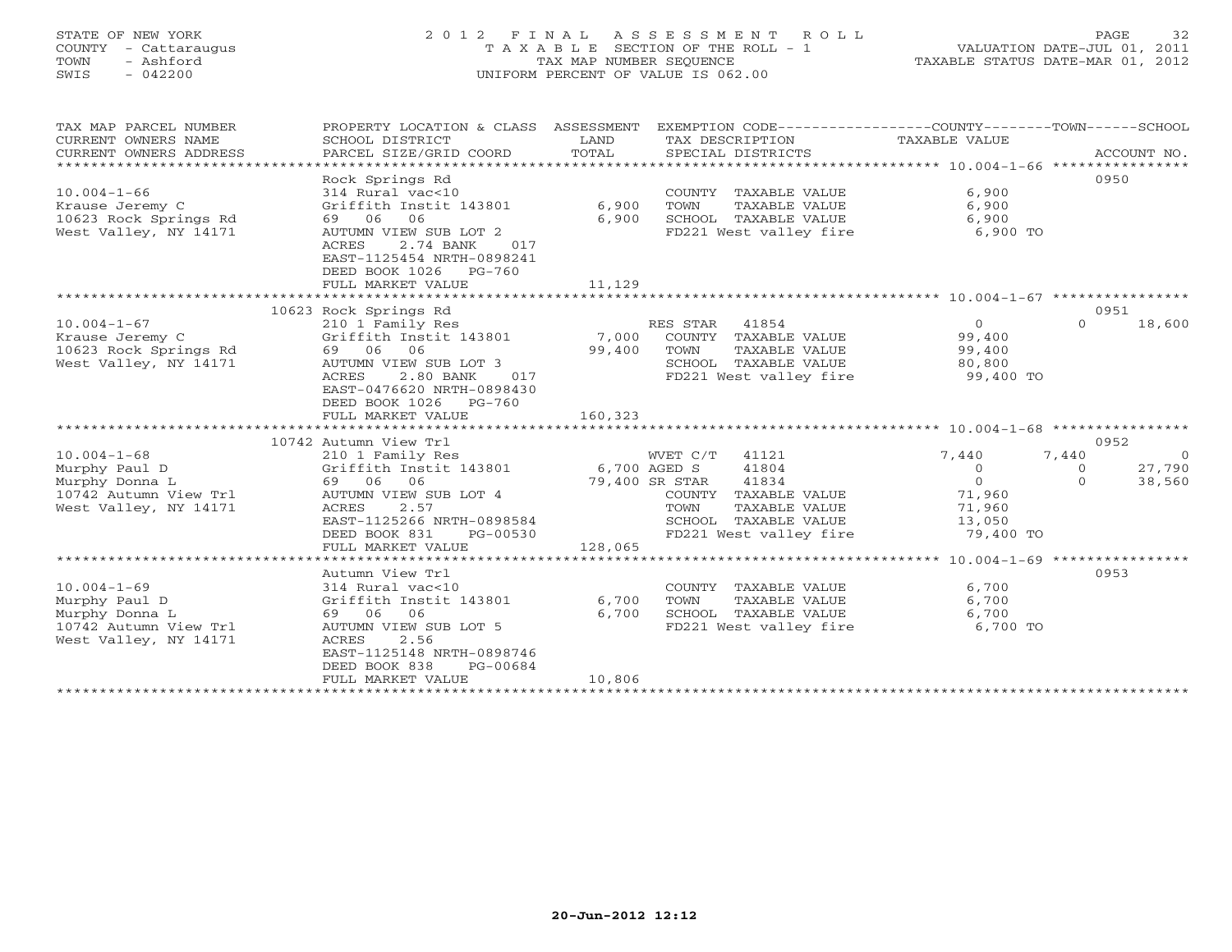STATE OF NEW YORK
COUNTY - Cattaraugus
TOWN - Ashford
SWIS - 042200

2012 FINAL ASSESSMENT ROLL
TAXABLE SECTION OF THE ROLL - 1
TAX MAP NUMBER SEQUENCE
UNIFORM PERCENT OF VALUE IS 062.00

VALUATION DATE-JUL 01, 2011
TAXABLE STATUS DATE-MAR 01, 2012

| TAX MAP PARCEL NUMBER / CURRENT OWNERS NAME / CURRENT OWNERS ADDRESS | PROPERTY LOCATION & CLASS / SCHOOL DISTRICT / PARCEL SIZE/GRID COORD | ASSESSMENT LAND / TOTAL | EXEMPTION CODE / TAX DESCRIPTION / SPECIAL DISTRICTS | COUNTY | TOWN | SCHOOL | ACCOUNT NO. |
|---|---|---|---|---|---|---|---|
| 10.004-1-66 | Rock Springs Rd | | | | | | 0950 |
| | 314 Rural vac<10 | | COUNTY TAXABLE VALUE | 6,900 | | | |
| Krause Jeremy C | Griffith Instit 143801 | 6,900 | TOWN TAXABLE VALUE | | 6,900 | | |
| 10623 Rock Springs Rd | 69 06 06 | 6,900 | SCHOOL TAXABLE VALUE | | | 6,900 | |
| West Valley, NY 14171 | AUTUMN VIEW SUB LOT 2 | | FD221 West valley fire | 6,900 TO | | | |
| | ACRES 2.74 BANK 017 | | | | | | |
| | EAST-1125454 NRTH-0898241 | | | | | | |
| | DEED BOOK 1026 PG-760 | | | | | | |
| | FULL MARKET VALUE | 11,129 | | | | | |
| 10.004-1-67 | 10623 Rock Springs Rd | | | | | | 0951 |
| | 210 1 Family Res | | RES STAR 41854 | 0 | 0 | 18,600 | |
| Krause Jeremy C | Griffith Instit 143801 | 7,000 | COUNTY TAXABLE VALUE | 99,400 | | | |
| 10623 Rock Springs Rd | 69 06 06 | 99,400 | TOWN TAXABLE VALUE | | 99,400 | | |
| West Valley, NY 14171 | AUTUMN VIEW SUB LOT 3 | | SCHOOL TAXABLE VALUE | | | 80,800 | |
| | ACRES 2.80 BANK 017 | | FD221 West valley fire | 99,400 TO | | | |
| | EAST-0476620 NRTH-0898430 | | | | | | |
| | DEED BOOK 1026 PG-760 | | | | | | |
| | FULL MARKET VALUE | 160,323 | | | | | |
| 10.004-1-68 | 10742 Autumn View Trl | | | | | | 0952 |
| | 210 1 Family Res | | WVET C/T 41121 | 7,440 | 7,440 | 0 | |
| Murphy Paul D | Griffith Instit 143801 | 6,700 | AGED S 41804 | 0 | 0 | 27,790 | |
| Murphy Donna L | 69 06 06 | 79,400 | SR STAR 41834 | 0 | 0 | 38,560 | |
| 10742 Autumn View Trl | AUTUMN VIEW SUB LOT 4 | | COUNTY TAXABLE VALUE | 71,960 | | | |
| West Valley, NY 14171 | ACRES 2.57 | | TOWN TAXABLE VALUE | | 71,960 | | |
| | EAST-1125266 NRTH-0898584 | | SCHOOL TAXABLE VALUE | | | 13,050 | |
| | DEED BOOK 831 PG-00530 | | FD221 West valley fire | 79,400 TO | | | |
| | FULL MARKET VALUE | 128,065 | | | | | |
| 10.004-1-69 | Autumn View Trl | | | | | | 0953 |
| | 314 Rural vac<10 | | COUNTY TAXABLE VALUE | 6,700 | | | |
| Murphy Paul D | Griffith Instit 143801 | 6,700 | TOWN TAXABLE VALUE | | 6,700 | | |
| Murphy Donna L | 69 06 06 | 6,700 | SCHOOL TAXABLE VALUE | | | 6,700 | |
| 10742 Autumn View Trl | AUTUMN VIEW SUB LOT 5 | | FD221 West valley fire | 6,700 TO | | | |
| West Valley, NY 14171 | ACRES 2.56 | | | | | | |
| | EAST-1125148 NRTH-0898746 | | | | | | |
| | DEED BOOK 838 PG-00684 | | | | | | |
| | FULL MARKET VALUE | 10,806 | | | | | |

20-Jun-2012 12:12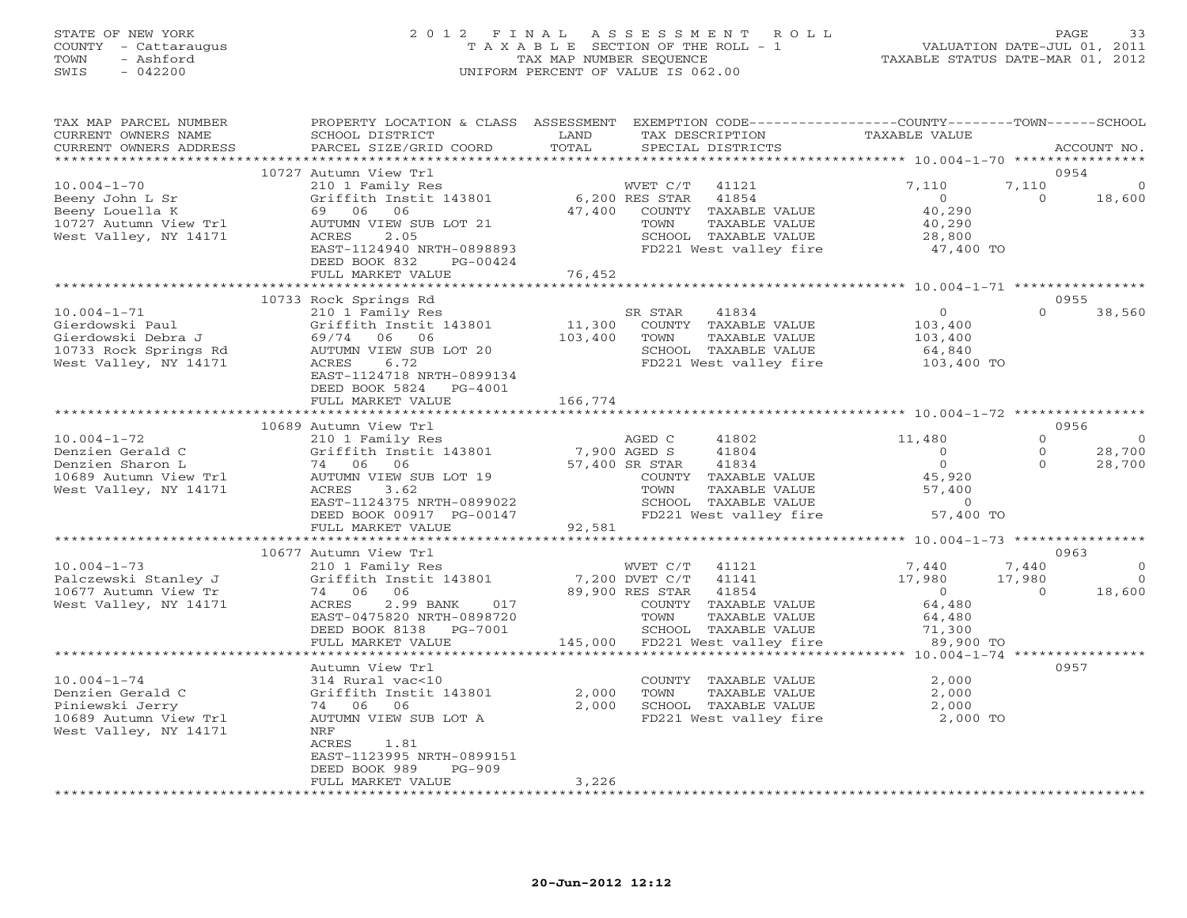STATE OF NEW YORK
COUNTY - Cattaraugus
TOWN - Ashford
SWIS - 042200

# 2012 FINAL ASSESSMENT ROLL
TAXABLE SECTION OF THE ROLL - 1
TAX MAP NUMBER SEQUENCE
UNIFORM PERCENT OF VALUE IS 062.00

VALUATION DATE-JUL 01, 2011
TAXABLE STATUS DATE-MAR 01, 2012

| TAX MAP PARCEL NUMBER / CURRENT OWNERS NAME / CURRENT OWNERS ADDRESS | PROPERTY LOCATION & CLASS / SCHOOL DISTRICT / PARCEL SIZE/GRID COORD | ASSESSMENT LAND / TOTAL | EXEMPTION CODE / TAX DESCRIPTION / SPECIAL DISTRICTS | COUNTY TAXABLE VALUE | TOWN | SCHOOL | ACCOUNT NO. |
|---|---|---|---|---|---|---|---|
| 10.004-1-70 | 10727 Autumn View Trl | | | | | | 0954 |
| Beeny John L Sr | 210 1 Family Res | | WVET C/T 41121 | 7,110 | 7,110 | 0 | |
| Beeny Louella K | Griffith Instit 143801 | 6,200 | RES STAR 41854 | 0 | 0 | 18,600 | |
| 10727 Autumn View Trl | 69 06 06 | 47,400 | COUNTY TAXABLE VALUE | 40,290 | | | |
| West Valley, NY 14171 | AUTUMN VIEW SUB LOT 21 | | TOWN TAXABLE VALUE | 40,290 | | | |
| | ACRES 2.05 | | SCHOOL TAXABLE VALUE | 28,800 | | | |
| | EAST-1124940 NRTH-0898893 | | FD221 West valley fire | 47,400 TO | | | |
| | DEED BOOK 832 PG-00424 | | | | | | |
| | FULL MARKET VALUE | 76,452 | | | | | |
| 10.004-1-71 | 10733 Rock Springs Rd | | | | | | 0955 |
| Gierdowski Paul | 210 1 Family Res | | SR STAR 41834 | 0 | 0 | 38,560 | |
| Gierdowski Debra J | Griffith Instit 143801 | 11,300 | COUNTY TAXABLE VALUE | 103,400 | | | |
| 10733 Rock Springs Rd | 69/74 06 06 | 103,400 | TOWN TAXABLE VALUE | 103,400 | | | |
| West Valley, NY 14171 | AUTUMN VIEW SUB LOT 20 | | SCHOOL TAXABLE VALUE | 64,840 | | | |
| | ACRES 6.72 | | FD221 West valley fire | 103,400 TO | | | |
| | EAST-1124718 NRTH-0899134 | | | | | | |
| | DEED BOOK 5824 PG-4001 | | | | | | |
| | FULL MARKET VALUE | 166,774 | | | | | |
| 10.004-1-72 | 10689 Autumn View Trl | | | | | | 0956 |
| Denzien Gerald C | 210 1 Family Res | | AGED C 41802 | 11,480 | 0 | 0 | |
| Denzien Sharon L | Griffith Instit 143801 | 7,900 | AGED S 41804 | 0 | 0 | 28,700 | |
| 10689 Autumn View Trl | 74 06 06 | 57,400 | SR STAR 41834 | 0 | 0 | 28,700 | |
| West Valley, NY 14171 | AUTUMN VIEW SUB LOT 19 | | COUNTY TAXABLE VALUE | 45,920 | | | |
| | ACRES 3.62 | | TOWN TAXABLE VALUE | 57,400 | | | |
| | EAST-1124375 NRTH-0899022 | | SCHOOL TAXABLE VALUE | 0 | | | |
| | DEED BOOK 00917 PG-00147 | | FD221 West valley fire | 57,400 TO | | | |
| | FULL MARKET VALUE | 92,581 | | | | | |
| 10.004-1-73 | 10677 Autumn View Trl | | | | | | 0963 |
| Palczewski Stanley J | 210 1 Family Res | | WVET C/T 41121 | 7,440 | 7,440 | 0 | |
| 10677 Autumn View Tr | Griffith Instit 143801 | 7,200 | DVET C/T 41141 | 17,980 | 17,980 | 0 | |
| West Valley, NY 14171 | 74 06 06 | 89,900 | RES STAR 41854 | 0 | 0 | 18,600 | |
| | ACRES 2.99 BANK 017 | | COUNTY TAXABLE VALUE | 64,480 | | | |
| | EAST-0475820 NRTH-0898720 | | TOWN TAXABLE VALUE | 64,480 | | | |
| | DEED BOOK 8138 PG-7001 | | SCHOOL TAXABLE VALUE | 71,300 | | | |
| | FULL MARKET VALUE | 145,000 | FD221 West valley fire | 89,900 TO | | | |
| 10.004-1-74 | Autumn View Trl | | | | | | 0957 |
| Denzien Gerald C | 314 Rural vac<10 | | COUNTY TAXABLE VALUE | 2,000 | | | |
| Piniewski Jerry | Griffith Instit 143801 | 2,000 | TOWN TAXABLE VALUE | 2,000 | | | |
| 10689 Autumn View Trl | 74 06 06 | 2,000 | SCHOOL TAXABLE VALUE | 2,000 | | | |
| West Valley, NY 14171 | AUTUMN VIEW SUB LOT A | | FD221 West valley fire | 2,000 TO | | | |
| | NRF | | | | | | |
| | ACRES 1.81 | | | | | | |
| | EAST-1123995 NRTH-0899151 | | | | | | |
| | DEED BOOK 989 PG-909 | | | | | | |
| | FULL MARKET VALUE | 3,226 | | | | | |

20-Jun-2012 12:12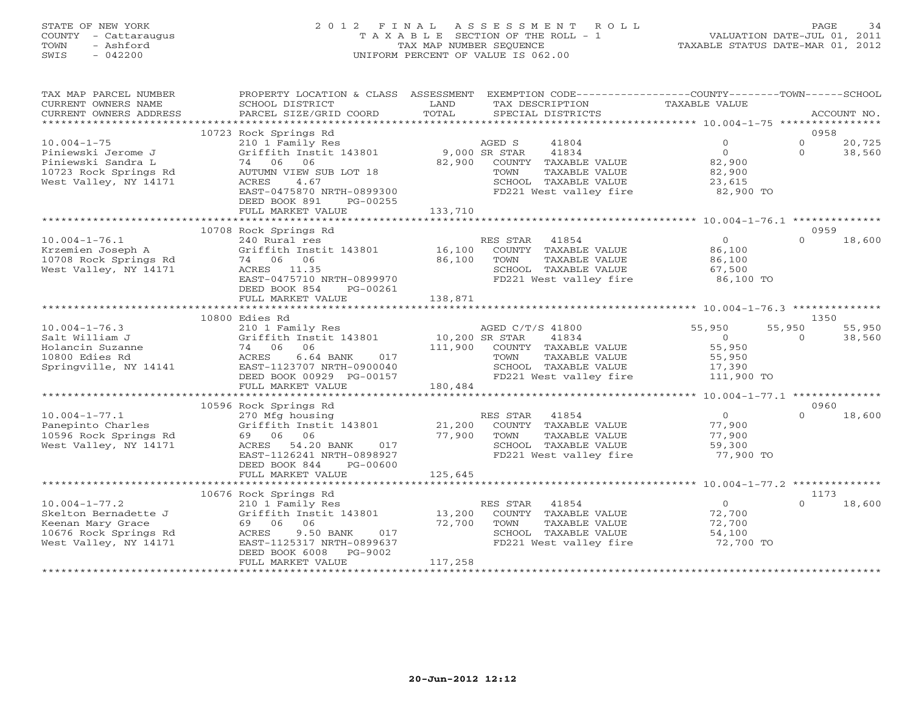STATE OF NEW YORK
COUNTY - Cattaraugus
TOWN - Ashford
SWIS - 042200

# 2012 FINAL ASSESSMENT ROLL

TAXABLE SECTION OF THE ROLL - 1
TAX MAP NUMBER SEQUENCE
UNIFORM PERCENT OF VALUE IS 062.00

VALUATION DATE-JUL 01, 2011
TAXABLE STATUS DATE-MAR 01, 2012

| TAX MAP PARCEL NUMBER / CURRENT OWNERS NAME / CURRENT OWNERS ADDRESS | PROPERTY LOCATION & CLASS / SCHOOL DISTRICT / PARCEL SIZE/GRID COORD | ASSESSMENT LAND / TOTAL | EXEMPTION CODE / TAX DESCRIPTION / SPECIAL DISTRICTS | COUNTY TAXABLE VALUE | TOWN | SCHOOL / ACCOUNT NO. |
|---|---|---|---|---|---|---|
| | 10723 Rock Springs Rd | | | | | 0958 |
| 10.004-1-75 | 210 1 Family Res | | AGED S 41804 | 0 | 0 | 20,725 |
| Piniewski Jerome J | Griffith Instit 143801 | 9,000 | SR STAR 41834 | 0 | 0 | 38,560 |
| Piniewski Sandra L | 74 06 06 | 82,900 | COUNTY TAXABLE VALUE | 82,900 | | |
| 10723 Rock Springs Rd | AUTUMN VIEW SUB LOT 18 | | TOWN TAXABLE VALUE | 82,900 | | |
| West Valley, NY 14171 | ACRES 4.67 | | SCHOOL TAXABLE VALUE | 23,615 | | |
| | EAST-0475870 NRTH-0899300 | | FD221 West valley fire | 82,900 TO | | |
| | DEED BOOK 891 PG-00255 | | | | | |
| | FULL MARKET VALUE | 133,710 | | | | |
| | 10708 Rock Springs Rd | | | | | 0959 |
| 10.004-1-76.1 | 240 Rural res | | RES STAR 41854 | 0 | 0 | 18,600 |
| Krzemien Joseph A | Griffith Instit 143801 | 16,100 | COUNTY TAXABLE VALUE | 86,100 | | |
| 10708 Rock Springs Rd | 74 06 06 | 86,100 | TOWN TAXABLE VALUE | 86,100 | | |
| West Valley, NY 14171 | ACRES 11.35 | | SCHOOL TAXABLE VALUE | 67,500 | | |
| | EAST-0475710 NRTH-0899970 | | FD221 West valley fire | 86,100 TO | | |
| | DEED BOOK 854 PG-00261 | | | | | |
| | FULL MARKET VALUE | 138,871 | | | | |
| | 10800 Edies Rd | | | | | 1350 |
| 10.004-1-76.3 | 210 1 Family Res | | AGED C/T/S 41800 | 55,950 | 55,950 | 55,950 |
| Salt William J | Griffith Instit 143801 | 10,200 | SR STAR 41834 | 0 | 0 | 38,560 |
| Holancin Suzanne | 74 06 06 | 111,900 | COUNTY TAXABLE VALUE | 55,950 | | |
| 10800 Edies Rd | ACRES 6.64 BANK 017 | | TOWN TAXABLE VALUE | 55,950 | | |
| Springville, NY 14141 | EAST-1123707 NRTH-0900040 | | SCHOOL TAXABLE VALUE | 17,390 | | |
| | DEED BOOK 00929 PG-00157 | | FD221 West valley fire | 111,900 TO | | |
| | FULL MARKET VALUE | 180,484 | | | | |
| | 10596 Rock Springs Rd | | | | | 0960 |
| 10.004-1-77.1 | 270 Mfg housing | | RES STAR 41854 | 0 | 0 | 18,600 |
| Panepinto Charles | Griffith Instit 143801 | 21,200 | COUNTY TAXABLE VALUE | 77,900 | | |
| 10596 Rock Springs Rd | 69 06 06 | 77,900 | TOWN TAXABLE VALUE | 77,900 | | |
| West Valley, NY 14171 | ACRES 54.20 BANK 017 | | SCHOOL TAXABLE VALUE | 59,300 | | |
| | EAST-1126241 NRTH-0898927 | | FD221 West valley fire | 77,900 TO | | |
| | DEED BOOK 844 PG-00600 | | | | | |
| | FULL MARKET VALUE | 125,645 | | | | |
| | 10676 Rock Springs Rd | | | | | 1173 |
| 10.004-1-77.2 | 210 1 Family Res | | RES STAR 41854 | 0 | 0 | 18,600 |
| Skelton Bernadette J | Griffith Instit 143801 | 13,200 | COUNTY TAXABLE VALUE | 72,700 | | |
| Keenan Mary Grace | 69 06 06 | 72,700 | TOWN TAXABLE VALUE | 72,700 | | |
| 10676 Rock Springs Rd | ACRES 9.50 BANK 017 | | SCHOOL TAXABLE VALUE | 54,100 | | |
| West Valley, NY 14171 | EAST-1125317 NRTH-0899637 | | FD221 West valley fire | 72,700 TO | | |
| | DEED BOOK 6008 PG-9002 | | | | | |
| | FULL MARKET VALUE | 117,258 | | | | |

20-Jun-2012 12:12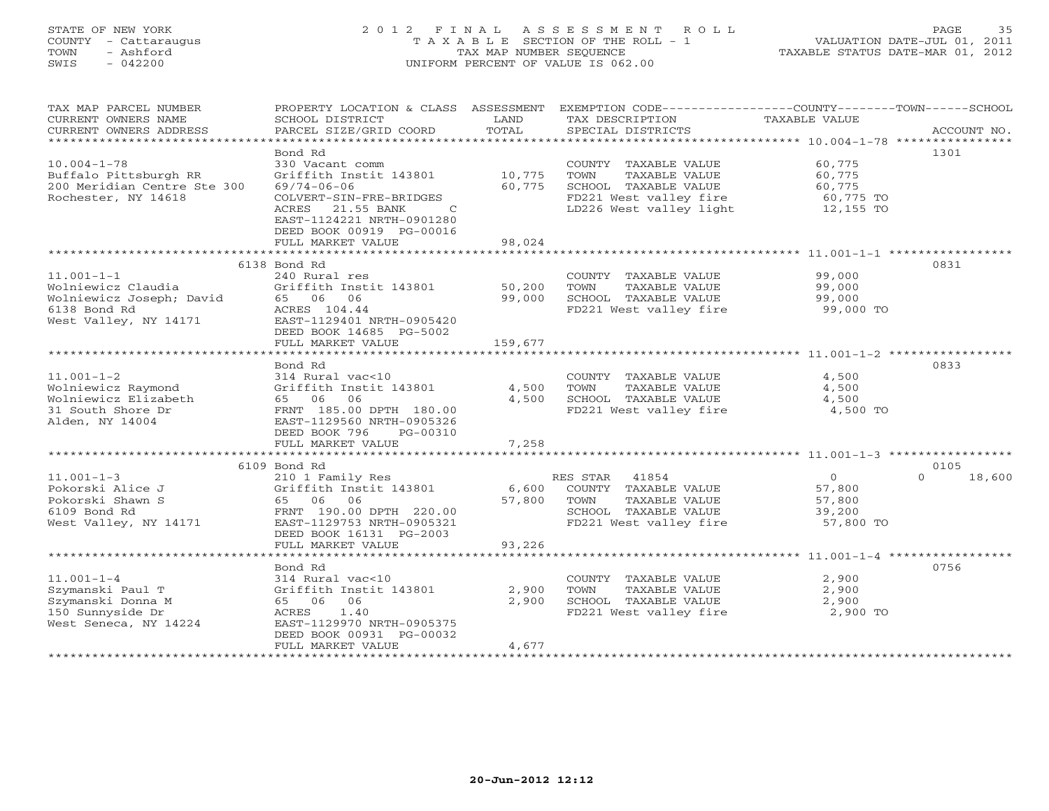STATE OF NEW YORK
COUNTY - Cattaraugus
TOWN - Ashford
SWIS - 042200

# 2012 FINAL ASSESSMENT ROLL
TAXABLE SECTION OF THE ROLL - 1
TAX MAP NUMBER SEQUENCE
UNIFORM PERCENT OF VALUE IS 062.00

VALUATION DATE-JUL 01, 2011
TAXABLE STATUS DATE-MAR 01, 2012

| TAX MAP PARCEL NUMBER / CURRENT OWNERS NAME / CURRENT OWNERS ADDRESS | PROPERTY LOCATION & CLASS / SCHOOL DISTRICT / PARCEL SIZE/GRID COORD | ASSESSMENT LAND / TOTAL | EXEMPTION CODE / TAX DESCRIPTION / SPECIAL DISTRICTS | COUNTY / TOWN / SCHOOL TAXABLE VALUE | ACCOUNT NO. |
|---|---|---|---|---|---|
| **10.004-1-78** | Bond Rd | | | | 1301 |
| Buffalo Pittsburgh RR | 330 Vacant comm | | COUNTY TAXABLE VALUE | 60,775 | |
| 200 Meridian Centre Ste 300 | Griffith Instit 143801 | 10,775 | TOWN TAXABLE VALUE | 60,775 | |
| Rochester, NY 14618 | 69/74-06-06 | 60,775 | SCHOOL TAXABLE VALUE | 60,775 | |
| | COLVERT-SIN-FRE-BRIDGES | | FD221 West valley fire | 60,775 TO | |
| | ACRES 21.55 BANK C | | LD226 West valley light | 12,155 TO | |
| | EAST-1124221 NRTH-0901280 | | | | |
| | DEED BOOK 00919 PG-00016 | | | | |
| | FULL MARKET VALUE | 98,024 | | | |
| **11.001-1-1** | 6138 Bond Rd | | | | 0831 |
| Wolniewicz Claudia | 240 Rural res | | COUNTY TAXABLE VALUE | 99,000 | |
| Wolniewicz Joseph; David | Griffith Instit 143801 | 50,200 | TOWN TAXABLE VALUE | 99,000 | |
| 6138 Bond Rd | 65 06 06 | 99,000 | SCHOOL TAXABLE VALUE | 99,000 | |
| West Valley, NY 14171 | ACRES 104.44 | | FD221 West valley fire | 99,000 TO | |
| | EAST-1129401 NRTH-0905420 | | | | |
| | DEED BOOK 14685 PG-5002 | | | | |
| | FULL MARKET VALUE | 159,677 | | | |
| **11.001-1-2** | Bond Rd | | | | 0833 |
| Wolniewicz Raymond | 314 Rural vac<10 | | COUNTY TAXABLE VALUE | 4,500 | |
| Wolniewicz Elizabeth | Griffith Instit 143801 | 4,500 | TOWN TAXABLE VALUE | 4,500 | |
| 31 South Shore Dr | 65 06 06 | 4,500 | SCHOOL TAXABLE VALUE | 4,500 | |
| Alden, NY 14004 | FRNT 185.00 DPTH 180.00 | | FD221 West valley fire | 4,500 TO | |
| | EAST-1129560 NRTH-0905326 | | | | |
| | DEED BOOK 796 PG-00310 | | | | |
| | FULL MARKET VALUE | 7,258 | | | |
| **11.001-1-3** | 6109 Bond Rd | | | | 0105 |
| Pokorski Alice J | 210 1 Family Res | | RES STAR 41854 | 0 / 0 / 18,600 | |
| Pokorski Shawn S | Griffith Instit 143801 | 6,600 | COUNTY TAXABLE VALUE | 57,800 | |
| 6109 Bond Rd | 65 06 06 | 57,800 | TOWN TAXABLE VALUE | 57,800 | |
| West Valley, NY 14171 | FRNT 190.00 DPTH 220.00 | | SCHOOL TAXABLE VALUE | 39,200 | |
| | EAST-1129753 NRTH-0905321 | | FD221 West valley fire | 57,800 TO | |
| | DEED BOOK 16131 PG-2003 | | | | |
| | FULL MARKET VALUE | 93,226 | | | |
| **11.001-1-4** | Bond Rd | | | | 0756 |
| Szymanski Paul T | 314 Rural vac<10 | | COUNTY TAXABLE VALUE | 2,900 | |
| Szymanski Donna M | Griffith Instit 143801 | 2,900 | TOWN TAXABLE VALUE | 2,900 | |
| 150 Sunnyside Dr | 65 06 06 | 2,900 | SCHOOL TAXABLE VALUE | 2,900 | |
| West Seneca, NY 14224 | ACRES 1.40 | | FD221 West valley fire | 2,900 TO | |
| | EAST-1129970 NRTH-0905375 | | | | |
| | DEED BOOK 00931 PG-00032 | | | | |
| | FULL MARKET VALUE | 4,677 | | | |

20-Jun-2012 12:12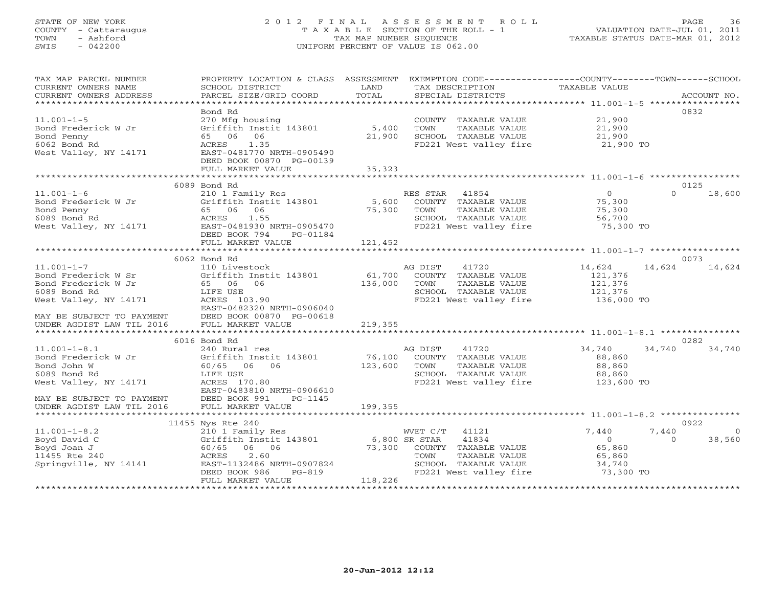STATE OF NEW YORK
COUNTY - Cattaraugus
TOWN - Ashford
SWIS - 042200

# 2012 FINAL ASSESSMENT ROLL

TAXABLE SECTION OF THE ROLL - 1
TAX MAP NUMBER SEQUENCE
UNIFORM PERCENT OF VALUE IS 062.00

VALUATION DATE-JUL 01, 2011
TAXABLE STATUS DATE-MAR 01, 2012

| TAX MAP PARCEL NUMBER / CURRENT OWNERS NAME / CURRENT OWNERS ADDRESS | PROPERTY LOCATION & CLASS / SCHOOL DISTRICT / PARCEL SIZE/GRID COORD | ASSESSMENT LAND / TOTAL | EXEMPTION CODE / TAX DESCRIPTION / SPECIAL DISTRICTS | COUNTY TAXABLE VALUE | TOWN | SCHOOL | ACCOUNT NO. |
|---|---|---|---|---|---|---|---|
| 11.001-1-5 | Bond Rd | | | | | | 0832 |
| 11.001-1-5 | 270 Mfg housing | | COUNTY TAXABLE VALUE | 21,900 | | | |
| Bond Frederick W Jr | Griffith Instit 143801 | 5,400 | TOWN TAXABLE VALUE | 21,900 | | | |
| Bond Penny | 65 06 06 | 21,900 | SCHOOL TAXABLE VALUE | 21,900 | | | |
| 6062 Bond Rd | ACRES 1.35 | | FD221 West valley fire | 21,900 TO | | | |
| West Valley, NY 14171 | EAST-0481770 NRTH-0905490 | | | | | | |
| | DEED BOOK 00870 PG-00139 | | | | | | |
| | FULL MARKET VALUE | 35,323 | | | | | |
| 11.001-1-6 | 6089 Bond Rd | | | | | | 0125 |
| 11.001-1-6 | 210 1 Family Res | | RES STAR 41854 | 0 | 0 | 18,600 | |
| Bond Frederick W Jr | Griffith Instit 143801 | 5,600 | COUNTY TAXABLE VALUE | 75,300 | | | |
| Bond Penny | 65 06 06 | 75,300 | TOWN TAXABLE VALUE | 75,300 | | | |
| 6089 Bond Rd | ACRES 1.55 | | SCHOOL TAXABLE VALUE | 56,700 | | | |
| West Valley, NY 14171 | EAST-0481930 NRTH-0905470 | | FD221 West valley fire | 75,300 TO | | | |
| | DEED BOOK 794 PG-01184 | | | | | | |
| | FULL MARKET VALUE | 121,452 | | | | | |
| 11.001-1-7 | 6062 Bond Rd | | | | | | 0073 |
| 11.001-1-7 | 110 Livestock | | AG DIST 41720 | 14,624 | 14,624 | 14,624 | |
| Bond Frederick W Sr | Griffith Instit 143801 | 61,700 | COUNTY TAXABLE VALUE | 121,376 | | | |
| Bond Frederick W Jr | 65 06 06 | 136,000 | TOWN TAXABLE VALUE | 121,376 | | | |
| 6089 Bond Rd | LIFE USE | | SCHOOL TAXABLE VALUE | 121,376 | | | |
| West Valley, NY 14171 | ACRES 103.90 | | FD221 West valley fire | 136,000 TO | | | |
| | EAST-0482320 NRTH-0906040 | | | | | | |
| MAY BE SUBJECT TO PAYMENT | DEED BOOK 00870 PG-00618 | | | | | | |
| UNDER AGDIST LAW TIL 2016 | FULL MARKET VALUE | 219,355 | | | | | |
| 11.001-1-8.1 | 6016 Bond Rd | | | | | | 0282 |
| 11.001-1-8.1 | 240 Rural res | | AG DIST 41720 | 34,740 | 34,740 | 34,740 | |
| Bond Frederick W Jr | Griffith Instit 143801 | 76,100 | COUNTY TAXABLE VALUE | 88,860 | | | |
| Bond John W | 60/65 06 06 | 123,600 | TOWN TAXABLE VALUE | 88,860 | | | |
| 6089 Bond Rd | LIFE USE | | SCHOOL TAXABLE VALUE | 88,860 | | | |
| West Valley, NY 14171 | ACRES 170.80 | | FD221 West valley fire | 123,600 TO | | | |
| | EAST-0483810 NRTH-0906610 | | | | | | |
| MAY BE SUBJECT TO PAYMENT | DEED BOOK 991 PG-1145 | | | | | | |
| UNDER AGDIST LAW TIL 2016 | FULL MARKET VALUE | 199,355 | | | | | |
| 11.001-1-8.2 | 11455 Nys Rte 240 | | | | | | 0922 |
| 11.001-1-8.2 | 210 1 Family Res | | WVET C/T 41121 | 7,440 | 7,440 | 0 | |
| Boyd David C | Griffith Instit 143801 | 6,800 | SR STAR 41834 | 0 | 0 | 38,560 | |
| Boyd Joan J | 60/65 06 06 | 73,300 | COUNTY TAXABLE VALUE | 65,860 | | | |
| 11455 Rte 240 | ACRES 2.60 | | TOWN TAXABLE VALUE | 65,860 | | | |
| Springville, NY 14141 | EAST-1132486 NRTH-0907824 | | SCHOOL TAXABLE VALUE | 34,740 | | | |
| | DEED BOOK 986 PG-819 | | FD221 West valley fire | 73,300 TO | | | |
| | FULL MARKET VALUE | 118,226 | | | | | |

20-Jun-2012 12:12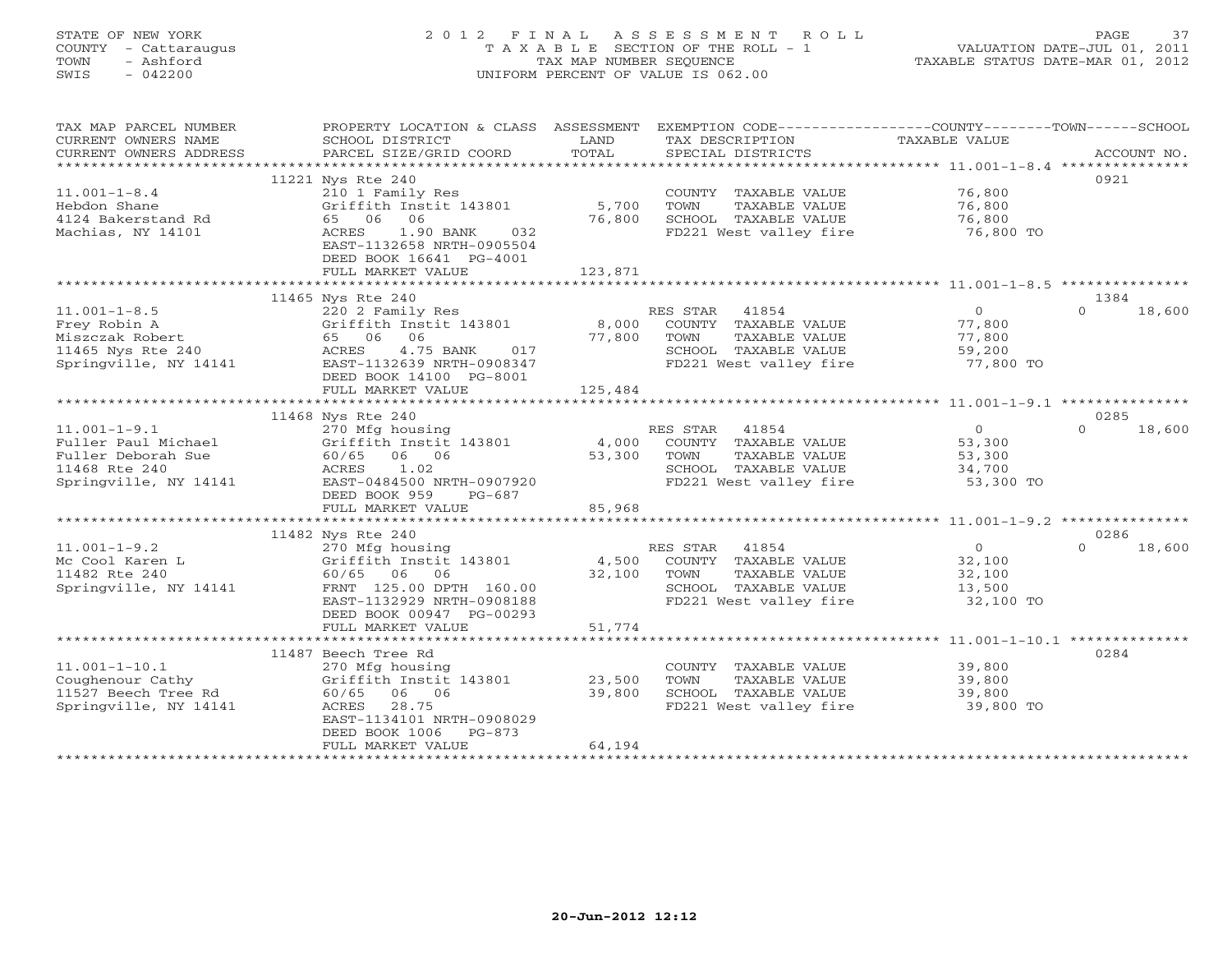STATE OF NEW YORK
COUNTY - Cattaraugus
TOWN - Ashford
SWIS - 042200

2 0 1 2 F I N A L A S S E S S M E N T R O L L
T A X A B L E SECTION OF THE ROLL - 1
TAX MAP NUMBER SEQUENCE
UNIFORM PERCENT OF VALUE IS 062.00

VALUATION DATE-JUL 01, 2011
TAXABLE STATUS DATE-MAR 01, 2012

| TAX MAP PARCEL NUMBER / CURRENT OWNERS NAME / CURRENT OWNERS ADDRESS | PROPERTY LOCATION & CLASS / SCHOOL DISTRICT / PARCEL SIZE/GRID COORD | ASSESSMENT LAND / TOTAL | EXEMPTION CODE / TAX DESCRIPTION / SPECIAL DISTRICTS | COUNTY / TOWN / SCHOOL TAXABLE VALUE | ACCOUNT NO. |
|---|---|---|---|---|---|
| 11.001-1-8.4 | 11221 Nys Rte 240 | | | | 0921 |
| Hebdon Shane | 210 1 Family Res | | COUNTY TAXABLE VALUE | 76,800 | |
| 4124 Bakerstand Rd | Griffith Instit 143801 | 5,700 | TOWN TAXABLE VALUE | 76,800 | |
| Machias, NY 14101 | 65 06 06 | 76,800 | SCHOOL TAXABLE VALUE | 76,800 | |
| | ACRES 1.90 BANK 032 | | FD221 West valley fire | 76,800 TO | |
| | EAST-1132658 NRTH-0905504 | | | | |
| | DEED BOOK 16641 PG-4001 | | | | |
| | FULL MARKET VALUE | 123,871 | | | |
| 11.001-1-8.5 | 11465 Nys Rte 240 | | | | 1384 |
| Frey Robin A | 220 2 Family Res | | RES STAR 41854 | 0 0 18,600 | |
| Miszczak Robert | Griffith Instit 143801 | 8,000 | COUNTY TAXABLE VALUE | 77,800 | |
| 11465 Nys Rte 240 | 65 06 06 | 77,800 | TOWN TAXABLE VALUE | 77,800 | |
| Springville, NY 14141 | ACRES 4.75 BANK 017 | | SCHOOL TAXABLE VALUE | 59,200 | |
| | EAST-1132639 NRTH-0908347 | | FD221 West valley fire | 77,800 TO | |
| | DEED BOOK 14100 PG-8001 | | | | |
| | FULL MARKET VALUE | 125,484 | | | |
| 11.001-1-9.1 | 11468 Nys Rte 240 | | | | 0285 |
| Fuller Paul Michael | 270 Mfg housing | | RES STAR 41854 | 0 0 18,600 | |
| Fuller Deborah Sue | Griffith Instit 143801 | 4,000 | COUNTY TAXABLE VALUE | 53,300 | |
| 11468 Rte 240 | 60/65 06 06 | 53,300 | TOWN TAXABLE VALUE | 53,300 | |
| Springville, NY 14141 | ACRES 1.02 | | SCHOOL TAXABLE VALUE | 34,700 | |
| | EAST-0484500 NRTH-0907920 | | FD221 West valley fire | 53,300 TO | |
| | DEED BOOK 959 PG-687 | | | | |
| | FULL MARKET VALUE | 85,968 | | | |
| 11.001-1-9.2 | 11482 Nys Rte 240 | | | | 0286 |
| Mc Cool Karen L | 270 Mfg housing | | RES STAR 41854 | 0 0 18,600 | |
| 11482 Rte 240 | Griffith Instit 143801 | 4,500 | COUNTY TAXABLE VALUE | 32,100 | |
| Springville, NY 14141 | 60/65 06 06 | 32,100 | TOWN TAXABLE VALUE | 32,100 | |
| | FRNT 125.00 DPTH 160.00 | | SCHOOL TAXABLE VALUE | 13,500 | |
| | EAST-1132929 NRTH-0908188 | | FD221 West valley fire | 32,100 TO | |
| | DEED BOOK 00947 PG-00293 | | | | |
| | FULL MARKET VALUE | 51,774 | | | |
| 11.001-1-10.1 | 11487 Beech Tree Rd | | | | 0284 |
| Coughenour Cathy | 270 Mfg housing | | COUNTY TAXABLE VALUE | 39,800 | |
| 11527 Beech Tree Rd | Griffith Instit 143801 | 23,500 | TOWN TAXABLE VALUE | 39,800 | |
| Springville, NY 14141 | 60/65 06 06 | 39,800 | SCHOOL TAXABLE VALUE | 39,800 | |
| | ACRES 28.75 | | FD221 West valley fire | 39,800 TO | |
| | EAST-1134101 NRTH-0908029 | | | | |
| | DEED BOOK 1006 PG-873 | | | | |
| | FULL MARKET VALUE | 64,194 | | | |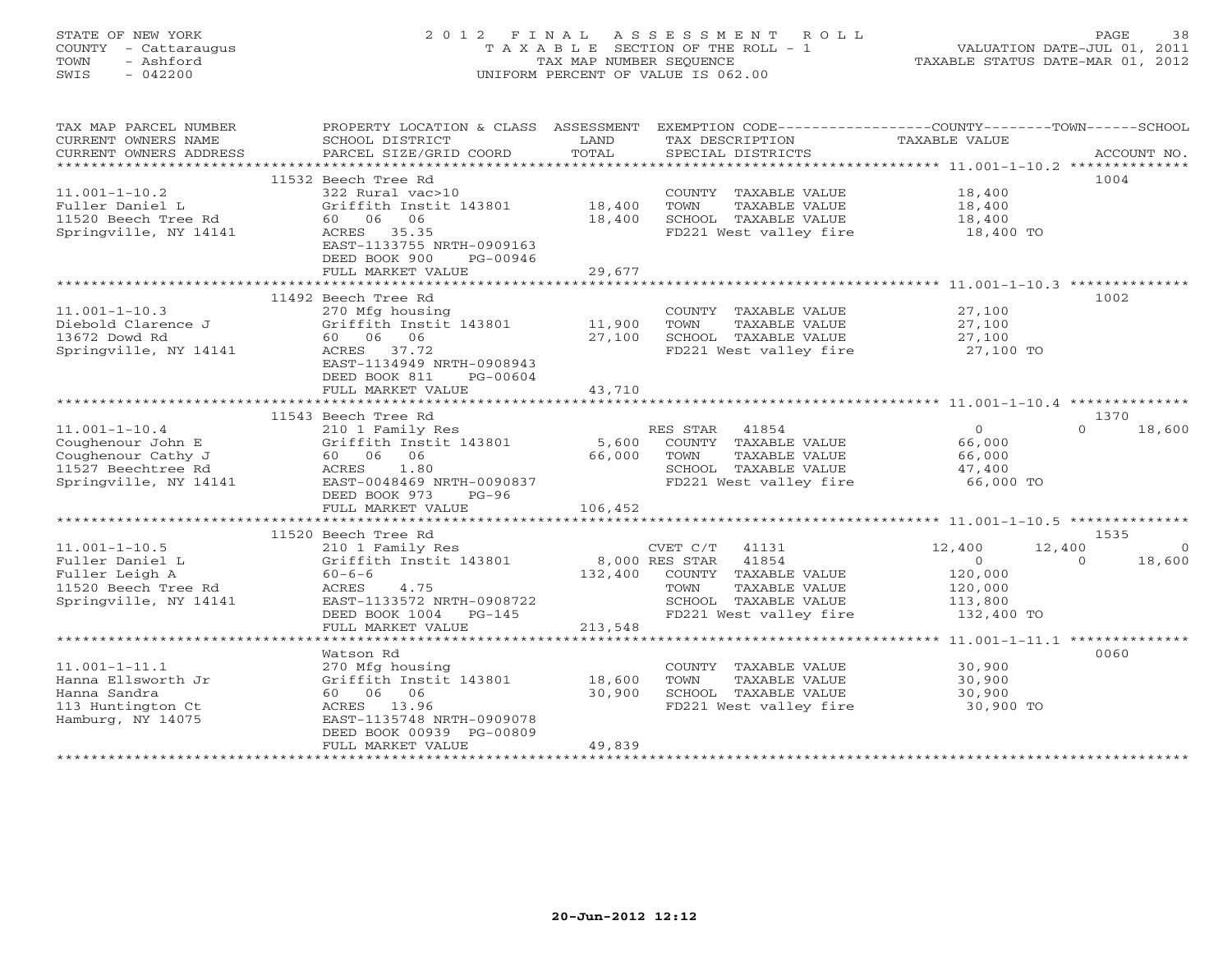STATE OF NEW YORK
COUNTY - Cattaraugus
TOWN - Ashford
SWIS - 042200

# 2012 FINAL ASSESSMENT ROLL

T A X A B L E SECTION OF THE ROLL - 1
TAX MAP NUMBER SEQUENCE
UNIFORM PERCENT OF VALUE IS 062.00

VALUATION DATE-JUL 01, 2011
TAXABLE STATUS DATE-MAR 01, 2012

| TAX MAP PARCEL NUMBER / CURRENT OWNERS NAME / CURRENT OWNERS ADDRESS | PROPERTY LOCATION & CLASS / SCHOOL DISTRICT / PARCEL SIZE/GRID COORD | ASSESSMENT LAND | TOTAL | EXEMPTION CODE / TAX DESCRIPTION / SPECIAL DISTRICTS | COUNTY TAXABLE VALUE | TOWN | SCHOOL / ACCOUNT NO. |
|---|---|---|---|---|---|---|---|
| **11.001-1-10.2** | 11532 Beech Tree Rd | | | | | | 1004 |
| | 322 Rural vac>10 | | | COUNTY TAXABLE VALUE | 18,400 | | |
| Fuller Daniel L | Griffith Instit 143801 | 18,400 | | TOWN TAXABLE VALUE | 18,400 | | |
| 11520 Beech Tree Rd | 60 06 06 | | 18,400 | SCHOOL TAXABLE VALUE | 18,400 | | |
| Springville, NY 14141 | ACRES 35.35 | | | FD221 West valley fire | 18,400 TO | | |
| | EAST-1133755 NRTH-0909163 | | | | | | |
| | DEED BOOK 900 PG-00946 | | | | | | |
| | FULL MARKET VALUE | | 29,677 | | | | |
| **11.001-1-10.3** | 11492 Beech Tree Rd | | | | | | 1002 |
| | 270 Mfg housing | | | COUNTY TAXABLE VALUE | 27,100 | | |
| Diebold Clarence J | Griffith Instit 143801 | 11,900 | | TOWN TAXABLE VALUE | 27,100 | | |
| 13672 Dowd Rd | 60 06 06 | | 27,100 | SCHOOL TAXABLE VALUE | 27,100 | | |
| Springville, NY 14141 | ACRES 37.72 | | | FD221 West valley fire | 27,100 TO | | |
| | EAST-1134949 NRTH-0908943 | | | | | | |
| | DEED BOOK 811 PG-00604 | | | | | | |
| | FULL MARKET VALUE | | 43,710 | | | | |
| **11.001-1-10.4** | 11543 Beech Tree Rd | | | | | | 1370 |
| | 210 1 Family Res | | | RES STAR 41854 | 0 | 0 | 18,600 |
| Coughenour John E | Griffith Instit 143801 | 5,600 | | COUNTY TAXABLE VALUE | 66,000 | | |
| Coughenour Cathy J | 60 06 06 | | 66,000 | TOWN TAXABLE VALUE | 66,000 | | |
| 11527 Beechtree Rd | ACRES 1.80 | | | SCHOOL TAXABLE VALUE | 47,400 | | |
| Springville, NY 14141 | EAST-0048469 NRTH-0090837 | | | FD221 West valley fire | 66,000 TO | | |
| | DEED BOOK 973 PG-96 | | | | | | |
| | FULL MARKET VALUE | | 106,452 | | | | |
| **11.001-1-10.5** | 11520 Beech Tree Rd | | | | | | 1535 |
| | 210 1 Family Res | | | CVET C/T 41131 | 12,400 | 12,400 | 0 |
| Fuller Daniel L | Griffith Instit 143801 | 8,000 | | RES STAR 41854 | 0 | 0 | 18,600 |
| Fuller Leigh A | 60-6-6 | | 132,400 | COUNTY TAXABLE VALUE | 120,000 | | |
| 11520 Beech Tree Rd | ACRES 4.75 | | | TOWN TAXABLE VALUE | 120,000 | | |
| Springville, NY 14141 | EAST-1133572 NRTH-0908722 | | | SCHOOL TAXABLE VALUE | 113,800 | | |
| | DEED BOOK 1004 PG-145 | | | FD221 West valley fire | 132,400 TO | | |
| | FULL MARKET VALUE | | 213,548 | | | | |
| **11.001-1-11.1** | Watson Rd | | | | | | 0060 |
| | 270 Mfg housing | | | COUNTY TAXABLE VALUE | 30,900 | | |
| Hanna Ellsworth Jr | Griffith Instit 143801 | 18,600 | | TOWN TAXABLE VALUE | 30,900 | | |
| Hanna Sandra | 60 06 06 | | 30,900 | SCHOOL TAXABLE VALUE | 30,900 | | |
| 113 Huntington Ct | ACRES 13.96 | | | FD221 West valley fire | 30,900 TO | | |
| Hamburg, NY 14075 | EAST-1135748 NRTH-0909078 | | | | | | |
| | DEED BOOK 00939 PG-00809 | | | | | | |
| | FULL MARKET VALUE | | 49,839 | | | | |

20-Jun-2012 12:12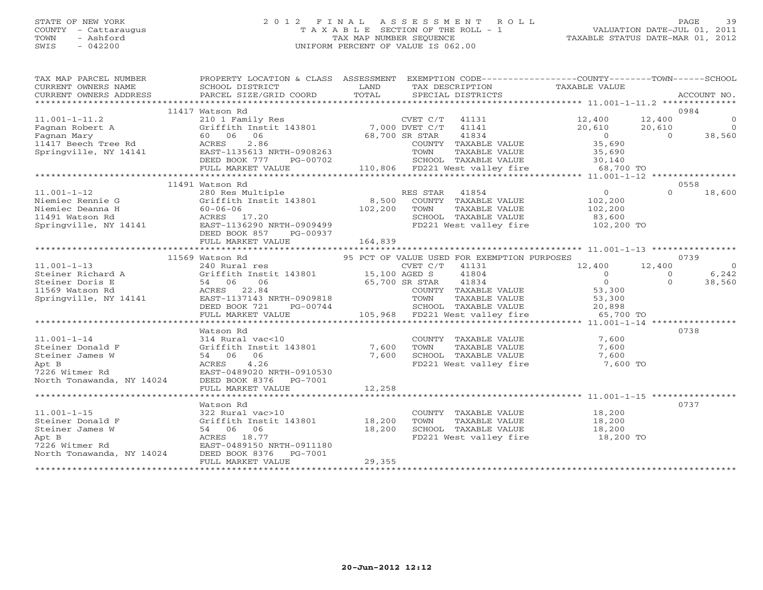STATE OF NEW YORK
COUNTY - Cattaraugus
TOWN - Ashford
SWIS - 042200

# 2012 FINAL ASSESSMENT ROLL
TAXABLE SECTION OF THE ROLL - 1
TAX MAP NUMBER SEQUENCE
UNIFORM PERCENT OF VALUE IS 062.00

VALUATION DATE-JUL 01, 2011
TAXABLE STATUS DATE-MAR 01, 2012

```
TAX MAP PARCEL NUMBER          PROPERTY LOCATION & CLASS  ASSESSMENT  EXEMPTION CODE-----------------COUNTY--------TOWN------SCHOOL
CURRENT OWNERS NAME            SCHOOL DISTRICT               LAND      TAX DESCRIPTION              TAXABLE VALUE
CURRENT OWNERS ADDRESS         PARCEL SIZE/GRID COORD        TOTAL     SPECIAL DISTRICTS                                      ACCOUNT NO.
******************************************************************************************************* 11.001-1-11.2 **************
                       11417 Watson Rd                                                                                 0984
11.001-1-11.2                  210 1 Family Res                     CVET C/T   41131             12,400      12,400            0
Fagnan Robert A                Griffith Instit 143801       7,000 DVET C/T   41141             20,610      20,610            0
Fagnan Mary                    60  06  06                  68,700 SR STAR    41834                  0           0       38,560
11417 Beech Tree Rd            ACRES     2.86                       COUNTY  TAXABLE VALUE         35,690
Springville, NY 14141          EAST-1135613 NRTH-0908263            TOWN    TAXABLE VALUE         35,690
                               DEED BOOK 777     PG-00702           SCHOOL  TAXABLE VALUE         30,140
                               FULL MARKET VALUE              110,806  FD221 West valley fire      68,700 TO
******************************************************************************************************* 11.001-1-12 ****************
                       11491 Watson Rd                                                                                 0558
11.001-1-12                    280 Res Multiple                     RES STAR   41854                  0           0       18,600
Niemiec Rennie G               Griffith Instit 143801       8,500    COUNTY  TAXABLE VALUE        102,200
Niemiec Deanna H               60-06-06                   102,200    TOWN    TAXABLE VALUE        102,200
11491 Watson Rd                ACRES    17.20                       SCHOOL  TAXABLE VALUE         83,600
Springville, NY 14141          EAST-1136290 NRTH-0909499            FD221 West valley fire       102,200 TO
                               DEED BOOK 857     PG-00937
                               FULL MARKET VALUE              164,839
******************************************************************************************************* 11.001-1-13 ****************
                       11569 Watson Rd                      95 PCT OF VALUE USED FOR EXEMPTION PURPOSES                0739
11.001-1-13                    240 Rural res                        CVET C/T   41131             12,400      12,400            0
Steiner Richard A              Griffith Instit 143801      15,100 AGED S     41804                  0           0        6,242
Steiner Doris E                54  06  06                  65,700 SR STAR    41834                  0           0       38,560
11569 Watson Rd                ACRES    22.84                       COUNTY  TAXABLE VALUE         53,300
Springville, NY 14141          EAST-1137143 NRTH-0909818            TOWN    TAXABLE VALUE         53,300
                               DEED BOOK 721     PG-00744           SCHOOL  TAXABLE VALUE         20,898
                               FULL MARKET VALUE              105,968  FD221 West valley fire      65,700 TO
******************************************************************************************************* 11.001-1-14 ****************
                               Watson Rd                                                                               0738
11.001-1-14                    314 Rural vac<10                     COUNTY  TAXABLE VALUE          7,600
Steiner Donald F               Griffith Instit 143801       7,600    TOWN    TAXABLE VALUE          7,600
Steiner James W                54  06  06                   7,600    SCHOOL  TAXABLE VALUE          7,600
Apt B                          ACRES     4.26                       FD221 West valley fire         7,600 TO
7226 Witmer Rd                 EAST-0489020 NRTH-0910530
North Tonawanda, NY 14024      DEED BOOK 8376    PG-7001
                               FULL MARKET VALUE               12,258
******************************************************************************************************* 11.001-1-15 ****************
                               Watson Rd                                                                               0737
11.001-1-15                    322 Rural vac>10                     COUNTY  TAXABLE VALUE         18,200
Steiner Donald F               Griffith Instit 143801      18,200    TOWN    TAXABLE VALUE         18,200
Steiner James W                54  06  06                  18,200    SCHOOL  TAXABLE VALUE         18,200
Apt B                          ACRES    18.77                       FD221 West valley fire        18,200 TO
7226 Witmer Rd                 EAST-0489150 NRTH-0911180
North Tonawanda, NY 14024      DEED BOOK 8376    PG-7001
                               FULL MARKET VALUE               29,355
************************************************************************************************************************************
```

20-Jun-2012 12:12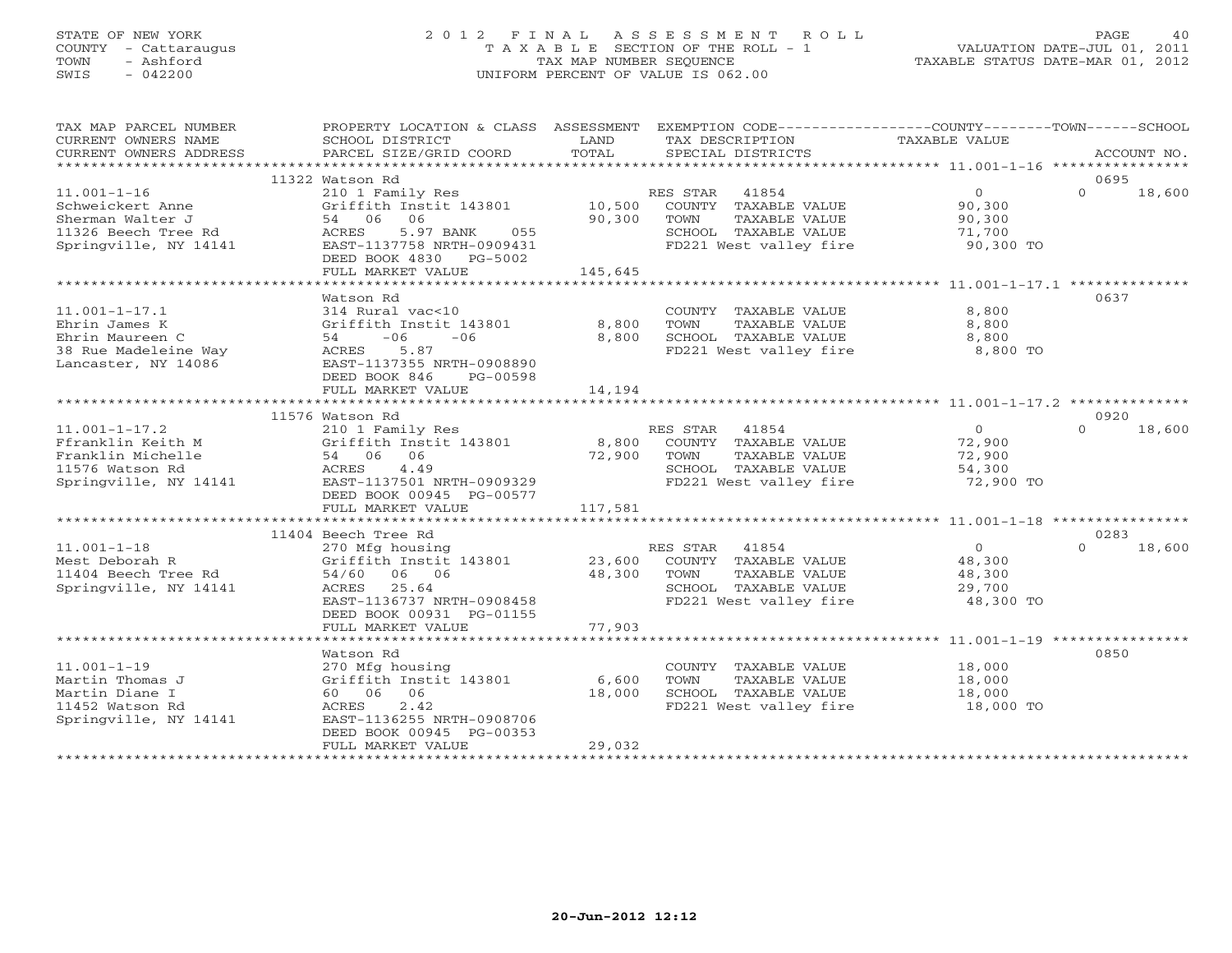STATE OF NEW YORK
COUNTY - Cattaraugus
TOWN - Ashford
SWIS - 042200

# 2012 FINAL ASSESSMENT ROLL

TAXABLE SECTION OF THE ROLL - 1
TAX MAP NUMBER SEQUENCE
UNIFORM PERCENT OF VALUE IS 062.00

VALUATION DATE-JUL 01, 2011
TAXABLE STATUS DATE-MAR 01, 2012

| TAX MAP PARCEL NUMBER / CURRENT OWNERS NAME / CURRENT OWNERS ADDRESS | PROPERTY LOCATION & CLASS / SCHOOL DISTRICT / PARCEL SIZE/GRID COORD | ASSESSMENT LAND / TOTAL | EXEMPTION CODE / TAX DESCRIPTION / SPECIAL DISTRICTS | COUNTY TAXABLE VALUE | TOWN | SCHOOL / ACCOUNT NO. |
|---|---|---|---|---|---|---|
| 11.001-1-16 | 11322 Watson Rd | | | | | 0695 |
| Schweickert Anne | 210 1 Family Res | | RES STAR 41854 | 0 | 0 | 18,600 |
| Sherman Walter J | Griffith Instit 143801 | 10,500 | COUNTY TAXABLE VALUE | 90,300 | | |
| 11326 Beech Tree Rd | 54 06 06 | 90,300 | TOWN TAXABLE VALUE | 90,300 | | |
| Springville, NY 14141 | ACRES 5.97 BANK 055 | | SCHOOL TAXABLE VALUE | 71,700 | | |
| | EAST-1137758 NRTH-0909431 | | FD221 West valley fire | 90,300 TO | | |
| | DEED BOOK 4830 PG-5002 | | | | | |
| | FULL MARKET VALUE | 145,645 | | | | |
| 11.001-1-17.1 | Watson Rd | | | | | 0637 |
| Ehrin James K | 314 Rural vac<10 | | COUNTY TAXABLE VALUE | 8,800 | | |
| Ehrin Maureen C | Griffith Instit 143801 | 8,800 | TOWN TAXABLE VALUE | 8,800 | | |
| 38 Rue Madeleine Way | 54 -06 -06 | 8,800 | SCHOOL TAXABLE VALUE | 8,800 | | |
| Lancaster, NY 14086 | ACRES 5.87 | | FD221 West valley fire | 8,800 TO | | |
| | EAST-1137355 NRTH-0908890 | | | | | |
| | DEED BOOK 846 PG-00598 | | | | | |
| | FULL MARKET VALUE | 14,194 | | | | |
| 11.001-1-17.2 | 11576 Watson Rd | | | | | 0920 |
| Ffranklin Keith M | 210 1 Family Res | | RES STAR 41854 | 0 | 0 | 18,600 |
| Franklin Michelle | Griffith Instit 143801 | 8,800 | COUNTY TAXABLE VALUE | 72,900 | | |
| 11576 Watson Rd | 54 06 06 | 72,900 | TOWN TAXABLE VALUE | 72,900 | | |
| Springville, NY 14141 | ACRES 4.49 | | SCHOOL TAXABLE VALUE | 54,300 | | |
| | EAST-1137501 NRTH-0909329 | | FD221 West valley fire | 72,900 TO | | |
| | DEED BOOK 00945 PG-00577 | | | | | |
| | FULL MARKET VALUE | 117,581 | | | | |
| 11.001-1-18 | 11404 Beech Tree Rd | | | | | 0283 |
| Mest Deborah R | 270 Mfg housing | | RES STAR 41854 | 0 | 0 | 18,600 |
| 11404 Beech Tree Rd | Griffith Instit 143801 | 23,600 | COUNTY TAXABLE VALUE | 48,300 | | |
| Springville, NY 14141 | 54/60 06 06 | 48,300 | TOWN TAXABLE VALUE | 48,300 | | |
| | ACRES 25.64 | | SCHOOL TAXABLE VALUE | 29,700 | | |
| | EAST-1136737 NRTH-0908458 | | FD221 West valley fire | 48,300 TO | | |
| | DEED BOOK 00931 PG-01155 | | | | | |
| | FULL MARKET VALUE | 77,903 | | | | |
| 11.001-1-19 | Watson Rd | | | | | 0850 |
| Martin Thomas J | 270 Mfg housing | | COUNTY TAXABLE VALUE | 18,000 | | |
| Martin Diane I | Griffith Instit 143801 | 6,600 | TOWN TAXABLE VALUE | 18,000 | | |
| 11452 Watson Rd | 60 06 06 | 18,000 | SCHOOL TAXABLE VALUE | 18,000 | | |
| Springville, NY 14141 | ACRES 2.42 | | FD221 West valley fire | 18,000 TO | | |
| | EAST-1136255 NRTH-0908706 | | | | | |
| | DEED BOOK 00945 PG-00353 | | | | | |
| | FULL MARKET VALUE | 29,032 | | | | |

20-Jun-2012 12:12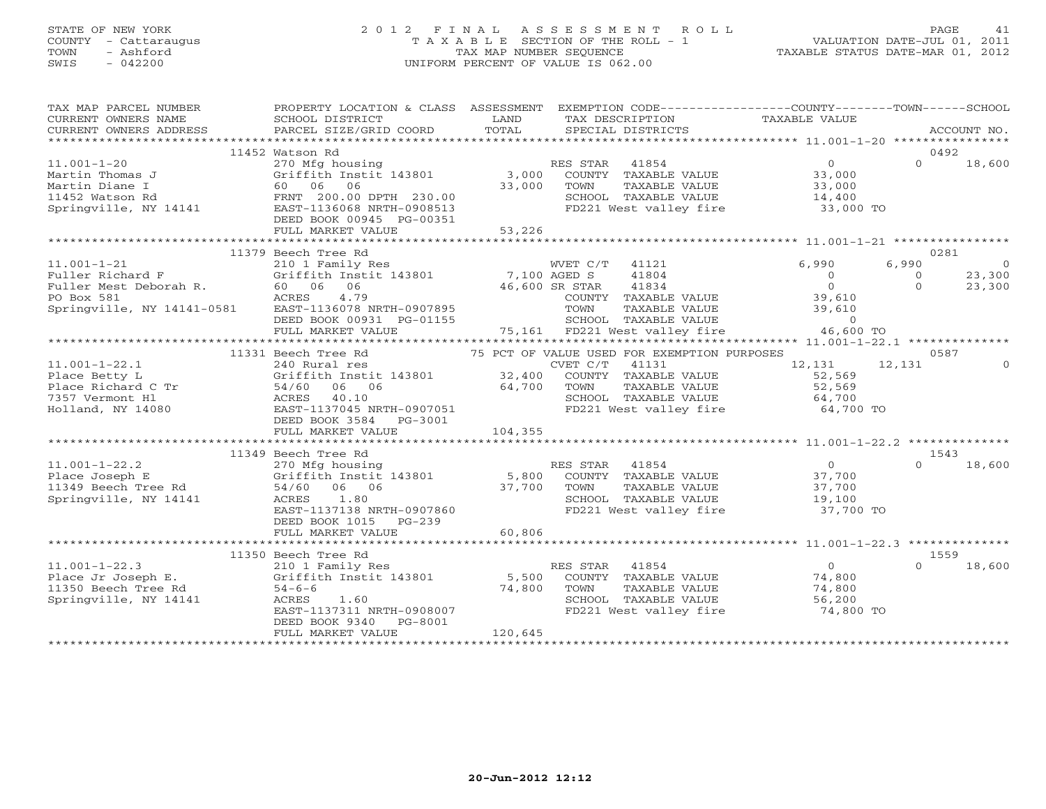STATE OF NEW YORK
COUNTY - Cattaraugus
TOWN - Ashford
SWIS - 042200

# 2012 FINAL ASSESSMENT ROLL
TAXABLE SECTION OF THE ROLL - 1
TAX MAP NUMBER SEQUENCE
UNIFORM PERCENT OF VALUE IS 062.00

VALUATION DATE-JUL 01, 2011
TAXABLE STATUS DATE-MAR 01, 2012

| TAX MAP PARCEL NUMBER / CURRENT OWNERS NAME / CURRENT OWNERS ADDRESS | PROPERTY LOCATION & CLASS / SCHOOL DISTRICT / PARCEL SIZE/GRID COORD | ASSESSMENT LAND / TOTAL | EXEMPTION CODE / TAX DESCRIPTION / SPECIAL DISTRICTS | COUNTY TAXABLE VALUE | TOWN | SCHOOL / ACCOUNT NO. |
|---|---|---|---|---|---|---|
| | 11452 Watson Rd | | | | | 0492 |
| 11.001-1-20 | 270 Mfg housing | | RES STAR 41854 | 0 | 0 | 18,600 |
| Martin Thomas J | Griffith Instit 143801 | 3,000 | COUNTY TAXABLE VALUE | 33,000 | | |
| Martin Diane I | 60 06 06 | 33,000 | TOWN TAXABLE VALUE | 33,000 | | |
| 11452 Watson Rd | FRNT 200.00 DPTH 230.00 | | SCHOOL TAXABLE VALUE | 14,400 | | |
| Springville, NY 14141 | EAST-1136068 NRTH-0908513 | | FD221 West valley fire | 33,000 TO | | |
| | DEED BOOK 00945 PG-00351 | | | | | |
| | FULL MARKET VALUE | 53,226 | | | | |
| | 11379 Beech Tree Rd | | | | | 0281 |
| 11.001-1-21 | 210 1 Family Res | | WVET C/T 41121 | 6,990 | 6,990 | 0 |
| Fuller Richard F | Griffith Instit 143801 | 7,100 | AGED S 41804 | 0 | 0 | 23,300 |
| Fuller Mest Deborah R. | 60 06 06 | 46,600 | SR STAR 41834 | 0 | 0 | 23,300 |
| PO Box 581 | ACRES 4.79 | | COUNTY TAXABLE VALUE | 39,610 | | |
| Springville, NY 14141-0581 | EAST-1136078 NRTH-0907895 | | TOWN TAXABLE VALUE | 39,610 | | |
| | DEED BOOK 00931 PG-01155 | | SCHOOL TAXABLE VALUE | 0 | | |
| | FULL MARKET VALUE | 75,161 | FD221 West valley fire | 46,600 TO | | |
| | 11331 Beech Tree Rd | | 75 PCT OF VALUE USED FOR EXEMPTION PURPOSES | | | 0587 |
| 11.001-1-22.1 | 240 Rural res | | CVET C/T 41131 | 12,131 | 12,131 | 0 |
| Place Betty L | Griffith Instit 143801 | 32,400 | COUNTY TAXABLE VALUE | 52,569 | | |
| Place Richard C Tr | 54/60 06 06 | 64,700 | TOWN TAXABLE VALUE | 52,569 | | |
| 7357 Vermont Hl | ACRES 40.10 | | SCHOOL TAXABLE VALUE | 64,700 | | |
| Holland, NY 14080 | EAST-1137045 NRTH-0907051 | | FD221 West valley fire | 64,700 TO | | |
| | DEED BOOK 3584 PG-3001 | | | | | |
| | FULL MARKET VALUE | 104,355 | | | | |
| | 11349 Beech Tree Rd | | | | | 1543 |
| 11.001-1-22.2 | 270 Mfg housing | | RES STAR 41854 | 0 | 0 | 18,600 |
| Place Joseph E | Griffith Instit 143801 | 5,800 | COUNTY TAXABLE VALUE | 37,700 | | |
| 11349 Beech Tree Rd | 54/60 06 06 | 37,700 | TOWN TAXABLE VALUE | 37,700 | | |
| Springville, NY 14141 | ACRES 1.80 | | SCHOOL TAXABLE VALUE | 19,100 | | |
| | EAST-1137138 NRTH-0907860 | | FD221 West valley fire | 37,700 TO | | |
| | DEED BOOK 1015 PG-239 | | | | | |
| | FULL MARKET VALUE | 60,806 | | | | |
| | 11350 Beech Tree Rd | | | | | 1559 |
| 11.001-1-22.3 | 210 1 Family Res | | RES STAR 41854 | 0 | 0 | 18,600 |
| Place Jr Joseph E. | Griffith Instit 143801 | 5,500 | COUNTY TAXABLE VALUE | 74,800 | | |
| 11350 Beech Tree Rd | 54-6-6 | 74,800 | TOWN TAXABLE VALUE | 74,800 | | |
| Springville, NY 14141 | ACRES 1.60 | | SCHOOL TAXABLE VALUE | 56,200 | | |
| | EAST-1137311 NRTH-0908007 | | FD221 West valley fire | 74,800 TO | | |
| | DEED BOOK 9340 PG-8001 | | | | | |
| | FULL MARKET VALUE | 120,645 | | | | |

20-Jun-2012 12:12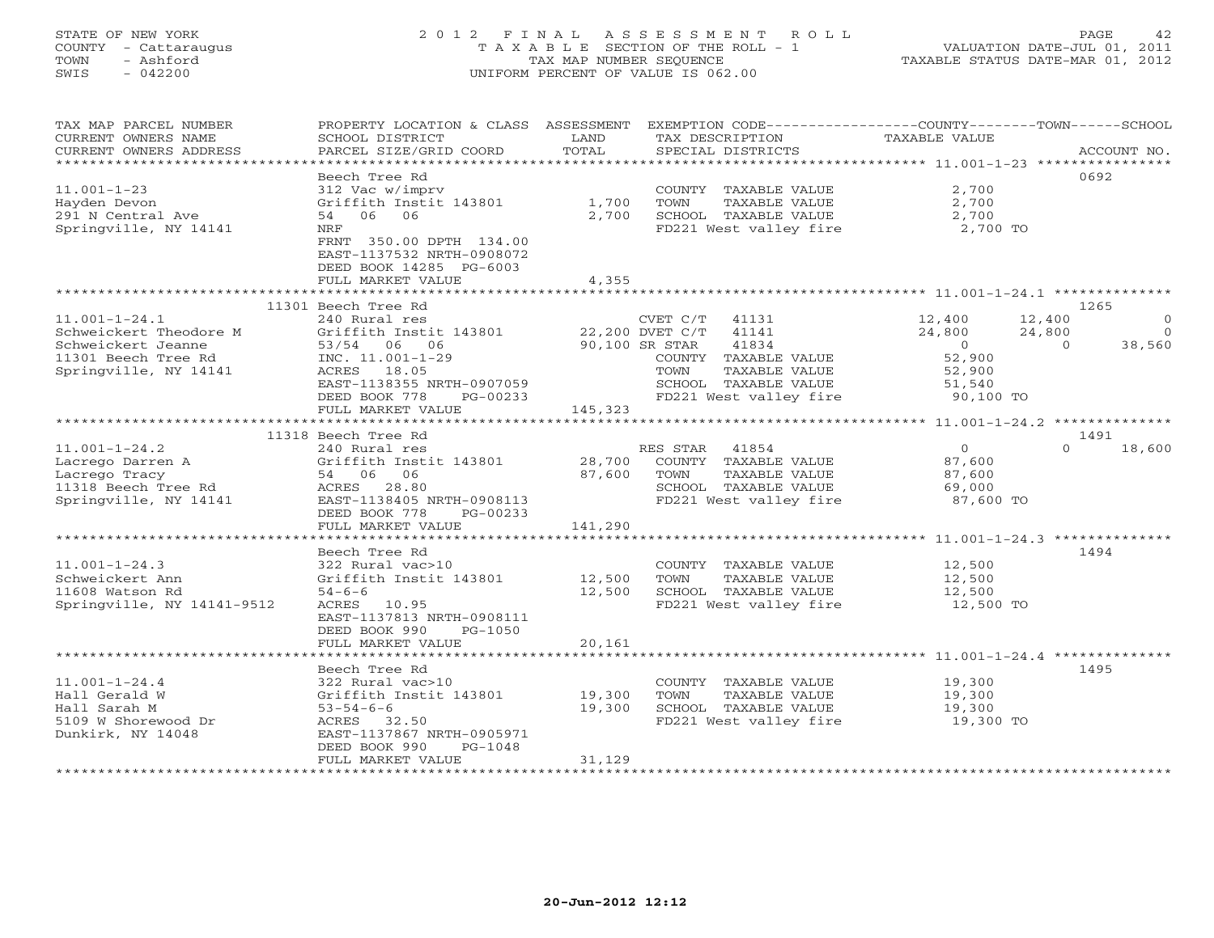STATE OF NEW YORK
COUNTY - Cattaraugus
TOWN - Ashford
SWIS - 042200

2 0 1 2 F I N A L A S S E S S M E N T R O L L
T A X A B L E SECTION OF THE ROLL - 1
TAX MAP NUMBER SEQUENCE
UNIFORM PERCENT OF VALUE IS 062.00

VALUATION DATE-JUL 01, 2011
TAXABLE STATUS DATE-MAR 01, 2012

| TAX MAP PARCEL NUMBER / CURRENT OWNERS NAME / CURRENT OWNERS ADDRESS | PROPERTY LOCATION & CLASS / SCHOOL DISTRICT / PARCEL SIZE/GRID COORD | ASSESSMENT LAND / TOTAL | EXEMPTION CODE / TAX DESCRIPTION / SPECIAL DISTRICTS | COUNTY TAXABLE VALUE | TOWN | SCHOOL / ACCOUNT NO. |
|---|---|---|---|---|---|---|
| | Beech Tree Rd | | | | | 0692 |
| 11.001-1-23 | 312 Vac w/imprv | | COUNTY TAXABLE VALUE | 2,700 | | |
| Hayden Devon | Griffith Instit 143801 | 1,700 | TOWN TAXABLE VALUE | 2,700 | | |
| 291 N Central Ave | 54 06 06 | 2,700 | SCHOOL TAXABLE VALUE | 2,700 | | |
| Springville, NY 14141 | NRF | | FD221 West valley fire | 2,700 TO | | |
| | FRNT 350.00 DPTH 134.00 | | | | | |
| | EAST-1137532 NRTH-0908072 | | | | | |
| | DEED BOOK 14285 PG-6003 | | | | | |
| | FULL MARKET VALUE | 4,355 | | | | |
| | 11301 Beech Tree Rd | | | | | 1265 |
| 11.001-1-24.1 | 240 Rural res | | CVET C/T 41131 | 12,400 | 12,400 | 0 |
| Schweickert Theodore M | Griffith Instit 143801 | 22,200 | DVET C/T 41141 | 24,800 | 24,800 | 0 |
| Schweickert Jeanne | 53/54 06 06 | 90,100 | SR STAR 41834 | 0 | 0 | 38,560 |
| 11301 Beech Tree Rd | INC. 11.001-1-29 | | COUNTY TAXABLE VALUE | 52,900 | | |
| Springville, NY 14141 | ACRES 18.05 | | TOWN TAXABLE VALUE | 52,900 | | |
| | EAST-1138355 NRTH-0907059 | | SCHOOL TAXABLE VALUE | 51,540 | | |
| | DEED BOOK 778 PG-00233 | | FD221 West valley fire | 90,100 TO | | |
| | FULL MARKET VALUE | 145,323 | | | | |
| | 11318 Beech Tree Rd | | | | | 1491 |
| 11.001-1-24.2 | 240 Rural res | | RES STAR 41854 | 0 | 0 | 18,600 |
| Lacrego Darren A | Griffith Instit 143801 | 28,700 | COUNTY TAXABLE VALUE | 87,600 | | |
| Lacrego Tracy | 54 06 06 | 87,600 | TOWN TAXABLE VALUE | 87,600 | | |
| 11318 Beech Tree Rd | ACRES 28.80 | | SCHOOL TAXABLE VALUE | 69,000 | | |
| Springville, NY 14141 | EAST-1138405 NRTH-0908113 | | FD221 West valley fire | 87,600 TO | | |
| | DEED BOOK 778 PG-00233 | | | | | |
| | FULL MARKET VALUE | 141,290 | | | | |
| | Beech Tree Rd | | | | | 1494 |
| 11.001-1-24.3 | 322 Rural vac>10 | | COUNTY TAXABLE VALUE | 12,500 | | |
| Schweickert Ann | Griffith Instit 143801 | 12,500 | TOWN TAXABLE VALUE | 12,500 | | |
| 11608 Watson Rd | 54-6-6 | 12,500 | SCHOOL TAXABLE VALUE | 12,500 | | |
| Springville, NY 14141-9512 | ACRES 10.95 | | FD221 West valley fire | 12,500 TO | | |
| | EAST-1137813 NRTH-0908111 | | | | | |
| | DEED BOOK 990 PG-1050 | | | | | |
| | FULL MARKET VALUE | 20,161 | | | | |
| | Beech Tree Rd | | | | | 1495 |
| 11.001-1-24.4 | 322 Rural vac>10 | | COUNTY TAXABLE VALUE | 19,300 | | |
| Hall Gerald W | Griffith Instit 143801 | 19,300 | TOWN TAXABLE VALUE | 19,300 | | |
| Hall Sarah M | 53-54-6-6 | 19,300 | SCHOOL TAXABLE VALUE | 19,300 | | |
| 5109 W Shorewood Dr | ACRES 32.50 | | FD221 West valley fire | 19,300 TO | | |
| Dunkirk, NY 14048 | EAST-1137867 NRTH-0905971 | | | | | |
| | DEED BOOK 990 PG-1048 | | | | | |
| | FULL MARKET VALUE | 31,129 | | | | |

20-Jun-2012 12:12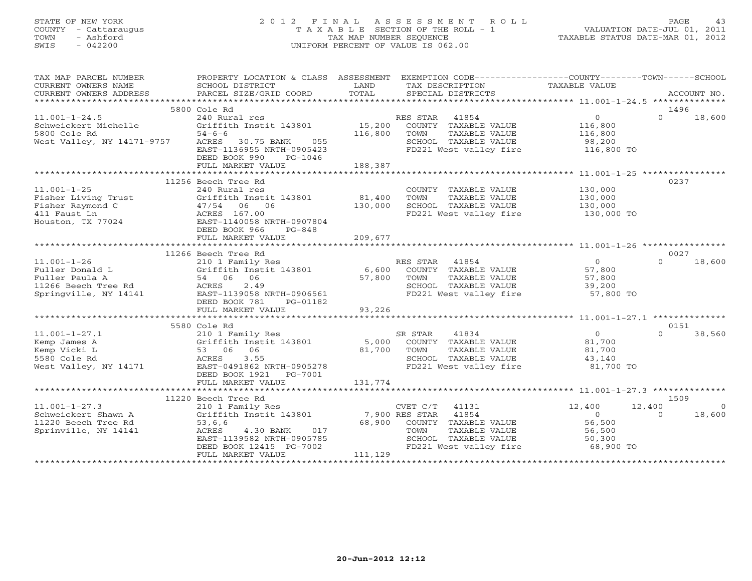STATE OF NEW YORK
COUNTY - Cattaraugus
TOWN - Ashford
SWIS - 042200

# 2012 FINAL ASSESSMENT ROLL

TAXABLE SECTION OF THE ROLL - 1
TAX MAP NUMBER SEQUENCE
UNIFORM PERCENT OF VALUE IS 062.00

VALUATION DATE-JUL 01, 2011
TAXABLE STATUS DATE-MAR 01, 2012

| TAX MAP PARCEL NUMBER / CURRENT OWNERS NAME / CURRENT OWNERS ADDRESS | PROPERTY LOCATION & CLASS / SCHOOL DISTRICT / PARCEL SIZE/GRID COORD | ASSESSMENT LAND / TOTAL | EXEMPTION CODE / TAX DESCRIPTION / SPECIAL DISTRICTS | COUNTY | TOWN | SCHOOL | ACCOUNT NO. |
|---|---|---|---|---|---|---|---|
| 11.001-1-24.5 | 5800 Cole Rd | | | | | | 1496 |
| | 240 Rural res | | RES STAR 41854 | 0 | | 0 | 18,600 |
| Schweickert Michelle | Griffith Instit 143801 | 15,200 | COUNTY TAXABLE VALUE | 116,800 | | | |
| 5800 Cole Rd | 54-6-6 | 116,800 | TOWN TAXABLE VALUE | 116,800 | | | |
| West Valley, NY 14171-9757 | ACRES 30.75 BANK 055 | | SCHOOL TAXABLE VALUE | 98,200 | | | |
| | EAST-1136955 NRTH-0905423 | | FD221 West valley fire | 116,800 TO | | | |
| | DEED BOOK 990 PG-1046 | | | | | | |
| | FULL MARKET VALUE | 188,387 | | | | | |
| 11.001-1-25 | 11256 Beech Tree Rd | | | | | | 0237 |
| | 240 Rural res | | COUNTY TAXABLE VALUE | 130,000 | | | |
| Fisher Living Trust | Griffith Instit 143801 | 81,400 | TOWN TAXABLE VALUE | 130,000 | | | |
| Fisher Raymond C | 47/54 06 06 | 130,000 | SCHOOL TAXABLE VALUE | 130,000 | | | |
| 411 Faust Ln | ACRES 167.00 | | FD221 West valley fire | 130,000 TO | | | |
| Houston, TX 77024 | EAST-1140058 NRTH-0907804 | | | | | | |
| | DEED BOOK 966 PG-848 | | | | | | |
| | FULL MARKET VALUE | 209,677 | | | | | |
| 11.001-1-26 | 11266 Beech Tree Rd | | | | | | 0027 |
| | 210 1 Family Res | | RES STAR 41854 | 0 | | 0 | 18,600 |
| Fuller Donald L | Griffith Instit 143801 | 6,600 | COUNTY TAXABLE VALUE | 57,800 | | | |
| Fuller Paula A | 54 06 06 | 57,800 | TOWN TAXABLE VALUE | 57,800 | | | |
| 11266 Beech Tree Rd | ACRES 2.49 | | SCHOOL TAXABLE VALUE | 39,200 | | | |
| Springville, NY 14141 | EAST-1139058 NRTH-0906561 | | FD221 West valley fire | 57,800 TO | | | |
| | DEED BOOK 781 PG-01182 | | | | | | |
| | FULL MARKET VALUE | 93,226 | | | | | |
| 11.001-1-27.1 | 5580 Cole Rd | | | | | | 0151 |
| | 210 1 Family Res | | SR STAR 41834 | 0 | | 0 | 38,560 |
| Kemp James A | Griffith Instit 143801 | 5,000 | COUNTY TAXABLE VALUE | 81,700 | | | |
| Kemp Vicki L | 53 06 06 | 81,700 | TOWN TAXABLE VALUE | 81,700 | | | |
| 5580 Cole Rd | ACRES 3.55 | | SCHOOL TAXABLE VALUE | 43,140 | | | |
| West Valley, NY 14171 | EAST-0491862 NRTH-0905278 | | FD221 West valley fire | 81,700 TO | | | |
| | DEED BOOK 1921 PG-7001 | | | | | | |
| | FULL MARKET VALUE | 131,774 | | | | | |
| 11.001-1-27.3 | 11220 Beech Tree Rd | | | | | | 1509 |
| | 210 1 Family Res | | CVET C/T 41131 | 12,400 | 12,400 | | 0 |
| Schweickert Shawn A | Griffith Instit 143801 | 7,900 | RES STAR 41854 | 0 | | 0 | 18,600 |
| 11220 Beech Tree Rd | 53,6,6 | 68,900 | COUNTY TAXABLE VALUE | 56,500 | | | |
| Sprinville, NY 14141 | ACRES 4.30 BANK 017 | | TOWN TAXABLE VALUE | 56,500 | | | |
| | EAST-1139582 NRTH-0905785 | | SCHOOL TAXABLE VALUE | 50,300 | | | |
| | DEED BOOK 12415 PG-7002 | | FD221 West valley fire | 68,900 TO | | | |
| | FULL MARKET VALUE | 111,129 | | | | | |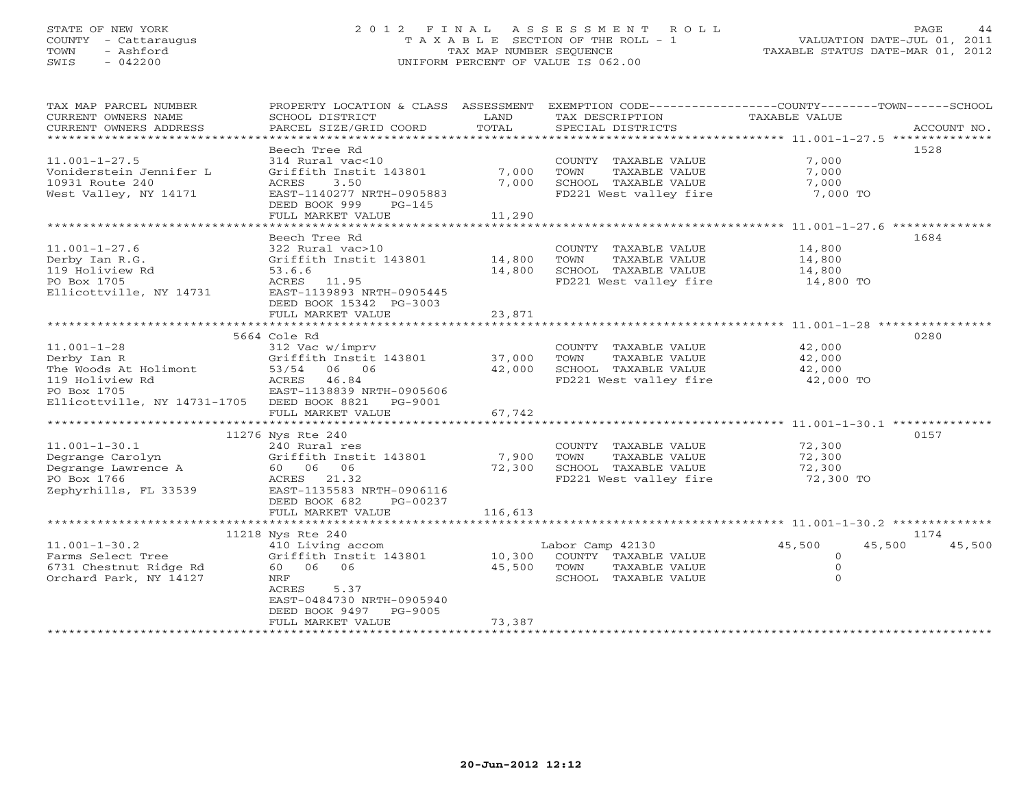STATE OF NEW YORK
COUNTY - Cattaraugus
TOWN - Ashford
SWIS - 042200

# 2012 FINAL ASSESSMENT ROLL
TAXABLE SECTION OF THE ROLL - 1
TAX MAP NUMBER SEQUENCE
UNIFORM PERCENT OF VALUE IS 062.00

VALUATION DATE-JUL 01, 2011
TAXABLE STATUS DATE-MAR 01, 2012

| TAX MAP PARCEL NUMBER / CURRENT OWNERS NAME / CURRENT OWNERS ADDRESS | PROPERTY LOCATION & CLASS / SCHOOL DISTRICT / PARCEL SIZE/GRID COORD | ASSESSMENT LAND | TOTAL | EXEMPTION CODE / TAX DESCRIPTION / SPECIAL DISTRICTS | COUNTY | TOWN | SCHOOL / ACCOUNT NO. |
|---|---|---|---|---|---|---|---|
| **11.001-1-27.5** | Beech Tree Rd | | | | | | 1528 |
| 11.001-1-27.5 | 314 Rural vac<10 | | | COUNTY TAXABLE VALUE | 7,000 | | |
| Voniderstein Jennifer L | Griffith Instit 143801 | 7,000 | | TOWN TAXABLE VALUE | | 7,000 | |
| 10931 Route 240 | ACRES 3.50 | | 7,000 | SCHOOL TAXABLE VALUE | | | 7,000 |
| West Valley, NY 14171 | EAST-1140277 NRTH-0905883 | | | FD221 West valley fire | 7,000 TO | | |
| | DEED BOOK 999 PG-145 | | | | | | |
| | FULL MARKET VALUE | | 11,290 | | | | |
| **11.001-1-27.6** | Beech Tree Rd | | | | | | 1684 |
| 11.001-1-27.6 | 322 Rural vac>10 | | | COUNTY TAXABLE VALUE | 14,800 | | |
| Derby Ian R.G. | Griffith Instit 143801 | 14,800 | | TOWN TAXABLE VALUE | | 14,800 | |
| 119 Holiview Rd | 53.6.6 | | 14,800 | SCHOOL TAXABLE VALUE | | | 14,800 |
| PO Box 1705 | ACRES 11.95 | | | FD221 West valley fire | 14,800 TO | | |
| Ellicottville, NY 14731 | EAST-1139893 NRTH-0905445 | | | | | | |
| | DEED BOOK 15342 PG-3003 | | | | | | |
| | FULL MARKET VALUE | | 23,871 | | | | |
| **11.001-1-28** | 5664 Cole Rd | | | | | | 0280 |
| 11.001-1-28 | 312 Vac w/imprv | | | COUNTY TAXABLE VALUE | 42,000 | | |
| Derby Ian R | Griffith Instit 143801 | 37,000 | | TOWN TAXABLE VALUE | | 42,000 | |
| The Woods At Holimont | 53/54 06 06 | | 42,000 | SCHOOL TAXABLE VALUE | | | 42,000 |
| 119 Holiview Rd | ACRES 46.84 | | | FD221 West valley fire | 42,000 TO | | |
| PO Box 1705 | EAST-1138839 NRTH-0905606 | | | | | | |
| Ellicottville, NY 14731-1705 | DEED BOOK 8821 PG-9001 | | | | | | |
| | FULL MARKET VALUE | | 67,742 | | | | |
| **11.001-1-30.1** | 11276 Nys Rte 240 | | | | | | 0157 |
| 11.001-1-30.1 | 240 Rural res | | | COUNTY TAXABLE VALUE | 72,300 | | |
| Degrange Carolyn | Griffith Instit 143801 | 7,900 | | TOWN TAXABLE VALUE | | 72,300 | |
| Degrange Lawrence A | 60 06 06 | | 72,300 | SCHOOL TAXABLE VALUE | | | 72,300 |
| PO Box 1766 | ACRES 21.32 | | | FD221 West valley fire | 72,300 TO | | |
| Zephyrhills, FL 33539 | EAST-1135583 NRTH-0906116 | | | | | | |
| | DEED BOOK 682 PG-00237 | | | | | | |
| | FULL MARKET VALUE | | 116,613 | | | | |
| **11.001-1-30.2** | 11218 Nys Rte 240 | | | | | | 1174 |
| 11.001-1-30.2 | 410 Living accom | | | Labor Camp 42130 | 45,500 | 45,500 | 45,500 |
| Farms Select Tree | Griffith Instit 143801 | 10,300 | | COUNTY TAXABLE VALUE | 0 | | |
| 6731 Chestnut Ridge Rd | 60 06 06 | | 45,500 | TOWN TAXABLE VALUE | | 0 | |
| Orchard Park, NY 14127 | NRF | | | SCHOOL TAXABLE VALUE | | | 0 |
| | ACRES 5.37 | | | | | | |
| | EAST-0484730 NRTH-0905940 | | | | | | |
| | DEED BOOK 9497 PG-9005 | | | | | | |
| | FULL MARKET VALUE | | 73,387 | | | | |

20-Jun-2012 12:12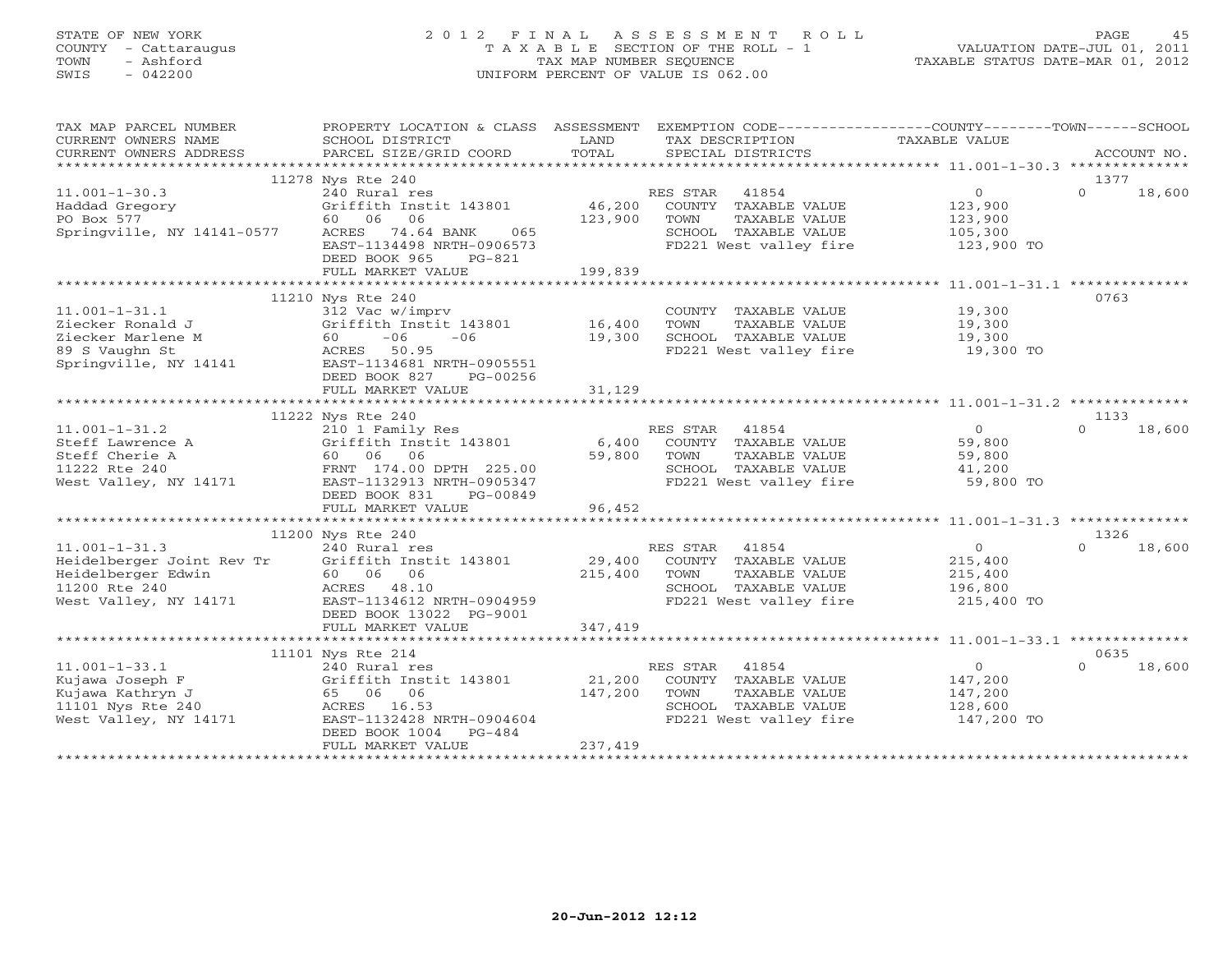STATE OF NEW YORK
COUNTY - Cattaraugus
TOWN - Ashford
SWIS - 042200

# 2012 FINAL ASSESSMENT ROLL
TAXABLE SECTION OF THE ROLL - 1
TAX MAP NUMBER SEQUENCE
UNIFORM PERCENT OF VALUE IS 062.00

VALUATION DATE-JUL 01, 2011
TAXABLE STATUS DATE-MAR 01, 2012

| TAX MAP PARCEL NUMBER / CURRENT OWNERS NAME / CURRENT OWNERS ADDRESS | PROPERTY LOCATION & CLASS / SCHOOL DISTRICT / PARCEL SIZE/GRID COORD | ASSESSMENT LAND / TOTAL | EXEMPTION CODE / TAX DESCRIPTION / SPECIAL DISTRICTS | COUNTY / TOWN / SCHOOL TAXABLE VALUE | ACCOUNT NO. |
|---|---|---|---|---|---|
| 11.001-1-30.3 | 11278 Nys Rte 240 | | | | 1377 |
| Haddad Gregory | 240 Rural res | | RES STAR 41854 | 0 | 0 18,600 |
| PO Box 577 | Griffith Instit 143801 | 46,200 | COUNTY TAXABLE VALUE | 123,900 | |
| Springville, NY 14141-0577 | 60 06 06 | 123,900 | TOWN TAXABLE VALUE | 123,900 | |
| | ACRES 74.64 BANK 065 | | SCHOOL TAXABLE VALUE | 105,300 | |
| | EAST-1134498 NRTH-0906573 | | FD221 West valley fire | 123,900 TO | |
| | DEED BOOK 965 PG-821 | | | | |
| | FULL MARKET VALUE | 199,839 | | | |
| 11.001-1-31.1 | 11210 Nys Rte 240 | | | | 0763 |
| Ziecker Ronald J | 312 Vac w/imprv | | COUNTY TAXABLE VALUE | 19,300 | |
| Ziecker Marlene M | Griffith Instit 143801 | 16,400 | TOWN TAXABLE VALUE | 19,300 | |
| 89 S Vaughn St | 60 -06 -06 | 19,300 | SCHOOL TAXABLE VALUE | 19,300 | |
| Springville, NY 14141 | ACRES 50.95 | | FD221 West valley fire | 19,300 TO | |
| | EAST-1134681 NRTH-0905551 | | | | |
| | DEED BOOK 827 PG-00256 | | | | |
| | FULL MARKET VALUE | 31,129 | | | |
| 11.001-1-31.2 | 11222 Nys Rte 240 | | | | 1133 |
| Steff Lawrence A | 210 1 Family Res | | RES STAR 41854 | 0 | 0 18,600 |
| Steff Cherie A | Griffith Instit 143801 | 6,400 | COUNTY TAXABLE VALUE | 59,800 | |
| 11222 Rte 240 | 60 06 06 | 59,800 | TOWN TAXABLE VALUE | 59,800 | |
| West Valley, NY 14171 | FRNT 174.00 DPTH 225.00 | | SCHOOL TAXABLE VALUE | 41,200 | |
| | EAST-1132913 NRTH-0905347 | | FD221 West valley fire | 59,800 TO | |
| | DEED BOOK 831 PG-00849 | | | | |
| | FULL MARKET VALUE | 96,452 | | | |
| 11.001-1-31.3 | 11200 Nys Rte 240 | | | | 1326 |
| Heidelberger Joint Rev Tr | 240 Rural res | | RES STAR 41854 | 0 | 0 18,600 |
| Heidelberger Edwin | Griffith Instit 143801 | 29,400 | COUNTY TAXABLE VALUE | 215,400 | |
| 11200 Rte 240 | 60 06 06 | 215,400 | TOWN TAXABLE VALUE | 215,400 | |
| West Valley, NY 14171 | ACRES 48.10 | | SCHOOL TAXABLE VALUE | 196,800 | |
| | EAST-1134612 NRTH-0904959 | | FD221 West valley fire | 215,400 TO | |
| | DEED BOOK 13022 PG-9001 | | | | |
| | FULL MARKET VALUE | 347,419 | | | |
| 11.001-1-33.1 | 11101 Nys Rte 214 | | | | 0635 |
| Kujawa Joseph F | 240 Rural res | | RES STAR 41854 | 0 | 0 18,600 |
| Kujawa Kathryn J | Griffith Instit 143801 | 21,200 | COUNTY TAXABLE VALUE | 147,200 | |
| 11101 Nys Rte 240 | 65 06 06 | 147,200 | TOWN TAXABLE VALUE | 147,200 | |
| West Valley, NY 14171 | ACRES 16.53 | | SCHOOL TAXABLE VALUE | 128,600 | |
| | EAST-1132428 NRTH-0904604 | | FD221 West valley fire | 147,200 TO | |
| | DEED BOOK 1004 PG-484 | | | | |
| | FULL MARKET VALUE | 237,419 | | | |

20-Jun-2012 12:12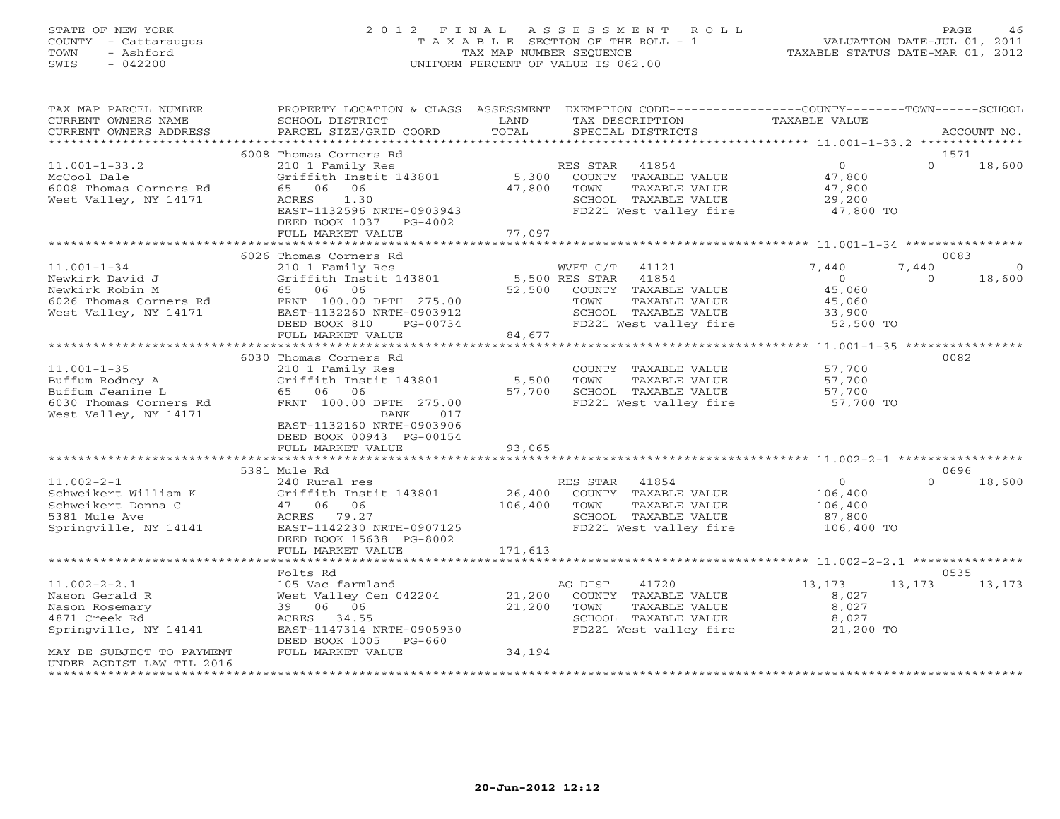STATE OF NEW YORK
COUNTY - Cattaraugus
TOWN - Ashford
SWIS - 042200

# 2012 FINAL ASSESSMENT ROLL
TAXABLE SECTION OF THE ROLL - 1
TAX MAP NUMBER SEQUENCE
UNIFORM PERCENT OF VALUE IS 062.00

VALUATION DATE-JUL 01, 2011
TAXABLE STATUS DATE-MAR 01, 2012

| TAX MAP PARCEL NUMBER / CURRENT OWNERS NAME / CURRENT OWNERS ADDRESS | PROPERTY LOCATION & CLASS / SCHOOL DISTRICT / PARCEL SIZE/GRID COORD | ASSESSMENT LAND / TOTAL | EXEMPTION CODE / TAX DESCRIPTION / SPECIAL DISTRICTS | COUNTY TAXABLE VALUE | TOWN | SCHOOL / ACCOUNT NO. |
|---|---|---|---|---|---|---|
| 11.001-1-33.2 | 6008 Thomas Corners Rd | | | | | 1571 |
| McCool Dale | 210 1 Family Res | | RES STAR 41854 | 0 | 0 | 18,600 |
| 6008 Thomas Corners Rd | Griffith Instit 143801 | 5,300 | COUNTY TAXABLE VALUE | 47,800 | | |
| West Valley, NY 14171 | 65 06 06 | 47,800 | TOWN TAXABLE VALUE | 47,800 | | |
| | ACRES 1.30 | | SCHOOL TAXABLE VALUE | 29,200 | | |
| | EAST-1132596 NRTH-0903943 | | FD221 West valley fire | 47,800 TO | | |
| | DEED BOOK 1037 PG-4002 | | | | | |
| | FULL MARKET VALUE | 77,097 | | | | |
| 11.001-1-34 | 6026 Thomas Corners Rd | | | | | 0083 |
| Newkirk David J | 210 1 Family Res | | WVET C/T 41121 | 7,440 | 7,440 | 0 |
| Newkirk Robin M | Griffith Instit 143801 | 5,500 | RES STAR 41854 | 0 | 0 | 18,600 |
| 6026 Thomas Corners Rd | 65 06 06 | 52,500 | COUNTY TAXABLE VALUE | 45,060 | | |
| West Valley, NY 14171 | FRNT 100.00 DPTH 275.00 | | TOWN TAXABLE VALUE | 45,060 | | |
| | EAST-1132260 NRTH-0903912 | | SCHOOL TAXABLE VALUE | 33,900 | | |
| | DEED BOOK 810 PG-00734 | | FD221 West valley fire | 52,500 TO | | |
| | FULL MARKET VALUE | 84,677 | | | | |
| 11.001-1-35 | 6030 Thomas Corners Rd | | | | | 0082 |
| Buffum Rodney A | 210 1 Family Res | | COUNTY TAXABLE VALUE | 57,700 | | |
| Buffum Jeanine L | Griffith Instit 143801 | 5,500 | TOWN TAXABLE VALUE | 57,700 | | |
| 6030 Thomas Corners Rd | 65 06 06 | 57,700 | SCHOOL TAXABLE VALUE | 57,700 | | |
| West Valley, NY 14171 | FRNT 100.00 DPTH 275.00 | | FD221 West valley fire | 57,700 TO | | |
| | BANK 017 | | | | | |
| | EAST-1132160 NRTH-0903906 | | | | | |
| | DEED BOOK 00943 PG-00154 | | | | | |
| | FULL MARKET VALUE | 93,065 | | | | |
| 11.002-2-1 | 5381 Mule Rd | | | | | 0696 |
| Schweikert William K | 240 Rural res | | RES STAR 41854 | 0 | 0 | 18,600 |
| Schweikert Donna C | Griffith Instit 143801 | 26,400 | COUNTY TAXABLE VALUE | 106,400 | | |
| 5381 Mule Ave | 47 06 06 | 106,400 | TOWN TAXABLE VALUE | 106,400 | | |
| Springville, NY 14141 | ACRES 79.27 | | SCHOOL TAXABLE VALUE | 87,800 | | |
| | EAST-1142230 NRTH-0907125 | | FD221 West valley fire | 106,400 TO | | |
| | DEED BOOK 15638 PG-8002 | | | | | |
| | FULL MARKET VALUE | 171,613 | | | | |
| 11.002-2-2.1 | Folts Rd | | | | | 0535 |
| Nason Gerald R | 105 Vac farmland | | AG DIST 41720 | 13,173 | 13,173 | 13,173 |
| Nason Rosemary | West Valley Cen 042204 | 21,200 | COUNTY TAXABLE VALUE | 8,027 | | |
| 4871 Creek Rd | 39 06 06 | 21,200 | TOWN TAXABLE VALUE | 8,027 | | |
| Springville, NY 14141 | ACRES 34.55 | | SCHOOL TAXABLE VALUE | 8,027 | | |
| | EAST-1147314 NRTH-0905930 | | FD221 West valley fire | 21,200 TO | | |
| | DEED BOOK 1005 PG-660 | | | | | |
| MAY BE SUBJECT TO PAYMENT UNDER AGDIST LAW TIL 2016 | FULL MARKET VALUE | 34,194 | | | | |

20-Jun-2012 12:12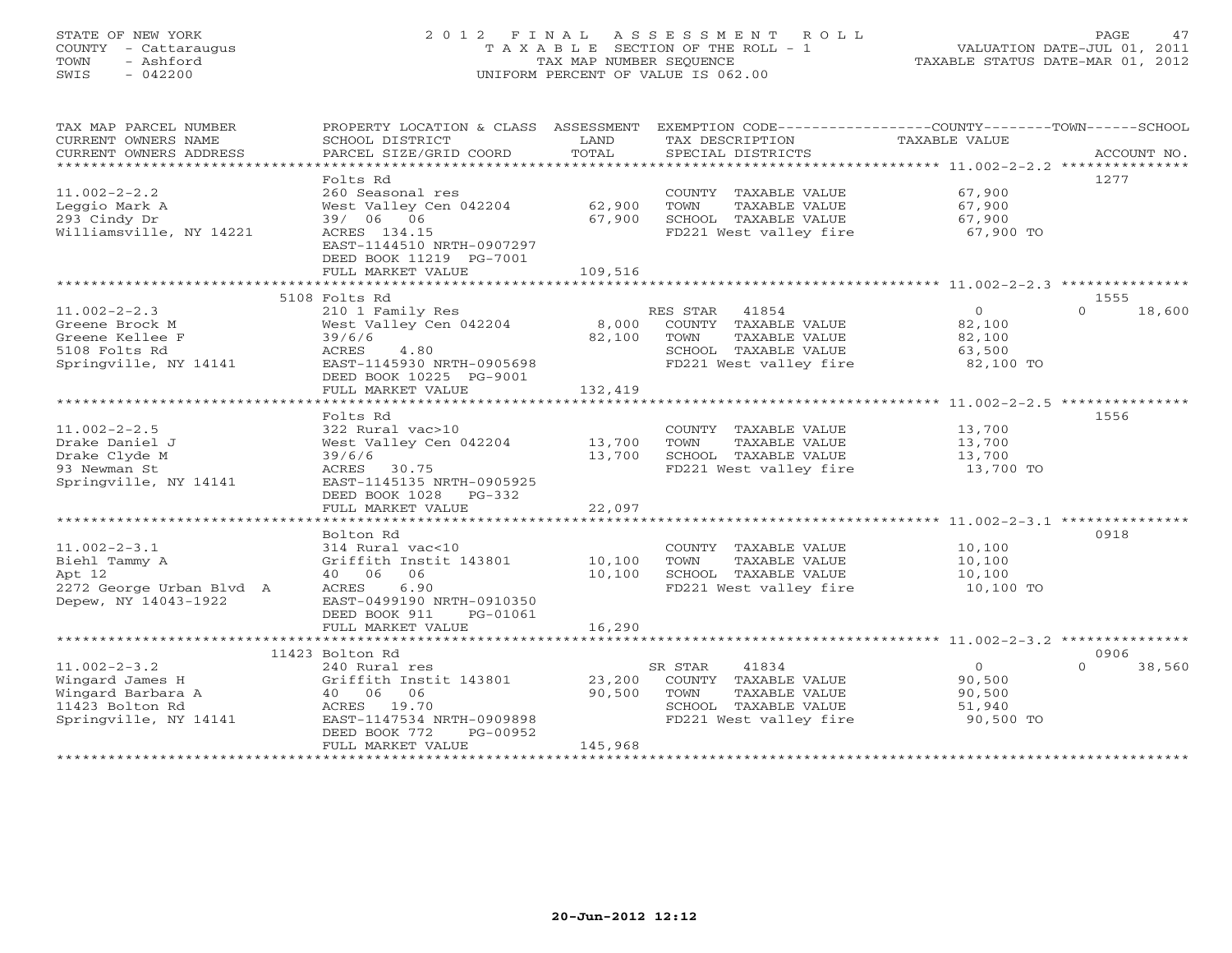STATE OF NEW YORK
COUNTY - Cattaraugus
TOWN - Ashford
SWIS - 042200

2 0 1 2 F I N A L A S S E S S M E N T R O L L
T A X A B L E SECTION OF THE ROLL - 1
TAX MAP NUMBER SEQUENCE
UNIFORM PERCENT OF VALUE IS 062.00

VALUATION DATE-JUL 01, 2011
TAXABLE STATUS DATE-MAR 01, 2012

| TAX MAP PARCEL NUMBER / CURRENT OWNERS NAME / CURRENT OWNERS ADDRESS | PROPERTY LOCATION & CLASS / SCHOOL DISTRICT / PARCEL SIZE/GRID COORD | ASSESSMENT LAND / TOTAL | EXEMPTION CODE / TAX DESCRIPTION / SPECIAL DISTRICTS | COUNTY / TOWN / SCHOOL TAXABLE VALUE | ACCOUNT NO. |
|---|---|---|---|---|---|
| **11.002-2-2.2** | Folts Rd | | | | 1277 |
| 11.002-2-2.2 | 260 Seasonal res | | COUNTY TAXABLE VALUE | 67,900 | |
| Leggio Mark A | West Valley Cen 042204 | 62,900 | TOWN TAXABLE VALUE | 67,900 | |
| 293 Cindy Dr | 39/ 06 06 | 67,900 | SCHOOL TAXABLE VALUE | 67,900 | |
| Williamsville, NY 14221 | ACRES 134.15 | | FD221 West valley fire | 67,900 TO | |
| | EAST-1144510 NRTH-0907297 | | | | |
| | DEED BOOK 11219 PG-7001 | | | | |
| | FULL MARKET VALUE | 109,516 | | | |
| **11.002-2-2.3** | 5108 Folts Rd | | | | 1555 |
| 11.002-2-2.3 | 210 1 Family Res | | RES STAR 41854 | 0 / 0 / 18,600 | |
| Greene Brock M | West Valley Cen 042204 | 8,000 | COUNTY TAXABLE VALUE | 82,100 | |
| Greene Kellee F | 39/6/6 | 82,100 | TOWN TAXABLE VALUE | 82,100 | |
| 5108 Folts Rd | ACRES 4.80 | | SCHOOL TAXABLE VALUE | 63,500 | |
| Springville, NY 14141 | EAST-1145930 NRTH-0905698 | | FD221 West valley fire | 82,100 TO | |
| | DEED BOOK 10225 PG-9001 | | | | |
| | FULL MARKET VALUE | 132,419 | | | |
| **11.002-2-2.5** | Folts Rd | | | | 1556 |
| 11.002-2-2.5 | 322 Rural vac>10 | | COUNTY TAXABLE VALUE | 13,700 | |
| Drake Daniel J | West Valley Cen 042204 | 13,700 | TOWN TAXABLE VALUE | 13,700 | |
| Drake Clyde M | 39/6/6 | 13,700 | SCHOOL TAXABLE VALUE | 13,700 | |
| 93 Newman St | ACRES 30.75 | | FD221 West valley fire | 13,700 TO | |
| Springville, NY 14141 | EAST-1145135 NRTH-0905925 | | | | |
| | DEED BOOK 1028 PG-332 | | | | |
| | FULL MARKET VALUE | 22,097 | | | |
| **11.002-2-3.1** | Bolton Rd | | | | 0918 |
| 11.002-2-3.1 | 314 Rural vac<10 | | COUNTY TAXABLE VALUE | 10,100 | |
| Biehl Tammy A | Griffith Instit 143801 | 10,100 | TOWN TAXABLE VALUE | 10,100 | |
| Apt 12 | 40 06 06 | 10,100 | SCHOOL TAXABLE VALUE | 10,100 | |
| 2272 George Urban Blvd A | ACRES 6.90 | | FD221 West valley fire | 10,100 TO | |
| Depew, NY 14043-1922 | EAST-0499190 NRTH-0910350 | | | | |
| | DEED BOOK 911 PG-01061 | | | | |
| | FULL MARKET VALUE | 16,290 | | | |
| **11.002-2-3.2** | 11423 Bolton Rd | | | | 0906 |
| 11.002-2-3.2 | 240 Rural res | | SR STAR 41834 | 0 / 0 / 38,560 | |
| Wingard James H | Griffith Instit 143801 | 23,200 | COUNTY TAXABLE VALUE | 90,500 | |
| Wingard Barbara A | 40 06 06 | 90,500 | TOWN TAXABLE VALUE | 90,500 | |
| 11423 Bolton Rd | ACRES 19.70 | | SCHOOL TAXABLE VALUE | 51,940 | |
| Springville, NY 14141 | EAST-1147534 NRTH-0909898 | | FD221 West valley fire | 90,500 TO | |
| | DEED BOOK 772 PG-00952 | | | | |
| | FULL MARKET VALUE | 145,968 | | | |

20-Jun-2012 12:12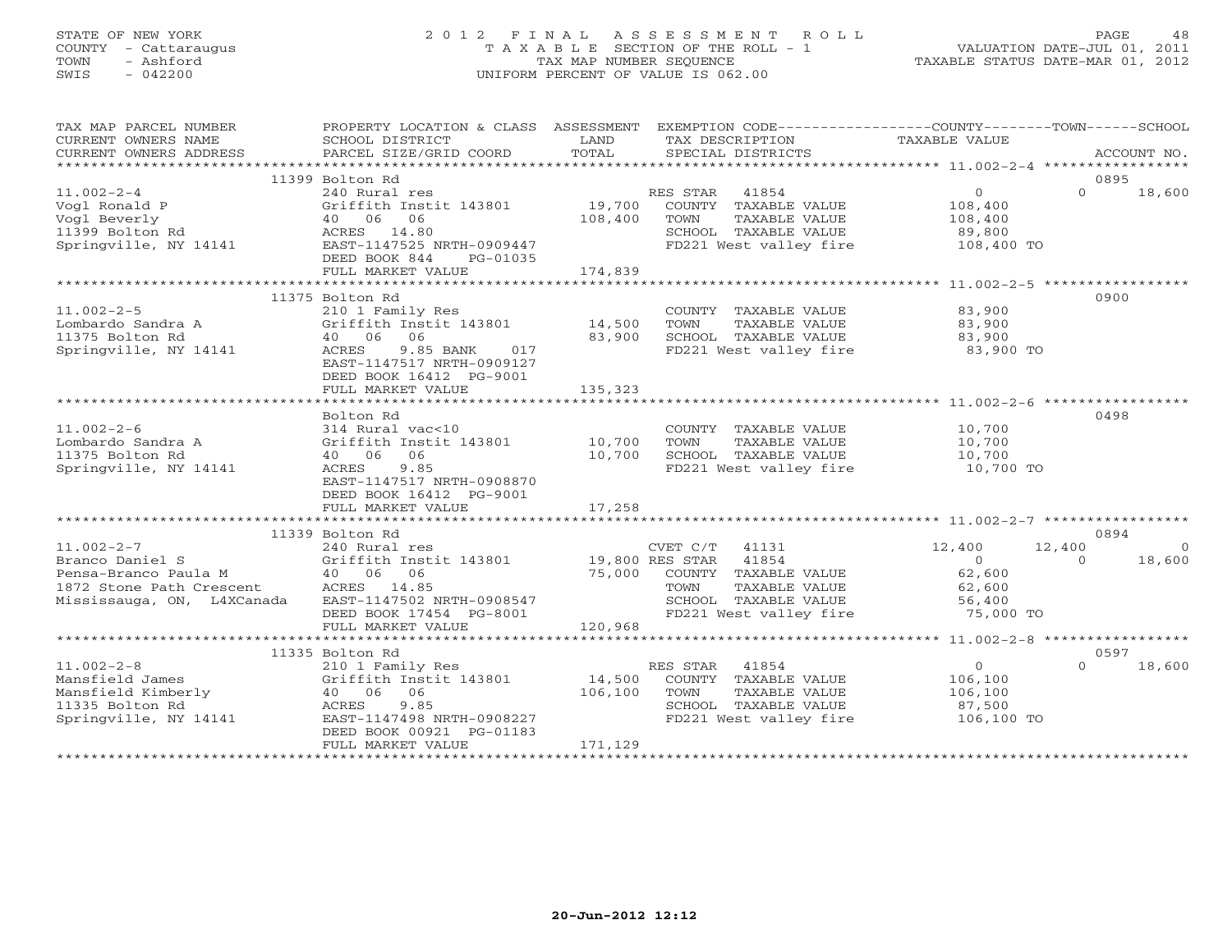STATE OF NEW YORK
COUNTY - Cattaraugus
TOWN - Ashford
SWIS - 042200

# 2012 FINAL ASSESSMENT ROLL
TAXABLE SECTION OF THE ROLL - 1
TAX MAP NUMBER SEQUENCE
UNIFORM PERCENT OF VALUE IS 062.00

VALUATION DATE-JUL 01, 2011
TAXABLE STATUS DATE-MAR 01, 2012

| TAX MAP PARCEL NUMBER / CURRENT OWNERS NAME / CURRENT OWNERS ADDRESS | PROPERTY LOCATION & CLASS / SCHOOL DISTRICT / PARCEL SIZE/GRID COORD | ASSESSMENT LAND / TOTAL | EXEMPTION CODE / TAX DESCRIPTION / SPECIAL DISTRICTS | COUNTY TAXABLE VALUE | TOWN | SCHOOL / ACCOUNT NO. |
|---|---|---|---|---|---|---|
| | 11399 Bolton Rd | | | | | 0895 |
| 11.002-2-4 | 240 Rural res | | RES STAR 41854 | 0 | 0 | 18,600 |
| Vogl Ronald P | Griffith Instit 143801 | 19,700 | COUNTY TAXABLE VALUE | 108,400 | | |
| Vogl Beverly | 40 06 06 | 108,400 | TOWN TAXABLE VALUE | 108,400 | | |
| 11399 Bolton Rd | ACRES 14.80 | | SCHOOL TAXABLE VALUE | 89,800 | | |
| Springville, NY 14141 | EAST-1147525 NRTH-0909447 | | FD221 West valley fire | 108,400 TO | | |
| | DEED BOOK 844 PG-01035 | | | | | |
| | FULL MARKET VALUE | 174,839 | | | | |
| | 11375 Bolton Rd | | | | | 0900 |
| 11.002-2-5 | 210 1 Family Res | | COUNTY TAXABLE VALUE | 83,900 | | |
| Lombardo Sandra A | Griffith Instit 143801 | 14,500 | TOWN TAXABLE VALUE | 83,900 | | |
| 11375 Bolton Rd | 40 06 06 | 83,900 | SCHOOL TAXABLE VALUE | 83,900 | | |
| Springville, NY 14141 | ACRES 9.85 BANK 017 | | FD221 West valley fire | 83,900 TO | | |
| | EAST-1147517 NRTH-0909127 | | | | | |
| | DEED BOOK 16412 PG-9001 | | | | | |
| | FULL MARKET VALUE | 135,323 | | | | |
| | Bolton Rd | | | | | 0498 |
| 11.002-2-6 | 314 Rural vac<10 | | COUNTY TAXABLE VALUE | 10,700 | | |
| Lombardo Sandra A | Griffith Instit 143801 | 10,700 | TOWN TAXABLE VALUE | 10,700 | | |
| 11375 Bolton Rd | 40 06 06 | 10,700 | SCHOOL TAXABLE VALUE | 10,700 | | |
| Springville, NY 14141 | ACRES 9.85 | | FD221 West valley fire | 10,700 TO | | |
| | EAST-1147517 NRTH-0908870 | | | | | |
| | DEED BOOK 16412 PG-9001 | | | | | |
| | FULL MARKET VALUE | 17,258 | | | | |
| | 11339 Bolton Rd | | | | | 0894 |
| 11.002-2-7 | 240 Rural res | | CVET C/T 41131 | 12,400 | 12,400 | 0 |
| Branco Daniel S | Griffith Instit 143801 | 19,800 | RES STAR 41854 | 0 | 0 | 18,600 |
| Pensa-Branco Paula M | 40 06 06 | 75,000 | COUNTY TAXABLE VALUE | 62,600 | | |
| 1872 Stone Path Crescent | ACRES 14.85 | | TOWN TAXABLE VALUE | 62,600 | | |
| Mississauga, ON, L4XCanada | EAST-1147502 NRTH-0908547 | | SCHOOL TAXABLE VALUE | 56,400 | | |
| | DEED BOOK 17454 PG-8001 | | FD221 West valley fire | 75,000 TO | | |
| | FULL MARKET VALUE | 120,968 | | | | |
| | 11335 Bolton Rd | | | | | 0597 |
| 11.002-2-8 | 210 1 Family Res | | RES STAR 41854 | 0 | 0 | 18,600 |
| Mansfield James | Griffith Instit 143801 | 14,500 | COUNTY TAXABLE VALUE | 106,100 | | |
| Mansfield Kimberly | 40 06 06 | 106,100 | TOWN TAXABLE VALUE | 106,100 | | |
| 11335 Bolton Rd | ACRES 9.85 | | SCHOOL TAXABLE VALUE | 87,500 | | |
| Springville, NY 14141 | EAST-1147498 NRTH-0908227 | | FD221 West valley fire | 106,100 TO | | |
| | DEED BOOK 00921 PG-01183 | | | | | |
| | FULL MARKET VALUE | 171,129 | | | | |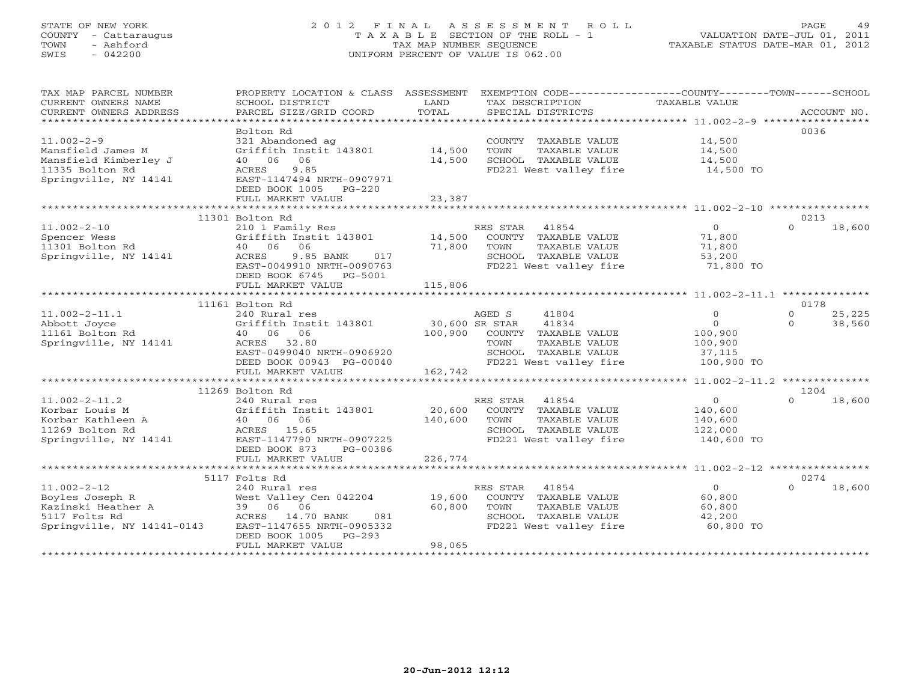STATE OF NEW YORK
COUNTY - Cattaraugus
TOWN - Ashford
SWIS - 042200

# 2012 FINAL ASSESSMENT ROLL

TAXABLE SECTION OF THE ROLL - 1
TAX MAP NUMBER SEQUENCE
UNIFORM PERCENT OF VALUE IS 062.00

VALUATION DATE-JUL 01, 2011
TAXABLE STATUS DATE-MAR 01, 2012

| TAX MAP PARCEL NUMBER / CURRENT OWNERS NAME / CURRENT OWNERS ADDRESS | PROPERTY LOCATION & CLASS / SCHOOL DISTRICT / PARCEL SIZE/GRID COORD | ASSESSMENT LAND / TOTAL | EXEMPTION CODE / TAX DESCRIPTION / SPECIAL DISTRICTS | COUNTY TAXABLE VALUE | TOWN | SCHOOL / ACCOUNT NO. |
|---|---|---|---|---|---|---|
| 11.002-2-9 | Bolton Rd | | | | | 0036 |
| Mansfield James M | 321 Abandoned ag | | COUNTY TAXABLE VALUE | 14,500 | | |
| Mansfield Kimberley J | Griffith Instit 143801 | 14,500 | TOWN TAXABLE VALUE | 14,500 | | |
| 11335 Bolton Rd | 40 06 06 | 14,500 | SCHOOL TAXABLE VALUE | 14,500 | | |
| Springville, NY 14141 | ACRES 9.85 | | FD221 West valley fire | 14,500 TO | | |
| | EAST-1147494 NRTH-0907971 | | | | | |
| | DEED BOOK 1005 PG-220 | | | | | |
| | FULL MARKET VALUE | 23,387 | | | | |
| 11.002-2-10 | 11301 Bolton Rd | | | | | 0213 |
| Spencer Wess | 210 1 Family Res | | RES STAR 41854 | 0 | 0 | 18,600 |
| 11301 Bolton Rd | Griffith Instit 143801 | 14,500 | COUNTY TAXABLE VALUE | 71,800 | | |
| Springville, NY 14141 | 40 06 06 | 71,800 | TOWN TAXABLE VALUE | 71,800 | | |
| | ACRES 9.85 BANK 017 | | SCHOOL TAXABLE VALUE | 53,200 | | |
| | EAST-0049910 NRTH-0090763 | | FD221 West valley fire | 71,800 TO | | |
| | DEED BOOK 6745 PG-5001 | | | | | |
| | FULL MARKET VALUE | 115,806 | | | | |
| 11.002-2-11.1 | 11161 Bolton Rd | | | | | 0178 |
| Abbott Joyce | 240 Rural res | | AGED S 41804 | 0 | 0 | 25,225 |
| 11161 Bolton Rd | Griffith Instit 143801 | 30,600 | SR STAR 41834 | 0 | 0 | 38,560 |
| Springville, NY 14141 | 40 06 06 | 100,900 | COUNTY TAXABLE VALUE | 100,900 | | |
| | ACRES 32.80 | | TOWN TAXABLE VALUE | 100,900 | | |
| | EAST-0499040 NRTH-0906920 | | SCHOOL TAXABLE VALUE | 37,115 | | |
| | DEED BOOK 00943 PG-00040 | | FD221 West valley fire | 100,900 TO | | |
| | FULL MARKET VALUE | 162,742 | | | | |
| 11.002-2-11.2 | 11269 Bolton Rd | | | | | 1204 |
| Korbar Louis M | 240 Rural res | | RES STAR 41854 | 0 | 0 | 18,600 |
| Korbar Kathleen A | Griffith Instit 143801 | 20,600 | COUNTY TAXABLE VALUE | 140,600 | | |
| 11269 Bolton Rd | 40 06 06 | 140,600 | TOWN TAXABLE VALUE | 140,600 | | |
| Springville, NY 14141 | ACRES 15.65 | | SCHOOL TAXABLE VALUE | 122,000 | | |
| | EAST-1147790 NRTH-0907225 | | FD221 West valley fire | 140,600 TO | | |
| | DEED BOOK 873 PG-00386 | | | | | |
| | FULL MARKET VALUE | 226,774 | | | | |
| 11.002-2-12 | 5117 Folts Rd | | | | | 0274 |
| Boyles Joseph R | 240 Rural res | | RES STAR 41854 | 0 | 0 | 18,600 |
| Kazinski Heather A | West Valley Cen 042204 | 19,600 | COUNTY TAXABLE VALUE | 60,800 | | |
| 5117 Folts Rd | 39 06 06 | 60,800 | TOWN TAXABLE VALUE | 60,800 | | |
| Springville, NY 14141-0143 | ACRES 14.70 BANK 081 | | SCHOOL TAXABLE VALUE | 42,200 | | |
| | EAST-1147655 NRTH-0905332 | | FD221 West valley fire | 60,800 TO | | |
| | DEED BOOK 1005 PG-293 | | | | | |
| | FULL MARKET VALUE | 98,065 | | | | |

20-Jun-2012 12:12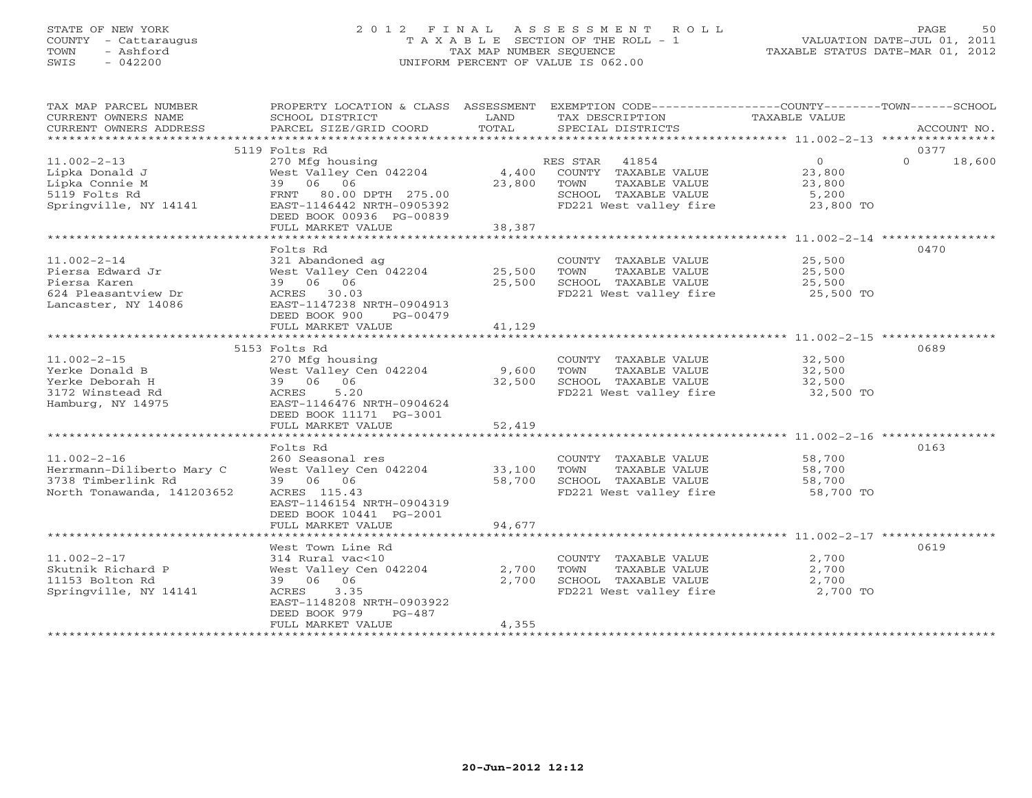STATE OF NEW YORK
COUNTY - Cattaraugus
TOWN - Ashford
SWIS - 042200

2 0 1 2 F I N A L A S S E S S M E N T R O L L
T A X A B L E SECTION OF THE ROLL - 1
TAX MAP NUMBER SEQUENCE
UNIFORM PERCENT OF VALUE IS 062.00

VALUATION DATE-JUL 01, 2011
TAXABLE STATUS DATE-MAR 01, 2012

| TAX MAP PARCEL NUMBER / CURRENT OWNERS NAME / CURRENT OWNERS ADDRESS | PROPERTY LOCATION & CLASS / SCHOOL DISTRICT / PARCEL SIZE/GRID COORD | ASSESSMENT LAND / TOTAL | EXEMPTION CODE / TAX DESCRIPTION / SPECIAL DISTRICTS | COUNTY / TOWN TAXABLE VALUE | SCHOOL / ACCOUNT NO. |
|---|---|---|---|---|---|
| | 5119 Folts Rd | | | | 0377 |
| 11.002-2-13 | 270 Mfg housing | | RES STAR 41854 | 0 | 0 18,600 |
| Lipka Donald J | West Valley Cen 042204 | 4,400 | COUNTY TAXABLE VALUE | 23,800 | |
| Lipka Connie M | 39 06 06 | 23,800 | TOWN TAXABLE VALUE | 23,800 | |
| 5119 Folts Rd | FRNT 80.00 DPTH 275.00 | | SCHOOL TAXABLE VALUE | 5,200 | |
| Springville, NY 14141 | EAST-1146442 NRTH-0905392 | | FD221 West valley fire | 23,800 TO | |
| | DEED BOOK 00936 PG-00839 | | | | |
| | FULL MARKET VALUE | 38,387 | | | |
| | Folts Rd | | | | 0470 |
| 11.002-2-14 | 321 Abandoned ag | | COUNTY TAXABLE VALUE | 25,500 | |
| Piersa Edward Jr | West Valley Cen 042204 | 25,500 | TOWN TAXABLE VALUE | 25,500 | |
| Piersa Karen | 39 06 06 | 25,500 | SCHOOL TAXABLE VALUE | 25,500 | |
| 624 Pleasantview Dr | ACRES 30.03 | | FD221 West valley fire | 25,500 TO | |
| Lancaster, NY 14086 | EAST-1147238 NRTH-0904913 | | | | |
| | DEED BOOK 900 PG-00479 | | | | |
| | FULL MARKET VALUE | 41,129 | | | |
| | 5153 Folts Rd | | | | 0689 |
| 11.002-2-15 | 270 Mfg housing | | COUNTY TAXABLE VALUE | 32,500 | |
| Yerke Donald B | West Valley Cen 042204 | 9,600 | TOWN TAXABLE VALUE | 32,500 | |
| Yerke Deborah H | 39 06 06 | 32,500 | SCHOOL TAXABLE VALUE | 32,500 | |
| 3172 Winstead Rd | ACRES 5.20 | | FD221 West valley fire | 32,500 TO | |
| Hamburg, NY 14975 | EAST-1146476 NRTH-0904624 | | | | |
| | DEED BOOK 11171 PG-3001 | | | | |
| | FULL MARKET VALUE | 52,419 | | | |
| | Folts Rd | | | | 0163 |
| 11.002-2-16 | 260 Seasonal res | | COUNTY TAXABLE VALUE | 58,700 | |
| Herrmann-Diliberto Mary C | West Valley Cen 042204 | 33,100 | TOWN TAXABLE VALUE | 58,700 | |
| 3738 Timberlink Rd | 39 06 06 | 58,700 | SCHOOL TAXABLE VALUE | 58,700 | |
| North Tonawanda, 141203652 | ACRES 115.43 | | FD221 West valley fire | 58,700 TO | |
| | EAST-1146154 NRTH-0904319 | | | | |
| | DEED BOOK 10441 PG-2001 | | | | |
| | FULL MARKET VALUE | 94,677 | | | |
| | West Town Line Rd | | | | 0619 |
| 11.002-2-17 | 314 Rural vac<10 | | COUNTY TAXABLE VALUE | 2,700 | |
| Skutnik Richard P | West Valley Cen 042204 | 2,700 | TOWN TAXABLE VALUE | 2,700 | |
| 11153 Bolton Rd | 39 06 06 | 2,700 | SCHOOL TAXABLE VALUE | 2,700 | |
| Springville, NY 14141 | ACRES 3.35 | | FD221 West valley fire | 2,700 TO | |
| | EAST-1148208 NRTH-0903922 | | | | |
| | DEED BOOK 979 PG-487 | | | | |
| | FULL MARKET VALUE | 4,355 | | | |

20-Jun-2012 12:12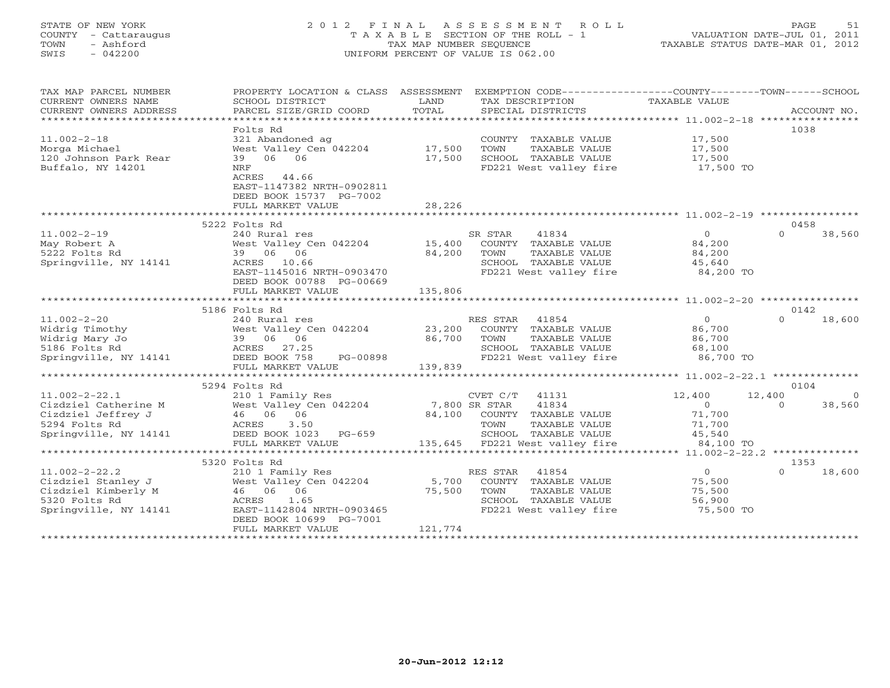STATE OF NEW YORK
COUNTY - Cattaraugus
TOWN - Ashford
SWIS - 042200

# 2012 FINAL ASSESSMENT ROLL

TAXABLE SECTION OF THE ROLL - 1
TAX MAP NUMBER SEQUENCE
UNIFORM PERCENT OF VALUE IS 062.00

VALUATION DATE-JUL 01, 2011
TAXABLE STATUS DATE-MAR 01, 2012

| TAX MAP PARCEL NUMBER / CURRENT OWNERS NAME / CURRENT OWNERS ADDRESS | PROPERTY LOCATION & CLASS / SCHOOL DISTRICT / PARCEL SIZE/GRID COORD | ASSESSMENT LAND | ASSESSMENT TOTAL | EXEMPTION CODE / TAX DESCRIPTION / SPECIAL DISTRICTS | COUNTY TAXABLE VALUE | TOWN | SCHOOL | ACCOUNT NO. |
|---|---|---|---|---|---|---|---|---|
| **11.002-2-18** | Folts Rd | | | | | | | 1038 |
| | 321 Abandoned ag | | | COUNTY TAXABLE VALUE | 17,500 | | | |
| Morga Michael | West Valley Cen 042204 | 17,500 | | TOWN TAXABLE VALUE | 17,500 | | | |
| 120 Johnson Park Rear | 39 06 06 | | 17,500 | SCHOOL TAXABLE VALUE | 17,500 | | | |
| Buffalo, NY 14201 | NRF | | | FD221 West valley fire | 17,500 TO | | | |
| | ACRES 44.66 | | | | | | | |
| | EAST-1147382 NRTH-0902811 | | | | | | | |
| | DEED BOOK 15737 PG-7002 | | | | | | | |
| | FULL MARKET VALUE | | 28,226 | | | | | |
| **11.002-2-19** | 5222 Folts Rd | | | | | | | 0458 |
| | 240 Rural res | | | SR STAR 41834 | 0 | 0 | 38,560 | |
| May Robert A | West Valley Cen 042204 | 15,400 | | COUNTY TAXABLE VALUE | 84,200 | | | |
| 5222 Folts Rd | 39 06 06 | | 84,200 | TOWN TAXABLE VALUE | 84,200 | | | |
| Springville, NY 14141 | ACRES 10.66 | | | SCHOOL TAXABLE VALUE | 45,640 | | | |
| | EAST-1145016 NRTH-0903470 | | | FD221 West valley fire | 84,200 TO | | | |
| | DEED BOOK 00788 PG-00669 | | | | | | | |
| | FULL MARKET VALUE | | 135,806 | | | | | |
| **11.002-2-20** | 5186 Folts Rd | | | | | | | 0142 |
| | 240 Rural res | | | RES STAR 41854 | 0 | 0 | 18,600 | |
| Widrig Timothy | West Valley Cen 042204 | 23,200 | | COUNTY TAXABLE VALUE | 86,700 | | | |
| Widrig Mary Jo | 39 06 06 | | 86,700 | TOWN TAXABLE VALUE | 86,700 | | | |
| 5186 Folts Rd | ACRES 27.25 | | | SCHOOL TAXABLE VALUE | 68,100 | | | |
| Springville, NY 14141 | DEED BOOK 758 PG-00898 | | | FD221 West valley fire | 86,700 TO | | | |
| | FULL MARKET VALUE | | 139,839 | | | | | |
| **11.002-2-22.1** | 5294 Folts Rd | | | | | | | 0104 |
| | 210 1 Family Res | | | CVET C/T 41131 | 12,400 | 12,400 | 0 | |
| Cizdziel Catherine M | West Valley Cen 042204 | 7,800 | | SR STAR 41834 | 0 | 0 | 38,560 | |
| Cizdziel Jeffrey J | 46 06 06 | | 84,100 | COUNTY TAXABLE VALUE | 71,700 | | | |
| 5294 Folts Rd | ACRES 3.50 | | | TOWN TAXABLE VALUE | 71,700 | | | |
| Springville, NY 14141 | DEED BOOK 1023 PG-659 | | | SCHOOL TAXABLE VALUE | 45,540 | | | |
| | FULL MARKET VALUE | | 135,645 | FD221 West valley fire | 84,100 TO | | | |
| **11.002-2-22.2** | 5320 Folts Rd | | | | | | | 1353 |
| | 210 1 Family Res | | | RES STAR 41854 | 0 | 0 | 18,600 | |
| Cizdziel Stanley J | West Valley Cen 042204 | 5,700 | | COUNTY TAXABLE VALUE | 75,500 | | | |
| Cizdziel Kimberly M | 46 06 06 | | 75,500 | TOWN TAXABLE VALUE | 75,500 | | | |
| 5320 Folts Rd | ACRES 1.65 | | | SCHOOL TAXABLE VALUE | 56,900 | | | |
| Springville, NY 14141 | EAST-1142804 NRTH-0903465 | | | FD221 West valley fire | 75,500 TO | | | |
| | DEED BOOK 10699 PG-7001 | | | | | | | |
| | FULL MARKET VALUE | | 121,774 | | | | | |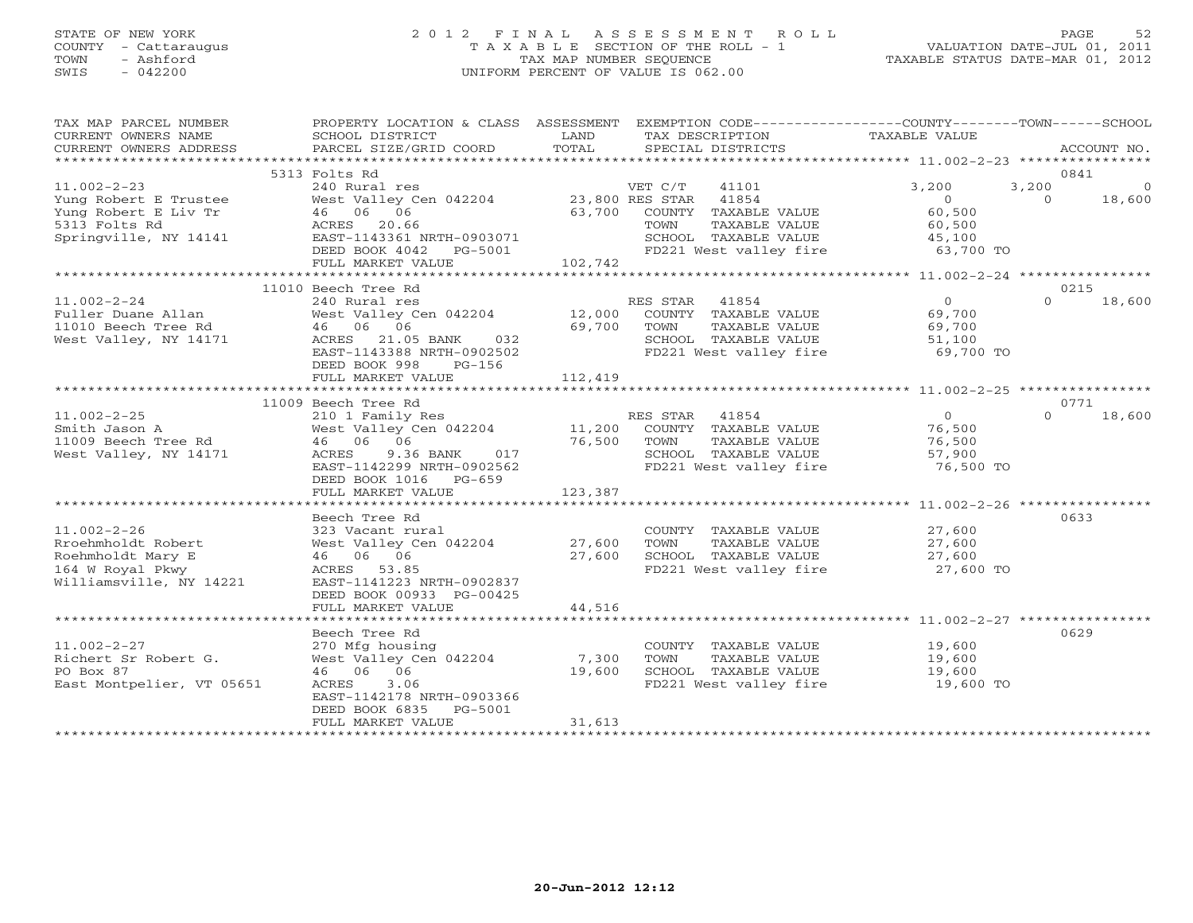STATE OF NEW YORK
COUNTY - Cattaraugus
TOWN - Ashford
SWIS - 042200

2012 FINAL ASSESSMENT ROLL
TAXABLE SECTION OF THE ROLL - 1
TAX MAP NUMBER SEQUENCE
UNIFORM PERCENT OF VALUE IS 062.00

VALUATION DATE-JUL 01, 2011
TAXABLE STATUS DATE-MAR 01, 2012

| TAX MAP PARCEL NUMBER / CURRENT OWNERS NAME / CURRENT OWNERS ADDRESS | PROPERTY LOCATION & CLASS / SCHOOL DISTRICT / PARCEL SIZE/GRID COORD | ASSESSMENT LAND / TOTAL | EXEMPTION CODE / TAX DESCRIPTION / SPECIAL DISTRICTS | COUNTY TAXABLE VALUE | TOWN | SCHOOL | ACCOUNT NO. |
|---|---|---|---|---|---|---|---|
| | 5313 Folts Rd | | | | | | 0841 |
| 11.002-2-23 | 240 Rural res | | VET C/T 41101 | 3,200 | 3,200 | 0 | |
| Yung Robert E Trustee | West Valley Cen 042204 | 23,800 | RES STAR 41854 | 0 | 0 | 18,600 | |
| Yung Robert E Liv Tr | 46 06 06 | 63,700 | COUNTY TAXABLE VALUE | 60,500 | | | |
| 5313 Folts Rd | ACRES 20.66 | | TOWN TAXABLE VALUE | 60,500 | | | |
| Springville, NY 14141 | EAST-1143361 NRTH-0903071 | | SCHOOL TAXABLE VALUE | 45,100 | | | |
| | DEED BOOK 4042 PG-5001 | | FD221 West valley fire | 63,700 TO | | | |
| | FULL MARKET VALUE | 102,742 | | | | | |
| | 11010 Beech Tree Rd | | | | | | 0215 |
| 11.002-2-24 | 240 Rural res | | RES STAR 41854 | 0 | 0 | 18,600 | |
| Fuller Duane Allan | West Valley Cen 042204 | 12,000 | COUNTY TAXABLE VALUE | 69,700 | | | |
| 11010 Beech Tree Rd | 46 06 06 | 69,700 | TOWN TAXABLE VALUE | 69,700 | | | |
| West Valley, NY 14171 | ACRES 21.05 BANK 032 | | SCHOOL TAXABLE VALUE | 51,100 | | | |
| | EAST-1143388 NRTH-0902502 | | FD221 West valley fire | 69,700 TO | | | |
| | DEED BOOK 998 PG-156 | | | | | | |
| | FULL MARKET VALUE | 112,419 | | | | | |
| | 11009 Beech Tree Rd | | | | | | 0771 |
| 11.002-2-25 | 210 1 Family Res | | RES STAR 41854 | 0 | 0 | 18,600 | |
| Smith Jason A | West Valley Cen 042204 | 11,200 | COUNTY TAXABLE VALUE | 76,500 | | | |
| 11009 Beech Tree Rd | 46 06 06 | 76,500 | TOWN TAXABLE VALUE | 76,500 | | | |
| West Valley, NY 14171 | ACRES 9.36 BANK 017 | | SCHOOL TAXABLE VALUE | 57,900 | | | |
| | EAST-1142299 NRTH-0902562 | | FD221 West valley fire | 76,500 TO | | | |
| | DEED BOOK 1016 PG-659 | | | | | | |
| | FULL MARKET VALUE | 123,387 | | | | | |
| | Beech Tree Rd | | | | | | 0633 |
| 11.002-2-26 | 323 Vacant rural | | COUNTY TAXABLE VALUE | 27,600 | | | |
| Rroehmholdt Robert | West Valley Cen 042204 | 27,600 | TOWN TAXABLE VALUE | 27,600 | | | |
| Roehmholdt Mary E | 46 06 06 | 27,600 | SCHOOL TAXABLE VALUE | 27,600 | | | |
| 164 W Royal Pkwy | ACRES 53.85 | | FD221 West valley fire | 27,600 TO | | | |
| Williamsville, NY 14221 | EAST-1141223 NRTH-0902837 | | | | | | |
| | DEED BOOK 00933 PG-00425 | | | | | | |
| | FULL MARKET VALUE | 44,516 | | | | | |
| | Beech Tree Rd | | | | | | 0629 |
| 11.002-2-27 | 270 Mfg housing | | COUNTY TAXABLE VALUE | 19,600 | | | |
| Richert Sr Robert G. | West Valley Cen 042204 | 7,300 | TOWN TAXABLE VALUE | 19,600 | | | |
| PO Box 87 | 46 06 06 | 19,600 | SCHOOL TAXABLE VALUE | 19,600 | | | |
| East Montpelier, VT 05651 | ACRES 3.06 | | FD221 West valley fire | 19,600 TO | | | |
| | EAST-1142178 NRTH-0903366 | | | | | | |
| | DEED BOOK 6835 PG-5001 | | | | | | |
| | FULL MARKET VALUE | 31,613 | | | | | |

20-Jun-2012 12:12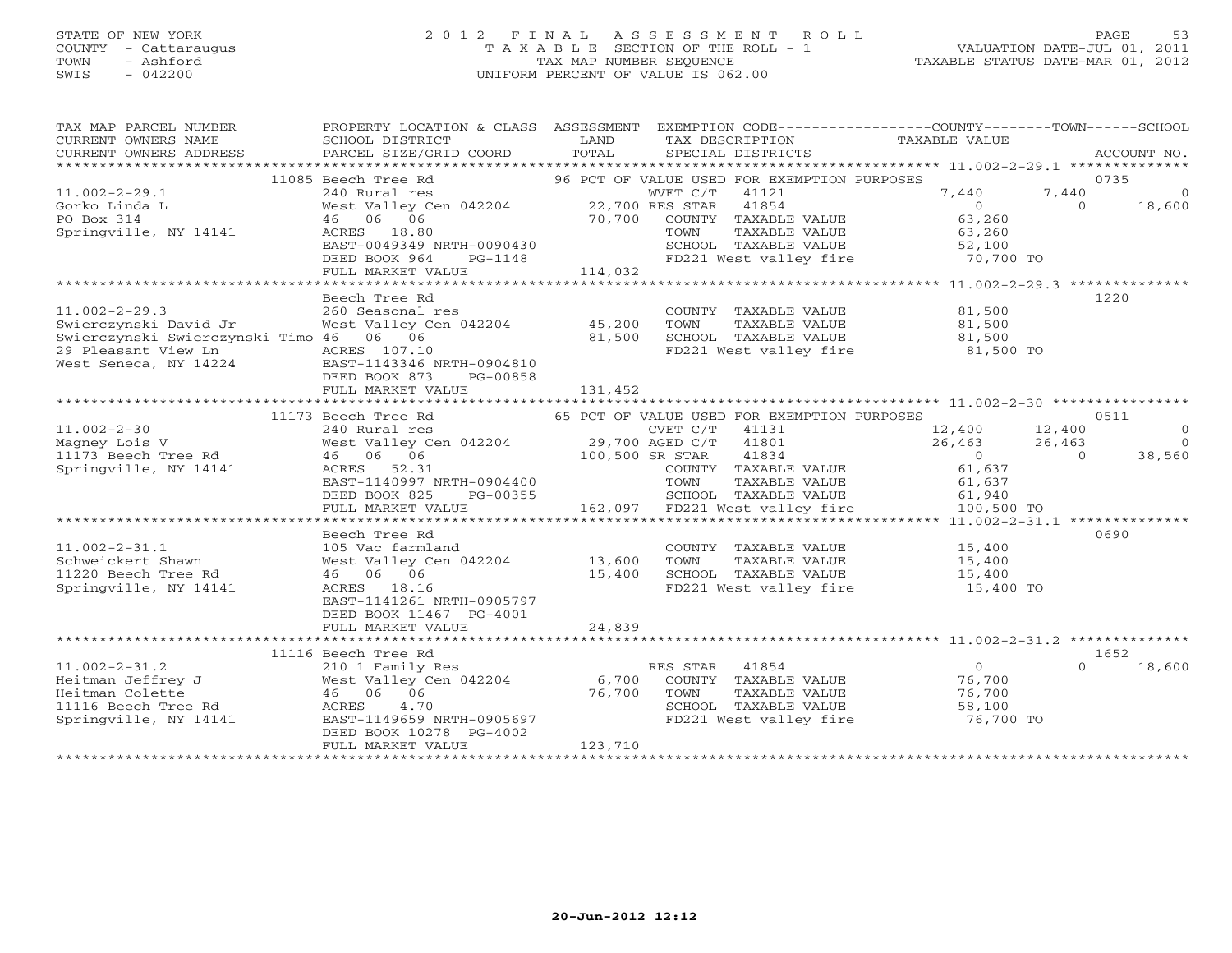STATE OF NEW YORK
COUNTY - Cattaraugus
TOWN - Ashford
SWIS - 042200

# 2012 FINAL ASSESSMENT ROLL
TAXABLE SECTION OF THE ROLL - 1
TAX MAP NUMBER SEQUENCE
UNIFORM PERCENT OF VALUE IS 062.00

VALUATION DATE-JUL 01, 2011
TAXABLE STATUS DATE-MAR 01, 2012

```
TAX MAP PARCEL NUMBER     PROPERTY LOCATION & CLASS  ASSESSMENT  EXEMPTION CODE------------------COUNTY--------TOWN------SCHOOL
CURRENT OWNERS NAME       SCHOOL DISTRICT              LAND      TAX DESCRIPTION               TAXABLE VALUE
CURRENT OWNERS ADDRESS    PARCEL SIZE/GRID COORD       TOTAL     SPECIAL DISTRICTS                                       ACCOUNT NO.
******************************************************************************************************* 11.002-2-29.1 **************
                          11085 Beech Tree Rd          96 PCT OF VALUE USED FOR EXEMPTION PURPOSES                       0735
11.002-2-29.1             240 Rural res                          WVET C/T   41121            7,440         7,440           0
Gorko Linda L             West Valley Cen 042204    22,700 RES STAR   41854                    0             0        18,600
PO Box 314                46  06  06                70,700    COUNTY  TAXABLE VALUE        63,260
Springville, NY 14141     ACRES  18.80                        TOWN    TAXABLE VALUE        63,260
                          EAST-0049349 NRTH-0090430           SCHOOL  TAXABLE VALUE        52,100
                          DEED BOOK 964    PG-1148            FD221 West valley fire        70,700 TO
                          FULL MARKET VALUE        114,032
******************************************************************************************************* 11.002-2-29.3 **************
                          Beech Tree Rd                                                                                  1220
11.002-2-29.3             260 Seasonal res                    COUNTY  TAXABLE VALUE        81,500
Swierczynski David Jr     West Valley Cen 042204    45,200    TOWN    TAXABLE VALUE        81,500
Swierczynski Swierczynski Timo 46  06  06           81,500    SCHOOL  TAXABLE VALUE        81,500
29 Pleasant View Ln       ACRES 107.10                        FD221 West valley fire        81,500 TO
West Seneca, NY 14224     EAST-1143346 NRTH-0904810
                          DEED BOOK 873    PG-00858
                          FULL MARKET VALUE        131,452
******************************************************************************************************* 11.002-2-30 ****************
                          11173 Beech Tree Rd          65 PCT OF VALUE USED FOR EXEMPTION PURPOSES                       0511
11.002-2-30               240 Rural res                          CVET C/T   41131           12,400        12,400           0
Magney Lois V             West Valley Cen 042204    29,700 AGED C/T   41801           26,463        26,463           0
11173 Beech Tree Rd       46  06  06               100,500 SR STAR    41834                0             0        38,560
Springville, NY 14141     ACRES  52.31                        COUNTY  TAXABLE VALUE        61,637
                          EAST-1140997 NRTH-0904400           TOWN    TAXABLE VALUE        61,637
                          DEED BOOK 825    PG-00355           SCHOOL  TAXABLE VALUE        61,940
                          FULL MARKET VALUE        162,097    FD221 West valley fire       100,500 TO
******************************************************************************************************* 11.002-2-31.1 **************
                          Beech Tree Rd                                                                                  0690
11.002-2-31.1             105 Vac farmland                    COUNTY  TAXABLE VALUE        15,400
Schweickert Shawn         West Valley Cen 042204    13,600    TOWN    TAXABLE VALUE        15,400
11220 Beech Tree Rd       46  06  06                15,400    SCHOOL  TAXABLE VALUE        15,400
Springville, NY 14141     ACRES  18.16                        FD221 West valley fire        15,400 TO
                          EAST-1141261 NRTH-0905797
                          DEED BOOK 11467 PG-4001
                          FULL MARKET VALUE         24,839
******************************************************************************************************* 11.002-2-31.2 **************
                          11116 Beech Tree Rd                                                                            1652
11.002-2-31.2             210 1 Family Res                       RES STAR   41854                0             0        18,600
Heitman Jeffrey J         West Valley Cen 042204     6,700    COUNTY  TAXABLE VALUE        76,700
Heitman Colette           46  06  06                76,700    TOWN    TAXABLE VALUE        76,700
11116 Beech Tree Rd       ACRES   4.70                        SCHOOL  TAXABLE VALUE        58,100
Springville, NY 14141     EAST-1149659 NRTH-0905697           FD221 West valley fire        76,700 TO
                          DEED BOOK 10278 PG-4002
                          FULL MARKET VALUE        123,710
************************************************************************************************************************************
```

20-Jun-2012 12:12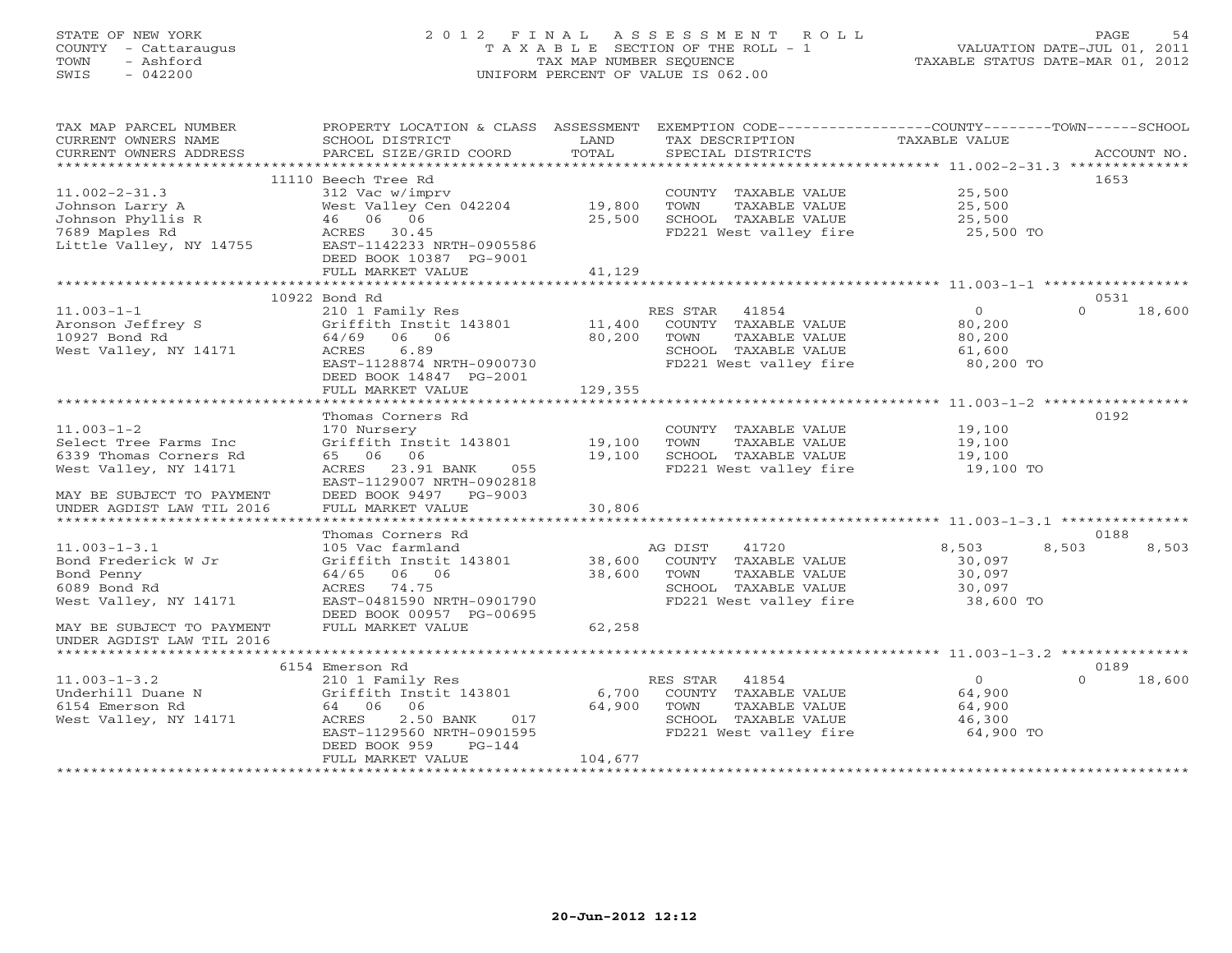STATE OF NEW YORK
COUNTY - Cattaraugus
TOWN - Ashford
SWIS - 042200

# 2012 FINAL ASSESSMENT ROLL
TAXABLE SECTION OF THE ROLL - 1
TAX MAP NUMBER SEQUENCE
UNIFORM PERCENT OF VALUE IS 062.00

VALUATION DATE-JUL 01, 2011
TAXABLE STATUS DATE-MAR 01, 2012

| TAX MAP PARCEL NUMBER / CURRENT OWNERS NAME / CURRENT OWNERS ADDRESS | PROPERTY LOCATION & CLASS / SCHOOL DISTRICT / PARCEL SIZE/GRID COORD | ASSESSMENT LAND / TOTAL | EXEMPTION CODE / TAX DESCRIPTION / SPECIAL DISTRICTS | COUNTY | TOWN | SCHOOL / ACCOUNT NO. |
|---|---|---|---|---|---|---|
| **11.002-2-31.3** | 11110 Beech Tree Rd | | | | | 1653 |
| Johnson Larry A | 312 Vac w/imprv | | COUNTY TAXABLE VALUE | 25,500 | | |
| Johnson Phyllis R | West Valley Cen 042204 | 19,800 | TOWN TAXABLE VALUE | | 25,500 | |
| 7689 Maples Rd | 46 06 06 | 25,500 | SCHOOL TAXABLE VALUE | | | 25,500 |
| Little Valley, NY 14755 | ACRES 30.45 | | FD221 West valley fire | 25,500 TO | | |
| | EAST-1142233 NRTH-0905586 | | | | | |
| | DEED BOOK 10387 PG-9001 | | | | | |
| | FULL MARKET VALUE | 41,129 | | | | |
| **11.003-1-1** | 10922 Bond Rd | | | | | 0531 |
| Aronson Jeffrey S | 210 1 Family Res | | RES STAR 41854 | 0 | 0 | 18,600 |
| 10927 Bond Rd | Griffith Instit 143801 | 11,400 | COUNTY TAXABLE VALUE | 80,200 | | |
| West Valley, NY 14171 | 64/69 06 06 | 80,200 | TOWN TAXABLE VALUE | | 80,200 | |
| | ACRES 6.89 | | SCHOOL TAXABLE VALUE | | | 61,600 |
| | EAST-1128874 NRTH-0900730 | | FD221 West valley fire | 80,200 TO | | |
| | DEED BOOK 14847 PG-2001 | | | | | |
| | FULL MARKET VALUE | 129,355 | | | | |
| **11.003-1-2** | Thomas Corners Rd | | | | | 0192 |
| Select Tree Farms Inc | 170 Nursery | | COUNTY TAXABLE VALUE | 19,100 | | |
| 6339 Thomas Corners Rd | Griffith Instit 143801 | 19,100 | TOWN TAXABLE VALUE | | 19,100 | |
| West Valley, NY 14171 | 65 06 06 | 19,100 | SCHOOL TAXABLE VALUE | | | 19,100 |
| | ACRES 23.91 BANK 055 | | FD221 West valley fire | 19,100 TO | | |
| | EAST-1129007 NRTH-0902818 | | | | | |
| MAY BE SUBJECT TO PAYMENT | DEED BOOK 9497 PG-9003 | | | | | |
| UNDER AGDIST LAW TIL 2016 | FULL MARKET VALUE | 30,806 | | | | |
| **11.003-1-3.1** | Thomas Corners Rd | | | | | 0188 |
| Bond Frederick W Jr | 105 Vac farmland | | AG DIST 41720 | 8,503 | 8,503 | 8,503 |
| Bond Penny | Griffith Instit 143801 | 38,600 | COUNTY TAXABLE VALUE | 30,097 | | |
| 6089 Bond Rd | 64/65 06 06 | 38,600 | TOWN TAXABLE VALUE | | 30,097 | |
| West Valley, NY 14171 | ACRES 74.75 | | SCHOOL TAXABLE VALUE | | | 30,097 |
| | EAST-0481590 NRTH-0901790 | | FD221 West valley fire | 38,600 TO | | |
| | DEED BOOK 00957 PG-00695 | | | | | |
| MAY BE SUBJECT TO PAYMENT | FULL MARKET VALUE | 62,258 | | | | |
| UNDER AGDIST LAW TIL 2016 | | | | | | |
| **11.003-1-3.2** | 6154 Emerson Rd | | | | | 0189 |
| Underhill Duane N | 210 1 Family Res | | RES STAR 41854 | 0 | 0 | 18,600 |
| 6154 Emerson Rd | Griffith Instit 143801 | 6,700 | COUNTY TAXABLE VALUE | 64,900 | | |
| West Valley, NY 14171 | 64 06 06 | 64,900 | TOWN TAXABLE VALUE | | 64,900 | |
| | ACRES 2.50 BANK 017 | | SCHOOL TAXABLE VALUE | | | 46,300 |
| | EAST-1129560 NRTH-0901595 | | FD221 West valley fire | 64,900 TO | | |
| | DEED BOOK 959 PG-144 | | | | | |
| | FULL MARKET VALUE | 104,677 | | | | |

20-Jun-2012 12:12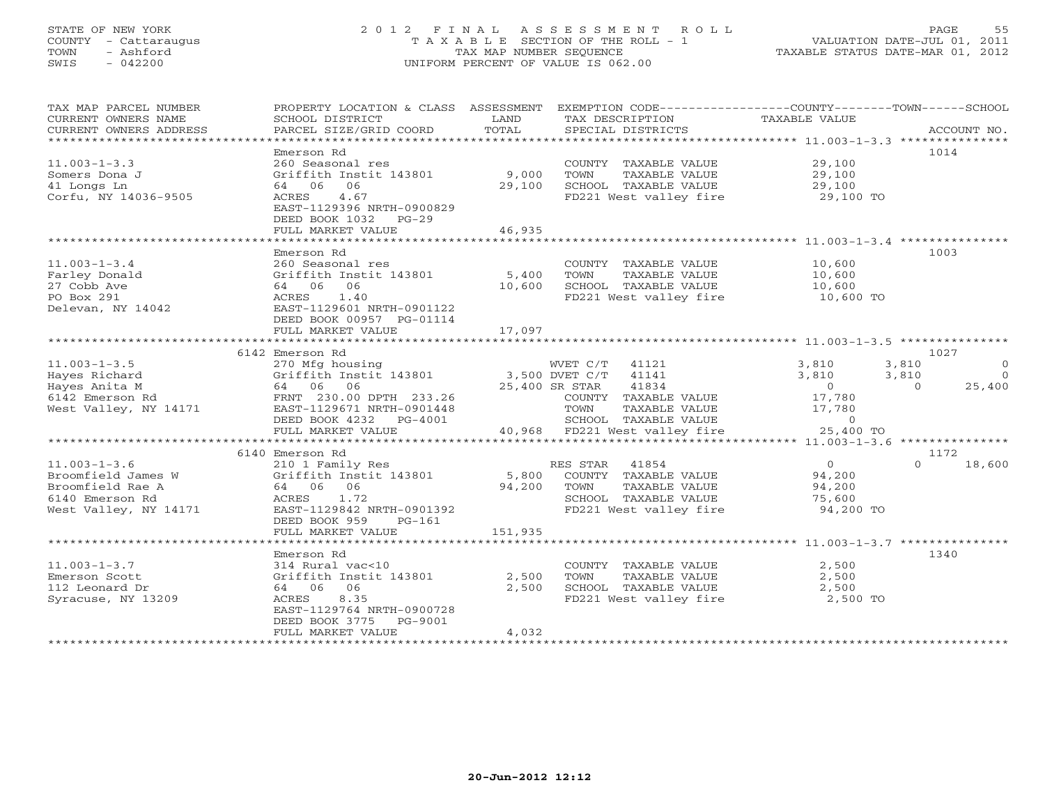STATE OF NEW YORK
COUNTY - Cattaraugus
TOWN - Ashford
SWIS - 042200

2 0 1 2 F I N A L A S S E S S M E N T R O L L
T A X A B L E SECTION OF THE ROLL - 1
TAX MAP NUMBER SEQUENCE
UNIFORM PERCENT OF VALUE IS 062.00

VALUATION DATE-JUL 01, 2011
TAXABLE STATUS DATE-MAR 01, 2012

| TAX MAP PARCEL NUMBER / CURRENT OWNERS NAME / CURRENT OWNERS ADDRESS | PROPERTY LOCATION & CLASS / SCHOOL DISTRICT / PARCEL SIZE/GRID COORD | ASSESSMENT LAND / TOTAL | EXEMPTION CODE / TAX DESCRIPTION / SPECIAL DISTRICTS | COUNTY TAXABLE VALUE | TOWN | SCHOOL / ACCOUNT NO. |
|---|---|---|---|---|---|---|
| 11.003-1-3.3 | Emerson Rd | | | | | 1014 |
| | 260 Seasonal res | | COUNTY TAXABLE VALUE | 29,100 | | |
| Somers Dona J | Griffith Instit 143801 | 9,000 | TOWN TAXABLE VALUE | 29,100 | | |
| 41 Longs Ln | 64 06 06 | 29,100 | SCHOOL TAXABLE VALUE | 29,100 | | |
| Corfu, NY 14036-9505 | ACRES 4.67 | | FD221 West valley fire | 29,100 TO | | |
| | EAST-1129396 NRTH-0900829 | | | | | |
| | DEED BOOK 1032 PG-29 | | | | | |
| | FULL MARKET VALUE | 46,935 | | | | |
| 11.003-1-3.4 | Emerson Rd | | | | | 1003 |
| | 260 Seasonal res | | COUNTY TAXABLE VALUE | 10,600 | | |
| Farley Donald | Griffith Instit 143801 | 5,400 | TOWN TAXABLE VALUE | 10,600 | | |
| 27 Cobb Ave | 64 06 06 | 10,600 | SCHOOL TAXABLE VALUE | 10,600 | | |
| PO Box 291 | ACRES 1.40 | | FD221 West valley fire | 10,600 TO | | |
| Delevan, NY 14042 | EAST-1129601 NRTH-0901122 | | | | | |
| | DEED BOOK 00957 PG-01114 | | | | | |
| | FULL MARKET VALUE | 17,097 | | | | |
| 11.003-1-3.5 | 6142 Emerson Rd | | | | | 1027 |
| | 270 Mfg housing | | WVET C/T 41121 | 3,810 | 3,810 | 0 |
| Hayes Richard | Griffith Instit 143801 | 3,500 | DVET C/T 41141 | 3,810 | 3,810 | 0 |
| Hayes Anita M | 64 06 06 | 25,400 | SR STAR 41834 | 0 | 0 | 25,400 |
| 6142 Emerson Rd | FRNT 230.00 DPTH 233.26 | | COUNTY TAXABLE VALUE | 17,780 | | |
| West Valley, NY 14171 | EAST-1129671 NRTH-0901448 | | TOWN TAXABLE VALUE | 17,780 | | |
| | DEED BOOK 4232 PG-4001 | | SCHOOL TAXABLE VALUE | 0 | | |
| | FULL MARKET VALUE | 40,968 | FD221 West valley fire | 25,400 TO | | |
| 11.003-1-3.6 | 6140 Emerson Rd | | | | | 1172 |
| | 210 1 Family Res | | RES STAR 41854 | 0 | 0 | 18,600 |
| Broomfield James W | Griffith Instit 143801 | 5,800 | COUNTY TAXABLE VALUE | 94,200 | | |
| Broomfield Rae A | 64 06 06 | 94,200 | TOWN TAXABLE VALUE | 94,200 | | |
| 6140 Emerson Rd | ACRES 1.72 | | SCHOOL TAXABLE VALUE | 75,600 | | |
| West Valley, NY 14171 | EAST-1129842 NRTH-0901392 | | FD221 West valley fire | 94,200 TO | | |
| | DEED BOOK 959 PG-161 | | | | | |
| | FULL MARKET VALUE | 151,935 | | | | |
| 11.003-1-3.7 | Emerson Rd | | | | | 1340 |
| | 314 Rural vac<10 | | COUNTY TAXABLE VALUE | 2,500 | | |
| Emerson Scott | Griffith Instit 143801 | 2,500 | TOWN TAXABLE VALUE | 2,500 | | |
| 112 Leonard Dr | 64 06 06 | 2,500 | SCHOOL TAXABLE VALUE | 2,500 | | |
| Syracuse, NY 13209 | ACRES 8.35 | | FD221 West valley fire | 2,500 TO | | |
| | EAST-1129764 NRTH-0900728 | | | | | |
| | DEED BOOK 3775 PG-9001 | | | | | |
| | FULL MARKET VALUE | 4,032 | | | | |

20-Jun-2012 12:12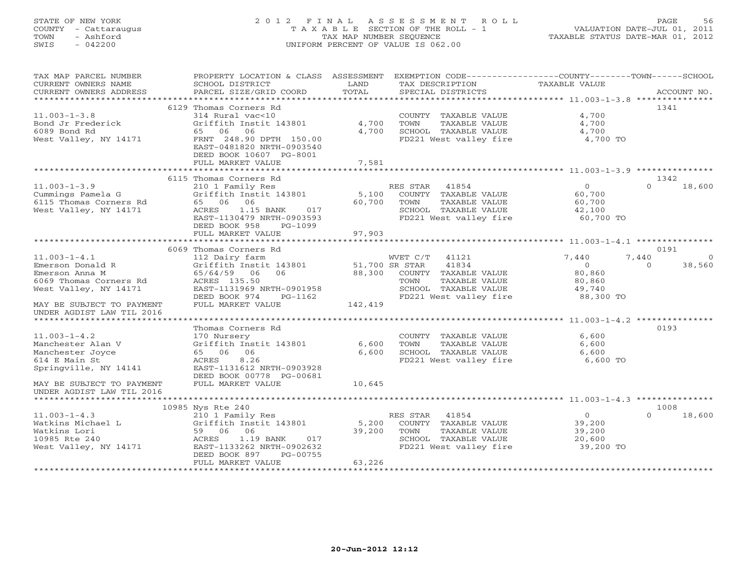STATE OF NEW YORK
COUNTY - Cattaraugus
TOWN - Ashford
SWIS - 042200

# 2012 FINAL ASSESSMENT ROLL
TAXABLE SECTION OF THE ROLL - 1
TAX MAP NUMBER SEQUENCE
UNIFORM PERCENT OF VALUE IS 062.00

VALUATION DATE-JUL 01, 2011
TAXABLE STATUS DATE-MAR 01, 2012

| TAX MAP PARCEL NUMBER / CURRENT OWNERS NAME / CURRENT OWNERS ADDRESS | PROPERTY LOCATION & CLASS / SCHOOL DISTRICT / PARCEL SIZE/GRID COORD | ASSESSMENT LAND / TOTAL | EXEMPTION CODE / TAX DESCRIPTION / SPECIAL DISTRICTS | COUNTY TAXABLE VALUE | TOWN | SCHOOL / ACCOUNT NO. |
|---|---|---|---|---|---|---|
| | 6129 Thomas Corners Rd | | | | | 1341 |
| 11.003-1-3.8 | 314 Rural vac<10 | | COUNTY TAXABLE VALUE | 4,700 | | |
| Bond Jr Frederick | Griffith Instit 143801 | 4,700 | TOWN TAXABLE VALUE | 4,700 | | |
| 6089 Bond Rd | 65 06 06 | 4,700 | SCHOOL TAXABLE VALUE | 4,700 | | |
| West Valley, NY 14171 | FRNT 248.90 DPTH 150.00 | | FD221 West valley fire | 4,700 TO | | |
| | EAST-0481820 NRTH-0903540 | | | | | |
| | DEED BOOK 10607 PG-8001 | | | | | |
| | FULL MARKET VALUE | 7,581 | | | | |
| | 6115 Thomas Corners Rd | | | | | 1342 |
| 11.003-1-3.9 | 210 1 Family Res | | RES STAR 41854 | 0 | 0 | 18,600 |
| Cummings Pamela G | Griffith Instit 143801 | 5,100 | COUNTY TAXABLE VALUE | 60,700 | | |
| 6115 Thomas Corners Rd | 65 06 06 | 60,700 | TOWN TAXABLE VALUE | 60,700 | | |
| West Valley, NY 14171 | ACRES 1.15 BANK 017 | | SCHOOL TAXABLE VALUE | 42,100 | | |
| | EAST-1130479 NRTH-0903593 | | FD221 West valley fire | 60,700 TO | | |
| | DEED BOOK 958 PG-1099 | | | | | |
| | FULL MARKET VALUE | 97,903 | | | | |
| | 6069 Thomas Corners Rd | | | | | 0191 |
| 11.003-1-4.1 | 112 Dairy farm | | WVET C/T 41121 | 7,440 | 7,440 | 0 |
| Emerson Donald R | Griffith Instit 143801 | 51,700 | SR STAR 41834 | 0 | 0 | 38,560 |
| Emerson Anna M | 65/64/59 06 06 | 88,300 | COUNTY TAXABLE VALUE | 80,860 | | |
| 6069 Thomas Corners Rd | ACRES 135.50 | | TOWN TAXABLE VALUE | 80,860 | | |
| West Valley, NY 14171 | EAST-1131969 NRTH-0901958 | | SCHOOL TAXABLE VALUE | 49,740 | | |
| | DEED BOOK 974 PG-1162 | | FD221 West valley fire | 88,300 TO | | |
| MAY BE SUBJECT TO PAYMENT | FULL MARKET VALUE | 142,419 | | | | |
| UNDER AGDIST LAW TIL 2016 | | | | | | |
| | Thomas Corners Rd | | | | | 0193 |
| 11.003-1-4.2 | 170 Nursery | | COUNTY TAXABLE VALUE | 6,600 | | |
| Manchester Alan V | Griffith Instit 143801 | 6,600 | TOWN TAXABLE VALUE | 6,600 | | |
| Manchester Joyce | 65 06 06 | 6,600 | SCHOOL TAXABLE VALUE | 6,600 | | |
| 614 E Main St | ACRES 8.26 | | FD221 West valley fire | 6,600 TO | | |
| Springville, NY 14141 | EAST-1131612 NRTH-0903928 | | | | | |
| | DEED BOOK 00778 PG-00681 | | | | | |
| MAY BE SUBJECT TO PAYMENT | FULL MARKET VALUE | 10,645 | | | | |
| UNDER AGDIST LAW TIL 2016 | | | | | | |
| | 10985 Nys Rte 240 | | | | | 1008 |
| 11.003-1-4.3 | 210 1 Family Res | | RES STAR 41854 | 0 | 0 | 18,600 |
| Watkins Michael L | Griffith Instit 143801 | 5,200 | COUNTY TAXABLE VALUE | 39,200 | | |
| Watkins Lori | 59 06 06 | 39,200 | TOWN TAXABLE VALUE | 39,200 | | |
| 10985 Rte 240 | ACRES 1.19 BANK 017 | | SCHOOL TAXABLE VALUE | 20,600 | | |
| West Valley, NY 14171 | EAST-1133262 NRTH-0902632 | | FD221 West valley fire | 39,200 TO | | |
| | DEED BOOK 897 PG-00755 | | | | | |
| | FULL MARKET VALUE | 63,226 | | | | |

20-Jun-2012 12:12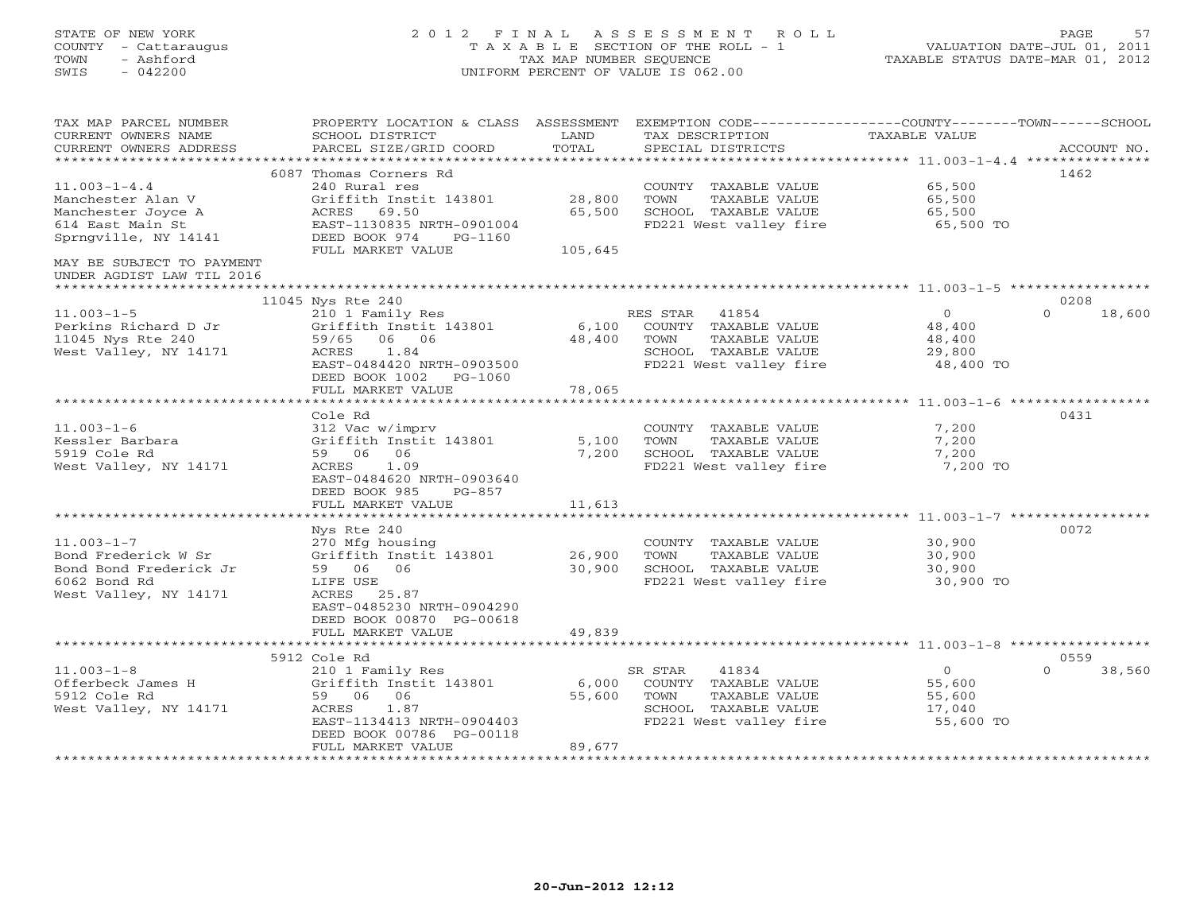STATE OF NEW YORK
COUNTY - Cattaraugus
TOWN - Ashford
SWIS - 042200

# 2012 FINAL ASSESSMENT ROLL
TAXABLE SECTION OF THE ROLL - 1
TAX MAP NUMBER SEQUENCE
UNIFORM PERCENT OF VALUE IS 062.00

VALUATION DATE-JUL 01, 2011
TAXABLE STATUS DATE-MAR 01, 2012

| TAX MAP PARCEL NUMBER / CURRENT OWNERS NAME / CURRENT OWNERS ADDRESS | PROPERTY LOCATION & CLASS / SCHOOL DISTRICT / PARCEL SIZE/GRID COORD | ASSESSMENT LAND / TOTAL | EXEMPTION CODE / TAX DESCRIPTION / SPECIAL DISTRICTS | COUNTY TAXABLE VALUE | TOWN | SCHOOL / ACCOUNT NO. |
|---|---|---|---|---|---|---|
| | 6087 Thomas Corners Rd | | | | | 1462 |
| 11.003-1-4.4 | 240 Rural res | | COUNTY TAXABLE VALUE | 65,500 | | |
| Manchester Alan V | Griffith Instit 143801 | 28,800 | TOWN TAXABLE VALUE | 65,500 | | |
| Manchester Joyce A | ACRES 69.50 | 65,500 | SCHOOL TAXABLE VALUE | 65,500 | | |
| 614 East Main St | EAST-1130835 NRTH-0901004 | | FD221 West valley fire | 65,500 TO | | |
| Sprngville, NY 14141 | DEED BOOK 974 PG-1160 | | | | | |
| | FULL MARKET VALUE | 105,645 | | | | |
| MAY BE SUBJECT TO PAYMENT UNDER AGDIST LAW TIL 2016 | | | | | | |
| | 11045 Nys Rte 240 | | | | | 0208 |
| 11.003-1-5 | 210 1 Family Res | | RES STAR 41854 | 0 | 0 | 18,600 |
| Perkins Richard D Jr | Griffith Instit 143801 | 6,100 | COUNTY TAXABLE VALUE | 48,400 | | |
| 11045 Nys Rte 240 | 59/65 06 06 | 48,400 | TOWN TAXABLE VALUE | 48,400 | | |
| West Valley, NY 14171 | ACRES 1.84 | | SCHOOL TAXABLE VALUE | 29,800 | | |
| | EAST-0484420 NRTH-0903500 | | FD221 West valley fire | 48,400 TO | | |
| | DEED BOOK 1002 PG-1060 | | | | | |
| | FULL MARKET VALUE | 78,065 | | | | |
| | Cole Rd | | | | | 0431 |
| 11.003-1-6 | 312 Vac w/imprv | | COUNTY TAXABLE VALUE | 7,200 | | |
| Kessler Barbara | Griffith Instit 143801 | 5,100 | TOWN TAXABLE VALUE | 7,200 | | |
| 5919 Cole Rd | 59 06 06 | 7,200 | SCHOOL TAXABLE VALUE | 7,200 | | |
| West Valley, NY 14171 | ACRES 1.09 | | FD221 West valley fire | 7,200 TO | | |
| | EAST-0484620 NRTH-0903640 | | | | | |
| | DEED BOOK 985 PG-857 | | | | | |
| | FULL MARKET VALUE | 11,613 | | | | |
| | Nys Rte 240 | | | | | 0072 |
| 11.003-1-7 | 270 Mfg housing | | COUNTY TAXABLE VALUE | 30,900 | | |
| Bond Frederick W Sr | Griffith Instit 143801 | 26,900 | TOWN TAXABLE VALUE | 30,900 | | |
| Bond Bond Frederick Jr | 59 06 06 | 30,900 | SCHOOL TAXABLE VALUE | 30,900 | | |
| 6062 Bond Rd | LIFE USE | | FD221 West valley fire | 30,900 TO | | |
| West Valley, NY 14171 | ACRES 25.87 | | | | | |
| | EAST-0485230 NRTH-0904290 | | | | | |
| | DEED BOOK 00870 PG-00618 | | | | | |
| | FULL MARKET VALUE | 49,839 | | | | |
| | 5912 Cole Rd | | | | | 0559 |
| 11.003-1-8 | 210 1 Family Res | | SR STAR 41834 | 0 | 0 | 38,560 |
| Offerbeck James H | Griffith Instit 143801 | 6,000 | COUNTY TAXABLE VALUE | 55,600 | | |
| 5912 Cole Rd | 59 06 06 | 55,600 | TOWN TAXABLE VALUE | 55,600 | | |
| West Valley, NY 14171 | ACRES 1.87 | | SCHOOL TAXABLE VALUE | 17,040 | | |
| | EAST-1134413 NRTH-0904403 | | FD221 West valley fire | 55,600 TO | | |
| | DEED BOOK 00786 PG-00118 | | | | | |
| | FULL MARKET VALUE | 89,677 | | | | |

20-Jun-2012 12:12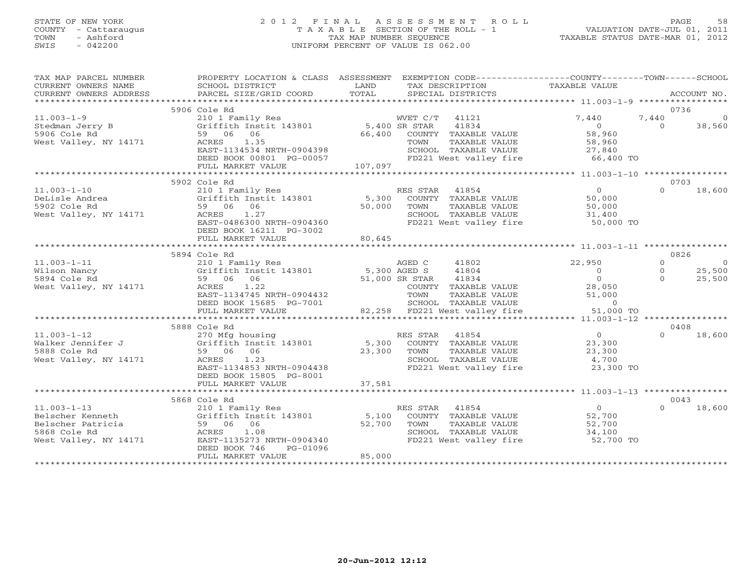STATE OF NEW YORK
COUNTY - Cattaraugus
TOWN - Ashford
SWIS - 042200

# 2012 FINAL ASSESSMENT ROLL

TAXABLE SECTION OF THE ROLL - 1
TAX MAP NUMBER SEQUENCE
UNIFORM PERCENT OF VALUE IS 062.00

VALUATION DATE-JUL 01, 2011
TAXABLE STATUS DATE-MAR 01, 2012

| TAX MAP PARCEL NUMBER / CURRENT OWNERS NAME / CURRENT OWNERS ADDRESS | PROPERTY LOCATION & CLASS / SCHOOL DISTRICT / PARCEL SIZE/GRID COORD | ASSESSMENT LAND / TOTAL | EXEMPTION CODE / TAX DESCRIPTION / SPECIAL DISTRICTS | COUNTY TAXABLE VALUE | TOWN | SCHOOL / ACCOUNT NO. |
|---|---|---|---|---|---|---|
| | 5906 Cole Rd | | | | | 0736 |
| 11.003-1-9 | 210 1 Family Res | | WVET C/T 41121 | 7,440 | 7,440 | 0 |
| Stedman Jerry B | Griffith Instit 143801 | 5,400 | SR STAR 41834 | 0 | 0 | 38,560 |
| 5906 Cole Rd | 59 06 06 | 66,400 | COUNTY TAXABLE VALUE | 58,960 | | |
| West Valley, NY 14171 | ACRES 1.35 | | TOWN TAXABLE VALUE | 58,960 | | |
| | EAST-1134534 NRTH-0904398 | | SCHOOL TAXABLE VALUE | 27,840 | | |
| | DEED BOOK 00801 PG-00057 | | FD221 West valley fire | 66,400 TO | | |
| | FULL MARKET VALUE | 107,097 | | | | |
| | 5902 Cole Rd | | | | | 0703 |
| 11.003-1-10 | 210 1 Family Res | | RES STAR 41854 | 0 | 0 | 18,600 |
| DeLisle Andrea | Griffith Instit 143801 | 5,300 | COUNTY TAXABLE VALUE | 50,000 | | |
| 5902 Cole Rd | 59 06 06 | 50,000 | TOWN TAXABLE VALUE | 50,000 | | |
| West Valley, NY 14171 | ACRES 1.27 | | SCHOOL TAXABLE VALUE | 31,400 | | |
| | EAST-0486300 NRTH-0904360 | | FD221 West valley fire | 50,000 TO | | |
| | DEED BOOK 16211 PG-3002 | | | | | |
| | FULL MARKET VALUE | 80,645 | | | | |
| | 5894 Cole Rd | | | | | 0826 |
| 11.003-1-11 | 210 1 Family Res | | AGED C 41802 | 22,950 | 0 | 0 |
| Wilson Nancy | Griffith Instit 143801 | 5,300 | AGED S 41804 | 0 | 0 | 25,500 |
| 5894 Cole Rd | 59 06 06 | 51,000 | SR STAR 41834 | 0 | 0 | 25,500 |
| West Valley, NY 14171 | ACRES 1.22 | | COUNTY TAXABLE VALUE | 28,050 | | |
| | EAST-1134745 NRTH-0904432 | | TOWN TAXABLE VALUE | 51,000 | | |
| | DEED BOOK 15685 PG-7001 | | SCHOOL TAXABLE VALUE | 0 | | |
| | FULL MARKET VALUE | 82,258 | FD221 West valley fire | 51,000 TO | | |
| | 5888 Cole Rd | | | | | 0408 |
| 11.003-1-12 | 270 Mfg housing | | RES STAR 41854 | 0 | 0 | 18,600 |
| Walker Jennifer J | Griffith Instit 143801 | 5,300 | COUNTY TAXABLE VALUE | 23,300 | | |
| 5888 Cole Rd | 59 06 06 | 23,300 | TOWN TAXABLE VALUE | 23,300 | | |
| West Valley, NY 14171 | ACRES 1.23 | | SCHOOL TAXABLE VALUE | 4,700 | | |
| | EAST-1134853 NRTH-0904438 | | FD221 West valley fire | 23,300 TO | | |
| | DEED BOOK 15805 PG-8001 | | | | | |
| | FULL MARKET VALUE | 37,581 | | | | |
| | 5868 Cole Rd | | | | | 0043 |
| 11.003-1-13 | 210 1 Family Res | | RES STAR 41854 | 0 | 0 | 18,600 |
| Belscher Kenneth | Griffith Instit 143801 | 5,100 | COUNTY TAXABLE VALUE | 52,700 | | |
| Belscher Patricia | 59 06 06 | 52,700 | TOWN TAXABLE VALUE | 52,700 | | |
| 5868 Cole Rd | ACRES 1.08 | | SCHOOL TAXABLE VALUE | 34,100 | | |
| West Valley, NY 14171 | EAST-1135273 NRTH-0904340 | | FD221 West valley fire | 52,700 TO | | |
| | DEED BOOK 746 PG-01096 | | | | | |
| | FULL MARKET VALUE | 85,000 | | | | |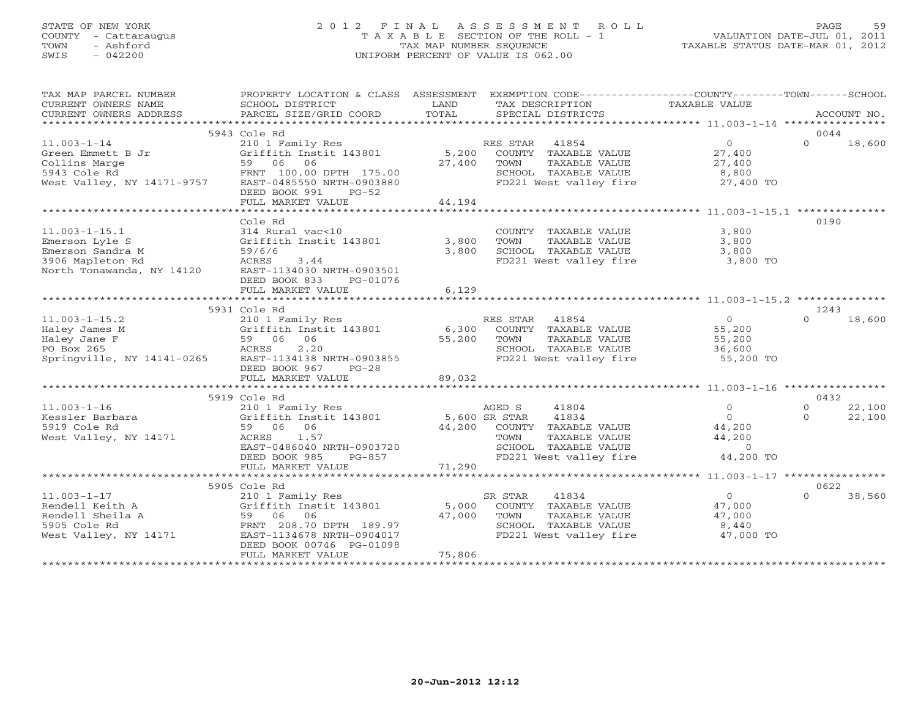STATE OF NEW YORK
COUNTY - Cattaraugus
TOWN - Ashford
SWIS - 042200

2012 FINAL ASSESSMENT ROLL
TAXABLE SECTION OF THE ROLL - 1
TAX MAP NUMBER SEQUENCE
UNIFORM PERCENT OF VALUE IS 062.00

VALUATION DATE-JUL 01, 2011
TAXABLE STATUS DATE-MAR 01, 2012

| TAX MAP PARCEL NUMBER / CURRENT OWNERS NAME / CURRENT OWNERS ADDRESS | PROPERTY LOCATION & CLASS / SCHOOL DISTRICT / PARCEL SIZE/GRID COORD | ASSESSMENT LAND / TOTAL | EXEMPTION CODE / TAX DESCRIPTION / SPECIAL DISTRICTS | COUNTY TAXABLE VALUE | TOWN | SCHOOL / ACCOUNT NO. |
|---|---|---|---|---|---|---|
| 11.003-1-14 | 5943 Cole Rd | | | | | 0044 |
| | 210 1 Family Res | | RES STAR 41854 | 0 | 0 | 18,600 |
| Green Emmett B Jr | Griffith Instit 143801 | 5,200 | COUNTY TAXABLE VALUE | 27,400 | | |
| Collins Marge | 59 06 06 | 27,400 | TOWN TAXABLE VALUE | 27,400 | | |
| 5943 Cole Rd | FRNT 100.00 DPTH 175.00 | | SCHOOL TAXABLE VALUE | 8,800 | | |
| West Valley, NY 14171-9757 | EAST-0485550 NRTH-0903880 | | FD221 West valley fire | 27,400 TO | | |
| | DEED BOOK 991 PG-52 | | | | | |
| | FULL MARKET VALUE | 44,194 | | | | |
| 11.003-1-15.1 | Cole Rd | | | | | 0190 |
| | 314 Rural vac<10 | | COUNTY TAXABLE VALUE | 3,800 | | |
| Emerson Lyle S | Griffith Instit 143801 | 3,800 | TOWN TAXABLE VALUE | 3,800 | | |
| Emerson Sandra M | 59/6/6 | 3,800 | SCHOOL TAXABLE VALUE | 3,800 | | |
| 3906 Mapleton Rd | ACRES 3.44 | | FD221 West valley fire | 3,800 TO | | |
| North Tonawanda, NY 14120 | EAST-1134030 NRTH-0903501 | | | | | |
| | DEED BOOK 833 PG-01076 | | | | | |
| | FULL MARKET VALUE | 6,129 | | | | |
| 11.003-1-15.2 | 5931 Cole Rd | | | | | 1243 |
| | 210 1 Family Res | | RES STAR 41854 | 0 | 0 | 18,600 |
| Haley James M | Griffith Instit 143801 | 6,300 | COUNTY TAXABLE VALUE | 55,200 | | |
| Haley Jane F | 59 06 06 | 55,200 | TOWN TAXABLE VALUE | 55,200 | | |
| PO Box 265 | ACRES 2.20 | | SCHOOL TAXABLE VALUE | 36,600 | | |
| Springville, NY 14141-0265 | EAST-1134138 NRTH-0903855 | | FD221 West valley fire | 55,200 TO | | |
| | DEED BOOK 967 PG-28 | | | | | |
| | FULL MARKET VALUE | 89,032 | | | | |
| 11.003-1-16 | 5919 Cole Rd | | | | | 0432 |
| | 210 1 Family Res | | AGED S 41804 | 0 | 0 | 22,100 |
| Kessler Barbara | Griffith Instit 143801 | 5,600 | SR STAR 41834 | 0 | 0 | 22,100 |
| 5919 Cole Rd | 59 06 06 | 44,200 | COUNTY TAXABLE VALUE | 44,200 | | |
| West Valley, NY 14171 | ACRES 1.57 | | TOWN TAXABLE VALUE | 44,200 | | |
| | EAST-0486040 NRTH-0903720 | | SCHOOL TAXABLE VALUE | 0 | | |
| | DEED BOOK 985 PG-857 | | FD221 West valley fire | 44,200 TO | | |
| | FULL MARKET VALUE | 71,290 | | | | |
| 11.003-1-17 | 5905 Cole Rd | | | | | 0622 |
| | 210 1 Family Res | | SR STAR 41834 | 0 | 0 | 38,560 |
| Rendell Keith A | Griffith Instit 143801 | 5,000 | COUNTY TAXABLE VALUE | 47,000 | | |
| Rendell Sheila A | 59 06 06 | 47,000 | TOWN TAXABLE VALUE | 47,000 | | |
| 5905 Cole Rd | FRNT 208.70 DPTH 189.97 | | SCHOOL TAXABLE VALUE | 8,440 | | |
| West Valley, NY 14171 | EAST-1134678 NRTH-0904017 | | FD221 West valley fire | 47,000 TO | | |
| | DEED BOOK 00746 PG-01098 | | | | | |
| | FULL MARKET VALUE | 75,806 | | | | |

20-Jun-2012 12:12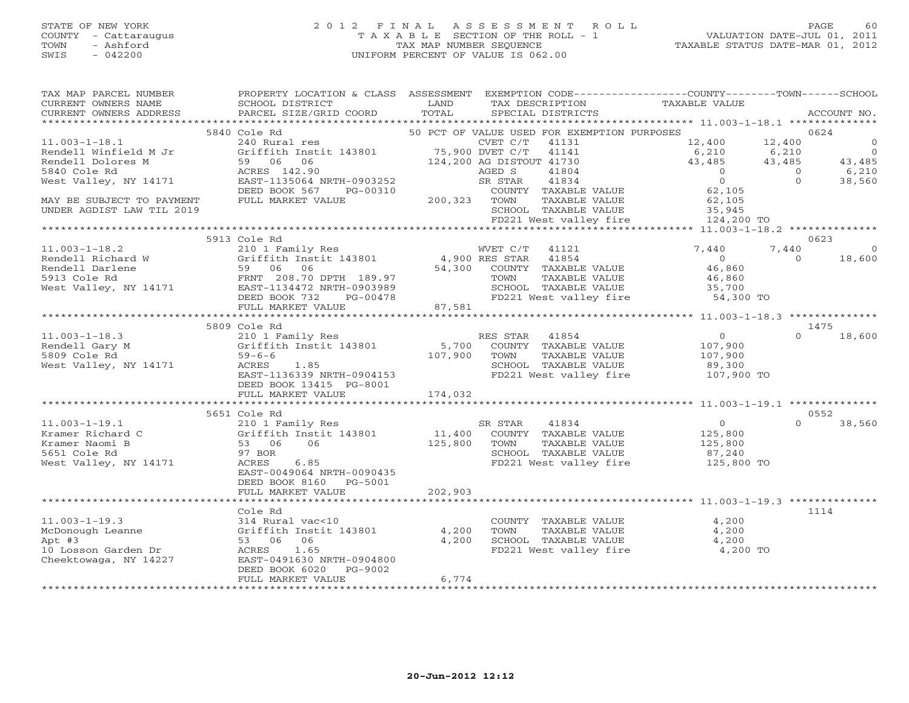STATE OF NEW YORK
COUNTY - Cattaraugus
TOWN - Ashford
SWIS - 042200

# 2012 FINAL ASSESSMENT ROLL
TAXABLE SECTION OF THE ROLL - 1
TAX MAP NUMBER SEQUENCE
UNIFORM PERCENT OF VALUE IS 062.00

VALUATION DATE-JUL 01, 2011
TAXABLE STATUS DATE-MAR 01, 2012

| TAX MAP PARCEL NUMBER / CURRENT OWNERS NAME / CURRENT OWNERS ADDRESS | PROPERTY LOCATION & CLASS / SCHOOL DISTRICT / PARCEL SIZE/GRID COORD | ASSESSMENT LAND / TOTAL | EXEMPTION CODE / TAX DESCRIPTION / SPECIAL DISTRICTS | COUNTY TAXABLE VALUE | TOWN | SCHOOL / ACCOUNT NO. |
|---|---|---|---|---|---|---|
| | 5840 Cole Rd | | 50 PCT OF VALUE USED FOR EXEMPTION PURPOSES | | | 0624 |
| 11.003-1-18.1 | 240 Rural res | | CVET C/T 41131 | 12,400 | 12,400 | 0 |
| Rendell Winfield M Jr | Griffith Instit 143801 | 75,900 | DVET C/T 41141 | 6,210 | 6,210 | 0 |
| Rendell Dolores M | 59 06 06 | 124,200 | AG DISTOUT 41730 | 43,485 | 43,485 | 43,485 |
| 5840 Cole Rd | ACRES 142.90 | | AGED S 41804 | 0 | 0 | 6,210 |
| West Valley, NY 14171 | EAST-1135064 NRTH-0903252 | | SR STAR 41834 | 0 | 0 | 38,560 |
| | DEED BOOK 567 PG-00310 | | COUNTY TAXABLE VALUE | 62,105 | | |
| MAY BE SUBJECT TO PAYMENT | FULL MARKET VALUE | 200,323 | TOWN TAXABLE VALUE | 62,105 | | |
| UNDER AGDIST LAW TIL 2019 | | | SCHOOL TAXABLE VALUE | 35,945 | | |
| | | | FD221 West valley fire | 124,200 TO | | |
| | 5913 Cole Rd | | | | | 0623 |
| 11.003-1-18.2 | 210 1 Family Res | | WVET C/T 41121 | 7,440 | 7,440 | 0 |
| Rendell Richard W | Griffith Instit 143801 | 4,900 | RES STAR 41854 | 0 | 0 | 18,600 |
| Rendell Darlene | 59 06 06 | 54,300 | COUNTY TAXABLE VALUE | 46,860 | | |
| 5913 Cole Rd | FRNT 208.70 DPTH 189.97 | | TOWN TAXABLE VALUE | 46,860 | | |
| West Valley, NY 14171 | EAST-1134472 NRTH-0903989 | | SCHOOL TAXABLE VALUE | 35,700 | | |
| | DEED BOOK 732 PG-00478 | | FD221 West valley fire | 54,300 TO | | |
| | FULL MARKET VALUE | 87,581 | | | | |
| | 5809 Cole Rd | | | | | 1475 |
| 11.003-1-18.3 | 210 1 Family Res | | RES STAR 41854 | 0 | 0 | 18,600 |
| Rendell Gary M | Griffith Instit 143801 | 5,700 | COUNTY TAXABLE VALUE | 107,900 | | |
| 5809 Cole Rd | 59-6-6 | 107,900 | TOWN TAXABLE VALUE | 107,900 | | |
| West Valley, NY 14171 | ACRES 1.85 | | SCHOOL TAXABLE VALUE | 89,300 | | |
| | EAST-1136339 NRTH-0904153 | | FD221 West valley fire | 107,900 TO | | |
| | DEED BOOK 13415 PG-8001 | | | | | |
| | FULL MARKET VALUE | 174,032 | | | | |
| | 5651 Cole Rd | | | | | 0552 |
| 11.003-1-19.1 | 210 1 Family Res | | SR STAR 41834 | 0 | 0 | 38,560 |
| Kramer Richard C | Griffith Instit 143801 | 11,400 | COUNTY TAXABLE VALUE | 125,800 | | |
| Kramer Naomi B | 53 06 06 | 125,800 | TOWN TAXABLE VALUE | 125,800 | | |
| 5651 Cole Rd | 97 BOR | | SCHOOL TAXABLE VALUE | 87,240 | | |
| West Valley, NY 14171 | ACRES 6.85 | | FD221 West valley fire | 125,800 TO | | |
| | EAST-0049064 NRTH-0090435 | | | | | |
| | DEED BOOK 8160 PG-5001 | | | | | |
| | FULL MARKET VALUE | 202,903 | | | | |
| | Cole Rd | | | | | 1114 |
| 11.003-1-19.3 | 314 Rural vac<10 | | COUNTY TAXABLE VALUE | 4,200 | | |
| McDonough Leanne | Griffith Instit 143801 | 4,200 | TOWN TAXABLE VALUE | 4,200 | | |
| Apt #3 | 53 06 06 | 4,200 | SCHOOL TAXABLE VALUE | 4,200 | | |
| 10 Losson Garden Dr | ACRES 1.65 | | FD221 West valley fire | 4,200 TO | | |
| Cheektowaga, NY 14227 | EAST-0491630 NRTH-0904800 | | | | | |
| | DEED BOOK 6020 PG-9002 | | | | | |
| | FULL MARKET VALUE | 6,774 | | | | |

20-Jun-2012 12:12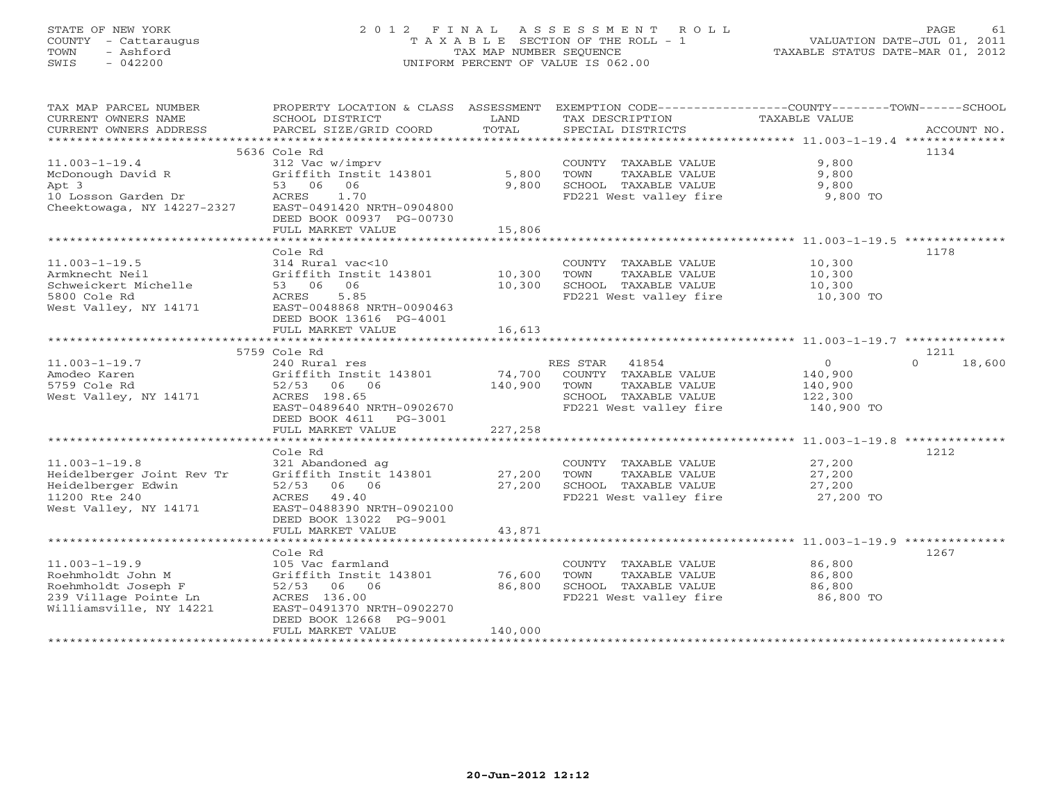STATE OF NEW YORK
COUNTY - Cattaraugus
TOWN - Ashford
SWIS - 042200

# 2012 FINAL ASSESSMENT ROLL

TAXABLE SECTION OF THE ROLL - 1
TAX MAP NUMBER SEQUENCE
UNIFORM PERCENT OF VALUE IS 062.00

VALUATION DATE-JUL 01, 2011
TAXABLE STATUS DATE-MAR 01, 2012

| TAX MAP PARCEL NUMBER / CURRENT OWNERS NAME / CURRENT OWNERS ADDRESS | PROPERTY LOCATION & CLASS / SCHOOL DISTRICT / PARCEL SIZE/GRID COORD | ASSESSMENT LAND / TOTAL | EXEMPTION CODE / TAX DESCRIPTION / SPECIAL DISTRICTS | COUNTY / TOWN / SCHOOL TAXABLE VALUE | ACCOUNT NO. |
|---|---|---|---|---|---|
| **11.003-1-19.4** | 5636 Cole Rd | | | | 1134 |
| 11.003-1-19.4 | 312 Vac w/imprv | | COUNTY TAXABLE VALUE | 9,800 | |
| McDonough David R | Griffith Instit 143801 | 5,800 | TOWN TAXABLE VALUE | 9,800 | |
| Apt 3 | 53 06 06 | 9,800 | SCHOOL TAXABLE VALUE | 9,800 | |
| 10 Losson Garden Dr | ACRES 1.70 | | FD221 West valley fire | 9,800 TO | |
| Cheektowaga, NY 14227-2327 | EAST-0491420 NRTH-0904800 | | | | |
| | DEED BOOK 00937 PG-00730 | | | | |
| | FULL MARKET VALUE | 15,806 | | | |
| **11.003-1-19.5** | Cole Rd | | | | 1178 |
| 11.003-1-19.5 | 314 Rural vac<10 | | COUNTY TAXABLE VALUE | 10,300 | |
| Armknecht Neil | Griffith Instit 143801 | 10,300 | TOWN TAXABLE VALUE | 10,300 | |
| Schweickert Michelle | 53 06 06 | 10,300 | SCHOOL TAXABLE VALUE | 10,300 | |
| 5800 Cole Rd | ACRES 5.85 | | FD221 West valley fire | 10,300 TO | |
| West Valley, NY 14171 | EAST-0048868 NRTH-0090463 | | | | |
| | DEED BOOK 13616 PG-4001 | | | | |
| | FULL MARKET VALUE | 16,613 | | | |
| **11.003-1-19.7** | 5759 Cole Rd | | | | 1211 |
| 11.003-1-19.7 | 240 Rural res | | RES STAR 41854 | 0 / 0 / 18,600 | |
| Amodeo Karen | Griffith Instit 143801 | 74,700 | COUNTY TAXABLE VALUE | 140,900 | |
| 5759 Cole Rd | 52/53 06 06 | 140,900 | TOWN TAXABLE VALUE | 140,900 | |
| West Valley, NY 14171 | ACRES 198.65 | | SCHOOL TAXABLE VALUE | 122,300 | |
| | EAST-0489640 NRTH-0902670 | | FD221 West valley fire | 140,900 TO | |
| | DEED BOOK 4611 PG-3001 | | | | |
| | FULL MARKET VALUE | 227,258 | | | |
| **11.003-1-19.8** | Cole Rd | | | | 1212 |
| 11.003-1-19.8 | 321 Abandoned ag | | COUNTY TAXABLE VALUE | 27,200 | |
| Heidelberger Joint Rev Tr | Griffith Instit 143801 | 27,200 | TOWN TAXABLE VALUE | 27,200 | |
| Heidelberger Edwin | 52/53 06 06 | 27,200 | SCHOOL TAXABLE VALUE | 27,200 | |
| 11200 Rte 240 | ACRES 49.40 | | FD221 West valley fire | 27,200 TO | |
| West Valley, NY 14171 | EAST-0488390 NRTH-0902100 | | | | |
| | DEED BOOK 13022 PG-9001 | | | | |
| | FULL MARKET VALUE | 43,871 | | | |
| **11.003-1-19.9** | Cole Rd | | | | 1267 |
| 11.003-1-19.9 | 105 Vac farmland | | COUNTY TAXABLE VALUE | 86,800 | |
| Roehmholdt John M | Griffith Instit 143801 | 76,600 | TOWN TAXABLE VALUE | 86,800 | |
| Roehmholdt Joseph F | 52/53 06 06 | 86,800 | SCHOOL TAXABLE VALUE | 86,800 | |
| 239 Village Pointe Ln | ACRES 136.00 | | FD221 West valley fire | 86,800 TO | |
| Williamsville, NY 14221 | EAST-0491370 NRTH-0902270 | | | | |
| | DEED BOOK 12668 PG-9001 | | | | |
| | FULL MARKET VALUE | 140,000 | | | |

20-Jun-2012 12:12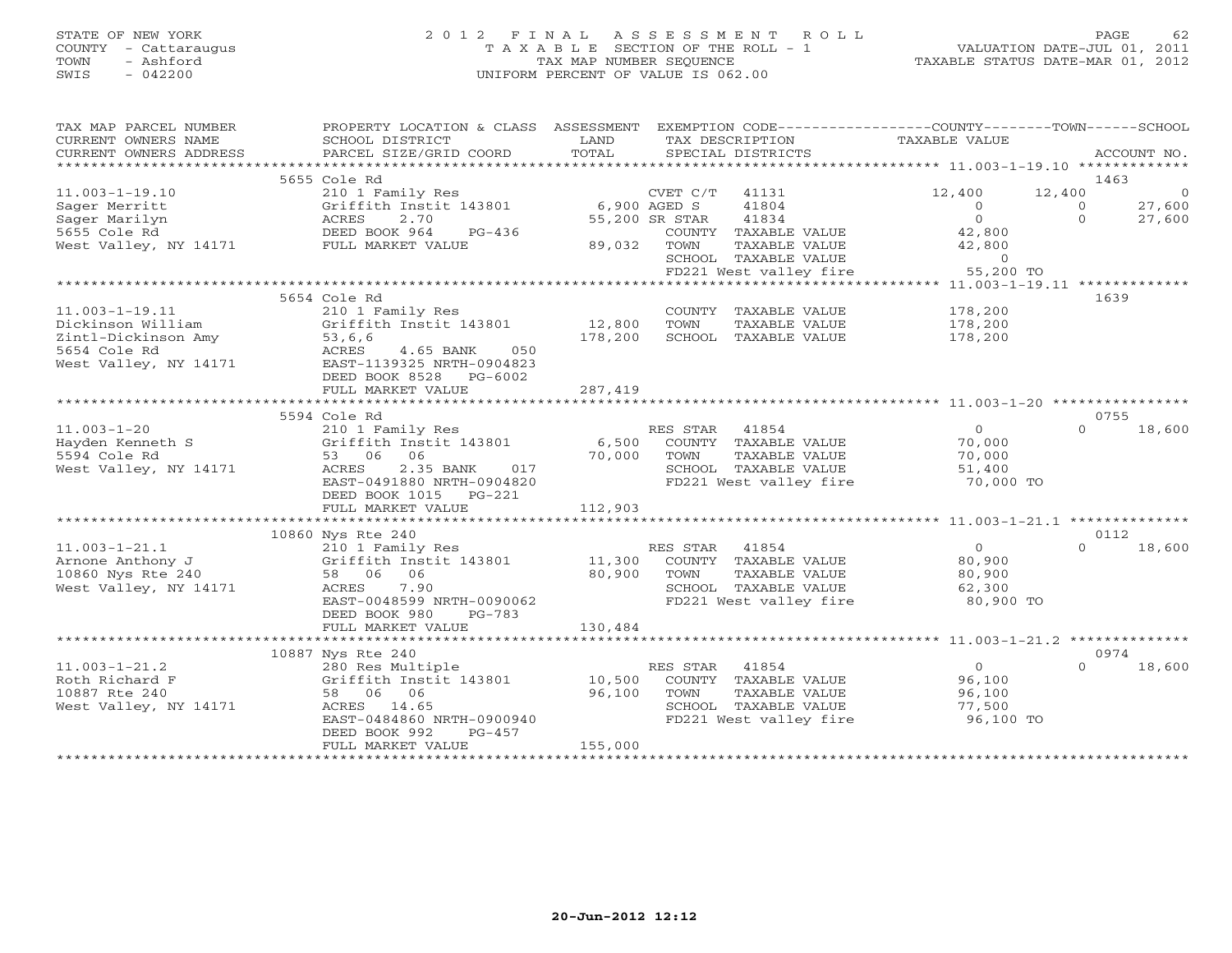STATE OF NEW YORK
COUNTY - Cattaraugus
TOWN - Ashford
SWIS - 042200

2012 FINAL ASSESSMENT ROLL
TAXABLE SECTION OF THE ROLL - 1
TAX MAP NUMBER SEQUENCE
UNIFORM PERCENT OF VALUE IS 062.00

VALUATION DATE-JUL 01, 2011
TAXABLE STATUS DATE-MAR 01, 2012

| TAX MAP PARCEL NUMBER / CURRENT OWNERS NAME / CURRENT OWNERS ADDRESS | PROPERTY LOCATION & CLASS / SCHOOL DISTRICT / PARCEL SIZE/GRID COORD | ASSESSMENT LAND / TOTAL | EXEMPTION CODE / TAX DESCRIPTION / SPECIAL DISTRICTS | COUNTY TAXABLE VALUE | TOWN | SCHOOL / ACCOUNT NO. |
|---|---|---|---|---|---|---|
| | 5655 Cole Rd | | | | | 1463 |
| 11.003-1-19.10 | 210 1 Family Res | | CVET C/T 41131 | 12,400 | 12,400 | 0 |
| Sager Merritt | Griffith Instit 143801 | 6,900 | AGED S 41804 | 0 | 0 | 27,600 |
| Sager Marilyn | ACRES 2.70 | 55,200 | SR STAR 41834 | 0 | 0 | 27,600 |
| 5655 Cole Rd | DEED BOOK 964 PG-436 | | COUNTY TAXABLE VALUE | 42,800 | | |
| West Valley, NY 14171 | FULL MARKET VALUE | 89,032 | TOWN TAXABLE VALUE | 42,800 | | |
| | | | SCHOOL TAXABLE VALUE | 0 | | |
| | | | FD221 West valley fire | 55,200 TO | | |
| | 5654 Cole Rd | | | | | 1639 |
| 11.003-1-19.11 | 210 1 Family Res | | COUNTY TAXABLE VALUE | 178,200 | | |
| Dickinson William | Griffith Instit 143801 | 12,800 | TOWN TAXABLE VALUE | 178,200 | | |
| Zintl-Dickinson Amy | 53,6,6 | 178,200 | SCHOOL TAXABLE VALUE | 178,200 | | |
| 5654 Cole Rd | ACRES 4.65 BANK 050 | | | | | |
| West Valley, NY 14171 | EAST-1139325 NRTH-0904823 | | | | | |
| | DEED BOOK 8528 PG-6002 | | | | | |
| | FULL MARKET VALUE | 287,419 | | | | |
| | 5594 Cole Rd | | | | | 0755 |
| 11.003-1-20 | 210 1 Family Res | | RES STAR 41854 | 0 | 0 | 18,600 |
| Hayden Kenneth S | Griffith Instit 143801 | 6,500 | COUNTY TAXABLE VALUE | 70,000 | | |
| 5594 Cole Rd | 53 06 06 | 70,000 | TOWN TAXABLE VALUE | 70,000 | | |
| West Valley, NY 14171 | ACRES 2.35 BANK 017 | | SCHOOL TAXABLE VALUE | 51,400 | | |
| | EAST-0491880 NRTH-0904820 | | FD221 West valley fire | 70,000 TO | | |
| | DEED BOOK 1015 PG-221 | | | | | |
| | FULL MARKET VALUE | 112,903 | | | | |
| | 10860 Nys Rte 240 | | | | | 0112 |
| 11.003-1-21.1 | 210 1 Family Res | | RES STAR 41854 | 0 | 0 | 18,600 |
| Arnone Anthony J | Griffith Instit 143801 | 11,300 | COUNTY TAXABLE VALUE | 80,900 | | |
| 10860 Nys Rte 240 | 58 06 06 | 80,900 | TOWN TAXABLE VALUE | 80,900 | | |
| West Valley, NY 14171 | ACRES 7.90 | | SCHOOL TAXABLE VALUE | 62,300 | | |
| | EAST-0048599 NRTH-0090062 | | FD221 West valley fire | 80,900 TO | | |
| | DEED BOOK 980 PG-783 | | | | | |
| | FULL MARKET VALUE | 130,484 | | | | |
| | 10887 Nys Rte 240 | | | | | 0974 |
| 11.003-1-21.2 | 280 Res Multiple | | RES STAR 41854 | 0 | 0 | 18,600 |
| Roth Richard F | Griffith Instit 143801 | 10,500 | COUNTY TAXABLE VALUE | 96,100 | | |
| 10887 Rte 240 | 58 06 06 | 96,100 | TOWN TAXABLE VALUE | 96,100 | | |
| West Valley, NY 14171 | ACRES 14.65 | | SCHOOL TAXABLE VALUE | 77,500 | | |
| | EAST-0484860 NRTH-0900940 | | FD221 West valley fire | 96,100 TO | | |
| | DEED BOOK 992 PG-457 | | | | | |
| | FULL MARKET VALUE | 155,000 | | | | |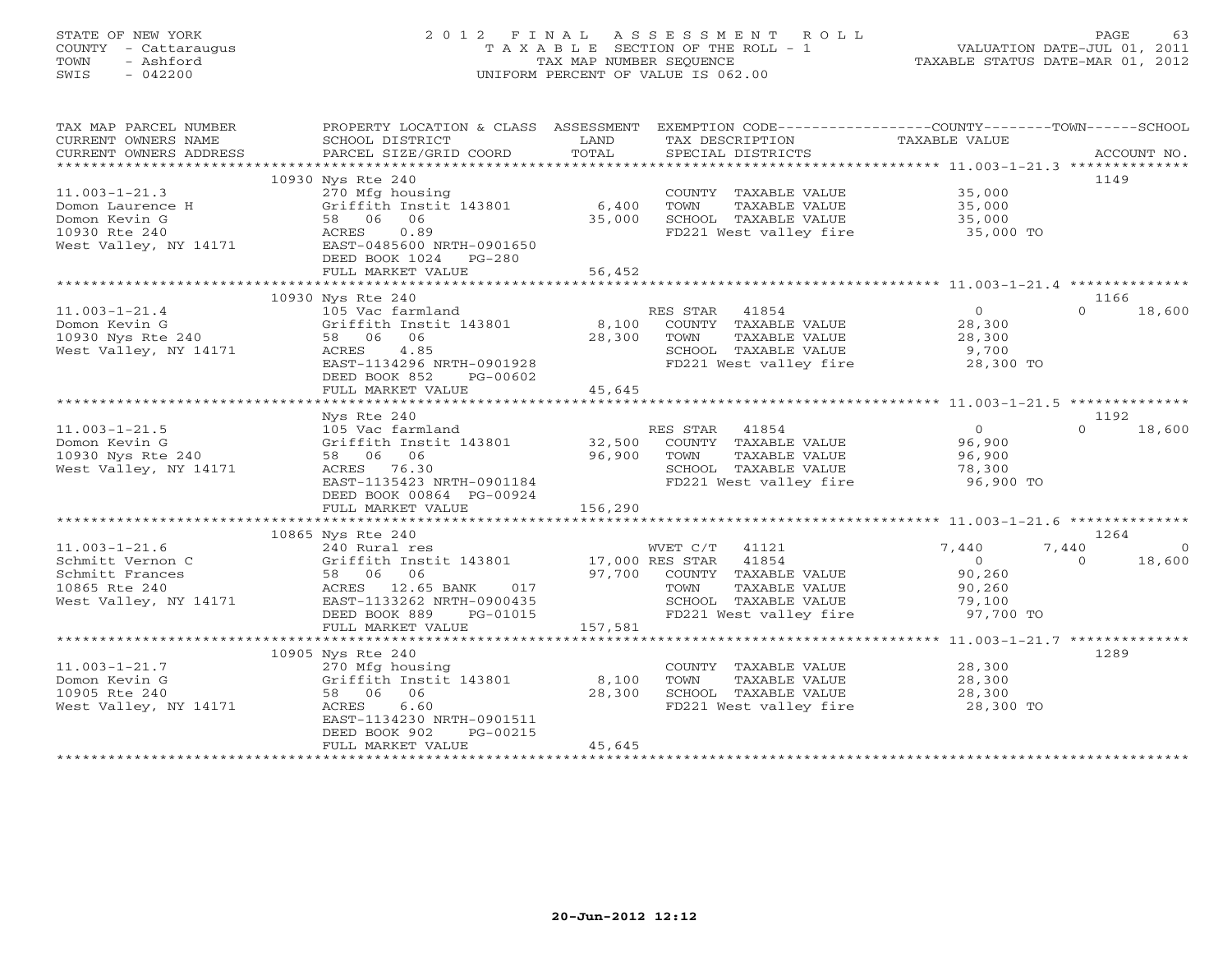STATE OF NEW YORK
COUNTY - Cattaraugus
TOWN - Ashford
SWIS - 042200

# 2012 FINAL ASSESSMENT ROLL
TAXABLE SECTION OF THE ROLL - 1
TAX MAP NUMBER SEQUENCE
UNIFORM PERCENT OF VALUE IS 062.00

VALUATION DATE-JUL 01, 2011
TAXABLE STATUS DATE-MAR 01, 2012

| TAX MAP PARCEL NUMBER / CURRENT OWNERS NAME / CURRENT OWNERS ADDRESS | PROPERTY LOCATION & CLASS / SCHOOL DISTRICT / PARCEL SIZE/GRID COORD | ASSESSMENT LAND / TOTAL | EXEMPTION CODE / TAX DESCRIPTION / SPECIAL DISTRICTS | COUNTY TAXABLE VALUE | TOWN | SCHOOL | ACCOUNT NO. |
|---|---|---|---|---|---|---|---|
| **11.003-1-21.3** | 10930 Nys Rte 240 | | | | | | 1149 |
| Domon Laurence H | 270 Mfg housing | | COUNTY TAXABLE VALUE | 35,000 | | | |
| Domon Kevin G | Griffith Instit 143801 | 6,400 | TOWN TAXABLE VALUE | 35,000 | | | |
| 10930 Rte 240 | 58 06 06 | 35,000 | SCHOOL TAXABLE VALUE | 35,000 | | | |
| West Valley, NY 14171 | ACRES 0.89 | | FD221 West valley fire | 35,000 TO | | | |
| | EAST-0485600 NRTH-0901650 | | | | | | |
| | DEED BOOK 1024 PG-280 | | | | | | |
| | FULL MARKET VALUE | 56,452 | | | | | |
| **11.003-1-21.4** | 10930 Nys Rte 240 | | | | | | 1166 |
| Domon Kevin G | 105 Vac farmland | | RES STAR 41854 | 0 | 0 | 18,600 | |
| 10930 Nys Rte 240 | Griffith Instit 143801 | 8,100 | COUNTY TAXABLE VALUE | 28,300 | | | |
| West Valley, NY 14171 | 58 06 06 | 28,300 | TOWN TAXABLE VALUE | 28,300 | | | |
| | ACRES 4.85 | | SCHOOL TAXABLE VALUE | 9,700 | | | |
| | EAST-1134296 NRTH-0901928 | | FD221 West valley fire | 28,300 TO | | | |
| | DEED BOOK 852 PG-00602 | | | | | | |
| | FULL MARKET VALUE | 45,645 | | | | | |
| **11.003-1-21.5** | Nys Rte 240 | | | | | | 1192 |
| Domon Kevin G | 105 Vac farmland | | RES STAR 41854 | 0 | 0 | 18,600 | |
| 10930 Nys Rte 240 | Griffith Instit 143801 | 32,500 | COUNTY TAXABLE VALUE | 96,900 | | | |
| West Valley, NY 14171 | 58 06 06 | 96,900 | TOWN TAXABLE VALUE | 96,900 | | | |
| | ACRES 76.30 | | SCHOOL TAXABLE VALUE | 78,300 | | | |
| | EAST-1135423 NRTH-0901184 | | FD221 West valley fire | 96,900 TO | | | |
| | DEED BOOK 00864 PG-00924 | | | | | | |
| | FULL MARKET VALUE | 156,290 | | | | | |
| **11.003-1-21.6** | 10865 Nys Rte 240 | | | | | | 1264 |
| Schmitt Vernon C | 240 Rural res | | WVET C/T 41121 | 7,440 | 7,440 | 0 | |
| Schmitt Frances | Griffith Instit 143801 | 17,000 | RES STAR 41854 | 0 | 0 | 18,600 | |
| 10865 Rte 240 | 58 06 06 | 97,700 | COUNTY TAXABLE VALUE | 90,260 | | | |
| West Valley, NY 14171 | ACRES 12.65 BANK 017 | | TOWN TAXABLE VALUE | 90,260 | | | |
| | EAST-1133262 NRTH-0900435 | | SCHOOL TAXABLE VALUE | 79,100 | | | |
| | DEED BOOK 889 PG-01015 | | FD221 West valley fire | 97,700 TO | | | |
| | FULL MARKET VALUE | 157,581 | | | | | |
| **11.003-1-21.7** | 10905 Nys Rte 240 | | | | | | 1289 |
| Domon Kevin G | 270 Mfg housing | | COUNTY TAXABLE VALUE | 28,300 | | | |
| 10905 Rte 240 | Griffith Instit 143801 | 8,100 | TOWN TAXABLE VALUE | 28,300 | | | |
| West Valley, NY 14171 | 58 06 06 | 28,300 | SCHOOL TAXABLE VALUE | 28,300 | | | |
| | ACRES 6.60 | | FD221 West valley fire | 28,300 TO | | | |
| | EAST-1134230 NRTH-0901511 | | | | | | |
| | DEED BOOK 902 PG-00215 | | | | | | |
| | FULL MARKET VALUE | 45,645 | | | | | |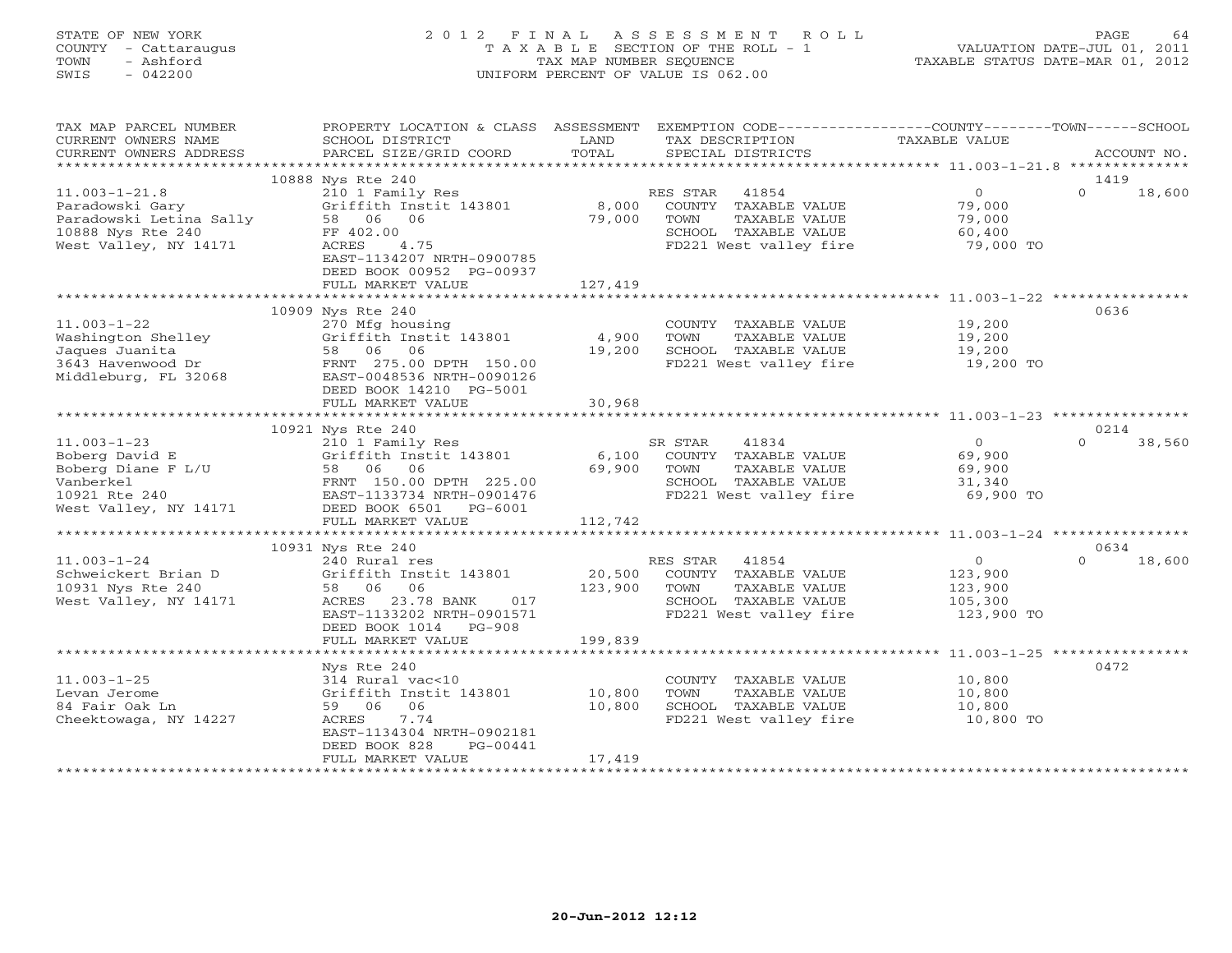STATE OF NEW YORK
COUNTY - Cattaraugus
TOWN - Ashford
SWIS - 042200

2 0 1 2 F I N A L A S S E S S M E N T R O L L
T A X A B L E SECTION OF THE ROLL - 1
TAX MAP NUMBER SEQUENCE
UNIFORM PERCENT OF VALUE IS 062.00

VALUATION DATE-JUL 01, 2011
TAXABLE STATUS DATE-MAR 01, 2012

| TAX MAP PARCEL NUMBER / CURRENT OWNERS NAME / CURRENT OWNERS ADDRESS | PROPERTY LOCATION & CLASS / SCHOOL DISTRICT / PARCEL SIZE/GRID COORD | ASSESSMENT LAND / TOTAL | EXEMPTION CODE / TAX DESCRIPTION / SPECIAL DISTRICTS | COUNTY TAXABLE VALUE | TOWN | SCHOOL / ACCOUNT NO. |
|---|---|---|---|---|---|---|
| | 10888 Nys Rte 240 | | | | | 1419 |
| 11.003-1-21.8 | 210 1 Family Res | | RES STAR 41854 | 0 | 0 | 18,600 |
| Paradowski Gary | Griffith Instit 143801 | 8,000 | COUNTY TAXABLE VALUE | 79,000 | | |
| Paradowski Letina Sally | 58 06 06 | 79,000 | TOWN TAXABLE VALUE | 79,000 | | |
| 10888 Nys Rte 240 | FF 402.00 | | SCHOOL TAXABLE VALUE | 60,400 | | |
| West Valley, NY 14171 | ACRES 4.75 | | FD221 West valley fire | 79,000 TO | | |
| | EAST-1134207 NRTH-0900785 | | | | | |
| | DEED BOOK 00952 PG-00937 | | | | | |
| | FULL MARKET VALUE | 127,419 | | | | |
| | 10909 Nys Rte 240 | | | | | 0636 |
| 11.003-1-22 | 270 Mfg housing | | COUNTY TAXABLE VALUE | 19,200 | | |
| Washington Shelley | Griffith Instit 143801 | 4,900 | TOWN TAXABLE VALUE | 19,200 | | |
| Jaques Juanita | 58 06 06 | 19,200 | SCHOOL TAXABLE VALUE | 19,200 | | |
| 3643 Havenwood Dr | FRNT 275.00 DPTH 150.00 | | FD221 West valley fire | 19,200 TO | | |
| Middleburg, FL 32068 | EAST-0048536 NRTH-0090126 | | | | | |
| | DEED BOOK 14210 PG-5001 | | | | | |
| | FULL MARKET VALUE | 30,968 | | | | |
| | 10921 Nys Rte 240 | | | | | 0214 |
| 11.003-1-23 | 210 1 Family Res | | SR STAR 41834 | 0 | 0 | 38,560 |
| Boberg David E | Griffith Instit 143801 | 6,100 | COUNTY TAXABLE VALUE | 69,900 | | |
| Boberg Diane F L/U | 58 06 06 | 69,900 | TOWN TAXABLE VALUE | 69,900 | | |
| Vanberkel | FRNT 150.00 DPTH 225.00 | | SCHOOL TAXABLE VALUE | 31,340 | | |
| 10921 Rte 240 | EAST-1133734 NRTH-0901476 | | FD221 West valley fire | 69,900 TO | | |
| West Valley, NY 14171 | DEED BOOK 6501 PG-6001 | | | | | |
| | FULL MARKET VALUE | 112,742 | | | | |
| | 10931 Nys Rte 240 | | | | | 0634 |
| 11.003-1-24 | 240 Rural res | | RES STAR 41854 | 0 | 0 | 18,600 |
| Schweickert Brian D | Griffith Instit 143801 | 20,500 | COUNTY TAXABLE VALUE | 123,900 | | |
| 10931 Nys Rte 240 | 58 06 06 | 123,900 | TOWN TAXABLE VALUE | 123,900 | | |
| West Valley, NY 14171 | ACRES 23.78 BANK 017 | | SCHOOL TAXABLE VALUE | 105,300 | | |
| | EAST-1133202 NRTH-0901571 | | FD221 West valley fire | 123,900 TO | | |
| | DEED BOOK 1014 PG-908 | | | | | |
| | FULL MARKET VALUE | 199,839 | | | | |
| | Nys Rte 240 | | | | | 0472 |
| 11.003-1-25 | 314 Rural vac<10 | | COUNTY TAXABLE VALUE | 10,800 | | |
| Levan Jerome | Griffith Instit 143801 | 10,800 | TOWN TAXABLE VALUE | 10,800 | | |
| 84 Fair Oak Ln | 59 06 06 | 10,800 | SCHOOL TAXABLE VALUE | 10,800 | | |
| Cheektowaga, NY 14227 | ACRES 7.74 | | FD221 West valley fire | 10,800 TO | | |
| | EAST-1134304 NRTH-0902181 | | | | | |
| | DEED BOOK 828 PG-00441 | | | | | |
| | FULL MARKET VALUE | 17,419 | | | | |

20-Jun-2012 12:12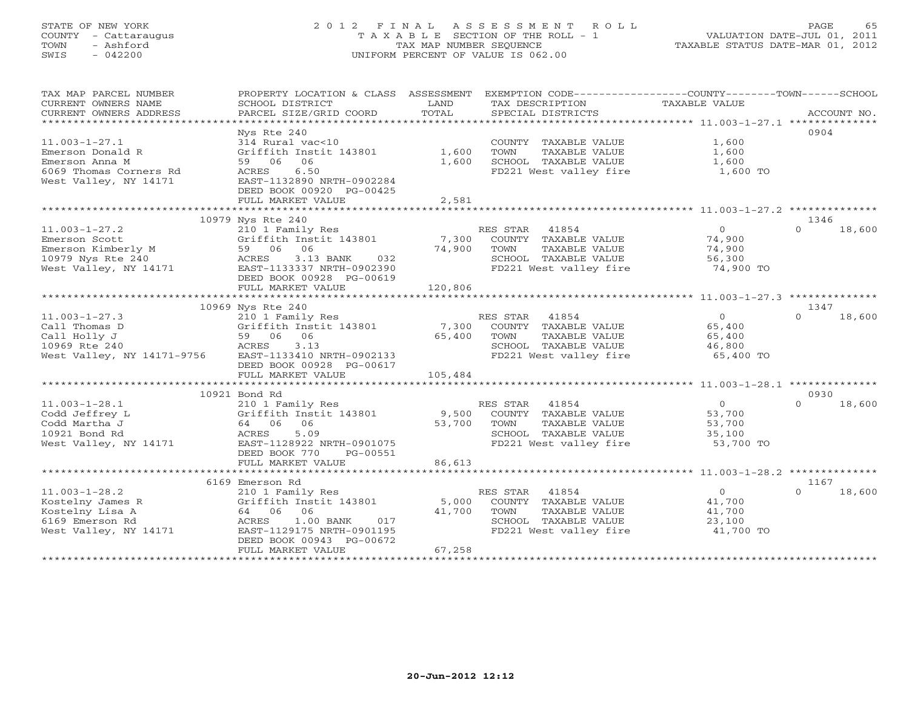STATE OF NEW YORK
COUNTY - Cattaraugus
TOWN - Ashford
SWIS - 042200

2 0 1 2 F I N A L A S S E S S M E N T R O L L
T A X A B L E SECTION OF THE ROLL - 1
TAX MAP NUMBER SEQUENCE
UNIFORM PERCENT OF VALUE IS 062.00

VALUATION DATE-JUL 01, 2011
TAXABLE STATUS DATE-MAR 01, 2012

| TAX MAP PARCEL NUMBER / CURRENT OWNERS NAME / CURRENT OWNERS ADDRESS | PROPERTY LOCATION & CLASS / SCHOOL DISTRICT / PARCEL SIZE/GRID COORD | ASSESSMENT LAND / TOTAL | EXEMPTION CODE / TAX DESCRIPTION / SPECIAL DISTRICTS | COUNTY TAXABLE VALUE | TOWN | SCHOOL / ACCOUNT NO. |
|---|---|---|---|---|---|---|
| | Nys Rte 240 | | | | | 0904 |
| 11.003-1-27.1 | 314 Rural vac<10 | | COUNTY TAXABLE VALUE | 1,600 | | |
| Emerson Donald R | Griffith Instit 143801 | 1,600 | TOWN TAXABLE VALUE | 1,600 | | |
| Emerson Anna M | 59 06 06 | 1,600 | SCHOOL TAXABLE VALUE | 1,600 | | |
| 6069 Thomas Corners Rd | ACRES 6.50 | | FD221 West valley fire | 1,600 TO | | |
| West Valley, NY 14171 | EAST-1132890 NRTH-0902284 | | | | | |
| | DEED BOOK 00920 PG-00425 | | | | | |
| | FULL MARKET VALUE | 2,581 | | | | |
| | 10979 Nys Rte 240 | | | | | 1346 |
| 11.003-1-27.2 | 210 1 Family Res | | RES STAR 41854 | 0 | 0 | 18,600 |
| Emerson Scott | Griffith Instit 143801 | 7,300 | COUNTY TAXABLE VALUE | 74,900 | | |
| Emerson Kimberly M | 59 06 06 | 74,900 | TOWN TAXABLE VALUE | 74,900 | | |
| 10979 Nys Rte 240 | ACRES 3.13 BANK 032 | | SCHOOL TAXABLE VALUE | 56,300 | | |
| West Valley, NY 14171 | EAST-1133337 NRTH-0902390 | | FD221 West valley fire | 74,900 TO | | |
| | DEED BOOK 00928 PG-00619 | | | | | |
| | FULL MARKET VALUE | 120,806 | | | | |
| | 10969 Nys Rte 240 | | | | | 1347 |
| 11.003-1-27.3 | 210 1 Family Res | | RES STAR 41854 | 0 | 0 | 18,600 |
| Call Thomas D | Griffith Instit 143801 | 7,300 | COUNTY TAXABLE VALUE | 65,400 | | |
| Call Holly J | 59 06 06 | 65,400 | TOWN TAXABLE VALUE | 65,400 | | |
| 10969 Rte 240 | ACRES 3.13 | | SCHOOL TAXABLE VALUE | 46,800 | | |
| West Valley, NY 14171-9756 | EAST-1133410 NRTH-0902133 | | FD221 West valley fire | 65,400 TO | | |
| | DEED BOOK 00928 PG-00617 | | | | | |
| | FULL MARKET VALUE | 105,484 | | | | |
| | 10921 Bond Rd | | | | | 0930 |
| 11.003-1-28.1 | 210 1 Family Res | | RES STAR 41854 | 0 | 0 | 18,600 |
| Codd Jeffrey L | Griffith Instit 143801 | 9,500 | COUNTY TAXABLE VALUE | 53,700 | | |
| Codd Martha J | 64 06 06 | 53,700 | TOWN TAXABLE VALUE | 53,700 | | |
| 10921 Bond Rd | ACRES 5.09 | | SCHOOL TAXABLE VALUE | 35,100 | | |
| West Valley, NY 14171 | EAST-1128922 NRTH-0901075 | | FD221 West valley fire | 53,700 TO | | |
| | DEED BOOK 770 PG-00551 | | | | | |
| | FULL MARKET VALUE | 86,613 | | | | |
| | 6169 Emerson Rd | | | | | 1167 |
| 11.003-1-28.2 | 210 1 Family Res | | RES STAR 41854 | 0 | 0 | 18,600 |
| Kostelny James R | Griffith Instit 143801 | 5,000 | COUNTY TAXABLE VALUE | 41,700 | | |
| Kostelny Lisa A | 64 06 06 | 41,700 | TOWN TAXABLE VALUE | 41,700 | | |
| 6169 Emerson Rd | ACRES 1.00 BANK 017 | | SCHOOL TAXABLE VALUE | 23,100 | | |
| West Valley, NY 14171 | EAST-1129175 NRTH-0901195 | | FD221 West valley fire | 41,700 TO | | |
| | DEED BOOK 00943 PG-00672 | | | | | |
| | FULL MARKET VALUE | 67,258 | | | | |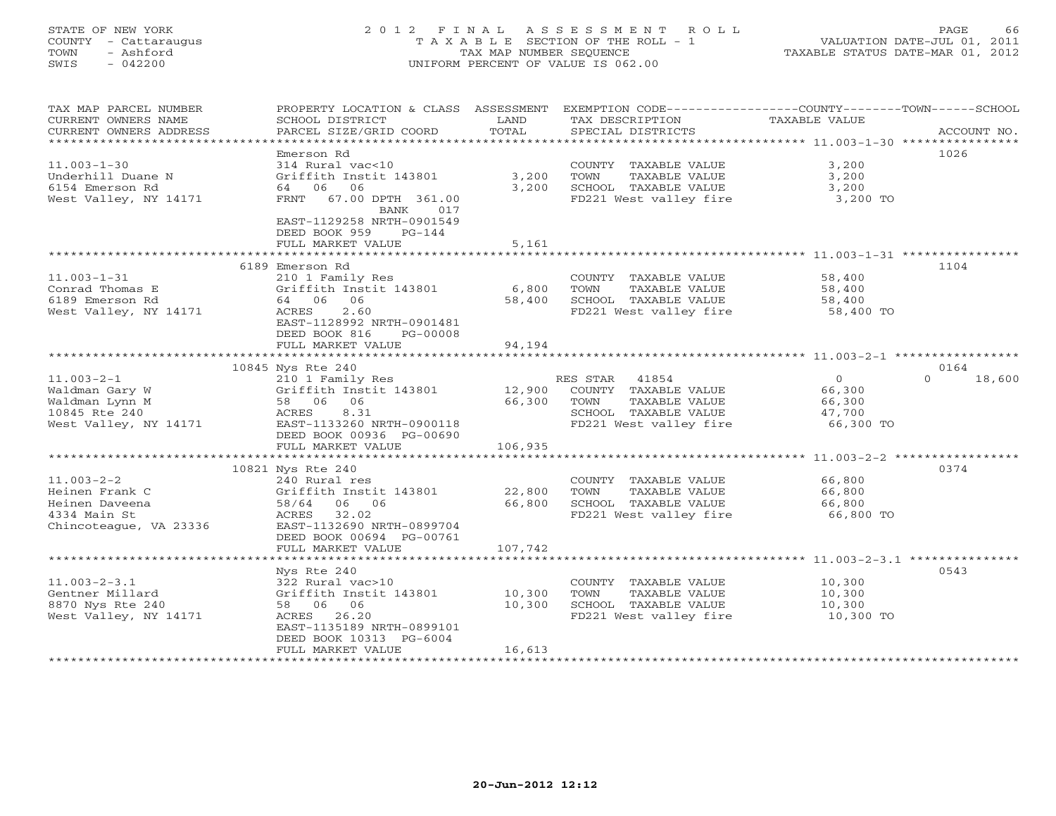STATE OF NEW YORK
COUNTY - Cattaraugus
TOWN - Ashford
SWIS - 042200

2 0 1 2 F I N A L A S S E S S M E N T R O L L
T A X A B L E SECTION OF THE ROLL - 1
TAX MAP NUMBER SEQUENCE
UNIFORM PERCENT OF VALUE IS 062.00

VALUATION DATE-JUL 01, 2011
TAXABLE STATUS DATE-MAR 01, 2012

| TAX MAP PARCEL NUMBER / CURRENT OWNERS NAME / CURRENT OWNERS ADDRESS | PROPERTY LOCATION & CLASS / SCHOOL DISTRICT / PARCEL SIZE/GRID COORD | ASSESSMENT LAND / TOTAL | EXEMPTION CODE / TAX DESCRIPTION / SPECIAL DISTRICTS | COUNTY / TOWN / SCHOOL TAXABLE VALUE | ACCOUNT NO. |
|---|---|---|---|---|---|
| | Emerson Rd | | | | 1026 |
| 11.003-1-30 | 314 Rural vac<10 | | COUNTY TAXABLE VALUE | 3,200 | |
| Underhill Duane N | Griffith Instit 143801 | 3,200 | TOWN TAXABLE VALUE | 3,200 | |
| 6154 Emerson Rd | 64 06 06 | 3,200 | SCHOOL TAXABLE VALUE | 3,200 | |
| West Valley, NY 14171 | FRNT 67.00 DPTH 361.00 | | FD221 West valley fire | 3,200 TO | |
| | BANK 017 | | | | |
| | EAST-1129258 NRTH-0901549 | | | | |
| | DEED BOOK 959 PG-144 | | | | |
| | FULL MARKET VALUE | 5,161 | | | |
| | 6189 Emerson Rd | | | | 1104 |
| 11.003-1-31 | 210 1 Family Res | | COUNTY TAXABLE VALUE | 58,400 | |
| Conrad Thomas E | Griffith Instit 143801 | 6,800 | TOWN TAXABLE VALUE | 58,400 | |
| 6189 Emerson Rd | 64 06 06 | 58,400 | SCHOOL TAXABLE VALUE | 58,400 | |
| West Valley, NY 14171 | ACRES 2.60 | | FD221 West valley fire | 58,400 TO | |
| | EAST-1128992 NRTH-0901481 | | | | |
| | DEED BOOK 816 PG-00008 | | | | |
| | FULL MARKET VALUE | 94,194 | | | |
| | 10845 Nys Rte 240 | | | | 0164 |
| 11.003-2-1 | 210 1 Family Res | | RES STAR 41854 | 0 0 18,600 | |
| Waldman Gary W | Griffith Instit 143801 | 12,900 | COUNTY TAXABLE VALUE | 66,300 | |
| Waldman Lynn M | 58 06 06 | 66,300 | TOWN TAXABLE VALUE | 66,300 | |
| 10845 Rte 240 | ACRES 8.31 | | SCHOOL TAXABLE VALUE | 47,700 | |
| West Valley, NY 14171 | EAST-1133260 NRTH-0900118 | | FD221 West valley fire | 66,300 TO | |
| | DEED BOOK 00936 PG-00690 | | | | |
| | FULL MARKET VALUE | 106,935 | | | |
| | 10821 Nys Rte 240 | | | | 0374 |
| 11.003-2-2 | 240 Rural res | | COUNTY TAXABLE VALUE | 66,800 | |
| Heinen Frank C | Griffith Instit 143801 | 22,800 | TOWN TAXABLE VALUE | 66,800 | |
| Heinen Daveena | 58/64 06 06 | 66,800 | SCHOOL TAXABLE VALUE | 66,800 | |
| 4334 Main St | ACRES 32.02 | | FD221 West valley fire | 66,800 TO | |
| Chincoteague, VA 23336 | EAST-1132690 NRTH-0899704 | | | | |
| | DEED BOOK 00694 PG-00761 | | | | |
| | FULL MARKET VALUE | 107,742 | | | |
| | Nys Rte 240 | | | | 0543 |
| 11.003-2-3.1 | 322 Rural vac>10 | | COUNTY TAXABLE VALUE | 10,300 | |
| Gentner Millard | Griffith Instit 143801 | 10,300 | TOWN TAXABLE VALUE | 10,300 | |
| 8870 Nys Rte 240 | 58 06 06 | 10,300 | SCHOOL TAXABLE VALUE | 10,300 | |
| West Valley, NY 14171 | ACRES 26.20 | | FD221 West valley fire | 10,300 TO | |
| | EAST-1135189 NRTH-0899101 | | | | |
| | DEED BOOK 10313 PG-6004 | | | | |
| | FULL MARKET VALUE | 16,613 | | | |

20-Jun-2012 12:12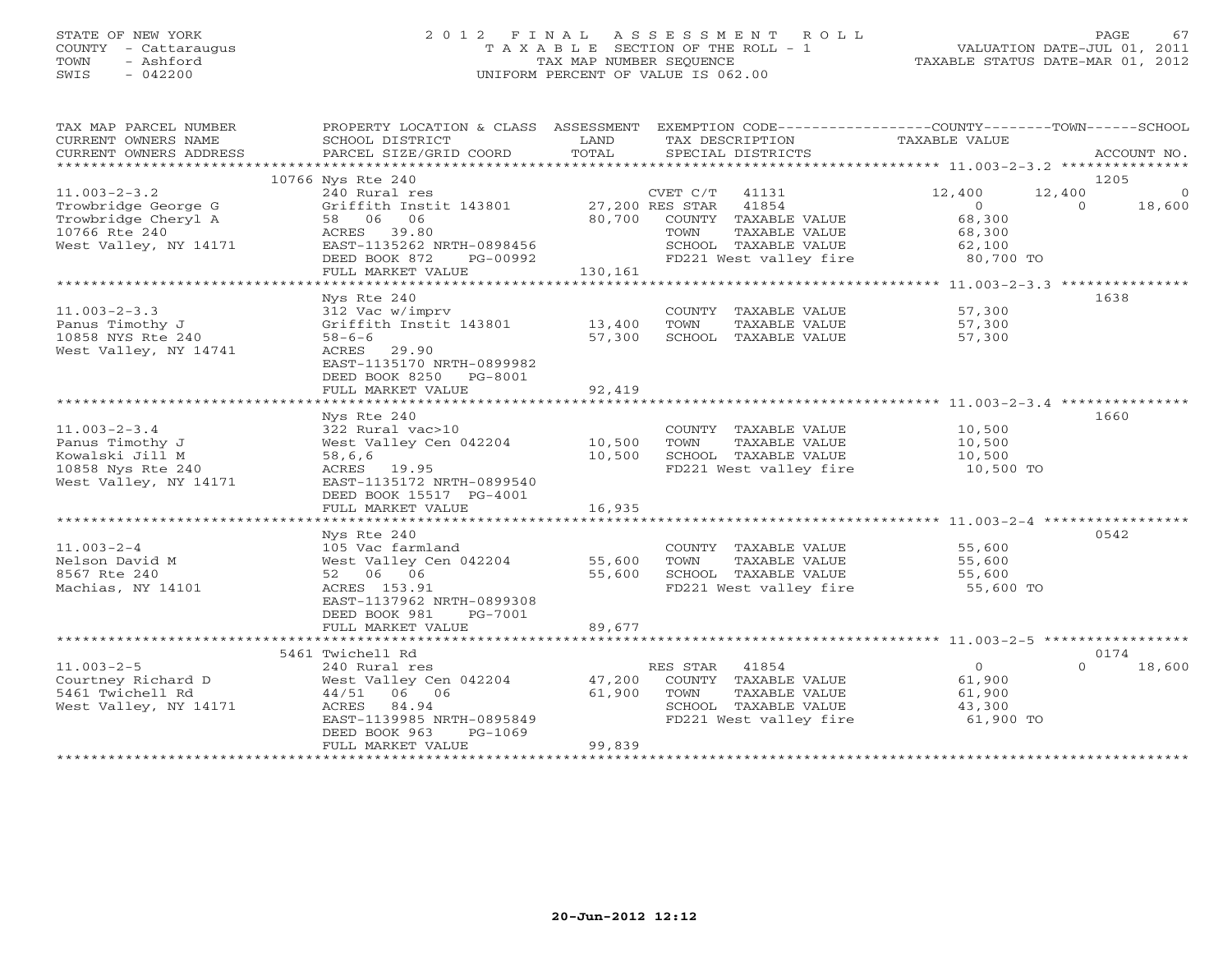STATE OF NEW YORK
COUNTY - Cattaraugus
TOWN - Ashford
SWIS - 042200

# 2012 FINAL ASSESSMENT ROLL

TAXABLE SECTION OF THE ROLL - 1
TAX MAP NUMBER SEQUENCE
UNIFORM PERCENT OF VALUE IS 062.00

VALUATION DATE-JUL 01, 2011
TAXABLE STATUS DATE-MAR 01, 2012

| TAX MAP PARCEL NUMBER / CURRENT OWNERS NAME / CURRENT OWNERS ADDRESS | PROPERTY LOCATION & CLASS / SCHOOL DISTRICT / PARCEL SIZE/GRID COORD | ASSESSMENT LAND | TOTAL | EXEMPTION CODE / TAX DESCRIPTION / SPECIAL DISTRICTS | COUNTY TAXABLE VALUE | TOWN | SCHOOL | ACCOUNT NO. |
|---|---|---|---|---|---|---|---|---|
| 11.003-2-3.2 | 10766 Nys Rte 240 | | | | | | | 1205 |
| | 240 Rural res | | | CVET C/T 41131 | 12,400 | 12,400 | 0 | |
| Trowbridge George G | Griffith Instit 143801 | 27,200 | | RES STAR 41854 | 0 | 0 | 18,600 | |
| Trowbridge Cheryl A | 58 06 06 | | 80,700 | COUNTY TAXABLE VALUE | 68,300 | | | |
| 10766 Rte 240 | ACRES 39.80 | | | TOWN TAXABLE VALUE | 68,300 | | | |
| West Valley, NY 14171 | EAST-1135262 NRTH-0898456 | | | SCHOOL TAXABLE VALUE | 62,100 | | | |
| | DEED BOOK 872 PG-00992 | | | FD221 West valley fire | 80,700 TO | | | |
| | FULL MARKET VALUE | | 130,161 | | | | | |
| 11.003-2-3.3 | Nys Rte 240 | | | | | | | 1638 |
| Panus Timothy J | 312 Vac w/imprv | | | COUNTY TAXABLE VALUE | 57,300 | | | |
| 10858 NYS Rte 240 | Griffith Instit 143801 | 13,400 | | TOWN TAXABLE VALUE | 57,300 | | | |
| West Valley, NY 14741 | 58-6-6 | | 57,300 | SCHOOL TAXABLE VALUE | 57,300 | | | |
| | ACRES 29.90 | | | | | | | |
| | EAST-1135170 NRTH-0899982 | | | | | | | |
| | DEED BOOK 8250 PG-8001 | | | | | | | |
| | FULL MARKET VALUE | | 92,419 | | | | | |
| 11.003-2-3.4 | Nys Rte 240 | | | | | | | 1660 |
| Panus Timothy J | 322 Rural vac>10 | | | COUNTY TAXABLE VALUE | 10,500 | | | |
| Kowalski Jill M | West Valley Cen 042204 | 10,500 | | TOWN TAXABLE VALUE | 10,500 | | | |
| 10858 Nys Rte 240 | 58,6,6 | | 10,500 | SCHOOL TAXABLE VALUE | 10,500 | | | |
| West Valley, NY 14171 | ACRES 19.95 | | | FD221 West valley fire | 10,500 TO | | | |
| | EAST-1135172 NRTH-0899540 | | | | | | | |
| | DEED BOOK 15517 PG-4001 | | | | | | | |
| | FULL MARKET VALUE | | 16,935 | | | | | |
| 11.003-2-4 | Nys Rte 240 | | | | | | | 0542 |
| Nelson David M | 105 Vac farmland | | | COUNTY TAXABLE VALUE | 55,600 | | | |
| 8567 Rte 240 | West Valley Cen 042204 | 55,600 | | TOWN TAXABLE VALUE | 55,600 | | | |
| Machias, NY 14101 | 52 06 06 | | 55,600 | SCHOOL TAXABLE VALUE | 55,600 | | | |
| | ACRES 153.91 | | | FD221 West valley fire | 55,600 TO | | | |
| | EAST-1137962 NRTH-0899308 | | | | | | | |
| | DEED BOOK 981 PG-7001 | | | | | | | |
| | FULL MARKET VALUE | | 89,677 | | | | | |
| 11.003-2-5 | 5461 Twichell Rd | | | | | | | 0174 |
| Courtney Richard D | 240 Rural res | | | RES STAR 41854 | 0 | 0 | 18,600 | |
| 5461 Twichell Rd | West Valley Cen 042204 | 47,200 | | COUNTY TAXABLE VALUE | 61,900 | | | |
| West Valley, NY 14171 | 44/51 06 06 | | 61,900 | TOWN TAXABLE VALUE | 61,900 | | | |
| | ACRES 84.94 | | | SCHOOL TAXABLE VALUE | 43,300 | | | |
| | EAST-1139985 NRTH-0895849 | | | FD221 West valley fire | 61,900 TO | | | |
| | DEED BOOK 963 PG-1069 | | | | | | | |
| | FULL MARKET VALUE | | 99,839 | | | | | |

20-Jun-2012 12:12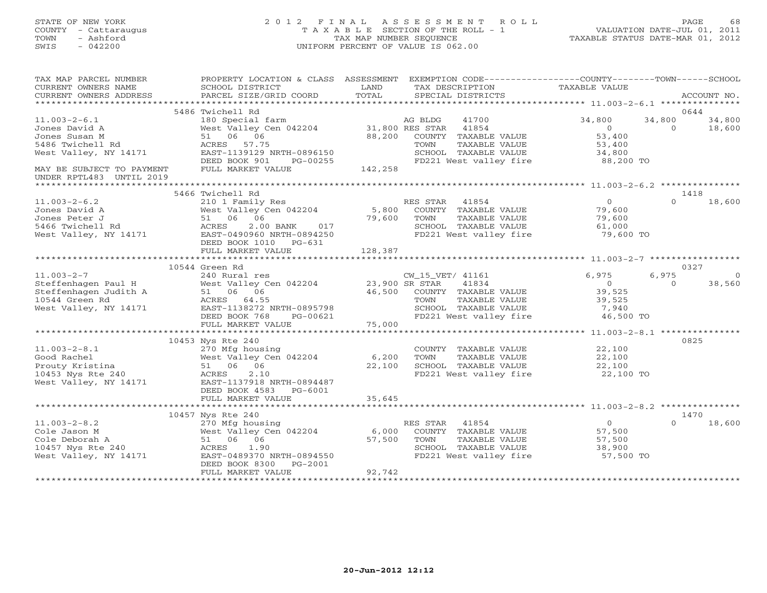STATE OF NEW YORK
COUNTY - Cattaraugus
TOWN - Ashford
SWIS - 042200

2012 FINAL ASSESSMENT ROLL
TAXABLE SECTION OF THE ROLL - 1
TAX MAP NUMBER SEQUENCE
UNIFORM PERCENT OF VALUE IS 062.00

VALUATION DATE-JUL 01, 2011
TAXABLE STATUS DATE-MAR 01, 2012

```
TAX MAP PARCEL NUMBER          PROPERTY LOCATION & CLASS  ASSESSMENT  EXEMPTION CODE------------------COUNTY--------TOWN------SCHOOL
CURRENT OWNERS NAME            SCHOOL DISTRICT              LAND      TAX DESCRIPTION               TAXABLE VALUE
CURRENT OWNERS ADDRESS         PARCEL SIZE/GRID COORD       TOTAL     SPECIAL DISTRICTS                                     ACCOUNT NO.
******************************************************************************************************* 11.003-2-6.1 ***************
                               5486 Twichell Rd                                                                              0644
11.003-2-6.1                   180 Special farm                        AG BLDG     41700           34,800      34,800      34,800
Jones David A                  West Valley Cen 042204      31,800 RES STAR    41854                0           0       18,600
Jones Susan M                  51   06   06                88,200   COUNTY  TAXABLE VALUE          53,400
5486 Twichell Rd               ACRES   57.75                        TOWN    TAXABLE VALUE          53,400
West Valley, NY 14171          EAST-1139129 NRTH-0896150            SCHOOL  TAXABLE VALUE          34,800
                               DEED BOOK 901     PG-00255            FD221 West valley fire         88,200 TO
MAY BE SUBJECT TO PAYMENT      FULL MARKET VALUE          142,258
UNDER RPTL483  UNTIL 2019
******************************************************************************************************* 11.003-2-6.2 ***************
                               5466 Twichell Rd                                                                              1418
11.003-2-6.2                   210 1 Family Res                        RES STAR    41854                0           0       18,600
Jones David A                  West Valley Cen 042204       5,800   COUNTY  TAXABLE VALUE          79,600
Jones Peter J                  51   06   06                79,600   TOWN    TAXABLE VALUE          79,600
5466 Twichell Rd               ACRES    2.00 BANK     017           SCHOOL  TAXABLE VALUE          61,000
West Valley, NY 14171          EAST-0490960 NRTH-0894250            FD221 West valley fire         79,600 TO
                               DEED BOOK 1010    PG-631
                               FULL MARKET VALUE          128,387
******************************************************************************************************* 11.003-2-7 *****************
                               10544 Green Rd                                                                                0327
11.003-2-7                     240 Rural res                           CW_15_VET/ 41161             6,975       6,975           0
Steffenhagen Paul H            West Valley Cen 042204      23,900 SR STAR     41834                0           0       38,560
Steffenhagen Judith A          51   06   06                46,500   COUNTY  TAXABLE VALUE          39,525
10544 Green Rd                 ACRES   64.55                        TOWN    TAXABLE VALUE          39,525
West Valley, NY 14171          EAST-1138272 NRTH-0895798            SCHOOL  TAXABLE VALUE           7,940
                               DEED BOOK 768     PG-00621            FD221 West valley fire         46,500 TO
                               FULL MARKET VALUE           75,000
******************************************************************************************************* 11.003-2-8.1 ***************
                               10453 Nys Rte 240                                                                             0825
11.003-2-8.1                   270 Mfg housing                          COUNTY  TAXABLE VALUE          22,100
Good Rachel                    West Valley Cen 042204       6,200   TOWN    TAXABLE VALUE          22,100
Prouty Kristina                51   06   06                22,100   SCHOOL  TAXABLE VALUE          22,100
10453 Nys Rte 240              ACRES    2.10                        FD221 West valley fire         22,100 TO
West Valley, NY 14171          EAST-1137918 NRTH-0894487
                               DEED BOOK 4583    PG-6001
                               FULL MARKET VALUE           35,645
******************************************************************************************************* 11.003-2-8.2 ***************
                               10457 Nys Rte 240                                                                             1470
11.003-2-8.2                   270 Mfg housing                         RES STAR    41854                0           0       18,600
Cole Jason M                   West Valley Cen 042204       6,000   COUNTY  TAXABLE VALUE          57,500
Cole Deborah A                 51   06   06                57,500   TOWN    TAXABLE VALUE          57,500
10457 Nys Rte 240              ACRES    1.90                        SCHOOL  TAXABLE VALUE          38,900
West Valley, NY 14171          EAST-0489370 NRTH-0894550            FD221 West valley fire         57,500 TO
                               DEED BOOK 8300    PG-2001
                               FULL MARKET VALUE           92,742
************************************************************************************************************************************
```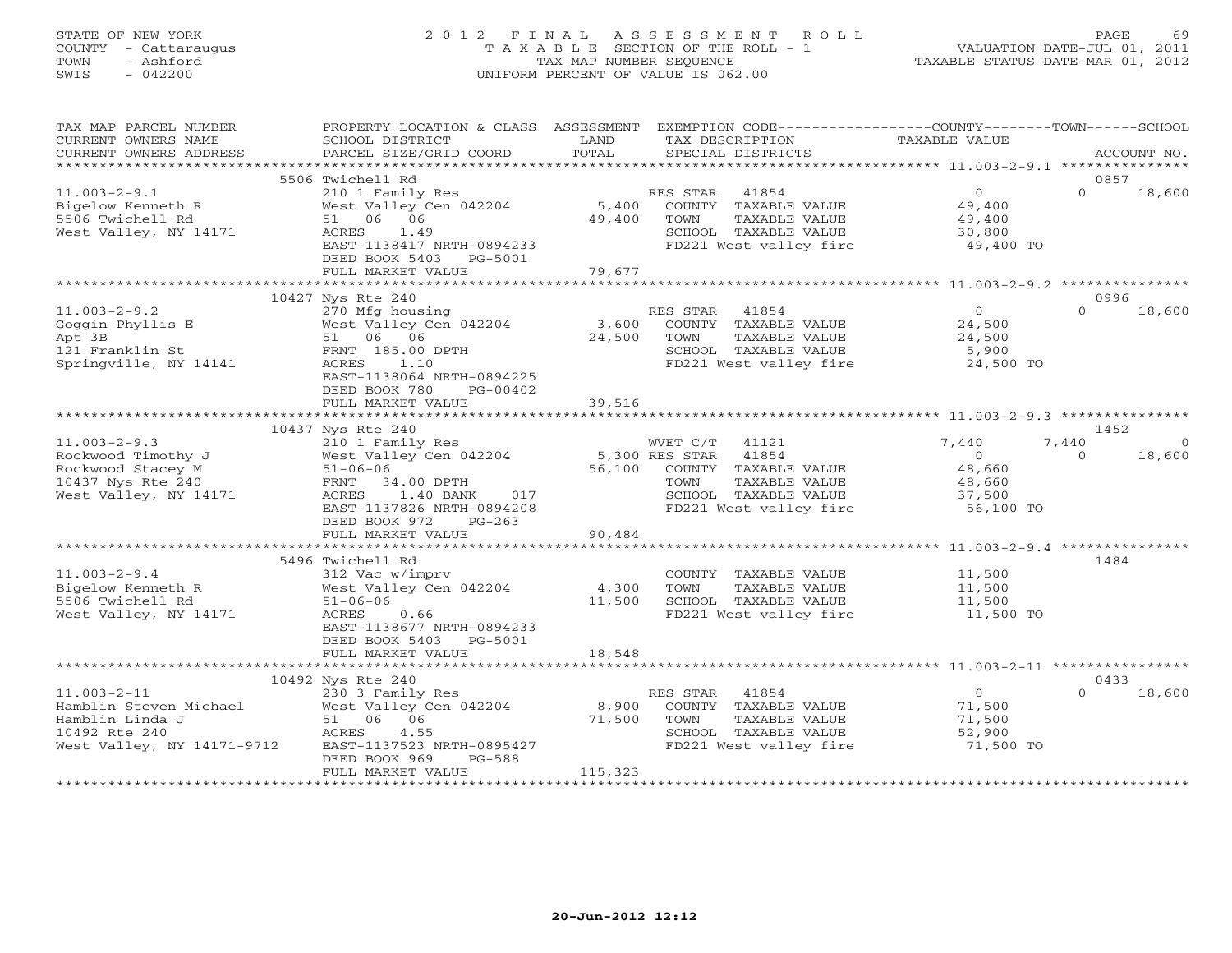STATE OF NEW YORK
COUNTY - Cattaraugus
TOWN - Ashford
SWIS - 042200

# 2012 FINAL ASSESSMENT ROLL

TAXABLE SECTION OF THE ROLL - 1
TAX MAP NUMBER SEQUENCE
UNIFORM PERCENT OF VALUE IS 062.00

VALUATION DATE-JUL 01, 2011
TAXABLE STATUS DATE-MAR 01, 2012

| TAX MAP PARCEL NUMBER / CURRENT OWNERS NAME / CURRENT OWNERS ADDRESS | PROPERTY LOCATION & CLASS / SCHOOL DISTRICT / PARCEL SIZE/GRID COORD | ASSESSMENT LAND / TOTAL | EXEMPTION CODE / TAX DESCRIPTION / SPECIAL DISTRICTS | COUNTY TAXABLE VALUE | TOWN | SCHOOL / ACCOUNT NO. |
|---|---|---|---|---|---|---|
| 11.003-2-9.1 | 5506 Twichell Rd | | | | | 0857 |
| | 210 1 Family Res | | RES STAR 41854 | 0 | 0 | 18,600 |
| Bigelow Kenneth R | West Valley Cen 042204 | 5,400 | COUNTY TAXABLE VALUE | 49,400 | | |
| 5506 Twichell Rd | 51 06 06 | 49,400 | TOWN TAXABLE VALUE | 49,400 | | |
| West Valley, NY 14171 | ACRES 1.49 | | SCHOOL TAXABLE VALUE | 30,800 | | |
| | EAST-1138417 NRTH-0894233 | | FD221 West valley fire | 49,400 TO | | |
| | DEED BOOK 5403 PG-5001 | | | | | |
| | FULL MARKET VALUE | 79,677 | | | | |
| 11.003-2-9.2 | 10427 Nys Rte 240 | | | | | 0996 |
| | 270 Mfg housing | | RES STAR 41854 | 0 | 0 | 18,600 |
| Goggin Phyllis E | West Valley Cen 042204 | 3,600 | COUNTY TAXABLE VALUE | 24,500 | | |
| Apt 3B | 51 06 06 | 24,500 | TOWN TAXABLE VALUE | 24,500 | | |
| 121 Franklin St | FRNT 185.00 DPTH | | SCHOOL TAXABLE VALUE | 5,900 | | |
| Springville, NY 14141 | ACRES 1.10 | | FD221 West valley fire | 24,500 TO | | |
| | EAST-1138064 NRTH-0894225 | | | | | |
| | DEED BOOK 780 PG-00402 | | | | | |
| | FULL MARKET VALUE | 39,516 | | | | |
| 11.003-2-9.3 | 10437 Nys Rte 240 | | | | | 1452 |
| | 210 1 Family Res | | WVET C/T 41121 | 7,440 | 7,440 | 0 |
| Rockwood Timothy J | West Valley Cen 042204 | 5,300 | RES STAR 41854 | 0 | 0 | 18,600 |
| Rockwood Stacey M | 51-06-06 | 56,100 | COUNTY TAXABLE VALUE | 48,660 | | |
| 10437 Nys Rte 240 | FRNT 34.00 DPTH | | TOWN TAXABLE VALUE | 48,660 | | |
| West Valley, NY 14171 | ACRES 1.40 BANK 017 | | SCHOOL TAXABLE VALUE | 37,500 | | |
| | EAST-1137826 NRTH-0894208 | | FD221 West valley fire | 56,100 TO | | |
| | DEED BOOK 972 PG-263 | | | | | |
| | FULL MARKET VALUE | 90,484 | | | | |
| 11.003-2-9.4 | 5496 Twichell Rd | | | | | 1484 |
| | 312 Vac w/imprv | | COUNTY TAXABLE VALUE | 11,500 | | |
| Bigelow Kenneth R | West Valley Cen 042204 | 4,300 | TOWN TAXABLE VALUE | 11,500 | | |
| 5506 Twichell Rd | 51-06-06 | 11,500 | SCHOOL TAXABLE VALUE | 11,500 | | |
| West Valley, NY 14171 | ACRES 0.66 | | FD221 West valley fire | 11,500 TO | | |
| | EAST-1138677 NRTH-0894233 | | | | | |
| | DEED BOOK 5403 PG-5001 | | | | | |
| | FULL MARKET VALUE | 18,548 | | | | |
| 11.003-2-11 | 10492 Nys Rte 240 | | | | | 0433 |
| | 230 3 Family Res | | RES STAR 41854 | 0 | 0 | 18,600 |
| Hamblin Steven Michael | West Valley Cen 042204 | 8,900 | COUNTY TAXABLE VALUE | 71,500 | | |
| Hamblin Linda J | 51 06 06 | 71,500 | TOWN TAXABLE VALUE | 71,500 | | |
| 10492 Rte 240 | ACRES 4.55 | | SCHOOL TAXABLE VALUE | 52,900 | | |
| West Valley, NY 14171-9712 | EAST-1137523 NRTH-0895427 | | FD221 West valley fire | 71,500 TO | | |
| | DEED BOOK 969 PG-588 | | | | | |
| | FULL MARKET VALUE | 115,323 | | | | |

20-Jun-2012 12:12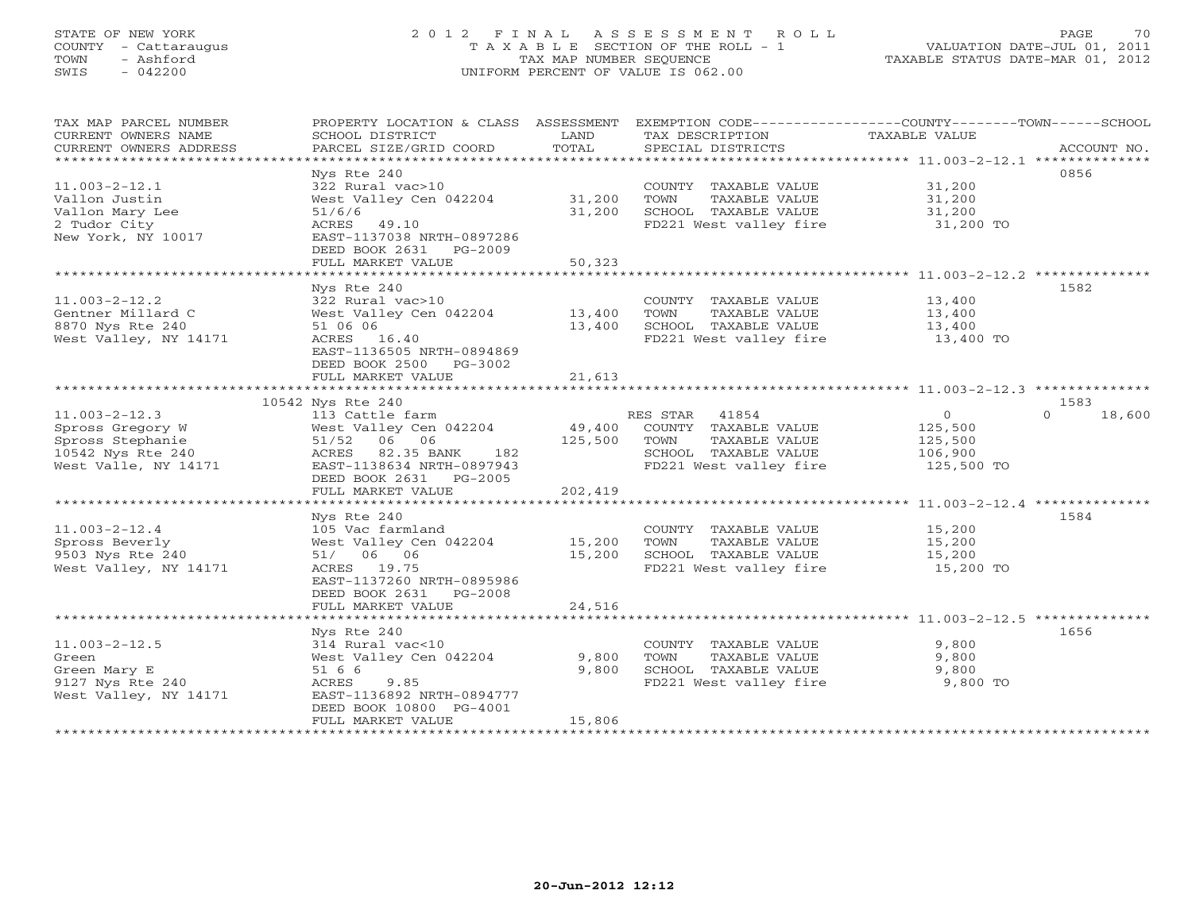STATE OF NEW YORK
COUNTY - Cattaraugus
TOWN - Ashford
SWIS - 042200

2012 FINAL ASSESSMENT ROLL
TAXABLE SECTION OF THE ROLL - 1
TAX MAP NUMBER SEQUENCE
UNIFORM PERCENT OF VALUE IS 062.00

VALUATION DATE-JUL 01, 2011
TAXABLE STATUS DATE-MAR 01, 2012

| TAX MAP PARCEL NUMBER / CURRENT OWNERS NAME / CURRENT OWNERS ADDRESS | PROPERTY LOCATION & CLASS / SCHOOL DISTRICT / PARCEL SIZE/GRID COORD | ASSESSMENT LAND / TOTAL | EXEMPTION CODE / TAX DESCRIPTION / SPECIAL DISTRICTS | COUNTY / TOWN / SCHOOL TAXABLE VALUE | ACCOUNT NO. |
|---|---|---|---|---|---|
| 11.003-2-12.1 | Nys Rte 240 | | | | 0856 |
| Vallon Justin | 322 Rural vac>10 | | COUNTY TAXABLE VALUE | 31,200 | |
| Vallon Mary Lee | West Valley Cen 042204 | 31,200 | TOWN TAXABLE VALUE | 31,200 | |
| 2 Tudor City | 51/6/6 | 31,200 | SCHOOL TAXABLE VALUE | 31,200 | |
| New York, NY 10017 | ACRES 49.10 | | FD221 West valley fire | 31,200 TO | |
| | EAST-1137038 NRTH-0897286 | | | | |
| | DEED BOOK 2631 PG-2009 | | | | |
| | FULL MARKET VALUE | 50,323 | | | |
| 11.003-2-12.2 | Nys Rte 240 | | | | 1582 |
| Gentner Millard C | 322 Rural vac>10 | | COUNTY TAXABLE VALUE | 13,400 | |
| 8870 Nys Rte 240 | West Valley Cen 042204 | 13,400 | TOWN TAXABLE VALUE | 13,400 | |
| West Valley, NY 14171 | 51 06 06 | 13,400 | SCHOOL TAXABLE VALUE | 13,400 | |
| | ACRES 16.40 | | FD221 West valley fire | 13,400 TO | |
| | EAST-1136505 NRTH-0894869 | | | | |
| | DEED BOOK 2500 PG-3002 | | | | |
| | FULL MARKET VALUE | 21,613 | | | |
| 11.003-2-12.3 | 10542 Nys Rte 240 | | | | 1583 |
| Spross Gregory W | 113 Cattle farm | | RES STAR 41854 | 0 / 0 / 18,600 | |
| Spross Stephanie | West Valley Cen 042204 | 49,400 | COUNTY TAXABLE VALUE | 125,500 | |
| 10542 Nys Rte 240 | 51/52 06 06 | 125,500 | TOWN TAXABLE VALUE | 125,500 | |
| West Valle, NY 14171 | ACRES 82.35 BANK 182 | | SCHOOL TAXABLE VALUE | 106,900 | |
| | EAST-1138634 NRTH-0897943 | | FD221 West valley fire | 125,500 TO | |
| | DEED BOOK 2631 PG-2005 | | | | |
| | FULL MARKET VALUE | 202,419 | | | |
| 11.003-2-12.4 | Nys Rte 240 | | | | 1584 |
| Spross Beverly | 105 Vac farmland | | COUNTY TAXABLE VALUE | 15,200 | |
| 9503 Nys Rte 240 | West Valley Cen 042204 | 15,200 | TOWN TAXABLE VALUE | 15,200 | |
| West Valley, NY 14171 | 51/ 06 06 | 15,200 | SCHOOL TAXABLE VALUE | 15,200 | |
| | ACRES 19.75 | | FD221 West valley fire | 15,200 TO | |
| | EAST-1137260 NRTH-0895986 | | | | |
| | DEED BOOK 2631 PG-2008 | | | | |
| | FULL MARKET VALUE | 24,516 | | | |
| 11.003-2-12.5 | Nys Rte 240 | | | | 1656 |
| Green | 314 Rural vac<10 | | COUNTY TAXABLE VALUE | 9,800 | |
| Green Mary E | West Valley Cen 042204 | 9,800 | TOWN TAXABLE VALUE | 9,800 | |
| 9127 Nys Rte 240 | 51 6 6 | 9,800 | SCHOOL TAXABLE VALUE | 9,800 | |
| West Valley, NY 14171 | ACRES 9.85 | | FD221 West valley fire | 9,800 TO | |
| | EAST-1136892 NRTH-0894777 | | | | |
| | DEED BOOK 10800 PG-4001 | | | | |
| | FULL MARKET VALUE | 15,806 | | | |

20-Jun-2012 12:12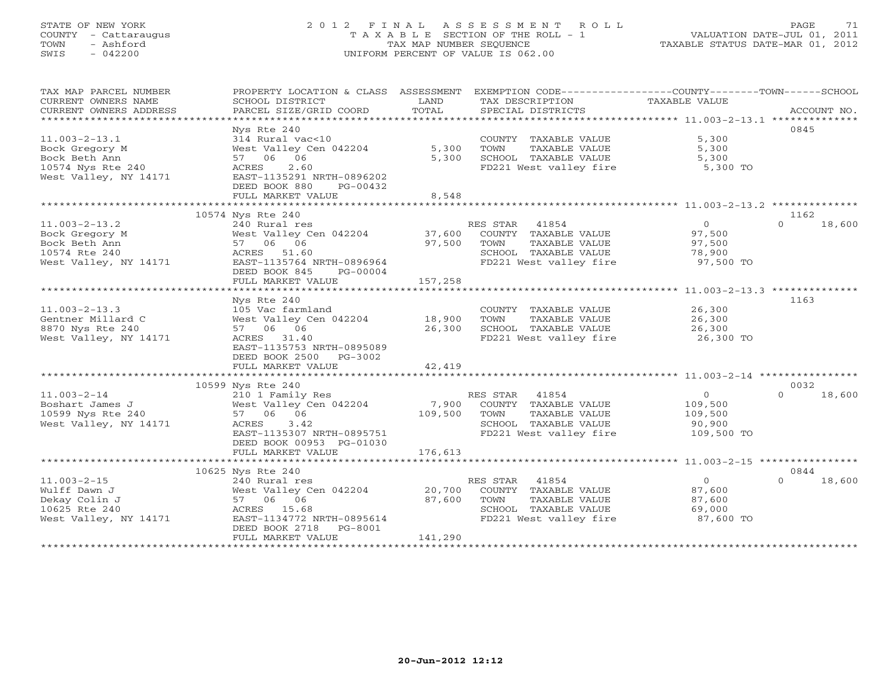STATE OF NEW YORK
COUNTY - Cattaraugus
TOWN - Ashford
SWIS - 042200

# 2012 FINAL ASSESSMENT ROLL
TAXABLE SECTION OF THE ROLL - 1
TAX MAP NUMBER SEQUENCE
UNIFORM PERCENT OF VALUE IS 062.00

VALUATION DATE-JUL 01, 2011
TAXABLE STATUS DATE-MAR 01, 2012

| TAX MAP PARCEL NUMBER / CURRENT OWNERS NAME / CURRENT OWNERS ADDRESS | PROPERTY LOCATION & CLASS / SCHOOL DISTRICT / PARCEL SIZE/GRID COORD | ASSESSMENT LAND / TOTAL | EXEMPTION CODE / TAX DESCRIPTION / SPECIAL DISTRICTS | COUNTY / TOWN / SCHOOL TAXABLE VALUE | ACCOUNT NO. |
|---|---|---|---|---|---|
| 11.003-2-13.1 | Nys Rte 240 | | | | 0845 |
| Bock Gregory M | 314 Rural vac<10 | | COUNTY TAXABLE VALUE | 5,300 | |
| Bock Beth Ann | West Valley Cen 042204 | 5,300 | TOWN TAXABLE VALUE | 5,300 | |
| 10574 Nys Rte 240 | 57 06 06 | 5,300 | SCHOOL TAXABLE VALUE | 5,300 | |
| West Valley, NY 14171 | ACRES 2.60 | | FD221 West valley fire | 5,300 TO | |
| | EAST-1135291 NRTH-0896202 | | | | |
| | DEED BOOK 880 PG-00432 | | | | |
| | FULL MARKET VALUE | 8,548 | | | |
| 11.003-2-13.2 | 10574 Nys Rte 240 | | | | 1162 |
| Bock Gregory M | 240 Rural res | | RES STAR 41854 | 0 | 0 18,600 |
| Bock Beth Ann | West Valley Cen 042204 | 37,600 | COUNTY TAXABLE VALUE | 97,500 | |
| 10574 Rte 240 | 57 06 06 | 97,500 | TOWN TAXABLE VALUE | 97,500 | |
| West Valley, NY 14171 | ACRES 51.60 | | SCHOOL TAXABLE VALUE | 78,900 | |
| | EAST-1135764 NRTH-0896964 | | FD221 West valley fire | 97,500 TO | |
| | DEED BOOK 845 PG-00004 | | | | |
| | FULL MARKET VALUE | 157,258 | | | |
| 11.003-2-13.3 | Nys Rte 240 | | | | 1163 |
| Gentner Millard C | 105 Vac farmland | | COUNTY TAXABLE VALUE | 26,300 | |
| 8870 Nys Rte 240 | West Valley Cen 042204 | 18,900 | TOWN TAXABLE VALUE | 26,300 | |
| West Valley, NY 14171 | 57 06 06 | 26,300 | SCHOOL TAXABLE VALUE | 26,300 | |
| | ACRES 31.40 | | FD221 West valley fire | 26,300 TO | |
| | EAST-1135753 NRTH-0895089 | | | | |
| | DEED BOOK 2500 PG-3002 | | | | |
| | FULL MARKET VALUE | 42,419 | | | |
| 11.003-2-14 | 10599 Nys Rte 240 | | | | 0032 |
| Boshart James J | 210 1 Family Res | | RES STAR 41854 | 0 | 0 18,600 |
| 10599 Nys Rte 240 | West Valley Cen 042204 | 7,900 | COUNTY TAXABLE VALUE | 109,500 | |
| West Valley, NY 14171 | 57 06 06 | 109,500 | TOWN TAXABLE VALUE | 109,500 | |
| | ACRES 3.42 | | SCHOOL TAXABLE VALUE | 90,900 | |
| | EAST-1135307 NRTH-0895751 | | FD221 West valley fire | 109,500 TO | |
| | DEED BOOK 00953 PG-01030 | | | | |
| | FULL MARKET VALUE | 176,613 | | | |
| 11.003-2-15 | 10625 Nys Rte 240 | | | | 0844 |
| Wulff Dawn J | 240 Rural res | | RES STAR 41854 | 0 | 0 18,600 |
| Dekay Colin J | West Valley Cen 042204 | 20,700 | COUNTY TAXABLE VALUE | 87,600 | |
| 10625 Rte 240 | 57 06 06 | 87,600 | TOWN TAXABLE VALUE | 87,600 | |
| West Valley, NY 14171 | ACRES 15.68 | | SCHOOL TAXABLE VALUE | 69,000 | |
| | EAST-1134772 NRTH-0895614 | | FD221 West valley fire | 87,600 TO | |
| | DEED BOOK 2718 PG-8001 | | | | |
| | FULL MARKET VALUE | 141,290 | | | |

20-Jun-2012 12:12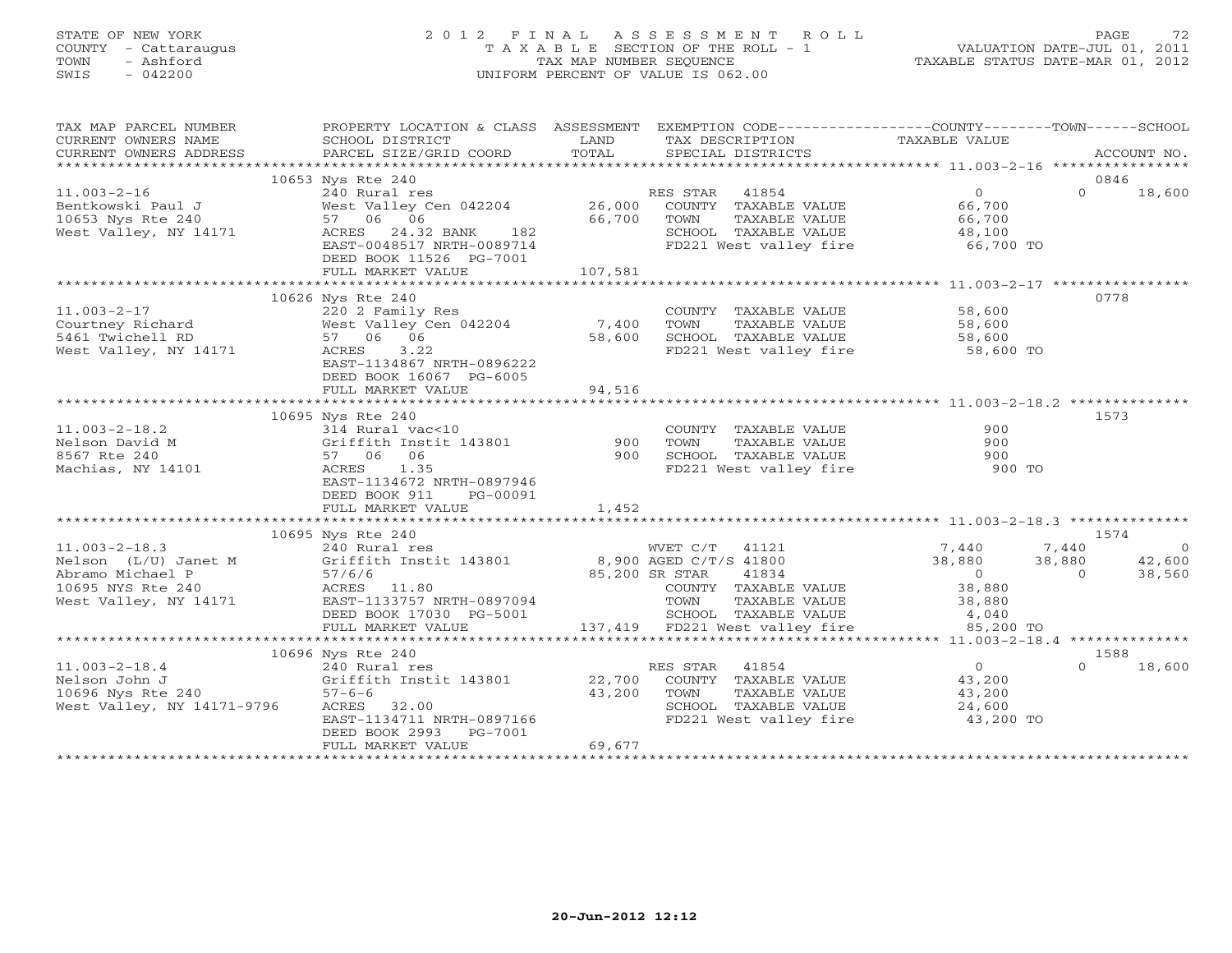STATE OF NEW YORK
COUNTY - Cattaraugus
TOWN - Ashford
SWIS - 042200

2012 FINAL ASSESSMENT ROLL
TAXABLE SECTION OF THE ROLL - 1
TAX MAP NUMBER SEQUENCE
UNIFORM PERCENT OF VALUE IS 062.00

VALUATION DATE-JUL 01, 2011
TAXABLE STATUS DATE-MAR 01, 2012

| TAX MAP PARCEL NUMBER / CURRENT OWNERS NAME / CURRENT OWNERS ADDRESS | PROPERTY LOCATION & CLASS / SCHOOL DISTRICT / PARCEL SIZE/GRID COORD | ASSESSMENT LAND / TOTAL | EXEMPTION CODE / TAX DESCRIPTION / SPECIAL DISTRICTS | COUNTY TAXABLE VALUE | TOWN | SCHOOL | ACCOUNT NO. |
|---|---|---|---|---|---|---|---|
| **11.003-2-16** | 10653 Nys Rte 240 | | | | | | 0846 |
| 11.003-2-16 | 240 Rural res | | RES STAR 41854 | 0 | 0 | 18,600 | |
| Bentkowski Paul J | West Valley Cen 042204 | 26,000 | COUNTY TAXABLE VALUE | 66,700 | | | |
| 10653 Nys Rte 240 | 57 06 06 | 66,700 | TOWN TAXABLE VALUE | 66,700 | | | |
| West Valley, NY 14171 | ACRES 24.32 BANK 182 | | SCHOOL TAXABLE VALUE | 48,100 | | | |
| | EAST-0048517 NRTH-0089714 | | FD221 West valley fire | 66,700 TO | | | |
| | DEED BOOK 11526 PG-7001 | | | | | | |
| | FULL MARKET VALUE | 107,581 | | | | | |
| **11.003-2-17** | 10626 Nys Rte 240 | | | | | | 0778 |
| 11.003-2-17 | 220 2 Family Res | | COUNTY TAXABLE VALUE | 58,600 | | | |
| Courtney Richard | West Valley Cen 042204 | 7,400 | TOWN TAXABLE VALUE | 58,600 | | | |
| 5461 Twichell RD | 57 06 06 | 58,600 | SCHOOL TAXABLE VALUE | 58,600 | | | |
| West Valley, NY 14171 | ACRES 3.22 | | FD221 West valley fire | 58,600 TO | | | |
| | EAST-1134867 NRTH-0896222 | | | | | | |
| | DEED BOOK 16067 PG-6005 | | | | | | |
| | FULL MARKET VALUE | 94,516 | | | | | |
| **11.003-2-18.2** | 10695 Nys Rte 240 | | | | | | 1573 |
| 11.003-2-18.2 | 314 Rural vac<10 | | COUNTY TAXABLE VALUE | 900 | | | |
| Nelson David M | Griffith Instit 143801 | 900 | TOWN TAXABLE VALUE | 900 | | | |
| 8567 Rte 240 | 57 06 06 | 900 | SCHOOL TAXABLE VALUE | 900 | | | |
| Machias, NY 14101 | ACRES 1.35 | | FD221 West valley fire | 900 TO | | | |
| | EAST-1134672 NRTH-0897946 | | | | | | |
| | DEED BOOK 911 PG-00091 | | | | | | |
| | FULL MARKET VALUE | 1,452 | | | | | |
| **11.003-2-18.3** | 10695 Nys Rte 240 | | | | | | 1574 |
| 11.003-2-18.3 | 240 Rural res | | WVET C/T 41121 | 7,440 | 7,440 | 0 | |
| Nelson (L/U) Janet M | Griffith Instit 143801 | 8,900 | AGED C/T/S 41800 | 38,880 | 38,880 | 42,600 | |
| Abramo Michael P | 57/6/6 | 85,200 | SR STAR 41834 | 0 | 0 | 38,560 | |
| 10695 NYS Rte 240 | ACRES 11.80 | | COUNTY TAXABLE VALUE | 38,880 | | | |
| West Valley, NY 14171 | EAST-1133757 NRTH-0897094 | | TOWN TAXABLE VALUE | 38,880 | | | |
| | DEED BOOK 17030 PG-5001 | | SCHOOL TAXABLE VALUE | 4,040 | | | |
| | FULL MARKET VALUE | 137,419 | FD221 West valley fire | 85,200 TO | | | |
| **11.003-2-18.4** | 10696 Nys Rte 240 | | | | | | 1588 |
| 11.003-2-18.4 | 240 Rural res | | RES STAR 41854 | 0 | 0 | 18,600 | |
| Nelson John J | Griffith Instit 143801 | 22,700 | COUNTY TAXABLE VALUE | 43,200 | | | |
| 10696 Nys Rte 240 | 57-6-6 | 43,200 | TOWN TAXABLE VALUE | 43,200 | | | |
| West Valley, NY 14171-9796 | ACRES 32.00 | | SCHOOL TAXABLE VALUE | 24,600 | | | |
| | EAST-1134711 NRTH-0897166 | | FD221 West valley fire | 43,200 TO | | | |
| | DEED BOOK 2993 PG-7001 | | | | | | |
| | FULL MARKET VALUE | 69,677 | | | | | |

20-Jun-2012 12:12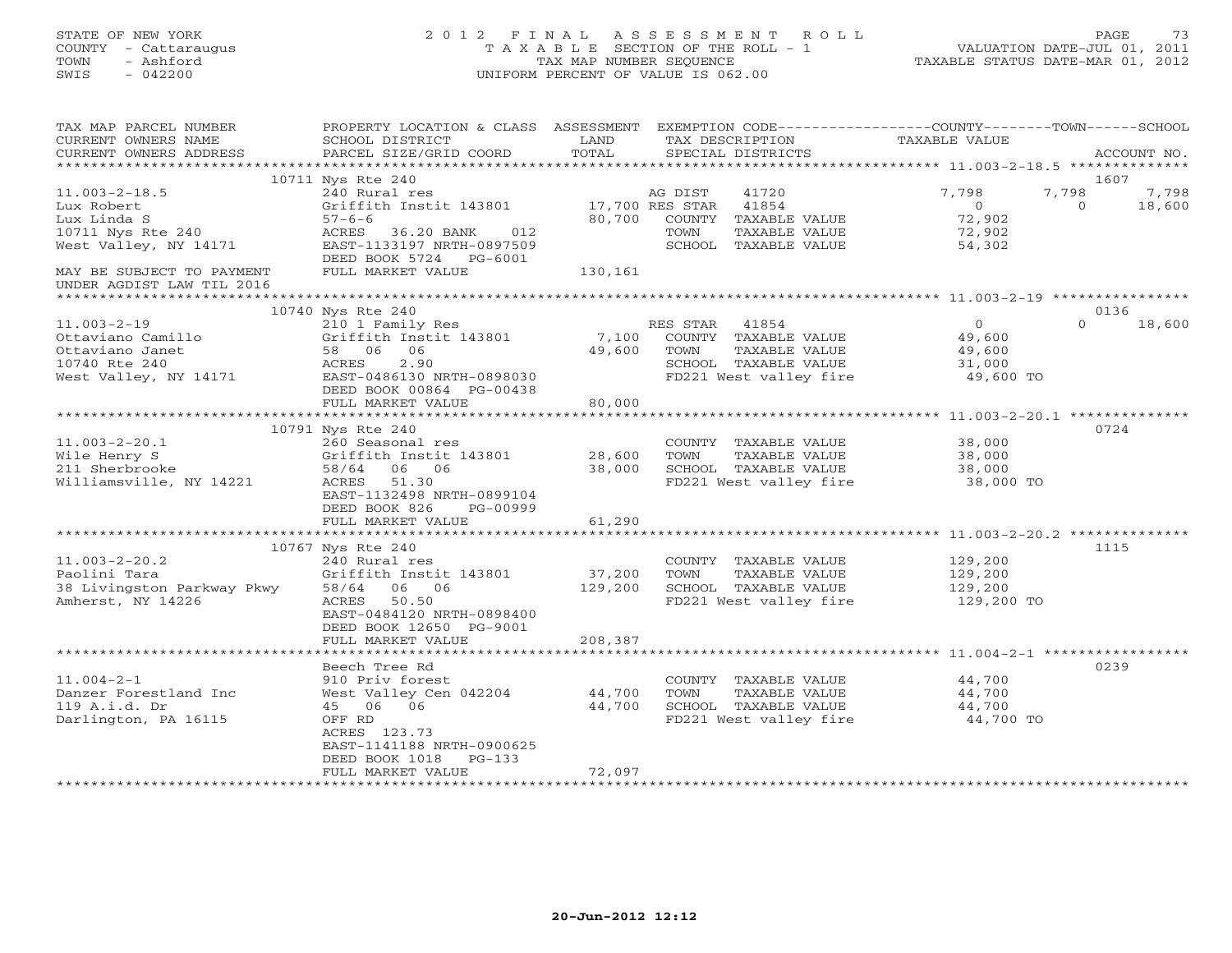STATE OF NEW YORK
COUNTY - Cattaraugus
TOWN - Ashford
SWIS - 042200

2012 FINAL ASSESSMENT ROLL
TAXABLE SECTION OF THE ROLL - 1
TAX MAP NUMBER SEQUENCE
UNIFORM PERCENT OF VALUE IS 062.00

VALUATION DATE-JUL 01, 2011
TAXABLE STATUS DATE-MAR 01, 2012

| TAX MAP PARCEL NUMBER / CURRENT OWNERS NAME / CURRENT OWNERS ADDRESS | PROPERTY LOCATION & CLASS / SCHOOL DISTRICT / PARCEL SIZE/GRID COORD | ASSESSMENT LAND / TOTAL | EXEMPTION CODE / TAX DESCRIPTION / SPECIAL DISTRICTS | COUNTY TAXABLE VALUE | TOWN | SCHOOL | ACCOUNT NO. |
|---|---|---|---|---|---|---|---|
| **11.003-2-18.5** | 10711 Nys Rte 240 | | | | | | 1607 |
| 11.003-2-18.5 | 240 Rural res | | AG DIST 41720 | 7,798 | 7,798 | 7,798 | |
| Lux Robert | Griffith Instit 143801 | 17,700 | RES STAR 41854 | 0 | 0 | 18,600 | |
| Lux Linda S | 57-6-6 | 80,700 | COUNTY TAXABLE VALUE | 72,902 | | | |
| 10711 Nys Rte 240 | ACRES 36.20 BANK 012 | | TOWN TAXABLE VALUE | 72,902 | | | |
| West Valley, NY 14171 | EAST-1133197 NRTH-0897509 | | SCHOOL TAXABLE VALUE | 54,302 | | | |
| | DEED BOOK 5724 PG-6001 | | | | | | |
| MAY BE SUBJECT TO PAYMENT | FULL MARKET VALUE | 130,161 | | | | | |
| UNDER AGDIST LAW TIL 2016 | | | | | | | |
| **11.003-2-19** | 10740 Nys Rte 240 | | | | | | 0136 |
| 11.003-2-19 | 210 1 Family Res | | RES STAR 41854 | 0 | 0 | 18,600 | |
| Ottaviano Camillo | Griffith Instit 143801 | 7,100 | COUNTY TAXABLE VALUE | 49,600 | | | |
| Ottaviano Janet | 58 06 06 | 49,600 | TOWN TAXABLE VALUE | 49,600 | | | |
| 10740 Rte 240 | ACRES 2.90 | | SCHOOL TAXABLE VALUE | 31,000 | | | |
| West Valley, NY 14171 | EAST-0486130 NRTH-0898030 | | FD221 West valley fire | 49,600 TO | | | |
| | DEED BOOK 00864 PG-00438 | | | | | | |
| | FULL MARKET VALUE | 80,000 | | | | | |
| **11.003-2-20.1** | 10791 Nys Rte 240 | | | | | | 0724 |
| 11.003-2-20.1 | 260 Seasonal res | | COUNTY TAXABLE VALUE | 38,000 | | | |
| Wile Henry S | Griffith Instit 143801 | 28,600 | TOWN TAXABLE VALUE | 38,000 | | | |
| 211 Sherbrooke | 58/64 06 06 | 38,000 | SCHOOL TAXABLE VALUE | 38,000 | | | |
| Williamsville, NY 14221 | ACRES 51.30 | | FD221 West valley fire | 38,000 TO | | | |
| | EAST-1132498 NRTH-0899104 | | | | | | |
| | DEED BOOK 826 PG-00999 | | | | | | |
| | FULL MARKET VALUE | 61,290 | | | | | |
| **11.003-2-20.2** | 10767 Nys Rte 240 | | | | | | 1115 |
| 11.003-2-20.2 | 240 Rural res | | COUNTY TAXABLE VALUE | 129,200 | | | |
| Paolini Tara | Griffith Instit 143801 | 37,200 | TOWN TAXABLE VALUE | 129,200 | | | |
| 38 Livingston Parkway Pkwy | 58/64 06 06 | 129,200 | SCHOOL TAXABLE VALUE | 129,200 | | | |
| Amherst, NY 14226 | ACRES 50.50 | | FD221 West valley fire | 129,200 TO | | | |
| | EAST-0484120 NRTH-0898400 | | | | | | |
| | DEED BOOK 12650 PG-9001 | | | | | | |
| | FULL MARKET VALUE | 208,387 | | | | | |
| **11.004-2-1** | Beech Tree Rd | | | | | | 0239 |
| 11.004-2-1 | 910 Priv forest | | COUNTY TAXABLE VALUE | 44,700 | | | |
| Danzer Forestland Inc | West Valley Cen 042204 | 44,700 | TOWN TAXABLE VALUE | 44,700 | | | |
| 119 A.i.d. Dr | 45 06 06 | 44,700 | SCHOOL TAXABLE VALUE | 44,700 | | | |
| Darlington, PA 16115 | OFF RD | | FD221 West valley fire | 44,700 TO | | | |
| | ACRES 123.73 | | | | | | |
| | EAST-1141188 NRTH-0900625 | | | | | | |
| | DEED BOOK 1018 PG-133 | | | | | | |
| | FULL MARKET VALUE | 72,097 | | | | | |

20-Jun-2012 12:12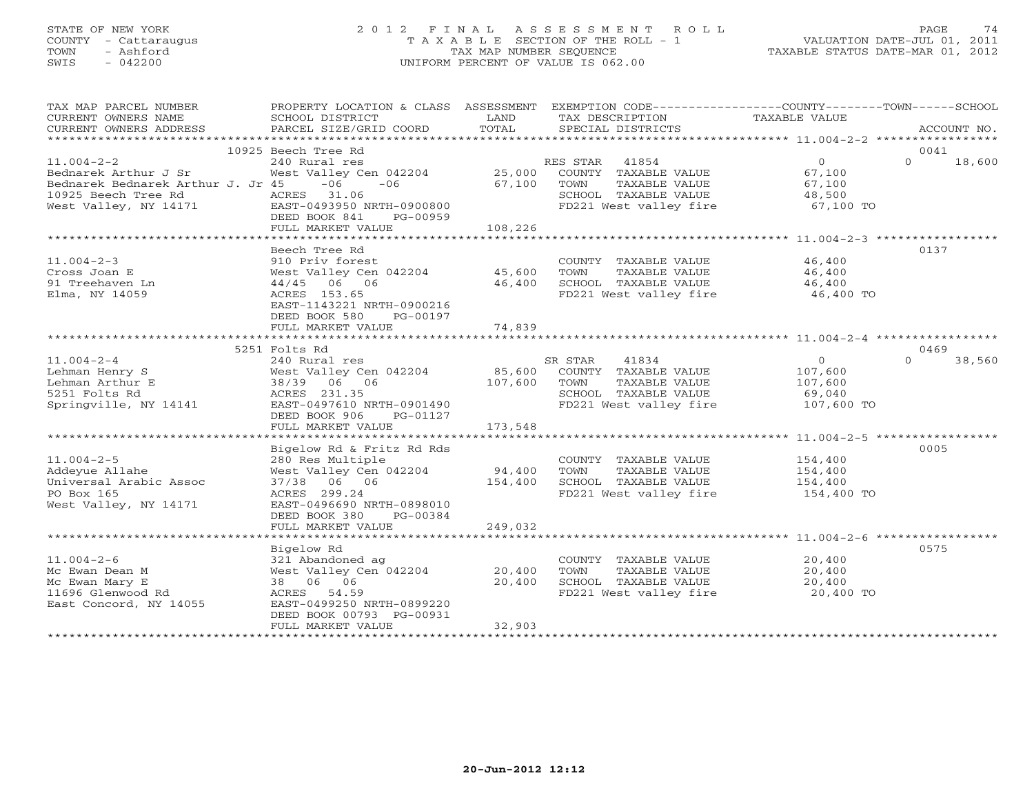STATE OF NEW YORK
COUNTY - Cattaraugus
TOWN - Ashford
SWIS - 042200

# 2012 FINAL ASSESSMENT ROLL
TAXABLE SECTION OF THE ROLL - 1
TAX MAP NUMBER SEQUENCE
UNIFORM PERCENT OF VALUE IS 062.00

VALUATION DATE-JUL 01, 2011
TAXABLE STATUS DATE-MAR 01, 2012

| TAX MAP PARCEL NUMBER / CURRENT OWNERS NAME / CURRENT OWNERS ADDRESS | PROPERTY LOCATION & CLASS / SCHOOL DISTRICT / PARCEL SIZE/GRID COORD | ASSESSMENT LAND / TOTAL | EXEMPTION CODE / TAX DESCRIPTION / SPECIAL DISTRICTS | COUNTY TAXABLE VALUE | TOWN | SCHOOL / ACCOUNT NO. |
|---|---|---|---|---|---|---|
| 11.004-2-2 | 10925 Beech Tree Rd | | | | | 0041 |
| | 240 Rural res | | RES STAR 41854 | 0 | 0 | 18,600 |
| Bednarek Arthur J Sr | West Valley Cen 042204 | 25,000 | COUNTY TAXABLE VALUE | 67,100 | | |
| Bednarek Bednarek Arthur J. Jr | 45 -06 -06 | 67,100 | TOWN TAXABLE VALUE | 67,100 | | |
| 10925 Beech Tree Rd | ACRES 31.06 | | SCHOOL TAXABLE VALUE | 48,500 | | |
| West Valley, NY 14171 | EAST-0493950 NRTH-0900800 | | FD221 West valley fire | 67,100 TO | | |
| | DEED BOOK 841 PG-00959 | | | | | |
| | FULL MARKET VALUE | 108,226 | | | | |
| 11.004-2-3 | Beech Tree Rd | | | | | 0137 |
| | 910 Priv forest | | COUNTY TAXABLE VALUE | 46,400 | | |
| Cross Joan E | West Valley Cen 042204 | 45,600 | TOWN TAXABLE VALUE | 46,400 | | |
| 91 Treehaven Ln | 44/45 06 06 | 46,400 | SCHOOL TAXABLE VALUE | 46,400 | | |
| Elma, NY 14059 | ACRES 153.65 | | FD221 West valley fire | 46,400 TO | | |
| | EAST-1143221 NRTH-0900216 | | | | | |
| | DEED BOOK 580 PG-00197 | | | | | |
| | FULL MARKET VALUE | 74,839 | | | | |
| 11.004-2-4 | 5251 Folts Rd | | | | | 0469 |
| | 240 Rural res | | SR STAR 41834 | 0 | 0 | 38,560 |
| Lehman Henry S | West Valley Cen 042204 | 85,600 | COUNTY TAXABLE VALUE | 107,600 | | |
| Lehman Arthur E | 38/39 06 06 | 107,600 | TOWN TAXABLE VALUE | 107,600 | | |
| 5251 Folts Rd | ACRES 231.35 | | SCHOOL TAXABLE VALUE | 69,040 | | |
| Springville, NY 14141 | EAST-0497610 NRTH-0901490 | | FD221 West valley fire | 107,600 TO | | |
| | DEED BOOK 906 PG-01127 | | | | | |
| | FULL MARKET VALUE | 173,548 | | | | |
| 11.004-2-5 | Bigelow Rd & Fritz Rd Rds | | | | | 0005 |
| | 280 Res Multiple | | COUNTY TAXABLE VALUE | 154,400 | | |
| Addeyue Allahe | West Valley Cen 042204 | 94,400 | TOWN TAXABLE VALUE | 154,400 | | |
| Universal Arabic Assoc | 37/38 06 06 | 154,400 | SCHOOL TAXABLE VALUE | 154,400 | | |
| PO Box 165 | ACRES 299.24 | | FD221 West valley fire | 154,400 TO | | |
| West Valley, NY 14171 | EAST-0496690 NRTH-0898010 | | | | | |
| | DEED BOOK 380 PG-00384 | | | | | |
| | FULL MARKET VALUE | 249,032 | | | | |
| 11.004-2-6 | Bigelow Rd | | | | | 0575 |
| | 321 Abandoned ag | | COUNTY TAXABLE VALUE | 20,400 | | |
| Mc Ewan Dean M | West Valley Cen 042204 | 20,400 | TOWN TAXABLE VALUE | 20,400 | | |
| Mc Ewan Mary E | 38 06 06 | 20,400 | SCHOOL TAXABLE VALUE | 20,400 | | |
| 11696 Glenwood Rd | ACRES 54.59 | | FD221 West valley fire | 20,400 TO | | |
| East Concord, NY 14055 | EAST-0499250 NRTH-0899220 | | | | | |
| | DEED BOOK 00793 PG-00931 | | | | | |
| | FULL MARKET VALUE | 32,903 | | | | |

20-Jun-2012 12:12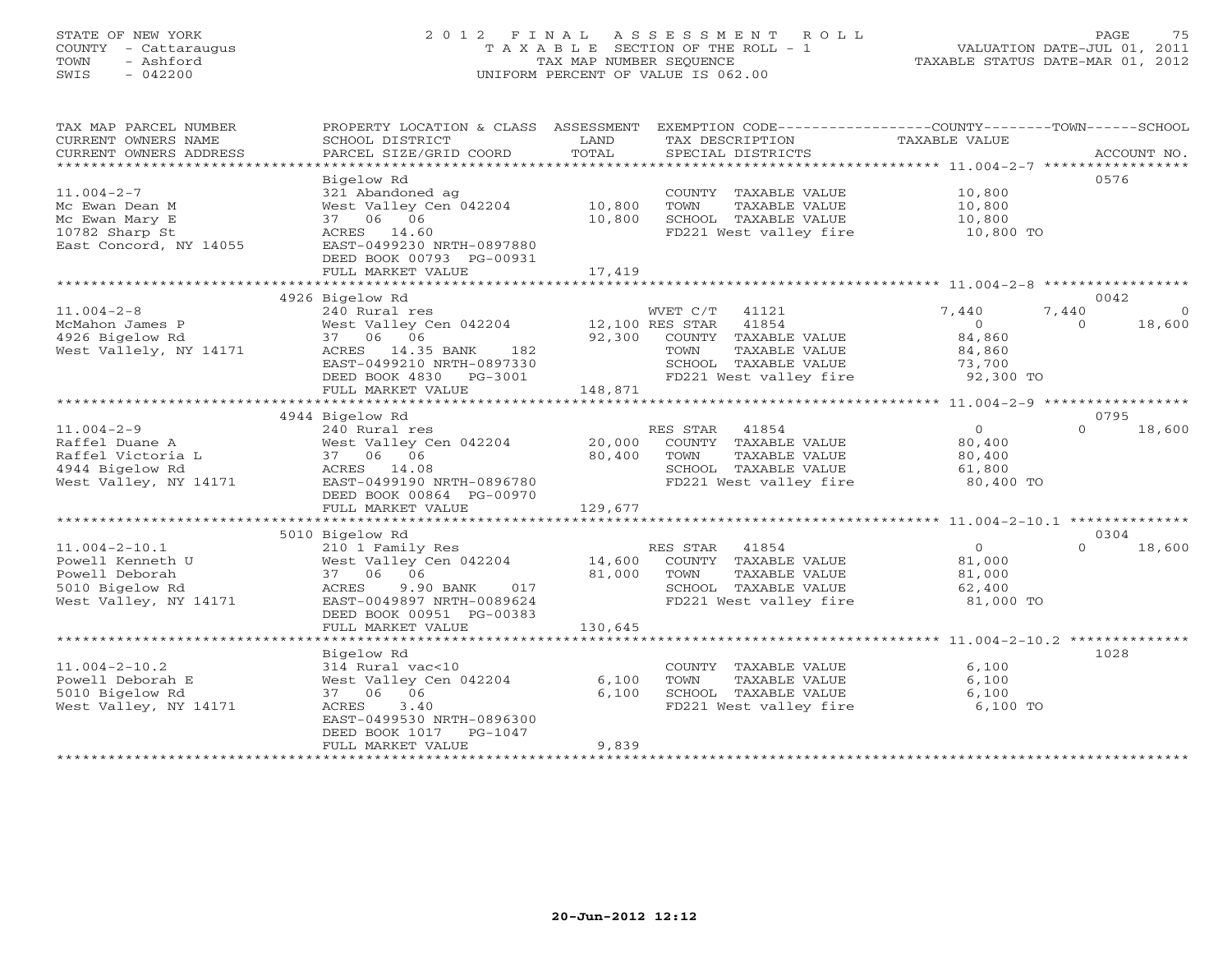STATE OF NEW YORK
COUNTY - Cattaraugus
TOWN - Ashford
SWIS - 042200

2012 FINAL ASSESSMENT ROLL
TAXABLE SECTION OF THE ROLL - 1
TAX MAP NUMBER SEQUENCE
UNIFORM PERCENT OF VALUE IS 062.00

VALUATION DATE-JUL 01, 2011
TAXABLE STATUS DATE-MAR 01, 2012

| TAX MAP PARCEL NUMBER / CURRENT OWNERS NAME / CURRENT OWNERS ADDRESS | PROPERTY LOCATION & CLASS / SCHOOL DISTRICT / PARCEL SIZE/GRID COORD | ASSESSMENT LAND / TOTAL | EXEMPTION CODE / TAX DESCRIPTION / SPECIAL DISTRICTS | COUNTY TAXABLE VALUE | TOWN | SCHOOL | ACCOUNT NO. |
|---|---|---|---|---|---|---|---|
| | Bigelow Rd | | | | | | 0576 |
| 11.004-2-7 | 321 Abandoned ag | | COUNTY TAXABLE VALUE | 10,800 | | | |
| Mc Ewan Dean M | West Valley Cen 042204 | 10,800 | TOWN TAXABLE VALUE | 10,800 | | | |
| Mc Ewan Mary E | 37 06 06 | 10,800 | SCHOOL TAXABLE VALUE | 10,800 | | | |
| 10782 Sharp St | ACRES 14.60 | | FD221 West valley fire | 10,800 TO | | | |
| East Concord, NY 14055 | EAST-0499230 NRTH-0897880 | | | | | | |
| | DEED BOOK 00793 PG-00931 | | | | | | |
| | FULL MARKET VALUE | 17,419 | | | | | |
| | 4926 Bigelow Rd | | | | | | 0042 |
| 11.004-2-8 | 240 Rural res | | WVET C/T 41121 | 7,440 | 7,440 | 0 | |
| McMahon James P | West Valley Cen 042204 | 12,100 | RES STAR 41854 | 0 | 0 | 18,600 | |
| 4926 Bigelow Rd | 37 06 06 | 92,300 | COUNTY TAXABLE VALUE | 84,860 | | | |
| West Vallely, NY 14171 | ACRES 14.35 BANK 182 | | TOWN TAXABLE VALUE | 84,860 | | | |
| | EAST-0499210 NRTH-0897330 | | SCHOOL TAXABLE VALUE | 73,700 | | | |
| | DEED BOOK 4830 PG-3001 | | FD221 West valley fire | 92,300 TO | | | |
| | FULL MARKET VALUE | 148,871 | | | | | |
| | 4944 Bigelow Rd | | | | | | 0795 |
| 11.004-2-9 | 240 Rural res | | RES STAR 41854 | 0 | 0 | 18,600 | |
| Raffel Duane A | West Valley Cen 042204 | 20,000 | COUNTY TAXABLE VALUE | 80,400 | | | |
| Raffel Victoria L | 37 06 06 | 80,400 | TOWN TAXABLE VALUE | 80,400 | | | |
| 4944 Bigelow Rd | ACRES 14.08 | | SCHOOL TAXABLE VALUE | 61,800 | | | |
| West Valley, NY 14171 | EAST-0499190 NRTH-0896780 | | FD221 West valley fire | 80,400 TO | | | |
| | DEED BOOK 00864 PG-00970 | | | | | | |
| | FULL MARKET VALUE | 129,677 | | | | | |
| | 5010 Bigelow Rd | | | | | | 0304 |
| 11.004-2-10.1 | 210 1 Family Res | | RES STAR 41854 | 0 | 0 | 18,600 | |
| Powell Kenneth U | West Valley Cen 042204 | 14,600 | COUNTY TAXABLE VALUE | 81,000 | | | |
| Powell Deborah | 37 06 06 | 81,000 | TOWN TAXABLE VALUE | 81,000 | | | |
| 5010 Bigelow Rd | ACRES 9.90 BANK 017 | | SCHOOL TAXABLE VALUE | 62,400 | | | |
| West Valley, NY 14171 | EAST-0049897 NRTH-0089624 | | FD221 West valley fire | 81,000 TO | | | |
| | DEED BOOK 00951 PG-00383 | | | | | | |
| | FULL MARKET VALUE | 130,645 | | | | | |
| | Bigelow Rd | | | | | | 1028 |
| 11.004-2-10.2 | 314 Rural vac<10 | | COUNTY TAXABLE VALUE | 6,100 | | | |
| Powell Deborah E | West Valley Cen 042204 | 6,100 | TOWN TAXABLE VALUE | 6,100 | | | |
| 5010 Bigelow Rd | 37 06 06 | 6,100 | SCHOOL TAXABLE VALUE | 6,100 | | | |
| West Valley, NY 14171 | ACRES 3.40 | | FD221 West valley fire | 6,100 TO | | | |
| | EAST-0499530 NRTH-0896300 | | | | | | |
| | DEED BOOK 1017 PG-1047 | | | | | | |
| | FULL MARKET VALUE | 9,839 | | | | | |

20-Jun-2012 12:12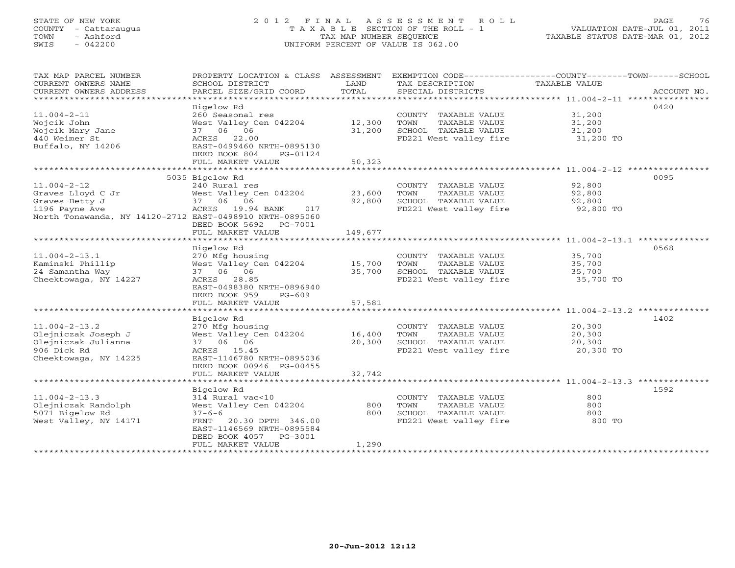STATE OF NEW YORK
COUNTY - Cattaraugus
TOWN - Ashford
SWIS - 042200

# 2012 FINAL ASSESSMENT ROLL
TAXABLE SECTION OF THE ROLL - 1
TAX MAP NUMBER SEQUENCE
UNIFORM PERCENT OF VALUE IS 062.00

VALUATION DATE-JUL 01, 2011
TAXABLE STATUS DATE-MAR 01, 2012

| TAX MAP PARCEL NUMBER / CURRENT OWNERS NAME / CURRENT OWNERS ADDRESS | PROPERTY LOCATION & CLASS / SCHOOL DISTRICT / PARCEL SIZE/GRID COORD | ASSESSMENT LAND / TOTAL | EXEMPTION CODE / TAX DESCRIPTION / SPECIAL DISTRICTS | COUNTY--------TOWN------SCHOOL TAXABLE VALUE | ACCOUNT NO. |
|---|---|---|---|---|---|
| 11.004-2-11 | Bigelow Rd | | | | 0420 |
| Wojcik John | 260 Seasonal res | | COUNTY TAXABLE VALUE | 31,200 | |
| Wojcik Mary Jane | West Valley Cen 042204 | 12,300 | TOWN TAXABLE VALUE | 31,200 | |
| 440 Weimer St | 37 06 06 | 31,200 | SCHOOL TAXABLE VALUE | 31,200 | |
| Buffalo, NY 14206 | ACRES 22.00 | | FD221 West valley fire | 31,200 TO | |
| | EAST-0499460 NRTH-0895130 | | | | |
| | DEED BOOK 804 PG-01124 | | | | |
| | FULL MARKET VALUE | 50,323 | | | |
| 11.004-2-12 | 5035 Bigelow Rd | | | | 0095 |
| Graves Lloyd C Jr | 240 Rural res | | COUNTY TAXABLE VALUE | 92,800 | |
| Graves Betty J | West Valley Cen 042204 | 23,600 | TOWN TAXABLE VALUE | 92,800 | |
| 1196 Payne Ave | 37 06 06 | 92,800 | SCHOOL TAXABLE VALUE | 92,800 | |
| North Tonawanda, NY 14120-2712 | ACRES 19.94 BANK 017 | | FD221 West valley fire | 92,800 TO | |
| | EAST-0498910 NRTH-0895060 | | | | |
| | DEED BOOK 5692 PG-7001 | | | | |
| | FULL MARKET VALUE | 149,677 | | | |
| 11.004-2-13.1 | Bigelow Rd | | | | 0568 |
| Kaminski Phillip | 270 Mfg housing | | COUNTY TAXABLE VALUE | 35,700 | |
| 24 Samantha Way | West Valley Cen 042204 | 15,700 | TOWN TAXABLE VALUE | 35,700 | |
| Cheektowaga, NY 14227 | 37 06 06 | 35,700 | SCHOOL TAXABLE VALUE | 35,700 | |
| | ACRES 28.85 | | FD221 West valley fire | 35,700 TO | |
| | EAST-0498380 NRTH-0896940 | | | | |
| | DEED BOOK 959 PG-609 | | | | |
| | FULL MARKET VALUE | 57,581 | | | |
| 11.004-2-13.2 | Bigelow Rd | | | | 1402 |
| Olejniczak Joseph J | 270 Mfg housing | | COUNTY TAXABLE VALUE | 20,300 | |
| Olejniczak Julianna | West Valley Cen 042204 | 16,400 | TOWN TAXABLE VALUE | 20,300 | |
| 906 Dick Rd | 37 06 06 | 20,300 | SCHOOL TAXABLE VALUE | 20,300 | |
| Cheektowaga, NY 14225 | ACRES 15.45 | | FD221 West valley fire | 20,300 TO | |
| | EAST-1146780 NRTH-0895036 | | | | |
| | DEED BOOK 00946 PG-00455 | | | | |
| | FULL MARKET VALUE | 32,742 | | | |
| 11.004-2-13.3 | Bigelow Rd | | | | 1592 |
| Olejniczak Randolph | 314 Rural vac<10 | | COUNTY TAXABLE VALUE | 800 | |
| 5071 Bigelow Rd | West Valley Cen 042204 | 800 | TOWN TAXABLE VALUE | 800 | |
| West Valley, NY 14171 | 37-6-6 | 800 | SCHOOL TAXABLE VALUE | 800 | |
| | FRNT 20.30 DPTH 346.00 | | FD221 West valley fire | 800 TO | |
| | EAST-1146569 NRTH-0895584 | | | | |
| | DEED BOOK 4057 PG-3001 | | | | |
| | FULL MARKET VALUE | 1,290 | | | |

20-Jun-2012 12:12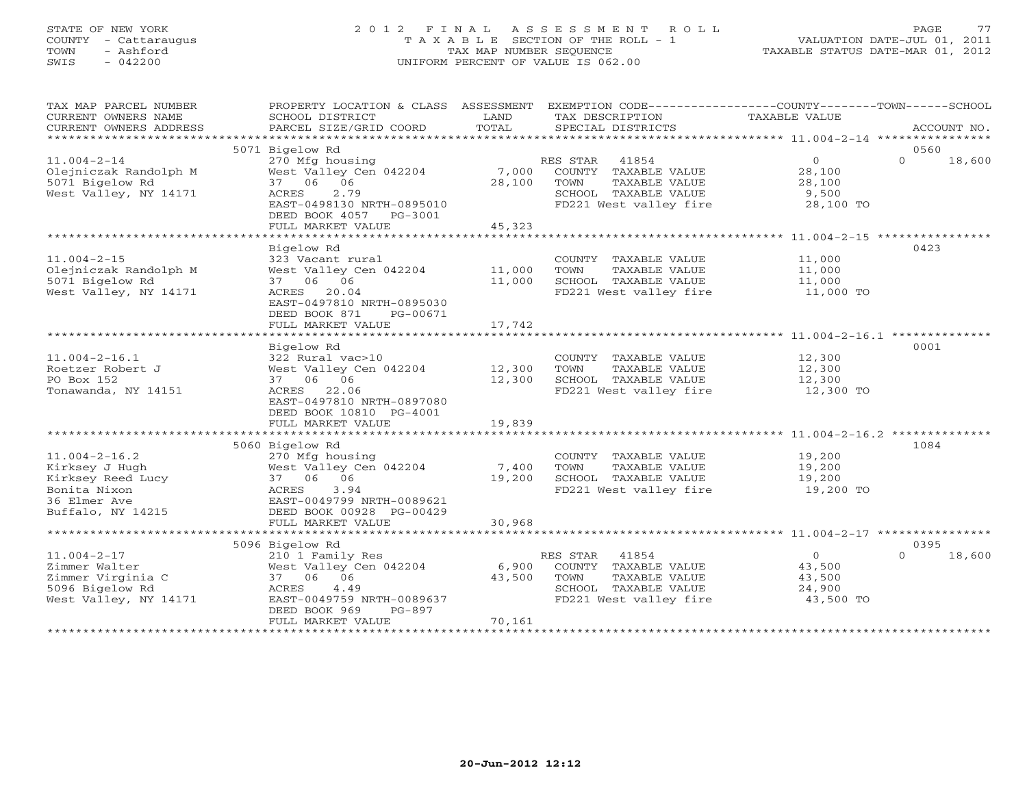STATE OF NEW YORK
COUNTY - Cattaraugus
TOWN - Ashford
SWIS - 042200

# 2012 FINAL ASSESSMENT ROLL
TAXABLE SECTION OF THE ROLL - 1
TAX MAP NUMBER SEQUENCE
UNIFORM PERCENT OF VALUE IS 062.00

VALUATION DATE-JUL 01, 2011
TAXABLE STATUS DATE-MAR 01, 2012

| TAX MAP PARCEL NUMBER / CURRENT OWNERS NAME / CURRENT OWNERS ADDRESS | PROPERTY LOCATION & CLASS / SCHOOL DISTRICT / PARCEL SIZE/GRID COORD | ASSESSMENT LAND / TOTAL | EXEMPTION CODE / TAX DESCRIPTION / SPECIAL DISTRICTS | COUNTY / TOWN / SCHOOL TAXABLE VALUE | ACCOUNT NO. |
|---|---|---|---|---|---|
| 11.004-2-14 | 5071 Bigelow Rd | | | | 0560 |
| 11.004-2-14 | 270 Mfg housing | | RES STAR 41854 | 0 | 0 18,600 |
| Olejniczak Randolph M | West Valley Cen 042204 | 7,000 | COUNTY TAXABLE VALUE | 28,100 | |
| 5071 Bigelow Rd | 37 06 06 | 28,100 | TOWN TAXABLE VALUE | 28,100 | |
| West Valley, NY 14171 | ACRES 2.79 | | SCHOOL TAXABLE VALUE | 9,500 | |
| | EAST-0498130 NRTH-0895010 | | FD221 West valley fire | 28,100 TO | |
| | DEED BOOK 4057 PG-3001 | | | | |
| | FULL MARKET VALUE | 45,323 | | | |
| 11.004-2-15 | Bigelow Rd | | | | 0423 |
| 11.004-2-15 | 323 Vacant rural | | COUNTY TAXABLE VALUE | 11,000 | |
| Olejniczak Randolph M | West Valley Cen 042204 | 11,000 | TOWN TAXABLE VALUE | 11,000 | |
| 5071 Bigelow Rd | 37 06 06 | 11,000 | SCHOOL TAXABLE VALUE | 11,000 | |
| West Valley, NY 14171 | ACRES 20.04 | | FD221 West valley fire | 11,000 TO | |
| | EAST-0497810 NRTH-0895030 | | | | |
| | DEED BOOK 871 PG-00671 | | | | |
| | FULL MARKET VALUE | 17,742 | | | |
| 11.004-2-16.1 | Bigelow Rd | | | | 0001 |
| 11.004-2-16.1 | 322 Rural vac>10 | | COUNTY TAXABLE VALUE | 12,300 | |
| Roetzer Robert J | West Valley Cen 042204 | 12,300 | TOWN TAXABLE VALUE | 12,300 | |
| PO Box 152 | 37 06 06 | 12,300 | SCHOOL TAXABLE VALUE | 12,300 | |
| Tonawanda, NY 14151 | ACRES 22.06 | | FD221 West valley fire | 12,300 TO | |
| | EAST-0497810 NRTH-0897080 | | | | |
| | DEED BOOK 10810 PG-4001 | | | | |
| | FULL MARKET VALUE | 19,839 | | | |
| 11.004-2-16.2 | 5060 Bigelow Rd | | | | 1084 |
| 11.004-2-16.2 | 270 Mfg housing | | COUNTY TAXABLE VALUE | 19,200 | |
| Kirksey J Hugh | West Valley Cen 042204 | 7,400 | TOWN TAXABLE VALUE | 19,200 | |
| Kirksey Reed Lucy | 37 06 06 | 19,200 | SCHOOL TAXABLE VALUE | 19,200 | |
| Bonita Nixon | ACRES 3.94 | | FD221 West valley fire | 19,200 TO | |
| 36 Elmer Ave | EAST-0049799 NRTH-0089621 | | | | |
| Buffalo, NY 14215 | DEED BOOK 00928 PG-00429 | | | | |
| | FULL MARKET VALUE | 30,968 | | | |
| 11.004-2-17 | 5096 Bigelow Rd | | | | 0395 |
| 11.004-2-17 | 210 1 Family Res | | RES STAR 41854 | 0 | 0 18,600 |
| Zimmer Walter | West Valley Cen 042204 | 6,900 | COUNTY TAXABLE VALUE | 43,500 | |
| Zimmer Virginia C | 37 06 06 | 43,500 | TOWN TAXABLE VALUE | 43,500 | |
| 5096 Bigelow Rd | ACRES 4.49 | | SCHOOL TAXABLE VALUE | 24,900 | |
| West Valley, NY 14171 | EAST-0049759 NRTH-0089637 | | FD221 West valley fire | 43,500 TO | |
| | DEED BOOK 969 PG-897 | | | | |
| | FULL MARKET VALUE | 70,161 | | | |

20-Jun-2012 12:12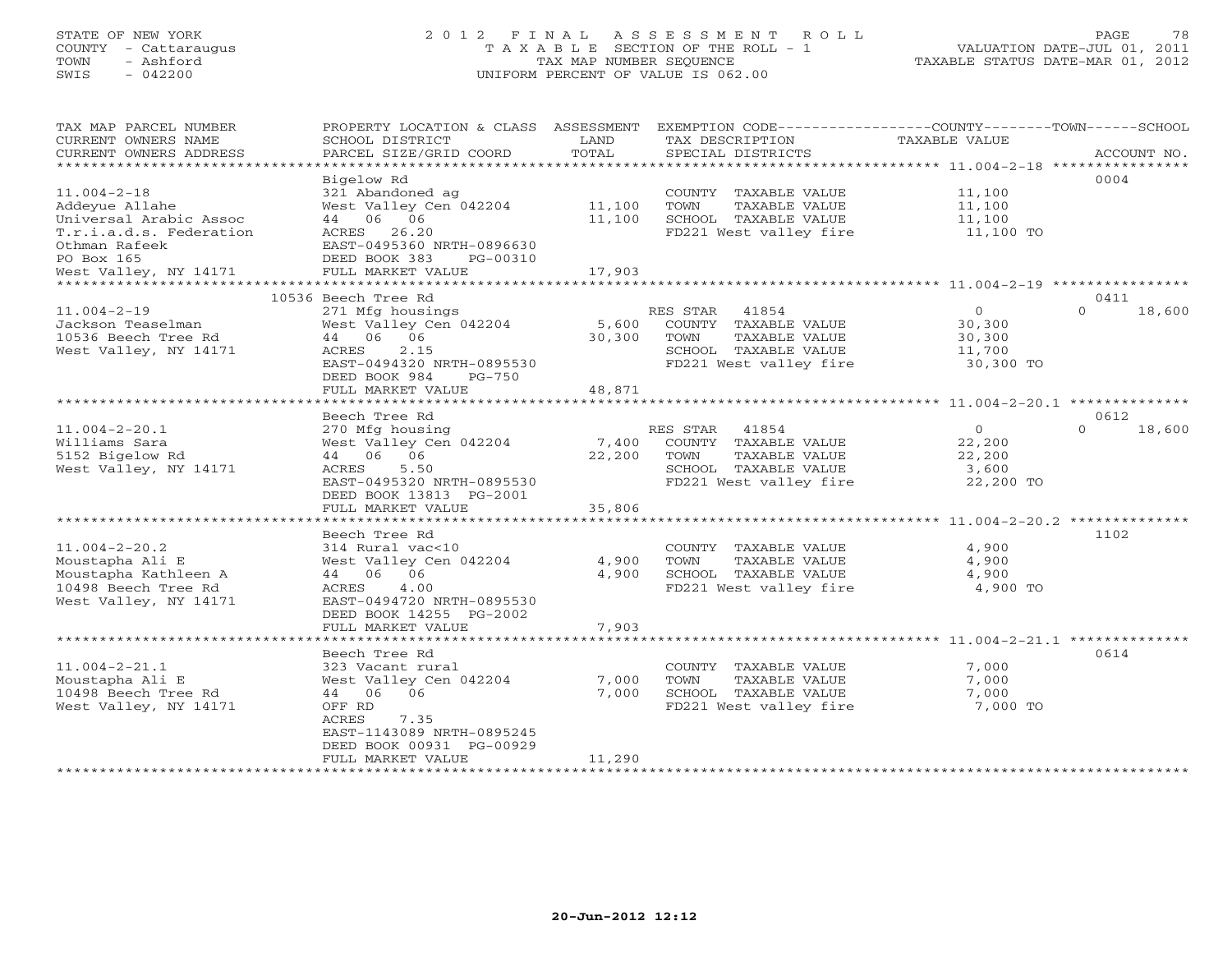STATE OF NEW YORK
COUNTY - Cattaraugus
TOWN - Ashford
SWIS - 042200

2012 FINAL ASSESSMENT ROLL
TAXABLE SECTION OF THE ROLL - 1
TAX MAP NUMBER SEQUENCE
UNIFORM PERCENT OF VALUE IS 062.00

VALUATION DATE-JUL 01, 2011
TAXABLE STATUS DATE-MAR 01, 2012

| TAX MAP PARCEL NUMBER / CURRENT OWNERS NAME / CURRENT OWNERS ADDRESS | PROPERTY LOCATION & CLASS / SCHOOL DISTRICT / PARCEL SIZE/GRID COORD | ASSESSMENT LAND / TOTAL | EXEMPTION CODE / TAX DESCRIPTION / SPECIAL DISTRICTS | COUNTY / TOWN / SCHOOL TAXABLE VALUE | ACCOUNT NO. |
|---|---|---|---|---|---|
| 11.004-2-18 | Bigelow Rd | | | | 0004 |
| | 321 Abandoned ag | | COUNTY TAXABLE VALUE | 11,100 | |
| Addeyue Allahe | West Valley Cen 042204 | 11,100 | TOWN TAXABLE VALUE | 11,100 | |
| Universal Arabic Assoc | 44 06 06 | 11,100 | SCHOOL TAXABLE VALUE | 11,100 | |
| T.r.i.a.d.s. Federation | ACRES 26.20 | | FD221 West valley fire | 11,100 TO | |
| Othman Rafeek | EAST-0495360 NRTH-0896630 | | | | |
| PO Box 165 | DEED BOOK 383 PG-00310 | | | | |
| West Valley, NY 14171 | FULL MARKET VALUE | 17,903 | | | |
| 11.004-2-19 | 10536 Beech Tree Rd | | | | 0411 |
| | 271 Mfg housings | | RES STAR 41854 | 0 | 0 18,600 |
| Jackson Teaselman | West Valley Cen 042204 | 5,600 | COUNTY TAXABLE VALUE | 30,300 | |
| 10536 Beech Tree Rd | 44 06 06 | 30,300 | TOWN TAXABLE VALUE | 30,300 | |
| West Valley, NY 14171 | ACRES 2.15 | | SCHOOL TAXABLE VALUE | 11,700 | |
| | EAST-0494320 NRTH-0895530 | | FD221 West valley fire | 30,300 TO | |
| | DEED BOOK 984 PG-750 | | | | |
| | FULL MARKET VALUE | 48,871 | | | |
| 11.004-2-20.1 | Beech Tree Rd | | | | 0612 |
| | 270 Mfg housing | | RES STAR 41854 | 0 | 0 18,600 |
| Williams Sara | West Valley Cen 042204 | 7,400 | COUNTY TAXABLE VALUE | 22,200 | |
| 5152 Bigelow Rd | 44 06 06 | 22,200 | TOWN TAXABLE VALUE | 22,200 | |
| West Valley, NY 14171 | ACRES 5.50 | | SCHOOL TAXABLE VALUE | 3,600 | |
| | EAST-0495320 NRTH-0895530 | | FD221 West valley fire | 22,200 TO | |
| | DEED BOOK 13813 PG-2001 | | | | |
| | FULL MARKET VALUE | 35,806 | | | |
| 11.004-2-20.2 | Beech Tree Rd | | | | 1102 |
| | 314 Rural vac<10 | | COUNTY TAXABLE VALUE | 4,900 | |
| Moustapha Ali E | West Valley Cen 042204 | 4,900 | TOWN TAXABLE VALUE | 4,900 | |
| Moustapha Kathleen A | 44 06 06 | 4,900 | SCHOOL TAXABLE VALUE | 4,900 | |
| 10498 Beech Tree Rd | ACRES 4.00 | | FD221 West valley fire | 4,900 TO | |
| West Valley, NY 14171 | EAST-0494720 NRTH-0895530 | | | | |
| | DEED BOOK 14255 PG-2002 | | | | |
| | FULL MARKET VALUE | 7,903 | | | |
| 11.004-2-21.1 | Beech Tree Rd | | | | 0614 |
| | 323 Vacant rural | | COUNTY TAXABLE VALUE | 7,000 | |
| Moustapha Ali E | West Valley Cen 042204 | 7,000 | TOWN TAXABLE VALUE | 7,000 | |
| 10498 Beech Tree Rd | 44 06 06 | 7,000 | SCHOOL TAXABLE VALUE | 7,000 | |
| West Valley, NY 14171 | OFF RD | | FD221 West valley fire | 7,000 TO | |
| | ACRES 7.35 | | | | |
| | EAST-1143089 NRTH-0895245 | | | | |
| | DEED BOOK 00931 PG-00929 | | | | |
| | FULL MARKET VALUE | 11,290 | | | |

20-Jun-2012 12:12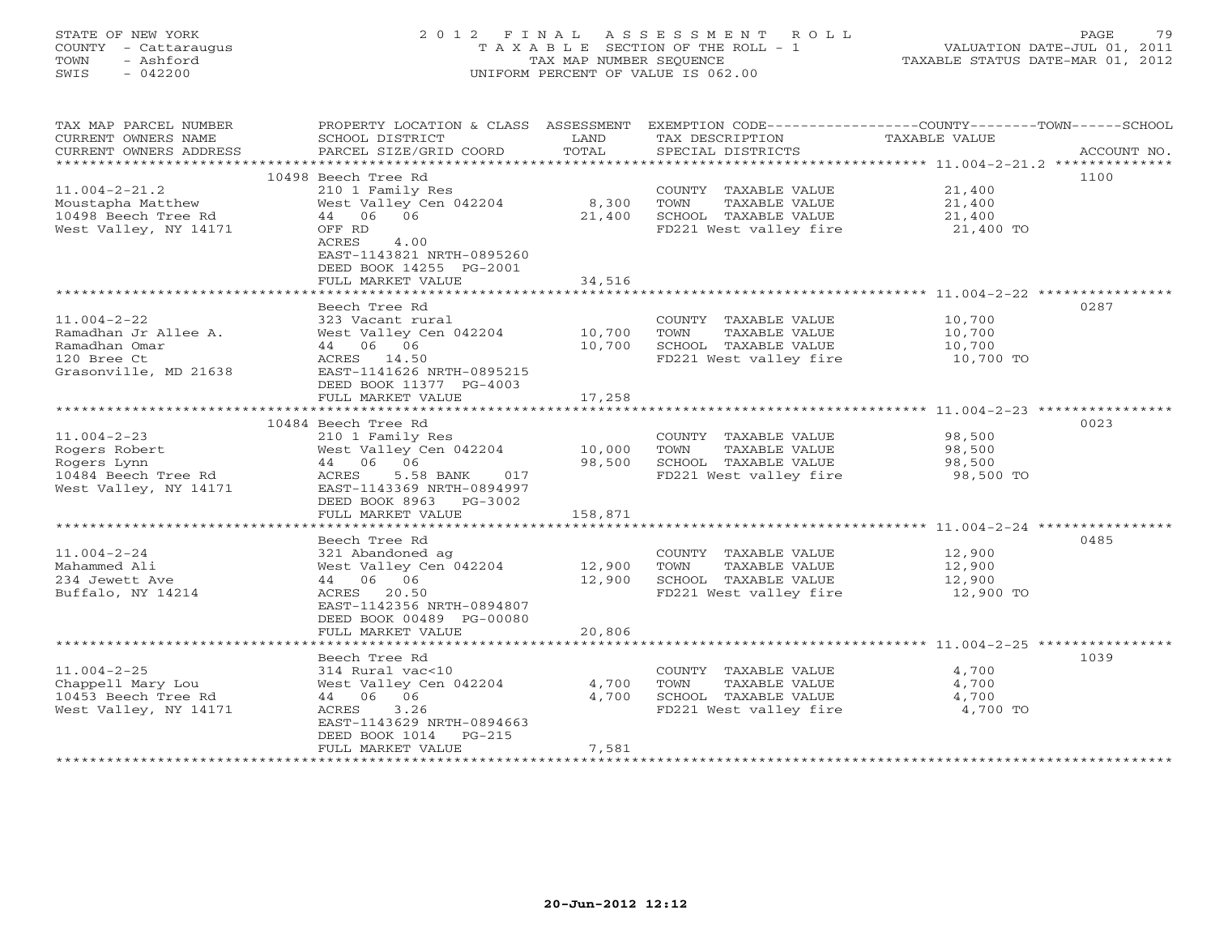STATE OF NEW YORK
COUNTY - Cattaraugus
TOWN - Ashford
SWIS - 042200

# 2012 FINAL ASSESSMENT ROLL

TAXABLE SECTION OF THE ROLL - 1
TAX MAP NUMBER SEQUENCE
UNIFORM PERCENT OF VALUE IS 062.00

VALUATION DATE-JUL 01, 2011
TAXABLE STATUS DATE-MAR 01, 2012

| TAX MAP PARCEL NUMBER / CURRENT OWNERS NAME / CURRENT OWNERS ADDRESS | PROPERTY LOCATION & CLASS / SCHOOL DISTRICT / PARCEL SIZE/GRID COORD | ASSESSMENT LAND | TOTAL | EXEMPTION CODE / TAX DESCRIPTION / SPECIAL DISTRICTS | COUNTY--------TOWN------SCHOOL TAXABLE VALUE | ACCOUNT NO. |
|---|---|---|---|---|---|---|
| 11.004-2-21.2 | 10498 Beech Tree Rd | | | | | 1100 |
| Moustapha Matthew | 210 1 Family Res | | | COUNTY TAXABLE VALUE | 21,400 | |
| 10498 Beech Tree Rd | West Valley Cen 042204 | 8,300 | | TOWN TAXABLE VALUE | 21,400 | |
| West Valley, NY 14171 | 44 06 06 | | 21,400 | SCHOOL TAXABLE VALUE | 21,400 | |
| | OFF RD | | | FD221 West valley fire | 21,400 TO | |
| | ACRES 4.00 | | | | | |
| | EAST-1143821 NRTH-0895260 | | | | | |
| | DEED BOOK 14255 PG-2001 | | | | | |
| | FULL MARKET VALUE | | 34,516 | | | |
| 11.004-2-22 | Beech Tree Rd | | | | | 0287 |
| Ramadhan Jr Allee A. | 323 Vacant rural | | | COUNTY TAXABLE VALUE | 10,700 | |
| Ramadhan Omar | West Valley Cen 042204 | 10,700 | | TOWN TAXABLE VALUE | 10,700 | |
| 120 Bree Ct | 44 06 06 | | 10,700 | SCHOOL TAXABLE VALUE | 10,700 | |
| Grasonville, MD 21638 | ACRES 14.50 | | | FD221 West valley fire | 10,700 TO | |
| | EAST-1141626 NRTH-0895215 | | | | | |
| | DEED BOOK 11377 PG-4003 | | | | | |
| | FULL MARKET VALUE | | 17,258 | | | |
| 11.004-2-23 | 10484 Beech Tree Rd | | | | | 0023 |
| Rogers Robert | 210 1 Family Res | | | COUNTY TAXABLE VALUE | 98,500 | |
| Rogers Lynn | West Valley Cen 042204 | 10,000 | | TOWN TAXABLE VALUE | 98,500 | |
| 10484 Beech Tree Rd | 44 06 06 | | 98,500 | SCHOOL TAXABLE VALUE | 98,500 | |
| West Valley, NY 14171 | ACRES 5.58 BANK 017 | | | FD221 West valley fire | 98,500 TO | |
| | EAST-1143369 NRTH-0894997 | | | | | |
| | DEED BOOK 8963 PG-3002 | | | | | |
| | FULL MARKET VALUE | | 158,871 | | | |
| 11.004-2-24 | Beech Tree Rd | | | | | 0485 |
| Mahammed Ali | 321 Abandoned ag | | | COUNTY TAXABLE VALUE | 12,900 | |
| 234 Jewett Ave | West Valley Cen 042204 | 12,900 | | TOWN TAXABLE VALUE | 12,900 | |
| Buffalo, NY 14214 | 44 06 06 | | 12,900 | SCHOOL TAXABLE VALUE | 12,900 | |
| | ACRES 20.50 | | | FD221 West valley fire | 12,900 TO | |
| | EAST-1142356 NRTH-0894807 | | | | | |
| | DEED BOOK 00489 PG-00080 | | | | | |
| | FULL MARKET VALUE | | 20,806 | | | |
| 11.004-2-25 | Beech Tree Rd | | | | | 1039 |
| Chappell Mary Lou | 314 Rural vac<10 | | | COUNTY TAXABLE VALUE | 4,700 | |
| 10453 Beech Tree Rd | West Valley Cen 042204 | 4,700 | | TOWN TAXABLE VALUE | 4,700 | |
| West Valley, NY 14171 | 44 06 06 | | 4,700 | SCHOOL TAXABLE VALUE | 4,700 | |
| | ACRES 3.26 | | | FD221 West valley fire | 4,700 TO | |
| | EAST-1143629 NRTH-0894663 | | | | | |
| | DEED BOOK 1014 PG-215 | | | | | |
| | FULL MARKET VALUE | | 7,581 | | | |

20-Jun-2012 12:12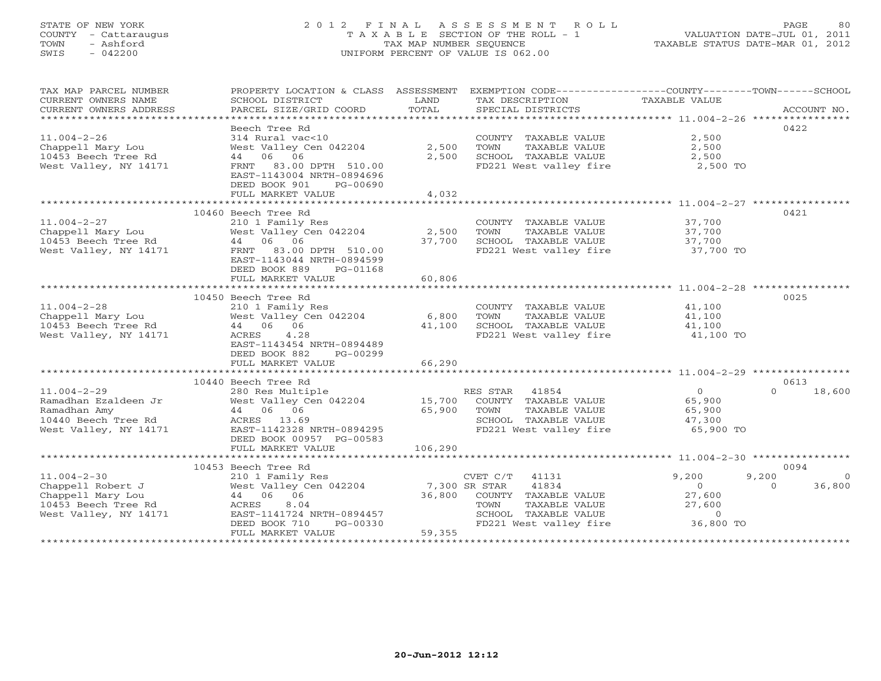STATE OF NEW YORK
COUNTY - Cattaraugus
TOWN - Ashford
SWIS - 042200

2 0 1 2 F I N A L A S S E S S M E N T R O L L
T A X A B L E SECTION OF THE ROLL - 1
TAX MAP NUMBER SEQUENCE
UNIFORM PERCENT OF VALUE IS 062.00

VALUATION DATE-JUL 01, 2011
TAXABLE STATUS DATE-MAR 01, 2012

| TAX MAP PARCEL NUMBER / CURRENT OWNERS NAME / CURRENT OWNERS ADDRESS | PROPERTY LOCATION & CLASS / SCHOOL DISTRICT / PARCEL SIZE/GRID COORD | ASSESSMENT LAND / TOTAL | EXEMPTION CODE / TAX DESCRIPTION / SPECIAL DISTRICTS | COUNTY TAXABLE VALUE | TOWN | SCHOOL | ACCOUNT NO. |
|---|---|---|---|---|---|---|---|
| 11.004-2-26 | Beech Tree Rd | | | | | | 0422 |
| | 314 Rural vac<10 | | COUNTY TAXABLE VALUE | 2,500 | | | |
| Chappell Mary Lou | West Valley Cen 042204 | 2,500 | TOWN TAXABLE VALUE | 2,500 | | | |
| 10453 Beech Tree Rd | 44 06 06 | 2,500 | SCHOOL TAXABLE VALUE | 2,500 | | | |
| West Valley, NY 14171 | FRNT 83.00 DPTH 510.00 | | FD221 West valley fire | 2,500 TO | | | |
| | EAST-1143004 NRTH-0894696 | | | | | | |
| | DEED BOOK 901 PG-00690 | | | | | | |
| | FULL MARKET VALUE | 4,032 | | | | | |
| 11.004-2-27 | 10460 Beech Tree Rd | | | | | | 0421 |
| | 210 1 Family Res | | COUNTY TAXABLE VALUE | 37,700 | | | |
| Chappell Mary Lou | West Valley Cen 042204 | 2,500 | TOWN TAXABLE VALUE | 37,700 | | | |
| 10453 Beech Tree Rd | 44 06 06 | 37,700 | SCHOOL TAXABLE VALUE | 37,700 | | | |
| West Valley, NY 14171 | FRNT 83.00 DPTH 510.00 | | FD221 West valley fire | 37,700 TO | | | |
| | EAST-1143044 NRTH-0894599 | | | | | | |
| | DEED BOOK 889 PG-01168 | | | | | | |
| | FULL MARKET VALUE | 60,806 | | | | | |
| 11.004-2-28 | 10450 Beech Tree Rd | | | | | | 0025 |
| | 210 1 Family Res | | COUNTY TAXABLE VALUE | 41,100 | | | |
| Chappell Mary Lou | West Valley Cen 042204 | 6,800 | TOWN TAXABLE VALUE | 41,100 | | | |
| 10453 Beech Tree Rd | 44 06 06 | 41,100 | SCHOOL TAXABLE VALUE | 41,100 | | | |
| West Valley, NY 14171 | ACRES 4.28 | | FD221 West valley fire | 41,100 TO | | | |
| | EAST-1143454 NRTH-0894489 | | | | | | |
| | DEED BOOK 882 PG-00299 | | | | | | |
| | FULL MARKET VALUE | 66,290 | | | | | |
| 11.004-2-29 | 10440 Beech Tree Rd | | | | | | 0613 |
| | 280 Res Multiple | | RES STAR 41854 | 0 | 0 | 18,600 | |
| Ramadhan Ezaldeen Jr | West Valley Cen 042204 | 15,700 | COUNTY TAXABLE VALUE | 65,900 | | | |
| Ramadhan Amy | 44 06 06 | 65,900 | TOWN TAXABLE VALUE | 65,900 | | | |
| 10440 Beech Tree Rd | ACRES 13.69 | | SCHOOL TAXABLE VALUE | 47,300 | | | |
| West Valley, NY 14171 | EAST-1142328 NRTH-0894295 | | FD221 West valley fire | 65,900 TO | | | |
| | DEED BOOK 00957 PG-00583 | | | | | | |
| | FULL MARKET VALUE | 106,290 | | | | | |
| 11.004-2-30 | 10453 Beech Tree Rd | | | | | | 0094 |
| | 210 1 Family Res | | CVET C/T 41131 | 9,200 | 9,200 | 0 | |
| Chappell Robert J | West Valley Cen 042204 | 7,300 | SR STAR 41834 | 0 | 0 | 36,800 | |
| Chappell Mary Lou | 44 06 06 | 36,800 | COUNTY TAXABLE VALUE | 27,600 | | | |
| 10453 Beech Tree Rd | ACRES 8.04 | | TOWN TAXABLE VALUE | 27,600 | | | |
| West Valley, NY 14171 | EAST-1141724 NRTH-0894457 | | SCHOOL TAXABLE VALUE | 0 | | | |
| | DEED BOOK 710 PG-00330 | | FD221 West valley fire | 36,800 TO | | | |
| | FULL MARKET VALUE | 59,355 | | | | | |

20-Jun-2012 12:12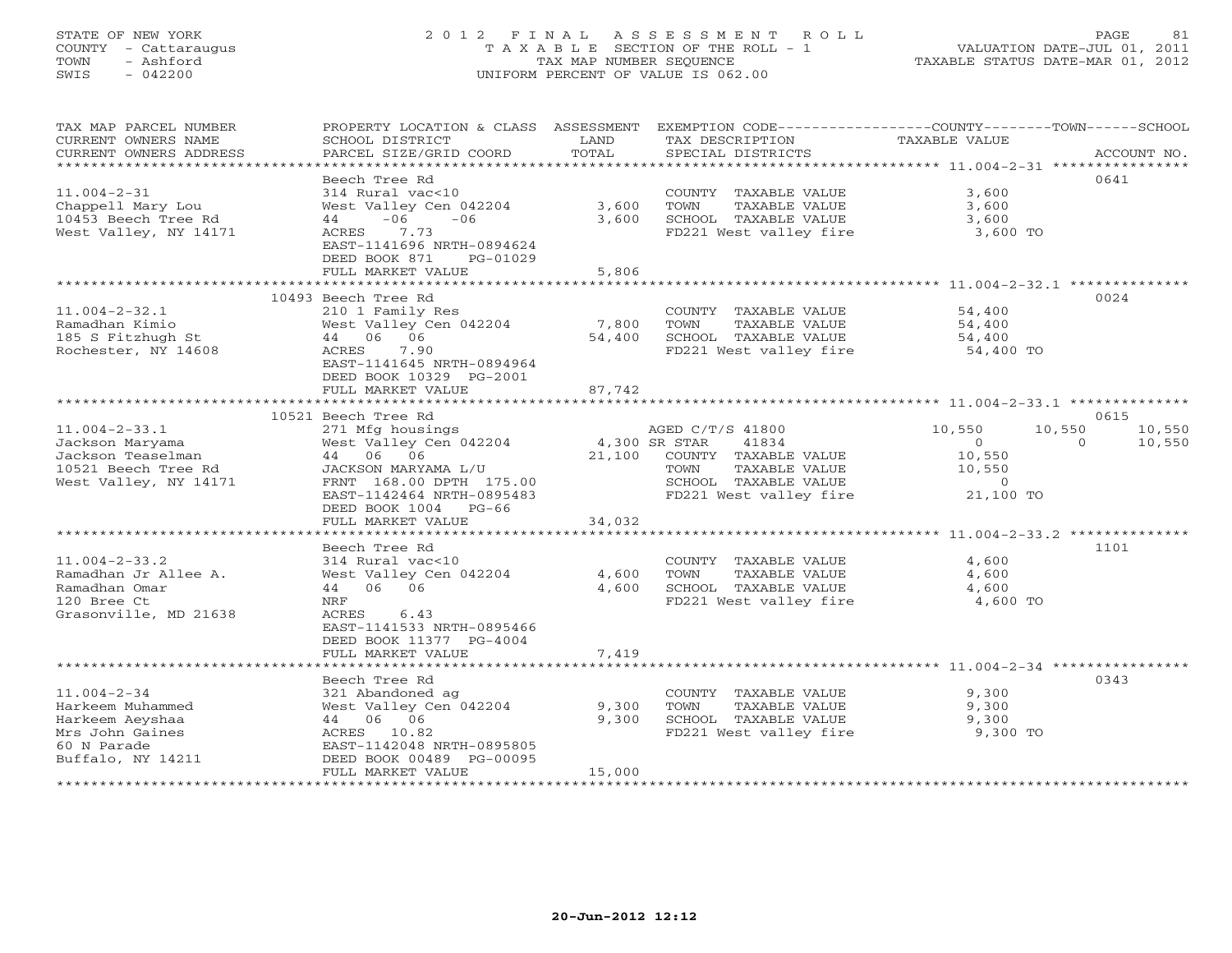STATE OF NEW YORK
COUNTY - Cattaraugus
TOWN - Ashford
SWIS - 042200

# 2012 FINAL ASSESSMENT ROLL
TAXABLE SECTION OF THE ROLL - 1
TAX MAP NUMBER SEQUENCE
UNIFORM PERCENT OF VALUE IS 062.00

VALUATION DATE-JUL 01, 2011
TAXABLE STATUS DATE-MAR 01, 2012

| TAX MAP PARCEL NUMBER / CURRENT OWNERS NAME / CURRENT OWNERS ADDRESS | PROPERTY LOCATION & CLASS / SCHOOL DISTRICT / PARCEL SIZE/GRID COORD | ASSESSMENT LAND | TOTAL | EXEMPTION CODE / TAX DESCRIPTION / SPECIAL DISTRICTS | COUNTY TAXABLE VALUE | TOWN | SCHOOL | ACCOUNT NO. |
|---|---|---|---|---|---|---|---|---|
| 11.004-2-31 | Beech Tree Rd | | | | | | | 0641 |
| Chappell Mary Lou | 314 Rural vac<10 | | | COUNTY TAXABLE VALUE | 3,600 | | | |
| 10453 Beech Tree Rd | West Valley Cen 042204 | 3,600 | | TOWN TAXABLE VALUE | 3,600 | | | |
| West Valley, NY 14171 | 44 -06 -06 | | 3,600 | SCHOOL TAXABLE VALUE | 3,600 | | | |
| | ACRES 7.73 | | | FD221 West valley fire | 3,600 TO | | | |
| | EAST-1141696 NRTH-0894624 | | | | | | | |
| | DEED BOOK 871 PG-01029 | | | | | | | |
| | FULL MARKET VALUE | | 5,806 | | | | | |
| 11.004-2-32.1 | 10493 Beech Tree Rd | | | | | | | 0024 |
| Ramadhan Kimio | 210 1 Family Res | | | COUNTY TAXABLE VALUE | 54,400 | | | |
| 185 S Fitzhugh St | West Valley Cen 042204 | 7,800 | | TOWN TAXABLE VALUE | 54,400 | | | |
| Rochester, NY 14608 | 44 06 06 | | 54,400 | SCHOOL TAXABLE VALUE | 54,400 | | | |
| | ACRES 7.90 | | | FD221 West valley fire | 54,400 TO | | | |
| | EAST-1141645 NRTH-0894964 | | | | | | | |
| | DEED BOOK 10329 PG-2001 | | | | | | | |
| | FULL MARKET VALUE | | 87,742 | | | | | |
| 11.004-2-33.1 | 10521 Beech Tree Rd | | | | | | | 0615 |
| Jackson Maryama | 271 Mfg housings | | | AGED C/T/S 41800 | 10,550 | 10,550 | 10,550 | |
| Jackson Teaselman | West Valley Cen 042204 | 4,300 | | SR STAR 41834 | 0 | 0 | 10,550 | |
| 10521 Beech Tree Rd | 44 06 06 | | 21,100 | COUNTY TAXABLE VALUE | 10,550 | | | |
| West Valley, NY 14171 | JACKSON MARYAMA L/U | | | TOWN TAXABLE VALUE | 10,550 | | | |
| | FRNT 168.00 DPTH 175.00 | | | SCHOOL TAXABLE VALUE | 0 | | | |
| | EAST-1142464 NRTH-0895483 | | | FD221 West valley fire | 21,100 TO | | | |
| | DEED BOOK 1004 PG-66 | | | | | | | |
| | FULL MARKET VALUE | | 34,032 | | | | | |
| 11.004-2-33.2 | Beech Tree Rd | | | | | | | 1101 |
| Ramadhan Jr Allee A. | 314 Rural vac<10 | | | COUNTY TAXABLE VALUE | 4,600 | | | |
| Ramadhan Omar | West Valley Cen 042204 | 4,600 | | TOWN TAXABLE VALUE | 4,600 | | | |
| 120 Bree Ct | 44 06 06 | | 4,600 | SCHOOL TAXABLE VALUE | 4,600 | | | |
| Grasonville, MD 21638 | NRF | | | FD221 West valley fire | 4,600 TO | | | |
| | ACRES 6.43 | | | | | | | |
| | EAST-1141533 NRTH-0895466 | | | | | | | |
| | DEED BOOK 11377 PG-4004 | | | | | | | |
| | FULL MARKET VALUE | | 7,419 | | | | | |
| 11.004-2-34 | Beech Tree Rd | | | | | | | 0343 |
| Harkeem Muhammed | 321 Abandoned ag | | | COUNTY TAXABLE VALUE | 9,300 | | | |
| Harkeem Aeyshaa | West Valley Cen 042204 | 9,300 | | TOWN TAXABLE VALUE | 9,300 | | | |
| Mrs John Gaines | 44 06 06 | | 9,300 | SCHOOL TAXABLE VALUE | 9,300 | | | |
| 60 N Parade | ACRES 10.82 | | | FD221 West valley fire | 9,300 TO | | | |
| Buffalo, NY 14211 | EAST-1142048 NRTH-0895805 | | | | | | | |
| | DEED BOOK 00489 PG-00095 | | | | | | | |
| | FULL MARKET VALUE | | 15,000 | | | | | |

20-Jun-2012 12:12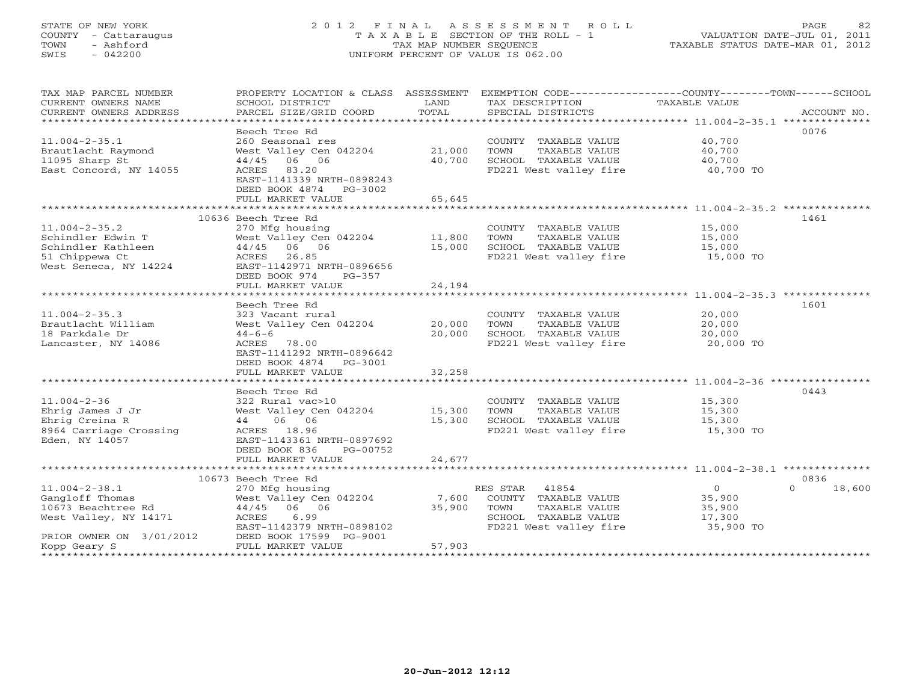STATE OF NEW YORK
COUNTY - Cattaraugus
TOWN - Ashford
SWIS - 042200

# 2012 FINAL ASSESSMENT ROLL

TAXABLE SECTION OF THE ROLL - 1
TAX MAP NUMBER SEQUENCE
UNIFORM PERCENT OF VALUE IS 062.00

VALUATION DATE-JUL 01, 2011
TAXABLE STATUS DATE-MAR 01, 2012

| TAX MAP PARCEL NUMBER / CURRENT OWNERS NAME / CURRENT OWNERS ADDRESS | PROPERTY LOCATION & CLASS / SCHOOL DISTRICT / PARCEL SIZE/GRID COORD | ASSESSMENT LAND | TOTAL | EXEMPTION CODE / TAX DESCRIPTION / SPECIAL DISTRICTS | COUNTY / TOWN / SCHOOL TAXABLE VALUE | ACCOUNT NO. |
|---|---|---|---|---|---|---|
| 11.004-2-35.1 | Beech Tree Rd | | | | | 0076 |
| | 260 Seasonal res | | | COUNTY TAXABLE VALUE | 40,700 | |
| Brautlacht Raymond | West Valley Cen 042204 | 21,000 | | TOWN TAXABLE VALUE | 40,700 | |
| 11095 Sharp St | 44/45 06 06 | | 40,700 | SCHOOL TAXABLE VALUE | 40,700 | |
| East Concord, NY 14055 | ACRES 83.20 | | | FD221 West valley fire | 40,700 TO | |
| | EAST-1141339 NRTH-0898243 | | | | | |
| | DEED BOOK 4874 PG-3002 | | | | | |
| | FULL MARKET VALUE | | 65,645 | | | |
| 11.004-2-35.2 | 10636 Beech Tree Rd | | | | | 1461 |
| | 270 Mfg housing | | | COUNTY TAXABLE VALUE | 15,000 | |
| Schindler Edwin T | West Valley Cen 042204 | 11,800 | | TOWN TAXABLE VALUE | 15,000 | |
| Schindler Kathleen | 44/45 06 06 | | 15,000 | SCHOOL TAXABLE VALUE | 15,000 | |
| 51 Chippewa Ct | ACRES 26.85 | | | FD221 West valley fire | 15,000 TO | |
| West Seneca, NY 14224 | EAST-1142971 NRTH-0896656 | | | | | |
| | DEED BOOK 974 PG-357 | | | | | |
| | FULL MARKET VALUE | | 24,194 | | | |
| 11.004-2-35.3 | Beech Tree Rd | | | | | 1601 |
| | 323 Vacant rural | | | COUNTY TAXABLE VALUE | 20,000 | |
| Brautlacht William | West Valley Cen 042204 | 20,000 | | TOWN TAXABLE VALUE | 20,000 | |
| 18 Parkdale Dr | 44-6-6 | | 20,000 | SCHOOL TAXABLE VALUE | 20,000 | |
| Lancaster, NY 14086 | ACRES 78.00 | | | FD221 West valley fire | 20,000 TO | |
| | EAST-1141292 NRTH-0896642 | | | | | |
| | DEED BOOK 4874 PG-3001 | | | | | |
| | FULL MARKET VALUE | | 32,258 | | | |
| 11.004-2-36 | Beech Tree Rd | | | | | 0443 |
| | 322 Rural vac>10 | | | COUNTY TAXABLE VALUE | 15,300 | |
| Ehrig James J Jr | West Valley Cen 042204 | 15,300 | | TOWN TAXABLE VALUE | 15,300 | |
| Ehrig Creina R | 44 06 06 | | 15,300 | SCHOOL TAXABLE VALUE | 15,300 | |
| 8964 Carriage Crossing | ACRES 18.96 | | | FD221 West valley fire | 15,300 TO | |
| Eden, NY 14057 | EAST-1143361 NRTH-0897692 | | | | | |
| | DEED BOOK 836 PG-00752 | | | | | |
| | FULL MARKET VALUE | | 24,677 | | | |
| 11.004-2-38.1 | 10673 Beech Tree Rd | | | | | 0836 |
| | 270 Mfg housing | | | RES STAR 41854 | 0 / 0 / 18,600 | |
| Gangloff Thomas | West Valley Cen 042204 | 7,600 | | COUNTY TAXABLE VALUE | 35,900 | |
| 10673 Beachtree Rd | 44/45 06 06 | | 35,900 | TOWN TAXABLE VALUE | 35,900 | |
| West Valley, NY 14171 | ACRES 6.99 | | | SCHOOL TAXABLE VALUE | 17,300 | |
| | EAST-1142379 NRTH-0898102 | | | FD221 West valley fire | 35,900 TO | |
| PRIOR OWNER ON 3/01/2012 | DEED BOOK 17599 PG-9001 | | | | | |
| Kopp Geary S | FULL MARKET VALUE | | 57,903 | | | |

20-Jun-2012 12:12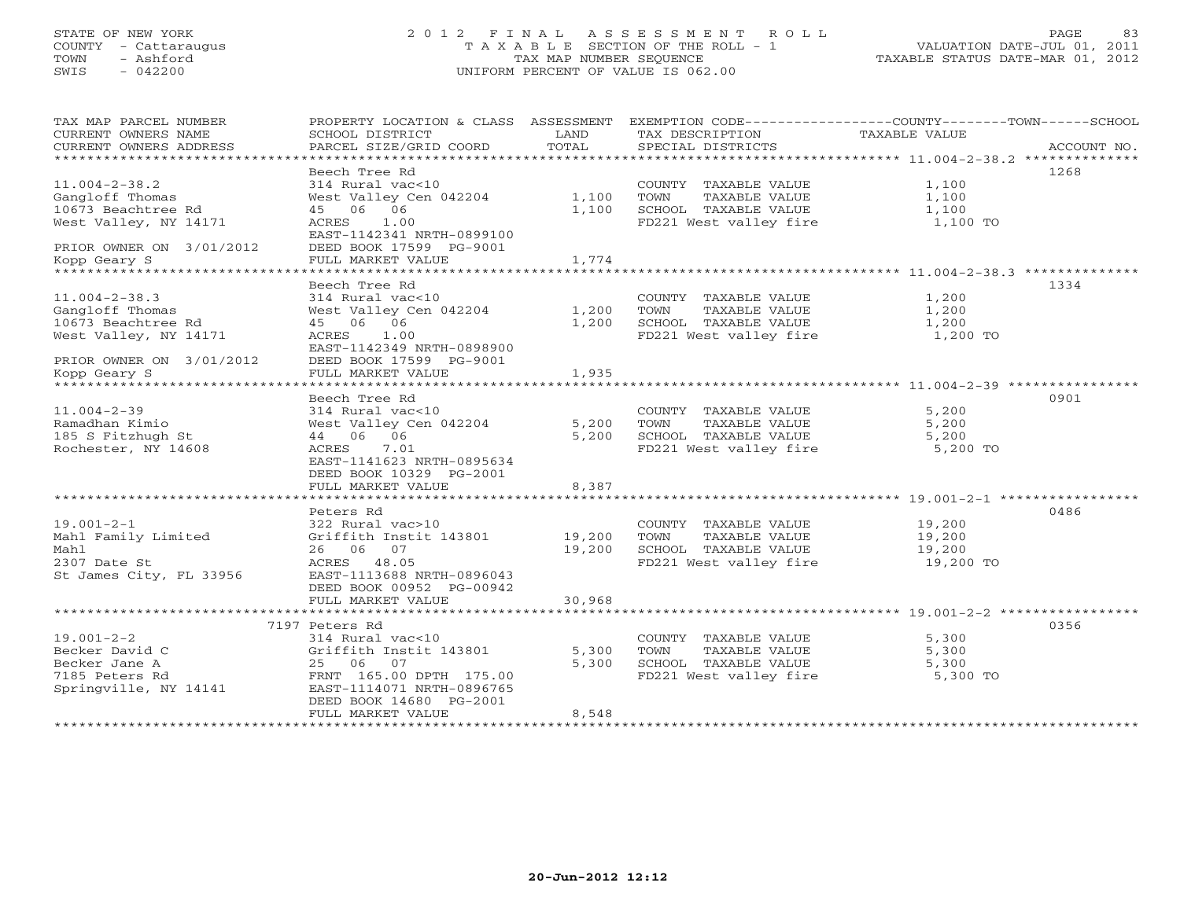STATE OF NEW YORK
COUNTY - Cattaraugus
TOWN - Ashford
SWIS - 042200

2 0 1 2 F I N A L A S S E S S M E N T R O L L
T A X A B L E SECTION OF THE ROLL - 1
TAX MAP NUMBER SEQUENCE
UNIFORM PERCENT OF VALUE IS 062.00

VALUATION DATE-JUL 01, 2011
TAXABLE STATUS DATE-MAR 01, 2012

| TAX MAP PARCEL NUMBER / CURRENT OWNERS NAME / CURRENT OWNERS ADDRESS | PROPERTY LOCATION & CLASS / SCHOOL DISTRICT / PARCEL SIZE/GRID COORD | ASSESSMENT LAND / TOTAL | EXEMPTION CODE / TAX DESCRIPTION / SPECIAL DISTRICTS | COUNTY / TOWN / SCHOOL TAXABLE VALUE | ACCOUNT NO. |
|---|---|---|---|---|---|
| 11.004-2-38.2 | Beech Tree Rd | | | | 1268 |
| | 314 Rural vac<10 | | COUNTY TAXABLE VALUE | 1,100 | |
| Gangloff Thomas | West Valley Cen 042204 | 1,100 | TOWN TAXABLE VALUE | 1,100 | |
| 10673 Beachtree Rd | 45 06 06 | 1,100 | SCHOOL TAXABLE VALUE | 1,100 | |
| West Valley, NY 14171 | ACRES 1.00 | | FD221 West valley fire | 1,100 TO | |
| | EAST-1142341 NRTH-0899100 | | | | |
| PRIOR OWNER ON 3/01/2012 | DEED BOOK 17599 PG-9001 | | | | |
| Kopp Geary S | FULL MARKET VALUE | 1,774 | | | |
| 11.004-2-38.3 | Beech Tree Rd | | | | 1334 |
| | 314 Rural vac<10 | | COUNTY TAXABLE VALUE | 1,200 | |
| Gangloff Thomas | West Valley Cen 042204 | 1,200 | TOWN TAXABLE VALUE | 1,200 | |
| 10673 Beachtree Rd | 45 06 06 | 1,200 | SCHOOL TAXABLE VALUE | 1,200 | |
| West Valley, NY 14171 | ACRES 1.00 | | FD221 West valley fire | 1,200 TO | |
| | EAST-1142349 NRTH-0898900 | | | | |
| PRIOR OWNER ON 3/01/2012 | DEED BOOK 17599 PG-9001 | | | | |
| Kopp Geary S | FULL MARKET VALUE | 1,935 | | | |
| 11.004-2-39 | Beech Tree Rd | | | | 0901 |
| | 314 Rural vac<10 | | COUNTY TAXABLE VALUE | 5,200 | |
| Ramadhan Kimio | West Valley Cen 042204 | 5,200 | TOWN TAXABLE VALUE | 5,200 | |
| 185 S Fitzhugh St | 44 06 06 | 5,200 | SCHOOL TAXABLE VALUE | 5,200 | |
| Rochester, NY 14608 | ACRES 7.01 | | FD221 West valley fire | 5,200 TO | |
| | EAST-1141623 NRTH-0895634 | | | | |
| | DEED BOOK 10329 PG-2001 | | | | |
| | FULL MARKET VALUE | 8,387 | | | |
| 19.001-2-1 | Peters Rd | | | | 0486 |
| | 322 Rural vac>10 | | COUNTY TAXABLE VALUE | 19,200 | |
| Mahl Family Limited | Griffith Instit 143801 | 19,200 | TOWN TAXABLE VALUE | 19,200 | |
| Mahl | 26 06 07 | 19,200 | SCHOOL TAXABLE VALUE | 19,200 | |
| 2307 Date St | ACRES 48.05 | | FD221 West valley fire | 19,200 TO | |
| St James City, FL 33956 | EAST-1113688 NRTH-0896043 | | | | |
| | DEED BOOK 00952 PG-00942 | | | | |
| | FULL MARKET VALUE | 30,968 | | | |
| 19.001-2-2 | 7197 Peters Rd | | | | 0356 |
| | 314 Rural vac<10 | | COUNTY TAXABLE VALUE | 5,300 | |
| Becker David C | Griffith Instit 143801 | 5,300 | TOWN TAXABLE VALUE | 5,300 | |
| Becker Jane A | 25 06 07 | 5,300 | SCHOOL TAXABLE VALUE | 5,300 | |
| 7185 Peters Rd | FRNT 165.00 DPTH 175.00 | | FD221 West valley fire | 5,300 TO | |
| Springville, NY 14141 | EAST-1114071 NRTH-0896765 | | | | |
| | DEED BOOK 14680 PG-2001 | | | | |
| | FULL MARKET VALUE | 8,548 | | | |

20-Jun-2012 12:12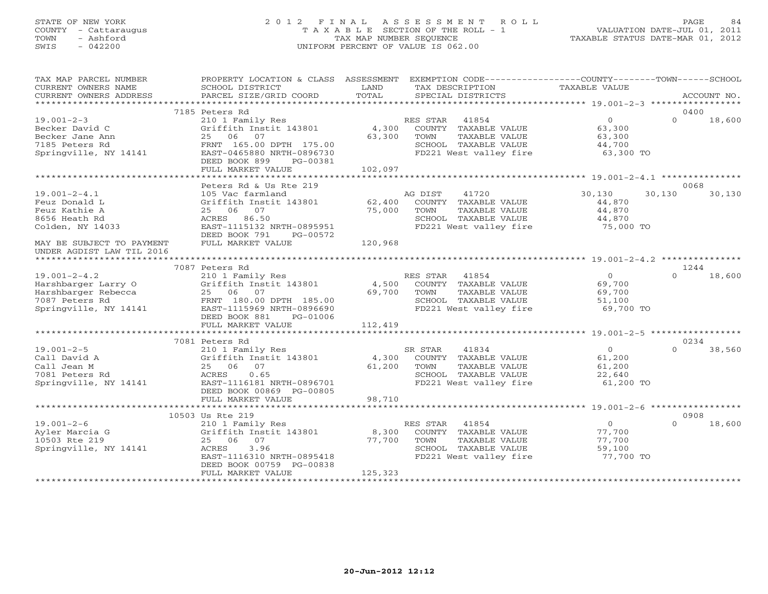STATE OF NEW YORK
COUNTY - Cattaraugus
TOWN - Ashford
SWIS - 042200

2 0 1 2 F I N A L A S S E S S M E N T R O L L
T A X A B L E SECTION OF THE ROLL - 1
TAX MAP NUMBER SEQUENCE
UNIFORM PERCENT OF VALUE IS 062.00

VALUATION DATE-JUL 01, 2011
TAXABLE STATUS DATE-MAR 01, 2012

| TAX MAP PARCEL NUMBER / CURRENT OWNERS NAME / CURRENT OWNERS ADDRESS | PROPERTY LOCATION & CLASS / SCHOOL DISTRICT / PARCEL SIZE/GRID COORD | ASSESSMENT LAND / TOTAL | EXEMPTION CODE / TAX DESCRIPTION / SPECIAL DISTRICTS | COUNTY TAXABLE VALUE | TOWN | SCHOOL / ACCOUNT NO. |
|---|---|---|---|---|---|---|
| | 7185 Peters Rd | | | | | 0400 |
| 19.001-2-3 | 210 1 Family Res | | RES STAR 41854 | 0 | 0 | 18,600 |
| Becker David C | Griffith Instit 143801 | 4,300 | COUNTY TAXABLE VALUE | 63,300 | | |
| Becker Jane Ann | 25 06 07 | 63,300 | TOWN TAXABLE VALUE | 63,300 | | |
| 7185 Peters Rd | FRNT 165.00 DPTH 175.00 | | SCHOOL TAXABLE VALUE | 44,700 | | |
| Springville, NY 14141 | EAST-0465880 NRTH-0896730 | | FD221 West valley fire | 63,300 TO | | |
| | DEED BOOK 899 PG-00381 | | | | | |
| | FULL MARKET VALUE | 102,097 | | | | |
| | Peters Rd & Us Rte 219 | | | | | 0068 |
| 19.001-2-4.1 | 105 Vac farmland | | AG DIST 41720 | 30,130 | 30,130 | 30,130 |
| Feuz Donald L | Griffith Instit 143801 | 62,400 | COUNTY TAXABLE VALUE | 44,870 | | |
| Feuz Kathie A | 25 06 07 | 75,000 | TOWN TAXABLE VALUE | 44,870 | | |
| 8656 Heath Rd | ACRES 86.50 | | SCHOOL TAXABLE VALUE | 44,870 | | |
| Colden, NY 14033 | EAST-1115132 NRTH-0895951 | | FD221 West valley fire | 75,000 TO | | |
| | DEED BOOK 791 PG-00572 | | | | | |
| MAY BE SUBJECT TO PAYMENT | FULL MARKET VALUE | 120,968 | | | | |
| UNDER AGDIST LAW TIL 2016 | | | | | | |
| | 7087 Peters Rd | | | | | 1244 |
| 19.001-2-4.2 | 210 1 Family Res | | RES STAR 41854 | 0 | 0 | 18,600 |
| Harshbarger Larry O | Griffith Instit 143801 | 4,500 | COUNTY TAXABLE VALUE | 69,700 | | |
| Harshbarger Rebecca | 25 06 07 | 69,700 | TOWN TAXABLE VALUE | 69,700 | | |
| 7087 Peters Rd | FRNT 180.00 DPTH 185.00 | | SCHOOL TAXABLE VALUE | 51,100 | | |
| Springville, NY 14141 | EAST-1115969 NRTH-0896690 | | FD221 West valley fire | 69,700 TO | | |
| | DEED BOOK 881 PG-01006 | | | | | |
| | FULL MARKET VALUE | 112,419 | | | | |
| | 7081 Peters Rd | | | | | 0234 |
| 19.001-2-5 | 210 1 Family Res | | SR STAR 41834 | 0 | 0 | 38,560 |
| Call David A | Griffith Instit 143801 | 4,300 | COUNTY TAXABLE VALUE | 61,200 | | |
| Call Jean M | 25 06 07 | 61,200 | TOWN TAXABLE VALUE | 61,200 | | |
| 7081 Peters Rd | ACRES 0.65 | | SCHOOL TAXABLE VALUE | 22,640 | | |
| Springville, NY 14141 | EAST-1116181 NRTH-0896701 | | FD221 West valley fire | 61,200 TO | | |
| | DEED BOOK 00869 PG-00805 | | | | | |
| | FULL MARKET VALUE | 98,710 | | | | |
| | 10503 Us Rte 219 | | | | | 0908 |
| 19.001-2-6 | 210 1 Family Res | | RES STAR 41854 | 0 | 0 | 18,600 |
| Ayler Marcia G | Griffith Instit 143801 | 8,300 | COUNTY TAXABLE VALUE | 77,700 | | |
| 10503 Rte 219 | 25 06 07 | 77,700 | TOWN TAXABLE VALUE | 77,700 | | |
| Springville, NY 14141 | ACRES 3.96 | | SCHOOL TAXABLE VALUE | 59,100 | | |
| | EAST-1116310 NRTH-0895418 | | FD221 West valley fire | 77,700 TO | | |
| | DEED BOOK 00759 PG-00838 | | | | | |
| | FULL MARKET VALUE | 125,323 | | | | |

20-Jun-2012 12:12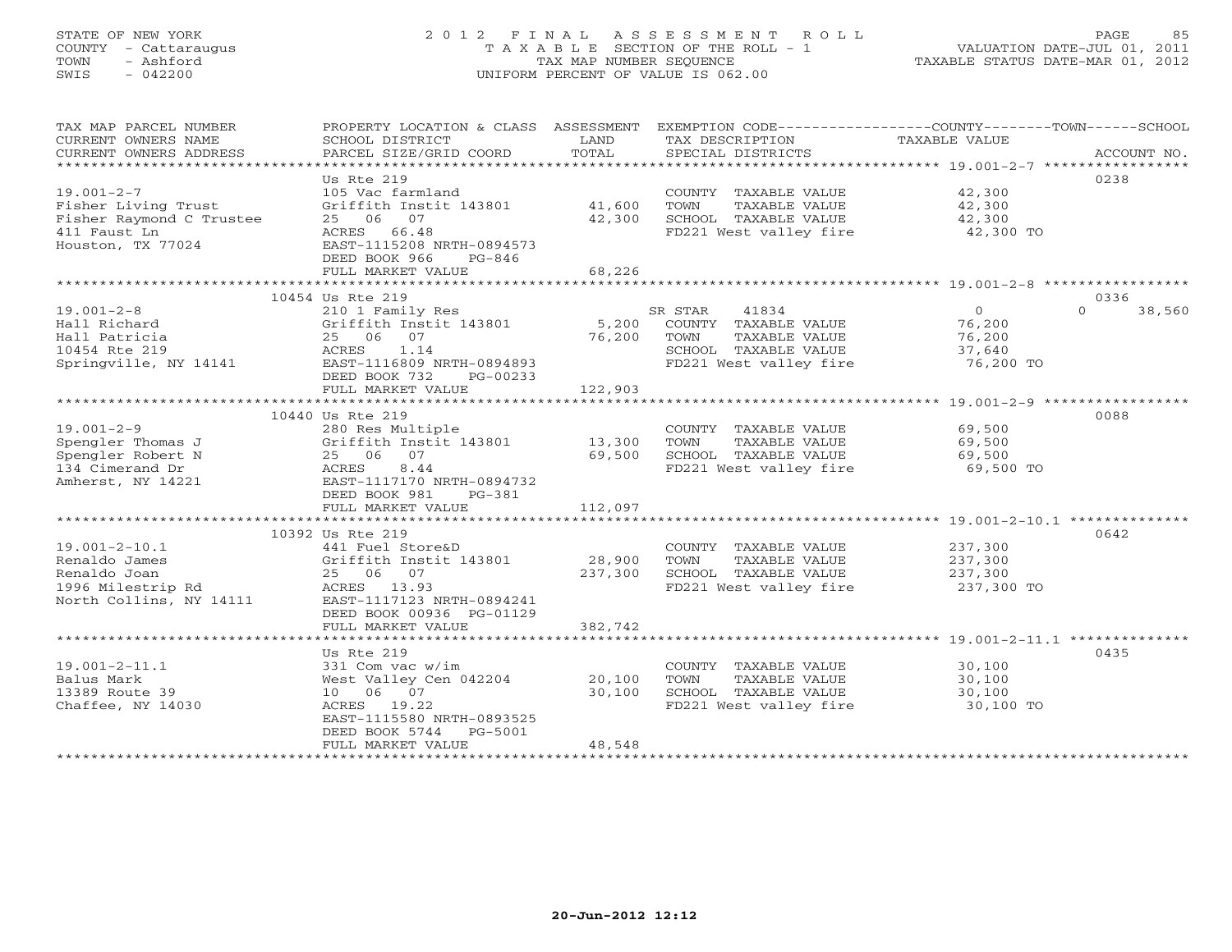STATE OF NEW YORK
COUNTY - Cattaraugus
TOWN - Ashford
SWIS - 042200

# 2012 FINAL ASSESSMENT ROLL

TAXABLE SECTION OF THE ROLL - 1
TAX MAP NUMBER SEQUENCE
UNIFORM PERCENT OF VALUE IS 062.00

VALUATION DATE-JUL 01, 2011
TAXABLE STATUS DATE-MAR 01, 2012

| TAX MAP PARCEL NUMBER / CURRENT OWNERS NAME / CURRENT OWNERS ADDRESS | PROPERTY LOCATION & CLASS / SCHOOL DISTRICT / PARCEL SIZE/GRID COORD | ASSESSMENT LAND / TOTAL | EXEMPTION CODE / TAX DESCRIPTION / SPECIAL DISTRICTS | COUNTY / TOWN / SCHOOL TAXABLE VALUE | ACCOUNT NO. |
|---|---|---|---|---|---|
| 19.001-2-7 | Us Rte 219 | | | | 0238 |
| | 105 Vac farmland | | COUNTY TAXABLE VALUE | 42,300 | |
| Fisher Living Trust | Griffith Instit 143801 | 41,600 | TOWN TAXABLE VALUE | 42,300 | |
| Fisher Raymond C Trustee | 25 06 07 | 42,300 | SCHOOL TAXABLE VALUE | 42,300 | |
| 411 Faust Ln | ACRES 66.48 | | FD221 West valley fire | 42,300 TO | |
| Houston, TX 77024 | EAST-1115208 NRTH-0894573 | | | | |
| | DEED BOOK 966 PG-846 | | | | |
| | FULL MARKET VALUE | 68,226 | | | |
| 19.001-2-8 | 10454 Us Rte 219 | | | | 0336 |
| | 210 1 Family Res | | SR STAR 41834 | 0 0 38,560 | |
| Hall Richard | Griffith Instit 143801 | 5,200 | COUNTY TAXABLE VALUE | 76,200 | |
| Hall Patricia | 25 06 07 | 76,200 | TOWN TAXABLE VALUE | 76,200 | |
| 10454 Rte 219 | ACRES 1.14 | | SCHOOL TAXABLE VALUE | 37,640 | |
| Springville, NY 14141 | EAST-1116809 NRTH-0894893 | | FD221 West valley fire | 76,200 TO | |
| | DEED BOOK 732 PG-00233 | | | | |
| | FULL MARKET VALUE | 122,903 | | | |
| 19.001-2-9 | 10440 Us Rte 219 | | | | 0088 |
| | 280 Res Multiple | | COUNTY TAXABLE VALUE | 69,500 | |
| Spengler Thomas J | Griffith Instit 143801 | 13,300 | TOWN TAXABLE VALUE | 69,500 | |
| Spengler Robert N | 25 06 07 | 69,500 | SCHOOL TAXABLE VALUE | 69,500 | |
| 134 Cimerand Dr | ACRES 8.44 | | FD221 West valley fire | 69,500 TO | |
| Amherst, NY 14221 | EAST-1117170 NRTH-0894732 | | | | |
| | DEED BOOK 981 PG-381 | | | | |
| | FULL MARKET VALUE | 112,097 | | | |
| 19.001-2-10.1 | 10392 Us Rte 219 | | | | 0642 |
| | 441 Fuel Store&D | | COUNTY TAXABLE VALUE | 237,300 | |
| Renaldo James | Griffith Instit 143801 | 28,900 | TOWN TAXABLE VALUE | 237,300 | |
| Renaldo Joan | 25 06 07 | 237,300 | SCHOOL TAXABLE VALUE | 237,300 | |
| 1996 Milestrip Rd | ACRES 13.93 | | FD221 West valley fire | 237,300 TO | |
| North Collins, NY 14111 | EAST-1117123 NRTH-0894241 | | | | |
| | DEED BOOK 00936 PG-01129 | | | | |
| | FULL MARKET VALUE | 382,742 | | | |
| 19.001-2-11.1 | Us Rte 219 | | | | 0435 |
| | 331 Com vac w/im | | COUNTY TAXABLE VALUE | 30,100 | |
| Balus Mark | West Valley Cen 042204 | 20,100 | TOWN TAXABLE VALUE | 30,100 | |
| 13389 Route 39 | 10 06 07 | 30,100 | SCHOOL TAXABLE VALUE | 30,100 | |
| Chaffee, NY 14030 | ACRES 19.22 | | FD221 West valley fire | 30,100 TO | |
| | EAST-1115580 NRTH-0893525 | | | | |
| | DEED BOOK 5744 PG-5001 | | | | |
| | FULL MARKET VALUE | 48,548 | | | |

20-Jun-2012 12:12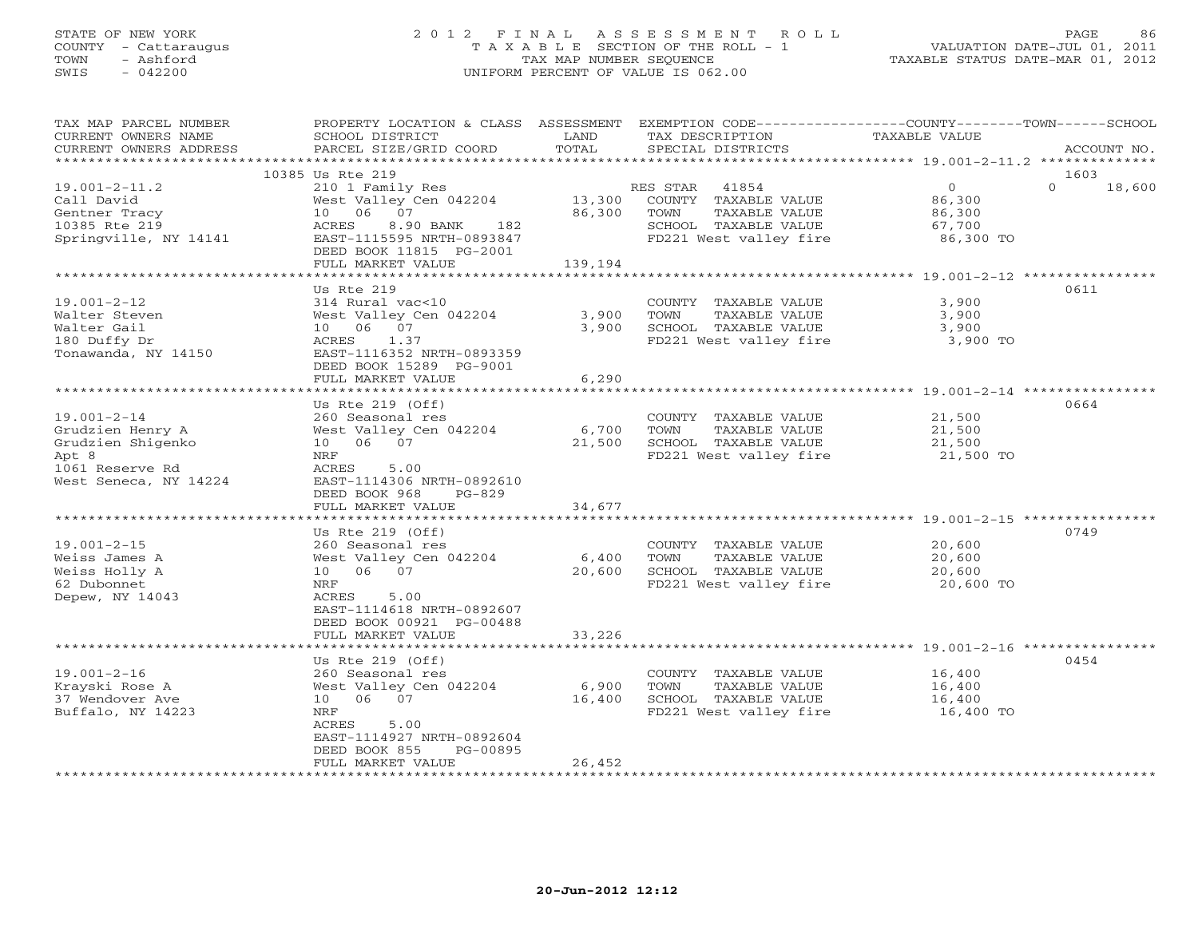STATE OF NEW YORK
COUNTY - Cattaraugus
TOWN - Ashford
SWIS - 042200

# 2012 FINAL ASSESSMENT ROLL

TAXABLE SECTION OF THE ROLL - 1
TAX MAP NUMBER SEQUENCE
UNIFORM PERCENT OF VALUE IS 062.00

VALUATION DATE-JUL 01, 2011
TAXABLE STATUS DATE-MAR 01, 2012

| TAX MAP PARCEL NUMBER / CURRENT OWNERS NAME / CURRENT OWNERS ADDRESS | PROPERTY LOCATION & CLASS / SCHOOL DISTRICT / PARCEL SIZE/GRID COORD | ASSESSMENT LAND | TOTAL | EXEMPTION CODE / TAX DESCRIPTION / SPECIAL DISTRICTS | COUNTY / TOWN TAXABLE VALUE | SCHOOL | ACCOUNT NO. |
|---|---|---|---|---|---|---|---|
| | 10385 Us Rte 219 | | | | | | 1603 |
| 19.001-2-11.2 | 210 1 Family Res | | | RES STAR 41854 | 0 | 0 18,600 | |
| Call David | West Valley Cen 042204 | 13,300 | | COUNTY TAXABLE VALUE | 86,300 | | |
| Gentner Tracy | 10 06 07 | | 86,300 | TOWN TAXABLE VALUE | 86,300 | | |
| 10385 Rte 219 | ACRES 8.90 BANK 182 | | | SCHOOL TAXABLE VALUE | 67,700 | | |
| Springville, NY 14141 | EAST-1115595 NRTH-0893847 | | | FD221 West valley fire | 86,300 TO | | |
| | DEED BOOK 11815 PG-2001 | | | | | | |
| | FULL MARKET VALUE | | 139,194 | | | | |
| | Us Rte 219 | | | | | | 0611 |
| 19.001-2-12 | 314 Rural vac<10 | | | COUNTY TAXABLE VALUE | 3,900 | | |
| Walter Steven | West Valley Cen 042204 | 3,900 | | TOWN TAXABLE VALUE | 3,900 | | |
| Walter Gail | 10 06 07 | | 3,900 | SCHOOL TAXABLE VALUE | 3,900 | | |
| 180 Duffy Dr | ACRES 1.37 | | | FD221 West valley fire | 3,900 TO | | |
| Tonawanda, NY 14150 | EAST-1116352 NRTH-0893359 | | | | | | |
| | DEED BOOK 15289 PG-9001 | | | | | | |
| | FULL MARKET VALUE | | 6,290 | | | | |
| | Us Rte 219 (Off) | | | | | | 0664 |
| 19.001-2-14 | 260 Seasonal res | | | COUNTY TAXABLE VALUE | 21,500 | | |
| Grudzien Henry A | West Valley Cen 042204 | 6,700 | | TOWN TAXABLE VALUE | 21,500 | | |
| Grudzien Shigenko | 10 06 07 | | 21,500 | SCHOOL TAXABLE VALUE | 21,500 | | |
| Apt 8 | NRF | | | FD221 West valley fire | 21,500 TO | | |
| 1061 Reserve Rd | ACRES 5.00 | | | | | | |
| West Seneca, NY 14224 | EAST-1114306 NRTH-0892610 | | | | | | |
| | DEED BOOK 968 PG-829 | | | | | | |
| | FULL MARKET VALUE | | 34,677 | | | | |
| | Us Rte 219 (Off) | | | | | | 0749 |
| 19.001-2-15 | 260 Seasonal res | | | COUNTY TAXABLE VALUE | 20,600 | | |
| Weiss James A | West Valley Cen 042204 | 6,400 | | TOWN TAXABLE VALUE | 20,600 | | |
| Weiss Holly A | 10 06 07 | | 20,600 | SCHOOL TAXABLE VALUE | 20,600 | | |
| 62 Dubonnet | NRF | | | FD221 West valley fire | 20,600 TO | | |
| Depew, NY 14043 | ACRES 5.00 | | | | | | |
| | EAST-1114618 NRTH-0892607 | | | | | | |
| | DEED BOOK 00921 PG-00488 | | | | | | |
| | FULL MARKET VALUE | | 33,226 | | | | |
| | Us Rte 219 (Off) | | | | | | 0454 |
| 19.001-2-16 | 260 Seasonal res | | | COUNTY TAXABLE VALUE | 16,400 | | |
| Krayski Rose A | West Valley Cen 042204 | 6,900 | | TOWN TAXABLE VALUE | 16,400 | | |
| 37 Wendover Ave | 10 06 07 | | 16,400 | SCHOOL TAXABLE VALUE | 16,400 | | |
| Buffalo, NY 14223 | NRF | | | FD221 West valley fire | 16,400 TO | | |
| | ACRES 5.00 | | | | | | |
| | EAST-1114927 NRTH-0892604 | | | | | | |
| | DEED BOOK 855 PG-00895 | | | | | | |
| | FULL MARKET VALUE | | 26,452 | | | | |

20-Jun-2012 12:12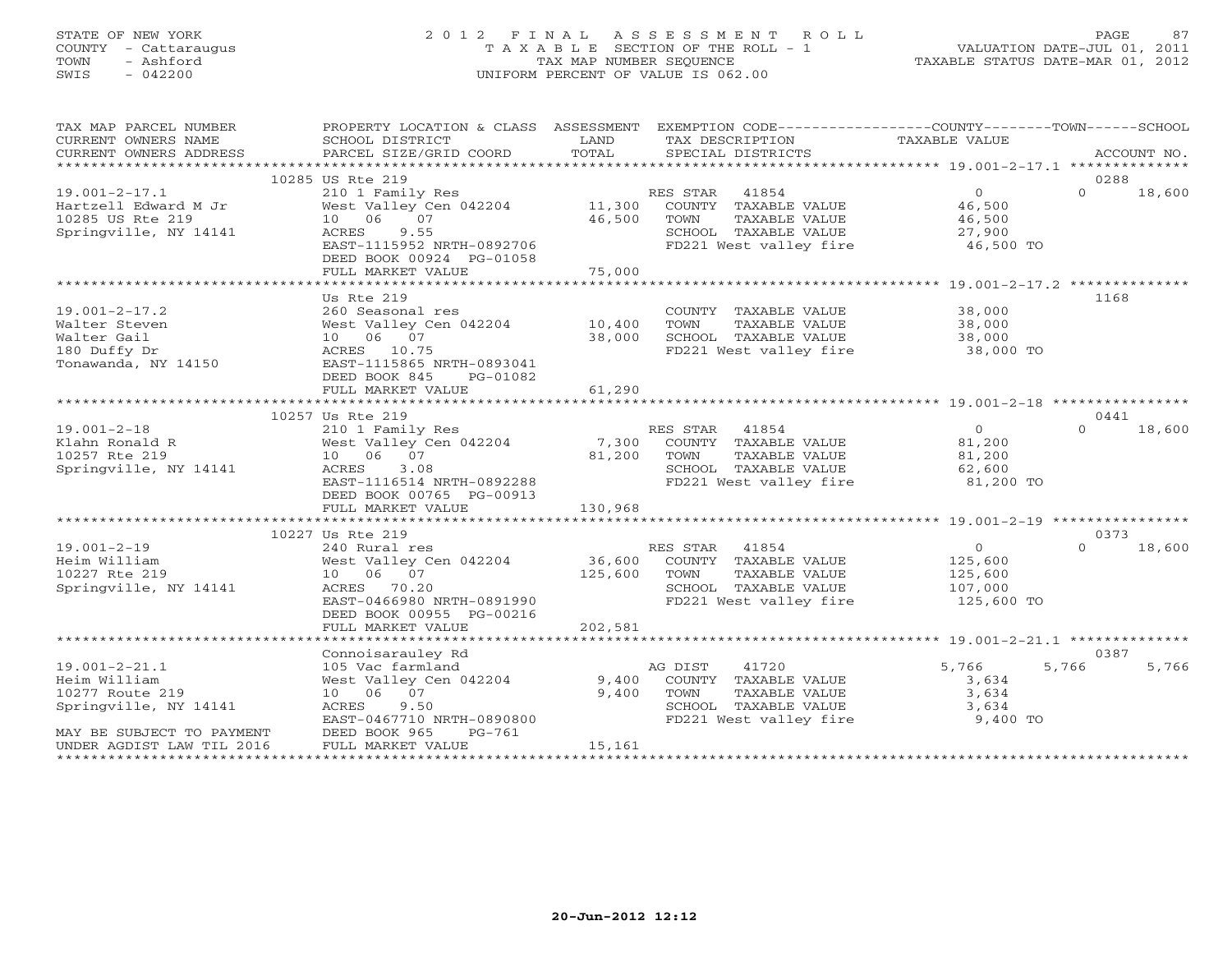STATE OF NEW YORK
COUNTY - Cattaraugus
TOWN - Ashford
SWIS - 042200

# 2012 FINAL ASSESSMENT ROLL

TAXABLE SECTION OF THE ROLL - 1
TAX MAP NUMBER SEQUENCE
UNIFORM PERCENT OF VALUE IS 062.00

VALUATION DATE-JUL 01, 2011
TAXABLE STATUS DATE-MAR 01, 2012

| TAX MAP PARCEL NUMBER / CURRENT OWNERS NAME / CURRENT OWNERS ADDRESS | PROPERTY LOCATION & CLASS / SCHOOL DISTRICT / PARCEL SIZE/GRID COORD | ASSESSMENT LAND / TOTAL | EXEMPTION CODE / TAX DESCRIPTION / SPECIAL DISTRICTS | COUNTY TAXABLE VALUE | TOWN | SCHOOL / ACCOUNT NO. |
|---|---|---|---|---|---|---|
| | 10285 US Rte 219 | | | | | 0288 |
| 19.001-2-17.1 | 210 1 Family Res | | RES STAR 41854 | 0 | 0 | 18,600 |
| Hartzell Edward M Jr | West Valley Cen 042204 | 11,300 | COUNTY TAXABLE VALUE | 46,500 | | |
| 10285 US Rte 219 | 10 06 07 | 46,500 | TOWN TAXABLE VALUE | 46,500 | | |
| Springville, NY 14141 | ACRES 9.55 | | SCHOOL TAXABLE VALUE | 27,900 | | |
| | EAST-1115952 NRTH-0892706 | | FD221 West valley fire | 46,500 TO | | |
| | DEED BOOK 00924 PG-01058 | | | | | |
| | FULL MARKET VALUE | 75,000 | | | | |
| | Us Rte 219 | | | | | 1168 |
| 19.001-2-17.2 | 260 Seasonal res | | COUNTY TAXABLE VALUE | 38,000 | | |
| Walter Steven | West Valley Cen 042204 | 10,400 | TOWN TAXABLE VALUE | 38,000 | | |
| Walter Gail | 10 06 07 | 38,000 | SCHOOL TAXABLE VALUE | 38,000 | | |
| 180 Duffy Dr | ACRES 10.75 | | FD221 West valley fire | 38,000 TO | | |
| Tonawanda, NY 14150 | EAST-1115865 NRTH-0893041 | | | | | |
| | DEED BOOK 845 PG-01082 | | | | | |
| | FULL MARKET VALUE | 61,290 | | | | |
| | 10257 Us Rte 219 | | | | | 0441 |
| 19.001-2-18 | 210 1 Family Res | | RES STAR 41854 | 0 | 0 | 18,600 |
| Klahn Ronald R | West Valley Cen 042204 | 7,300 | COUNTY TAXABLE VALUE | 81,200 | | |
| 10257 Rte 219 | 10 06 07 | 81,200 | TOWN TAXABLE VALUE | 81,200 | | |
| Springville, NY 14141 | ACRES 3.08 | | SCHOOL TAXABLE VALUE | 62,600 | | |
| | EAST-1116514 NRTH-0892288 | | FD221 West valley fire | 81,200 TO | | |
| | DEED BOOK 00765 PG-00913 | | | | | |
| | FULL MARKET VALUE | 130,968 | | | | |
| | 10227 Us Rte 219 | | | | | 0373 |
| 19.001-2-19 | 240 Rural res | | RES STAR 41854 | 0 | 0 | 18,600 |
| Heim William | West Valley Cen 042204 | 36,600 | COUNTY TAXABLE VALUE | 125,600 | | |
| 10227 Rte 219 | 10 06 07 | 125,600 | TOWN TAXABLE VALUE | 125,600 | | |
| Springville, NY 14141 | ACRES 70.20 | | SCHOOL TAXABLE VALUE | 107,000 | | |
| | EAST-0466980 NRTH-0891990 | | FD221 West valley fire | 125,600 TO | | |
| | DEED BOOK 00955 PG-00216 | | | | | |
| | FULL MARKET VALUE | 202,581 | | | | |
| | Connoisarauley Rd | | | | | 0387 |
| 19.001-2-21.1 | 105 Vac farmland | | AG DIST 41720 | 5,766 | 5,766 | 5,766 |
| Heim William | West Valley Cen 042204 | 9,400 | COUNTY TAXABLE VALUE | 3,634 | | |
| 10277 Route 219 | 10 06 07 | 9,400 | TOWN TAXABLE VALUE | 3,634 | | |
| Springville, NY 14141 | ACRES 9.50 | | SCHOOL TAXABLE VALUE | 3,634 | | |
| | EAST-0467710 NRTH-0890800 | | FD221 West valley fire | 9,400 TO | | |
| MAY BE SUBJECT TO PAYMENT | DEED BOOK 965 PG-761 | | | | | |
| UNDER AGDIST LAW TIL 2016 | FULL MARKET VALUE | 15,161 | | | | |

20-Jun-2012 12:12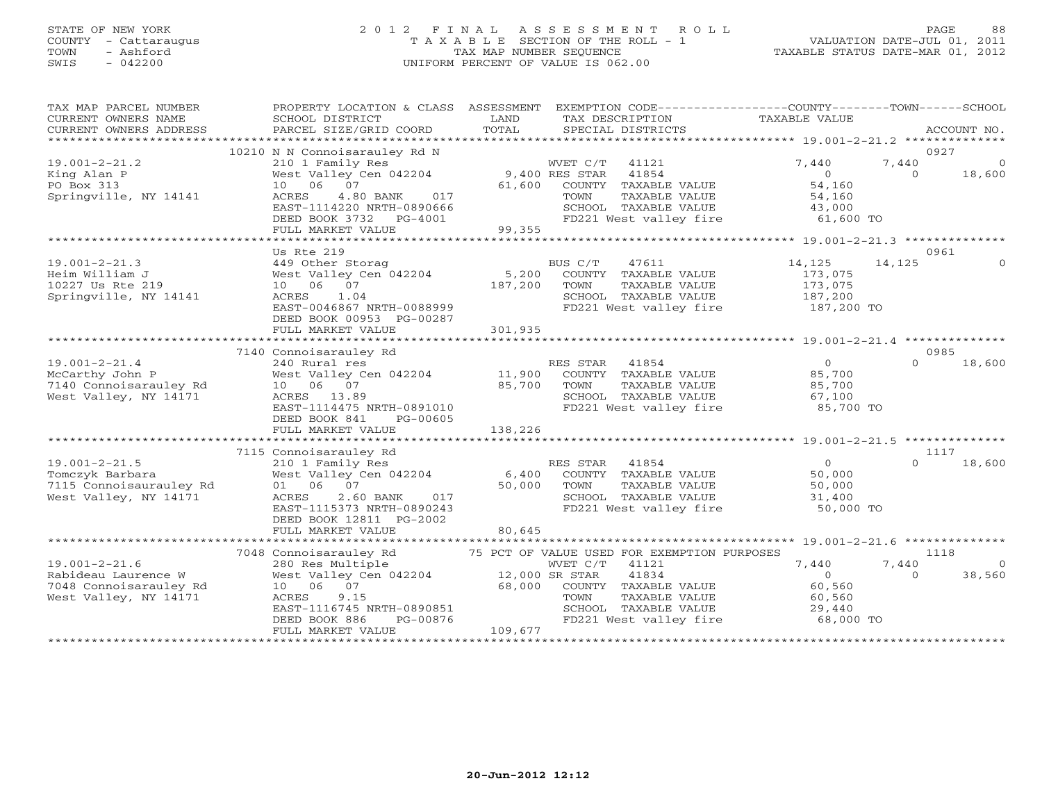STATE OF NEW YORK
COUNTY - Cattaraugus
TOWN - Ashford
SWIS - 042200

# 2012 FINAL ASSESSMENT ROLL

TAXABLE SECTION OF THE ROLL - 1
TAX MAP NUMBER SEQUENCE
UNIFORM PERCENT OF VALUE IS 062.00

VALUATION DATE-JUL 01, 2011
TAXABLE STATUS DATE-MAR 01, 2012

```
TAX MAP PARCEL NUMBER          PROPERTY LOCATION & CLASS  ASSESSMENT  EXEMPTION CODE-----------------COUNTY--------TOWN------SCHOOL
CURRENT OWNERS NAME            SCHOOL DISTRICT               LAND      TAX DESCRIPTION              TAXABLE VALUE
CURRENT OWNERS ADDRESS         PARCEL SIZE/GRID COORD        TOTAL     SPECIAL DISTRICTS                                         ACCOUNT NO.
*********************************************************************************************************** 19.001-2-21.2 **************
                          10210 N N Connoisarauley Rd N                                                                  0927
19.001-2-21.2                  210 1 Family Res                    WVET C/T   41121           7,440      7,440           0
King Alan P                    West Valley Cen 042204     9,400 RES STAR   41854               0          0       18,600
PO Box 313                     10  06  07                61,600   COUNTY  TAXABLE VALUE       54,160
Springville, NY 14141          ACRES    4.80 BANK     017           TOWN    TAXABLE VALUE       54,160
                               EAST-1114220 NRTH-0890666            SCHOOL  TAXABLE VALUE       43,000
                               DEED BOOK 3732   PG-4001             FD221 West valley fire      61,600 TO
                               FULL MARKET VALUE          99,355
*********************************************************************************************************** 19.001-2-21.3 **************
                               Us Rte 219                                                                                 0961
19.001-2-21.3                  449 Other Storag                    BUS C/T    47611          14,125     14,125           0
Heim William J                 West Valley Cen 042204     5,200   COUNTY  TAXABLE VALUE      173,075
10227 Us Rte 219               10  06  07               187,200   TOWN    TAXABLE VALUE      173,075
Springville, NY 14141          ACRES    1.04                        SCHOOL  TAXABLE VALUE      187,200
                               EAST-0046867 NRTH-0088999            FD221 West valley fire     187,200 TO
                               DEED BOOK 00953  PG-00287
                               FULL MARKET VALUE         301,935
*********************************************************************************************************** 19.001-2-21.4 **************
                          7140 Connoisarauley Rd                                                                          0985
19.001-2-21.4                  240 Rural res                       RES STAR   41854               0          0       18,600
McCarthy John P                West Valley Cen 042204    11,900   COUNTY  TAXABLE VALUE       85,700
7140 Connoisarauley Rd         10  06  07                85,700   TOWN    TAXABLE VALUE       85,700
West Valley, NY 14171          ACRES   13.89                        SCHOOL  TAXABLE VALUE       67,100
                               EAST-1114475 NRTH-0891010            FD221 West valley fire      85,700 TO
                               DEED BOOK 841    PG-00605
                               FULL MARKET VALUE         138,226
*********************************************************************************************************** 19.001-2-21.5 **************
                          7115 Connoisarauley Rd                                                                          1117
19.001-2-21.5                  210 1 Family Res                    RES STAR   41854               0          0       18,600
Tomczyk Barbara                West Valley Cen 042204     6,400   COUNTY  TAXABLE VALUE       50,000
7115 Connoisaurauley Rd        01  06  07                50,000   TOWN    TAXABLE VALUE       50,000
West Valley, NY 14171          ACRES    2.60 BANK     017           SCHOOL  TAXABLE VALUE       31,400
                               EAST-1115373 NRTH-0890243            FD221 West valley fire      50,000 TO
                               DEED BOOK 12811  PG-2002
                               FULL MARKET VALUE          80,645
*********************************************************************************************************** 19.001-2-21.6 **************
                          7048 Connoisarauley Rd        75 PCT OF VALUE USED FOR EXEMPTION PURPOSES                         1118
19.001-2-21.6                  280 Res Multiple                    WVET C/T   41121           7,440      7,440           0
Rabideau Laurence W            West Valley Cen 042204    12,000 SR STAR    41834               0          0       38,560
7048 Connoisarauley Rd         10  06  07                68,000   COUNTY  TAXABLE VALUE       60,560
West Valley, NY 14171          ACRES    9.15                        TOWN    TAXABLE VALUE       60,560
                               EAST-1116745 NRTH-0890851            SCHOOL  TAXABLE VALUE       29,440
                               DEED BOOK 886    PG-00876            FD221 West valley fire      68,000 TO
                               FULL MARKET VALUE         109,677
**************************************************************************************************************************************
```

20-Jun-2012 12:12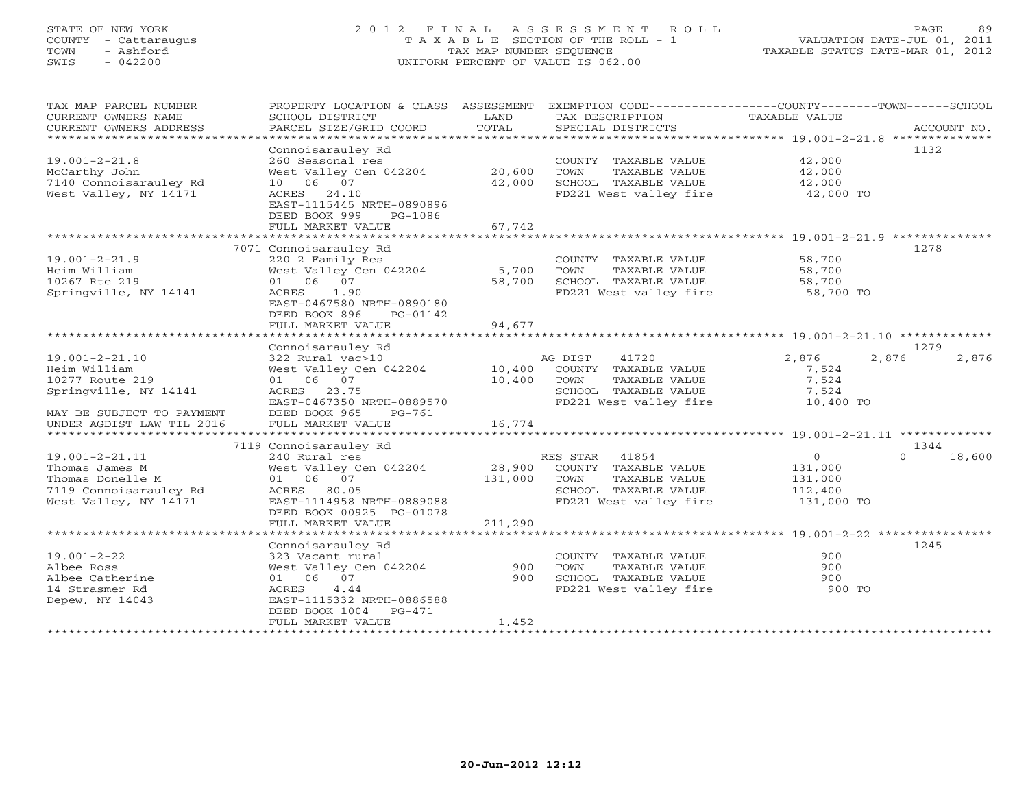STATE OF NEW YORK
COUNTY - Cattaraugus
TOWN - Ashford
SWIS - 042200

# 2012 FINAL ASSESSMENT ROLL

TAXABLE SECTION OF THE ROLL - 1
TAX MAP NUMBER SEQUENCE
UNIFORM PERCENT OF VALUE IS 062.00

VALUATION DATE-JUL 01, 2011
TAXABLE STATUS DATE-MAR 01, 2012

| TAX MAP PARCEL NUMBER / CURRENT OWNERS NAME / CURRENT OWNERS ADDRESS | PROPERTY LOCATION & CLASS / SCHOOL DISTRICT / PARCEL SIZE/GRID COORD | ASSESSMENT LAND | TOTAL | EXEMPTION CODE / TAX DESCRIPTION / SPECIAL DISTRICTS | COUNTY TAXABLE VALUE | TOWN | SCHOOL | ACCOUNT NO. |
|---|---|---|---|---|---|---|---|---|
| 19.001-2-21.8 | Connoisarauley Rd | | | | | | | 1132 |
| 19.001-2-21.8 | 260 Seasonal res | | | COUNTY TAXABLE VALUE | 42,000 | | | |
| McCarthy John | West Valley Cen 042204 | 20,600 | | TOWN TAXABLE VALUE | 42,000 | | | |
| 7140 Connoisarauley Rd | 10 06 07 | | 42,000 | SCHOOL TAXABLE VALUE | 42,000 | | | |
| West Valley, NY 14171 | ACRES 24.10 | | | FD221 West valley fire | 42,000 TO | | | |
| | EAST-1115445 NRTH-0890896 | | | | | | | |
| | DEED BOOK 999 PG-1086 | | | | | | | |
| | FULL MARKET VALUE | | 67,742 | | | | | |
| 19.001-2-21.9 | 7071 Connoisarauley Rd | | | | | | | 1278 |
| 19.001-2-21.9 | 220 2 Family Res | | | COUNTY TAXABLE VALUE | 58,700 | | | |
| Heim William | West Valley Cen 042204 | 5,700 | | TOWN TAXABLE VALUE | 58,700 | | | |
| 10267 Rte 219 | 01 06 07 | | 58,700 | SCHOOL TAXABLE VALUE | 58,700 | | | |
| Springville, NY 14141 | ACRES 1.90 | | | FD221 West valley fire | 58,700 TO | | | |
| | EAST-0467580 NRTH-0890180 | | | | | | | |
| | DEED BOOK 896 PG-01142 | | | | | | | |
| | FULL MARKET VALUE | | 94,677 | | | | | |
| 19.001-2-21.10 | Connoisarauley Rd | | | | | | | 1279 |
| 19.001-2-21.10 | 322 Rural vac>10 | | | AG DIST 41720 | 2,876 | 2,876 | 2,876 | |
| Heim William | West Valley Cen 042204 | 10,400 | | COUNTY TAXABLE VALUE | 7,524 | | | |
| 10277 Route 219 | 01 06 07 | | 10,400 | TOWN TAXABLE VALUE | 7,524 | | | |
| Springville, NY 14141 | ACRES 23.75 | | | SCHOOL TAXABLE VALUE | 7,524 | | | |
| | EAST-0467350 NRTH-0889570 | | | FD221 West valley fire | 10,400 TO | | | |
| MAY BE SUBJECT TO PAYMENT | DEED BOOK 965 PG-761 | | | | | | | |
| UNDER AGDIST LAW TIL 2016 | FULL MARKET VALUE | | 16,774 | | | | | |
| 19.001-2-21.11 | 7119 Connoisarauley Rd | | | | | | | 1344 |
| 19.001-2-21.11 | 240 Rural res | | | RES STAR 41854 | 0 | 0 | 18,600 | |
| Thomas James M | West Valley Cen 042204 | 28,900 | | COUNTY TAXABLE VALUE | 131,000 | | | |
| Thomas Donelle M | 01 06 07 | | 131,000 | TOWN TAXABLE VALUE | 131,000 | | | |
| 7119 Connoisarauley Rd | ACRES 80.05 | | | SCHOOL TAXABLE VALUE | 112,400 | | | |
| West Valley, NY 14171 | EAST-1114958 NRTH-0889088 | | | FD221 West valley fire | 131,000 TO | | | |
| | DEED BOOK 00925 PG-01078 | | | | | | | |
| | FULL MARKET VALUE | | 211,290 | | | | | |
| 19.001-2-22 | Connoisarauley Rd | | | | | | | 1245 |
| 19.001-2-22 | 323 Vacant rural | | | COUNTY TAXABLE VALUE | 900 | | | |
| Albee Ross | West Valley Cen 042204 | 900 | | TOWN TAXABLE VALUE | 900 | | | |
| Albee Catherine | 01 06 07 | | 900 | SCHOOL TAXABLE VALUE | 900 | | | |
| 14 Strasmer Rd | ACRES 4.44 | | | FD221 West valley fire | 900 TO | | | |
| Depew, NY 14043 | EAST-1115332 NRTH-0886588 | | | | | | | |
| | DEED BOOK 1004 PG-471 | | | | | | | |
| | FULL MARKET VALUE | | 1,452 | | | | | |

20-Jun-2012 12:12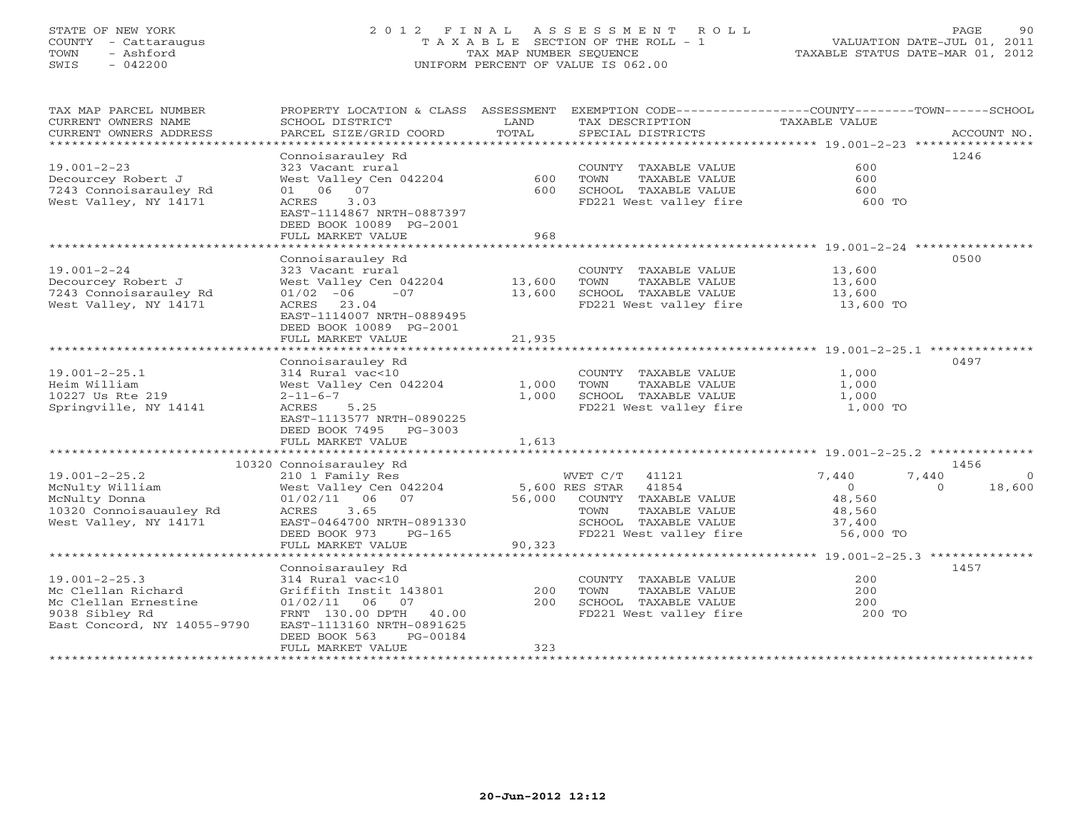STATE OF NEW YORK
COUNTY - Cattaraugus
TOWN - Ashford
SWIS - 042200

2012 FINAL ASSESSMENT ROLL
TAXABLE SECTION OF THE ROLL - 1
TAX MAP NUMBER SEQUENCE
UNIFORM PERCENT OF VALUE IS 062.00

VALUATION DATE-JUL 01, 2011
TAXABLE STATUS DATE-MAR 01, 2012

| TAX MAP PARCEL NUMBER / CURRENT OWNERS NAME / CURRENT OWNERS ADDRESS | PROPERTY LOCATION & CLASS / SCHOOL DISTRICT / PARCEL SIZE/GRID COORD | ASSESSMENT LAND / TOTAL | EXEMPTION CODE / TAX DESCRIPTION / SPECIAL DISTRICTS | COUNTY TAXABLE VALUE | TOWN | SCHOOL | ACCOUNT NO. |
|---|---|---|---|---|---|---|---|
| 19.001-2-23 | Connoisarauley Rd | | | | | | 1246 |
| Decourcey Robert J | 323 Vacant rural | | COUNTY TAXABLE VALUE | 600 | | | |
| 7243 Connoisarauley Rd | West Valley Cen 042204 | 600 | TOWN TAXABLE VALUE | 600 | | | |
| West Valley, NY 14171 | 01 06 07 | 600 | SCHOOL TAXABLE VALUE | 600 | | | |
| | ACRES 3.03 | | FD221 West valley fire | 600 TO | | | |
| | EAST-1114867 NRTH-0887397 | | | | | | |
| | DEED BOOK 10089 PG-2001 | | | | | | |
| | FULL MARKET VALUE | 968 | | | | | |
| 19.001-2-24 | Connoisarauley Rd | | | | | | 0500 |
| Decourcey Robert J | 323 Vacant rural | | COUNTY TAXABLE VALUE | 13,600 | | | |
| 7243 Connoisarauley Rd | West Valley Cen 042204 | 13,600 | TOWN TAXABLE VALUE | 13,600 | | | |
| West Valley, NY 14171 | 01/02 -06 -07 | 13,600 | SCHOOL TAXABLE VALUE | 13,600 | | | |
| | ACRES 23.04 | | FD221 West valley fire | 13,600 TO | | | |
| | EAST-1114007 NRTH-0889495 | | | | | | |
| | DEED BOOK 10089 PG-2001 | | | | | | |
| | FULL MARKET VALUE | 21,935 | | | | | |
| 19.001-2-25.1 | Connoisarauley Rd | | | | | | 0497 |
| Heim William | 314 Rural vac<10 | | COUNTY TAXABLE VALUE | 1,000 | | | |
| 10227 Us Rte 219 | West Valley Cen 042204 | 1,000 | TOWN TAXABLE VALUE | 1,000 | | | |
| Springville, NY 14141 | 2-11-6-7 | 1,000 | SCHOOL TAXABLE VALUE | 1,000 | | | |
| | ACRES 5.25 | | FD221 West valley fire | 1,000 TO | | | |
| | EAST-1113577 NRTH-0890225 | | | | | | |
| | DEED BOOK 7495 PG-3003 | | | | | | |
| | FULL MARKET VALUE | 1,613 | | | | | |
| 19.001-2-25.2 | 10320 Connoisarauley Rd | | | | | | 1456 |
| McNulty William | 210 1 Family Res | | WVET C/T 41121 | 7,440 | 7,440 | 0 | |
| McNulty Donna | West Valley Cen 042204 | 5,600 | RES STAR 41854 | 0 | 0 | 18,600 | |
| 10320 Connoisauauley Rd | 01/02/11 06 07 | 56,000 | COUNTY TAXABLE VALUE | 48,560 | | | |
| West Valley, NY 14171 | ACRES 3.65 | | TOWN TAXABLE VALUE | 48,560 | | | |
| | EAST-0464700 NRTH-0891330 | | SCHOOL TAXABLE VALUE | 37,400 | | | |
| | DEED BOOK 973 PG-165 | | FD221 West valley fire | 56,000 TO | | | |
| | FULL MARKET VALUE | 90,323 | | | | | |
| 19.001-2-25.3 | Connoisarauley Rd | | | | | | 1457 |
| Mc Clellan Richard | 314 Rural vac<10 | | COUNTY TAXABLE VALUE | 200 | | | |
| Mc Clellan Ernestine | Griffith Instit 143801 | 200 | TOWN TAXABLE VALUE | 200 | | | |
| 9038 Sibley Rd | 01/02/11 06 07 | 200 | SCHOOL TAXABLE VALUE | 200 | | | |
| East Concord, NY 14055-9790 | FRNT 130.00 DPTH 40.00 | | FD221 West valley fire | 200 TO | | | |
| | EAST-1113160 NRTH-0891625 | | | | | | |
| | DEED BOOK 563 PG-00184 | | | | | | |
| | FULL MARKET VALUE | 323 | | | | | |

20-Jun-2012 12:12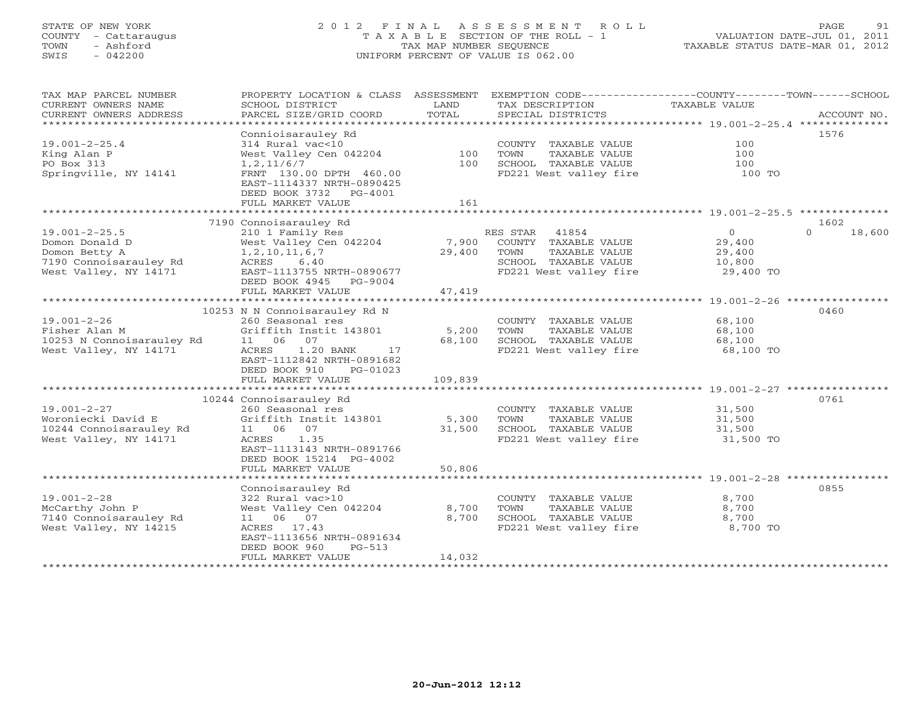STATE OF NEW YORK — 2012 FINAL ASSESSMENT ROLL
COUNTY - Cattaraugus — TAXABLE SECTION OF THE ROLL - 1 — VALUATION DATE-JUL 01, 2011
TOWN - Ashford — TAX MAP NUMBER SEQUENCE — TAXABLE STATUS DATE-MAR 01, 2012
SWIS - 042200 — UNIFORM PERCENT OF VALUE IS 062.00

| TAX MAP PARCEL NUMBER / CURRENT OWNERS NAME / CURRENT OWNERS ADDRESS | PROPERTY LOCATION & CLASS / SCHOOL DISTRICT / PARCEL SIZE/GRID COORD | ASSESSMENT LAND | TOTAL | EXEMPTION CODE / TAX DESCRIPTION / SPECIAL DISTRICTS | COUNTY / TOWN TAXABLE VALUE | SCHOOL / ACCOUNT NO. |
|---|---|---|---|---|---|---|
| 19.001-2-25.4 | Connioisarauley Rd | | | | | 1576 |
| | 314 Rural vac<10 | | | COUNTY TAXABLE VALUE | 100 | |
| King Alan P | West Valley Cen 042204 | 100 | | TOWN TAXABLE VALUE | 100 | |
| PO Box 313 | 1,2,11/6/7 | | 100 | SCHOOL TAXABLE VALUE | 100 | |
| Springville, NY 14141 | FRNT 130.00 DPTH 460.00 | | | FD221 West valley fire | 100 TO | |
| | EAST-1114337 NRTH-0890425 | | | | | |
| | DEED BOOK 3732 PG-4001 | | | | | |
| | FULL MARKET VALUE | | 161 | | | |
| 19.001-2-25.5 | 7190 Connoisarauley Rd | | | | | 1602 |
| | 210 1 Family Res | | | RES STAR 41854 | 0 | 0 18,600 |
| Domon Donald D | West Valley Cen 042204 | 7,900 | | COUNTY TAXABLE VALUE | 29,400 | |
| Domon Betty A | 1,2,10,11,6,7 | | 29,400 | TOWN TAXABLE VALUE | 29,400 | |
| 7190 Connoisarauley Rd | ACRES 6.40 | | | SCHOOL TAXABLE VALUE | 10,800 | |
| West Valley, NY 14171 | EAST-1113755 NRTH-0890677 | | | FD221 West valley fire | 29,400 TO | |
| | DEED BOOK 4945 PG-9004 | | | | | |
| | FULL MARKET VALUE | | 47,419 | | | |
| 19.001-2-26 | 10253 N N Connoisarauley Rd N | | | | | 0460 |
| | 260 Seasonal res | | | COUNTY TAXABLE VALUE | 68,100 | |
| Fisher Alan M | Griffith Instit 143801 | 5,200 | | TOWN TAXABLE VALUE | 68,100 | |
| 10253 N Connoisarauley Rd | 11 06 07 | | 68,100 | SCHOOL TAXABLE VALUE | 68,100 | |
| West Valley, NY 14171 | ACRES 1.20 BANK 17 | | | FD221 West valley fire | 68,100 TO | |
| | EAST-1112842 NRTH-0891682 | | | | | |
| | DEED BOOK 910 PG-01023 | | | | | |
| | FULL MARKET VALUE | | 109,839 | | | |
| 19.001-2-27 | 10244 Connoisarauley Rd | | | | | 0761 |
| | 260 Seasonal res | | | COUNTY TAXABLE VALUE | 31,500 | |
| Woroniecki David E | Griffith Instit 143801 | 5,300 | | TOWN TAXABLE VALUE | 31,500 | |
| 10244 Connoisarauley Rd | 11 06 07 | | 31,500 | SCHOOL TAXABLE VALUE | 31,500 | |
| West Valley, NY 14171 | ACRES 1.35 | | | FD221 West valley fire | 31,500 TO | |
| | EAST-1113143 NRTH-0891766 | | | | | |
| | DEED BOOK 15214 PG-4002 | | | | | |
| | FULL MARKET VALUE | | 50,806 | | | |
| 19.001-2-28 | Connoisarauley Rd | | | | | 0855 |
| | 322 Rural vac>10 | | | COUNTY TAXABLE VALUE | 8,700 | |
| McCarthy John P | West Valley Cen 042204 | 8,700 | | TOWN TAXABLE VALUE | 8,700 | |
| 7140 Connoisarauley Rd | 11 06 07 | | 8,700 | SCHOOL TAXABLE VALUE | 8,700 | |
| West Valley, NY 14215 | ACRES 17.43 | | | FD221 West valley fire | 8,700 TO | |
| | EAST-1113656 NRTH-0891634 | | | | | |
| | DEED BOOK 960 PG-513 | | | | | |
| | FULL MARKET VALUE | | 14,032 | | | |

20-Jun-2012 12:12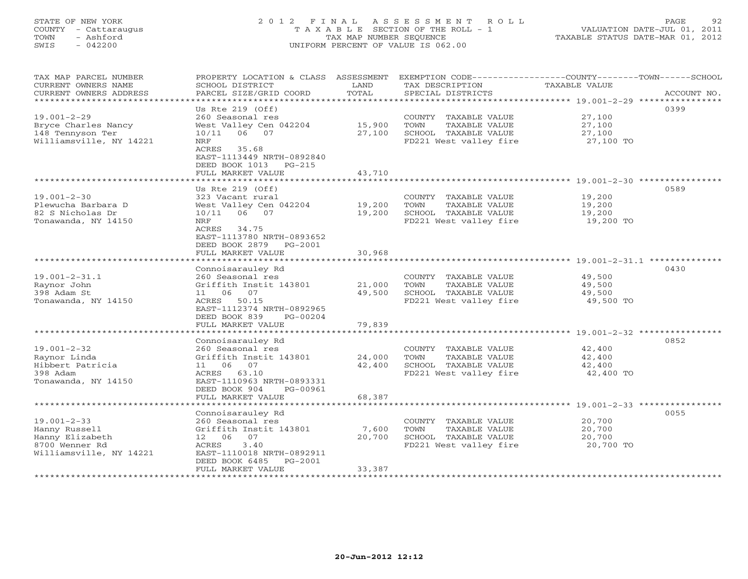STATE OF NEW YORK
COUNTY - Cattaraugus
TOWN - Ashford
SWIS - 042200

2012 FINAL ASSESSMENT ROLL
TAXABLE SECTION OF THE ROLL - 1
TAX MAP NUMBER SEQUENCE
UNIFORM PERCENT OF VALUE IS 062.00

VALUATION DATE-JUL 01, 2011
TAXABLE STATUS DATE-MAR 01, 2012

| TAX MAP PARCEL NUMBER / CURRENT OWNERS NAME / CURRENT OWNERS ADDRESS | PROPERTY LOCATION & CLASS / SCHOOL DISTRICT / PARCEL SIZE/GRID COORD | ASSESSMENT LAND / TOTAL | EXEMPTION CODE / TAX DESCRIPTION / SPECIAL DISTRICTS | TAXABLE VALUE | ACCOUNT NO. |
|---|---|---|---|---|---|
| 19.001-2-29 | Us Rte 219 (Off) | | | | 0399 |
| Bryce Charles Nancy | 260 Seasonal res | | COUNTY TAXABLE VALUE | 27,100 | |
| 148 Tennyson Ter | West Valley Cen 042204 | 15,900 | TOWN TAXABLE VALUE | 27,100 | |
| Williamsville, NY 14221 | 10/11 06 07 | 27,100 | SCHOOL TAXABLE VALUE | 27,100 | |
| | NRF | | FD221 West valley fire | 27,100 TO | |
| | ACRES 35.68 | | | | |
| | EAST-1113449 NRTH-0892840 | | | | |
| | DEED BOOK 1013 PG-215 | | | | |
| | FULL MARKET VALUE | 43,710 | | | |
| 19.001-2-30 | Us Rte 219 (Off) | | | | 0589 |
| Plewucha Barbara D | 323 Vacant rural | | COUNTY TAXABLE VALUE | 19,200 | |
| 82 S Nicholas Dr | West Valley Cen 042204 | 19,200 | TOWN TAXABLE VALUE | 19,200 | |
| Tonawanda, NY 14150 | 10/11 06 07 | 19,200 | SCHOOL TAXABLE VALUE | 19,200 | |
| | NRF | | FD221 West valley fire | 19,200 TO | |
| | ACRES 34.75 | | | | |
| | EAST-1113780 NRTH-0893652 | | | | |
| | DEED BOOK 2879 PG-2001 | | | | |
| | FULL MARKET VALUE | 30,968 | | | |
| 19.001-2-31.1 | Connoisarauley Rd | | | | 0430 |
| Raynor John | 260 Seasonal res | | COUNTY TAXABLE VALUE | 49,500 | |
| 398 Adam St | Griffith Instit 143801 | 21,000 | TOWN TAXABLE VALUE | 49,500 | |
| Tonawanda, NY 14150 | 11 06 07 | 49,500 | SCHOOL TAXABLE VALUE | 49,500 | |
| | ACRES 50.15 | | FD221 West valley fire | 49,500 TO | |
| | EAST-1112374 NRTH-0892965 | | | | |
| | DEED BOOK 839 PG-00204 | | | | |
| | FULL MARKET VALUE | 79,839 | | | |
| 19.001-2-32 | Connoisarauley Rd | | | | 0852 |
| Raynor Linda | 260 Seasonal res | | COUNTY TAXABLE VALUE | 42,400 | |
| Hibbert Patricia | Griffith Instit 143801 | 24,000 | TOWN TAXABLE VALUE | 42,400 | |
| 398 Adam | 11 06 07 | 42,400 | SCHOOL TAXABLE VALUE | 42,400 | |
| Tonawanda, NY 14150 | ACRES 63.10 | | FD221 West valley fire | 42,400 TO | |
| | EAST-1110963 NRTH-0893331 | | | | |
| | DEED BOOK 904 PG-00961 | | | | |
| | FULL MARKET VALUE | 68,387 | | | |
| 19.001-2-33 | Connoisarauley Rd | | | | 0055 |
| Hanny Russell | 260 Seasonal res | | COUNTY TAXABLE VALUE | 20,700 | |
| Hanny Elizabeth | Griffith Instit 143801 | 7,600 | TOWN TAXABLE VALUE | 20,700 | |
| 8700 Wenner Rd | 12 06 07 | 20,700 | SCHOOL TAXABLE VALUE | 20,700 | |
| Williamsville, NY 14221 | ACRES 3.40 | | FD221 West valley fire | 20,700 TO | |
| | EAST-1110018 NRTH-0892911 | | | | |
| | DEED BOOK 6485 PG-2001 | | | | |
| | FULL MARKET VALUE | 33,387 | | | |

20-Jun-2012 12:12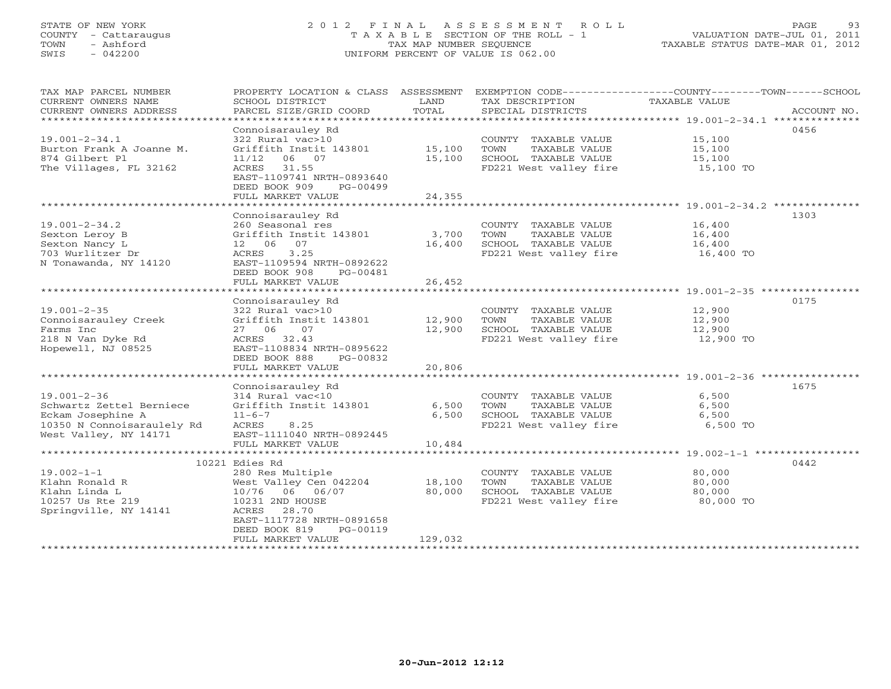STATE OF NEW YORK
COUNTY - Cattaraugus
TOWN - Ashford
SWIS - 042200

2012 FINAL ASSESSMENT ROLL
TAXABLE SECTION OF THE ROLL - 1
TAX MAP NUMBER SEQUENCE
UNIFORM PERCENT OF VALUE IS 062.00

VALUATION DATE-JUL 01, 2011
TAXABLE STATUS DATE-MAR 01, 2012

| TAX MAP PARCEL NUMBER / CURRENT OWNERS NAME / CURRENT OWNERS ADDRESS | PROPERTY LOCATION & CLASS / SCHOOL DISTRICT / PARCEL SIZE/GRID COORD | ASSESSMENT LAND / TOTAL | EXEMPTION CODE / TAX DESCRIPTION / SPECIAL DISTRICTS | COUNTY--TOWN--SCHOOL TAXABLE VALUE | ACCOUNT NO. |
|---|---|---|---|---|---|
| 19.001-2-34.1 | Connoisarauley Rd | | | | 0456 |
| 19.001-2-34.1 | 322 Rural vac>10 | | COUNTY TAXABLE VALUE | 15,100 | |
| Burton Frank A Joanne M. | Griffith Instit 143801 | 15,100 | TOWN TAXABLE VALUE | 15,100 | |
| 874 Gilbert Pl | 11/12 06 07 | 15,100 | SCHOOL TAXABLE VALUE | 15,100 | |
| The Villages, FL 32162 | ACRES 31.55 | | FD221 West valley fire | 15,100 TO | |
| | EAST-1109741 NRTH-0893640 | | | | |
| | DEED BOOK 909 PG-00499 | | | | |
| | FULL MARKET VALUE | 24,355 | | | |
| 19.001-2-34.2 | Connoisarauley Rd | | | | 1303 |
| 19.001-2-34.2 | 260 Seasonal res | | COUNTY TAXABLE VALUE | 16,400 | |
| Sexton Leroy B | Griffith Instit 143801 | 3,700 | TOWN TAXABLE VALUE | 16,400 | |
| Sexton Nancy L | 12 06 07 | 16,400 | SCHOOL TAXABLE VALUE | 16,400 | |
| 703 Wurlitzer Dr | ACRES 3.25 | | FD221 West valley fire | 16,400 TO | |
| N Tonawanda, NY 14120 | EAST-1109594 NRTH-0892622 | | | | |
| | DEED BOOK 908 PG-00481 | | | | |
| | FULL MARKET VALUE | 26,452 | | | |
| 19.001-2-35 | Connoisarauley Rd | | | | 0175 |
| 19.001-2-35 | 322 Rural vac>10 | | COUNTY TAXABLE VALUE | 12,900 | |
| Connoisarauley Creek | Griffith Instit 143801 | 12,900 | TOWN TAXABLE VALUE | 12,900 | |
| Farms Inc | 27 06 07 | 12,900 | SCHOOL TAXABLE VALUE | 12,900 | |
| 218 N Van Dyke Rd | ACRES 32.43 | | FD221 West valley fire | 12,900 TO | |
| Hopewell, NJ 08525 | EAST-1108834 NRTH-0895622 | | | | |
| | DEED BOOK 888 PG-00832 | | | | |
| | FULL MARKET VALUE | 20,806 | | | |
| 19.001-2-36 | Connoisarauley Rd | | | | 1675 |
| 19.001-2-36 | 314 Rural vac<10 | | COUNTY TAXABLE VALUE | 6,500 | |
| Schwartz Zettel Berniece | Griffith Instit 143801 | 6,500 | TOWN TAXABLE VALUE | 6,500 | |
| Eckam Josephine A | 11-6-7 | 6,500 | SCHOOL TAXABLE VALUE | 6,500 | |
| 10350 N Connoisaraulely Rd | ACRES 8.25 | | FD221 West valley fire | 6,500 TO | |
| West Valley, NY 14171 | EAST-1111040 NRTH-0892445 | | | | |
| | FULL MARKET VALUE | 10,484 | | | |
| 19.002-1-1 | 10221 Edies Rd | | | | 0442 |
| 19.002-1-1 | 280 Res Multiple | | COUNTY TAXABLE VALUE | 80,000 | |
| Klahn Ronald R | West Valley Cen 042204 | 18,100 | TOWN TAXABLE VALUE | 80,000 | |
| Klahn Linda L | 10/76 06 06/07 | 80,000 | SCHOOL TAXABLE VALUE | 80,000 | |
| 10257 Us Rte 219 | 10231 2ND HOUSE | | FD221 West valley fire | 80,000 TO | |
| Springville, NY 14141 | ACRES 28.70 | | | | |
| | EAST-1117728 NRTH-0891658 | | | | |
| | DEED BOOK 819 PG-00119 | | | | |
| | FULL MARKET VALUE | 129,032 | | | |

20-Jun-2012 12:12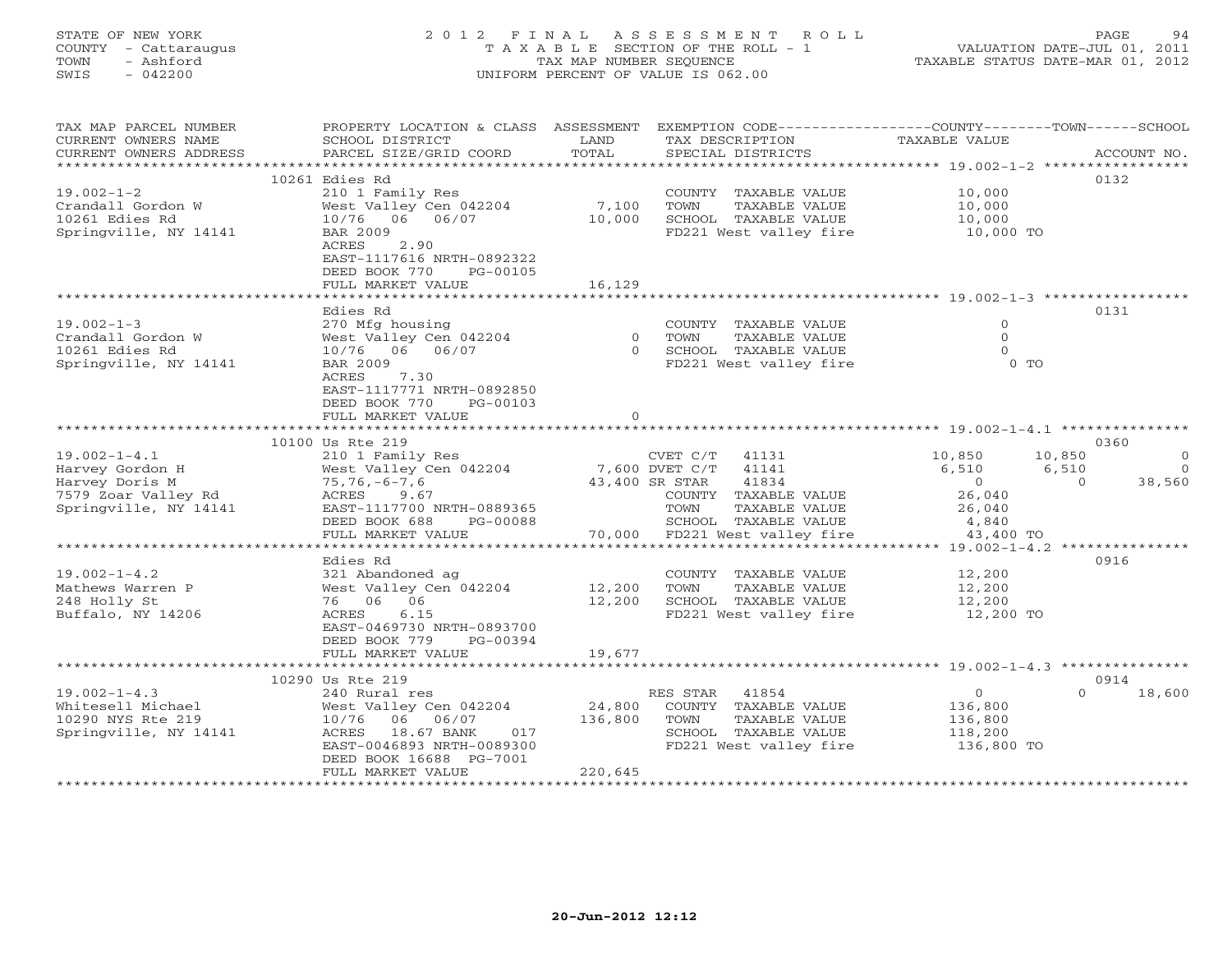STATE OF NEW YORK
COUNTY - Cattaraugus
TOWN - Ashford
SWIS - 042200

2012 FINAL ASSESSMENT ROLL
TAXABLE SECTION OF THE ROLL - 1
TAX MAP NUMBER SEQUENCE
UNIFORM PERCENT OF VALUE IS 062.00

VALUATION DATE-JUL 01, 2011
TAXABLE STATUS DATE-MAR 01, 2012

| TAX MAP PARCEL NUMBER / CURRENT OWNERS NAME / CURRENT OWNERS ADDRESS | PROPERTY LOCATION & CLASS / SCHOOL DISTRICT / PARCEL SIZE/GRID COORD | ASSESSMENT LAND / TOTAL | EXEMPTION CODE / TAX DESCRIPTION / SPECIAL DISTRICTS | COUNTY TAXABLE VALUE | TOWN | SCHOOL | ACCOUNT NO. |
|---|---|---|---|---|---|---|---|
| | 10261 Edies Rd | | | | | | 0132 |
| 19.002-1-2 | 210 1 Family Res | | COUNTY TAXABLE VALUE | 10,000 | | | |
| Crandall Gordon W | West Valley Cen 042204 | 7,100 | TOWN TAXABLE VALUE | 10,000 | | | |
| 10261 Edies Rd | 10/76 06 06/07 | 10,000 | SCHOOL TAXABLE VALUE | 10,000 | | | |
| Springville, NY 14141 | BAR 2009 | | FD221 West valley fire | 10,000 TO | | | |
| | ACRES 2.90 | | | | | | |
| | EAST-1117616 NRTH-0892322 | | | | | | |
| | DEED BOOK 770 PG-00105 | | | | | | |
| | FULL MARKET VALUE | 16,129 | | | | | |
| | Edies Rd | | | | | | 0131 |
| 19.002-1-3 | 270 Mfg housing | | COUNTY TAXABLE VALUE | 0 | | | |
| Crandall Gordon W | West Valley Cen 042204 | 0 | TOWN TAXABLE VALUE | 0 | | | |
| 10261 Edies Rd | 10/76 06 06/07 | 0 | SCHOOL TAXABLE VALUE | 0 | | | |
| Springville, NY 14141 | BAR 2009 | | FD221 West valley fire | 0 TO | | | |
| | ACRES 7.30 | | | | | | |
| | EAST-1117771 NRTH-0892850 | | | | | | |
| | DEED BOOK 770 PG-00103 | | | | | | |
| | FULL MARKET VALUE | 0 | | | | | |
| | 10100 Us Rte 219 | | | | | | 0360 |
| 19.002-1-4.1 | 210 1 Family Res | | CVET C/T 41131 | 10,850 | 10,850 | 0 | |
| Harvey Gordon H | West Valley Cen 042204 | 7,600 | DVET C/T 41141 | 6,510 | 6,510 | 0 | |
| Harvey Doris M | 75,76,-6-7,6 | 43,400 | SR STAR 41834 | 0 | 0 | 38,560 | |
| 7579 Zoar Valley Rd | ACRES 9.67 | | COUNTY TAXABLE VALUE | 26,040 | | | |
| Springville, NY 14141 | EAST-1117700 NRTH-0889365 | | TOWN TAXABLE VALUE | 26,040 | | | |
| | DEED BOOK 688 PG-00088 | | SCHOOL TAXABLE VALUE | 4,840 | | | |
| | FULL MARKET VALUE | 70,000 | FD221 West valley fire | 43,400 TO | | | |
| | Edies Rd | | | | | | 0916 |
| 19.002-1-4.2 | 321 Abandoned ag | | COUNTY TAXABLE VALUE | 12,200 | | | |
| Mathews Warren P | West Valley Cen 042204 | 12,200 | TOWN TAXABLE VALUE | 12,200 | | | |
| 248 Holly St | 76 06 06 | 12,200 | SCHOOL TAXABLE VALUE | 12,200 | | | |
| Buffalo, NY 14206 | ACRES 6.15 | | FD221 West valley fire | 12,200 TO | | | |
| | EAST-0469730 NRTH-0893700 | | | | | | |
| | DEED BOOK 779 PG-00394 | | | | | | |
| | FULL MARKET VALUE | 19,677 | | | | | |
| | 10290 Us Rte 219 | | | | | | 0914 |
| 19.002-1-4.3 | 240 Rural res | | RES STAR 41854 | 0 | 0 | 18,600 | |
| Whitesell Michael | West Valley Cen 042204 | 24,800 | COUNTY TAXABLE VALUE | 136,800 | | | |
| 10290 NYS Rte 219 | 10/76 06 06/07 | 136,800 | TOWN TAXABLE VALUE | 136,800 | | | |
| Springville, NY 14141 | ACRES 18.67 BANK 017 | | SCHOOL TAXABLE VALUE | 118,200 | | | |
| | EAST-0046893 NRTH-0089300 | | FD221 West valley fire | 136,800 TO | | | |
| | DEED BOOK 16688 PG-7001 | | | | | | |
| | FULL MARKET VALUE | 220,645 | | | | | |

20-Jun-2012 12:12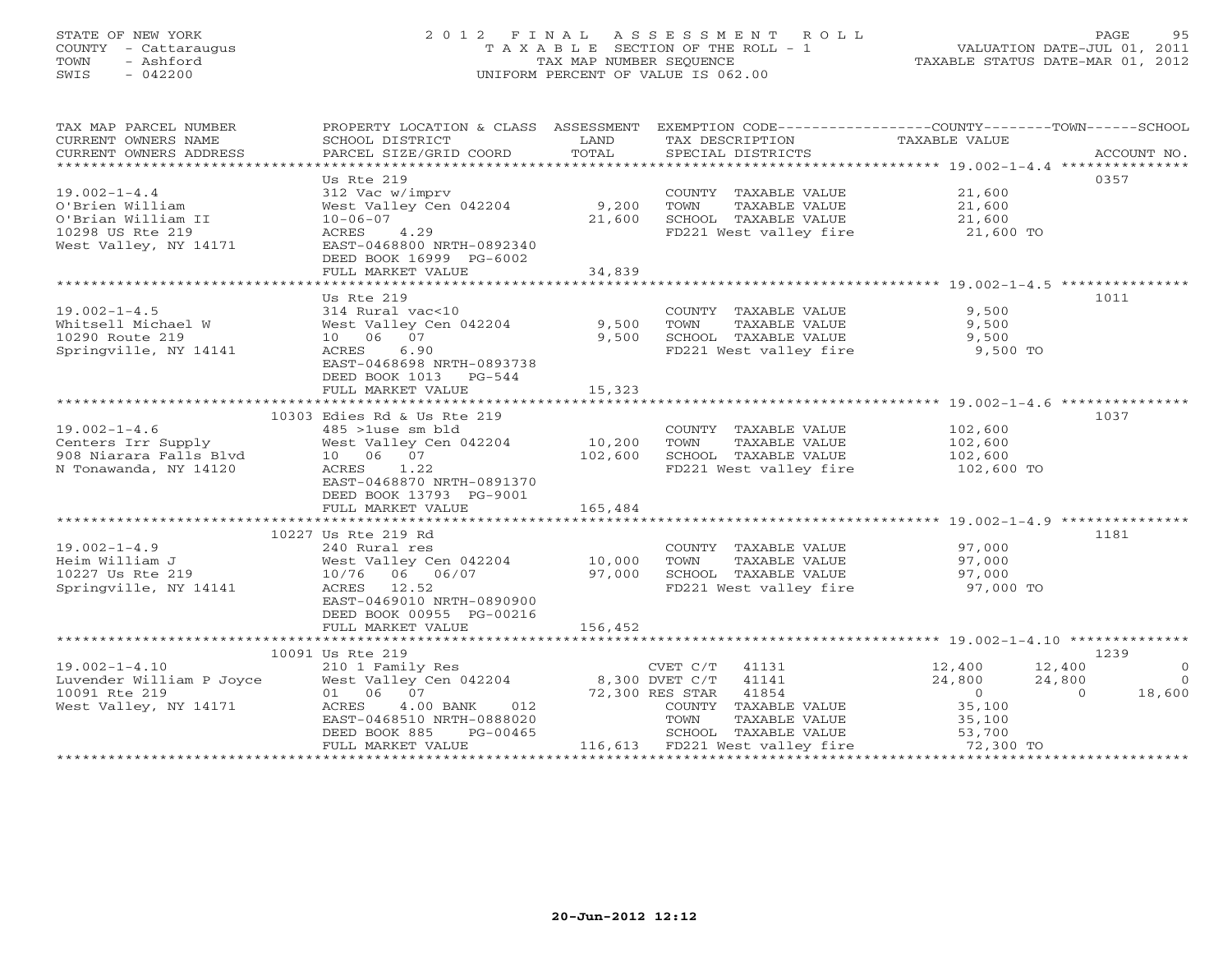STATE OF NEW YORK
COUNTY - Cattaraugus
TOWN - Ashford
SWIS - 042200

2 0 1 2 F I N A L A S S E S S M E N T R O L L
T A X A B L E SECTION OF THE ROLL - 1
TAX MAP NUMBER SEQUENCE
UNIFORM PERCENT OF VALUE IS 062.00

VALUATION DATE-JUL 01, 2011
TAXABLE STATUS DATE-MAR 01, 2012

| TAX MAP PARCEL NUMBER / CURRENT OWNERS NAME / CURRENT OWNERS ADDRESS | PROPERTY LOCATION & CLASS / SCHOOL DISTRICT / PARCEL SIZE/GRID COORD | ASSESSMENT LAND / TOTAL | EXEMPTION CODE / TAX DESCRIPTION / SPECIAL DISTRICTS | COUNTY | TOWN | SCHOOL / ACCOUNT NO. |
|---|---|---|---|---|---|---|
| 19.002-1-4.4 | Us Rte 219 | | | | | 0357 |
| 19.002-1-4.4 | 312 Vac w/imprv | | COUNTY TAXABLE VALUE | 21,600 | | |
| O'Brien William | West Valley Cen 042204 | 9,200 | TOWN TAXABLE VALUE | | 21,600 | |
| O'Brian William II | 10-06-07 | 21,600 | SCHOOL TAXABLE VALUE | | | 21,600 |
| 10298 US Rte 219 | ACRES 4.29 | | FD221 West valley fire | 21,600 TO | | |
| West Valley, NY 14171 | EAST-0468800 NRTH-0892340 | | | | | |
| | DEED BOOK 16999 PG-6002 | | | | | |
| | FULL MARKET VALUE | 34,839 | | | | |
| 19.002-1-4.5 | Us Rte 219 | | | | | 1011 |
| 19.002-1-4.5 | 314 Rural vac<10 | | COUNTY TAXABLE VALUE | 9,500 | | |
| Whitsell Michael W | West Valley Cen 042204 | 9,500 | TOWN TAXABLE VALUE | | 9,500 | |
| 10290 Route 219 | 10 06 07 | 9,500 | SCHOOL TAXABLE VALUE | | | 9,500 |
| Springville, NY 14141 | ACRES 6.90 | | FD221 West valley fire | 9,500 TO | | |
| | EAST-0468698 NRTH-0893738 | | | | | |
| | DEED BOOK 1013 PG-544 | | | | | |
| | FULL MARKET VALUE | 15,323 | | | | |
| 19.002-1-4.6 | 10303 Edies Rd & Us Rte 219 | | | | | 1037 |
| 19.002-1-4.6 | 485 >1use sm bld | | COUNTY TAXABLE VALUE | 102,600 | | |
| Centers Irr Supply | West Valley Cen 042204 | 10,200 | TOWN TAXABLE VALUE | | 102,600 | |
| 908 Niarara Falls Blvd | 10 06 07 | 102,600 | SCHOOL TAXABLE VALUE | | | 102,600 |
| N Tonawanda, NY 14120 | ACRES 1.22 | | FD221 West valley fire | 102,600 TO | | |
| | EAST-0468870 NRTH-0891370 | | | | | |
| | DEED BOOK 13793 PG-9001 | | | | | |
| | FULL MARKET VALUE | 165,484 | | | | |
| 19.002-1-4.9 | 10227 Us Rte 219 Rd | | | | | 1181 |
| 19.002-1-4.9 | 240 Rural res | | COUNTY TAXABLE VALUE | 97,000 | | |
| Heim William J | West Valley Cen 042204 | 10,000 | TOWN TAXABLE VALUE | | 97,000 | |
| 10227 Us Rte 219 | 10/76 06 06/07 | 97,000 | SCHOOL TAXABLE VALUE | | | 97,000 |
| Springville, NY 14141 | ACRES 12.52 | | FD221 West valley fire | 97,000 TO | | |
| | EAST-0469010 NRTH-0890900 | | | | | |
| | DEED BOOK 00955 PG-00216 | | | | | |
| | FULL MARKET VALUE | 156,452 | | | | |
| 19.002-1-4.10 | 10091 Us Rte 219 | | | | | 1239 |
| 19.002-1-4.10 | 210 1 Family Res | | CVET C/T 41131 | 12,400 | 12,400 | 0 |
| Luvender William P Joyce | West Valley Cen 042204 | 8,300 | DVET C/T 41141 | 24,800 | 24,800 | 0 |
| 10091 Rte 219 | 01 06 07 | 72,300 | RES STAR 41854 | 0 | 0 | 18,600 |
| West Valley, NY 14171 | ACRES 4.00 BANK 012 | | COUNTY TAXABLE VALUE | 35,100 | | |
| | EAST-0468510 NRTH-0888020 | | TOWN TAXABLE VALUE | | 35,100 | |
| | DEED BOOK 885 PG-00465 | | SCHOOL TAXABLE VALUE | | | 53,700 |
| | FULL MARKET VALUE | 116,613 | FD221 West valley fire | 72,300 TO | | |

20-Jun-2012 12:12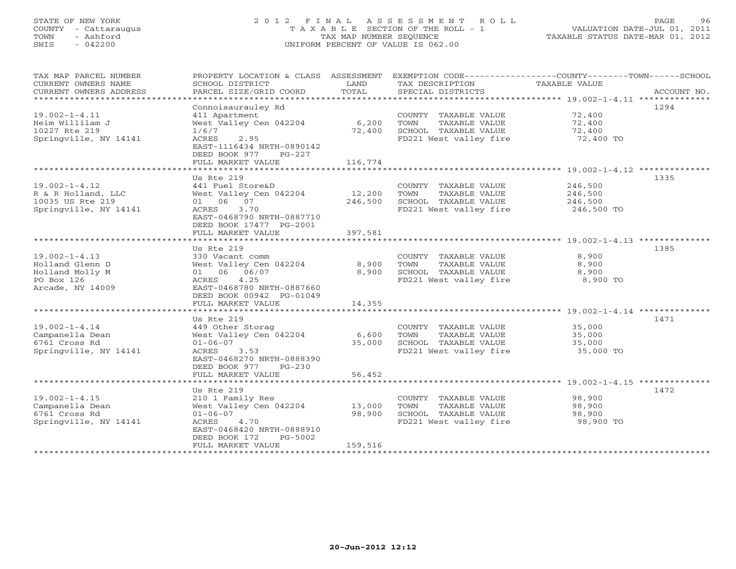STATE OF NEW YORK
COUNTY - Cattaraugus
TOWN - Ashford
SWIS - 042200

2012 FINAL ASSESSMENT ROLL
TAXABLE SECTION OF THE ROLL - 1
TAX MAP NUMBER SEQUENCE
UNIFORM PERCENT OF VALUE IS 062.00

VALUATION DATE-JUL 01, 2011
TAXABLE STATUS DATE-MAR 01, 2012

| TAX MAP PARCEL NUMBER / CURRENT OWNERS NAME / CURRENT OWNERS ADDRESS | PROPERTY LOCATION & CLASS / SCHOOL DISTRICT / PARCEL SIZE/GRID COORD | ASSESSMENT LAND / TOTAL | EXEMPTION CODE / TAX DESCRIPTION / SPECIAL DISTRICTS | TAXABLE VALUE | ACCOUNT NO. |
|---|---|---|---|---|---|
| 19.002-1-4.11 | Connoisaurauley Rd | | | | 1294 |
| 19.002-1-4.11 | 411 Apartment | | COUNTY TAXABLE VALUE | 72,400 | |
| Heim Willilam J | West Valley Cen 042204 | 6,200 | TOWN TAXABLE VALUE | 72,400 | |
| 10227 Rte 219 | 1/6/7 | 72,400 | SCHOOL TAXABLE VALUE | 72,400 | |
| Springville, NY 14141 | ACRES 2.95 | | FD221 West valley fire | 72,400 TO | |
| | EAST-1116434 NRTH-0890142 | | | | |
| | DEED BOOK 977 PG-227 | | | | |
| | FULL MARKET VALUE | 116,774 | | | |
| 19.002-1-4.12 | Us Rte 219 | | | | 1335 |
| 19.002-1-4.12 | 441 Fuel Store&D | | COUNTY TAXABLE VALUE | 246,500 | |
| R & R Holland, LLC | West Valley Cen 042204 | 12,200 | TOWN TAXABLE VALUE | 246,500 | |
| 10035 US Rte 219 | 01 06 07 | 246,500 | SCHOOL TAXABLE VALUE | 246,500 | |
| Springville, NY 14141 | ACRES 3.70 | | FD221 West valley fire | 246,500 TO | |
| | EAST-0468790 NRTH-0887710 | | | | |
| | DEED BOOK 17477 PG-2001 | | | | |
| | FULL MARKET VALUE | 397,581 | | | |
| 19.002-1-4.13 | Us Rte 219 | | | | 1385 |
| 19.002-1-4.13 | 330 Vacant comm | | COUNTY TAXABLE VALUE | 8,900 | |
| Holland Glenn D | West Valley Cen 042204 | 8,900 | TOWN TAXABLE VALUE | 8,900 | |
| Holland Molly M | 01 06 06/07 | 8,900 | SCHOOL TAXABLE VALUE | 8,900 | |
| PO Box 126 | ACRES 4.25 | | FD221 West valley fire | 8,900 TO | |
| Arcade, NY 14009 | EAST-0468780 NRTH-0887660 | | | | |
| | DEED BOOK 00942 PG-01049 | | | | |
| | FULL MARKET VALUE | 14,355 | | | |
| 19.002-1-4.14 | Us Rte 219 | | | | 1471 |
| 19.002-1-4.14 | 449 Other Storag | | COUNTY TAXABLE VALUE | 35,000 | |
| Campanella Dean | West Valley Cen 042204 | 6,600 | TOWN TAXABLE VALUE | 35,000 | |
| 6761 Cross Rd | 01-06-07 | 35,000 | SCHOOL TAXABLE VALUE | 35,000 | |
| Springville, NY 14141 | ACRES 3.53 | | FD221 West valley fire | 35,000 TO | |
| | EAST-0468270 NRTH-0888390 | | | | |
| | DEED BOOK 977 PG-230 | | | | |
| | FULL MARKET VALUE | 56,452 | | | |
| 19.002-1-4.15 | Us Rte 219 | | | | 1472 |
| 19.002-1-4.15 | 210 1 Family Res | | COUNTY TAXABLE VALUE | 98,900 | |
| Campanella Dean | West Valley Cen 042204 | 13,000 | TOWN TAXABLE VALUE | 98,900 | |
| 6761 Cross Rd | 01-06-07 | 98,900 | SCHOOL TAXABLE VALUE | 98,900 | |
| Springville, NY 14141 | ACRES 4.70 | | FD221 West valley fire | 98,900 TO | |
| | EAST-0468420 NRTH-0888910 | | | | |
| | DEED BOOK 172 PG-5002 | | | | |
| | FULL MARKET VALUE | 159,516 | | | |

20-Jun-2012 12:12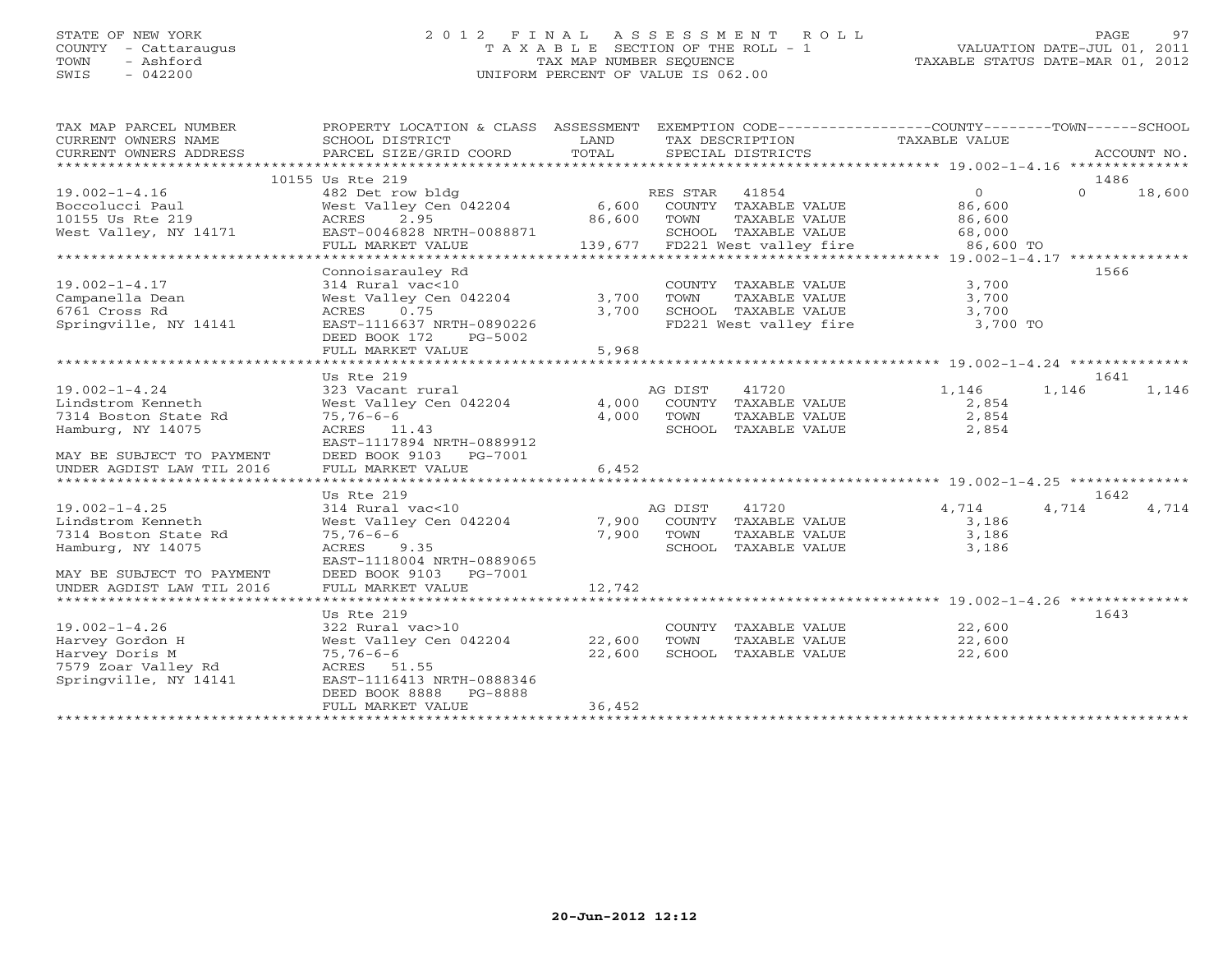STATE OF NEW YORK
COUNTY - Cattaraugus
TOWN - Ashford
SWIS - 042200

# 2012 FINAL ASSESSMENT ROLL
TAXABLE SECTION OF THE ROLL - 1
TAX MAP NUMBER SEQUENCE
UNIFORM PERCENT OF VALUE IS 062.00

VALUATION DATE-JUL 01, 2011
TAXABLE STATUS DATE-MAR 01, 2012

| TAX MAP PARCEL NUMBER / CURRENT OWNERS NAME / CURRENT OWNERS ADDRESS | PROPERTY LOCATION & CLASS / SCHOOL DISTRICT / PARCEL SIZE/GRID COORD | ASSESSMENT LAND / TOTAL | EXEMPTION CODE / TAX DESCRIPTION / SPECIAL DISTRICTS | COUNTY | TOWN | SCHOOL / ACCOUNT NO. |
|---|---|---|---|---|---|---|
| | 10155 Us Rte 219 | | | | | 1486 |
| 19.002-1-4.16 | 482 Det row bldg | | RES STAR 41854 | 0 | 0 | 18,600 |
| Boccolucci Paul | West Valley Cen 042204 | 6,600 | COUNTY TAXABLE VALUE | 86,600 | | |
| 10155 Us Rte 219 | ACRES 2.95 | 86,600 | TOWN TAXABLE VALUE | | 86,600 | |
| West Valley, NY 14171 | EAST-0046828 NRTH-0088871 | | SCHOOL TAXABLE VALUE | | | 68,000 |
| | FULL MARKET VALUE | 139,677 | FD221 West valley fire | 86,600 TO | | |
| | Connoisarauley Rd | | | | | 1566 |
| 19.002-1-4.17 | 314 Rural vac<10 | | COUNTY TAXABLE VALUE | 3,700 | | |
| Campanella Dean | West Valley Cen 042204 | 3,700 | TOWN TAXABLE VALUE | | 3,700 | |
| 6761 Cross Rd | ACRES 0.75 | 3,700 | SCHOOL TAXABLE VALUE | | | 3,700 |
| Springville, NY 14141 | EAST-1116637 NRTH-0890226 | | FD221 West valley fire | 3,700 TO | | |
| | DEED BOOK 172 PG-5002 | | | | | |
| | FULL MARKET VALUE | 5,968 | | | | |
| | Us Rte 219 | | | | | 1641 |
| 19.002-1-4.24 | 323 Vacant rural | | AG DIST 41720 | 1,146 | 1,146 | 1,146 |
| Lindstrom Kenneth | West Valley Cen 042204 | 4,000 | COUNTY TAXABLE VALUE | 2,854 | | |
| 7314 Boston State Rd | 75,76-6-6 | 4,000 | TOWN TAXABLE VALUE | | 2,854 | |
| Hamburg, NY 14075 | ACRES 11.43 | | SCHOOL TAXABLE VALUE | | | 2,854 |
| | EAST-1117894 NRTH-0889912 | | | | | |
| MAY BE SUBJECT TO PAYMENT | DEED BOOK 9103 PG-7001 | | | | | |
| UNDER AGDIST LAW TIL 2016 | FULL MARKET VALUE | 6,452 | | | | |
| | Us Rte 219 | | | | | 1642 |
| 19.002-1-4.25 | 314 Rural vac<10 | | AG DIST 41720 | 4,714 | 4,714 | 4,714 |
| Lindstrom Kenneth | West Valley Cen 042204 | 7,900 | COUNTY TAXABLE VALUE | 3,186 | | |
| 7314 Boston State Rd | 75,76-6-6 | 7,900 | TOWN TAXABLE VALUE | | 3,186 | |
| Hamburg, NY 14075 | ACRES 9.35 | | SCHOOL TAXABLE VALUE | | | 3,186 |
| | EAST-1118004 NRTH-0889065 | | | | | |
| MAY BE SUBJECT TO PAYMENT | DEED BOOK 9103 PG-7001 | | | | | |
| UNDER AGDIST LAW TIL 2016 | FULL MARKET VALUE | 12,742 | | | | |
| | Us Rte 219 | | | | | 1643 |
| 19.002-1-4.26 | 322 Rural vac>10 | | COUNTY TAXABLE VALUE | 22,600 | | |
| Harvey Gordon H | West Valley Cen 042204 | 22,600 | TOWN TAXABLE VALUE | | 22,600 | |
| Harvey Doris M | 75,76-6-6 | 22,600 | SCHOOL TAXABLE VALUE | | | 22,600 |
| 7579 Zoar Valley Rd | ACRES 51.55 | | | | | |
| Springville, NY 14141 | EAST-1116413 NRTH-0888346 | | | | | |
| | DEED BOOK 8888 PG-8888 | | | | | |
| | FULL MARKET VALUE | 36,452 | | | | |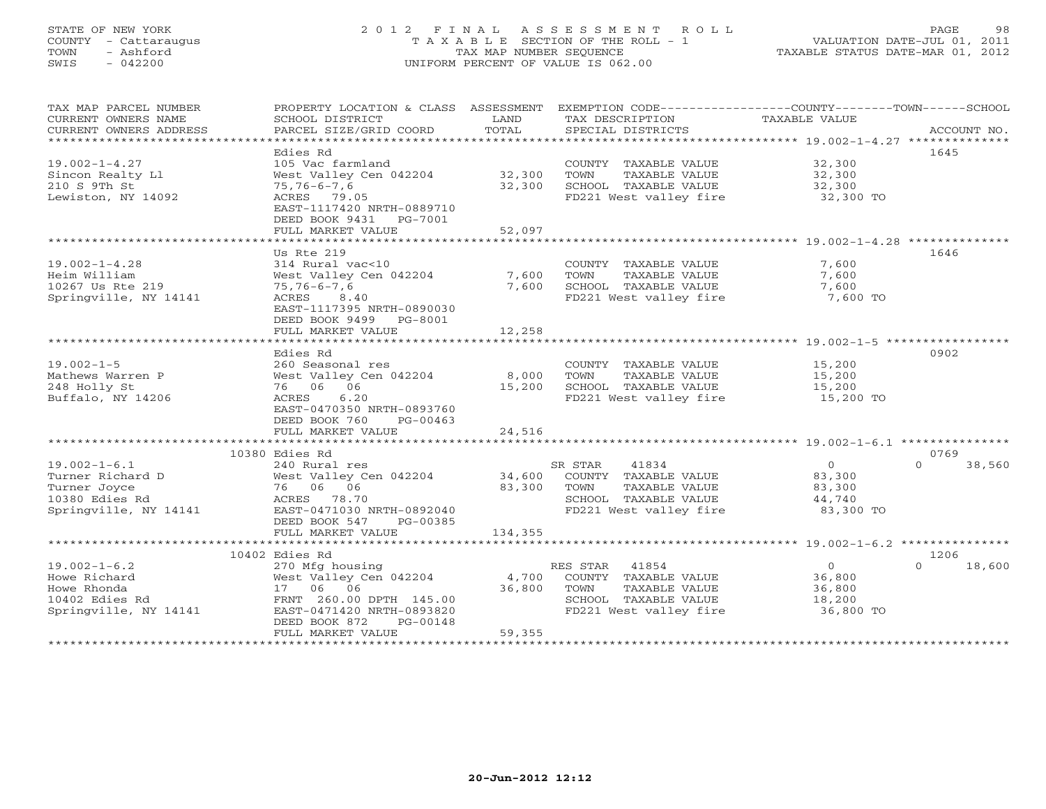STATE OF NEW YORK
COUNTY - Cattaraugus
TOWN - Ashford
SWIS - 042200

# 2012 FINAL ASSESSMENT ROLL
TAXABLE SECTION OF THE ROLL - 1
TAX MAP NUMBER SEQUENCE
UNIFORM PERCENT OF VALUE IS 062.00

VALUATION DATE-JUL 01, 2011
TAXABLE STATUS DATE-MAR 01, 2012

| TAX MAP PARCEL NUMBER / CURRENT OWNERS NAME / CURRENT OWNERS ADDRESS | PROPERTY LOCATION & CLASS / SCHOOL DISTRICT / PARCEL SIZE/GRID COORD | ASSESSMENT LAND / TOTAL | EXEMPTION CODE / TAX DESCRIPTION / SPECIAL DISTRICTS | COUNTY TAXABLE VALUE | TOWN | SCHOOL / ACCOUNT NO. |
|---|---|---|---|---|---|---|
| 19.002-1-4.27 | Edies Rd | | | | | 1645 |
| | 105 Vac farmland | | COUNTY TAXABLE VALUE | 32,300 | | |
| Sincon Realty Ll | West Valley Cen 042204 | 32,300 | TOWN TAXABLE VALUE | 32,300 | | |
| 210 S 9Th St | 75,76-6-7,6 | 32,300 | SCHOOL TAXABLE VALUE | 32,300 | | |
| Lewiston, NY 14092 | ACRES 79.05 | | FD221 West valley fire | 32,300 TO | | |
| | EAST-1117420 NRTH-0889710 | | | | | |
| | DEED BOOK 9431 PG-7001 | | | | | |
| | FULL MARKET VALUE | 52,097 | | | | |
| 19.002-1-4.28 | Us Rte 219 | | | | | 1646 |
| | 314 Rural vac<10 | | COUNTY TAXABLE VALUE | 7,600 | | |
| Heim William | West Valley Cen 042204 | 7,600 | TOWN TAXABLE VALUE | 7,600 | | |
| 10267 Us Rte 219 | 75,76-6-7,6 | 7,600 | SCHOOL TAXABLE VALUE | 7,600 | | |
| Springville, NY 14141 | ACRES 8.40 | | FD221 West valley fire | 7,600 TO | | |
| | EAST-1117395 NRTH-0890030 | | | | | |
| | DEED BOOK 9499 PG-8001 | | | | | |
| | FULL MARKET VALUE | 12,258 | | | | |
| 19.002-1-5 | Edies Rd | | | | | 0902 |
| | 260 Seasonal res | | COUNTY TAXABLE VALUE | 15,200 | | |
| Mathews Warren P | West Valley Cen 042204 | 8,000 | TOWN TAXABLE VALUE | 15,200 | | |
| 248 Holly St | 76 06 06 | 15,200 | SCHOOL TAXABLE VALUE | 15,200 | | |
| Buffalo, NY 14206 | ACRES 6.20 | | FD221 West valley fire | 15,200 TO | | |
| | EAST-0470350 NRTH-0893760 | | | | | |
| | DEED BOOK 760 PG-00463 | | | | | |
| | FULL MARKET VALUE | 24,516 | | | | |
| 19.002-1-6.1 | 10380 Edies Rd | | | | | 0769 |
| | 240 Rural res | | SR STAR 41834 | 0 | 0 | 38,560 |
| Turner Richard D | West Valley Cen 042204 | 34,600 | COUNTY TAXABLE VALUE | 83,300 | | |
| Turner Joyce | 76 06 06 | 83,300 | TOWN TAXABLE VALUE | 83,300 | | |
| 10380 Edies Rd | ACRES 78.70 | | SCHOOL TAXABLE VALUE | 44,740 | | |
| Springville, NY 14141 | EAST-0471030 NRTH-0892040 | | FD221 West valley fire | 83,300 TO | | |
| | DEED BOOK 547 PG-00385 | | | | | |
| | FULL MARKET VALUE | 134,355 | | | | |
| 19.002-1-6.2 | 10402 Edies Rd | | | | | 1206 |
| | 270 Mfg housing | | RES STAR 41854 | 0 | 0 | 18,600 |
| Howe Richard | West Valley Cen 042204 | 4,700 | COUNTY TAXABLE VALUE | 36,800 | | |
| Howe Rhonda | 17 06 06 | 36,800 | TOWN TAXABLE VALUE | 36,800 | | |
| 10402 Edies Rd | FRNT 260.00 DPTH 145.00 | | SCHOOL TAXABLE VALUE | 18,200 | | |
| Springville, NY 14141 | EAST-0471420 NRTH-0893820 | | FD221 West valley fire | 36,800 TO | | |
| | DEED BOOK 872 PG-00148 | | | | | |
| | FULL MARKET VALUE | 59,355 | | | | |

20-Jun-2012 12:12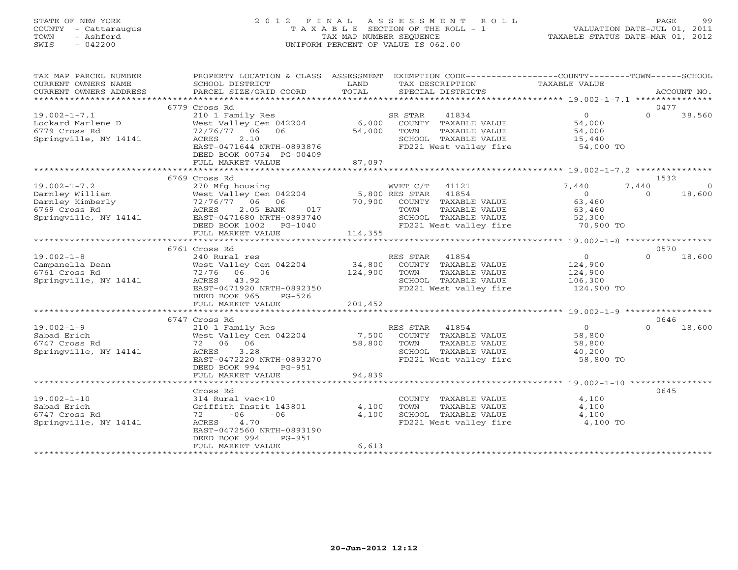STATE OF NEW YORK
COUNTY - Cattaraugus
TOWN - Ashford
SWIS - 042200

2012 FINAL ASSESSMENT ROLL
TAXABLE SECTION OF THE ROLL - 1
TAX MAP NUMBER SEQUENCE
UNIFORM PERCENT OF VALUE IS 062.00

VALUATION DATE-JUL 01, 2011
TAXABLE STATUS DATE-MAR 01, 2012

| TAX MAP PARCEL NUMBER / CURRENT OWNERS NAME / CURRENT OWNERS ADDRESS | PROPERTY LOCATION & CLASS / SCHOOL DISTRICT / PARCEL SIZE/GRID COORD | ASSESSMENT LAND / TOTAL | EXEMPTION CODE / TAX DESCRIPTION / SPECIAL DISTRICTS | COUNTY TAXABLE VALUE | TOWN | SCHOOL | ACCOUNT NO. |
|---|---|---|---|---|---|---|---|
| 19.002-1-7.1 | 6779 Cross Rd | | | | | | 0477 |
| | 210 1 Family Res | | SR STAR 41834 | 0 | 0 | 38,560 | |
| Lockard Marlene D | West Valley Cen 042204 | 6,000 | COUNTY TAXABLE VALUE | 54,000 | | | |
| 6779 Cross Rd | 72/76/77 06 06 | 54,000 | TOWN TAXABLE VALUE | 54,000 | | | |
| Springville, NY 14141 | ACRES 2.10 | | SCHOOL TAXABLE VALUE | 15,440 | | | |
| | EAST-0471644 NRTH-0893876 | | FD221 West valley fire | 54,000 TO | | | |
| | DEED BOOK 00754 PG-00409 | | | | | | |
| | FULL MARKET VALUE | 87,097 | | | | | |
| 19.002-1-7.2 | 6769 Cross Rd | | | | | | 1532 |
| | 270 Mfg housing | | WVET C/T 41121 | 7,440 | 7,440 | 0 | |
| Darnley William | West Valley Cen 042204 | 5,800 | RES STAR 41854 | 0 | 0 | 18,600 | |
| Darnley Kimberly | 72/76/77 06 06 | 70,900 | COUNTY TAXABLE VALUE | 63,460 | | | |
| 6769 Cross Rd | ACRES 2.05 BANK 017 | | TOWN TAXABLE VALUE | 63,460 | | | |
| Springville, NY 14141 | EAST-0471680 NRTH-0893740 | | SCHOOL TAXABLE VALUE | 52,300 | | | |
| | DEED BOOK 1002 PG-1040 | | FD221 West valley fire | 70,900 TO | | | |
| | FULL MARKET VALUE | 114,355 | | | | | |
| 19.002-1-8 | 6761 Cross Rd | | | | | | 0570 |
| | 240 Rural res | | RES STAR 41854 | 0 | 0 | 18,600 | |
| Campanella Dean | West Valley Cen 042204 | 34,800 | COUNTY TAXABLE VALUE | 124,900 | | | |
| 6761 Cross Rd | 72/76 06 06 | 124,900 | TOWN TAXABLE VALUE | 124,900 | | | |
| Springville, NY 14141 | ACRES 43.92 | | SCHOOL TAXABLE VALUE | 106,300 | | | |
| | EAST-0471920 NRTH-0892350 | | FD221 West valley fire | 124,900 TO | | | |
| | DEED BOOK 965 PG-526 | | | | | | |
| | FULL MARKET VALUE | 201,452 | | | | | |
| 19.002-1-9 | 6747 Cross Rd | | | | | | 0646 |
| | 210 1 Family Res | | RES STAR 41854 | 0 | 0 | 18,600 | |
| Sabad Erich | West Valley Cen 042204 | 7,500 | COUNTY TAXABLE VALUE | 58,800 | | | |
| 6747 Cross Rd | 72 06 06 | 58,800 | TOWN TAXABLE VALUE | 58,800 | | | |
| Springville, NY 14141 | ACRES 3.28 | | SCHOOL TAXABLE VALUE | 40,200 | | | |
| | EAST-0472220 NRTH-0893270 | | FD221 West valley fire | 58,800 TO | | | |
| | DEED BOOK 994 PG-951 | | | | | | |
| | FULL MARKET VALUE | 94,839 | | | | | |
| 19.002-1-10 | Cross Rd | | | | | | 0645 |
| | 314 Rural vac<10 | | COUNTY TAXABLE VALUE | 4,100 | | | |
| Sabad Erich | Griffith Instit 143801 | 4,100 | TOWN TAXABLE VALUE | 4,100 | | | |
| 6747 Cross Rd | 72 -06 -06 | 4,100 | SCHOOL TAXABLE VALUE | 4,100 | | | |
| Springville, NY 14141 | ACRES 4.70 | | FD221 West valley fire | 4,100 TO | | | |
| | EAST-0472560 NRTH-0893190 | | | | | | |
| | DEED BOOK 994 PG-951 | | | | | | |
| | FULL MARKET VALUE | 6,613 | | | | | |

20-Jun-2012 12:12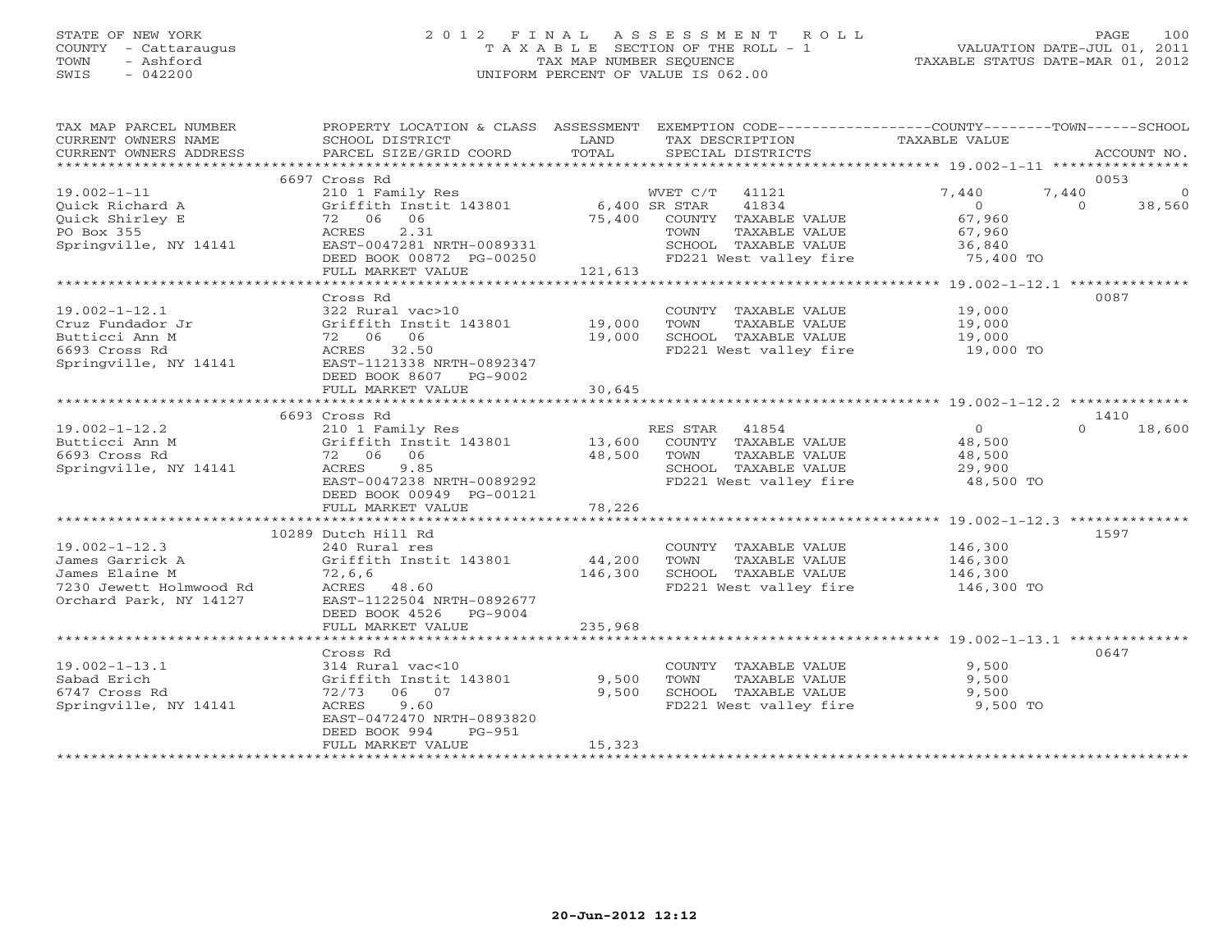STATE OF NEW YORK
COUNTY - Cattaraugus
TOWN - Ashford
SWIS - 042200

2012 FINAL ASSESSMENT ROLL
TAXABLE SECTION OF THE ROLL - 1
TAX MAP NUMBER SEQUENCE
UNIFORM PERCENT OF VALUE IS 062.00

VALUATION DATE-JUL 01, 2011
TAXABLE STATUS DATE-MAR 01, 2012

| TAX MAP PARCEL NUMBER / CURRENT OWNERS NAME / CURRENT OWNERS ADDRESS | PROPERTY LOCATION & CLASS / SCHOOL DISTRICT / PARCEL SIZE/GRID COORD | ASSESSMENT LAND / TOTAL | EXEMPTION CODE / TAX DESCRIPTION / SPECIAL DISTRICTS | COUNTY TAXABLE VALUE | TOWN | SCHOOL | ACCOUNT NO. |
|---|---|---|---|---|---|---|---|
| 19.002-1-11 | 6697 Cross Rd | | | | | | 0053 |
| | 210 1 Family Res | | WVET C/T 41121 | 7,440 | 7,440 | 0 | |
| Quick Richard A | Griffith Instit 143801 | 6,400 | SR STAR 41834 | 0 | 0 | 38,560 | |
| Quick Shirley E | 72 06 06 | 75,400 | COUNTY TAXABLE VALUE | 67,960 | | | |
| PO Box 355 | ACRES 2.31 | | TOWN TAXABLE VALUE | 67,960 | | | |
| Springville, NY 14141 | EAST-0047281 NRTH-0089331 | | SCHOOL TAXABLE VALUE | 36,840 | | | |
| | DEED BOOK 00872 PG-00250 | | FD221 West valley fire | 75,400 TO | | | |
| | FULL MARKET VALUE | 121,613 | | | | | |
| 19.002-1-12.1 | Cross Rd | | | | | | 0087 |
| | 322 Rural vac>10 | | COUNTY TAXABLE VALUE | 19,000 | | | |
| Cruz Fundador Jr | Griffith Instit 143801 | 19,000 | TOWN TAXABLE VALUE | 19,000 | | | |
| Butticci Ann M | 72 06 06 | 19,000 | SCHOOL TAXABLE VALUE | 19,000 | | | |
| 6693 Cross Rd | ACRES 32.50 | | FD221 West valley fire | 19,000 TO | | | |
| Springville, NY 14141 | EAST-1121338 NRTH-0892347 | | | | | | |
| | DEED BOOK 8607 PG-9002 | | | | | | |
| | FULL MARKET VALUE | 30,645 | | | | | |
| 19.002-1-12.2 | 6693 Cross Rd | | | | | | 1410 |
| | 210 1 Family Res | | RES STAR 41854 | 0 | 0 | 18,600 | |
| Butticci Ann M | Griffith Instit 143801 | 13,600 | COUNTY TAXABLE VALUE | 48,500 | | | |
| 6693 Cross Rd | 72 06 06 | 48,500 | TOWN TAXABLE VALUE | 48,500 | | | |
| Springville, NY 14141 | ACRES 9.85 | | SCHOOL TAXABLE VALUE | 29,900 | | | |
| | EAST-0047238 NRTH-0089292 | | FD221 West valley fire | 48,500 TO | | | |
| | DEED BOOK 00949 PG-00121 | | | | | | |
| | FULL MARKET VALUE | 78,226 | | | | | |
| 19.002-1-12.3 | 10289 Dutch Hill Rd | | | | | | 1597 |
| | 240 Rural res | | COUNTY TAXABLE VALUE | 146,300 | | | |
| James Garrick A | Griffith Instit 143801 | 44,200 | TOWN TAXABLE VALUE | 146,300 | | | |
| James Elaine M | 72,6,6 | 146,300 | SCHOOL TAXABLE VALUE | 146,300 | | | |
| 7230 Jewett Holmwood Rd | ACRES 48.60 | | FD221 West valley fire | 146,300 TO | | | |
| Orchard Park, NY 14127 | EAST-1122504 NRTH-0892677 | | | | | | |
| | DEED BOOK 4526 PG-9004 | | | | | | |
| | FULL MARKET VALUE | 235,968 | | | | | |
| 19.002-1-13.1 | Cross Rd | | | | | | 0647 |
| | 314 Rural vac<10 | | COUNTY TAXABLE VALUE | 9,500 | | | |
| Sabad Erich | Griffith Instit 143801 | 9,500 | TOWN TAXABLE VALUE | 9,500 | | | |
| 6747 Cross Rd | 72/73 06 07 | 9,500 | SCHOOL TAXABLE VALUE | 9,500 | | | |
| Springville, NY 14141 | ACRES 9.60 | | FD221 West valley fire | 9,500 TO | | | |
| | EAST-0472470 NRTH-0893820 | | | | | | |
| | DEED BOOK 994 PG-951 | | | | | | |
| | FULL MARKET VALUE | 15,323 | | | | | |

20-Jun-2012 12:12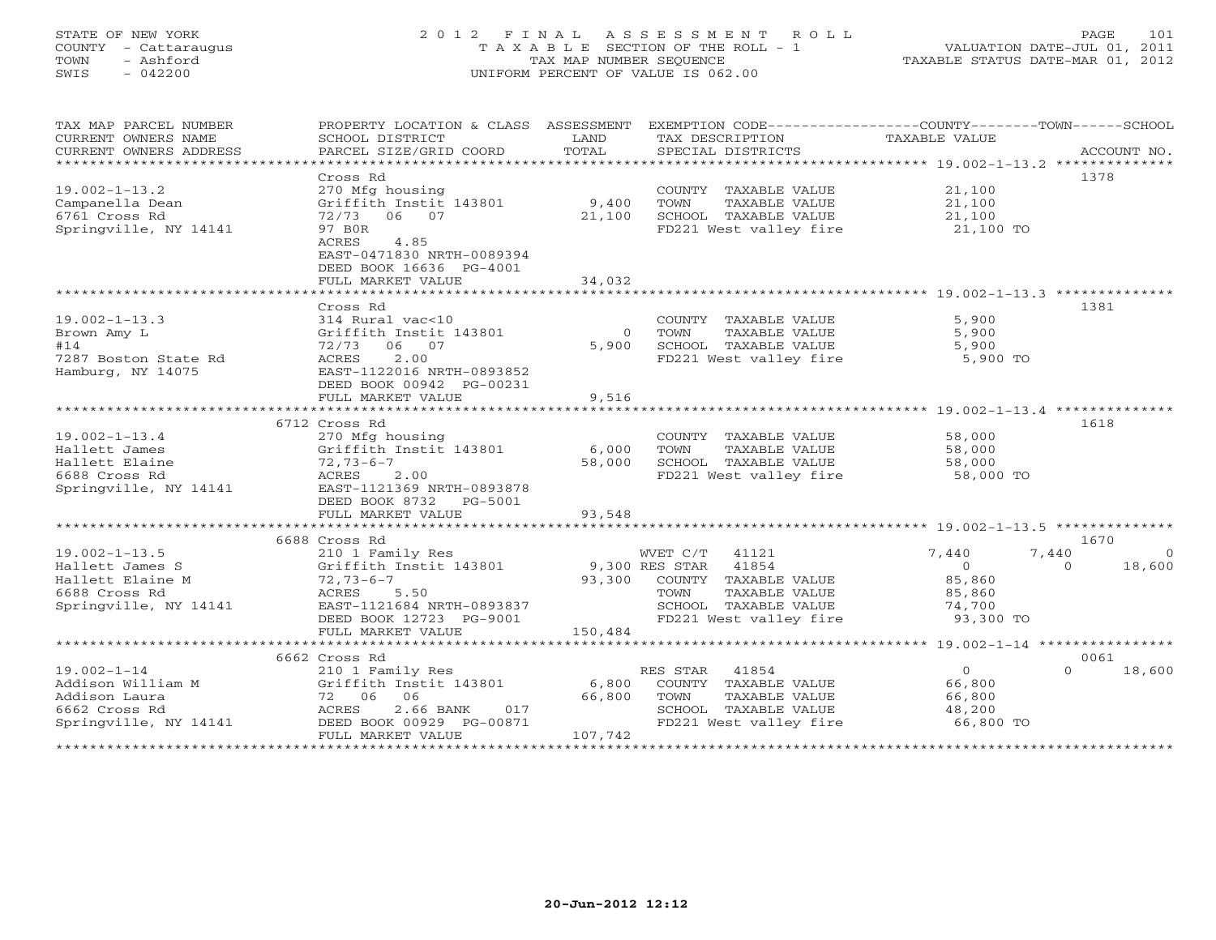STATE OF NEW YORK
COUNTY - Cattaraugus
TOWN - Ashford
SWIS - 042200

2 0 1 2 F I N A L A S S E S S M E N T R O L L
T A X A B L E SECTION OF THE ROLL - 1
TAX MAP NUMBER SEQUENCE
UNIFORM PERCENT OF VALUE IS 062.00

VALUATION DATE-JUL 01, 2011
TAXABLE STATUS DATE-MAR 01, 2012

| TAX MAP PARCEL NUMBER / CURRENT OWNERS NAME / CURRENT OWNERS ADDRESS | PROPERTY LOCATION & CLASS / SCHOOL DISTRICT / PARCEL SIZE/GRID COORD | ASSESSMENT LAND / TOTAL | EXEMPTION CODE / TAX DESCRIPTION / SPECIAL DISTRICTS | COUNTY TAXABLE VALUE | TOWN | SCHOOL | ACCOUNT NO. |
|---|---|---|---|---|---|---|---|
| 19.002-1-13.2 | Cross Rd | | | | | | 1378 |
| 19.002-1-13.2 | 270 Mfg housing | | COUNTY TAXABLE VALUE | 21,100 | | | |
| Campanella Dean | Griffith Instit 143801 | 9,400 | TOWN TAXABLE VALUE | 21,100 | | | |
| 6761 Cross Rd | 72/73 06 07 | 21,100 | SCHOOL TAXABLE VALUE | 21,100 | | | |
| Springville, NY 14141 | 97 B0R | | FD221 West valley fire | 21,100 TO | | | |
| | ACRES 4.85 | | | | | | |
| | EAST-0471830 NRTH-0089394 | | | | | | |
| | DEED BOOK 16636 PG-4001 | | | | | | |
| | FULL MARKET VALUE | 34,032 | | | | | |
| 19.002-1-13.3 | Cross Rd | | | | | | 1381 |
| 19.002-1-13.3 | 314 Rural vac<10 | | COUNTY TAXABLE VALUE | 5,900 | | | |
| Brown Amy L | Griffith Instit 143801 | 0 | TOWN TAXABLE VALUE | 5,900 | | | |
| #14 | 72/73 06 07 | 5,900 | SCHOOL TAXABLE VALUE | 5,900 | | | |
| 7287 Boston State Rd | ACRES 2.00 | | FD221 West valley fire | 5,900 TO | | | |
| Hamburg, NY 14075 | EAST-1122016 NRTH-0893852 | | | | | | |
| | DEED BOOK 00942 PG-00231 | | | | | | |
| | FULL MARKET VALUE | 9,516 | | | | | |
| 19.002-1-13.4 | 6712 Cross Rd | | | | | | 1618 |
| 19.002-1-13.4 | 270 Mfg housing | | COUNTY TAXABLE VALUE | 58,000 | | | |
| Hallett James | Griffith Instit 143801 | 6,000 | TOWN TAXABLE VALUE | 58,000 | | | |
| Hallett Elaine | 72,73-6-7 | 58,000 | SCHOOL TAXABLE VALUE | 58,000 | | | |
| 6688 Cross Rd | ACRES 2.00 | | FD221 West valley fire | 58,000 TO | | | |
| Springville, NY 14141 | EAST-1121369 NRTH-0893878 | | | | | | |
| | DEED BOOK 8732 PG-5001 | | | | | | |
| | FULL MARKET VALUE | 93,548 | | | | | |
| 19.002-1-13.5 | 6688 Cross Rd | | | | | | 1670 |
| 19.002-1-13.5 | 210 1 Family Res | | WVET C/T 41121 | 7,440 | 7,440 | 0 | |
| Hallett James S | Griffith Instit 143801 | 9,300 | RES STAR 41854 | 0 | 0 | 18,600 | |
| Hallett Elaine M | 72,73-6-7 | 93,300 | COUNTY TAXABLE VALUE | 85,860 | | | |
| 6688 Cross Rd | ACRES 5.50 | | TOWN TAXABLE VALUE | 85,860 | | | |
| Springville, NY 14141 | EAST-1121684 NRTH-0893837 | | SCHOOL TAXABLE VALUE | 74,700 | | | |
| | DEED BOOK 12723 PG-9001 | | FD221 West valley fire | 93,300 TO | | | |
| | FULL MARKET VALUE | 150,484 | | | | | |
| 19.002-1-14 | 6662 Cross Rd | | | | | | 0061 |
| 19.002-1-14 | 210 1 Family Res | | RES STAR 41854 | 0 | 0 | 18,600 | |
| Addison William M | Griffith Instit 143801 | 6,800 | COUNTY TAXABLE VALUE | 66,800 | | | |
| Addison Laura | 72 06 06 | 66,800 | TOWN TAXABLE VALUE | 66,800 | | | |
| 6662 Cross Rd | ACRES 2.66 BANK 017 | | SCHOOL TAXABLE VALUE | 48,200 | | | |
| Springville, NY 14141 | DEED BOOK 00929 PG-00871 | | FD221 West valley fire | 66,800 TO | | | |
| | FULL MARKET VALUE | 107,742 | | | | | |

20-Jun-2012 12:12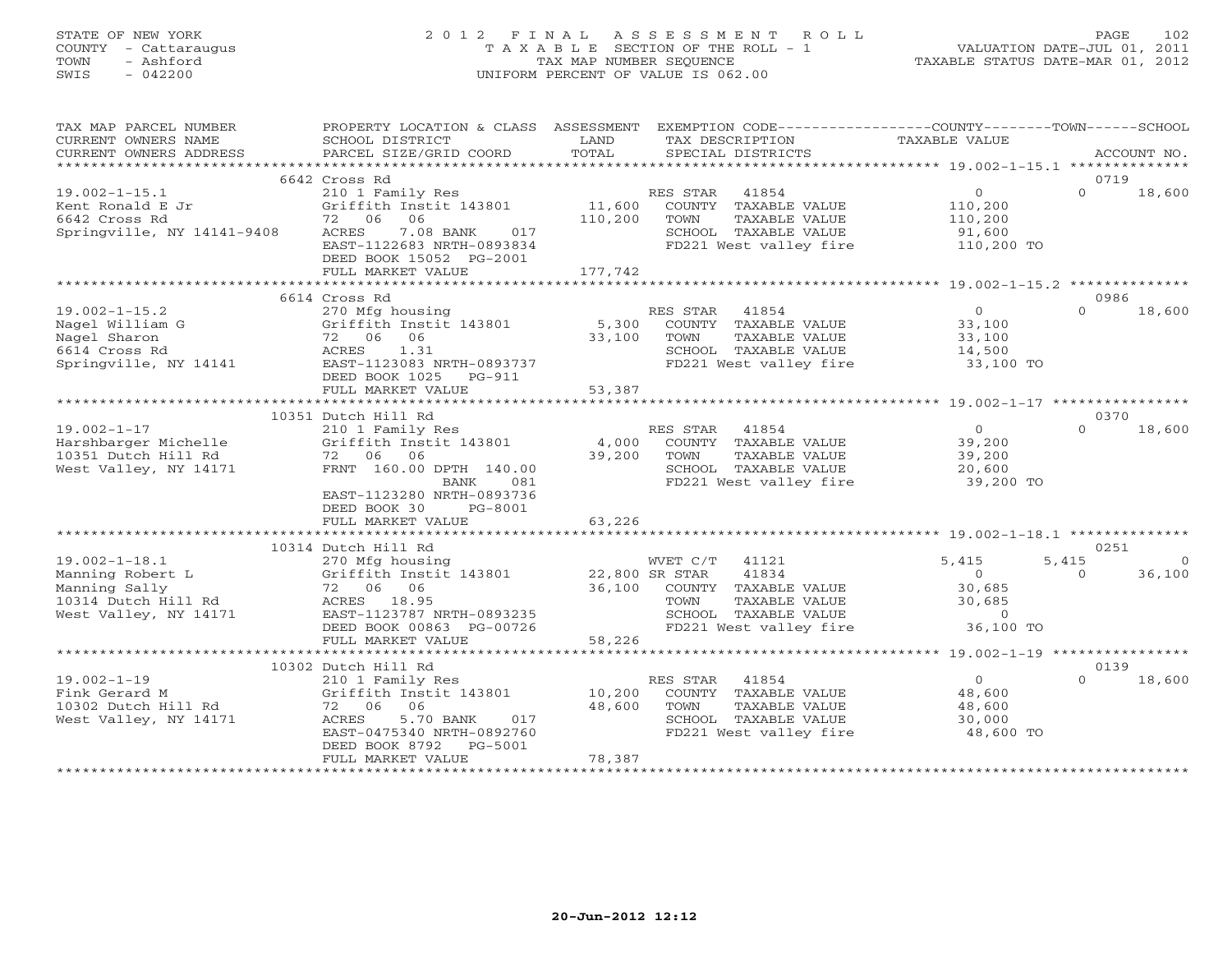STATE OF NEW YORK
COUNTY - Cattaraugus
TOWN - Ashford
SWIS - 042200

2012 FINAL ASSESSMENT ROLL
TAXABLE SECTION OF THE ROLL - 1
TAX MAP NUMBER SEQUENCE
UNIFORM PERCENT OF VALUE IS 062.00

VALUATION DATE-JUL 01, 2011
TAXABLE STATUS DATE-MAR 01, 2012

| TAX MAP PARCEL NUMBER / CURRENT OWNERS NAME / CURRENT OWNERS ADDRESS | PROPERTY LOCATION & CLASS / SCHOOL DISTRICT / PARCEL SIZE/GRID COORD | ASSESSMENT LAND / TOTAL | EXEMPTION CODE / TAX DESCRIPTION / SPECIAL DISTRICTS | COUNTY TAXABLE VALUE | TOWN | SCHOOL / ACCOUNT NO. |
|---|---|---|---|---|---|---|
| 19.002-1-15.1 | 6642 Cross Rd | | | | | 0719 |
| | 210 1 Family Res | | RES STAR 41854 | 0 | 0 | 18,600 |
| Kent Ronald E Jr | Griffith Instit 143801 | 11,600 | COUNTY TAXABLE VALUE | 110,200 | | |
| 6642 Cross Rd | 72 06 06 | 110,200 | TOWN TAXABLE VALUE | 110,200 | | |
| Springville, NY 14141-9408 | ACRES 7.08 BANK 017 | | SCHOOL TAXABLE VALUE | 91,600 | | |
| | EAST-1122683 NRTH-0893834 | | FD221 West valley fire | 110,200 TO | | |
| | DEED BOOK 15052 PG-2001 | | | | | |
| | FULL MARKET VALUE | 177,742 | | | | |
| 19.002-1-15.2 | 6614 Cross Rd | | | | | 0986 |
| | 270 Mfg housing | | RES STAR 41854 | 0 | 0 | 18,600 |
| Nagel William G | Griffith Instit 143801 | 5,300 | COUNTY TAXABLE VALUE | 33,100 | | |
| Nagel Sharon | 72 06 06 | 33,100 | TOWN TAXABLE VALUE | 33,100 | | |
| 6614 Cross Rd | ACRES 1.31 | | SCHOOL TAXABLE VALUE | 14,500 | | |
| Springville, NY 14141 | EAST-1123083 NRTH-0893737 | | FD221 West valley fire | 33,100 TO | | |
| | DEED BOOK 1025 PG-911 | | | | | |
| | FULL MARKET VALUE | 53,387 | | | | |
| 19.002-1-17 | 10351 Dutch Hill Rd | | | | | 0370 |
| | 210 1 Family Res | | RES STAR 41854 | 0 | 0 | 18,600 |
| Harshbarger Michelle | Griffith Instit 143801 | 4,000 | COUNTY TAXABLE VALUE | 39,200 | | |
| 10351 Dutch Hill Rd | 72 06 06 | 39,200 | TOWN TAXABLE VALUE | 39,200 | | |
| West Valley, NY 14171 | FRNT 160.00 DPTH 140.00 | | SCHOOL TAXABLE VALUE | 20,600 | | |
| | BANK 081 | | FD221 West valley fire | 39,200 TO | | |
| | EAST-1123280 NRTH-0893736 | | | | | |
| | DEED BOOK 30 PG-8001 | | | | | |
| | FULL MARKET VALUE | 63,226 | | | | |
| 19.002-1-18.1 | 10314 Dutch Hill Rd | | | | | 0251 |
| | 270 Mfg housing | | WVET C/T 41121 | 5,415 | 5,415 | 0 |
| Manning Robert L | Griffith Instit 143801 | 22,800 | SR STAR 41834 | 0 | 0 | 36,100 |
| Manning Sally | 72 06 06 | 36,100 | COUNTY TAXABLE VALUE | 30,685 | | |
| 10314 Dutch Hill Rd | ACRES 18.95 | | TOWN TAXABLE VALUE | 30,685 | | |
| West Valley, NY 14171 | EAST-1123787 NRTH-0893235 | | SCHOOL TAXABLE VALUE | 0 | | |
| | DEED BOOK 00863 PG-00726 | | FD221 West valley fire | 36,100 TO | | |
| | FULL MARKET VALUE | 58,226 | | | | |
| 19.002-1-19 | 10302 Dutch Hill Rd | | | | | 0139 |
| | 210 1 Family Res | | RES STAR 41854 | 0 | 0 | 18,600 |
| Fink Gerard M | Griffith Instit 143801 | 10,200 | COUNTY TAXABLE VALUE | 48,600 | | |
| 10302 Dutch Hill Rd | 72 06 06 | 48,600 | TOWN TAXABLE VALUE | 48,600 | | |
| West Valley, NY 14171 | ACRES 5.70 BANK 017 | | SCHOOL TAXABLE VALUE | 30,000 | | |
| | EAST-0475340 NRTH-0892760 | | FD221 West valley fire | 48,600 TO | | |
| | DEED BOOK 8792 PG-5001 | | | | | |
| | FULL MARKET VALUE | 78,387 | | | | |

20-Jun-2012 12:12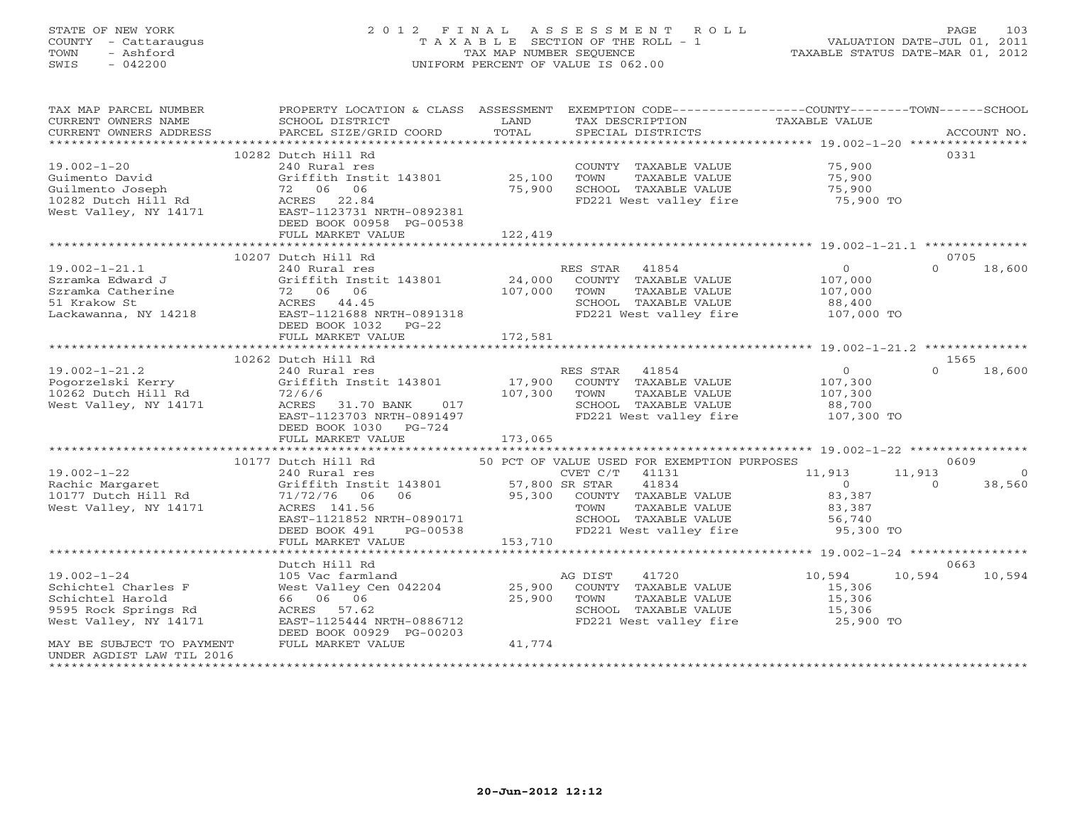STATE OF NEW YORK
COUNTY - Cattaraugus
TOWN - Ashford
SWIS - 042200

# 2012 FINAL ASSESSMENT ROLL

TAXABLE SECTION OF THE ROLL - 1
TAX MAP NUMBER SEQUENCE
UNIFORM PERCENT OF VALUE IS 062.00

VALUATION DATE-JUL 01, 2011
TAXABLE STATUS DATE-MAR 01, 2012

| TAX MAP PARCEL NUMBER / CURRENT OWNERS NAME / CURRENT OWNERS ADDRESS | PROPERTY LOCATION & CLASS / SCHOOL DISTRICT / PARCEL SIZE/GRID COORD | ASSESSMENT LAND / TOTAL | EXEMPTION CODE / TAX DESCRIPTION / SPECIAL DISTRICTS | COUNTY TAXABLE VALUE | TOWN | SCHOOL / ACCOUNT NO. |
|---|---|---|---|---|---|---|
| **19.002-1-20** | 10282 Dutch Hill Rd | | | | | 0331 |
| Guimento David | 240 Rural res | | COUNTY TAXABLE VALUE | 75,900 | | |
| Guilmento Joseph | Griffith Instit 143801 | 25,100 | TOWN TAXABLE VALUE | 75,900 | | |
| 10282 Dutch Hill Rd | 72 06 06 | 75,900 | SCHOOL TAXABLE VALUE | 75,900 | | |
| West Valley, NY 14171 | ACRES 22.84 | | FD221 West valley fire | 75,900 TO | | |
| | EAST-1123731 NRTH-0892381 | | | | | |
| | DEED BOOK 00958 PG-00538 | | | | | |
| | FULL MARKET VALUE | 122,419 | | | | |
| **19.002-1-21.1** | 10207 Dutch Hill Rd | | | | | 0705 |
| Szramka Edward J | 240 Rural res | | RES STAR 41854 | 0 | 0 | 18,600 |
| Szramka Catherine | Griffith Instit 143801 | 24,000 | COUNTY TAXABLE VALUE | 107,000 | | |
| 51 Krakow St | 72 06 06 | 107,000 | TOWN TAXABLE VALUE | 107,000 | | |
| Lackawanna, NY 14218 | ACRES 44.45 | | SCHOOL TAXABLE VALUE | 88,400 | | |
| | EAST-1121688 NRTH-0891318 | | FD221 West valley fire | 107,000 TO | | |
| | DEED BOOK 1032 PG-22 | | | | | |
| | FULL MARKET VALUE | 172,581 | | | | |
| **19.002-1-21.2** | 10262 Dutch Hill Rd | | | | | 1565 |
| Pogorzelski Kerry | 240 Rural res | | RES STAR 41854 | 0 | 0 | 18,600 |
| 10262 Dutch Hill Rd | Griffith Instit 143801 | 17,900 | COUNTY TAXABLE VALUE | 107,300 | | |
| West Valley, NY 14171 | 72/6/6 | 107,300 | TOWN TAXABLE VALUE | 107,300 | | |
| | ACRES 31.70 BANK 017 | | SCHOOL TAXABLE VALUE | 88,700 | | |
| | EAST-1123703 NRTH-0891497 | | FD221 West valley fire | 107,300 TO | | |
| | DEED BOOK 1030 PG-724 | | | | | |
| | FULL MARKET VALUE | 173,065 | | | | |
| **19.002-1-22** | 10177 Dutch Hill Rd | | 50 PCT OF VALUE USED FOR EXEMPTION PURPOSES | | | 0609 |
| Rachic Margaret | 240 Rural res | | CVET C/T 41131 | 11,913 | 11,913 | 0 |
| 10177 Dutch Hill Rd | Griffith Instit 143801 | 57,800 | SR STAR 41834 | 0 | 0 | 38,560 |
| West Valley, NY 14171 | 71/72/76 06 06 | 95,300 | COUNTY TAXABLE VALUE | 83,387 | | |
| | ACRES 141.56 | | TOWN TAXABLE VALUE | 83,387 | | |
| | EAST-1121852 NRTH-0890171 | | SCHOOL TAXABLE VALUE | 56,740 | | |
| | DEED BOOK 491 PG-00538 | | FD221 West valley fire | 95,300 TO | | |
| | FULL MARKET VALUE | 153,710 | | | | |
| **19.002-1-24** | Dutch Hill Rd | | | | | 0663 |
| Schichtel Charles F | 105 Vac farmland | | AG DIST 41720 | 10,594 | 10,594 | 10,594 |
| Schichtel Harold | West Valley Cen 042204 | 25,900 | COUNTY TAXABLE VALUE | 15,306 | | |
| 9595 Rock Springs Rd | 66 06 06 | 25,900 | TOWN TAXABLE VALUE | 15,306 | | |
| West Valley, NY 14171 | ACRES 57.62 | | SCHOOL TAXABLE VALUE | 15,306 | | |
| | EAST-1125444 NRTH-0886712 | | FD221 West valley fire | 25,900 TO | | |
| | DEED BOOK 00929 PG-00203 | | | | | |
| MAY BE SUBJECT TO PAYMENT UNDER AGDIST LAW TIL 2016 | FULL MARKET VALUE | 41,774 | | | | |

20-Jun-2012 12:12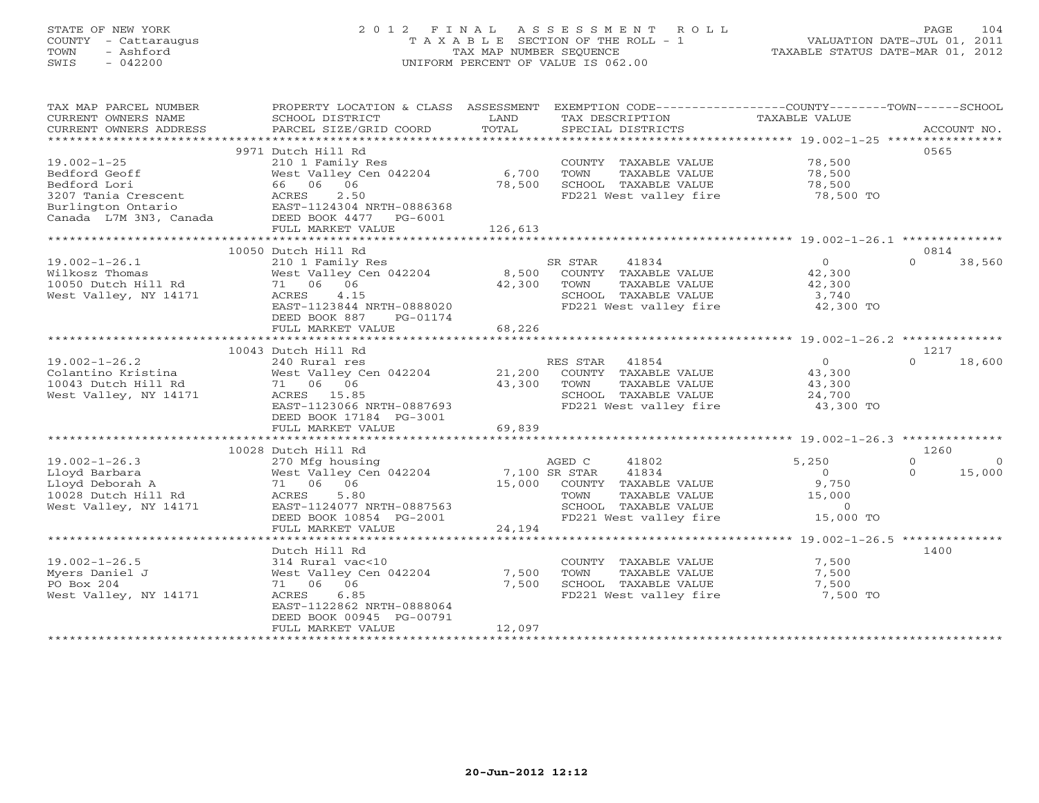STATE OF NEW YORK
COUNTY - Cattaraugus
TOWN - Ashford
SWIS - 042200

# 2012 FINAL ASSESSMENT ROLL

TAXABLE SECTION OF THE ROLL - 1
TAX MAP NUMBER SEQUENCE
UNIFORM PERCENT OF VALUE IS 062.00

VALUATION DATE-JUL 01, 2011
TAXABLE STATUS DATE-MAR 01, 2012

| TAX MAP PARCEL NUMBER / CURRENT OWNERS NAME / CURRENT OWNERS ADDRESS | PROPERTY LOCATION & CLASS / SCHOOL DISTRICT / PARCEL SIZE/GRID COORD | ASSESSMENT LAND / TOTAL | EXEMPTION CODE / TAX DESCRIPTION / SPECIAL DISTRICTS | COUNTY / TAXABLE VALUE | TOWN | SCHOOL / ACCOUNT NO. |
|---|---|---|---|---|---|---|
| 19.002-1-25 | 9971 Dutch Hill Rd | | | | | 0565 |
| 19.002-1-25 | 210 1 Family Res | | COUNTY TAXABLE VALUE | 78,500 | | |
| Bedford Geoff | West Valley Cen 042204 | 6,700 | TOWN TAXABLE VALUE | 78,500 | | |
| Bedford Lori | 66 06 06 | 78,500 | SCHOOL TAXABLE VALUE | 78,500 | | |
| 3207 Tania Crescent | ACRES 2.50 | | FD221 West valley fire | 78,500 TO | | |
| Burlington Ontario | EAST-1124304 NRTH-0886368 | | | | | |
| Canada L7M 3N3, Canada | DEED BOOK 4477 PG-6001 | | | | | |
| | FULL MARKET VALUE | 126,613 | | | | |
| 19.002-1-26.1 | 10050 Dutch Hill Rd | | | | | 0814 |
| 19.002-1-26.1 | 210 1 Family Res | | SR STAR 41834 | 0 | 0 | 38,560 |
| Wilkosz Thomas | West Valley Cen 042204 | 8,500 | COUNTY TAXABLE VALUE | 42,300 | | |
| 10050 Dutch Hill Rd | 71 06 06 | 42,300 | TOWN TAXABLE VALUE | 42,300 | | |
| West Valley, NY 14171 | ACRES 4.15 | | SCHOOL TAXABLE VALUE | 3,740 | | |
| | EAST-1123844 NRTH-0888020 | | FD221 West valley fire | 42,300 TO | | |
| | DEED BOOK 887 PG-01174 | | | | | |
| | FULL MARKET VALUE | 68,226 | | | | |
| 19.002-1-26.2 | 10043 Dutch Hill Rd | | | | | 1217 |
| 19.002-1-26.2 | 240 Rural res | | RES STAR 41854 | 0 | 0 | 18,600 |
| Colantino Kristina | West Valley Cen 042204 | 21,200 | COUNTY TAXABLE VALUE | 43,300 | | |
| 10043 Dutch Hill Rd | 71 06 06 | 43,300 | TOWN TAXABLE VALUE | 43,300 | | |
| West Valley, NY 14171 | ACRES 15.85 | | SCHOOL TAXABLE VALUE | 24,700 | | |
| | EAST-1123066 NRTH-0887693 | | FD221 West valley fire | 43,300 TO | | |
| | DEED BOOK 17184 PG-3001 | | | | | |
| | FULL MARKET VALUE | 69,839 | | | | |
| 19.002-1-26.3 | 10028 Dutch Hill Rd | | | | | 1260 |
| 19.002-1-26.3 | 270 Mfg housing | | AGED C 41802 | 5,250 | 0 | 0 |
| Lloyd Barbara | West Valley Cen 042204 | 7,100 | SR STAR 41834 | 0 | 0 | 15,000 |
| Lloyd Deborah A | 71 06 06 | 15,000 | COUNTY TAXABLE VALUE | 9,750 | | |
| 10028 Dutch Hill Rd | ACRES 5.80 | | TOWN TAXABLE VALUE | 15,000 | | |
| West Valley, NY 14171 | EAST-1124077 NRTH-0887563 | | SCHOOL TAXABLE VALUE | 0 | | |
| | DEED BOOK 10854 PG-2001 | | FD221 West valley fire | 15,000 TO | | |
| | FULL MARKET VALUE | 24,194 | | | | |
| 19.002-1-26.5 | Dutch Hill Rd | | | | | 1400 |
| 19.002-1-26.5 | 314 Rural vac<10 | | COUNTY TAXABLE VALUE | 7,500 | | |
| Myers Daniel J | West Valley Cen 042204 | 7,500 | TOWN TAXABLE VALUE | 7,500 | | |
| PO Box 204 | 71 06 06 | 7,500 | SCHOOL TAXABLE VALUE | 7,500 | | |
| West Valley, NY 14171 | ACRES 6.85 | | FD221 West valley fire | 7,500 TO | | |
| | EAST-1122862 NRTH-0888064 | | | | | |
| | DEED BOOK 00945 PG-00791 | | | | | |
| | FULL MARKET VALUE | 12,097 | | | | |

20-Jun-2012 12:12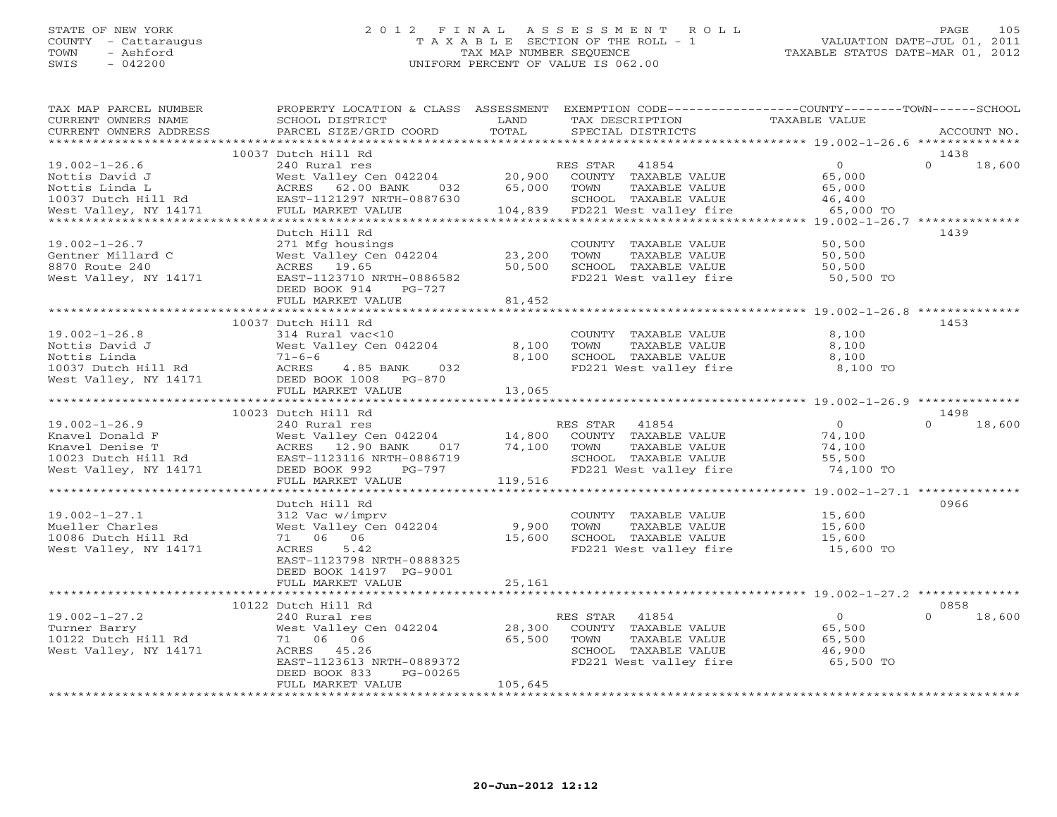STATE OF NEW YORK
COUNTY - Cattaraugus
TOWN - Ashford
SWIS - 042200

2012 FINAL ASSESSMENT ROLL
TAXABLE SECTION OF THE ROLL - 1
TAX MAP NUMBER SEQUENCE
UNIFORM PERCENT OF VALUE IS 062.00

VALUATION DATE-JUL 01, 2011
TAXABLE STATUS DATE-MAR 01, 2012

| TAX MAP PARCEL NUMBER / CURRENT OWNERS NAME / CURRENT OWNERS ADDRESS | PROPERTY LOCATION & CLASS / SCHOOL DISTRICT / PARCEL SIZE/GRID COORD | ASSESSMENT LAND / TOTAL | EXEMPTION CODE / TAX DESCRIPTION / SPECIAL DISTRICTS | COUNTY / TOWN TAXABLE VALUE | SCHOOL / ACCOUNT NO. |
|---|---|---|---|---|---|
| 19.002-1-26.6 | 10037 Dutch Hill Rd | | | | 1438 |
| | 240 Rural res | | RES STAR 41854 | 0 | 0 18,600 |
| Nottis David J | West Valley Cen 042204 | 20,900 | COUNTY TAXABLE VALUE | 65,000 | |
| Nottis Linda L | ACRES 62.00 BANK 032 | 65,000 | TOWN TAXABLE VALUE | 65,000 | |
| 10037 Dutch Hill Rd | EAST-1121297 NRTH-0887630 | | SCHOOL TAXABLE VALUE | 46,400 | |
| West Valley, NY 14171 | FULL MARKET VALUE | 104,839 | FD221 West valley fire | 65,000 TO | |
| 19.002-1-26.7 | Dutch Hill Rd | | | | 1439 |
| | 271 Mfg housings | | COUNTY TAXABLE VALUE | 50,500 | |
| Gentner Millard C | West Valley Cen 042204 | 23,200 | TOWN TAXABLE VALUE | 50,500 | |
| 8870 Route 240 | ACRES 19.65 | 50,500 | SCHOOL TAXABLE VALUE | 50,500 | |
| West Valley, NY 14171 | EAST-1123710 NRTH-0886582 | | FD221 West valley fire | 50,500 TO | |
| | DEED BOOK 914 PG-727 | | | | |
| | FULL MARKET VALUE | 81,452 | | | |
| 19.002-1-26.8 | 10037 Dutch Hill Rd | | | | 1453 |
| | 314 Rural vac<10 | | COUNTY TAXABLE VALUE | 8,100 | |
| Nottis David J | West Valley Cen 042204 | 8,100 | TOWN TAXABLE VALUE | 8,100 | |
| Nottis Linda | 71-6-6 | 8,100 | SCHOOL TAXABLE VALUE | 8,100 | |
| 10037 Dutch Hill Rd | ACRES 4.85 BANK 032 | | FD221 West valley fire | 8,100 TO | |
| West Valley, NY 14171 | DEED BOOK 1008 PG-870 | | | | |
| | FULL MARKET VALUE | 13,065 | | | |
| 19.002-1-26.9 | 10023 Dutch Hill Rd | | | | 1498 |
| | 240 Rural res | | RES STAR 41854 | 0 | 0 18,600 |
| Knavel Donald F | West Valley Cen 042204 | 14,800 | COUNTY TAXABLE VALUE | 74,100 | |
| Knavel Denise T | ACRES 12.90 BANK 017 | 74,100 | TOWN TAXABLE VALUE | 74,100 | |
| 10023 Dutch Hill Rd | EAST-1123116 NRTH-0886719 | | SCHOOL TAXABLE VALUE | 55,500 | |
| West Valley, NY 14171 | DEED BOOK 992 PG-797 | | FD221 West valley fire | 74,100 TO | |
| | FULL MARKET VALUE | 119,516 | | | |
| 19.002-1-27.1 | Dutch Hill Rd | | | | 0966 |
| | 312 Vac w/imprv | | COUNTY TAXABLE VALUE | 15,600 | |
| Mueller Charles | West Valley Cen 042204 | 9,900 | TOWN TAXABLE VALUE | 15,600 | |
| 10086 Dutch Hill Rd | 71 06 06 | 15,600 | SCHOOL TAXABLE VALUE | 15,600 | |
| West Valley, NY 14171 | ACRES 5.42 | | FD221 West valley fire | 15,600 TO | |
| | EAST-1123798 NRTH-0888325 | | | | |
| | DEED BOOK 14197 PG-9001 | | | | |
| | FULL MARKET VALUE | 25,161 | | | |
| 19.002-1-27.2 | 10122 Dutch Hill Rd | | | | 0858 |
| | 240 Rural res | | RES STAR 41854 | 0 | 0 18,600 |
| Turner Barry | West Valley Cen 042204 | 28,300 | COUNTY TAXABLE VALUE | 65,500 | |
| 10122 Dutch Hill Rd | 71 06 06 | 65,500 | TOWN TAXABLE VALUE | 65,500 | |
| West Valley, NY 14171 | ACRES 45.26 | | SCHOOL TAXABLE VALUE | 46,900 | |
| | EAST-1123613 NRTH-0889372 | | FD221 West valley fire | 65,500 TO | |
| | DEED BOOK 833 PG-00265 | | | | |
| | FULL MARKET VALUE | 105,645 | | | |

20-Jun-2012 12:12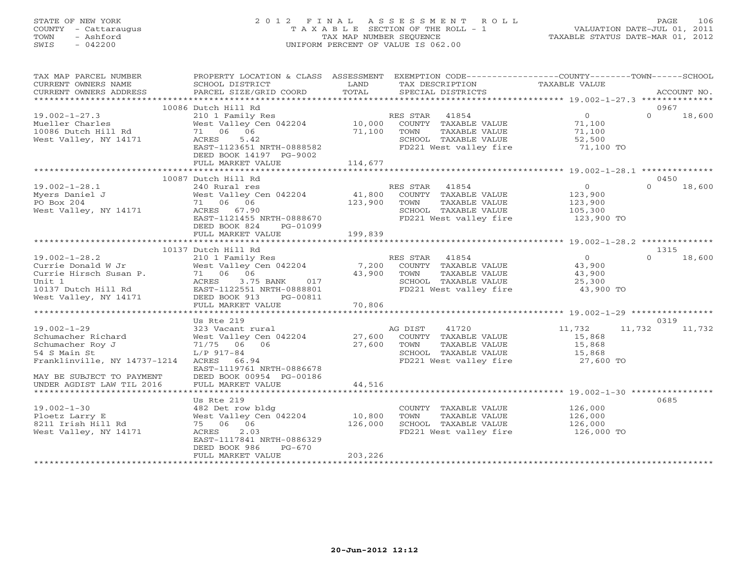STATE OF NEW YORK
COUNTY - Cattaraugus
TOWN - Ashford
SWIS - 042200

2012 FINAL ASSESSMENT ROLL
TAXABLE SECTION OF THE ROLL - 1
TAX MAP NUMBER SEQUENCE
UNIFORM PERCENT OF VALUE IS 062.00

VALUATION DATE-JUL 01, 2011
TAXABLE STATUS DATE-MAR 01, 2012

| TAX MAP PARCEL NUMBER / CURRENT OWNERS NAME / CURRENT OWNERS ADDRESS | PROPERTY LOCATION & CLASS / SCHOOL DISTRICT / PARCEL SIZE/GRID COORD | ASSESSMENT LAND / TOTAL | EXEMPTION CODE / TAX DESCRIPTION / SPECIAL DISTRICTS | COUNTY TAXABLE VALUE | TOWN | SCHOOL / ACCOUNT NO. |
|---|---|---|---|---|---|---|
| | 10086 Dutch Hill Rd | | | | | 0967 |
| 19.002-1-27.3 | 210 1 Family Res | | RES STAR 41854 | 0 | 0 | 18,600 |
| Mueller Charles | West Valley Cen 042204 | 10,000 | COUNTY TAXABLE VALUE | 71,100 | | |
| 10086 Dutch Hill Rd | 71 06 06 | 71,100 | TOWN TAXABLE VALUE | 71,100 | | |
| West Valley, NY 14171 | ACRES 5.42 | | SCHOOL TAXABLE VALUE | 52,500 | | |
| | EAST-1123651 NRTH-0888582 | | FD221 West valley fire | 71,100 TO | | |
| | DEED BOOK 14197 PG-9002 | | | | | |
| | FULL MARKET VALUE | 114,677 | | | | |
| | 10087 Dutch Hill Rd | | | | | 0450 |
| 19.002-1-28.1 | 240 Rural res | | RES STAR 41854 | 0 | 0 | 18,600 |
| Myers Daniel J | West Valley Cen 042204 | 41,800 | COUNTY TAXABLE VALUE | 123,900 | | |
| PO Box 204 | 71 06 06 | 123,900 | TOWN TAXABLE VALUE | 123,900 | | |
| West Valley, NY 14171 | ACRES 67.90 | | SCHOOL TAXABLE VALUE | 105,300 | | |
| | EAST-1121455 NRTH-0888670 | | FD221 West valley fire | 123,900 TO | | |
| | DEED BOOK 824 PG-01099 | | | | | |
| | FULL MARKET VALUE | 199,839 | | | | |
| | 10137 Dutch Hill Rd | | | | | 1315 |
| 19.002-1-28.2 | 210 1 Family Res | | RES STAR 41854 | 0 | 0 | 18,600 |
| Currie Donald W Jr | West Valley Cen 042204 | 7,200 | COUNTY TAXABLE VALUE | 43,900 | | |
| Currie Hirsch Susan P. | 71 06 06 | 43,900 | TOWN TAXABLE VALUE | 43,900 | | |
| Unit 1 | ACRES 3.75 BANK 017 | | SCHOOL TAXABLE VALUE | 25,300 | | |
| 10137 Dutch Hill Rd | EAST-1122551 NRTH-0888801 | | FD221 West valley fire | 43,900 TO | | |
| West Valley, NY 14171 | DEED BOOK 913 PG-00811 | | | | | |
| | FULL MARKET VALUE | 70,806 | | | | |
| | Us Rte 219 | | | | | 0319 |
| 19.002-1-29 | 323 Vacant rural | | AG DIST 41720 | 11,732 | 11,732 | 11,732 |
| Schumacher Richard | West Valley Cen 042204 | 27,600 | COUNTY TAXABLE VALUE | 15,868 | | |
| Schumacher Roy J | 71/75 06 06 | 27,600 | TOWN TAXABLE VALUE | 15,868 | | |
| 54 S Main St | L/P 917-84 | | SCHOOL TAXABLE VALUE | 15,868 | | |
| Franklinville, NY 14737-1214 | ACRES 66.94 | | FD221 West valley fire | 27,600 TO | | |
| | EAST-1119761 NRTH-0886678 | | | | | |
| MAY BE SUBJECT TO PAYMENT | DEED BOOK 00954 PG-00186 | | | | | |
| UNDER AGDIST LAW TIL 2016 | FULL MARKET VALUE | 44,516 | | | | |
| | Us Rte 219 | | | | | 0685 |
| 19.002-1-30 | 482 Det row bldg | | COUNTY TAXABLE VALUE | 126,000 | | |
| Ploetz Larry E | West Valley Cen 042204 | 10,800 | TOWN TAXABLE VALUE | 126,000 | | |
| 8211 Irish Hill Rd | 75 06 06 | 126,000 | SCHOOL TAXABLE VALUE | 126,000 | | |
| West Valley, NY 14171 | ACRES 2.03 | | FD221 West valley fire | 126,000 TO | | |
| | EAST-1117841 NRTH-0886329 | | | | | |
| | DEED BOOK 986 PG-670 | | | | | |
| | FULL MARKET VALUE | 203,226 | | | | |

20-Jun-2012 12:12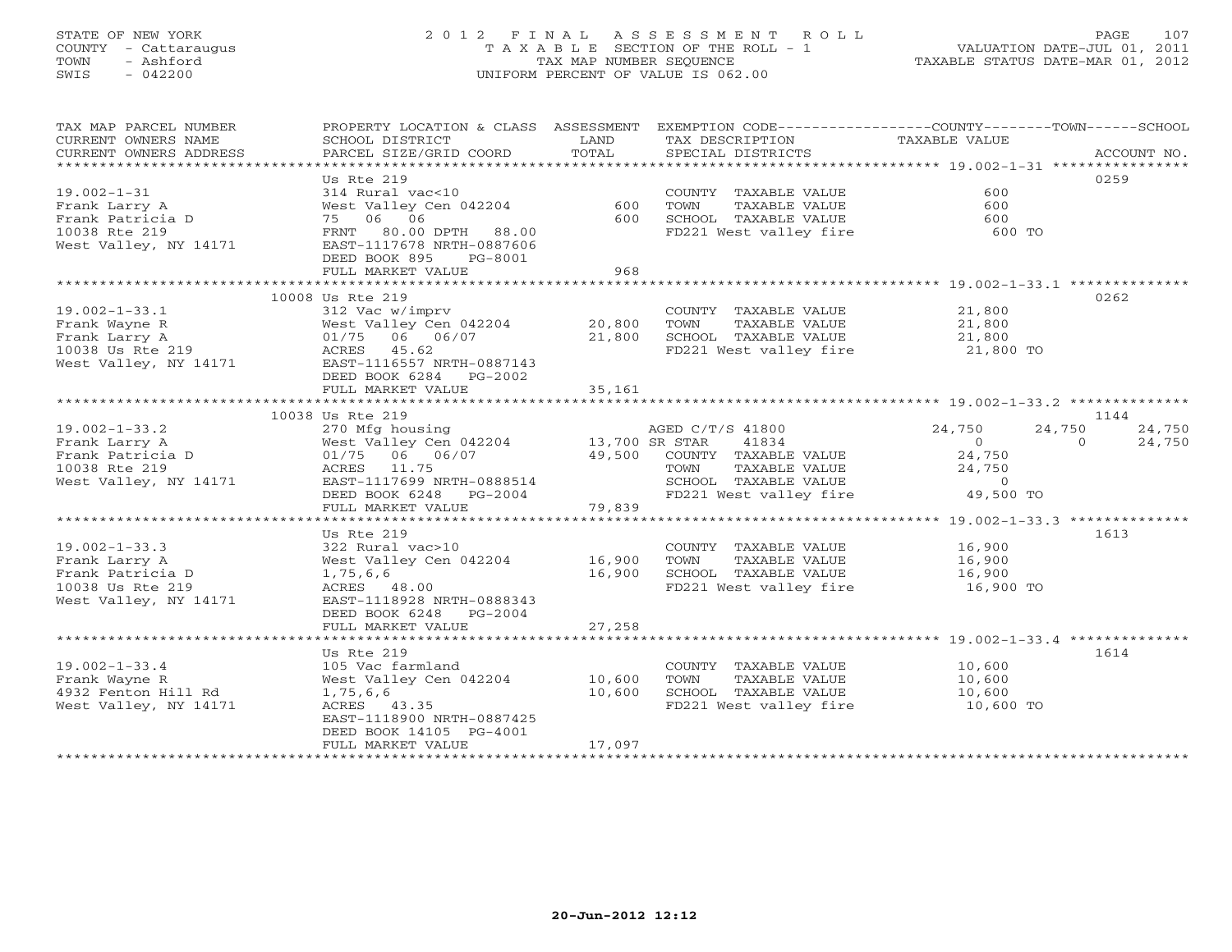STATE OF NEW YORK
COUNTY - Cattaraugus
TOWN - Ashford
SWIS - 042200

# 2012 FINAL ASSESSMENT ROLL
TAXABLE SECTION OF THE ROLL - 1
TAX MAP NUMBER SEQUENCE
UNIFORM PERCENT OF VALUE IS 062.00

VALUATION DATE-JUL 01, 2011
TAXABLE STATUS DATE-MAR 01, 2012

| TAX MAP PARCEL NUMBER / CURRENT OWNERS NAME / CURRENT OWNERS ADDRESS | PROPERTY LOCATION & CLASS / SCHOOL DISTRICT / PARCEL SIZE/GRID COORD | ASSESSMENT LAND / TOTAL | EXEMPTION CODE / TAX DESCRIPTION / SPECIAL DISTRICTS | COUNTY TAXABLE VALUE | TOWN | SCHOOL | ACCOUNT NO. |
|---|---|---|---|---|---|---|---|
| 19.002-1-31 | Us Rte 219 | | | | | | 0259 |
| Frank Larry A | 314 Rural vac<10 | | COUNTY TAXABLE VALUE | 600 | | | |
| Frank Patricia D | West Valley Cen 042204 | 600 | TOWN TAXABLE VALUE | 600 | | | |
| 10038 Rte 219 | 75 06 06 | 600 | SCHOOL TAXABLE VALUE | 600 | | | |
| West Valley, NY 14171 | FRNT 80.00 DPTH 88.00 | | FD221 West valley fire | 600 TO | | | |
| | EAST-1117678 NRTH-0887606 | | | | | | |
| | DEED BOOK 895 PG-8001 | | | | | | |
| | FULL MARKET VALUE | 968 | | | | | |
| 19.002-1-33.1 | 10008 Us Rte 219 | | | | | | 0262 |
| Frank Wayne R | 312 Vac w/imprv | | COUNTY TAXABLE VALUE | 21,800 | | | |
| Frank Larry A | West Valley Cen 042204 | 20,800 | TOWN TAXABLE VALUE | 21,800 | | | |
| 10038 Us Rte 219 | 01/75 06 06/07 | 21,800 | SCHOOL TAXABLE VALUE | 21,800 | | | |
| West Valley, NY 14171 | ACRES 45.62 | | FD221 West valley fire | 21,800 TO | | | |
| | EAST-1116557 NRTH-0887143 | | | | | | |
| | DEED BOOK 6284 PG-2002 | | | | | | |
| | FULL MARKET VALUE | 35,161 | | | | | |
| 19.002-1-33.2 | 10038 Us Rte 219 | | | | | | 1144 |
| Frank Larry A | 270 Mfg housing | | AGED C/T/S 41800 | 24,750 | 24,750 | 24,750 | |
| Frank Patricia D | West Valley Cen 042204 | 13,700 | SR STAR 41834 | 0 | 0 | 24,750 | |
| 10038 Rte 219 | 01/75 06 06/07 | 49,500 | COUNTY TAXABLE VALUE | 24,750 | | | |
| West Valley, NY 14171 | ACRES 11.75 | | TOWN TAXABLE VALUE | 24,750 | | | |
| | EAST-1117699 NRTH-0888514 | | SCHOOL TAXABLE VALUE | 0 | | | |
| | DEED BOOK 6248 PG-2004 | | FD221 West valley fire | 49,500 TO | | | |
| | FULL MARKET VALUE | 79,839 | | | | | |
| 19.002-1-33.3 | Us Rte 219 | | | | | | 1613 |
| Frank Larry A | 322 Rural vac>10 | | COUNTY TAXABLE VALUE | 16,900 | | | |
| Frank Patricia D | West Valley Cen 042204 | 16,900 | TOWN TAXABLE VALUE | 16,900 | | | |
| 10038 Us Rte 219 | 1,75,6,6 | 16,900 | SCHOOL TAXABLE VALUE | 16,900 | | | |
| West Valley, NY 14171 | ACRES 48.00 | | FD221 West valley fire | 16,900 TO | | | |
| | EAST-1118928 NRTH-0888343 | | | | | | |
| | DEED BOOK 6248 PG-2004 | | | | | | |
| | FULL MARKET VALUE | 27,258 | | | | | |
| 19.002-1-33.4 | Us Rte 219 | | | | | | 1614 |
| Frank Wayne R | 105 Vac farmland | | COUNTY TAXABLE VALUE | 10,600 | | | |
| 4932 Fenton Hill Rd | West Valley Cen 042204 | 10,600 | TOWN TAXABLE VALUE | 10,600 | | | |
| West Valley, NY 14171 | 1,75,6,6 | 10,600 | SCHOOL TAXABLE VALUE | 10,600 | | | |
| | ACRES 43.35 | | FD221 West valley fire | 10,600 TO | | | |
| | EAST-1118900 NRTH-0887425 | | | | | | |
| | DEED BOOK 14105 PG-4001 | | | | | | |
| | FULL MARKET VALUE | 17,097 | | | | | |

20-Jun-2012 12:12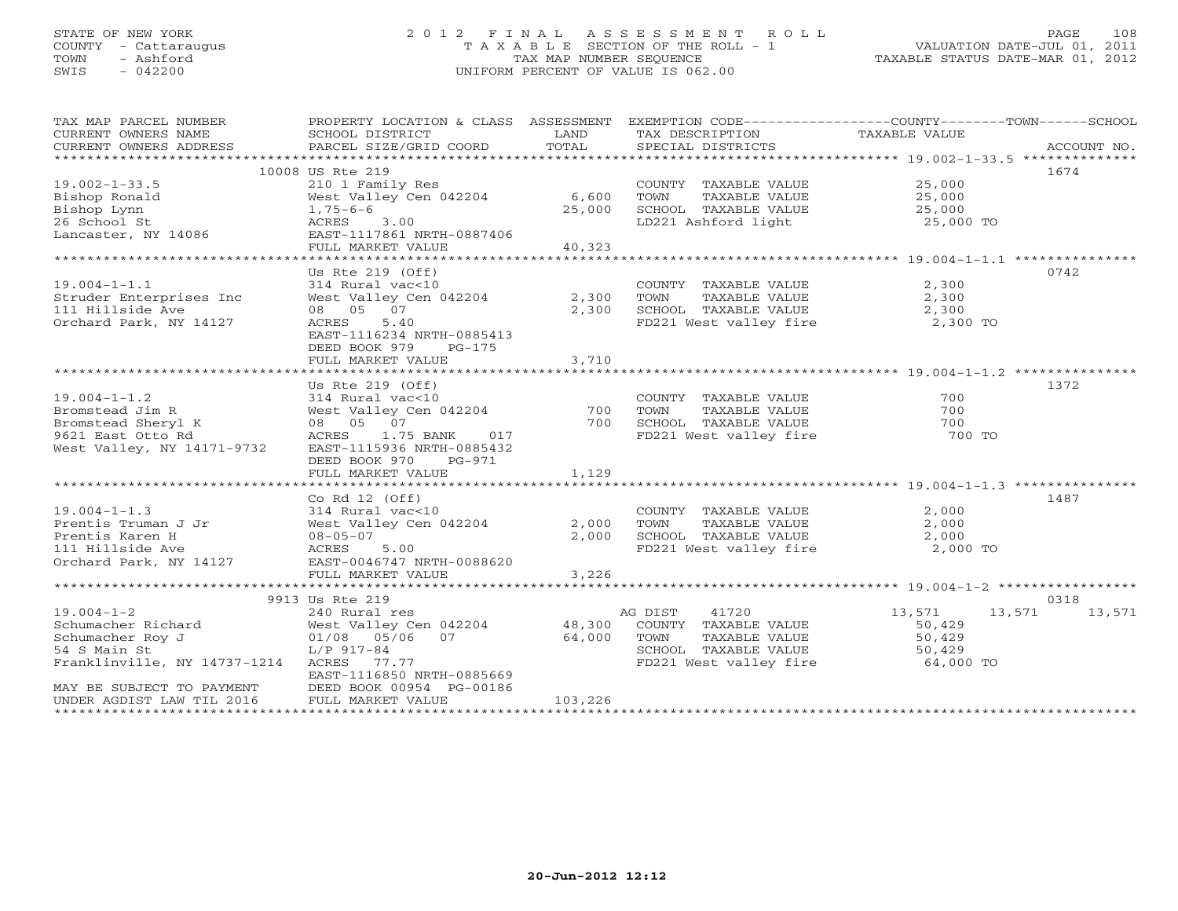STATE OF NEW YORK
COUNTY - Cattaraugus
TOWN - Ashford
SWIS - 042200

# 2012 FINAL ASSESSMENT ROLL
TAXABLE SECTION OF THE ROLL - 1
TAX MAP NUMBER SEQUENCE
UNIFORM PERCENT OF VALUE IS 062.00

VALUATION DATE-JUL 01, 2011
TAXABLE STATUS DATE-MAR 01, 2012

| TAX MAP PARCEL NUMBER / CURRENT OWNERS NAME / CURRENT OWNERS ADDRESS | PROPERTY LOCATION & CLASS / SCHOOL DISTRICT / PARCEL SIZE/GRID COORD | ASSESSMENT LAND / TOTAL | EXEMPTION CODE / TAX DESCRIPTION / SPECIAL DISTRICTS | COUNTY | TOWN | SCHOOL / TAXABLE VALUE | ACCOUNT NO. |
|---|---|---|---|---|---|---|---|
| | 10008 US Rte 219 | | | | | | 1674 |
| 19.002-1-33.5 | 210 1 Family Res | | COUNTY TAXABLE VALUE | 25,000 | | | |
| Bishop Ronald | West Valley Cen 042204 | 6,600 | TOWN TAXABLE VALUE | | 25,000 | | |
| Bishop Lynn | 1,75-6-6 | 25,000 | SCHOOL TAXABLE VALUE | | | 25,000 | |
| 26 School St | ACRES 3.00 | | LD221 Ashford light | 25,000 TO | | | |
| Lancaster, NY 14086 | EAST-1117861 NRTH-0887406 | | | | | | |
| | FULL MARKET VALUE | 40,323 | | | | | |
| | Us Rte 219 (Off) | | | | | | 0742 |
| 19.004-1-1.1 | 314 Rural vac<10 | | COUNTY TAXABLE VALUE | 2,300 | | | |
| Struder Enterprises Inc | West Valley Cen 042204 | 2,300 | TOWN TAXABLE VALUE | | 2,300 | | |
| 111 Hillside Ave | 08 05 07 | 2,300 | SCHOOL TAXABLE VALUE | | | 2,300 | |
| Orchard Park, NY 14127 | ACRES 5.40 | | FD221 West valley fire | 2,300 TO | | | |
| | EAST-1116234 NRTH-0885413 | | | | | | |
| | DEED BOOK 979 PG-175 | | | | | | |
| | FULL MARKET VALUE | 3,710 | | | | | |
| | Us Rte 219 (Off) | | | | | | 1372 |
| 19.004-1-1.2 | 314 Rural vac<10 | | COUNTY TAXABLE VALUE | 700 | | | |
| Bromstead Jim R | West Valley Cen 042204 | 700 | TOWN TAXABLE VALUE | | 700 | | |
| Bromstead Sheryl K | 08 05 07 | 700 | SCHOOL TAXABLE VALUE | | | 700 | |
| 9621 East Otto Rd | ACRES 1.75 BANK 017 | | FD221 West valley fire | 700 TO | | | |
| West Valley, NY 14171-9732 | EAST-1115936 NRTH-0885432 | | | | | | |
| | DEED BOOK 970 PG-971 | | | | | | |
| | FULL MARKET VALUE | 1,129 | | | | | |
| | Co Rd 12 (Off) | | | | | | 1487 |
| 19.004-1-1.3 | 314 Rural vac<10 | | COUNTY TAXABLE VALUE | 2,000 | | | |
| Prentis Truman J Jr | West Valley Cen 042204 | 2,000 | TOWN TAXABLE VALUE | | 2,000 | | |
| Prentis Karen H | 08-05-07 | 2,000 | SCHOOL TAXABLE VALUE | | | 2,000 | |
| 111 Hillside Ave | ACRES 5.00 | | FD221 West valley fire | 2,000 TO | | | |
| Orchard Park, NY 14127 | EAST-0046747 NRTH-0088620 | | | | | | |
| | FULL MARKET VALUE | 3,226 | | | | | |
| | 9913 Us Rte 219 | | | | | | 0318 |
| 19.004-1-2 | 240 Rural res | | AG DIST 41720 | 13,571 | 13,571 | 13,571 | |
| Schumacher Richard | West Valley Cen 042204 | 48,300 | COUNTY TAXABLE VALUE | 50,429 | | | |
| Schumacher Roy J | 01/08 05/06 07 | 64,000 | TOWN TAXABLE VALUE | | 50,429 | | |
| 54 S Main St | L/P 917-84 | | SCHOOL TAXABLE VALUE | | | 50,429 | |
| Franklinville, NY 14737-1214 | ACRES 77.77 | | FD221 West valley fire | 64,000 TO | | | |
| | EAST-1116850 NRTH-0885669 | | | | | | |
| MAY BE SUBJECT TO PAYMENT | DEED BOOK 00954 PG-00186 | | | | | | |
| UNDER AGDIST LAW TIL 2016 | FULL MARKET VALUE | 103,226 | | | | | |

20-Jun-2012 12:12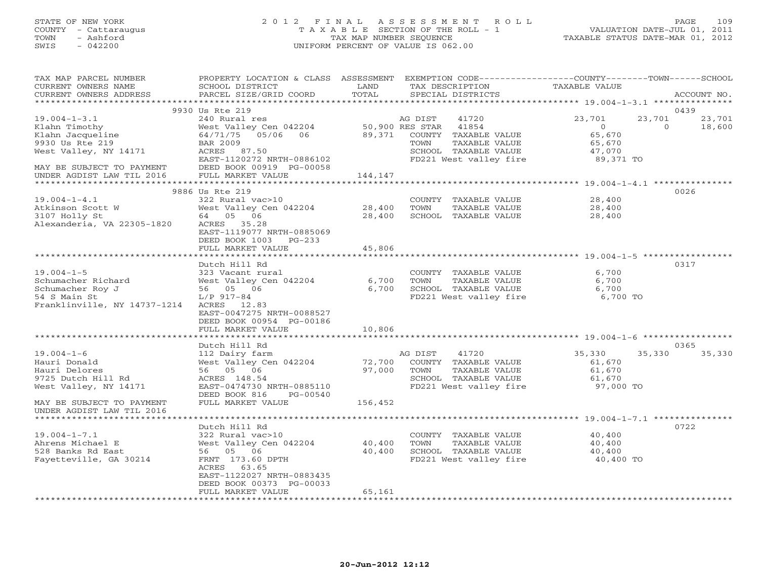STATE OF NEW YORK
COUNTY - Cattaraugus
TOWN - Ashford
SWIS - 042200

# 2012 FINAL ASSESSMENT ROLL

TAXABLE SECTION OF THE ROLL - 1
TAX MAP NUMBER SEQUENCE
UNIFORM PERCENT OF VALUE IS 062.00

VALUATION DATE-JUL 01, 2011
TAXABLE STATUS DATE-MAR 01, 2012

| TAX MAP PARCEL NUMBER / CURRENT OWNERS NAME / CURRENT OWNERS ADDRESS | PROPERTY LOCATION & CLASS / SCHOOL DISTRICT / PARCEL SIZE/GRID COORD | ASSESSMENT LAND / TOTAL | EXEMPTION CODE / TAX DESCRIPTION / SPECIAL DISTRICTS | COUNTY TAXABLE VALUE | TOWN | SCHOOL / ACCOUNT NO. |
|---|---|---|---|---|---|---|
| **19.004-1-3.1** | 9930 Us Rte 219 | | | | | 0439 |
| 19.004-1-3.1 | 240 Rural res | | AG DIST 41720 | 23,701 | 23,701 | 23,701 |
| Klahn Timothy | West Valley Cen 042204 | 50,900 | RES STAR 41854 | 0 | 0 | 18,600 |
| Klahn Jacqueline | 64/71/75 05/06 06 | 89,371 | COUNTY TAXABLE VALUE | 65,670 | | |
| 9930 Us Rte 219 | BAR 2009 | | TOWN TAXABLE VALUE | 65,670 | | |
| West Valley, NY 14171 | ACRES 87.50 | | SCHOOL TAXABLE VALUE | 47,070 | | |
| | EAST-1120272 NRTH-0886102 | | FD221 West valley fire | 89,371 TO | | |
| MAY BE SUBJECT TO PAYMENT | DEED BOOK 00919 PG-00058 | | | | | |
| UNDER AGDIST LAW TIL 2016 | FULL MARKET VALUE | 144,147 | | | | |
| **19.004-1-4.1** | 9886 Us Rte 219 | | | | | 0026 |
| 19.004-1-4.1 | 322 Rural vac>10 | | COUNTY TAXABLE VALUE | 28,400 | | |
| Atkinson Scott W | West Valley Cen 042204 | 28,400 | TOWN TAXABLE VALUE | 28,400 | | |
| 3107 Holly St | 64 05 06 | 28,400 | SCHOOL TAXABLE VALUE | 28,400 | | |
| Alexanderia, VA 22305-1820 | ACRES 35.28 | | | | | |
| | EAST-1119077 NRTH-0885069 | | | | | |
| | DEED BOOK 1003 PG-233 | | | | | |
| | FULL MARKET VALUE | 45,806 | | | | |
| **19.004-1-5** | Dutch Hill Rd | | | | | 0317 |
| 19.004-1-5 | 323 Vacant rural | | COUNTY TAXABLE VALUE | 6,700 | | |
| Schumacher Richard | West Valley Cen 042204 | 6,700 | TOWN TAXABLE VALUE | 6,700 | | |
| Schumacher Roy J | 56 05 06 | 6,700 | SCHOOL TAXABLE VALUE | 6,700 | | |
| 54 S Main St | L/P 917-84 | | FD221 West valley fire | 6,700 TO | | |
| Franklinville, NY 14737-1214 | ACRES 12.83 | | | | | |
| | EAST-0047275 NRTH-0088527 | | | | | |
| | DEED BOOK 00954 PG-00186 | | | | | |
| | FULL MARKET VALUE | 10,806 | | | | |
| **19.004-1-6** | Dutch Hill Rd | | | | | 0365 |
| 19.004-1-6 | 112 Dairy farm | | AG DIST 41720 | 35,330 | 35,330 | 35,330 |
| Hauri Donald | West Valley Cen 042204 | 72,700 | COUNTY TAXABLE VALUE | 61,670 | | |
| Hauri Delores | 56 05 06 | 97,000 | TOWN TAXABLE VALUE | 61,670 | | |
| 9725 Dutch Hill Rd | ACRES 148.54 | | SCHOOL TAXABLE VALUE | 61,670 | | |
| West Valley, NY 14171 | EAST-0474730 NRTH-0885110 | | FD221 West valley fire | 97,000 TO | | |
| | DEED BOOK 816 PG-00540 | | | | | |
| MAY BE SUBJECT TO PAYMENT | FULL MARKET VALUE | 156,452 | | | | |
| UNDER AGDIST LAW TIL 2016 | | | | | | |
| **19.004-1-7.1** | Dutch Hill Rd | | | | | 0722 |
| 19.004-1-7.1 | 322 Rural vac>10 | | COUNTY TAXABLE VALUE | 40,400 | | |
| Ahrens Michael E | West Valley Cen 042204 | 40,400 | TOWN TAXABLE VALUE | 40,400 | | |
| 528 Banks Rd East | 56 05 06 | 40,400 | SCHOOL TAXABLE VALUE | 40,400 | | |
| Fayetteville, GA 30214 | FRNT 173.60 DPTH | | FD221 West valley fire | 40,400 TO | | |
| | ACRES 63.65 | | | | | |
| | EAST-1122027 NRTH-0883435 | | | | | |
| | DEED BOOK 00373 PG-00033 | | | | | |
| | FULL MARKET VALUE | 65,161 | | | | |

20-Jun-2012 12:12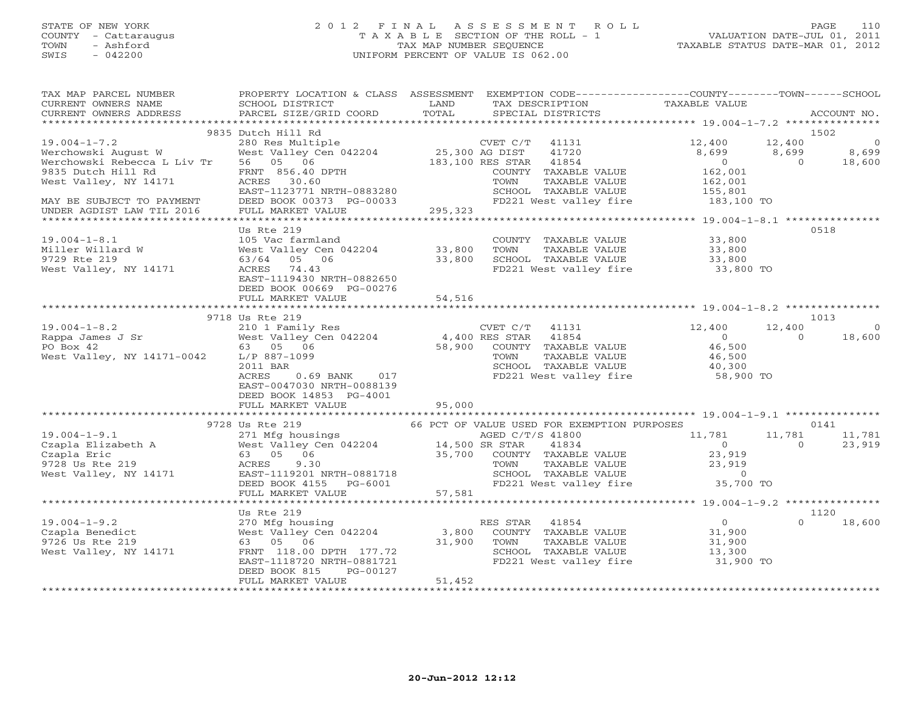STATE OF NEW YORK
COUNTY - Cattaraugus
TOWN - Ashford
SWIS - 042200

# 2012 FINAL ASSESSMENT ROLL
TAXABLE SECTION OF THE ROLL - 1
TAX MAP NUMBER SEQUENCE
UNIFORM PERCENT OF VALUE IS 062.00

VALUATION DATE-JUL 01, 2011
TAXABLE STATUS DATE-MAR 01, 2012

| TAX MAP PARCEL NUMBER / CURRENT OWNERS NAME / CURRENT OWNERS ADDRESS | PROPERTY LOCATION & CLASS / SCHOOL DISTRICT / PARCEL SIZE/GRID COORD | ASSESSMENT LAND / TOTAL | EXEMPTION CODE / TAX DESCRIPTION / SPECIAL DISTRICTS | COUNTY TAXABLE VALUE | TOWN | SCHOOL | ACCOUNT NO. |
|---|---|---|---|---|---|---|---|
| **19.004-1-7.2** | 9835 Dutch Hill Rd | | | | | | 1502 |
| 19.004-1-7.2 | 280 Res Multiple | | CVET C/T 41131 | 12,400 | 12,400 | 0 | |
| Werchowski August W | West Valley Cen 042204 | 25,300 | AG DIST 41720 | 8,699 | 8,699 | 8,699 | |
| Werchowski Rebecca L Liv Tr | 56 05 06 | 183,100 | RES STAR 41854 | 0 | 0 | 18,600 | |
| 9835 Dutch Hill Rd | FRNT 856.40 DPTH | | COUNTY TAXABLE VALUE | 162,001 | | | |
| West Valley, NY 14171 | ACRES 30.60 | | TOWN TAXABLE VALUE | 162,001 | | | |
| | EAST-1123771 NRTH-0883280 | | SCHOOL TAXABLE VALUE | 155,801 | | | |
| MAY BE SUBJECT TO PAYMENT | DEED BOOK 00373 PG-00033 | | FD221 West valley fire | 183,100 TO | | | |
| UNDER AGDIST LAW TIL 2016 | FULL MARKET VALUE | 295,323 | | | | | |
| **19.004-1-8.1** | Us Rte 219 | | | | | | 0518 |
| 19.004-1-8.1 | 105 Vac farmland | | COUNTY TAXABLE VALUE | 33,800 | | | |
| Miller Willard W | West Valley Cen 042204 | 33,800 | TOWN TAXABLE VALUE | 33,800 | | | |
| 9729 Rte 219 | 63/64 05 06 | 33,800 | SCHOOL TAXABLE VALUE | 33,800 | | | |
| West Valley, NY 14171 | ACRES 74.43 | | FD221 West valley fire | 33,800 TO | | | |
| | EAST-1119430 NRTH-0882650 | | | | | | |
| | DEED BOOK 00669 PG-00276 | | | | | | |
| | FULL MARKET VALUE | 54,516 | | | | | |
| **19.004-1-8.2** | 9718 Us Rte 219 | | | | | | 1013 |
| 19.004-1-8.2 | 210 1 Family Res | | CVET C/T 41131 | 12,400 | 12,400 | 0 | |
| Rappa James J Sr | West Valley Cen 042204 | 4,400 | RES STAR 41854 | 0 | 0 | 18,600 | |
| PO Box 42 | 63 05 06 | 58,900 | COUNTY TAXABLE VALUE | 46,500 | | | |
| West Valley, NY 14171-0042 | L/P 887-1099 | | TOWN TAXABLE VALUE | 46,500 | | | |
| | 2011 BAR | | SCHOOL TAXABLE VALUE | 40,300 | | | |
| | ACRES 0.69 BANK 017 | | FD221 West valley fire | 58,900 TO | | | |
| | EAST-0047030 NRTH-0088139 | | | | | | |
| | DEED BOOK 14853 PG-4001 | | | | | | |
| | FULL MARKET VALUE | 95,000 | | | | | |
| **19.004-1-9.1** | 9728 Us Rte 219 | | 66 PCT OF VALUE USED FOR EXEMPTION PURPOSES | | | | 0141 |
| 19.004-1-9.1 | 271 Mfg housings | | AGED C/T/S 41800 | 11,781 | 11,781 | 11,781 | |
| Czapla Elizabeth A | West Valley Cen 042204 | 14,500 | SR STAR 41834 | 0 | 0 | 23,919 | |
| Czapla Eric | 63 05 06 | 35,700 | COUNTY TAXABLE VALUE | 23,919 | | | |
| 9728 Us Rte 219 | ACRES 9.30 | | TOWN TAXABLE VALUE | 23,919 | | | |
| West Valley, NY 14171 | EAST-1119201 NRTH-0881718 | | SCHOOL TAXABLE VALUE | 0 | | | |
| | DEED BOOK 4155 PG-6001 | | FD221 West valley fire | 35,700 TO | | | |
| | FULL MARKET VALUE | 57,581 | | | | | |
| **19.004-1-9.2** | Us Rte 219 | | | | | | 1120 |
| 19.004-1-9.2 | 270 Mfg housing | | RES STAR 41854 | 0 | 0 | 18,600 | |
| Czapla Benedict | West Valley Cen 042204 | 3,800 | COUNTY TAXABLE VALUE | 31,900 | | | |
| 9726 Us Rte 219 | 63 05 06 | 31,900 | TOWN TAXABLE VALUE | 31,900 | | | |
| West Valley, NY 14171 | FRNT 118.00 DPTH 177.72 | | SCHOOL TAXABLE VALUE | 13,300 | | | |
| | EAST-1118720 NRTH-0881721 | | FD221 West valley fire | 31,900 TO | | | |
| | DEED BOOK 815 PG-00127 | | | | | | |
| | FULL MARKET VALUE | 51,452 | | | | | |

20-Jun-2012 12:12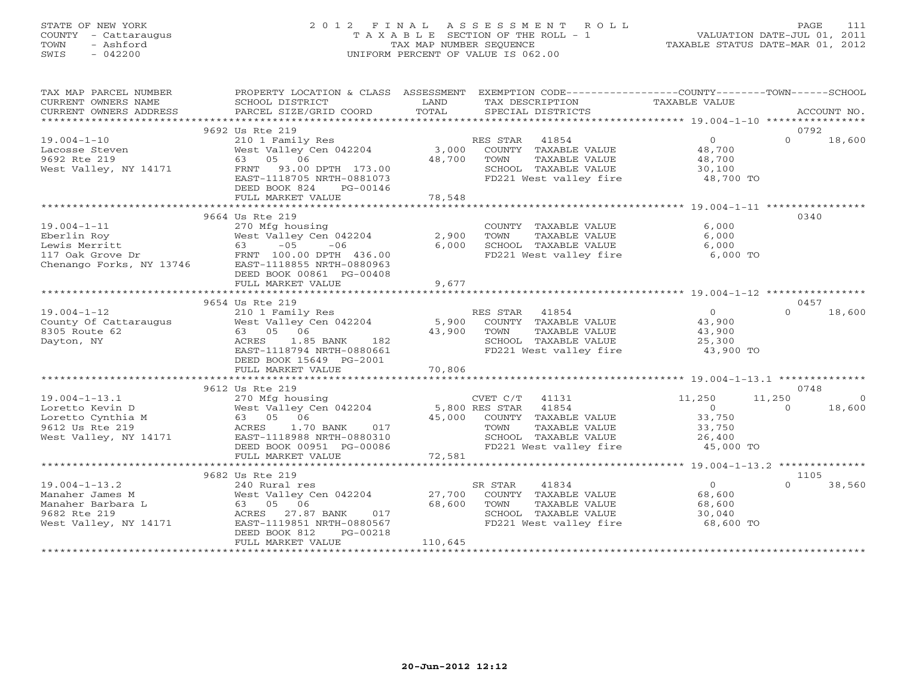STATE OF NEW YORK
COUNTY - Cattaraugus
TOWN - Ashford
SWIS - 042200

2012 FINAL ASSESSMENT ROLL
TAXABLE SECTION OF THE ROLL - 1
TAX MAP NUMBER SEQUENCE
UNIFORM PERCENT OF VALUE IS 062.00

VALUATION DATE-JUL 01, 2011
TAXABLE STATUS DATE-MAR 01, 2012

| TAX MAP PARCEL NUMBER / CURRENT OWNERS NAME / CURRENT OWNERS ADDRESS | PROPERTY LOCATION & CLASS / SCHOOL DISTRICT / PARCEL SIZE/GRID COORD | ASSESSMENT LAND / TOTAL | EXEMPTION CODE / TAX DESCRIPTION / SPECIAL DISTRICTS | COUNTY TAXABLE VALUE | TOWN | SCHOOL / ACCOUNT NO. |
|---|---|---|---|---|---|---|
| | 9692 Us Rte 219 | | | | | 0792 |
| 19.004-1-10 | 210 1 Family Res | | RES STAR 41854 | 0 | 0 | 18,600 |
| Lacosse Steven | West Valley Cen 042204 | 3,000 | COUNTY TAXABLE VALUE | 48,700 | | |
| 9692 Rte 219 | 63 05 06 | 48,700 | TOWN TAXABLE VALUE | 48,700 | | |
| West Valley, NY 14171 | FRNT 93.00 DPTH 173.00 | | SCHOOL TAXABLE VALUE | 30,100 | | |
| | EAST-1118705 NRTH-0881073 | | FD221 West valley fire | 48,700 TO | | |
| | DEED BOOK 824 PG-00146 | | | | | |
| | FULL MARKET VALUE | 78,548 | | | | |
| | 9664 Us Rte 219 | | | | | 0340 |
| 19.004-1-11 | 270 Mfg housing | | COUNTY TAXABLE VALUE | 6,000 | | |
| Eberlin Roy | West Valley Cen 042204 | 2,900 | TOWN TAXABLE VALUE | 6,000 | | |
| Lewis Merritt | 63 -05 -06 | 6,000 | SCHOOL TAXABLE VALUE | 6,000 | | |
| 117 Oak Grove Dr | FRNT 100.00 DPTH 436.00 | | FD221 West valley fire | 6,000 TO | | |
| Chenango Forks, NY 13746 | EAST-1118855 NRTH-0880963 | | | | | |
| | DEED BOOK 00861 PG-00408 | | | | | |
| | FULL MARKET VALUE | 9,677 | | | | |
| | 9654 Us Rte 219 | | | | | 0457 |
| 19.004-1-12 | 210 1 Family Res | | RES STAR 41854 | 0 | 0 | 18,600 |
| County Of Cattaraugus | West Valley Cen 042204 | 5,900 | COUNTY TAXABLE VALUE | 43,900 | | |
| 8305 Route 62 | 63 05 06 | 43,900 | TOWN TAXABLE VALUE | 43,900 | | |
| Dayton, NY | ACRES 1.85 BANK 182 | | SCHOOL TAXABLE VALUE | 25,300 | | |
| | EAST-1118794 NRTH-0880661 | | FD221 West valley fire | 43,900 TO | | |
| | DEED BOOK 15649 PG-2001 | | | | | |
| | FULL MARKET VALUE | 70,806 | | | | |
| | 9612 Us Rte 219 | | | | | 0748 |
| 19.004-1-13.1 | 270 Mfg housing | | CVET C/T 41131 | 11,250 | 11,250 | 0 |
| Loretto Kevin D | West Valley Cen 042204 | 5,800 | RES STAR 41854 | 0 | 0 | 18,600 |
| Loretto Cynthia M | 63 05 06 | 45,000 | COUNTY TAXABLE VALUE | 33,750 | | |
| 9612 Us Rte 219 | ACRES 1.70 BANK 017 | | TOWN TAXABLE VALUE | 33,750 | | |
| West Valley, NY 14171 | EAST-1118988 NRTH-0880310 | | SCHOOL TAXABLE VALUE | 26,400 | | |
| | DEED BOOK 00951 PG-00086 | | FD221 West valley fire | 45,000 TO | | |
| | FULL MARKET VALUE | 72,581 | | | | |
| | 9682 Us Rte 219 | | | | | 1105 |
| 19.004-1-13.2 | 240 Rural res | | SR STAR 41834 | 0 | 0 | 38,560 |
| Manaher James M | West Valley Cen 042204 | 27,700 | COUNTY TAXABLE VALUE | 68,600 | | |
| Manaher Barbara L | 63 05 06 | 68,600 | TOWN TAXABLE VALUE | 68,600 | | |
| 9682 Rte 219 | ACRES 27.87 BANK 017 | | SCHOOL TAXABLE VALUE | 30,040 | | |
| West Valley, NY 14171 | EAST-1119851 NRTH-0880567 | | FD221 West valley fire | 68,600 TO | | |
| | DEED BOOK 812 PG-00218 | | | | | |
| | FULL MARKET VALUE | 110,645 | | | | |

20-Jun-2012 12:12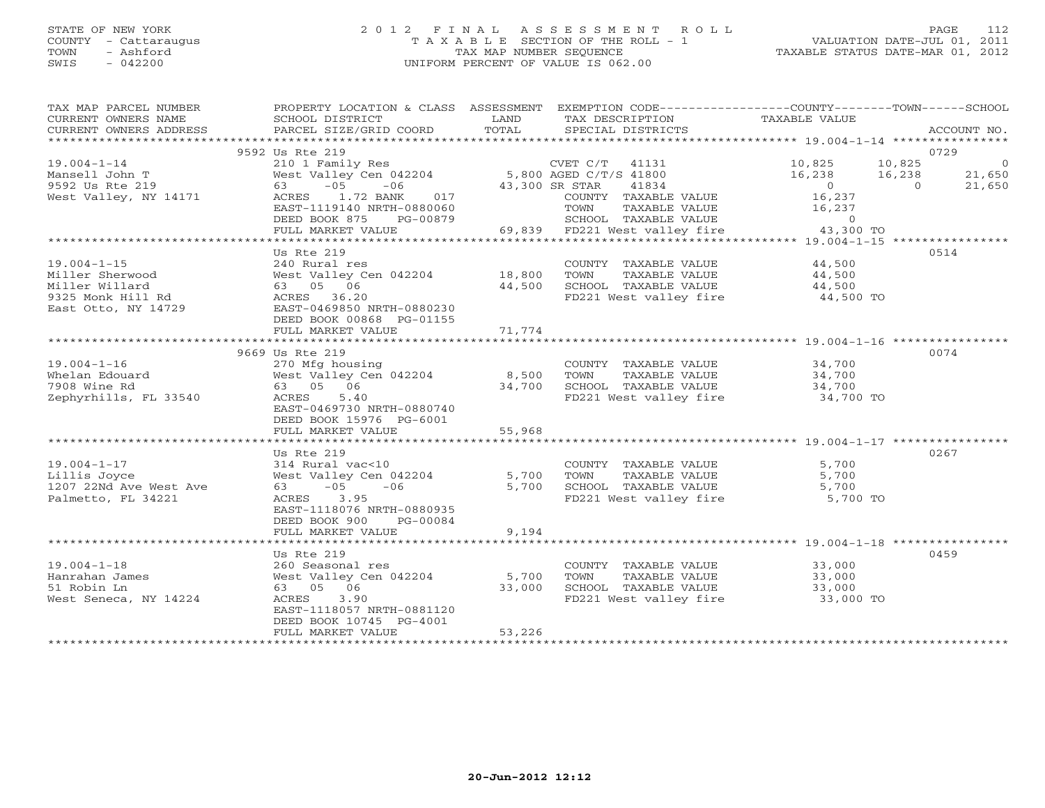STATE OF NEW YORK
COUNTY - Cattaraugus
TOWN - Ashford
SWIS - 042200

2012 FINAL ASSESSMENT ROLL
TAXABLE SECTION OF THE ROLL - 1
TAX MAP NUMBER SEQUENCE
UNIFORM PERCENT OF VALUE IS 062.00

VALUATION DATE-JUL 01, 2011
TAXABLE STATUS DATE-MAR 01, 2012

```
TAX MAP PARCEL NUMBER      PROPERTY LOCATION & CLASS  ASSESSMENT  EXEMPTION CODE-----------------COUNTY--------TOWN------SCHOOL
CURRENT OWNERS NAME        SCHOOL DISTRICT              LAND      TAX DESCRIPTION              TAXABLE VALUE
CURRENT OWNERS ADDRESS     PARCEL SIZE/GRID COORD       TOTAL     SPECIAL DISTRICTS                                      ACCOUNT NO.
******************************************************************************************************* 19.004-1-14 *****************
                9592 Us Rte 219                                                                                          0729
19.004-1-14                210 1 Family Res                       CVET C/T   41131             10,825      10,825            0
Mansell John T             West Valley Cen 042204      5,800 AGED C/T/S 41800                  16,238      16,238       21,650
9592 Us Rte 219            63    -05    -06           43,300 SR STAR    41834                      0           0        21,650
West Valley, NY 14171      ACRES    1.72 BANK     017         COUNTY  TAXABLE VALUE             16,237
                           EAST-1119140 NRTH-0880060          TOWN    TAXABLE VALUE             16,237
                           DEED BOOK 875     PG-00879         SCHOOL  TAXABLE VALUE                  0
                           FULL MARKET VALUE          69,839  FD221 West valley fire            43,300 TO
******************************************************************************************************* 19.004-1-15 *****************
                   Us Rte 219                                                                                            0514
19.004-1-15                240 Rural res                          COUNTY  TAXABLE VALUE             44,500
Miller Sherwood            West Valley Cen 042204     18,800      TOWN    TAXABLE VALUE             44,500
Miller Willard             63  05  06                 44,500      SCHOOL  TAXABLE VALUE             44,500
9325 Monk Hill Rd          ACRES   36.20                          FD221 West valley fire            44,500 TO
East Otto, NY 14729        EAST-0469850 NRTH-0880230
                           DEED BOOK 00868 PG-01155
                           FULL MARKET VALUE          71,774
******************************************************************************************************* 19.004-1-16 *****************
                9669 Us Rte 219                                                                                          0074
19.004-1-16                270 Mfg housing                        COUNTY  TAXABLE VALUE             34,700
Whelan Edouard             West Valley Cen 042204      8,500      TOWN    TAXABLE VALUE             34,700
7908 Wine Rd               63  05  06                 34,700      SCHOOL  TAXABLE VALUE             34,700
Zephyrhills, FL 33540      ACRES    5.40                          FD221 West valley fire            34,700 TO
                           EAST-0469730 NRTH-0880740
                           DEED BOOK 15976 PG-6001
                           FULL MARKET VALUE          55,968
******************************************************************************************************* 19.004-1-17 *****************
                   Us Rte 219                                                                                            0267
19.004-1-17                314 Rural vac<10                       COUNTY  TAXABLE VALUE              5,700
Lillis Joyce               West Valley Cen 042204      5,700      TOWN    TAXABLE VALUE              5,700
1207 22Nd Ave West Ave     63    -05    -06            5,700      SCHOOL  TAXABLE VALUE              5,700
Palmetto, FL 34221         ACRES    3.95                          FD221 West valley fire             5,700 TO
                           EAST-1118076 NRTH-0880935
                           DEED BOOK 900     PG-00084
                           FULL MARKET VALUE           9,194
******************************************************************************************************* 19.004-1-18 *****************
                   Us Rte 219                                                                                            0459
19.004-1-18                260 Seasonal res                       COUNTY  TAXABLE VALUE             33,000
Hanrahan James             West Valley Cen 042204      5,700      TOWN    TAXABLE VALUE             33,000
51 Robin Ln                63  05  06                 33,000      SCHOOL  TAXABLE VALUE             33,000
West Seneca, NY 14224      ACRES    3.90                          FD221 West valley fire            33,000 TO
                           EAST-1118057 NRTH-0881120
                           DEED BOOK 10745 PG-4001
                           FULL MARKET VALUE          53,226
************************************************************************************************************************************
```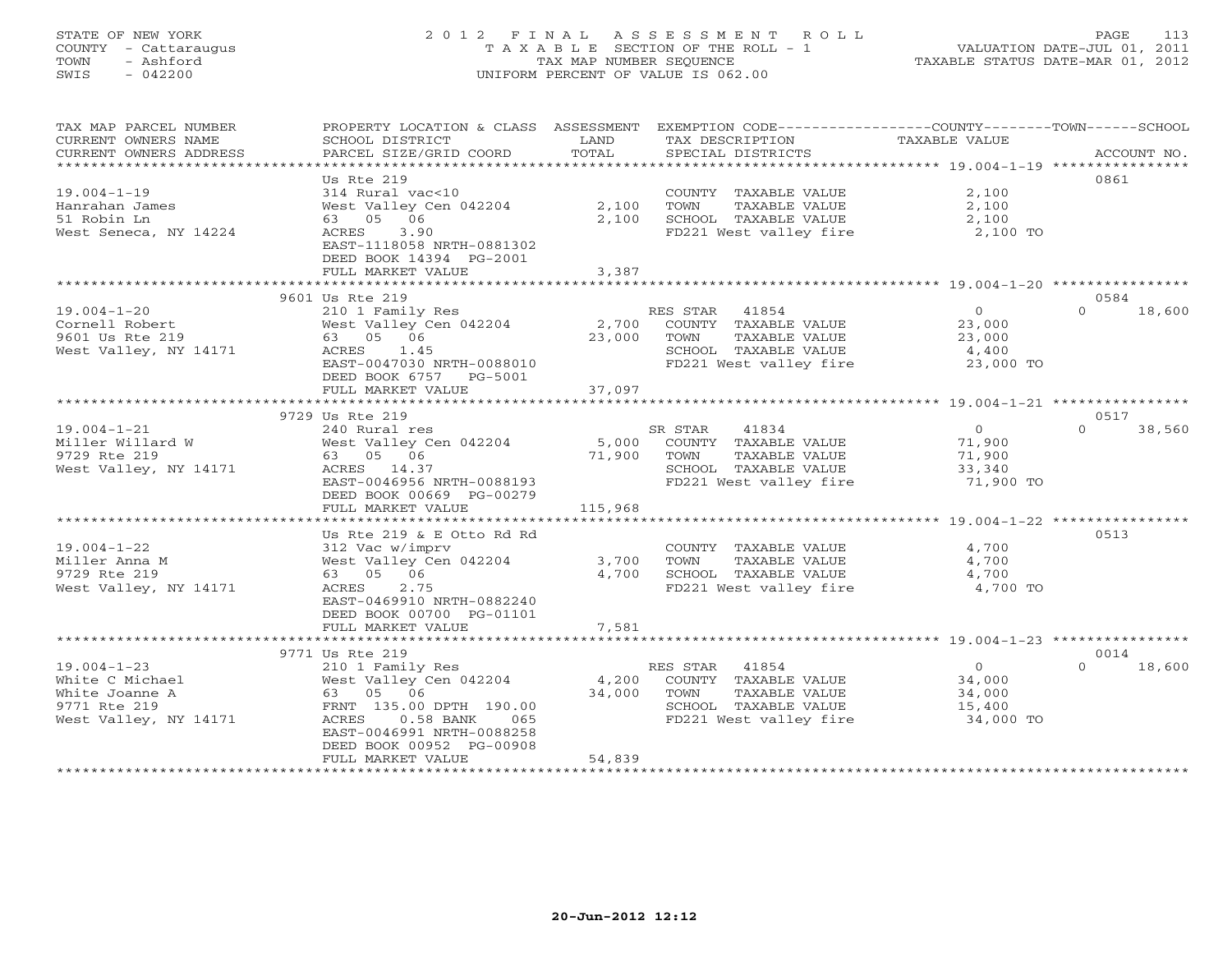STATE OF NEW YORK
COUNTY - Cattaraugus
TOWN - Ashford
SWIS - 042200

# 2012 FINAL ASSESSMENT ROLL

TAXABLE SECTION OF THE ROLL - 1
TAX MAP NUMBER SEQUENCE
UNIFORM PERCENT OF VALUE IS 062.00

VALUATION DATE-JUL 01, 2011
TAXABLE STATUS DATE-MAR 01, 2012

| TAX MAP PARCEL NUMBER / CURRENT OWNERS NAME / CURRENT OWNERS ADDRESS | PROPERTY LOCATION & CLASS / SCHOOL DISTRICT / PARCEL SIZE/GRID COORD | ASSESSMENT LAND / TOTAL | EXEMPTION CODE / TAX DESCRIPTION / SPECIAL DISTRICTS | COUNTY / TOWN / SCHOOL TAXABLE VALUE | ACCOUNT NO. |
|---|---|---|---|---|---|
| 19.004-1-19 | Us Rte 219 | | | | 0861 |
| Hanrahan James | 314 Rural vac<10 | | COUNTY TAXABLE VALUE | 2,100 | |
| 51 Robin Ln | West Valley Cen 042204 | 2,100 | TOWN TAXABLE VALUE | 2,100 | |
| West Seneca, NY 14224 | 63 05 06 | 2,100 | SCHOOL TAXABLE VALUE | 2,100 | |
| | ACRES 3.90 | | FD221 West valley fire | 2,100 TO | |
| | EAST-1118058 NRTH-0881302 | | | | |
| | DEED BOOK 14394 PG-2001 | | | | |
| | FULL MARKET VALUE | 3,387 | | | |
| 19.004-1-20 | 9601 Us Rte 219 | | | | 0584 |
| Cornell Robert | 210 1 Family Res | | RES STAR 41854 | 0 0 18,600 | |
| 9601 Us Rte 219 | West Valley Cen 042204 | 2,700 | COUNTY TAXABLE VALUE | 23,000 | |
| West Valley, NY 14171 | 63 05 06 | 23,000 | TOWN TAXABLE VALUE | 23,000 | |
| | ACRES 1.45 | | SCHOOL TAXABLE VALUE | 4,400 | |
| | EAST-0047030 NRTH-0088010 | | FD221 West valley fire | 23,000 TO | |
| | DEED BOOK 6757 PG-5001 | | | | |
| | FULL MARKET VALUE | 37,097 | | | |
| 19.004-1-21 | 9729 Us Rte 219 | | | | 0517 |
| Miller Willard W | 240 Rural res | | SR STAR 41834 | 0 0 38,560 | |
| 9729 Rte 219 | West Valley Cen 042204 | 5,000 | COUNTY TAXABLE VALUE | 71,900 | |
| West Valley, NY 14171 | 63 05 06 | 71,900 | TOWN TAXABLE VALUE | 71,900 | |
| | ACRES 14.37 | | SCHOOL TAXABLE VALUE | 33,340 | |
| | EAST-0046956 NRTH-0088193 | | FD221 West valley fire | 71,900 TO | |
| | DEED BOOK 00669 PG-00279 | | | | |
| | FULL MARKET VALUE | 115,968 | | | |
| 19.004-1-22 | Us Rte 219 & E Otto Rd Rd | | | | 0513 |
| Miller Anna M | 312 Vac w/imprv | | COUNTY TAXABLE VALUE | 4,700 | |
| 9729 Rte 219 | West Valley Cen 042204 | 3,700 | TOWN TAXABLE VALUE | 4,700 | |
| West Valley, NY 14171 | 63 05 06 | 4,700 | SCHOOL TAXABLE VALUE | 4,700 | |
| | ACRES 2.75 | | FD221 West valley fire | 4,700 TO | |
| | EAST-0469910 NRTH-0882240 | | | | |
| | DEED BOOK 00700 PG-01101 | | | | |
| | FULL MARKET VALUE | 7,581 | | | |
| 19.004-1-23 | 9771 Us Rte 219 | | | | 0014 |
| White C Michael | 210 1 Family Res | | RES STAR 41854 | 0 0 18,600 | |
| White Joanne A | West Valley Cen 042204 | 4,200 | COUNTY TAXABLE VALUE | 34,000 | |
| 9771 Rte 219 | 63 05 06 | 34,000 | TOWN TAXABLE VALUE | 34,000 | |
| West Valley, NY 14171 | FRNT 135.00 DPTH 190.00 | | SCHOOL TAXABLE VALUE | 15,400 | |
| | ACRES 0.58 BANK 065 | | FD221 West valley fire | 34,000 TO | |
| | EAST-0046991 NRTH-0088258 | | | | |
| | DEED BOOK 00952 PG-00908 | | | | |
| | FULL MARKET VALUE | 54,839 | | | |

20-Jun-2012 12:12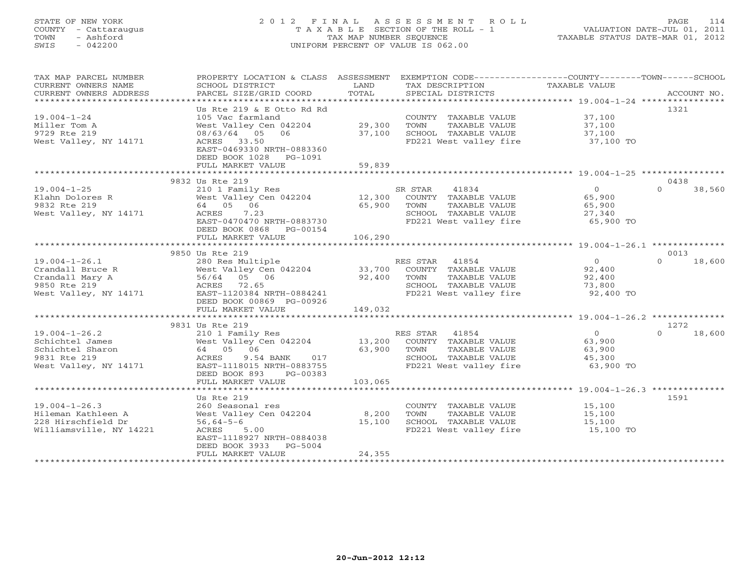STATE OF NEW YORK
COUNTY - Cattaraugus
TOWN - Ashford
SWIS - 042200

# 2012 FINAL ASSESSMENT ROLL
TAXABLE SECTION OF THE ROLL - 1
TAX MAP NUMBER SEQUENCE
UNIFORM PERCENT OF VALUE IS 062.00

VALUATION DATE-JUL 01, 2011
TAXABLE STATUS DATE-MAR 01, 2012

| TAX MAP PARCEL NUMBER / CURRENT OWNERS NAME / CURRENT OWNERS ADDRESS | PROPERTY LOCATION & CLASS / SCHOOL DISTRICT / PARCEL SIZE/GRID COORD | ASSESSMENT LAND / TOTAL | EXEMPTION CODE / TAX DESCRIPTION / SPECIAL DISTRICTS | COUNTY TAXABLE VALUE | TOWN | SCHOOL / ACCOUNT NO. |
|---|---|---|---|---|---|---|
| 19.004-1-24 | Us Rte 219 & E Otto Rd Rd | | | | | 1321 |
| Miller Tom A | 105 Vac farmland | | COUNTY TAXABLE VALUE | 37,100 | | |
| 9729 Rte 219 | West Valley Cen 042204 | 29,300 | TOWN TAXABLE VALUE | 37,100 | | |
| West Valley, NY 14171 | 08/63/64 05 06 | 37,100 | SCHOOL TAXABLE VALUE | 37,100 | | |
| | ACRES 33.50 | | FD221 West valley fire | 37,100 TO | | |
| | EAST-0469330 NRTH-0883360 | | | | | |
| | DEED BOOK 1028 PG-1091 | | | | | |
| | FULL MARKET VALUE | 59,839 | | | | |
| 19.004-1-25 | 9832 Us Rte 219 | | | | | 0438 |
| Klahn Dolores R | 210 1 Family Res | | SR STAR 41834 | 0 | 0 | 38,560 |
| 9832 Rte 219 | West Valley Cen 042204 | 12,300 | COUNTY TAXABLE VALUE | 65,900 | | |
| West Valley, NY 14171 | 64 05 06 | 65,900 | TOWN TAXABLE VALUE | 65,900 | | |
| | ACRES 7.23 | | SCHOOL TAXABLE VALUE | 27,340 | | |
| | EAST-0470470 NRTH-0883730 | | FD221 West valley fire | 65,900 TO | | |
| | DEED BOOK 0868 PG-00154 | | | | | |
| | FULL MARKET VALUE | 106,290 | | | | |
| 19.004-1-26.1 | 9850 Us Rte 219 | | | | | 0013 |
| Crandall Bruce R | 280 Res Multiple | | RES STAR 41854 | 0 | 0 | 18,600 |
| Crandall Mary A | West Valley Cen 042204 | 33,700 | COUNTY TAXABLE VALUE | 92,400 | | |
| 9850 Rte 219 | 56/64 05 06 | 92,400 | TOWN TAXABLE VALUE | 92,400 | | |
| West Valley, NY 14171 | ACRES 72.65 | | SCHOOL TAXABLE VALUE | 73,800 | | |
| | EAST-1120384 NRTH-0884241 | | FD221 West valley fire | 92,400 TO | | |
| | DEED BOOK 00869 PG-00926 | | | | | |
| | FULL MARKET VALUE | 149,032 | | | | |
| 19.004-1-26.2 | 9831 Us Rte 219 | | | | | 1272 |
| Schichtel James | 210 1 Family Res | | RES STAR 41854 | 0 | 0 | 18,600 |
| Schichtel Sharon | West Valley Cen 042204 | 13,200 | COUNTY TAXABLE VALUE | 63,900 | | |
| 9831 Rte 219 | 64 05 06 | 63,900 | TOWN TAXABLE VALUE | 63,900 | | |
| West Valley, NY 14171 | ACRES 9.54 BANK 017 | | SCHOOL TAXABLE VALUE | 45,300 | | |
| | EAST-1118015 NRTH-0883755 | | FD221 West valley fire | 63,900 TO | | |
| | DEED BOOK 893 PG-00383 | | | | | |
| | FULL MARKET VALUE | 103,065 | | | | |
| 19.004-1-26.3 | Us Rte 219 | | | | | 1591 |
| Hileman Kathleen A | 260 Seasonal res | | COUNTY TAXABLE VALUE | 15,100 | | |
| 228 Hirschfield Dr | West Valley Cen 042204 | 8,200 | TOWN TAXABLE VALUE | 15,100 | | |
| Williamsville, NY 14221 | 56,64-5-6 | 15,100 | SCHOOL TAXABLE VALUE | 15,100 | | |
| | ACRES 5.00 | | FD221 West valley fire | 15,100 TO | | |
| | EAST-1118927 NRTH-0884038 | | | | | |
| | DEED BOOK 3933 PG-5004 | | | | | |
| | FULL MARKET VALUE | 24,355 | | | | |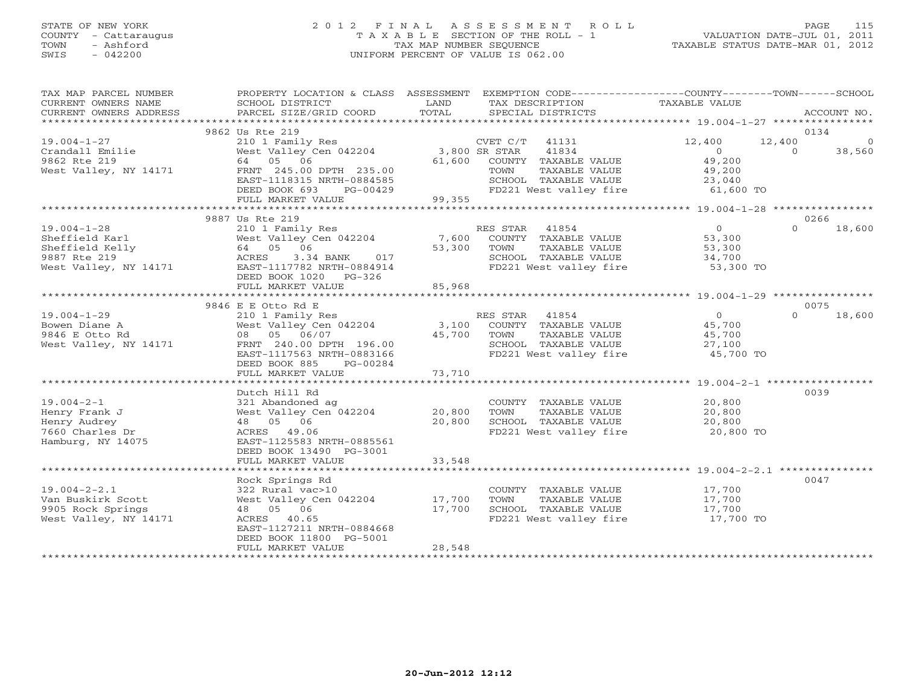STATE OF NEW YORK
COUNTY - Cattaraugus
TOWN - Ashford
SWIS - 042200

2 0 1 2 F I N A L A S S E S S M E N T R O L L
T A X A B L E SECTION OF THE ROLL - 1
TAX MAP NUMBER SEQUENCE
UNIFORM PERCENT OF VALUE IS 062.00

VALUATION DATE-JUL 01, 2011
TAXABLE STATUS DATE-MAR 01, 2012

| TAX MAP PARCEL NUMBER / CURRENT OWNERS NAME / CURRENT OWNERS ADDRESS | PROPERTY LOCATION & CLASS / SCHOOL DISTRICT / PARCEL SIZE/GRID COORD | ASSESSMENT LAND / TOTAL | EXEMPTION CODE / TAX DESCRIPTION / SPECIAL DISTRICTS | COUNTY TAXABLE VALUE | TOWN | SCHOOL / ACCOUNT NO. |
|---|---|---|---|---|---|---|
| | 9862 Us Rte 219 | | | | | 0134 |
| 19.004-1-27 | 210 1 Family Res | | CVET C/T 41131 | 12,400 | 12,400 | 0 |
| Crandall Emilie | West Valley Cen 042204 | 3,800 | SR STAR 41834 | 0 | 0 | 38,560 |
| 9862 Rte 219 | 64 05 06 | 61,600 | COUNTY TAXABLE VALUE | 49,200 | | |
| West Valley, NY 14171 | FRNT 245.00 DPTH 235.00 | | TOWN TAXABLE VALUE | 49,200 | | |
| | EAST-1118315 NRTH-0884585 | | SCHOOL TAXABLE VALUE | 23,040 | | |
| | DEED BOOK 693 PG-00429 | | FD221 West valley fire | 61,600 TO | | |
| | FULL MARKET VALUE | 99,355 | | | | |
| | 9887 Us Rte 219 | | | | | 0266 |
| 19.004-1-28 | 210 1 Family Res | | RES STAR 41854 | 0 | 0 | 18,600 |
| Sheffield Karl | West Valley Cen 042204 | 7,600 | COUNTY TAXABLE VALUE | 53,300 | | |
| Sheffield Kelly | 64 05 06 | 53,300 | TOWN TAXABLE VALUE | 53,300 | | |
| 9887 Rte 219 | ACRES 3.34 BANK 017 | | SCHOOL TAXABLE VALUE | 34,700 | | |
| West Valley, NY 14171 | EAST-1117782 NRTH-0884914 | | FD221 West valley fire | 53,300 TO | | |
| | DEED BOOK 1020 PG-326 | | | | | |
| | FULL MARKET VALUE | 85,968 | | | | |
| | 9846 E E Otto Rd E | | | | | 0075 |
| 19.004-1-29 | 210 1 Family Res | | RES STAR 41854 | 0 | 0 | 18,600 |
| Bowen Diane A | West Valley Cen 042204 | 3,100 | COUNTY TAXABLE VALUE | 45,700 | | |
| 9846 E Otto Rd | 08 05 06/07 | 45,700 | TOWN TAXABLE VALUE | 45,700 | | |
| West Valley, NY 14171 | FRNT 240.00 DPTH 196.00 | | SCHOOL TAXABLE VALUE | 27,100 | | |
| | EAST-1117563 NRTH-0883166 | | FD221 West valley fire | 45,700 TO | | |
| | DEED BOOK 885 PG-00284 | | | | | |
| | FULL MARKET VALUE | 73,710 | | | | |
| | Dutch Hill Rd | | | | | 0039 |
| 19.004-2-1 | 321 Abandoned ag | | COUNTY TAXABLE VALUE | 20,800 | | |
| Henry Frank J | West Valley Cen 042204 | 20,800 | TOWN TAXABLE VALUE | 20,800 | | |
| Henry Audrey | 48 05 06 | 20,800 | SCHOOL TAXABLE VALUE | 20,800 | | |
| 7660 Charles Dr | ACRES 49.06 | | FD221 West valley fire | 20,800 TO | | |
| Hamburg, NY 14075 | EAST-1125583 NRTH-0885561 | | | | | |
| | DEED BOOK 13490 PG-3001 | | | | | |
| | FULL MARKET VALUE | 33,548 | | | | |
| | Rock Springs Rd | | | | | 0047 |
| 19.004-2-2.1 | 322 Rural vac>10 | | COUNTY TAXABLE VALUE | 17,700 | | |
| Van Buskirk Scott | West Valley Cen 042204 | 17,700 | TOWN TAXABLE VALUE | 17,700 | | |
| 9905 Rock Springs | 48 05 06 | 17,700 | SCHOOL TAXABLE VALUE | 17,700 | | |
| West Valley, NY 14171 | ACRES 40.65 | | FD221 West valley fire | 17,700 TO | | |
| | EAST-1127211 NRTH-0884668 | | | | | |
| | DEED BOOK 11800 PG-5001 | | | | | |
| | FULL MARKET VALUE | 28,548 | | | | |

20-Jun-2012 12:12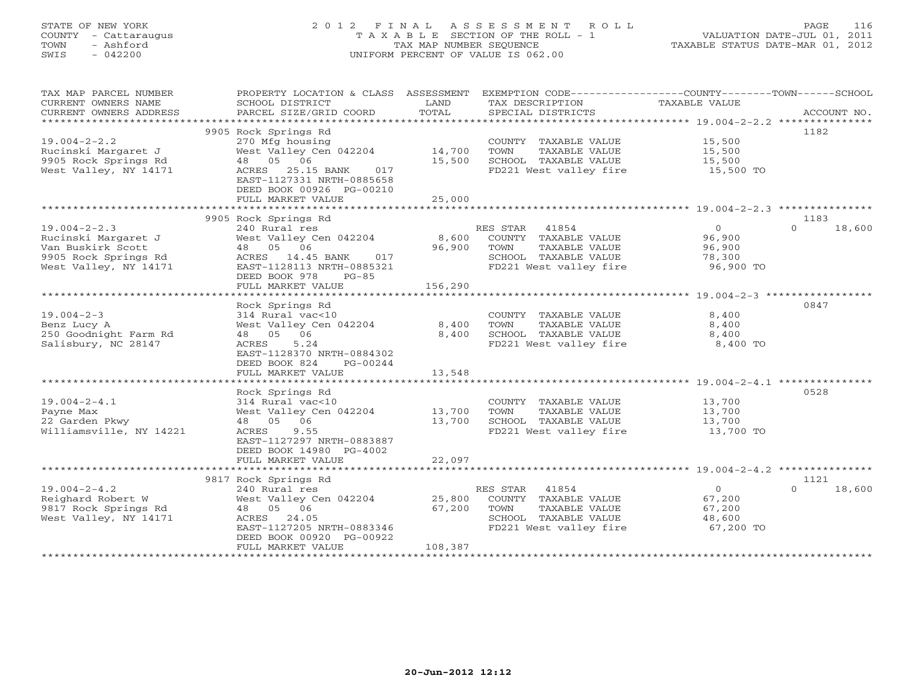STATE OF NEW YORK
COUNTY - Cattaraugus
TOWN - Ashford
SWIS - 042200

# 2012 FINAL ASSESSMENT ROLL
TAXABLE SECTION OF THE ROLL - 1
TAX MAP NUMBER SEQUENCE
UNIFORM PERCENT OF VALUE IS 062.00

VALUATION DATE-JUL 01, 2011
TAXABLE STATUS DATE-MAR 01, 2012

| TAX MAP PARCEL NUMBER / CURRENT OWNERS NAME / CURRENT OWNERS ADDRESS | PROPERTY LOCATION & CLASS / SCHOOL DISTRICT / PARCEL SIZE/GRID COORD | ASSESSMENT LAND / TOTAL | EXEMPTION CODE / TAX DESCRIPTION / SPECIAL DISTRICTS | COUNTY / TAXABLE VALUE | TOWN | SCHOOL / ACCOUNT NO. |
|---|---|---|---|---|---|---|
| **19.004-2-2.2** | 9905 Rock Springs Rd | | | | | 1182 |
| Rucinski Margaret J | 270 Mfg housing | | COUNTY TAXABLE VALUE | 15,500 | | |
| 9905 Rock Springs Rd | West Valley Cen 042204 | 14,700 | TOWN TAXABLE VALUE | 15,500 | | |
| West Valley, NY 14171 | 48 05 06 | 15,500 | SCHOOL TAXABLE VALUE | 15,500 | | |
| | ACRES 25.15 BANK 017 | | FD221 West valley fire | 15,500 TO | | |
| | EAST-1127331 NRTH-0885658 | | | | | |
| | DEED BOOK 00926 PG-00210 | | | | | |
| | FULL MARKET VALUE | 25,000 | | | | |
| **19.004-2-2.3** | 9905 Rock Springs Rd | | | | | 1183 |
| Rucinski Margaret J | 240 Rural res | | RES STAR 41854 | 0 | 0 | 18,600 |
| Van Buskirk Scott | West Valley Cen 042204 | 8,600 | COUNTY TAXABLE VALUE | 96,900 | | |
| 9905 Rock Springs Rd | 48 05 06 | 96,900 | TOWN TAXABLE VALUE | 96,900 | | |
| West Valley, NY 14171 | ACRES 14.45 BANK 017 | | SCHOOL TAXABLE VALUE | 78,300 | | |
| | EAST-1128113 NRTH-0885321 | | FD221 West valley fire | 96,900 TO | | |
| | DEED BOOK 978 PG-85 | | | | | |
| | FULL MARKET VALUE | 156,290 | | | | |
| **19.004-2-3** | Rock Springs Rd | | | | | 0847 |
| Benz Lucy A | 314 Rural vac<10 | | COUNTY TAXABLE VALUE | 8,400 | | |
| 250 Goodnight Farm Rd | West Valley Cen 042204 | 8,400 | TOWN TAXABLE VALUE | 8,400 | | |
| Salisbury, NC 28147 | 48 05 06 | 8,400 | SCHOOL TAXABLE VALUE | 8,400 | | |
| | ACRES 5.24 | | FD221 West valley fire | 8,400 TO | | |
| | EAST-1128370 NRTH-0884302 | | | | | |
| | DEED BOOK 824 PG-00244 | | | | | |
| | FULL MARKET VALUE | 13,548 | | | | |
| **19.004-2-4.1** | Rock Springs Rd | | | | | 0528 |
| Payne Max | 314 Rural vac<10 | | COUNTY TAXABLE VALUE | 13,700 | | |
| 22 Garden Pkwy | West Valley Cen 042204 | 13,700 | TOWN TAXABLE VALUE | 13,700 | | |
| Williamsville, NY 14221 | 48 05 06 | 13,700 | SCHOOL TAXABLE VALUE | 13,700 | | |
| | ACRES 9.55 | | FD221 West valley fire | 13,700 TO | | |
| | EAST-1127297 NRTH-0883887 | | | | | |
| | DEED BOOK 14980 PG-4002 | | | | | |
| | FULL MARKET VALUE | 22,097 | | | | |
| **19.004-2-4.2** | 9817 Rock Springs Rd | | | | | 1121 |
| Reighard Robert W | 240 Rural res | | RES STAR 41854 | 0 | 0 | 18,600 |
| 9817 Rock Springs Rd | West Valley Cen 042204 | 25,800 | COUNTY TAXABLE VALUE | 67,200 | | |
| West Valley, NY 14171 | 48 05 06 | 67,200 | TOWN TAXABLE VALUE | 67,200 | | |
| | ACRES 24.05 | | SCHOOL TAXABLE VALUE | 48,600 | | |
| | EAST-1127205 NRTH-0883346 | | FD221 West valley fire | 67,200 TO | | |
| | DEED BOOK 00920 PG-00922 | | | | | |
| | FULL MARKET VALUE | 108,387 | | | | |

20-Jun-2012 12:12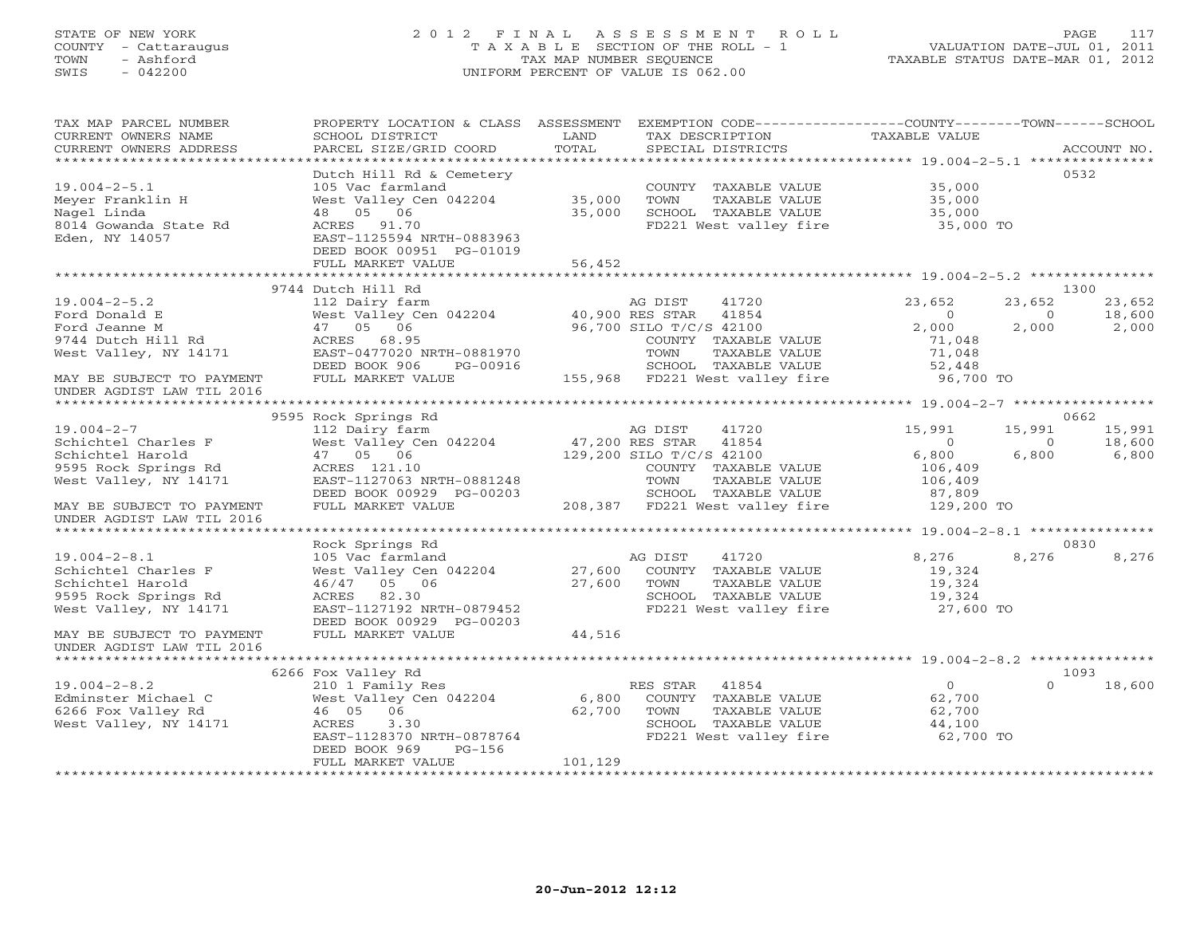STATE OF NEW YORK
COUNTY - Cattaraugus
TOWN - Ashford
SWIS - 042200

# 2012 FINAL ASSESSMENT ROLL
TAXABLE SECTION OF THE ROLL - 1
TAX MAP NUMBER SEQUENCE
UNIFORM PERCENT OF VALUE IS 062.00

VALUATION DATE-JUL 01, 2011
TAXABLE STATUS DATE-MAR 01, 2012

| TAX MAP PARCEL NUMBER / CURRENT OWNERS NAME / CURRENT OWNERS ADDRESS | PROPERTY LOCATION & CLASS / SCHOOL DISTRICT / PARCEL SIZE/GRID COORD | ASSESSMENT LAND / TOTAL | EXEMPTION CODE / TAX DESCRIPTION / SPECIAL DISTRICTS | COUNTY TAXABLE VALUE | TOWN | SCHOOL | ACCOUNT NO. |
|---|---|---|---|---|---|---|---|
| | Dutch Hill Rd & Cemetery | | | | | | 0532 |
| 19.004-2-5.1 | 105 Vac farmland | | COUNTY TAXABLE VALUE | 35,000 | | | |
| Meyer Franklin H | West Valley Cen 042204 | 35,000 | TOWN TAXABLE VALUE | 35,000 | | | |
| Nagel Linda | 48 05 06 | 35,000 | SCHOOL TAXABLE VALUE | 35,000 | | | |
| 8014 Gowanda State Rd | ACRES 91.70 | | FD221 West valley fire | 35,000 TO | | | |
| Eden, NY 14057 | EAST-1125594 NRTH-0883963 | | | | | | |
| | DEED BOOK 00951 PG-01019 | | | | | | |
| | FULL MARKET VALUE | 56,452 | | | | | |
| | 9744 Dutch Hill Rd | | | | | | 1300 |
| 19.004-2-5.2 | 112 Dairy farm | | AG DIST 41720 | 23,652 | 23,652 | 23,652 | |
| Ford Donald E | West Valley Cen 042204 | 40,900 | RES STAR 41854 | 0 | 0 | 18,600 | |
| Ford Jeanne M | 47 05 06 | 96,700 | SILO T/C/S 42100 | 2,000 | 2,000 | 2,000 | |
| 9744 Dutch Hill Rd | ACRES 68.95 | | COUNTY TAXABLE VALUE | 71,048 | | | |
| West Valley, NY 14171 | EAST-0477020 NRTH-0881970 | | TOWN TAXABLE VALUE | 71,048 | | | |
| | DEED BOOK 906 PG-00916 | | SCHOOL TAXABLE VALUE | 52,448 | | | |
| MAY BE SUBJECT TO PAYMENT | FULL MARKET VALUE | 155,968 | FD221 West valley fire | 96,700 TO | | | |
| UNDER AGDIST LAW TIL 2016 | | | | | | | |
| | 9595 Rock Springs Rd | | | | | | 0662 |
| 19.004-2-7 | 112 Dairy farm | | AG DIST 41720 | 15,991 | 15,991 | 15,991 | |
| Schichtel Charles F | West Valley Cen 042204 | 47,200 | RES STAR 41854 | 0 | 0 | 18,600 | |
| Schichtel Harold | 47 05 06 | 129,200 | SILO T/C/S 42100 | 6,800 | 6,800 | 6,800 | |
| 9595 Rock Springs Rd | ACRES 121.10 | | COUNTY TAXABLE VALUE | 106,409 | | | |
| West Valley, NY 14171 | EAST-1127063 NRTH-0881248 | | TOWN TAXABLE VALUE | 106,409 | | | |
| | DEED BOOK 00929 PG-00203 | | SCHOOL TAXABLE VALUE | 87,809 | | | |
| MAY BE SUBJECT TO PAYMENT | FULL MARKET VALUE | 208,387 | FD221 West valley fire | 129,200 TO | | | |
| UNDER AGDIST LAW TIL 2016 | | | | | | | |
| | Rock Springs Rd | | | | | | 0830 |
| 19.004-2-8.1 | 105 Vac farmland | | AG DIST 41720 | 8,276 | 8,276 | 8,276 | |
| Schichtel Charles F | West Valley Cen 042204 | 27,600 | COUNTY TAXABLE VALUE | 19,324 | | | |
| Schichtel Harold | 46/47 05 06 | 27,600 | TOWN TAXABLE VALUE | 19,324 | | | |
| 9595 Rock Springs Rd | ACRES 82.30 | | SCHOOL TAXABLE VALUE | 19,324 | | | |
| West Valley, NY 14171 | EAST-1127192 NRTH-0879452 | | FD221 West valley fire | 27,600 TO | | | |
| | DEED BOOK 00929 PG-00203 | | | | | | |
| MAY BE SUBJECT TO PAYMENT | FULL MARKET VALUE | 44,516 | | | | | |
| UNDER AGDIST LAW TIL 2016 | | | | | | | |
| | 6266 Fox Valley Rd | | | | | | 1093 |
| 19.004-2-8.2 | 210 1 Family Res | | RES STAR 41854 | 0 | 0 | 18,600 | |
| Edminster Michael C | West Valley Cen 042204 | 6,800 | COUNTY TAXABLE VALUE | 62,700 | | | |
| 6266 Fox Valley Rd | 46 05 06 | 62,700 | TOWN TAXABLE VALUE | 62,700 | | | |
| West Valley, NY 14171 | ACRES 3.30 | | SCHOOL TAXABLE VALUE | 44,100 | | | |
| | EAST-1128370 NRTH-0878764 | | FD221 West valley fire | 62,700 TO | | | |
| | DEED BOOK 969 PG-156 | | | | | | |
| | FULL MARKET VALUE | 101,129 | | | | | |

20-Jun-2012 12:12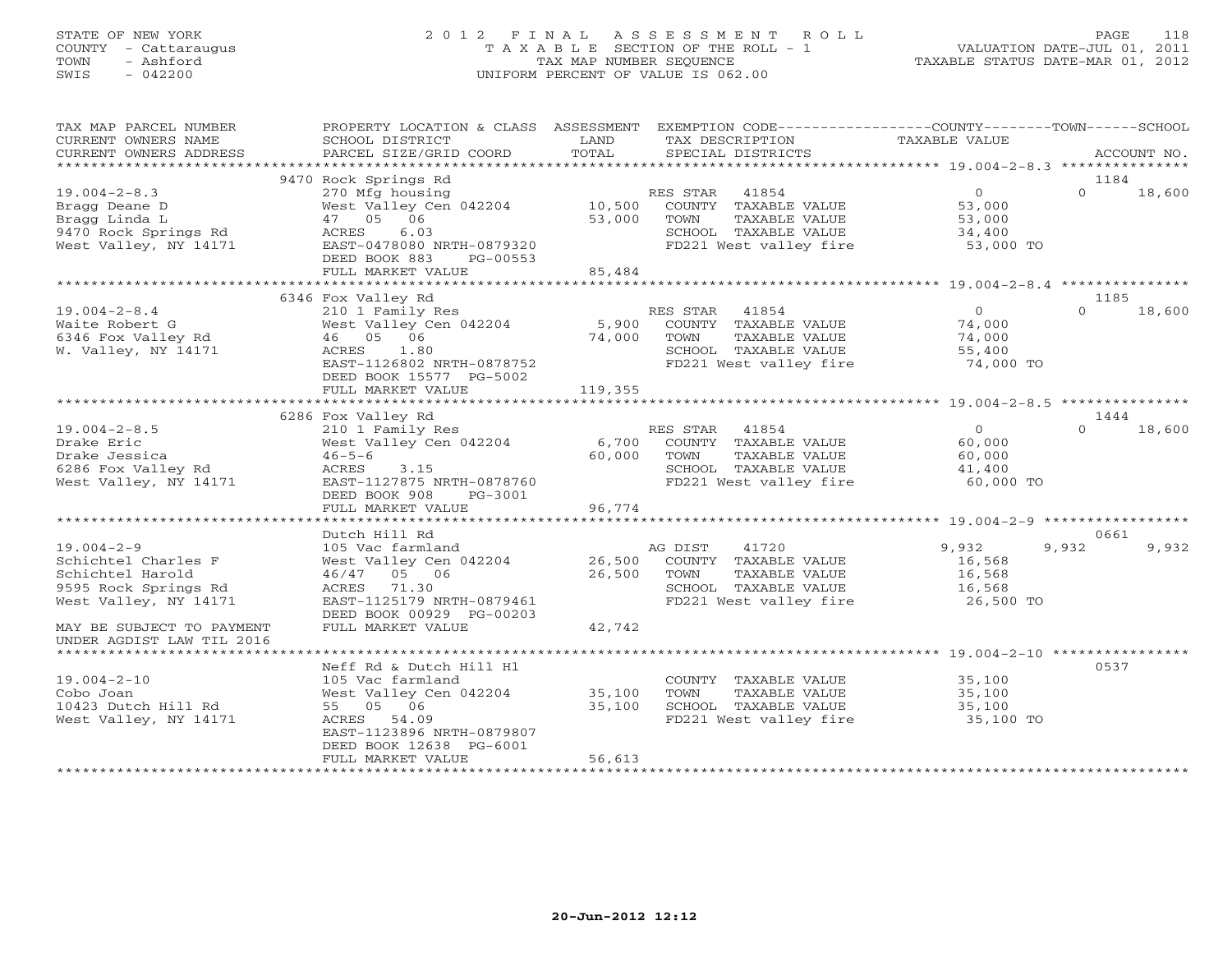STATE OF NEW YORK
COUNTY - Cattaraugus
TOWN - Ashford
SWIS - 042200

# 2012 FINAL ASSESSMENT ROLL
TAXABLE SECTION OF THE ROLL - 1
TAX MAP NUMBER SEQUENCE
UNIFORM PERCENT OF VALUE IS 062.00

VALUATION DATE-JUL 01, 2011
TAXABLE STATUS DATE-MAR 01, 2012

| TAX MAP PARCEL NUMBER / CURRENT OWNERS NAME / CURRENT OWNERS ADDRESS | PROPERTY LOCATION & CLASS / SCHOOL DISTRICT / PARCEL SIZE/GRID COORD | ASSESSMENT LAND / TOTAL | EXEMPTION CODE / TAX DESCRIPTION / SPECIAL DISTRICTS | COUNTY TAXABLE VALUE | TOWN | SCHOOL / ACCOUNT NO. |
|---|---|---|---|---|---|---|
| **19.004-2-8.3** | 9470 Rock Springs Rd | | | | | 1184 |
| 19.004-2-8.3 | 270 Mfg housing | | RES STAR 41854 | 0 | 0 | 18,600 |
| Bragg Deane D | West Valley Cen 042204 | 10,500 | COUNTY TAXABLE VALUE | 53,000 | | |
| Bragg Linda L | 47 05 06 | 53,000 | TOWN TAXABLE VALUE | 53,000 | | |
| 9470 Rock Springs Rd | ACRES 6.03 | | SCHOOL TAXABLE VALUE | 34,400 | | |
| West Valley, NY 14171 | EAST-0478080 NRTH-0879320 | | FD221 West valley fire | 53,000 TO | | |
| | DEED BOOK 883 PG-00553 | | | | | |
| | FULL MARKET VALUE | 85,484 | | | | |
| **19.004-2-8.4** | 6346 Fox Valley Rd | | | | | 1185 |
| 19.004-2-8.4 | 210 1 Family Res | | RES STAR 41854 | 0 | 0 | 18,600 |
| Waite Robert G | West Valley Cen 042204 | 5,900 | COUNTY TAXABLE VALUE | 74,000 | | |
| 6346 Fox Valley Rd | 46 05 06 | 74,000 | TOWN TAXABLE VALUE | 74,000 | | |
| W. Valley, NY 14171 | ACRES 1.80 | | SCHOOL TAXABLE VALUE | 55,400 | | |
| | EAST-1126802 NRTH-0878752 | | FD221 West valley fire | 74,000 TO | | |
| | DEED BOOK 15577 PG-5002 | | | | | |
| | FULL MARKET VALUE | 119,355 | | | | |
| **19.004-2-8.5** | 6286 Fox Valley Rd | | | | | 1444 |
| 19.004-2-8.5 | 210 1 Family Res | | RES STAR 41854 | 0 | 0 | 18,600 |
| Drake Eric | West Valley Cen 042204 | 6,700 | COUNTY TAXABLE VALUE | 60,000 | | |
| Drake Jessica | 46-5-6 | 60,000 | TOWN TAXABLE VALUE | 60,000 | | |
| 6286 Fox Valley Rd | ACRES 3.15 | | SCHOOL TAXABLE VALUE | 41,400 | | |
| West Valley, NY 14171 | EAST-1127875 NRTH-0878760 | | FD221 West valley fire | 60,000 TO | | |
| | DEED BOOK 908 PG-3001 | | | | | |
| | FULL MARKET VALUE | 96,774 | | | | |
| **19.004-2-9** | Dutch Hill Rd | | | | | 0661 |
| 19.004-2-9 | 105 Vac farmland | | AG DIST 41720 | 9,932 | 9,932 | 9,932 |
| Schichtel Charles F | West Valley Cen 042204 | 26,500 | COUNTY TAXABLE VALUE | 16,568 | | |
| Schichtel Harold | 46/47 05 06 | 26,500 | TOWN TAXABLE VALUE | 16,568 | | |
| 9595 Rock Springs Rd | ACRES 71.30 | | SCHOOL TAXABLE VALUE | 16,568 | | |
| West Valley, NY 14171 | EAST-1125179 NRTH-0879461 | | FD221 West valley fire | 26,500 TO | | |
| | DEED BOOK 00929 PG-00203 | | | | | |
| MAY BE SUBJECT TO PAYMENT | FULL MARKET VALUE | 42,742 | | | | |
| UNDER AGDIST LAW TIL 2016 | | | | | | |
| **19.004-2-10** | Neff Rd & Dutch Hill Hl | | | | | 0537 |
| 19.004-2-10 | 105 Vac farmland | | COUNTY TAXABLE VALUE | 35,100 | | |
| Cobo Joan | West Valley Cen 042204 | 35,100 | TOWN TAXABLE VALUE | 35,100 | | |
| 10423 Dutch Hill Rd | 55 05 06 | 35,100 | SCHOOL TAXABLE VALUE | 35,100 | | |
| West Valley, NY 14171 | ACRES 54.09 | | FD221 West valley fire | 35,100 TO | | |
| | EAST-1123896 NRTH-0879807 | | | | | |
| | DEED BOOK 12638 PG-6001 | | | | | |
| | FULL MARKET VALUE | 56,613 | | | | |

20-Jun-2012 12:12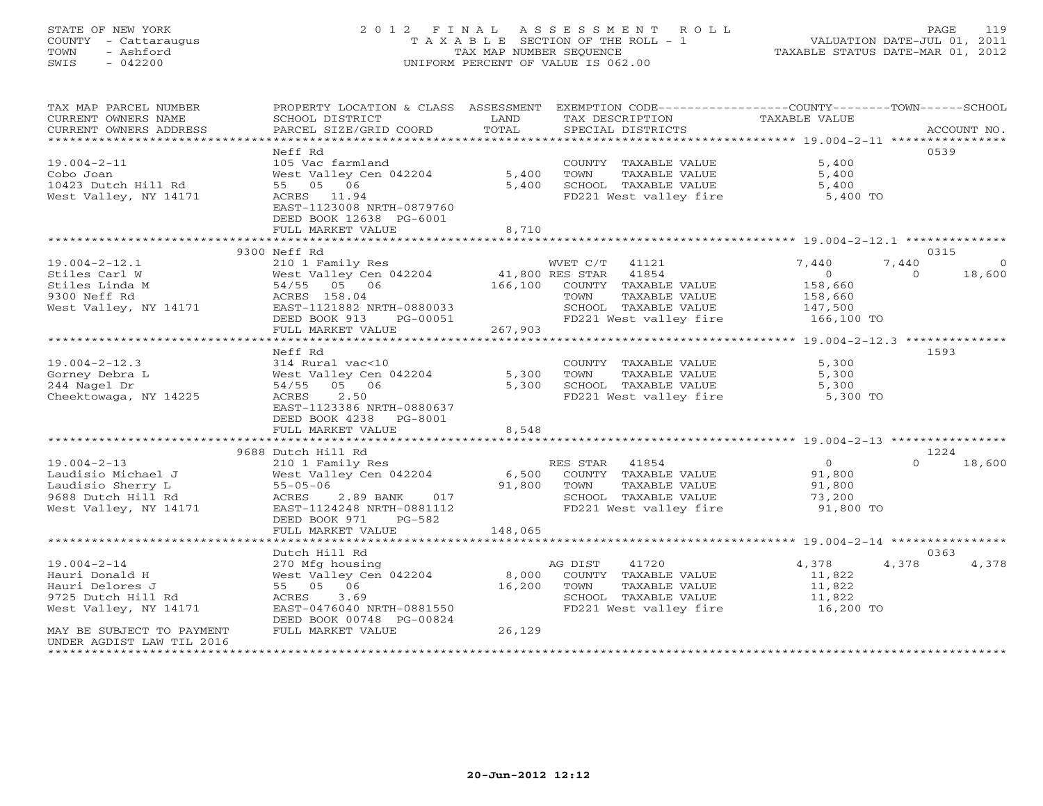STATE OF NEW YORK
COUNTY - Cattaraugus
TOWN - Ashford
SWIS - 042200

2012 FINAL ASSESSMENT ROLL
TAXABLE SECTION OF THE ROLL - 1
TAX MAP NUMBER SEQUENCE
UNIFORM PERCENT OF VALUE IS 062.00

VALUATION DATE-JUL 01, 2011
TAXABLE STATUS DATE-MAR 01, 2012

| TAX MAP PARCEL NUMBER / CURRENT OWNERS NAME / CURRENT OWNERS ADDRESS | PROPERTY LOCATION & CLASS / SCHOOL DISTRICT / PARCEL SIZE/GRID COORD | ASSESSMENT LAND / TOTAL | EXEMPTION CODE / TAX DESCRIPTION / SPECIAL DISTRICTS | COUNTY TAXABLE VALUE | TOWN | SCHOOL | ACCOUNT NO. |
|---|---|---|---|---|---|---|---|
| 19.004-2-11 | Neff Rd | | | | | | 0539 |
| Cobo Joan | 105 Vac farmland | | COUNTY TAXABLE VALUE | 5,400 | | | |
| 10423 Dutch Hill Rd | West Valley Cen 042204 | 5,400 | TOWN TAXABLE VALUE | 5,400 | | | |
| West Valley, NY 14171 | 55 05 06 | 5,400 | SCHOOL TAXABLE VALUE | 5,400 | | | |
| | ACRES 11.94 | | FD221 West valley fire | 5,400 TO | | | |
| | EAST-1123008 NRTH-0879760 | | | | | | |
| | DEED BOOK 12638 PG-6001 | | | | | | |
| | FULL MARKET VALUE | 8,710 | | | | | |
| 19.004-2-12.1 | 9300 Neff Rd | | | | | | 0315 |
| Stiles Carl W | 210 1 Family Res | | WVET C/T 41121 | 7,440 | 7,440 | 0 | |
| Stiles Linda M | West Valley Cen 042204 | 41,800 | RES STAR 41854 | 0 | 0 | 18,600 | |
| 9300 Neff Rd | 54/55 05 06 | 166,100 | COUNTY TAXABLE VALUE | 158,660 | | | |
| West Valley, NY 14171 | ACRES 158.04 | | TOWN TAXABLE VALUE | 158,660 | | | |
| | EAST-1121882 NRTH-0880033 | | SCHOOL TAXABLE VALUE | 147,500 | | | |
| | DEED BOOK 913 PG-00051 | | FD221 West valley fire | 166,100 TO | | | |
| | FULL MARKET VALUE | 267,903 | | | | | |
| 19.004-2-12.3 | Neff Rd | | | | | | 1593 |
| Gorney Debra L | 314 Rural vac<10 | | COUNTY TAXABLE VALUE | 5,300 | | | |
| 244 Nagel Dr | West Valley Cen 042204 | 5,300 | TOWN TAXABLE VALUE | 5,300 | | | |
| Cheektowaga, NY 14225 | 54/55 05 06 | 5,300 | SCHOOL TAXABLE VALUE | 5,300 | | | |
| | ACRES 2.50 | | FD221 West valley fire | 5,300 TO | | | |
| | EAST-1123386 NRTH-0880637 | | | | | | |
| | DEED BOOK 4238 PG-8001 | | | | | | |
| | FULL MARKET VALUE | 8,548 | | | | | |
| 19.004-2-13 | 9688 Dutch Hill Rd | | | | | | 1224 |
| Laudisio Michael J | 210 1 Family Res | | RES STAR 41854 | 0 | 0 | 18,600 | |
| Laudisio Sherry L | West Valley Cen 042204 | 6,500 | COUNTY TAXABLE VALUE | 91,800 | | | |
| 9688 Dutch Hill Rd | 55-05-06 | 91,800 | TOWN TAXABLE VALUE | 91,800 | | | |
| West Valley, NY 14171 | ACRES 2.89 BANK 017 | | SCHOOL TAXABLE VALUE | 73,200 | | | |
| | EAST-1124248 NRTH-0881112 | | FD221 West valley fire | 91,800 TO | | | |
| | DEED BOOK 971 PG-582 | | | | | | |
| | FULL MARKET VALUE | 148,065 | | | | | |
| 19.004-2-14 | Dutch Hill Rd | | | | | | 0363 |
| Hauri Donald H | 270 Mfg housing | | AG DIST 41720 | 4,378 | 4,378 | 4,378 | |
| Hauri Delores J | West Valley Cen 042204 | 8,000 | COUNTY TAXABLE VALUE | 11,822 | | | |
| 9725 Dutch Hill Rd | 55 05 06 | 16,200 | TOWN TAXABLE VALUE | 11,822 | | | |
| West Valley, NY 14171 | ACRES 3.69 | | SCHOOL TAXABLE VALUE | 11,822 | | | |
| | EAST-0476040 NRTH-0881550 | | FD221 West valley fire | 16,200 TO | | | |
| | DEED BOOK 00748 PG-00824 | | | | | | |
| MAY BE SUBJECT TO PAYMENT UNDER AGDIST LAW TIL 2016 | FULL MARKET VALUE | 26,129 | | | | | |

20-Jun-2012 12:12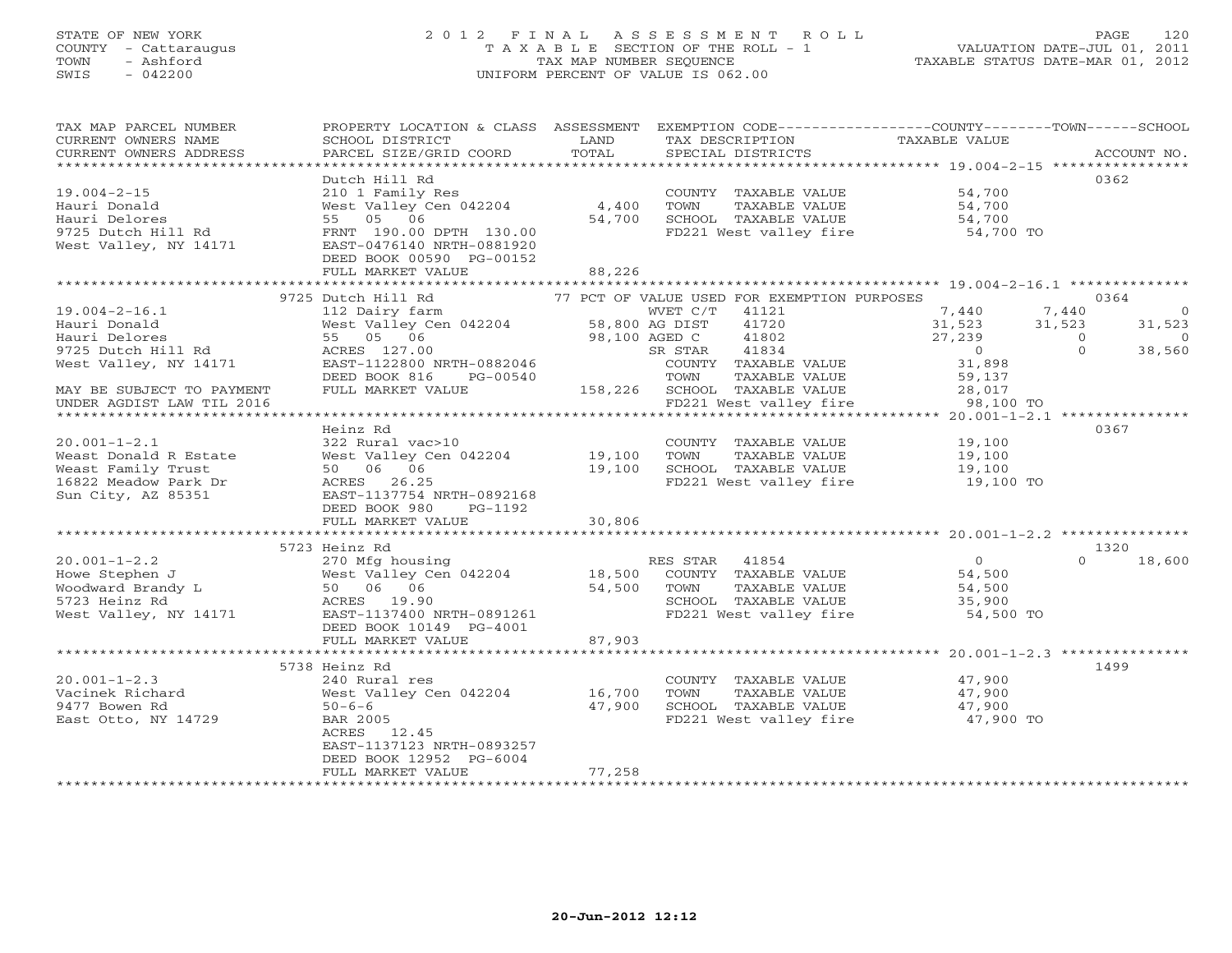STATE OF NEW YORK
COUNTY - Cattaraugus
TOWN - Ashford
SWIS - 042200

# 2012 FINAL ASSESSMENT ROLL
TAXABLE SECTION OF THE ROLL - 1
TAX MAP NUMBER SEQUENCE
UNIFORM PERCENT OF VALUE IS 062.00

VALUATION DATE-JUL 01, 2011
TAXABLE STATUS DATE-MAR 01, 2012

```
TAX MAP PARCEL NUMBER          PROPERTY LOCATION & CLASS  ASSESSMENT  EXEMPTION CODE------------------COUNTY--------TOWN------SCHOOL
CURRENT OWNERS NAME            SCHOOL DISTRICT              LAND      TAX DESCRIPTION             TAXABLE VALUE
CURRENT OWNERS ADDRESS         PARCEL SIZE/GRID COORD       TOTAL     SPECIAL DISTRICTS                                      ACCOUNT NO.
*********************************************************************************************************** 19.004-2-15 *****************
                               Dutch Hill Rd                                                                              0362
19.004-2-15                    210 1 Family Res                       COUNTY  TAXABLE VALUE          54,700
Hauri Donald                   West Valley Cen 042204      4,400      TOWN    TAXABLE VALUE          54,700
Hauri Delores                  55  05  06                 54,700      SCHOOL  TAXABLE VALUE          54,700
9725 Dutch Hill Rd             FRNT 190.00 DPTH 130.00                FD221 West valley fire          54,700 TO
West Valley, NY 14171          EAST-0476140 NRTH-0881920
                               DEED BOOK 00590 PG-00152
                               FULL MARKET VALUE          88,226
*********************************************************************************************************** 19.004-2-16.1 ***************
                               9725 Dutch Hill Rd          77 PCT OF VALUE USED FOR EXEMPTION PURPOSES                    0364
19.004-2-16.1                  112 Dairy farm                         WVET C/T   41121           7,440        7,440            0
Hauri Donald                   West Valley Cen 042204     58,800 AG DIST     41720          31,523       31,523       31,523
Hauri Delores                  55  05  06                 98,100 AGED C      41802          27,239            0            0
9725 Dutch Hill Rd             ACRES 127.00                           SR STAR    41834               0            0       38,560
West Valley, NY 14171          EAST-1122800 NRTH-0882046              COUNTY  TAXABLE VALUE          31,898
                               DEED BOOK 816     PG-00540             TOWN    TAXABLE VALUE          59,137
MAY BE SUBJECT TO PAYMENT      FULL MARKET VALUE         158,226      SCHOOL  TAXABLE VALUE          28,017
UNDER AGDIST LAW TIL 2016                                             FD221 West valley fire          98,100 TO
*********************************************************************************************************** 20.001-1-2.1 ****************
                               Heinz Rd                                                                                   0367
20.001-1-2.1                   322 Rural vac>10                       COUNTY  TAXABLE VALUE          19,100
Weast Donald R Estate          West Valley Cen 042204     19,100      TOWN    TAXABLE VALUE          19,100
Weast Family Trust             50  06  06                 19,100      SCHOOL  TAXABLE VALUE          19,100
16822 Meadow Park Dr           ACRES  26.25                           FD221 West valley fire          19,100 TO
Sun City, AZ 85351             EAST-1137754 NRTH-0892168
                               DEED BOOK 980     PG-1192
                               FULL MARKET VALUE          30,806
*********************************************************************************************************** 20.001-1-2.2 ****************
                               5723 Heinz Rd                                                                              1320
20.001-1-2.2                   270 Mfg housing                        RES STAR   41854               0            0       18,600
Howe Stephen J                 West Valley Cen 042204     18,500      COUNTY  TAXABLE VALUE          54,500
Woodward Brandy L              50  06  06                 54,500      TOWN    TAXABLE VALUE          54,500
5723 Heinz Rd                  ACRES  19.90                           SCHOOL  TAXABLE VALUE          35,900
West Valley, NY 14171          EAST-1137400 NRTH-0891261              FD221 West valley fire          54,500 TO
                               DEED BOOK 10149 PG-4001
                               FULL MARKET VALUE          87,903
*********************************************************************************************************** 20.001-1-2.3 ****************
                               5738 Heinz Rd                                                                              1499
20.001-1-2.3                   240 Rural res                          COUNTY  TAXABLE VALUE          47,900
Vacinek Richard                West Valley Cen 042204     16,700      TOWN    TAXABLE VALUE          47,900
9477 Bowen Rd                  50-6-6                     47,900      SCHOOL  TAXABLE VALUE          47,900
East Otto, NY 14729            BAR 2005                               FD221 West valley fire          47,900 TO
                               ACRES  12.45
                               EAST-1137123 NRTH-0893257
                               DEED BOOK 12952 PG-6004
                               FULL MARKET VALUE          77,258
*****************************************************************************************************************************************
```

20-Jun-2012 12:12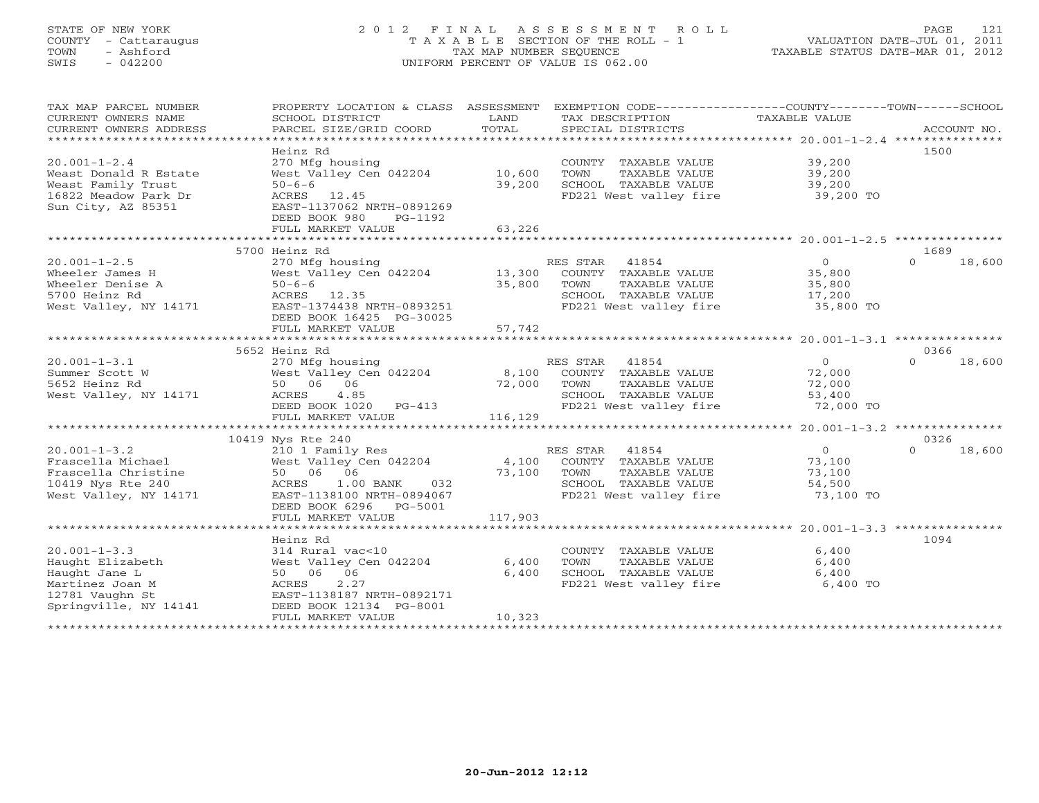STATE OF NEW YORK
COUNTY - Cattaraugus
TOWN - Ashford
SWIS - 042200

# 2012 FINAL ASSESSMENT ROLL

TAXABLE SECTION OF THE ROLL - 1
TAX MAP NUMBER SEQUENCE
UNIFORM PERCENT OF VALUE IS 062.00

VALUATION DATE-JUL 01, 2011
TAXABLE STATUS DATE-MAR 01, 2012

| TAX MAP PARCEL NUMBER / CURRENT OWNERS NAME / CURRENT OWNERS ADDRESS | PROPERTY LOCATION & CLASS / SCHOOL DISTRICT / PARCEL SIZE/GRID COORD | ASSESSMENT LAND / TOTAL | EXEMPTION CODE / TAX DESCRIPTION / SPECIAL DISTRICTS | COUNTY / TOWN / SCHOOL TAXABLE VALUE | ACCOUNT NO. |
|---|---|---|---|---|---|
| 20.001-1-2.4 | Heinz Rd | | | | 1500 |
| | 270 Mfg housing | | COUNTY TAXABLE VALUE | 39,200 | |
| Weast Donald R Estate | West Valley Cen 042204 | 10,600 | TOWN TAXABLE VALUE | 39,200 | |
| Weast Family Trust | 50-6-6 | 39,200 | SCHOOL TAXABLE VALUE | 39,200 | |
| 16822 Meadow Park Dr | ACRES 12.45 | | FD221 West valley fire | 39,200 TO | |
| Sun City, AZ 85351 | EAST-1137062 NRTH-0891269 | | | | |
| | DEED BOOK 980 PG-1192 | | | | |
| | FULL MARKET VALUE | 63,226 | | | |
| 20.001-1-2.5 | 5700 Heinz Rd | | | | 1689 |
| | 270 Mfg housing | | RES STAR 41854 | 0 / 0 / 18,600 | |
| Wheeler James H | West Valley Cen 042204 | 13,300 | COUNTY TAXABLE VALUE | 35,800 | |
| Wheeler Denise A | 50-6-6 | 35,800 | TOWN TAXABLE VALUE | 35,800 | |
| 5700 Heinz Rd | ACRES 12.35 | | SCHOOL TAXABLE VALUE | 17,200 | |
| West Valley, NY 14171 | EAST-1374438 NRTH-0893251 | | FD221 West valley fire | 35,800 TO | |
| | DEED BOOK 16425 PG-30025 | | | | |
| | FULL MARKET VALUE | 57,742 | | | |
| 20.001-1-3.1 | 5652 Heinz Rd | | | | 0366 |
| | 270 Mfg housing | | RES STAR 41854 | 0 / 0 / 18,600 | |
| Summer Scott W | West Valley Cen 042204 | 8,100 | COUNTY TAXABLE VALUE | 72,000 | |
| 5652 Heinz Rd | 50 06 06 | 72,000 | TOWN TAXABLE VALUE | 72,000 | |
| West Valley, NY 14171 | ACRES 4.85 | | SCHOOL TAXABLE VALUE | 53,400 | |
| | DEED BOOK 1020 PG-413 | | FD221 West valley fire | 72,000 TO | |
| | FULL MARKET VALUE | 116,129 | | | |
| 20.001-1-3.2 | 10419 Nys Rte 240 | | | | 0326 |
| | 210 1 Family Res | | RES STAR 41854 | 0 / 0 / 18,600 | |
| Frascella Michael | West Valley Cen 042204 | 4,100 | COUNTY TAXABLE VALUE | 73,100 | |
| Frascella Christine | 50 06 06 | 73,100 | TOWN TAXABLE VALUE | 73,100 | |
| 10419 Nys Rte 240 | ACRES 1.00 BANK 032 | | SCHOOL TAXABLE VALUE | 54,500 | |
| West Valley, NY 14171 | EAST-1138100 NRTH-0894067 | | FD221 West valley fire | 73,100 TO | |
| | DEED BOOK 6296 PG-5001 | | | | |
| | FULL MARKET VALUE | 117,903 | | | |
| 20.001-1-3.3 | Heinz Rd | | | | 1094 |
| | 314 Rural vac<10 | | COUNTY TAXABLE VALUE | 6,400 | |
| Haught Elizabeth | West Valley Cen 042204 | 6,400 | TOWN TAXABLE VALUE | 6,400 | |
| Haught Jane L | 50 06 06 | 6,400 | SCHOOL TAXABLE VALUE | 6,400 | |
| Martinez Joan M | ACRES 2.27 | | FD221 West valley fire | 6,400 TO | |
| 12781 Vaughn St | EAST-1138187 NRTH-0892171 | | | | |
| Springville, NY 14141 | DEED BOOK 12134 PG-8001 | | | | |
| | FULL MARKET VALUE | 10,323 | | | |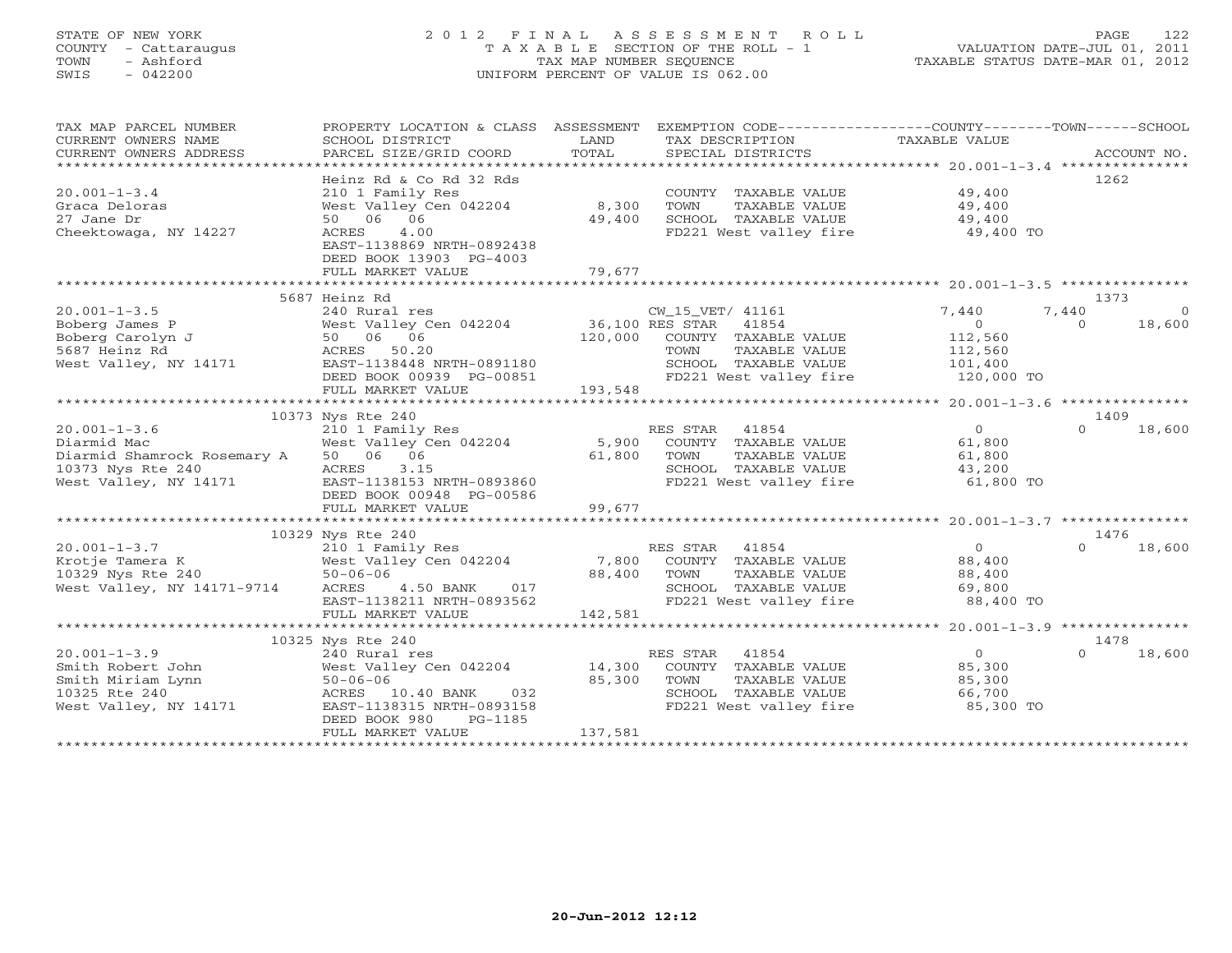STATE OF NEW YORK
COUNTY - Cattaraugus
TOWN - Ashford
SWIS - 042200

# 2012 FINAL ASSESSMENT ROLL
TAXABLE SECTION OF THE ROLL - 1
TAX MAP NUMBER SEQUENCE
UNIFORM PERCENT OF VALUE IS 062.00

VALUATION DATE-JUL 01, 2011
TAXABLE STATUS DATE-MAR 01, 2012

| TAX MAP PARCEL NUMBER / CURRENT OWNERS NAME / CURRENT OWNERS ADDRESS | PROPERTY LOCATION & CLASS / SCHOOL DISTRICT / PARCEL SIZE/GRID COORD | ASSESSMENT LAND / TOTAL | EXEMPTION CODE / TAX DESCRIPTION / SPECIAL DISTRICTS | COUNTY | TOWN | SCHOOL | ACCOUNT NO. |
|---|---|---|---|---|---|---|---|
| 20.001-1-3.4 | Heinz Rd & Co Rd 32 Rds | | | | | | 1262 |
| | 210 1 Family Res | | COUNTY TAXABLE VALUE | 49,400 | | | |
| Graca Deloras | West Valley Cen 042204 | 8,300 | TOWN TAXABLE VALUE | | 49,400 | | |
| 27 Jane Dr | 50 06 06 | 49,400 | SCHOOL TAXABLE VALUE | | | 49,400 | |
| Cheektowaga, NY 14227 | ACRES 4.00 | | FD221 West valley fire | 49,400 TO | | | |
| | EAST-1138869 NRTH-0892438 | | | | | | |
| | DEED BOOK 13903 PG-4003 | | | | | | |
| | FULL MARKET VALUE | 79,677 | | | | | |
| 20.001-1-3.5 | 5687 Heinz Rd | | | | | | 1373 |
| | 240 Rural res | | CW_15_VET/ 41161 | 7,440 | 7,440 | 0 | |
| Boberg James P | West Valley Cen 042204 | 36,100 | RES STAR 41854 | 0 | 0 | 18,600 | |
| Boberg Carolyn J | 50 06 06 | 120,000 | COUNTY TAXABLE VALUE | 112,560 | | | |
| 5687 Heinz Rd | ACRES 50.20 | | TOWN TAXABLE VALUE | | 112,560 | | |
| West Valley, NY 14171 | EAST-1138448 NRTH-0891180 | | SCHOOL TAXABLE VALUE | | | 101,400 | |
| | DEED BOOK 00939 PG-00851 | | FD221 West valley fire | 120,000 TO | | | |
| | FULL MARKET VALUE | 193,548 | | | | | |
| 20.001-1-3.6 | 10373 Nys Rte 240 | | | | | | 1409 |
| | 210 1 Family Res | | RES STAR 41854 | 0 | 0 | 18,600 | |
| Diarmid Mac | West Valley Cen 042204 | 5,900 | COUNTY TAXABLE VALUE | 61,800 | | | |
| Diarmid Shamrock Rosemary A | 50 06 06 | 61,800 | TOWN TAXABLE VALUE | | 61,800 | | |
| 10373 Nys Rte 240 | ACRES 3.15 | | SCHOOL TAXABLE VALUE | | | 43,200 | |
| West Valley, NY 14171 | EAST-1138153 NRTH-0893860 | | FD221 West valley fire | 61,800 TO | | | |
| | DEED BOOK 00948 PG-00586 | | | | | | |
| | FULL MARKET VALUE | 99,677 | | | | | |
| 20.001-1-3.7 | 10329 Nys Rte 240 | | | | | | 1476 |
| | 210 1 Family Res | | RES STAR 41854 | 0 | 0 | 18,600 | |
| Krotje Tamera K | West Valley Cen 042204 | 7,800 | COUNTY TAXABLE VALUE | 88,400 | | | |
| 10329 Nys Rte 240 | 50-06-06 | 88,400 | TOWN TAXABLE VALUE | | 88,400 | | |
| West Valley, NY 14171-9714 | ACRES 4.50 BANK 017 | | SCHOOL TAXABLE VALUE | | | 69,800 | |
| | EAST-1138211 NRTH-0893562 | | FD221 West valley fire | 88,400 TO | | | |
| | FULL MARKET VALUE | 142,581 | | | | | |
| 20.001-1-3.9 | 10325 Nys Rte 240 | | | | | | 1478 |
| | 240 Rural res | | RES STAR 41854 | 0 | 0 | 18,600 | |
| Smith Robert John | West Valley Cen 042204 | 14,300 | COUNTY TAXABLE VALUE | 85,300 | | | |
| Smith Miriam Lynn | 50-06-06 | 85,300 | TOWN TAXABLE VALUE | | 85,300 | | |
| 10325 Rte 240 | ACRES 10.40 BANK 032 | | SCHOOL TAXABLE VALUE | | | 66,700 | |
| West Valley, NY 14171 | EAST-1138315 NRTH-0893158 | | FD221 West valley fire | 85,300 TO | | | |
| | DEED BOOK 980 PG-1185 | | | | | | |
| | FULL MARKET VALUE | 137,581 | | | | | |

20-Jun-2012 12:12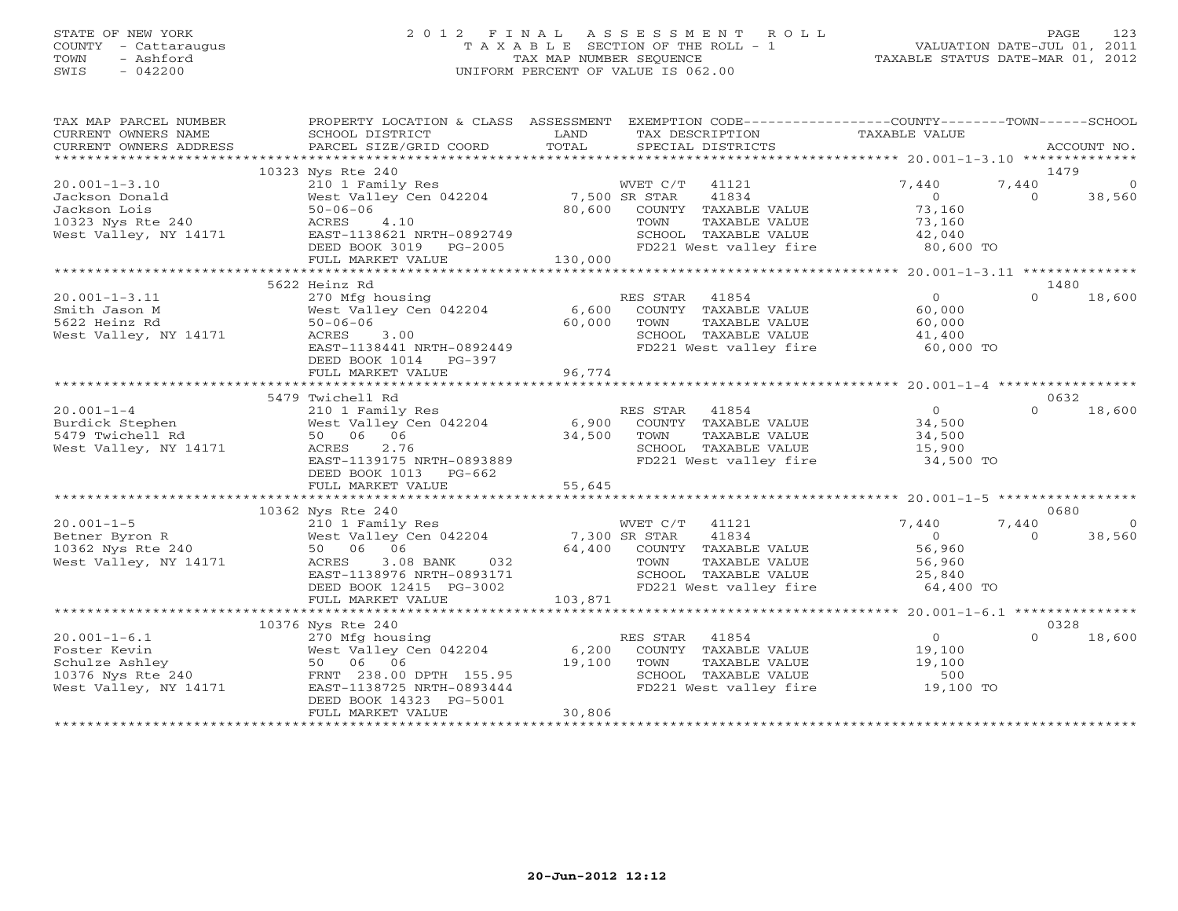STATE OF NEW YORK  
COUNTY - Cattaraugus  
TOWN - Ashford  
SWIS - 042200

# 2012 FINAL ASSESSMENT ROLL

TAXABLE SECTION OF THE ROLL - 1  
TAX MAP NUMBER SEQUENCE  
UNIFORM PERCENT OF VALUE IS 062.00

VALUATION DATE-JUL 01, 2011  
TAXABLE STATUS DATE-MAR 01, 2012

| TAX MAP PARCEL NUMBER / CURRENT OWNERS NAME / CURRENT OWNERS ADDRESS | PROPERTY LOCATION & CLASS / SCHOOL DISTRICT / PARCEL SIZE/GRID COORD | ASSESSMENT LAND | TOTAL | EXEMPTION CODE / TAX DESCRIPTION / SPECIAL DISTRICTS | COUNTY TAXABLE VALUE | TOWN | SCHOOL | ACCOUNT NO. |
|---|---|---|---|---|---|---|---|---|
| **20.001-1-3.10** | 10323 Nys Rte 240 | | | | | | | 1479 |
| 20.001-1-3.10 | 210 1 Family Res | | | WVET C/T 41121 | 7,440 | 7,440 | 0 | |
| Jackson Donald | West Valley Cen 042204 | 7,500 | | SR STAR 41834 | 0 | 0 | 38,560 | |
| Jackson Lois | 50-06-06 | | 80,600 | COUNTY TAXABLE VALUE | 73,160 | | | |
| 10323 Nys Rte 240 | ACRES 4.10 | | | TOWN TAXABLE VALUE | 73,160 | | | |
| West Valley, NY 14171 | EAST-1138621 NRTH-0892749 | | | SCHOOL TAXABLE VALUE | 42,040 | | | |
| | DEED BOOK 3019 PG-2005 | | | FD221 West valley fire | 80,600 TO | | | |
| | FULL MARKET VALUE | | 130,000 | | | | | |
| **20.001-1-3.11** | 5622 Heinz Rd | | | | | | | 1480 |
| 20.001-1-3.11 | 270 Mfg housing | | | RES STAR 41854 | 0 | 0 | 18,600 | |
| Smith Jason M | West Valley Cen 042204 | 6,600 | | COUNTY TAXABLE VALUE | 60,000 | | | |
| 5622 Heinz Rd | 50-06-06 | | 60,000 | TOWN TAXABLE VALUE | 60,000 | | | |
| West Valley, NY 14171 | ACRES 3.00 | | | SCHOOL TAXABLE VALUE | 41,400 | | | |
| | EAST-1138441 NRTH-0892449 | | | FD221 West valley fire | 60,000 TO | | | |
| | DEED BOOK 1014 PG-397 | | | | | | | |
| | FULL MARKET VALUE | | 96,774 | | | | | |
| **20.001-1-4** | 5479 Twichell Rd | | | | | | | 0632 |
| 20.001-1-4 | 210 1 Family Res | | | RES STAR 41854 | 0 | 0 | 18,600 | |
| Burdick Stephen | West Valley Cen 042204 | 6,900 | | COUNTY TAXABLE VALUE | 34,500 | | | |
| 5479 Twichell Rd | 50 06 06 | | 34,500 | TOWN TAXABLE VALUE | 34,500 | | | |
| West Valley, NY 14171 | ACRES 2.76 | | | SCHOOL TAXABLE VALUE | 15,900 | | | |
| | EAST-1139175 NRTH-0893889 | | | FD221 West valley fire | 34,500 TO | | | |
| | DEED BOOK 1013 PG-662 | | | | | | | |
| | FULL MARKET VALUE | | 55,645 | | | | | |
| **20.001-1-5** | 10362 Nys Rte 240 | | | | | | | 0680 |
| 20.001-1-5 | 210 1 Family Res | | | WVET C/T 41121 | 7,440 | 7,440 | 0 | |
| Betner Byron R | West Valley Cen 042204 | 7,300 | | SR STAR 41834 | 0 | 0 | 38,560 | |
| 10362 Nys Rte 240 | 50 06 06 | | 64,400 | COUNTY TAXABLE VALUE | 56,960 | | | |
| West Valley, NY 14171 | ACRES 3.08 BANK 032 | | | TOWN TAXABLE VALUE | 56,960 | | | |
| | EAST-1138976 NRTH-0893171 | | | SCHOOL TAXABLE VALUE | 25,840 | | | |
| | DEED BOOK 12415 PG-3002 | | | FD221 West valley fire | 64,400 TO | | | |
| | FULL MARKET VALUE | | 103,871 | | | | | |
| **20.001-1-6.1** | 10376 Nys Rte 240 | | | | | | | 0328 |
| 20.001-1-6.1 | 270 Mfg housing | | | RES STAR 41854 | 0 | 0 | 18,600 | |
| Foster Kevin | West Valley Cen 042204 | 6,200 | | COUNTY TAXABLE VALUE | 19,100 | | | |
| Schulze Ashley | 50 06 06 | | 19,100 | TOWN TAXABLE VALUE | 19,100 | | | |
| 10376 Nys Rte 240 | FRNT 238.00 DPTH 155.95 | | | SCHOOL TAXABLE VALUE | 500 | | | |
| West Valley, NY 14171 | EAST-1138725 NRTH-0893444 | | | FD221 West valley fire | 19,100 TO | | | |
| | DEED BOOK 14323 PG-5001 | | | | | | | |
| | FULL MARKET VALUE | | 30,806 | | | | | |

20-Jun-2012 12:12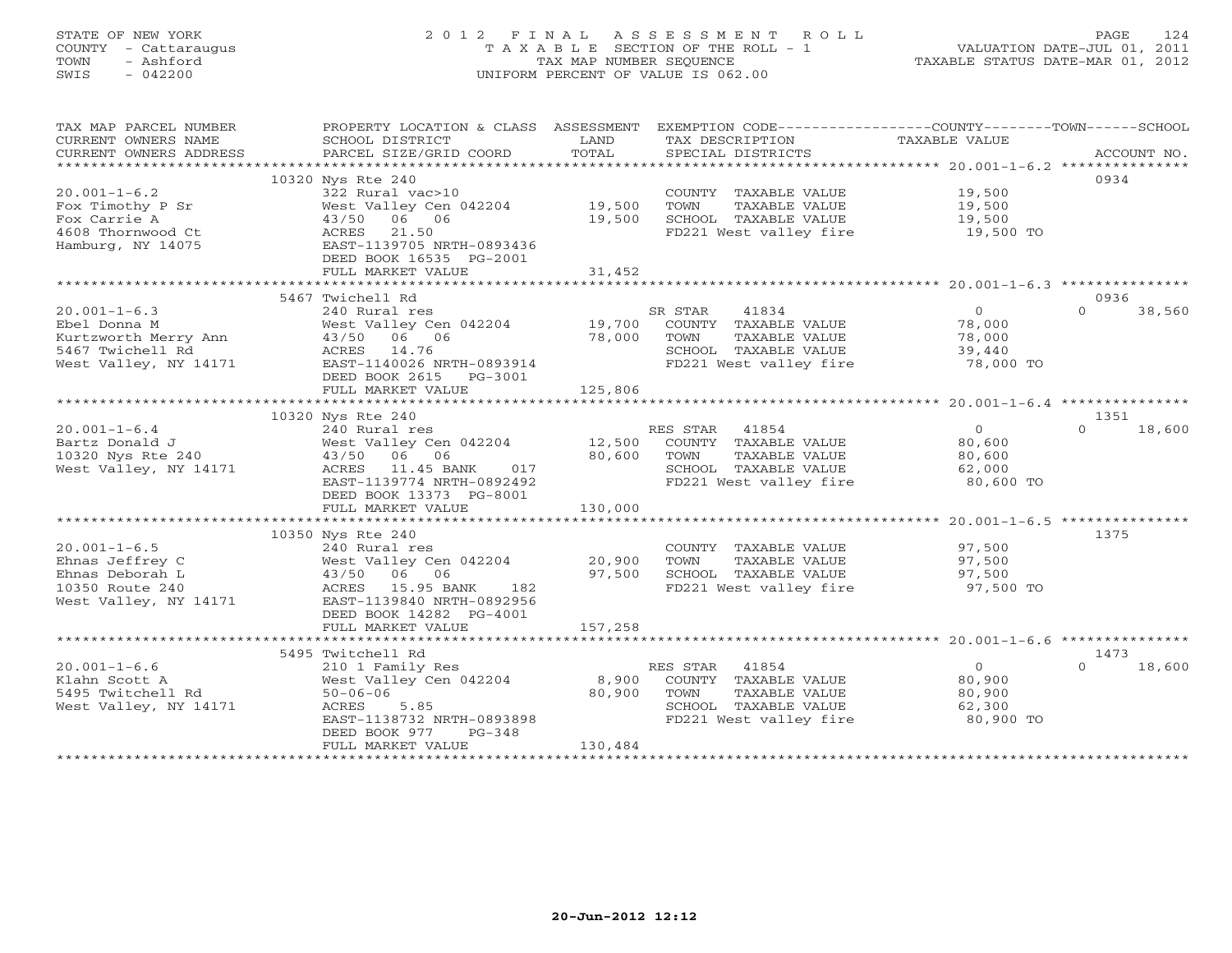STATE OF NEW YORK
COUNTY - Cattaraugus
TOWN - Ashford
SWIS - 042200

# 2012 FINAL ASSESSMENT ROLL
T A X A B L E SECTION OF THE ROLL - 1
TAX MAP NUMBER SEQUENCE
UNIFORM PERCENT OF VALUE IS 062.00

VALUATION DATE-JUL 01, 2011
TAXABLE STATUS DATE-MAR 01, 2012

| TAX MAP PARCEL NUMBER / CURRENT OWNERS NAME / CURRENT OWNERS ADDRESS | PROPERTY LOCATION & CLASS / SCHOOL DISTRICT / PARCEL SIZE/GRID COORD | ASSESSMENT LAND / TOTAL | EXEMPTION CODE / TAX DESCRIPTION / SPECIAL DISTRICTS | COUNTY / TOWN / SCHOOL TAXABLE VALUE | ACCOUNT NO. |
|---|---|---|---|---|---|
| **20.001-1-6.2** | 10320 Nys Rte 240 | | | | 0934 |
| Fox Timothy P Sr | 322 Rural vac>10 | | COUNTY TAXABLE VALUE | 19,500 | |
| Fox Carrie A | West Valley Cen 042204 | 19,500 | TOWN TAXABLE VALUE | 19,500 | |
| 4608 Thornwood Ct | 43/50 06 06 | 19,500 | SCHOOL TAXABLE VALUE | 19,500 | |
| Hamburg, NY 14075 | ACRES 21.50 | | FD221 West valley fire | 19,500 TO | |
| | EAST-1139705 NRTH-0893436 | | | | |
| | DEED BOOK 16535 PG-2001 | | | | |
| | FULL MARKET VALUE | 31,452 | | | |
| **20.001-1-6.3** | 5467 Twichell Rd | | | | 0936 |
| Ebel Donna M | 240 Rural res | | SR STAR 41834 | 0 / 0 / 38,560 | |
| Kurtzworth Merry Ann | West Valley Cen 042204 | 19,700 | COUNTY TAXABLE VALUE | 78,000 | |
| 5467 Twichell Rd | 43/50 06 06 | 78,000 | TOWN TAXABLE VALUE | 78,000 | |
| West Valley, NY 14171 | ACRES 14.76 | | SCHOOL TAXABLE VALUE | 39,440 | |
| | EAST-1140026 NRTH-0893914 | | FD221 West valley fire | 78,000 TO | |
| | DEED BOOK 2615 PG-3001 | | | | |
| | FULL MARKET VALUE | 125,806 | | | |
| **20.001-1-6.4** | 10320 Nys Rte 240 | | | | 1351 |
| Bartz Donald J | 240 Rural res | | RES STAR 41854 | 0 / 0 / 18,600 | |
| 10320 Nys Rte 240 | West Valley Cen 042204 | 12,500 | COUNTY TAXABLE VALUE | 80,600 | |
| West Valley, NY 14171 | 43/50 06 06 | 80,600 | TOWN TAXABLE VALUE | 80,600 | |
| | ACRES 11.45 BANK 017 | | SCHOOL TAXABLE VALUE | 62,000 | |
| | EAST-1139774 NRTH-0892492 | | FD221 West valley fire | 80,600 TO | |
| | DEED BOOK 13373 PG-8001 | | | | |
| | FULL MARKET VALUE | 130,000 | | | |
| **20.001-1-6.5** | 10350 Nys Rte 240 | | | | 1375 |
| Ehnas Jeffrey C | 240 Rural res | | COUNTY TAXABLE VALUE | 97,500 | |
| Ehnas Deborah L | West Valley Cen 042204 | 20,900 | TOWN TAXABLE VALUE | 97,500 | |
| 10350 Route 240 | 43/50 06 06 | 97,500 | SCHOOL TAXABLE VALUE | 97,500 | |
| West Valley, NY 14171 | ACRES 15.95 BANK 182 | | FD221 West valley fire | 97,500 TO | |
| | EAST-1139840 NRTH-0892956 | | | | |
| | DEED BOOK 14282 PG-4001 | | | | |
| | FULL MARKET VALUE | 157,258 | | | |
| **20.001-1-6.6** | 5495 Twitchell Rd | | | | 1473 |
| Klahn Scott A | 210 1 Family Res | | RES STAR 41854 | 0 / 0 / 18,600 | |
| 5495 Twitchell Rd | West Valley Cen 042204 | 8,900 | COUNTY TAXABLE VALUE | 80,900 | |
| West Valley, NY 14171 | 50-06-06 | 80,900 | TOWN TAXABLE VALUE | 80,900 | |
| | ACRES 5.85 | | SCHOOL TAXABLE VALUE | 62,300 | |
| | EAST-1138732 NRTH-0893898 | | FD221 West valley fire | 80,900 TO | |
| | DEED BOOK 977 PG-348 | | | | |
| | FULL MARKET VALUE | 130,484 | | | |

20-Jun-2012 12:12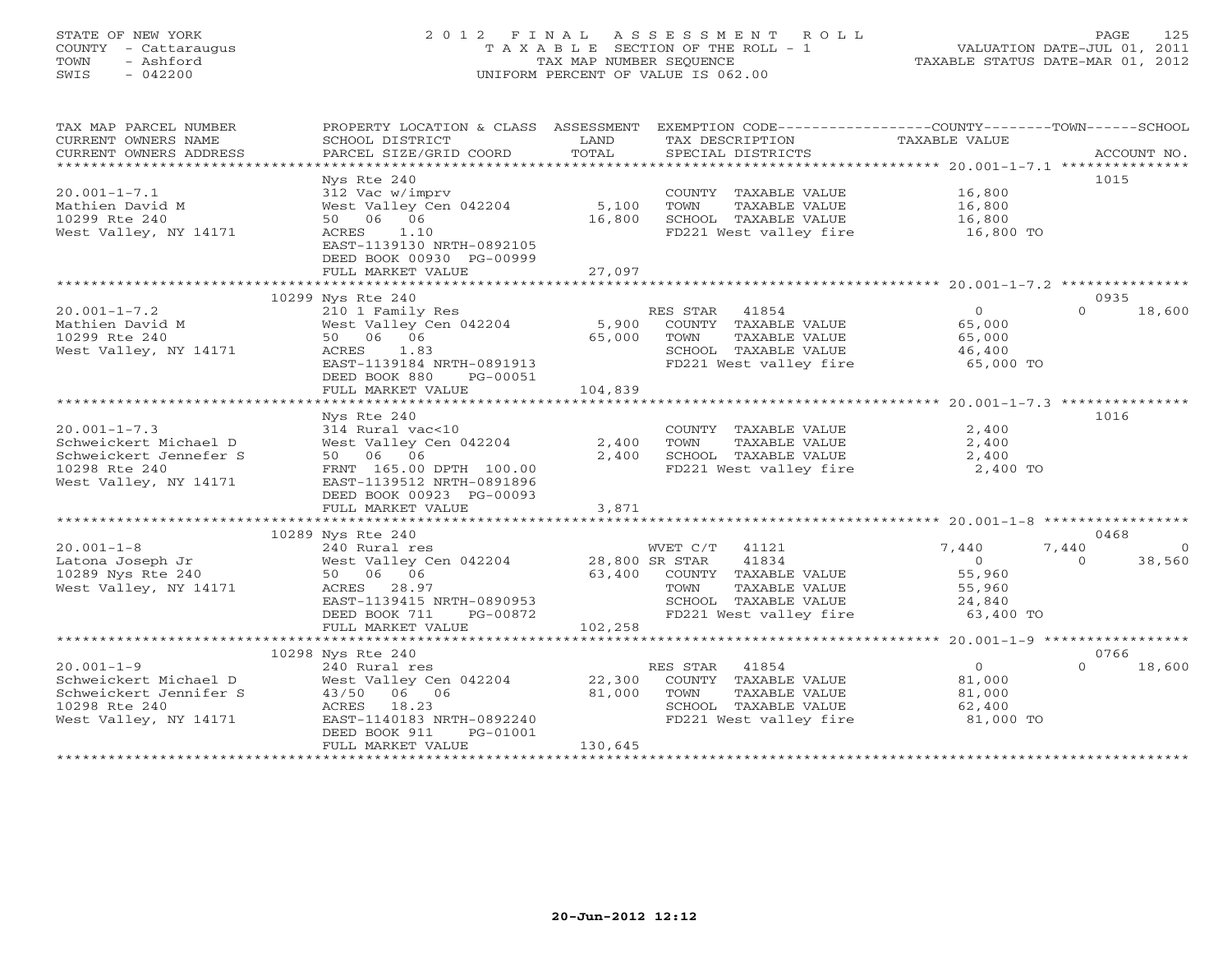STATE OF NEW YORK
COUNTY - Cattaraugus
TOWN - Ashford
SWIS - 042200

2012 FINAL ASSESSMENT ROLL
TAXABLE SECTION OF THE ROLL - 1
TAX MAP NUMBER SEQUENCE
UNIFORM PERCENT OF VALUE IS 062.00

VALUATION DATE-JUL 01, 2011
TAXABLE STATUS DATE-MAR 01, 2012

| TAX MAP PARCEL NUMBER / CURRENT OWNERS NAME / CURRENT OWNERS ADDRESS | PROPERTY LOCATION & CLASS / SCHOOL DISTRICT / PARCEL SIZE/GRID COORD | ASSESSMENT LAND / TOTAL | EXEMPTION CODE / TAX DESCRIPTION / SPECIAL DISTRICTS | COUNTY TAXABLE VALUE | TOWN | SCHOOL | ACCOUNT NO. |
|---|---|---|---|---|---|---|---|
| 20.001-1-7.1 | Nys Rte 240 | | | | | | 1015 |
| 20.001-1-7.1 | 312 Vac w/imprv | | COUNTY TAXABLE VALUE | 16,800 | | | |
| Mathien David M | West Valley Cen 042204 | 5,100 | TOWN TAXABLE VALUE | 16,800 | | | |
| 10299 Rte 240 | 50 06 06 | 16,800 | SCHOOL TAXABLE VALUE | 16,800 | | | |
| West Valley, NY 14171 | ACRES 1.10 | | FD221 West valley fire | 16,800 TO | | | |
| | EAST-1139130 NRTH-0892105 | | | | | | |
| | DEED BOOK 00930 PG-00999 | | | | | | |
| | FULL MARKET VALUE | 27,097 | | | | | |
| 20.001-1-7.2 | 10299 Nys Rte 240 | | | | | | 0935 |
| 20.001-1-7.2 | 210 1 Family Res | | RES STAR 41854 | 0 | 0 | 18,600 | |
| Mathien David M | West Valley Cen 042204 | 5,900 | COUNTY TAXABLE VALUE | 65,000 | | | |
| 10299 Rte 240 | 50 06 06 | 65,000 | TOWN TAXABLE VALUE | 65,000 | | | |
| West Valley, NY 14171 | ACRES 1.83 | | SCHOOL TAXABLE VALUE | 46,400 | | | |
| | EAST-1139184 NRTH-0891913 | | FD221 West valley fire | 65,000 TO | | | |
| | DEED BOOK 880 PG-00051 | | | | | | |
| | FULL MARKET VALUE | 104,839 | | | | | |
| 20.001-1-7.3 | Nys Rte 240 | | | | | | 1016 |
| 20.001-1-7.3 | 314 Rural vac<10 | | COUNTY TAXABLE VALUE | 2,400 | | | |
| Schweickert Michael D | West Valley Cen 042204 | 2,400 | TOWN TAXABLE VALUE | 2,400 | | | |
| Schweickert Jennefer S | 50 06 06 | 2,400 | SCHOOL TAXABLE VALUE | 2,400 | | | |
| 10298 Rte 240 | FRNT 165.00 DPTH 100.00 | | FD221 West valley fire | 2,400 TO | | | |
| West Valley, NY 14171 | EAST-1139512 NRTH-0891896 | | | | | | |
| | DEED BOOK 00923 PG-00093 | | | | | | |
| | FULL MARKET VALUE | 3,871 | | | | | |
| 20.001-1-8 | 10289 Nys Rte 240 | | | | | | 0468 |
| 20.001-1-8 | 240 Rural res | | WVET C/T 41121 | 7,440 | 7,440 | 0 | |
| Latona Joseph Jr | West Valley Cen 042204 | 28,800 | SR STAR 41834 | 0 | 0 | 38,560 | |
| 10289 Nys Rte 240 | 50 06 06 | 63,400 | COUNTY TAXABLE VALUE | 55,960 | | | |
| West Valley, NY 14171 | ACRES 28.97 | | TOWN TAXABLE VALUE | 55,960 | | | |
| | EAST-1139415 NRTH-0890953 | | SCHOOL TAXABLE VALUE | 24,840 | | | |
| | DEED BOOK 711 PG-00872 | | FD221 West valley fire | 63,400 TO | | | |
| | FULL MARKET VALUE | 102,258 | | | | | |
| 20.001-1-9 | 10298 Nys Rte 240 | | | | | | 0766 |
| 20.001-1-9 | 240 Rural res | | RES STAR 41854 | 0 | 0 | 18,600 | |
| Schweickert Michael D | West Valley Cen 042204 | 22,300 | COUNTY TAXABLE VALUE | 81,000 | | | |
| Schweickert Jennifer S | 43/50 06 06 | 81,000 | TOWN TAXABLE VALUE | 81,000 | | | |
| 10298 Rte 240 | ACRES 18.23 | | SCHOOL TAXABLE VALUE | 62,400 | | | |
| West Valley, NY 14171 | EAST-1140183 NRTH-0892240 | | FD221 West valley fire | 81,000 TO | | | |
| | DEED BOOK 911 PG-01001 | | | | | | |
| | FULL MARKET VALUE | 130,645 | | | | | |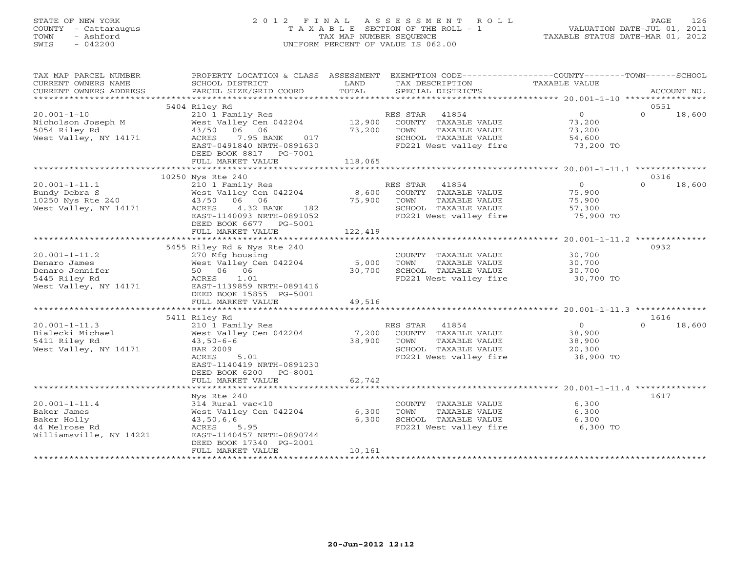STATE OF NEW YORK
COUNTY - Cattaraugus
TOWN - Ashford
SWIS - 042200

# 2012 FINAL ASSESSMENT ROLL

TAXABLE SECTION OF THE ROLL - 1
TAX MAP NUMBER SEQUENCE
UNIFORM PERCENT OF VALUE IS 062.00

VALUATION DATE-JUL 01, 2011
TAXABLE STATUS DATE-MAR 01, 2012

| TAX MAP PARCEL NUMBER / CURRENT OWNERS NAME / CURRENT OWNERS ADDRESS | PROPERTY LOCATION & CLASS / SCHOOL DISTRICT / PARCEL SIZE/GRID COORD | ASSESSMENT LAND / TOTAL | EXEMPTION CODE / TAX DESCRIPTION / SPECIAL DISTRICTS | COUNTY / TAXABLE VALUE | TOWN | SCHOOL / ACCOUNT NO. |
|---|---|---|---|---|---|---|
| 20.001-1-10 | 5404 Riley Rd | | | | | 0551 |
| | 210 1 Family Res | | RES STAR 41854 | 0 | 0 | 18,600 |
| Nicholson Joseph M | West Valley Cen 042204 | 12,900 | COUNTY TAXABLE VALUE | 73,200 | | |
| 5054 Riley Rd | 43/50 06 06 | 73,200 | TOWN TAXABLE VALUE | 73,200 | | |
| West Valley, NY 14171 | ACRES 7.95 BANK 017 | | SCHOOL TAXABLE VALUE | 54,600 | | |
| | EAST-0491840 NRTH-0891630 | | FD221 West valley fire | 73,200 TO | | |
| | DEED BOOK 8817 PG-7001 | | | | | |
| | FULL MARKET VALUE | 118,065 | | | | |
| 20.001-1-11.1 | 10250 Nys Rte 240 | | | | | 0316 |
| | 210 1 Family Res | | RES STAR 41854 | 0 | 0 | 18,600 |
| Bundy Debra S | West Valley Cen 042204 | 8,600 | COUNTY TAXABLE VALUE | 75,900 | | |
| 10250 Nys Rte 240 | 43/50 06 06 | 75,900 | TOWN TAXABLE VALUE | 75,900 | | |
| West Valley, NY 14171 | ACRES 4.32 BANK 182 | | SCHOOL TAXABLE VALUE | 57,300 | | |
| | EAST-1140093 NRTH-0891052 | | FD221 West valley fire | 75,900 TO | | |
| | DEED BOOK 6677 PG-5001 | | | | | |
| | FULL MARKET VALUE | 122,419 | | | | |
| 20.001-1-11.2 | 5455 Riley Rd & Nys Rte 240 | | | | | 0932 |
| | 270 Mfg housing | | COUNTY TAXABLE VALUE | 30,700 | | |
| Denaro James | West Valley Cen 042204 | 5,000 | TOWN TAXABLE VALUE | 30,700 | | |
| Denaro Jennifer | 50 06 06 | 30,700 | SCHOOL TAXABLE VALUE | 30,700 | | |
| 5445 Riley Rd | ACRES 1.01 | | FD221 West valley fire | 30,700 TO | | |
| West Valley, NY 14171 | EAST-1139859 NRTH-0891416 | | | | | |
| | DEED BOOK 15855 PG-5001 | | | | | |
| | FULL MARKET VALUE | 49,516 | | | | |
| 20.001-1-11.3 | 5411 Riley Rd | | | | | 1616 |
| | 210 1 Family Res | | RES STAR 41854 | 0 | 0 | 18,600 |
| Bialecki Michael | West Valley Cen 042204 | 7,200 | COUNTY TAXABLE VALUE | 38,900 | | |
| 5411 Riley Rd | 43,50-6-6 | 38,900 | TOWN TAXABLE VALUE | 38,900 | | |
| West Valley, NY 14171 | BAR 2009 | | SCHOOL TAXABLE VALUE | 20,300 | | |
| | ACRES 5.01 | | FD221 West valley fire | 38,900 TO | | |
| | EAST-1140419 NRTH-0891230 | | | | | |
| | DEED BOOK 6200 PG-8001 | | | | | |
| | FULL MARKET VALUE | 62,742 | | | | |
| 20.001-1-11.4 | Nys Rte 240 | | | | | 1617 |
| | 314 Rural vac<10 | | COUNTY TAXABLE VALUE | 6,300 | | |
| Baker James | West Valley Cen 042204 | 6,300 | TOWN TAXABLE VALUE | 6,300 | | |
| Baker Holly | 43,50,6,6 | 6,300 | SCHOOL TAXABLE VALUE | 6,300 | | |
| 44 Melrose Rd | ACRES 5.95 | | FD221 West valley fire | 6,300 TO | | |
| Williamsville, NY 14221 | EAST-1140457 NRTH-0890744 | | | | | |
| | DEED BOOK 17340 PG-2001 | | | | | |
| | FULL MARKET VALUE | 10,161 | | | | |

20-Jun-2012 12:12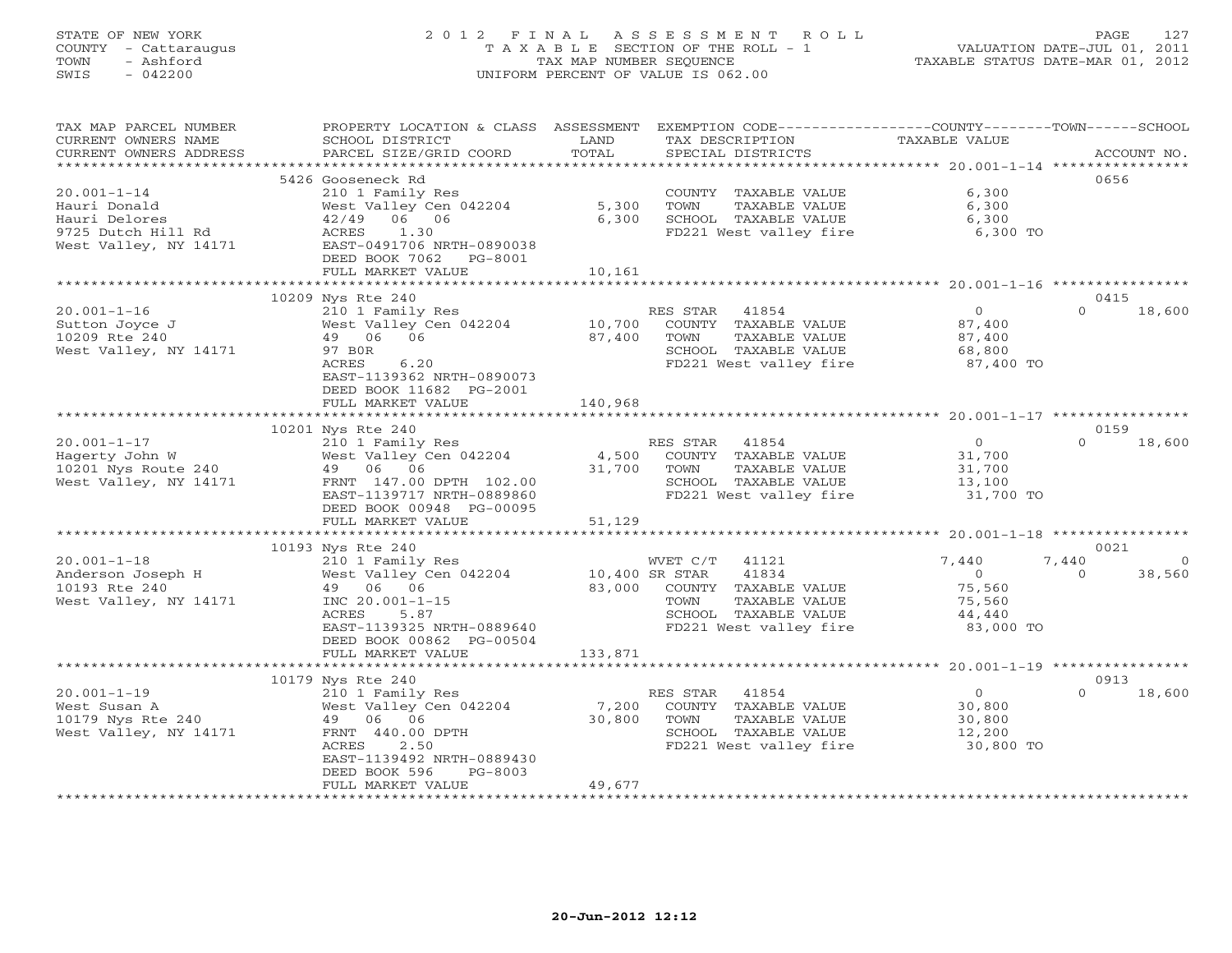STATE OF NEW YORK
COUNTY - Cattaraugus
TOWN - Ashford
SWIS - 042200

# 2012 FINAL ASSESSMENT ROLL
TAXABLE SECTION OF THE ROLL - 1
TAX MAP NUMBER SEQUENCE
UNIFORM PERCENT OF VALUE IS 062.00

VALUATION DATE-JUL 01, 2011
TAXABLE STATUS DATE-MAR 01, 2012

| TAX MAP PARCEL NUMBER / CURRENT OWNERS NAME / CURRENT OWNERS ADDRESS | PROPERTY LOCATION & CLASS / SCHOOL DISTRICT / PARCEL SIZE/GRID COORD | ASSESSMENT LAND / TOTAL | EXEMPTION CODE / TAX DESCRIPTION / SPECIAL DISTRICTS | COUNTY TAXABLE VALUE | TOWN | SCHOOL | ACCOUNT NO. |
|---|---|---|---|---|---|---|---|
| | 5426 Gooseneck Rd | | | | | | 0656 |
| 20.001-1-14 | 210 1 Family Res | | COUNTY TAXABLE VALUE | 6,300 | | | |
| Hauri Donald | West Valley Cen 042204 | 5,300 | TOWN TAXABLE VALUE | 6,300 | | | |
| Hauri Delores | 42/49 06 06 | 6,300 | SCHOOL TAXABLE VALUE | 6,300 | | | |
| 9725 Dutch Hill Rd | ACRES 1.30 | | FD221 West valley fire | 6,300 TO | | | |
| West Valley, NY 14171 | EAST-0491706 NRTH-0890038 | | | | | | |
| | DEED BOOK 7062 PG-8001 | | | | | | |
| | FULL MARKET VALUE | 10,161 | | | | | |
| | 10209 Nys Rte 240 | | | | | | 0415 |
| 20.001-1-16 | 210 1 Family Res | | RES STAR 41854 | 0 | 0 | 18,600 | |
| Sutton Joyce J | West Valley Cen 042204 | 10,700 | COUNTY TAXABLE VALUE | 87,400 | | | |
| 10209 Rte 240 | 49 06 06 | 87,400 | TOWN TAXABLE VALUE | 87,400 | | | |
| West Valley, NY 14171 | 97 B0R | | SCHOOL TAXABLE VALUE | 68,800 | | | |
| | ACRES 6.20 | | FD221 West valley fire | 87,400 TO | | | |
| | EAST-1139362 NRTH-0890073 | | | | | | |
| | DEED BOOK 11682 PG-2001 | | | | | | |
| | FULL MARKET VALUE | 140,968 | | | | | |
| | 10201 Nys Rte 240 | | | | | | 0159 |
| 20.001-1-17 | 210 1 Family Res | | RES STAR 41854 | 0 | 0 | 18,600 | |
| Hagerty John W | West Valley Cen 042204 | 4,500 | COUNTY TAXABLE VALUE | 31,700 | | | |
| 10201 Nys Route 240 | 49 06 06 | 31,700 | TOWN TAXABLE VALUE | 31,700 | | | |
| West Valley, NY 14171 | FRNT 147.00 DPTH 102.00 | | SCHOOL TAXABLE VALUE | 13,100 | | | |
| | EAST-1139717 NRTH-0889860 | | FD221 West valley fire | 31,700 TO | | | |
| | DEED BOOK 00948 PG-00095 | | | | | | |
| | FULL MARKET VALUE | 51,129 | | | | | |
| | 10193 Nys Rte 240 | | | | | | 0021 |
| 20.001-1-18 | 210 1 Family Res | | WVET C/T 41121 | 7,440 | 7,440 | 0 | |
| Anderson Joseph H | West Valley Cen 042204 | 10,400 | SR STAR 41834 | 0 | 0 | 38,560 | |
| 10193 Rte 240 | 49 06 06 | 83,000 | COUNTY TAXABLE VALUE | 75,560 | | | |
| West Valley, NY 14171 | INC 20.001-1-15 | | TOWN TAXABLE VALUE | 75,560 | | | |
| | ACRES 5.87 | | SCHOOL TAXABLE VALUE | 44,440 | | | |
| | EAST-1139325 NRTH-0889640 | | FD221 West valley fire | 83,000 TO | | | |
| | DEED BOOK 00862 PG-00504 | | | | | | |
| | FULL MARKET VALUE | 133,871 | | | | | |
| | 10179 Nys Rte 240 | | | | | | 0913 |
| 20.001-1-19 | 210 1 Family Res | | RES STAR 41854 | 0 | 0 | 18,600 | |
| West Susan A | West Valley Cen 042204 | 7,200 | COUNTY TAXABLE VALUE | 30,800 | | | |
| 10179 Nys Rte 240 | 49 06 06 | 30,800 | TOWN TAXABLE VALUE | 30,800 | | | |
| West Valley, NY 14171 | FRNT 440.00 DPTH | | SCHOOL TAXABLE VALUE | 12,200 | | | |
| | ACRES 2.50 | | FD221 West valley fire | 30,800 TO | | | |
| | EAST-1139492 NRTH-0889430 | | | | | | |
| | DEED BOOK 596 PG-8003 | | | | | | |
| | FULL MARKET VALUE | 49,677 | | | | | |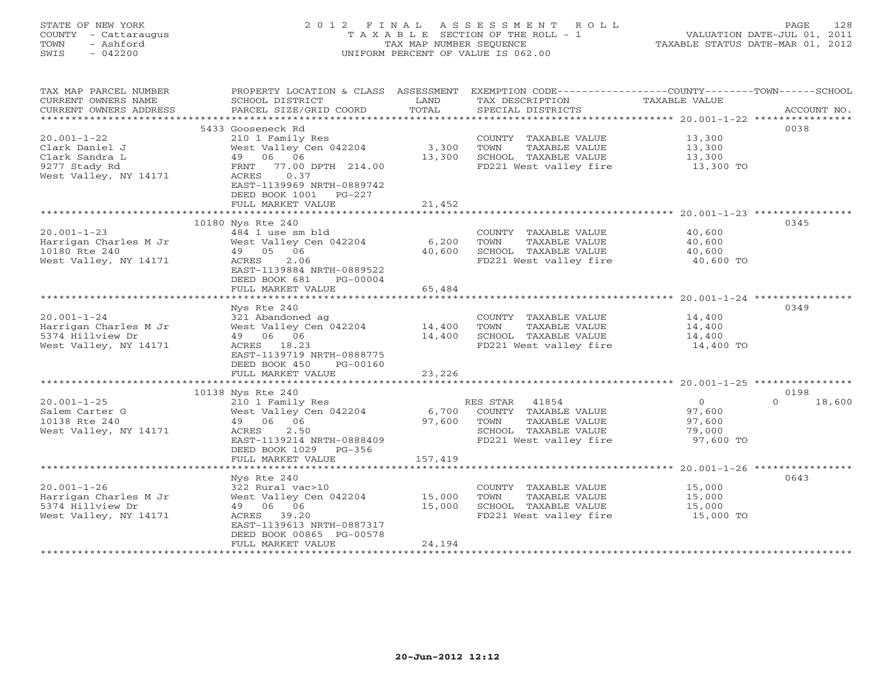STATE OF NEW YORK
COUNTY - Cattaraugus
TOWN - Ashford
SWIS - 042200

# 2012 FINAL ASSESSMENT ROLL

TAXABLE SECTION OF THE ROLL - 1
TAX MAP NUMBER SEQUENCE
UNIFORM PERCENT OF VALUE IS 062.00

VALUATION DATE-JUL 01, 2011
TAXABLE STATUS DATE-MAR 01, 2012

| TAX MAP PARCEL NUMBER / CURRENT OWNERS NAME / CURRENT OWNERS ADDRESS | PROPERTY LOCATION & CLASS / SCHOOL DISTRICT / PARCEL SIZE/GRID COORD | ASSESSMENT LAND / TOTAL | EXEMPTION CODE / TAX DESCRIPTION / SPECIAL DISTRICTS | COUNTY TAXABLE VALUE | TOWN | SCHOOL | ACCOUNT NO. |
|---|---|---|---|---|---|---|---|
| | 5433 Gooseneck Rd | | | | | | 0038 |
| 20.001-1-22 | 210 1 Family Res | | COUNTY TAXABLE VALUE | 13,300 | | | |
| Clark Daniel J | West Valley Cen 042204 | 3,300 | TOWN TAXABLE VALUE | 13,300 | | | |
| Clark Sandra L | 49 06 06 | 13,300 | SCHOOL TAXABLE VALUE | 13,300 | | | |
| 9277 Stady Rd | FRNT 77.00 DPTH 214.00 | | FD221 West valley fire | 13,300 TO | | | |
| West Valley, NY 14171 | ACRES 0.37 | | | | | | |
| | EAST-1139969 NRTH-0889742 | | | | | | |
| | DEED BOOK 1001 PG-227 | | | | | | |
| | FULL MARKET VALUE | 21,452 | | | | | |
| | 10180 Nys Rte 240 | | | | | | 0345 |
| 20.001-1-23 | 484 1 use sm bld | | COUNTY TAXABLE VALUE | 40,600 | | | |
| Harrigan Charles M Jr | West Valley Cen 042204 | 6,200 | TOWN TAXABLE VALUE | 40,600 | | | |
| 10180 Rte 240 | 49 05 06 | 40,600 | SCHOOL TAXABLE VALUE | 40,600 | | | |
| West Valley, NY 14171 | ACRES 2.06 | | FD221 West valley fire | 40,600 TO | | | |
| | EAST-1139884 NRTH-0889522 | | | | | | |
| | DEED BOOK 681 PG-00004 | | | | | | |
| | FULL MARKET VALUE | 65,484 | | | | | |
| | Nys Rte 240 | | | | | | 0349 |
| 20.001-1-24 | 321 Abandoned ag | | COUNTY TAXABLE VALUE | 14,400 | | | |
| Harrigan Charles M Jr | West Valley Cen 042204 | 14,400 | TOWN TAXABLE VALUE | 14,400 | | | |
| 5374 Hillview Dr | 49 06 06 | 14,400 | SCHOOL TAXABLE VALUE | 14,400 | | | |
| West Valley, NY 14171 | ACRES 18.23 | | FD221 West valley fire | 14,400 TO | | | |
| | EAST-1139719 NRTH-0888775 | | | | | | |
| | DEED BOOK 450 PG-00160 | | | | | | |
| | FULL MARKET VALUE | 23,226 | | | | | |
| | 10138 Nys Rte 240 | | | | | | 0198 |
| 20.001-1-25 | 210 1 Family Res | | RES STAR 41854 | 0 | | 0 | 18,600 |
| Salem Carter G | West Valley Cen 042204 | 6,700 | COUNTY TAXABLE VALUE | 97,600 | | | |
| 10138 Rte 240 | 49 06 06 | 97,600 | TOWN TAXABLE VALUE | 97,600 | | | |
| West Valley, NY 14171 | ACRES 2.50 | | SCHOOL TAXABLE VALUE | 79,000 | | | |
| | EAST-1139214 NRTH-0888409 | | FD221 West valley fire | 97,600 TO | | | |
| | DEED BOOK 1029 PG-356 | | | | | | |
| | FULL MARKET VALUE | 157,419 | | | | | |
| | Nys Rte 240 | | | | | | 0643 |
| 20.001-1-26 | 322 Rural vac>10 | | COUNTY TAXABLE VALUE | 15,000 | | | |
| Harrigan Charles M Jr | West Valley Cen 042204 | 15,000 | TOWN TAXABLE VALUE | 15,000 | | | |
| 5374 Hillview Dr | 49 06 06 | 15,000 | SCHOOL TAXABLE VALUE | 15,000 | | | |
| West Valley, NY 14171 | ACRES 39.20 | | FD221 West valley fire | 15,000 TO | | | |
| | EAST-1139613 NRTH-0887317 | | | | | | |
| | DEED BOOK 00865 PG-00578 | | | | | | |
| | FULL MARKET VALUE | 24,194 | | | | | |

20-Jun-2012 12:12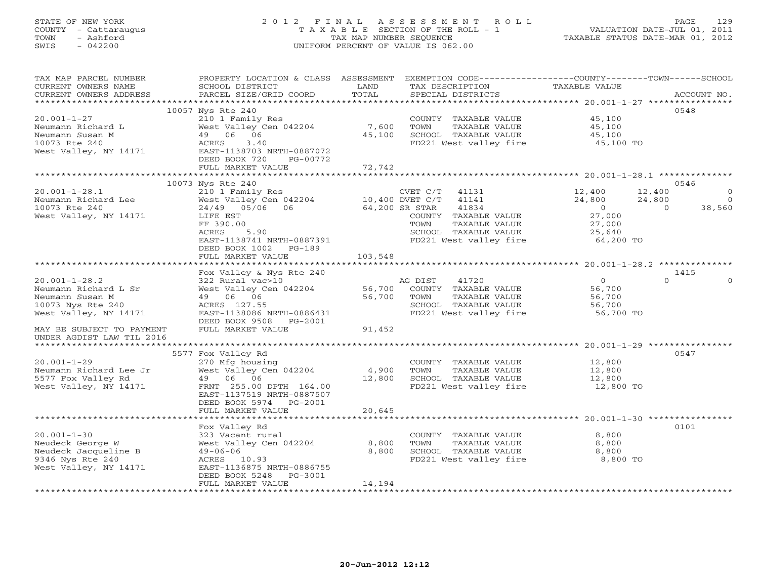STATE OF NEW YORK
COUNTY - Cattaraugus
TOWN - Ashford
SWIS - 042200

2012 FINAL ASSESSMENT ROLL
TAXABLE SECTION OF THE ROLL - 1
TAX MAP NUMBER SEQUENCE
UNIFORM PERCENT OF VALUE IS 062.00

VALUATION DATE-JUL 01, 2011
TAXABLE STATUS DATE-MAR 01, 2012

| TAX MAP PARCEL NUMBER / CURRENT OWNERS NAME / CURRENT OWNERS ADDRESS | PROPERTY LOCATION & CLASS / SCHOOL DISTRICT / PARCEL SIZE/GRID COORD | ASSESSMENT LAND / TOTAL | EXEMPTION CODE / TAX DESCRIPTION / SPECIAL DISTRICTS | COUNTY TAXABLE VALUE | TOWN | SCHOOL | ACCOUNT NO. |
|---|---|---|---|---|---|---|---|
| | 10057 Nys Rte 240 | | | | | | 0548 |
| 20.001-1-27 | 210 1 Family Res | | COUNTY TAXABLE VALUE | 45,100 | | | |
| Neumann Richard L | West Valley Cen 042204 | 7,600 | TOWN TAXABLE VALUE | 45,100 | | | |
| Neumann Susan M | 49 06 06 | 45,100 | SCHOOL TAXABLE VALUE | 45,100 | | | |
| 10073 Rte 240 | ACRES 3.40 | | FD221 West valley fire | 45,100 TO | | | |
| West Valley, NY 14171 | EAST-1138703 NRTH-0887072 | | | | | | |
| | DEED BOOK 720 PG-00772 | | | | | | |
| | FULL MARKET VALUE | 72,742 | | | | | |
| | 10073 Nys Rte 240 | | | | | | 0546 |
| 20.001-1-28.1 | 210 1 Family Res | | CVET C/T 41131 | 12,400 | 12,400 | 0 | |
| Neumann Richard Lee | West Valley Cen 042204 | 10,400 | DVET C/T 41141 | 24,800 | 24,800 | 0 | |
| 10073 Rte 240 | 24/49 05/06 06 | 64,200 | SR STAR 41834 | 0 | 0 | 38,560 | |
| West Valley, NY 14171 | LIFE EST | | COUNTY TAXABLE VALUE | 27,000 | | | |
| | FF 390.00 | | TOWN TAXABLE VALUE | 27,000 | | | |
| | ACRES 5.90 | | SCHOOL TAXABLE VALUE | 25,640 | | | |
| | EAST-1138741 NRTH-0887391 | | FD221 West valley fire | 64,200 TO | | | |
| | DEED BOOK 1002 PG-189 | | | | | | |
| | FULL MARKET VALUE | 103,548 | | | | | |
| | Fox Valley & Nys Rte 240 | | | | | | 1415 |
| 20.001-1-28.2 | 322 Rural vac>10 | | AG DIST 41720 | 0 | 0 | 0 | |
| Neumann Richard L Sr | West Valley Cen 042204 | 56,700 | COUNTY TAXABLE VALUE | 56,700 | | | |
| Neumann Susan M | 49 06 06 | 56,700 | TOWN TAXABLE VALUE | 56,700 | | | |
| 10073 Nys Rte 240 | ACRES 127.55 | | SCHOOL TAXABLE VALUE | 56,700 | | | |
| West Valley, NY 14171 | EAST-1138086 NRTH-0886431 | | FD221 West valley fire | 56,700 TO | | | |
| | DEED BOOK 9508 PG-2001 | | | | | | |
| MAY BE SUBJECT TO PAYMENT | FULL MARKET VALUE | 91,452 | | | | | |
| UNDER AGDIST LAW TIL 2016 | | | | | | | |
| | 5577 Fox Valley Rd | | | | | | 0547 |
| 20.001-1-29 | 270 Mfg housing | | COUNTY TAXABLE VALUE | 12,800 | | | |
| Neumann Richard Lee Jr | West Valley Cen 042204 | 4,900 | TOWN TAXABLE VALUE | 12,800 | | | |
| 5577 Fox Valley Rd | 49 06 06 | 12,800 | SCHOOL TAXABLE VALUE | 12,800 | | | |
| West Valley, NY 14171 | FRNT 255.00 DPTH 164.00 | | FD221 West valley fire | 12,800 TO | | | |
| | EAST-1137519 NRTH-0887507 | | | | | | |
| | DEED BOOK 5974 PG-2001 | | | | | | |
| | FULL MARKET VALUE | 20,645 | | | | | |
| | Fox Valley Rd | | | | | | 0101 |
| 20.001-1-30 | 323 Vacant rural | | COUNTY TAXABLE VALUE | 8,800 | | | |
| Neudeck George W | West Valley Cen 042204 | 8,800 | TOWN TAXABLE VALUE | 8,800 | | | |
| Neudeck Jacqueline B | 49-06-06 | 8,800 | SCHOOL TAXABLE VALUE | 8,800 | | | |
| 9346 Nys Rte 240 | ACRES 10.93 | | FD221 West valley fire | 8,800 TO | | | |
| West Valley, NY 14171 | EAST-1136875 NRTH-0886755 | | | | | | |
| | DEED BOOK 5248 PG-3001 | | | | | | |
| | FULL MARKET VALUE | 14,194 | | | | | |

20-Jun-2012 12:12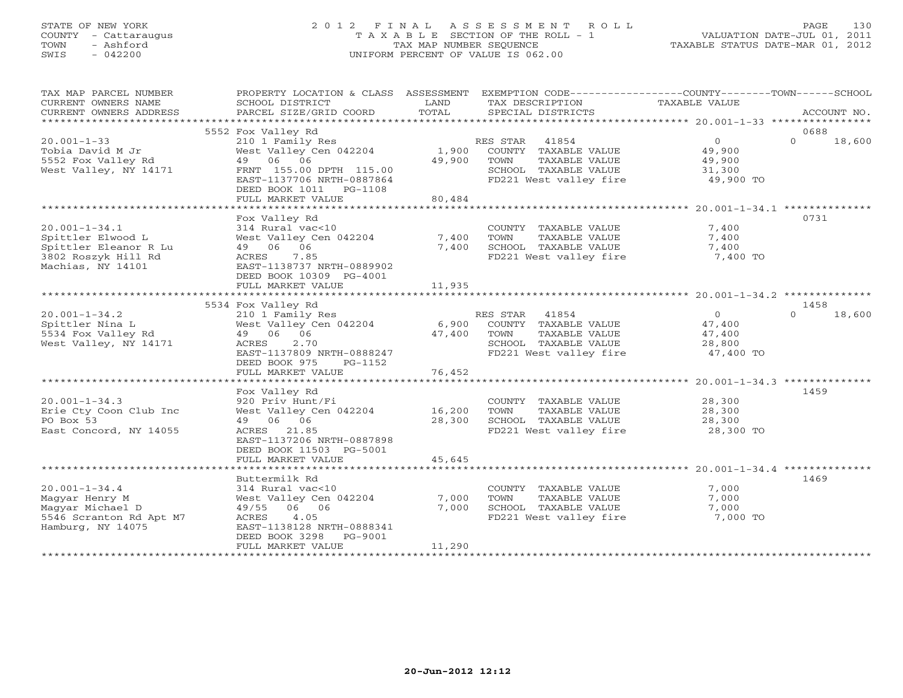STATE OF NEW YORK
COUNTY - Cattaraugus
TOWN - Ashford
SWIS - 042200

2012 FINAL ASSESSMENT ROLL
TAXABLE SECTION OF THE ROLL - 1
TAX MAP NUMBER SEQUENCE
UNIFORM PERCENT OF VALUE IS 062.00

VALUATION DATE-JUL 01, 2011
TAXABLE STATUS DATE-MAR 01, 2012

| TAX MAP PARCEL NUMBER / CURRENT OWNERS NAME / CURRENT OWNERS ADDRESS | PROPERTY LOCATION & CLASS / SCHOOL DISTRICT / PARCEL SIZE/GRID COORD | ASSESSMENT LAND / TOTAL | EXEMPTION CODE / TAX DESCRIPTION / SPECIAL DISTRICTS | COUNTY TAXABLE VALUE | TOWN | SCHOOL / ACCOUNT NO. |
|---|---|---|---|---|---|---|
| **20.001-1-33** | 5552 Fox Valley Rd | | | | | 0688 |
| 20.001-1-33 | 210 1 Family Res | | RES STAR 41854 | 0 | 0 | 18,600 |
| Tobia David M Jr | West Valley Cen 042204 | 1,900 | COUNTY TAXABLE VALUE | 49,900 | | |
| 5552 Fox Valley Rd | 49 06 06 | 49,900 | TOWN TAXABLE VALUE | 49,900 | | |
| West Valley, NY 14171 | FRNT 155.00 DPTH 115.00 | | SCHOOL TAXABLE VALUE | 31,300 | | |
| | EAST-1137706 NRTH-0887864 | | FD221 West valley fire | 49,900 TO | | |
| | DEED BOOK 1011 PG-1108 | | | | | |
| | FULL MARKET VALUE | 80,484 | | | | |
| **20.001-1-34.1** | Fox Valley Rd | | | | | 0731 |
| 20.001-1-34.1 | 314 Rural vac<10 | | COUNTY TAXABLE VALUE | 7,400 | | |
| Spittler Elwood L | West Valley Cen 042204 | 7,400 | TOWN TAXABLE VALUE | 7,400 | | |
| Spittler Eleanor R Lu | 49 06 06 | 7,400 | SCHOOL TAXABLE VALUE | 7,400 | | |
| 3802 Roszyk Hill Rd | ACRES 7.85 | | FD221 West valley fire | 7,400 TO | | |
| Machias, NY 14101 | EAST-1138737 NRTH-0889902 | | | | | |
| | DEED BOOK 10309 PG-4001 | | | | | |
| | FULL MARKET VALUE | 11,935 | | | | |
| **20.001-1-34.2** | 5534 Fox Valley Rd | | | | | 1458 |
| 20.001-1-34.2 | 210 1 Family Res | | RES STAR 41854 | 0 | 0 | 18,600 |
| Spittler Nina L | West Valley Cen 042204 | 6,900 | COUNTY TAXABLE VALUE | 47,400 | | |
| 5534 Fox Valley Rd | 49 06 06 | 47,400 | TOWN TAXABLE VALUE | 47,400 | | |
| West Valley, NY 14171 | ACRES 2.70 | | SCHOOL TAXABLE VALUE | 28,800 | | |
| | EAST-1137809 NRTH-0888247 | | FD221 West valley fire | 47,400 TO | | |
| | DEED BOOK 975 PG-1152 | | | | | |
| | FULL MARKET VALUE | 76,452 | | | | |
| **20.001-1-34.3** | Fox Valley Rd | | | | | 1459 |
| 20.001-1-34.3 | 920 Priv Hunt/Fi | | COUNTY TAXABLE VALUE | 28,300 | | |
| Erie Cty Coon Club Inc | West Valley Cen 042204 | 16,200 | TOWN TAXABLE VALUE | 28,300 | | |
| PO Box 53 | 49 06 06 | 28,300 | SCHOOL TAXABLE VALUE | 28,300 | | |
| East Concord, NY 14055 | ACRES 21.85 | | FD221 West valley fire | 28,300 TO | | |
| | EAST-1137206 NRTH-0887898 | | | | | |
| | DEED BOOK 11503 PG-5001 | | | | | |
| | FULL MARKET VALUE | 45,645 | | | | |
| **20.001-1-34.4** | Buttermilk Rd | | | | | 1469 |
| 20.001-1-34.4 | 314 Rural vac<10 | | COUNTY TAXABLE VALUE | 7,000 | | |
| Magyar Henry M | West Valley Cen 042204 | 7,000 | TOWN TAXABLE VALUE | 7,000 | | |
| Magyar Michael D | 49/55 06 06 | 7,000 | SCHOOL TAXABLE VALUE | 7,000 | | |
| 5546 Scranton Rd Apt M7 | ACRES 4.05 | | FD221 West valley fire | 7,000 TO | | |
| Hamburg, NY 14075 | EAST-1138128 NRTH-0888341 | | | | | |
| | DEED BOOK 3298 PG-9001 | | | | | |
| | FULL MARKET VALUE | 11,290 | | | | |

20-Jun-2012 12:12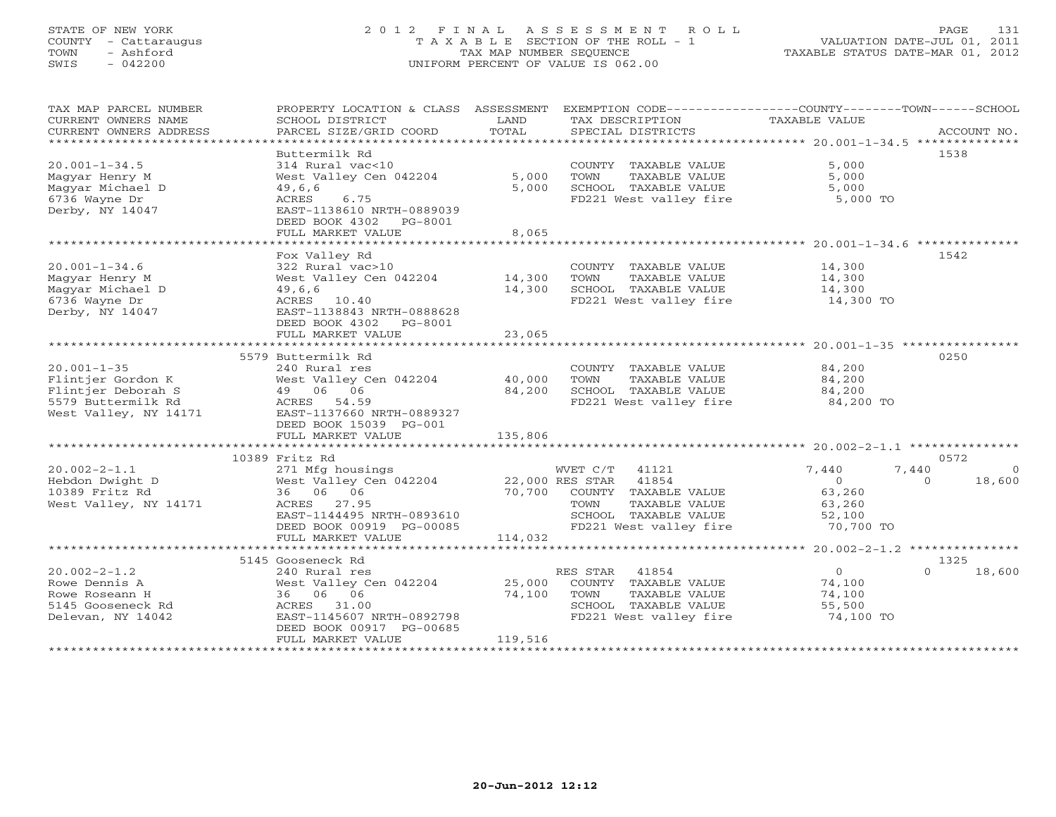STATE OF NEW YORK
COUNTY - Cattaraugus
TOWN - Ashford
SWIS - 042200

2 0 1 2 F I N A L A S S E S S M E N T R O L L
T A X A B L E SECTION OF THE ROLL - 1
TAX MAP NUMBER SEQUENCE
UNIFORM PERCENT OF VALUE IS 062.00

VALUATION DATE-JUL 01, 2011
TAXABLE STATUS DATE-MAR 01, 2012

| TAX MAP PARCEL NUMBER / CURRENT OWNERS NAME / CURRENT OWNERS ADDRESS | PROPERTY LOCATION & CLASS / SCHOOL DISTRICT / PARCEL SIZE/GRID COORD | ASSESSMENT LAND / TOTAL | EXEMPTION CODE / TAX DESCRIPTION / SPECIAL DISTRICTS | COUNTY TAXABLE VALUE | TOWN | SCHOOL | ACCOUNT NO. |
|---|---|---|---|---|---|---|---|
| 20.001-1-34.5 | Buttermilk Rd | | | | | | 1538 |
| | 314 Rural vac<10 | | COUNTY TAXABLE VALUE | 5,000 | | | |
| Magyar Henry M | West Valley Cen 042204 | 5,000 | TOWN TAXABLE VALUE | 5,000 | | | |
| Magyar Michael D | 49,6,6 | 5,000 | SCHOOL TAXABLE VALUE | 5,000 | | | |
| 6736 Wayne Dr | ACRES 6.75 | | FD221 West valley fire | 5,000 TO | | | |
| Derby, NY 14047 | EAST-1138610 NRTH-0889039 | | | | | | |
| | DEED BOOK 4302 PG-8001 | | | | | | |
| | FULL MARKET VALUE | 8,065 | | | | | |
| 20.001-1-34.6 | Fox Valley Rd | | | | | | 1542 |
| | 322 Rural vac>10 | | COUNTY TAXABLE VALUE | 14,300 | | | |
| Magyar Henry M | West Valley Cen 042204 | 14,300 | TOWN TAXABLE VALUE | 14,300 | | | |
| Magyar Michael D | 49,6,6 | 14,300 | SCHOOL TAXABLE VALUE | 14,300 | | | |
| 6736 Wayne Dr | ACRES 10.40 | | FD221 West valley fire | 14,300 TO | | | |
| Derby, NY 14047 | EAST-1138843 NRTH-0888628 | | | | | | |
| | DEED BOOK 4302 PG-8001 | | | | | | |
| | FULL MARKET VALUE | 23,065 | | | | | |
| 20.001-1-35 | 5579 Buttermilk Rd | | | | | | 0250 |
| | 240 Rural res | | COUNTY TAXABLE VALUE | 84,200 | | | |
| Flintjer Gordon K | West Valley Cen 042204 | 40,000 | TOWN TAXABLE VALUE | 84,200 | | | |
| Flintjer Deborah S | 49 06 06 | 84,200 | SCHOOL TAXABLE VALUE | 84,200 | | | |
| 5579 Buttermilk Rd | ACRES 54.59 | | FD221 West valley fire | 84,200 TO | | | |
| West Valley, NY 14171 | EAST-1137660 NRTH-0889327 | | | | | | |
| | DEED BOOK 15039 PG-001 | | | | | | |
| | FULL MARKET VALUE | 135,806 | | | | | |
| 20.002-2-1.1 | 10389 Fritz Rd | | | | | | 0572 |
| | 271 Mfg housings | | WVET C/T 41121 | 7,440 | 7,440 | 0 | |
| Hebdon Dwight D | West Valley Cen 042204 | 22,000 | RES STAR 41854 | 0 | 0 | 18,600 | |
| 10389 Fritz Rd | 36 06 06 | 70,700 | COUNTY TAXABLE VALUE | 63,260 | | | |
| West Valley, NY 14171 | ACRES 27.95 | | TOWN TAXABLE VALUE | 63,260 | | | |
| | EAST-1144495 NRTH-0893610 | | SCHOOL TAXABLE VALUE | 52,100 | | | |
| | DEED BOOK 00919 PG-00085 | | FD221 West valley fire | 70,700 TO | | | |
| | FULL MARKET VALUE | 114,032 | | | | | |
| 20.002-2-1.2 | 5145 Gooseneck Rd | | | | | | 1325 |
| | 240 Rural res | | RES STAR 41854 | 0 | 0 | 18,600 | |
| Rowe Dennis A | West Valley Cen 042204 | 25,000 | COUNTY TAXABLE VALUE | 74,100 | | | |
| Rowe Roseann H | 36 06 06 | 74,100 | TOWN TAXABLE VALUE | 74,100 | | | |
| 5145 Gooseneck Rd | ACRES 31.00 | | SCHOOL TAXABLE VALUE | 55,500 | | | |
| Delevan, NY 14042 | EAST-1145607 NRTH-0892798 | | FD221 West valley fire | 74,100 TO | | | |
| | DEED BOOK 00917 PG-00685 | | | | | | |
| | FULL MARKET VALUE | 119,516 | | | | | |

20-Jun-2012 12:12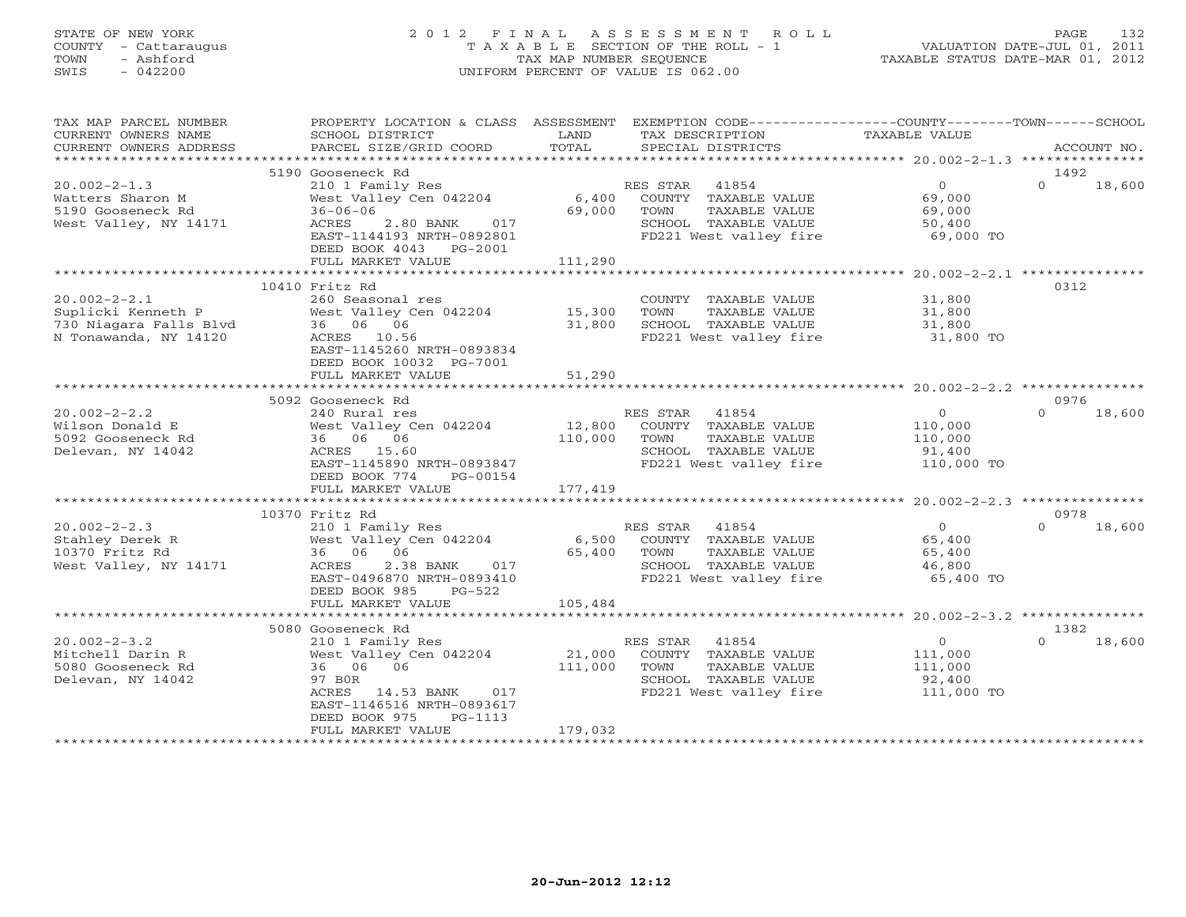STATE OF NEW YORK
COUNTY - Cattaraugus
TOWN - Ashford
SWIS - 042200

# 2012 FINAL ASSESSMENT ROLL
TAXABLE SECTION OF THE ROLL - 1
TAX MAP NUMBER SEQUENCE
UNIFORM PERCENT OF VALUE IS 062.00

VALUATION DATE-JUL 01, 2011
TAXABLE STATUS DATE-MAR 01, 2012

| TAX MAP PARCEL NUMBER / CURRENT OWNERS NAME / CURRENT OWNERS ADDRESS | PROPERTY LOCATION & CLASS / SCHOOL DISTRICT / PARCEL SIZE/GRID COORD | ASSESSMENT LAND / TOTAL | EXEMPTION CODE / TAX DESCRIPTION / SPECIAL DISTRICTS | COUNTY TAXABLE VALUE | TOWN | SCHOOL / ACCOUNT NO. |
|---|---|---|---|---|---|---|
| | 5190 Gooseneck Rd | | | | | 1492 |
| 20.002-2-1.3 | 210 1 Family Res | | RES STAR 41854 | 0 | 0 | 18,600 |
| Watters Sharon M | West Valley Cen 042204 | 6,400 | COUNTY TAXABLE VALUE | 69,000 | | |
| 5190 Gooseneck Rd | 36-06-06 | 69,000 | TOWN TAXABLE VALUE | 69,000 | | |
| West Valley, NY 14171 | ACRES 2.80 BANK 017 | | SCHOOL TAXABLE VALUE | 50,400 | | |
| | EAST-1144193 NRTH-0892801 | | FD221 West valley fire | 69,000 TO | | |
| | DEED BOOK 4043 PG-2001 | | | | | |
| | FULL MARKET VALUE | 111,290 | | | | |
| | 10410 Fritz Rd | | | | | 0312 |
| 20.002-2-2.1 | 260 Seasonal res | | COUNTY TAXABLE VALUE | 31,800 | | |
| Suplicki Kenneth P | West Valley Cen 042204 | 15,300 | TOWN TAXABLE VALUE | 31,800 | | |
| 730 Niagara Falls Blvd | 36 06 06 | 31,800 | SCHOOL TAXABLE VALUE | 31,800 | | |
| N Tonawanda, NY 14120 | ACRES 10.56 | | FD221 West valley fire | 31,800 TO | | |
| | EAST-1145260 NRTH-0893834 | | | | | |
| | DEED BOOK 10032 PG-7001 | | | | | |
| | FULL MARKET VALUE | 51,290 | | | | |
| | 5092 Gooseneck Rd | | | | | 0976 |
| 20.002-2-2.2 | 240 Rural res | | RES STAR 41854 | 0 | 0 | 18,600 |
| Wilson Donald E | West Valley Cen 042204 | 12,800 | COUNTY TAXABLE VALUE | 110,000 | | |
| 5092 Gooseneck Rd | 36 06 06 | 110,000 | TOWN TAXABLE VALUE | 110,000 | | |
| Delevan, NY 14042 | ACRES 15.60 | | SCHOOL TAXABLE VALUE | 91,400 | | |
| | EAST-1145890 NRTH-0893847 | | FD221 West valley fire | 110,000 TO | | |
| | DEED BOOK 774 PG-00154 | | | | | |
| | FULL MARKET VALUE | 177,419 | | | | |
| | 10370 Fritz Rd | | | | | 0978 |
| 20.002-2-2.3 | 210 1 Family Res | | RES STAR 41854 | 0 | 0 | 18,600 |
| Stahley Derek R | West Valley Cen 042204 | 6,500 | COUNTY TAXABLE VALUE | 65,400 | | |
| 10370 Fritz Rd | 36 06 06 | 65,400 | TOWN TAXABLE VALUE | 65,400 | | |
| West Valley, NY 14171 | ACRES 2.38 BANK 017 | | SCHOOL TAXABLE VALUE | 46,800 | | |
| | EAST-0496870 NRTH-0893410 | | FD221 West valley fire | 65,400 TO | | |
| | DEED BOOK 985 PG-522 | | | | | |
| | FULL MARKET VALUE | 105,484 | | | | |
| | 5080 Gooseneck Rd | | | | | 1382 |
| 20.002-2-3.2 | 210 1 Family Res | | RES STAR 41854 | 0 | 0 | 18,600 |
| Mitchell Darin R | West Valley Cen 042204 | 21,000 | COUNTY TAXABLE VALUE | 111,000 | | |
| 5080 Gooseneck Rd | 36 06 06 | 111,000 | TOWN TAXABLE VALUE | 111,000 | | |
| Delevan, NY 14042 | 97 B0R | | SCHOOL TAXABLE VALUE | 92,400 | | |
| | ACRES 14.53 BANK 017 | | FD221 West valley fire | 111,000 TO | | |
| | EAST-1146516 NRTH-0893617 | | | | | |
| | DEED BOOK 975 PG-1113 | | | | | |
| | FULL MARKET VALUE | 179,032 | | | | |

20-Jun-2012 12:12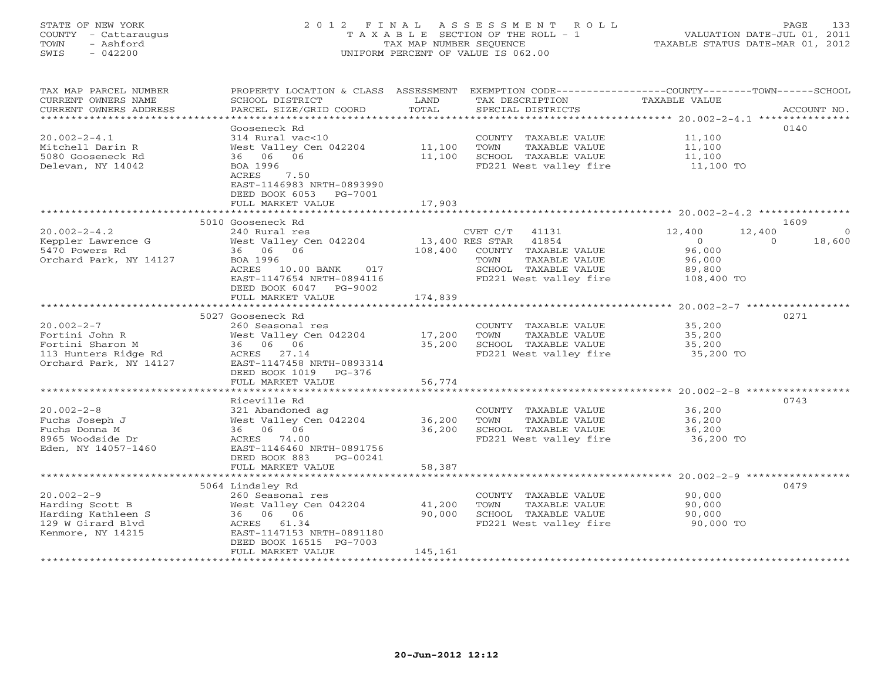STATE OF NEW YORK
COUNTY - Cattaraugus
TOWN - Ashford
SWIS - 042200

# 2012 FINAL ASSESSMENT ROLL

TAXABLE SECTION OF THE ROLL - 1
TAX MAP NUMBER SEQUENCE
UNIFORM PERCENT OF VALUE IS 062.00

VALUATION DATE-JUL 01, 2011
TAXABLE STATUS DATE-MAR 01, 2012

| TAX MAP PARCEL NUMBER / CURRENT OWNERS NAME / CURRENT OWNERS ADDRESS | PROPERTY LOCATION & CLASS / SCHOOL DISTRICT / PARCEL SIZE/GRID COORD | ASSESSMENT LAND / TOTAL | EXEMPTION CODE / TAX DESCRIPTION / SPECIAL DISTRICTS | COUNTY TAXABLE VALUE | TOWN | SCHOOL | ACCOUNT NO. |
|---|---|---|---|---|---|---|---|
| **20.002-2-4.1** | Gooseneck Rd | | | | | | 0140 |
| 20.002-2-4.1 | 314 Rural vac<10 | | COUNTY TAXABLE VALUE | 11,100 | | | |
| Mitchell Darin R | West Valley Cen 042204 | 11,100 | TOWN TAXABLE VALUE | 11,100 | | | |
| 5080 Gooseneck Rd | 36 06 06 | 11,100 | SCHOOL TAXABLE VALUE | 11,100 | | | |
| Delevan, NY 14042 | BOA 1996 | | FD221 West valley fire | 11,100 TO | | | |
| | ACRES 7.50 | | | | | | |
| | EAST-1146983 NRTH-0893990 | | | | | | |
| | DEED BOOK 6053 PG-7001 | | | | | | |
| | FULL MARKET VALUE | 17,903 | | | | | |
| **20.002-2-4.2** | 5010 Gooseneck Rd | | | | | | 1609 |
| 20.002-2-4.2 | 240 Rural res | | CVET C/T 41131 | 12,400 | 12,400 | 0 | |
| Keppler Lawrence G | West Valley Cen 042204 | 13,400 | RES STAR 41854 | 0 | 0 | 18,600 | |
| 5470 Powers Rd | 36 06 06 | 108,400 | COUNTY TAXABLE VALUE | 96,000 | | | |
| Orchard Park, NY 14127 | BOA 1996 | | TOWN TAXABLE VALUE | 96,000 | | | |
| | ACRES 10.00 BANK 017 | | SCHOOL TAXABLE VALUE | 89,800 | | | |
| | EAST-1147654 NRTH-0894116 | | FD221 West valley fire | 108,400 TO | | | |
| | DEED BOOK 6047 PG-9002 | | | | | | |
| | FULL MARKET VALUE | 174,839 | | | | | |
| **20.002-2-7** | 5027 Gooseneck Rd | | | | | | 0271 |
| 20.002-2-7 | 260 Seasonal res | | COUNTY TAXABLE VALUE | 35,200 | | | |
| Fortini John R | West Valley Cen 042204 | 17,200 | TOWN TAXABLE VALUE | 35,200 | | | |
| Fortini Sharon M | 36 06 06 | 35,200 | SCHOOL TAXABLE VALUE | 35,200 | | | |
| 113 Hunters Ridge Rd | ACRES 27.14 | | FD221 West valley fire | 35,200 TO | | | |
| Orchard Park, NY 14127 | EAST-1147458 NRTH-0893314 | | | | | | |
| | DEED BOOK 1019 PG-376 | | | | | | |
| | FULL MARKET VALUE | 56,774 | | | | | |
| **20.002-2-8** | Riceville Rd | | | | | | 0743 |
| 20.002-2-8 | 321 Abandoned ag | | COUNTY TAXABLE VALUE | 36,200 | | | |
| Fuchs Joseph J | West Valley Cen 042204 | 36,200 | TOWN TAXABLE VALUE | 36,200 | | | |
| Fuchs Donna M | 36 06 06 | 36,200 | SCHOOL TAXABLE VALUE | 36,200 | | | |
| 8965 Woodside Dr | ACRES 74.00 | | FD221 West valley fire | 36,200 TO | | | |
| Eden, NY 14057-1460 | EAST-1146460 NRTH-0891756 | | | | | | |
| | DEED BOOK 883 PG-00241 | | | | | | |
| | FULL MARKET VALUE | 58,387 | | | | | |
| **20.002-2-9** | 5064 Lindsley Rd | | | | | | 0479 |
| 20.002-2-9 | 260 Seasonal res | | COUNTY TAXABLE VALUE | 90,000 | | | |
| Harding Scott B | West Valley Cen 042204 | 41,200 | TOWN TAXABLE VALUE | 90,000 | | | |
| Harding Kathleen S | 36 06 06 | 90,000 | SCHOOL TAXABLE VALUE | 90,000 | | | |
| 129 W Girard Blvd | ACRES 61.34 | | FD221 West valley fire | 90,000 TO | | | |
| Kenmore, NY 14215 | EAST-1147153 NRTH-0891180 | | | | | | |
| | DEED BOOK 16515 PG-7003 | | | | | | |
| | FULL MARKET VALUE | 145,161 | | | | | |

20-Jun-2012 12:12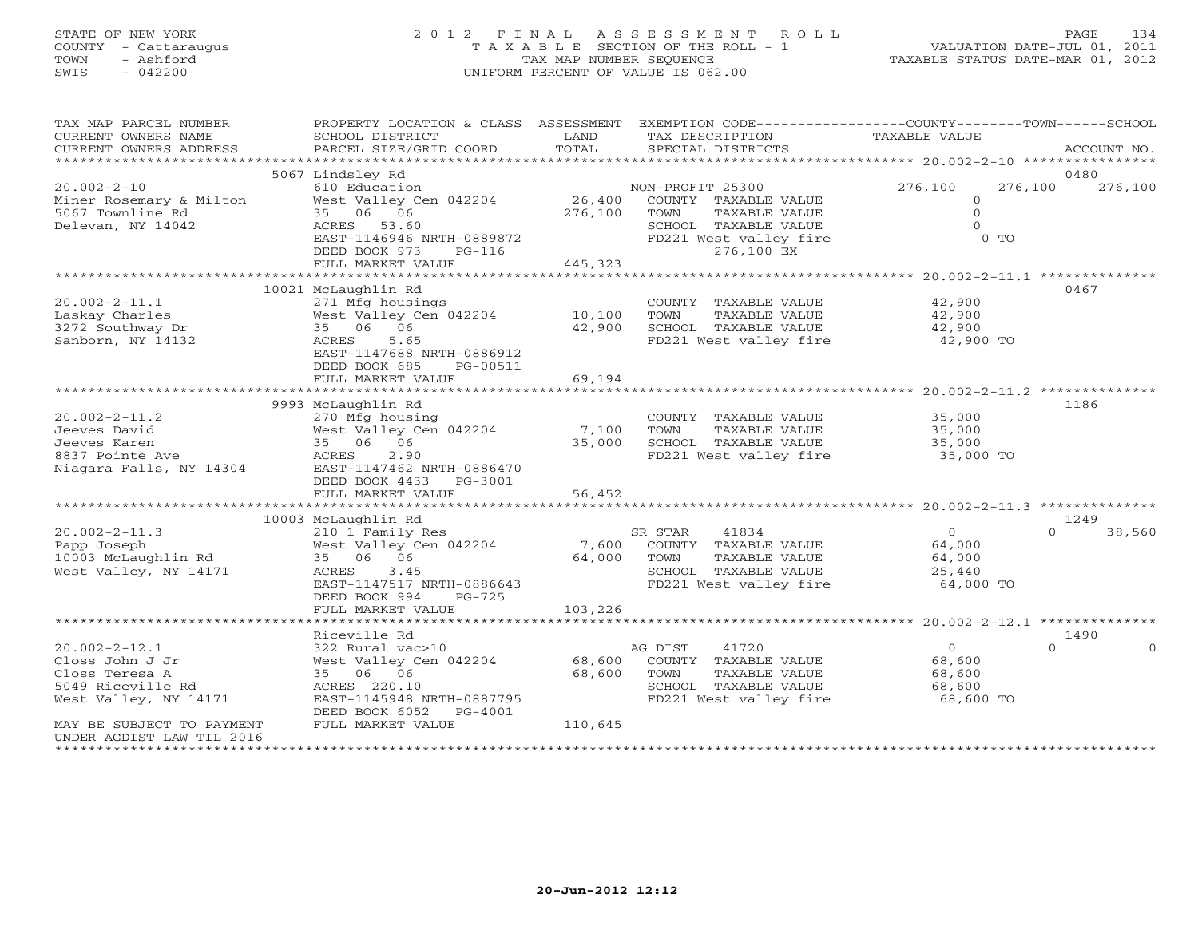STATE OF NEW YORK
COUNTY - Cattaraugus
TOWN - Ashford
SWIS - 042200

2012 FINAL ASSESSMENT ROLL
TAXABLE SECTION OF THE ROLL - 1
TAX MAP NUMBER SEQUENCE
UNIFORM PERCENT OF VALUE IS 062.00

VALUATION DATE-JUL 01, 2011
TAXABLE STATUS DATE-MAR 01, 2012

| TAX MAP PARCEL NUMBER / CURRENT OWNERS NAME / CURRENT OWNERS ADDRESS | PROPERTY LOCATION & CLASS / SCHOOL DISTRICT / PARCEL SIZE/GRID COORD | ASSESSMENT LAND / TOTAL | EXEMPTION CODE / TAX DESCRIPTION / SPECIAL DISTRICTS | COUNTY TAXABLE VALUE | TOWN | SCHOOL / ACCOUNT NO. |
|---|---|---|---|---|---|---|
| | 5067 Lindsley Rd | | | | | 0480 |
| 20.002-2-10 | 610 Education | | NON-PROFIT 25300 | 276,100 | 276,100 | 276,100 |
| Miner Rosemary & Milton | West Valley Cen 042204 | 26,400 | COUNTY TAXABLE VALUE | 0 | | |
| 5067 Townline Rd | 35 06 06 | 276,100 | TOWN TAXABLE VALUE | 0 | | |
| Delevan, NY 14042 | ACRES 53.60 | | SCHOOL TAXABLE VALUE | 0 | | |
| | EAST-1146946 NRTH-0889872 | | FD221 West valley fire | 0 TO | | |
| | DEED BOOK 973 PG-116 | | 276,100 EX | | | |
| | FULL MARKET VALUE | 445,323 | | | | |
| | 10021 McLaughlin Rd | | | | | 0467 |
| 20.002-2-11.1 | 271 Mfg housings | | COUNTY TAXABLE VALUE | 42,900 | | |
| Laskay Charles | West Valley Cen 042204 | 10,100 | TOWN TAXABLE VALUE | 42,900 | | |
| 3272 Southway Dr | 35 06 06 | 42,900 | SCHOOL TAXABLE VALUE | 42,900 | | |
| Sanborn, NY 14132 | ACRES 5.65 | | FD221 West valley fire | 42,900 TO | | |
| | EAST-1147688 NRTH-0886912 | | | | | |
| | DEED BOOK 685 PG-00511 | | | | | |
| | FULL MARKET VALUE | 69,194 | | | | |
| | 9993 McLaughlin Rd | | | | | 1186 |
| 20.002-2-11.2 | 270 Mfg housing | | COUNTY TAXABLE VALUE | 35,000 | | |
| Jeeves David | West Valley Cen 042204 | 7,100 | TOWN TAXABLE VALUE | 35,000 | | |
| Jeeves Karen | 35 06 06 | 35,000 | SCHOOL TAXABLE VALUE | 35,000 | | |
| 8837 Pointe Ave | ACRES 2.90 | | FD221 West valley fire | 35,000 TO | | |
| Niagara Falls, NY 14304 | EAST-1147462 NRTH-0886470 | | | | | |
| | DEED BOOK 4433 PG-3001 | | | | | |
| | FULL MARKET VALUE | 56,452 | | | | |
| | 10003 McLaughlin Rd | | | | | 1249 |
| 20.002-2-11.3 | 210 1 Family Res | | SR STAR 41834 | 0 | 0 | 38,560 |
| Papp Joseph | West Valley Cen 042204 | 7,600 | COUNTY TAXABLE VALUE | 64,000 | | |
| 10003 McLaughlin Rd | 35 06 06 | 64,000 | TOWN TAXABLE VALUE | 64,000 | | |
| West Valley, NY 14171 | ACRES 3.45 | | SCHOOL TAXABLE VALUE | 25,440 | | |
| | EAST-1147517 NRTH-0886643 | | FD221 West valley fire | 64,000 TO | | |
| | DEED BOOK 994 PG-725 | | | | | |
| | FULL MARKET VALUE | 103,226 | | | | |
| | Riceville Rd | | | | | 1490 |
| 20.002-2-12.1 | 322 Rural vac>10 | | AG DIST 41720 | 0 | 0 | 0 |
| Closs John J Jr | West Valley Cen 042204 | 68,600 | COUNTY TAXABLE VALUE | 68,600 | | |
| Closs Teresa A | 35 06 06 | 68,600 | TOWN TAXABLE VALUE | 68,600 | | |
| 5049 Riceville Rd | ACRES 220.10 | | SCHOOL TAXABLE VALUE | 68,600 | | |
| West Valley, NY 14171 | EAST-1145948 NRTH-0887795 | | FD221 West valley fire | 68,600 TO | | |
| | DEED BOOK 6052 PG-4001 | | | | | |
| MAY BE SUBJECT TO PAYMENT | FULL MARKET VALUE | 110,645 | | | | |
| UNDER AGDIST LAW TIL 2016 | | | | | | |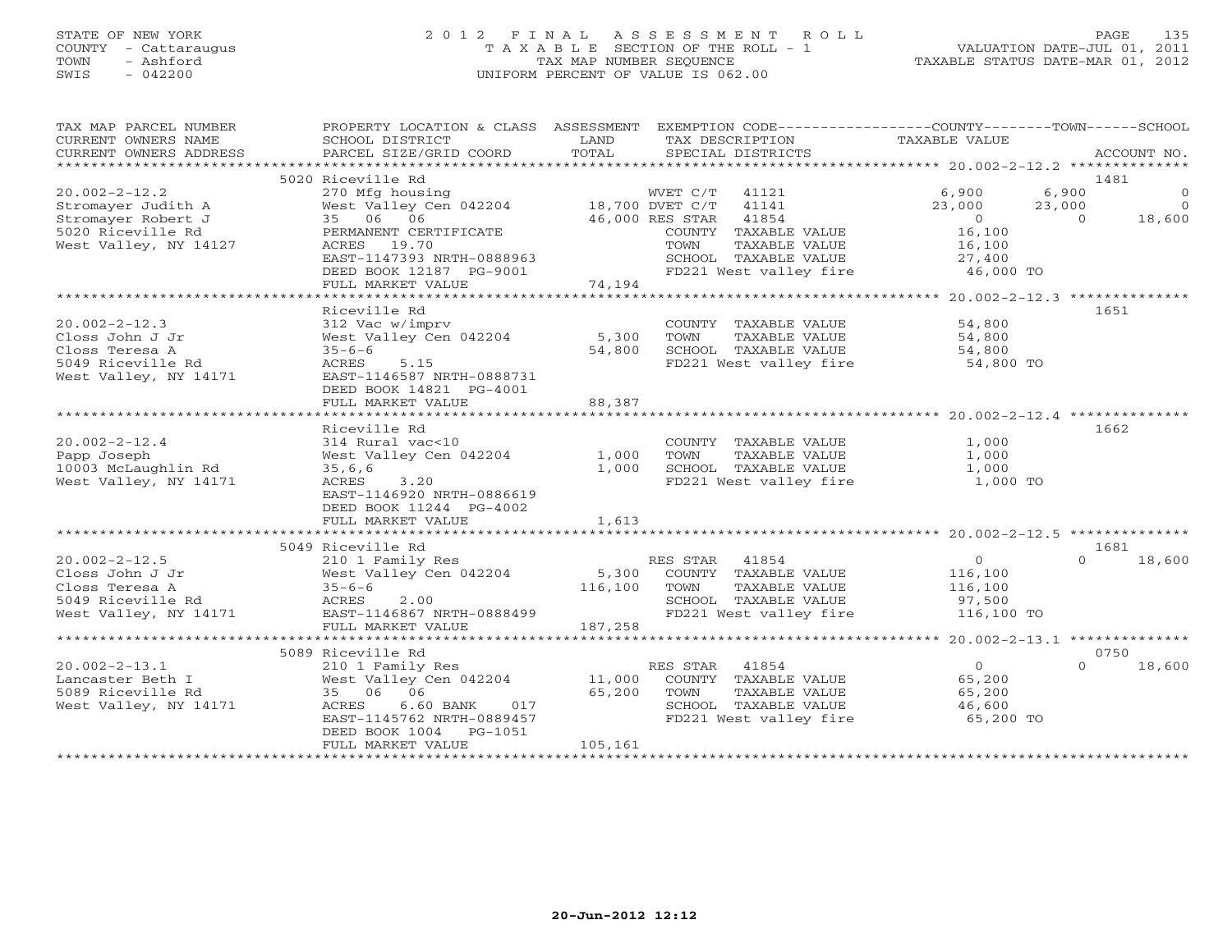STATE OF NEW YORK
COUNTY - Cattaraugus
TOWN - Ashford
SWIS - 042200

2 0 1 2 F I N A L A S S E S S M E N T R O L L
T A X A B L E SECTION OF THE ROLL - 1
TAX MAP NUMBER SEQUENCE
UNIFORM PERCENT OF VALUE IS 062.00

VALUATION DATE-JUL 01, 2011
TAXABLE STATUS DATE-MAR 01, 2012

```
TAX MAP PARCEL NUMBER      PROPERTY LOCATION & CLASS  ASSESSMENT  EXEMPTION CODE------------------COUNTY--------TOWN------SCHOOL
CURRENT OWNERS NAME        SCHOOL DISTRICT               LAND      TAX DESCRIPTION                  TAXABLE VALUE
CURRENT OWNERS ADDRESS     PARCEL SIZE/GRID COORD        TOTAL     SPECIAL DISTRICTS                                         ACCOUNT NO.
******************************************************************************************************* 20.002-2-12.2 **************
                           5020 Riceville Rd                                                                                  1481
20.002-2-12.2              270 Mfg housing                        WVET C/T    41121              6,900        6,900              0
Stromayer Judith A         West Valley Cen 042204       18,700 DVET C/T    41141             23,000       23,000              0
Stromayer Robert J         35  06  06                   46,000 RES STAR    41854                  0            0         18,600
5020 Riceville Rd          PERMANENT CERTIFICATE                  COUNTY  TAXABLE VALUE          16,100
West Valley, NY 14127      ACRES    19.70                         TOWN    TAXABLE VALUE          16,100
                           EAST-1147393 NRTH-0888963              SCHOOL  TAXABLE VALUE          27,400
                           DEED BOOK 12187  PG-9001               FD221 West valley fire          46,000 TO
                           FULL MARKET VALUE             74,194
******************************************************************************************************* 20.002-2-12.3 **************
                           Riceville Rd                                                                                       1651
20.002-2-12.3              312 Vac w/imprv                        COUNTY  TAXABLE VALUE          54,800
Closs John J Jr            West Valley Cen 042204        5,300    TOWN    TAXABLE VALUE          54,800
Closs Teresa A             35-6-6                       54,800    SCHOOL  TAXABLE VALUE          54,800
5049 Riceville Rd          ACRES     5.15                         FD221 West valley fire          54,800 TO
West Valley, NY 14171      EAST-1146587 NRTH-0888731
                           DEED BOOK 14821  PG-4001
                           FULL MARKET VALUE             88,387
******************************************************************************************************* 20.002-2-12.4 **************
                           Riceville Rd                                                                                       1662
20.002-2-12.4              314 Rural vac<10                       COUNTY  TAXABLE VALUE           1,000
Papp Joseph                West Valley Cen 042204        1,000    TOWN    TAXABLE VALUE           1,000
10003 McLaughlin Rd        35,6,6                        1,000    SCHOOL  TAXABLE VALUE           1,000
West Valley, NY 14171      ACRES     3.20                         FD221 West valley fire           1,000 TO
                           EAST-1146920 NRTH-0886619
                           DEED BOOK 11244  PG-4002
                           FULL MARKET VALUE              1,613
******************************************************************************************************* 20.002-2-12.5 **************
                           5049 Riceville Rd                                                                                  1681
20.002-2-12.5              210 1 Family Res                       RES STAR    41854                  0            0         18,600
Closs John J Jr            West Valley Cen 042204        5,300    COUNTY  TAXABLE VALUE         116,100
Closs Teresa A             35-6-6                      116,100    TOWN    TAXABLE VALUE         116,100
5049 Riceville Rd          ACRES     2.00                         SCHOOL  TAXABLE VALUE          97,500
West Valley, NY 14171      EAST-1146867 NRTH-0888499              FD221 West valley fire         116,100 TO
                           FULL MARKET VALUE            187,258
******************************************************************************************************* 20.002-2-13.1 **************
                           5089 Riceville Rd                                                                                  0750
20.002-2-13.1              210 1 Family Res                       RES STAR    41854                  0            0         18,600
Lancaster Beth I           West Valley Cen 042204       11,000    COUNTY  TAXABLE VALUE          65,200
5089 Riceville Rd          35  06  06                   65,200    TOWN    TAXABLE VALUE          65,200
West Valley, NY 14171      ACRES     6.60 BANK     017            SCHOOL  TAXABLE VALUE          46,600
                           EAST-1145762 NRTH-0889457              FD221 West valley fire          65,200 TO
                           DEED BOOK 1004    PG-1051
                           FULL MARKET VALUE            105,161
************************************************************************************************************************************
```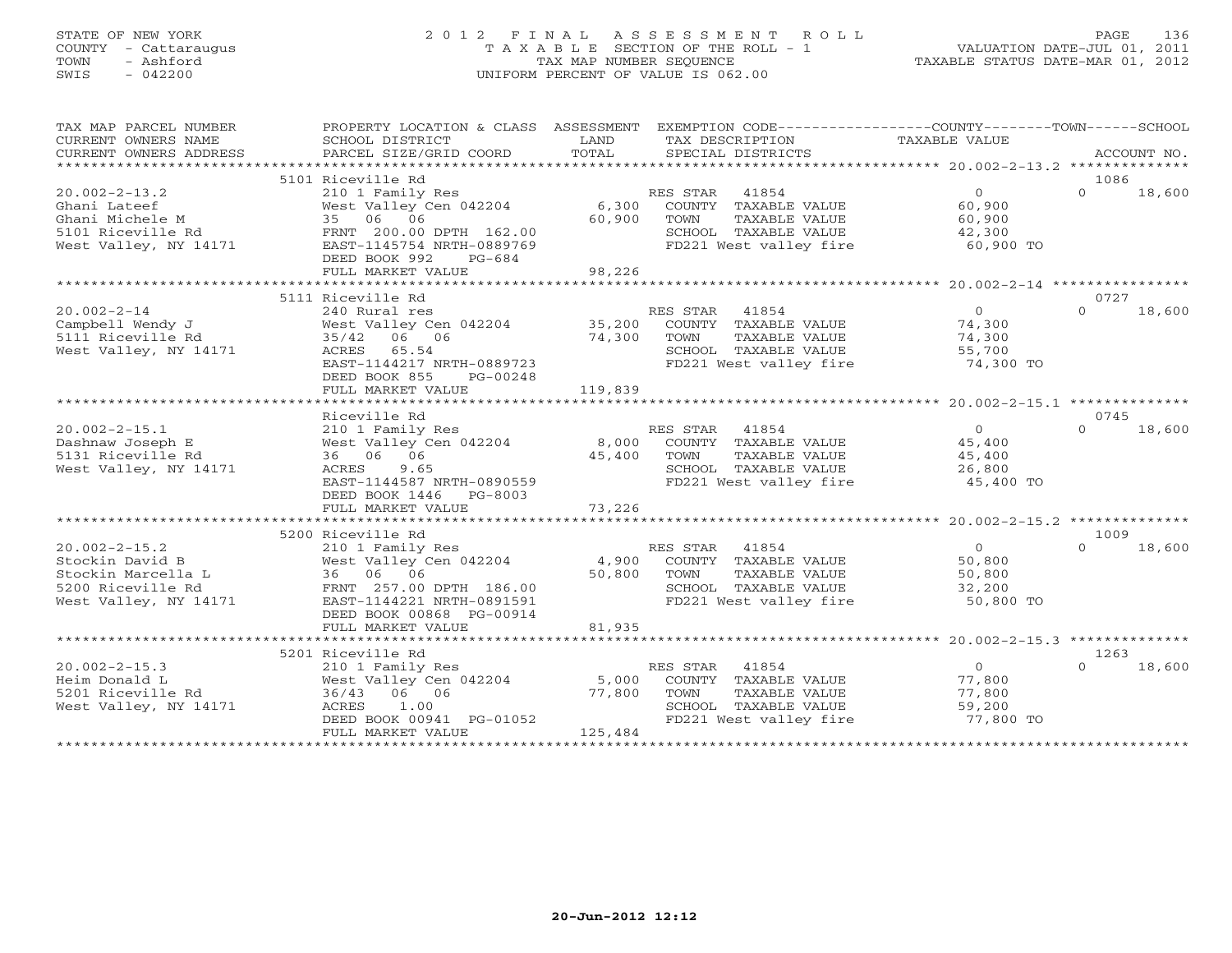STATE OF NEW YORK
COUNTY - Cattaraugus
TOWN - Ashford
SWIS - 042200

2012 FINAL ASSESSMENT ROLL
TAXABLE SECTION OF THE ROLL - 1
TAX MAP NUMBER SEQUENCE
UNIFORM PERCENT OF VALUE IS 062.00

VALUATION DATE-JUL 01, 2011
TAXABLE STATUS DATE-MAR 01, 2012

| TAX MAP PARCEL NUMBER / CURRENT OWNERS NAME / CURRENT OWNERS ADDRESS | PROPERTY LOCATION & CLASS / SCHOOL DISTRICT / PARCEL SIZE/GRID COORD | ASSESSMENT LAND / TOTAL | EXEMPTION CODE / TAX DESCRIPTION / SPECIAL DISTRICTS | COUNTY TAXABLE VALUE | TOWN | SCHOOL / ACCOUNT NO. |
|---|---|---|---|---|---|---|
| | 5101 Riceville Rd | | | | | 1086 |
| 20.002-2-13.2 | 210 1 Family Res | | RES STAR 41854 | 0 | 0 | 18,600 |
| Ghani Lateef | West Valley Cen 042204 | 6,300 | COUNTY TAXABLE VALUE | 60,900 | | |
| Ghani Michele M | 35 06 06 | 60,900 | TOWN TAXABLE VALUE | 60,900 | | |
| 5101 Riceville Rd | FRNT 200.00 DPTH 162.00 | | SCHOOL TAXABLE VALUE | 42,300 | | |
| West Valley, NY 14171 | EAST-1145754 NRTH-0889769 | | FD221 West valley fire | 60,900 TO | | |
| | DEED BOOK 992 PG-684 | | | | | |
| | FULL MARKET VALUE | 98,226 | | | | |
| | 5111 Riceville Rd | | | | | 0727 |
| 20.002-2-14 | 240 Rural res | | RES STAR 41854 | 0 | 0 | 18,600 |
| Campbell Wendy J | West Valley Cen 042204 | 35,200 | COUNTY TAXABLE VALUE | 74,300 | | |
| 5111 Riceville Rd | 35/42 06 06 | 74,300 | TOWN TAXABLE VALUE | 74,300 | | |
| West Valley, NY 14171 | ACRES 65.54 | | SCHOOL TAXABLE VALUE | 55,700 | | |
| | EAST-1144217 NRTH-0889723 | | FD221 West valley fire | 74,300 TO | | |
| | DEED BOOK 855 PG-00248 | | | | | |
| | FULL MARKET VALUE | 119,839 | | | | |
| | Riceville Rd | | | | | 0745 |
| 20.002-2-15.1 | 210 1 Family Res | | RES STAR 41854 | 0 | 0 | 18,600 |
| Dashnaw Joseph E | West Valley Cen 042204 | 8,000 | COUNTY TAXABLE VALUE | 45,400 | | |
| 5131 Riceville Rd | 36 06 06 | 45,400 | TOWN TAXABLE VALUE | 45,400 | | |
| West Valley, NY 14171 | ACRES 9.65 | | SCHOOL TAXABLE VALUE | 26,800 | | |
| | EAST-1144587 NRTH-0890559 | | FD221 West valley fire | 45,400 TO | | |
| | DEED BOOK 1446 PG-8003 | | | | | |
| | FULL MARKET VALUE | 73,226 | | | | |
| | 5200 Riceville Rd | | | | | 1009 |
| 20.002-2-15.2 | 210 1 Family Res | | RES STAR 41854 | 0 | 0 | 18,600 |
| Stockin David B | West Valley Cen 042204 | 4,900 | COUNTY TAXABLE VALUE | 50,800 | | |
| Stockin Marcella L | 36 06 06 | 50,800 | TOWN TAXABLE VALUE | 50,800 | | |
| 5200 Riceville Rd | FRNT 257.00 DPTH 186.00 | | SCHOOL TAXABLE VALUE | 32,200 | | |
| West Valley, NY 14171 | EAST-1144221 NRTH-0891591 | | FD221 West valley fire | 50,800 TO | | |
| | DEED BOOK 00868 PG-00914 | | | | | |
| | FULL MARKET VALUE | 81,935 | | | | |
| | 5201 Riceville Rd | | | | | 1263 |
| 20.002-2-15.3 | 210 1 Family Res | | RES STAR 41854 | 0 | 0 | 18,600 |
| Heim Donald L | West Valley Cen 042204 | 5,000 | COUNTY TAXABLE VALUE | 77,800 | | |
| 5201 Riceville Rd | 36/43 06 06 | 77,800 | TOWN TAXABLE VALUE | 77,800 | | |
| West Valley, NY 14171 | ACRES 1.00 | | SCHOOL TAXABLE VALUE | 59,200 | | |
| | DEED BOOK 00941 PG-01052 | | FD221 West valley fire | 77,800 TO | | |
| | FULL MARKET VALUE | 125,484 | | | | |

20-Jun-2012 12:12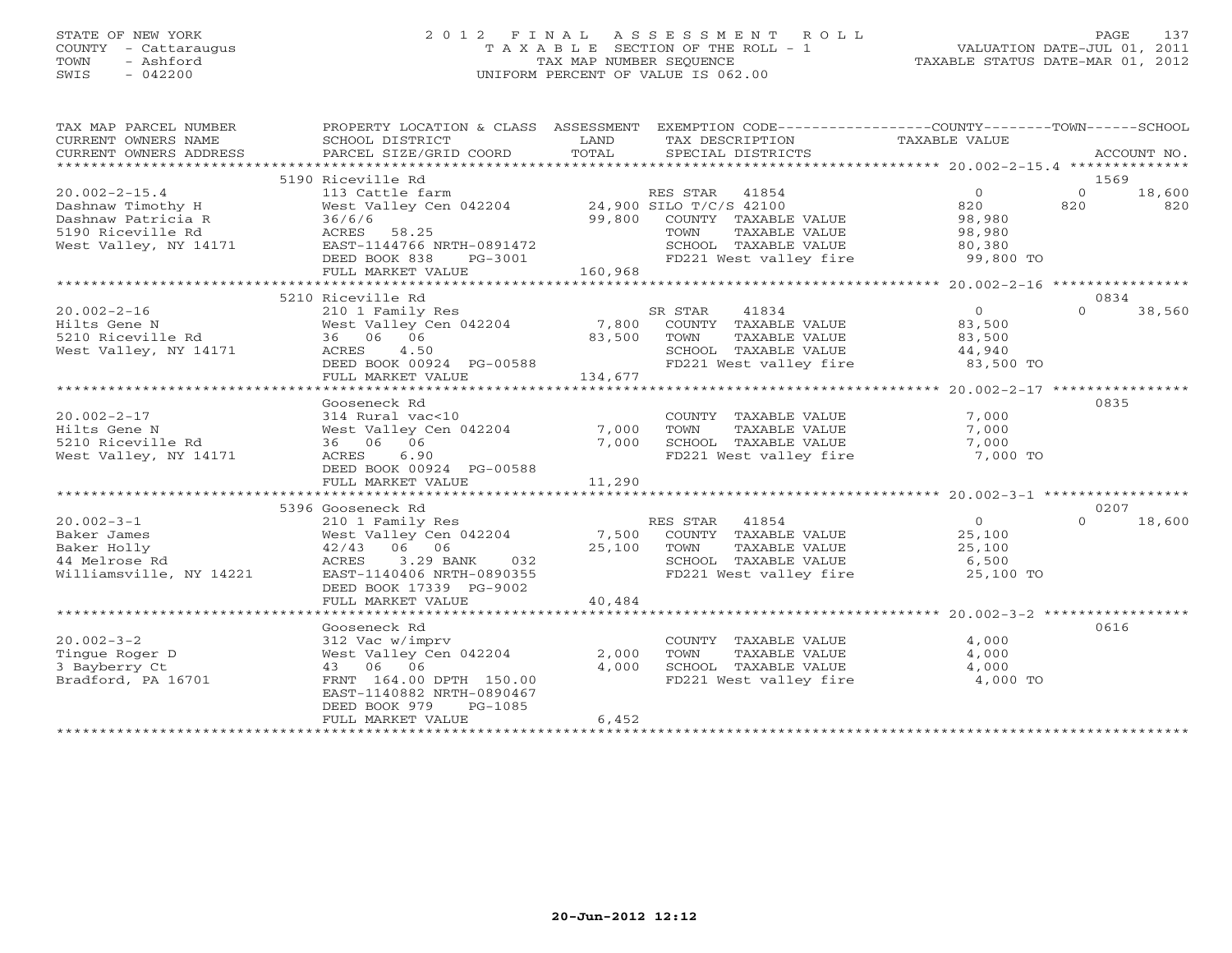STATE OF NEW YORK
COUNTY - Cattaraugus
TOWN - Ashford
SWIS - 042200

# 2012 FINAL ASSESSMENT ROLL
TAXABLE SECTION OF THE ROLL - 1
TAX MAP NUMBER SEQUENCE
UNIFORM PERCENT OF VALUE IS 062.00

VALUATION DATE-JUL 01, 2011
TAXABLE STATUS DATE-MAR 01, 2012

| TAX MAP PARCEL NUMBER / CURRENT OWNERS NAME / CURRENT OWNERS ADDRESS | PROPERTY LOCATION & CLASS / SCHOOL DISTRICT / PARCEL SIZE/GRID COORD | ASSESSMENT LAND / TOTAL | EXEMPTION CODE / TAX DESCRIPTION / SPECIAL DISTRICTS | COUNTY | TOWN | SCHOOL | ACCOUNT NO. |
|---|---|---|---|---|---|---|---|
| 20.002-2-15.4 | 5190 Riceville Rd | | | | | | 1569 |
| | 113 Cattle farm | | RES STAR 41854 | 0 | 0 | 18,600 | |
| Dashnaw Timothy H | West Valley Cen 042204 | 24,900 | SILO T/C/S 42100 | 820 | 820 | 820 | |
| Dashnaw Patricia R | 36/6/6 | 99,800 | COUNTY TAXABLE VALUE | 98,980 | | | |
| 5190 Riceville Rd | ACRES 58.25 | | TOWN TAXABLE VALUE | | 98,980 | | |
| West Valley, NY 14171 | EAST-1144766 NRTH-0891472 | | SCHOOL TAXABLE VALUE | | | 80,380 | |
| | DEED BOOK 838 PG-3001 | | FD221 West valley fire | 99,800 TO | | | |
| | FULL MARKET VALUE | 160,968 | | | | | |
| 20.002-2-16 | 5210 Riceville Rd | | | | | | 0834 |
| | 210 1 Family Res | | SR STAR 41834 | 0 | 0 | 38,560 | |
| Hilts Gene N | West Valley Cen 042204 | 7,800 | COUNTY TAXABLE VALUE | 83,500 | | | |
| 5210 Riceville Rd | 36 06 06 | 83,500 | TOWN TAXABLE VALUE | | 83,500 | | |
| West Valley, NY 14171 | ACRES 4.50 | | SCHOOL TAXABLE VALUE | | | 44,940 | |
| | DEED BOOK 00924 PG-00588 | | FD221 West valley fire | 83,500 TO | | | |
| | FULL MARKET VALUE | 134,677 | | | | | |
| 20.002-2-17 | Gooseneck Rd | | | | | | 0835 |
| | 314 Rural vac<10 | | COUNTY TAXABLE VALUE | 7,000 | | | |
| Hilts Gene N | West Valley Cen 042204 | 7,000 | TOWN TAXABLE VALUE | | 7,000 | | |
| 5210 Riceville Rd | 36 06 06 | 7,000 | SCHOOL TAXABLE VALUE | | | 7,000 | |
| West Valley, NY 14171 | ACRES 6.90 | | FD221 West valley fire | 7,000 TO | | | |
| | DEED BOOK 00924 PG-00588 | | | | | | |
| | FULL MARKET VALUE | 11,290 | | | | | |
| 20.002-3-1 | 5396 Gooseneck Rd | | | | | | 0207 |
| | 210 1 Family Res | | RES STAR 41854 | 0 | 0 | 18,600 | |
| Baker James | West Valley Cen 042204 | 7,500 | COUNTY TAXABLE VALUE | 25,100 | | | |
| Baker Holly | 42/43 06 06 | 25,100 | TOWN TAXABLE VALUE | | 25,100 | | |
| 44 Melrose Rd | ACRES 3.29 BANK 032 | | SCHOOL TAXABLE VALUE | | | 6,500 | |
| Williamsville, NY 14221 | EAST-1140406 NRTH-0890355 | | FD221 West valley fire | 25,100 TO | | | |
| | DEED BOOK 17339 PG-9002 | | | | | | |
| | FULL MARKET VALUE | 40,484 | | | | | |
| 20.002-3-2 | Gooseneck Rd | | | | | | 0616 |
| | 312 Vac w/imprv | | COUNTY TAXABLE VALUE | 4,000 | | | |
| Tingue Roger D | West Valley Cen 042204 | 2,000 | TOWN TAXABLE VALUE | | 4,000 | | |
| 3 Bayberry Ct | 43 06 06 | 4,000 | SCHOOL TAXABLE VALUE | | | 4,000 | |
| Bradford, PA 16701 | FRNT 164.00 DPTH 150.00 | | FD221 West valley fire | 4,000 TO | | | |
| | EAST-1140882 NRTH-0890467 | | | | | | |
| | DEED BOOK 979 PG-1085 | | | | | | |
| | FULL MARKET VALUE | 6,452 | | | | | |

20-Jun-2012 12:12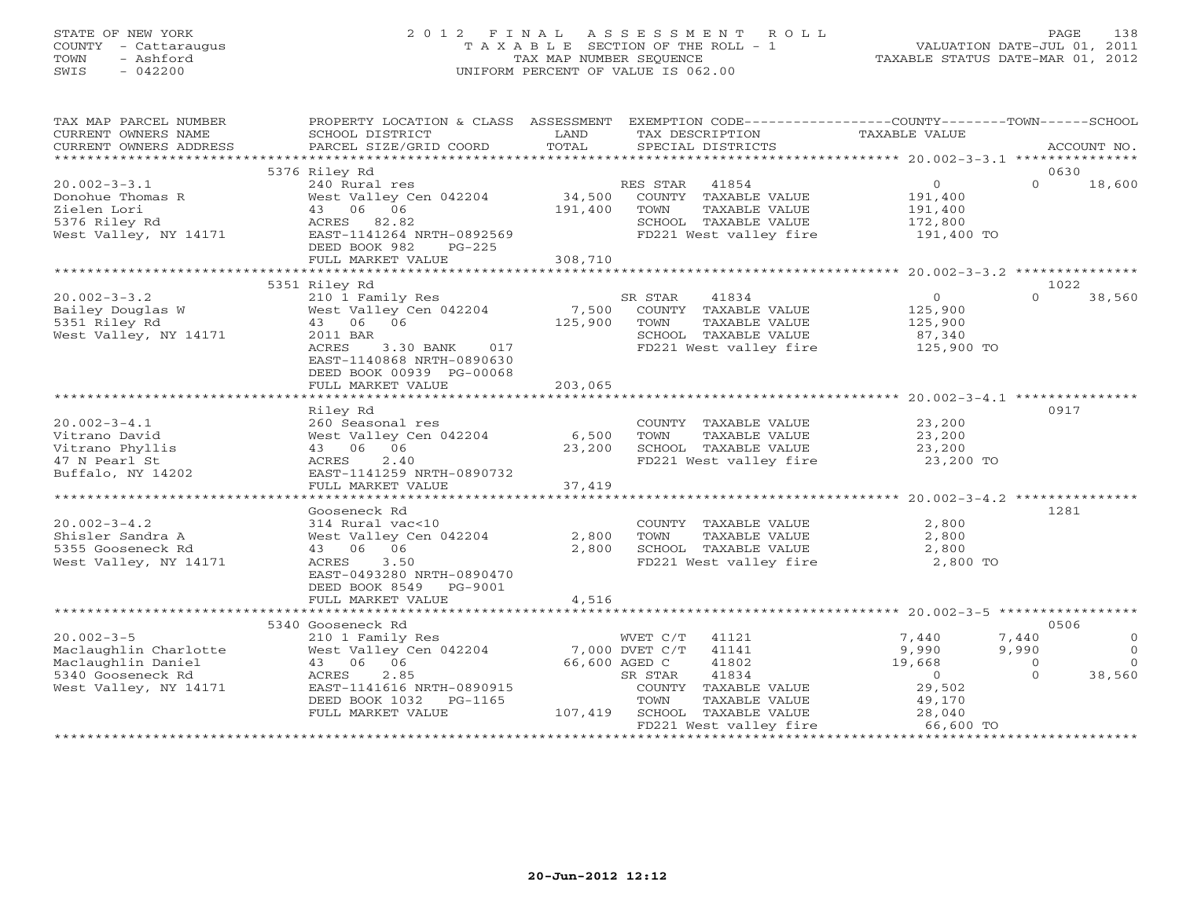STATE OF NEW YORK
COUNTY - Cattaraugus
TOWN - Ashford
SWIS - 042200

2 0 1 2 F I N A L A S S E S S M E N T R O L L
T A X A B L E SECTION OF THE ROLL - 1
TAX MAP NUMBER SEQUENCE
UNIFORM PERCENT OF VALUE IS 062.00

VALUATION DATE-JUL 01, 2011
TAXABLE STATUS DATE-MAR 01, 2012

| TAX MAP PARCEL NUMBER / CURRENT OWNERS NAME / CURRENT OWNERS ADDRESS | PROPERTY LOCATION & CLASS / SCHOOL DISTRICT / PARCEL SIZE/GRID COORD | ASSESSMENT LAND / TOTAL | EXEMPTION CODE / TAX DESCRIPTION / SPECIAL DISTRICTS | COUNTY TAXABLE VALUE | TOWN | SCHOOL / ACCOUNT NO. |
|---|---|---|---|---|---|---|
| | 5376 Riley Rd | | | | | 0630 |
| 20.002-3-3.1 | 240 Rural res | | RES STAR 41854 | 0 | 0 | 18,600 |
| Donohue Thomas R | West Valley Cen 042204 | 34,500 | COUNTY TAXABLE VALUE | 191,400 | | |
| Zielen Lori | 43 06 06 | 191,400 | TOWN TAXABLE VALUE | 191,400 | | |
| 5376 Riley Rd | ACRES 82.82 | | SCHOOL TAXABLE VALUE | 172,800 | | |
| West Valley, NY 14171 | EAST-1141264 NRTH-0892569 | | FD221 West valley fire | 191,400 TO | | |
| | DEED BOOK 982 PG-225 | | | | | |
| | FULL MARKET VALUE | 308,710 | | | | |
| | 5351 Riley Rd | | | | | 1022 |
| 20.002-3-3.2 | 210 1 Family Res | | SR STAR 41834 | 0 | 0 | 38,560 |
| Bailey Douglas W | West Valley Cen 042204 | 7,500 | COUNTY TAXABLE VALUE | 125,900 | | |
| 5351 Riley Rd | 43 06 06 | 125,900 | TOWN TAXABLE VALUE | 125,900 | | |
| West Valley, NY 14171 | 2011 BAR | | SCHOOL TAXABLE VALUE | 87,340 | | |
| | ACRES 3.30 BANK 017 | | FD221 West valley fire | 125,900 TO | | |
| | EAST-1140868 NRTH-0890630 | | | | | |
| | DEED BOOK 00939 PG-00068 | | | | | |
| | FULL MARKET VALUE | 203,065 | | | | |
| | Riley Rd | | | | | 0917 |
| 20.002-3-4.1 | 260 Seasonal res | | COUNTY TAXABLE VALUE | 23,200 | | |
| Vitrano David | West Valley Cen 042204 | 6,500 | TOWN TAXABLE VALUE | 23,200 | | |
| Vitrano Phyllis | 43 06 06 | 23,200 | SCHOOL TAXABLE VALUE | 23,200 | | |
| 47 N Pearl St | ACRES 2.40 | | FD221 West valley fire | 23,200 TO | | |
| Buffalo, NY 14202 | EAST-1141259 NRTH-0890732 | | | | | |
| | FULL MARKET VALUE | 37,419 | | | | |
| | Gooseneck Rd | | | | | 1281 |
| 20.002-3-4.2 | 314 Rural vac<10 | | COUNTY TAXABLE VALUE | 2,800 | | |
| Shisler Sandra A | West Valley Cen 042204 | 2,800 | TOWN TAXABLE VALUE | 2,800 | | |
| 5355 Gooseneck Rd | 43 06 06 | 2,800 | SCHOOL TAXABLE VALUE | 2,800 | | |
| West Valley, NY 14171 | ACRES 3.50 | | FD221 West valley fire | 2,800 TO | | |
| | EAST-0493280 NRTH-0890470 | | | | | |
| | DEED BOOK 8549 PG-9001 | | | | | |
| | FULL MARKET VALUE | 4,516 | | | | |
| | 5340 Gooseneck Rd | | | | | 0506 |
| 20.002-3-5 | 210 1 Family Res | | WVET C/T 41121 | 7,440 | 7,440 | 0 |
| Maclaughlin Charlotte | West Valley Cen 042204 | 7,000 | DVET C/T 41141 | 9,990 | 9,990 | 0 |
| Maclaughlin Daniel | 43 06 06 | 66,600 | AGED C 41802 | 19,668 | 0 | 0 |
| 5340 Gooseneck Rd | ACRES 2.85 | | SR STAR 41834 | 0 | 0 | 38,560 |
| West Valley, NY 14171 | EAST-1141616 NRTH-0890915 | | COUNTY TAXABLE VALUE | 29,502 | | |
| | DEED BOOK 1032 PG-1165 | | TOWN TAXABLE VALUE | 49,170 | | |
| | FULL MARKET VALUE | 107,419 | SCHOOL TAXABLE VALUE | 28,040 | | |
| | | | FD221 West valley fire | 66,600 TO | | |

20-Jun-2012 12:12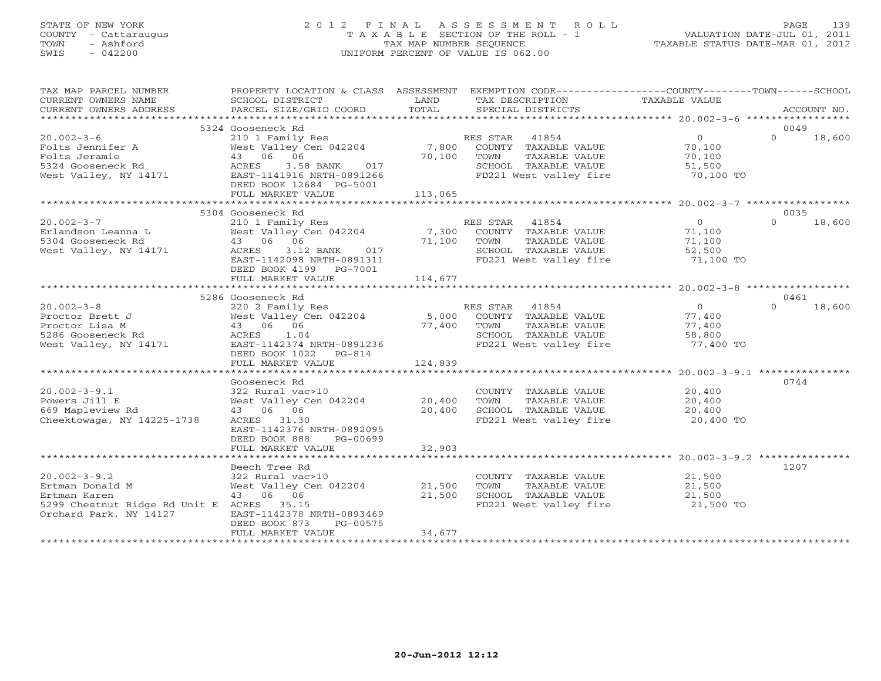STATE OF NEW YORK
COUNTY - Cattaraugus
TOWN - Ashford
SWIS - 042200

2012 FINAL ASSESSMENT ROLL
TAXABLE SECTION OF THE ROLL - 1
TAX MAP NUMBER SEQUENCE
UNIFORM PERCENT OF VALUE IS 062.00

VALUATION DATE-JUL 01, 2011
TAXABLE STATUS DATE-MAR 01, 2012

| TAX MAP PARCEL NUMBER / CURRENT OWNERS NAME / CURRENT OWNERS ADDRESS | PROPERTY LOCATION & CLASS / SCHOOL DISTRICT / PARCEL SIZE/GRID COORD | ASSESSMENT LAND / TOTAL | EXEMPTION CODE / TAX DESCRIPTION / SPECIAL DISTRICTS | COUNTY TAXABLE VALUE | TOWN | SCHOOL / ACCOUNT NO. |
|---|---|---|---|---|---|---|
| | 5324 Gooseneck Rd | | | | | 0049 |
| 20.002-3-6 | 210 1 Family Res | | RES STAR 41854 | 0 | 0 | 18,600 |
| Folts Jennifer A | West Valley Cen 042204 | 7,800 | COUNTY TAXABLE VALUE | 70,100 | | |
| Folts Jeramie | 43 06 06 | 70,100 | TOWN TAXABLE VALUE | 70,100 | | |
| 5324 Gooseneck Rd | ACRES 3.58 BANK 017 | | SCHOOL TAXABLE VALUE | 51,500 | | |
| West Valley, NY 14171 | EAST-1141916 NRTH-0891266 | | FD221 West valley fire | 70,100 TO | | |
| | DEED BOOK 12684 PG-5001 | | | | | |
| | FULL MARKET VALUE | 113,065 | | | | |
| | 5304 Gooseneck Rd | | | | | 0035 |
| 20.002-3-7 | 210 1 Family Res | | RES STAR 41854 | 0 | 0 | 18,600 |
| Erlandson Leanna L | West Valley Cen 042204 | 7,300 | COUNTY TAXABLE VALUE | 71,100 | | |
| 5304 Gooseneck Rd | 43 06 06 | 71,100 | TOWN TAXABLE VALUE | 71,100 | | |
| West Valley, NY 14171 | ACRES 3.12 BANK 017 | | SCHOOL TAXABLE VALUE | 52,500 | | |
| | EAST-1142098 NRTH-0891311 | | FD221 West valley fire | 71,100 TO | | |
| | DEED BOOK 4199 PG-7001 | | | | | |
| | FULL MARKET VALUE | 114,677 | | | | |
| | 5286 Gooseneck Rd | | | | | 0461 |
| 20.002-3-8 | 220 2 Family Res | | RES STAR 41854 | 0 | 0 | 18,600 |
| Proctor Brett J | West Valley Cen 042204 | 5,000 | COUNTY TAXABLE VALUE | 77,400 | | |
| Proctor Lisa M | 43 06 06 | 77,400 | TOWN TAXABLE VALUE | 77,400 | | |
| 5286 Gooseneck Rd | ACRES 1.04 | | SCHOOL TAXABLE VALUE | 58,800 | | |
| West Valley, NY 14171 | EAST-1142374 NRTH-0891236 | | FD221 West valley fire | 77,400 TO | | |
| | DEED BOOK 1022 PG-814 | | | | | |
| | FULL MARKET VALUE | 124,839 | | | | |
| | Gooseneck Rd | | | | | 0744 |
| 20.002-3-9.1 | 322 Rural vac>10 | | COUNTY TAXABLE VALUE | 20,400 | | |
| Powers Jill E | West Valley Cen 042204 | 20,400 | TOWN TAXABLE VALUE | 20,400 | | |
| 669 Mapleview Rd | 43 06 06 | 20,400 | SCHOOL TAXABLE VALUE | 20,400 | | |
| Cheektowaga, NY 14225-1738 | ACRES 31.30 | | FD221 West valley fire | 20,400 TO | | |
| | EAST-1142376 NRTH-0892095 | | | | | |
| | DEED BOOK 888 PG-00699 | | | | | |
| | FULL MARKET VALUE | 32,903 | | | | |
| | Beech Tree Rd | | | | | 1207 |
| 20.002-3-9.2 | 322 Rural vac>10 | | COUNTY TAXABLE VALUE | 21,500 | | |
| Ertman Donald M | West Valley Cen 042204 | 21,500 | TOWN TAXABLE VALUE | 21,500 | | |
| Ertman Karen | 43 06 06 | 21,500 | SCHOOL TAXABLE VALUE | 21,500 | | |
| 5299 Chestnut Ridge Rd Unit E | ACRES 35.15 | | FD221 West valley fire | 21,500 TO | | |
| Orchard Park, NY 14127 | EAST-1142378 NRTH-0893469 | | | | | |
| | DEED BOOK 873 PG-00575 | | | | | |
| | FULL MARKET VALUE | 34,677 | | | | |

20-Jun-2012 12:12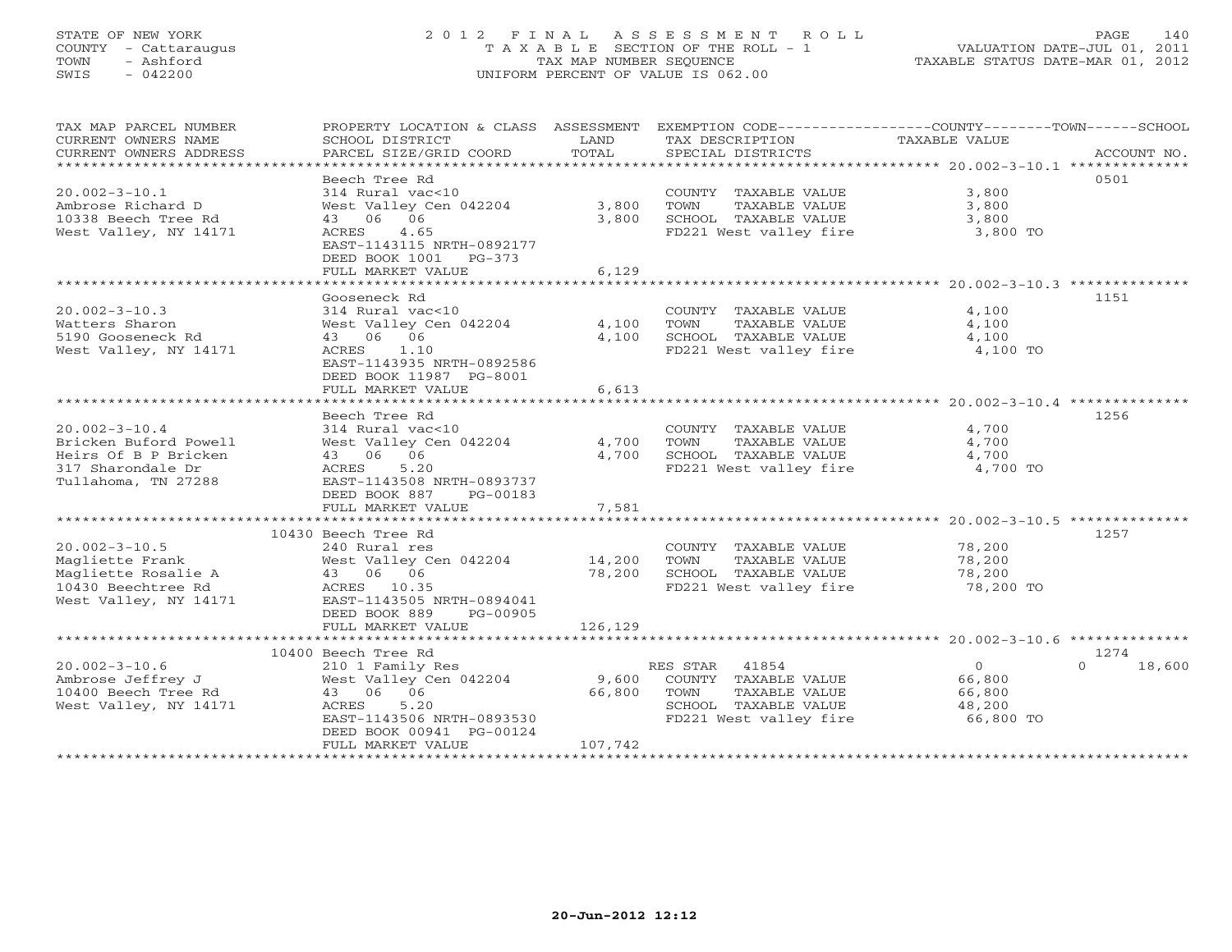STATE OF NEW YORK
COUNTY - Cattaraugus
TOWN - Ashford
SWIS - 042200

2 0 1 2 F I N A L A S S E S S M E N T R O L L
T A X A B L E SECTION OF THE ROLL - 1
TAX MAP NUMBER SEQUENCE
UNIFORM PERCENT OF VALUE IS 062.00

VALUATION DATE-JUL 01, 2011
TAXABLE STATUS DATE-MAR 01, 2012

| TAX MAP PARCEL NUMBER / CURRENT OWNERS NAME / CURRENT OWNERS ADDRESS | PROPERTY LOCATION & CLASS / SCHOOL DISTRICT / PARCEL SIZE/GRID COORD | ASSESSMENT LAND / TOTAL | EXEMPTION CODE / TAX DESCRIPTION / SPECIAL DISTRICTS | COUNTY / TOWN / SCHOOL TAXABLE VALUE | ACCOUNT NO. |
|---|---|---|---|---|---|
| 20.002-3-10.1 | Beech Tree Rd | | | | 0501 |
| Ambrose Richard D | 314 Rural vac<10 | | COUNTY TAXABLE VALUE | 3,800 | |
| 10338 Beech Tree Rd | West Valley Cen 042204 | 3,800 | TOWN TAXABLE VALUE | 3,800 | |
| West Valley, NY 14171 | 43 06 06 | 3,800 | SCHOOL TAXABLE VALUE | 3,800 | |
| | ACRES 4.65 | | FD221 West valley fire | 3,800 TO | |
| | EAST-1143115 NRTH-0892177 | | | | |
| | DEED BOOK 1001 PG-373 | | | | |
| | FULL MARKET VALUE | 6,129 | | | |
| 20.002-3-10.3 | Gooseneck Rd | | | | 1151 |
| Watters Sharon | 314 Rural vac<10 | | COUNTY TAXABLE VALUE | 4,100 | |
| 5190 Gooseneck Rd | West Valley Cen 042204 | 4,100 | TOWN TAXABLE VALUE | 4,100 | |
| West Valley, NY 14171 | 43 06 06 | 4,100 | SCHOOL TAXABLE VALUE | 4,100 | |
| | ACRES 1.10 | | FD221 West valley fire | 4,100 TO | |
| | EAST-1143935 NRTH-0892586 | | | | |
| | DEED BOOK 11987 PG-8001 | | | | |
| | FULL MARKET VALUE | 6,613 | | | |
| 20.002-3-10.4 | Beech Tree Rd | | | | 1256 |
| Bricken Buford Powell | 314 Rural vac<10 | | COUNTY TAXABLE VALUE | 4,700 | |
| Heirs Of B P Bricken | West Valley Cen 042204 | 4,700 | TOWN TAXABLE VALUE | 4,700 | |
| 317 Sharondale Dr | 43 06 06 | 4,700 | SCHOOL TAXABLE VALUE | 4,700 | |
| Tullahoma, TN 27288 | ACRES 5.20 | | FD221 West valley fire | 4,700 TO | |
| | EAST-1143508 NRTH-0893737 | | | | |
| | DEED BOOK 887 PG-00183 | | | | |
| | FULL MARKET VALUE | 7,581 | | | |
| 20.002-3-10.5 | 10430 Beech Tree Rd | | | | 1257 |
| Magliette Frank | 240 Rural res | | COUNTY TAXABLE VALUE | 78,200 | |
| Magliette Rosalie A | West Valley Cen 042204 | 14,200 | TOWN TAXABLE VALUE | 78,200 | |
| 10430 Beechtree Rd | 43 06 06 | 78,200 | SCHOOL TAXABLE VALUE | 78,200 | |
| West Valley, NY 14171 | ACRES 10.35 | | FD221 West valley fire | 78,200 TO | |
| | EAST-1143505 NRTH-0894041 | | | | |
| | DEED BOOK 889 PG-00905 | | | | |
| | FULL MARKET VALUE | 126,129 | | | |
| 20.002-3-10.6 | 10400 Beech Tree Rd | | | | 1274 |
| Ambrose Jeffrey J | 210 1 Family Res | | RES STAR 41854 | 0 / 0 / 18,600 | |
| 10400 Beech Tree Rd | West Valley Cen 042204 | 9,600 | COUNTY TAXABLE VALUE | 66,800 | |
| West Valley, NY 14171 | 43 06 06 | 66,800 | TOWN TAXABLE VALUE | 66,800 | |
| | ACRES 5.20 | | SCHOOL TAXABLE VALUE | 48,200 | |
| | EAST-1143506 NRTH-0893530 | | FD221 West valley fire | 66,800 TO | |
| | DEED BOOK 00941 PG-00124 | | | | |
| | FULL MARKET VALUE | 107,742 | | | |

20-Jun-2012 12:12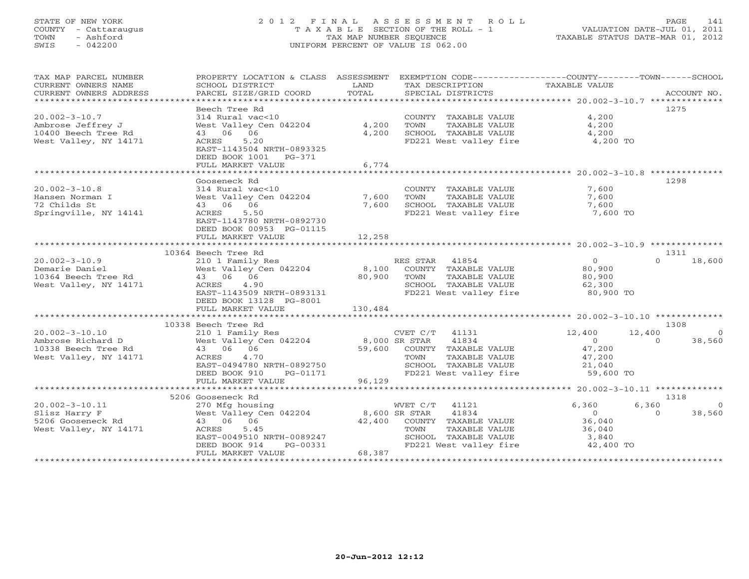STATE OF NEW YORK
COUNTY - Cattaraugus
TOWN - Ashford
SWIS - 042200

# 2012 FINAL ASSESSMENT ROLL
TAXABLE SECTION OF THE ROLL - 1
TAX MAP NUMBER SEQUENCE
UNIFORM PERCENT OF VALUE IS 062.00

VALUATION DATE-JUL 01, 2011
TAXABLE STATUS DATE-MAR 01, 2012

| TAX MAP PARCEL NUMBER / CURRENT OWNERS NAME / CURRENT OWNERS ADDRESS | PROPERTY LOCATION & CLASS / SCHOOL DISTRICT / PARCEL SIZE/GRID COORD | ASSESSMENT LAND / TOTAL | EXEMPTION CODE / TAX DESCRIPTION / SPECIAL DISTRICTS | COUNTY TAXABLE VALUE | TOWN | SCHOOL | ACCOUNT NO. |
|---|---|---|---|---|---|---|---|
| 20.002-3-10.7 | Beech Tree Rd | | | | | | 1275 |
| | 314 Rural vac<10 | | COUNTY TAXABLE VALUE | 4,200 | | | |
| Ambrose Jeffrey J | West Valley Cen 042204 | 4,200 | TOWN TAXABLE VALUE | 4,200 | | | |
| 10400 Beech Tree Rd | 43 06 06 | 4,200 | SCHOOL TAXABLE VALUE | 4,200 | | | |
| West Valley, NY 14171 | ACRES 5.20 | | FD221 West valley fire | 4,200 TO | | | |
| | EAST-1143504 NRTH-0893325 | | | | | | |
| | DEED BOOK 1001 PG-371 | | | | | | |
| | FULL MARKET VALUE | 6,774 | | | | | |
| 20.002-3-10.8 | Gooseneck Rd | | | | | | 1298 |
| | 314 Rural vac<10 | | COUNTY TAXABLE VALUE | 7,600 | | | |
| Hansen Norman I | West Valley Cen 042204 | 7,600 | TOWN TAXABLE VALUE | 7,600 | | | |
| 72 Childs St | 43 06 06 | 7,600 | SCHOOL TAXABLE VALUE | 7,600 | | | |
| Springville, NY 14141 | ACRES 5.50 | | FD221 West valley fire | 7,600 TO | | | |
| | EAST-1143780 NRTH-0892730 | | | | | | |
| | DEED BOOK 00953 PG-01115 | | | | | | |
| | FULL MARKET VALUE | 12,258 | | | | | |
| 20.002-3-10.9 | 10364 Beech Tree Rd | | | | | | 1311 |
| | 210 1 Family Res | | RES STAR 41854 | 0 | 0 | 18,600 | |
| Demarie Daniel | West Valley Cen 042204 | 8,100 | COUNTY TAXABLE VALUE | 80,900 | | | |
| 10364 Beech Tree Rd | 43 06 06 | 80,900 | TOWN TAXABLE VALUE | 80,900 | | | |
| West Valley, NY 14171 | ACRES 4.90 | | SCHOOL TAXABLE VALUE | 62,300 | | | |
| | EAST-1143509 NRTH-0893131 | | FD221 West valley fire | 80,900 TO | | | |
| | DEED BOOK 13128 PG-8001 | | | | | | |
| | FULL MARKET VALUE | 130,484 | | | | | |
| 20.002-3-10.10 | 10338 Beech Tree Rd | | | | | | 1308 |
| | 210 1 Family Res | | CVET C/T 41131 | 12,400 | 12,400 | 0 | |
| Ambrose Richard D | West Valley Cen 042204 | 8,000 | SR STAR 41834 | 0 | 0 | 38,560 | |
| 10338 Beech Tree Rd | 43 06 06 | 59,600 | COUNTY TAXABLE VALUE | 47,200 | | | |
| West Valley, NY 14171 | ACRES 4.70 | | TOWN TAXABLE VALUE | 47,200 | | | |
| | EAST-0494780 NRTH-0892750 | | SCHOOL TAXABLE VALUE | 21,040 | | | |
| | DEED BOOK 910 PG-01171 | | FD221 West valley fire | 59,600 TO | | | |
| | FULL MARKET VALUE | 96,129 | | | | | |
| 20.002-3-10.11 | 5206 Gooseneck Rd | | | | | | 1318 |
| | 270 Mfg housing | | WVET C/T 41121 | 6,360 | 6,360 | 0 | |
| Slisz Harry F | West Valley Cen 042204 | 8,600 | SR STAR 41834 | 0 | 0 | 38,560 | |
| 5206 Gooseneck Rd | 43 06 06 | 42,400 | COUNTY TAXABLE VALUE | 36,040 | | | |
| West Valley, NY 14171 | ACRES 5.45 | | TOWN TAXABLE VALUE | 36,040 | | | |
| | EAST-0049510 NRTH-0089247 | | SCHOOL TAXABLE VALUE | 3,840 | | | |
| | DEED BOOK 914 PG-00331 | | FD221 West valley fire | 42,400 TO | | | |
| | FULL MARKET VALUE | 68,387 | | | | | |

20-Jun-2012 12:12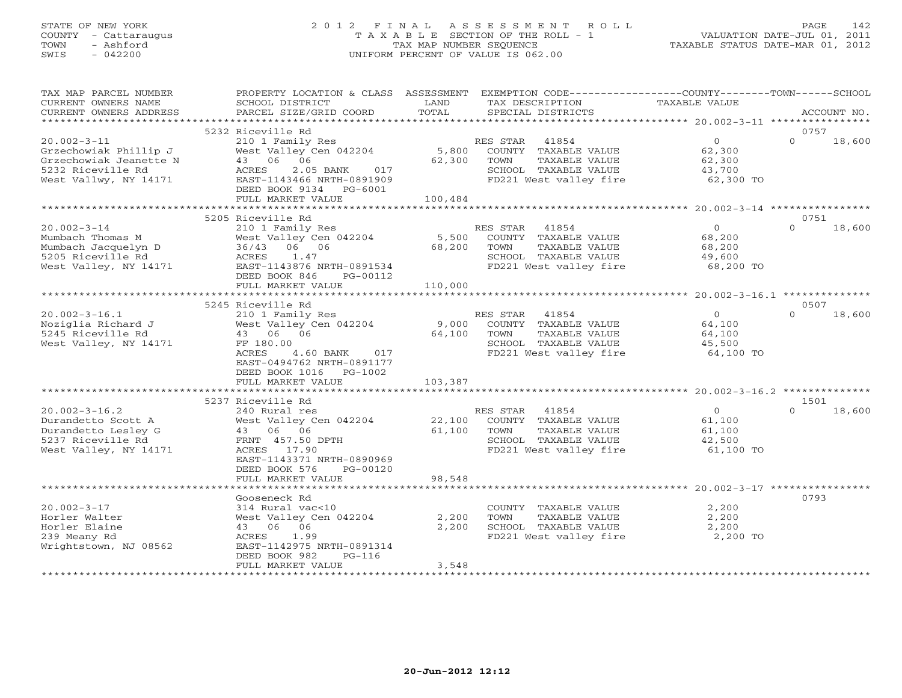STATE OF NEW YORK
COUNTY - Cattaraugus
TOWN - Ashford
SWIS - 042200

2012 FINAL ASSESSMENT ROLL
TAXABLE SECTION OF THE ROLL - 1
TAX MAP NUMBER SEQUENCE
UNIFORM PERCENT OF VALUE IS 062.00

VALUATION DATE-JUL 01, 2011
TAXABLE STATUS DATE-MAR 01, 2012

| TAX MAP PARCEL NUMBER / CURRENT OWNERS NAME / CURRENT OWNERS ADDRESS | PROPERTY LOCATION & CLASS / SCHOOL DISTRICT / PARCEL SIZE/GRID COORD | ASSESSMENT LAND / TOTAL | EXEMPTION CODE / TAX DESCRIPTION / SPECIAL DISTRICTS | COUNTY TAXABLE VALUE | TOWN | SCHOOL / ACCOUNT NO. |
|---|---|---|---|---|---|---|
| | 5232 Riceville Rd | | | | | 0757 |
| 20.002-3-11 | 210 1 Family Res | | RES STAR 41854 | 0 | 0 | 18,600 |
| Grzechowiak Phillip J | West Valley Cen 042204 | 5,800 | COUNTY TAXABLE VALUE | 62,300 | | |
| Grzechowiak Jeanette N | 43 06 06 | 62,300 | TOWN TAXABLE VALUE | 62,300 | | |
| 5232 Riceville Rd | ACRES 2.05 BANK 017 | | SCHOOL TAXABLE VALUE | 43,700 | | |
| West Vallwy, NY 14171 | EAST-1143466 NRTH-0891909 | | FD221 West valley fire | 62,300 TO | | |
| | DEED BOOK 9134 PG-6001 | | | | | |
| | FULL MARKET VALUE | 100,484 | | | | |
| | 5205 Riceville Rd | | | | | 0751 |
| 20.002-3-14 | 210 1 Family Res | | RES STAR 41854 | 0 | 0 | 18,600 |
| Mumbach Thomas M | West Valley Cen 042204 | 5,500 | COUNTY TAXABLE VALUE | 68,200 | | |
| Mumbach Jacquelyn D | 36/43 06 06 | 68,200 | TOWN TAXABLE VALUE | 68,200 | | |
| 5205 Riceville Rd | ACRES 1.47 | | SCHOOL TAXABLE VALUE | 49,600 | | |
| West Valley, NY 14171 | EAST-1143876 NRTH-0891534 | | FD221 West valley fire | 68,200 TO | | |
| | DEED BOOK 846 PG-00112 | | | | | |
| | FULL MARKET VALUE | 110,000 | | | | |
| | 5245 Riceville Rd | | | | | 0507 |
| 20.002-3-16.1 | 210 1 Family Res | | RES STAR 41854 | 0 | 0 | 18,600 |
| Noziglia Richard J | West Valley Cen 042204 | 9,000 | COUNTY TAXABLE VALUE | 64,100 | | |
| 5245 Riceville Rd | 43 06 06 | 64,100 | TOWN TAXABLE VALUE | 64,100 | | |
| West Valley, NY 14171 | FF 180.00 | | SCHOOL TAXABLE VALUE | 45,500 | | |
| | ACRES 4.60 BANK 017 | | FD221 West valley fire | 64,100 TO | | |
| | EAST-0494762 NRTH-0891177 | | | | | |
| | DEED BOOK 1016 PG-1002 | | | | | |
| | FULL MARKET VALUE | 103,387 | | | | |
| | 5237 Riceville Rd | | | | | 1501 |
| 20.002-3-16.2 | 240 Rural res | | RES STAR 41854 | 0 | 0 | 18,600 |
| Durandetto Scott A | West Valley Cen 042204 | 22,100 | COUNTY TAXABLE VALUE | 61,100 | | |
| Durandetto Lesley G | 43 06 06 | 61,100 | TOWN TAXABLE VALUE | 61,100 | | |
| 5237 Riceville Rd | FRNT 457.50 DPTH | | SCHOOL TAXABLE VALUE | 42,500 | | |
| West Valley, NY 14171 | ACRES 17.90 | | FD221 West valley fire | 61,100 TO | | |
| | EAST-1143371 NRTH-0890969 | | | | | |
| | DEED BOOK 576 PG-00120 | | | | | |
| | FULL MARKET VALUE | 98,548 | | | | |
| | Gooseneck Rd | | | | | 0793 |
| 20.002-3-17 | 314 Rural vac<10 | | COUNTY TAXABLE VALUE | 2,200 | | |
| Horler Walter | West Valley Cen 042204 | 2,200 | TOWN TAXABLE VALUE | 2,200 | | |
| Horler Elaine | 43 06 06 | 2,200 | SCHOOL TAXABLE VALUE | 2,200 | | |
| 239 Meany Rd | ACRES 1.99 | | FD221 West valley fire | 2,200 TO | | |
| Wrightstown, NJ 08562 | EAST-1142975 NRTH-0891314 | | | | | |
| | DEED BOOK 982 PG-116 | | | | | |
| | FULL MARKET VALUE | 3,548 | | | | |

20-Jun-2012 12:12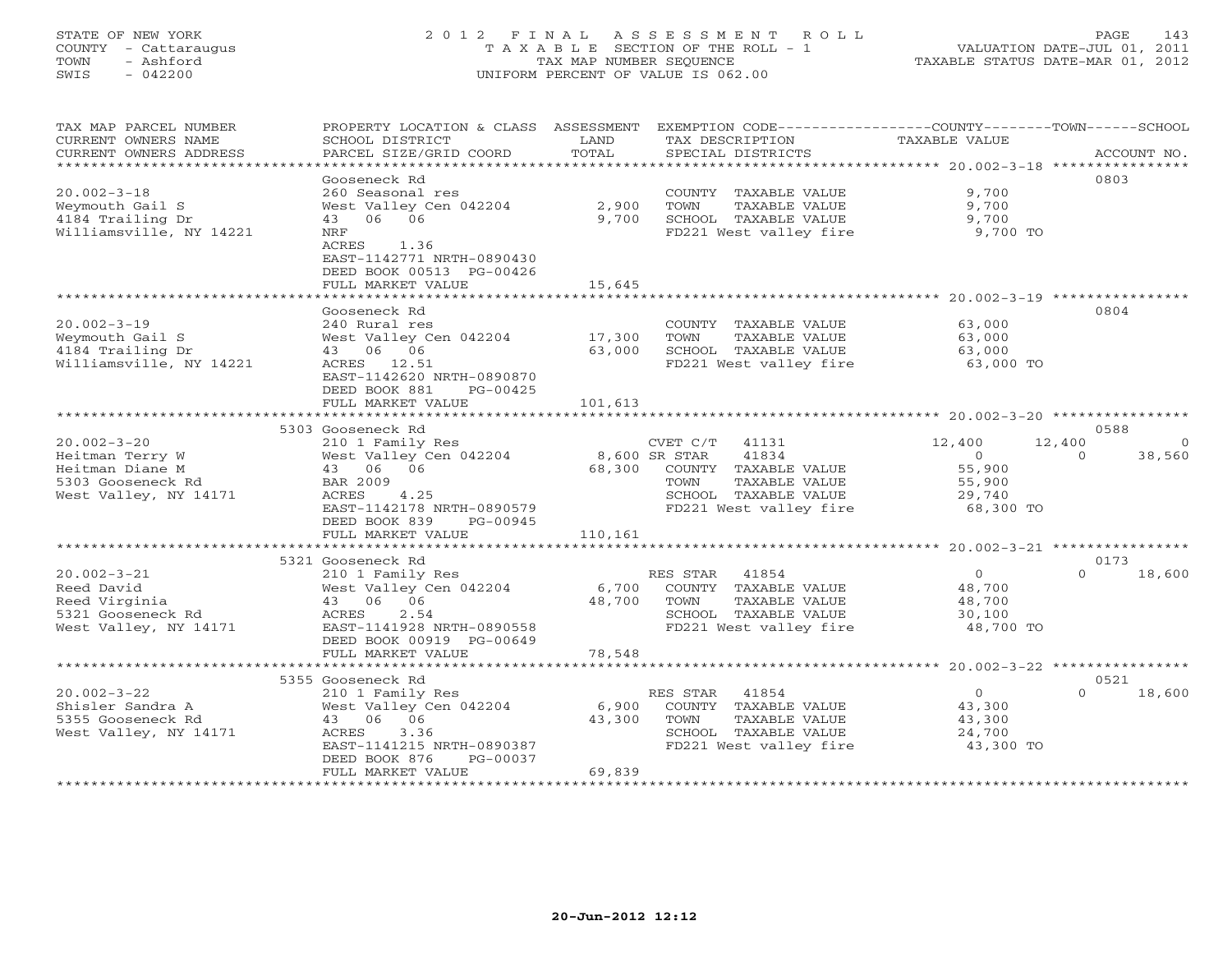STATE OF NEW YORK
COUNTY - Cattaraugus
TOWN - Ashford
SWIS - 042200

2012 FINAL ASSESSMENT ROLL
TAXABLE SECTION OF THE ROLL - 1
TAX MAP NUMBER SEQUENCE
UNIFORM PERCENT OF VALUE IS 062.00

VALUATION DATE-JUL 01, 2011
TAXABLE STATUS DATE-MAR 01, 2012

| TAX MAP PARCEL NUMBER / CURRENT OWNERS NAME / CURRENT OWNERS ADDRESS | PROPERTY LOCATION & CLASS / SCHOOL DISTRICT / PARCEL SIZE/GRID COORD | ASSESSMENT LAND / TOTAL | EXEMPTION CODE / TAX DESCRIPTION / SPECIAL DISTRICTS | COUNTY TAXABLE VALUE | TOWN | SCHOOL | ACCOUNT NO. |
|---|---|---|---|---|---|---|---|
| 20.002-3-18 | Gooseneck Rd | | | | | | 0803 |
| | 260 Seasonal res | | COUNTY TAXABLE VALUE | 9,700 | | | |
| Weymouth Gail S | West Valley Cen 042204 | 2,900 | TOWN TAXABLE VALUE | 9,700 | | | |
| 4184 Trailing Dr | 43 06 06 | 9,700 | SCHOOL TAXABLE VALUE | 9,700 | | | |
| Williamsville, NY 14221 | NRF | | FD221 West valley fire | 9,700 TO | | | |
| | ACRES 1.36 | | | | | | |
| | EAST-1142771 NRTH-0890430 | | | | | | |
| | DEED BOOK 00513 PG-00426 | | | | | | |
| | FULL MARKET VALUE | 15,645 | | | | | |
| 20.002-3-19 | Gooseneck Rd | | | | | | 0804 |
| | 240 Rural res | | COUNTY TAXABLE VALUE | 63,000 | | | |
| Weymouth Gail S | West Valley Cen 042204 | 17,300 | TOWN TAXABLE VALUE | 63,000 | | | |
| 4184 Trailing Dr | 43 06 06 | 63,000 | SCHOOL TAXABLE VALUE | 63,000 | | | |
| Williamsville, NY 14221 | ACRES 12.51 | | FD221 West valley fire | 63,000 TO | | | |
| | EAST-1142620 NRTH-0890870 | | | | | | |
| | DEED BOOK 881 PG-00425 | | | | | | |
| | FULL MARKET VALUE | 101,613 | | | | | |
| 20.002-3-20 | 5303 Gooseneck Rd | | | | | | 0588 |
| | 210 1 Family Res | | CVET C/T 41131 | 12,400 | 12,400 | 0 | |
| Heitman Terry W | West Valley Cen 042204 | 8,600 | SR STAR 41834 | 0 | 0 | 38,560 | |
| Heitman Diane M | 43 06 06 | 68,300 | COUNTY TAXABLE VALUE | 55,900 | | | |
| 5303 Gooseneck Rd | BAR 2009 | | TOWN TAXABLE VALUE | 55,900 | | | |
| West Valley, NY 14171 | ACRES 4.25 | | SCHOOL TAXABLE VALUE | 29,740 | | | |
| | EAST-1142178 NRTH-0890579 | | FD221 West valley fire | 68,300 TO | | | |
| | DEED BOOK 839 PG-00945 | | | | | | |
| | FULL MARKET VALUE | 110,161 | | | | | |
| 20.002-3-21 | 5321 Gooseneck Rd | | | | | | 0173 |
| | 210 1 Family Res | | RES STAR 41854 | 0 | 0 | 18,600 | |
| Reed David | West Valley Cen 042204 | 6,700 | COUNTY TAXABLE VALUE | 48,700 | | | |
| Reed Virginia | 43 06 06 | 48,700 | TOWN TAXABLE VALUE | 48,700 | | | |
| 5321 Gooseneck Rd | ACRES 2.54 | | SCHOOL TAXABLE VALUE | 30,100 | | | |
| West Valley, NY 14171 | EAST-1141928 NRTH-0890558 | | FD221 West valley fire | 48,700 TO | | | |
| | DEED BOOK 00919 PG-00649 | | | | | | |
| | FULL MARKET VALUE | 78,548 | | | | | |
| 20.002-3-22 | 5355 Gooseneck Rd | | | | | | 0521 |
| | 210 1 Family Res | | RES STAR 41854 | 0 | 0 | 18,600 | |
| Shisler Sandra A | West Valley Cen 042204 | 6,900 | COUNTY TAXABLE VALUE | 43,300 | | | |
| 5355 Gooseneck Rd | 43 06 06 | 43,300 | TOWN TAXABLE VALUE | 43,300 | | | |
| West Valley, NY 14171 | ACRES 3.36 | | SCHOOL TAXABLE VALUE | 24,700 | | | |
| | EAST-1141215 NRTH-0890387 | | FD221 West valley fire | 43,300 TO | | | |
| | DEED BOOK 876 PG-00037 | | | | | | |
| | FULL MARKET VALUE | 69,839 | | | | | |

20-Jun-2012 12:12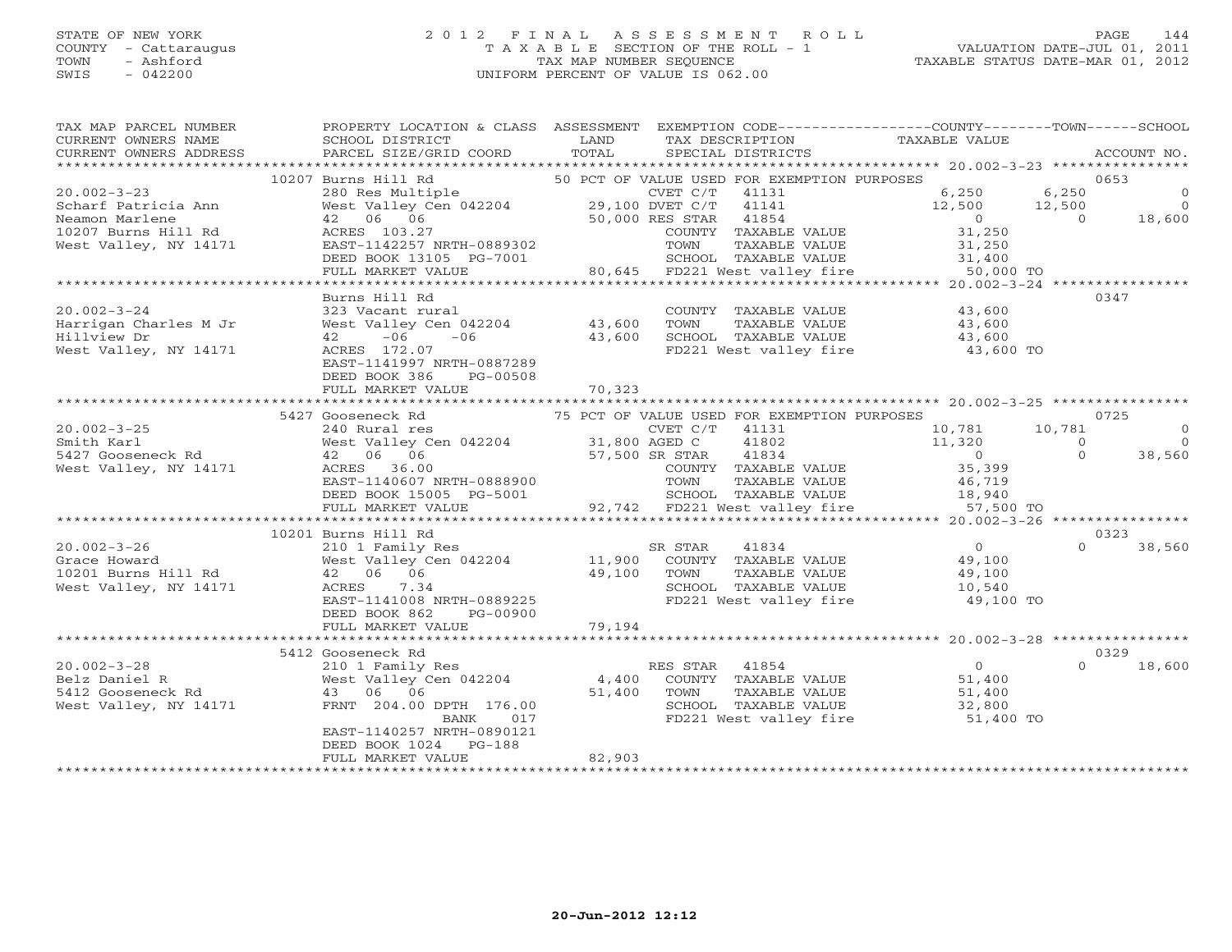STATE OF NEW YORK
COUNTY - Cattaraugus
TOWN - Ashford
SWIS - 042200

# 2012 FINAL ASSESSMENT ROLL
TAXABLE SECTION OF THE ROLL - 1
TAX MAP NUMBER SEQUENCE
UNIFORM PERCENT OF VALUE IS 062.00

VALUATION DATE-JUL 01, 2011
TAXABLE STATUS DATE-MAR 01, 2012

```
TAX MAP PARCEL NUMBER     PROPERTY LOCATION & CLASS  ASSESSMENT  EXEMPTION CODE------------------COUNTY--------TOWN------SCHOOL
CURRENT OWNERS NAME       SCHOOL DISTRICT               LAND      TAX DESCRIPTION            TAXABLE VALUE
CURRENT OWNERS ADDRESS    PARCEL SIZE/GRID COORD        TOTAL     SPECIAL DISTRICTS                                      ACCOUNT NO.
******************************************************************************************************* 20.002-3-23 ****************
                        10207 Burns Hill Rd             50 PCT OF VALUE USED FOR EXEMPTION PURPOSES                       0653
20.002-3-23              280 Res Multiple                   CVET C/T   41131              6,250       6,250              0
Scharf Patricia Ann      West Valley Cen 042204    29,100 DVET C/T   41141             12,500      12,500              0
Neamon Marlene           42  06  06                  50,000 RES STAR   41854                  0           0         18,600
10207 Burns Hill Rd      ACRES 103.27                       COUNTY  TAXABLE VALUE          31,250
West Valley, NY 14171    EAST-1142257 NRTH-0889302          TOWN    TAXABLE VALUE          31,250
                         DEED BOOK 13105 PG-7001            SCHOOL  TAXABLE VALUE          31,400
                         FULL MARKET VALUE           80,645 FD221 West valley fire           50,000 TO
******************************************************************************************************* 20.002-3-24 ****************
                         Burns Hill Rd                                                                           0347
20.002-3-24              323 Vacant rural                   COUNTY  TAXABLE VALUE          43,600
Harrigan Charles M Jr    West Valley Cen 042204    43,600   TOWN    TAXABLE VALUE          43,600
Hillview Dr              42    -06    -06          43,600   SCHOOL  TAXABLE VALUE          43,600
West Valley, NY 14171    ACRES 172.07                       FD221 West valley fire           43,600 TO
                         EAST-1141997 NRTH-0887289
                         DEED BOOK 386     PG-00508
                         FULL MARKET VALUE           70,323
******************************************************************************************************* 20.002-3-25 ****************
                        5427 Gooseneck Rd               75 PCT OF VALUE USED FOR EXEMPTION PURPOSES                       0725
20.002-3-25              240 Rural res                      CVET C/T   41131             10,781      10,781              0
Smith Karl               West Valley Cen 042204    31,800 AGED C     41802             11,320           0              0
5427 Gooseneck Rd        42  06  06                  57,500 SR STAR    41834                  0           0         38,560
West Valley, NY 14171    ACRES  36.00                       COUNTY  TAXABLE VALUE          35,399
                         EAST-1140607 NRTH-0888900          TOWN    TAXABLE VALUE          46,719
                         DEED BOOK 15005 PG-5001            SCHOOL  TAXABLE VALUE          18,940
                         FULL MARKET VALUE           92,742 FD221 West valley fire           57,500 TO
******************************************************************************************************* 20.002-3-26 ****************
                        10201 Burns Hill Rd                                                                      0323
20.002-3-26              210 1 Family Res                   SR STAR    41834                  0           0         38,560
Grace Howard             West Valley Cen 042204    11,900   COUNTY  TAXABLE VALUE          49,100
10201 Burns Hill Rd      42  06  06                  49,100   TOWN    TAXABLE VALUE          49,100
West Valley, NY 14171    ACRES    7.34                      SCHOOL  TAXABLE VALUE          10,540
                         EAST-1141008 NRTH-0889225          FD221 West valley fire           49,100 TO
                         DEED BOOK 862     PG-00900
                         FULL MARKET VALUE           79,194
******************************************************************************************************* 20.002-3-28 ****************
                        5412 Gooseneck Rd                                                                        0329
20.002-3-28              210 1 Family Res                   RES STAR   41854                  0           0         18,600
Belz Daniel R            West Valley Cen 042204     4,400   COUNTY  TAXABLE VALUE          51,400
5412 Gooseneck Rd        43  06  06                  51,400   TOWN    TAXABLE VALUE          51,400
West Valley, NY 14171    FRNT 204.00 DPTH 176.00            SCHOOL  TAXABLE VALUE          32,800
                                   BANK     017             FD221 West valley fire           51,400 TO
                         EAST-1140257 NRTH-0890121
                         DEED BOOK 1024    PG-188
                         FULL MARKET VALUE           82,903
************************************************************************************************************************************
```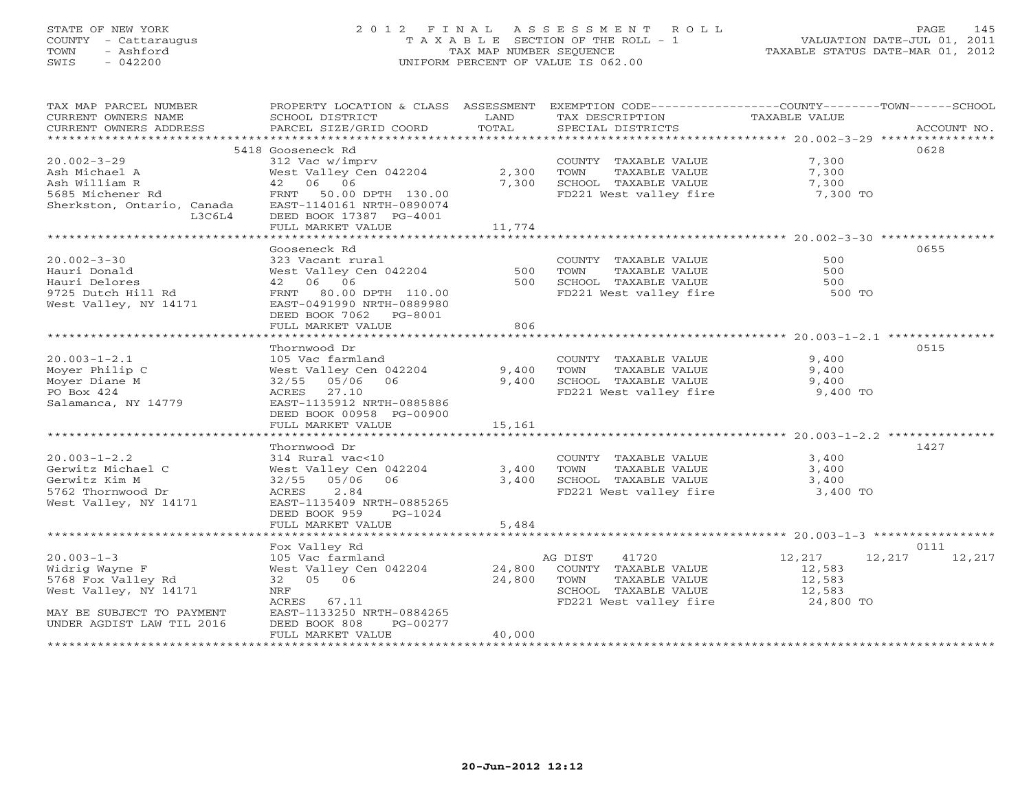STATE OF NEW YORK
COUNTY - Cattaraugus
TOWN - Ashford
SWIS - 042200

2012 FINAL ASSESSMENT ROLL
TAXABLE SECTION OF THE ROLL - 1
TAX MAP NUMBER SEQUENCE
UNIFORM PERCENT OF VALUE IS 062.00

VALUATION DATE-JUL 01, 2011
TAXABLE STATUS DATE-MAR 01, 2012

| TAX MAP PARCEL NUMBER / CURRENT OWNERS NAME / CURRENT OWNERS ADDRESS | PROPERTY LOCATION & CLASS / SCHOOL DISTRICT / PARCEL SIZE/GRID COORD | ASSESSMENT LAND / TOTAL | EXEMPTION CODE / TAX DESCRIPTION / SPECIAL DISTRICTS | COUNTY TAXABLE VALUE | TOWN | SCHOOL | ACCOUNT NO. |
|---|---|---|---|---|---|---|---|
| | 5418 Gooseneck Rd | | | | | | 0628 |
| 20.002-3-29 | 312 Vac w/imprv | | COUNTY TAXABLE VALUE | 7,300 | | | |
| Ash Michael A | West Valley Cen 042204 | 2,300 | TOWN TAXABLE VALUE | 7,300 | | | |
| Ash William R | 42 06 06 | 7,300 | SCHOOL TAXABLE VALUE | 7,300 | | | |
| 5685 Michener Rd | FRNT 50.00 DPTH 130.00 | | FD221 West valley fire | 7,300 TO | | | |
| Sherkston, Ontario, Canada L3C6L4 | EAST-1140161 NRTH-0890074 | | | | | | |
| | DEED BOOK 17387 PG-4001 | | | | | | |
| | FULL MARKET VALUE | 11,774 | | | | | |
| | Gooseneck Rd | | | | | | 0655 |
| 20.002-3-30 | 323 Vacant rural | | COUNTY TAXABLE VALUE | 500 | | | |
| Hauri Donald | West Valley Cen 042204 | 500 | TOWN TAXABLE VALUE | 500 | | | |
| Hauri Delores | 42 06 06 | 500 | SCHOOL TAXABLE VALUE | 500 | | | |
| 9725 Dutch Hill Rd | FRNT 80.00 DPTH 110.00 | | FD221 West valley fire | 500 TO | | | |
| West Valley, NY 14171 | EAST-0491990 NRTH-0889980 | | | | | | |
| | DEED BOOK 7062 PG-8001 | | | | | | |
| | FULL MARKET VALUE | 806 | | | | | |
| | Thornwood Dr | | | | | | 0515 |
| 20.003-1-2.1 | 105 Vac farmland | | COUNTY TAXABLE VALUE | 9,400 | | | |
| Moyer Philip C | West Valley Cen 042204 | 9,400 | TOWN TAXABLE VALUE | 9,400 | | | |
| Moyer Diane M | 32/55 05/06 06 | 9,400 | SCHOOL TAXABLE VALUE | 9,400 | | | |
| PO Box 424 | ACRES 27.10 | | FD221 West valley fire | 9,400 TO | | | |
| Salamanca, NY 14779 | EAST-1135912 NRTH-0885886 | | | | | | |
| | DEED BOOK 00958 PG-00900 | | | | | | |
| | FULL MARKET VALUE | 15,161 | | | | | |
| | Thornwood Dr | | | | | | 1427 |
| 20.003-1-2.2 | 314 Rural vac<10 | | COUNTY TAXABLE VALUE | 3,400 | | | |
| Gerwitz Michael C | West Valley Cen 042204 | 3,400 | TOWN TAXABLE VALUE | 3,400 | | | |
| Gerwitz Kim M | 32/55 05/06 06 | 3,400 | SCHOOL TAXABLE VALUE | 3,400 | | | |
| 5762 Thornwood Dr | ACRES 2.84 | | FD221 West valley fire | 3,400 TO | | | |
| West Valley, NY 14171 | EAST-1135409 NRTH-0885265 | | | | | | |
| | DEED BOOK 959 PG-1024 | | | | | | |
| | FULL MARKET VALUE | 5,484 | | | | | |
| | Fox Valley Rd | | | | | | 0111 |
| 20.003-1-3 | 105 Vac farmland | | AG DIST 41720 | 12,217 | 12,217 | 12,217 | |
| Widrig Wayne F | West Valley Cen 042204 | 24,800 | COUNTY TAXABLE VALUE | 12,583 | | | |
| 5768 Fox Valley Rd | 32 05 06 | 24,800 | TOWN TAXABLE VALUE | 12,583 | | | |
| West Valley, NY 14171 | NRF | | SCHOOL TAXABLE VALUE | 12,583 | | | |
| | ACRES 67.11 | | FD221 West valley fire | 24,800 TO | | | |
| MAY BE SUBJECT TO PAYMENT | EAST-1133250 NRTH-0884265 | | | | | | |
| UNDER AGDIST LAW TIL 2016 | DEED BOOK 808 PG-00277 | | | | | | |
| | FULL MARKET VALUE | 40,000 | | | | | |

20-Jun-2012 12:12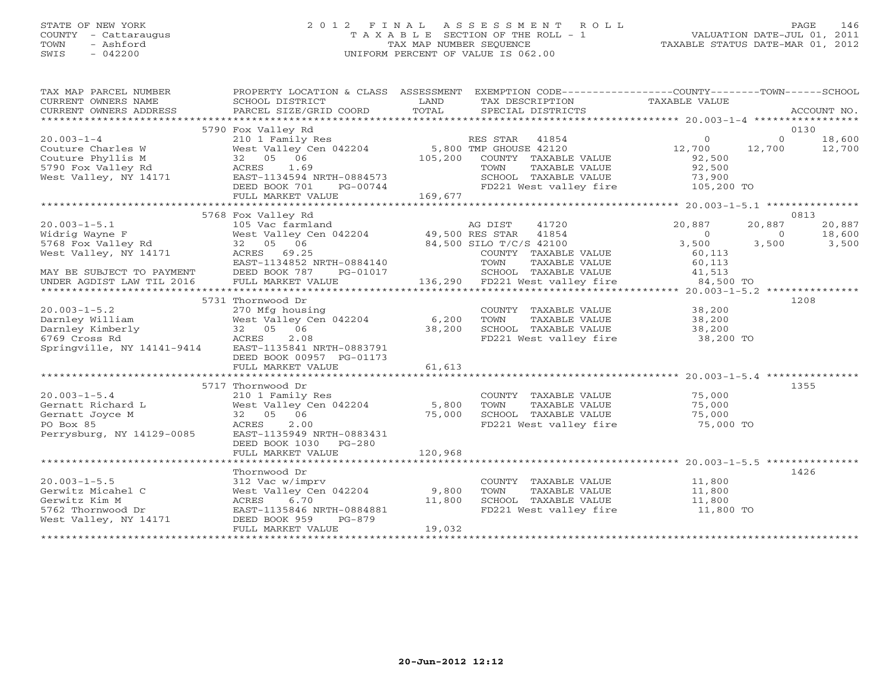STATE OF NEW YORK
COUNTY - Cattaraugus
TOWN - Ashford
SWIS - 042200

2012 FINAL ASSESSMENT ROLL
TAXABLE SECTION OF THE ROLL - 1
TAX MAP NUMBER SEQUENCE
UNIFORM PERCENT OF VALUE IS 062.00

VALUATION DATE-JUL 01, 2011
TAXABLE STATUS DATE-MAR 01, 2012

| TAX MAP PARCEL NUMBER / CURRENT OWNERS NAME / CURRENT OWNERS ADDRESS | PROPERTY LOCATION & CLASS / SCHOOL DISTRICT / PARCEL SIZE/GRID COORD | ASSESSMENT LAND / TOTAL | EXEMPTION CODE / TAX DESCRIPTION / SPECIAL DISTRICTS | COUNTY TAXABLE VALUE | TOWN | SCHOOL / ACCOUNT NO. |
|---|---|---|---|---|---|---|
| **20.003-1-4** | 5790 Fox Valley Rd | | | | | 0130 |
| Couture Charles W | 210 1 Family Res | | RES STAR 41854 | 0 | 0 | 18,600 |
| Couture Phyllis M | West Valley Cen 042204 | 5,800 | TMP GHOUSE 42120 | 12,700 | 12,700 | 12,700 |
| 5790 Fox Valley Rd | 32 05 06 | 105,200 | COUNTY TAXABLE VALUE | 92,500 | | |
| West Valley, NY 14171 | ACRES 1.69 | | TOWN TAXABLE VALUE | 92,500 | | |
| | EAST-1134594 NRTH-0884573 | | SCHOOL TAXABLE VALUE | 73,900 | | |
| | DEED BOOK 701 PG-00744 | | FD221 West valley fire | 105,200 TO | | |
| | FULL MARKET VALUE | 169,677 | | | | |
| **20.003-1-5.1** | 5768 Fox Valley Rd | | | | | 0813 |
| Widrig Wayne F | 105 Vac farmland | | AG DIST 41720 | 20,887 | 20,887 | 20,887 |
| 5768 Fox Valley Rd | West Valley Cen 042204 | 49,500 | RES STAR 41854 | 0 | 0 | 18,600 |
| West Valley, NY 14171 | 32 05 06 | 84,500 | SILO T/C/S 42100 | 3,500 | 3,500 | 3,500 |
| | ACRES 69.25 | | COUNTY TAXABLE VALUE | 60,113 | | |
| | EAST-1134852 NRTH-0884140 | | TOWN TAXABLE VALUE | 60,113 | | |
| MAY BE SUBJECT TO PAYMENT | DEED BOOK 787 PG-01017 | | SCHOOL TAXABLE VALUE | 41,513 | | |
| UNDER AGDIST LAW TIL 2016 | FULL MARKET VALUE | 136,290 | FD221 West valley fire | 84,500 TO | | |
| **20.003-1-5.2** | 5731 Thornwood Dr | | | | | 1208 |
| Darnley William | 270 Mfg housing | | COUNTY TAXABLE VALUE | 38,200 | | |
| Darnley Kimberly | West Valley Cen 042204 | 6,200 | TOWN TAXABLE VALUE | 38,200 | | |
| 6769 Cross Rd | 32 05 06 | 38,200 | SCHOOL TAXABLE VALUE | 38,200 | | |
| Springville, NY 14141-9414 | ACRES 2.08 | | FD221 West valley fire | 38,200 TO | | |
| | EAST-1135841 NRTH-0883791 | | | | | |
| | DEED BOOK 00957 PG-01173 | | | | | |
| | FULL MARKET VALUE | 61,613 | | | | |
| **20.003-1-5.4** | 5717 Thornwood Dr | | | | | 1355 |
| Gernatt Richard L | 210 1 Family Res | | COUNTY TAXABLE VALUE | 75,000 | | |
| Gernatt Joyce M | West Valley Cen 042204 | 5,800 | TOWN TAXABLE VALUE | 75,000 | | |
| PO Box 85 | 32 05 06 | 75,000 | SCHOOL TAXABLE VALUE | 75,000 | | |
| Perrysburg, NY 14129-0085 | ACRES 2.00 | | FD221 West valley fire | 75,000 TO | | |
| | EAST-1135949 NRTH-0883431 | | | | | |
| | DEED BOOK 1030 PG-280 | | | | | |
| | FULL MARKET VALUE | 120,968 | | | | |
| **20.003-1-5.5** | Thornwood Dr | | | | | 1426 |
| Gerwitz Micahel C | 312 Vac w/imprv | | COUNTY TAXABLE VALUE | 11,800 | | |
| Gerwitz Kim M | West Valley Cen 042204 | 9,800 | TOWN TAXABLE VALUE | 11,800 | | |
| 5762 Thornwood Dr | ACRES 6.70 | 11,800 | SCHOOL TAXABLE VALUE | 11,800 | | |
| West Valley, NY 14171 | EAST-1135846 NRTH-0884881 | | FD221 West valley fire | 11,800 TO | | |
| | DEED BOOK 959 PG-879 | | | | | |
| | FULL MARKET VALUE | 19,032 | | | | |

20-Jun-2012 12:12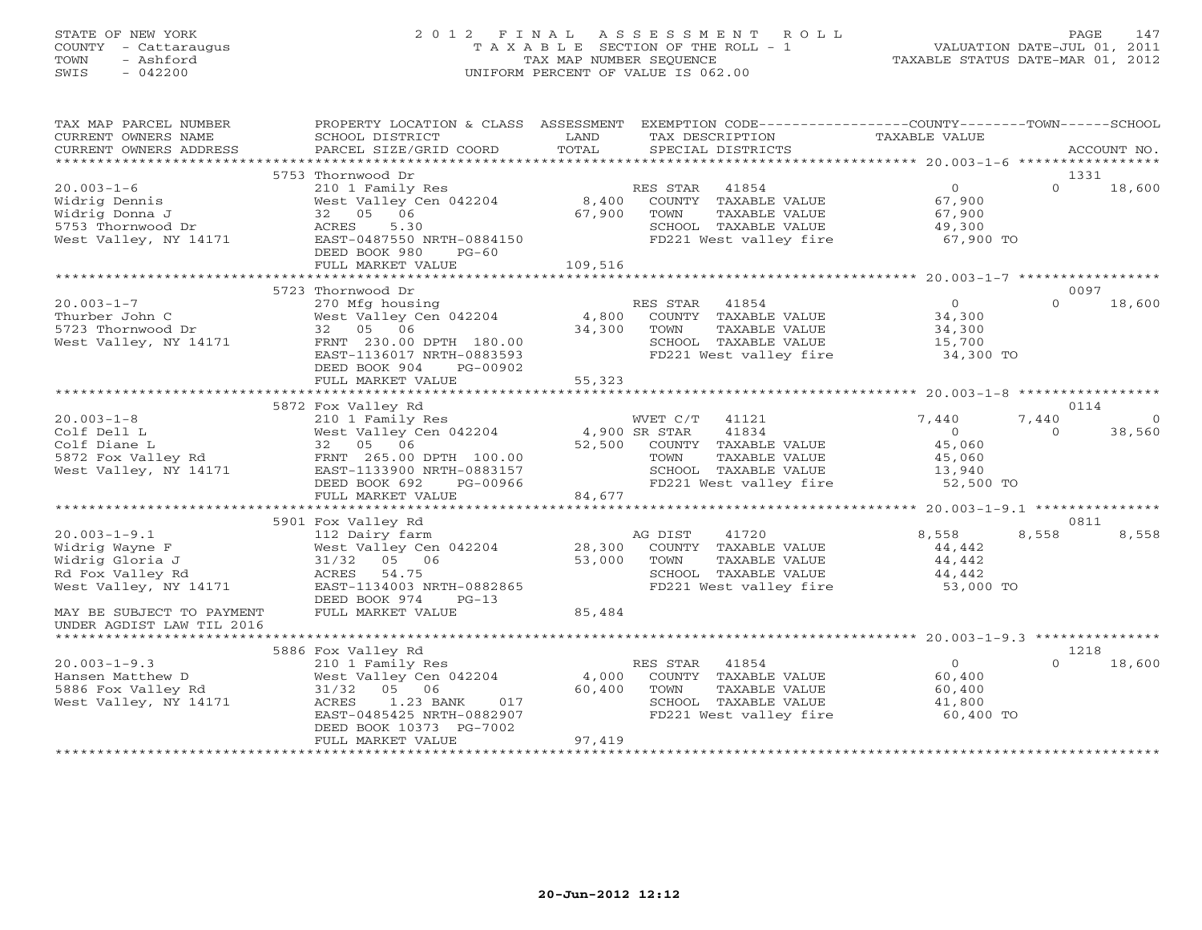STATE OF NEW YORK
COUNTY - Cattaraugus
TOWN - Ashford
SWIS - 042200

2 0 1 2 F I N A L A S S E S S M E N T R O L L
T A X A B L E SECTION OF THE ROLL - 1
TAX MAP NUMBER SEQUENCE
UNIFORM PERCENT OF VALUE IS 062.00

VALUATION DATE-JUL 01, 2011
TAXABLE STATUS DATE-MAR 01, 2012

| TAX MAP PARCEL NUMBER / CURRENT OWNERS NAME / CURRENT OWNERS ADDRESS | PROPERTY LOCATION & CLASS / SCHOOL DISTRICT / PARCEL SIZE/GRID COORD | ASSESSMENT LAND / TOTAL | EXEMPTION CODE / TAX DESCRIPTION / SPECIAL DISTRICTS | COUNTY TAXABLE VALUE | TOWN | SCHOOL / ACCOUNT NO. |
|---|---|---|---|---|---|---|
| | 5753 Thornwood Dr | | | | | 1331 |
| 20.003-1-6 | 210 1 Family Res | | RES STAR 41854 | 0 | 0 | 18,600 |
| Widrig Dennis | West Valley Cen 042204 | 8,400 | COUNTY TAXABLE VALUE | 67,900 | | |
| Widrig Donna J | 32 05 06 | 67,900 | TOWN TAXABLE VALUE | 67,900 | | |
| 5753 Thornwood Dr | ACRES 5.30 | | SCHOOL TAXABLE VALUE | 49,300 | | |
| West Valley, NY 14171 | EAST-0487550 NRTH-0884150 | | FD221 West valley fire | 67,900 TO | | |
| | DEED BOOK 980 PG-60 | | | | | |
| | FULL MARKET VALUE | 109,516 | | | | |
| | 5723 Thornwood Dr | | | | | 0097 |
| 20.003-1-7 | 270 Mfg housing | | RES STAR 41854 | 0 | 0 | 18,600 |
| Thurber John C | West Valley Cen 042204 | 4,800 | COUNTY TAXABLE VALUE | 34,300 | | |
| 5723 Thornwood Dr | 32 05 06 | 34,300 | TOWN TAXABLE VALUE | 34,300 | | |
| West Valley, NY 14171 | FRNT 230.00 DPTH 180.00 | | SCHOOL TAXABLE VALUE | 15,700 | | |
| | EAST-1136017 NRTH-0883593 | | FD221 West valley fire | 34,300 TO | | |
| | DEED BOOK 904 PG-00902 | | | | | |
| | FULL MARKET VALUE | 55,323 | | | | |
| | 5872 Fox Valley Rd | | | | | 0114 |
| 20.003-1-8 | 210 1 Family Res | | WVET C/T 41121 | 7,440 | 7,440 | 0 |
| Colf Dell L | West Valley Cen 042204 | 4,900 | SR STAR 41834 | 0 | 0 | 38,560 |
| Colf Diane L | 32 05 06 | 52,500 | COUNTY TAXABLE VALUE | 45,060 | | |
| 5872 Fox Valley Rd | FRNT 265.00 DPTH 100.00 | | TOWN TAXABLE VALUE | 45,060 | | |
| West Valley, NY 14171 | EAST-1133900 NRTH-0883157 | | SCHOOL TAXABLE VALUE | 13,940 | | |
| | DEED BOOK 692 PG-00966 | | FD221 West valley fire | 52,500 TO | | |
| | FULL MARKET VALUE | 84,677 | | | | |
| | 5901 Fox Valley Rd | | | | | 0811 |
| 20.003-1-9.1 | 112 Dairy farm | | AG DIST 41720 | 8,558 | 8,558 | 8,558 |
| Widrig Wayne F | West Valley Cen 042204 | 28,300 | COUNTY TAXABLE VALUE | 44,442 | | |
| Widrig Gloria J | 31/32 05 06 | 53,000 | TOWN TAXABLE VALUE | 44,442 | | |
| Rd Fox Valley Rd | ACRES 54.75 | | SCHOOL TAXABLE VALUE | 44,442 | | |
| West Valley, NY 14171 | EAST-1134003 NRTH-0882865 | | FD221 West valley fire | 53,000 TO | | |
| | DEED BOOK 974 PG-13 | | | | | |
| MAY BE SUBJECT TO PAYMENT | FULL MARKET VALUE | 85,484 | | | | |
| UNDER AGDIST LAW TIL 2016 | | | | | | |
| | 5886 Fox Valley Rd | | | | | 1218 |
| 20.003-1-9.3 | 210 1 Family Res | | RES STAR 41854 | 0 | 0 | 18,600 |
| Hansen Matthew D | West Valley Cen 042204 | 4,000 | COUNTY TAXABLE VALUE | 60,400 | | |
| 5886 Fox Valley Rd | 31/32 05 06 | 60,400 | TOWN TAXABLE VALUE | 60,400 | | |
| West Valley, NY 14171 | ACRES 1.23 BANK 017 | | SCHOOL TAXABLE VALUE | 41,800 | | |
| | EAST-0485425 NRTH-0882907 | | FD221 West valley fire | 60,400 TO | | |
| | DEED BOOK 10373 PG-7002 | | | | | |
| | FULL MARKET VALUE | 97,419 | | | | |

20-Jun-2012 12:12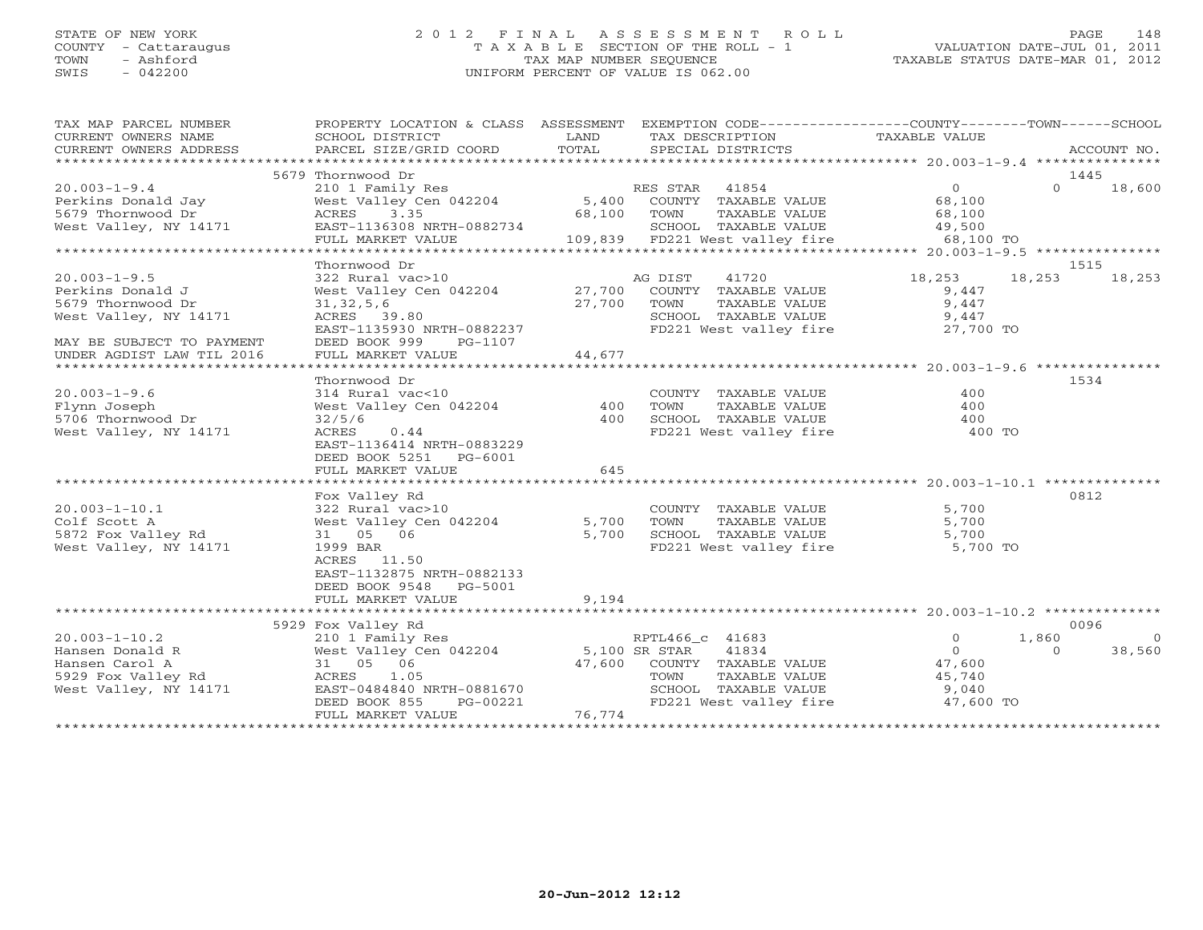STATE OF NEW YORK
COUNTY - Cattaraugus
TOWN - Ashford
SWIS - 042200

# 2012 FINAL ASSESSMENT ROLL

TAXABLE SECTION OF THE ROLL - 1
TAX MAP NUMBER SEQUENCE
UNIFORM PERCENT OF VALUE IS 062.00

VALUATION DATE-JUL 01, 2011
TAXABLE STATUS DATE-MAR 01, 2012

| TAX MAP PARCEL NUMBER / CURRENT OWNERS NAME / CURRENT OWNERS ADDRESS | PROPERTY LOCATION & CLASS / SCHOOL DISTRICT / PARCEL SIZE/GRID COORD | ASSESSMENT LAND / TOTAL | EXEMPTION CODE / TAX DESCRIPTION / SPECIAL DISTRICTS | COUNTY TAXABLE VALUE | TOWN | SCHOOL / ACCOUNT NO. |
|---|---|---|---|---|---|---|
| 20.003-1-9.4 | 5679 Thornwood Dr | | | | | 1445 |
| Perkins Donald Jay | 210 1 Family Res | | RES STAR 41854 | 0 | 0 | 18,600 |
| 5679 Thornwood Dr | West Valley Cen 042204 | 5,400 | COUNTY TAXABLE VALUE | 68,100 | | |
| West Valley, NY 14171 | ACRES 3.35 | 68,100 | TOWN TAXABLE VALUE | 68,100 | | |
| | EAST-1136308 NRTH-0882734 | | SCHOOL TAXABLE VALUE | 49,500 | | |
| | FULL MARKET VALUE | 109,839 | FD221 West valley fire | 68,100 TO | | |
| 20.003-1-9.5 | Thornwood Dr | | | | | 1515 |
| Perkins Donald J | 322 Rural vac>10 | | AG DIST 41720 | 18,253 | 18,253 | 18,253 |
| 5679 Thornwood Dr | West Valley Cen 042204 | 27,700 | COUNTY TAXABLE VALUE | 9,447 | | |
| West Valley, NY 14171 | 31,32,5,6 | 27,700 | TOWN TAXABLE VALUE | 9,447 | | |
| | ACRES 39.80 | | SCHOOL TAXABLE VALUE | 9,447 | | |
| | EAST-1135930 NRTH-0882237 | | FD221 West valley fire | 27,700 TO | | |
| MAY BE SUBJECT TO PAYMENT | DEED BOOK 999 PG-1107 | | | | | |
| UNDER AGDIST LAW TIL 2016 | FULL MARKET VALUE | 44,677 | | | | |
| 20.003-1-9.6 | Thornwood Dr | | | | | 1534 |
| Flynn Joseph | 314 Rural vac<10 | | COUNTY TAXABLE VALUE | 400 | | |
| 5706 Thornwood Dr | West Valley Cen 042204 | 400 | TOWN TAXABLE VALUE | 400 | | |
| West Valley, NY 14171 | 32/5/6 | 400 | SCHOOL TAXABLE VALUE | 400 | | |
| | ACRES 0.44 | | FD221 West valley fire | 400 TO | | |
| | EAST-1136414 NRTH-0883229 | | | | | |
| | DEED BOOK 5251 PG-6001 | | | | | |
| | FULL MARKET VALUE | 645 | | | | |
| 20.003-1-10.1 | Fox Valley Rd | | | | | 0812 |
| Colf Scott A | 322 Rural vac>10 | | COUNTY TAXABLE VALUE | 5,700 | | |
| 5872 Fox Valley Rd | West Valley Cen 042204 | 5,700 | TOWN TAXABLE VALUE | 5,700 | | |
| West Valley, NY 14171 | 31 05 06 | 5,700 | SCHOOL TAXABLE VALUE | 5,700 | | |
| | 1999 BAR | | FD221 West valley fire | 5,700 TO | | |
| | ACRES 11.50 | | | | | |
| | EAST-1132875 NRTH-0882133 | | | | | |
| | DEED BOOK 9548 PG-5001 | | | | | |
| | FULL MARKET VALUE | 9,194 | | | | |
| 20.003-1-10.2 | 5929 Fox Valley Rd | | | | | 0096 |
| Hansen Donald R | 210 1 Family Res | | RPTL466_c 41683 | 0 | 1,860 | 0 |
| Hansen Carol A | West Valley Cen 042204 | 5,100 | SR STAR 41834 | 0 | 0 | 38,560 |
| 5929 Fox Valley Rd | 31 05 06 | 47,600 | COUNTY TAXABLE VALUE | 47,600 | | |
| West Valley, NY 14171 | ACRES 1.05 | | TOWN TAXABLE VALUE | 45,740 | | |
| | EAST-0484840 NRTH-0881670 | | SCHOOL TAXABLE VALUE | 9,040 | | |
| | DEED BOOK 855 PG-00221 | | FD221 West valley fire | 47,600 TO | | |
| | FULL MARKET VALUE | 76,774 | | | | |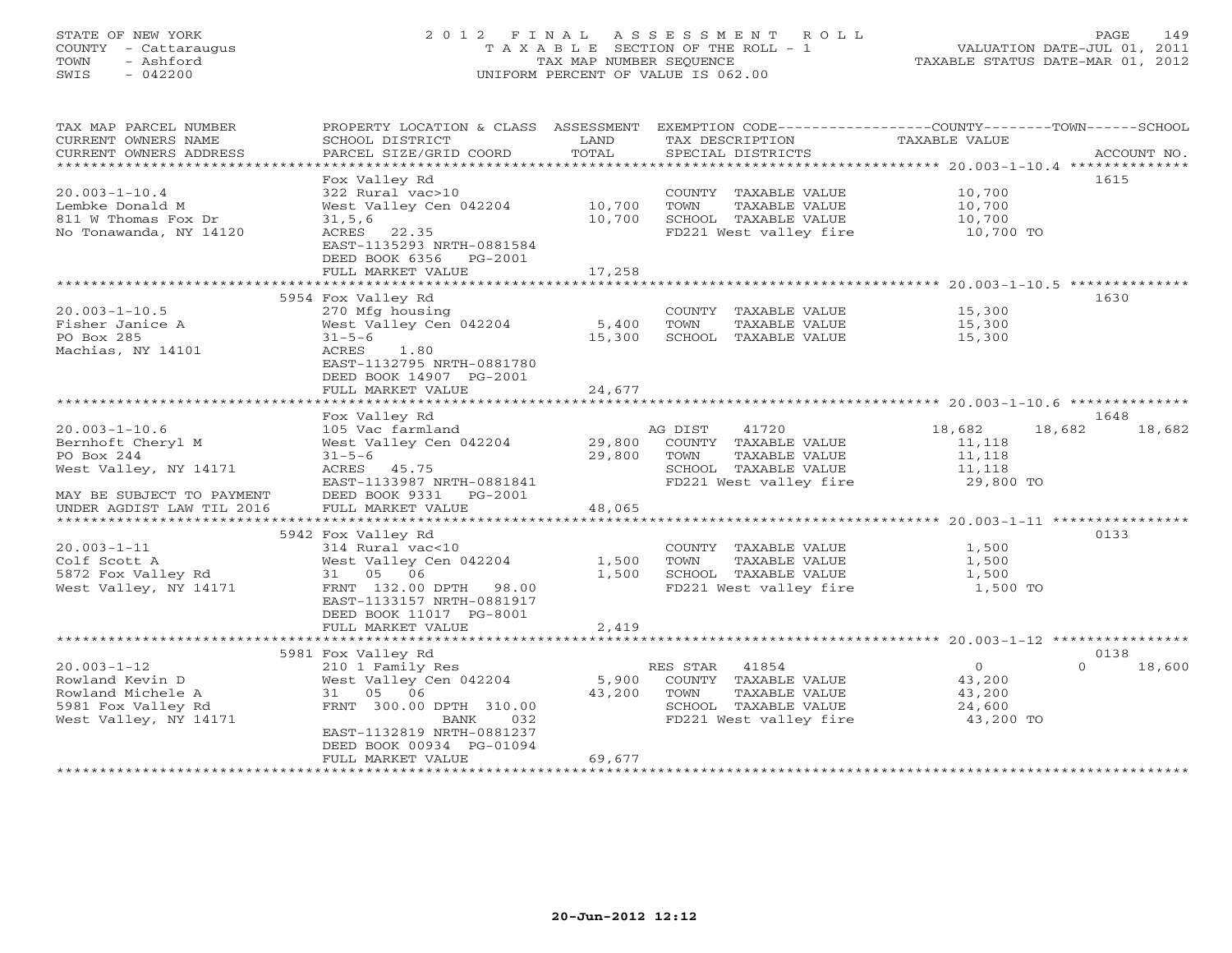STATE OF NEW YORK
COUNTY - Cattaraugus
TOWN - Ashford
SWIS - 042200

# 2012 FINAL ASSESSMENT ROLL
TAXABLE SECTION OF THE ROLL - 1
TAX MAP NUMBER SEQUENCE
UNIFORM PERCENT OF VALUE IS 062.00

VALUATION DATE-JUL 01, 2011
TAXABLE STATUS DATE-MAR 01, 2012

| TAX MAP PARCEL NUMBER / CURRENT OWNERS NAME / CURRENT OWNERS ADDRESS | PROPERTY LOCATION & CLASS / SCHOOL DISTRICT / PARCEL SIZE/GRID COORD | ASSESSMENT LAND / TOTAL | EXEMPTION CODE / TAX DESCRIPTION / SPECIAL DISTRICTS | COUNTY | TOWN | SCHOOL / ACCOUNT NO. |
|---|---|---|---|---|---|---|
| **20.003-1-10.4** | Fox Valley Rd | | | | | 1615 |
| 20.003-1-10.4 | 322 Rural vac>10 | | COUNTY TAXABLE VALUE | 10,700 | | |
| Lembke Donald M | West Valley Cen 042204 | 10,700 | TOWN TAXABLE VALUE | 10,700 | | |
| 811 W Thomas Fox Dr | 31,5,6 | 10,700 | SCHOOL TAXABLE VALUE | 10,700 | | |
| No Tonawanda, NY 14120 | ACRES 22.35 | | FD221 West valley fire | 10,700 TO | | |
| | EAST-1135293 NRTH-0881584 | | | | | |
| | DEED BOOK 6356 PG-2001 | | | | | |
| | FULL MARKET VALUE | 17,258 | | | | |
| **20.003-1-10.5** | 5954 Fox Valley Rd | | | | | 1630 |
| 20.003-1-10.5 | 270 Mfg housing | | COUNTY TAXABLE VALUE | 15,300 | | |
| Fisher Janice A | West Valley Cen 042204 | 5,400 | TOWN TAXABLE VALUE | 15,300 | | |
| PO Box 285 | 31-5-6 | 15,300 | SCHOOL TAXABLE VALUE | 15,300 | | |
| Machias, NY 14101 | ACRES 1.80 | | | | | |
| | EAST-1132795 NRTH-0881780 | | | | | |
| | DEED BOOK 14907 PG-2001 | | | | | |
| | FULL MARKET VALUE | 24,677 | | | | |
| **20.003-1-10.6** | Fox Valley Rd | | | | | 1648 |
| 20.003-1-10.6 | 105 Vac farmland | | AG DIST 41720 | 18,682 | 18,682 | 18,682 |
| Bernhoft Cheryl M | West Valley Cen 042204 | 29,800 | COUNTY TAXABLE VALUE | 11,118 | | |
| PO Box 244 | 31-5-6 | 29,800 | TOWN TAXABLE VALUE | 11,118 | | |
| West Valley, NY 14171 | ACRES 45.75 | | SCHOOL TAXABLE VALUE | 11,118 | | |
| | EAST-1133987 NRTH-0881841 | | FD221 West valley fire | 29,800 TO | | |
| MAY BE SUBJECT TO PAYMENT | DEED BOOK 9331 PG-2001 | | | | | |
| UNDER AGDIST LAW TIL 2016 | FULL MARKET VALUE | 48,065 | | | | |
| **20.003-1-11** | 5942 Fox Valley Rd | | | | | 0133 |
| 20.003-1-11 | 314 Rural vac<10 | | COUNTY TAXABLE VALUE | 1,500 | | |
| Colf Scott A | West Valley Cen 042204 | 1,500 | TOWN TAXABLE VALUE | 1,500 | | |
| 5872 Fox Valley Rd | 31 05 06 | 1,500 | SCHOOL TAXABLE VALUE | 1,500 | | |
| West Valley, NY 14171 | FRNT 132.00 DPTH 98.00 | | FD221 West valley fire | 1,500 TO | | |
| | EAST-1133157 NRTH-0881917 | | | | | |
| | DEED BOOK 11017 PG-8001 | | | | | |
| | FULL MARKET VALUE | 2,419 | | | | |
| **20.003-1-12** | 5981 Fox Valley Rd | | | | | 0138 |
| 20.003-1-12 | 210 1 Family Res | | RES STAR 41854 | 0 | 0 | 18,600 |
| Rowland Kevin D | West Valley Cen 042204 | 5,900 | COUNTY TAXABLE VALUE | 43,200 | | |
| Rowland Michele A | 31 05 06 | 43,200 | TOWN TAXABLE VALUE | 43,200 | | |
| 5981 Fox Valley Rd | FRNT 300.00 DPTH 310.00 | | SCHOOL TAXABLE VALUE | 24,600 | | |
| West Valley, NY 14171 | BANK 032 | | FD221 West valley fire | 43,200 TO | | |
| | EAST-1132819 NRTH-0881237 | | | | | |
| | DEED BOOK 00934 PG-01094 | | | | | |
| | FULL MARKET VALUE | 69,677 | | | | |

20-Jun-2012 12:12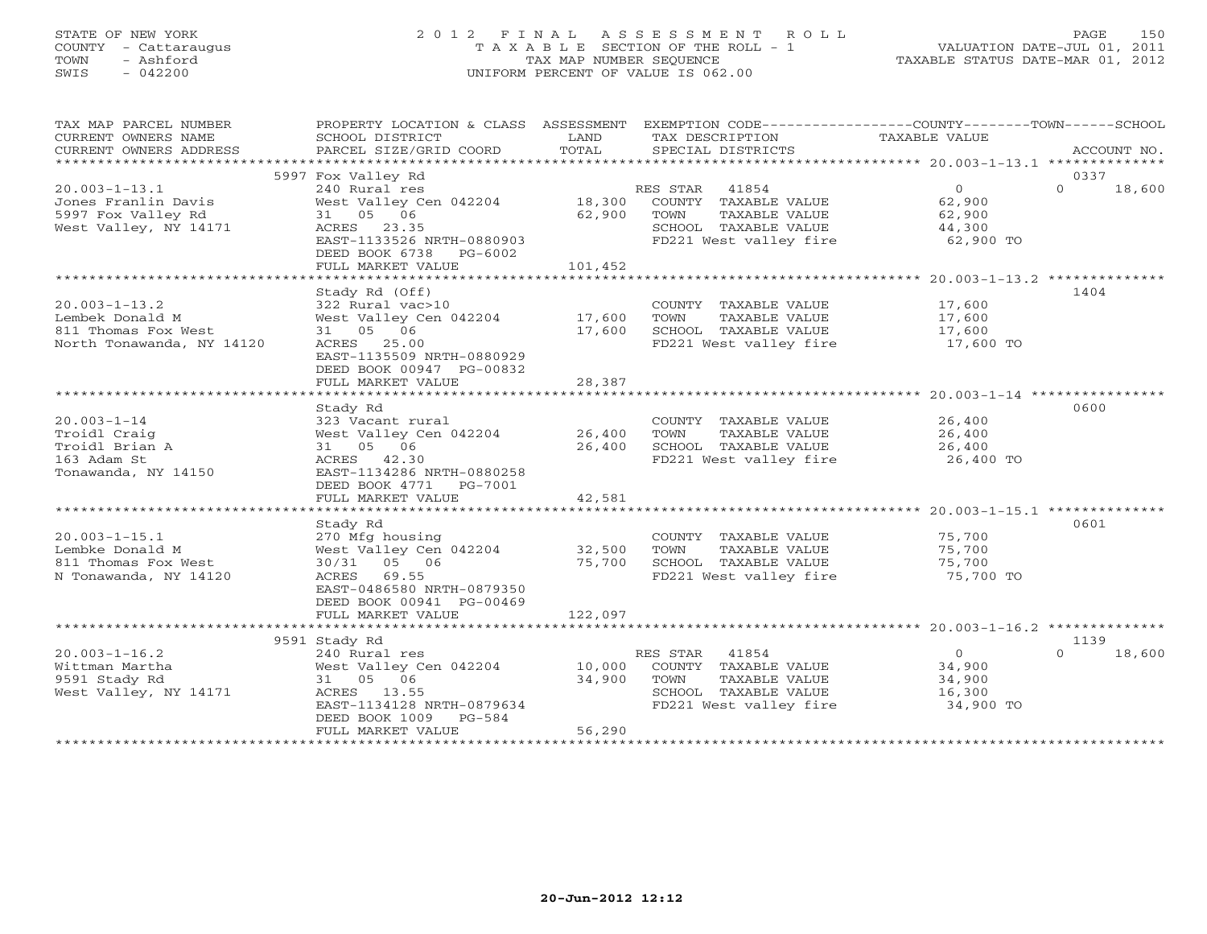STATE OF NEW YORK
COUNTY - Cattaraugus
TOWN - Ashford
SWIS - 042200

# 2012 FINAL ASSESSMENT ROLL
TAXABLE SECTION OF THE ROLL - 1
TAX MAP NUMBER SEQUENCE
UNIFORM PERCENT OF VALUE IS 062.00

VALUATION DATE-JUL 01, 2011
TAXABLE STATUS DATE-MAR 01, 2012

| TAX MAP PARCEL NUMBER / CURRENT OWNERS NAME / CURRENT OWNERS ADDRESS | PROPERTY LOCATION & CLASS / SCHOOL DISTRICT / PARCEL SIZE/GRID COORD | ASSESSMENT LAND | TOTAL | EXEMPTION CODE / TAX DESCRIPTION / SPECIAL DISTRICTS | COUNTY TAXABLE VALUE | TOWN | SCHOOL / ACCOUNT NO. |
|---|---|---|---|---|---|---|---|
| | 5997 Fox Valley Rd | | | | | | 0337 |
| 20.003-1-13.1 | 240 Rural res | | | RES STAR 41854 | 0 | 0 | 18,600 |
| Jones Franlin Davis | West Valley Cen 042204 | 18,300 | | COUNTY TAXABLE VALUE | 62,900 | | |
| 5997 Fox Valley Rd | 31 05 06 | | 62,900 | TOWN TAXABLE VALUE | 62,900 | | |
| West Valley, NY 14171 | ACRES 23.35 | | | SCHOOL TAXABLE VALUE | 44,300 | | |
| | EAST-1133526 NRTH-0880903 | | | FD221 West valley fire | 62,900 TO | | |
| | DEED BOOK 6738 PG-6002 | | | | | | |
| | FULL MARKET VALUE | | 101,452 | | | | |
| | Stady Rd (Off) | | | | | | 1404 |
| 20.003-1-13.2 | 322 Rural vac>10 | | | COUNTY TAXABLE VALUE | 17,600 | | |
| Lembek Donald M | West Valley Cen 042204 | 17,600 | | TOWN TAXABLE VALUE | 17,600 | | |
| 811 Thomas Fox West | 31 05 06 | | 17,600 | SCHOOL TAXABLE VALUE | 17,600 | | |
| North Tonawanda, NY 14120 | ACRES 25.00 | | | FD221 West valley fire | 17,600 TO | | |
| | EAST-1135509 NRTH-0880929 | | | | | | |
| | DEED BOOK 00947 PG-00832 | | | | | | |
| | FULL MARKET VALUE | | 28,387 | | | | |
| | Stady Rd | | | | | | 0600 |
| 20.003-1-14 | 323 Vacant rural | | | COUNTY TAXABLE VALUE | 26,400 | | |
| Troidl Craig | West Valley Cen 042204 | 26,400 | | TOWN TAXABLE VALUE | 26,400 | | |
| Troidl Brian A | 31 05 06 | | 26,400 | SCHOOL TAXABLE VALUE | 26,400 | | |
| 163 Adam St | ACRES 42.30 | | | FD221 West valley fire | 26,400 TO | | |
| Tonawanda, NY 14150 | EAST-1134286 NRTH-0880258 | | | | | | |
| | DEED BOOK 4771 PG-7001 | | | | | | |
| | FULL MARKET VALUE | | 42,581 | | | | |
| | Stady Rd | | | | | | 0601 |
| 20.003-1-15.1 | 270 Mfg housing | | | COUNTY TAXABLE VALUE | 75,700 | | |
| Lembke Donald M | West Valley Cen 042204 | 32,500 | | TOWN TAXABLE VALUE | 75,700 | | |
| 811 Thomas Fox West | 30/31 05 06 | | 75,700 | SCHOOL TAXABLE VALUE | 75,700 | | |
| N Tonawanda, NY 14120 | ACRES 69.55 | | | FD221 West valley fire | 75,700 TO | | |
| | EAST-0486580 NRTH-0879350 | | | | | | |
| | DEED BOOK 00941 PG-00469 | | | | | | |
| | FULL MARKET VALUE | | 122,097 | | | | |
| | 9591 Stady Rd | | | | | | 1139 |
| 20.003-1-16.2 | 240 Rural res | | | RES STAR 41854 | 0 | 0 | 18,600 |
| Wittman Martha | West Valley Cen 042204 | 10,000 | | COUNTY TAXABLE VALUE | 34,900 | | |
| 9591 Stady Rd | 31 05 06 | | 34,900 | TOWN TAXABLE VALUE | 34,900 | | |
| West Valley, NY 14171 | ACRES 13.55 | | | SCHOOL TAXABLE VALUE | 16,300 | | |
| | EAST-1134128 NRTH-0879634 | | | FD221 West valley fire | 34,900 TO | | |
| | DEED BOOK 1009 PG-584 | | | | | | |
| | FULL MARKET VALUE | | 56,290 | | | | |

20-Jun-2012 12:12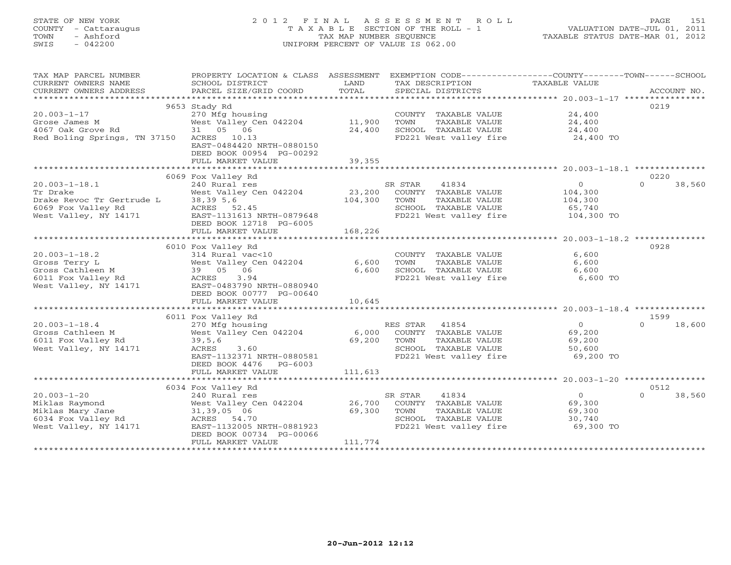STATE OF NEW YORK
COUNTY - Cattaraugus
TOWN - Ashford
SWIS - 042200

2012 FINAL ASSESSMENT ROLL
TAXABLE SECTION OF THE ROLL - 1
TAX MAP NUMBER SEQUENCE
UNIFORM PERCENT OF VALUE IS 062.00

VALUATION DATE-JUL 01, 2011
TAXABLE STATUS DATE-MAR 01, 2012

| TAX MAP PARCEL NUMBER / CURRENT OWNERS NAME / CURRENT OWNERS ADDRESS | PROPERTY LOCATION & CLASS / SCHOOL DISTRICT / PARCEL SIZE/GRID COORD | ASSESSMENT LAND / TOTAL | EXEMPTION CODE / TAX DESCRIPTION / SPECIAL DISTRICTS | COUNTY / TAXABLE VALUE | TOWN | SCHOOL | ACCOUNT NO. |
|---|---|---|---|---|---|---|---|
| 20.003-1-17 | 9653 Stady Rd | | | | | | 0219 |
| | 270 Mfg housing | | COUNTY TAXABLE VALUE | 24,400 | | | |
| Grose James M | West Valley Cen 042204 | 11,900 | TOWN TAXABLE VALUE | 24,400 | | | |
| 4067 Oak Grove Rd | 31 05 06 | 24,400 | SCHOOL TAXABLE VALUE | 24,400 | | | |
| Red Boling Springs, TN 37150 | ACRES 10.13 | | FD221 West valley fire | 24,400 TO | | | |
| | EAST-0484420 NRTH-0880150 | | | | | | |
| | DEED BOOK 00954 PG-00292 | | | | | | |
| | FULL MARKET VALUE | 39,355 | | | | | |
| 20.003-1-18.1 | 6069 Fox Valley Rd | | | | | | 0220 |
| | 240 Rural res | | SR STAR 41834 | 0 | 0 | 38,560 | |
| Tr Drake | West Valley Cen 042204 | 23,200 | COUNTY TAXABLE VALUE | 104,300 | | | |
| Drake Revoc Tr Gertrude L | 38,39 5,6 | 104,300 | TOWN TAXABLE VALUE | 104,300 | | | |
| 6069 Fox Valley Rd | ACRES 52.45 | | SCHOOL TAXABLE VALUE | 65,740 | | | |
| West Valley, NY 14171 | EAST-1131613 NRTH-0879648 | | FD221 West valley fire | 104,300 TO | | | |
| | DEED BOOK 12718 PG-6005 | | | | | | |
| | FULL MARKET VALUE | 168,226 | | | | | |
| 20.003-1-18.2 | 6010 Fox Valley Rd | | | | | | 0928 |
| | 314 Rural vac<10 | | COUNTY TAXABLE VALUE | 6,600 | | | |
| Gross Terry L | West Valley Cen 042204 | 6,600 | TOWN TAXABLE VALUE | 6,600 | | | |
| Gross Cathleen M | 39 05 06 | 6,600 | SCHOOL TAXABLE VALUE | 6,600 | | | |
| 6011 Fox Valley Rd | ACRES 3.94 | | FD221 West valley fire | 6,600 TO | | | |
| West Valley, NY 14171 | EAST-0483790 NRTH-0880940 | | | | | | |
| | DEED BOOK 00777 PG-00640 | | | | | | |
| | FULL MARKET VALUE | 10,645 | | | | | |
| 20.003-1-18.4 | 6011 Fox Valley Rd | | | | | | 1599 |
| | 270 Mfg housing | | RES STAR 41854 | 0 | 0 | 18,600 | |
| Gross Cathleen M | West Valley Cen 042204 | 6,000 | COUNTY TAXABLE VALUE | 69,200 | | | |
| 6011 Fox Valley Rd | 39,5,6 | 69,200 | TOWN TAXABLE VALUE | 69,200 | | | |
| West Valley, NY 14171 | ACRES 3.60 | | SCHOOL TAXABLE VALUE | 50,600 | | | |
| | EAST-1132371 NRTH-0880581 | | FD221 West valley fire | 69,200 TO | | | |
| | DEED BOOK 4476 PG-6003 | | | | | | |
| | FULL MARKET VALUE | 111,613 | | | | | |
| 20.003-1-20 | 6034 Fox Valley Rd | | | | | | 0512 |
| | 240 Rural res | | SR STAR 41834 | 0 | 0 | 38,560 | |
| Miklas Raymond | West Valley Cen 042204 | 26,700 | COUNTY TAXABLE VALUE | 69,300 | | | |
| Miklas Mary Jane | 31,39,05 06 | 69,300 | TOWN TAXABLE VALUE | 69,300 | | | |
| 6034 Fox Valley Rd | ACRES 54.70 | | SCHOOL TAXABLE VALUE | 30,740 | | | |
| West Valley, NY 14171 | EAST-1132005 NRTH-0881923 | | FD221 West valley fire | 69,300 TO | | | |
| | DEED BOOK 00734 PG-00066 | | | | | | |
| | FULL MARKET VALUE | 111,774 | | | | | |

20-Jun-2012 12:12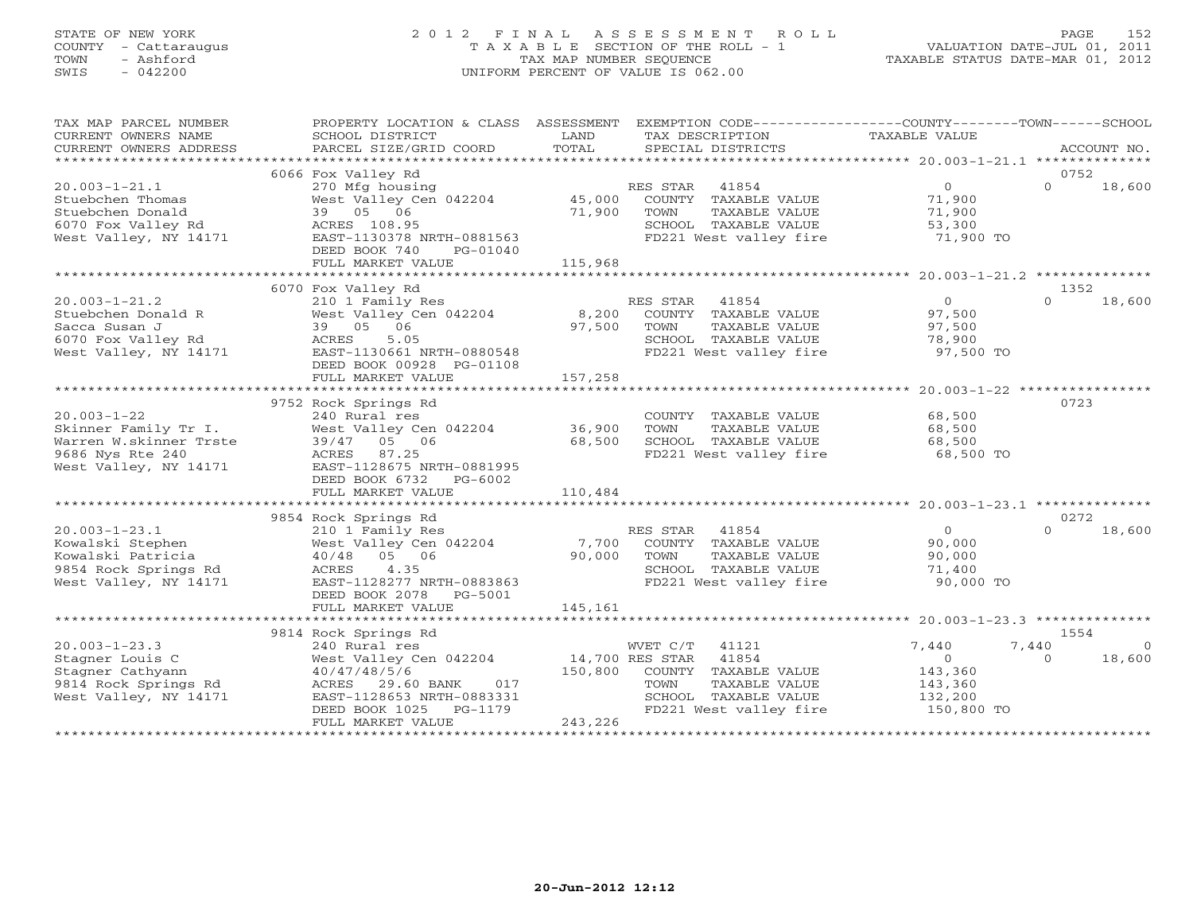STATE OF NEW YORK
COUNTY - Cattaraugus
TOWN - Ashford
SWIS - 042200

2012 FINAL ASSESSMENT ROLL
TAXABLE SECTION OF THE ROLL - 1
TAX MAP NUMBER SEQUENCE
UNIFORM PERCENT OF VALUE IS 062.00

VALUATION DATE-JUL 01, 2011
TAXABLE STATUS DATE-MAR 01, 2012

```
TAX MAP PARCEL NUMBER     PROPERTY LOCATION & CLASS  ASSESSMENT  EXEMPTION CODE-----------------COUNTY--------TOWN------SCHOOL
CURRENT OWNERS NAME       SCHOOL DISTRICT             LAND       TAX DESCRIPTION              TAXABLE VALUE
CURRENT OWNERS ADDRESS    PARCEL SIZE/GRID COORD      TOTAL      SPECIAL DISTRICTS                                    ACCOUNT NO.
******************************************************************************************************* 20.003-1-21.1 **************
                          6066 Fox Valley Rd                                                                          0752
20.003-1-21.1             270 Mfg housing                        RES STAR   41854            0                   0      18,600
Stuebchen Thomas          West Valley Cen 042204      45,000    COUNTY  TAXABLE VALUE        71,900
Stuebchen Donald          39  05  06                  71,900    TOWN    TAXABLE VALUE        71,900
6070 Fox Valley Rd        ACRES 108.95                          SCHOOL  TAXABLE VALUE        53,300
West Valley, NY 14171     EAST-1130378 NRTH-0881563             FD221 West valley fire        71,900 TO
                          DEED BOOK 740     PG-01040
                          FULL MARKET VALUE          115,968
******************************************************************************************************* 20.003-1-21.2 **************
                          6070 Fox Valley Rd                                                                          1352
20.003-1-21.2             210 1 Family Res                       RES STAR   41854            0                   0      18,600
Stuebchen Donald R        West Valley Cen 042204       8,200    COUNTY  TAXABLE VALUE        97,500
Sacca Susan J             39  05  06                  97,500    TOWN    TAXABLE VALUE        97,500
6070 Fox Valley Rd        ACRES    5.05                         SCHOOL  TAXABLE VALUE        78,900
West Valley, NY 14171     EAST-1130661 NRTH-0880548             FD221 West valley fire        97,500 TO
                          DEED BOOK 00928 PG-01108
                          FULL MARKET VALUE          157,258
******************************************************************************************************* 20.003-1-22 ****************
                          9752 Rock Springs Rd                                                                        0723
20.003-1-22               240 Rural res                          COUNTY  TAXABLE VALUE        68,500
Skinner Family Tr I.      West Valley Cen 042204      36,900    TOWN    TAXABLE VALUE        68,500
Warren W.skinner Trste    39/47  05  06               68,500    SCHOOL  TAXABLE VALUE        68,500
9686 Nys Rte 240          ACRES   87.25                         FD221 West valley fire        68,500 TO
West Valley, NY 14171     EAST-1128675 NRTH-0881995
                          DEED BOOK 6732    PG-6002
                          FULL MARKET VALUE          110,484
******************************************************************************************************* 20.003-1-23.1 **************
                          9854 Rock Springs Rd                                                                        0272
20.003-1-23.1             210 1 Family Res                       RES STAR   41854            0                   0      18,600
Kowalski Stephen          West Valley Cen 042204       7,700    COUNTY  TAXABLE VALUE        90,000
Kowalski Patricia         40/48  05  06               90,000    TOWN    TAXABLE VALUE        90,000
9854 Rock Springs Rd      ACRES    4.35                         SCHOOL  TAXABLE VALUE        71,400
West Valley, NY 14171     EAST-1128277 NRTH-0883863             FD221 West valley fire        90,000 TO
                          DEED BOOK 2078    PG-5001
                          FULL MARKET VALUE          145,161
******************************************************************************************************* 20.003-1-23.3 **************
                          9814 Rock Springs Rd                                                                        1554
20.003-1-23.3             240 Rural res                          WVET C/T   41121            7,440           7,440          0
Stagner Louis C           West Valley Cen 042204      14,700 RES STAR   41854            0                   0      18,600
Stagner Cathyann          40/47/48/5/6               150,800    COUNTY  TAXABLE VALUE       143,360
9814 Rock Springs Rd      ACRES   29.60 BANK     017            TOWN    TAXABLE VALUE       143,360
West Valley, NY 14171     EAST-1128653 NRTH-0883331             SCHOOL  TAXABLE VALUE       132,200
                          DEED BOOK 1025    PG-1179             FD221 West valley fire       150,800 TO
                          FULL MARKET VALUE          243,226
************************************************************************************************************************************
```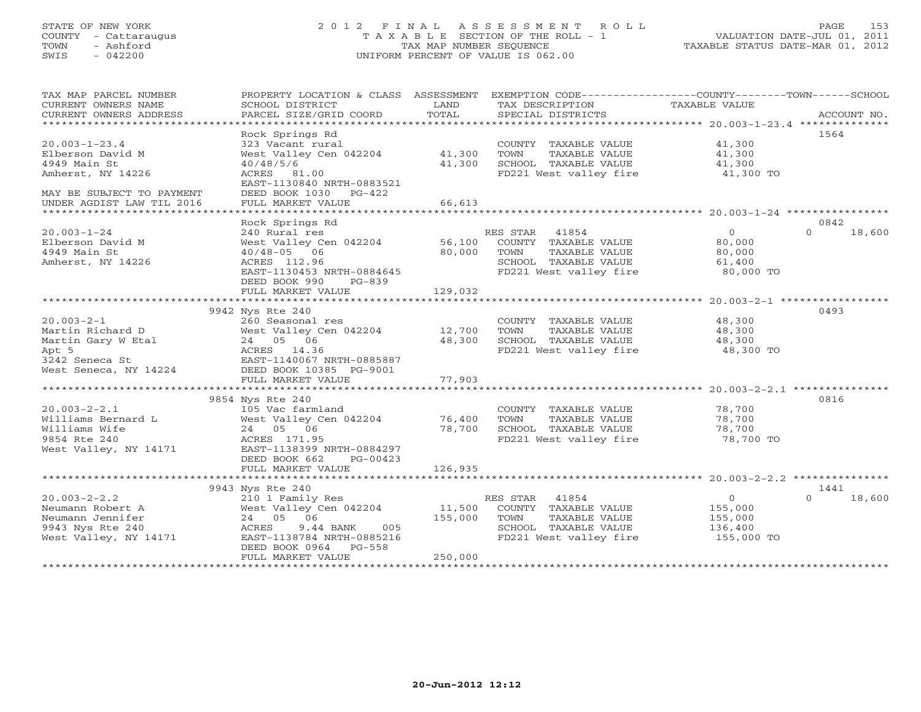STATE OF NEW YORK
COUNTY - Cattaraugus
TOWN - Ashford
SWIS - 042200

# 2012 FINAL ASSESSMENT ROLL
TAXABLE SECTION OF THE ROLL - 1
TAX MAP NUMBER SEQUENCE
UNIFORM PERCENT OF VALUE IS 062.00

VALUATION DATE-JUL 01, 2011
TAXABLE STATUS DATE-MAR 01, 2012

| TAX MAP PARCEL NUMBER / CURRENT OWNERS NAME / CURRENT OWNERS ADDRESS | PROPERTY LOCATION & CLASS / SCHOOL DISTRICT / PARCEL SIZE/GRID COORD | ASSESSMENT LAND / TOTAL | EXEMPTION CODE / TAX DESCRIPTION / SPECIAL DISTRICTS | COUNTY / TOWN / TAXABLE VALUE | SCHOOL / ACCOUNT NO. |
|---|---|---|---|---|---|
| 20.003-1-23.4 | Rock Springs Rd | | | | 1564 |
| | 323 Vacant rural | | COUNTY TAXABLE VALUE | 41,300 | |
| Elberson David M | West Valley Cen 042204 | 41,300 | TOWN TAXABLE VALUE | 41,300 | |
| 4949 Main St | 40/48/5/6 | 41,300 | SCHOOL TAXABLE VALUE | 41,300 | |
| Amherst, NY 14226 | ACRES 81.00 | | FD221 West valley fire | 41,300 TO | |
| | EAST-1130840 NRTH-0883521 | | | | |
| MAY BE SUBJECT TO PAYMENT | DEED BOOK 1030 PG-422 | | | | |
| UNDER AGDIST LAW TIL 2016 | FULL MARKET VALUE | 66,613 | | | |
| 20.003-1-24 | Rock Springs Rd | | | | 0842 |
| | 240 Rural res | | RES STAR 41854 | 0 | 0 18,600 |
| Elberson David M | West Valley Cen 042204 | 56,100 | COUNTY TAXABLE VALUE | 80,000 | |
| 4949 Main St | 40/48-05 06 | 80,000 | TOWN TAXABLE VALUE | 80,000 | |
| Amherst, NY 14226 | ACRES 112.96 | | SCHOOL TAXABLE VALUE | 61,400 | |
| | EAST-1130453 NRTH-0884645 | | FD221 West valley fire | 80,000 TO | |
| | DEED BOOK 990 PG-839 | | | | |
| | FULL MARKET VALUE | 129,032 | | | |
| 20.003-2-1 | 9942 Nys Rte 240 | | | | 0493 |
| | 260 Seasonal res | | COUNTY TAXABLE VALUE | 48,300 | |
| Martin Richard D | West Valley Cen 042204 | 12,700 | TOWN TAXABLE VALUE | 48,300 | |
| Martin Gary W Etal | 24 05 06 | 48,300 | SCHOOL TAXABLE VALUE | 48,300 | |
| Apt 5 | ACRES 14.36 | | FD221 West valley fire | 48,300 TO | |
| 3242 Seneca St | EAST-1140067 NRTH-0885887 | | | | |
| West Seneca, NY 14224 | DEED BOOK 10385 PG-9001 | | | | |
| | FULL MARKET VALUE | 77,903 | | | |
| 20.003-2-2.1 | 9854 Nys Rte 240 | | | | 0816 |
| | 105 Vac farmland | | COUNTY TAXABLE VALUE | 78,700 | |
| Williams Bernard L | West Valley Cen 042204 | 76,400 | TOWN TAXABLE VALUE | 78,700 | |
| Williams Wife | 24 05 06 | 78,700 | SCHOOL TAXABLE VALUE | 78,700 | |
| 9854 Rte 240 | ACRES 171.95 | | FD221 West valley fire | 78,700 TO | |
| West Valley, NY 14171 | EAST-1138399 NRTH-0884297 | | | | |
| | DEED BOOK 662 PG-00423 | | | | |
| | FULL MARKET VALUE | 126,935 | | | |
| 20.003-2-2.2 | 9943 Nys Rte 240 | | | | 1441 |
| | 210 1 Family Res | | RES STAR 41854 | 0 | 0 18,600 |
| Neumann Robert A | West Valley Cen 042204 | 11,500 | COUNTY TAXABLE VALUE | 155,000 | |
| Neumann Jennifer | 24 05 06 | 155,000 | TOWN TAXABLE VALUE | 155,000 | |
| 9943 Nys Rte 240 | ACRES 9.44 BANK 005 | | SCHOOL TAXABLE VALUE | 136,400 | |
| West Valley, NY 14171 | EAST-1138784 NRTH-0885216 | | FD221 West valley fire | 155,000 TO | |
| | DEED BOOK 0964 PG-558 | | | | |
| | FULL MARKET VALUE | 250,000 | | | |

20-Jun-2012 12:12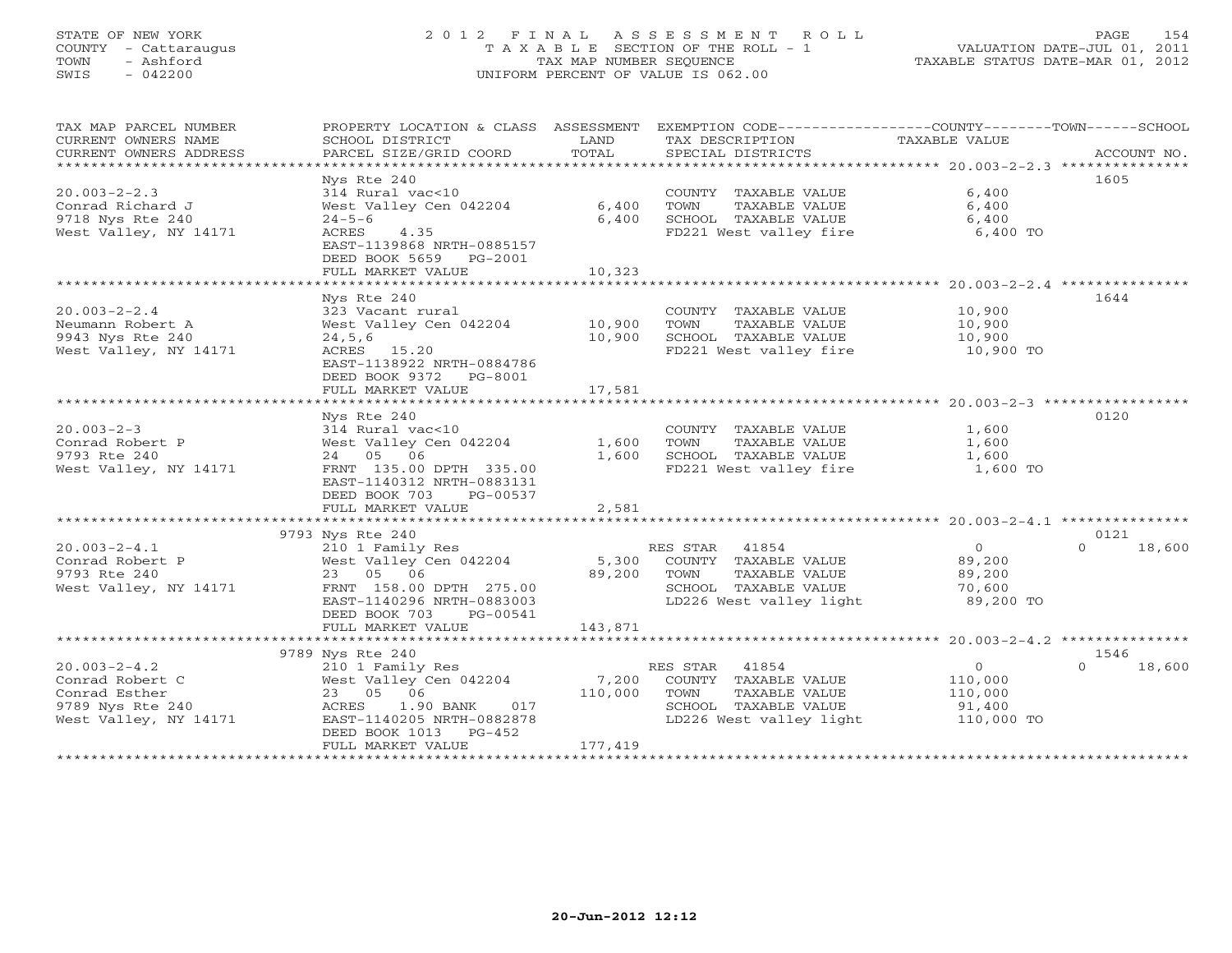STATE OF NEW YORK
COUNTY - Cattaraugus
TOWN - Ashford
SWIS - 042200

2012 FINAL ASSESSMENT ROLL
TAXABLE SECTION OF THE ROLL - 1
TAX MAP NUMBER SEQUENCE
UNIFORM PERCENT OF VALUE IS 062.00

VALUATION DATE-JUL 01, 2011
TAXABLE STATUS DATE-MAR 01, 2012

| TAX MAP PARCEL NUMBER / CURRENT OWNERS NAME / CURRENT OWNERS ADDRESS | PROPERTY LOCATION & CLASS / SCHOOL DISTRICT / PARCEL SIZE/GRID COORD | ASSESSMENT LAND / TOTAL | EXEMPTION CODE / TAX DESCRIPTION / SPECIAL DISTRICTS | COUNTY / TOWN / SCHOOL TAXABLE VALUE | ACCOUNT NO. |
|---|---|---|---|---|---|
| 20.003-2-2.3 | Nys Rte 240 | | | | 1605 |
| 20.003-2-2.3 | 314 Rural vac<10 | | COUNTY TAXABLE VALUE | 6,400 | |
| Conrad Richard J | West Valley Cen 042204 | 6,400 | TOWN TAXABLE VALUE | 6,400 | |
| 9718 Nys Rte 240 | 24-5-6 | 6,400 | SCHOOL TAXABLE VALUE | 6,400 | |
| West Valley, NY 14171 | ACRES 4.35 | | FD221 West valley fire | 6,400 TO | |
| | EAST-1139868 NRTH-0885157 | | | | |
| | DEED BOOK 5659 PG-2001 | | | | |
| | FULL MARKET VALUE | 10,323 | | | |
| 20.003-2-2.4 | Nys Rte 240 | | | | 1644 |
| 20.003-2-2.4 | 323 Vacant rural | | COUNTY TAXABLE VALUE | 10,900 | |
| Neumann Robert A | West Valley Cen 042204 | 10,900 | TOWN TAXABLE VALUE | 10,900 | |
| 9943 Nys Rte 240 | 24,5,6 | 10,900 | SCHOOL TAXABLE VALUE | 10,900 | |
| West Valley, NY 14171 | ACRES 15.20 | | FD221 West valley fire | 10,900 TO | |
| | EAST-1138922 NRTH-0884786 | | | | |
| | DEED BOOK 9372 PG-8001 | | | | |
| | FULL MARKET VALUE | 17,581 | | | |
| 20.003-2-3 | Nys Rte 240 | | | | 0120 |
| 20.003-2-3 | 314 Rural vac<10 | | COUNTY TAXABLE VALUE | 1,600 | |
| Conrad Robert P | West Valley Cen 042204 | 1,600 | TOWN TAXABLE VALUE | 1,600 | |
| 9793 Rte 240 | 24 05 06 | 1,600 | SCHOOL TAXABLE VALUE | 1,600 | |
| West Valley, NY 14171 | FRNT 135.00 DPTH 335.00 | | FD221 West valley fire | 1,600 TO | |
| | EAST-1140312 NRTH-0883131 | | | | |
| | DEED BOOK 703 PG-00537 | | | | |
| | FULL MARKET VALUE | 2,581 | | | |
| 20.003-2-4.1 | 9793 Nys Rte 240 | | | | 0121 |
| 20.003-2-4.1 | 210 1 Family Res | | RES STAR 41854 | 0 / 0 / 18,600 | |
| Conrad Robert P | West Valley Cen 042204 | 5,300 | COUNTY TAXABLE VALUE | 89,200 | |
| 9793 Rte 240 | 23 05 06 | 89,200 | TOWN TAXABLE VALUE | 89,200 | |
| West Valley, NY 14171 | FRNT 158.00 DPTH 275.00 | | SCHOOL TAXABLE VALUE | 70,600 | |
| | EAST-1140296 NRTH-0883003 | | LD226 West valley light | 89,200 TO | |
| | DEED BOOK 703 PG-00541 | | | | |
| | FULL MARKET VALUE | 143,871 | | | |
| 20.003-2-4.2 | 9789 Nys Rte 240 | | | | 1546 |
| 20.003-2-4.2 | 210 1 Family Res | | RES STAR 41854 | 0 / 0 / 18,600 | |
| Conrad Robert C | West Valley Cen 042204 | 7,200 | COUNTY TAXABLE VALUE | 110,000 | |
| Conrad Esther | 23 05 06 | 110,000 | TOWN TAXABLE VALUE | 110,000 | |
| 9789 Nys Rte 240 | ACRES 1.90 BANK 017 | | SCHOOL TAXABLE VALUE | 91,400 | |
| West Valley, NY 14171 | EAST-1140205 NRTH-0882878 | | LD226 West valley light | 110,000 TO | |
| | DEED BOOK 1013 PG-452 | | | | |
| | FULL MARKET VALUE | 177,419 | | | |

20-Jun-2012 12:12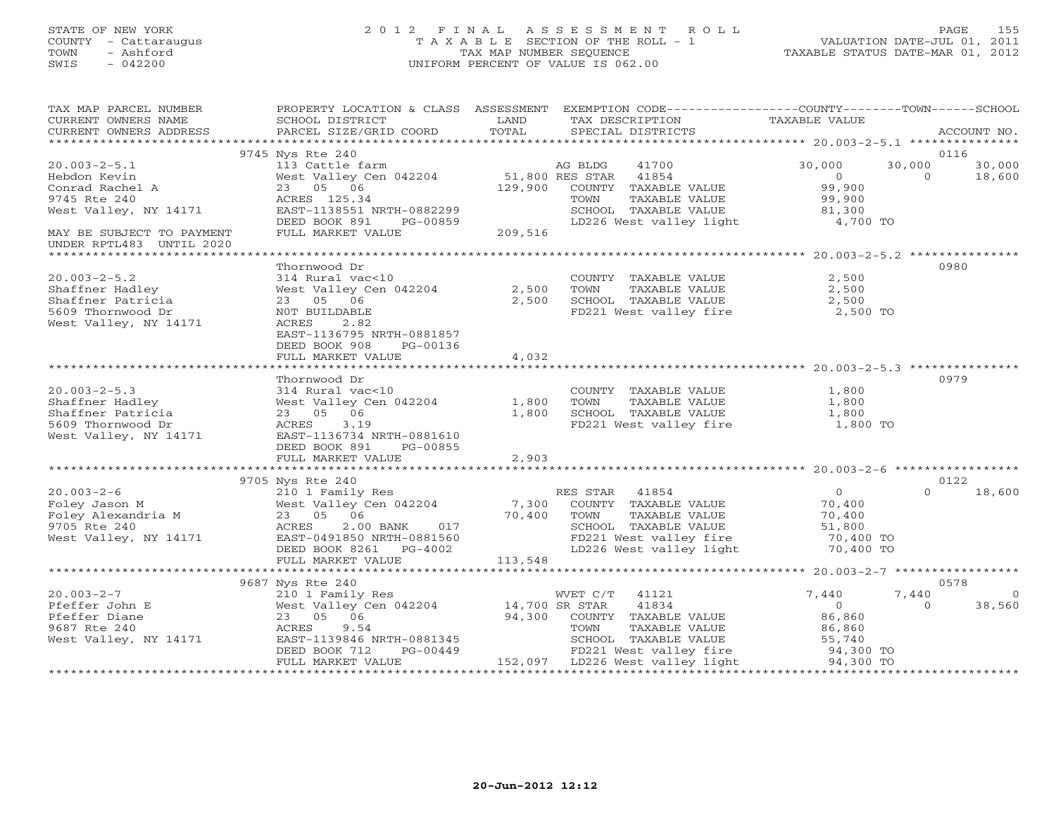STATE OF NEW YORK
COUNTY - Cattaraugus
TOWN - Ashford
SWIS - 042200

2012 FINAL ASSESSMENT ROLL
TAXABLE SECTION OF THE ROLL - 1
TAX MAP NUMBER SEQUENCE
UNIFORM PERCENT OF VALUE IS 062.00

VALUATION DATE-JUL 01, 2011
TAXABLE STATUS DATE-MAR 01, 2012

| TAX MAP PARCEL NUMBER / CURRENT OWNERS NAME / CURRENT OWNERS ADDRESS | PROPERTY LOCATION & CLASS / SCHOOL DISTRICT / PARCEL SIZE/GRID COORD | ASSESSMENT LAND / TOTAL | EXEMPTION CODE / TAX DESCRIPTION / SPECIAL DISTRICTS | COUNTY | TOWN | SCHOOL | ACCOUNT NO. |
|---|---|---|---|---|---|---|---|
| **20.003-2-5.1** | 9745 Nys Rte 240 | | | | | | 0116 |
| Hebdon Kevin | 113 Cattle farm | | AG BLDG 41700 | 30,000 | 30,000 | 30,000 | |
| Conrad Rachel A | West Valley Cen 042204 | 51,800 | RES STAR 41854 | 0 | | 0 18,600 | |
| 9745 Rte 240 | 23 05 06 | 129,900 | COUNTY TAXABLE VALUE | 99,900 | | | |
| West Valley, NY 14171 | ACRES 125.34 | | TOWN TAXABLE VALUE | 99,900 | | | |
| | EAST-1138551 NRTH-0882299 | | SCHOOL TAXABLE VALUE | 81,300 | | | |
| | DEED BOOK 891 PG-00859 | | LD226 West valley light | 4,700 TO | | | |
| MAY BE SUBJECT TO PAYMENT UNDER RPTL483 UNTIL 2020 | FULL MARKET VALUE | 209,516 | | | | | |
| **20.003-2-5.2** | Thornwood Dr | | | | | | 0980 |
| Shaffner Hadley | 314 Rural vac<10 | | COUNTY TAXABLE VALUE | 2,500 | | | |
| Shaffner Patricia | West Valley Cen 042204 | 2,500 | TOWN TAXABLE VALUE | 2,500 | | | |
| 5609 Thornwood Dr | 23 05 06 | 2,500 | SCHOOL TAXABLE VALUE | 2,500 | | | |
| West Valley, NY 14171 | NOT BUILDABLE | | FD221 West valley fire | 2,500 TO | | | |
| | ACRES 2.82 | | | | | | |
| | EAST-1136795 NRTH-0881857 | | | | | | |
| | DEED BOOK 908 PG-00136 | | | | | | |
| | FULL MARKET VALUE | 4,032 | | | | | |
| **20.003-2-5.3** | Thornwood Dr | | | | | | 0979 |
| Shaffner Hadley | 314 Rural vac<10 | | COUNTY TAXABLE VALUE | 1,800 | | | |
| Shaffner Patricia | West Valley Cen 042204 | 1,800 | TOWN TAXABLE VALUE | 1,800 | | | |
| 5609 Thornwood Dr | 23 05 06 | 1,800 | SCHOOL TAXABLE VALUE | 1,800 | | | |
| West Valley, NY 14171 | ACRES 3.19 | | FD221 West valley fire | 1,800 TO | | | |
| | EAST-1136734 NRTH-0881610 | | | | | | |
| | DEED BOOK 891 PG-00855 | | | | | | |
| | FULL MARKET VALUE | 2,903 | | | | | |
| **20.003-2-6** | 9705 Nys Rte 240 | | | | | | 0122 |
| Foley Jason M | 210 1 Family Res | | RES STAR 41854 | 0 | | 0 18,600 | |
| Foley Alexandria M | West Valley Cen 042204 | 7,300 | COUNTY TAXABLE VALUE | 70,400 | | | |
| 9705 Rte 240 | 23 05 06 | 70,400 | TOWN TAXABLE VALUE | 70,400 | | | |
| West Valley, NY 14171 | ACRES 2.00 BANK 017 | | SCHOOL TAXABLE VALUE | 51,800 | | | |
| | EAST-0491850 NRTH-0881560 | | FD221 West valley fire | 70,400 TO | | | |
| | DEED BOOK 8261 PG-4002 | | LD226 West valley light | 70,400 TO | | | |
| | FULL MARKET VALUE | 113,548 | | | | | |
| **20.003-2-7** | 9687 Nys Rte 240 | | | | | | 0578 |
| Pfeffer John E | 210 1 Family Res | | WVET C/T 41121 | 7,440 | 7,440 | 0 | |
| Pfeffer Diane | West Valley Cen 042204 | 14,700 | SR STAR 41834 | 0 | | 0 38,560 | |
| 9687 Rte 240 | 23 05 06 | 94,300 | COUNTY TAXABLE VALUE | 86,860 | | | |
| West Valley, NY 14171 | ACRES 9.54 | | TOWN TAXABLE VALUE | 86,860 | | | |
| | EAST-1139846 NRTH-0881345 | | SCHOOL TAXABLE VALUE | 55,740 | | | |
| | DEED BOOK 712 PG-00449 | | FD221 West valley fire | 94,300 TO | | | |
| | FULL MARKET VALUE | 152,097 | LD226 West valley light | 94,300 TO | | | |

20-Jun-2012 12:12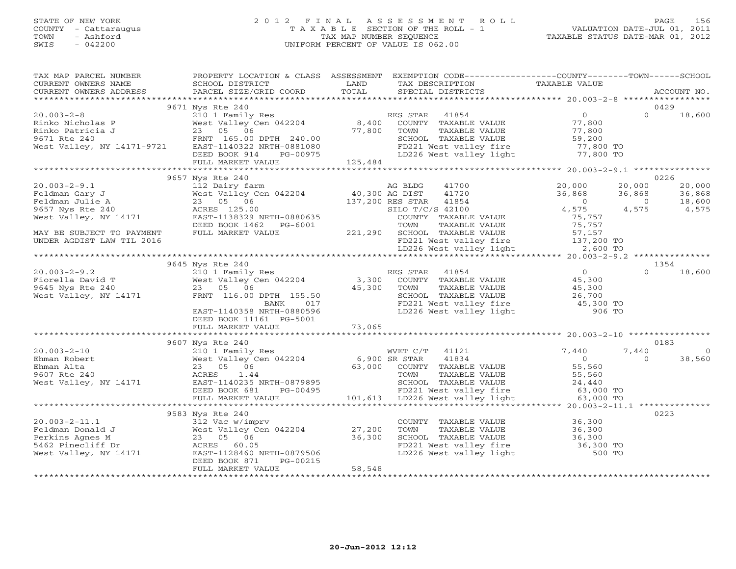STATE OF NEW YORK
COUNTY - Cattaraugus
TOWN - Ashford
SWIS - 042200

2012 FINAL ASSESSMENT ROLL
TAXABLE SECTION OF THE ROLL - 1
TAX MAP NUMBER SEQUENCE
UNIFORM PERCENT OF VALUE IS 062.00

VALUATION DATE-JUL 01, 2011
TAXABLE STATUS DATE-MAR 01, 2012

| TAX MAP PARCEL NUMBER / CURRENT OWNERS NAME / CURRENT OWNERS ADDRESS | PROPERTY LOCATION & CLASS / SCHOOL DISTRICT / PARCEL SIZE/GRID COORD | ASSESSMENT LAND / TOTAL | EXEMPTION CODE / TAX DESCRIPTION / SPECIAL DISTRICTS | COUNTY TAXABLE VALUE | TOWN | SCHOOL / ACCOUNT NO. |
|---|---|---|---|---|---|---|
| | 9671 Nys Rte 240 | | | | | 0429 |
| 20.003-2-8 | 210 1 Family Res | | RES STAR 41854 | 0 | 0 | 18,600 |
| Rinko Nicholas P | West Valley Cen 042204 | 8,400 | COUNTY TAXABLE VALUE | 77,800 | | |
| Rinko Patricia J | 23 05 06 | 77,800 | TOWN TAXABLE VALUE | 77,800 | | |
| 9671 Rte 240 | FRNT 165.00 DPTH 240.00 | | SCHOOL TAXABLE VALUE | 59,200 | | |
| West Valley, NY 14171-9721 | EAST-1140322 NRTH-0881080 | | FD221 West valley fire | 77,800 TO | | |
| | DEED BOOK 914 PG-00975 | | LD226 West valley light | 77,800 TO | | |
| | FULL MARKET VALUE | 125,484 | | | | |
| | 9657 Nys Rte 240 | | | | | 0226 |
| 20.003-2-9.1 | 112 Dairy farm | | AG BLDG 41700 | 20,000 | 20,000 | 20,000 |
| Feldman Gary J | West Valley Cen 042204 | 40,300 | AG DIST 41720 | 36,868 | 36,868 | 36,868 |
| Feldman Julie A | 23 05 06 | 137,200 | RES STAR 41854 | 0 | 0 | 18,600 |
| 9657 Nys Rte 240 | ACRES 125.00 | | SILO T/C/S 42100 | 4,575 | 4,575 | 4,575 |
| West Valley, NY 14171 | EAST-1138329 NRTH-0880635 | | COUNTY TAXABLE VALUE | 75,757 | | |
| | DEED BOOK 1462 PG-6001 | | TOWN TAXABLE VALUE | 75,757 | | |
| MAY BE SUBJECT TO PAYMENT | FULL MARKET VALUE | 221,290 | SCHOOL TAXABLE VALUE | 57,157 | | |
| UNDER AGDIST LAW TIL 2016 | | | FD221 West valley fire | 137,200 TO | | |
| | | | LD226 West valley light | 2,600 TO | | |
| | 9645 Nys Rte 240 | | | | | 1354 |
| 20.003-2-9.2 | 210 1 Family Res | | RES STAR 41854 | 0 | 0 | 18,600 |
| Fiorella David T | West Valley Cen 042204 | 3,300 | COUNTY TAXABLE VALUE | 45,300 | | |
| 9645 Nys Rte 240 | 23 05 06 | 45,300 | TOWN TAXABLE VALUE | 45,300 | | |
| West Valley, NY 14171 | FRNT 116.00 DPTH 155.50 | | SCHOOL TAXABLE VALUE | 26,700 | | |
| | BANK 017 | | FD221 West valley fire | 45,300 TO | | |
| | EAST-1140358 NRTH-0880596 | | LD226 West valley light | 906 TO | | |
| | DEED BOOK 11161 PG-5001 | | | | | |
| | FULL MARKET VALUE | 73,065 | | | | |
| | 9607 Nys Rte 240 | | | | | 0183 |
| 20.003-2-10 | 210 1 Family Res | | WVET C/T 41121 | 7,440 | 7,440 | 0 |
| Ehman Robert | West Valley Cen 042204 | 6,900 | SR STAR 41834 | 0 | 0 | 38,560 |
| Ehman Alta | 23 05 06 | 63,000 | COUNTY TAXABLE VALUE | 55,560 | | |
| 9607 Rte 240 | ACRES 1.44 | | TOWN TAXABLE VALUE | 55,560 | | |
| West Valley, NY 14171 | EAST-1140235 NRTH-0879895 | | SCHOOL TAXABLE VALUE | 24,440 | | |
| | DEED BOOK 681 PG-00495 | | FD221 West valley fire | 63,000 TO | | |
| | FULL MARKET VALUE | 101,613 | LD226 West valley light | 63,000 TO | | |
| | 9583 Nys Rte 240 | | | | | 0223 |
| 20.003-2-11.1 | 312 Vac w/imprv | | COUNTY TAXABLE VALUE | 36,300 | | |
| Feldman Donald J | West Valley Cen 042204 | 27,200 | TOWN TAXABLE VALUE | 36,300 | | |
| Perkins Agnes M | 23 05 06 | 36,300 | SCHOOL TAXABLE VALUE | 36,300 | | |
| 5462 Pinecliff Dr | ACRES 60.05 | | FD221 West valley fire | 36,300 TO | | |
| West Valley, NY 14171 | EAST-1128460 NRTH-0879506 | | LD226 West valley light | 500 TO | | |
| | DEED BOOK 871 PG-00215 | | | | | |
| | FULL MARKET VALUE | 58,548 | | | | |

20-Jun-2012 12:12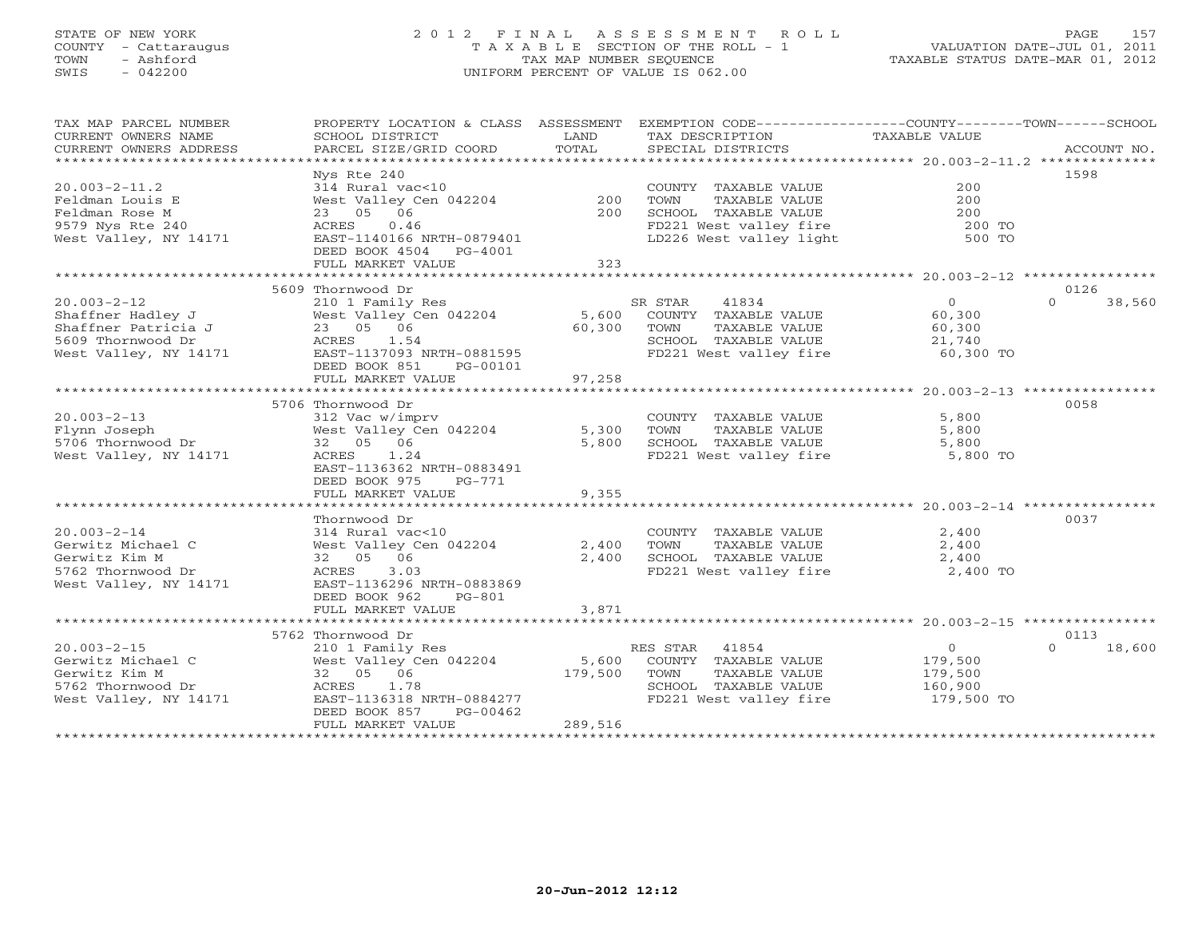STATE OF NEW YORK
COUNTY - Cattaraugus
TOWN - Ashford
SWIS - 042200

2012 FINAL ASSESSMENT ROLL
TAXABLE SECTION OF THE ROLL - 1
TAX MAP NUMBER SEQUENCE
UNIFORM PERCENT OF VALUE IS 062.00

VALUATION DATE-JUL 01, 2011
TAXABLE STATUS DATE-MAR 01, 2012

| TAX MAP PARCEL NUMBER / CURRENT OWNERS NAME / CURRENT OWNERS ADDRESS | PROPERTY LOCATION & CLASS / SCHOOL DISTRICT / PARCEL SIZE/GRID COORD | ASSESSMENT LAND / TOTAL | EXEMPTION CODE / TAX DESCRIPTION / SPECIAL DISTRICTS | COUNTY / TOWN / SCHOOL TAXABLE VALUE | ACCOUNT NO. |
|---|---|---|---|---|---|
| **20.003-2-11.2** | Nys Rte 240 | | | | 1598 |
| Feldman Louis E | 314 Rural vac<10 | | COUNTY TAXABLE VALUE | 200 | |
| Feldman Rose M | West Valley Cen 042204 | 200 | TOWN TAXABLE VALUE | 200 | |
| 9579 Nys Rte 240 | 23 05 06 | 200 | SCHOOL TAXABLE VALUE | 200 | |
| West Valley, NY 14171 | ACRES 0.46 | | FD221 West valley fire | 200 TO | |
| | EAST-1140166 NRTH-0879401 | | LD226 West valley light | 500 TO | |
| | DEED BOOK 4504 PG-4001 | | | | |
| | FULL MARKET VALUE | 323 | | | |
| **20.003-2-12** | 5609 Thornwood Dr | | | | 0126 |
| Shaffner Hadley J | 210 1 Family Res | | SR STAR 41834 | 0 / 0 / 38,560 | |
| Shaffner Patricia J | West Valley Cen 042204 | 5,600 | COUNTY TAXABLE VALUE | 60,300 | |
| 5609 Thornwood Dr | 23 05 06 | 60,300 | TOWN TAXABLE VALUE | 60,300 | |
| West Valley, NY 14171 | ACRES 1.54 | | SCHOOL TAXABLE VALUE | 21,740 | |
| | EAST-1137093 NRTH-0881595 | | FD221 West valley fire | 60,300 TO | |
| | DEED BOOK 851 PG-00101 | | | | |
| | FULL MARKET VALUE | 97,258 | | | |
| **20.003-2-13** | 5706 Thornwood Dr | | | | 0058 |
| Flynn Joseph | 312 Vac w/imprv | | COUNTY TAXABLE VALUE | 5,800 | |
| 5706 Thornwood Dr | West Valley Cen 042204 | 5,300 | TOWN TAXABLE VALUE | 5,800 | |
| West Valley, NY 14171 | 32 05 06 | 5,800 | SCHOOL TAXABLE VALUE | 5,800 | |
| | ACRES 1.24 | | FD221 West valley fire | 5,800 TO | |
| | EAST-1136362 NRTH-0883491 | | | | |
| | DEED BOOK 975 PG-771 | | | | |
| | FULL MARKET VALUE | 9,355 | | | |
| **20.003-2-14** | Thornwood Dr | | | | 0037 |
| Gerwitz Michael C | 314 Rural vac<10 | | COUNTY TAXABLE VALUE | 2,400 | |
| Gerwitz Kim M | West Valley Cen 042204 | 2,400 | TOWN TAXABLE VALUE | 2,400 | |
| 5762 Thornwood Dr | 32 05 06 | 2,400 | SCHOOL TAXABLE VALUE | 2,400 | |
| West Valley, NY 14171 | ACRES 3.03 | | FD221 West valley fire | 2,400 TO | |
| | EAST-1136296 NRTH-0883869 | | | | |
| | DEED BOOK 962 PG-801 | | | | |
| | FULL MARKET VALUE | 3,871 | | | |
| **20.003-2-15** | 5762 Thornwood Dr | | | | 0113 |
| Gerwitz Michael C | 210 1 Family Res | | RES STAR 41854 | 0 / 0 / 18,600 | |
| Gerwitz Kim M | West Valley Cen 042204 | 5,600 | COUNTY TAXABLE VALUE | 179,500 | |
| 5762 Thornwood Dr | 32 05 06 | 179,500 | TOWN TAXABLE VALUE | 179,500 | |
| West Valley, NY 14171 | ACRES 1.78 | | SCHOOL TAXABLE VALUE | 160,900 | |
| | EAST-1136318 NRTH-0884277 | | FD221 West valley fire | 179,500 TO | |
| | DEED BOOK 857 PG-00462 | | | | |
| | FULL MARKET VALUE | 289,516 | | | |

20-Jun-2012 12:12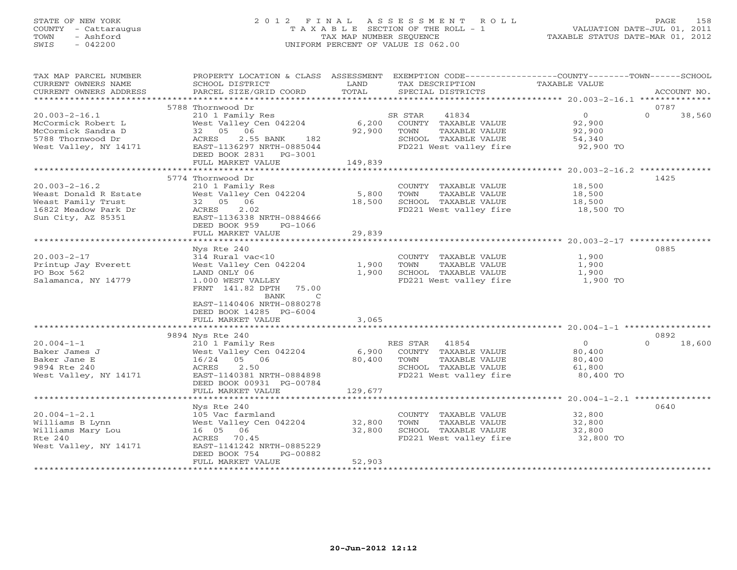STATE OF NEW YORK
COUNTY - Cattaraugus
TOWN - Ashford
SWIS - 042200

# 2012 FINAL ASSESSMENT ROLL

TAXABLE SECTION OF THE ROLL - 1
TAX MAP NUMBER SEQUENCE
UNIFORM PERCENT OF VALUE IS 062.00

VALUATION DATE-JUL 01, 2011
TAXABLE STATUS DATE-MAR 01, 2012

| TAX MAP PARCEL NUMBER / CURRENT OWNERS NAME / CURRENT OWNERS ADDRESS | PROPERTY LOCATION & CLASS / SCHOOL DISTRICT / PARCEL SIZE/GRID COORD | ASSESSMENT LAND / TOTAL | EXEMPTION CODE / TAX DESCRIPTION / SPECIAL DISTRICTS | COUNTY TAXABLE VALUE | TOWN | SCHOOL / ACCOUNT NO. |
|---|---|---|---|---|---|---|
| | 5788 Thornwood Dr | | | | | 0787 |
| 20.003-2-16.1 | 210 1 Family Res | | SR STAR 41834 | 0 | 0 | 38,560 |
| McCormick Robert L | West Valley Cen 042204 | 6,200 | COUNTY TAXABLE VALUE | 92,900 | | |
| McCormick Sandra D | 32 05 06 | 92,900 | TOWN TAXABLE VALUE | 92,900 | | |
| 5788 Thornwood Dr | ACRES 2.55 BANK 182 | | SCHOOL TAXABLE VALUE | 54,340 | | |
| West Valley, NY 14171 | EAST-1136297 NRTH-0885044 | | FD221 West valley fire | 92,900 TO | | |
| | DEED BOOK 2831 PG-3001 | | | | | |
| | FULL MARKET VALUE | 149,839 | | | | |
| | 5774 Thornwood Dr | | | | | 1425 |
| 20.003-2-16.2 | 210 1 Family Res | | COUNTY TAXABLE VALUE | 18,500 | | |
| Weast Donald R Estate | West Valley Cen 042204 | 5,800 | TOWN TAXABLE VALUE | 18,500 | | |
| Weast Family Trust | 32 05 06 | 18,500 | SCHOOL TAXABLE VALUE | 18,500 | | |
| 16822 Meadow Park Dr | ACRES 2.02 | | FD221 West valley fire | 18,500 TO | | |
| Sun City, AZ 85351 | EAST-1136338 NRTH-0884666 | | | | | |
| | DEED BOOK 959 PG-1066 | | | | | |
| | FULL MARKET VALUE | 29,839 | | | | |
| | Nys Rte 240 | | | | | 0885 |
| 20.003-2-17 | 314 Rural vac<10 | | COUNTY TAXABLE VALUE | 1,900 | | |
| Printup Jay Everett | West Valley Cen 042204 | 1,900 | TOWN TAXABLE VALUE | 1,900 | | |
| PO Box 562 | LAND ONLY 06 | 1,900 | SCHOOL TAXABLE VALUE | 1,900 | | |
| Salamanca, NY 14779 | 1.000 WEST VALLEY | | FD221 West valley fire | 1,900 TO | | |
| | FRNT 141.82 DPTH 75.00 | | | | | |
| | BANK C | | | | | |
| | EAST-1140406 NRTH-0880278 | | | | | |
| | DEED BOOK 14285 PG-6004 | | | | | |
| | FULL MARKET VALUE | 3,065 | | | | |
| | 9894 Nys Rte 240 | | | | | 0892 |
| 20.004-1-1 | 210 1 Family Res | | RES STAR 41854 | 0 | 0 | 18,600 |
| Baker James J | West Valley Cen 042204 | 6,900 | COUNTY TAXABLE VALUE | 80,400 | | |
| Baker Jane E | 16/24 05 06 | 80,400 | TOWN TAXABLE VALUE | 80,400 | | |
| 9894 Rte 240 | ACRES 2.50 | | SCHOOL TAXABLE VALUE | 61,800 | | |
| West Valley, NY 14171 | EAST-1140381 NRTH-0884898 | | FD221 West valley fire | 80,400 TO | | |
| | DEED BOOK 00931 PG-00784 | | | | | |
| | FULL MARKET VALUE | 129,677 | | | | |
| | Nys Rte 240 | | | | | 0640 |
| 20.004-1-2.1 | 105 Vac farmland | | COUNTY TAXABLE VALUE | 32,800 | | |
| Williams B Lynn | West Valley Cen 042204 | 32,800 | TOWN TAXABLE VALUE | 32,800 | | |
| Williams Mary Lou | 16 05 06 | 32,800 | SCHOOL TAXABLE VALUE | 32,800 | | |
| Rte 240 | ACRES 70.45 | | FD221 West valley fire | 32,800 TO | | |
| West Valley, NY 14171 | EAST-1141242 NRTH-0885229 | | | | | |
| | DEED BOOK 754 PG-00882 | | | | | |
| | FULL MARKET VALUE | 52,903 | | | | |

20-Jun-2012 12:12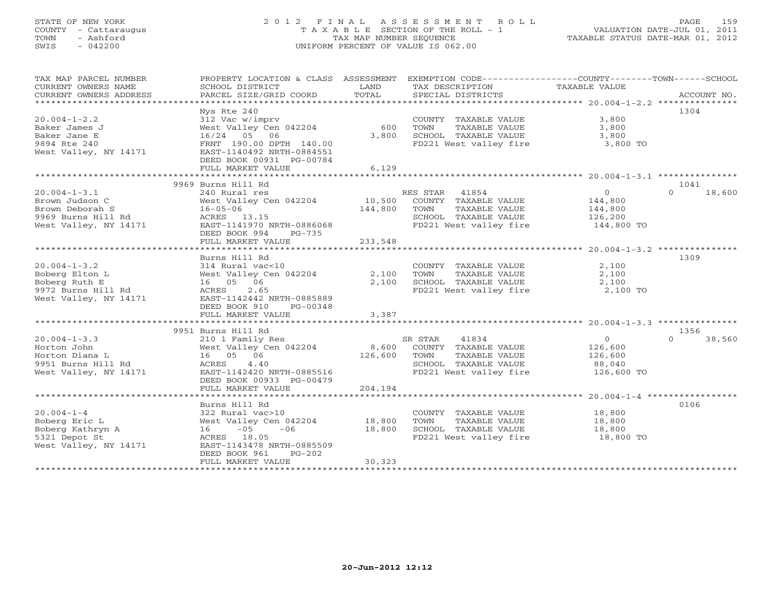STATE OF NEW YORK
COUNTY - Cattaraugus
TOWN - Ashford
SWIS - 042200

# 2012 FINAL ASSESSMENT ROLL
TAXABLE SECTION OF THE ROLL - 1
TAX MAP NUMBER SEQUENCE
UNIFORM PERCENT OF VALUE IS 062.00

VALUATION DATE-JUL 01, 2011
TAXABLE STATUS DATE-MAR 01, 2012

| TAX MAP PARCEL NUMBER / CURRENT OWNERS NAME / CURRENT OWNERS ADDRESS | PROPERTY LOCATION & CLASS / SCHOOL DISTRICT / PARCEL SIZE/GRID COORD | ASSESSMENT LAND / TOTAL | EXEMPTION CODE / TAX DESCRIPTION / SPECIAL DISTRICTS | COUNTY TAXABLE VALUE | TOWN | SCHOOL / ACCOUNT NO. |
|---|---|---|---|---|---|---|
| 20.004-1-2.2 | Nys Rte 240 | | | | | 1304 |
| Baker James J | 312 Vac w/imprv | | COUNTY TAXABLE VALUE | 3,800 | | |
| Baker Jane E | West Valley Cen 042204 | 600 | TOWN TAXABLE VALUE | 3,800 | | |
| 9894 Rte 240 | 16/24 05 06 | 3,800 | SCHOOL TAXABLE VALUE | 3,800 | | |
| West Valley, NY 14171 | FRNT 190.00 DPTH 140.00 | | FD221 West valley fire | 3,800 TO | | |
| | EAST-1140492 NRTH-0884551 | | | | | |
| | DEED BOOK 00931 PG-00784 | | | | | |
| | FULL MARKET VALUE | 6,129 | | | | |
| 20.004-1-3.1 | 9969 Burns Hill Rd | | | | | 1041 |
| Brown Judson C | 240 Rural res | | RES STAR 41854 | 0 | 0 | 18,600 |
| Brown Deborah S | West Valley Cen 042204 | 10,500 | COUNTY TAXABLE VALUE | 144,800 | | |
| 9969 Burns Hill Rd | 16-05-06 | 144,800 | TOWN TAXABLE VALUE | 144,800 | | |
| West Valley, NY 14171 | ACRES 13.15 | | SCHOOL TAXABLE VALUE | 126,200 | | |
| | EAST-1141970 NRTH-0886068 | | FD221 West valley fire | 144,800 TO | | |
| | DEED BOOK 994 PG-735 | | | | | |
| | FULL MARKET VALUE | 233,548 | | | | |
| 20.004-1-3.2 | Burns Hill Rd | | | | | 1309 |
| Boberg Elton L | 314 Rural vac<10 | | COUNTY TAXABLE VALUE | 2,100 | | |
| Boberg Ruth E | West Valley Cen 042204 | 2,100 | TOWN TAXABLE VALUE | 2,100 | | |
| 9972 Burns Hill Rd | 16 05 06 | 2,100 | SCHOOL TAXABLE VALUE | 2,100 | | |
| West Valley, NY 14171 | ACRES 2.65 | | FD221 West valley fire | 2,100 TO | | |
| | EAST-1142442 NRTH-0885889 | | | | | |
| | DEED BOOK 910 PG-00348 | | | | | |
| | FULL MARKET VALUE | 3,387 | | | | |
| 20.004-1-3.3 | 9951 Burns Hill Rd | | | | | 1356 |
| Horton John | 210 1 Family Res | | SR STAR 41834 | 0 | 0 | 38,560 |
| Horton Diana L | West Valley Cen 042204 | 8,600 | COUNTY TAXABLE VALUE | 126,600 | | |
| 9951 Burns Hill Rd | 16 05 06 | 126,600 | TOWN TAXABLE VALUE | 126,600 | | |
| West Valley, NY 14171 | ACRES 4.40 | | SCHOOL TAXABLE VALUE | 88,040 | | |
| | EAST-1142420 NRTH-0885516 | | FD221 West valley fire | 126,600 TO | | |
| | DEED BOOK 00933 PG-00479 | | | | | |
| | FULL MARKET VALUE | 204,194 | | | | |
| 20.004-1-4 | Burns Hill Rd | | | | | 0106 |
| Boberg Eric L | 322 Rural vac>10 | | COUNTY TAXABLE VALUE | 18,800 | | |
| Boberg Kathryn A | West Valley Cen 042204 | 18,800 | TOWN TAXABLE VALUE | 18,800 | | |
| 5321 Depot St | 16 -05 -06 | 18,800 | SCHOOL TAXABLE VALUE | 18,800 | | |
| West Valley, NY 14171 | ACRES 18.05 | | FD221 West valley fire | 18,800 TO | | |
| | EAST-1143478 NRTH-0885509 | | | | | |
| | DEED BOOK 961 PG-202 | | | | | |
| | FULL MARKET VALUE | 30,323 | | | | |

20-Jun-2012 12:12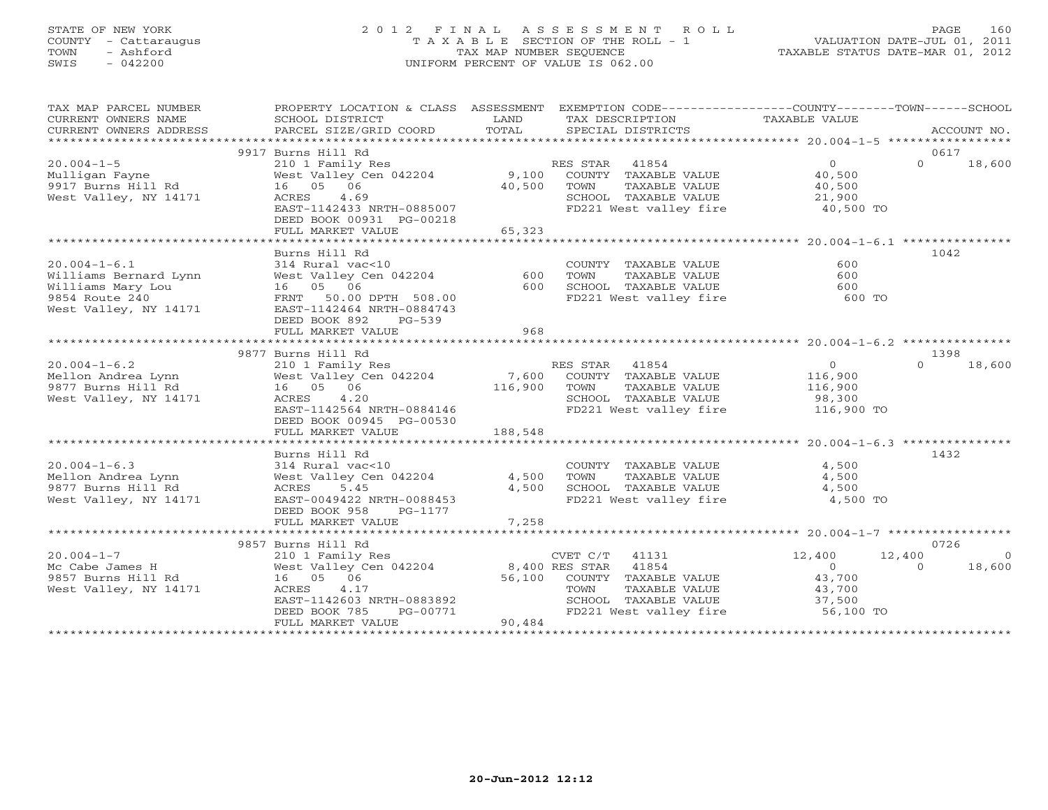STATE OF NEW YORK
COUNTY - Cattaraugus
TOWN - Ashford
SWIS - 042200

2 0 1 2 F I N A L A S S E S S M E N T R O L L
T A X A B L E SECTION OF THE ROLL - 1
TAX MAP NUMBER SEQUENCE
UNIFORM PERCENT OF VALUE IS 062.00

VALUATION DATE-JUL 01, 2011
TAXABLE STATUS DATE-MAR 01, 2012

| TAX MAP PARCEL NUMBER / CURRENT OWNERS NAME / CURRENT OWNERS ADDRESS | PROPERTY LOCATION & CLASS / SCHOOL DISTRICT / PARCEL SIZE/GRID COORD | ASSESSMENT LAND / TOTAL | EXEMPTION CODE / TAX DESCRIPTION / SPECIAL DISTRICTS | COUNTY TAXABLE VALUE | TOWN | SCHOOL / ACCOUNT NO. |
|---|---|---|---|---|---|---|
| | 9917 Burns Hill Rd | | | | | 0617 |
| 20.004-1-5 | 210 1 Family Res | | RES STAR 41854 | 0 | 0 | 18,600 |
| Mulligan Fayne | West Valley Cen 042204 | 9,100 | COUNTY TAXABLE VALUE | 40,500 | | |
| 9917 Burns Hill Rd | 16 05 06 | 40,500 | TOWN TAXABLE VALUE | 40,500 | | |
| West Valley, NY 14171 | ACRES 4.69 | | SCHOOL TAXABLE VALUE | 21,900 | | |
| | EAST-1142433 NRTH-0885007 | | FD221 West valley fire | 40,500 TO | | |
| | DEED BOOK 00931 PG-00218 | | | | | |
| | FULL MARKET VALUE | 65,323 | | | | |
| | Burns Hill Rd | | | | | 1042 |
| 20.004-1-6.1 | 314 Rural vac<10 | | COUNTY TAXABLE VALUE | 600 | | |
| Williams Bernard Lynn | West Valley Cen 042204 | 600 | TOWN TAXABLE VALUE | 600 | | |
| Williams Mary Lou | 16 05 06 | 600 | SCHOOL TAXABLE VALUE | 600 | | |
| 9854 Route 240 | FRNT 50.00 DPTH 508.00 | | FD221 West valley fire | 600 TO | | |
| West Valley, NY 14171 | EAST-1142464 NRTH-0884743 | | | | | |
| | DEED BOOK 892 PG-539 | | | | | |
| | FULL MARKET VALUE | 968 | | | | |
| | 9877 Burns Hill Rd | | | | | 1398 |
| 20.004-1-6.2 | 210 1 Family Res | | RES STAR 41854 | 0 | 0 | 18,600 |
| Mellon Andrea Lynn | West Valley Cen 042204 | 7,600 | COUNTY TAXABLE VALUE | 116,900 | | |
| 9877 Burns Hill Rd | 16 05 06 | 116,900 | TOWN TAXABLE VALUE | 116,900 | | |
| West Valley, NY 14171 | ACRES 4.20 | | SCHOOL TAXABLE VALUE | 98,300 | | |
| | EAST-1142564 NRTH-0884146 | | FD221 West valley fire | 116,900 TO | | |
| | DEED BOOK 00945 PG-00530 | | | | | |
| | FULL MARKET VALUE | 188,548 | | | | |
| | Burns Hill Rd | | | | | 1432 |
| 20.004-1-6.3 | 314 Rural vac<10 | | COUNTY TAXABLE VALUE | 4,500 | | |
| Mellon Andrea Lynn | West Valley Cen 042204 | 4,500 | TOWN TAXABLE VALUE | 4,500 | | |
| 9877 Burns Hill Rd | ACRES 5.45 | 4,500 | SCHOOL TAXABLE VALUE | 4,500 | | |
| West Valley, NY 14171 | EAST-0049422 NRTH-0088453 | | FD221 West valley fire | 4,500 TO | | |
| | DEED BOOK 958 PG-1177 | | | | | |
| | FULL MARKET VALUE | 7,258 | | | | |
| | 9857 Burns Hill Rd | | | | | 0726 |
| 20.004-1-7 | 210 1 Family Res | | CVET C/T 41131 | 12,400 | 12,400 | 0 |
| Mc Cabe James H | West Valley Cen 042204 | 8,400 | RES STAR 41854 | 0 | 0 | 18,600 |
| 9857 Burns Hill Rd | 16 05 06 | 56,100 | COUNTY TAXABLE VALUE | 43,700 | | |
| West Valley, NY 14171 | ACRES 4.17 | | TOWN TAXABLE VALUE | 43,700 | | |
| | EAST-1142603 NRTH-0883892 | | SCHOOL TAXABLE VALUE | 37,500 | | |
| | DEED BOOK 785 PG-00771 | | FD221 West valley fire | 56,100 TO | | |
| | FULL MARKET VALUE | 90,484 | | | | |

20-Jun-2012 12:12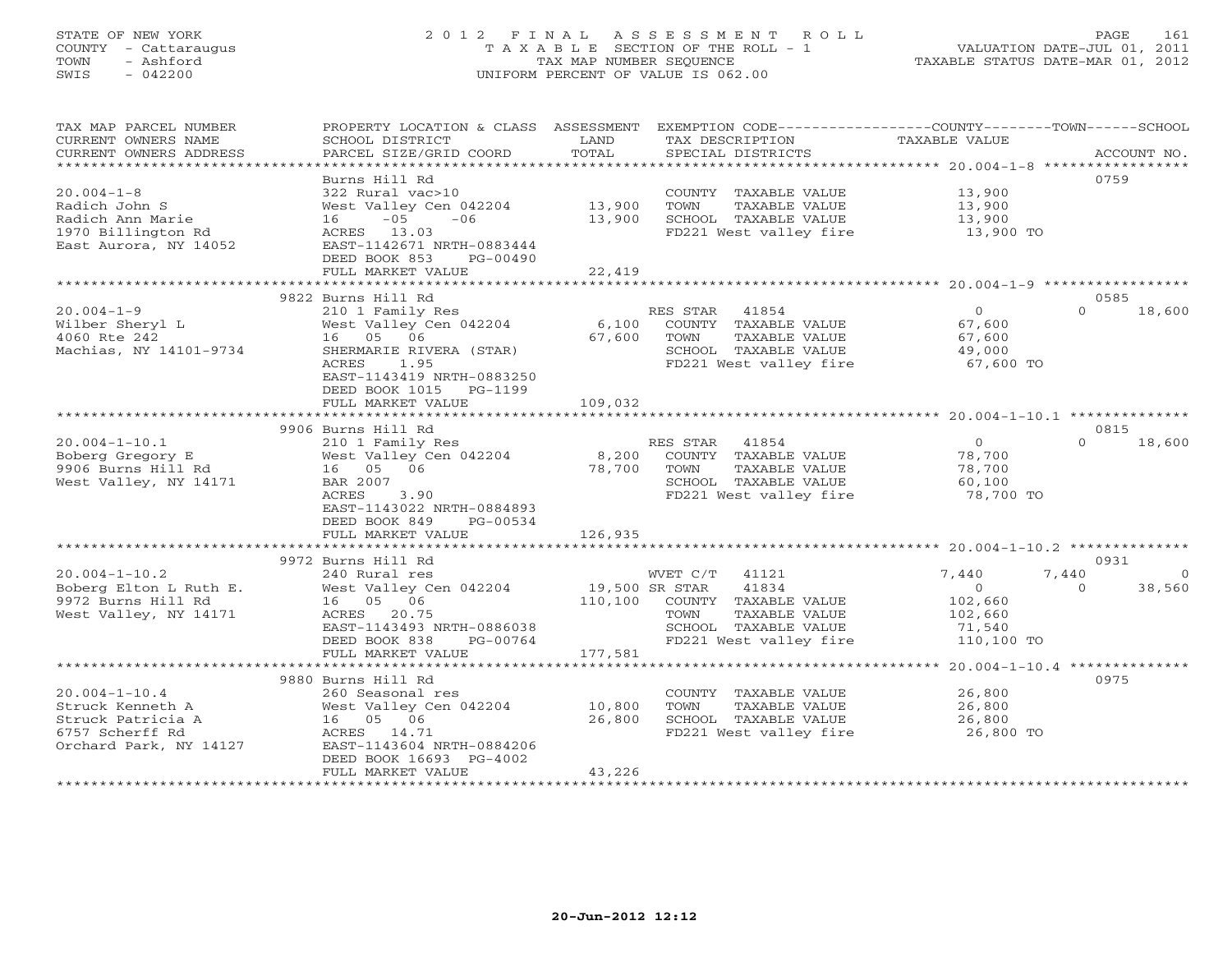STATE OF NEW YORK
COUNTY - Cattaraugus
TOWN - Ashford
SWIS - 042200

# 2012 FINAL ASSESSMENT ROLL
TAXABLE SECTION OF THE ROLL - 1
TAX MAP NUMBER SEQUENCE
UNIFORM PERCENT OF VALUE IS 062.00

VALUATION DATE-JUL 01, 2011
TAXABLE STATUS DATE-MAR 01, 2012

| TAX MAP PARCEL NUMBER / CURRENT OWNERS NAME / CURRENT OWNERS ADDRESS | PROPERTY LOCATION & CLASS / SCHOOL DISTRICT / PARCEL SIZE/GRID COORD | ASSESSMENT LAND / TOTAL | EXEMPTION CODE / TAX DESCRIPTION / SPECIAL DISTRICTS | COUNTY TAXABLE VALUE | TOWN | SCHOOL | ACCOUNT NO. |
|---|---|---|---|---|---|---|---|
| **20.004-1-8** | Burns Hill Rd | | | | | | 0759 |
| Radich John S | 322 Rural vac>10 | | COUNTY TAXABLE VALUE | 13,900 | | | |
| Radich Ann Marie | West Valley Cen 042204 | 13,900 | TOWN TAXABLE VALUE | 13,900 | | | |
| 1970 Billington Rd | 16 -05 -06 | 13,900 | SCHOOL TAXABLE VALUE | 13,900 | | | |
| East Aurora, NY 14052 | ACRES 13.03 | | FD221 West valley fire | 13,900 TO | | | |
| | EAST-1142671 NRTH-0883444 | | | | | | |
| | DEED BOOK 853 PG-00490 | | | | | | |
| | FULL MARKET VALUE | 22,419 | | | | | |
| **20.004-1-9** | 9822 Burns Hill Rd | | | | | | 0585 |
| Wilber Sheryl L | 210 1 Family Res | | RES STAR 41854 | 0 | 0 | 18,600 | |
| 4060 Rte 242 | West Valley Cen 042204 | 6,100 | COUNTY TAXABLE VALUE | 67,600 | | | |
| Machias, NY 14101-9734 | 16 05 06 | 67,600 | TOWN TAXABLE VALUE | 67,600 | | | |
| | SHERMARIE RIVERA (STAR) | | SCHOOL TAXABLE VALUE | 49,000 | | | |
| | ACRES 1.95 | | FD221 West valley fire | 67,600 TO | | | |
| | EAST-1143419 NRTH-0883250 | | | | | | |
| | DEED BOOK 1015 PG-1199 | | | | | | |
| | FULL MARKET VALUE | 109,032 | | | | | |
| **20.004-1-10.1** | 9906 Burns Hill Rd | | | | | | 0815 |
| Boberg Gregory E | 210 1 Family Res | | RES STAR 41854 | 0 | 0 | 18,600 | |
| 9906 Burns Hill Rd | West Valley Cen 042204 | 8,200 | COUNTY TAXABLE VALUE | 78,700 | | | |
| West Valley, NY 14171 | 16 05 06 | 78,700 | TOWN TAXABLE VALUE | 78,700 | | | |
| | BAR 2007 | | SCHOOL TAXABLE VALUE | 60,100 | | | |
| | ACRES 3.90 | | FD221 West valley fire | 78,700 TO | | | |
| | EAST-1143022 NRTH-0884893 | | | | | | |
| | DEED BOOK 849 PG-00534 | | | | | | |
| | FULL MARKET VALUE | 126,935 | | | | | |
| **20.004-1-10.2** | 9972 Burns Hill Rd | | | | | | 0931 |
| Boberg Elton L Ruth E. | 240 Rural res | | WVET C/T 41121 | 7,440 | 7,440 | 0 | |
| 9972 Burns Hill Rd | West Valley Cen 042204 | 19,500 | SR STAR 41834 | 0 | 0 | 38,560 | |
| West Valley, NY 14171 | 16 05 06 | 110,100 | COUNTY TAXABLE VALUE | 102,660 | | | |
| | ACRES 20.75 | | TOWN TAXABLE VALUE | 102,660 | | | |
| | EAST-1143493 NRTH-0886038 | | SCHOOL TAXABLE VALUE | 71,540 | | | |
| | DEED BOOK 838 PG-00764 | | FD221 West valley fire | 110,100 TO | | | |
| | FULL MARKET VALUE | 177,581 | | | | | |
| **20.004-1-10.4** | 9880 Burns Hill Rd | | | | | | 0975 |
| Struck Kenneth A | 260 Seasonal res | | COUNTY TAXABLE VALUE | 26,800 | | | |
| Struck Patricia A | West Valley Cen 042204 | 10,800 | TOWN TAXABLE VALUE | 26,800 | | | |
| 6757 Scherff Rd | 16 05 06 | 26,800 | SCHOOL TAXABLE VALUE | 26,800 | | | |
| Orchard Park, NY 14127 | ACRES 14.71 | | FD221 West valley fire | 26,800 TO | | | |
| | EAST-1143604 NRTH-0884206 | | | | | | |
| | DEED BOOK 16693 PG-4002 | | | | | | |
| | FULL MARKET VALUE | 43,226 | | | | | |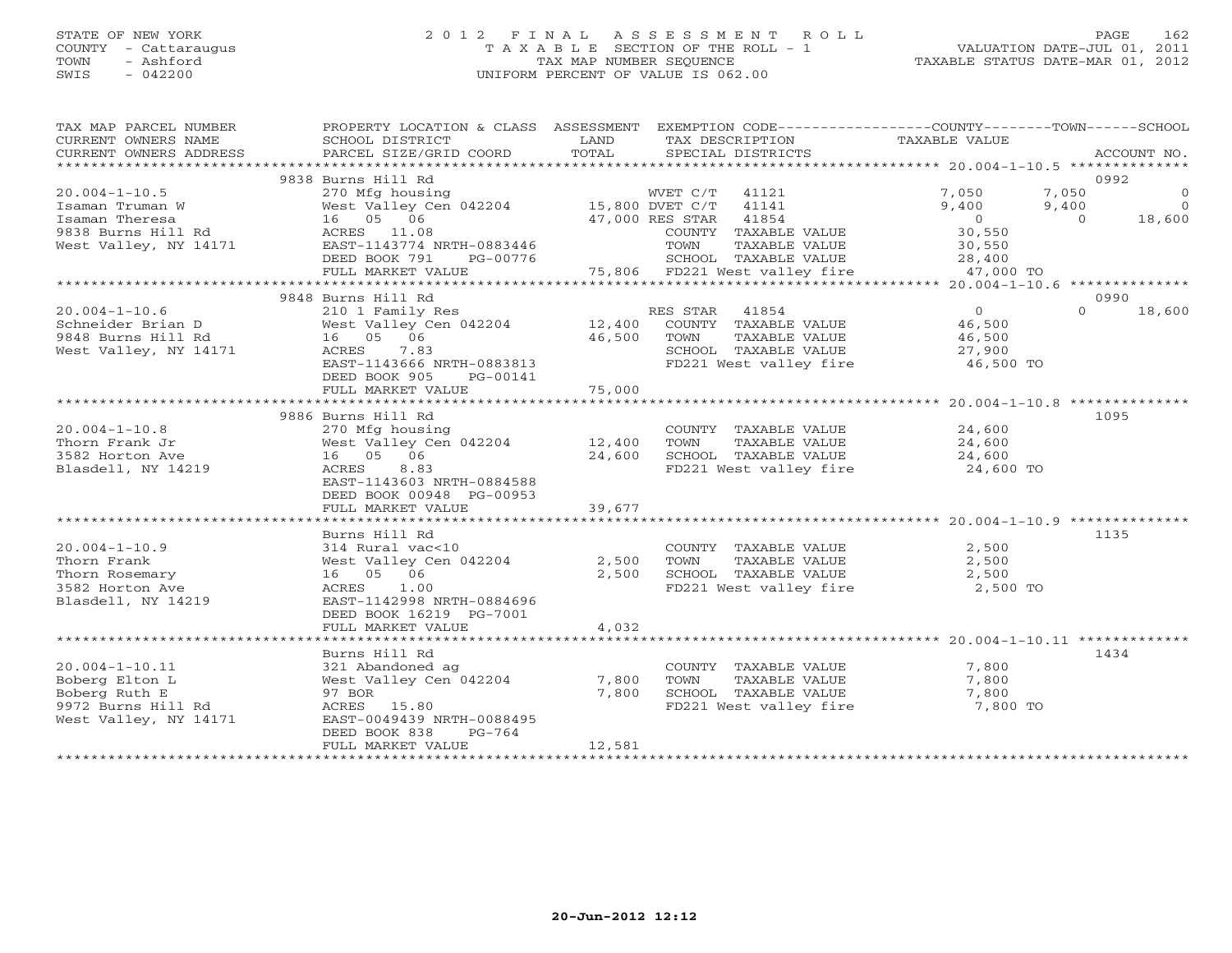STATE OF NEW YORK
COUNTY - Cattaraugus
TOWN - Ashford
SWIS - 042200

2 0 1 2 F I N A L A S S E S S M E N T R O L L
T A X A B L E SECTION OF THE ROLL - 1
TAX MAP NUMBER SEQUENCE
UNIFORM PERCENT OF VALUE IS 062.00

VALUATION DATE-JUL 01, 2011
TAXABLE STATUS DATE-MAR 01, 2012

| TAX MAP PARCEL NUMBER / CURRENT OWNERS NAME / CURRENT OWNERS ADDRESS | PROPERTY LOCATION & CLASS / SCHOOL DISTRICT / PARCEL SIZE/GRID COORD | ASSESSMENT LAND / TOTAL | EXEMPTION CODE / TAX DESCRIPTION / SPECIAL DISTRICTS | COUNTY TAXABLE VALUE | TOWN | SCHOOL | ACCOUNT NO. |
|---|---|---|---|---|---|---|---|
| | 9838 Burns Hill Rd | | | | | | 0992 |
| 20.004-1-10.5 | 270 Mfg housing | | WVET C/T 41121 | 7,050 | 7,050 | 0 | |
| Isaman Truman W | West Valley Cen 042204 | 15,800 | DVET C/T 41141 | 9,400 | 9,400 | 0 | |
| Isaman Theresa | 16 05 06 | 47,000 | RES STAR 41854 | 0 | 0 | 18,600 | |
| 9838 Burns Hill Rd | ACRES 11.08 | | COUNTY TAXABLE VALUE | 30,550 | | | |
| West Valley, NY 14171 | EAST-1143774 NRTH-0883446 | | TOWN TAXABLE VALUE | 30,550 | | | |
| | DEED BOOK 791 PG-00776 | | SCHOOL TAXABLE VALUE | 28,400 | | | |
| | FULL MARKET VALUE | 75,806 | FD221 West valley fire | 47,000 TO | | | |
| | 9848 Burns Hill Rd | | | | | | 0990 |
| 20.004-1-10.6 | 210 1 Family Res | | RES STAR 41854 | 0 | 0 | 18,600 | |
| Schneider Brian D | West Valley Cen 042204 | 12,400 | COUNTY TAXABLE VALUE | 46,500 | | | |
| 9848 Burns Hill Rd | 16 05 06 | 46,500 | TOWN TAXABLE VALUE | 46,500 | | | |
| West Valley, NY 14171 | ACRES 7.83 | | SCHOOL TAXABLE VALUE | 27,900 | | | |
| | EAST-1143666 NRTH-0883813 | | FD221 West valley fire | 46,500 TO | | | |
| | DEED BOOK 905 PG-00141 | | | | | | |
| | FULL MARKET VALUE | 75,000 | | | | | |
| | 9886 Burns Hill Rd | | | | | | 1095 |
| 20.004-1-10.8 | 270 Mfg housing | | COUNTY TAXABLE VALUE | 24,600 | | | |
| Thorn Frank Jr | West Valley Cen 042204 | 12,400 | TOWN TAXABLE VALUE | 24,600 | | | |
| 3582 Horton Ave | 16 05 06 | 24,600 | SCHOOL TAXABLE VALUE | 24,600 | | | |
| Blasdell, NY 14219 | ACRES 8.83 | | FD221 West valley fire | 24,600 TO | | | |
| | EAST-1143603 NRTH-0884588 | | | | | | |
| | DEED BOOK 00948 PG-00953 | | | | | | |
| | FULL MARKET VALUE | 39,677 | | | | | |
| | Burns Hill Rd | | | | | | 1135 |
| 20.004-1-10.9 | 314 Rural vac<10 | | COUNTY TAXABLE VALUE | 2,500 | | | |
| Thorn Frank | West Valley Cen 042204 | 2,500 | TOWN TAXABLE VALUE | 2,500 | | | |
| Thorn Rosemary | 16 05 06 | 2,500 | SCHOOL TAXABLE VALUE | 2,500 | | | |
| 3582 Horton Ave | ACRES 1.00 | | FD221 West valley fire | 2,500 TO | | | |
| Blasdell, NY 14219 | EAST-1142998 NRTH-0884696 | | | | | | |
| | DEED BOOK 16219 PG-7001 | | | | | | |
| | FULL MARKET VALUE | 4,032 | | | | | |
| | Burns Hill Rd | | | | | | 1434 |
| 20.004-1-10.11 | 321 Abandoned ag | | COUNTY TAXABLE VALUE | 7,800 | | | |
| Boberg Elton L | West Valley Cen 042204 | 7,800 | TOWN TAXABLE VALUE | 7,800 | | | |
| Boberg Ruth E | 97 BOR | 7,800 | SCHOOL TAXABLE VALUE | 7,800 | | | |
| 9972 Burns Hill Rd | ACRES 15.80 | | FD221 West valley fire | 7,800 TO | | | |
| West Valley, NY 14171 | EAST-0049439 NRTH-0088495 | | | | | | |
| | DEED BOOK 838 PG-764 | | | | | | |
| | FULL MARKET VALUE | 12,581 | | | | | |

20-Jun-2012 12:12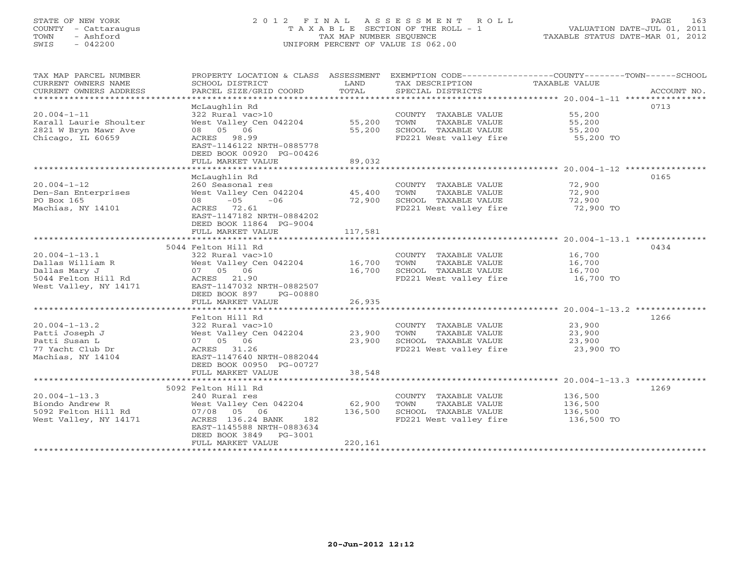STATE OF NEW YORK
COUNTY - Cattaraugus
TOWN - Ashford
SWIS - 042200

# 2012 FINAL ASSESSMENT ROLL
TAXABLE SECTION OF THE ROLL - 1
TAX MAP NUMBER SEQUENCE
UNIFORM PERCENT OF VALUE IS 062.00

VALUATION DATE-JUL 01, 2011
TAXABLE STATUS DATE-MAR 01, 2012

| TAX MAP PARCEL NUMBER / CURRENT OWNERS NAME / CURRENT OWNERS ADDRESS | PROPERTY LOCATION & CLASS / SCHOOL DISTRICT / PARCEL SIZE/GRID COORD | ASSESSMENT LAND | TOTAL | EXEMPTION CODE / TAX DESCRIPTION / SPECIAL DISTRICTS | TAXABLE VALUE (COUNTY / TOWN / SCHOOL) | ACCOUNT NO. |
|---|---|---|---|---|---|---|
| 20.004-1-11 | McLaughlin Rd | | | | | 0713 |
| | 322 Rural vac>10 | | | COUNTY TAXABLE VALUE | 55,200 | |
| Karall Laurie Shoulter | West Valley Cen 042204 | 55,200 | | TOWN TAXABLE VALUE | 55,200 | |
| 2821 W Bryn Mawr Ave | 08 05 06 | | 55,200 | SCHOOL TAXABLE VALUE | 55,200 | |
| Chicago, IL 60659 | ACRES 98.99 | | | FD221 West valley fire | 55,200 TO | |
| | EAST-1146122 NRTH-0885778 | | | | | |
| | DEED BOOK 00920 PG-00426 | | | | | |
| | FULL MARKET VALUE | | 89,032 | | | |
| 20.004-1-12 | McLaughlin Rd | | | | | 0165 |
| | 260 Seasonal res | | | COUNTY TAXABLE VALUE | 72,900 | |
| Den-San Enterprises | West Valley Cen 042204 | 45,400 | | TOWN TAXABLE VALUE | 72,900 | |
| PO Box 165 | 08 -05 -06 | | 72,900 | SCHOOL TAXABLE VALUE | 72,900 | |
| Machias, NY 14101 | ACRES 72.61 | | | FD221 West valley fire | 72,900 TO | |
| | EAST-1147182 NRTH-0884202 | | | | | |
| | DEED BOOK 11864 PG-9004 | | | | | |
| | FULL MARKET VALUE | | 117,581 | | | |
| 20.004-1-13.1 | 5044 Felton Hill Rd | | | | | 0434 |
| | 322 Rural vac>10 | | | COUNTY TAXABLE VALUE | 16,700 | |
| Dallas William R | West Valley Cen 042204 | 16,700 | | TOWN TAXABLE VALUE | 16,700 | |
| Dallas Mary J | 07 05 06 | | 16,700 | SCHOOL TAXABLE VALUE | 16,700 | |
| 5044 Felton Hill Rd | ACRES 21.90 | | | FD221 West valley fire | 16,700 TO | |
| West Valley, NY 14171 | EAST-1147032 NRTH-0882507 | | | | | |
| | DEED BOOK 897 PG-00880 | | | | | |
| | FULL MARKET VALUE | | 26,935 | | | |
| 20.004-1-13.2 | Felton Hill Rd | | | | | 1266 |
| | 322 Rural vac>10 | | | COUNTY TAXABLE VALUE | 23,900 | |
| Patti Joseph J | West Valley Cen 042204 | 23,900 | | TOWN TAXABLE VALUE | 23,900 | |
| Patti Susan L | 07 05 06 | | 23,900 | SCHOOL TAXABLE VALUE | 23,900 | |
| 77 Yacht Club Dr | ACRES 31.26 | | | FD221 West valley fire | 23,900 TO | |
| Machias, NY 14104 | EAST-1147640 NRTH-0882044 | | | | | |
| | DEED BOOK 00950 PG-00727 | | | | | |
| | FULL MARKET VALUE | | 38,548 | | | |
| 20.004-1-13.3 | 5092 Felton Hill Rd | | | | | 1269 |
| | 240 Rural res | | | COUNTY TAXABLE VALUE | 136,500 | |
| Biondo Andrew R | West Valley Cen 042204 | 62,900 | | TOWN TAXABLE VALUE | 136,500 | |
| 5092 Felton Hill Rd | 07/08 05 06 | | 136,500 | SCHOOL TAXABLE VALUE | 136,500 | |
| West Valley, NY 14171 | ACRES 136.24 BANK 182 | | | FD221 West valley fire | 136,500 TO | |
| | EAST-1145588 NRTH-0883634 | | | | | |
| | DEED BOOK 3849 PG-3001 | | | | | |
| | FULL MARKET VALUE | | 220,161 | | | |

20-Jun-2012 12:12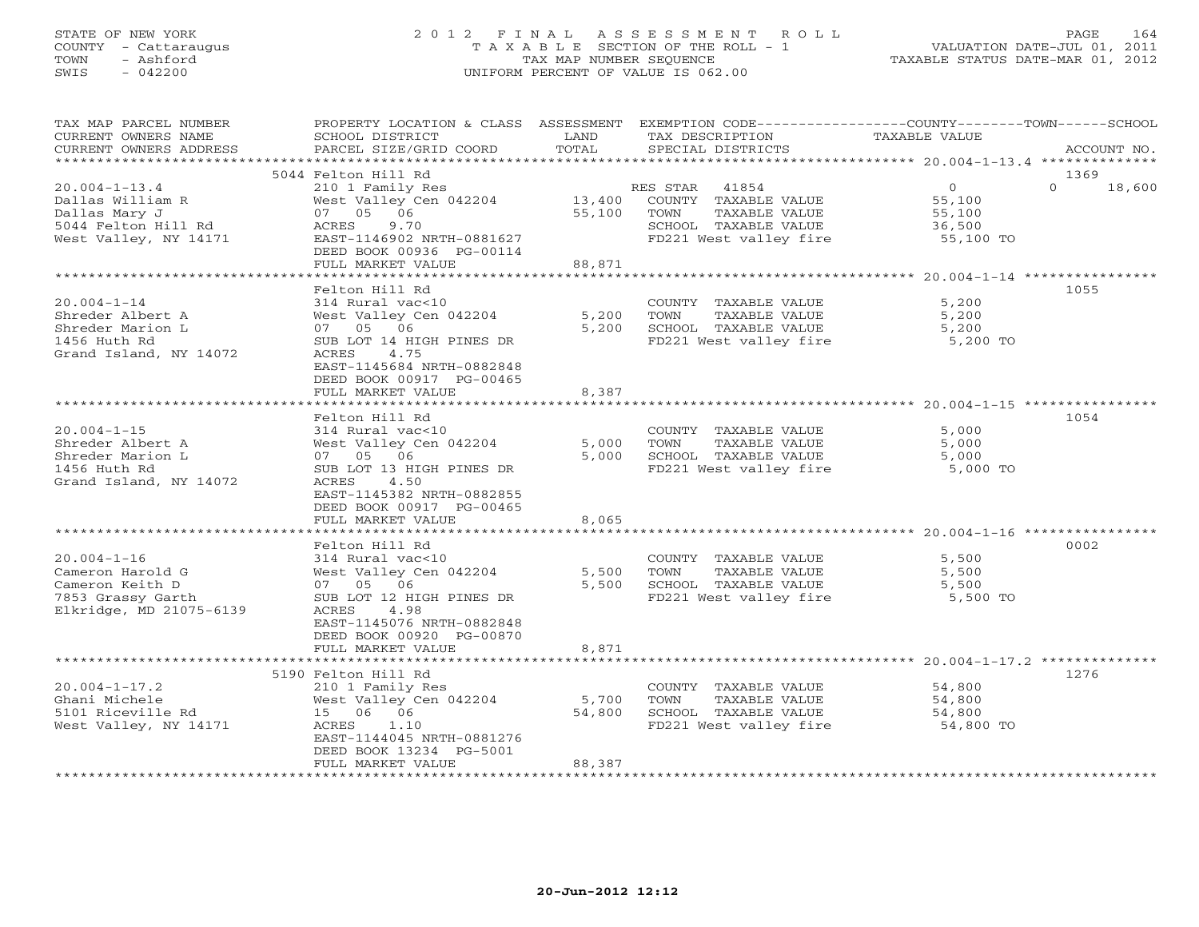STATE OF NEW YORK
COUNTY - Cattaraugus
TOWN - Ashford
SWIS - 042200

2012 FINAL ASSESSMENT ROLL
TAXABLE SECTION OF THE ROLL - 1
TAX MAP NUMBER SEQUENCE
UNIFORM PERCENT OF VALUE IS 062.00

VALUATION DATE-JUL 01, 2011
TAXABLE STATUS DATE-MAR 01, 2012

| TAX MAP PARCEL NUMBER / CURRENT OWNERS NAME / CURRENT OWNERS ADDRESS | PROPERTY LOCATION & CLASS / SCHOOL DISTRICT / PARCEL SIZE/GRID COORD | ASSESSMENT LAND / TOTAL | EXEMPTION CODE / TAX DESCRIPTION / SPECIAL DISTRICTS | COUNTY TAXABLE VALUE | TOWN | SCHOOL | ACCOUNT NO. |
|---|---|---|---|---|---|---|---|
| | 5044 Felton Hill Rd | | | | | | 1369 |
| 20.004-1-13.4 | 210 1 Family Res | | RES STAR 41854 | 0 | 0 | 18,600 | |
| Dallas William R | West Valley Cen 042204 | 13,400 | COUNTY TAXABLE VALUE | 55,100 | | | |
| Dallas Mary J | 07 05 06 | 55,100 | TOWN TAXABLE VALUE | 55,100 | | | |
| 5044 Felton Hill Rd | ACRES 9.70 | | SCHOOL TAXABLE VALUE | 36,500 | | | |
| West Valley, NY 14171 | EAST-1146902 NRTH-0881627 | | FD221 West valley fire | 55,100 TO | | | |
| | DEED BOOK 00936 PG-00114 | | | | | | |
| | FULL MARKET VALUE | 88,871 | | | | | |
| | Felton Hill Rd | | | | | | 1055 |
| 20.004-1-14 | 314 Rural vac<10 | | COUNTY TAXABLE VALUE | 5,200 | | | |
| Shreder Albert A | West Valley Cen 042204 | 5,200 | TOWN TAXABLE VALUE | 5,200 | | | |
| Shreder Marion L | 07 05 06 | 5,200 | SCHOOL TAXABLE VALUE | 5,200 | | | |
| 1456 Huth Rd | SUB LOT 14 HIGH PINES DR | | FD221 West valley fire | 5,200 TO | | | |
| Grand Island, NY 14072 | ACRES 4.75 | | | | | | |
| | EAST-1145684 NRTH-0882848 | | | | | | |
| | DEED BOOK 00917 PG-00465 | | | | | | |
| | FULL MARKET VALUE | 8,387 | | | | | |
| | Felton Hill Rd | | | | | | 1054 |
| 20.004-1-15 | 314 Rural vac<10 | | COUNTY TAXABLE VALUE | 5,000 | | | |
| Shreder Albert A | West Valley Cen 042204 | 5,000 | TOWN TAXABLE VALUE | 5,000 | | | |
| Shreder Marion L | 07 05 06 | 5,000 | SCHOOL TAXABLE VALUE | 5,000 | | | |
| 1456 Huth Rd | SUB LOT 13 HIGH PINES DR | | FD221 West valley fire | 5,000 TO | | | |
| Grand Island, NY 14072 | ACRES 4.50 | | | | | | |
| | EAST-1145382 NRTH-0882855 | | | | | | |
| | DEED BOOK 00917 PG-00465 | | | | | | |
| | FULL MARKET VALUE | 8,065 | | | | | |
| | Felton Hill Rd | | | | | | 0002 |
| 20.004-1-16 | 314 Rural vac<10 | | COUNTY TAXABLE VALUE | 5,500 | | | |
| Cameron Harold G | West Valley Cen 042204 | 5,500 | TOWN TAXABLE VALUE | 5,500 | | | |
| Cameron Keith D | 07 05 06 | 5,500 | SCHOOL TAXABLE VALUE | 5,500 | | | |
| 7853 Grassy Garth | SUB LOT 12 HIGH PINES DR | | FD221 West valley fire | 5,500 TO | | | |
| Elkridge, MD 21075-6139 | ACRES 4.98 | | | | | | |
| | EAST-1145076 NRTH-0882848 | | | | | | |
| | DEED BOOK 00920 PG-00870 | | | | | | |
| | FULL MARKET VALUE | 8,871 | | | | | |
| | 5190 Felton Hill Rd | | | | | | 1276 |
| 20.004-1-17.2 | 210 1 Family Res | | COUNTY TAXABLE VALUE | 54,800 | | | |
| Ghani Michele | West Valley Cen 042204 | 5,700 | TOWN TAXABLE VALUE | 54,800 | | | |
| 5101 Riceville Rd | 15 06 06 | 54,800 | SCHOOL TAXABLE VALUE | 54,800 | | | |
| West Valley, NY 14171 | ACRES 1.10 | | FD221 West valley fire | 54,800 TO | | | |
| | EAST-1144045 NRTH-0881276 | | | | | | |
| | DEED BOOK 13234 PG-5001 | | | | | | |
| | FULL MARKET VALUE | 88,387 | | | | | |

20-Jun-2012 12:12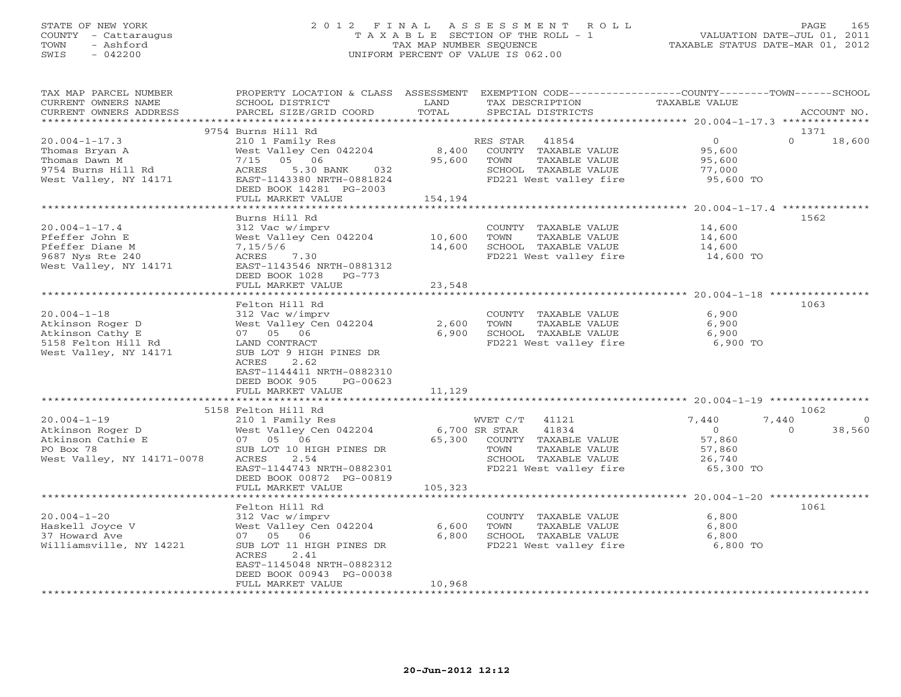STATE OF NEW YORK
COUNTY - Cattaraugus
TOWN - Ashford
SWIS - 042200

2012 FINAL ASSESSMENT ROLL
TAXABLE SECTION OF THE ROLL - 1
TAX MAP NUMBER SEQUENCE
UNIFORM PERCENT OF VALUE IS 062.00

VALUATION DATE-JUL 01, 2011
TAXABLE STATUS DATE-MAR 01, 2012

| TAX MAP PARCEL NUMBER / CURRENT OWNERS NAME / CURRENT OWNERS ADDRESS | PROPERTY LOCATION & CLASS / SCHOOL DISTRICT / PARCEL SIZE/GRID COORD | ASSESSMENT LAND / TOTAL | EXEMPTION CODE / TAX DESCRIPTION / SPECIAL DISTRICTS | COUNTY | TOWN | SCHOOL | ACCOUNT NO. |
|---|---|---|---|---|---|---|---|
| 20.004-1-17.3 | 9754 Burns Hill Rd | | | | | | 1371 |
| Thomas Bryan A | 210 1 Family Res | | RES STAR 41854 | 0 | 0 | 18,600 | |
| Thomas Dawn M | West Valley Cen 042204 | 8,400 | COUNTY TAXABLE VALUE | 95,600 | | | |
| 9754 Burns Hill Rd | 7/15 05 06 | 95,600 | TOWN TAXABLE VALUE | | 95,600 | | |
| West Valley, NY 14171 | ACRES 5.30 BANK 032 | | SCHOOL TAXABLE VALUE | | | 77,000 | |
| | EAST-1143380 NRTH-0881824 | | FD221 West valley fire | 95,600 TO | | | |
| | DEED BOOK 14281 PG-2003 | | | | | | |
| | FULL MARKET VALUE | 154,194 | | | | | |
| 20.004-1-17.4 | Burns Hill Rd | | | | | | 1562 |
| Pfeffer John E | 312 Vac w/imprv | | COUNTY TAXABLE VALUE | 14,600 | | | |
| Pfeffer Diane M | West Valley Cen 042204 | 10,600 | TOWN TAXABLE VALUE | | 14,600 | | |
| 9687 Nys Rte 240 | 7,15/5/6 | 14,600 | SCHOOL TAXABLE VALUE | | | 14,600 | |
| West Valley, NY 14171 | ACRES 7.30 | | FD221 West valley fire | 14,600 TO | | | |
| | EAST-1143546 NRTH-0881312 | | | | | | |
| | DEED BOOK 1028 PG-773 | | | | | | |
| | FULL MARKET VALUE | 23,548 | | | | | |
| 20.004-1-18 | Felton Hill Rd | | | | | | 1063 |
| Atkinson Roger D | 312 Vac w/imprv | | COUNTY TAXABLE VALUE | 6,900 | | | |
| Atkinson Cathy E | West Valley Cen 042204 | 2,600 | TOWN TAXABLE VALUE | | 6,900 | | |
| 5158 Felton Hill Rd | 07 05 06 | 6,900 | SCHOOL TAXABLE VALUE | | | 6,900 | |
| West Valley, NY 14171 | LAND CONTRACT | | FD221 West valley fire | 6,900 TO | | | |
| | SUB LOT 9 HIGH PINES DR | | | | | | |
| | ACRES 2.62 | | | | | | |
| | EAST-1144411 NRTH-0882310 | | | | | | |
| | DEED BOOK 905 PG-00623 | | | | | | |
| | FULL MARKET VALUE | 11,129 | | | | | |
| 20.004-1-19 | 5158 Felton Hill Rd | | | | | | 1062 |
| Atkinson Roger D | 210 1 Family Res | | WVET C/T 41121 | 7,440 | 7,440 | 0 | |
| Atkinson Cathie E | West Valley Cen 042204 | 6,700 | SR STAR 41834 | 0 | 0 | 38,560 | |
| PO Box 78 | 07 05 06 | 65,300 | COUNTY TAXABLE VALUE | 57,860 | | | |
| West Valley, NY 14171-0078 | SUB LOT 10 HIGH PINES DR | | TOWN TAXABLE VALUE | | 57,860 | | |
| | ACRES 2.54 | | SCHOOL TAXABLE VALUE | | | 26,740 | |
| | EAST-1144743 NRTH-0882301 | | FD221 West valley fire | 65,300 TO | | | |
| | DEED BOOK 00872 PG-00819 | | | | | | |
| | FULL MARKET VALUE | 105,323 | | | | | |
| 20.004-1-20 | Felton Hill Rd | | | | | | 1061 |
| Haskell Joyce V | 312 Vac w/imprv | | COUNTY TAXABLE VALUE | 6,800 | | | |
| 37 Howard Ave | West Valley Cen 042204 | 6,600 | TOWN TAXABLE VALUE | | 6,800 | | |
| Williamsville, NY 14221 | 07 05 06 | 6,800 | SCHOOL TAXABLE VALUE | | | 6,800 | |
| | SUB LOT 11 HIGH PINES DR | | FD221 West valley fire | 6,800 TO | | | |
| | ACRES 2.41 | | | | | | |
| | EAST-1145048 NRTH-0882312 | | | | | | |
| | DEED BOOK 00943 PG-00038 | | | | | | |
| | FULL MARKET VALUE | 10,968 | | | | | |

20-Jun-2012 12:12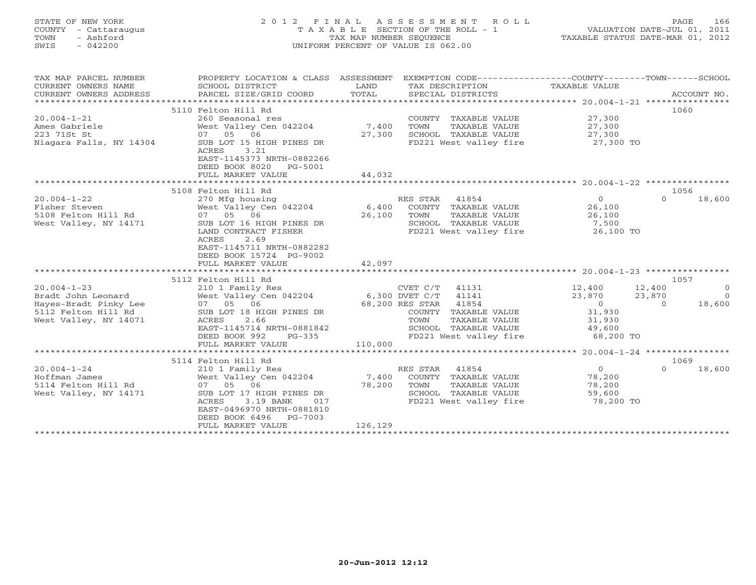STATE OF NEW YORK
COUNTY - Cattaraugus
TOWN - Ashford
SWIS - 042200

2 0 1 2 F I N A L A S S E S S M E N T R O L L
T A X A B L E SECTION OF THE ROLL - 1
TAX MAP NUMBER SEQUENCE
UNIFORM PERCENT OF VALUE IS 062.00

VALUATION DATE-JUL 01, 2011
TAXABLE STATUS DATE-MAR 01, 2012

| TAX MAP PARCEL NUMBER / CURRENT OWNERS NAME / CURRENT OWNERS ADDRESS | PROPERTY LOCATION & CLASS / SCHOOL DISTRICT / PARCEL SIZE/GRID COORD | ASSESSMENT LAND / TOTAL | EXEMPTION CODE / TAX DESCRIPTION / SPECIAL DISTRICTS | COUNTY TAXABLE VALUE | TOWN | SCHOOL / ACCOUNT NO. |
|---|---|---|---|---|---|---|
| **20.004-1-21** | 5110 Felton Hill Rd | | | | | 1060 |
| 20.004-1-21 | 260 Seasonal res | | COUNTY TAXABLE VALUE | 27,300 | | |
| Ames Gabriele | West Valley Cen 042204 | 7,400 | TOWN TAXABLE VALUE | 27,300 | | |
| 223 71St St | 07 05 06 | 27,300 | SCHOOL TAXABLE VALUE | 27,300 | | |
| Niagara Falls, NY 14304 | SUB LOT 15 HIGH PINES DR | | FD221 West valley fire | 27,300 TO | | |
| | ACRES 3.21 | | | | | |
| | EAST-1145373 NRTH-0882266 | | | | | |
| | DEED BOOK 8020 PG-5001 | | | | | |
| | FULL MARKET VALUE | 44,032 | | | | |
| **20.004-1-22** | 5108 Felton Hill Rd | | | | | 1056 |
| 20.004-1-22 | 270 Mfg housing | | RES STAR 41854 | 0 | 0 | 18,600 |
| Fisher Steven | West Valley Cen 042204 | 6,400 | COUNTY TAXABLE VALUE | 26,100 | | |
| 5108 Felton Hill Rd | 07 05 06 | 26,100 | TOWN TAXABLE VALUE | 26,100 | | |
| West Valley, NY 14171 | SUB LOT 16 HIGH PINES DR | | SCHOOL TAXABLE VALUE | 7,500 | | |
| | LAND CONTRACT FISHER | | FD221 West valley fire | 26,100 TO | | |
| | ACRES 2.69 | | | | | |
| | EAST-1145711 NRTH-0882282 | | | | | |
| | DEED BOOK 15724 PG-9002 | | | | | |
| | FULL MARKET VALUE | 42,097 | | | | |
| **20.004-1-23** | 5112 Felton Hill Rd | | | | | 1057 |
| 20.004-1-23 | 210 1 Family Res | | CVET C/T 41131 | 12,400 | 12,400 | 0 |
| Bradt John Leonard | West Valley Cen 042204 | 6,300 | DVET C/T 41141 | 23,870 | 23,870 | 0 |
| Hayes-Bradt Pinky Lee | 07 05 06 | 68,200 | RES STAR 41854 | 0 | 0 | 18,600 |
| 5112 Felton Hill Rd | SUB LOT 18 HIGH PINES DR | | COUNTY TAXABLE VALUE | 31,930 | | |
| West Valley, NY 14071 | ACRES 2.66 | | TOWN TAXABLE VALUE | 31,930 | | |
| | EAST-1145714 NRTH-0881842 | | SCHOOL TAXABLE VALUE | 49,600 | | |
| | DEED BOOK 992 PG-335 | | FD221 West valley fire | 68,200 TO | | |
| | FULL MARKET VALUE | 110,000 | | | | |
| **20.004-1-24** | 5114 Felton Hill Rd | | | | | 1069 |
| 20.004-1-24 | 210 1 Family Res | | RES STAR 41854 | 0 | 0 | 18,600 |
| Hoffman James | West Valley Cen 042204 | 7,400 | COUNTY TAXABLE VALUE | 78,200 | | |
| 5114 Felton Hill Rd | 07 05 06 | 78,200 | TOWN TAXABLE VALUE | 78,200 | | |
| West Valley, NY 14171 | SUB LOT 17 HIGH PINES DR | | SCHOOL TAXABLE VALUE | 59,600 | | |
| | ACRES 3.19 BANK 017 | | FD221 West valley fire | 78,200 TO | | |
| | EAST-0496970 NRTH-0881810 | | | | | |
| | DEED BOOK 6496 PG-7003 | | | | | |
| | FULL MARKET VALUE | 126,129 | | | | |

20-Jun-2012 12:12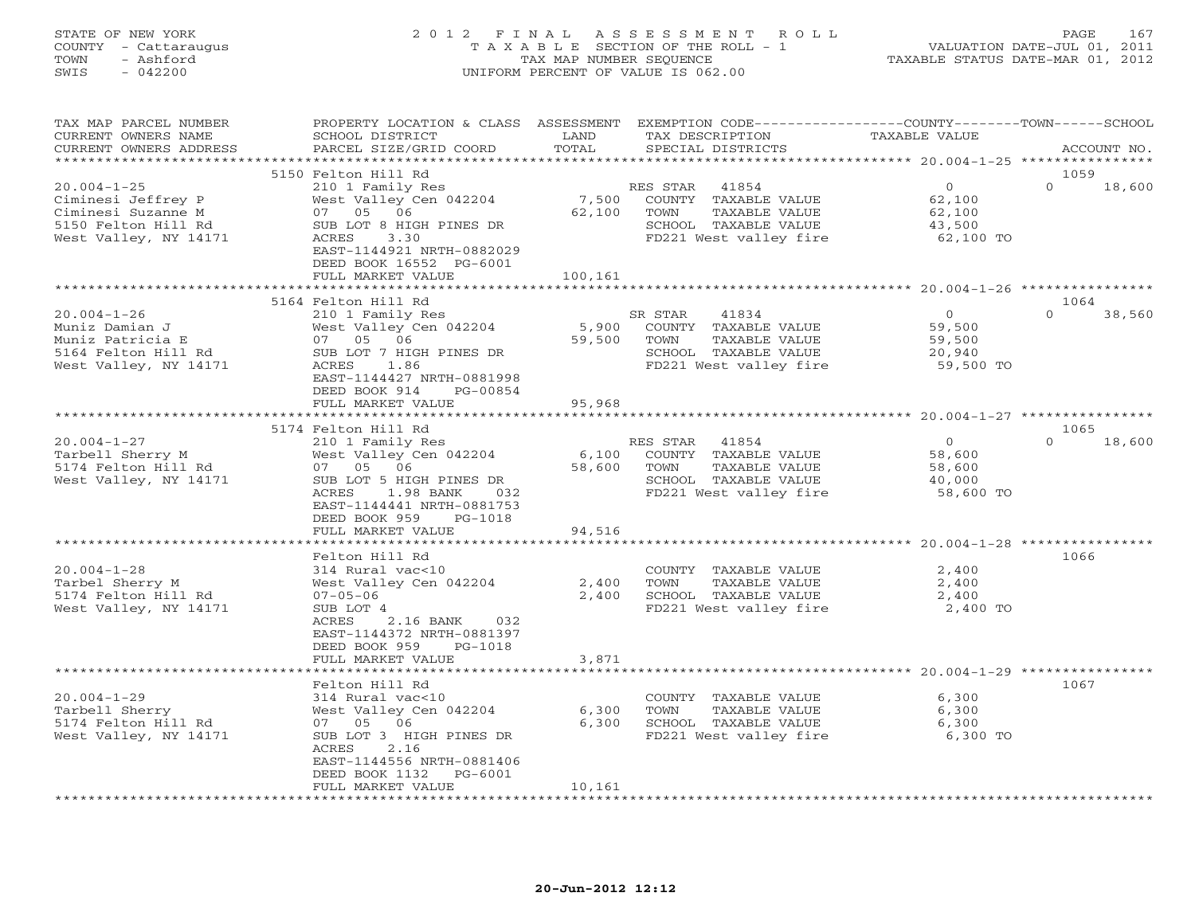STATE OF NEW YORK
COUNTY - Cattaraugus
TOWN - Ashford
SWIS - 042200

# 2012 FINAL ASSESSMENT ROLL

TAXABLE SECTION OF THE ROLL - 1
TAX MAP NUMBER SEQUENCE
UNIFORM PERCENT OF VALUE IS 062.00

VALUATION DATE-JUL 01, 2011
TAXABLE STATUS DATE-MAR 01, 2012

| TAX MAP PARCEL NUMBER / CURRENT OWNERS NAME / CURRENT OWNERS ADDRESS | PROPERTY LOCATION & CLASS / SCHOOL DISTRICT / PARCEL SIZE/GRID COORD | ASSESSMENT LAND / TOTAL | EXEMPTION CODE / TAX DESCRIPTION / SPECIAL DISTRICTS | COUNTY TAXABLE VALUE | TOWN | SCHOOL / ACCOUNT NO. |
|---|---|---|---|---|---|---|
| | 5150 Felton Hill Rd | | | | | 1059 |
| 20.004-1-25 | 210 1 Family Res | | RES STAR 41854 | 0 | 0 | 18,600 |
| Ciminesi Jeffrey P | West Valley Cen 042204 | 7,500 | COUNTY TAXABLE VALUE | 62,100 | | |
| Ciminesi Suzanne M | 07 05 06 | 62,100 | TOWN TAXABLE VALUE | 62,100 | | |
| 5150 Felton Hill Rd | SUB LOT 8 HIGH PINES DR | | SCHOOL TAXABLE VALUE | 43,500 | | |
| West Valley, NY 14171 | ACRES 3.30 | | FD221 West valley fire | 62,100 TO | | |
| | EAST-1144921 NRTH-0882029 | | | | | |
| | DEED BOOK 16552 PG-6001 | | | | | |
| | FULL MARKET VALUE | 100,161 | | | | |
| | 5164 Felton Hill Rd | | | | | 1064 |
| 20.004-1-26 | 210 1 Family Res | | SR STAR 41834 | 0 | 0 | 38,560 |
| Muniz Damian J | West Valley Cen 042204 | 5,900 | COUNTY TAXABLE VALUE | 59,500 | | |
| Muniz Patricia E | 07 05 06 | 59,500 | TOWN TAXABLE VALUE | 59,500 | | |
| 5164 Felton Hill Rd | SUB LOT 7 HIGH PINES DR | | SCHOOL TAXABLE VALUE | 20,940 | | |
| West Valley, NY 14171 | ACRES 1.86 | | FD221 West valley fire | 59,500 TO | | |
| | EAST-1144427 NRTH-0881998 | | | | | |
| | DEED BOOK 914 PG-00854 | | | | | |
| | FULL MARKET VALUE | 95,968 | | | | |
| | 5174 Felton Hill Rd | | | | | 1065 |
| 20.004-1-27 | 210 1 Family Res | | RES STAR 41854 | 0 | 0 | 18,600 |
| Tarbell Sherry M | West Valley Cen 042204 | 6,100 | COUNTY TAXABLE VALUE | 58,600 | | |
| 5174 Felton Hill Rd | 07 05 06 | 58,600 | TOWN TAXABLE VALUE | 58,600 | | |
| West Valley, NY 14171 | SUB LOT 5 HIGH PINES DR | | SCHOOL TAXABLE VALUE | 40,000 | | |
| | ACRES 1.98 BANK 032 | | FD221 West valley fire | 58,600 TO | | |
| | EAST-1144441 NRTH-0881753 | | | | | |
| | DEED BOOK 959 PG-1018 | | | | | |
| | FULL MARKET VALUE | 94,516 | | | | |
| | Felton Hill Rd | | | | | 1066 |
| 20.004-1-28 | 314 Rural vac<10 | | COUNTY TAXABLE VALUE | 2,400 | | |
| Tarbel Sherry M | West Valley Cen 042204 | 2,400 | TOWN TAXABLE VALUE | 2,400 | | |
| 5174 Felton Hill Rd | 07-05-06 | 2,400 | SCHOOL TAXABLE VALUE | 2,400 | | |
| West Valley, NY 14171 | SUB LOT 4 | | FD221 West valley fire | 2,400 TO | | |
| | ACRES 2.16 BANK 032 | | | | | |
| | EAST-1144372 NRTH-0881397 | | | | | |
| | DEED BOOK 959 PG-1018 | | | | | |
| | FULL MARKET VALUE | 3,871 | | | | |
| | Felton Hill Rd | | | | | 1067 |
| 20.004-1-29 | 314 Rural vac<10 | | COUNTY TAXABLE VALUE | 6,300 | | |
| Tarbell Sherry | West Valley Cen 042204 | 6,300 | TOWN TAXABLE VALUE | 6,300 | | |
| 5174 Felton Hill Rd | 07 05 06 | 6,300 | SCHOOL TAXABLE VALUE | 6,300 | | |
| West Valley, NY 14171 | SUB LOT 3 HIGH PINES DR | | FD221 West valley fire | 6,300 TO | | |
| | ACRES 2.16 | | | | | |
| | EAST-1144556 NRTH-0881406 | | | | | |
| | DEED BOOK 1132 PG-6001 | | | | | |
| | FULL MARKET VALUE | 10,161 | | | | |

20-Jun-2012 12:12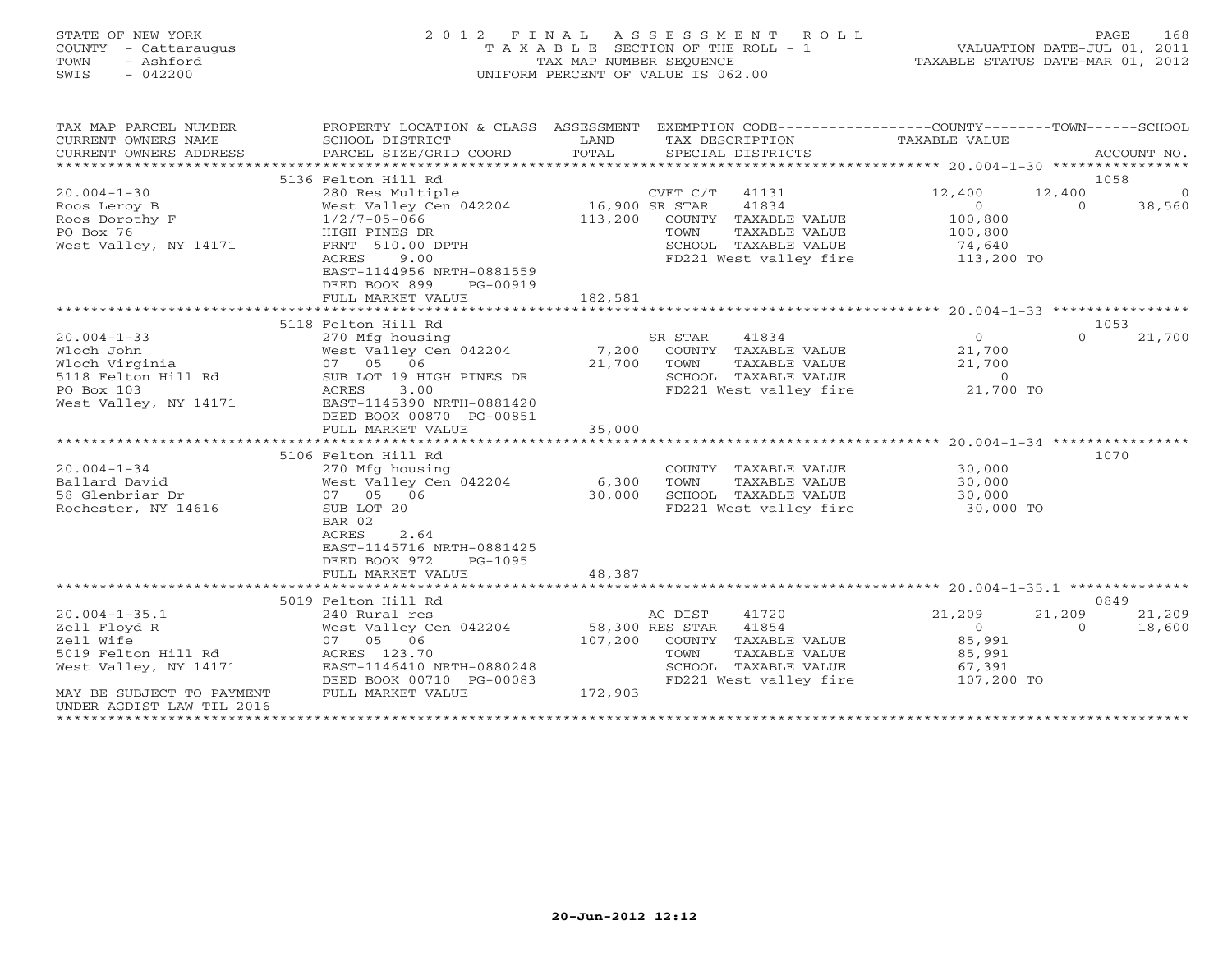STATE OF NEW YORK
COUNTY - Cattaraugus
TOWN - Ashford
SWIS - 042200

# 2012 FINAL ASSESSMENT ROLL

TAXABLE SECTION OF THE ROLL - 1
TAX MAP NUMBER SEQUENCE
UNIFORM PERCENT OF VALUE IS 062.00

VALUATION DATE-JUL 01, 2011
TAXABLE STATUS DATE-MAR 01, 2012

| TAX MAP PARCEL NUMBER / CURRENT OWNERS NAME / CURRENT OWNERS ADDRESS | PROPERTY LOCATION & CLASS / SCHOOL DISTRICT / PARCEL SIZE/GRID COORD | ASSESSMENT LAND / TOTAL | EXEMPTION CODE / TAX DESCRIPTION / SPECIAL DISTRICTS | COUNTY TAXABLE VALUE | TOWN | SCHOOL / ACCOUNT NO. |
|---|---|---|---|---|---|---|
| | 5136 Felton Hill Rd | | | | | 1058 |
| 20.004-1-30 | 280 Res Multiple | | CVET C/T 41131 | 12,400 | 12,400 | 0 |
| Roos Leroy B | West Valley Cen 042204 | 16,900 | SR STAR 41834 | 0 | 0 | 38,560 |
| Roos Dorothy F | 1/2/7-05-066 | 113,200 | COUNTY TAXABLE VALUE | 100,800 | | |
| PO Box 76 | HIGH PINES DR | | TOWN TAXABLE VALUE | 100,800 | | |
| West Valley, NY 14171 | FRNT 510.00 DPTH | | SCHOOL TAXABLE VALUE | 74,640 | | |
| | ACRES 9.00 | | FD221 West valley fire | 113,200 TO | | |
| | EAST-1144956 NRTH-0881559 | | | | | |
| | DEED BOOK 899 PG-00919 | | | | | |
| | FULL MARKET VALUE | 182,581 | | | | |
| | 5118 Felton Hill Rd | | | | | 1053 |
| 20.004-1-33 | 270 Mfg housing | | SR STAR 41834 | 0 | 0 | 21,700 |
| Wloch John | West Valley Cen 042204 | 7,200 | COUNTY TAXABLE VALUE | 21,700 | | |
| Wloch Virginia | 07 05 06 | 21,700 | TOWN TAXABLE VALUE | 21,700 | | |
| 5118 Felton Hill Rd | SUB LOT 19 HIGH PINES DR | | SCHOOL TAXABLE VALUE | 0 | | |
| PO Box 103 | ACRES 3.00 | | FD221 West valley fire | 21,700 TO | | |
| West Valley, NY 14171 | EAST-1145390 NRTH-0881420 | | | | | |
| | DEED BOOK 00870 PG-00851 | | | | | |
| | FULL MARKET VALUE | 35,000 | | | | |
| | 5106 Felton Hill Rd | | | | | 1070 |
| 20.004-1-34 | 270 Mfg housing | | COUNTY TAXABLE VALUE | 30,000 | | |
| Ballard David | West Valley Cen 042204 | 6,300 | TOWN TAXABLE VALUE | 30,000 | | |
| 58 Glenbriar Dr | 07 05 06 | 30,000 | SCHOOL TAXABLE VALUE | 30,000 | | |
| Rochester, NY 14616 | SUB LOT 20 | | FD221 West valley fire | 30,000 TO | | |
| | BAR 02 | | | | | |
| | ACRES 2.64 | | | | | |
| | EAST-1145716 NRTH-0881425 | | | | | |
| | DEED BOOK 972 PG-1095 | | | | | |
| | FULL MARKET VALUE | 48,387 | | | | |
| | 5019 Felton Hill Rd | | | | | 0849 |
| 20.004-1-35.1 | 240 Rural res | | AG DIST 41720 | 21,209 | 21,209 | 21,209 |
| Zell Floyd R | West Valley Cen 042204 | 58,300 | RES STAR 41854 | 0 | 0 | 18,600 |
| Zell Wife | 07 05 06 | 107,200 | COUNTY TAXABLE VALUE | 85,991 | | |
| 5019 Felton Hill Rd | ACRES 123.70 | | TOWN TAXABLE VALUE | 85,991 | | |
| West Valley, NY 14171 | EAST-1146410 NRTH-0880248 | | SCHOOL TAXABLE VALUE | 67,391 | | |
| | DEED BOOK 00710 PG-00083 | | FD221 West valley fire | 107,200 TO | | |
| MAY BE SUBJECT TO PAYMENT | FULL MARKET VALUE | 172,903 | | | | |
| UNDER AGDIST LAW TIL 2016 | | | | | | |

20-Jun-2012 12:12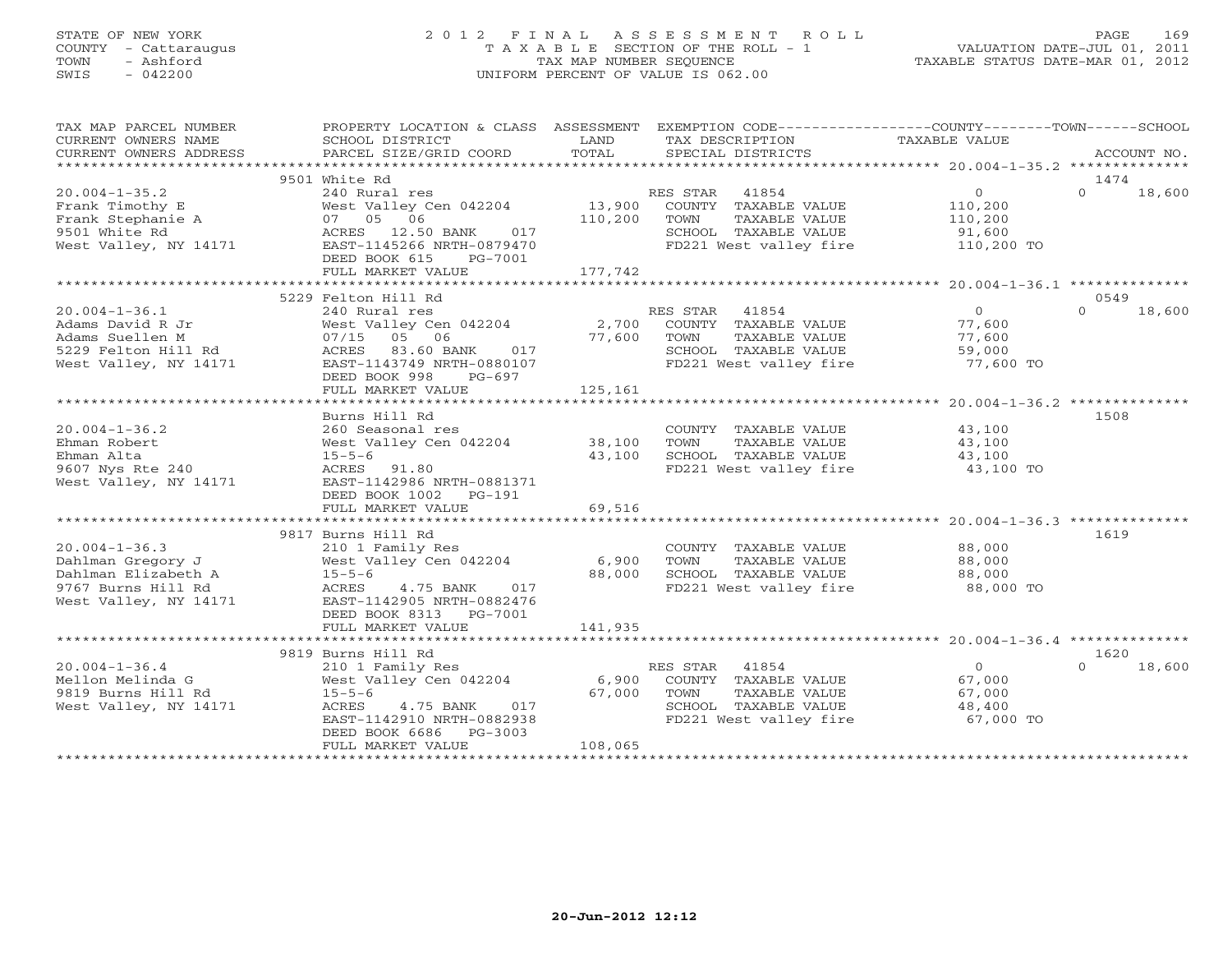STATE OF NEW YORK
COUNTY - Cattaraugus
TOWN - Ashford
SWIS - 042200

# 2012 FINAL ASSESSMENT ROLL

TAXABLE SECTION OF THE ROLL - 1
TAX MAP NUMBER SEQUENCE
UNIFORM PERCENT OF VALUE IS 062.00

VALUATION DATE-JUL 01, 2011
TAXABLE STATUS DATE-MAR 01, 2012

| TAX MAP PARCEL NUMBER / CURRENT OWNERS NAME / CURRENT OWNERS ADDRESS | PROPERTY LOCATION & CLASS / SCHOOL DISTRICT / PARCEL SIZE/GRID COORD | ASSESSMENT LAND | TOTAL | EXEMPTION CODE / TAX DESCRIPTION / SPECIAL DISTRICTS | COUNTY / TOWN / SCHOOL TAXABLE VALUE | ACCOUNT NO. |
|---|---|---|---|---|---|---|
| 20.004-1-35.2 | 9501 White Rd | | | | | 1474 |
| 20.004-1-35.2 | 240 Rural res | | | RES STAR 41854 | 0 | 0 18,600 |
| Frank Timothy E | West Valley Cen 042204 | 13,900 | | COUNTY TAXABLE VALUE | 110,200 | |
| Frank Stephanie A | 07 05 06 | | 110,200 | TOWN TAXABLE VALUE | 110,200 | |
| 9501 White Rd | ACRES 12.50 BANK 017 | | | SCHOOL TAXABLE VALUE | 91,600 | |
| West Valley, NY 14171 | EAST-1145266 NRTH-0879470 | | | FD221 West valley fire | 110,200 TO | |
| | DEED BOOK 615 PG-7001 | | | | | |
| | FULL MARKET VALUE | | 177,742 | | | |
| 20.004-1-36.1 | 5229 Felton Hill Rd | | | | | 0549 |
| 20.004-1-36.1 | 240 Rural res | | | RES STAR 41854 | 0 | 0 18,600 |
| Adams David R Jr | West Valley Cen 042204 | 2,700 | | COUNTY TAXABLE VALUE | 77,600 | |
| Adams Suellen M | 07/15 05 06 | | 77,600 | TOWN TAXABLE VALUE | 77,600 | |
| 5229 Felton Hill Rd | ACRES 83.60 BANK 017 | | | SCHOOL TAXABLE VALUE | 59,000 | |
| West Valley, NY 14171 | EAST-1143749 NRTH-0880107 | | | FD221 West valley fire | 77,600 TO | |
| | DEED BOOK 998 PG-697 | | | | | |
| | FULL MARKET VALUE | | 125,161 | | | |
| 20.004-1-36.2 | Burns Hill Rd | | | | | 1508 |
| 20.004-1-36.2 | 260 Seasonal res | | | COUNTY TAXABLE VALUE | 43,100 | |
| Ehman Robert | West Valley Cen 042204 | 38,100 | | TOWN TAXABLE VALUE | 43,100 | |
| Ehman Alta | 15-5-6 | | 43,100 | SCHOOL TAXABLE VALUE | 43,100 | |
| 9607 Nys Rte 240 | ACRES 91.80 | | | FD221 West valley fire | 43,100 TO | |
| West Valley, NY 14171 | EAST-1142986 NRTH-0881371 | | | | | |
| | DEED BOOK 1002 PG-191 | | | | | |
| | FULL MARKET VALUE | | 69,516 | | | |
| 20.004-1-36.3 | 9817 Burns Hill Rd | | | | | 1619 |
| 20.004-1-36.3 | 210 1 Family Res | | | COUNTY TAXABLE VALUE | 88,000 | |
| Dahlman Gregory J | West Valley Cen 042204 | 6,900 | | TOWN TAXABLE VALUE | 88,000 | |
| Dahlman Elizabeth A | 15-5-6 | | 88,000 | SCHOOL TAXABLE VALUE | 88,000 | |
| 9767 Burns Hill Rd | ACRES 4.75 BANK 017 | | | FD221 West valley fire | 88,000 TO | |
| West Valley, NY 14171 | EAST-1142905 NRTH-0882476 | | | | | |
| | DEED BOOK 8313 PG-7001 | | | | | |
| | FULL MARKET VALUE | | 141,935 | | | |
| 20.004-1-36.4 | 9819 Burns Hill Rd | | | | | 1620 |
| 20.004-1-36.4 | 210 1 Family Res | | | RES STAR 41854 | 0 | 0 18,600 |
| Mellon Melinda G | West Valley Cen 042204 | 6,900 | | COUNTY TAXABLE VALUE | 67,000 | |
| 9819 Burns Hill Rd | 15-5-6 | | 67,000 | TOWN TAXABLE VALUE | 67,000 | |
| West Valley, NY 14171 | ACRES 4.75 BANK 017 | | | SCHOOL TAXABLE VALUE | 48,400 | |
| | EAST-1142910 NRTH-0882938 | | | FD221 West valley fire | 67,000 TO | |
| | DEED BOOK 6686 PG-3003 | | | | | |
| | FULL MARKET VALUE | | 108,065 | | | |

20-Jun-2012 12:12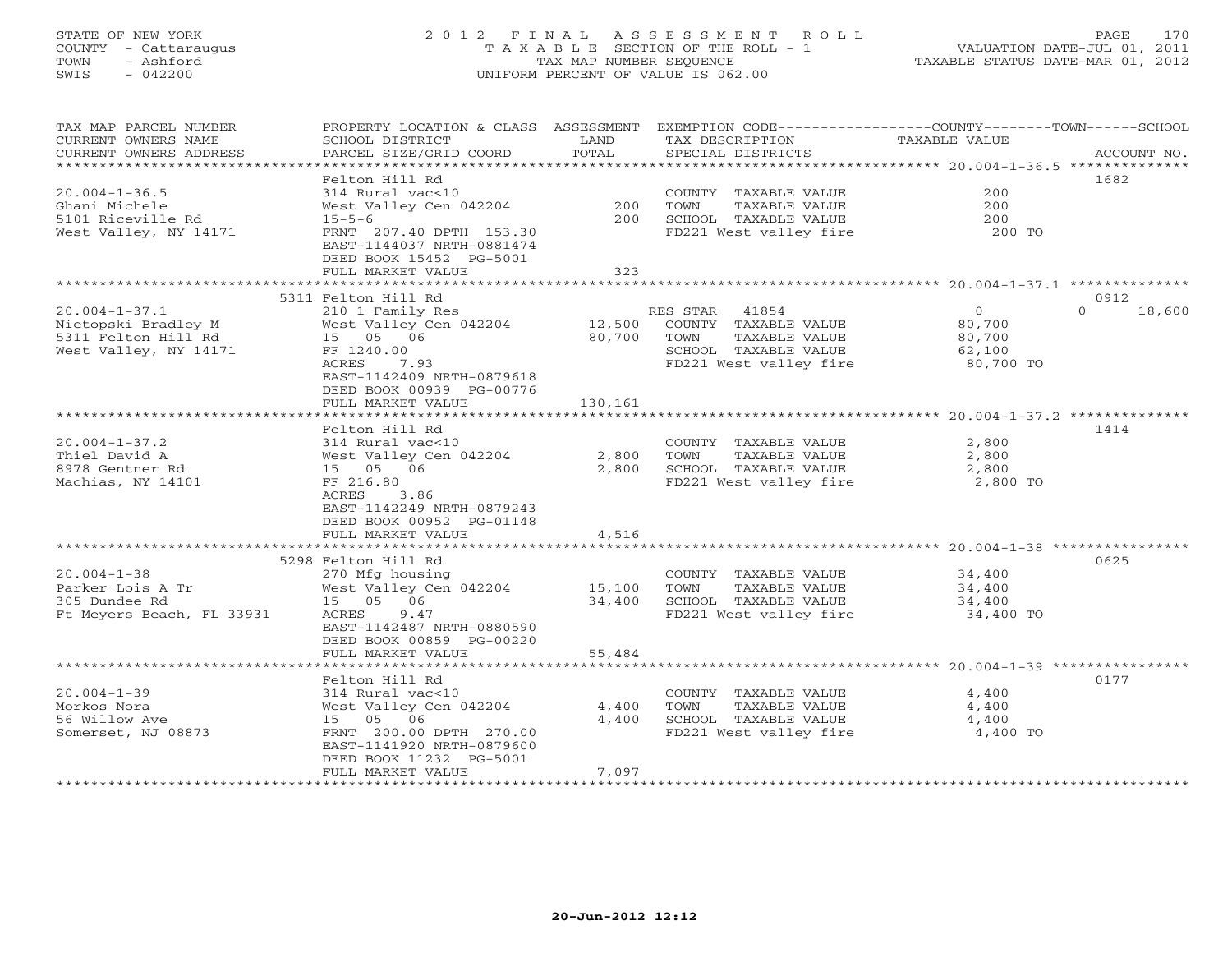STATE OF NEW YORK
COUNTY - Cattaraugus
TOWN - Ashford
SWIS - 042200

# 2012 FINAL ASSESSMENT ROLL

TAXABLE SECTION OF THE ROLL - 1
TAX MAP NUMBER SEQUENCE
UNIFORM PERCENT OF VALUE IS 062.00

VALUATION DATE-JUL 01, 2011
TAXABLE STATUS DATE-MAR 01, 2012

| TAX MAP PARCEL NUMBER / CURRENT OWNERS NAME / CURRENT OWNERS ADDRESS | PROPERTY LOCATION & CLASS / SCHOOL DISTRICT / PARCEL SIZE/GRID COORD | ASSESSMENT LAND / TOTAL | EXEMPTION CODE / TAX DESCRIPTION / SPECIAL DISTRICTS | COUNTY / TOWN / SCHOOL TAXABLE VALUE | ACCOUNT NO. |
|---|---|---|---|---|---|
| 20.004-1-36.5 | Felton Hill Rd | | | | 1682 |
| 20.004-1-36.5 | 314 Rural vac<10 | | COUNTY TAXABLE VALUE | 200 | |
| Ghani Michele | West Valley Cen 042204 | 200 | TOWN TAXABLE VALUE | 200 | |
| 5101 Riceville Rd | 15-5-6 | 200 | SCHOOL TAXABLE VALUE | 200 | |
| West Valley, NY 14171 | FRNT 207.40 DPTH 153.30 | | FD221 West valley fire | 200 TO | |
| | EAST-1144037 NRTH-0881474 | | | | |
| | DEED BOOK 15452 PG-5001 | | | | |
| | FULL MARKET VALUE | 323 | | | |
| 20.004-1-37.1 | 5311 Felton Hill Rd | | | | 0912 |
| 20.004-1-37.1 | 210 1 Family Res | | RES STAR 41854 | 0 0 18,600 | |
| Nietopski Bradley M | West Valley Cen 042204 | 12,500 | COUNTY TAXABLE VALUE | 80,700 | |
| 5311 Felton Hill Rd | 15 05 06 | 80,700 | TOWN TAXABLE VALUE | 80,700 | |
| West Valley, NY 14171 | FF 1240.00 | | SCHOOL TAXABLE VALUE | 62,100 | |
| | ACRES 7.93 | | FD221 West valley fire | 80,700 TO | |
| | EAST-1142409 NRTH-0879618 | | | | |
| | DEED BOOK 00939 PG-00776 | | | | |
| | FULL MARKET VALUE | 130,161 | | | |
| 20.004-1-37.2 | Felton Hill Rd | | | | 1414 |
| 20.004-1-37.2 | 314 Rural vac<10 | | COUNTY TAXABLE VALUE | 2,800 | |
| Thiel David A | West Valley Cen 042204 | 2,800 | TOWN TAXABLE VALUE | 2,800 | |
| 8978 Gentner Rd | 15 05 06 | 2,800 | SCHOOL TAXABLE VALUE | 2,800 | |
| Machias, NY 14101 | FF 216.80 | | FD221 West valley fire | 2,800 TO | |
| | ACRES 3.86 | | | | |
| | EAST-1142249 NRTH-0879243 | | | | |
| | DEED BOOK 00952 PG-01148 | | | | |
| | FULL MARKET VALUE | 4,516 | | | |
| 20.004-1-38 | 5298 Felton Hill Rd | | | | 0625 |
| 20.004-1-38 | 270 Mfg housing | | COUNTY TAXABLE VALUE | 34,400 | |
| Parker Lois A Tr | West Valley Cen 042204 | 15,100 | TOWN TAXABLE VALUE | 34,400 | |
| 305 Dundee Rd | 15 05 06 | 34,400 | SCHOOL TAXABLE VALUE | 34,400 | |
| Ft Meyers Beach, FL 33931 | ACRES 9.47 | | FD221 West valley fire | 34,400 TO | |
| | EAST-1142487 NRTH-0880590 | | | | |
| | DEED BOOK 00859 PG-00220 | | | | |
| | FULL MARKET VALUE | 55,484 | | | |
| 20.004-1-39 | Felton Hill Rd | | | | 0177 |
| 20.004-1-39 | 314 Rural vac<10 | | COUNTY TAXABLE VALUE | 4,400 | |
| Morkos Nora | West Valley Cen 042204 | 4,400 | TOWN TAXABLE VALUE | 4,400 | |
| 56 Willow Ave | 15 05 06 | 4,400 | SCHOOL TAXABLE VALUE | 4,400 | |
| Somerset, NJ 08873 | FRNT 200.00 DPTH 270.00 | | FD221 West valley fire | 4,400 TO | |
| | EAST-1141920 NRTH-0879600 | | | | |
| | DEED BOOK 11232 PG-5001 | | | | |
| | FULL MARKET VALUE | 7,097 | | | |

20-Jun-2012 12:12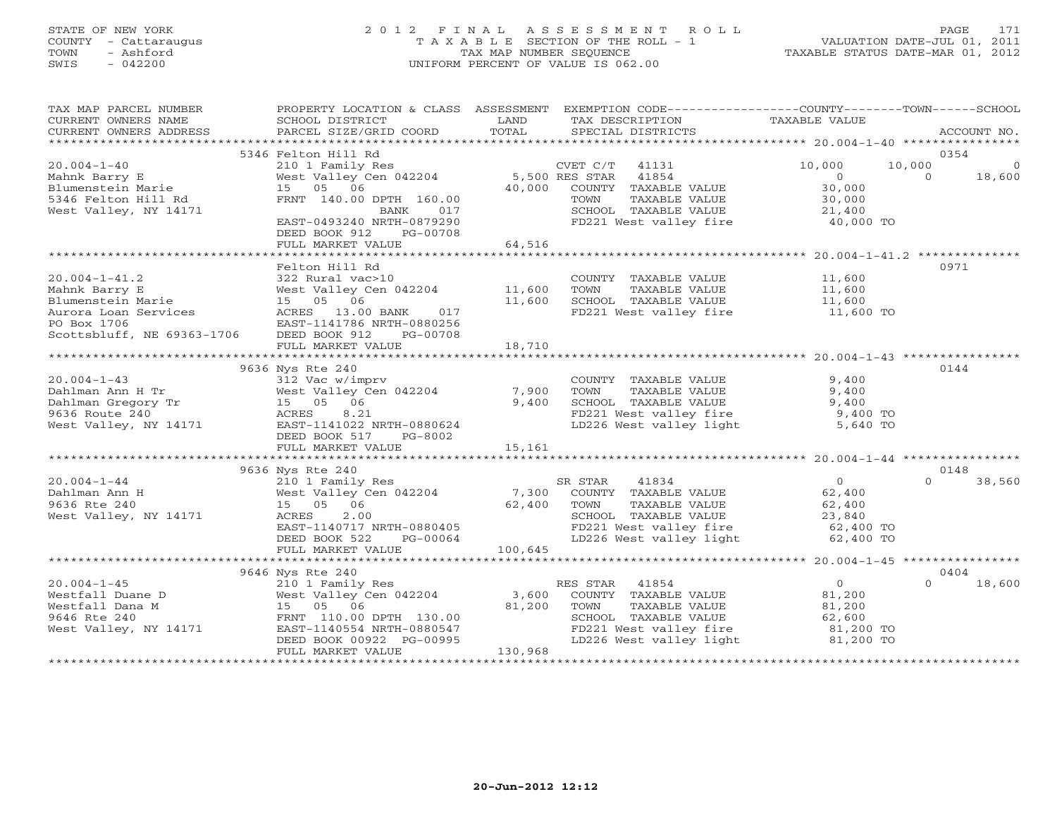STATE OF NEW YORK
COUNTY - Cattaraugus
TOWN - Ashford
SWIS - 042200

2012 FINAL ASSESSMENT ROLL
TAXABLE SECTION OF THE ROLL - 1
TAX MAP NUMBER SEQUENCE
UNIFORM PERCENT OF VALUE IS 062.00

VALUATION DATE-JUL 01, 2011
TAXABLE STATUS DATE-MAR 01, 2012

| TAX MAP PARCEL NUMBER / CURRENT OWNERS NAME / CURRENT OWNERS ADDRESS | PROPERTY LOCATION & CLASS / SCHOOL DISTRICT / PARCEL SIZE/GRID COORD | ASSESSMENT LAND / TOTAL | EXEMPTION CODE / TAX DESCRIPTION / SPECIAL DISTRICTS | COUNTY TAXABLE VALUE | TOWN | SCHOOL | ACCOUNT NO. |
|---|---|---|---|---|---|---|---|
| 20.004-1-40 | 5346 Felton Hill Rd | | | | | | 0354 |
| 20.004-1-40 | 210 1 Family Res | | CVET C/T 41131 | 10,000 | 10,000 | 0 | |
| Mahnk Barry E | West Valley Cen 042204 | 5,500 | RES STAR 41854 | 0 | 0 | 18,600 | |
| Blumenstein Marie | 15 05 06 | 40,000 | COUNTY TAXABLE VALUE | 30,000 | | | |
| 5346 Felton Hill Rd | FRNT 140.00 DPTH 160.00 | | TOWN TAXABLE VALUE | 30,000 | | | |
| West Valley, NY 14171 | BANK 017 | | SCHOOL TAXABLE VALUE | 21,400 | | | |
| | EAST-0493240 NRTH-0879290 | | FD221 West valley fire | 40,000 TO | | | |
| | DEED BOOK 912 PG-00708 | | | | | | |
| | FULL MARKET VALUE | 64,516 | | | | | |
| 20.004-1-41.2 | Felton Hill Rd | | | | | | 0971 |
| 20.004-1-41.2 | 322 Rural vac>10 | | COUNTY TAXABLE VALUE | 11,600 | | | |
| Mahnk Barry E | West Valley Cen 042204 | 11,600 | TOWN TAXABLE VALUE | 11,600 | | | |
| Blumenstein Marie | 15 05 06 | 11,600 | SCHOOL TAXABLE VALUE | 11,600 | | | |
| Aurora Loan Services | ACRES 13.00 BANK 017 | | FD221 West valley fire | 11,600 TO | | | |
| PO Box 1706 | EAST-1141786 NRTH-0880256 | | | | | | |
| Scottsbluff, NE 69363-1706 | DEED BOOK 912 PG-00708 | | | | | | |
| | FULL MARKET VALUE | 18,710 | | | | | |
| 20.004-1-43 | 9636 Nys Rte 240 | | | | | | 0144 |
| 20.004-1-43 | 312 Vac w/imprv | | COUNTY TAXABLE VALUE | 9,400 | | | |
| Dahlman Ann H Tr | West Valley Cen 042204 | 7,900 | TOWN TAXABLE VALUE | 9,400 | | | |
| Dahlman Gregory Tr | 15 05 06 | 9,400 | SCHOOL TAXABLE VALUE | 9,400 | | | |
| 9636 Route 240 | ACRES 8.21 | | FD221 West valley fire | 9,400 TO | | | |
| West Valley, NY 14171 | EAST-1141022 NRTH-0880624 | | LD226 West valley light | 5,640 TO | | | |
| | DEED BOOK 517 PG-8002 | | | | | | |
| | FULL MARKET VALUE | 15,161 | | | | | |
| 20.004-1-44 | 9636 Nys Rte 240 | | | | | | 0148 |
| 20.004-1-44 | 210 1 Family Res | | SR STAR 41834 | 0 | | 0 | 38,560 |
| Dahlman Ann H | West Valley Cen 042204 | 7,300 | COUNTY TAXABLE VALUE | 62,400 | | | |
| 9636 Rte 240 | 15 05 06 | 62,400 | TOWN TAXABLE VALUE | 62,400 | | | |
| West Valley, NY 14171 | ACRES 2.00 | | SCHOOL TAXABLE VALUE | 23,840 | | | |
| | EAST-1140717 NRTH-0880405 | | FD221 West valley fire | 62,400 TO | | | |
| | DEED BOOK 522 PG-00064 | | LD226 West valley light | 62,400 TO | | | |
| | FULL MARKET VALUE | 100,645 | | | | | |
| 20.004-1-45 | 9646 Nys Rte 240 | | | | | | 0404 |
| 20.004-1-45 | 210 1 Family Res | | RES STAR 41854 | 0 | | 0 | 18,600 |
| Westfall Duane D | West Valley Cen 042204 | 3,600 | COUNTY TAXABLE VALUE | 81,200 | | | |
| Westfall Dana M | 15 05 06 | 81,200 | TOWN TAXABLE VALUE | 81,200 | | | |
| 9646 Rte 240 | FRNT 110.00 DPTH 130.00 | | SCHOOL TAXABLE VALUE | 62,600 | | | |
| West Valley, NY 14171 | EAST-1140554 NRTH-0880547 | | FD221 West valley fire | 81,200 TO | | | |
| | DEED BOOK 00922 PG-00995 | | LD226 West valley light | 81,200 TO | | | |
| | FULL MARKET VALUE | 130,968 | | | | | |

20-Jun-2012 12:12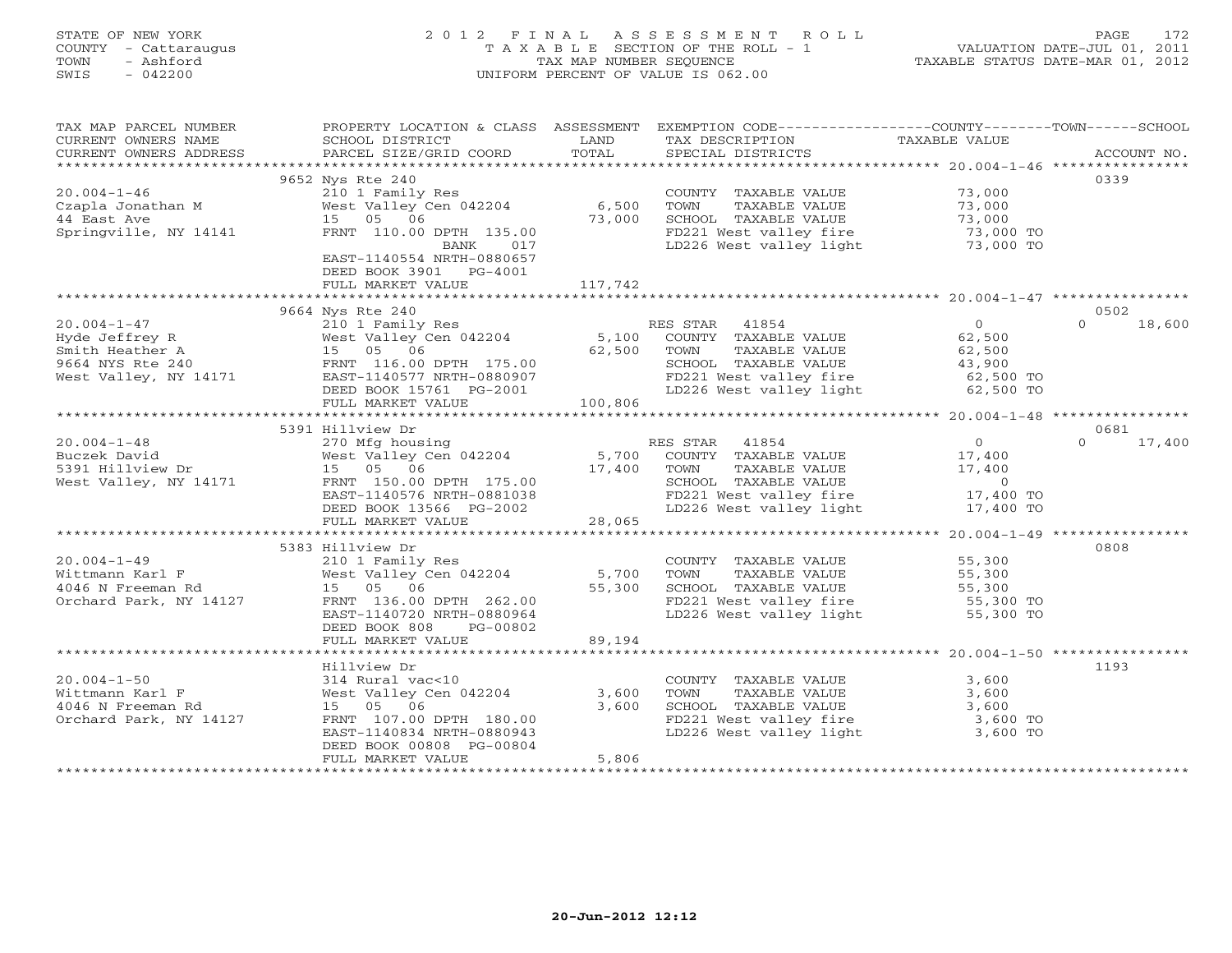STATE OF NEW YORK
COUNTY - Cattaraugus
TOWN - Ashford
SWIS - 042200

2012 FINAL ASSESSMENT ROLL
TAXABLE SECTION OF THE ROLL - 1
TAX MAP NUMBER SEQUENCE
UNIFORM PERCENT OF VALUE IS 062.00

VALUATION DATE-JUL 01, 2011
TAXABLE STATUS DATE-MAR 01, 2012

| TAX MAP PARCEL NUMBER / CURRENT OWNERS NAME / CURRENT OWNERS ADDRESS | PROPERTY LOCATION & CLASS / SCHOOL DISTRICT / PARCEL SIZE/GRID COORD | ASSESSMENT LAND / TOTAL | EXEMPTION CODE / TAX DESCRIPTION / SPECIAL DISTRICTS | COUNTY / TOWN / SCHOOL TAXABLE VALUE | ACCOUNT NO. |
|---|---|---|---|---|---|
| 20.004-1-46 | 9652 Nys Rte 240 | | | | 0339 |
| | 210 1 Family Res | | COUNTY TAXABLE VALUE | 73,000 | |
| Czapla Jonathan M | West Valley Cen 042204 | 6,500 | TOWN TAXABLE VALUE | 73,000 | |
| 44 East Ave | 15 05 06 | 73,000 | SCHOOL TAXABLE VALUE | 73,000 | |
| Springville, NY 14141 | FRNT 110.00 DPTH 135.00 | | FD221 West valley fire | 73,000 TO | |
| | BANK 017 | | LD226 West valley light | 73,000 TO | |
| | EAST-1140554 NRTH-0880657 | | | | |
| | DEED BOOK 3901 PG-4001 | | | | |
| | FULL MARKET VALUE | 117,742 | | | |
| 20.004-1-47 | 9664 Nys Rte 240 | | | | 0502 |
| | 210 1 Family Res | | RES STAR 41854 | 0 / 0 / 18,600 | |
| Hyde Jeffrey R | West Valley Cen 042204 | 5,100 | COUNTY TAXABLE VALUE | 62,500 | |
| Smith Heather A | 15 05 06 | 62,500 | TOWN TAXABLE VALUE | 62,500 | |
| 9664 NYS Rte 240 | FRNT 116.00 DPTH 175.00 | | SCHOOL TAXABLE VALUE | 43,900 | |
| West Valley, NY 14171 | EAST-1140577 NRTH-0880907 | | FD221 West valley fire | 62,500 TO | |
| | DEED BOOK 15761 PG-2001 | | LD226 West valley light | 62,500 TO | |
| | FULL MARKET VALUE | 100,806 | | | |
| 20.004-1-48 | 5391 Hillview Dr | | | | 0681 |
| | 270 Mfg housing | | RES STAR 41854 | 0 / 0 / 17,400 | |
| Buczek David | West Valley Cen 042204 | 5,700 | COUNTY TAXABLE VALUE | 17,400 | |
| 5391 Hillview Dr | 15 05 06 | 17,400 | TOWN TAXABLE VALUE | 17,400 | |
| West Valley, NY 14171 | FRNT 150.00 DPTH 175.00 | | SCHOOL TAXABLE VALUE | 0 | |
| | EAST-1140576 NRTH-0881038 | | FD221 West valley fire | 17,400 TO | |
| | DEED BOOK 13566 PG-2002 | | LD226 West valley light | 17,400 TO | |
| | FULL MARKET VALUE | 28,065 | | | |
| 20.004-1-49 | 5383 Hillview Dr | | | | 0808 |
| | 210 1 Family Res | | COUNTY TAXABLE VALUE | 55,300 | |
| Wittmann Karl F | West Valley Cen 042204 | 5,700 | TOWN TAXABLE VALUE | 55,300 | |
| 4046 N Freeman Rd | 15 05 06 | 55,300 | SCHOOL TAXABLE VALUE | 55,300 | |
| Orchard Park, NY 14127 | FRNT 136.00 DPTH 262.00 | | FD221 West valley fire | 55,300 TO | |
| | EAST-1140720 NRTH-0880964 | | LD226 West valley light | 55,300 TO | |
| | DEED BOOK 808 PG-00802 | | | | |
| | FULL MARKET VALUE | 89,194 | | | |
| 20.004-1-50 | Hillview Dr | | | | 1193 |
| | 314 Rural vac<10 | | COUNTY TAXABLE VALUE | 3,600 | |
| Wittmann Karl F | West Valley Cen 042204 | 3,600 | TOWN TAXABLE VALUE | 3,600 | |
| 4046 N Freeman Rd | 15 05 06 | 3,600 | SCHOOL TAXABLE VALUE | 3,600 | |
| Orchard Park, NY 14127 | FRNT 107.00 DPTH 180.00 | | FD221 West valley fire | 3,600 TO | |
| | EAST-1140834 NRTH-0880943 | | LD226 West valley light | 3,600 TO | |
| | DEED BOOK 00808 PG-00804 | | | | |
| | FULL MARKET VALUE | 5,806 | | | |

20-Jun-2012 12:12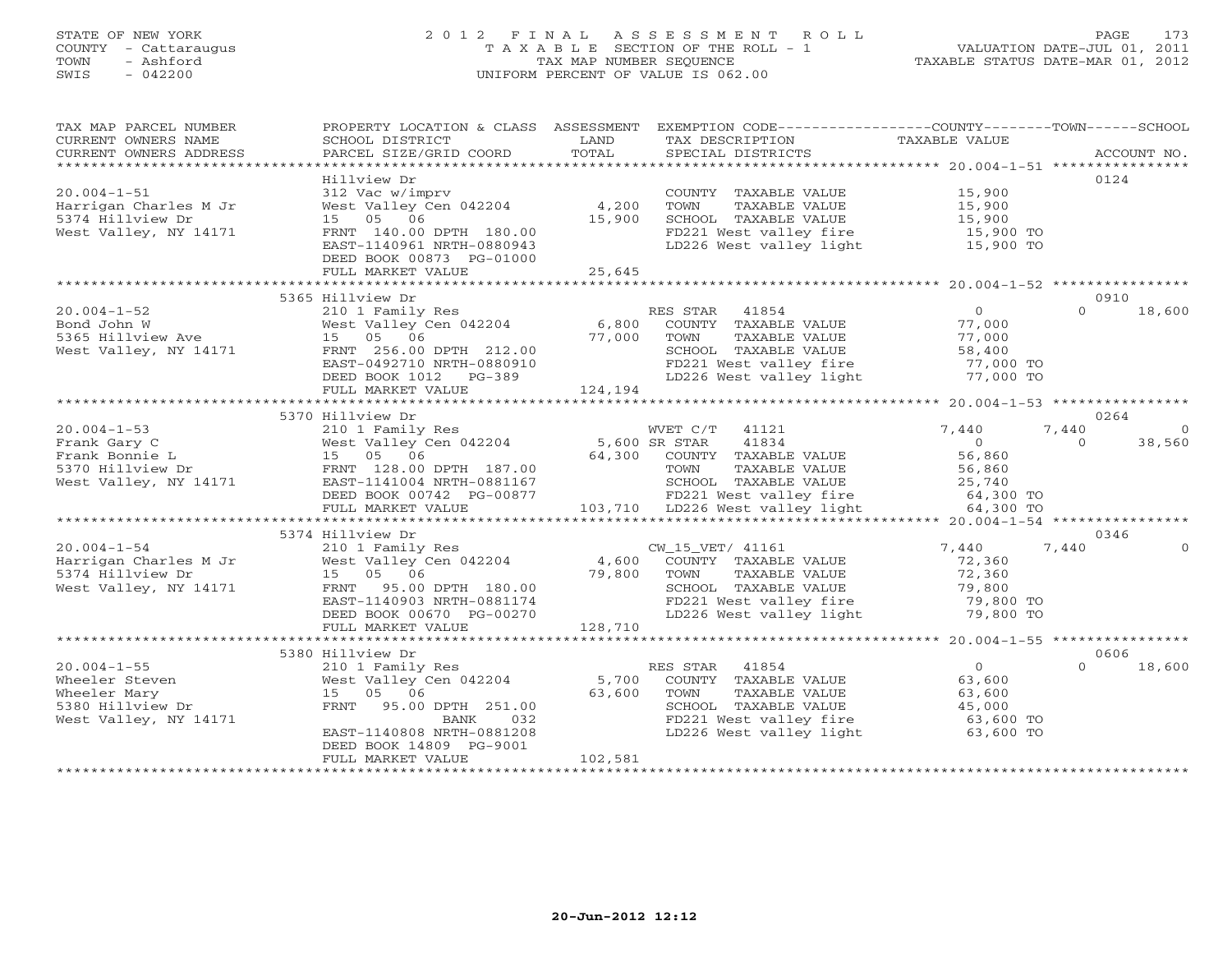STATE OF NEW YORK
COUNTY - Cattaraugus
TOWN - Ashford
SWIS - 042200

# 2012 FINAL ASSESSMENT ROLL
TAXABLE SECTION OF THE ROLL - 1
TAX MAP NUMBER SEQUENCE
UNIFORM PERCENT OF VALUE IS 062.00

VALUATION DATE-JUL 01, 2011
TAXABLE STATUS DATE-MAR 01, 2012

| TAX MAP PARCEL NUMBER / CURRENT OWNERS NAME / CURRENT OWNERS ADDRESS | PROPERTY LOCATION & CLASS / SCHOOL DISTRICT / PARCEL SIZE/GRID COORD | ASSESSMENT LAND / TOTAL | EXEMPTION CODE / TAX DESCRIPTION / SPECIAL DISTRICTS | COUNTY TAXABLE VALUE | TOWN | SCHOOL / ACCOUNT NO. |
|---|---|---|---|---|---|---|
| 20.004-1-51 | Hillview Dr | | | | | 0124 |
| 20.004-1-51 | 312 Vac w/imprv | | COUNTY TAXABLE VALUE | 15,900 | | |
| Harrigan Charles M Jr | West Valley Cen 042204 | 4,200 | TOWN TAXABLE VALUE | 15,900 | | |
| 5374 Hillview Dr | 15 05 06 | 15,900 | SCHOOL TAXABLE VALUE | 15,900 | | |
| West Valley, NY 14171 | FRNT 140.00 DPTH 180.00 | | FD221 West valley fire | 15,900 TO | | |
| | EAST-1140961 NRTH-0880943 | | LD226 West valley light | 15,900 TO | | |
| | DEED BOOK 00873 PG-01000 | | | | | |
| | FULL MARKET VALUE | 25,645 | | | | |
| 20.004-1-52 | 5365 Hillview Dr | | | | | 0910 |
| 20.004-1-52 | 210 1 Family Res | | RES STAR 41854 | 0 | 0 | 18,600 |
| Bond John W | West Valley Cen 042204 | 6,800 | COUNTY TAXABLE VALUE | 77,000 | | |
| 5365 Hillview Ave | 15 05 06 | 77,000 | TOWN TAXABLE VALUE | 77,000 | | |
| West Valley, NY 14171 | FRNT 256.00 DPTH 212.00 | | SCHOOL TAXABLE VALUE | 58,400 | | |
| | EAST-0492710 NRTH-0880910 | | FD221 West valley fire | 77,000 TO | | |
| | DEED BOOK 1012 PG-389 | | LD226 West valley light | 77,000 TO | | |
| | FULL MARKET VALUE | 124,194 | | | | |
| 20.004-1-53 | 5370 Hillview Dr | | | | | 0264 |
| 20.004-1-53 | 210 1 Family Res | | WVET C/T 41121 | 7,440 | 7,440 | 0 |
| Frank Gary C | West Valley Cen 042204 | 5,600 | SR STAR 41834 | 0 | 0 | 38,560 |
| Frank Bonnie L | 15 05 06 | 64,300 | COUNTY TAXABLE VALUE | 56,860 | | |
| 5370 Hillview Dr | FRNT 128.00 DPTH 187.00 | | TOWN TAXABLE VALUE | 56,860 | | |
| West Valley, NY 14171 | EAST-1141004 NRTH-0881167 | | SCHOOL TAXABLE VALUE | 25,740 | | |
| | DEED BOOK 00742 PG-00877 | | FD221 West valley fire | 64,300 TO | | |
| | FULL MARKET VALUE | 103,710 | LD226 West valley light | 64,300 TO | | |
| 20.004-1-54 | 5374 Hillview Dr | | | | | 0346 |
| 20.004-1-54 | 210 1 Family Res | | CW_15_VET/ 41161 | 7,440 | 7,440 | 0 |
| Harrigan Charles M Jr | West Valley Cen 042204 | 4,600 | COUNTY TAXABLE VALUE | 72,360 | | |
| 5374 Hillview Dr | 15 05 06 | 79,800 | TOWN TAXABLE VALUE | 72,360 | | |
| West Valley, NY 14171 | FRNT 95.00 DPTH 180.00 | | SCHOOL TAXABLE VALUE | 79,800 | | |
| | EAST-1140903 NRTH-0881174 | | FD221 West valley fire | 79,800 TO | | |
| | DEED BOOK 00670 PG-00270 | | LD226 West valley light | 79,800 TO | | |
| | FULL MARKET VALUE | 128,710 | | | | |
| 20.004-1-55 | 5380 Hillview Dr | | | | | 0606 |
| 20.004-1-55 | 210 1 Family Res | | RES STAR 41854 | 0 | 0 | 18,600 |
| Wheeler Steven | West Valley Cen 042204 | 5,700 | COUNTY TAXABLE VALUE | 63,600 | | |
| Wheeler Mary | 15 05 06 | 63,600 | TOWN TAXABLE VALUE | 63,600 | | |
| 5380 Hillview Dr | FRNT 95.00 DPTH 251.00 | | SCHOOL TAXABLE VALUE | 45,000 | | |
| West Valley, NY 14171 | BANK 032 | | FD221 West valley fire | 63,600 TO | | |
| | EAST-1140808 NRTH-0881208 | | LD226 West valley light | 63,600 TO | | |
| | DEED BOOK 14809 PG-9001 | | | | | |
| | FULL MARKET VALUE | 102,581 | | | | |

20-Jun-2012 12:12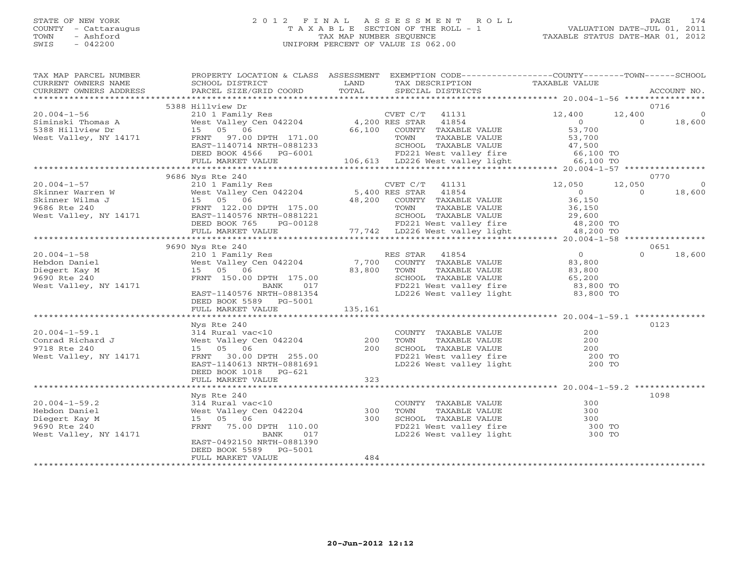STATE OF NEW YORK
COUNTY - Cattaraugus
TOWN - Ashford
SWIS - 042200

2012 FINAL ASSESSMENT ROLL
TAXABLE SECTION OF THE ROLL - 1
TAX MAP NUMBER SEQUENCE
UNIFORM PERCENT OF VALUE IS 062.00

VALUATION DATE-JUL 01, 2011
TAXABLE STATUS DATE-MAR 01, 2012

| TAX MAP PARCEL NUMBER / CURRENT OWNERS NAME / CURRENT OWNERS ADDRESS | PROPERTY LOCATION & CLASS / SCHOOL DISTRICT / PARCEL SIZE/GRID COORD | ASSESSMENT LAND / TOTAL | EXEMPTION CODE / TAX DESCRIPTION / SPECIAL DISTRICTS | COUNTY TAXABLE VALUE | TOWN | SCHOOL / ACCOUNT NO. |
|---|---|---|---|---|---|---|
| **20.004-1-56** | 5388 Hillview Dr | | | | | 0716 |
| 20.004-1-56 | 210 1 Family Res | | CVET C/T 41131 | 12,400 | 12,400 | 0 |
| Siminski Thomas A | West Valley Cen 042204 | 4,200 | RES STAR 41854 | 0 | 0 | 18,600 |
| 5388 Hillview Dr | 15 05 06 | 66,100 | COUNTY TAXABLE VALUE | 53,700 | | |
| West Valley, NY 14171 | FRNT 97.00 DPTH 171.00 | | TOWN TAXABLE VALUE | 53,700 | | |
| | EAST-1140714 NRTH-0881233 | | SCHOOL TAXABLE VALUE | 47,500 | | |
| | DEED BOOK 4566 PG-6001 | | FD221 West valley fire | 66,100 TO | | |
| | FULL MARKET VALUE | 106,613 | LD226 West valley light | 66,100 TO | | |
| **20.004-1-57** | 9686 Nys Rte 240 | | | | | 0770 |
| 20.004-1-57 | 210 1 Family Res | | CVET C/T 41131 | 12,050 | 12,050 | 0 |
| Skinner Warren W | West Valley Cen 042204 | 5,400 | RES STAR 41854 | 0 | 0 | 18,600 |
| Skinner Wilma J | 15 05 06 | 48,200 | COUNTY TAXABLE VALUE | 36,150 | | |
| 9686 Rte 240 | FRNT 122.00 DPTH 175.00 | | TOWN TAXABLE VALUE | 36,150 | | |
| West Valley, NY 14171 | EAST-1140576 NRTH-0881221 | | SCHOOL TAXABLE VALUE | 29,600 | | |
| | DEED BOOK 765 PG-00128 | | FD221 West valley fire | 48,200 TO | | |
| | FULL MARKET VALUE | 77,742 | LD226 West valley light | 48,200 TO | | |
| **20.004-1-58** | 9690 Nys Rte 240 | | | | | 0651 |
| 20.004-1-58 | 210 1 Family Res | | RES STAR 41854 | 0 | 0 | 18,600 |
| Hebdon Daniel | West Valley Cen 042204 | 7,700 | COUNTY TAXABLE VALUE | 83,800 | | |
| Diegert Kay M | 15 05 06 | 83,800 | TOWN TAXABLE VALUE | 83,800 | | |
| 9690 Rte 240 | FRNT 150.00 DPTH 175.00 | | SCHOOL TAXABLE VALUE | 65,200 | | |
| West Valley, NY 14171 | BANK 017 | | FD221 West valley fire | 83,800 TO | | |
| | EAST-1140576 NRTH-0881354 | | LD226 West valley light | 83,800 TO | | |
| | DEED BOOK 5589 PG-5001 | | | | | |
| | FULL MARKET VALUE | 135,161 | | | | |
| **20.004-1-59.1** | Nys Rte 240 | | | | | 0123 |
| 20.004-1-59.1 | 314 Rural vac<10 | | COUNTY TAXABLE VALUE | 200 | | |
| Conrad Richard J | West Valley Cen 042204 | 200 | TOWN TAXABLE VALUE | 200 | | |
| 9718 Rte 240 | 15 05 06 | 200 | SCHOOL TAXABLE VALUE | 200 | | |
| West Valley, NY 14171 | FRNT 30.00 DPTH 255.00 | | FD221 West valley fire | 200 TO | | |
| | EAST-1140613 NRTH-0881691 | | LD226 West valley light | 200 TO | | |
| | DEED BOOK 1018 PG-621 | | | | | |
| | FULL MARKET VALUE | 323 | | | | |
| **20.004-1-59.2** | Nys Rte 240 | | | | | 1098 |
| 20.004-1-59.2 | 314 Rural vac<10 | | COUNTY TAXABLE VALUE | 300 | | |
| Hebdon Daniel | West Valley Cen 042204 | 300 | TOWN TAXABLE VALUE | 300 | | |
| Diegert Kay M | 15 05 06 | 300 | SCHOOL TAXABLE VALUE | 300 | | |
| 9690 Rte 240 | FRNT 75.00 DPTH 110.00 | | FD221 West valley fire | 300 TO | | |
| West Valley, NY 14171 | BANK 017 | | LD226 West valley light | 300 TO | | |
| | EAST-0492150 NRTH-0881390 | | | | | |
| | DEED BOOK 5589 PG-5001 | | | | | |
| | FULL MARKET VALUE | 484 | | | | |

20-Jun-2012 12:12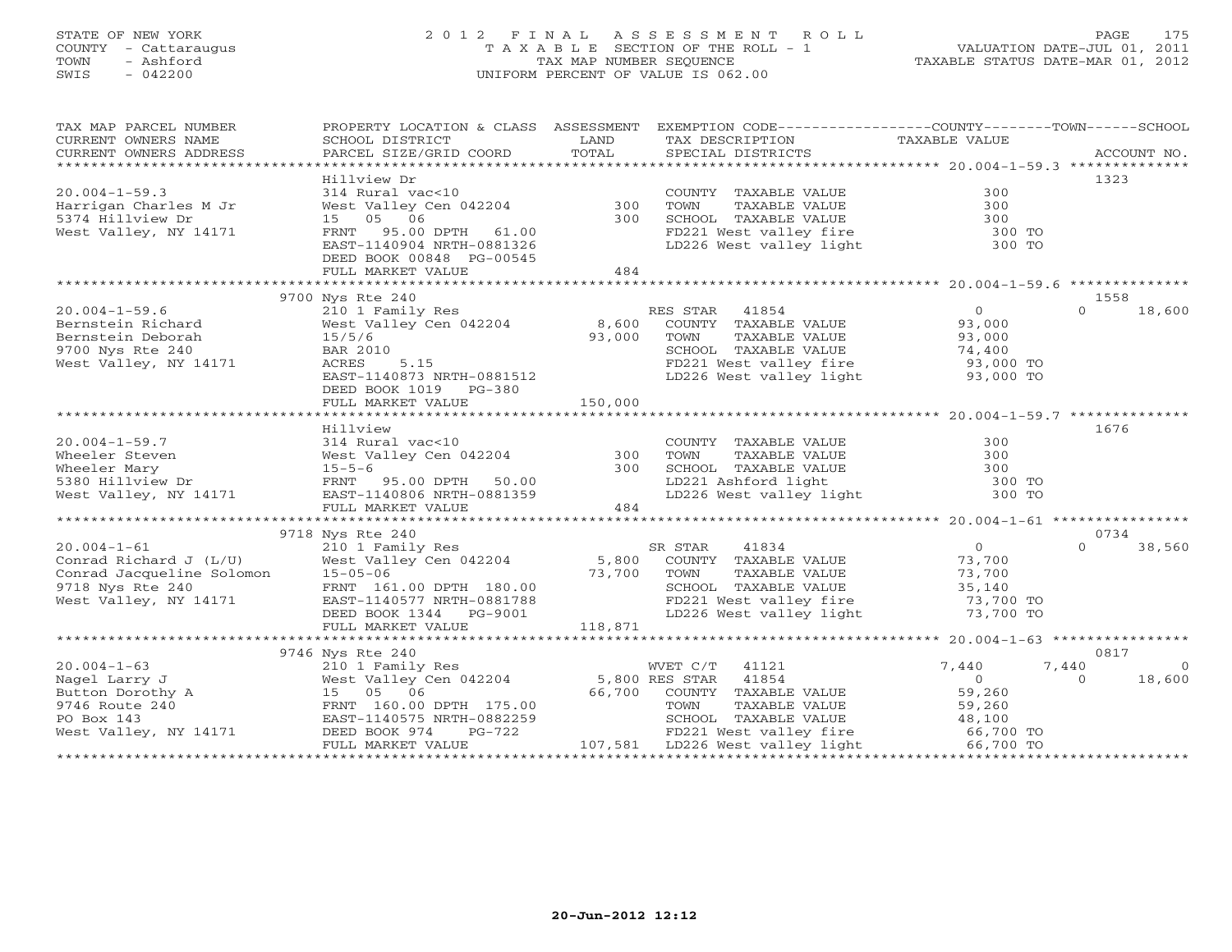STATE OF NEW YORK
COUNTY - Cattaraugus
TOWN - Ashford
SWIS - 042200

2 0 1 2 F I N A L A S S E S S M E N T R O L L
T A X A B L E SECTION OF THE ROLL - 1
TAX MAP NUMBER SEQUENCE
UNIFORM PERCENT OF VALUE IS 062.00

VALUATION DATE-JUL 01, 2011
TAXABLE STATUS DATE-MAR 01, 2012

```
TAX MAP PARCEL NUMBER          PROPERTY LOCATION & CLASS  ASSESSMENT  EXEMPTION CODE-----------------COUNTY--------TOWN------SCHOOL
CURRENT OWNERS NAME            SCHOOL DISTRICT                LAND      TAX DESCRIPTION                 TAXABLE VALUE
CURRENT OWNERS ADDRESS         PARCEL SIZE/GRID COORD        TOTAL      SPECIAL DISTRICTS                                      ACCOUNT NO.
******************************************************************************************************* 20.004-1-59.3 **************
                               Hillview Dr                                                                                 1323
20.004-1-59.3                  314 Rural vac<10                         COUNTY  TAXABLE VALUE              300
Harrigan Charles M Jr          West Valley Cen 042204        300        TOWN    TAXABLE VALUE              300
5374 Hillview Dr               15   05   06                  300        SCHOOL  TAXABLE VALUE              300
West Valley, NY 14171          FRNT   95.00 DPTH   61.00                FD221 West valley fire              300 TO
                               EAST-1140904 NRTH-0881326                LD226 West valley light             300 TO
                               DEED BOOK 00848 PG-00545
                               FULL MARKET VALUE             484
******************************************************************************************************* 20.004-1-59.6 **************
                               9700 Nys Rte 240                                                                            1558
20.004-1-59.6                  210 1 Family Res                   RES STAR   41854                     0            0      18,600
Bernstein Richard              West Valley Cen 042204       8,600       COUNTY  TAXABLE VALUE           93,000
Bernstein Deborah              15/5/6                      93,000       TOWN    TAXABLE VALUE           93,000
9700 Nys Rte 240               BAR 2010                                 SCHOOL  TAXABLE VALUE           74,400
West Valley, NY 14171          ACRES     5.15                           FD221 West valley fire           93,000 TO
                               EAST-1140873 NRTH-0881512                LD226 West valley light          93,000 TO
                               DEED BOOK 1019   PG-380
                               FULL MARKET VALUE          150,000
******************************************************************************************************* 20.004-1-59.7 **************
                               Hillview                                                                                    1676
20.004-1-59.7                  314 Rural vac<10                         COUNTY  TAXABLE VALUE              300
Wheeler Steven                 West Valley Cen 042204        300        TOWN    TAXABLE VALUE              300
Wheeler Mary                   15-5-6                        300        SCHOOL  TAXABLE VALUE              300
5380 Hillview Dr               FRNT   95.00 DPTH   50.00                LD221 Ashford light                 300 TO
West Valley, NY 14171          EAST-1140806 NRTH-0881359                LD226 West valley light             300 TO
                               FULL MARKET VALUE             484
******************************************************************************************************* 20.004-1-61 ****************
                               9718 Nys Rte 240                                                                            0734
20.004-1-61                    210 1 Family Res                   SR STAR    41834                     0            0      38,560
Conrad Richard J (L/U)         West Valley Cen 042204       5,800       COUNTY  TAXABLE VALUE           73,700
Conrad Jacqueline Solomon      15-05-06                    73,700       TOWN    TAXABLE VALUE           73,700
9718 Nys Rte 240               FRNT  161.00 DPTH  180.00                SCHOOL  TAXABLE VALUE           35,140
West Valley, NY 14171          EAST-1140577 NRTH-0881788                FD221 West valley fire           73,700 TO
                               DEED BOOK 1344   PG-9001                 LD226 West valley light          73,700 TO
                               FULL MARKET VALUE          118,871
******************************************************************************************************* 20.004-1-63 ****************
                               9746 Nys Rte 240                                                                            0817
20.004-1-63                    210 1 Family Res                   WVET C/T   41121                 7,440        7,440           0
Nagel Larry J                  West Valley Cen 042204       5,800 RES STAR   41854                     0            0      18,600
Button Dorothy A               15   05   06                66,700       COUNTY  TAXABLE VALUE           59,260
9746 Route 240                 FRNT  160.00 DPTH  175.00                TOWN    TAXABLE VALUE           59,260
PO Box 143                     EAST-1140575 NRTH-0882259                SCHOOL  TAXABLE VALUE           48,100
West Valley, NY 14171          DEED BOOK 974    PG-722                  FD221 West valley fire           66,700 TO
                               FULL MARKET VALUE          107,581       LD226 West valley light          66,700 TO
************************************************************************************************************************************
```

20-Jun-2012 12:12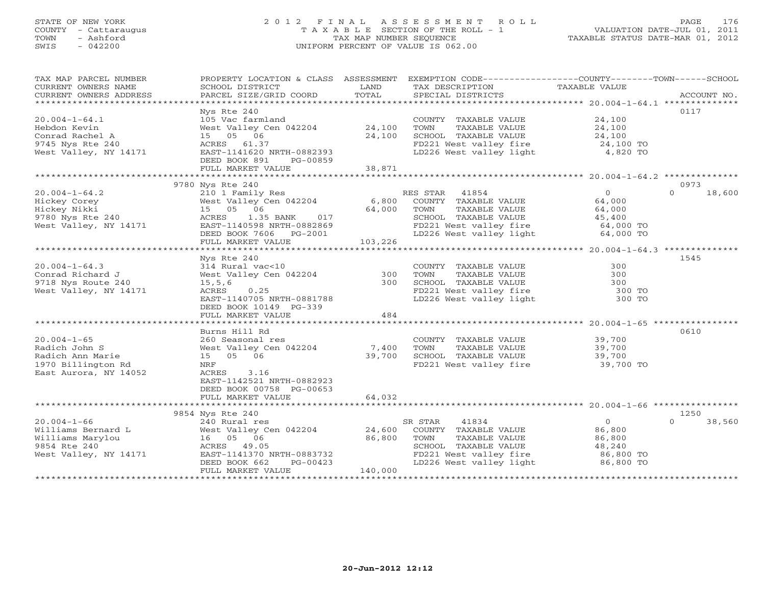STATE OF NEW YORK
COUNTY - Cattaraugus
TOWN - Ashford
SWIS - 042200

# 2012 FINAL ASSESSMENT ROLL
TAXABLE SECTION OF THE ROLL - 1
TAX MAP NUMBER SEQUENCE
UNIFORM PERCENT OF VALUE IS 062.00

VALUATION DATE-JUL 01, 2011
TAXABLE STATUS DATE-MAR 01, 2012

| TAX MAP PARCEL NUMBER / CURRENT OWNERS NAME / CURRENT OWNERS ADDRESS | PROPERTY LOCATION & CLASS / SCHOOL DISTRICT / PARCEL SIZE/GRID COORD | ASSESSMENT LAND | TOTAL | EXEMPTION CODE / TAX DESCRIPTION / SPECIAL DISTRICTS | COUNTY / TOWN / TAXABLE VALUE | SCHOOL / ACCOUNT NO. |
|---|---|---|---|---|---|---|
| | Nys Rte 240 | | | | | 0117 |
| 20.004-1-64.1 | 105 Vac farmland | | | COUNTY TAXABLE VALUE | 24,100 | |
| Hebdon Kevin | West Valley Cen 042204 | 24,100 | | TOWN TAXABLE VALUE | 24,100 | |
| Conrad Rachel A | 15 05 06 | | 24,100 | SCHOOL TAXABLE VALUE | 24,100 | |
| 9745 Nys Rte 240 | ACRES 61.37 | | | FD221 West valley fire | 24,100 TO | |
| West Valley, NY 14171 | EAST-1141620 NRTH-0882393 | | | LD226 West valley light | 4,820 TO | |
| | DEED BOOK 891 PG-00859 | | | | | |
| | FULL MARKET VALUE | | 38,871 | | | |
| | 9780 Nys Rte 240 | | | | | 0973 |
| 20.004-1-64.2 | 210 1 Family Res | | | RES STAR 41854 | 0 | 0 18,600 |
| Hickey Corey | West Valley Cen 042204 | 6,800 | | COUNTY TAXABLE VALUE | 64,000 | |
| Hickey Nikki | 15 05 06 | | 64,000 | TOWN TAXABLE VALUE | 64,000 | |
| 9780 Nys Rte 240 | ACRES 1.35 BANK 017 | | | SCHOOL TAXABLE VALUE | 45,400 | |
| West Valley, NY 14171 | EAST-1140598 NRTH-0882869 | | | FD221 West valley fire | 64,000 TO | |
| | DEED BOOK 7606 PG-2001 | | | LD226 West valley light | 64,000 TO | |
| | FULL MARKET VALUE | | 103,226 | | | |
| | Nys Rte 240 | | | | | 1545 |
| 20.004-1-64.3 | 314 Rural vac<10 | | | COUNTY TAXABLE VALUE | 300 | |
| Conrad Richard J | West Valley Cen 042204 | 300 | | TOWN TAXABLE VALUE | 300 | |
| 9718 Nys Route 240 | 15,5,6 | | 300 | SCHOOL TAXABLE VALUE | 300 | |
| West Valley, NY 14171 | ACRES 0.25 | | | FD221 West valley fire | 300 TO | |
| | EAST-1140705 NRTH-0881788 | | | LD226 West valley light | 300 TO | |
| | DEED BOOK 10149 PG-339 | | | | | |
| | FULL MARKET VALUE | | 484 | | | |
| | Burns Hill Rd | | | | | 0610 |
| 20.004-1-65 | 260 Seasonal res | | | COUNTY TAXABLE VALUE | 39,700 | |
| Radich John S | West Valley Cen 042204 | 7,400 | | TOWN TAXABLE VALUE | 39,700 | |
| Radich Ann Marie | 15 05 06 | | 39,700 | SCHOOL TAXABLE VALUE | 39,700 | |
| 1970 Billington Rd | NRF | | | FD221 West valley fire | 39,700 TO | |
| East Aurora, NY 14052 | ACRES 3.16 | | | | | |
| | EAST-1142521 NRTH-0882923 | | | | | |
| | DEED BOOK 00758 PG-00653 | | | | | |
| | FULL MARKET VALUE | | 64,032 | | | |
| | 9854 Nys Rte 240 | | | | | 1250 |
| 20.004-1-66 | 240 Rural res | | | SR STAR 41834 | 0 | 0 38,560 |
| Williams Bernard L | West Valley Cen 042204 | 24,600 | | COUNTY TAXABLE VALUE | 86,800 | |
| Williams Marylou | 16 05 06 | | 86,800 | TOWN TAXABLE VALUE | 86,800 | |
| 9854 Rte 240 | ACRES 49.05 | | | SCHOOL TAXABLE VALUE | 48,240 | |
| West Valley, NY 14171 | EAST-1141370 NRTH-0883732 | | | FD221 West valley fire | 86,800 TO | |
| | DEED BOOK 662 PG-00423 | | | LD226 West valley light | 86,800 TO | |
| | FULL MARKET VALUE | | 140,000 | | | |

20-Jun-2012 12:12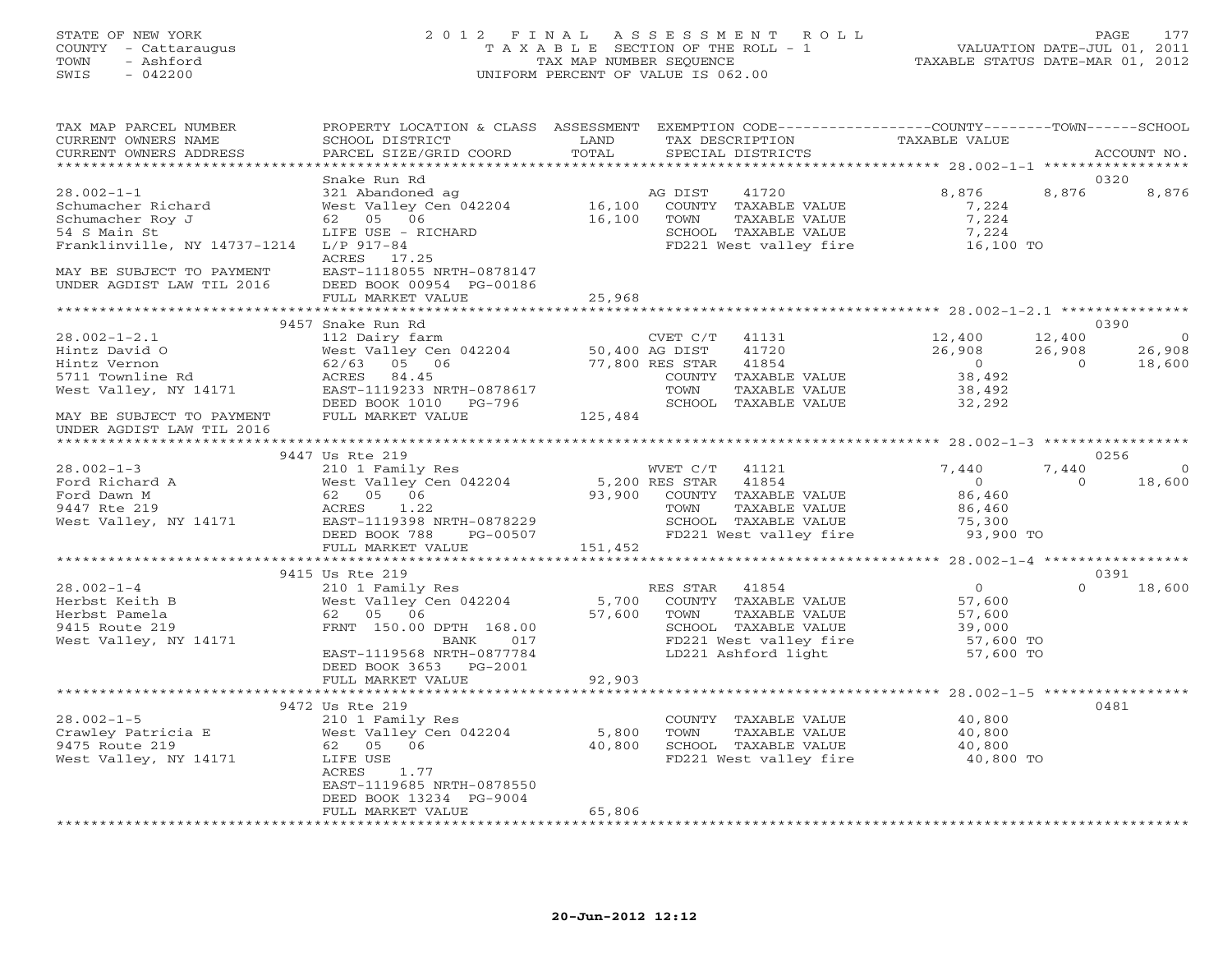STATE OF NEW YORK
COUNTY - Cattaraugus
TOWN - Ashford
SWIS - 042200

2012 FINAL ASSESSMENT ROLL
TAXABLE SECTION OF THE ROLL - 1
TAX MAP NUMBER SEQUENCE
UNIFORM PERCENT OF VALUE IS 062.00

VALUATION DATE-JUL 01, 2011
TAXABLE STATUS DATE-MAR 01, 2012

| TAX MAP PARCEL NUMBER / CURRENT OWNERS NAME / CURRENT OWNERS ADDRESS | PROPERTY LOCATION & CLASS / SCHOOL DISTRICT / PARCEL SIZE/GRID COORD | ASSESSMENT LAND / TOTAL | EXEMPTION CODE / TAX DESCRIPTION / SPECIAL DISTRICTS | COUNTY TAXABLE VALUE | TOWN | SCHOOL | ACCOUNT NO. |
|---|---|---|---|---|---|---|---|
| | Snake Run Rd | | | | | | 0320 |
| 28.002-1-1 | 321 Abandoned ag | | AG DIST 41720 | 8,876 | 8,876 | 8,876 | |
| Schumacher Richard | West Valley Cen 042204 | 16,100 | COUNTY TAXABLE VALUE | 7,224 | | | |
| Schumacher Roy J | 62 05 06 | 16,100 | TOWN TAXABLE VALUE | 7,224 | | | |
| 54 S Main St | LIFE USE - RICHARD | | SCHOOL TAXABLE VALUE | 7,224 | | | |
| Franklinville, NY 14737-1214 | L/P 917-84 | | FD221 West valley fire | 16,100 TO | | | |
| | ACRES 17.25 | | | | | | |
| MAY BE SUBJECT TO PAYMENT | EAST-1118055 NRTH-0878147 | | | | | | |
| UNDER AGDIST LAW TIL 2016 | DEED BOOK 00954 PG-00186 | | | | | | |
| | FULL MARKET VALUE | 25,968 | | | | | |
| | 9457 Snake Run Rd | | | | | | 0390 |
| 28.002-1-2.1 | 112 Dairy farm | | CVET C/T 41131 | 12,400 | 12,400 | 0 | |
| Hintz David O | West Valley Cen 042204 | 50,400 | AG DIST 41720 | 26,908 | 26,908 | 26,908 | |
| Hintz Vernon | 62/63 05 06 | 77,800 | RES STAR 41854 | 0 | 0 | 18,600 | |
| 5711 Townline Rd | ACRES 84.45 | | COUNTY TAXABLE VALUE | 38,492 | | | |
| West Valley, NY 14171 | EAST-1119233 NRTH-0878617 | | TOWN TAXABLE VALUE | 38,492 | | | |
| | DEED BOOK 1010 PG-796 | | SCHOOL TAXABLE VALUE | 32,292 | | | |
| MAY BE SUBJECT TO PAYMENT | FULL MARKET VALUE | 125,484 | | | | | |
| UNDER AGDIST LAW TIL 2016 | | | | | | | |
| | 9447 Us Rte 219 | | | | | | 0256 |
| 28.002-1-3 | 210 1 Family Res | | WVET C/T 41121 | 7,440 | 7,440 | 0 | |
| Ford Richard A | West Valley Cen 042204 | 5,200 | RES STAR 41854 | 0 | 0 | 18,600 | |
| Ford Dawn M | 62 05 06 | 93,900 | COUNTY TAXABLE VALUE | 86,460 | | | |
| 9447 Rte 219 | ACRES 1.22 | | TOWN TAXABLE VALUE | 86,460 | | | |
| West Valley, NY 14171 | EAST-1119398 NRTH-0878229 | | SCHOOL TAXABLE VALUE | 75,300 | | | |
| | DEED BOOK 788 PG-00507 | | FD221 West valley fire | 93,900 TO | | | |
| | FULL MARKET VALUE | 151,452 | | | | | |
| | 9415 Us Rte 219 | | | | | | 0391 |
| 28.002-1-4 | 210 1 Family Res | | RES STAR 41854 | 0 | 0 | 18,600 | |
| Herbst Keith B | West Valley Cen 042204 | 5,700 | COUNTY TAXABLE VALUE | 57,600 | | | |
| Herbst Pamela | 62 05 06 | 57,600 | TOWN TAXABLE VALUE | 57,600 | | | |
| 9415 Route 219 | FRNT 150.00 DPTH 168.00 | | SCHOOL TAXABLE VALUE | 39,000 | | | |
| West Valley, NY 14171 | BANK 017 | | FD221 West valley fire | 57,600 TO | | | |
| | EAST-1119568 NRTH-0877784 | | LD221 Ashford light | 57,600 TO | | | |
| | DEED BOOK 3653 PG-2001 | | | | | | |
| | FULL MARKET VALUE | 92,903 | | | | | |
| | 9472 Us Rte 219 | | | | | | 0481 |
| 28.002-1-5 | 210 1 Family Res | | COUNTY TAXABLE VALUE | 40,800 | | | |
| Crawley Patricia E | West Valley Cen 042204 | 5,800 | TOWN TAXABLE VALUE | 40,800 | | | |
| 9475 Route 219 | 62 05 06 | 40,800 | SCHOOL TAXABLE VALUE | 40,800 | | | |
| West Valley, NY 14171 | LIFE USE | | FD221 West valley fire | 40,800 TO | | | |
| | ACRES 1.77 | | | | | | |
| | EAST-1119685 NRTH-0878550 | | | | | | |
| | DEED BOOK 13234 PG-9004 | | | | | | |
| | FULL MARKET VALUE | 65,806 | | | | | |

20-Jun-2012 12:12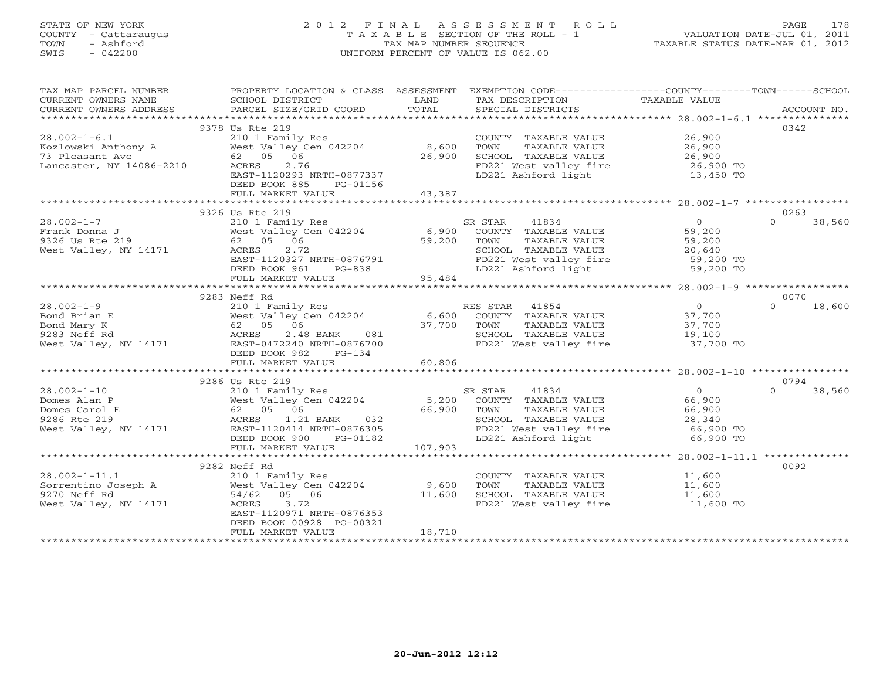STATE OF NEW YORK
COUNTY - Cattaraugus
TOWN - Ashford
SWIS - 042200

# 2012 FINAL ASSESSMENT ROLL
TAXABLE SECTION OF THE ROLL - 1
TAX MAP NUMBER SEQUENCE
UNIFORM PERCENT OF VALUE IS 062.00

VALUATION DATE-JUL 01, 2011
TAXABLE STATUS DATE-MAR 01, 2012

| TAX MAP PARCEL NUMBER / CURRENT OWNERS NAME / CURRENT OWNERS ADDRESS | PROPERTY LOCATION & CLASS / SCHOOL DISTRICT / PARCEL SIZE/GRID COORD | ASSESSMENT LAND / TOTAL | EXEMPTION CODE / TAX DESCRIPTION / SPECIAL DISTRICTS | COUNTY / TAXABLE VALUE | TOWN | SCHOOL / ACCOUNT NO. |
|---|---|---|---|---|---|---|
| 28.002-1-6.1 | 9378 Us Rte 219 | | | | | 0342 |
| Kozlowski Anthony A | 210 1 Family Res | | COUNTY TAXABLE VALUE | 26,900 | | |
| 73 Pleasant Ave | West Valley Cen 042204 | 8,600 | TOWN TAXABLE VALUE | 26,900 | | |
| Lancaster, NY 14086-2210 | 62 05 06 | 26,900 | SCHOOL TAXABLE VALUE | 26,900 | | |
| | ACRES 2.76 | | FD221 West valley fire | 26,900 TO | | |
| | EAST-1120293 NRTH-0877337 | | LD221 Ashford light | 13,450 TO | | |
| | DEED BOOK 885 PG-01156 | | | | | |
| | FULL MARKET VALUE | 43,387 | | | | |
| 28.002-1-7 | 9326 Us Rte 219 | | | | | 0263 |
| Frank Donna J | 210 1 Family Res | | SR STAR 41834 | 0 | 0 | 38,560 |
| 9326 Us Rte 219 | West Valley Cen 042204 | 6,900 | COUNTY TAXABLE VALUE | 59,200 | | |
| West Valley, NY 14171 | 62 05 06 | 59,200 | TOWN TAXABLE VALUE | 59,200 | | |
| | ACRES 2.72 | | SCHOOL TAXABLE VALUE | 20,640 | | |
| | EAST-1120327 NRTH-0876791 | | FD221 West valley fire | 59,200 TO | | |
| | DEED BOOK 961 PG-838 | | LD221 Ashford light | 59,200 TO | | |
| | FULL MARKET VALUE | 95,484 | | | | |
| 28.002-1-9 | 9283 Neff Rd | | | | | 0070 |
| Bond Brian E | 210 1 Family Res | | RES STAR 41854 | 0 | 0 | 18,600 |
| Bond Mary K | West Valley Cen 042204 | 6,600 | COUNTY TAXABLE VALUE | 37,700 | | |
| 9283 Neff Rd | 62 05 06 | 37,700 | TOWN TAXABLE VALUE | 37,700 | | |
| West Valley, NY 14171 | ACRES 2.48 BANK 081 | | SCHOOL TAXABLE VALUE | 19,100 | | |
| | EAST-0472240 NRTH-0876700 | | FD221 West valley fire | 37,700 TO | | |
| | DEED BOOK 982 PG-134 | | | | | |
| | FULL MARKET VALUE | 60,806 | | | | |
| 28.002-1-10 | 9286 Us Rte 219 | | | | | 0794 |
| Domes Alan P | 210 1 Family Res | | SR STAR 41834 | 0 | 0 | 38,560 |
| Domes Carol E | West Valley Cen 042204 | 5,200 | COUNTY TAXABLE VALUE | 66,900 | | |
| 9286 Rte 219 | 62 05 06 | 66,900 | TOWN TAXABLE VALUE | 66,900 | | |
| West Valley, NY 14171 | ACRES 1.21 BANK 032 | | SCHOOL TAXABLE VALUE | 28,340 | | |
| | EAST-1120414 NRTH-0876305 | | FD221 West valley fire | 66,900 TO | | |
| | DEED BOOK 900 PG-01182 | | LD221 Ashford light | 66,900 TO | | |
| | FULL MARKET VALUE | 107,903 | | | | |
| 28.002-1-11.1 | 9282 Neff Rd | | | | | 0092 |
| Sorrentino Joseph A | 210 1 Family Res | | COUNTY TAXABLE VALUE | 11,600 | | |
| 9270 Neff Rd | West Valley Cen 042204 | 9,600 | TOWN TAXABLE VALUE | 11,600 | | |
| West Valley, NY 14171 | 54/62 05 06 | 11,600 | SCHOOL TAXABLE VALUE | 11,600 | | |
| | ACRES 3.72 | | FD221 West valley fire | 11,600 TO | | |
| | EAST-1120971 NRTH-0876353 | | | | | |
| | DEED BOOK 00928 PG-00321 | | | | | |
| | FULL MARKET VALUE | 18,710 | | | | |

20-Jun-2012 12:12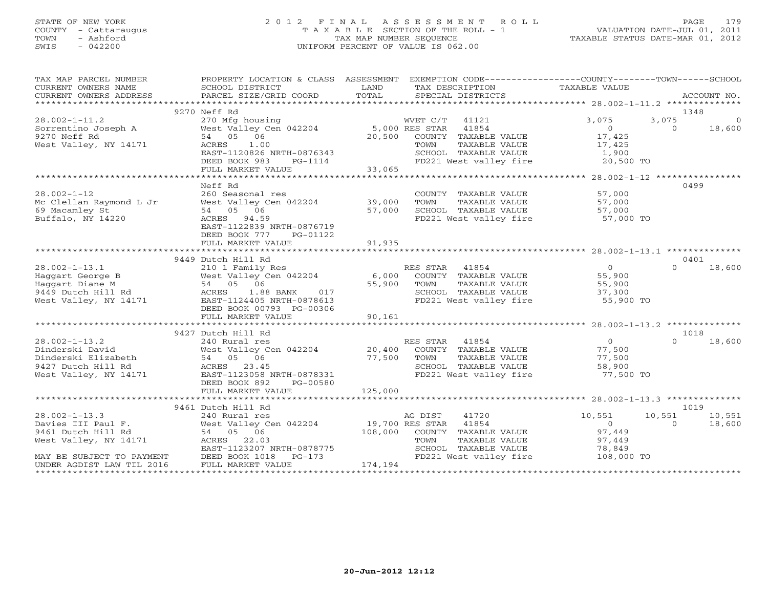STATE OF NEW YORK
COUNTY - Cattaraugus
TOWN - Ashford
SWIS - 042200

# 2012 FINAL ASSESSMENT ROLL

TAXABLE SECTION OF THE ROLL - 1
TAX MAP NUMBER SEQUENCE
UNIFORM PERCENT OF VALUE IS 062.00

VALUATION DATE-JUL 01, 2011
TAXABLE STATUS DATE-MAR 01, 2012

| TAX MAP PARCEL NUMBER / CURRENT OWNERS NAME / CURRENT OWNERS ADDRESS | PROPERTY LOCATION & CLASS / SCHOOL DISTRICT / PARCEL SIZE/GRID COORD | ASSESSMENT LAND / TOTAL | EXEMPTION CODE / TAX DESCRIPTION / SPECIAL DISTRICTS | COUNTY TAXABLE VALUE | TOWN | SCHOOL / ACCOUNT NO. |
|---|---|---|---|---|---|---|
| 9270 Neff Rd | | | | | | 1348 |
| 28.002-1-11.2 | 270 Mfg housing | | WVET C/T 41121 | 3,075 | 3,075 | 0 |
| Sorrentino Joseph A | West Valley Cen 042204 | 5,000 | RES STAR 41854 | 0 | 0 | 18,600 |
| 9270 Neff Rd | 54 05 06 | 20,500 | COUNTY TAXABLE VALUE | 17,425 | | |
| West Valley, NY 14171 | ACRES 1.00 | | TOWN TAXABLE VALUE | 17,425 | | |
| | EAST-1120826 NRTH-0876343 | | SCHOOL TAXABLE VALUE | 1,900 | | |
| | DEED BOOK 983 PG-1114 | | FD221 West valley fire | 20,500 TO | | |
| | FULL MARKET VALUE | 33,065 | | | | |
| Neff Rd | | | | | | 0499 |
| 28.002-1-12 | 260 Seasonal res | | COUNTY TAXABLE VALUE | 57,000 | | |
| Mc Clellan Raymond L Jr | West Valley Cen 042204 | 39,000 | TOWN TAXABLE VALUE | 57,000 | | |
| 69 Macamley St | 54 05 06 | 57,000 | SCHOOL TAXABLE VALUE | 57,000 | | |
| Buffalo, NY 14220 | ACRES 94.59 | | FD221 West valley fire | 57,000 TO | | |
| | EAST-1122839 NRTH-0876719 | | | | | |
| | DEED BOOK 777 PG-01122 | | | | | |
| | FULL MARKET VALUE | 91,935 | | | | |
| 9449 Dutch Hill Rd | | | | | | 0401 |
| 28.002-1-13.1 | 210 1 Family Res | | RES STAR 41854 | 0 | 0 | 18,600 |
| Haggart George B | West Valley Cen 042204 | 6,000 | COUNTY TAXABLE VALUE | 55,900 | | |
| Haggart Diane M | 54 05 06 | 55,900 | TOWN TAXABLE VALUE | 55,900 | | |
| 9449 Dutch Hill Rd | ACRES 1.88 BANK 017 | | SCHOOL TAXABLE VALUE | 37,300 | | |
| West Valley, NY 14171 | EAST-1124405 NRTH-0878613 | | FD221 West valley fire | 55,900 TO | | |
| | DEED BOOK 00793 PG-00306 | | | | | |
| | FULL MARKET VALUE | 90,161 | | | | |
| 9427 Dutch Hill Rd | | | | | | 1018 |
| 28.002-1-13.2 | 240 Rural res | | RES STAR 41854 | 0 | 0 | 18,600 |
| Dinderski David | West Valley Cen 042204 | 20,400 | COUNTY TAXABLE VALUE | 77,500 | | |
| Dinderski Elizabeth | 54 05 06 | 77,500 | TOWN TAXABLE VALUE | 77,500 | | |
| 9427 Dutch Hill Rd | ACRES 23.45 | | SCHOOL TAXABLE VALUE | 58,900 | | |
| West Valley, NY 14171 | EAST-1123058 NRTH-0878331 | | FD221 West valley fire | 77,500 TO | | |
| | DEED BOOK 892 PG-00580 | | | | | |
| | FULL MARKET VALUE | 125,000 | | | | |
| 9461 Dutch Hill Rd | | | | | | 1019 |
| 28.002-1-13.3 | 240 Rural res | | AG DIST 41720 | 10,551 | 10,551 | 10,551 |
| Davies III Paul F. | West Valley Cen 042204 | 19,700 | RES STAR 41854 | 0 | 0 | 18,600 |
| 9461 Dutch Hill Rd | 54 05 06 | 108,000 | COUNTY TAXABLE VALUE | 97,449 | | |
| West Valley, NY 14171 | ACRES 22.03 | | TOWN TAXABLE VALUE | 97,449 | | |
| | EAST-1123207 NRTH-0878775 | | SCHOOL TAXABLE VALUE | 78,849 | | |
| MAY BE SUBJECT TO PAYMENT | DEED BOOK 1018 PG-173 | | FD221 West valley fire | 108,000 TO | | |
| UNDER AGDIST LAW TIL 2016 | FULL MARKET VALUE | 174,194 | | | | |

20-Jun-2012 12:12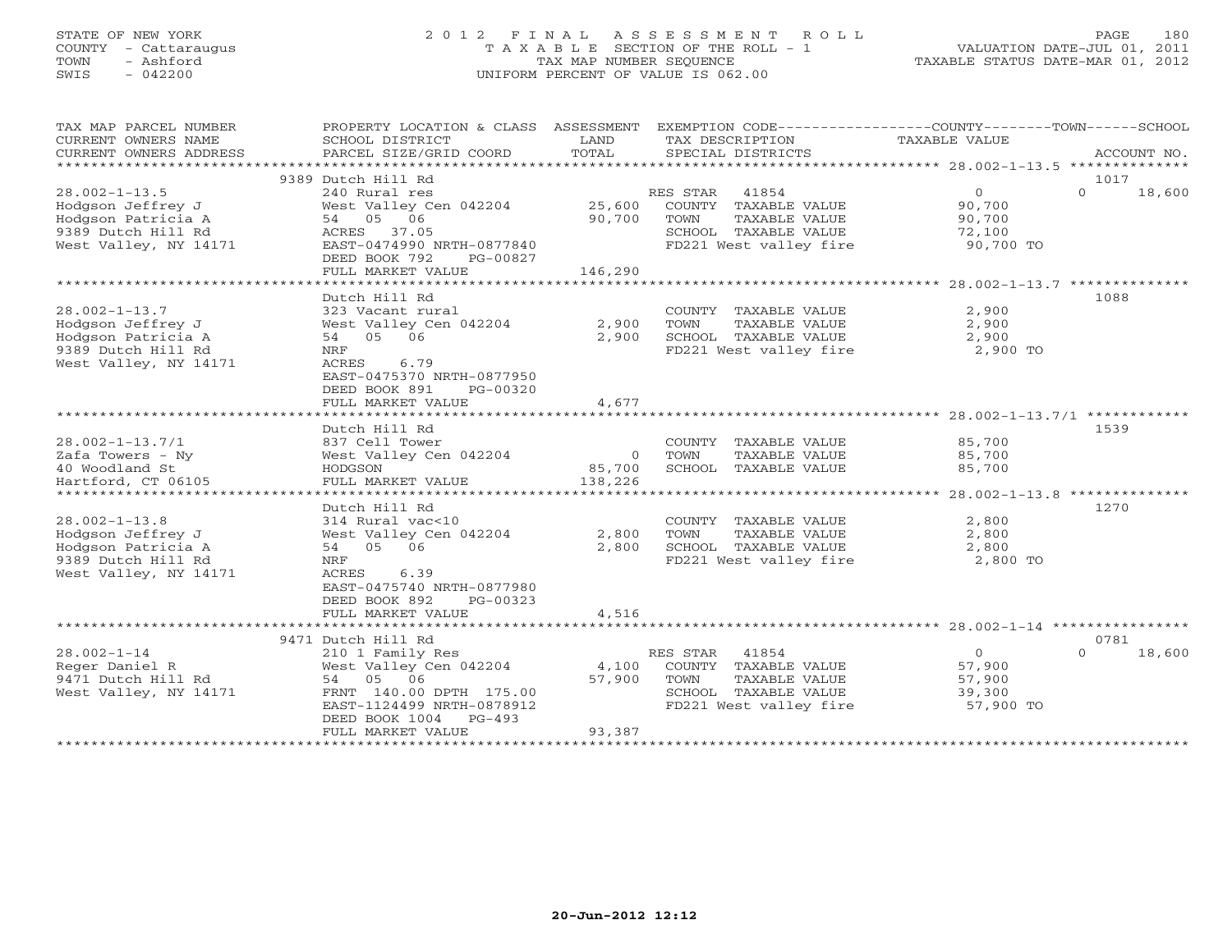STATE OF NEW YORK
COUNTY - Cattaraugus
TOWN - Ashford
SWIS - 042200

# 2012 FINAL ASSESSMENT ROLL
TAXABLE SECTION OF THE ROLL - 1
TAX MAP NUMBER SEQUENCE
UNIFORM PERCENT OF VALUE IS 062.00

VALUATION DATE-JUL 01, 2011
TAXABLE STATUS DATE-MAR 01, 2012

| TAX MAP PARCEL NUMBER / CURRENT OWNERS NAME / CURRENT OWNERS ADDRESS | PROPERTY LOCATION & CLASS / SCHOOL DISTRICT / PARCEL SIZE/GRID COORD | ASSESSMENT LAND / TOTAL | EXEMPTION CODE / TAX DESCRIPTION / SPECIAL DISTRICTS | COUNTY / TOWN / SCHOOL TAXABLE VALUE | ACCOUNT NO. |
|---|---|---|---|---|---|
| **28.002-1-13.5** | 9389 Dutch Hill Rd | | | | 1017 |
| | 240 Rural res | | RES STAR 41854 | 0 | 0 18,600 |
| Hodgson Jeffrey J | West Valley Cen 042204 | 25,600 | COUNTY TAXABLE VALUE | 90,700 | |
| Hodgson Patricia A | 54 05 06 | 90,700 | TOWN TAXABLE VALUE | 90,700 | |
| 9389 Dutch Hill Rd | ACRES 37.05 | | SCHOOL TAXABLE VALUE | 72,100 | |
| West Valley, NY 14171 | EAST-0474990 NRTH-0877840 | | FD221 West valley fire | 90,700 TO | |
| | DEED BOOK 792 PG-00827 | | | | |
| | FULL MARKET VALUE | 146,290 | | | |
| **28.002-1-13.7** | Dutch Hill Rd | | | | 1088 |
| | 323 Vacant rural | | COUNTY TAXABLE VALUE | 2,900 | |
| Hodgson Jeffrey J | West Valley Cen 042204 | 2,900 | TOWN TAXABLE VALUE | 2,900 | |
| Hodgson Patricia A | 54 05 06 | 2,900 | SCHOOL TAXABLE VALUE | 2,900 | |
| 9389 Dutch Hill Rd | NRF | | FD221 West valley fire | 2,900 TO | |
| West Valley, NY 14171 | ACRES 6.79 | | | | |
| | EAST-0475370 NRTH-0877950 | | | | |
| | DEED BOOK 891 PG-00320 | | | | |
| | FULL MARKET VALUE | 4,677 | | | |
| **28.002-1-13.7/1** | Dutch Hill Rd | | | | 1539 |
| | 837 Cell Tower | | COUNTY TAXABLE VALUE | 85,700 | |
| Zafa Towers - Ny | West Valley Cen 042204 | 0 | TOWN TAXABLE VALUE | 85,700 | |
| 40 Woodland St | HODGSON | 85,700 | SCHOOL TAXABLE VALUE | 85,700 | |
| Hartford, CT 06105 | FULL MARKET VALUE | 138,226 | | | |
| **28.002-1-13.8** | Dutch Hill Rd | | | | 1270 |
| | 314 Rural vac<10 | | COUNTY TAXABLE VALUE | 2,800 | |
| Hodgson Jeffrey J | West Valley Cen 042204 | 2,800 | TOWN TAXABLE VALUE | 2,800 | |
| Hodgson Patricia A | 54 05 06 | 2,800 | SCHOOL TAXABLE VALUE | 2,800 | |
| 9389 Dutch Hill Rd | NRF | | FD221 West valley fire | 2,800 TO | |
| West Valley, NY 14171 | ACRES 6.39 | | | | |
| | EAST-0475740 NRTH-0877980 | | | | |
| | DEED BOOK 892 PG-00323 | | | | |
| | FULL MARKET VALUE | 4,516 | | | |
| **28.002-1-14** | 9471 Dutch Hill Rd | | | | 0781 |
| | 210 1 Family Res | | RES STAR 41854 | 0 | 0 18,600 |
| Reger Daniel R | West Valley Cen 042204 | 4,100 | COUNTY TAXABLE VALUE | 57,900 | |
| 9471 Dutch Hill Rd | 54 05 06 | 57,900 | TOWN TAXABLE VALUE | 57,900 | |
| West Valley, NY 14171 | FRNT 140.00 DPTH 175.00 | | SCHOOL TAXABLE VALUE | 39,300 | |
| | EAST-1124499 NRTH-0878912 | | FD221 West valley fire | 57,900 TO | |
| | DEED BOOK 1004 PG-493 | | | | |
| | FULL MARKET VALUE | 93,387 | | | |

20-Jun-2012 12:12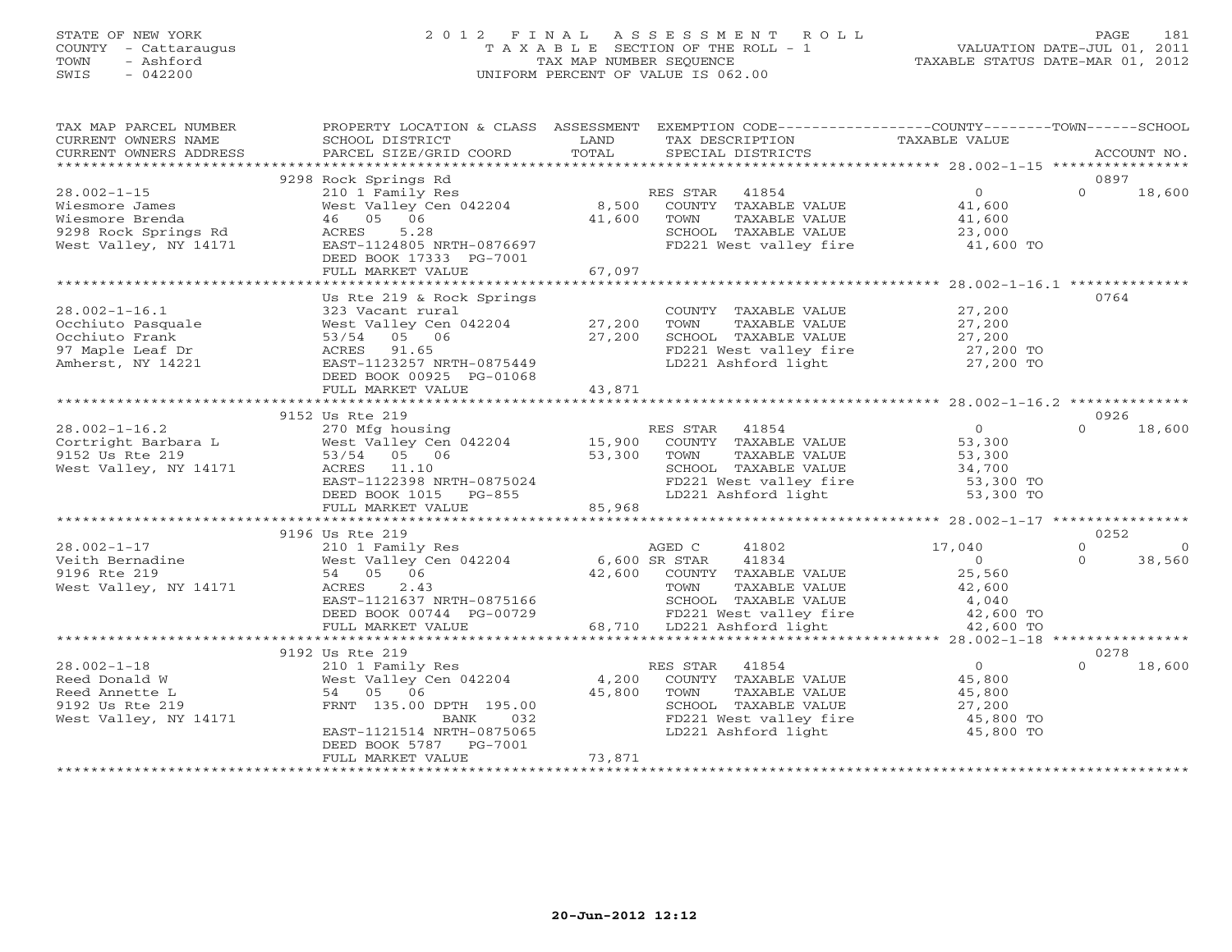STATE OF NEW YORK
COUNTY - Cattaraugus
TOWN - Ashford
SWIS - 042200

# 2012 FINAL ASSESSMENT ROLL
TAXABLE SECTION OF THE ROLL - 1
TAX MAP NUMBER SEQUENCE
UNIFORM PERCENT OF VALUE IS 062.00

VALUATION DATE-JUL 01, 2011
TAXABLE STATUS DATE-MAR 01, 2012

| TAX MAP PARCEL NUMBER / CURRENT OWNERS NAME / CURRENT OWNERS ADDRESS | PROPERTY LOCATION & CLASS / SCHOOL DISTRICT / PARCEL SIZE/GRID COORD | ASSESSMENT LAND / TOTAL | EXEMPTION CODE / TAX DESCRIPTION / SPECIAL DISTRICTS | COUNTY TAXABLE VALUE | TOWN | SCHOOL / ACCOUNT NO. |
|---|---|---|---|---|---|---|
| **28.002-1-15** | 9298 Rock Springs Rd | | | | | 0897 |
| Wiesmore James | 210 1 Family Res | | RES STAR 41854 | 0 | 0 | 18,600 |
| Wiesmore Brenda | West Valley Cen 042204 | 8,500 | COUNTY TAXABLE VALUE | 41,600 | | |
| 9298 Rock Springs Rd | 46 05 06 | 41,600 | TOWN TAXABLE VALUE | 41,600 | | |
| West Valley, NY 14171 | ACRES 5.28 | | SCHOOL TAXABLE VALUE | 23,000 | | |
| | EAST-1124805 NRTH-0876697 | | FD221 West valley fire | 41,600 TO | | |
| | DEED BOOK 17333 PG-7001 | | | | | |
| | FULL MARKET VALUE | 67,097 | | | | |
| **28.002-1-16.1** | Us Rte 219 & Rock Springs | | | | | 0764 |
| Occhiuto Pasquale | 323 Vacant rural | | COUNTY TAXABLE VALUE | 27,200 | | |
| Occhiuto Frank | West Valley Cen 042204 | 27,200 | TOWN TAXABLE VALUE | 27,200 | | |
| 97 Maple Leaf Dr | 53/54 05 06 | 27,200 | SCHOOL TAXABLE VALUE | 27,200 | | |
| Amherst, NY 14221 | ACRES 91.65 | | FD221 West valley fire | 27,200 TO | | |
| | EAST-1123257 NRTH-0875449 | | LD221 Ashford light | 27,200 TO | | |
| | DEED BOOK 00925 PG-01068 | | | | | |
| | FULL MARKET VALUE | 43,871 | | | | |
| **28.002-1-16.2** | 9152 Us Rte 219 | | | | | 0926 |
| Cortright Barbara L | 270 Mfg housing | | RES STAR 41854 | 0 | 0 | 18,600 |
| 9152 Us Rte 219 | West Valley Cen 042204 | 15,900 | COUNTY TAXABLE VALUE | 53,300 | | |
| West Valley, NY 14171 | 53/54 05 06 | 53,300 | TOWN TAXABLE VALUE | 53,300 | | |
| | ACRES 11.10 | | SCHOOL TAXABLE VALUE | 34,700 | | |
| | EAST-1122398 NRTH-0875024 | | FD221 West valley fire | 53,300 TO | | |
| | DEED BOOK 1015 PG-855 | | LD221 Ashford light | 53,300 TO | | |
| | FULL MARKET VALUE | 85,968 | | | | |
| **28.002-1-17** | 9196 Us Rte 219 | | | | | 0252 |
| Veith Bernadine | 210 1 Family Res | | AGED C 41802 | 17,040 | 0 | 0 |
| 9196 Rte 219 | West Valley Cen 042204 | 6,600 | SR STAR 41834 | 0 | 0 | 38,560 |
| West Valley, NY 14171 | 54 05 06 | 42,600 | COUNTY TAXABLE VALUE | 25,560 | | |
| | ACRES 2.43 | | TOWN TAXABLE VALUE | 42,600 | | |
| | EAST-1121637 NRTH-0875166 | | SCHOOL TAXABLE VALUE | 4,040 | | |
| | DEED BOOK 00744 PG-00729 | | FD221 West valley fire | 42,600 TO | | |
| | FULL MARKET VALUE | 68,710 | LD221 Ashford light | 42,600 TO | | |
| **28.002-1-18** | 9192 Us Rte 219 | | | | | 0278 |
| Reed Donald W | 210 1 Family Res | | RES STAR 41854 | 0 | 0 | 18,600 |
| Reed Annette L | West Valley Cen 042204 | 4,200 | COUNTY TAXABLE VALUE | 45,800 | | |
| 9192 Us Rte 219 | 54 05 06 | 45,800 | TOWN TAXABLE VALUE | 45,800 | | |
| West Valley, NY 14171 | FRNT 135.00 DPTH 195.00 | | SCHOOL TAXABLE VALUE | 27,200 | | |
| | BANK 032 | | FD221 West valley fire | 45,800 TO | | |
| | EAST-1121514 NRTH-0875065 | | LD221 Ashford light | 45,800 TO | | |
| | DEED BOOK 5787 PG-7001 | | | | | |
| | FULL MARKET VALUE | 73,871 | | | | |

20-Jun-2012 12:12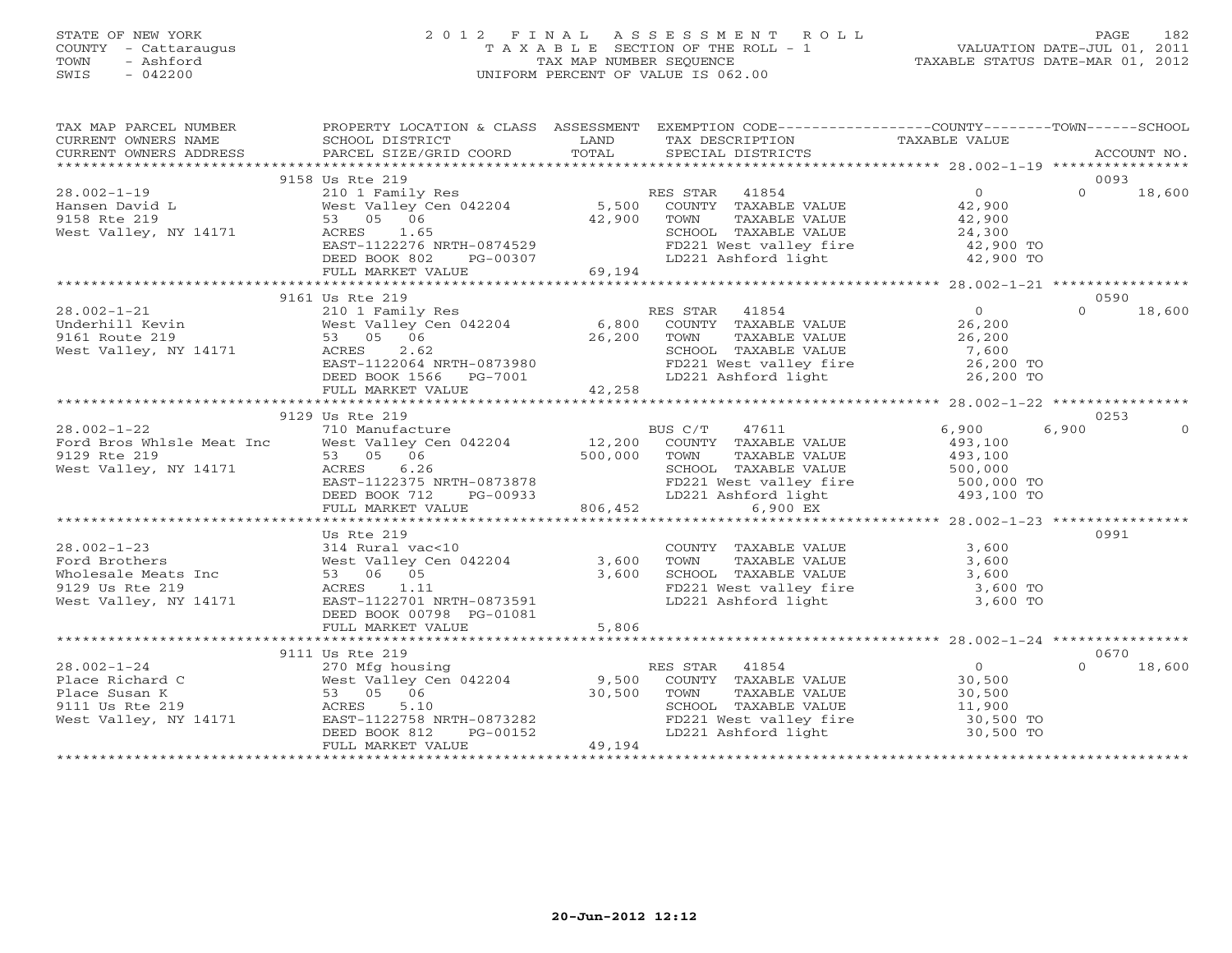STATE OF NEW YORK
COUNTY - Cattaraugus
TOWN - Ashford
SWIS - 042200

# 2012 FINAL ASSESSMENT ROLL
TAXABLE SECTION OF THE ROLL - 1
TAX MAP NUMBER SEQUENCE
UNIFORM PERCENT OF VALUE IS 062.00

VALUATION DATE-JUL 01, 2011
TAXABLE STATUS DATE-MAR 01, 2012

| TAX MAP PARCEL NUMBER / CURRENT OWNERS NAME / CURRENT OWNERS ADDRESS | PROPERTY LOCATION & CLASS / SCHOOL DISTRICT / PARCEL SIZE/GRID COORD | ASSESSMENT LAND / TOTAL | EXEMPTION CODE / TAX DESCRIPTION / SPECIAL DISTRICTS | COUNTY | TOWN | SCHOOL / ACCOUNT NO. |
|---|---|---|---|---|---|---|
| | 9158 Us Rte 219 | | | | | 0093 |
| 28.002-1-19 | 210 1 Family Res | | RES STAR 41854 | 0 | 0 | 18,600 |
| Hansen David L | West Valley Cen 042204 | 5,500 | COUNTY TAXABLE VALUE | 42,900 | | |
| 9158 Rte 219 | 53 05 06 | 42,900 | TOWN TAXABLE VALUE | | 42,900 | |
| West Valley, NY 14171 | ACRES 1.65 | | SCHOOL TAXABLE VALUE | | | 24,300 |
| | EAST-1122276 NRTH-0874529 | | FD221 West valley fire | 42,900 TO | | |
| | DEED BOOK 802 PG-00307 | | LD221 Ashford light | 42,900 TO | | |
| | FULL MARKET VALUE | 69,194 | | | | |
| | 9161 Us Rte 219 | | | | | 0590 |
| 28.002-1-21 | 210 1 Family Res | | RES STAR 41854 | 0 | 0 | 18,600 |
| Underhill Kevin | West Valley Cen 042204 | 6,800 | COUNTY TAXABLE VALUE | 26,200 | | |
| 9161 Route 219 | 53 05 06 | 26,200 | TOWN TAXABLE VALUE | | 26,200 | |
| West Valley, NY 14171 | ACRES 2.62 | | SCHOOL TAXABLE VALUE | | | 7,600 |
| | EAST-1122064 NRTH-0873980 | | FD221 West valley fire | 26,200 TO | | |
| | DEED BOOK 1566 PG-7001 | | LD221 Ashford light | 26,200 TO | | |
| | FULL MARKET VALUE | 42,258 | | | | |
| | 9129 Us Rte 219 | | | | | 0253 |
| 28.002-1-22 | 710 Manufacture | | BUS C/T 47611 | 6,900 | 6,900 | 0 |
| Ford Bros Whlsle Meat Inc | West Valley Cen 042204 | 12,200 | COUNTY TAXABLE VALUE | 493,100 | | |
| 9129 Rte 219 | 53 05 06 | 500,000 | TOWN TAXABLE VALUE | | 493,100 | |
| West Valley, NY 14171 | ACRES 6.26 | | SCHOOL TAXABLE VALUE | | | 500,000 |
| | EAST-1122375 NRTH-0873878 | | FD221 West valley fire | 500,000 TO | | |
| | DEED BOOK 712 PG-00933 | | LD221 Ashford light | 493,100 TO | | |
| | FULL MARKET VALUE | 806,452 | 6,900 EX | | | |
| | Us Rte 219 | | | | | 0991 |
| 28.002-1-23 | 314 Rural vac<10 | | COUNTY TAXABLE VALUE | 3,600 | | |
| Ford Brothers | West Valley Cen 042204 | 3,600 | TOWN TAXABLE VALUE | | 3,600 | |
| Wholesale Meats Inc | 53 06 05 | 3,600 | SCHOOL TAXABLE VALUE | | | 3,600 |
| 9129 Us Rte 219 | ACRES 1.11 | | FD221 West valley fire | 3,600 TO | | |
| West Valley, NY 14171 | EAST-1122701 NRTH-0873591 | | LD221 Ashford light | 3,600 TO | | |
| | DEED BOOK 00798 PG-01081 | | | | | |
| | FULL MARKET VALUE | 5,806 | | | | |
| | 9111 Us Rte 219 | | | | | 0670 |
| 28.002-1-24 | 270 Mfg housing | | RES STAR 41854 | 0 | 0 | 18,600 |
| Place Richard C | West Valley Cen 042204 | 9,500 | COUNTY TAXABLE VALUE | 30,500 | | |
| Place Susan K | 53 05 06 | 30,500 | TOWN TAXABLE VALUE | | 30,500 | |
| 9111 Us Rte 219 | ACRES 5.10 | | SCHOOL TAXABLE VALUE | | | 11,900 |
| West Valley, NY 14171 | EAST-1122758 NRTH-0873282 | | FD221 West valley fire | 30,500 TO | | |
| | DEED BOOK 812 PG-00152 | | LD221 Ashford light | 30,500 TO | | |
| | FULL MARKET VALUE | 49,194 | | | | |

20-Jun-2012 12:12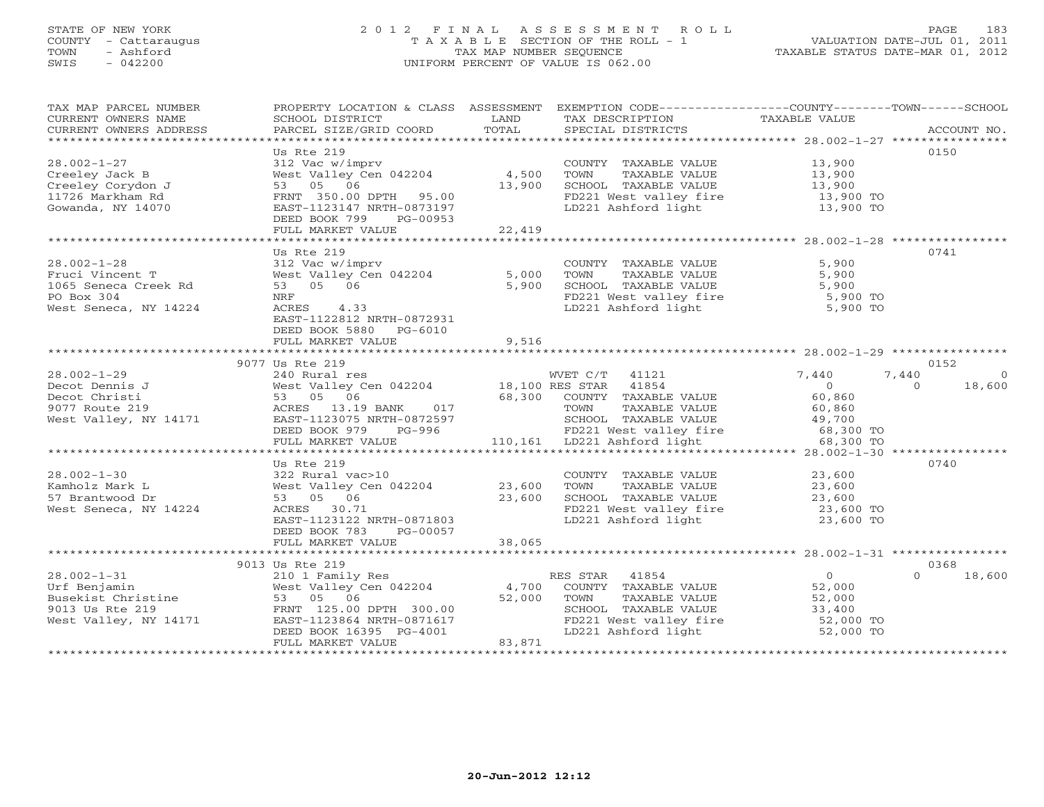STATE OF NEW YORK
COUNTY - Cattaraugus
TOWN - Ashford
SWIS - 042200

# 2012 FINAL ASSESSMENT ROLL
TAXABLE SECTION OF THE ROLL - 1
TAX MAP NUMBER SEQUENCE
UNIFORM PERCENT OF VALUE IS 062.00

VALUATION DATE-JUL 01, 2011
TAXABLE STATUS DATE-MAR 01, 2012

| TAX MAP PARCEL NUMBER / CURRENT OWNERS NAME / CURRENT OWNERS ADDRESS | PROPERTY LOCATION & CLASS / SCHOOL DISTRICT / PARCEL SIZE/GRID COORD | ASSESSMENT LAND / TOTAL | EXEMPTION CODE / TAX DESCRIPTION / SPECIAL DISTRICTS | COUNTY TAXABLE VALUE | TOWN | SCHOOL / ACCOUNT NO. |
|---|---|---|---|---|---|---|
| 28.002-1-27 | Us Rte 219 | | | | | 0150 |
| | 312 Vac w/imprv | | COUNTY TAXABLE VALUE | 13,900 | | |
| Creeley Jack B | West Valley Cen 042204 | 4,500 | TOWN TAXABLE VALUE | 13,900 | | |
| Creeley Corydon J | 53 05 06 | 13,900 | SCHOOL TAXABLE VALUE | 13,900 | | |
| 11726 Markham Rd | FRNT 350.00 DPTH 95.00 | | FD221 West valley fire | 13,900 TO | | |
| Gowanda, NY 14070 | EAST-1123147 NRTH-0873197 | | LD221 Ashford light | 13,900 TO | | |
| | DEED BOOK 799 PG-00953 | | | | | |
| | FULL MARKET VALUE | 22,419 | | | | |
| 28.002-1-28 | Us Rte 219 | | | | | 0741 |
| | 312 Vac w/imprv | | COUNTY TAXABLE VALUE | 5,900 | | |
| Fruci Vincent T | West Valley Cen 042204 | 5,000 | TOWN TAXABLE VALUE | 5,900 | | |
| 1065 Seneca Creek Rd | 53 05 06 | 5,900 | SCHOOL TAXABLE VALUE | 5,900 | | |
| PO Box 304 | NRF | | FD221 West valley fire | 5,900 TO | | |
| West Seneca, NY 14224 | ACRES 4.33 | | LD221 Ashford light | 5,900 TO | | |
| | EAST-1122812 NRTH-0872931 | | | | | |
| | DEED BOOK 5880 PG-6010 | | | | | |
| | FULL MARKET VALUE | 9,516 | | | | |
| 28.002-1-29 | 9077 Us Rte 219 | | | | | 0152 |
| | 240 Rural res | | WVET C/T 41121 | 7,440 | 7,440 | 0 |
| Decot Dennis J | West Valley Cen 042204 | 18,100 | RES STAR 41854 | 0 | 0 | 18,600 |
| Decot Christi | 53 05 06 | 68,300 | COUNTY TAXABLE VALUE | 60,860 | | |
| 9077 Route 219 | ACRES 13.19 BANK 017 | | TOWN TAXABLE VALUE | 60,860 | | |
| West Valley, NY 14171 | EAST-1123075 NRTH-0872597 | | SCHOOL TAXABLE VALUE | 49,700 | | |
| | DEED BOOK 979 PG-996 | | FD221 West valley fire | 68,300 TO | | |
| | FULL MARKET VALUE | 110,161 | LD221 Ashford light | 68,300 TO | | |
| 28.002-1-30 | Us Rte 219 | | | | | 0740 |
| | 322 Rural vac>10 | | COUNTY TAXABLE VALUE | 23,600 | | |
| Kamholz Mark L | West Valley Cen 042204 | 23,600 | TOWN TAXABLE VALUE | 23,600 | | |
| 57 Brantwood Dr | 53 05 06 | 23,600 | SCHOOL TAXABLE VALUE | 23,600 | | |
| West Seneca, NY 14224 | ACRES 30.71 | | FD221 West valley fire | 23,600 TO | | |
| | EAST-1123122 NRTH-0871803 | | LD221 Ashford light | 23,600 TO | | |
| | DEED BOOK 783 PG-00057 | | | | | |
| | FULL MARKET VALUE | 38,065 | | | | |
| 28.002-1-31 | 9013 Us Rte 219 | | | | | 0368 |
| | 210 1 Family Res | | RES STAR 41854 | 0 | 0 | 18,600 |
| Urf Benjamin | West Valley Cen 042204 | 4,700 | COUNTY TAXABLE VALUE | 52,000 | | |
| Busekist Christine | 53 05 06 | 52,000 | TOWN TAXABLE VALUE | 52,000 | | |
| 9013 Us Rte 219 | FRNT 125.00 DPTH 300.00 | | SCHOOL TAXABLE VALUE | 33,400 | | |
| West Valley, NY 14171 | EAST-1123864 NRTH-0871617 | | FD221 West valley fire | 52,000 TO | | |
| | DEED BOOK 16395 PG-4001 | | LD221 Ashford light | 52,000 TO | | |
| | FULL MARKET VALUE | 83,871 | | | | |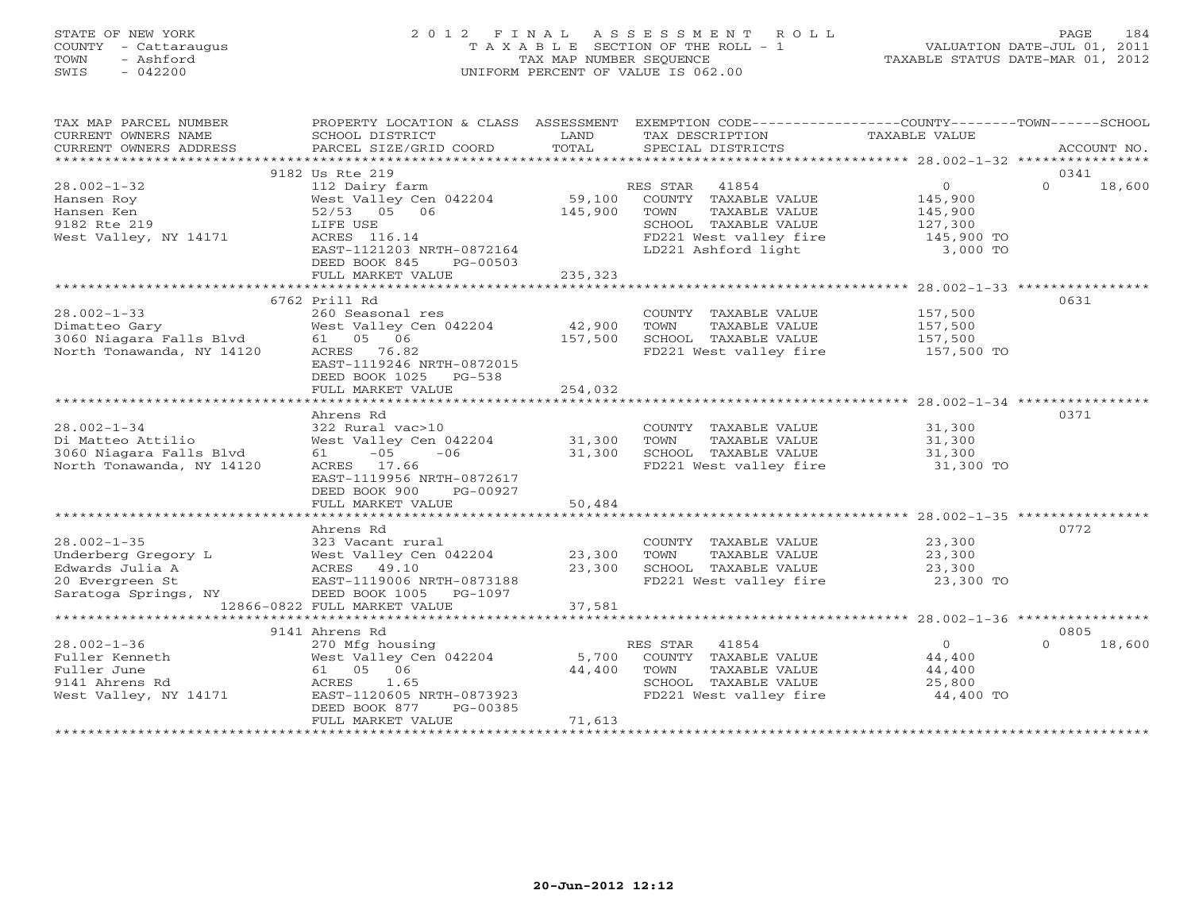STATE OF NEW YORK
COUNTY - Cattaraugus
TOWN - Ashford
SWIS - 042200

# 2012 FINAL ASSESSMENT ROLL
TAXABLE SECTION OF THE ROLL - 1
TAX MAP NUMBER SEQUENCE
UNIFORM PERCENT OF VALUE IS 062.00

VALUATION DATE-JUL 01, 2011
TAXABLE STATUS DATE-MAR 01, 2012

| TAX MAP PARCEL NUMBER / CURRENT OWNERS NAME / CURRENT OWNERS ADDRESS | PROPERTY LOCATION & CLASS / SCHOOL DISTRICT / PARCEL SIZE/GRID COORD | ASSESSMENT LAND / TOTAL | EXEMPTION CODE / TAX DESCRIPTION / SPECIAL DISTRICTS | COUNTY TAXABLE VALUE | TOWN | SCHOOL / ACCOUNT NO. |
|---|---|---|---|---|---|---|
| | 9182 Us Rte 219 | | | | | 0341 |
| 28.002-1-32 | 112 Dairy farm | | RES STAR 41854 | 0 | 0 | 18,600 |
| Hansen Roy | West Valley Cen 042204 | 59,100 | COUNTY TAXABLE VALUE | 145,900 | | |
| Hansen Ken | 52/53 05 06 | 145,900 | TOWN TAXABLE VALUE | 145,900 | | |
| 9182 Rte 219 | LIFE USE | | SCHOOL TAXABLE VALUE | 127,300 | | |
| West Valley, NY 14171 | ACRES 116.14 | | FD221 West valley fire | 145,900 TO | | |
| | EAST-1121203 NRTH-0872164 | | LD221 Ashford light | 3,000 TO | | |
| | DEED BOOK 845 PG-00503 | | | | | |
| | FULL MARKET VALUE | 235,323 | | | | |
| | 6762 Prill Rd | | | | | 0631 |
| 28.002-1-33 | 260 Seasonal res | | COUNTY TAXABLE VALUE | 157,500 | | |
| Dimatteo Gary | West Valley Cen 042204 | 42,900 | TOWN TAXABLE VALUE | 157,500 | | |
| 3060 Niagara Falls Blvd | 61 05 06 | 157,500 | SCHOOL TAXABLE VALUE | 157,500 | | |
| North Tonawanda, NY 14120 | ACRES 76.82 | | FD221 West valley fire | 157,500 TO | | |
| | EAST-1119246 NRTH-0872015 | | | | | |
| | DEED BOOK 1025 PG-538 | | | | | |
| | FULL MARKET VALUE | 254,032 | | | | |
| | Ahrens Rd | | | | | 0371 |
| 28.002-1-34 | 322 Rural vac>10 | | COUNTY TAXABLE VALUE | 31,300 | | |
| Di Matteo Attilio | West Valley Cen 042204 | 31,300 | TOWN TAXABLE VALUE | 31,300 | | |
| 3060 Niagara Falls Blvd | 61 -05 -06 | 31,300 | SCHOOL TAXABLE VALUE | 31,300 | | |
| North Tonawanda, NY 14120 | ACRES 17.66 | | FD221 West valley fire | 31,300 TO | | |
| | EAST-1119956 NRTH-0872617 | | | | | |
| | DEED BOOK 900 PG-00927 | | | | | |
| | FULL MARKET VALUE | 50,484 | | | | |
| | Ahrens Rd | | | | | 0772 |
| 28.002-1-35 | 323 Vacant rural | | COUNTY TAXABLE VALUE | 23,300 | | |
| Underberg Gregory L | West Valley Cen 042204 | 23,300 | TOWN TAXABLE VALUE | 23,300 | | |
| Edwards Julia A | ACRES 49.10 | 23,300 | SCHOOL TAXABLE VALUE | 23,300 | | |
| 20 Evergreen St | EAST-1119006 NRTH-0873188 | | FD221 West valley fire | 23,300 TO | | |
| Saratoga Springs, NY | DEED BOOK 1005 PG-1097 | | | | | |
| 12866-0822 | FULL MARKET VALUE | 37,581 | | | | |
| | 9141 Ahrens Rd | | | | | 0805 |
| 28.002-1-36 | 270 Mfg housing | | RES STAR 41854 | 0 | 0 | 18,600 |
| Fuller Kenneth | West Valley Cen 042204 | 5,700 | COUNTY TAXABLE VALUE | 44,400 | | |
| Fuller June | 61 05 06 | 44,400 | TOWN TAXABLE VALUE | 44,400 | | |
| 9141 Ahrens Rd | ACRES 1.65 | | SCHOOL TAXABLE VALUE | 25,800 | | |
| West Valley, NY 14171 | EAST-1120605 NRTH-0873923 | | FD221 West valley fire | 44,400 TO | | |
| | DEED BOOK 877 PG-00385 | | | | | |
| | FULL MARKET VALUE | 71,613 | | | | |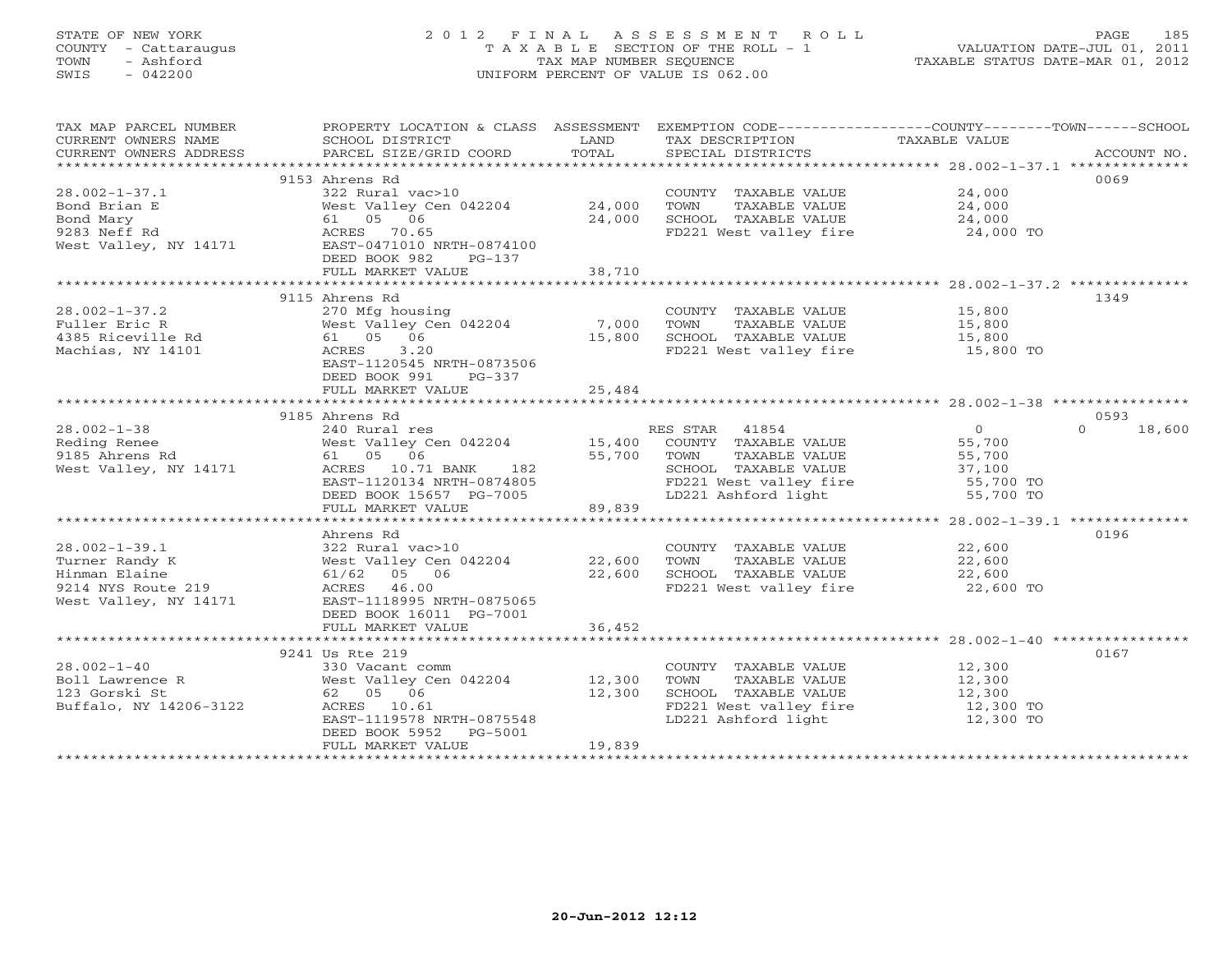STATE OF NEW YORK
COUNTY - Cattaraugus
TOWN - Ashford
SWIS - 042200

2 0 1 2 F I N A L A S S E S S M E N T R O L L
T A X A B L E SECTION OF THE ROLL - 1
TAX MAP NUMBER SEQUENCE
UNIFORM PERCENT OF VALUE IS 062.00

VALUATION DATE-JUL 01, 2011
TAXABLE STATUS DATE-MAR 01, 2012

| TAX MAP PARCEL NUMBER / CURRENT OWNERS NAME / CURRENT OWNERS ADDRESS | PROPERTY LOCATION & CLASS / SCHOOL DISTRICT / PARCEL SIZE/GRID COORD | ASSESSMENT LAND / TOTAL | EXEMPTION CODE / TAX DESCRIPTION / SPECIAL DISTRICTS | COUNTY / TOWN / SCHOOL TAXABLE VALUE | ACCOUNT NO. |
|---|---|---|---|---|---|
| 28.002-1-37.1 | 9153 Ahrens Rd | | | | 0069 |
| Bond Brian E | 322 Rural vac>10 | | COUNTY TAXABLE VALUE | 24,000 | |
| Bond Mary | West Valley Cen 042204 | 24,000 | TOWN TAXABLE VALUE | 24,000 | |
| 9283 Neff Rd | 61 05 06 | 24,000 | SCHOOL TAXABLE VALUE | 24,000 | |
| West Valley, NY 14171 | ACRES 70.65 | | FD221 West valley fire | 24,000 TO | |
| | EAST-0471010 NRTH-0874100 | | | | |
| | DEED BOOK 982 PG-137 | | | | |
| | FULL MARKET VALUE | 38,710 | | | |
| 28.002-1-37.2 | 9115 Ahrens Rd | | | | 1349 |
| Fuller Eric R | 270 Mfg housing | | COUNTY TAXABLE VALUE | 15,800 | |
| 4385 Riceville Rd | West Valley Cen 042204 | 7,000 | TOWN TAXABLE VALUE | 15,800 | |
| Machias, NY 14101 | 61 05 06 | 15,800 | SCHOOL TAXABLE VALUE | 15,800 | |
| | ACRES 3.20 | | FD221 West valley fire | 15,800 TO | |
| | EAST-1120545 NRTH-0873506 | | | | |
| | DEED BOOK 991 PG-337 | | | | |
| | FULL MARKET VALUE | 25,484 | | | |
| 28.002-1-38 | 9185 Ahrens Rd | | | | 0593 |
| Reding Renee | 240 Rural res | | RES STAR 41854 | 0 / 0 / 18,600 | |
| 9185 Ahrens Rd | West Valley Cen 042204 | 15,400 | COUNTY TAXABLE VALUE | 55,700 | |
| West Valley, NY 14171 | 61 05 06 | 55,700 | TOWN TAXABLE VALUE | 55,700 | |
| | ACRES 10.71 BANK 182 | | SCHOOL TAXABLE VALUE | 37,100 | |
| | EAST-1120134 NRTH-0874805 | | FD221 West valley fire | 55,700 TO | |
| | DEED BOOK 15657 PG-7005 | | LD221 Ashford light | 55,700 TO | |
| | FULL MARKET VALUE | 89,839 | | | |
| 28.002-1-39.1 | Ahrens Rd | | | | 0196 |
| Turner Randy K | 322 Rural vac>10 | | COUNTY TAXABLE VALUE | 22,600 | |
| Hinman Elaine | West Valley Cen 042204 | 22,600 | TOWN TAXABLE VALUE | 22,600 | |
| 9214 NYS Route 219 | 61/62 05 06 | 22,600 | SCHOOL TAXABLE VALUE | 22,600 | |
| West Valley, NY 14171 | ACRES 46.00 | | FD221 West valley fire | 22,600 TO | |
| | EAST-1118995 NRTH-0875065 | | | | |
| | DEED BOOK 16011 PG-7001 | | | | |
| | FULL MARKET VALUE | 36,452 | | | |
| 28.002-1-40 | 9241 Us Rte 219 | | | | 0167 |
| Boll Lawrence R | 330 Vacant comm | | COUNTY TAXABLE VALUE | 12,300 | |
| 123 Gorski St | West Valley Cen 042204 | 12,300 | TOWN TAXABLE VALUE | 12,300 | |
| Buffalo, NY 14206-3122 | 62 05 06 | 12,300 | SCHOOL TAXABLE VALUE | 12,300 | |
| | ACRES 10.61 | | FD221 West valley fire | 12,300 TO | |
| | EAST-1119578 NRTH-0875548 | | LD221 Ashford light | 12,300 TO | |
| | DEED BOOK 5952 PG-5001 | | | | |
| | FULL MARKET VALUE | 19,839 | | | |

20-Jun-2012 12:12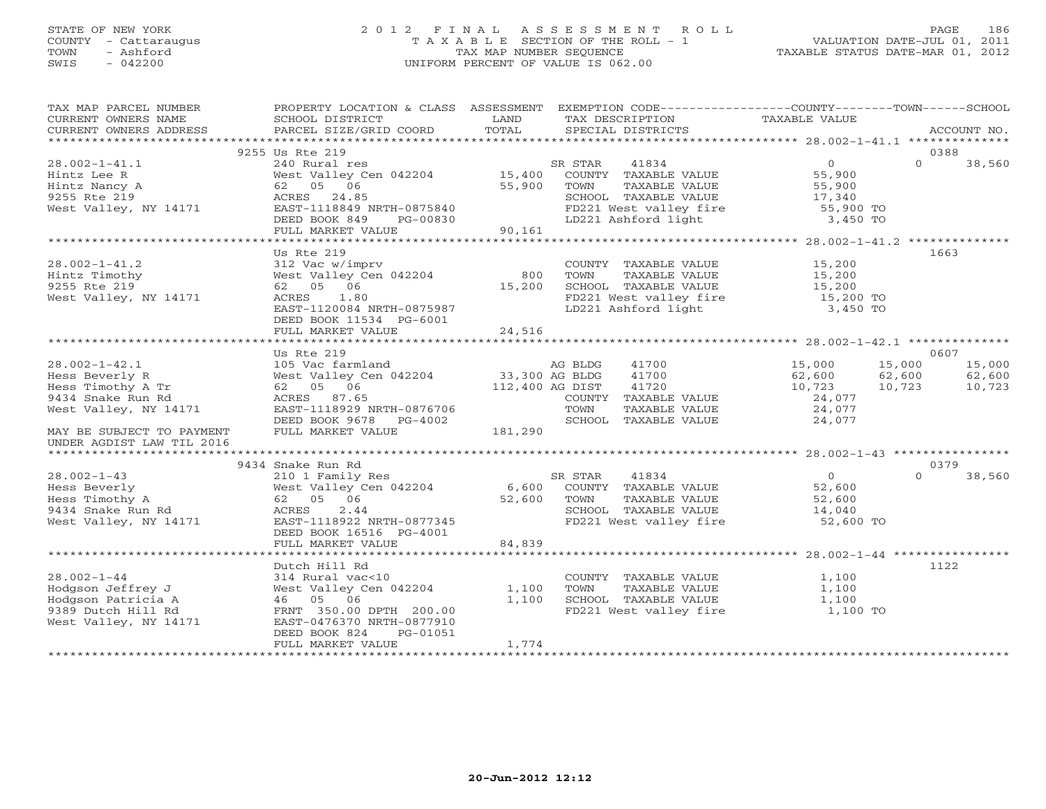STATE OF NEW YORK
COUNTY - Cattaraugus
TOWN - Ashford
SWIS - 042200

# 2012 FINAL ASSESSMENT ROLL

TAXABLE SECTION OF THE ROLL - 1
TAX MAP NUMBER SEQUENCE
UNIFORM PERCENT OF VALUE IS 062.00

VALUATION DATE-JUL 01, 2011
TAXABLE STATUS DATE-MAR 01, 2012

| TAX MAP PARCEL NUMBER / CURRENT OWNERS NAME / CURRENT OWNERS ADDRESS | PROPERTY LOCATION & CLASS / SCHOOL DISTRICT / PARCEL SIZE/GRID COORD | ASSESSMENT LAND / TOTAL | EXEMPTION CODE / TAX DESCRIPTION / SPECIAL DISTRICTS | COUNTY TAXABLE VALUE | TOWN | SCHOOL / ACCOUNT NO. |
|---|---|---|---|---|---|---|
| | 9255 Us Rte 219 | | | | | 0388 |
| 28.002-1-41.1 | 240 Rural res | | SR STAR 41834 | 0 | 0 | 38,560 |
| Hintz Lee R | West Valley Cen 042204 | 15,400 | COUNTY TAXABLE VALUE | 55,900 | | |
| Hintz Nancy A | 62 05 06 | 55,900 | TOWN TAXABLE VALUE | 55,900 | | |
| 9255 Rte 219 | ACRES 24.85 | | SCHOOL TAXABLE VALUE | 17,340 | | |
| West Valley, NY 14171 | EAST-1118849 NRTH-0875840 | | FD221 West valley fire | 55,900 TO | | |
| | DEED BOOK 849 PG-00830 | | LD221 Ashford light | 3,450 TO | | |
| | FULL MARKET VALUE | 90,161 | | | | |
| | Us Rte 219 | | | | | 1663 |
| 28.002-1-41.2 | 312 Vac w/imprv | | COUNTY TAXABLE VALUE | 15,200 | | |
| Hintz Timothy | West Valley Cen 042204 | 800 | TOWN TAXABLE VALUE | 15,200 | | |
| 9255 Rte 219 | 62 05 06 | 15,200 | SCHOOL TAXABLE VALUE | 15,200 | | |
| West Valley, NY 14171 | ACRES 1.80 | | FD221 West valley fire | 15,200 TO | | |
| | EAST-1120084 NRTH-0875987 | | LD221 Ashford light | 3,450 TO | | |
| | DEED BOOK 11534 PG-6001 | | | | | |
| | FULL MARKET VALUE | 24,516 | | | | |
| | Us Rte 219 | | | | | 0607 |
| 28.002-1-42.1 | 105 Vac farmland | | AG BLDG 41700 | 15,000 | 15,000 | 15,000 |
| Hess Beverly R | West Valley Cen 042204 | 33,300 | AG BLDG 41700 | 62,600 | 62,600 | 62,600 |
| Hess Timothy A Tr | 62 05 06 | 112,400 | AG DIST 41720 | 10,723 | 10,723 | 10,723 |
| 9434 Snake Run Rd | ACRES 87.65 | | COUNTY TAXABLE VALUE | 24,077 | | |
| West Valley, NY 14171 | EAST-1118929 NRTH-0876706 | | TOWN TAXABLE VALUE | 24,077 | | |
| | DEED BOOK 9678 PG-4002 | | SCHOOL TAXABLE VALUE | 24,077 | | |
| MAY BE SUBJECT TO PAYMENT UNDER AGDIST LAW TIL 2016 | FULL MARKET VALUE | 181,290 | | | | |
| | 9434 Snake Run Rd | | | | | 0379 |
| 28.002-1-43 | 210 1 Family Res | | SR STAR 41834 | 0 | 0 | 38,560 |
| Hess Beverly | West Valley Cen 042204 | 6,600 | COUNTY TAXABLE VALUE | 52,600 | | |
| Hess Timothy A | 62 05 06 | 52,600 | TOWN TAXABLE VALUE | 52,600 | | |
| 9434 Snake Run Rd | ACRES 2.44 | | SCHOOL TAXABLE VALUE | 14,040 | | |
| West Valley, NY 14171 | EAST-1118922 NRTH-0877345 | | FD221 West valley fire | 52,600 TO | | |
| | DEED BOOK 16516 PG-4001 | | | | | |
| | FULL MARKET VALUE | 84,839 | | | | |
| | Dutch Hill Rd | | | | | 1122 |
| 28.002-1-44 | 314 Rural vac<10 | | COUNTY TAXABLE VALUE | 1,100 | | |
| Hodgson Jeffrey J | West Valley Cen 042204 | 1,100 | TOWN TAXABLE VALUE | 1,100 | | |
| Hodgson Patricia A | 46 05 06 | 1,100 | SCHOOL TAXABLE VALUE | 1,100 | | |
| 9389 Dutch Hill Rd | FRNT 350.00 DPTH 200.00 | | FD221 West valley fire | 1,100 TO | | |
| West Valley, NY 14171 | EAST-0476370 NRTH-0877910 | | | | | |
| | DEED BOOK 824 PG-01051 | | | | | |
| | FULL MARKET VALUE | 1,774 | | | | |

20-Jun-2012 12:12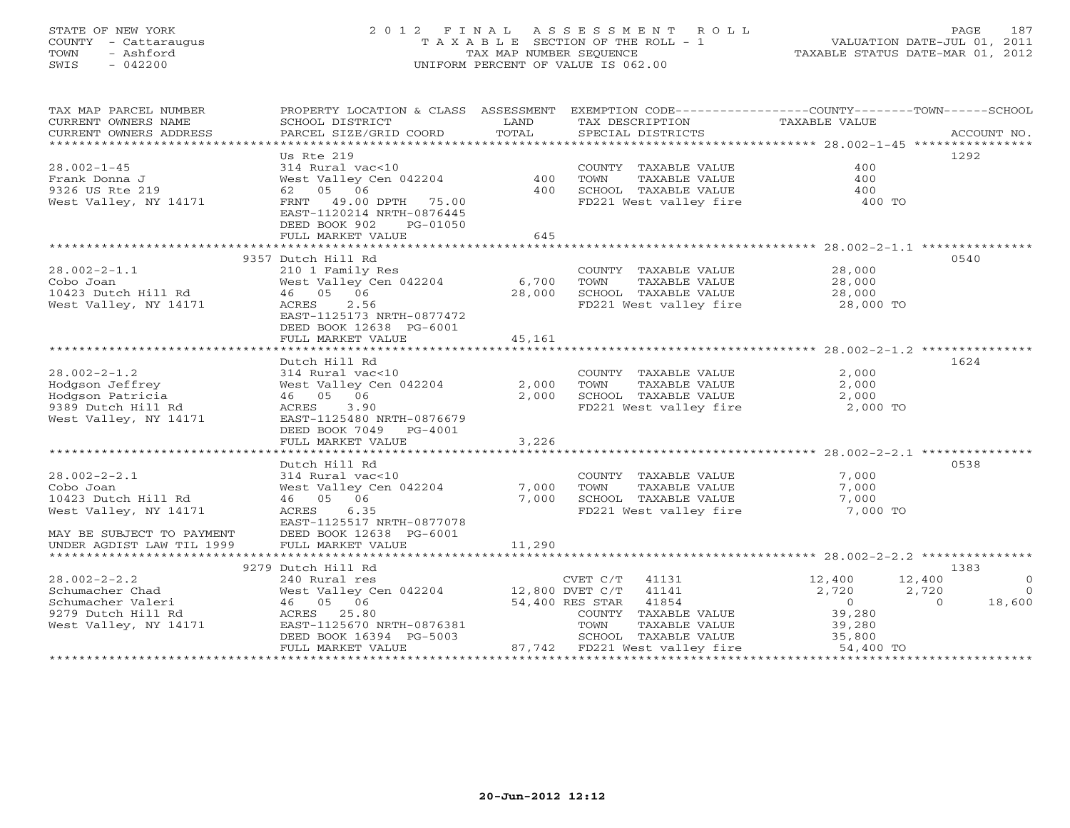STATE OF NEW YORK
COUNTY - Cattaraugus
TOWN - Ashford
SWIS - 042200

2 0 1 2 F I N A L A S S E S S M E N T R O L L
T A X A B L E SECTION OF THE ROLL - 1
TAX MAP NUMBER SEQUENCE
UNIFORM PERCENT OF VALUE IS 062.00

VALUATION DATE-JUL 01, 2011
TAXABLE STATUS DATE-MAR 01, 2012

| TAX MAP PARCEL NUMBER / CURRENT OWNERS NAME / CURRENT OWNERS ADDRESS | PROPERTY LOCATION & CLASS / SCHOOL DISTRICT / PARCEL SIZE/GRID COORD | ASSESSMENT LAND / TOTAL | EXEMPTION CODE / TAX DESCRIPTION / SPECIAL DISTRICTS | COUNTY TAXABLE VALUE | TOWN | SCHOOL / ACCOUNT NO. |
|---|---|---|---|---|---|---|
| 28.002-1-45 | Us Rte 219 | | | | | 1292 |
| | 314 Rural vac<10 | | COUNTY TAXABLE VALUE | 400 | | |
| Frank Donna J | West Valley Cen 042204 | 400 | TOWN TAXABLE VALUE | 400 | | |
| 9326 US Rte 219 | 62 05 06 | 400 | SCHOOL TAXABLE VALUE | 400 | | |
| West Valley, NY 14171 | FRNT 49.00 DPTH 75.00 | | FD221 West valley fire | 400 TO | | |
| | EAST-1120214 NRTH-0876445 | | | | | |
| | DEED BOOK 902 PG-01050 | | | | | |
| | FULL MARKET VALUE | 645 | | | | |
| 28.002-2-1.1 | 9357 Dutch Hill Rd | | | | | 0540 |
| | 210 1 Family Res | | COUNTY TAXABLE VALUE | 28,000 | | |
| Cobo Joan | West Valley Cen 042204 | 6,700 | TOWN TAXABLE VALUE | 28,000 | | |
| 10423 Dutch Hill Rd | 46 05 06 | 28,000 | SCHOOL TAXABLE VALUE | 28,000 | | |
| West Valley, NY 14171 | ACRES 2.56 | | FD221 West valley fire | 28,000 TO | | |
| | EAST-1125173 NRTH-0877472 | | | | | |
| | DEED BOOK 12638 PG-6001 | | | | | |
| | FULL MARKET VALUE | 45,161 | | | | |
| 28.002-2-1.2 | Dutch Hill Rd | | | | | 1624 |
| | 314 Rural vac<10 | | COUNTY TAXABLE VALUE | 2,000 | | |
| Hodgson Jeffrey | West Valley Cen 042204 | 2,000 | TOWN TAXABLE VALUE | 2,000 | | |
| Hodgson Patricia | 46 05 06 | 2,000 | SCHOOL TAXABLE VALUE | 2,000 | | |
| 9389 Dutch Hill Rd | ACRES 3.90 | | FD221 West valley fire | 2,000 TO | | |
| West Valley, NY 14171 | EAST-1125480 NRTH-0876679 | | | | | |
| | DEED BOOK 7049 PG-4001 | | | | | |
| | FULL MARKET VALUE | 3,226 | | | | |
| 28.002-2-2.1 | Dutch Hill Rd | | | | | 0538 |
| | 314 Rural vac<10 | | COUNTY TAXABLE VALUE | 7,000 | | |
| Cobo Joan | West Valley Cen 042204 | 7,000 | TOWN TAXABLE VALUE | 7,000 | | |
| 10423 Dutch Hill Rd | 46 05 06 | 7,000 | SCHOOL TAXABLE VALUE | 7,000 | | |
| West Valley, NY 14171 | ACRES 6.35 | | FD221 West valley fire | 7,000 TO | | |
| | EAST-1125517 NRTH-0877078 | | | | | |
| MAY BE SUBJECT TO PAYMENT | DEED BOOK 12638 PG-6001 | | | | | |
| UNDER AGDIST LAW TIL 1999 | FULL MARKET VALUE | 11,290 | | | | |
| 28.002-2-2.2 | 9279 Dutch Hill Rd | | | | | 1383 |
| | 240 Rural res | | CVET C/T 41131 | 12,400 | 12,400 | 0 |
| Schumacher Chad | West Valley Cen 042204 | 12,800 | DVET C/T 41141 | 2,720 | 2,720 | 0 |
| Schumacher Valeri | 46 05 06 | 54,400 | RES STAR 41854 | 0 | 0 | 18,600 |
| 9279 Dutch Hill Rd | ACRES 25.80 | | COUNTY TAXABLE VALUE | 39,280 | | |
| West Valley, NY 14171 | EAST-1125670 NRTH-0876381 | | TOWN TAXABLE VALUE | 39,280 | | |
| | DEED BOOK 16394 PG-5003 | | SCHOOL TAXABLE VALUE | 35,800 | | |
| | FULL MARKET VALUE | 87,742 | FD221 West valley fire | 54,400 TO | | |

20-Jun-2012 12:12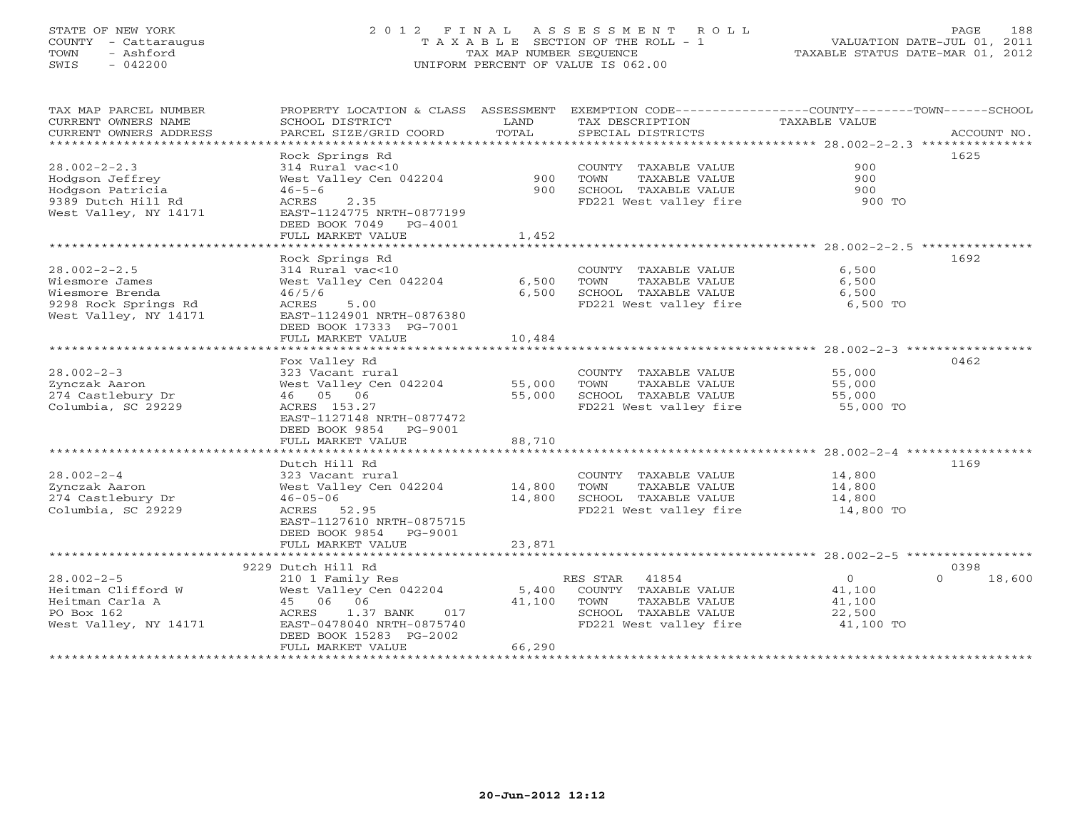STATE OF NEW YORK
COUNTY - Cattaraugus
TOWN - Ashford
SWIS - 042200

# 2012 FINAL ASSESSMENT ROLL
TAXABLE SECTION OF THE ROLL - 1
TAX MAP NUMBER SEQUENCE
UNIFORM PERCENT OF VALUE IS 062.00

VALUATION DATE-JUL 01, 2011
TAXABLE STATUS DATE-MAR 01, 2012

| TAX MAP PARCEL NUMBER / CURRENT OWNERS NAME / CURRENT OWNERS ADDRESS | PROPERTY LOCATION & CLASS / SCHOOL DISTRICT / PARCEL SIZE/GRID COORD | ASSESSMENT LAND / TOTAL | EXEMPTION CODE / TAX DESCRIPTION / SPECIAL DISTRICTS | COUNTY / TOWN / SCHOOL TAXABLE VALUE | ACCOUNT NO. |
|---|---|---|---|---|---|
| 28.002-2-2.3 | Rock Springs Rd | | | | 1625 |
| | 314 Rural vac<10 | | COUNTY TAXABLE VALUE | 900 | |
| Hodgson Jeffrey | West Valley Cen 042204 | 900 | TOWN TAXABLE VALUE | 900 | |
| Hodgson Patricia | 46-5-6 | 900 | SCHOOL TAXABLE VALUE | 900 | |
| 9389 Dutch Hill Rd | ACRES 2.35 | | FD221 West valley fire | 900 TO | |
| West Valley, NY 14171 | EAST-1124775 NRTH-0877199 | | | | |
| | DEED BOOK 7049 PG-4001 | | | | |
| | FULL MARKET VALUE | 1,452 | | | |
| 28.002-2-2.5 | Rock Springs Rd | | | | 1692 |
| | 314 Rural vac<10 | | COUNTY TAXABLE VALUE | 6,500 | |
| Wiesmore James | West Valley Cen 042204 | 6,500 | TOWN TAXABLE VALUE | 6,500 | |
| Wiesmore Brenda | 46/5/6 | 6,500 | SCHOOL TAXABLE VALUE | 6,500 | |
| 9298 Rock Springs Rd | ACRES 5.00 | | FD221 West valley fire | 6,500 TO | |
| West Valley, NY 14171 | EAST-1124901 NRTH-0876380 | | | | |
| | DEED BOOK 17333 PG-7001 | | | | |
| | FULL MARKET VALUE | 10,484 | | | |
| 28.002-2-3 | Fox Valley Rd | | | | 0462 |
| | 323 Vacant rural | | COUNTY TAXABLE VALUE | 55,000 | |
| Zynczak Aaron | West Valley Cen 042204 | 55,000 | TOWN TAXABLE VALUE | 55,000 | |
| 274 Castlebury Dr | 46 05 06 | 55,000 | SCHOOL TAXABLE VALUE | 55,000 | |
| Columbia, SC 29229 | ACRES 153.27 | | FD221 West valley fire | 55,000 TO | |
| | EAST-1127148 NRTH-0877472 | | | | |
| | DEED BOOK 9854 PG-9001 | | | | |
| | FULL MARKET VALUE | 88,710 | | | |
| 28.002-2-4 | Dutch Hill Rd | | | | 1169 |
| | 323 Vacant rural | | COUNTY TAXABLE VALUE | 14,800 | |
| Zynczak Aaron | West Valley Cen 042204 | 14,800 | TOWN TAXABLE VALUE | 14,800 | |
| 274 Castlebury Dr | 46-05-06 | 14,800 | SCHOOL TAXABLE VALUE | 14,800 | |
| Columbia, SC 29229 | ACRES 52.95 | | FD221 West valley fire | 14,800 TO | |
| | EAST-1127610 NRTH-0875715 | | | | |
| | DEED BOOK 9854 PG-9001 | | | | |
| | FULL MARKET VALUE | 23,871 | | | |
| 28.002-2-5 | 9229 Dutch Hill Rd | | | | 0398 |
| | 210 1 Family Res | | RES STAR 41854 | 0 0 18,600 | |
| Heitman Clifford W | West Valley Cen 042204 | 5,400 | COUNTY TAXABLE VALUE | 41,100 | |
| Heitman Carla A | 45 06 06 | 41,100 | TOWN TAXABLE VALUE | 41,100 | |
| PO Box 162 | ACRES 1.37 BANK 017 | | SCHOOL TAXABLE VALUE | 22,500 | |
| West Valley, NY 14171 | EAST-0478040 NRTH-0875740 | | FD221 West valley fire | 41,100 TO | |
| | DEED BOOK 15283 PG-2002 | | | | |
| | FULL MARKET VALUE | 66,290 | | | |

20-Jun-2012 12:12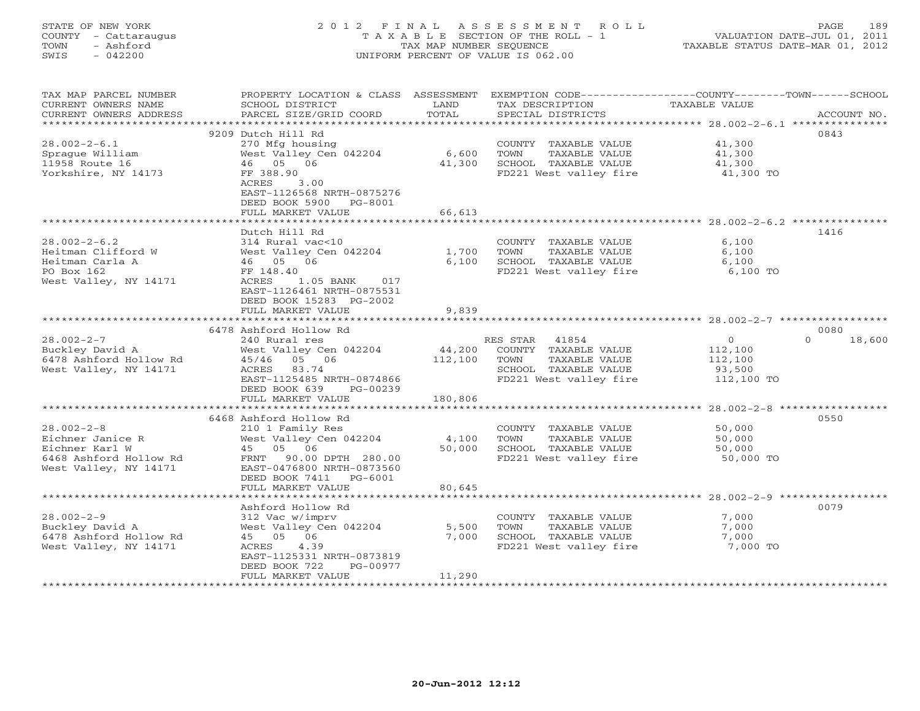STATE OF NEW YORK
COUNTY - Cattaraugus
TOWN - Ashford
SWIS - 042200

# 2012 FINAL ASSESSMENT ROLL

TAXABLE SECTION OF THE ROLL - 1
TAX MAP NUMBER SEQUENCE
UNIFORM PERCENT OF VALUE IS 062.00

VALUATION DATE-JUL 01, 2011
TAXABLE STATUS DATE-MAR 01, 2012

| TAX MAP PARCEL NUMBER / CURRENT OWNERS NAME / CURRENT OWNERS ADDRESS | PROPERTY LOCATION & CLASS / SCHOOL DISTRICT / PARCEL SIZE/GRID COORD | ASSESSMENT LAND / TOTAL | EXEMPTION CODE / TAX DESCRIPTION / SPECIAL DISTRICTS | COUNTY / TOWN / SCHOOL TAXABLE VALUE | ACCOUNT NO. |
|---|---|---|---|---|---|
| 28.002-2-6.1 | 9209 Dutch Hill Rd | | | | 0843 |
| Sprague William | 270 Mfg housing | | COUNTY TAXABLE VALUE | 41,300 | |
| 11958 Route 16 | West Valley Cen 042204 | 6,600 | TOWN TAXABLE VALUE | 41,300 | |
| Yorkshire, NY 14173 | 46 05 06 | 41,300 | SCHOOL TAXABLE VALUE | 41,300 | |
| | FF 388.90 | | FD221 West valley fire | 41,300 TO | |
| | ACRES 3.00 | | | | |
| | EAST-1126568 NRTH-0875276 | | | | |
| | DEED BOOK 5900 PG-8001 | | | | |
| | FULL MARKET VALUE | 66,613 | | | |
| 28.002-2-6.2 | Dutch Hill Rd | | | | 1416 |
| Heitman Clifford W | 314 Rural vac<10 | | COUNTY TAXABLE VALUE | 6,100 | |
| Heitman Carla A | West Valley Cen 042204 | 1,700 | TOWN TAXABLE VALUE | 6,100 | |
| PO Box 162 | 46 05 06 | 6,100 | SCHOOL TAXABLE VALUE | 6,100 | |
| West Valley, NY 14171 | FF 148.40 | | FD221 West valley fire | 6,100 TO | |
| | ACRES 1.05 BANK 017 | | | | |
| | EAST-1126461 NRTH-0875531 | | | | |
| | DEED BOOK 15283 PG-2002 | | | | |
| | FULL MARKET VALUE | 9,839 | | | |
| 28.002-2-7 | 6478 Ashford Hollow Rd | | | | 0080 |
| Buckley David A | 240 Rural res | | RES STAR 41854 | 0 / 0 / 18,600 | |
| 6478 Ashford Hollow Rd | West Valley Cen 042204 | 44,200 | COUNTY TAXABLE VALUE | 112,100 | |
| West Valley, NY 14171 | 45/46 05 06 | 112,100 | TOWN TAXABLE VALUE | 112,100 | |
| | ACRES 83.74 | | SCHOOL TAXABLE VALUE | 93,500 | |
| | EAST-1125485 NRTH-0874866 | | FD221 West valley fire | 112,100 TO | |
| | DEED BOOK 639 PG-00239 | | | | |
| | FULL MARKET VALUE | 180,806 | | | |
| 28.002-2-8 | 6468 Ashford Hollow Rd | | | | 0550 |
| Eichner Janice R | 210 1 Family Res | | COUNTY TAXABLE VALUE | 50,000 | |
| Eichner Karl W | West Valley Cen 042204 | 4,100 | TOWN TAXABLE VALUE | 50,000 | |
| 6468 Ashford Hollow Rd | 45 05 06 | 50,000 | SCHOOL TAXABLE VALUE | 50,000 | |
| West Valley, NY 14171 | FRNT 90.00 DPTH 280.00 | | FD221 West valley fire | 50,000 TO | |
| | EAST-0476800 NRTH-0873560 | | | | |
| | DEED BOOK 7411 PG-6001 | | | | |
| | FULL MARKET VALUE | 80,645 | | | |
| 28.002-2-9 | Ashford Hollow Rd | | | | 0079 |
| Buckley David A | 312 Vac w/imprv | | COUNTY TAXABLE VALUE | 7,000 | |
| 6478 Ashford Hollow Rd | West Valley Cen 042204 | 5,500 | TOWN TAXABLE VALUE | 7,000 | |
| West Valley, NY 14171 | 45 05 06 | 7,000 | SCHOOL TAXABLE VALUE | 7,000 | |
| | ACRES 4.39 | | FD221 West valley fire | 7,000 TO | |
| | EAST-1125331 NRTH-0873819 | | | | |
| | DEED BOOK 722 PG-00977 | | | | |
| | FULL MARKET VALUE | 11,290 | | | |

20-Jun-2012 12:12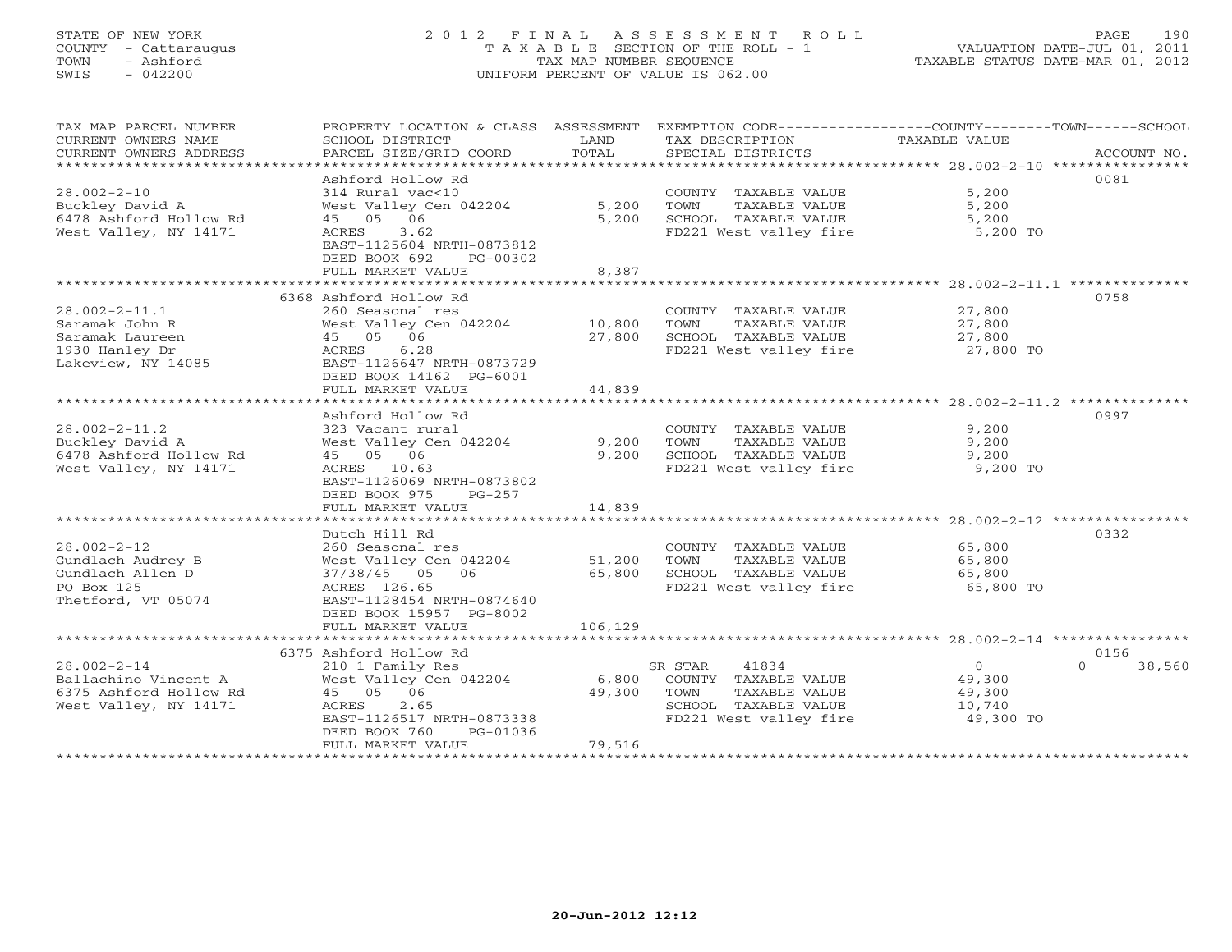STATE OF NEW YORK
COUNTY - Cattaraugus
TOWN - Ashford
SWIS - 042200

# 2012 FINAL ASSESSMENT ROLL
TAXABLE SECTION OF THE ROLL - 1
TAX MAP NUMBER SEQUENCE
UNIFORM PERCENT OF VALUE IS 062.00

VALUATION DATE-JUL 01, 2011
TAXABLE STATUS DATE-MAR 01, 2012

| TAX MAP PARCEL NUMBER / CURRENT OWNERS NAME / CURRENT OWNERS ADDRESS | PROPERTY LOCATION & CLASS / SCHOOL DISTRICT / PARCEL SIZE/GRID COORD | ASSESSMENT LAND | TOTAL | EXEMPTION CODE / TAX DESCRIPTION / SPECIAL DISTRICTS | COUNTY TAXABLE VALUE | TOWN | SCHOOL | ACCOUNT NO. |
|---|---|---|---|---|---|---|---|---|
| 28.002-2-10 | Ashford Hollow Rd | | | | | | | 0081 |
| 28.002-2-10 | 314 Rural vac<10 | | | COUNTY TAXABLE VALUE | 5,200 | | | |
| Buckley David A | West Valley Cen 042204 | 5,200 | | TOWN TAXABLE VALUE | 5,200 | | | |
| 6478 Ashford Hollow Rd | 45 05 06 | | 5,200 | SCHOOL TAXABLE VALUE | 5,200 | | | |
| West Valley, NY 14171 | ACRES 3.62 | | | FD221 West valley fire | 5,200 TO | | | |
| | EAST-1125604 NRTH-0873812 | | | | | | | |
| | DEED BOOK 692 PG-00302 | | | | | | | |
| | FULL MARKET VALUE | | 8,387 | | | | | |
| 28.002-2-11.1 | 6368 Ashford Hollow Rd | | | | | | | 0758 |
| 28.002-2-11.1 | 260 Seasonal res | | | COUNTY TAXABLE VALUE | 27,800 | | | |
| Saramak John R | West Valley Cen 042204 | 10,800 | | TOWN TAXABLE VALUE | 27,800 | | | |
| Saramak Laureen | 45 05 06 | | 27,800 | SCHOOL TAXABLE VALUE | 27,800 | | | |
| 1930 Hanley Dr | ACRES 6.28 | | | FD221 West valley fire | 27,800 TO | | | |
| Lakeview, NY 14085 | EAST-1126647 NRTH-0873729 | | | | | | | |
| | DEED BOOK 14162 PG-6001 | | | | | | | |
| | FULL MARKET VALUE | | 44,839 | | | | | |
| 28.002-2-11.2 | Ashford Hollow Rd | | | | | | | 0997 |
| 28.002-2-11.2 | 323 Vacant rural | | | COUNTY TAXABLE VALUE | 9,200 | | | |
| Buckley David A | West Valley Cen 042204 | 9,200 | | TOWN TAXABLE VALUE | 9,200 | | | |
| 6478 Ashford Hollow Rd | 45 05 06 | | 9,200 | SCHOOL TAXABLE VALUE | 9,200 | | | |
| West Valley, NY 14171 | ACRES 10.63 | | | FD221 West valley fire | 9,200 TO | | | |
| | EAST-1126069 NRTH-0873802 | | | | | | | |
| | DEED BOOK 975 PG-257 | | | | | | | |
| | FULL MARKET VALUE | | 14,839 | | | | | |
| 28.002-2-12 | Dutch Hill Rd | | | | | | | 0332 |
| 28.002-2-12 | 260 Seasonal res | | | COUNTY TAXABLE VALUE | 65,800 | | | |
| Gundlach Audrey B | West Valley Cen 042204 | 51,200 | | TOWN TAXABLE VALUE | 65,800 | | | |
| Gundlach Allen D | 37/38/45 05 06 | | 65,800 | SCHOOL TAXABLE VALUE | 65,800 | | | |
| PO Box 125 | ACRES 126.65 | | | FD221 West valley fire | 65,800 TO | | | |
| Thetford, VT 05074 | EAST-1128454 NRTH-0874640 | | | | | | | |
| | DEED BOOK 15957 PG-8002 | | | | | | | |
| | FULL MARKET VALUE | | 106,129 | | | | | |
| 28.002-2-14 | 6375 Ashford Hollow Rd | | | | | | | 0156 |
| 28.002-2-14 | 210 1 Family Res | | | SR STAR 41834 | 0 | 0 | 38,560 | |
| Ballachino Vincent A | West Valley Cen 042204 | 6,800 | | COUNTY TAXABLE VALUE | 49,300 | | | |
| 6375 Ashford Hollow Rd | 45 05 06 | | 49,300 | TOWN TAXABLE VALUE | 49,300 | | | |
| West Valley, NY 14171 | ACRES 2.65 | | | SCHOOL TAXABLE VALUE | 10,740 | | | |
| | EAST-1126517 NRTH-0873338 | | | FD221 West valley fire | 49,300 TO | | | |
| | DEED BOOK 760 PG-01036 | | | | | | | |
| | FULL MARKET VALUE | | 79,516 | | | | | |

20-Jun-2012 12:12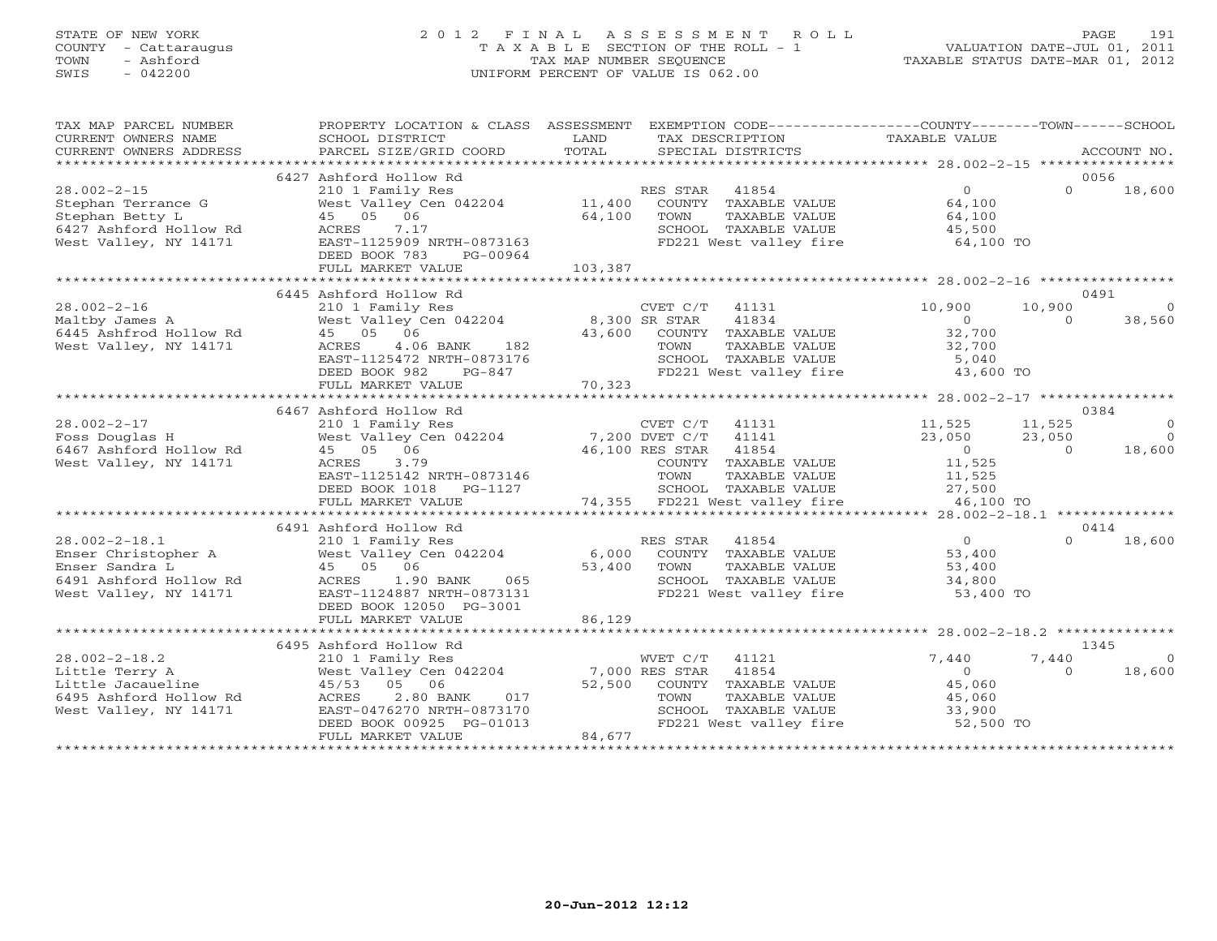STATE OF NEW YORK
COUNTY - Cattaraugus
TOWN - Ashford
SWIS - 042200

2012 FINAL ASSESSMENT ROLL
TAXABLE SECTION OF THE ROLL - 1
TAX MAP NUMBER SEQUENCE
UNIFORM PERCENT OF VALUE IS 062.00

VALUATION DATE-JUL 01, 2011
TAXABLE STATUS DATE-MAR 01, 2012

| TAX MAP PARCEL NUMBER / CURRENT OWNERS NAME / CURRENT OWNERS ADDRESS | PROPERTY LOCATION & CLASS / SCHOOL DISTRICT / PARCEL SIZE/GRID COORD | ASSESSMENT LAND / TOTAL | EXEMPTION CODE / TAX DESCRIPTION / SPECIAL DISTRICTS | COUNTY TAXABLE VALUE | TOWN | SCHOOL / ACCOUNT NO. |
|---|---|---|---|---|---|---|
| | 6427 Ashford Hollow Rd | | | | | 0056 |
| 28.002-2-15 | 210 1 Family Res | | RES STAR 41854 | 0 | 0 | 18,600 |
| Stephan Terrance G | West Valley Cen 042204 | 11,400 | COUNTY TAXABLE VALUE | 64,100 | | |
| Stephan Betty L | 45 05 06 | 64,100 | TOWN TAXABLE VALUE | 64,100 | | |
| 6427 Ashford Hollow Rd | ACRES 7.17 | | SCHOOL TAXABLE VALUE | 45,500 | | |
| West Valley, NY 14171 | EAST-1125909 NRTH-0873163 | | FD221 West valley fire | 64,100 TO | | |
| | DEED BOOK 783 PG-00964 | | | | | |
| | FULL MARKET VALUE | 103,387 | | | | |
| | 6445 Ashford Hollow Rd | | | | | 0491 |
| 28.002-2-16 | 210 1 Family Res | | CVET C/T 41131 | 10,900 | 10,900 | 0 |
| Maltby James A | West Valley Cen 042204 | 8,300 | SR STAR 41834 | 0 | 0 | 38,560 |
| 6445 Ashfrod Hollow Rd | 45 05 06 | 43,600 | COUNTY TAXABLE VALUE | 32,700 | | |
| West Valley, NY 14171 | ACRES 4.06 BANK 182 | | TOWN TAXABLE VALUE | 32,700 | | |
| | EAST-1125472 NRTH-0873176 | | SCHOOL TAXABLE VALUE | 5,040 | | |
| | DEED BOOK 982 PG-847 | | FD221 West valley fire | 43,600 TO | | |
| | FULL MARKET VALUE | 70,323 | | | | |
| | 6467 Ashford Hollow Rd | | | | | 0384 |
| 28.002-2-17 | 210 1 Family Res | | CVET C/T 41131 | 11,525 | 11,525 | 0 |
| Foss Douglas H | West Valley Cen 042204 | 7,200 | DVET C/T 41141 | 23,050 | 23,050 | 0 |
| 6467 Ashford Hollow Rd | 45 05 06 | 46,100 | RES STAR 41854 | 0 | 0 | 18,600 |
| West Valley, NY 14171 | ACRES 3.79 | | COUNTY TAXABLE VALUE | 11,525 | | |
| | EAST-1125142 NRTH-0873146 | | TOWN TAXABLE VALUE | 11,525 | | |
| | DEED BOOK 1018 PG-1127 | | SCHOOL TAXABLE VALUE | 27,500 | | |
| | FULL MARKET VALUE | 74,355 | FD221 West valley fire | 46,100 TO | | |
| | 6491 Ashford Hollow Rd | | | | | 0414 |
| 28.002-2-18.1 | 210 1 Family Res | | RES STAR 41854 | 0 | 0 | 18,600 |
| Enser Christopher A | West Valley Cen 042204 | 6,000 | COUNTY TAXABLE VALUE | 53,400 | | |
| Enser Sandra L | 45 05 06 | 53,400 | TOWN TAXABLE VALUE | 53,400 | | |
| 6491 Ashford Hollow Rd | ACRES 1.90 BANK 065 | | SCHOOL TAXABLE VALUE | 34,800 | | |
| West Valley, NY 14171 | EAST-1124887 NRTH-0873131 | | FD221 West valley fire | 53,400 TO | | |
| | DEED BOOK 12050 PG-3001 | | | | | |
| | FULL MARKET VALUE | 86,129 | | | | |
| | 6495 Ashford Hollow Rd | | | | | 1345 |
| 28.002-2-18.2 | 210 1 Family Res | | WVET C/T 41121 | 7,440 | 7,440 | 0 |
| Little Terry A | West Valley Cen 042204 | 7,000 | RES STAR 41854 | 0 | 0 | 18,600 |
| Little Jacaueline | 45/53 05 06 | 52,500 | COUNTY TAXABLE VALUE | 45,060 | | |
| 6495 Ashford Hollow Rd | ACRES 2.80 BANK 017 | | TOWN TAXABLE VALUE | 45,060 | | |
| West Valley, NY 14171 | EAST-0476270 NRTH-0873170 | | SCHOOL TAXABLE VALUE | 33,900 | | |
| | DEED BOOK 00925 PG-01013 | | FD221 West valley fire | 52,500 TO | | |
| | FULL MARKET VALUE | 84,677 | | | | |

20-Jun-2012 12:12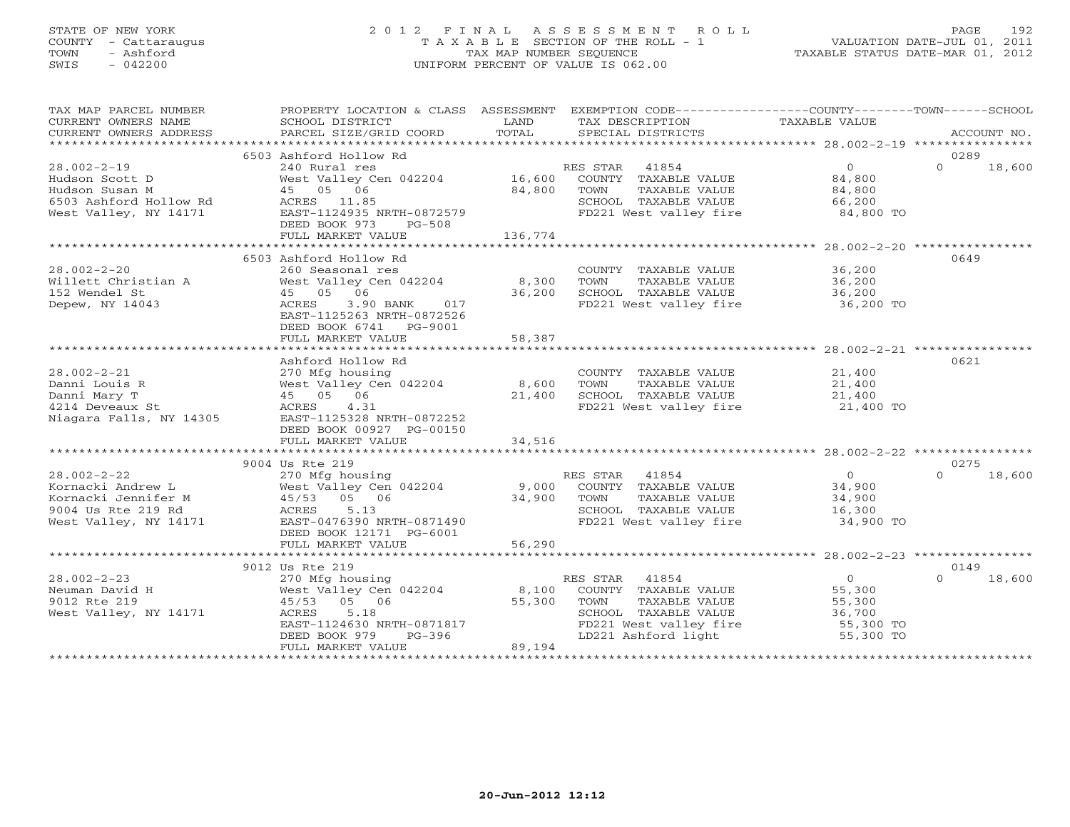STATE OF NEW YORK
COUNTY - Cattaraugus
TOWN - Ashford
SWIS - 042200

# 2012 FINAL ASSESSMENT ROLL

TAXABLE SECTION OF THE ROLL - 1
TAX MAP NUMBER SEQUENCE
UNIFORM PERCENT OF VALUE IS 062.00

VALUATION DATE-JUL 01, 2011
TAXABLE STATUS DATE-MAR 01, 2012

| TAX MAP PARCEL NUMBER / CURRENT OWNERS NAME / CURRENT OWNERS ADDRESS | PROPERTY LOCATION & CLASS / SCHOOL DISTRICT / PARCEL SIZE/GRID COORD | ASSESSMENT LAND / TOTAL | EXEMPTION CODE / TAX DESCRIPTION / SPECIAL DISTRICTS | COUNTY TAXABLE VALUE | TOWN | SCHOOL / ACCOUNT NO. |
|---|---|---|---|---|---|---|
| 28.002-2-19 | 6503 Ashford Hollow Rd | | | | | 0289 |
| Hudson Scott D | 240 Rural res | | RES STAR 41854 | 0 | 0 | 18,600 |
| Hudson Susan M | West Valley Cen 042204 | 16,600 | COUNTY TAXABLE VALUE | 84,800 | | |
| 6503 Ashford Hollow Rd | 45 05 06 | 84,800 | TOWN TAXABLE VALUE | 84,800 | | |
| West Valley, NY 14171 | ACRES 11.85 | | SCHOOL TAXABLE VALUE | 66,200 | | |
| | EAST-1124935 NRTH-0872579 | | FD221 West valley fire | 84,800 TO | | |
| | DEED BOOK 973 PG-508 | | | | | |
| | FULL MARKET VALUE | 136,774 | | | | |
| 28.002-2-20 | 6503 Ashford Hollow Rd | | | | | 0649 |
| Willett Christian A | 260 Seasonal res | | COUNTY TAXABLE VALUE | 36,200 | | |
| 152 Wendel St | West Valley Cen 042204 | 8,300 | TOWN TAXABLE VALUE | 36,200 | | |
| Depew, NY 14043 | 45 05 06 | 36,200 | SCHOOL TAXABLE VALUE | 36,200 | | |
| | ACRES 3.90 BANK 017 | | FD221 West valley fire | 36,200 TO | | |
| | EAST-1125263 NRTH-0872526 | | | | | |
| | DEED BOOK 6741 PG-9001 | | | | | |
| | FULL MARKET VALUE | 58,387 | | | | |
| 28.002-2-21 | Ashford Hollow Rd | | | | | 0621 |
| Danni Louis R | 270 Mfg housing | | COUNTY TAXABLE VALUE | 21,400 | | |
| Danni Mary T | West Valley Cen 042204 | 8,600 | TOWN TAXABLE VALUE | 21,400 | | |
| 4214 Deveaux St | 45 05 06 | 21,400 | SCHOOL TAXABLE VALUE | 21,400 | | |
| Niagara Falls, NY 14305 | ACRES 4.31 | | FD221 West valley fire | 21,400 TO | | |
| | EAST-1125328 NRTH-0872252 | | | | | |
| | DEED BOOK 00927 PG-00150 | | | | | |
| | FULL MARKET VALUE | 34,516 | | | | |
| 28.002-2-22 | 9004 Us Rte 219 | | | | | 0275 |
| Kornacki Andrew L | 270 Mfg housing | | RES STAR 41854 | 0 | 0 | 18,600 |
| Kornacki Jennifer M | West Valley Cen 042204 | 9,000 | COUNTY TAXABLE VALUE | 34,900 | | |
| 9004 Us Rte 219 Rd | 45/53 05 06 | 34,900 | TOWN TAXABLE VALUE | 34,900 | | |
| West Valley, NY 14171 | ACRES 5.13 | | SCHOOL TAXABLE VALUE | 16,300 | | |
| | EAST-0476390 NRTH-0871490 | | FD221 West valley fire | 34,900 TO | | |
| | DEED BOOK 12171 PG-6001 | | | | | |
| | FULL MARKET VALUE | 56,290 | | | | |
| 28.002-2-23 | 9012 Us Rte 219 | | | | | 0149 |
| Neuman David H | 270 Mfg housing | | RES STAR 41854 | 0 | 0 | 18,600 |
| 9012 Rte 219 | West Valley Cen 042204 | 8,100 | COUNTY TAXABLE VALUE | 55,300 | | |
| West Valley, NY 14171 | 45/53 05 06 | 55,300 | TOWN TAXABLE VALUE | 55,300 | | |
| | ACRES 5.18 | | SCHOOL TAXABLE VALUE | 36,700 | | |
| | EAST-1124630 NRTH-0871817 | | FD221 West valley fire | 55,300 TO | | |
| | DEED BOOK 979 PG-396 | | LD221 Ashford light | 55,300 TO | | |
| | FULL MARKET VALUE | 89,194 | | | | |

20-Jun-2012 12:12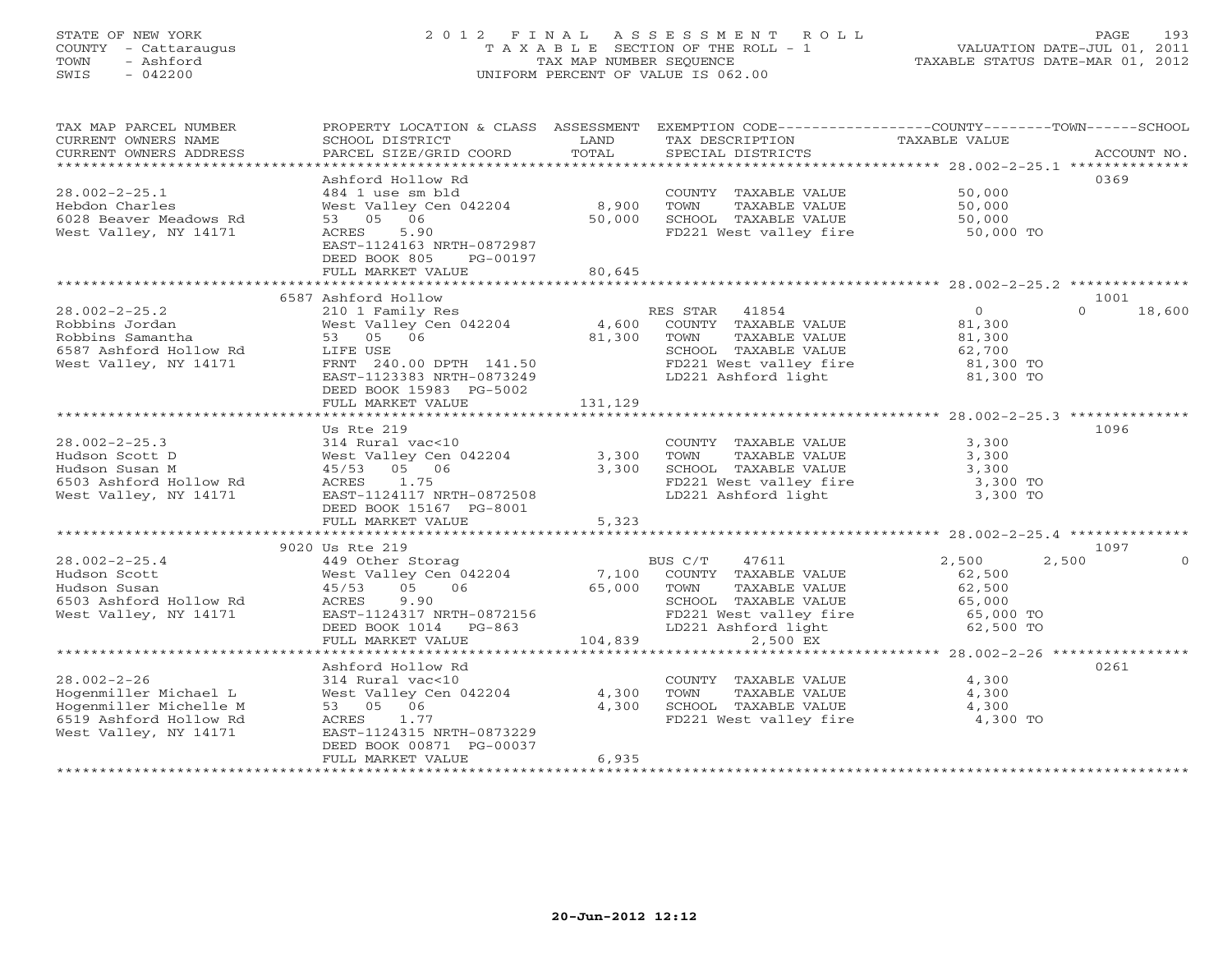STATE OF NEW YORK | 2 0 1 2 F I N A L A S S E S S M E N T R O L L
COUNTY - Cattaraugus | T A X A B L E SECTION OF THE ROLL - 1 | VALUATION DATE-JUL 01, 2011
TOWN - Ashford | TAX MAP NUMBER SEQUENCE | TAXABLE STATUS DATE-MAR 01, 2012
SWIS - 042200 | UNIFORM PERCENT OF VALUE IS 062.00

| TAX MAP PARCEL NUMBER / CURRENT OWNERS NAME / CURRENT OWNERS ADDRESS | PROPERTY LOCATION & CLASS / SCHOOL DISTRICT / PARCEL SIZE/GRID COORD | ASSESSMENT LAND | TOTAL | EXEMPTION CODE / TAX DESCRIPTION / SPECIAL DISTRICTS | COUNTY | TOWN | SCHOOL / TAXABLE VALUE | ACCOUNT NO. |
|---|---|---|---|---|---|---|---|---|
| **28.002-2-25.1** | Ashford Hollow Rd | | | | | | | 0369 |
| 28.002-2-25.1 | 484 1 use sm bld | | | COUNTY TAXABLE VALUE | 50,000 | | | |
| Hebdon Charles | West Valley Cen 042204 | 8,900 | | TOWN TAXABLE VALUE | | 50,000 | | |
| 6028 Beaver Meadows Rd | 53 05 06 | | 50,000 | SCHOOL TAXABLE VALUE | | | 50,000 | |
| West Valley, NY 14171 | ACRES 5.90 | | | FD221 West valley fire | | | 50,000 TO | |
| | EAST-1124163 NRTH-0872987 | | | | | | | |
| | DEED BOOK 805 PG-00197 | | | | | | | |
| | FULL MARKET VALUE | | 80,645 | | | | | |
| **28.002-2-25.2** | 6587 Ashford Hollow | | | | | | | 1001 |
| 28.002-2-25.2 | 210 1 Family Res | | | RES STAR 41854 | 0 | 0 | 18,600 | |
| Robbins Jordan | West Valley Cen 042204 | 4,600 | | COUNTY TAXABLE VALUE | 81,300 | | | |
| Robbins Samantha | 53 05 06 | | 81,300 | TOWN TAXABLE VALUE | | 81,300 | | |
| 6587 Ashford Hollow Rd | LIFE USE | | | SCHOOL TAXABLE VALUE | | | 62,700 | |
| West Valley, NY 14171 | FRNT 240.00 DPTH 141.50 | | | FD221 West valley fire | | | 81,300 TO | |
| | EAST-1123383 NRTH-0873249 | | | LD221 Ashford light | | | 81,300 TO | |
| | DEED BOOK 15983 PG-5002 | | | | | | | |
| | FULL MARKET VALUE | | 131,129 | | | | | |
| **28.002-2-25.3** | Us Rte 219 | | | | | | | 1096 |
| 28.002-2-25.3 | 314 Rural vac<10 | | | COUNTY TAXABLE VALUE | 3,300 | | | |
| Hudson Scott D | West Valley Cen 042204 | 3,300 | | TOWN TAXABLE VALUE | | 3,300 | | |
| Hudson Susan M | 45/53 05 06 | | 3,300 | SCHOOL TAXABLE VALUE | | | 3,300 | |
| 6503 Ashford Hollow Rd | ACRES 1.75 | | | FD221 West valley fire | | | 3,300 TO | |
| West Valley, NY 14171 | EAST-1124117 NRTH-0872508 | | | LD221 Ashford light | | | 3,300 TO | |
| | DEED BOOK 15167 PG-8001 | | | | | | | |
| | FULL MARKET VALUE | | 5,323 | | | | | |
| **28.002-2-25.4** | 9020 Us Rte 219 | | | | | | | 1097 |
| 28.002-2-25.4 | 449 Other Storag | | | BUS C/T 47611 | 2,500 | 2,500 | 0 | |
| Hudson Scott | West Valley Cen 042204 | 7,100 | | COUNTY TAXABLE VALUE | 62,500 | | | |
| Hudson Susan | 45/53 05 06 | | 65,000 | TOWN TAXABLE VALUE | | 62,500 | | |
| 6503 Ashford Hollow Rd | ACRES 9.90 | | | SCHOOL TAXABLE VALUE | | | 65,000 | |
| West Valley, NY 14171 | EAST-1124317 NRTH-0872156 | | | FD221 West valley fire | | | 65,000 TO | |
| | DEED BOOK 1014 PG-863 | | | LD221 Ashford light | | | 62,500 TO | |
| | FULL MARKET VALUE | | 104,839 | 2,500 EX | | | | |
| **28.002-2-26** | Ashford Hollow Rd | | | | | | | 0261 |
| 28.002-2-26 | 314 Rural vac<10 | | | COUNTY TAXABLE VALUE | 4,300 | | | |
| Hogenmiller Michael L | West Valley Cen 042204 | 4,300 | | TOWN TAXABLE VALUE | | 4,300 | | |
| Hogenmiller Michelle M | 53 05 06 | | 4,300 | SCHOOL TAXABLE VALUE | | | 4,300 | |
| 6519 Ashford Hollow Rd | ACRES 1.77 | | | FD221 West valley fire | | | 4,300 TO | |
| West Valley, NY 14171 | EAST-1124315 NRTH-0873229 | | | | | | | |
| | DEED BOOK 00871 PG-00037 | | | | | | | |
| | FULL MARKET VALUE | | 6,935 | | | | | |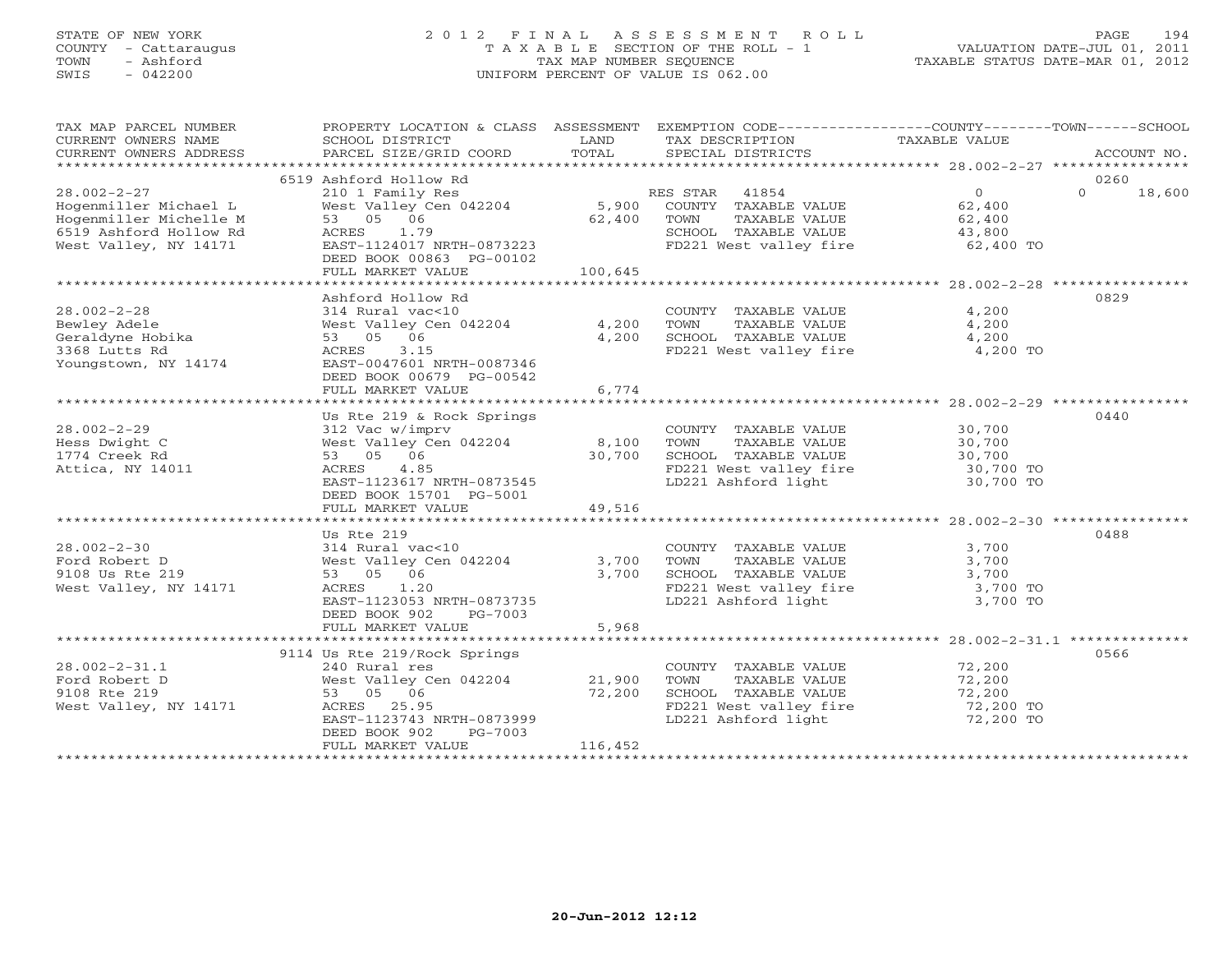STATE OF NEW YORK
COUNTY - Cattaraugus
TOWN - Ashford
SWIS - 042200

2012 FINAL ASSESSMENT ROLL
TAXABLE SECTION OF THE ROLL - 1
TAX MAP NUMBER SEQUENCE
UNIFORM PERCENT OF VALUE IS 062.00

VALUATION DATE-JUL 01, 2011
TAXABLE STATUS DATE-MAR 01, 2012

| TAX MAP PARCEL NUMBER / CURRENT OWNERS NAME / CURRENT OWNERS ADDRESS | PROPERTY LOCATION & CLASS / SCHOOL DISTRICT / PARCEL SIZE/GRID COORD | ASSESSMENT LAND | TOTAL | EXEMPTION CODE / TAX DESCRIPTION / SPECIAL DISTRICTS | COUNTY / TOWN TAXABLE VALUE | SCHOOL | ACCOUNT NO. |
|---|---|---|---|---|---|---|---|
| 28.002-2-27 | 6519 Ashford Hollow Rd | | | | | | 0260 |
| Hogenmiller Michael L | 210 1 Family Res | | | RES STAR 41854 | 0 | 0 18,600 | |
| Hogenmiller Michelle M | West Valley Cen 042204 | 5,900 | | COUNTY TAXABLE VALUE | 62,400 | | |
| 6519 Ashford Hollow Rd | 53 05 06 | | 62,400 | TOWN TAXABLE VALUE | 62,400 | | |
| West Valley, NY 14171 | ACRES 1.79 | | | SCHOOL TAXABLE VALUE | 43,800 | | |
| | EAST-1124017 NRTH-0873223 | | | FD221 West valley fire | 62,400 TO | | |
| | DEED BOOK 00863 PG-00102 | | | | | | |
| | FULL MARKET VALUE | | 100,645 | | | | |
| 28.002-2-28 | Ashford Hollow Rd | | | | | | 0829 |
| Bewley Adele | 314 Rural vac<10 | | | COUNTY TAXABLE VALUE | 4,200 | | |
| Geraldyne Hobika | West Valley Cen 042204 | 4,200 | | TOWN TAXABLE VALUE | 4,200 | | |
| 3368 Lutts Rd | 53 05 06 | | 4,200 | SCHOOL TAXABLE VALUE | 4,200 | | |
| Youngstown, NY 14174 | ACRES 3.15 | | | FD221 West valley fire | 4,200 TO | | |
| | EAST-0047601 NRTH-0087346 | | | | | | |
| | DEED BOOK 00679 PG-00542 | | | | | | |
| | FULL MARKET VALUE | | 6,774 | | | | |
| 28.002-2-29 | Us Rte 219 & Rock Springs | | | | | | 0440 |
| Hess Dwight C | 312 Vac w/imprv | | | COUNTY TAXABLE VALUE | 30,700 | | |
| 1774 Creek Rd | West Valley Cen 042204 | 8,100 | | TOWN TAXABLE VALUE | 30,700 | | |
| Attica, NY 14011 | 53 05 06 | | 30,700 | SCHOOL TAXABLE VALUE | 30,700 | | |
| | ACRES 4.85 | | | FD221 West valley fire | 30,700 TO | | |
| | EAST-1123617 NRTH-0873545 | | | LD221 Ashford light | 30,700 TO | | |
| | DEED BOOK 15701 PG-5001 | | | | | | |
| | FULL MARKET VALUE | | 49,516 | | | | |
| 28.002-2-30 | Us Rte 219 | | | | | | 0488 |
| Ford Robert D | 314 Rural vac<10 | | | COUNTY TAXABLE VALUE | 3,700 | | |
| 9108 Us Rte 219 | West Valley Cen 042204 | 3,700 | | TOWN TAXABLE VALUE | 3,700 | | |
| West Valley, NY 14171 | 53 05 06 | | 3,700 | SCHOOL TAXABLE VALUE | 3,700 | | |
| | ACRES 1.20 | | | FD221 West valley fire | 3,700 TO | | |
| | EAST-1123053 NRTH-0873735 | | | LD221 Ashford light | 3,700 TO | | |
| | DEED BOOK 902 PG-7003 | | | | | | |
| | FULL MARKET VALUE | | 5,968 | | | | |
| 28.002-2-31.1 | 9114 Us Rte 219/Rock Springs | | | | | | 0566 |
| Ford Robert D | 240 Rural res | | | COUNTY TAXABLE VALUE | 72,200 | | |
| 9108 Rte 219 | West Valley Cen 042204 | 21,900 | | TOWN TAXABLE VALUE | 72,200 | | |
| West Valley, NY 14171 | 53 05 06 | | 72,200 | SCHOOL TAXABLE VALUE | 72,200 | | |
| | ACRES 25.95 | | | FD221 West valley fire | 72,200 TO | | |
| | EAST-1123743 NRTH-0873999 | | | LD221 Ashford light | 72,200 TO | | |
| | DEED BOOK 902 PG-7003 | | | | | | |
| | FULL MARKET VALUE | | 116,452 | | | | |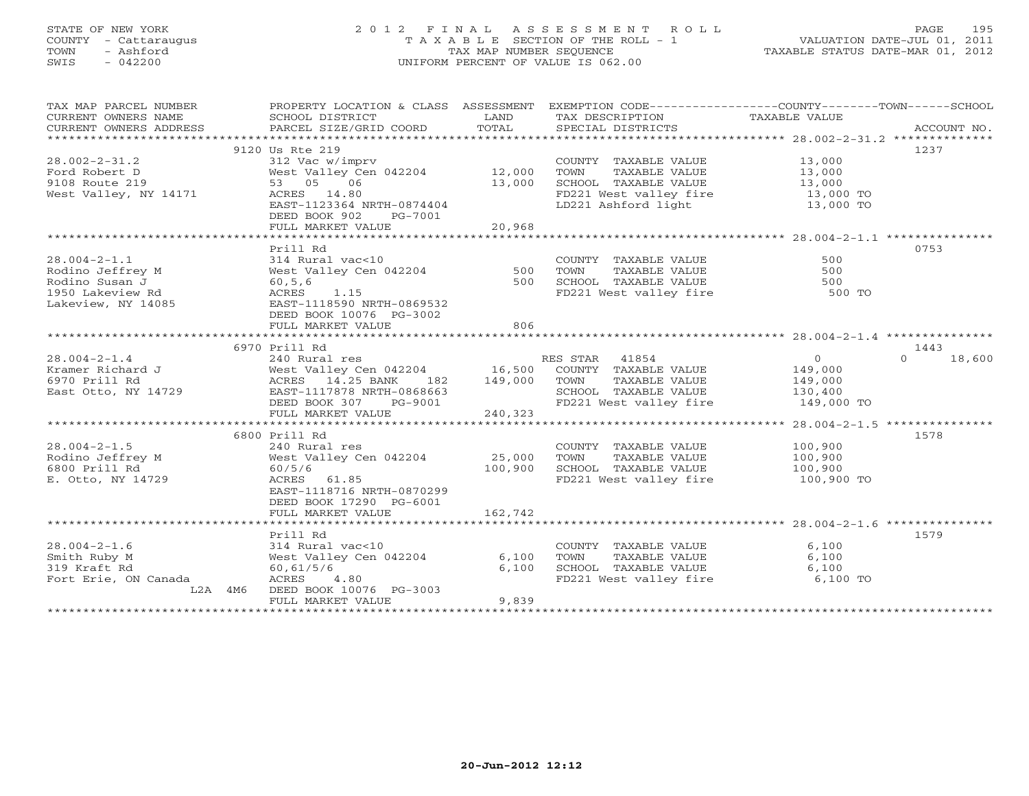STATE OF NEW YORK
COUNTY - Cattaraugus
TOWN - Ashford
SWIS - 042200

2012 FINAL ASSESSMENT ROLL
TAXABLE SECTION OF THE ROLL - 1
TAX MAP NUMBER SEQUENCE
UNIFORM PERCENT OF VALUE IS 062.00

VALUATION DATE-JUL 01, 2011
TAXABLE STATUS DATE-MAR 01, 2012

| TAX MAP PARCEL NUMBER / CURRENT OWNERS NAME / CURRENT OWNERS ADDRESS | PROPERTY LOCATION & CLASS / SCHOOL DISTRICT / PARCEL SIZE/GRID COORD | ASSESSMENT LAND | TOTAL | EXEMPTION CODE / TAX DESCRIPTION / SPECIAL DISTRICTS | TAXABLE VALUE COUNTY / TOWN / SCHOOL | ACCOUNT NO. |
|---|---|---|---|---|---|---|
| 28.002-2-31.2 | 9120 Us Rte 219 | | | | | 1237 |
| Ford Robert D | 312 Vac w/imprv | | | COUNTY TAXABLE VALUE | 13,000 | |
| 9108 Route 219 | West Valley Cen 042204 | 12,000 | | TOWN TAXABLE VALUE | 13,000 | |
| West Valley, NY 14171 | 53 05 06 | | 13,000 | SCHOOL TAXABLE VALUE | 13,000 | |
| | ACRES 14.80 | | | FD221 West valley fire | 13,000 TO | |
| | EAST-1123364 NRTH-0874404 | | | LD221 Ashford light | 13,000 TO | |
| | DEED BOOK 902 PG-7001 | | | | | |
| | FULL MARKET VALUE | | 20,968 | | | |
| 28.004-2-1.1 | Prill Rd | | | | | 0753 |
| Rodino Jeffrey M | 314 Rural vac<10 | | | COUNTY TAXABLE VALUE | 500 | |
| Rodino Susan J | West Valley Cen 042204 | 500 | | TOWN TAXABLE VALUE | 500 | |
| 1950 Lakeview Rd | 60,5,6 | | 500 | SCHOOL TAXABLE VALUE | 500 | |
| Lakeview, NY 14085 | ACRES 1.15 | | | FD221 West valley fire | 500 TO | |
| | EAST-1118590 NRTH-0869532 | | | | | |
| | DEED BOOK 10076 PG-3002 | | | | | |
| | FULL MARKET VALUE | | 806 | | | |
| 28.004-2-1.4 | 6970 Prill Rd | | | | | 1443 |
| Kramer Richard J | 240 Rural res | | | RES STAR 41854 | 0 / 0 / 18,600 | |
| 6970 Prill Rd | West Valley Cen 042204 | 16,500 | | COUNTY TAXABLE VALUE | 149,000 | |
| East Otto, NY 14729 | ACRES 14.25 BANK 182 | | 149,000 | TOWN TAXABLE VALUE | 149,000 | |
| | EAST-1117878 NRTH-0868663 | | | SCHOOL TAXABLE VALUE | 130,400 | |
| | DEED BOOK 307 PG-9001 | | | FD221 West valley fire | 149,000 TO | |
| | FULL MARKET VALUE | | 240,323 | | | |
| 28.004-2-1.5 | 6800 Prill Rd | | | | | 1578 |
| Rodino Jeffrey M | 240 Rural res | | | COUNTY TAXABLE VALUE | 100,900 | |
| 6800 Prill Rd | West Valley Cen 042204 | 25,000 | | TOWN TAXABLE VALUE | 100,900 | |
| E. Otto, NY 14729 | 60/5/6 | | 100,900 | SCHOOL TAXABLE VALUE | 100,900 | |
| | ACRES 61.85 | | | FD221 West valley fire | 100,900 TO | |
| | EAST-1118716 NRTH-0870299 | | | | | |
| | DEED BOOK 17290 PG-6001 | | | | | |
| | FULL MARKET VALUE | | 162,742 | | | |
| 28.004-2-1.6 | Prill Rd | | | | | 1579 |
| Smith Ruby M | 314 Rural vac<10 | | | COUNTY TAXABLE VALUE | 6,100 | |
| 319 Kraft Rd | West Valley Cen 042204 | 6,100 | | TOWN TAXABLE VALUE | 6,100 | |
| Fort Erie, ON Canada | 60,61/5/6 | | 6,100 | SCHOOL TAXABLE VALUE | 6,100 | |
| L2A 4M6 | ACRES 4.80 | | | FD221 West valley fire | 6,100 TO | |
| | DEED BOOK 10076 PG-3003 | | | | | |
| | FULL MARKET VALUE | | 9,839 | | | |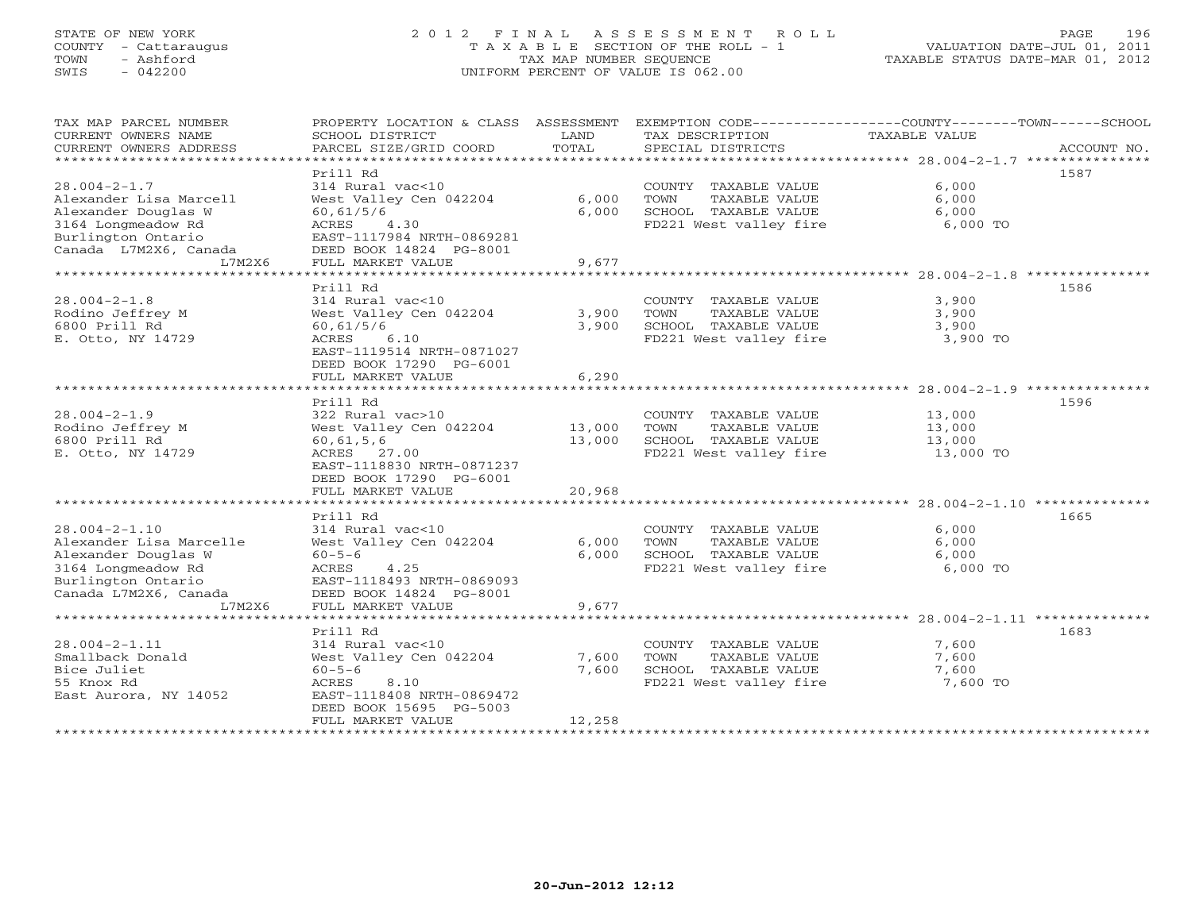STATE OF NEW YORK
COUNTY - Cattaraugus
TOWN - Ashford
SWIS - 042200

2012 FINAL ASSESSMENT ROLL
TAXABLE SECTION OF THE ROLL - 1
TAX MAP NUMBER SEQUENCE
UNIFORM PERCENT OF VALUE IS 062.00

VALUATION DATE-JUL 01, 2011
TAXABLE STATUS DATE-MAR 01, 2012

| TAX MAP PARCEL NUMBER / CURRENT OWNERS NAME / CURRENT OWNERS ADDRESS | PROPERTY LOCATION & CLASS / SCHOOL DISTRICT / PARCEL SIZE/GRID COORD | ASSESSMENT LAND / TOTAL | EXEMPTION CODE / TAX DESCRIPTION / SPECIAL DISTRICTS | COUNTY / TOWN / SCHOOL TAXABLE VALUE | ACCOUNT NO. |
|---|---|---|---|---|---|
| 28.004-2-1.7 | Prill Rd | | | | 1587 |
| | 314 Rural vac<10 | | COUNTY TAXABLE VALUE | 6,000 | |
| Alexander Lisa Marcell | West Valley Cen 042204 | 6,000 | TOWN TAXABLE VALUE | 6,000 | |
| Alexander Douglas W | 60,61/5/6 | 6,000 | SCHOOL TAXABLE VALUE | 6,000 | |
| 3164 Longmeadow Rd | ACRES 4.30 | | FD221 West valley fire | 6,000 TO | |
| Burlington Ontario | EAST-1117984 NRTH-0869281 | | | | |
| Canada L7M2X6, Canada | DEED BOOK 14824 PG-8001 | | | | |
| L7M2X6 | FULL MARKET VALUE | 9,677 | | | |
| 28.004-2-1.8 | Prill Rd | | | | 1586 |
| | 314 Rural vac<10 | | COUNTY TAXABLE VALUE | 3,900 | |
| Rodino Jeffrey M | West Valley Cen 042204 | 3,900 | TOWN TAXABLE VALUE | 3,900 | |
| 6800 Prill Rd | 60,61/5/6 | 3,900 | SCHOOL TAXABLE VALUE | 3,900 | |
| E. Otto, NY 14729 | ACRES 6.10 | | FD221 West valley fire | 3,900 TO | |
| | EAST-1119514 NRTH-0871027 | | | | |
| | DEED BOOK 17290 PG-6001 | | | | |
| | FULL MARKET VALUE | 6,290 | | | |
| 28.004-2-1.9 | Prill Rd | | | | 1596 |
| | 322 Rural vac>10 | | COUNTY TAXABLE VALUE | 13,000 | |
| Rodino Jeffrey M | West Valley Cen 042204 | 13,000 | TOWN TAXABLE VALUE | 13,000 | |
| 6800 Prill Rd | 60,61,5,6 | 13,000 | SCHOOL TAXABLE VALUE | 13,000 | |
| E. Otto, NY 14729 | ACRES 27.00 | | FD221 West valley fire | 13,000 TO | |
| | EAST-1118830 NRTH-0871237 | | | | |
| | DEED BOOK 17290 PG-6001 | | | | |
| | FULL MARKET VALUE | 20,968 | | | |
| 28.004-2-1.10 | Prill Rd | | | | 1665 |
| | 314 Rural vac<10 | | COUNTY TAXABLE VALUE | 6,000 | |
| Alexander Lisa Marcelle | West Valley Cen 042204 | 6,000 | TOWN TAXABLE VALUE | 6,000 | |
| Alexander Douglas W | 60-5-6 | 6,000 | SCHOOL TAXABLE VALUE | 6,000 | |
| 3164 Longmeadow Rd | ACRES 4.25 | | FD221 West valley fire | 6,000 TO | |
| Burlington Ontario | EAST-1118493 NRTH-0869093 | | | | |
| Canada L7M2X6, Canada | DEED BOOK 14824 PG-8001 | | | | |
| L7M2X6 | FULL MARKET VALUE | 9,677 | | | |
| 28.004-2-1.11 | Prill Rd | | | | 1683 |
| | 314 Rural vac<10 | | COUNTY TAXABLE VALUE | 7,600 | |
| Smallback Donald | West Valley Cen 042204 | 7,600 | TOWN TAXABLE VALUE | 7,600 | |
| Bice Juliet | 60-5-6 | 7,600 | SCHOOL TAXABLE VALUE | 7,600 | |
| 55 Knox Rd | ACRES 8.10 | | FD221 West valley fire | 7,600 TO | |
| East Aurora, NY 14052 | EAST-1118408 NRTH-0869472 | | | | |
| | DEED BOOK 15695 PG-5003 | | | | |
| | FULL MARKET VALUE | 12,258 | | | |

20-Jun-2012 12:12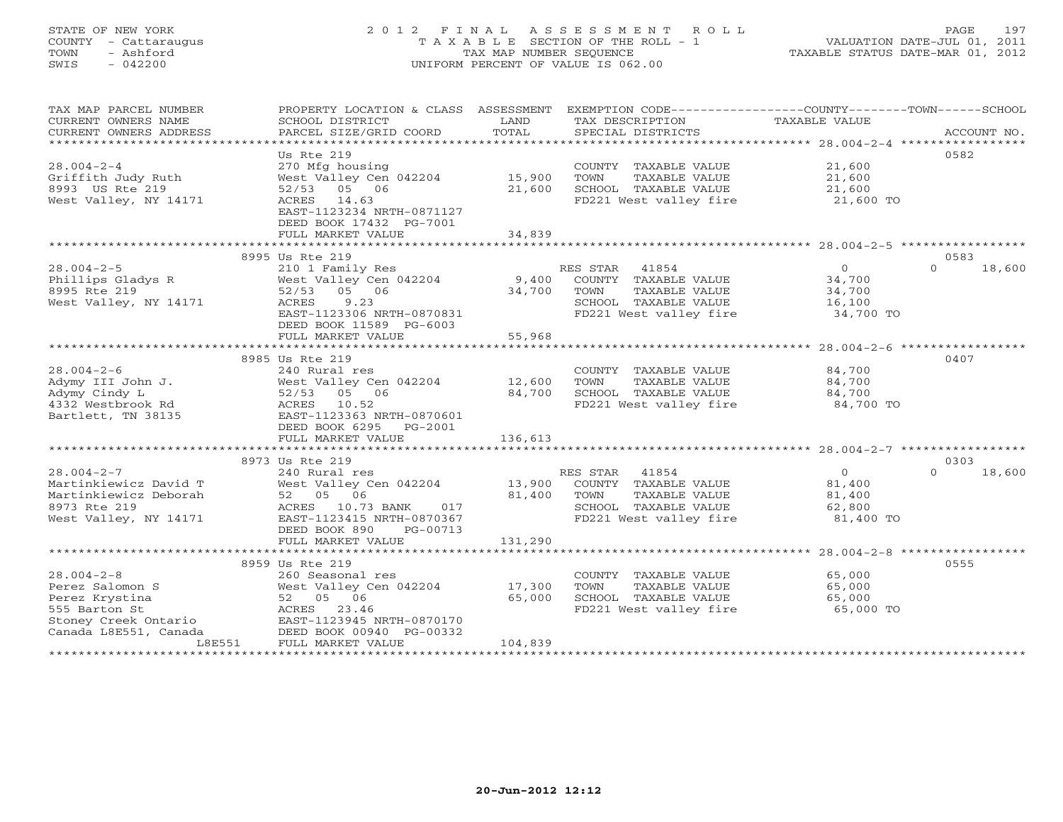STATE OF NEW YORK
COUNTY - Cattaraugus
TOWN - Ashford
SWIS - 042200

# 2012 FINAL ASSESSMENT ROLL

TAXABLE SECTION OF THE ROLL - 1
TAX MAP NUMBER SEQUENCE
UNIFORM PERCENT OF VALUE IS 062.00

VALUATION DATE-JUL 01, 2011
TAXABLE STATUS DATE-MAR 01, 2012

| TAX MAP PARCEL NUMBER / CURRENT OWNERS NAME / CURRENT OWNERS ADDRESS | PROPERTY LOCATION & CLASS / SCHOOL DISTRICT / PARCEL SIZE/GRID COORD | ASSESSMENT LAND / TOTAL | EXEMPTION CODE / TAX DESCRIPTION / SPECIAL DISTRICTS | COUNTY / TOWN / SCHOOL TAXABLE VALUE | ACCOUNT NO. |
|---|---|---|---|---|---|
| 28.004-2-4 | Us Rte 219 | | | | 0582 |
| Griffith Judy Ruth | 270 Mfg housing | | COUNTY TAXABLE VALUE | 21,600 | |
| 8993 US Rte 219 | West Valley Cen 042204 | 15,900 | TOWN TAXABLE VALUE | 21,600 | |
| West Valley, NY 14171 | 52/53 05 06 | 21,600 | SCHOOL TAXABLE VALUE | 21,600 | |
| | ACRES 14.63 | | FD221 West valley fire | 21,600 TO | |
| | EAST-1123234 NRTH-0871127 | | | | |
| | DEED BOOK 17432 PG-7001 | | | | |
| | FULL MARKET VALUE | 34,839 | | | |
| 28.004-2-5 | 8995 Us Rte 219 | | | | 0583 |
| Phillips Gladys R | 210 1 Family Res | | RES STAR 41854 | 0 / 0 / 18,600 | |
| 8995 Rte 219 | West Valley Cen 042204 | 9,400 | COUNTY TAXABLE VALUE | 34,700 | |
| West Valley, NY 14171 | 52/53 05 06 | 34,700 | TOWN TAXABLE VALUE | 34,700 | |
| | ACRES 9.23 | | SCHOOL TAXABLE VALUE | 16,100 | |
| | EAST-1123306 NRTH-0870831 | | FD221 West valley fire | 34,700 TO | |
| | DEED BOOK 11589 PG-6003 | | | | |
| | FULL MARKET VALUE | 55,968 | | | |
| 28.004-2-6 | 8985 Us Rte 219 | | | | 0407 |
| Adymy III John J. | 240 Rural res | | COUNTY TAXABLE VALUE | 84,700 | |
| Adymy Cindy L | West Valley Cen 042204 | 12,600 | TOWN TAXABLE VALUE | 84,700 | |
| 4332 Westbrook Rd | 52/53 05 06 | 84,700 | SCHOOL TAXABLE VALUE | 84,700 | |
| Bartlett, TN 38135 | ACRES 10.52 | | FD221 West valley fire | 84,700 TO | |
| | EAST-1123363 NRTH-0870601 | | | | |
| | DEED BOOK 6295 PG-2001 | | | | |
| | FULL MARKET VALUE | 136,613 | | | |
| 28.004-2-7 | 8973 Us Rte 219 | | | | 0303 |
| Martinkiewicz David T | 240 Rural res | | RES STAR 41854 | 0 / 0 / 18,600 | |
| Martinkiewicz Deborah | West Valley Cen 042204 | 13,900 | COUNTY TAXABLE VALUE | 81,400 | |
| 8973 Rte 219 | 52 05 06 | 81,400 | TOWN TAXABLE VALUE | 81,400 | |
| West Valley, NY 14171 | ACRES 10.73 BANK 017 | | SCHOOL TAXABLE VALUE | 62,800 | |
| | EAST-1123415 NRTH-0870367 | | FD221 West valley fire | 81,400 TO | |
| | DEED BOOK 890 PG-00713 | | | | |
| | FULL MARKET VALUE | 131,290 | | | |
| 28.004-2-8 | 8959 Us Rte 219 | | | | 0555 |
| Perez Salomon S | 260 Seasonal res | | COUNTY TAXABLE VALUE | 65,000 | |
| Perez Krystina | West Valley Cen 042204 | 17,300 | TOWN TAXABLE VALUE | 65,000 | |
| 555 Barton St | 52 05 06 | 65,000 | SCHOOL TAXABLE VALUE | 65,000 | |
| Stoney Creek Ontario | ACRES 23.46 | | FD221 West valley fire | 65,000 TO | |
| Canada L8E551, Canada | EAST-1123945 NRTH-0870170 | | | | |
| L8E551 | DEED BOOK 00940 PG-00332 | | | | |
| | FULL MARKET VALUE | 104,839 | | | |

20-Jun-2012 12:12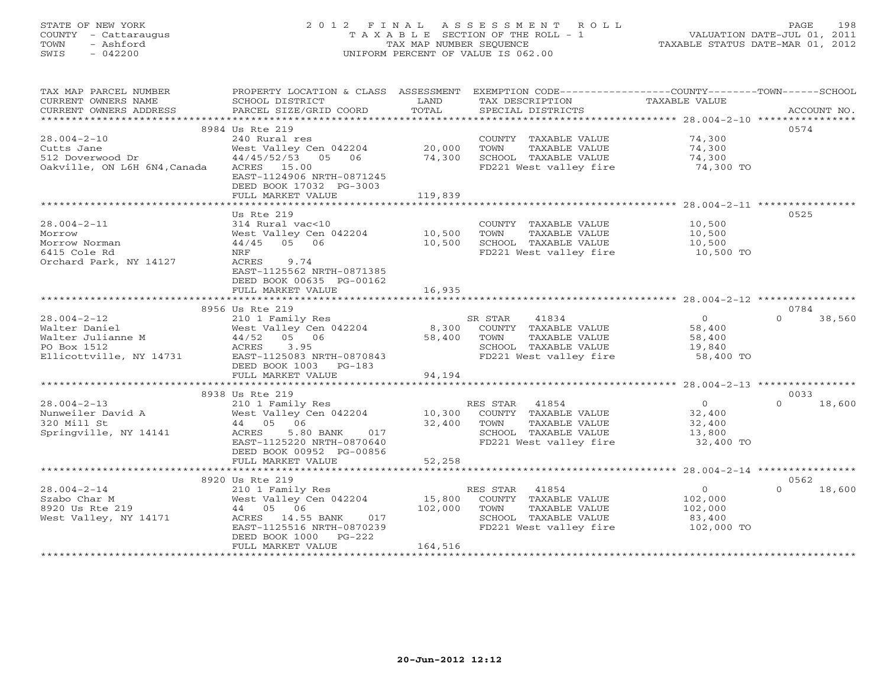STATE OF NEW YORK
COUNTY - Cattaraugus
TOWN - Ashford
SWIS - 042200

# 2012 FINAL ASSESSMENT ROLL
TAXABLE SECTION OF THE ROLL - 1
TAX MAP NUMBER SEQUENCE
UNIFORM PERCENT OF VALUE IS 062.00

VALUATION DATE-JUL 01, 2011
TAXABLE STATUS DATE-MAR 01, 2012

| TAX MAP PARCEL NUMBER / CURRENT OWNERS NAME / CURRENT OWNERS ADDRESS | PROPERTY LOCATION & CLASS / SCHOOL DISTRICT / PARCEL SIZE/GRID COORD | ASSESSMENT LAND / TOTAL | EXEMPTION CODE / TAX DESCRIPTION / SPECIAL DISTRICTS | COUNTY TAXABLE VALUE | TOWN | SCHOOL / ACCOUNT NO. |
|---|---|---|---|---|---|---|
| | 8984 Us Rte 219 | | | | | 0574 |
| 28.004-2-10 | 240 Rural res | | COUNTY TAXABLE VALUE | 74,300 | | |
| Cutts Jane | West Valley Cen 042204 | 20,000 | TOWN TAXABLE VALUE | 74,300 | | |
| 512 Doverwood Dr | 44/45/52/53 05 06 | 74,300 | SCHOOL TAXABLE VALUE | 74,300 | | |
| Oakville, ON L6H 6N4,Canada | ACRES 15.00 | | FD221 West valley fire | 74,300 TO | | |
| | EAST-1124906 NRTH-0871245 | | | | | |
| | DEED BOOK 17032 PG-3003 | | | | | |
| | FULL MARKET VALUE | 119,839 | | | | |
| | Us Rte 219 | | | | | 0525 |
| 28.004-2-11 | 314 Rural vac<10 | | COUNTY TAXABLE VALUE | 10,500 | | |
| Morrow | West Valley Cen 042204 | 10,500 | TOWN TAXABLE VALUE | 10,500 | | |
| Morrow Norman | 44/45 05 06 | 10,500 | SCHOOL TAXABLE VALUE | 10,500 | | |
| 6415 Cole Rd | NRF | | FD221 West valley fire | 10,500 TO | | |
| Orchard Park, NY 14127 | ACRES 9.74 | | | | | |
| | EAST-1125562 NRTH-0871385 | | | | | |
| | DEED BOOK 00635 PG-00162 | | | | | |
| | FULL MARKET VALUE | 16,935 | | | | |
| | 8956 Us Rte 219 | | | | | 0784 |
| 28.004-2-12 | 210 1 Family Res | | SR STAR 41834 | 0 | 0 | 38,560 |
| Walter Daniel | West Valley Cen 042204 | 8,300 | COUNTY TAXABLE VALUE | 58,400 | | |
| Walter Julianne M | 44/52 05 06 | 58,400 | TOWN TAXABLE VALUE | 58,400 | | |
| PO Box 1512 | ACRES 3.95 | | SCHOOL TAXABLE VALUE | 19,840 | | |
| Ellicottville, NY 14731 | EAST-1125083 NRTH-0870843 | | FD221 West valley fire | 58,400 TO | | |
| | DEED BOOK 1003 PG-183 | | | | | |
| | FULL MARKET VALUE | 94,194 | | | | |
| | 8938 Us Rte 219 | | | | | 0033 |
| 28.004-2-13 | 210 1 Family Res | | RES STAR 41854 | 0 | 0 | 18,600 |
| Nunweiler David A | West Valley Cen 042204 | 10,300 | COUNTY TAXABLE VALUE | 32,400 | | |
| 320 Mill St | 44 05 06 | 32,400 | TOWN TAXABLE VALUE | 32,400 | | |
| Springville, NY 14141 | ACRES 5.80 BANK 017 | | SCHOOL TAXABLE VALUE | 13,800 | | |
| | EAST-1125220 NRTH-0870640 | | FD221 West valley fire | 32,400 TO | | |
| | DEED BOOK 00952 PG-00856 | | | | | |
| | FULL MARKET VALUE | 52,258 | | | | |
| | 8920 Us Rte 219 | | | | | 0562 |
| 28.004-2-14 | 210 1 Family Res | | RES STAR 41854 | 0 | 0 | 18,600 |
| Szabo Char M | West Valley Cen 042204 | 15,800 | COUNTY TAXABLE VALUE | 102,000 | | |
| 8920 Us Rte 219 | 44 05 06 | 102,000 | TOWN TAXABLE VALUE | 102,000 | | |
| West Valley, NY 14171 | ACRES 14.55 BANK 017 | | SCHOOL TAXABLE VALUE | 83,400 | | |
| | EAST-1125516 NRTH-0870239 | | FD221 West valley fire | 102,000 TO | | |
| | DEED BOOK 1000 PG-222 | | | | | |
| | FULL MARKET VALUE | 164,516 | | | | |

20-Jun-2012 12:12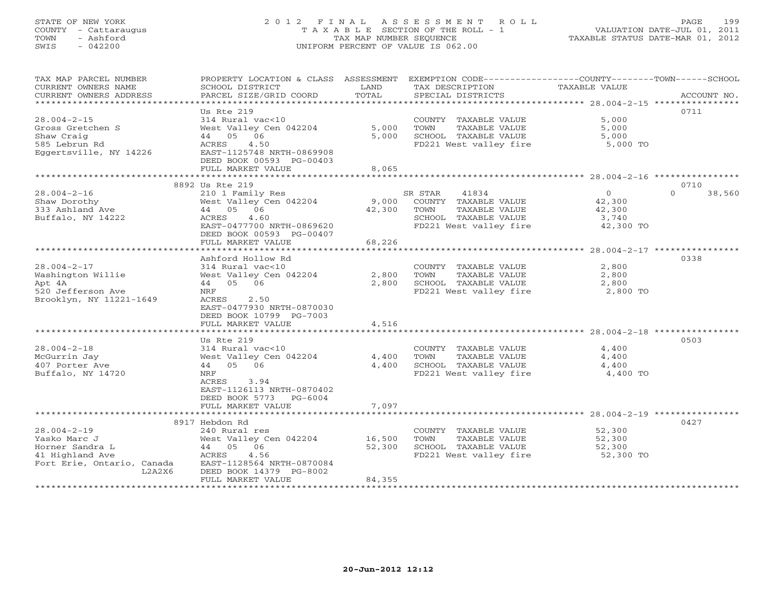STATE OF NEW YORK
COUNTY - Cattaraugus
TOWN - Ashford
SWIS - 042200

2 0 1 2 F I N A L A S S E S S M E N T R O L L
T A X A B L E SECTION OF THE ROLL - 1
TAX MAP NUMBER SEQUENCE
UNIFORM PERCENT OF VALUE IS 062.00

VALUATION DATE-JUL 01, 2011
TAXABLE STATUS DATE-MAR 01, 2012

| TAX MAP PARCEL NUMBER / CURRENT OWNERS NAME / CURRENT OWNERS ADDRESS | PROPERTY LOCATION & CLASS / SCHOOL DISTRICT / PARCEL SIZE/GRID COORD | ASSESSMENT LAND / TOTAL | EXEMPTION CODE / TAX DESCRIPTION / SPECIAL DISTRICTS | COUNTY / TOWN / SCHOOL TAXABLE VALUE | ACCOUNT NO. |
|---|---|---|---|---|---|
| 28.004-2-15 | Us Rte 219 | | | | 0711 |
| 28.004-2-15 | 314 Rural vac<10 | | COUNTY TAXABLE VALUE | 5,000 | |
| Gross Gretchen S | West Valley Cen 042204 | 5,000 | TOWN TAXABLE VALUE | 5,000 | |
| Shaw Craig | 44 05 06 | 5,000 | SCHOOL TAXABLE VALUE | 5,000 | |
| 585 Lebrun Rd | ACRES 4.50 | | FD221 West valley fire | 5,000 TO | |
| Eggertsville, NY 14226 | EAST-1125748 NRTH-0869908 | | | | |
| | DEED BOOK 00593 PG-00403 | | | | |
| | FULL MARKET VALUE | 8,065 | | | |
| 28.004-2-16 | 8892 Us Rte 219 | | | | 0710 |
| 28.004-2-16 | 210 1 Family Res | | SR STAR 41834 | 0 / 0 / 38,560 | |
| Shaw Dorothy | West Valley Cen 042204 | 9,000 | COUNTY TAXABLE VALUE | 42,300 | |
| 333 Ashland Ave | 44 05 06 | 42,300 | TOWN TAXABLE VALUE | 42,300 | |
| Buffalo, NY 14222 | ACRES 4.60 | | SCHOOL TAXABLE VALUE | 3,740 | |
| | EAST-0477700 NRTH-0869620 | | FD221 West valley fire | 42,300 TO | |
| | DEED BOOK 00593 PG-00407 | | | | |
| | FULL MARKET VALUE | 68,226 | | | |
| 28.004-2-17 | Ashford Hollow Rd | | | | 0338 |
| 28.004-2-17 | 314 Rural vac<10 | | COUNTY TAXABLE VALUE | 2,800 | |
| Washington Willie | West Valley Cen 042204 | 2,800 | TOWN TAXABLE VALUE | 2,800 | |
| Apt 4A | 44 05 06 | 2,800 | SCHOOL TAXABLE VALUE | 2,800 | |
| 520 Jefferson Ave | NRF | | FD221 West valley fire | 2,800 TO | |
| Brooklyn, NY 11221-1649 | ACRES 2.50 | | | | |
| | EAST-0477930 NRTH-0870030 | | | | |
| | DEED BOOK 10799 PG-7003 | | | | |
| | FULL MARKET VALUE | 4,516 | | | |
| 28.004-2-18 | Us Rte 219 | | | | 0503 |
| 28.004-2-18 | 314 Rural vac<10 | | COUNTY TAXABLE VALUE | 4,400 | |
| McGurrin Jay | West Valley Cen 042204 | 4,400 | TOWN TAXABLE VALUE | 4,400 | |
| 407 Porter Ave | 44 05 06 | 4,400 | SCHOOL TAXABLE VALUE | 4,400 | |
| Buffalo, NY 14720 | NRF | | FD221 West valley fire | 4,400 TO | |
| | ACRES 3.94 | | | | |
| | EAST-1126113 NRTH-0870402 | | | | |
| | DEED BOOK 5773 PG-6004 | | | | |
| | FULL MARKET VALUE | 7,097 | | | |
| 28.004-2-19 | 8917 Hebdon Rd | | | | 0427 |
| 28.004-2-19 | 240 Rural res | | COUNTY TAXABLE VALUE | 52,300 | |
| Yasko Marc J | West Valley Cen 042204 | 16,500 | TOWN TAXABLE VALUE | 52,300 | |
| Horner Sandra L | 44 05 06 | 52,300 | SCHOOL TAXABLE VALUE | 52,300 | |
| 41 Highland Ave | ACRES 4.56 | | FD221 West valley fire | 52,300 TO | |
| Fort Erie, Ontario, Canada L2A2X6 | EAST-1128564 NRTH-0870084 | | | | |
| | DEED BOOK 14379 PG-8002 | | | | |
| | FULL MARKET VALUE | 84,355 | | | |

20-Jun-2012 12:12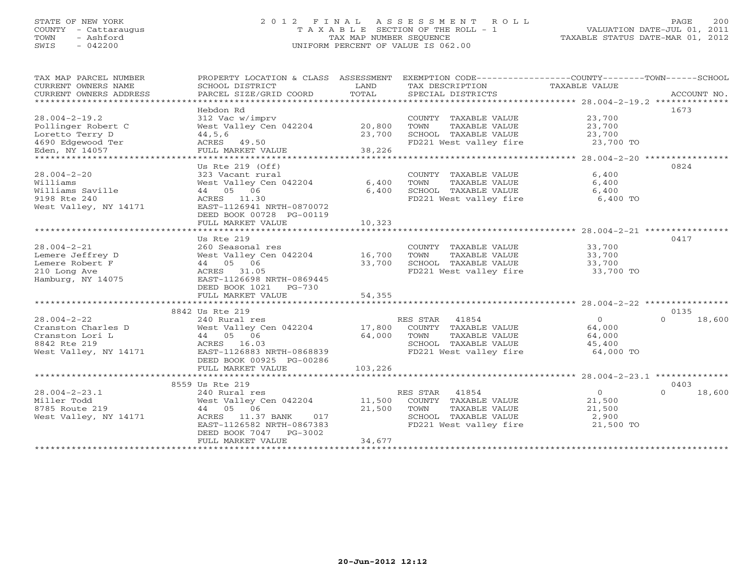STATE OF NEW YORK
COUNTY - Cattaraugus
TOWN - Ashford
SWIS - 042200

# 2012 FINAL ASSESSMENT ROLL
TAXABLE SECTION OF THE ROLL - 1
TAX MAP NUMBER SEQUENCE
UNIFORM PERCENT OF VALUE IS 062.00

VALUATION DATE-JUL 01, 2011
TAXABLE STATUS DATE-MAR 01, 2012

| TAX MAP PARCEL NUMBER / CURRENT OWNERS NAME / CURRENT OWNERS ADDRESS | PROPERTY LOCATION & CLASS / SCHOOL DISTRICT / PARCEL SIZE/GRID COORD | ASSESSMENT LAND / TOTAL | EXEMPTION CODE / TAX DESCRIPTION / SPECIAL DISTRICTS | COUNTY / TOWN / SCHOOL TAXABLE VALUE | ACCOUNT NO. |
|---|---|---|---|---|---|
| **28.004-2-19.2** | Hebdon Rd | | | | 1673 |
| Pollinger Robert C | 312 Vac w/imprv | | COUNTY TAXABLE VALUE | 23,700 | |
| Loretto Terry D | West Valley Cen 042204 | 20,800 | TOWN TAXABLE VALUE | 23,700 | |
| 4690 Edgewood Ter | 44,5,6 | 23,700 | SCHOOL TAXABLE VALUE | 23,700 | |
| Eden, NY 14057 | ACRES 49.50 | | FD221 West valley fire | 23,700 TO | |
| | FULL MARKET VALUE | 38,226 | | | |
| **28.004-2-20** | Us Rte 219 (Off) | | | | 0824 |
| Williams | 323 Vacant rural | | COUNTY TAXABLE VALUE | 6,400 | |
| Williams Saville | West Valley Cen 042204 | 6,400 | TOWN TAXABLE VALUE | 6,400 | |
| 9198 Rte 240 | 44 05 06 | 6,400 | SCHOOL TAXABLE VALUE | 6,400 | |
| West Valley, NY 14171 | ACRES 11.30 | | FD221 West valley fire | 6,400 TO | |
| | EAST-1126941 NRTH-0870072 | | | | |
| | DEED BOOK 00728 PG-00119 | | | | |
| | FULL MARKET VALUE | 10,323 | | | |
| **28.004-2-21** | Us Rte 219 | | | | 0417 |
| Lemere Jeffrey D | 260 Seasonal res | | COUNTY TAXABLE VALUE | 33,700 | |
| Lemere Robert F | West Valley Cen 042204 | 16,700 | TOWN TAXABLE VALUE | 33,700 | |
| 210 Long Ave | 44 05 06 | 33,700 | SCHOOL TAXABLE VALUE | 33,700 | |
| Hamburg, NY 14075 | ACRES 31.05 | | FD221 West valley fire | 33,700 TO | |
| | EAST-1126698 NRTH-0869445 | | | | |
| | DEED BOOK 1021 PG-730 | | | | |
| | FULL MARKET VALUE | 54,355 | | | |
| **28.004-2-22** | 8842 Us Rte 219 | | | | 0135 |
| Cranston Charles D | 240 Rural res | | RES STAR 41854 | 0 / 0 / 18,600 | |
| Cranston Lori L | West Valley Cen 042204 | 17,800 | COUNTY TAXABLE VALUE | 64,000 | |
| 8842 Rte 219 | 44 05 06 | 64,000 | TOWN TAXABLE VALUE | 64,000 | |
| West Valley, NY 14171 | ACRES 16.03 | | SCHOOL TAXABLE VALUE | 45,400 | |
| | EAST-1126883 NRTH-0868839 | | FD221 West valley fire | 64,000 TO | |
| | DEED BOOK 00925 PG-00286 | | | | |
| | FULL MARKET VALUE | 103,226 | | | |
| **28.004-2-23.1** | 8559 Us Rte 219 | | | | 0403 |
| Miller Todd | 240 Rural res | | RES STAR 41854 | 0 / 0 / 18,600 | |
| 8785 Route 219 | West Valley Cen 042204 | 11,500 | COUNTY TAXABLE VALUE | 21,500 | |
| West Valley, NY 14171 | 44 05 06 | 21,500 | TOWN TAXABLE VALUE | 21,500 | |
| | ACRES 11.37 BANK 017 | | SCHOOL TAXABLE VALUE | 2,900 | |
| | EAST-1126582 NRTH-0867383 | | FD221 West valley fire | 21,500 TO | |
| | DEED BOOK 7047 PG-3002 | | | | |
| | FULL MARKET VALUE | 34,677 | | | |

20-Jun-2012 12:12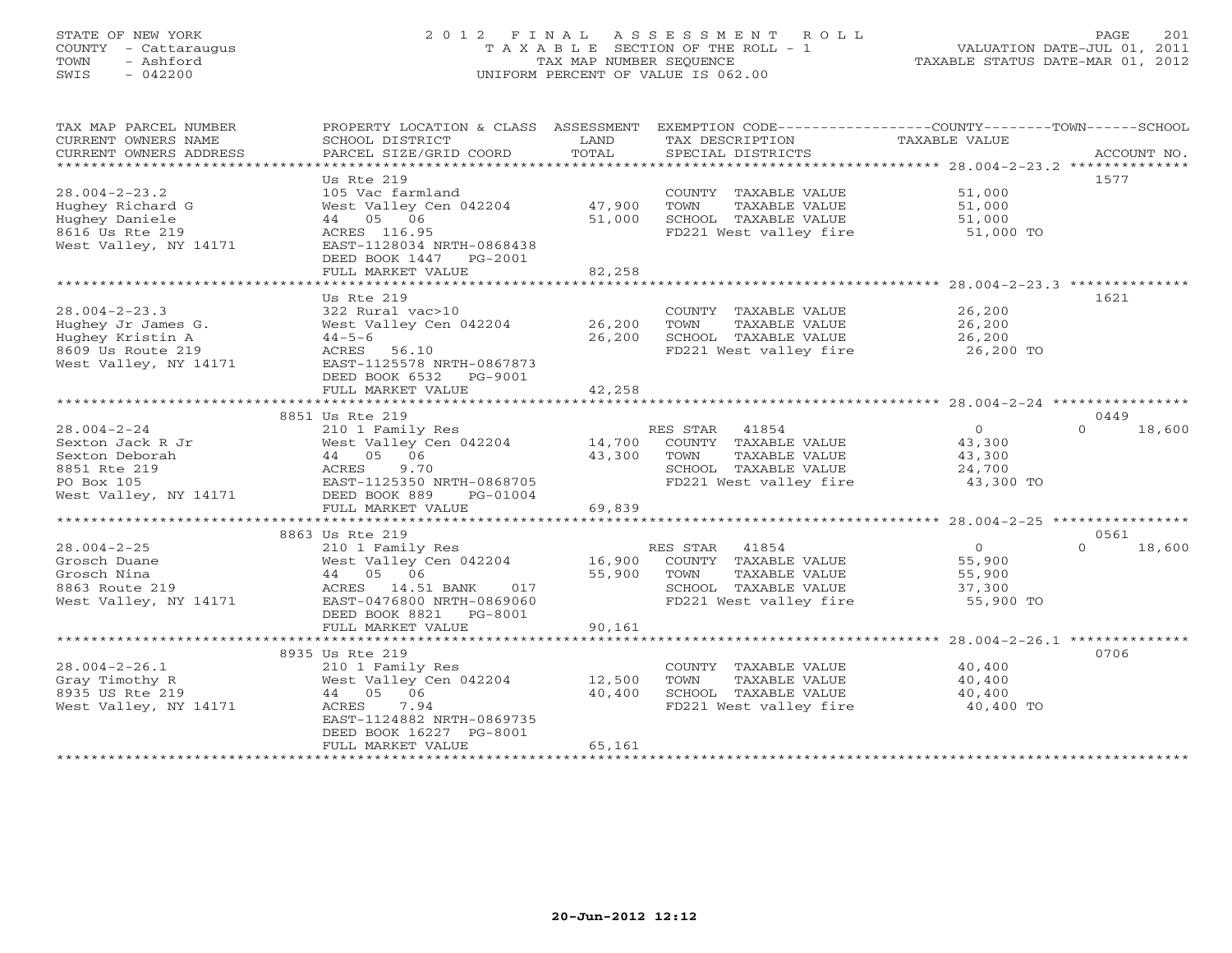STATE OF NEW YORK
COUNTY - Cattaraugus
TOWN - Ashford
SWIS - 042200

# 2012 FINAL ASSESSMENT ROLL
TAXABLE SECTION OF THE ROLL - 1
TAX MAP NUMBER SEQUENCE
UNIFORM PERCENT OF VALUE IS 062.00

VALUATION DATE-JUL 01, 2011
TAXABLE STATUS DATE-MAR 01, 2012

| TAX MAP PARCEL NUMBER / CURRENT OWNERS NAME / CURRENT OWNERS ADDRESS | PROPERTY LOCATION & CLASS / SCHOOL DISTRICT / PARCEL SIZE/GRID COORD | ASSESSMENT LAND / TOTAL | EXEMPTION CODE / TAX DESCRIPTION / SPECIAL DISTRICTS | COUNTY TAXABLE VALUE | TOWN | SCHOOL / ACCOUNT NO. |
|---|---|---|---|---|---|---|
| 28.004-2-23.2 | Us Rte 219 | | | | | 1577 |
| | 105 Vac farmland | | COUNTY TAXABLE VALUE | 51,000 | | |
| Hughey Richard G | West Valley Cen 042204 | 47,900 | TOWN TAXABLE VALUE | 51,000 | | |
| Hughey Daniele | 44 05 06 | 51,000 | SCHOOL TAXABLE VALUE | 51,000 | | |
| 8616 Us Rte 219 | ACRES 116.95 | | FD221 West valley fire | 51,000 TO | | |
| West Valley, NY 14171 | EAST-1128034 NRTH-0868438 | | | | | |
| | DEED BOOK 1447 PG-2001 | | | | | |
| | FULL MARKET VALUE | 82,258 | | | | |
| 28.004-2-23.3 | Us Rte 219 | | | | | 1621 |
| | 322 Rural vac>10 | | COUNTY TAXABLE VALUE | 26,200 | | |
| Hughey Jr James G. | West Valley Cen 042204 | 26,200 | TOWN TAXABLE VALUE | 26,200 | | |
| Hughey Kristin A | 44-5-6 | 26,200 | SCHOOL TAXABLE VALUE | 26,200 | | |
| 8609 Us Route 219 | ACRES 56.10 | | FD221 West valley fire | 26,200 TO | | |
| West Valley, NY 14171 | EAST-1125578 NRTH-0867873 | | | | | |
| | DEED BOOK 6532 PG-9001 | | | | | |
| | FULL MARKET VALUE | 42,258 | | | | |
| 28.004-2-24 | 8851 Us Rte 219 | | | | | 0449 |
| | 210 1 Family Res | | RES STAR 41854 | 0 | 0 | 18,600 |
| Sexton Jack R Jr | West Valley Cen 042204 | 14,700 | COUNTY TAXABLE VALUE | 43,300 | | |
| Sexton Deborah | 44 05 06 | 43,300 | TOWN TAXABLE VALUE | 43,300 | | |
| 8851 Rte 219 | ACRES 9.70 | | SCHOOL TAXABLE VALUE | 24,700 | | |
| PO Box 105 | EAST-1125350 NRTH-0868705 | | FD221 West valley fire | 43,300 TO | | |
| West Valley, NY 14171 | DEED BOOK 889 PG-01004 | | | | | |
| | FULL MARKET VALUE | 69,839 | | | | |
| 28.004-2-25 | 8863 Us Rte 219 | | | | | 0561 |
| | 210 1 Family Res | | RES STAR 41854 | 0 | 0 | 18,600 |
| Grosch Duane | West Valley Cen 042204 | 16,900 | COUNTY TAXABLE VALUE | 55,900 | | |
| Grosch Nina | 44 05 06 | 55,900 | TOWN TAXABLE VALUE | 55,900 | | |
| 8863 Route 219 | ACRES 14.51 BANK 017 | | SCHOOL TAXABLE VALUE | 37,300 | | |
| West Valley, NY 14171 | EAST-0476800 NRTH-0869060 | | FD221 West valley fire | 55,900 TO | | |
| | DEED BOOK 8821 PG-8001 | | | | | |
| | FULL MARKET VALUE | 90,161 | | | | |
| 28.004-2-26.1 | 8935 Us Rte 219 | | | | | 0706 |
| | 210 1 Family Res | | COUNTY TAXABLE VALUE | 40,400 | | |
| Gray Timothy R | West Valley Cen 042204 | 12,500 | TOWN TAXABLE VALUE | 40,400 | | |
| 8935 US Rte 219 | 44 05 06 | 40,400 | SCHOOL TAXABLE VALUE | 40,400 | | |
| West Valley, NY 14171 | ACRES 7.94 | | FD221 West valley fire | 40,400 TO | | |
| | EAST-1124882 NRTH-0869735 | | | | | |
| | DEED BOOK 16227 PG-8001 | | | | | |
| | FULL MARKET VALUE | 65,161 | | | | |

20-Jun-2012 12:12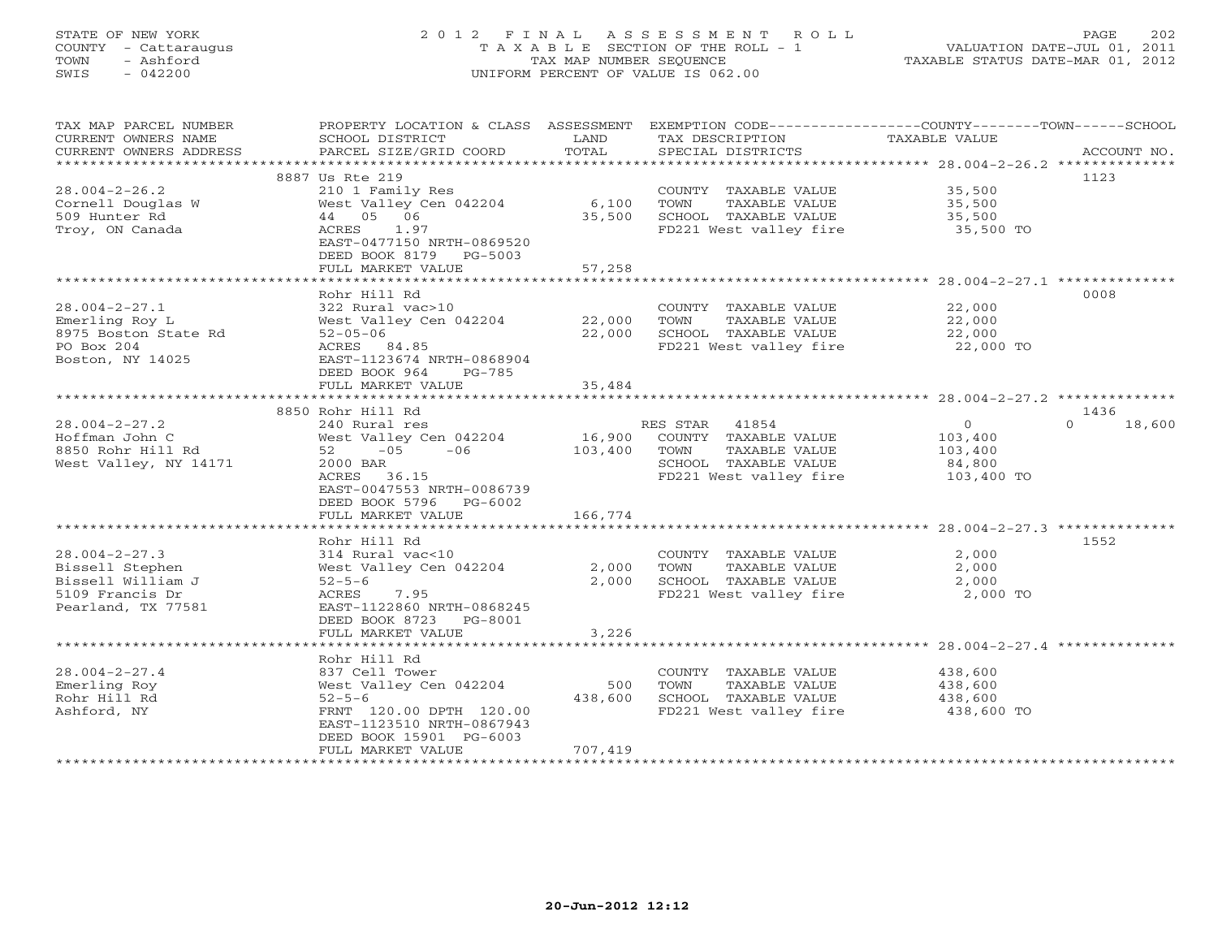STATE OF NEW YORK
COUNTY - Cattaraugus
TOWN - Ashford
SWIS - 042200

# 2012 FINAL ASSESSMENT ROLL

TAXABLE SECTION OF THE ROLL - 1
TAX MAP NUMBER SEQUENCE
UNIFORM PERCENT OF VALUE IS 062.00

VALUATION DATE-JUL 01, 2011
TAXABLE STATUS DATE-MAR 01, 2012

| TAX MAP PARCEL NUMBER / CURRENT OWNERS NAME / CURRENT OWNERS ADDRESS | PROPERTY LOCATION & CLASS / SCHOOL DISTRICT / PARCEL SIZE/GRID COORD | ASSESSMENT LAND | TOTAL | EXEMPTION CODE / TAX DESCRIPTION / SPECIAL DISTRICTS | COUNTY / TOWN / SCHOOL TAXABLE VALUE | ACCOUNT NO. |
|---|---|---|---|---|---|---|
| 28.004-2-26.2 | 8887 Us Rte 219 | | | | | 1123 |
| Cornell Douglas W | 210 1 Family Res | | | COUNTY TAXABLE VALUE | 35,500 | |
| 509 Hunter Rd | West Valley Cen 042204 | 6,100 | | TOWN TAXABLE VALUE | 35,500 | |
| Troy, ON Canada | 44 05 06 | | 35,500 | SCHOOL TAXABLE VALUE | 35,500 | |
| | ACRES 1.97 | | | FD221 West valley fire | 35,500 TO | |
| | EAST-0477150 NRTH-0869520 | | | | | |
| | DEED BOOK 8179 PG-5003 | | | | | |
| | FULL MARKET VALUE | | 57,258 | | | |
| 28.004-2-27.1 | Rohr Hill Rd | | | | | 0008 |
| Emerling Roy L | 322 Rural vac>10 | | | COUNTY TAXABLE VALUE | 22,000 | |
| 8975 Boston State Rd | West Valley Cen 042204 | 22,000 | | TOWN TAXABLE VALUE | 22,000 | |
| PO Box 204 | 52-05-06 | | 22,000 | SCHOOL TAXABLE VALUE | 22,000 | |
| Boston, NY 14025 | ACRES 84.85 | | | FD221 West valley fire | 22,000 TO | |
| | EAST-1123674 NRTH-0868904 | | | | | |
| | DEED BOOK 964 PG-785 | | | | | |
| | FULL MARKET VALUE | | 35,484 | | | |
| 28.004-2-27.2 | 8850 Rohr Hill Rd | | | | | 1436 |
| Hoffman John C | 240 Rural res | | | RES STAR 41854 | 0 / 0 / 18,600 | |
| 8850 Rohr Hill Rd | West Valley Cen 042204 | 16,900 | | COUNTY TAXABLE VALUE | 103,400 | |
| West Valley, NY 14171 | 52 -05 -06 | | 103,400 | TOWN TAXABLE VALUE | 103,400 | |
| | 2000 BAR | | | SCHOOL TAXABLE VALUE | 84,800 | |
| | ACRES 36.15 | | | FD221 West valley fire | 103,400 TO | |
| | EAST-0047553 NRTH-0086739 | | | | | |
| | DEED BOOK 5796 PG-6002 | | | | | |
| | FULL MARKET VALUE | | 166,774 | | | |
| 28.004-2-27.3 | Rohr Hill Rd | | | | | 1552 |
| Bissell Stephen | 314 Rural vac<10 | | | COUNTY TAXABLE VALUE | 2,000 | |
| Bissell William J | West Valley Cen 042204 | 2,000 | | TOWN TAXABLE VALUE | 2,000 | |
| 5109 Francis Dr | 52-5-6 | | 2,000 | SCHOOL TAXABLE VALUE | 2,000 | |
| Pearland, TX 77581 | ACRES 7.95 | | | FD221 West valley fire | 2,000 TO | |
| | EAST-1122860 NRTH-0868245 | | | | | |
| | DEED BOOK 8723 PG-8001 | | | | | |
| | FULL MARKET VALUE | | 3,226 | | | |
| 28.004-2-27.4 | Rohr Hill Rd | | | | | |
| Emerling Roy | 837 Cell Tower | | | COUNTY TAXABLE VALUE | 438,600 | |
| Rohr Hill Rd | West Valley Cen 042204 | 500 | | TOWN TAXABLE VALUE | 438,600 | |
| Ashford, NY | 52-5-6 | | 438,600 | SCHOOL TAXABLE VALUE | 438,600 | |
| | FRNT 120.00 DPTH 120.00 | | | FD221 West valley fire | 438,600 TO | |
| | EAST-1123510 NRTH-0867943 | | | | | |
| | DEED BOOK 15901 PG-6003 | | | | | |
| | FULL MARKET VALUE | | 707,419 | | | |

20-Jun-2012 12:12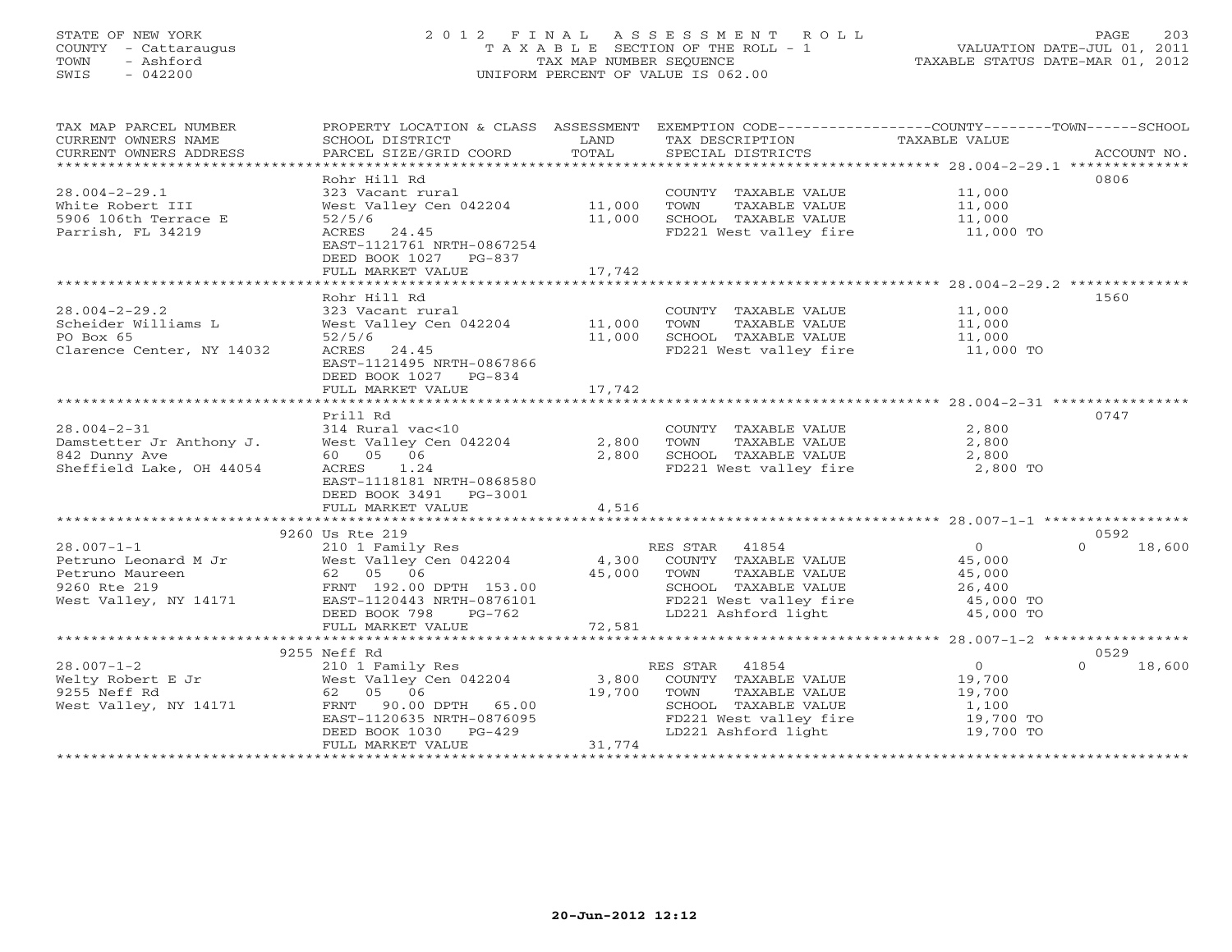STATE OF NEW YORK
COUNTY - Cattaraugus
TOWN - Ashford
SWIS - 042200

# 2012 FINAL ASSESSMENT ROLL
TAXABLE SECTION OF THE ROLL - 1
TAX MAP NUMBER SEQUENCE
UNIFORM PERCENT OF VALUE IS 062.00

VALUATION DATE-JUL 01, 2011
TAXABLE STATUS DATE-MAR 01, 2012

| TAX MAP PARCEL NUMBER / CURRENT OWNERS NAME / CURRENT OWNERS ADDRESS | PROPERTY LOCATION & CLASS / SCHOOL DISTRICT / PARCEL SIZE/GRID COORD | ASSESSMENT LAND / TOTAL | EXEMPTION CODE / TAX DESCRIPTION / SPECIAL DISTRICTS | COUNTY / TOWN / SCHOOL TAXABLE VALUE | ACCOUNT NO. |
|---|---|---|---|---|---|
| 28.004-2-29.1 | Rohr Hill Rd | | | | 0806 |
| | 323 Vacant rural | | COUNTY TAXABLE VALUE | 11,000 | |
| White Robert III | West Valley Cen 042204 | 11,000 | TOWN TAXABLE VALUE | 11,000 | |
| 5906 106th Terrace E | 52/5/6 | 11,000 | SCHOOL TAXABLE VALUE | 11,000 | |
| Parrish, FL 34219 | ACRES 24.45 | | FD221 West valley fire | 11,000 TO | |
| | EAST-1121761 NRTH-0867254 | | | | |
| | DEED BOOK 1027 PG-837 | | | | |
| | FULL MARKET VALUE | 17,742 | | | |
| 28.004-2-29.2 | Rohr Hill Rd | | | | 1560 |
| | 323 Vacant rural | | COUNTY TAXABLE VALUE | 11,000 | |
| Scheider Williams L | West Valley Cen 042204 | 11,000 | TOWN TAXABLE VALUE | 11,000 | |
| PO Box 65 | 52/5/6 | 11,000 | SCHOOL TAXABLE VALUE | 11,000 | |
| Clarence Center, NY 14032 | ACRES 24.45 | | FD221 West valley fire | 11,000 TO | |
| | EAST-1121495 NRTH-0867866 | | | | |
| | DEED BOOK 1027 PG-834 | | | | |
| | FULL MARKET VALUE | 17,742 | | | |
| 28.004-2-31 | Prill Rd | | | | 0747 |
| | 314 Rural vac<10 | | COUNTY TAXABLE VALUE | 2,800 | |
| Damstetter Jr Anthony J. | West Valley Cen 042204 | 2,800 | TOWN TAXABLE VALUE | 2,800 | |
| 842 Dunny Ave | 60 05 06 | 2,800 | SCHOOL TAXABLE VALUE | 2,800 | |
| Sheffield Lake, OH 44054 | ACRES 1.24 | | FD221 West valley fire | 2,800 TO | |
| | EAST-1118181 NRTH-0868580 | | | | |
| | DEED BOOK 3491 PG-3001 | | | | |
| | FULL MARKET VALUE | 4,516 | | | |
| 28.007-1-1 | 9260 Us Rte 219 | | | | 0592 |
| | 210 1 Family Res | | RES STAR 41854 | 0 / 0 / 18,600 | |
| Petruno Leonard M Jr | West Valley Cen 042204 | 4,300 | COUNTY TAXABLE VALUE | 45,000 | |
| Petruno Maureen | 62 05 06 | 45,000 | TOWN TAXABLE VALUE | 45,000 | |
| 9260 Rte 219 | FRNT 192.00 DPTH 153.00 | | SCHOOL TAXABLE VALUE | 26,400 | |
| West Valley, NY 14171 | EAST-1120443 NRTH-0876101 | | FD221 West valley fire | 45,000 TO | |
| | DEED BOOK 798 PG-762 | | LD221 Ashford light | 45,000 TO | |
| | FULL MARKET VALUE | 72,581 | | | |
| 28.007-1-2 | 9255 Neff Rd | | | | 0529 |
| | 210 1 Family Res | | RES STAR 41854 | 0 / 0 / 18,600 | |
| Welty Robert E Jr | West Valley Cen 042204 | 3,800 | COUNTY TAXABLE VALUE | 19,700 | |
| 9255 Neff Rd | 62 05 06 | 19,700 | TOWN TAXABLE VALUE | 19,700 | |
| West Valley, NY 14171 | FRNT 90.00 DPTH 65.00 | | SCHOOL TAXABLE VALUE | 1,100 | |
| | EAST-1120635 NRTH-0876095 | | FD221 West valley fire | 19,700 TO | |
| | DEED BOOK 1030 PG-429 | | LD221 Ashford light | 19,700 TO | |
| | FULL MARKET VALUE | 31,774 | | | |

20-Jun-2012 12:12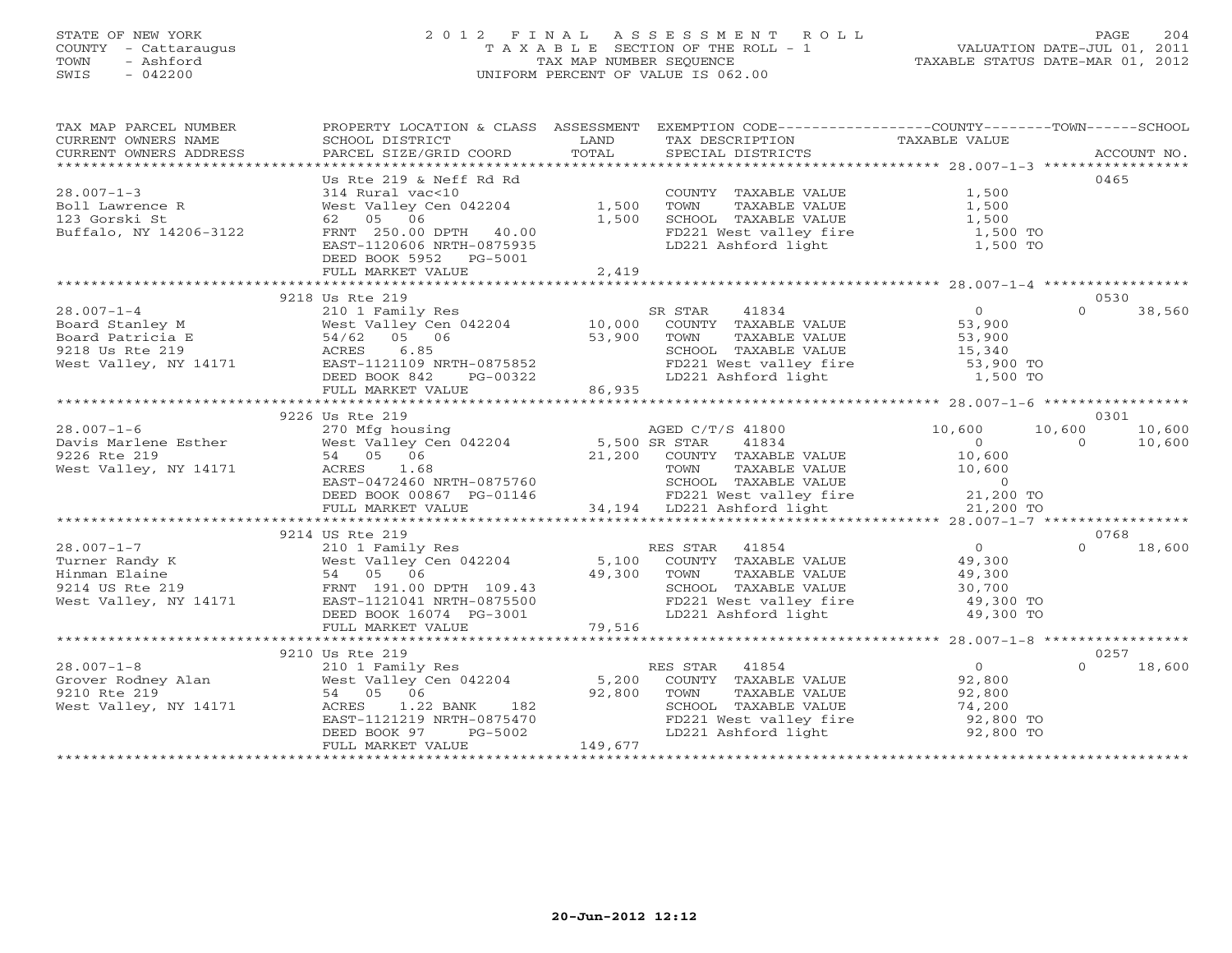STATE OF NEW YORK
COUNTY - Cattaraugus
TOWN - Ashford
SWIS - 042200

# 2012 FINAL ASSESSMENT ROLL
TAXABLE SECTION OF THE ROLL - 1
TAX MAP NUMBER SEQUENCE
UNIFORM PERCENT OF VALUE IS 062.00

VALUATION DATE-JUL 01, 2011
TAXABLE STATUS DATE-MAR 01, 2012

| TAX MAP PARCEL NUMBER / CURRENT OWNERS NAME / CURRENT OWNERS ADDRESS | PROPERTY LOCATION & CLASS / SCHOOL DISTRICT / PARCEL SIZE/GRID COORD | ASSESSMENT LAND / TOTAL | EXEMPTION CODE / TAX DESCRIPTION / SPECIAL DISTRICTS | COUNTY TAXABLE VALUE | TOWN | SCHOOL | ACCOUNT NO. |
|---|---|---|---|---|---|---|---|
| 28.007-1-3 | Us Rte 219 & Neff Rd Rd | | | | | | 0465 |
| Boll Lawrence R | 314 Rural vac<10 | | COUNTY TAXABLE VALUE | 1,500 | | | |
| 123 Gorski St | West Valley Cen 042204 | 1,500 | TOWN TAXABLE VALUE | 1,500 | | | |
| Buffalo, NY 14206-3122 | 62 05 06 | 1,500 | SCHOOL TAXABLE VALUE | 1,500 | | | |
| | FRNT 250.00 DPTH 40.00 | | FD221 West valley fire | 1,500 TO | | | |
| | EAST-1120606 NRTH-0875935 | | LD221 Ashford light | 1,500 TO | | | |
| | DEED BOOK 5952 PG-5001 | | | | | | |
| | FULL MARKET VALUE | 2,419 | | | | | |
| 28.007-1-4 | 9218 Us Rte 219 | | | | | | 0530 |
| Board Stanley M | 210 1 Family Res | | SR STAR 41834 | 0 | 0 | 38,560 | |
| Board Patricia E | West Valley Cen 042204 | 10,000 | COUNTY TAXABLE VALUE | 53,900 | | | |
| 9218 Us Rte 219 | 54/62 05 06 | 53,900 | TOWN TAXABLE VALUE | 53,900 | | | |
| West Valley, NY 14171 | ACRES 6.85 | | SCHOOL TAXABLE VALUE | 15,340 | | | |
| | EAST-1121109 NRTH-0875852 | | FD221 West valley fire | 53,900 TO | | | |
| | DEED BOOK 842 PG-00322 | | LD221 Ashford light | 1,500 TO | | | |
| | FULL MARKET VALUE | 86,935 | | | | | |
| 28.007-1-6 | 9226 Us Rte 219 | | | | | | 0301 |
| Davis Marlene Esther | 270 Mfg housing | | AGED C/T/S 41800 | 10,600 | 10,600 | 10,600 | |
| 9226 Rte 219 | West Valley Cen 042204 | 5,500 | SR STAR 41834 | 0 | 0 | 10,600 | |
| West Valley, NY 14171 | 54 05 06 | 21,200 | COUNTY TAXABLE VALUE | 10,600 | | | |
| | ACRES 1.68 | | TOWN TAXABLE VALUE | 10,600 | | | |
| | EAST-0472460 NRTH-0875760 | | SCHOOL TAXABLE VALUE | 0 | | | |
| | DEED BOOK 00867 PG-01146 | | FD221 West valley fire | 21,200 TO | | | |
| | FULL MARKET VALUE | 34,194 | LD221 Ashford light | 21,200 TO | | | |
| 28.007-1-7 | 9214 US Rte 219 | | | | | | 0768 |
| Turner Randy K | 210 1 Family Res | | RES STAR 41854 | 0 | 0 | 18,600 | |
| Hinman Elaine | West Valley Cen 042204 | 5,100 | COUNTY TAXABLE VALUE | 49,300 | | | |
| 9214 US Rte 219 | 54 05 06 | 49,300 | TOWN TAXABLE VALUE | 49,300 | | | |
| West Valley, NY 14171 | FRNT 191.00 DPTH 109.43 | | SCHOOL TAXABLE VALUE | 30,700 | | | |
| | EAST-1121041 NRTH-0875500 | | FD221 West valley fire | 49,300 TO | | | |
| | DEED BOOK 16074 PG-3001 | | LD221 Ashford light | 49,300 TO | | | |
| | FULL MARKET VALUE | 79,516 | | | | | |
| 28.007-1-8 | 9210 Us Rte 219 | | | | | | 0257 |
| Grover Rodney Alan | 210 1 Family Res | | RES STAR 41854 | 0 | 0 | 18,600 | |
| 9210 Rte 219 | West Valley Cen 042204 | 5,200 | COUNTY TAXABLE VALUE | 92,800 | | | |
| West Valley, NY 14171 | 54 05 06 | 92,800 | TOWN TAXABLE VALUE | 92,800 | | | |
| | ACRES 1.22 BANK 182 | | SCHOOL TAXABLE VALUE | 74,200 | | | |
| | EAST-1121219 NRTH-0875470 | | FD221 West valley fire | 92,800 TO | | | |
| | DEED BOOK 97 PG-5002 | | LD221 Ashford light | 92,800 TO | | | |
| | FULL MARKET VALUE | 149,677 | | | | | |

20-Jun-2012 12:12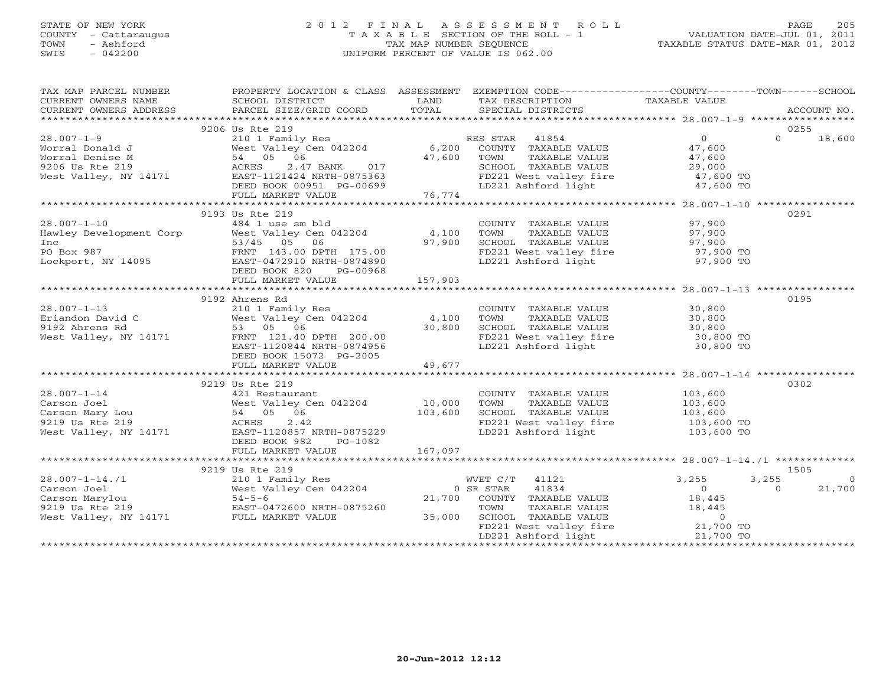STATE OF NEW YORK
COUNTY - Cattaraugus
TOWN - Ashford
SWIS - 042200

# 2012 FINAL ASSESSMENT ROLL
TAXABLE SECTION OF THE ROLL - 1
TAX MAP NUMBER SEQUENCE
UNIFORM PERCENT OF VALUE IS 062.00

VALUATION DATE-JUL 01, 2011
TAXABLE STATUS DATE-MAR 01, 2012

| TAX MAP PARCEL NUMBER / CURRENT OWNERS NAME / CURRENT OWNERS ADDRESS | PROPERTY LOCATION & CLASS / SCHOOL DISTRICT / PARCEL SIZE/GRID COORD | ASSESSMENT LAND / TOTAL | EXEMPTION CODE / TAX DESCRIPTION / SPECIAL DISTRICTS | COUNTY TAXABLE VALUE | TOWN | SCHOOL | ACCOUNT NO. |
|---|---|---|---|---|---|---|---|
| 28.007-1-9 | 9206 Us Rte 219 | | | | | | 0255 |
| | 210 1 Family Res | | RES STAR 41854 | 0 | 0 | 18,600 | |
| Worral Donald J | West Valley Cen 042204 | 6,200 | COUNTY TAXABLE VALUE | 47,600 | | | |
| Worral Denise M | 54 05 06 | 47,600 | TOWN TAXABLE VALUE | 47,600 | | | |
| 9206 Us Rte 219 | ACRES 2.47 BANK 017 | | SCHOOL TAXABLE VALUE | 29,000 | | | |
| West Valley, NY 14171 | EAST-1121424 NRTH-0875363 | | FD221 West valley fire | 47,600 TO | | | |
| | DEED BOOK 00951 PG-00699 | | LD221 Ashford light | 47,600 TO | | | |
| | FULL MARKET VALUE | 76,774 | | | | | |
| 28.007-1-10 | 9193 Us Rte 219 | | | | | | 0291 |
| | 484 1 use sm bld | | COUNTY TAXABLE VALUE | 97,900 | | | |
| Hawley Development Corp | West Valley Cen 042204 | 4,100 | TOWN TAXABLE VALUE | 97,900 | | | |
| Inc | 53/45 05 06 | 97,900 | SCHOOL TAXABLE VALUE | 97,900 | | | |
| PO Box 987 | FRNT 143.00 DPTH 175.00 | | FD221 West valley fire | 97,900 TO | | | |
| Lockport, NY 14095 | EAST-0472910 NRTH-0874890 | | LD221 Ashford light | 97,900 TO | | | |
| | DEED BOOK 820 PG-00968 | | | | | | |
| | FULL MARKET VALUE | 157,903 | | | | | |
| 28.007-1-13 | 9192 Ahrens Rd | | | | | | 0195 |
| | 210 1 Family Res | | COUNTY TAXABLE VALUE | 30,800 | | | |
| Eriandon David C | West Valley Cen 042204 | 4,100 | TOWN TAXABLE VALUE | 30,800 | | | |
| 9192 Ahrens Rd | 53 05 06 | 30,800 | SCHOOL TAXABLE VALUE | 30,800 | | | |
| West Valley, NY 14171 | FRNT 121.40 DPTH 200.00 | | FD221 West valley fire | 30,800 TO | | | |
| | EAST-1120844 NRTH-0874956 | | LD221 Ashford light | 30,800 TO | | | |
| | DEED BOOK 15072 PG-2005 | | | | | | |
| | FULL MARKET VALUE | 49,677 | | | | | |
| 28.007-1-14 | 9219 Us Rte 219 | | | | | | 0302 |
| | 421 Restaurant | | COUNTY TAXABLE VALUE | 103,600 | | | |
| Carson Joel | West Valley Cen 042204 | 10,000 | TOWN TAXABLE VALUE | 103,600 | | | |
| Carson Mary Lou | 54 05 06 | 103,600 | SCHOOL TAXABLE VALUE | 103,600 | | | |
| 9219 Us Rte 219 | ACRES 2.42 | | FD221 West valley fire | 103,600 TO | | | |
| West Valley, NY 14171 | EAST-1120857 NRTH-0875229 | | LD221 Ashford light | 103,600 TO | | | |
| | DEED BOOK 982 PG-1082 | | | | | | |
| | FULL MARKET VALUE | 167,097 | | | | | |
| 28.007-1-14./1 | 9219 Us Rte 219 | | | | | | 1505 |
| | 210 1 Family Res | | WVET C/T 41121 | 3,255 | 3,255 | 0 | |
| Carson Joel | West Valley Cen 042204 | 0 | SR STAR 41834 | 0 | 0 | 21,700 | |
| Carson Marylou | 54-5-6 | 21,700 | COUNTY TAXABLE VALUE | 18,445 | | | |
| 9219 Us Rte 219 | EAST-0472600 NRTH-0875260 | | TOWN TAXABLE VALUE | 18,445 | | | |
| West Valley, NY 14171 | FULL MARKET VALUE | 35,000 | SCHOOL TAXABLE VALUE | 0 | | | |
| | | | FD221 West valley fire | 21,700 TO | | | |
| | | | LD221 Ashford light | 21,700 TO | | | |

20-Jun-2012 12:12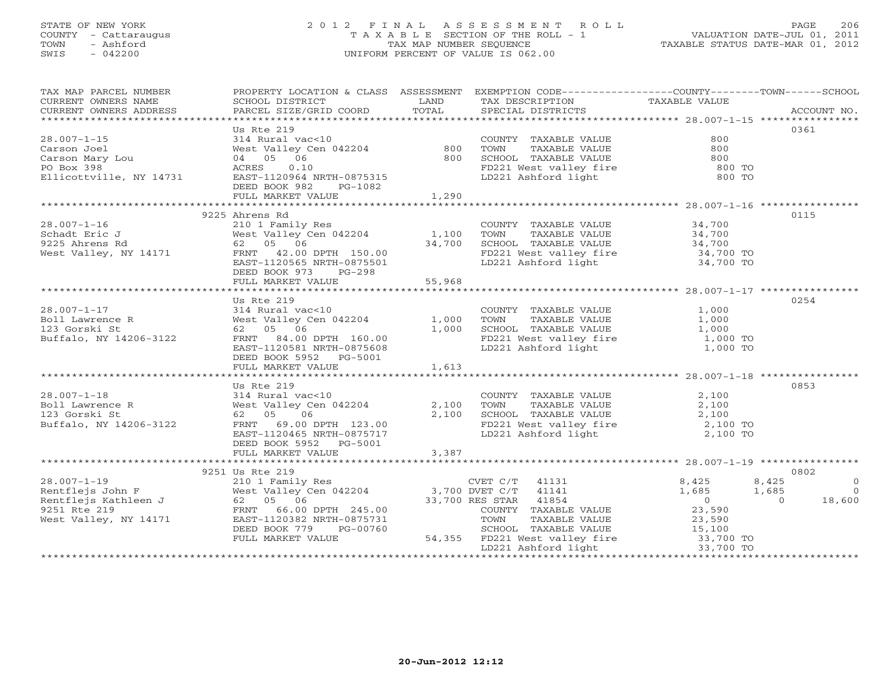STATE OF NEW YORK
COUNTY - Cattaraugus
TOWN - Ashford
SWIS - 042200

# 2012 FINAL ASSESSMENT ROLL

TAXABLE SECTION OF THE ROLL - 1
TAX MAP NUMBER SEQUENCE
UNIFORM PERCENT OF VALUE IS 062.00

VALUATION DATE-JUL 01, 2011
TAXABLE STATUS DATE-MAR 01, 2012

| TAX MAP PARCEL NUMBER / CURRENT OWNERS NAME / CURRENT OWNERS ADDRESS | PROPERTY LOCATION & CLASS / SCHOOL DISTRICT / PARCEL SIZE/GRID COORD | ASSESSMENT LAND / TOTAL | EXEMPTION CODE / TAX DESCRIPTION / SPECIAL DISTRICTS | COUNTY TAXABLE VALUE | TOWN | SCHOOL | ACCOUNT NO. |
|---|---|---|---|---|---|---|---|
| **28.007-1-15** | Us Rte 219 | | | | | | 0361 |
| Carson Joel | 314 Rural vac<10 | | COUNTY TAXABLE VALUE | 800 | | | |
| Carson Mary Lou | West Valley Cen 042204 | 800 | TOWN TAXABLE VALUE | 800 | | | |
| PO Box 398 | 04 05 06 | 800 | SCHOOL TAXABLE VALUE | 800 | | | |
| Ellicottville, NY 14731 | ACRES 0.10 | | FD221 West valley fire | 800 TO | | | |
| | EAST-1120964 NRTH-0875315 | | LD221 Ashford light | 800 TO | | | |
| | DEED BOOK 982 PG-1082 | | | | | | |
| | FULL MARKET VALUE | 1,290 | | | | | |
| **28.007-1-16** | 9225 Ahrens Rd | | | | | | 0115 |
| Schadt Eric J | 210 1 Family Res | | COUNTY TAXABLE VALUE | 34,700 | | | |
| 9225 Ahrens Rd | West Valley Cen 042204 | 1,100 | TOWN TAXABLE VALUE | 34,700 | | | |
| West Valley, NY 14171 | 62 05 06 | 34,700 | SCHOOL TAXABLE VALUE | 34,700 | | | |
| | FRNT 42.00 DPTH 150.00 | | FD221 West valley fire | 34,700 TO | | | |
| | EAST-1120565 NRTH-0875501 | | LD221 Ashford light | 34,700 TO | | | |
| | DEED BOOK 973 PG-298 | | | | | | |
| | FULL MARKET VALUE | 55,968 | | | | | |
| **28.007-1-17** | Us Rte 219 | | | | | | 0254 |
| Boll Lawrence R | 314 Rural vac<10 | | COUNTY TAXABLE VALUE | 1,000 | | | |
| 123 Gorski St | West Valley Cen 042204 | 1,000 | TOWN TAXABLE VALUE | 1,000 | | | |
| Buffalo, NY 14206-3122 | 62 05 06 | 1,000 | SCHOOL TAXABLE VALUE | 1,000 | | | |
| | FRNT 84.00 DPTH 160.00 | | FD221 West valley fire | 1,000 TO | | | |
| | EAST-1120581 NRTH-0875608 | | LD221 Ashford light | 1,000 TO | | | |
| | DEED BOOK 5952 PG-5001 | | | | | | |
| | FULL MARKET VALUE | 1,613 | | | | | |
| **28.007-1-18** | Us Rte 219 | | | | | | 0853 |
| Boll Lawrence R | 314 Rural vac<10 | | COUNTY TAXABLE VALUE | 2,100 | | | |
| 123 Gorski St | West Valley Cen 042204 | 2,100 | TOWN TAXABLE VALUE | 2,100 | | | |
| Buffalo, NY 14206-3122 | 62 05 06 | 2,100 | SCHOOL TAXABLE VALUE | 2,100 | | | |
| | FRNT 69.00 DPTH 123.00 | | FD221 West valley fire | 2,100 TO | | | |
| | EAST-1120465 NRTH-0875717 | | LD221 Ashford light | 2,100 TO | | | |
| | DEED BOOK 5952 PG-5001 | | | | | | |
| | FULL MARKET VALUE | 3,387 | | | | | |
| **28.007-1-19** | 9251 Us Rte 219 | | | | | | 0802 |
| Rentflejs John F | 210 1 Family Res | | CVET C/T 41131 | 8,425 | 8,425 | 0 | |
| Rentflejs Kathleen J | West Valley Cen 042204 | 3,700 | DVET C/T 41141 | 1,685 | 1,685 | 0 | |
| 9251 Rte 219 | 62 05 06 | 33,700 | RES STAR 41854 | 0 | 0 | 18,600 | |
| West Valley, NY 14171 | FRNT 66.00 DPTH 245.00 | | COUNTY TAXABLE VALUE | 23,590 | | | |
| | EAST-1120382 NRTH-0875731 | | TOWN TAXABLE VALUE | 23,590 | | | |
| | DEED BOOK 779 PG-00760 | | SCHOOL TAXABLE VALUE | 15,100 | | | |
| | FULL MARKET VALUE | 54,355 | FD221 West valley fire | 33,700 TO | | | |
| | | | LD221 Ashford light | 33,700 TO | | | |

20-Jun-2012 12:12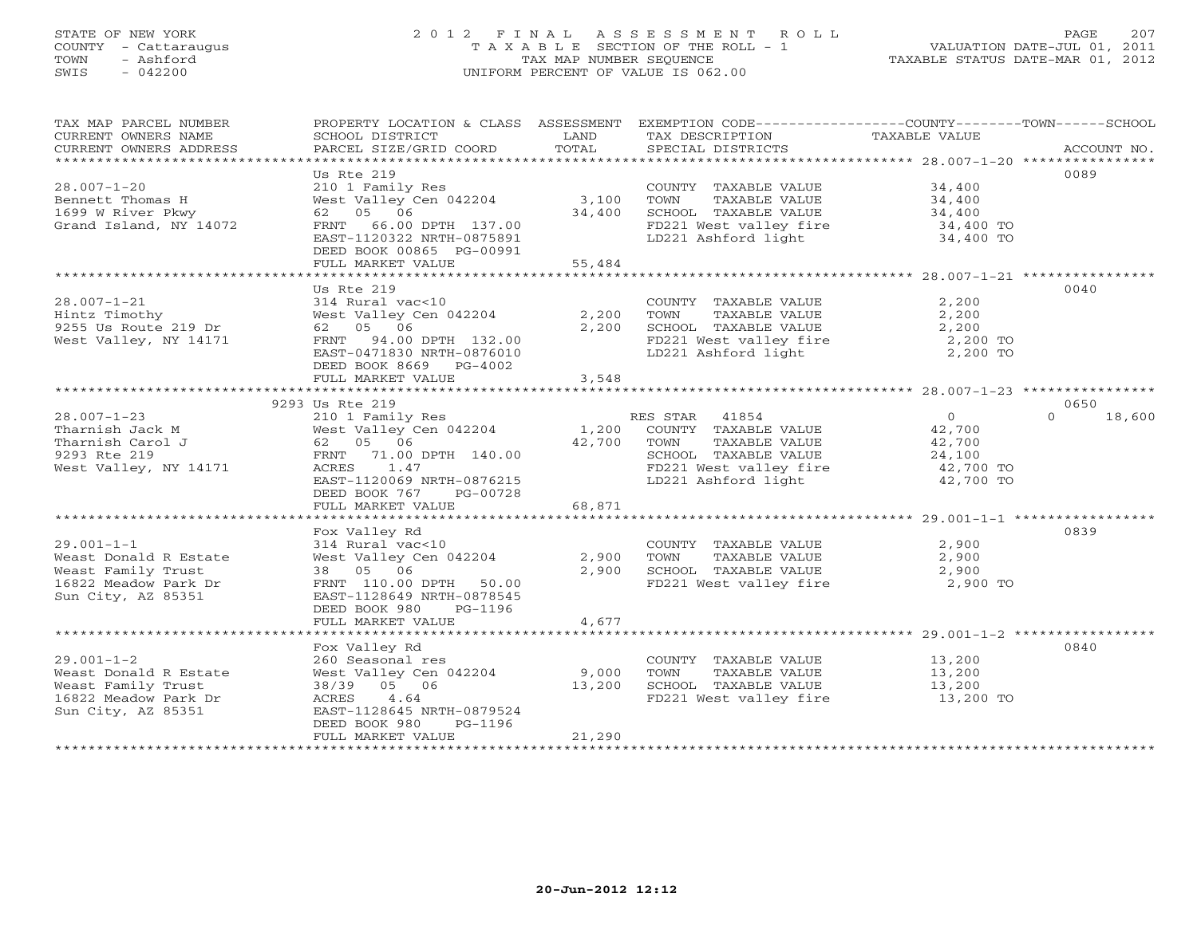STATE OF NEW YORK
COUNTY - Cattaraugus
TOWN - Ashford
SWIS - 042200

# 2012 FINAL ASSESSMENT ROLL
TAXABLE SECTION OF THE ROLL - 1
TAX MAP NUMBER SEQUENCE
UNIFORM PERCENT OF VALUE IS 062.00

VALUATION DATE-JUL 01, 2011
TAXABLE STATUS DATE-MAR 01, 2012

| TAX MAP PARCEL NUMBER / CURRENT OWNERS NAME / CURRENT OWNERS ADDRESS | PROPERTY LOCATION & CLASS / SCHOOL DISTRICT / PARCEL SIZE/GRID COORD | ASSESSMENT LAND / TOTAL | EXEMPTION CODE / TAX DESCRIPTION / SPECIAL DISTRICTS | COUNTY / TOWN TAXABLE VALUE | SCHOOL / ACCOUNT NO. |
|---|---|---|---|---|---|
| 28.007-1-20 | Us Rte 219 | | | | 0089 |
| | 210 1 Family Res | | COUNTY TAXABLE VALUE | 34,400 | |
| Bennett Thomas H | West Valley Cen 042204 | 3,100 | TOWN TAXABLE VALUE | 34,400 | |
| 1699 W River Pkwy | 62 05 06 | 34,400 | SCHOOL TAXABLE VALUE | 34,400 | |
| Grand Island, NY 14072 | FRNT 66.00 DPTH 137.00 | | FD221 West valley fire | 34,400 TO | |
| | EAST-1120322 NRTH-0875891 | | LD221 Ashford light | 34,400 TO | |
| | DEED BOOK 00865 PG-00991 | | | | |
| | FULL MARKET VALUE | 55,484 | | | |
| 28.007-1-21 | Us Rte 219 | | | | 0040 |
| | 314 Rural vac<10 | | COUNTY TAXABLE VALUE | 2,200 | |
| Hintz Timothy | West Valley Cen 042204 | 2,200 | TOWN TAXABLE VALUE | 2,200 | |
| 9255 Us Route 219 Dr | 62 05 06 | 2,200 | SCHOOL TAXABLE VALUE | 2,200 | |
| West Valley, NY 14171 | FRNT 94.00 DPTH 132.00 | | FD221 West valley fire | 2,200 TO | |
| | EAST-0471830 NRTH-0876010 | | LD221 Ashford light | 2,200 TO | |
| | DEED BOOK 8669 PG-4002 | | | | |
| | FULL MARKET VALUE | 3,548 | | | |
| 28.007-1-23 | 9293 Us Rte 219 | | | | 0650 |
| | 210 1 Family Res | | RES STAR 41854 | 0 | 0 18,600 |
| Tharnish Jack M | West Valley Cen 042204 | 1,200 | COUNTY TAXABLE VALUE | 42,700 | |
| Tharnish Carol J | 62 05 06 | 42,700 | TOWN TAXABLE VALUE | 42,700 | |
| 9293 Rte 219 | FRNT 71.00 DPTH 140.00 | | SCHOOL TAXABLE VALUE | 24,100 | |
| West Valley, NY 14171 | ACRES 1.47 | | FD221 West valley fire | 42,700 TO | |
| | EAST-1120069 NRTH-0876215 | | LD221 Ashford light | 42,700 TO | |
| | DEED BOOK 767 PG-00728 | | | | |
| | FULL MARKET VALUE | 68,871 | | | |
| 29.001-1-1 | Fox Valley Rd | | | | 0839 |
| | 314 Rural vac<10 | | COUNTY TAXABLE VALUE | 2,900 | |
| Weast Donald R Estate | West Valley Cen 042204 | 2,900 | TOWN TAXABLE VALUE | 2,900 | |
| Weast Family Trust | 38 05 06 | 2,900 | SCHOOL TAXABLE VALUE | 2,900 | |
| 16822 Meadow Park Dr | FRNT 110.00 DPTH 50.00 | | FD221 West valley fire | 2,900 TO | |
| Sun City, AZ 85351 | EAST-1128649 NRTH-0878545 | | | | |
| | DEED BOOK 980 PG-1196 | | | | |
| | FULL MARKET VALUE | 4,677 | | | |
| 29.001-1-2 | Fox Valley Rd | | | | 0840 |
| | 260 Seasonal res | | COUNTY TAXABLE VALUE | 13,200 | |
| Weast Donald R Estate | West Valley Cen 042204 | 9,000 | TOWN TAXABLE VALUE | 13,200 | |
| Weast Family Trust | 38/39 05 06 | 13,200 | SCHOOL TAXABLE VALUE | 13,200 | |
| 16822 Meadow Park Dr | ACRES 4.64 | | FD221 West valley fire | 13,200 TO | |
| Sun City, AZ 85351 | EAST-1128645 NRTH-0879524 | | | | |
| | DEED BOOK 980 PG-1196 | | | | |
| | FULL MARKET VALUE | 21,290 | | | |

20-Jun-2012 12:12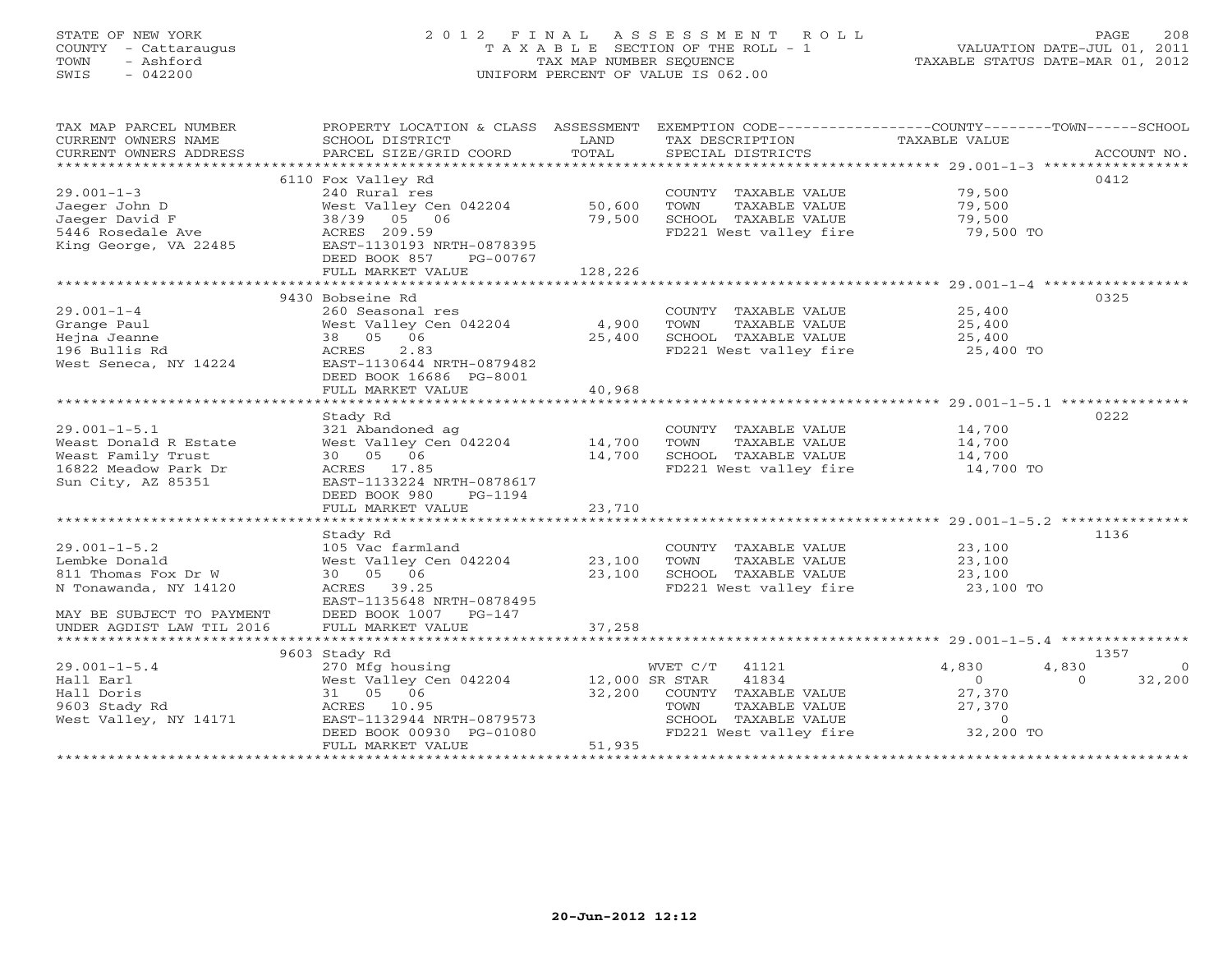STATE OF NEW YORK
COUNTY - Cattaraugus
TOWN - Ashford
SWIS - 042200

2012 FINAL ASSESSMENT ROLL
TAXABLE SECTION OF THE ROLL - 1
TAX MAP NUMBER SEQUENCE
UNIFORM PERCENT OF VALUE IS 062.00

VALUATION DATE-JUL 01, 2011
TAXABLE STATUS DATE-MAR 01, 2012

| TAX MAP PARCEL NUMBER / CURRENT OWNERS NAME / CURRENT OWNERS ADDRESS | PROPERTY LOCATION & CLASS / SCHOOL DISTRICT / PARCEL SIZE/GRID COORD | ASSESSMENT LAND / TOTAL | EXEMPTION CODE / TAX DESCRIPTION / SPECIAL DISTRICTS | COUNTY | TOWN | SCHOOL | ACCOUNT NO. |
|---|---|---|---|---|---|---|---|
| 29.001-1-3 | 6110 Fox Valley Rd | | | | | | 0412 |
| Jaeger John D | 240 Rural res | | COUNTY TAXABLE VALUE | 79,500 | | | |
| Jaeger David F | West Valley Cen 042204 | 50,600 | TOWN TAXABLE VALUE | | 79,500 | | |
| 5446 Rosedale Ave | 38/39 05 06 | 79,500 | SCHOOL TAXABLE VALUE | | | 79,500 | |
| King George, VA 22485 | ACRES 209.59 | | FD221 West valley fire | 79,500 TO | | | |
| | EAST-1130193 NRTH-0878395 | | | | | | |
| | DEED BOOK 857 PG-00767 | | | | | | |
| | FULL MARKET VALUE | 128,226 | | | | | |
| 29.001-1-4 | 9430 Bobseine Rd | | | | | | 0325 |
| Grange Paul | 260 Seasonal res | | COUNTY TAXABLE VALUE | 25,400 | | | |
| Hejna Jeanne | West Valley Cen 042204 | 4,900 | TOWN TAXABLE VALUE | | 25,400 | | |
| 196 Bullis Rd | 38 05 06 | 25,400 | SCHOOL TAXABLE VALUE | | | 25,400 | |
| West Seneca, NY 14224 | ACRES 2.83 | | FD221 West valley fire | 25,400 TO | | | |
| | EAST-1130644 NRTH-0879482 | | | | | | |
| | DEED BOOK 16686 PG-8001 | | | | | | |
| | FULL MARKET VALUE | 40,968 | | | | | |
| 29.001-1-5.1 | Stady Rd | | | | | | 0222 |
| Weast Donald R Estate | 321 Abandoned ag | | COUNTY TAXABLE VALUE | 14,700 | | | |
| Weast Family Trust | West Valley Cen 042204 | 14,700 | TOWN TAXABLE VALUE | | 14,700 | | |
| 16822 Meadow Park Dr | 30 05 06 | 14,700 | SCHOOL TAXABLE VALUE | | | 14,700 | |
| Sun City, AZ 85351 | ACRES 17.85 | | FD221 West valley fire | 14,700 TO | | | |
| | EAST-1133224 NRTH-0878617 | | | | | | |
| | DEED BOOK 980 PG-1194 | | | | | | |
| | FULL MARKET VALUE | 23,710 | | | | | |
| 29.001-1-5.2 | Stady Rd | | | | | | 1136 |
| Lembke Donald | 105 Vac farmland | | COUNTY TAXABLE VALUE | 23,100 | | | |
| 811 Thomas Fox Dr W | West Valley Cen 042204 | 23,100 | TOWN TAXABLE VALUE | | 23,100 | | |
| N Tonawanda, NY 14120 | 30 05 06 | 23,100 | SCHOOL TAXABLE VALUE | | | 23,100 | |
| | ACRES 39.25 | | FD221 West valley fire | 23,100 TO | | | |
| | EAST-1135648 NRTH-0878495 | | | | | | |
| MAY BE SUBJECT TO PAYMENT | DEED BOOK 1007 PG-147 | | | | | | |
| UNDER AGDIST LAW TIL 2016 | FULL MARKET VALUE | 37,258 | | | | | |
| 29.001-1-5.4 | 9603 Stady Rd | | | | | | 1357 |
| Hall Earl | 270 Mfg housing | | WVET C/T 41121 | 4,830 | 4,830 | 0 | |
| Hall Doris | West Valley Cen 042204 | 12,000 | SR STAR 41834 | 0 | 0 | 32,200 | |
| 9603 Stady Rd | 31 05 06 | 32,200 | COUNTY TAXABLE VALUE | 27,370 | | | |
| West Valley, NY 14171 | ACRES 10.95 | | TOWN TAXABLE VALUE | | 27,370 | | |
| | EAST-1132944 NRTH-0879573 | | SCHOOL TAXABLE VALUE | | | 0 | |
| | DEED BOOK 00930 PG-01080 | | FD221 West valley fire | 32,200 TO | | | |
| | FULL MARKET VALUE | 51,935 | | | | | |

20-Jun-2012 12:12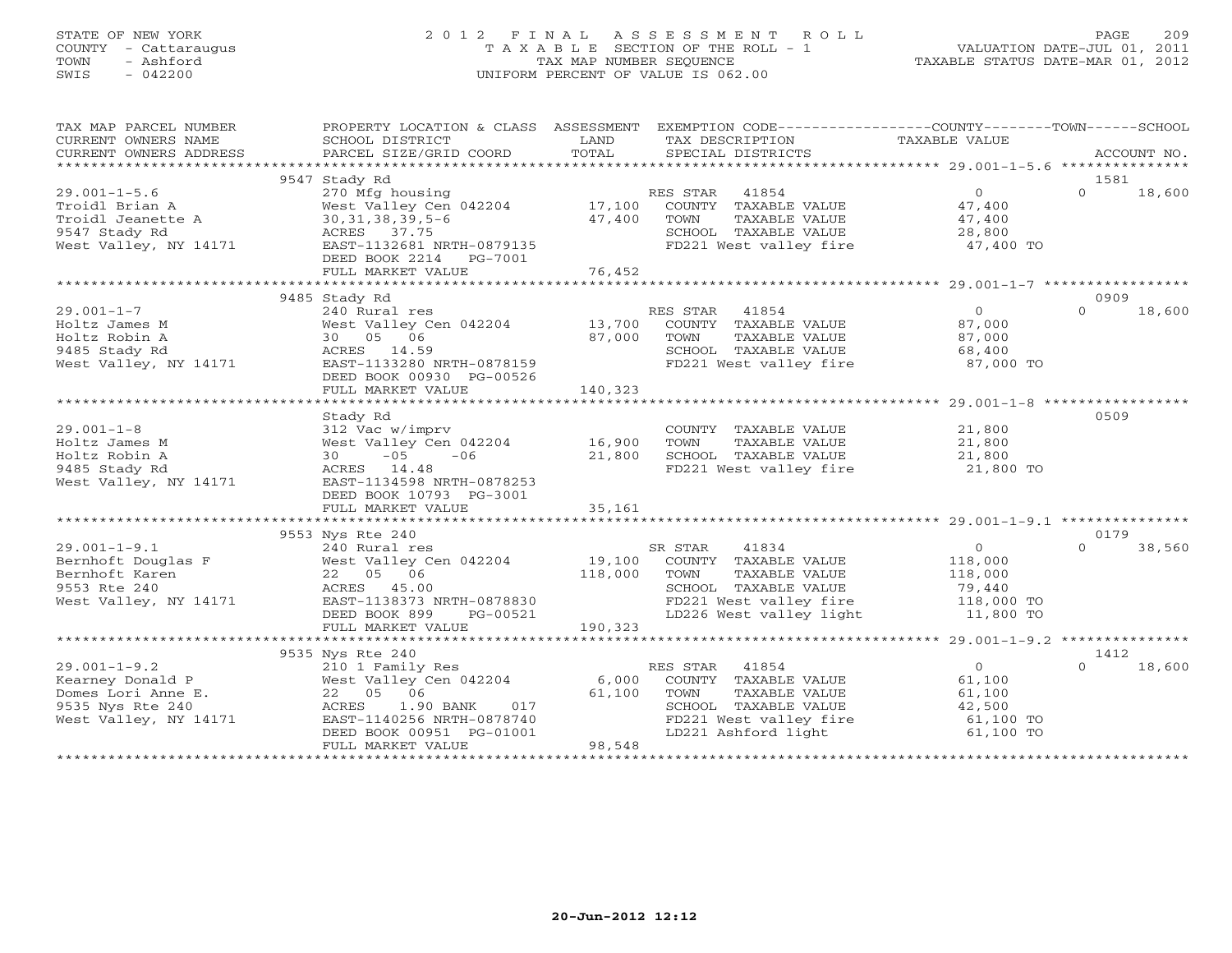STATE OF NEW YORK
COUNTY - Cattaraugus
TOWN - Ashford
SWIS - 042200

# 2012 FINAL ASSESSMENT ROLL
TAXABLE SECTION OF THE ROLL - 1
TAX MAP NUMBER SEQUENCE
UNIFORM PERCENT OF VALUE IS 062.00

VALUATION DATE-JUL 01, 2011
TAXABLE STATUS DATE-MAR 01, 2012

| TAX MAP PARCEL NUMBER / CURRENT OWNERS NAME / CURRENT OWNERS ADDRESS | PROPERTY LOCATION & CLASS / SCHOOL DISTRICT / PARCEL SIZE/GRID COORD | ASSESSMENT LAND | TOTAL | EXEMPTION CODE / TAX DESCRIPTION / SPECIAL DISTRICTS | COUNTY / TOWN / SCHOOL TAXABLE VALUE | ACCOUNT NO. |
|---|---|---|---|---|---|---|
| | 9547 Stady Rd | | | | | 1581 |
| 29.001-1-5.6 | 270 Mfg housing | | | RES STAR 41854 | 0 | 0 18,600 |
| Troidl Brian A | West Valley Cen 042204 | 17,100 | | COUNTY TAXABLE VALUE | 47,400 | |
| Troidl Jeanette A | 30,31,38,39,5-6 | | 47,400 | TOWN TAXABLE VALUE | 47,400 | |
| 9547 Stady Rd | ACRES 37.75 | | | SCHOOL TAXABLE VALUE | 28,800 | |
| West Valley, NY 14171 | EAST-1132681 NRTH-0879135 | | | FD221 West valley fire | 47,400 TO | |
| | DEED BOOK 2214 PG-7001 | | | | | |
| | FULL MARKET VALUE | | 76,452 | | | |
| | 9485 Stady Rd | | | | | 0909 |
| 29.001-1-7 | 240 Rural res | | | RES STAR 41854 | 0 | 0 18,600 |
| Holtz James M | West Valley Cen 042204 | 13,700 | | COUNTY TAXABLE VALUE | 87,000 | |
| Holtz Robin A | 30 05 06 | | 87,000 | TOWN TAXABLE VALUE | 87,000 | |
| 9485 Stady Rd | ACRES 14.59 | | | SCHOOL TAXABLE VALUE | 68,400 | |
| West Valley, NY 14171 | EAST-1133280 NRTH-0878159 | | | FD221 West valley fire | 87,000 TO | |
| | DEED BOOK 00930 PG-00526 | | | | | |
| | FULL MARKET VALUE | | 140,323 | | | |
| | Stady Rd | | | | | 0509 |
| 29.001-1-8 | 312 Vac w/imprv | | | COUNTY TAXABLE VALUE | 21,800 | |
| Holtz James M | West Valley Cen 042204 | 16,900 | | TOWN TAXABLE VALUE | 21,800 | |
| Holtz Robin A | 30 -05 -06 | | 21,800 | SCHOOL TAXABLE VALUE | 21,800 | |
| 9485 Stady Rd | ACRES 14.48 | | | FD221 West valley fire | 21,800 TO | |
| West Valley, NY 14171 | EAST-1134598 NRTH-0878253 | | | | | |
| | DEED BOOK 10793 PG-3001 | | | | | |
| | FULL MARKET VALUE | | 35,161 | | | |
| | 9553 Nys Rte 240 | | | | | 0179 |
| 29.001-1-9.1 | 240 Rural res | | | SR STAR 41834 | 0 | 0 38,560 |
| Bernhoft Douglas F | West Valley Cen 042204 | 19,100 | | COUNTY TAXABLE VALUE | 118,000 | |
| Bernhoft Karen | 22 05 06 | | 118,000 | TOWN TAXABLE VALUE | 118,000 | |
| 9553 Rte 240 | ACRES 45.00 | | | SCHOOL TAXABLE VALUE | 79,440 | |
| West Valley, NY 14171 | EAST-1138373 NRTH-0878830 | | | FD221 West valley fire | 118,000 TO | |
| | DEED BOOK 899 PG-00521 | | | LD226 West valley light | 11,800 TO | |
| | FULL MARKET VALUE | | 190,323 | | | |
| | 9535 Nys Rte 240 | | | | | 1412 |
| 29.001-1-9.2 | 210 1 Family Res | | | RES STAR 41854 | 0 | 0 18,600 |
| Kearney Donald P | West Valley Cen 042204 | 6,000 | | COUNTY TAXABLE VALUE | 61,100 | |
| Domes Lori Anne E. | 22 05 06 | | 61,100 | TOWN TAXABLE VALUE | 61,100 | |
| 9535 Nys Rte 240 | ACRES 1.90 BANK 017 | | | SCHOOL TAXABLE VALUE | 42,500 | |
| West Valley, NY 14171 | EAST-1140256 NRTH-0878740 | | | FD221 West valley fire | 61,100 TO | |
| | DEED BOOK 00951 PG-01001 | | | LD221 Ashford light | 61,100 TO | |
| | FULL MARKET VALUE | | 98,548 | | | |

20-Jun-2012 12:12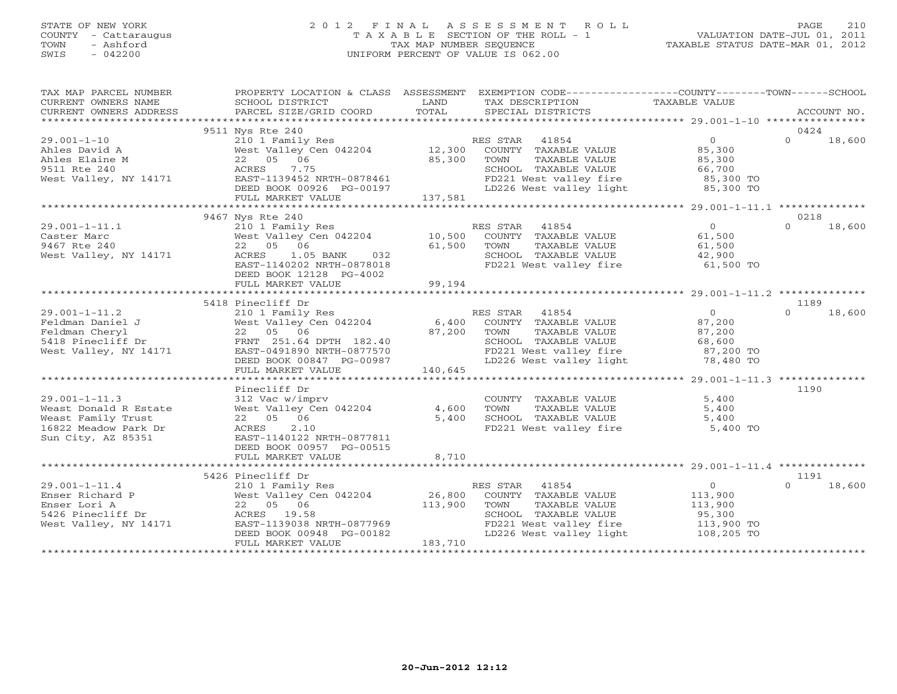STATE OF NEW YORK
COUNTY - Cattaraugus
TOWN - Ashford
SWIS - 042200

# 2012 FINAL ASSESSMENT ROLL
TAXABLE SECTION OF THE ROLL - 1
TAX MAP NUMBER SEQUENCE
UNIFORM PERCENT OF VALUE IS 062.00

VALUATION DATE-JUL 01, 2011
TAXABLE STATUS DATE-MAR 01, 2012

| TAX MAP PARCEL NUMBER / CURRENT OWNERS NAME / CURRENT OWNERS ADDRESS | PROPERTY LOCATION & CLASS / SCHOOL DISTRICT / PARCEL SIZE/GRID COORD | ASSESSMENT LAND / TOTAL | EXEMPTION CODE / TAX DESCRIPTION / SPECIAL DISTRICTS | COUNTY TAXABLE VALUE | TOWN | SCHOOL / ACCOUNT NO. |
|---|---|---|---|---|---|---|
| | 9511 Nys Rte 240 | | | | | 0424 |
| 29.001-1-10 | 210 1 Family Res | | RES STAR 41854 | 0 | 0 | 18,600 |
| Ahles David A | West Valley Cen 042204 | 12,300 | COUNTY TAXABLE VALUE | 85,300 | | |
| Ahles Elaine M | 22 05 06 | 85,300 | TOWN TAXABLE VALUE | 85,300 | | |
| 9511 Rte 240 | ACRES 7.75 | | SCHOOL TAXABLE VALUE | 66,700 | | |
| West Valley, NY 14171 | EAST-1139452 NRTH-0878461 | | FD221 West valley fire | 85,300 TO | | |
| | DEED BOOK 00926 PG-00197 | | LD226 West valley light | 85,300 TO | | |
| | FULL MARKET VALUE | 137,581 | | | | |
| | 9467 Nys Rte 240 | | | | | 0218 |
| 29.001-1-11.1 | 210 1 Family Res | | RES STAR 41854 | 0 | 0 | 18,600 |
| Caster Marc | West Valley Cen 042204 | 10,500 | COUNTY TAXABLE VALUE | 61,500 | | |
| 9467 Rte 240 | 22 05 06 | 61,500 | TOWN TAXABLE VALUE | 61,500 | | |
| West Valley, NY 14171 | ACRES 1.05 BANK 032 | | SCHOOL TAXABLE VALUE | 42,900 | | |
| | EAST-1140202 NRTH-0878018 | | FD221 West valley fire | 61,500 TO | | |
| | DEED BOOK 12128 PG-4002 | | | | | |
| | FULL MARKET VALUE | 99,194 | | | | |
| | 5418 Pinecliff Dr | | | | | 1189 |
| 29.001-1-11.2 | 210 1 Family Res | | RES STAR 41854 | 0 | 0 | 18,600 |
| Feldman Daniel J | West Valley Cen 042204 | 6,400 | COUNTY TAXABLE VALUE | 87,200 | | |
| Feldman Cheryl | 22 05 06 | 87,200 | TOWN TAXABLE VALUE | 87,200 | | |
| 5418 Pinecliff Dr | FRNT 251.64 DPTH 182.40 | | SCHOOL TAXABLE VALUE | 68,600 | | |
| West Valley, NY 14171 | EAST-0491890 NRTH-0877570 | | FD221 West valley fire | 87,200 TO | | |
| | DEED BOOK 00847 PG-00987 | | LD226 West valley light | 78,480 TO | | |
| | FULL MARKET VALUE | 140,645 | | | | |
| | Pinecliff Dr | | | | | 1190 |
| 29.001-1-11.3 | 312 Vac w/imprv | | COUNTY TAXABLE VALUE | 5,400 | | |
| Weast Donald R Estate | West Valley Cen 042204 | 4,600 | TOWN TAXABLE VALUE | 5,400 | | |
| Weast Family Trust | 22 05 06 | 5,400 | SCHOOL TAXABLE VALUE | 5,400 | | |
| 16822 Meadow Park Dr | ACRES 2.10 | | FD221 West valley fire | 5,400 TO | | |
| Sun City, AZ 85351 | EAST-1140122 NRTH-0877811 | | | | | |
| | DEED BOOK 00957 PG-00515 | | | | | |
| | FULL MARKET VALUE | 8,710 | | | | |
| | 5426 Pinecliff Dr | | | | | 1191 |
| 29.001-1-11.4 | 210 1 Family Res | | RES STAR 41854 | 0 | 0 | 18,600 |
| Enser Richard P | West Valley Cen 042204 | 26,800 | COUNTY TAXABLE VALUE | 113,900 | | |
| Enser Lori A | 22 05 06 | 113,900 | TOWN TAXABLE VALUE | 113,900 | | |
| 5426 Pinecliff Dr | ACRES 19.58 | | SCHOOL TAXABLE VALUE | 95,300 | | |
| West Valley, NY 14171 | EAST-1139038 NRTH-0877969 | | FD221 West valley fire | 113,900 TO | | |
| | DEED BOOK 00948 PG-00182 | | LD226 West valley light | 108,205 TO | | |
| | FULL MARKET VALUE | 183,710 | | | | |

20-Jun-2012 12:12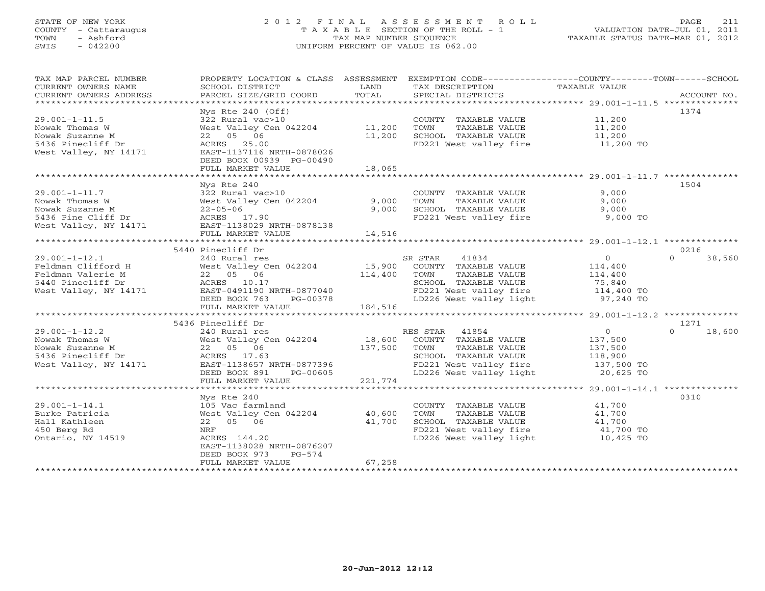STATE OF NEW YORK
COUNTY - Cattaraugus
TOWN - Ashford
SWIS - 042200

# 2012 FINAL ASSESSMENT ROLL

TAXABLE SECTION OF THE ROLL - 1
TAX MAP NUMBER SEQUENCE
UNIFORM PERCENT OF VALUE IS 062.00

VALUATION DATE-JUL 01, 2011
TAXABLE STATUS DATE-MAR 01, 2012

| TAX MAP PARCEL NUMBER / CURRENT OWNERS NAME / CURRENT OWNERS ADDRESS | PROPERTY LOCATION & CLASS / SCHOOL DISTRICT / PARCEL SIZE/GRID COORD | ASSESSMENT LAND / TOTAL | EXEMPTION CODE / TAX DESCRIPTION / SPECIAL DISTRICTS | COUNTY TAXABLE VALUE | TOWN | SCHOOL | ACCOUNT NO. |
|---|---|---|---|---|---|---|---|
| 29.001-1-11.5 | Nys Rte 240 (Off) | | | | | | 1374 |
| | 322 Rural vac>10 | | COUNTY TAXABLE VALUE | 11,200 | | | |
| Nowak Thomas W | West Valley Cen 042204 | 11,200 | TOWN TAXABLE VALUE | 11,200 | | | |
| Nowak Suzanne M | 22 05 06 | 11,200 | SCHOOL TAXABLE VALUE | 11,200 | | | |
| 5436 Pinecliff Dr | ACRES 25.00 | | FD221 West valley fire | 11,200 TO | | | |
| West Valley, NY 14171 | EAST-1137116 NRTH-0878026 | | | | | | |
| | DEED BOOK 00939 PG-00490 | | | | | | |
| | FULL MARKET VALUE | 18,065 | | | | | |
| 29.001-1-11.7 | Nys Rte 240 | | | | | | 1504 |
| | 322 Rural vac>10 | | COUNTY TAXABLE VALUE | 9,000 | | | |
| Nowak Thomas W | West Valley Cen 042204 | 9,000 | TOWN TAXABLE VALUE | 9,000 | | | |
| Nowak Suzanne M | 22-05-06 | 9,000 | SCHOOL TAXABLE VALUE | 9,000 | | | |
| 5436 Pine Cliff Dr | ACRES 17.90 | | FD221 West valley fire | 9,000 TO | | | |
| West Valley, NY 14171 | EAST-1138029 NRTH-0878138 | | | | | | |
| | FULL MARKET VALUE | 14,516 | | | | | |
| 29.001-1-12.1 | 5440 Pinecliff Dr | | | | | | 0216 |
| | 240 Rural res | | SR STAR 41834 | 0 | | 0 | 38,560 |
| Feldman Clifford H | West Valley Cen 042204 | 15,900 | COUNTY TAXABLE VALUE | 114,400 | | | |
| Feldman Valerie M | 22 05 06 | 114,400 | TOWN TAXABLE VALUE | 114,400 | | | |
| 5440 Pinecliff Dr | ACRES 10.17 | | SCHOOL TAXABLE VALUE | 75,840 | | | |
| West Valley, NY 14171 | EAST-0491190 NRTH-0877040 | | FD221 West valley fire | 114,400 TO | | | |
| | DEED BOOK 763 PG-00378 | | LD226 West valley light | 97,240 TO | | | |
| | FULL MARKET VALUE | 184,516 | | | | | |
| 29.001-1-12.2 | 5436 Pinecliff Dr | | | | | | 1271 |
| | 240 Rural res | | RES STAR 41854 | 0 | | 0 | 18,600 |
| Nowak Thomas W | West Valley Cen 042204 | 18,600 | COUNTY TAXABLE VALUE | 137,500 | | | |
| Nowak Suzanne M | 22 05 06 | 137,500 | TOWN TAXABLE VALUE | 137,500 | | | |
| 5436 Pinecliff Dr | ACRES 17.63 | | SCHOOL TAXABLE VALUE | 118,900 | | | |
| West Valley, NY 14171 | EAST-1138657 NRTH-0877396 | | FD221 West valley fire | 137,500 TO | | | |
| | DEED BOOK 891 PG-00605 | | LD226 West valley light | 20,625 TO | | | |
| | FULL MARKET VALUE | 221,774 | | | | | |
| 29.001-1-14.1 | Nys Rte 240 | | | | | | 0310 |
| | 105 Vac farmland | | COUNTY TAXABLE VALUE | 41,700 | | | |
| Burke Patricia | West Valley Cen 042204 | 40,600 | TOWN TAXABLE VALUE | 41,700 | | | |
| Hall Kathleen | 22 05 06 | 41,700 | SCHOOL TAXABLE VALUE | 41,700 | | | |
| 450 Berg Rd | NRF | | FD221 West valley fire | 41,700 TO | | | |
| Ontario, NY 14519 | ACRES 144.20 | | LD226 West valley light | 10,425 TO | | | |
| | EAST-1138028 NRTH-0876207 | | | | | | |
| | DEED BOOK 973 PG-574 | | | | | | |
| | FULL MARKET VALUE | 67,258 | | | | | |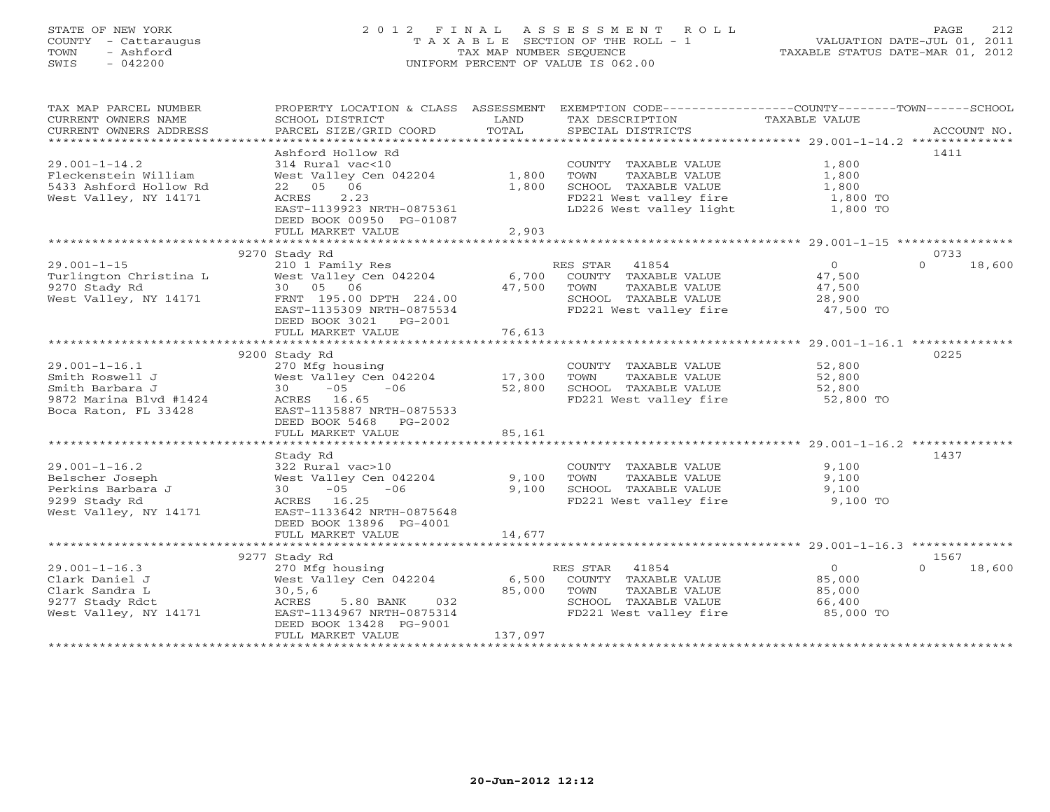STATE OF NEW YORK
COUNTY - Cattaraugus
TOWN - Ashford
SWIS - 042200

2012 FINAL ASSESSMENT ROLL
TAXABLE SECTION OF THE ROLL - 1
TAX MAP NUMBER SEQUENCE
UNIFORM PERCENT OF VALUE IS 062.00

VALUATION DATE-JUL 01, 2011
TAXABLE STATUS DATE-MAR 01, 2012

| TAX MAP PARCEL NUMBER / CURRENT OWNERS NAME / CURRENT OWNERS ADDRESS | PROPERTY LOCATION & CLASS / SCHOOL DISTRICT / PARCEL SIZE/GRID COORD | ASSESSMENT LAND / TOTAL | EXEMPTION CODE / TAX DESCRIPTION / SPECIAL DISTRICTS | COUNTY / TOWN / SCHOOL TAXABLE VALUE | ACCOUNT NO. |
|---|---|---|---|---|---|
| 29.001-1-14.2 | Ashford Hollow Rd | | | | 1411 |
| Fleckenstein William | 314 Rural vac<10 | | COUNTY TAXABLE VALUE | 1,800 | |
| 5433 Ashford Hollow Rd | West Valley Cen 042204 | 1,800 | TOWN TAXABLE VALUE | 1,800 | |
| West Valley, NY 14171 | 22 05 06 | 1,800 | SCHOOL TAXABLE VALUE | 1,800 | |
| | ACRES 2.23 | | FD221 West valley fire | 1,800 TO | |
| | EAST-1139923 NRTH-0875361 | | LD226 West valley light | 1,800 TO | |
| | DEED BOOK 00950 PG-01087 | | | | |
| | FULL MARKET VALUE | 2,903 | | | |
| 29.001-1-15 | 9270 Stady Rd | | | | 0733 |
| Turlington Christina L | 210 1 Family Res | | RES STAR 41854 | 0 / 0 / 18,600 | |
| 9270 Stady Rd | West Valley Cen 042204 | 6,700 | COUNTY TAXABLE VALUE | 47,500 | |
| West Valley, NY 14171 | 30 05 06 | 47,500 | TOWN TAXABLE VALUE | 47,500 | |
| | FRNT 195.00 DPTH 224.00 | | SCHOOL TAXABLE VALUE | 28,900 | |
| | EAST-1135309 NRTH-0875534 | | FD221 West valley fire | 47,500 TO | |
| | DEED BOOK 3021 PG-2001 | | | | |
| | FULL MARKET VALUE | 76,613 | | | |
| 29.001-1-16.1 | 9200 Stady Rd | | | | 0225 |
| Smith Roswell J | 270 Mfg housing | | COUNTY TAXABLE VALUE | 52,800 | |
| Smith Barbara J | West Valley Cen 042204 | 17,300 | TOWN TAXABLE VALUE | 52,800 | |
| 9872 Marina Blvd #1424 | 30 -05 -06 | 52,800 | SCHOOL TAXABLE VALUE | 52,800 | |
| Boca Raton, FL 33428 | ACRES 16.65 | | FD221 West valley fire | 52,800 TO | |
| | EAST-1135887 NRTH-0875533 | | | | |
| | DEED BOOK 5468 PG-2002 | | | | |
| | FULL MARKET VALUE | 85,161 | | | |
| 29.001-1-16.2 | Stady Rd | | | | 1437 |
| Belscher Joseph | 322 Rural vac>10 | | COUNTY TAXABLE VALUE | 9,100 | |
| Perkins Barbara J | West Valley Cen 042204 | 9,100 | TOWN TAXABLE VALUE | 9,100 | |
| 9299 Stady Rd | 30 -05 -06 | 9,100 | SCHOOL TAXABLE VALUE | 9,100 | |
| West Valley, NY 14171 | ACRES 16.25 | | FD221 West valley fire | 9,100 TO | |
| | EAST-1133642 NRTH-0875648 | | | | |
| | DEED BOOK 13896 PG-4001 | | | | |
| | FULL MARKET VALUE | 14,677 | | | |
| 29.001-1-16.3 | 9277 Stady Rd | | | | 1567 |
| Clark Daniel J | 270 Mfg housing | | RES STAR 41854 | 0 / 0 / 18,600 | |
| Clark Sandra L | West Valley Cen 042204 | 6,500 | COUNTY TAXABLE VALUE | 85,000 | |
| 9277 Stady Rdct | 30,5,6 | 85,000 | TOWN TAXABLE VALUE | 85,000 | |
| West Valley, NY 14171 | ACRES 5.80 BANK 032 | | SCHOOL TAXABLE VALUE | 66,400 | |
| | EAST-1134967 NRTH-0875314 | | FD221 West valley fire | 85,000 TO | |
| | DEED BOOK 13428 PG-9001 | | | | |
| | FULL MARKET VALUE | 137,097 | | | |

20-Jun-2012 12:12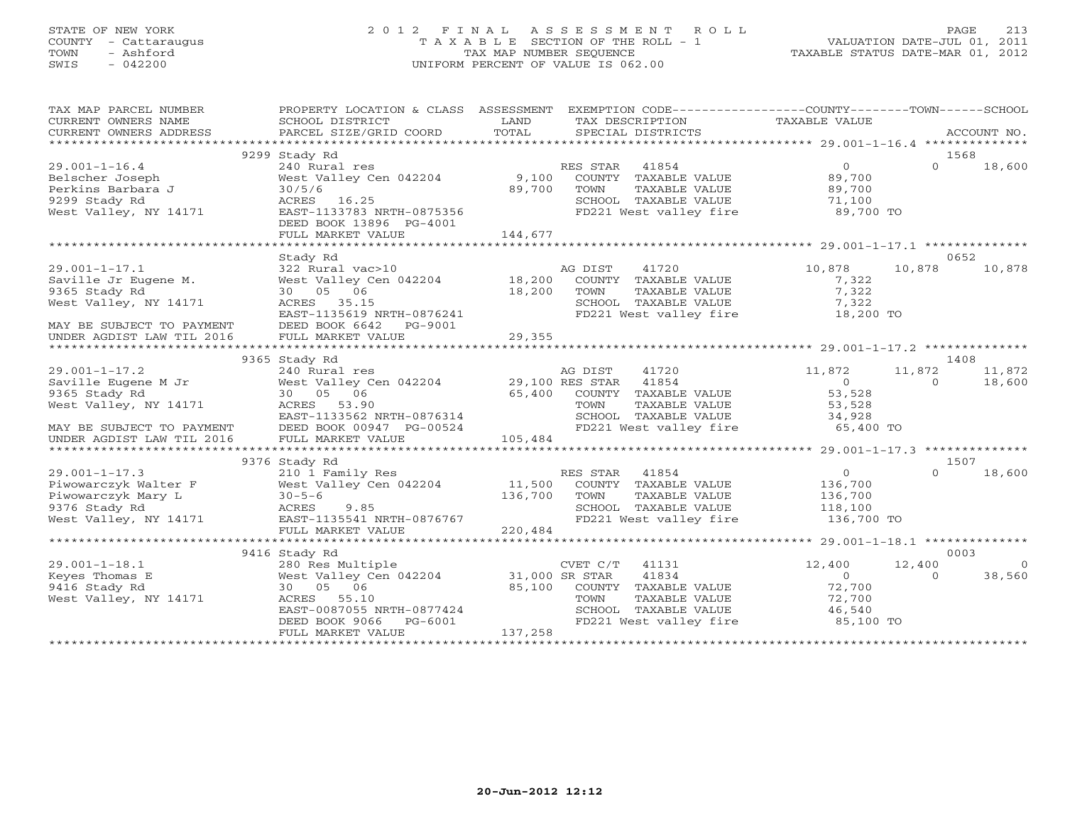STATE OF NEW YORK
COUNTY - Cattaraugus
TOWN - Ashford
SWIS - 042200

# 2012 FINAL ASSESSMENT ROLL
TAXABLE SECTION OF THE ROLL - 1
TAX MAP NUMBER SEQUENCE
UNIFORM PERCENT OF VALUE IS 062.00

VALUATION DATE-JUL 01, 2011
TAXABLE STATUS DATE-MAR 01, 2012

| TAX MAP PARCEL NUMBER / CURRENT OWNERS NAME / CURRENT OWNERS ADDRESS | PROPERTY LOCATION & CLASS / SCHOOL DISTRICT / PARCEL SIZE/GRID COORD | ASSESSMENT LAND / TOTAL | EXEMPTION CODE / TAX DESCRIPTION / SPECIAL DISTRICTS | COUNTY TAXABLE VALUE | TOWN | SCHOOL / ACCOUNT NO. |
|---|---|---|---|---|---|---|
| **29.001-1-16.4** | 9299 Stady Rd | | | | | 1568 |
| 29.001-1-16.4 | 240 Rural res | | RES STAR 41854 | 0 | 0 | 18,600 |
| Belscher Joseph | West Valley Cen 042204 | 9,100 | COUNTY TAXABLE VALUE | 89,700 | | |
| Perkins Barbara J | 30/5/6 | 89,700 | TOWN TAXABLE VALUE | 89,700 | | |
| 9299 Stady Rd | ACRES 16.25 | | SCHOOL TAXABLE VALUE | 71,100 | | |
| West Valley, NY 14171 | EAST-1133783 NRTH-0875356 | | FD221 West valley fire | 89,700 TO | | |
| | DEED BOOK 13896 PG-4001 | | | | | |
| | FULL MARKET VALUE | 144,677 | | | | |
| **29.001-1-17.1** | Stady Rd | | | | | 0652 |
| 29.001-1-17.1 | 322 Rural vac>10 | | AG DIST 41720 | 10,878 | 10,878 | 10,878 |
| Saville Jr Eugene M. | West Valley Cen 042204 | 18,200 | COUNTY TAXABLE VALUE | 7,322 | | |
| 9365 Stady Rd | 30 05 06 | 18,200 | TOWN TAXABLE VALUE | 7,322 | | |
| West Valley, NY 14171 | ACRES 35.15 | | SCHOOL TAXABLE VALUE | 7,322 | | |
| | EAST-1135619 NRTH-0876241 | | FD221 West valley fire | 18,200 TO | | |
| MAY BE SUBJECT TO PAYMENT | DEED BOOK 6642 PG-9001 | | | | | |
| UNDER AGDIST LAW TIL 2016 | FULL MARKET VALUE | 29,355 | | | | |
| **29.001-1-17.2** | 9365 Stady Rd | | | | | 1408 |
| 29.001-1-17.2 | 240 Rural res | | AG DIST 41720 | 11,872 | 11,872 | 11,872 |
| Saville Eugene M Jr | West Valley Cen 042204 | 29,100 | RES STAR 41854 | 0 | 0 | 18,600 |
| 9365 Stady Rd | 30 05 06 | 65,400 | COUNTY TAXABLE VALUE | 53,528 | | |
| West Valley, NY 14171 | ACRES 53.90 | | TOWN TAXABLE VALUE | 53,528 | | |
| | EAST-1133562 NRTH-0876314 | | SCHOOL TAXABLE VALUE | 34,928 | | |
| MAY BE SUBJECT TO PAYMENT | DEED BOOK 00947 PG-00524 | | FD221 West valley fire | 65,400 TO | | |
| UNDER AGDIST LAW TIL 2016 | FULL MARKET VALUE | 105,484 | | | | |
| **29.001-1-17.3** | 9376 Stady Rd | | | | | 1507 |
| 29.001-1-17.3 | 210 1 Family Res | | RES STAR 41854 | 0 | 0 | 18,600 |
| Piwowarczyk Walter F | West Valley Cen 042204 | 11,500 | COUNTY TAXABLE VALUE | 136,700 | | |
| Piwowarczyk Mary L | 30-5-6 | 136,700 | TOWN TAXABLE VALUE | 136,700 | | |
| 9376 Stady Rd | ACRES 9.85 | | SCHOOL TAXABLE VALUE | 118,100 | | |
| West Valley, NY 14171 | EAST-1135541 NRTH-0876767 | | FD221 West valley fire | 136,700 TO | | |
| | FULL MARKET VALUE | 220,484 | | | | |
| **29.001-1-18.1** | 9416 Stady Rd | | | | | 0003 |
| 29.001-1-18.1 | 280 Res Multiple | | CVET C/T 41131 | 12,400 | 12,400 | 0 |
| Keyes Thomas E | West Valley Cen 042204 | 31,000 | SR STAR 41834 | 0 | 0 | 38,560 |
| 9416 Stady Rd | 30 05 06 | 85,100 | COUNTY TAXABLE VALUE | 72,700 | | |
| West Valley, NY 14171 | ACRES 55.10 | | TOWN TAXABLE VALUE | 72,700 | | |
| | EAST-0087055 NRTH-0877424 | | SCHOOL TAXABLE VALUE | 46,540 | | |
| | DEED BOOK 9066 PG-6001 | | FD221 West valley fire | 85,100 TO | | |
| | FULL MARKET VALUE | 137,258 | | | | |

20-Jun-2012 12:12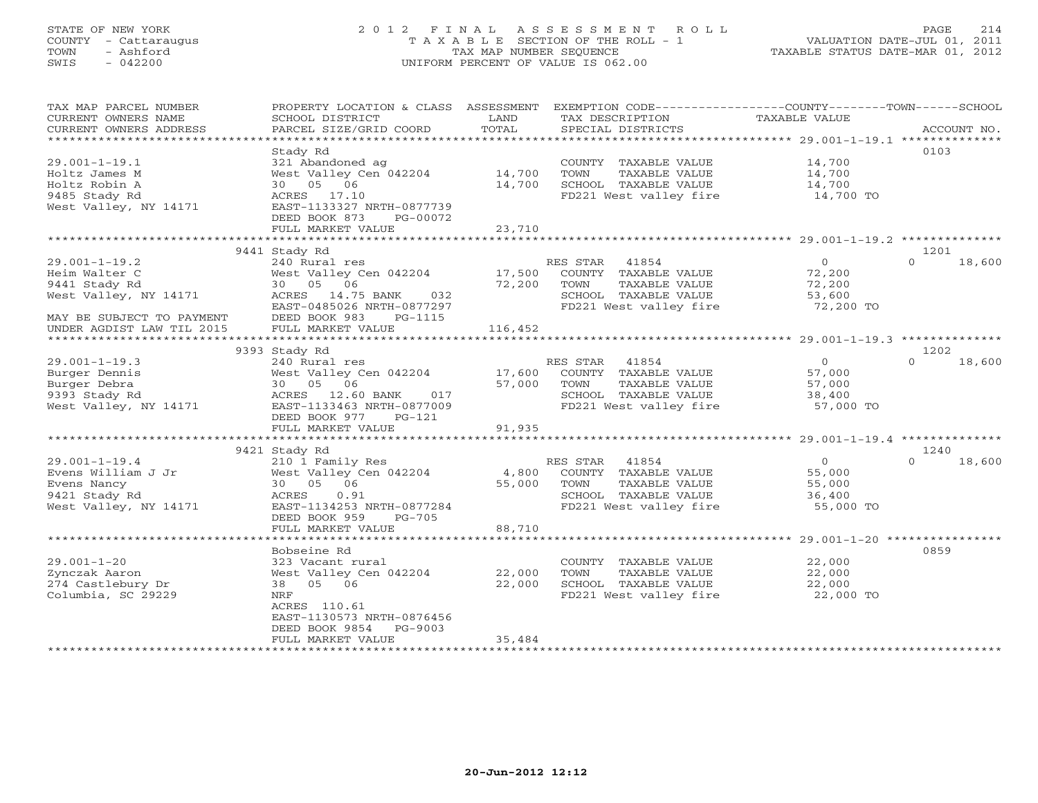STATE OF NEW YORK
COUNTY - Cattaraugus
TOWN - Ashford
SWIS - 042200

# 2012 FINAL ASSESSMENT ROLL
TAXABLE SECTION OF THE ROLL - 1
TAX MAP NUMBER SEQUENCE
UNIFORM PERCENT OF VALUE IS 062.00

VALUATION DATE-JUL 01, 2011
TAXABLE STATUS DATE-MAR 01, 2012

| TAX MAP PARCEL NUMBER / CURRENT OWNERS NAME / CURRENT OWNERS ADDRESS | PROPERTY LOCATION & CLASS / SCHOOL DISTRICT / PARCEL SIZE/GRID COORD | ASSESSMENT LAND / TOTAL | EXEMPTION CODE / TAX DESCRIPTION / SPECIAL DISTRICTS | COUNTY TAXABLE VALUE | TOWN | SCHOOL / ACCOUNT NO. |
|---|---|---|---|---|---|---|
| **29.001-1-19.1** | Stady Rd | | | | | 0103 |
| 29.001-1-19.1 | 321 Abandoned ag | | COUNTY TAXABLE VALUE | 14,700 | | |
| Holtz James M | West Valley Cen 042204 | 14,700 | TOWN TAXABLE VALUE | 14,700 | | |
| Holtz Robin A | 30 05 06 | 14,700 | SCHOOL TAXABLE VALUE | 14,700 | | |
| 9485 Stady Rd | ACRES 17.10 | | FD221 West valley fire | 14,700 TO | | |
| West Valley, NY 14171 | EAST-1133327 NRTH-0877739 | | | | | |
| | DEED BOOK 873 PG-00072 | | | | | |
| | FULL MARKET VALUE | 23,710 | | | | |
| **29.001-1-19.2** | 9441 Stady Rd | | | | | 1201 |
| 29.001-1-19.2 | 240 Rural res | | RES STAR 41854 | 0 | 0 | 18,600 |
| Heim Walter C | West Valley Cen 042204 | 17,500 | COUNTY TAXABLE VALUE | 72,200 | | |
| 9441 Stady Rd | 30 05 06 | 72,200 | TOWN TAXABLE VALUE | 72,200 | | |
| West Valley, NY 14171 | ACRES 14.75 BANK 032 | | SCHOOL TAXABLE VALUE | 53,600 | | |
| | EAST-0485026 NRTH-0877297 | | FD221 West valley fire | 72,200 TO | | |
| MAY BE SUBJECT TO PAYMENT | DEED BOOK 983 PG-1115 | | | | | |
| UNDER AGDIST LAW TIL 2015 | FULL MARKET VALUE | 116,452 | | | | |
| **29.001-1-19.3** | 9393 Stady Rd | | | | | 1202 |
| 29.001-1-19.3 | 240 Rural res | | RES STAR 41854 | 0 | 0 | 18,600 |
| Burger Dennis | West Valley Cen 042204 | 17,600 | COUNTY TAXABLE VALUE | 57,000 | | |
| Burger Debra | 30 05 06 | 57,000 | TOWN TAXABLE VALUE | 57,000 | | |
| 9393 Stady Rd | ACRES 12.60 BANK 017 | | SCHOOL TAXABLE VALUE | 38,400 | | |
| West Valley, NY 14171 | EAST-1133463 NRTH-0877009 | | FD221 West valley fire | 57,000 TO | | |
| | DEED BOOK 977 PG-121 | | | | | |
| | FULL MARKET VALUE | 91,935 | | | | |
| **29.001-1-19.4** | 9421 Stady Rd | | | | | 1240 |
| 29.001-1-19.4 | 210 1 Family Res | | RES STAR 41854 | 0 | 0 | 18,600 |
| Evens William J Jr | West Valley Cen 042204 | 4,800 | COUNTY TAXABLE VALUE | 55,000 | | |
| Evens Nancy | 30 05 06 | 55,000 | TOWN TAXABLE VALUE | 55,000 | | |
| 9421 Stady Rd | ACRES 0.91 | | SCHOOL TAXABLE VALUE | 36,400 | | |
| West Valley, NY 14171 | EAST-1134253 NRTH-0877284 | | FD221 West valley fire | 55,000 TO | | |
| | DEED BOOK 959 PG-705 | | | | | |
| | FULL MARKET VALUE | 88,710 | | | | |
| **29.001-1-20** | Bobseine Rd | | | | | 0859 |
| 29.001-1-20 | 323 Vacant rural | | COUNTY TAXABLE VALUE | 22,000 | | |
| Zynczak Aaron | West Valley Cen 042204 | 22,000 | TOWN TAXABLE VALUE | 22,000 | | |
| 274 Castlebury Dr | 38 05 06 | 22,000 | SCHOOL TAXABLE VALUE | 22,000 | | |
| Columbia, SC 29229 | NRF | | FD221 West valley fire | 22,000 TO | | |
| | ACRES 110.61 | | | | | |
| | EAST-1130573 NRTH-0876456 | | | | | |
| | DEED BOOK 9854 PG-9003 | | | | | |
| | FULL MARKET VALUE | 35,484 | | | | |

20-Jun-2012 12:12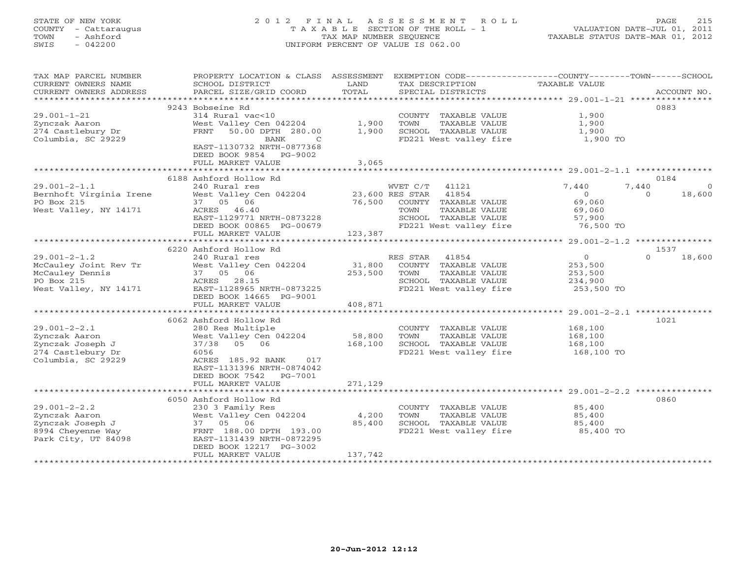STATE OF NEW YORK
COUNTY - Cattaraugus
TOWN - Ashford
SWIS - 042200

2012 FINAL ASSESSMENT ROLL
TAXABLE SECTION OF THE ROLL - 1
TAX MAP NUMBER SEQUENCE
UNIFORM PERCENT OF VALUE IS 062.00

VALUATION DATE-JUL 01, 2011
TAXABLE STATUS DATE-MAR 01, 2012

| TAX MAP PARCEL NUMBER / CURRENT OWNERS NAME / CURRENT OWNERS ADDRESS | PROPERTY LOCATION & CLASS / SCHOOL DISTRICT / PARCEL SIZE/GRID COORD | ASSESSMENT LAND / TOTAL | EXEMPTION CODE / TAX DESCRIPTION / SPECIAL DISTRICTS | COUNTY TAXABLE VALUE | TOWN | SCHOOL | ACCOUNT NO. |
|---|---|---|---|---|---|---|---|
| | 9243 Bobseine Rd | | | | | | 0883 |
| 29.001-1-21 | 314 Rural vac<10 | | COUNTY TAXABLE VALUE | 1,900 | | | |
| Zynczak Aaron | West Valley Cen 042204 | 1,900 | TOWN TAXABLE VALUE | 1,900 | | | |
| 274 Castlebury Dr | FRNT 50.00 DPTH 280.00 | 1,900 | SCHOOL TAXABLE VALUE | 1,900 | | | |
| Columbia, SC 29229 | BANK C | | FD221 West valley fire | 1,900 TO | | | |
| | EAST-1130732 NRTH-0877368 | | | | | | |
| | DEED BOOK 9854 PG-9002 | | | | | | |
| | FULL MARKET VALUE | 3,065 | | | | | |
| | 6188 Ashford Hollow Rd | | | | | | 0184 |
| 29.001-2-1.1 | 240 Rural res | | WVET C/T 41121 | 7,440 | 7,440 | 0 | |
| Bernhoft Virginia Irene | West Valley Cen 042204 | 23,600 | RES STAR 41854 | 0 | 0 | 18,600 | |
| PO Box 215 | 37 05 06 | 76,500 | COUNTY TAXABLE VALUE | 69,060 | | | |
| West Valley, NY 14171 | ACRES 46.40 | | TOWN TAXABLE VALUE | 69,060 | | | |
| | EAST-1129771 NRTH-0873228 | | SCHOOL TAXABLE VALUE | 57,900 | | | |
| | DEED BOOK 00865 PG-00679 | | FD221 West valley fire | 76,500 TO | | | |
| | FULL MARKET VALUE | 123,387 | | | | | |
| | 6220 Ashford Hollow Rd | | | | | | 1537 |
| 29.001-2-1.2 | 240 Rural res | | RES STAR 41854 | 0 | 0 | 18,600 | |
| McCauley Joint Rev Tr | West Valley Cen 042204 | 31,800 | COUNTY TAXABLE VALUE | 253,500 | | | |
| McCauley Dennis | 37 05 06 | 253,500 | TOWN TAXABLE VALUE | 253,500 | | | |
| PO Box 215 | ACRES 28.15 | | SCHOOL TAXABLE VALUE | 234,900 | | | |
| West Valley, NY 14171 | EAST-1128965 NRTH-0873225 | | FD221 West valley fire | 253,500 TO | | | |
| | DEED BOOK 14665 PG-9001 | | | | | | |
| | FULL MARKET VALUE | 408,871 | | | | | |
| | 6062 Ashford Hollow Rd | | | | | | 1021 |
| 29.001-2-2.1 | 280 Res Multiple | | COUNTY TAXABLE VALUE | 168,100 | | | |
| Zynczak Aaron | West Valley Cen 042204 | 58,800 | TOWN TAXABLE VALUE | 168,100 | | | |
| Zynczak Joseph J | 37/38 05 06 | 168,100 | SCHOOL TAXABLE VALUE | 168,100 | | | |
| 274 Castlebury Dr | 6056 | | FD221 West valley fire | 168,100 TO | | | |
| Columbia, SC 29229 | ACRES 185.92 BANK 017 | | | | | | |
| | EAST-1131396 NRTH-0874042 | | | | | | |
| | DEED BOOK 7542 PG-7001 | | | | | | |
| | FULL MARKET VALUE | 271,129 | | | | | |
| | 6050 Ashford Hollow Rd | | | | | | 0860 |
| 29.001-2-2.2 | 230 3 Family Res | | COUNTY TAXABLE VALUE | 85,400 | | | |
| Zynczak Aaron | West Valley Cen 042204 | 4,200 | TOWN TAXABLE VALUE | 85,400 | | | |
| Zynczak Joseph J | 37 05 06 | 85,400 | SCHOOL TAXABLE VALUE | 85,400 | | | |
| 8994 Cheyenne Way | FRNT 188.00 DPTH 193.00 | | FD221 West valley fire | 85,400 TO | | | |
| Park City, UT 84098 | EAST-1131439 NRTH-0872295 | | | | | | |
| | DEED BOOK 12217 PG-3002 | | | | | | |
| | FULL MARKET VALUE | 137,742 | | | | | |

20-Jun-2012 12:12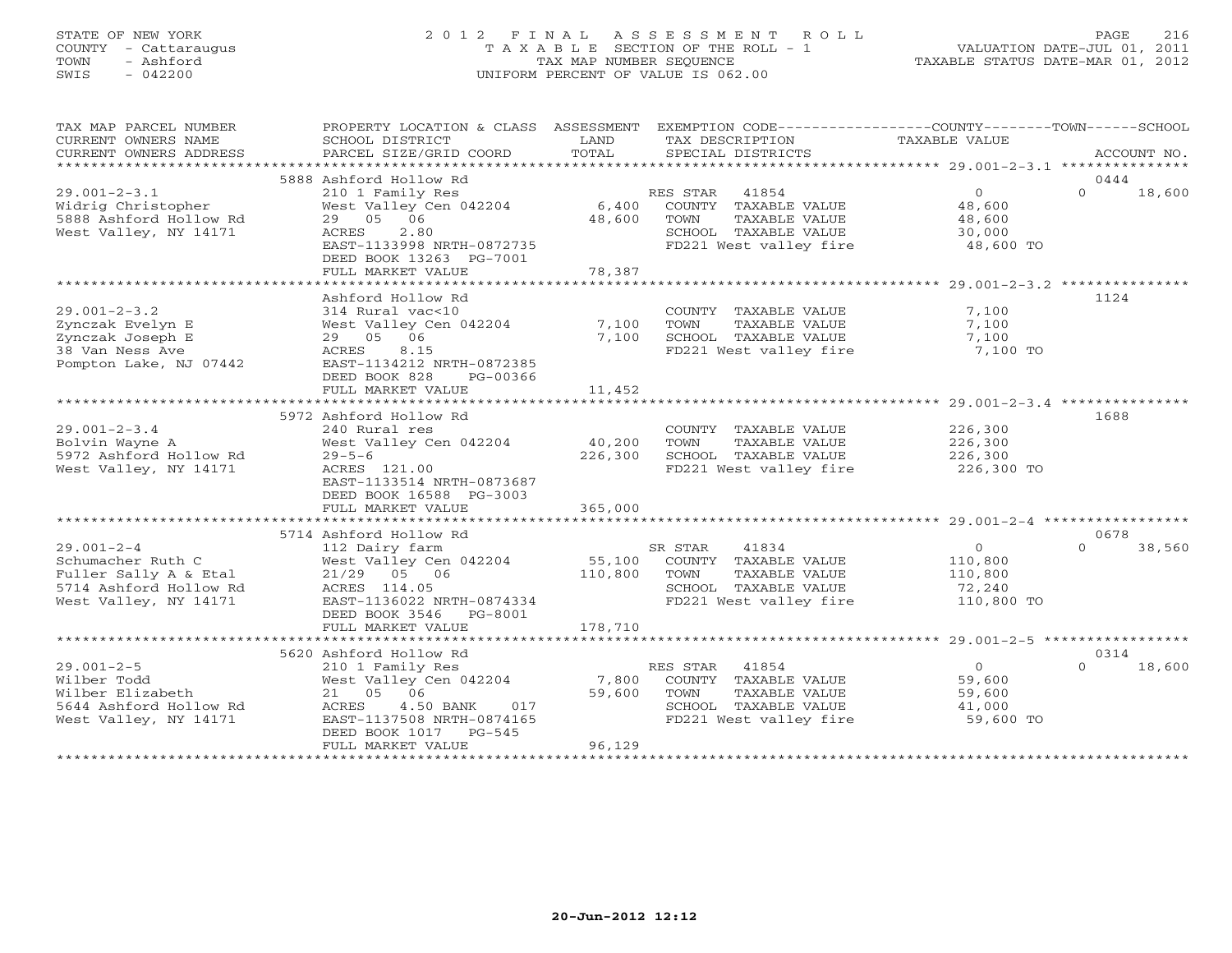STATE OF NEW YORK
COUNTY - Cattaraugus
TOWN - Ashford
SWIS - 042200

# 2012 FINAL ASSESSMENT ROLL

TAXABLE SECTION OF THE ROLL - 1
TAX MAP NUMBER SEQUENCE
UNIFORM PERCENT OF VALUE IS 062.00

VALUATION DATE-JUL 01, 2011
TAXABLE STATUS DATE-MAR 01, 2012

```
TAX MAP PARCEL NUMBER      PROPERTY LOCATION & CLASS  ASSESSMENT  EXEMPTION CODE------------------COUNTY--------TOWN------SCHOOL
CURRENT OWNERS NAME        SCHOOL DISTRICT               LAND      TAX DESCRIPTION              TAXABLE VALUE
CURRENT OWNERS ADDRESS     PARCEL SIZE/GRID COORD        TOTAL     SPECIAL DISTRICTS                                 ACCOUNT NO.
******************************************************************************************************* 29.001-2-3.1 ***************
                          5888 Ashford Hollow Rd                                                                      0444
29.001-2-3.1               210 1 Family Res                      RES STAR   41854               0             0     18,600
Widrig Christopher         West Valley Cen 042204      6,400    COUNTY  TAXABLE VALUE         48,600
5888 Ashford Hollow Rd     29  05  06                 48,600    TOWN    TAXABLE VALUE         48,600
West Valley, NY 14171      ACRES     2.80                       SCHOOL  TAXABLE VALUE         30,000
                           EAST-1133998 NRTH-0872735            FD221 West valley fire         48,600 TO
                           DEED BOOK 13263  PG-7001
                           FULL MARKET VALUE          78,387
******************************************************************************************************* 29.001-2-3.2 ***************
                           Ashford Hollow Rd                                                                          1124
29.001-2-3.2               314 Rural vac<10                     COUNTY  TAXABLE VALUE          7,100
Zynczak Evelyn E           West Valley Cen 042204      7,100    TOWN    TAXABLE VALUE          7,100
Zynczak Joseph E           29  05  06                  7,100    SCHOOL  TAXABLE VALUE          7,100
38 Van Ness Ave            ACRES     8.15                       FD221 West valley fire          7,100 TO
Pompton Lake, NJ 07442     EAST-1134212 NRTH-0872385
                           DEED BOOK 828     PG-00366
                           FULL MARKET VALUE          11,452
******************************************************************************************************* 29.001-2-3.4 ***************
                          5972 Ashford Hollow Rd                                                                      1688
29.001-2-3.4               240 Rural res                        COUNTY  TAXABLE VALUE        226,300
Bolvin Wayne A             West Valley Cen 042204     40,200    TOWN    TAXABLE VALUE        226,300
5972 Ashford Hollow Rd     29-5-6                    226,300    SCHOOL  TAXABLE VALUE        226,300
West Valley, NY 14171      ACRES   121.00                       FD221 West valley fire        226,300 TO
                           EAST-1133514 NRTH-0873687
                           DEED BOOK 16588  PG-3003
                           FULL MARKET VALUE         365,000
******************************************************************************************************* 29.001-2-4 *****************
                          5714 Ashford Hollow Rd                                                                      0678
29.001-2-4                 112 Dairy farm                        SR STAR    41834               0             0     38,560
Schumacher Ruth C          West Valley Cen 042204     55,100    COUNTY  TAXABLE VALUE        110,800
Fuller Sally A & Etal      21/29  05  06             110,800    TOWN    TAXABLE VALUE        110,800
5714 Ashford Hollow Rd     ACRES   114.05                       SCHOOL  TAXABLE VALUE         72,240
West Valley, NY 14171      EAST-1136022 NRTH-0874334            FD221 West valley fire        110,800 TO
                           DEED BOOK 3546    PG-8001
                           FULL MARKET VALUE         178,710
******************************************************************************************************* 29.001-2-5 *****************
                          5620 Ashford Hollow Rd                                                                      0314
29.001-2-5                 210 1 Family Res                      RES STAR   41854               0             0     18,600
Wilber Todd                West Valley Cen 042204      7,800    COUNTY  TAXABLE VALUE         59,600
Wilber Elizabeth           21  05  06                 59,600    TOWN    TAXABLE VALUE         59,600
5644 Ashford Hollow Rd     ACRES     4.50 BANK    017           SCHOOL  TAXABLE VALUE         41,000
West Valley, NY 14171      EAST-1137508 NRTH-0874165            FD221 West valley fire         59,600 TO
                           DEED BOOK 1017    PG-545
                           FULL MARKET VALUE          96,129
************************************************************************************************************************************
```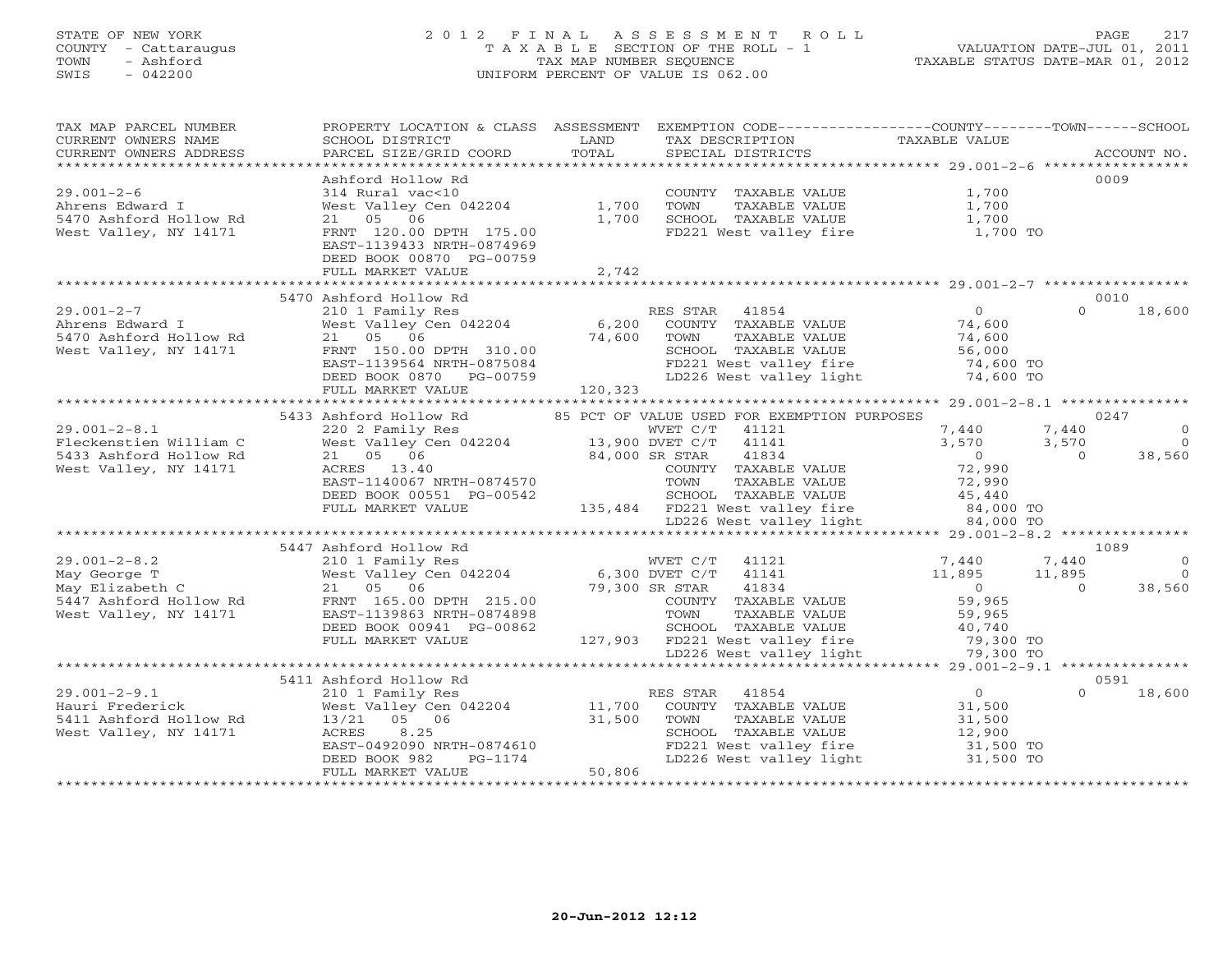STATE OF NEW YORK
COUNTY - Cattaraugus
TOWN - Ashford
SWIS - 042200

# 2012 FINAL ASSESSMENT ROLL
TAXABLE SECTION OF THE ROLL - 1
TAX MAP NUMBER SEQUENCE
UNIFORM PERCENT OF VALUE IS 062.00

VALUATION DATE-JUL 01, 2011
TAXABLE STATUS DATE-MAR 01, 2012

```
TAX MAP PARCEL NUMBER     PROPERTY LOCATION & CLASS  ASSESSMENT  EXEMPTION CODE------------------COUNTY--------TOWN------SCHOOL
CURRENT OWNERS NAME       SCHOOL DISTRICT               LAND      TAX DESCRIPTION            TAXABLE VALUE
CURRENT OWNERS ADDRESS    PARCEL SIZE/GRID COORD       TOTAL      SPECIAL DISTRICTS                                   ACCOUNT NO.
******************************************************************************************* 29.001-2-6 *****************
                          Ashford Hollow Rd                                                                            0009
29.001-2-6                314 Rural vac<10                        COUNTY  TAXABLE VALUE          1,700
Ahrens Edward I           West Valley Cen 042204       1,700      TOWN    TAXABLE VALUE          1,700
5470 Ashford Hollow Rd    21   05   06                 1,700      SCHOOL  TAXABLE VALUE          1,700
West Valley, NY 14171     FRNT 120.00 DPTH 175.00                 FD221 West valley fire          1,700 TO
                          EAST-1139433 NRTH-0874969
                          DEED BOOK 00870 PG-00759
                          FULL MARKET VALUE            2,742
******************************************************************************************* 29.001-2-7 *****************
                          5470 Ashford Hollow Rd                                                                       0010
29.001-2-7                210 1 Family Res                        RES STAR  41854                  0             0    18,600
Ahrens Edward I           West Valley Cen 042204       6,200      COUNTY  TAXABLE VALUE         74,600
5470 Ashford Hollow Rd    21   05   06                74,600      TOWN    TAXABLE VALUE         74,600
West Valley, NY 14171     FRNT 150.00 DPTH 310.00                 SCHOOL  TAXABLE VALUE         56,000
                          EAST-1139564 NRTH-0875084               FD221 West valley fire         74,600 TO
                          DEED BOOK 0870   PG-00759               LD226 West valley light        74,600 TO
                          FULL MARKET VALUE          120,323
******************************************************************************************* 29.001-2-8.1 ***************
                          5433 Ashford Hollow Rd      85 PCT OF VALUE USED FOR EXEMPTION PURPOSES                     0247
29.001-2-8.1              220 2 Family Res                        WVET C/T  41121              7,440         7,440         0
Fleckenstien William C    West Valley Cen 042204     13,900 DVET C/T  41141                    3,570         3,570         0
5433 Ashford Hollow Rd    21   05   06                84,000 SR STAR   41834                       0             0    38,560
West Valley, NY 14171     ACRES  13.40                            COUNTY  TAXABLE VALUE         72,990
                          EAST-1140067 NRTH-0874570               TOWN    TAXABLE VALUE         72,990
                          DEED BOOK 00551 PG-00542                SCHOOL  TAXABLE VALUE         45,440
                          FULL MARKET VALUE          135,484      FD221 West valley fire         84,000 TO
                                                                  LD226 West valley light        84,000 TO
******************************************************************************************* 29.001-2-8.2 ***************
                          5447 Ashford Hollow Rd                                                                       1089
29.001-2-8.2              210 1 Family Res                        WVET C/T  41121              7,440         7,440         0
May George T              West Valley Cen 042204      6,300 DVET C/T  41141                   11,895        11,895         0
May Elizabeth C           21   05   06                79,300 SR STAR   41834                       0             0    38,560
5447 Ashford Hollow Rd    FRNT 165.00 DPTH 215.00                 COUNTY  TAXABLE VALUE         59,965
West Valley, NY 14171     EAST-1139863 NRTH-0874898               TOWN    TAXABLE VALUE         59,965
                          DEED BOOK 00941 PG-00862                SCHOOL  TAXABLE VALUE         40,740
                          FULL MARKET VALUE          127,903      FD221 West valley fire         79,300 TO
                                                                  LD226 West valley light        79,300 TO
******************************************************************************************* 29.001-2-9.1 ***************
                          5411 Ashford Hollow Rd                                                                       0591
29.001-2-9.1              210 1 Family Res                        RES STAR  41854                  0             0    18,600
Hauri Frederick           West Valley Cen 042204      11,700      COUNTY  TAXABLE VALUE         31,500
5411 Ashford Hollow Rd    13/21   05   06             31,500      TOWN    TAXABLE VALUE         31,500
West Valley, NY 14171     ACRES    8.25                           SCHOOL  TAXABLE VALUE         12,900
                          EAST-0492090 NRTH-0874610               FD221 West valley fire         31,500 TO
                          DEED BOOK 982    PG-1174                LD226 West valley light        31,500 TO
                          FULL MARKET VALUE           50,806
*************************************************************************************************************************
```

20-Jun-2012 12:12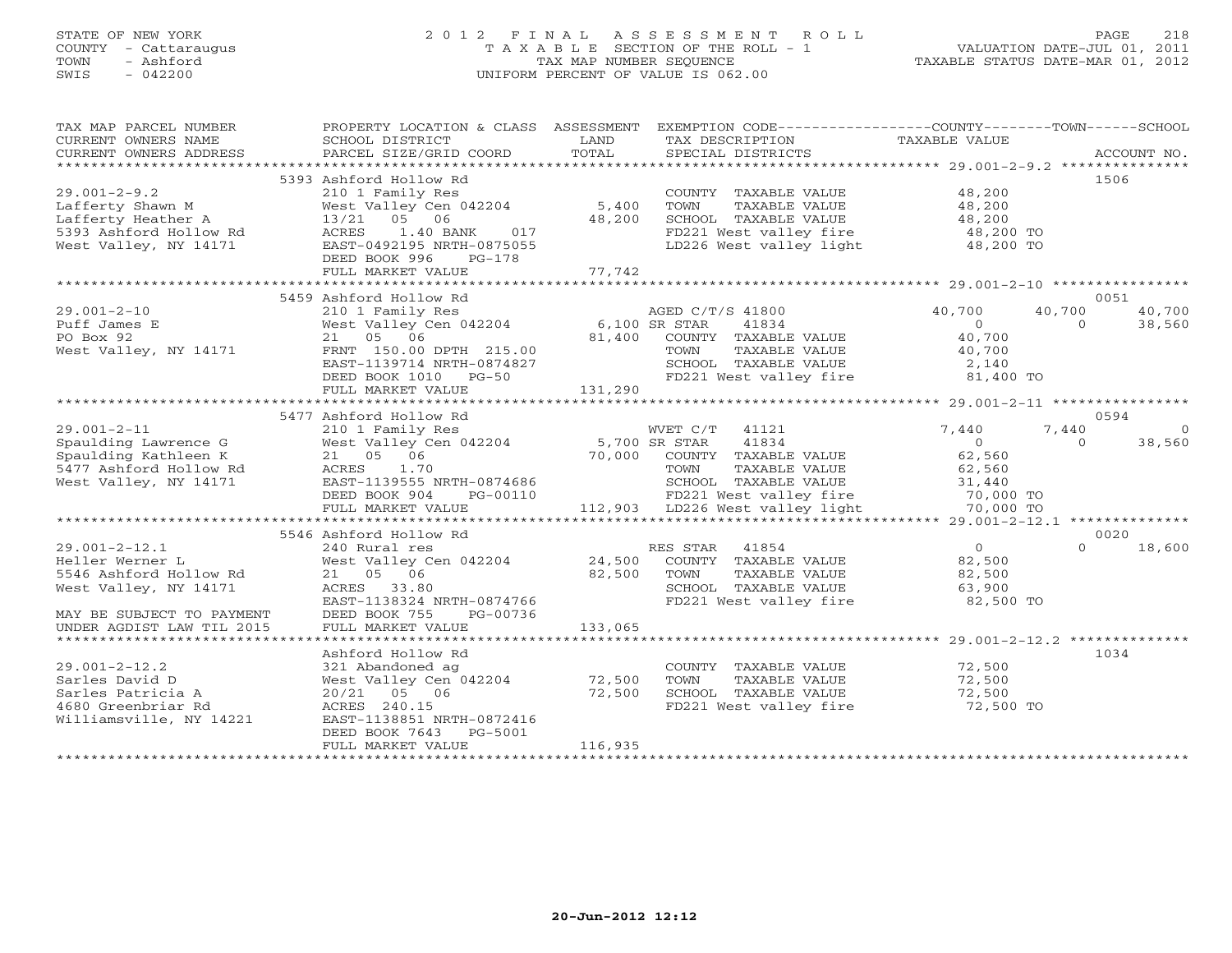STATE OF NEW YORK
COUNTY - Cattaraugus
TOWN - Ashford
SWIS - 042200

# 2012 FINAL ASSESSMENT ROLL

TAXABLE SECTION OF THE ROLL - 1
TAX MAP NUMBER SEQUENCE
UNIFORM PERCENT OF VALUE IS 062.00

VALUATION DATE-JUL 01, 2011
TAXABLE STATUS DATE-MAR 01, 2012

| TAX MAP PARCEL NUMBER / CURRENT OWNERS NAME / CURRENT OWNERS ADDRESS | PROPERTY LOCATION & CLASS / SCHOOL DISTRICT / PARCEL SIZE/GRID COORD | ASSESSMENT LAND / TOTAL | EXEMPTION CODE / TAX DESCRIPTION / SPECIAL DISTRICTS | COUNTY TAXABLE VALUE | TOWN | SCHOOL / ACCOUNT NO. |
|---|---|---|---|---|---|---|
| | 5393 Ashford Hollow Rd | | | | | 1506 |
| 29.001-2-9.2 | 210 1 Family Res | | COUNTY TAXABLE VALUE | 48,200 | | |
| Lafferty Shawn M | West Valley Cen 042204 | 5,400 | TOWN TAXABLE VALUE | 48,200 | | |
| Lafferty Heather A | 13/21 05 06 | 48,200 | SCHOOL TAXABLE VALUE | 48,200 | | |
| 5393 Ashford Hollow Rd | ACRES 1.40 BANK 017 | | FD221 West valley fire | 48,200 TO | | |
| West Valley, NY 14171 | EAST-0492195 NRTH-0875055 | | LD226 West valley light | 48,200 TO | | |
| | DEED BOOK 996 PG-178 | | | | | |
| | FULL MARKET VALUE | 77,742 | | | | |
| | 5459 Ashford Hollow Rd | | | | | 0051 |
| 29.001-2-10 | 210 1 Family Res | | AGED C/T/S 41800 | 40,700 | 40,700 | 40,700 |
| Puff James E | West Valley Cen 042204 | 6,100 | SR STAR 41834 | 0 | 0 | 38,560 |
| PO Box 92 | 21 05 06 | 81,400 | COUNTY TAXABLE VALUE | 40,700 | | |
| West Valley, NY 14171 | FRNT 150.00 DPTH 215.00 | | TOWN TAXABLE VALUE | 40,700 | | |
| | EAST-1139714 NRTH-0874827 | | SCHOOL TAXABLE VALUE | 2,140 | | |
| | DEED BOOK 1010 PG-50 | | FD221 West valley fire | 81,400 TO | | |
| | FULL MARKET VALUE | 131,290 | | | | |
| | 5477 Ashford Hollow Rd | | | | | 0594 |
| 29.001-2-11 | 210 1 Family Res | | WVET C/T 41121 | 7,440 | 7,440 | 0 |
| Spaulding Lawrence G | West Valley Cen 042204 | 5,700 | SR STAR 41834 | 0 | 0 | 38,560 |
| Spaulding Kathleen K | 21 05 06 | 70,000 | COUNTY TAXABLE VALUE | 62,560 | | |
| 5477 Ashford Hollow Rd | ACRES 1.70 | | TOWN TAXABLE VALUE | 62,560 | | |
| West Valley, NY 14171 | EAST-1139555 NRTH-0874686 | | SCHOOL TAXABLE VALUE | 31,440 | | |
| | DEED BOOK 904 PG-00110 | | FD221 West valley fire | 70,000 TO | | |
| | FULL MARKET VALUE | 112,903 | LD226 West valley light | 70,000 TO | | |
| | 5546 Ashford Hollow Rd | | | | | 0020 |
| 29.001-2-12.1 | 240 Rural res | | RES STAR 41854 | 0 | 0 | 18,600 |
| Heller Werner L | West Valley Cen 042204 | 24,500 | COUNTY TAXABLE VALUE | 82,500 | | |
| 5546 Ashford Hollow Rd | 21 05 06 | 82,500 | TOWN TAXABLE VALUE | 82,500 | | |
| West Valley, NY 14171 | ACRES 33.80 | | SCHOOL TAXABLE VALUE | 63,900 | | |
| | EAST-1138324 NRTH-0874766 | | FD221 West valley fire | 82,500 TO | | |
| MAY BE SUBJECT TO PAYMENT | DEED BOOK 755 PG-00736 | | | | | |
| UNDER AGDIST LAW TIL 2015 | FULL MARKET VALUE | 133,065 | | | | |
| | Ashford Hollow Rd | | | | | 1034 |
| 29.001-2-12.2 | 321 Abandoned ag | | COUNTY TAXABLE VALUE | 72,500 | | |
| Sarles David D | West Valley Cen 042204 | 72,500 | TOWN TAXABLE VALUE | 72,500 | | |
| Sarles Patricia A | 20/21 05 06 | 72,500 | SCHOOL TAXABLE VALUE | 72,500 | | |
| 4680 Greenbriar Rd | ACRES 240.15 | | FD221 West valley fire | 72,500 TO | | |
| Williamsville, NY 14221 | EAST-1138851 NRTH-0872416 | | | | | |
| | DEED BOOK 7643 PG-5001 | | | | | |
| | FULL MARKET VALUE | 116,935 | | | | |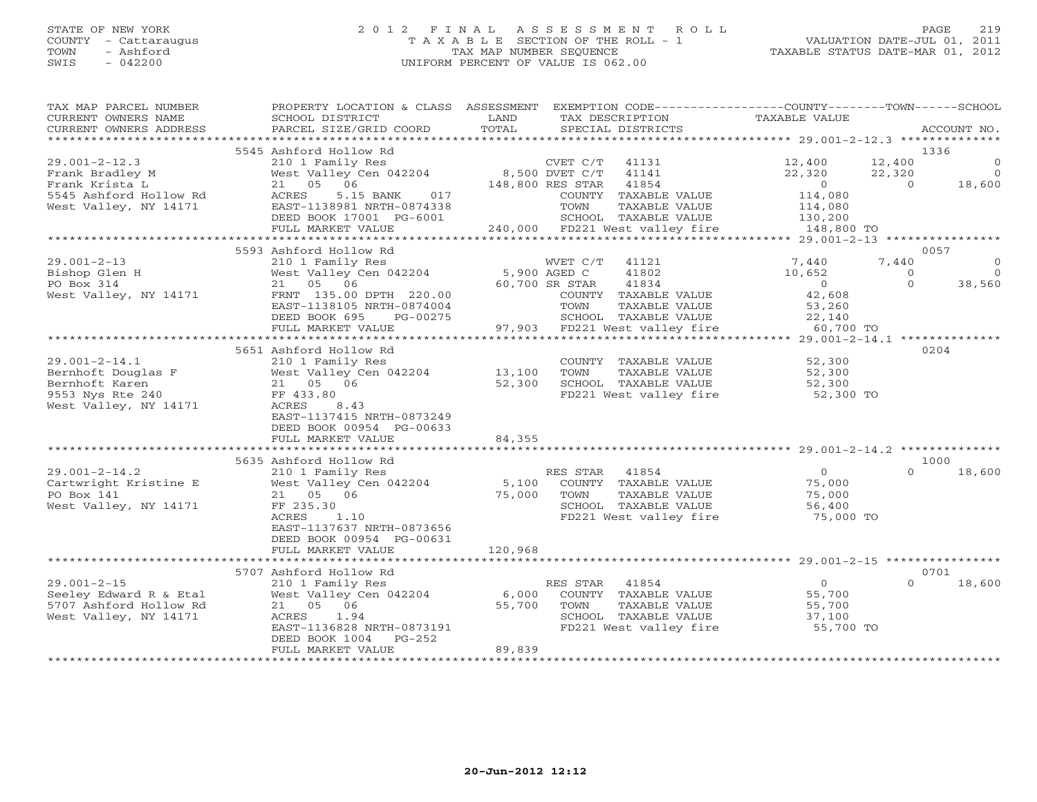STATE OF NEW YORK
COUNTY - Cattaraugus
TOWN - Ashford
SWIS - 042200

2012 FINAL ASSESSMENT ROLL
TAXABLE SECTION OF THE ROLL - 1
TAX MAP NUMBER SEQUENCE
UNIFORM PERCENT OF VALUE IS 062.00

VALUATION DATE-JUL 01, 2011
TAXABLE STATUS DATE-MAR 01, 2012

| TAX MAP PARCEL NUMBER / CURRENT OWNERS NAME / CURRENT OWNERS ADDRESS | PROPERTY LOCATION & CLASS / SCHOOL DISTRICT / PARCEL SIZE/GRID COORD | ASSESSMENT LAND / TOTAL | EXEMPTION CODE / TAX DESCRIPTION / SPECIAL DISTRICTS | COUNTY TAXABLE VALUE | TOWN | SCHOOL / ACCOUNT NO. |
|---|---|---|---|---|---|---|
| 29.001-2-12.3 | 5545 Ashford Hollow Rd | | | | | 1336 |
| | 210 1 Family Res | | CVET C/T 41131 | 12,400 | 12,400 | 0 |
| Frank Bradley M | West Valley Cen 042204 | 8,500 | DVET C/T 41141 | 22,320 | 22,320 | 0 |
| Frank Krista L | 21 05 06 | 148,800 | RES STAR 41854 | 0 | 0 | 18,600 |
| 5545 Ashford Hollow Rd | ACRES 5.15 BANK 017 | | COUNTY TAXABLE VALUE | 114,080 | | |
| West Valley, NY 14171 | EAST-1138981 NRTH-0874338 | | TOWN TAXABLE VALUE | 114,080 | | |
| | DEED BOOK 17001 PG-6001 | | SCHOOL TAXABLE VALUE | 130,200 | | |
| | FULL MARKET VALUE | 240,000 | FD221 West valley fire | 148,800 TO | | |
| 29.001-2-13 | 5593 Ashford Hollow Rd | | | | | 0057 |
| | 210 1 Family Res | | WVET C/T 41121 | 7,440 | 7,440 | 0 |
| Bishop Glen H | West Valley Cen 042204 | 5,900 | AGED C 41802 | 10,652 | 0 | 0 |
| PO Box 314 | 21 05 06 | 60,700 | SR STAR 41834 | 0 | 0 | 38,560 |
| West Valley, NY 14171 | FRNT 135.00 DPTH 220.00 | | COUNTY TAXABLE VALUE | 42,608 | | |
| | EAST-1138105 NRTH-0874004 | | TOWN TAXABLE VALUE | 53,260 | | |
| | DEED BOOK 695 PG-00275 | | SCHOOL TAXABLE VALUE | 22,140 | | |
| | FULL MARKET VALUE | 97,903 | FD221 West valley fire | 60,700 TO | | |
| 29.001-2-14.1 | 5651 Ashford Hollow Rd | | | | | 0204 |
| | 210 1 Family Res | | COUNTY TAXABLE VALUE | 52,300 | | |
| Bernhoft Douglas F | West Valley Cen 042204 | 13,100 | TOWN TAXABLE VALUE | 52,300 | | |
| Bernhoft Karen | 21 05 06 | 52,300 | SCHOOL TAXABLE VALUE | 52,300 | | |
| 9553 Nys Rte 240 | FF 433.80 | | FD221 West valley fire | 52,300 TO | | |
| West Valley, NY 14171 | ACRES 8.43 | | | | | |
| | EAST-1137415 NRTH-0873249 | | | | | |
| | DEED BOOK 00954 PG-00633 | | | | | |
| | FULL MARKET VALUE | 84,355 | | | | |
| 29.001-2-14.2 | 5635 Ashford Hollow Rd | | | | | 1000 |
| | 210 1 Family Res | | RES STAR 41854 | 0 | 0 | 18,600 |
| Cartwright Kristine E | West Valley Cen 042204 | 5,100 | COUNTY TAXABLE VALUE | 75,000 | | |
| PO Box 141 | 21 05 06 | 75,000 | TOWN TAXABLE VALUE | 75,000 | | |
| West Valley, NY 14171 | FF 235.30 | | SCHOOL TAXABLE VALUE | 56,400 | | |
| | ACRES 1.10 | | FD221 West valley fire | 75,000 TO | | |
| | EAST-1137637 NRTH-0873656 | | | | | |
| | DEED BOOK 00954 PG-00631 | | | | | |
| | FULL MARKET VALUE | 120,968 | | | | |
| 29.001-2-15 | 5707 Ashford Hollow Rd | | | | | 0701 |
| | 210 1 Family Res | | RES STAR 41854 | 0 | 0 | 18,600 |
| Seeley Edward R & Etal | West Valley Cen 042204 | 6,000 | COUNTY TAXABLE VALUE | 55,700 | | |
| 5707 Ashford Hollow Rd | 21 05 06 | 55,700 | TOWN TAXABLE VALUE | 55,700 | | |
| West Valley, NY 14171 | ACRES 1.94 | | SCHOOL TAXABLE VALUE | 37,100 | | |
| | EAST-1136828 NRTH-0873191 | | FD221 West valley fire | 55,700 TO | | |
| | DEED BOOK 1004 PG-252 | | | | | |
| | FULL MARKET VALUE | 89,839 | | | | |

20-Jun-2012 12:12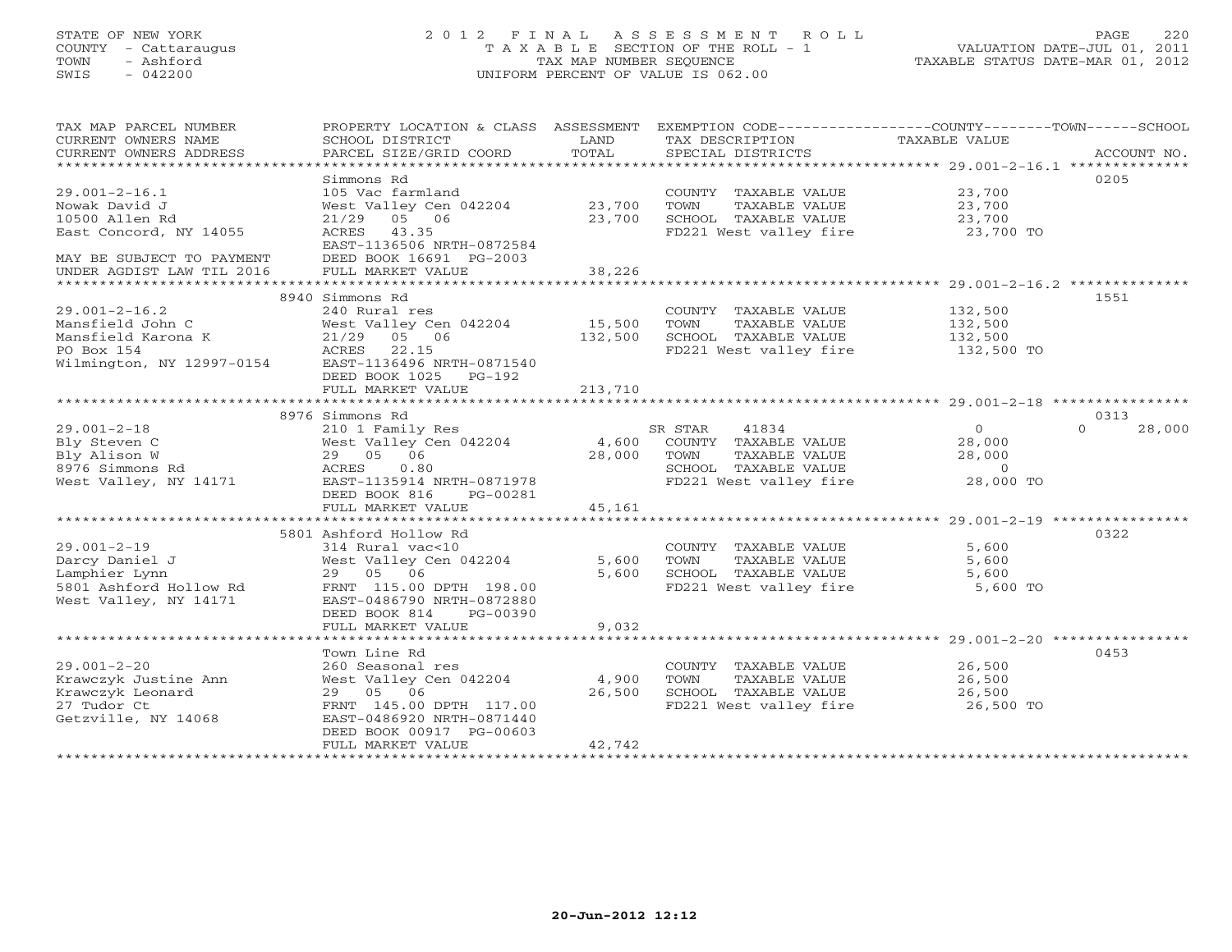STATE OF NEW YORK
COUNTY - Cattaraugus
TOWN - Ashford
SWIS - 042200

2012 FINAL ASSESSMENT ROLL
TAXABLE SECTION OF THE ROLL - 1
TAX MAP NUMBER SEQUENCE
UNIFORM PERCENT OF VALUE IS 062.00

VALUATION DATE-JUL 01, 2011
TAXABLE STATUS DATE-MAR 01, 2012

| TAX MAP PARCEL NUMBER / CURRENT OWNERS NAME / CURRENT OWNERS ADDRESS | PROPERTY LOCATION & CLASS / SCHOOL DISTRICT / PARCEL SIZE/GRID COORD | ASSESSMENT LAND / TOTAL | EXEMPTION CODE / TAX DESCRIPTION / SPECIAL DISTRICTS | COUNTY / TOWN / SCHOOL TAXABLE VALUE | ACCOUNT NO. |
|---|---|---|---|---|---|
| 29.001-2-16.1 | Simmons Rd | | | | 0205 |
| | 105 Vac farmland | | COUNTY TAXABLE VALUE | 23,700 | |
| Nowak David J | West Valley Cen 042204 | 23,700 | TOWN TAXABLE VALUE | 23,700 | |
| 10500 Allen Rd | 21/29 05 06 | 23,700 | SCHOOL TAXABLE VALUE | 23,700 | |
| East Concord, NY 14055 | ACRES 43.35 | | FD221 West valley fire | 23,700 TO | |
| | EAST-1136506 NRTH-0872584 | | | | |
| MAY BE SUBJECT TO PAYMENT | DEED BOOK 16691 PG-2003 | | | | |
| UNDER AGDIST LAW TIL 2016 | FULL MARKET VALUE | 38,226 | | | |
| 29.001-2-16.2 | 8940 Simmons Rd | | | | 1551 |
| | 240 Rural res | | COUNTY TAXABLE VALUE | 132,500 | |
| Mansfield John C | West Valley Cen 042204 | 15,500 | TOWN TAXABLE VALUE | 132,500 | |
| Mansfield Karona K | 21/29 05 06 | 132,500 | SCHOOL TAXABLE VALUE | 132,500 | |
| PO Box 154 | ACRES 22.15 | | FD221 West valley fire | 132,500 TO | |
| Wilmington, NY 12997-0154 | EAST-1136496 NRTH-0871540 | | | | |
| | DEED BOOK 1025 PG-192 | | | | |
| | FULL MARKET VALUE | 213,710 | | | |
| 29.001-2-18 | 8976 Simmons Rd | | | | 0313 |
| | 210 1 Family Res | | SR STAR 41834 | 0 / 0 / 28,000 | |
| Bly Steven C | West Valley Cen 042204 | 4,600 | COUNTY TAXABLE VALUE | 28,000 | |
| Bly Alison W | 29 05 06 | 28,000 | TOWN TAXABLE VALUE | 28,000 | |
| 8976 Simmons Rd | ACRES 0.80 | | SCHOOL TAXABLE VALUE | 0 | |
| West Valley, NY 14171 | EAST-1135914 NRTH-0871978 | | FD221 West valley fire | 28,000 TO | |
| | DEED BOOK 816 PG-00281 | | | | |
| | FULL MARKET VALUE | 45,161 | | | |
| 29.001-2-19 | 5801 Ashford Hollow Rd | | | | 0322 |
| | 314 Rural vac<10 | | COUNTY TAXABLE VALUE | 5,600 | |
| Darcy Daniel J | West Valley Cen 042204 | 5,600 | TOWN TAXABLE VALUE | 5,600 | |
| Lamphier Lynn | 29 05 06 | 5,600 | SCHOOL TAXABLE VALUE | 5,600 | |
| 5801 Ashford Hollow Rd | FRNT 115.00 DPTH 198.00 | | FD221 West valley fire | 5,600 TO | |
| West Valley, NY 14171 | EAST-0486790 NRTH-0872880 | | | | |
| | DEED BOOK 814 PG-00390 | | | | |
| | FULL MARKET VALUE | 9,032 | | | |
| 29.001-2-20 | Town Line Rd | | | | 0453 |
| | 260 Seasonal res | | COUNTY TAXABLE VALUE | 26,500 | |
| Krawczyk Justine Ann | West Valley Cen 042204 | 4,900 | TOWN TAXABLE VALUE | 26,500 | |
| Krawczyk Leonard | 29 05 06 | 26,500 | SCHOOL TAXABLE VALUE | 26,500 | |
| 27 Tudor Ct | FRNT 145.00 DPTH 117.00 | | FD221 West valley fire | 26,500 TO | |
| Getzville, NY 14068 | EAST-0486920 NRTH-0871440 | | | | |
| | DEED BOOK 00917 PG-00603 | | | | |
| | FULL MARKET VALUE | 42,742 | | | |

20-Jun-2012 12:12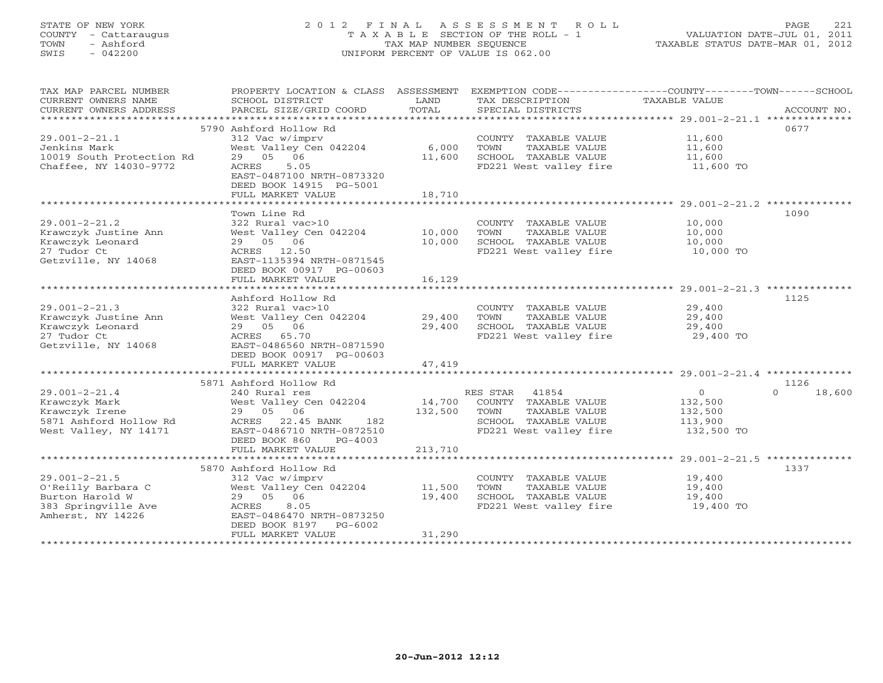STATE OF NEW YORK
COUNTY - Cattaraugus
TOWN - Ashford
SWIS - 042200

2 0 1 2 F I N A L A S S E S S M E N T R O L L
T A X A B L E SECTION OF THE ROLL - 1
TAX MAP NUMBER SEQUENCE
UNIFORM PERCENT OF VALUE IS 062.00

VALUATION DATE-JUL 01, 2011
TAXABLE STATUS DATE-MAR 01, 2012

| TAX MAP PARCEL NUMBER / CURRENT OWNERS NAME / CURRENT OWNERS ADDRESS | PROPERTY LOCATION & CLASS / SCHOOL DISTRICT / PARCEL SIZE/GRID COORD | ASSESSMENT LAND / TOTAL | EXEMPTION CODE / TAX DESCRIPTION / SPECIAL DISTRICTS | COUNTY / TOWN / SCHOOL TAXABLE VALUE | ACCOUNT NO. |
|---|---|---|---|---|---|
| 29.001-2-21.1 | 5790 Ashford Hollow Rd | | | | 0677 |
| | 312 Vac w/imprv | | COUNTY TAXABLE VALUE | 11,600 | |
| Jenkins Mark | West Valley Cen 042204 | 6,000 | TOWN TAXABLE VALUE | 11,600 | |
| 10019 South Protection Rd | 29 05 06 | 11,600 | SCHOOL TAXABLE VALUE | 11,600 | |
| Chaffee, NY 14030-9772 | ACRES 5.05 | | FD221 West valley fire | 11,600 TO | |
| | EAST-0487100 NRTH-0873320 | | | | |
| | DEED BOOK 14915 PG-5001 | | | | |
| | FULL MARKET VALUE | 18,710 | | | |
| 29.001-2-21.2 | Town Line Rd | | | | 1090 |
| | 322 Rural vac>10 | | COUNTY TAXABLE VALUE | 10,000 | |
| Krawczyk Justine Ann | West Valley Cen 042204 | 10,000 | TOWN TAXABLE VALUE | 10,000 | |
| Krawczyk Leonard | 29 05 06 | 10,000 | SCHOOL TAXABLE VALUE | 10,000 | |
| 27 Tudor Ct | ACRES 12.50 | | FD221 West valley fire | 10,000 TO | |
| Getzville, NY 14068 | EAST-1135394 NRTH-0871545 | | | | |
| | DEED BOOK 00917 PG-00603 | | | | |
| | FULL MARKET VALUE | 16,129 | | | |
| 29.001-2-21.3 | Ashford Hollow Rd | | | | 1125 |
| | 322 Rural vac>10 | | COUNTY TAXABLE VALUE | 29,400 | |
| Krawczyk Justine Ann | West Valley Cen 042204 | 29,400 | TOWN TAXABLE VALUE | 29,400 | |
| Krawczyk Leonard | 29 05 06 | 29,400 | SCHOOL TAXABLE VALUE | 29,400 | |
| 27 Tudor Ct | ACRES 65.70 | | FD221 West valley fire | 29,400 TO | |
| Getzville, NY 14068 | EAST-0486560 NRTH-0871590 | | | | |
| | DEED BOOK 00917 PG-00603 | | | | |
| | FULL MARKET VALUE | 47,419 | | | |
| 29.001-2-21.4 | 5871 Ashford Hollow Rd | | | | 1126 |
| | 240 Rural res | | RES STAR 41854 | 0 0 18,600 | |
| Krawczyk Mark | West Valley Cen 042204 | 14,700 | COUNTY TAXABLE VALUE | 132,500 | |
| Krawczyk Irene | 29 05 06 | 132,500 | TOWN TAXABLE VALUE | 132,500 | |
| 5871 Ashford Hollow Rd | ACRES 22.45 BANK 182 | | SCHOOL TAXABLE VALUE | 113,900 | |
| West Valley, NY 14171 | EAST-0486710 NRTH-0872510 | | FD221 West valley fire | 132,500 TO | |
| | DEED BOOK 860 PG-4003 | | | | |
| | FULL MARKET VALUE | 213,710 | | | |
| 29.001-2-21.5 | 5870 Ashford Hollow Rd | | | | 1337 |
| | 312 Vac w/imprv | | COUNTY TAXABLE VALUE | 19,400 | |
| O'Reilly Barbara C | West Valley Cen 042204 | 11,500 | TOWN TAXABLE VALUE | 19,400 | |
| Burton Harold W | 29 05 06 | 19,400 | SCHOOL TAXABLE VALUE | 19,400 | |
| 383 Springville Ave | ACRES 8.05 | | FD221 West valley fire | 19,400 TO | |
| Amherst, NY 14226 | EAST-0486470 NRTH-0873250 | | | | |
| | DEED BOOK 8197 PG-6002 | | | | |
| | FULL MARKET VALUE | 31,290 | | | |

20-Jun-2012 12:12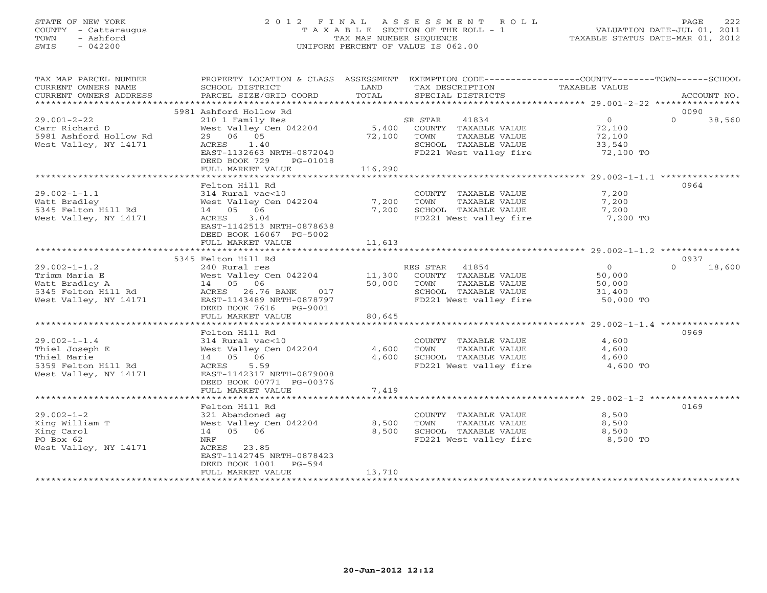STATE OF NEW YORK
COUNTY - Cattaraugus
TOWN - Ashford
SWIS - 042200

# 2012 FINAL ASSESSMENT ROLL

TAXABLE SECTION OF THE ROLL - 1
TAX MAP NUMBER SEQUENCE
UNIFORM PERCENT OF VALUE IS 062.00

VALUATION DATE-JUL 01, 2011
TAXABLE STATUS DATE-MAR 01, 2012

| TAX MAP PARCEL NUMBER / CURRENT OWNERS NAME / CURRENT OWNERS ADDRESS | PROPERTY LOCATION & CLASS / SCHOOL DISTRICT / PARCEL SIZE/GRID COORD | ASSESSMENT LAND / TOTAL | EXEMPTION CODE / TAX DESCRIPTION / SPECIAL DISTRICTS | COUNTY TAXABLE VALUE | TOWN | SCHOOL / ACCOUNT NO. |
|---|---|---|---|---|---|---|
| | 5981 Ashford Hollow Rd | | | | | 0090 |
| 29.001-2-22 | 210 1 Family Res | | SR STAR 41834 | 0 | 0 | 38,560 |
| Carr Richard D | West Valley Cen 042204 | 5,400 | COUNTY TAXABLE VALUE | 72,100 | | |
| 5981 Ashford Hollow Rd | 29 06 05 | 72,100 | TOWN TAXABLE VALUE | 72,100 | | |
| West Valley, NY 14171 | ACRES 1.40 | | SCHOOL TAXABLE VALUE | 33,540 | | |
| | EAST-1132663 NRTH-0872040 | | FD221 West valley fire | 72,100 TO | | |
| | DEED BOOK 729 PG-01018 | | | | | |
| | FULL MARKET VALUE | 116,290 | | | | |
| | Felton Hill Rd | | | | | 0964 |
| 29.002-1-1.1 | 314 Rural vac<10 | | COUNTY TAXABLE VALUE | 7,200 | | |
| Watt Bradley | West Valley Cen 042204 | 7,200 | TOWN TAXABLE VALUE | 7,200 | | |
| 5345 Felton Hill Rd | 14 05 06 | 7,200 | SCHOOL TAXABLE VALUE | 7,200 | | |
| West Valley, NY 14171 | ACRES 3.04 | | FD221 West valley fire | 7,200 TO | | |
| | EAST-1142513 NRTH-0878638 | | | | | |
| | DEED BOOK 16067 PG-5002 | | | | | |
| | FULL MARKET VALUE | 11,613 | | | | |
| | 5345 Felton Hill Rd | | | | | 0937 |
| 29.002-1-1.2 | 240 Rural res | | RES STAR 41854 | 0 | 0 | 18,600 |
| Trimm Maria E | West Valley Cen 042204 | 11,300 | COUNTY TAXABLE VALUE | 50,000 | | |
| Watt Bradley A | 14 05 06 | 50,000 | TOWN TAXABLE VALUE | 50,000 | | |
| 5345 Felton Hill Rd | ACRES 26.76 BANK 017 | | SCHOOL TAXABLE VALUE | 31,400 | | |
| West Valley, NY 14171 | EAST-1143489 NRTH-0878797 | | FD221 West valley fire | 50,000 TO | | |
| | DEED BOOK 7616 PG-9001 | | | | | |
| | FULL MARKET VALUE | 80,645 | | | | |
| | Felton Hill Rd | | | | | 0969 |
| 29.002-1-1.4 | 314 Rural vac<10 | | COUNTY TAXABLE VALUE | 4,600 | | |
| Thiel Joseph E | West Valley Cen 042204 | 4,600 | TOWN TAXABLE VALUE | 4,600 | | |
| Thiel Marie | 14 05 06 | 4,600 | SCHOOL TAXABLE VALUE | 4,600 | | |
| 5359 Felton Hill Rd | ACRES 5.59 | | FD221 West valley fire | 4,600 TO | | |
| West Valley, NY 14171 | EAST-1142317 NRTH-0879008 | | | | | |
| | DEED BOOK 00771 PG-00376 | | | | | |
| | FULL MARKET VALUE | 7,419 | | | | |
| | Felton Hill Rd | | | | | 0169 |
| 29.002-1-2 | 321 Abandoned ag | | COUNTY TAXABLE VALUE | 8,500 | | |
| King William T | West Valley Cen 042204 | 8,500 | TOWN TAXABLE VALUE | 8,500 | | |
| King Carol | 14 05 06 | 8,500 | SCHOOL TAXABLE VALUE | 8,500 | | |
| PO Box 62 | NRF | | FD221 West valley fire | 8,500 TO | | |
| West Valley, NY 14171 | ACRES 23.85 | | | | | |
| | EAST-1142745 NRTH-0878423 | | | | | |
| | DEED BOOK 1001 PG-594 | | | | | |
| | FULL MARKET VALUE | 13,710 | | | | |

20-Jun-2012 12:12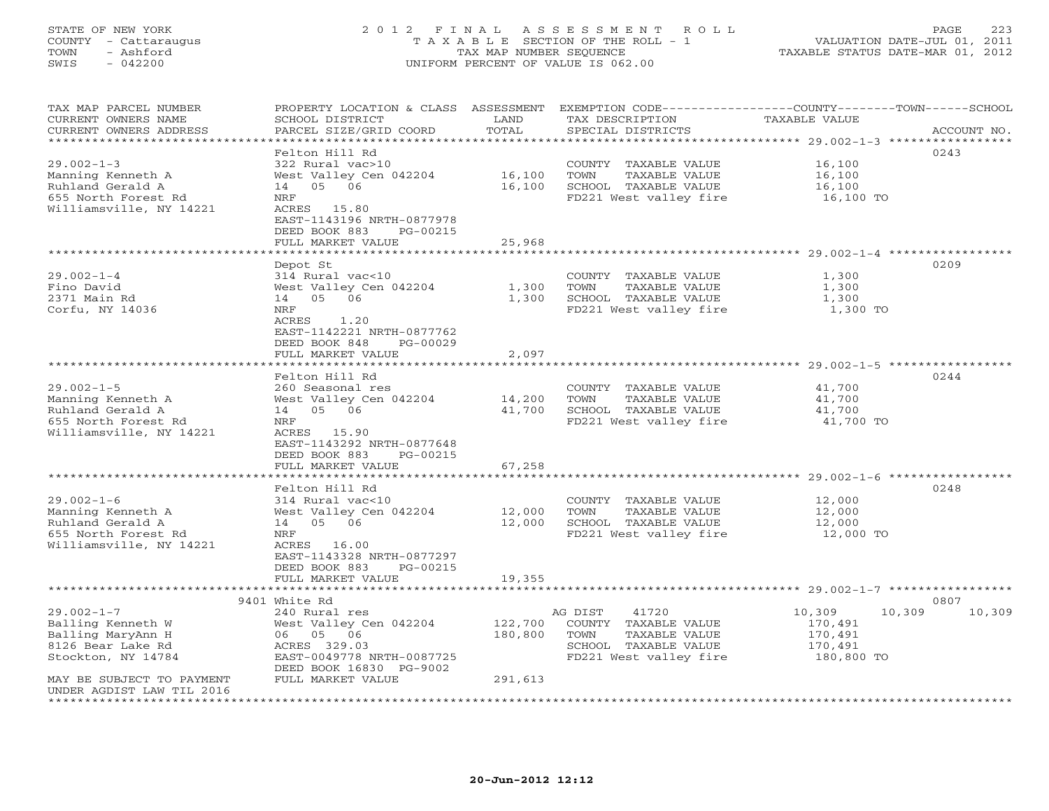STATE OF NEW YORK
COUNTY - Cattaraugus
TOWN - Ashford
SWIS - 042200

# 2012 FINAL ASSESSMENT ROLL
TAXABLE SECTION OF THE ROLL - 1
TAX MAP NUMBER SEQUENCE
UNIFORM PERCENT OF VALUE IS 062.00

VALUATION DATE-JUL 01, 2011
TAXABLE STATUS DATE-MAR 01, 2012

| TAX MAP PARCEL NUMBER / CURRENT OWNERS NAME / CURRENT OWNERS ADDRESS | PROPERTY LOCATION & CLASS / SCHOOL DISTRICT / PARCEL SIZE/GRID COORD | ASSESSMENT LAND / TOTAL | EXEMPTION CODE / TAX DESCRIPTION / SPECIAL DISTRICTS | COUNTY | TOWN | SCHOOL | ACCOUNT NO. |
|---|---|---|---|---|---|---|---|
| 29.002-1-3 | Felton Hill Rd | | | | | | 0243 |
| | 322 Rural vac>10 | | COUNTY TAXABLE VALUE | 16,100 | | | |
| Manning Kenneth A | West Valley Cen 042204 | 16,100 | TOWN TAXABLE VALUE | 16,100 | | | |
| Ruhland Gerald A | 14 05 06 | 16,100 | SCHOOL TAXABLE VALUE | 16,100 | | | |
| 655 North Forest Rd | NRF | | FD221 West valley fire | 16,100 TO | | | |
| Williamsville, NY 14221 | ACRES 15.80 | | | | | | |
| | EAST-1143196 NRTH-0877978 | | | | | | |
| | DEED BOOK 883 PG-00215 | | | | | | |
| | FULL MARKET VALUE | 25,968 | | | | | |
| 29.002-1-4 | Depot St | | | | | | 0209 |
| | 314 Rural vac<10 | | COUNTY TAXABLE VALUE | 1,300 | | | |
| Fino David | West Valley Cen 042204 | 1,300 | TOWN TAXABLE VALUE | 1,300 | | | |
| 2371 Main Rd | 14 05 06 | 1,300 | SCHOOL TAXABLE VALUE | 1,300 | | | |
| Corfu, NY 14036 | NRF | | FD221 West valley fire | 1,300 TO | | | |
| | ACRES 1.20 | | | | | | |
| | EAST-1142221 NRTH-0877762 | | | | | | |
| | DEED BOOK 848 PG-00029 | | | | | | |
| | FULL MARKET VALUE | 2,097 | | | | | |
| 29.002-1-5 | Felton Hill Rd | | | | | | 0244 |
| | 260 Seasonal res | | COUNTY TAXABLE VALUE | 41,700 | | | |
| Manning Kenneth A | West Valley Cen 042204 | 14,200 | TOWN TAXABLE VALUE | 41,700 | | | |
| Ruhland Gerald A | 14 05 06 | 41,700 | SCHOOL TAXABLE VALUE | 41,700 | | | |
| 655 North Forest Rd | NRF | | FD221 West valley fire | 41,700 TO | | | |
| Williamsville, NY 14221 | ACRES 15.90 | | | | | | |
| | EAST-1143292 NRTH-0877648 | | | | | | |
| | DEED BOOK 883 PG-00215 | | | | | | |
| | FULL MARKET VALUE | 67,258 | | | | | |
| 29.002-1-6 | Felton Hill Rd | | | | | | 0248 |
| | 314 Rural vac<10 | | COUNTY TAXABLE VALUE | 12,000 | | | |
| Manning Kenneth A | West Valley Cen 042204 | 12,000 | TOWN TAXABLE VALUE | 12,000 | | | |
| Ruhland Gerald A | 14 05 06 | 12,000 | SCHOOL TAXABLE VALUE | 12,000 | | | |
| 655 North Forest Rd | NRF | | FD221 West valley fire | 12,000 TO | | | |
| Williamsville, NY 14221 | ACRES 16.00 | | | | | | |
| | EAST-1143328 NRTH-0877297 | | | | | | |
| | DEED BOOK 883 PG-00215 | | | | | | |
| | FULL MARKET VALUE | 19,355 | | | | | |
| 29.002-1-7 | 9401 White Rd | | | | | | 0807 |
| | 240 Rural res | | AG DIST 41720 | 10,309 | 10,309 | 10,309 | |
| Balling Kenneth W | West Valley Cen 042204 | 122,700 | COUNTY TAXABLE VALUE | 170,491 | | | |
| Balling MaryAnn H | 06 05 06 | 180,800 | TOWN TAXABLE VALUE | 170,491 | | | |
| 8126 Bear Lake Rd | ACRES 329.03 | | SCHOOL TAXABLE VALUE | 170,491 | | | |
| Stockton, NY 14784 | EAST-0049778 NRTH-0087725 | | FD221 West valley fire | 180,800 TO | | | |
| | DEED BOOK 16830 PG-9002 | | | | | | |
| MAY BE SUBJECT TO PAYMENT | FULL MARKET VALUE | 291,613 | | | | | |
| UNDER AGDIST LAW TIL 2016 | | | | | | | |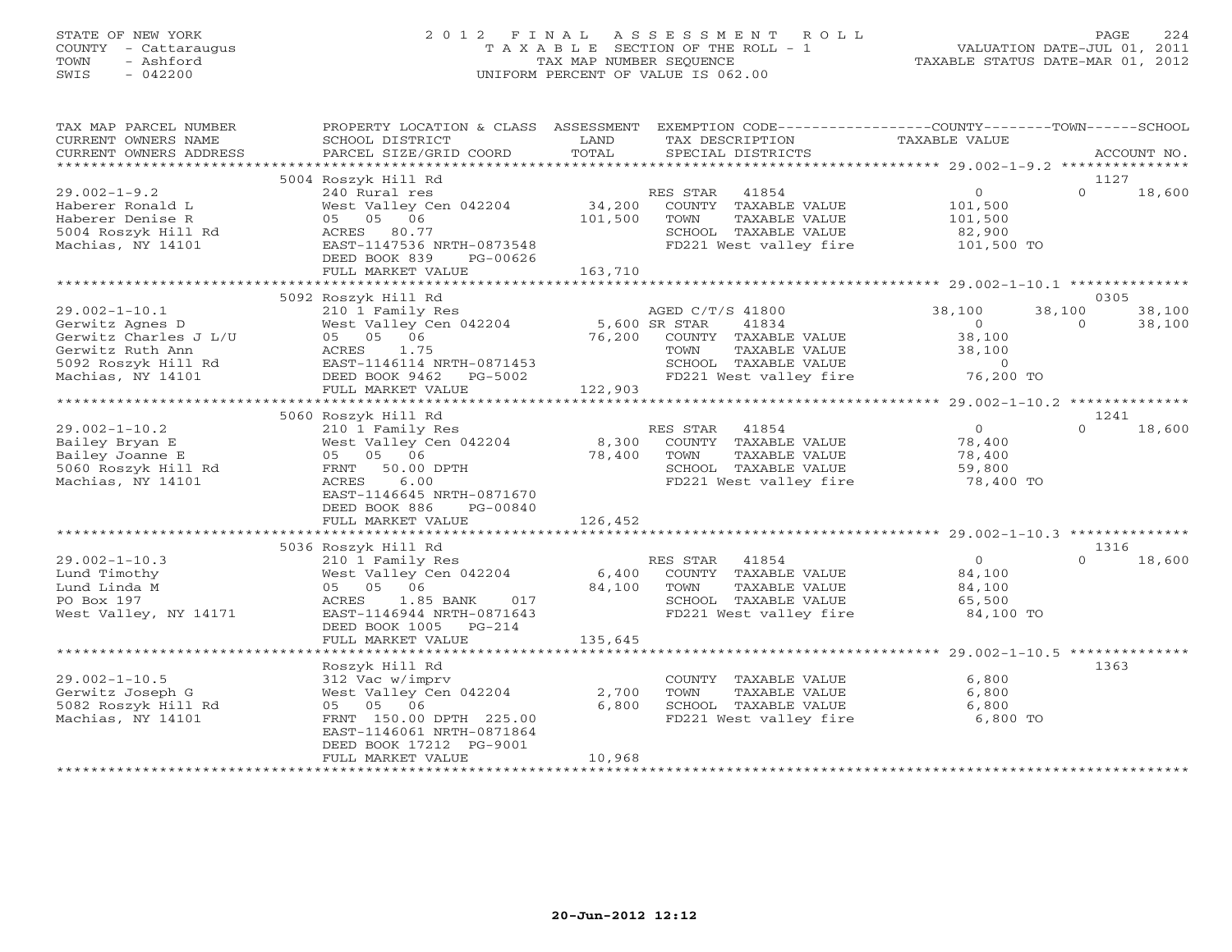STATE OF NEW YORK
COUNTY - Cattaraugus
TOWN - Ashford
SWIS - 042200

# 2012 FINAL ASSESSMENT ROLL

TAXABLE SECTION OF THE ROLL - 1
TAX MAP NUMBER SEQUENCE
UNIFORM PERCENT OF VALUE IS 062.00

VALUATION DATE-JUL 01, 2011
TAXABLE STATUS DATE-MAR 01, 2012

| TAX MAP PARCEL NUMBER / CURRENT OWNERS NAME / CURRENT OWNERS ADDRESS | PROPERTY LOCATION & CLASS / SCHOOL DISTRICT / PARCEL SIZE/GRID COORD | ASSESSMENT LAND | TOTAL | EXEMPTION CODE / TAX DESCRIPTION / SPECIAL DISTRICTS | COUNTY TAXABLE VALUE | TOWN | SCHOOL / ACCOUNT NO. |
|---|---|---|---|---|---|---|---|
| 29.002-1-9.2 | 5004 Roszyk Hill Rd | | | | | | 1127 |
| Haberer Ronald L | 240 Rural res | | | RES STAR 41854 | 0 | 0 | 18,600 |
| Haberer Denise R | West Valley Cen 042204 | 34,200 | | COUNTY TAXABLE VALUE | 101,500 | | |
| 5004 Roszyk Hill Rd | 05 05 06 | | 101,500 | TOWN TAXABLE VALUE | 101,500 | | |
| Machias, NY 14101 | ACRES 80.77 | | | SCHOOL TAXABLE VALUE | 82,900 | | |
| | EAST-1147536 NRTH-0873548 | | | FD221 West valley fire | 101,500 TO | | |
| | DEED BOOK 839 PG-00626 | | | | | | |
| | FULL MARKET VALUE | | 163,710 | | | | |
| 29.002-1-10.1 | 5092 Roszyk Hill Rd | | | | | | 0305 |
| Gerwitz Agnes D | 210 1 Family Res | | | AGED C/T/S 41800 | 38,100 | 38,100 | 38,100 |
| Gerwitz Charles J L/U | West Valley Cen 042204 | 5,600 | | SR STAR 41834 | 0 | 0 | 38,100 |
| Gerwitz Ruth Ann | 05 05 06 | | 76,200 | COUNTY TAXABLE VALUE | 38,100 | | |
| 5092 Roszyk Hill Rd | ACRES 1.75 | | | TOWN TAXABLE VALUE | 38,100 | | |
| Machias, NY 14101 | EAST-1146114 NRTH-0871453 | | | SCHOOL TAXABLE VALUE | 0 | | |
| | DEED BOOK 9462 PG-5002 | | | FD221 West valley fire | 76,200 TO | | |
| | FULL MARKET VALUE | | 122,903 | | | | |
| 29.002-1-10.2 | 5060 Roszyk Hill Rd | | | | | | 1241 |
| Bailey Bryan E | 210 1 Family Res | | | RES STAR 41854 | 0 | 0 | 18,600 |
| Bailey Joanne E | West Valley Cen 042204 | 8,300 | | COUNTY TAXABLE VALUE | 78,400 | | |
| 5060 Roszyk Hill Rd | 05 05 06 | | 78,400 | TOWN TAXABLE VALUE | 78,400 | | |
| Machias, NY 14101 | FRNT 50.00 DPTH | | | SCHOOL TAXABLE VALUE | 59,800 | | |
| | ACRES 6.00 | | | FD221 West valley fire | 78,400 TO | | |
| | EAST-1146645 NRTH-0871670 | | | | | | |
| | DEED BOOK 886 PG-00840 | | | | | | |
| | FULL MARKET VALUE | | 126,452 | | | | |
| 29.002-1-10.3 | 5036 Roszyk Hill Rd | | | | | | 1316 |
| Lund Timothy | 210 1 Family Res | | | RES STAR 41854 | 0 | 0 | 18,600 |
| Lund Linda M | West Valley Cen 042204 | 6,400 | | COUNTY TAXABLE VALUE | 84,100 | | |
| PO Box 197 | 05 05 06 | | 84,100 | TOWN TAXABLE VALUE | 84,100 | | |
| West Valley, NY 14171 | ACRES 1.85 BANK 017 | | | SCHOOL TAXABLE VALUE | 65,500 | | |
| | EAST-1146944 NRTH-0871643 | | | FD221 West valley fire | 84,100 TO | | |
| | DEED BOOK 1005 PG-214 | | | | | | |
| | FULL MARKET VALUE | | 135,645 | | | | |
| 29.002-1-10.5 | Roszyk Hill Rd | | | | | | 1363 |
| Gerwitz Joseph G | 312 Vac w/imprv | | | COUNTY TAXABLE VALUE | 6,800 | | |
| 5082 Roszyk Hill Rd | West Valley Cen 042204 | 2,700 | | TOWN TAXABLE VALUE | 6,800 | | |
| Machias, NY 14101 | 05 05 06 | | 6,800 | SCHOOL TAXABLE VALUE | 6,800 | | |
| | FRNT 150.00 DPTH 225.00 | | | FD221 West valley fire | 6,800 TO | | |
| | EAST-1146061 NRTH-0871864 | | | | | | |
| | DEED BOOK 17212 PG-9001 | | | | | | |
| | FULL MARKET VALUE | | 10,968 | | | | |

20-Jun-2012 12:12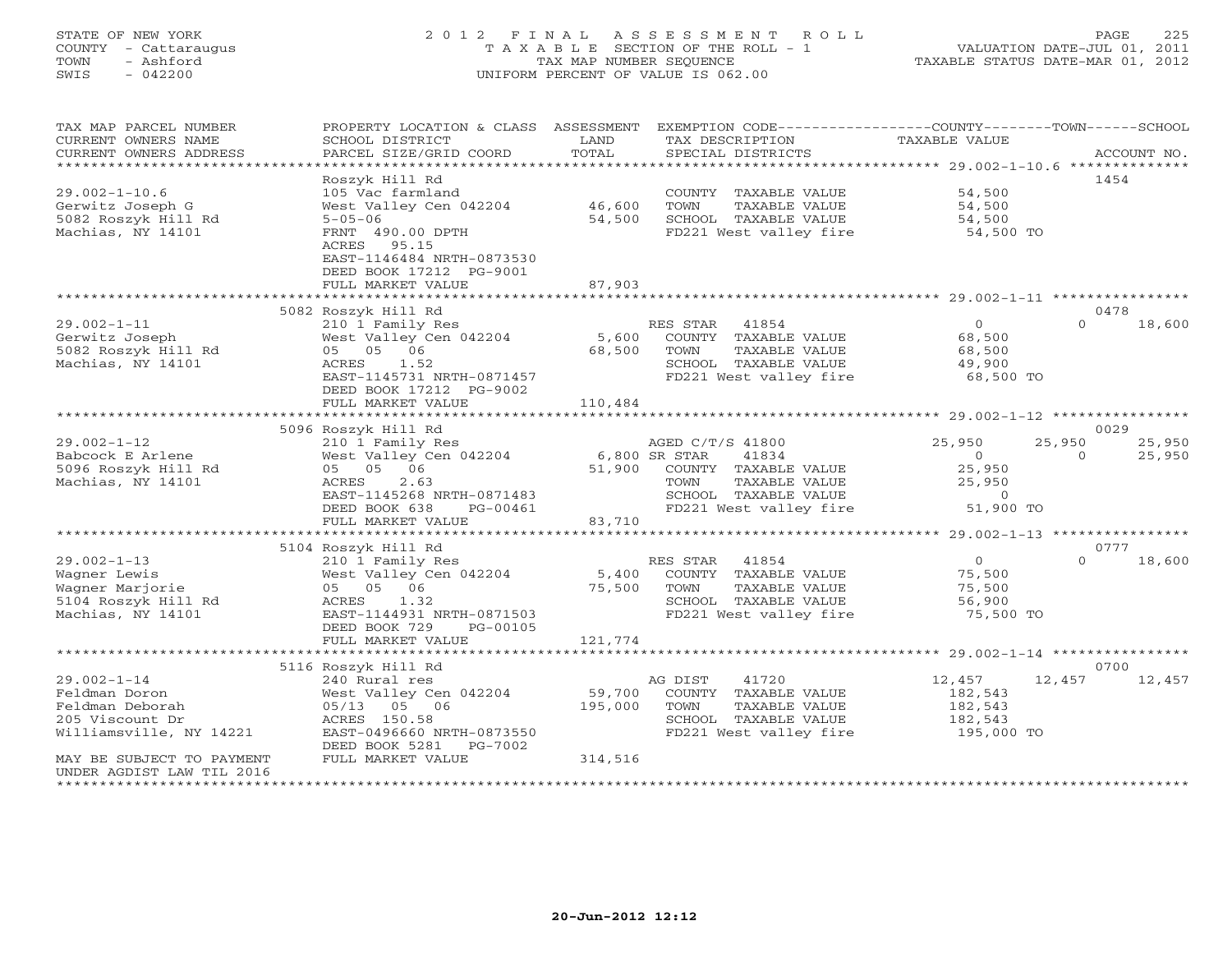STATE OF NEW YORK
COUNTY - Cattaraugus
TOWN - Ashford
SWIS - 042200

2012 FINAL ASSESSMENT ROLL
TAXABLE SECTION OF THE ROLL - 1
TAX MAP NUMBER SEQUENCE
UNIFORM PERCENT OF VALUE IS 062.00

VALUATION DATE-JUL 01, 2011
TAXABLE STATUS DATE-MAR 01, 2012

| TAX MAP PARCEL NUMBER / CURRENT OWNERS NAME / CURRENT OWNERS ADDRESS | PROPERTY LOCATION & CLASS / SCHOOL DISTRICT / PARCEL SIZE/GRID COORD | ASSESSMENT LAND / TOTAL | EXEMPTION CODE / TAX DESCRIPTION / SPECIAL DISTRICTS | COUNTY TAXABLE VALUE | TOWN | SCHOOL | ACCOUNT NO. |
|---|---|---|---|---|---|---|---|
| 29.002-1-10.6 | Roszyk Hill Rd | | | | | | 1454 |
| 29.002-1-10.6 | 105 Vac farmland | | COUNTY TAXABLE VALUE | 54,500 | | | |
| Gerwitz Joseph G | West Valley Cen 042204 | 46,600 | TOWN TAXABLE VALUE | 54,500 | | | |
| 5082 Roszyk Hill Rd | 5-05-06 | 54,500 | SCHOOL TAXABLE VALUE | 54,500 | | | |
| Machias, NY 14101 | FRNT 490.00 DPTH | | FD221 West valley fire | 54,500 TO | | | |
| | ACRES 95.15 | | | | | | |
| | EAST-1146484 NRTH-0873530 | | | | | | |
| | DEED BOOK 17212 PG-9001 | | | | | | |
| | FULL MARKET VALUE | 87,903 | | | | | |
| 29.002-1-11 | 5082 Roszyk Hill Rd | | | | | | 0478 |
| 29.002-1-11 | 210 1 Family Res | | RES STAR 41854 | 0 | 0 | 18,600 | |
| Gerwitz Joseph | West Valley Cen 042204 | 5,600 | COUNTY TAXABLE VALUE | 68,500 | | | |
| 5082 Roszyk Hill Rd | 05 05 06 | 68,500 | TOWN TAXABLE VALUE | 68,500 | | | |
| Machias, NY 14101 | ACRES 1.52 | | SCHOOL TAXABLE VALUE | 49,900 | | | |
| | EAST-1145731 NRTH-0871457 | | FD221 West valley fire | 68,500 TO | | | |
| | DEED BOOK 17212 PG-9002 | | | | | | |
| | FULL MARKET VALUE | 110,484 | | | | | |
| 29.002-1-12 | 5096 Roszyk Hill Rd | | | | | | 0029 |
| 29.002-1-12 | 210 1 Family Res | | AGED C/T/S 41800 | 25,950 | 25,950 | 25,950 | |
| Babcock E Arlene | West Valley Cen 042204 | 6,800 | SR STAR 41834 | 0 | 0 | 25,950 | |
| 5096 Roszyk Hill Rd | 05 05 06 | 51,900 | COUNTY TAXABLE VALUE | 25,950 | | | |
| Machias, NY 14101 | ACRES 2.63 | | TOWN TAXABLE VALUE | 25,950 | | | |
| | EAST-1145268 NRTH-0871483 | | SCHOOL TAXABLE VALUE | 0 | | | |
| | DEED BOOK 638 PG-00461 | | FD221 West valley fire | 51,900 TO | | | |
| | FULL MARKET VALUE | 83,710 | | | | | |
| 29.002-1-13 | 5104 Roszyk Hill Rd | | | | | | 0777 |
| 29.002-1-13 | 210 1 Family Res | | RES STAR 41854 | 0 | 0 | 18,600 | |
| Wagner Lewis | West Valley Cen 042204 | 5,400 | COUNTY TAXABLE VALUE | 75,500 | | | |
| Wagner Marjorie | 05 05 06 | 75,500 | TOWN TAXABLE VALUE | 75,500 | | | |
| 5104 Roszyk Hill Rd | ACRES 1.32 | | SCHOOL TAXABLE VALUE | 56,900 | | | |
| Machias, NY 14101 | EAST-1144931 NRTH-0871503 | | FD221 West valley fire | 75,500 TO | | | |
| | DEED BOOK 729 PG-00105 | | | | | | |
| | FULL MARKET VALUE | 121,774 | | | | | |
| 29.002-1-14 | 5116 Roszyk Hill Rd | | | | | | 0700 |
| 29.002-1-14 | 240 Rural res | | AG DIST 41720 | 12,457 | 12,457 | 12,457 | |
| Feldman Doron | West Valley Cen 042204 | 59,700 | COUNTY TAXABLE VALUE | 182,543 | | | |
| Feldman Deborah | 05/13 05 06 | 195,000 | TOWN TAXABLE VALUE | 182,543 | | | |
| 205 Viscount Dr | ACRES 150.58 | | SCHOOL TAXABLE VALUE | 182,543 | | | |
| Williamsville, NY 14221 | EAST-0496660 NRTH-0873550 | | FD221 West valley fire | 195,000 TO | | | |
| | DEED BOOK 5281 PG-7002 | | | | | | |
| MAY BE SUBJECT TO PAYMENT UNDER AGDIST LAW TIL 2016 | FULL MARKET VALUE | 314,516 | | | | | |

20-Jun-2012 12:12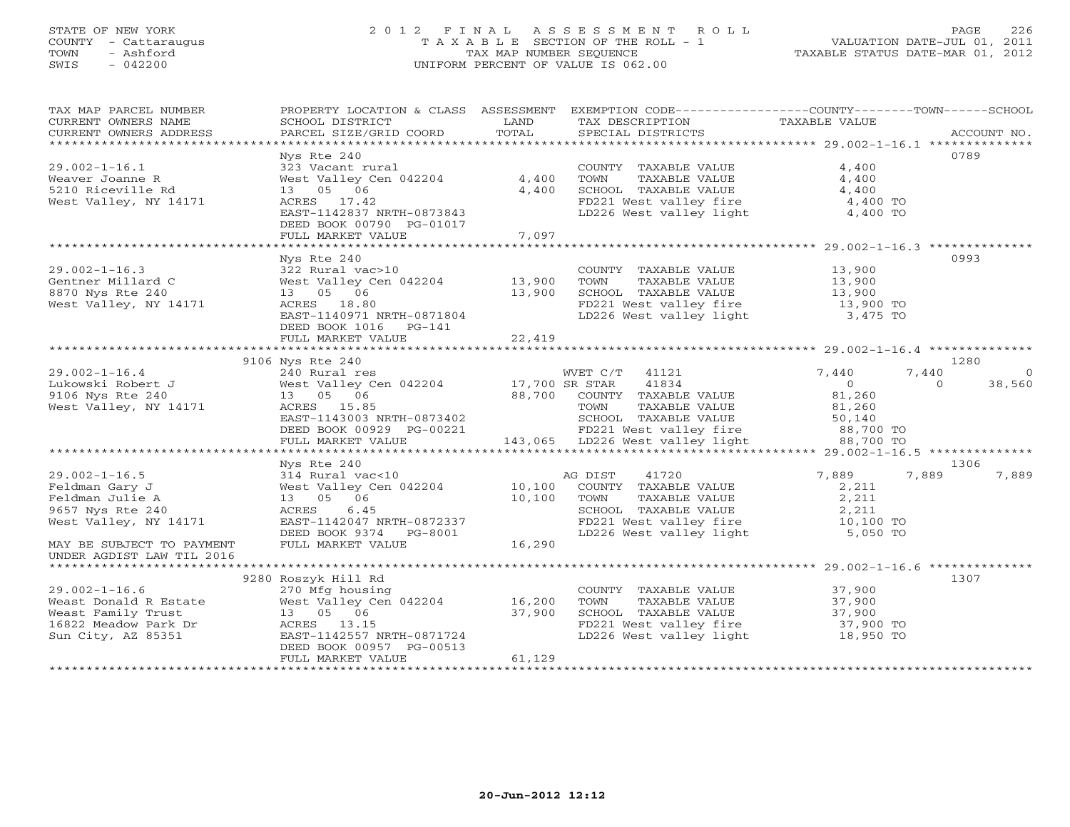STATE OF NEW YORK
COUNTY - Cattaraugus
TOWN - Ashford
SWIS - 042200

# 2012 FINAL ASSESSMENT ROLL
TAXABLE SECTION OF THE ROLL - 1
TAX MAP NUMBER SEQUENCE
UNIFORM PERCENT OF VALUE IS 062.00

VALUATION DATE-JUL 01, 2011
TAXABLE STATUS DATE-MAR 01, 2012

| TAX MAP PARCEL NUMBER / CURRENT OWNERS NAME / CURRENT OWNERS ADDRESS | PROPERTY LOCATION & CLASS / SCHOOL DISTRICT / PARCEL SIZE/GRID COORD | ASSESSMENT LAND / TOTAL | EXEMPTION CODE / TAX DESCRIPTION / SPECIAL DISTRICTS | COUNTY TAXABLE VALUE | TOWN | SCHOOL | ACCOUNT NO. |
|---|---|---|---|---|---|---|---|
| 29.002-1-16.1 | Nys Rte 240 | | | | | | 0789 |
| Weaver Joanne R | 323 Vacant rural | | COUNTY TAXABLE VALUE | 4,400 | | | |
| 5210 Riceville Rd | West Valley Cen 042204 | 4,400 | TOWN TAXABLE VALUE | 4,400 | | | |
| West Valley, NY 14171 | 13 05 06 | 4,400 | SCHOOL TAXABLE VALUE | 4,400 | | | |
| | ACRES 17.42 | | FD221 West valley fire | 4,400 TO | | | |
| | EAST-1142837 NRTH-0873843 | | LD226 West valley light | 4,400 TO | | | |
| | DEED BOOK 00790 PG-01017 | | | | | | |
| | FULL MARKET VALUE | 7,097 | | | | | |
| 29.002-1-16.3 | Nys Rte 240 | | | | | | 0993 |
| Gentner Millard C | 322 Rural vac>10 | | COUNTY TAXABLE VALUE | 13,900 | | | |
| 8870 Nys Rte 240 | West Valley Cen 042204 | 13,900 | TOWN TAXABLE VALUE | 13,900 | | | |
| West Valley, NY 14171 | 13 05 06 | 13,900 | SCHOOL TAXABLE VALUE | 13,900 | | | |
| | ACRES 18.80 | | FD221 West valley fire | 13,900 TO | | | |
| | EAST-1140971 NRTH-0871804 | | LD226 West valley light | 3,475 TO | | | |
| | DEED BOOK 1016 PG-141 | | | | | | |
| | FULL MARKET VALUE | 22,419 | | | | | |
| 29.002-1-16.4 | 9106 Nys Rte 240 | | | | | | 1280 |
| Lukowski Robert J | 240 Rural res | | WVET C/T 41121 | 7,440 | 7,440 | 0 | |
| 9106 Nys Rte 240 | West Valley Cen 042204 | 17,700 | SR STAR 41834 | 0 | 0 | 38,560 | |
| West Valley, NY 14171 | 13 05 06 | 88,700 | COUNTY TAXABLE VALUE | 81,260 | | | |
| | ACRES 15.85 | | TOWN TAXABLE VALUE | 81,260 | | | |
| | EAST-1143003 NRTH-0873402 | | SCHOOL TAXABLE VALUE | 50,140 | | | |
| | DEED BOOK 00929 PG-00221 | | FD221 West valley fire | 88,700 TO | | | |
| | FULL MARKET VALUE | 143,065 | LD226 West valley light | 88,700 TO | | | |
| 29.002-1-16.5 | Nys Rte 240 | | | | | | 1306 |
| Feldman Gary J | 314 Rural vac<10 | | AG DIST 41720 | 7,889 | 7,889 | 7,889 | |
| Feldman Julie A | West Valley Cen 042204 | 10,100 | COUNTY TAXABLE VALUE | 2,211 | | | |
| 9657 Nys Rte 240 | 13 05 06 | 10,100 | TOWN TAXABLE VALUE | 2,211 | | | |
| West Valley, NY 14171 | ACRES 6.45 | | SCHOOL TAXABLE VALUE | 2,211 | | | |
| | EAST-1142047 NRTH-0872337 | | FD221 West valley fire | 10,100 TO | | | |
| | DEED BOOK 9374 PG-8001 | | LD226 West valley light | 5,050 TO | | | |
| MAY BE SUBJECT TO PAYMENT | FULL MARKET VALUE | 16,290 | | | | | |
| UNDER AGDIST LAW TIL 2016 | | | | | | | |
| 29.002-1-16.6 | 9280 Roszyk Hill Rd | | | | | | 1307 |
| Weast Donald R Estate | 270 Mfg housing | | COUNTY TAXABLE VALUE | 37,900 | | | |
| Weast Family Trust | West Valley Cen 042204 | 16,200 | TOWN TAXABLE VALUE | 37,900 | | | |
| 16822 Meadow Park Dr | 13 05 06 | 37,900 | SCHOOL TAXABLE VALUE | 37,900 | | | |
| Sun City, AZ 85351 | ACRES 13.15 | | FD221 West valley fire | 37,900 TO | | | |
| | EAST-1142557 NRTH-0871724 | | LD226 West valley light | 18,950 TO | | | |
| | DEED BOOK 00957 PG-00513 | | | | | | |
| | FULL MARKET VALUE | 61,129 | | | | | |

20-Jun-2012 12:12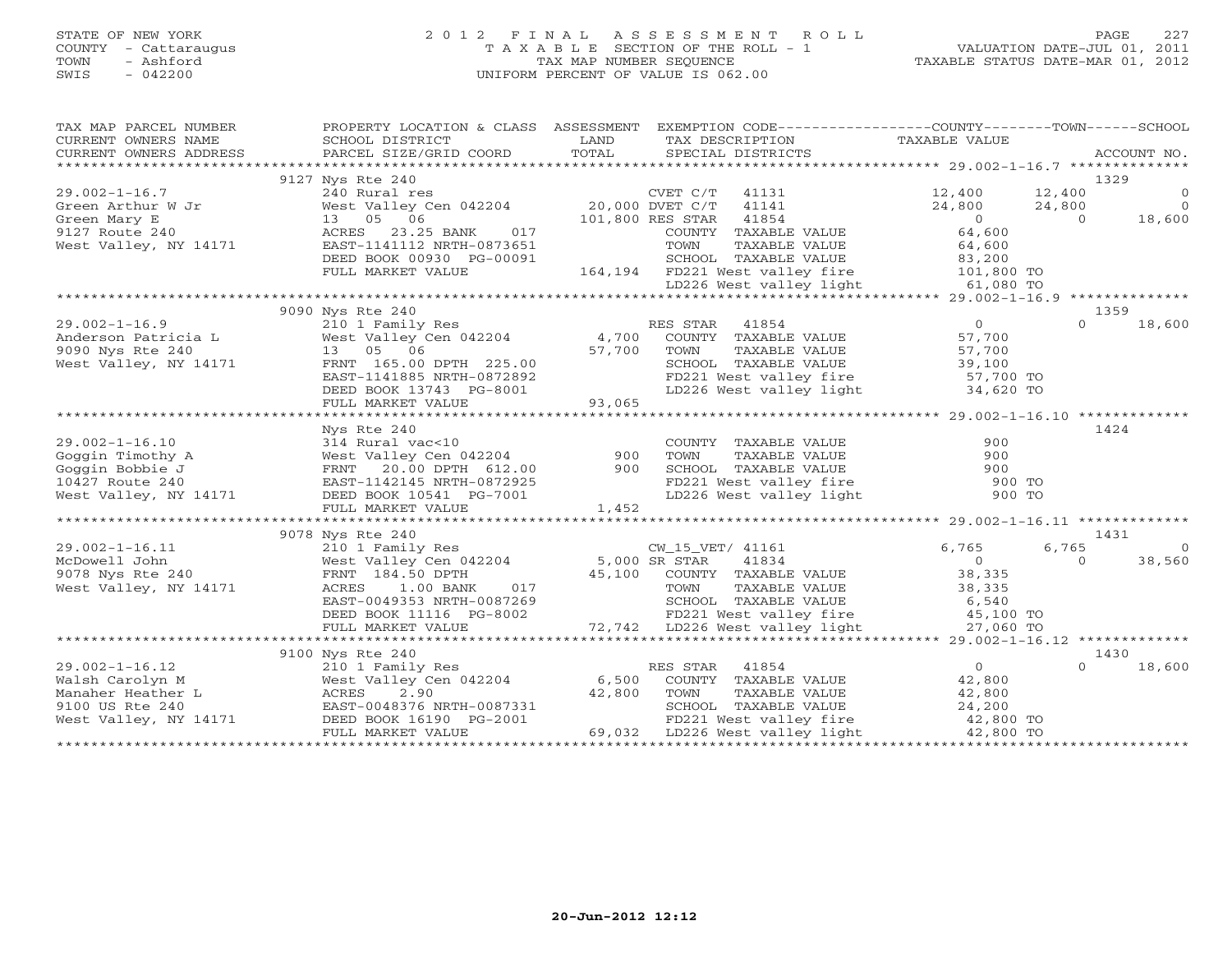STATE OF NEW YORK
COUNTY - Cattaraugus
TOWN - Ashford
SWIS - 042200

2 0 1 2 F I N A L A S S E S S M E N T R O L L
T A X A B L E SECTION OF THE ROLL - 1
TAX MAP NUMBER SEQUENCE
UNIFORM PERCENT OF VALUE IS 062.00

VALUATION DATE-JUL 01, 2011
TAXABLE STATUS DATE-MAR 01, 2012

```
TAX MAP PARCEL NUMBER     PROPERTY LOCATION & CLASS  ASSESSMENT  EXEMPTION CODE-----------------COUNTY--------TOWN------SCHOOL
CURRENT OWNERS NAME       SCHOOL DISTRICT               LAND      TAX DESCRIPTION            TAXABLE VALUE
CURRENT OWNERS ADDRESS    PARCEL SIZE/GRID COORD        TOTAL     SPECIAL DISTRICTS                                  ACCOUNT NO.
******************************************************************************************** 29.002-1-16.7 ***************
                          9127 Nys Rte 240                                                                      1329
29.002-1-16.7             240 Rural res                           CVET C/T   41131         12,400     12,400            0
Green Arthur W Jr         West Valley Cen 042204      20,000 DVET C/T   41141             24,800     24,800            0
Green Mary E              13   05   06               101,800 RES STAR   41854                  0          0       18,600
9127 Route 240            ACRES   23.25 BANK     017         COUNTY  TAXABLE VALUE         64,600
West Valley, NY 14171     EAST-1141112 NRTH-0873651          TOWN    TAXABLE VALUE         64,600
                          DEED BOOK 00930 PG-00091           SCHOOL  TAXABLE VALUE         83,200
                          FULL MARKET VALUE          164,194 FD221 West valley fire       101,800 TO
                                                             LD226 West valley light       61,080 TO
******************************************************************************************** 29.002-1-16.9 ***************
                          9090 Nys Rte 240                                                                      1359
29.002-1-16.9             210 1 Family Res                        RES STAR   41854              0          0       18,600
Anderson Patricia L       West Valley Cen 042204       4,700   COUNTY  TAXABLE VALUE         57,700
9090 Nys Rte 240          13   05   06                57,700   TOWN    TAXABLE VALUE         57,700
West Valley, NY 14171     FRNT  165.00 DPTH  225.00            SCHOOL  TAXABLE VALUE         39,100
                          EAST-1141885 NRTH-0872892            FD221 West valley fire        57,700 TO
                          DEED BOOK 13743  PG-8001             LD226 West valley light       34,620 TO
                          FULL MARKET VALUE           93,065
******************************************************************************************** 29.002-1-16.10 *************
                          Nys Rte 240                                                                           1424
29.002-1-16.10            314 Rural vac<10                        COUNTY  TAXABLE VALUE            900
Goggin Timothy A          West Valley Cen 042204         900   TOWN    TAXABLE VALUE            900
Goggin Bobbie J           FRNT   20.00 DPTH  612.00      900   SCHOOL  TAXABLE VALUE            900
10427 Route 240           EAST-1142145 NRTH-0872925            FD221 West valley fire           900 TO
West Valley, NY 14171     DEED BOOK 10541  PG-7001             LD226 West valley light          900 TO
                          FULL MARKET VALUE            1,452
******************************************************************************************** 29.002-1-16.11 *************
                          9078 Nys Rte 240                                                                      1431
29.002-1-16.11            210 1 Family Res                        CW_15_VET/ 41161           6,765      6,765            0
McDowell John             West Valley Cen 042204       5,000 SR STAR    41834                  0          0       38,560
9078 Nys Rte 240          FRNT  184.50 DPTH           45,100   COUNTY  TAXABLE VALUE         38,335
West Valley, NY 14171     ACRES    1.00 BANK     017           TOWN    TAXABLE VALUE         38,335
                          EAST-0049353 NRTH-0087269            SCHOOL  TAXABLE VALUE          6,540
                          DEED BOOK 11116  PG-8002             FD221 West valley fire        45,100 TO
                          FULL MARKET VALUE           72,742   LD226 West valley light       27,060 TO
******************************************************************************************** 29.002-1-16.12 *************
                          9100 Nys Rte 240                                                                      1430
29.002-1-16.12            210 1 Family Res                        RES STAR   41854              0          0       18,600
Walsh Carolyn M           West Valley Cen 042204       6,500   COUNTY  TAXABLE VALUE         42,800
Manaher Heather L         ACRES    2.90               42,800   TOWN    TAXABLE VALUE         42,800
9100 US Rte 240           EAST-0048376 NRTH-0087331            SCHOOL  TAXABLE VALUE         24,200
West Valley, NY 14171     DEED BOOK 16190  PG-2001             FD221 West valley fire        42,800 TO
                          FULL MARKET VALUE           69,032   LD226 West valley light       42,800 TO
****************************************************************************************************************************
```

20-Jun-2012 12:12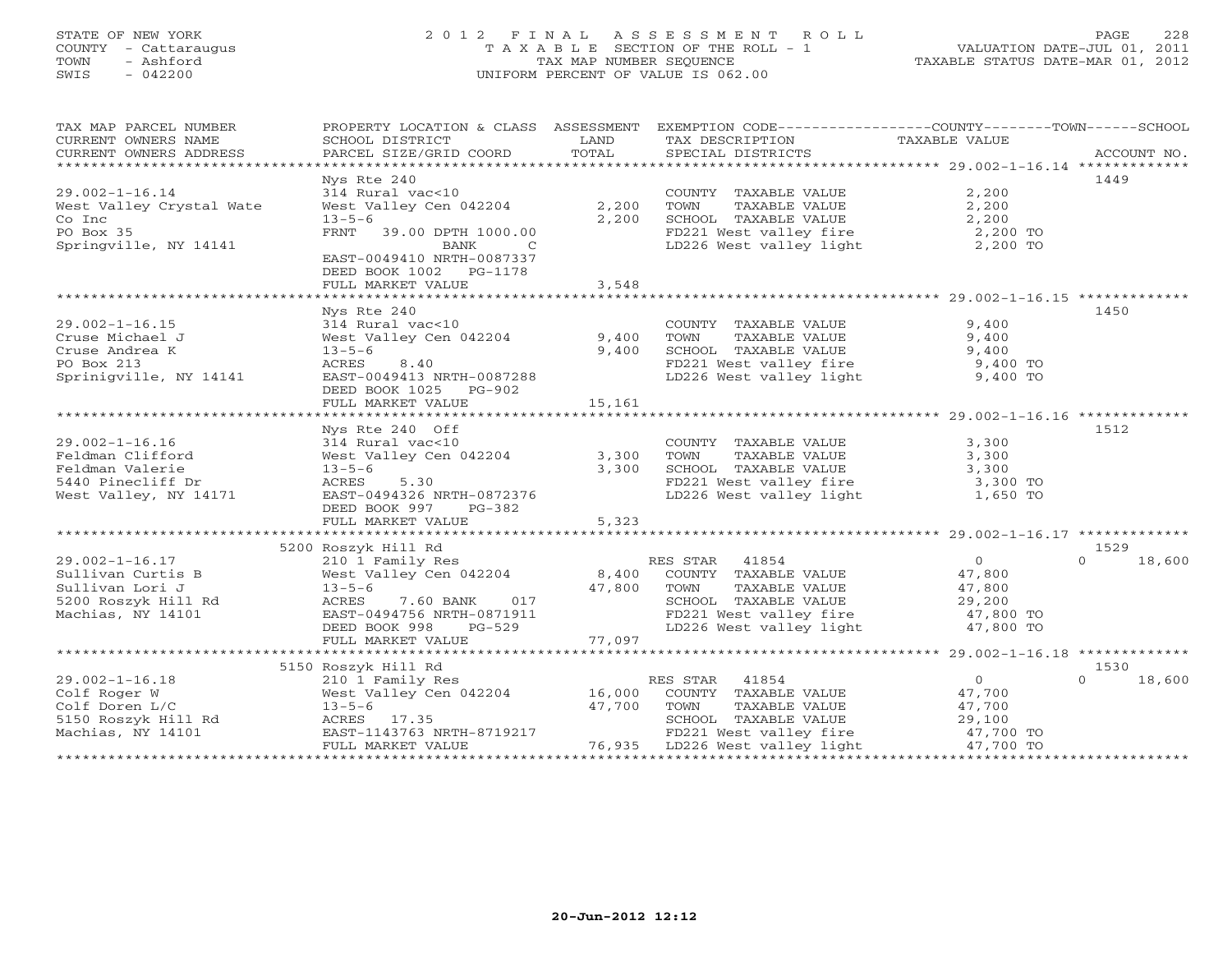STATE OF NEW YORK
COUNTY - Cattaraugus
TOWN - Ashford
SWIS - 042200

# 2012 FINAL ASSESSMENT ROLL

TAXABLE SECTION OF THE ROLL - 1
TAX MAP NUMBER SEQUENCE
UNIFORM PERCENT OF VALUE IS 062.00

VALUATION DATE-JUL 01, 2011
TAXABLE STATUS DATE-MAR 01, 2012

| TAX MAP PARCEL NUMBER / CURRENT OWNERS NAME / CURRENT OWNERS ADDRESS | PROPERTY LOCATION & CLASS / SCHOOL DISTRICT / PARCEL SIZE/GRID COORD | ASSESSMENT LAND | TOTAL | EXEMPTION CODE / TAX DESCRIPTION / SPECIAL DISTRICTS | COUNTY TAXABLE VALUE | TOWN | SCHOOL | ACCOUNT NO. |
|---|---|---|---|---|---|---|---|---|
| | Nys Rte 240 | | | | | | | 1449 |
| 29.002-1-16.14 | 314 Rural vac<10 | | | COUNTY TAXABLE VALUE | 2,200 | | | |
| West Valley Crystal Wate | West Valley Cen 042204 | 2,200 | | TOWN TAXABLE VALUE | 2,200 | | | |
| Co Inc | 13-5-6 | | 2,200 | SCHOOL TAXABLE VALUE | 2,200 | | | |
| PO Box 35 | FRNT 39.00 DPTH 1000.00 | | | FD221 West valley fire | 2,200 TO | | | |
| Springville, NY 14141 | BANK C | | | LD226 West valley light | 2,200 TO | | | |
| | EAST-0049410 NRTH-0087337 | | | | | | | |
| | DEED BOOK 1002 PG-1178 | | | | | | | |
| | FULL MARKET VALUE | 3,548 | | | | | | |
| | Nys Rte 240 | | | | | | | 1450 |
| 29.002-1-16.15 | 314 Rural vac<10 | | | COUNTY TAXABLE VALUE | 9,400 | | | |
| Cruse Michael J | West Valley Cen 042204 | 9,400 | | TOWN TAXABLE VALUE | 9,400 | | | |
| Cruse Andrea K | 13-5-6 | | 9,400 | SCHOOL TAXABLE VALUE | 9,400 | | | |
| PO Box 213 | ACRES 8.40 | | | FD221 West valley fire | 9,400 TO | | | |
| Sprinigville, NY 14141 | EAST-0049413 NRTH-0087288 | | | LD226 West valley light | 9,400 TO | | | |
| | DEED BOOK 1025 PG-902 | | | | | | | |
| | FULL MARKET VALUE | 15,161 | | | | | | |
| | Nys Rte 240 Off | | | | | | | 1512 |
| 29.002-1-16.16 | 314 Rural vac<10 | | | COUNTY TAXABLE VALUE | 3,300 | | | |
| Feldman Clifford | West Valley Cen 042204 | 3,300 | | TOWN TAXABLE VALUE | 3,300 | | | |
| Feldman Valerie | 13-5-6 | | 3,300 | SCHOOL TAXABLE VALUE | 3,300 | | | |
| 5440 Pinecliff Dr | ACRES 5.30 | | | FD221 West valley fire | 3,300 TO | | | |
| West Valley, NY 14171 | EAST-0494326 NRTH-0872376 | | | LD226 West valley light | 1,650 TO | | | |
| | DEED BOOK 997 PG-382 | | | | | | | |
| | FULL MARKET VALUE | 5,323 | | | | | | |
| | 5200 Roszyk Hill Rd | | | | | | | 1529 |
| 29.002-1-16.17 | 210 1 Family Res | | | RES STAR 41854 | 0 | | 0 | 18,600 |
| Sullivan Curtis B | West Valley Cen 042204 | 8,400 | | COUNTY TAXABLE VALUE | 47,800 | | | |
| Sullivan Lori J | 13-5-6 | | 47,800 | TOWN TAXABLE VALUE | 47,800 | | | |
| 5200 Roszyk Hill Rd | ACRES 7.60 BANK 017 | | | SCHOOL TAXABLE VALUE | 29,200 | | | |
| Machias, NY 14101 | EAST-0494756 NRTH-0871911 | | | FD221 West valley fire | 47,800 TO | | | |
| | DEED BOOK 998 PG-529 | | | LD226 West valley light | 47,800 TO | | | |
| | FULL MARKET VALUE | 77,097 | | | | | | |
| | 5150 Roszyk Hill Rd | | | | | | | 1530 |
| 29.002-1-16.18 | 210 1 Family Res | | | RES STAR 41854 | 0 | | 0 | 18,600 |
| Colf Roger W | West Valley Cen 042204 | 16,000 | | COUNTY TAXABLE VALUE | 47,700 | | | |
| Colf Doren L/C | 13-5-6 | | 47,700 | TOWN TAXABLE VALUE | 47,700 | | | |
| 5150 Roszyk Hill Rd | ACRES 17.35 | | | SCHOOL TAXABLE VALUE | 29,100 | | | |
| Machias, NY 14101 | EAST-1143763 NRTH-8719217 | | | FD221 West valley fire | 47,700 TO | | | |
| | FULL MARKET VALUE | 76,935 | | LD226 West valley light | 47,700 TO | | | |

20-Jun-2012 12:12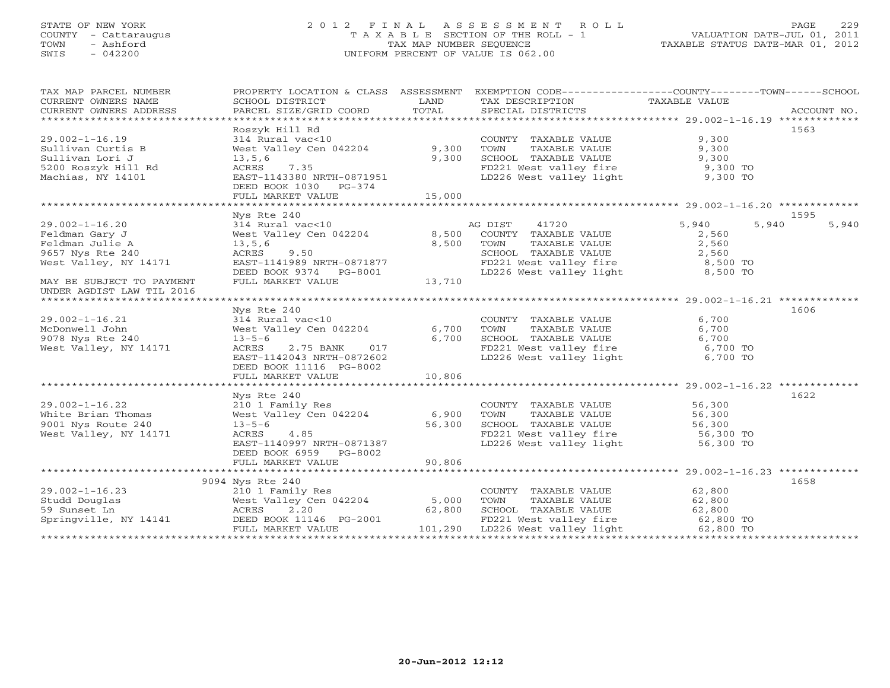STATE OF NEW YORK
COUNTY - Cattaraugus
TOWN - Ashford
SWIS - 042200

# 2012 FINAL ASSESSMENT ROLL
TAXABLE SECTION OF THE ROLL - 1
TAX MAP NUMBER SEQUENCE
UNIFORM PERCENT OF VALUE IS 062.00

VALUATION DATE-JUL 01, 2011
TAXABLE STATUS DATE-MAR 01, 2012

| TAX MAP PARCEL NUMBER / CURRENT OWNERS NAME / CURRENT OWNERS ADDRESS | PROPERTY LOCATION & CLASS / SCHOOL DISTRICT / PARCEL SIZE/GRID COORD | ASSESSMENT LAND | TOTAL | EXEMPTION CODE / TAX DESCRIPTION / SPECIAL DISTRICTS | COUNTY | TOWN | SCHOOL / ACCOUNT NO. |
|---|---|---|---|---|---|---|---|
| 29.002-1-16.19 | Roszyk Hill Rd | | | | | | 1563 |
| | 314 Rural vac<10 | | | COUNTY TAXABLE VALUE | 9,300 | | |
| Sullivan Curtis B | West Valley Cen 042204 | 9,300 | | TOWN TAXABLE VALUE | 9,300 | | |
| Sullivan Lori J | 13,5,6 | | 9,300 | SCHOOL TAXABLE VALUE | 9,300 | | |
| 5200 Roszyk Hill Rd | ACRES 7.35 | | | FD221 West valley fire | 9,300 TO | | |
| Machias, NY 14101 | EAST-1143380 NRTH-0871951 | | | LD226 West valley light | 9,300 TO | | |
| | DEED BOOK 1030 PG-374 | | | | | | |
| | FULL MARKET VALUE | | 15,000 | | | | |
| 29.002-1-16.20 | Nys Rte 240 | | | | | | 1595 |
| | 314 Rural vac<10 | | | AG DIST 41720 | 5,940 | 5,940 | 5,940 |
| Feldman Gary J | West Valley Cen 042204 | 8,500 | | COUNTY TAXABLE VALUE | 2,560 | | |
| Feldman Julie A | 13,5,6 | | 8,500 | TOWN TAXABLE VALUE | 2,560 | | |
| 9657 Nys Rte 240 | ACRES 9.50 | | | SCHOOL TAXABLE VALUE | 2,560 | | |
| West Valley, NY 14171 | EAST-1141989 NRTH-0871877 | | | FD221 West valley fire | 8,500 TO | | |
| | DEED BOOK 9374 PG-8001 | | | LD226 West valley light | 8,500 TO | | |
| MAY BE SUBJECT TO PAYMENT UNDER AGDIST LAW TIL 2016 | FULL MARKET VALUE | | 13,710 | | | | |
| 29.002-1-16.21 | Nys Rte 240 | | | | | | 1606 |
| | 314 Rural vac<10 | | | COUNTY TAXABLE VALUE | 6,700 | | |
| McDonwell John | West Valley Cen 042204 | 6,700 | | TOWN TAXABLE VALUE | 6,700 | | |
| 9078 Nys Rte 240 | 13-5-6 | | 6,700 | SCHOOL TAXABLE VALUE | 6,700 | | |
| West Valley, NY 14171 | ACRES 2.75 BANK 017 | | | FD221 West valley fire | 6,700 TO | | |
| | EAST-1142043 NRTH-0872602 | | | LD226 West valley light | 6,700 TO | | |
| | DEED BOOK 11116 PG-8002 | | | | | | |
| | FULL MARKET VALUE | | 10,806 | | | | |
| 29.002-1-16.22 | Nys Rte 240 | | | | | | 1622 |
| | 210 1 Family Res | | | COUNTY TAXABLE VALUE | 56,300 | | |
| White Brian Thomas | West Valley Cen 042204 | 6,900 | | TOWN TAXABLE VALUE | 56,300 | | |
| 9001 Nys Route 240 | 13-5-6 | | 56,300 | SCHOOL TAXABLE VALUE | 56,300 | | |
| West Valley, NY 14171 | ACRES 4.85 | | | FD221 West valley fire | 56,300 TO | | |
| | EAST-1140997 NRTH-0871387 | | | LD226 West valley light | 56,300 TO | | |
| | DEED BOOK 6959 PG-8002 | | | | | | |
| | FULL MARKET VALUE | | 90,806 | | | | |
| 29.002-1-16.23 | 9094 Nys Rte 240 | | | | | | 1658 |
| | 210 1 Family Res | | | COUNTY TAXABLE VALUE | 62,800 | | |
| Studd Douglas | West Valley Cen 042204 | 5,000 | | TOWN TAXABLE VALUE | 62,800 | | |
| 59 Sunset Ln | ACRES 2.20 | | 62,800 | SCHOOL TAXABLE VALUE | 62,800 | | |
| Springville, NY 14141 | DEED BOOK 11146 PG-2001 | | | FD221 West valley fire | 62,800 TO | | |
| | FULL MARKET VALUE | | 101,290 | LD226 West valley light | 62,800 TO | | |

20-Jun-2012 12:12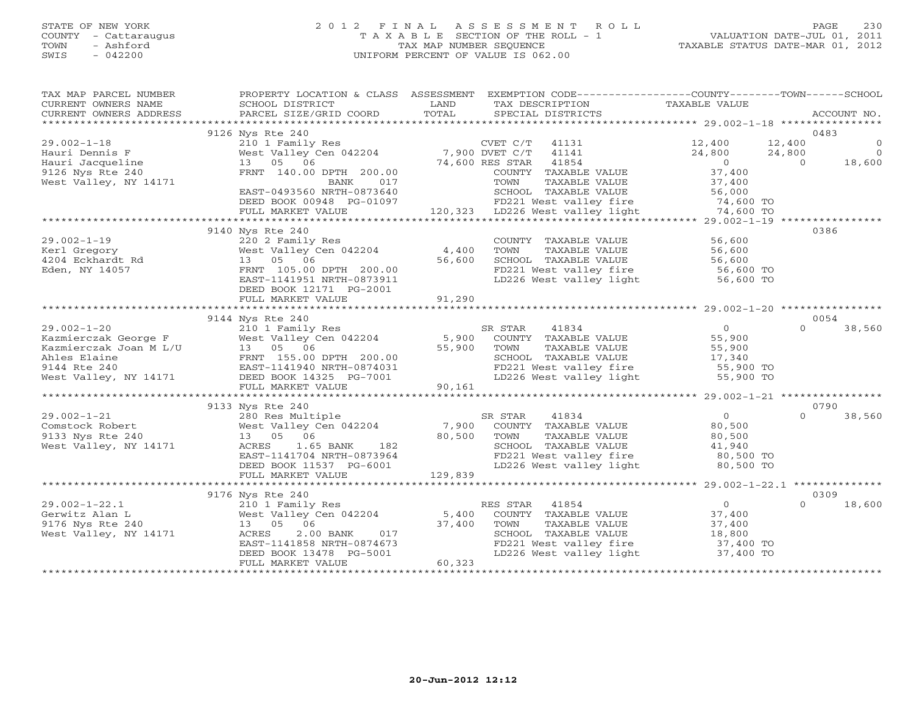STATE OF NEW YORK
COUNTY - Cattaraugus
TOWN - Ashford
SWIS - 042200

# 2012 FINAL ASSESSMENT ROLL

TAXABLE SECTION OF THE ROLL - 1
TAX MAP NUMBER SEQUENCE
UNIFORM PERCENT OF VALUE IS 062.00

VALUATION DATE-JUL 01, 2011
TAXABLE STATUS DATE-MAR 01, 2012

| TAX MAP PARCEL NUMBER / CURRENT OWNERS NAME / CURRENT OWNERS ADDRESS | PROPERTY LOCATION & CLASS / SCHOOL DISTRICT / PARCEL SIZE/GRID COORD | ASSESSMENT LAND / TOTAL | EXEMPTION CODE / TAX DESCRIPTION / SPECIAL DISTRICTS | COUNTY TAXABLE VALUE | TOWN | SCHOOL | ACCOUNT NO. |
|---|---|---|---|---|---|---|---|
| 29.002-1-18 | 9126 Nys Rte 240 | | | | | | 0483 |
| Hauri Dennis F | 210 1 Family Res | | CVET C/T 41131 | 12,400 | 12,400 | 0 | |
| Hauri Jacqueline | West Valley Cen 042204 | 7,900 | DVET C/T 41141 | 24,800 | 24,800 | 0 | |
| 9126 Nys Rte 240 | 13 05 06 | 74,600 | RES STAR 41854 | 0 | 0 | 18,600 | |
| West Valley, NY 14171 | FRNT 140.00 DPTH 200.00 | | COUNTY TAXABLE VALUE | 37,400 | | | |
| | BANK 017 | | TOWN TAXABLE VALUE | 37,400 | | | |
| | EAST-0493560 NRTH-0873640 | | SCHOOL TAXABLE VALUE | 56,000 | | | |
| | DEED BOOK 00948 PG-01097 | | FD221 West valley fire | 74,600 TO | | | |
| | FULL MARKET VALUE | 120,323 | LD226 West valley light | 74,600 TO | | | |
| 29.002-1-19 | 9140 Nys Rte 240 | | | | | | 0386 |
| Kerl Gregory | 220 2 Family Res | | COUNTY TAXABLE VALUE | 56,600 | | | |
| 4204 Eckhardt Rd | West Valley Cen 042204 | 4,400 | TOWN TAXABLE VALUE | 56,600 | | | |
| Eden, NY 14057 | 13 05 06 | 56,600 | SCHOOL TAXABLE VALUE | 56,600 | | | |
| | FRNT 105.00 DPTH 200.00 | | FD221 West valley fire | 56,600 TO | | | |
| | EAST-1141951 NRTH-0873911 | | LD226 West valley light | 56,600 TO | | | |
| | DEED BOOK 12171 PG-2001 | | | | | | |
| | FULL MARKET VALUE | 91,290 | | | | | |
| 29.002-1-20 | 9144 Nys Rte 240 | | | | | | 0054 |
| Kazmierczak George F | 210 1 Family Res | | SR STAR 41834 | 0 | | 0 | 38,560 |
| Kazmierczak Joan M L/U | West Valley Cen 042204 | 5,900 | COUNTY TAXABLE VALUE | 55,900 | | | |
| Ahles Elaine | 13 05 06 | 55,900 | TOWN TAXABLE VALUE | 55,900 | | | |
| 9144 Rte 240 | FRNT 155.00 DPTH 200.00 | | SCHOOL TAXABLE VALUE | 17,340 | | | |
| West Valley, NY 14171 | EAST-1141940 NRTH-0874031 | | FD221 West valley fire | 55,900 TO | | | |
| | DEED BOOK 14325 PG-7001 | | LD226 West valley light | 55,900 TO | | | |
| | FULL MARKET VALUE | 90,161 | | | | | |
| 29.002-1-21 | 9133 Nys Rte 240 | | | | | | 0790 |
| Comstock Robert | 280 Res Multiple | | SR STAR 41834 | 0 | | 0 | 38,560 |
| 9133 Nys Rte 240 | West Valley Cen 042204 | 7,900 | COUNTY TAXABLE VALUE | 80,500 | | | |
| West Valley, NY 14171 | 13 05 06 | 80,500 | TOWN TAXABLE VALUE | 80,500 | | | |
| | ACRES 1.65 BANK 182 | | SCHOOL TAXABLE VALUE | 41,940 | | | |
| | EAST-1141704 NRTH-0873964 | | FD221 West valley fire | 80,500 TO | | | |
| | DEED BOOK 11537 PG-6001 | | LD226 West valley light | 80,500 TO | | | |
| | FULL MARKET VALUE | 129,839 | | | | | |
| 29.002-1-22.1 | 9176 Nys Rte 240 | | | | | | 0309 |
| Gerwitz Alan L | 210 1 Family Res | | RES STAR 41854 | 0 | | 0 | 18,600 |
| 9176 Nys Rte 240 | West Valley Cen 042204 | 5,400 | COUNTY TAXABLE VALUE | 37,400 | | | |
| West Valley, NY 14171 | 13 05 06 | 37,400 | TOWN TAXABLE VALUE | 37,400 | | | |
| | ACRES 2.00 BANK 017 | | SCHOOL TAXABLE VALUE | 18,800 | | | |
| | EAST-1141858 NRTH-0874673 | | FD221 West valley fire | 37,400 TO | | | |
| | DEED BOOK 13478 PG-5001 | | LD226 West valley light | 37,400 TO | | | |
| | FULL MARKET VALUE | 60,323 | | | | | |

20-Jun-2012 12:12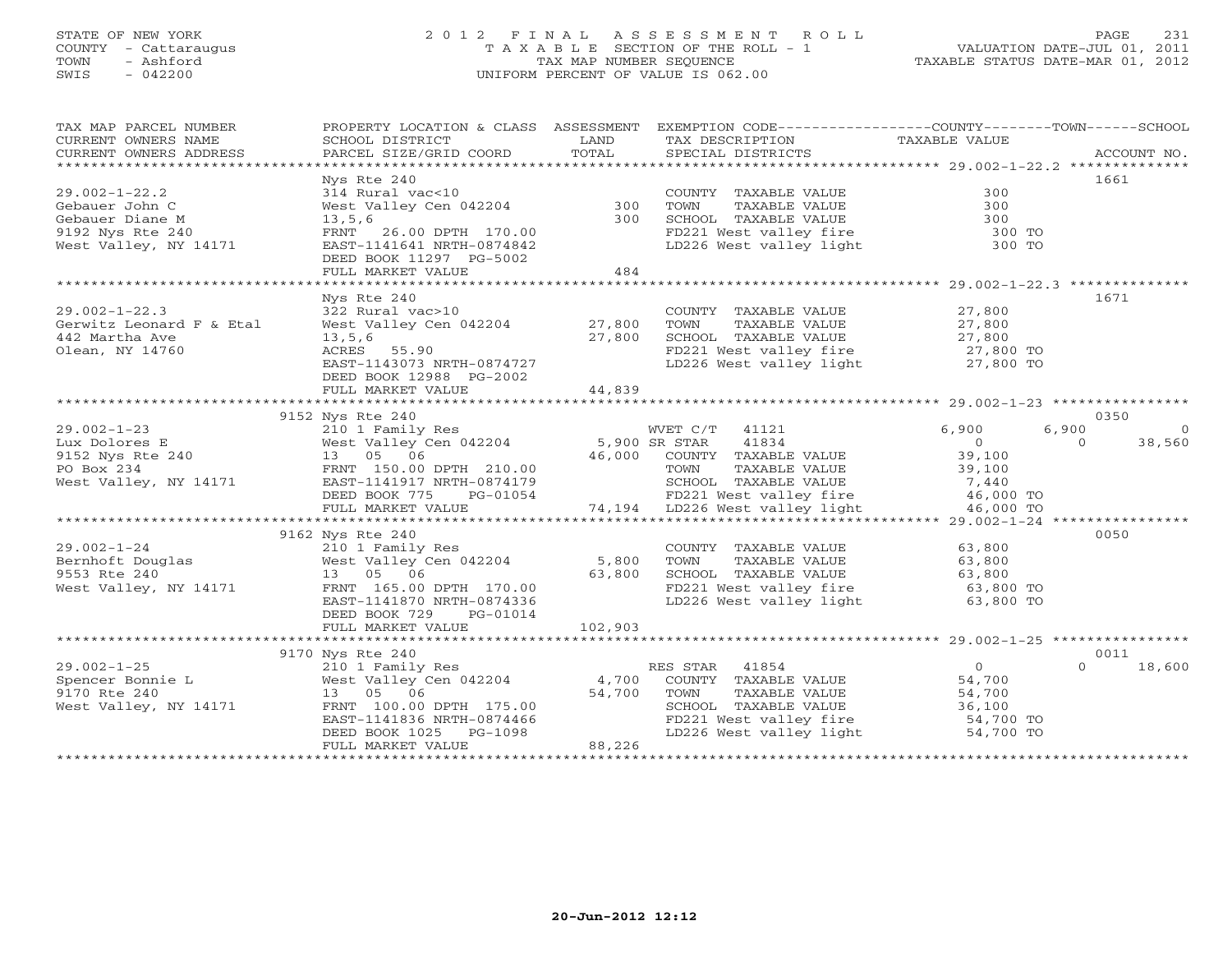STATE OF NEW YORK
COUNTY - Cattaraugus
TOWN - Ashford
SWIS - 042200

2012 FINAL ASSESSMENT ROLL
TAXABLE SECTION OF THE ROLL - 1
TAX MAP NUMBER SEQUENCE
UNIFORM PERCENT OF VALUE IS 062.00

VALUATION DATE-JUL 01, 2011
TAXABLE STATUS DATE-MAR 01, 2012

| TAX MAP PARCEL NUMBER / CURRENT OWNERS NAME / CURRENT OWNERS ADDRESS | PROPERTY LOCATION & CLASS / SCHOOL DISTRICT / PARCEL SIZE/GRID COORD | ASSESSMENT LAND / TOTAL | EXEMPTION CODE / TAX DESCRIPTION / SPECIAL DISTRICTS | COUNTY TAXABLE VALUE | TOWN | SCHOOL | ACCOUNT NO. |
|---|---|---|---|---|---|---|---|
| 29.002-1-22.2 | Nys Rte 240 | | | | | | 1661 |
| | 314 Rural vac<10 | | COUNTY TAXABLE VALUE | 300 | | | |
| Gebauer John C | West Valley Cen 042204 | 300 | TOWN TAXABLE VALUE | 300 | | | |
| Gebauer Diane M | 13,5,6 | 300 | SCHOOL TAXABLE VALUE | 300 | | | |
| 9192 Nys Rte 240 | FRNT 26.00 DPTH 170.00 | | FD221 West valley fire | 300 TO | | | |
| West Valley, NY 14171 | EAST-1141641 NRTH-0874842 | | LD226 West valley light | 300 TO | | | |
| | DEED BOOK 11297 PG-5002 | | | | | | |
| | FULL MARKET VALUE | 484 | | | | | |
| 29.002-1-22.3 | Nys Rte 240 | | | | | | 1671 |
| | 322 Rural vac>10 | | COUNTY TAXABLE VALUE | 27,800 | | | |
| Gerwitz Leonard F & Etal | West Valley Cen 042204 | 27,800 | TOWN TAXABLE VALUE | 27,800 | | | |
| 442 Martha Ave | 13,5,6 | 27,800 | SCHOOL TAXABLE VALUE | 27,800 | | | |
| Olean, NY 14760 | ACRES 55.90 | | FD221 West valley fire | 27,800 TO | | | |
| | EAST-1143073 NRTH-0874727 | | LD226 West valley light | 27,800 TO | | | |
| | DEED BOOK 12988 PG-2002 | | | | | | |
| | FULL MARKET VALUE | 44,839 | | | | | |
| 29.002-1-23 | 9152 Nys Rte 240 | | | | | | 0350 |
| | 210 1 Family Res | | WVET C/T 41121 | 6,900 | 6,900 | 0 | |
| Lux Dolores E | West Valley Cen 042204 | 5,900 | SR STAR 41834 | 0 | 0 | 38,560 | |
| 9152 Nys Rte 240 | 13 05 06 | 46,000 | COUNTY TAXABLE VALUE | 39,100 | | | |
| PO Box 234 | FRNT 150.00 DPTH 210.00 | | TOWN TAXABLE VALUE | 39,100 | | | |
| West Valley, NY 14171 | EAST-1141917 NRTH-0874179 | | SCHOOL TAXABLE VALUE | 7,440 | | | |
| | DEED BOOK 775 PG-01054 | | FD221 West valley fire | 46,000 TO | | | |
| | FULL MARKET VALUE | 74,194 | LD226 West valley light | 46,000 TO | | | |
| 29.002-1-24 | 9162 Nys Rte 240 | | | | | | 0050 |
| | 210 1 Family Res | | COUNTY TAXABLE VALUE | 63,800 | | | |
| Bernhoft Douglas | West Valley Cen 042204 | 5,800 | TOWN TAXABLE VALUE | 63,800 | | | |
| 9553 Rte 240 | 13 05 06 | 63,800 | SCHOOL TAXABLE VALUE | 63,800 | | | |
| West Valley, NY 14171 | FRNT 165.00 DPTH 170.00 | | FD221 West valley fire | 63,800 TO | | | |
| | EAST-1141870 NRTH-0874336 | | LD226 West valley light | 63,800 TO | | | |
| | DEED BOOK 729 PG-01014 | | | | | | |
| | FULL MARKET VALUE | 102,903 | | | | | |
| 29.002-1-25 | 9170 Nys Rte 240 | | | | | | 0011 |
| | 210 1 Family Res | | RES STAR 41854 | 0 | 0 | 18,600 | |
| Spencer Bonnie L | West Valley Cen 042204 | 4,700 | COUNTY TAXABLE VALUE | 54,700 | | | |
| 9170 Rte 240 | 13 05 06 | 54,700 | TOWN TAXABLE VALUE | 54,700 | | | |
| West Valley, NY 14171 | FRNT 100.00 DPTH 175.00 | | SCHOOL TAXABLE VALUE | 36,100 | | | |
| | EAST-1141836 NRTH-0874466 | | FD221 West valley fire | 54,700 TO | | | |
| | DEED BOOK 1025 PG-1098 | | LD226 West valley light | 54,700 TO | | | |
| | FULL MARKET VALUE | 88,226 | | | | | |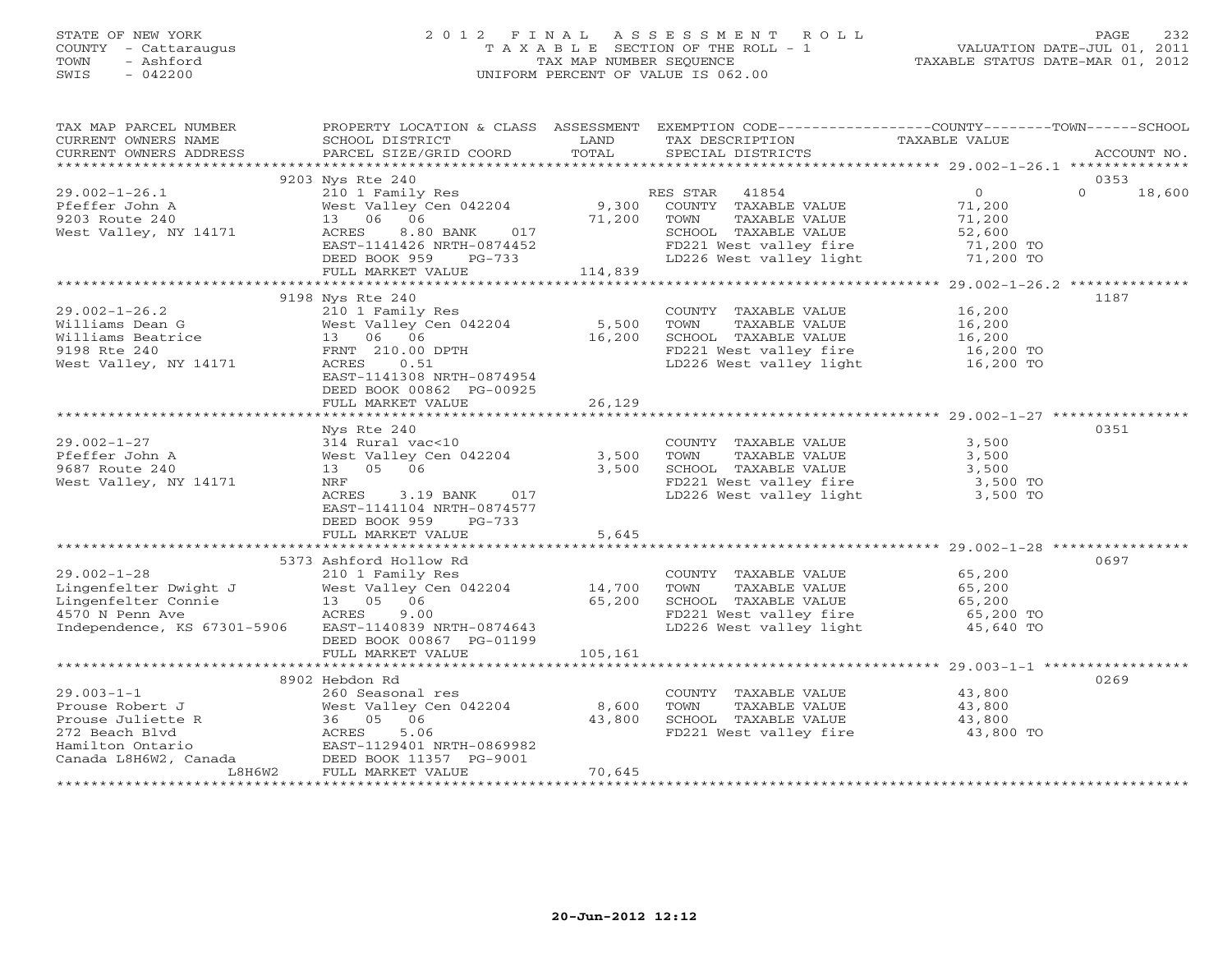STATE OF NEW YORK
COUNTY - Cattaraugus
TOWN - Ashford
SWIS - 042200

2 0 1 2 F I N A L A S S E S S M E N T R O L L
T A X A B L E SECTION OF THE ROLL - 1
TAX MAP NUMBER SEQUENCE
UNIFORM PERCENT OF VALUE IS 062.00

VALUATION DATE-JUL 01, 2011
TAXABLE STATUS DATE-MAR 01, 2012

| TAX MAP PARCEL NUMBER / CURRENT OWNERS NAME / CURRENT OWNERS ADDRESS | PROPERTY LOCATION & CLASS / SCHOOL DISTRICT / PARCEL SIZE/GRID COORD | ASSESSMENT LAND / TOTAL | EXEMPTION CODE / TAX DESCRIPTION / SPECIAL DISTRICTS | COUNTY / TOWN / SCHOOL TAXABLE VALUE | ACCOUNT NO. |
|---|---|---|---|---|---|
| | 9203 Nys Rte 240 | | | | 0353 |
| 29.002-1-26.1 | 210 1 Family Res | | RES STAR 41854 | 0 | 0 18,600 |
| Pfeffer John A | West Valley Cen 042204 | 9,300 | COUNTY TAXABLE VALUE | 71,200 | |
| 9203 Route 240 | 13 06 06 | 71,200 | TOWN TAXABLE VALUE | 71,200 | |
| West Valley, NY 14171 | ACRES 8.80 BANK 017 | | SCHOOL TAXABLE VALUE | 52,600 | |
| | EAST-1141426 NRTH-0874452 | | FD221 West valley fire | 71,200 TO | |
| | DEED BOOK 959 PG-733 | | LD226 West valley light | 71,200 TO | |
| | FULL MARKET VALUE | 114,839 | | | |
| | 9198 Nys Rte 240 | | | | 1187 |
| 29.002-1-26.2 | 210 1 Family Res | | COUNTY TAXABLE VALUE | 16,200 | |
| Williams Dean G | West Valley Cen 042204 | 5,500 | TOWN TAXABLE VALUE | 16,200 | |
| Williams Beatrice | 13 06 06 | 16,200 | SCHOOL TAXABLE VALUE | 16,200 | |
| 9198 Rte 240 | FRNT 210.00 DPTH | | FD221 West valley fire | 16,200 TO | |
| West Valley, NY 14171 | ACRES 0.51 | | LD226 West valley light | 16,200 TO | |
| | EAST-1141308 NRTH-0874954 | | | | |
| | DEED BOOK 00862 PG-00925 | | | | |
| | FULL MARKET VALUE | 26,129 | | | |
| | Nys Rte 240 | | | | 0351 |
| 29.002-1-27 | 314 Rural vac<10 | | COUNTY TAXABLE VALUE | 3,500 | |
| Pfeffer John A | West Valley Cen 042204 | 3,500 | TOWN TAXABLE VALUE | 3,500 | |
| 9687 Route 240 | 13 05 06 | 3,500 | SCHOOL TAXABLE VALUE | 3,500 | |
| West Valley, NY 14171 | NRF | | FD221 West valley fire | 3,500 TO | |
| | ACRES 3.19 BANK 017 | | LD226 West valley light | 3,500 TO | |
| | EAST-1141104 NRTH-0874577 | | | | |
| | DEED BOOK 959 PG-733 | | | | |
| | FULL MARKET VALUE | 5,645 | | | |
| | 5373 Ashford Hollow Rd | | | | 0697 |
| 29.002-1-28 | 210 1 Family Res | | COUNTY TAXABLE VALUE | 65,200 | |
| Lingenfelter Dwight J | West Valley Cen 042204 | 14,700 | TOWN TAXABLE VALUE | 65,200 | |
| Lingenfelter Connie | 13 05 06 | 65,200 | SCHOOL TAXABLE VALUE | 65,200 | |
| 4570 N Penn Ave | ACRES 9.00 | | FD221 West valley fire | 65,200 TO | |
| Independence, KS 67301-5906 | EAST-1140839 NRTH-0874643 | | LD226 West valley light | 45,640 TO | |
| | DEED BOOK 00867 PG-01199 | | | | |
| | FULL MARKET VALUE | 105,161 | | | |
| | 8902 Hebdon Rd | | | | 0269 |
| 29.003-1-1 | 260 Seasonal res | | COUNTY TAXABLE VALUE | 43,800 | |
| Prouse Robert J | West Valley Cen 042204 | 8,600 | TOWN TAXABLE VALUE | 43,800 | |
| Prouse Juliette R | 36 05 06 | 43,800 | SCHOOL TAXABLE VALUE | 43,800 | |
| 272 Beach Blvd | ACRES 5.06 | | FD221 West valley fire | 43,800 TO | |
| Hamilton Ontario | EAST-1129401 NRTH-0869982 | | | | |
| Canada L8H6W2, Canada | DEED BOOK 11357 PG-9001 | | | | |
| L8H6W2 | FULL MARKET VALUE | 70,645 | | | |

20-Jun-2012 12:12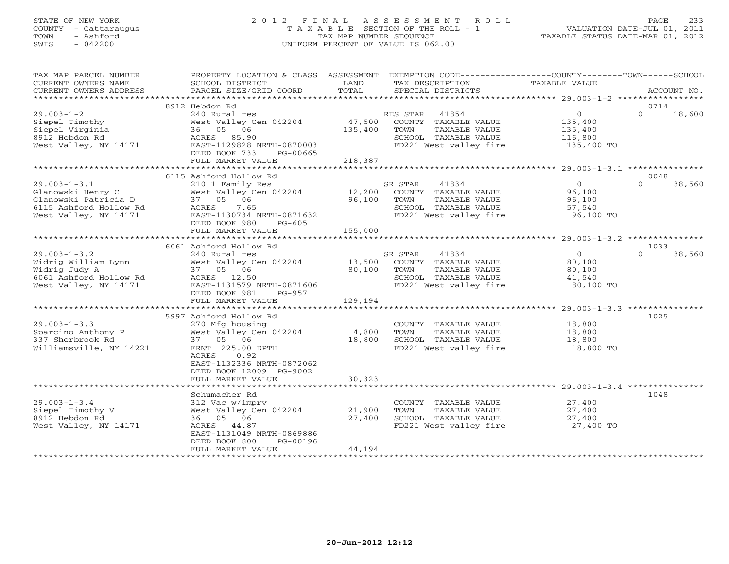STATE OF NEW YORK
COUNTY - Cattaraugus
TOWN - Ashford
SWIS - 042200

# 2012 FINAL ASSESSMENT ROLL

TAXABLE SECTION OF THE ROLL - 1
TAX MAP NUMBER SEQUENCE
UNIFORM PERCENT OF VALUE IS 062.00

VALUATION DATE-JUL 01, 2011
TAXABLE STATUS DATE-MAR 01, 2012

| TAX MAP PARCEL NUMBER / CURRENT OWNERS NAME / CURRENT OWNERS ADDRESS | PROPERTY LOCATION & CLASS / SCHOOL DISTRICT / PARCEL SIZE/GRID COORD | ASSESSMENT LAND | TOTAL | EXEMPTION CODE / TAX DESCRIPTION / SPECIAL DISTRICTS | COUNTY TAXABLE VALUE | TOWN | SCHOOL | ACCOUNT NO. |
|---|---|---|---|---|---|---|---|---|
| 29.003-1-2 | 8912 Hebdon Rd | | | | | | | 0714 |
| Siepel Timothy | 240 Rural res | | | RES STAR 41854 | 0 | | 0 | 18,600 |
| Siepel Virginia | West Valley Cen 042204 | 47,500 | | COUNTY TAXABLE VALUE | 135,400 | | | |
| 8912 Hebdon Rd | 36 05 06 | | 135,400 | TOWN TAXABLE VALUE | 135,400 | | | |
| West Valley, NY 14171 | ACRES 85.90 | | | SCHOOL TAXABLE VALUE | 116,800 | | | |
| | EAST-1129828 NRTH-0870003 | | | FD221 West valley fire | 135,400 TO | | | |
| | DEED BOOK 733 PG-00665 | | | | | | | |
| | FULL MARKET VALUE | | 218,387 | | | | | |
| 29.003-1-3.1 | 6115 Ashford Hollow Rd | | | | | | | 0048 |
| Glanowski Henry C | 210 1 Family Res | | | SR STAR 41834 | 0 | | 0 | 38,560 |
| Glanowski Patricia D | West Valley Cen 042204 | 12,200 | | COUNTY TAXABLE VALUE | 96,100 | | | |
| 6115 Ashford Hollow Rd | 37 05 06 | | 96,100 | TOWN TAXABLE VALUE | 96,100 | | | |
| West Valley, NY 14171 | ACRES 7.65 | | | SCHOOL TAXABLE VALUE | 57,540 | | | |
| | EAST-1130734 NRTH-0871632 | | | FD221 West valley fire | 96,100 TO | | | |
| | DEED BOOK 980 PG-605 | | | | | | | |
| | FULL MARKET VALUE | | 155,000 | | | | | |
| 29.003-1-3.2 | 6061 Ashford Hollow Rd | | | | | | | 1033 |
| Widrig William Lynn | 240 Rural res | | | SR STAR 41834 | 0 | | 0 | 38,560 |
| Widrig Judy A | West Valley Cen 042204 | 13,500 | | COUNTY TAXABLE VALUE | 80,100 | | | |
| 6061 Ashford Hollow Rd | 37 05 06 | | 80,100 | TOWN TAXABLE VALUE | 80,100 | | | |
| West Valley, NY 14171 | ACRES 12.50 | | | SCHOOL TAXABLE VALUE | 41,540 | | | |
| | EAST-1131579 NRTH-0871606 | | | FD221 West valley fire | 80,100 TO | | | |
| | DEED BOOK 981 PG-957 | | | | | | | |
| | FULL MARKET VALUE | | 129,194 | | | | | |
| 29.003-1-3.3 | 5997 Ashford Hollow Rd | | | | | | | 1025 |
| Sparcino Anthony P | 270 Mfg housing | | | COUNTY TAXABLE VALUE | 18,800 | | | |
| 337 Sherbrook Rd | West Valley Cen 042204 | 4,800 | | TOWN TAXABLE VALUE | 18,800 | | | |
| Williamsville, NY 14221 | 37 05 06 | | 18,800 | SCHOOL TAXABLE VALUE | 18,800 | | | |
| | FRNT 225.00 DPTH | | | FD221 West valley fire | 18,800 TO | | | |
| | ACRES 0.92 | | | | | | | |
| | EAST-1132336 NRTH-0872062 | | | | | | | |
| | DEED BOOK 12009 PG-9002 | | | | | | | |
| | FULL MARKET VALUE | | 30,323 | | | | | |
| 29.003-1-3.4 | Schumacher Rd | | | | | | | 1048 |
| Siepel Timothy V | 312 Vac w/imprv | | | COUNTY TAXABLE VALUE | 27,400 | | | |
| 8912 Hebdon Rd | West Valley Cen 042204 | 21,900 | | TOWN TAXABLE VALUE | 27,400 | | | |
| West Valley, NY 14171 | 36 05 06 | | 27,400 | SCHOOL TAXABLE VALUE | 27,400 | | | |
| | ACRES 44.87 | | | FD221 West valley fire | 27,400 TO | | | |
| | EAST-1131049 NRTH-0869886 | | | | | | | |
| | DEED BOOK 800 PG-00196 | | | | | | | |
| | FULL MARKET VALUE | | 44,194 | | | | | |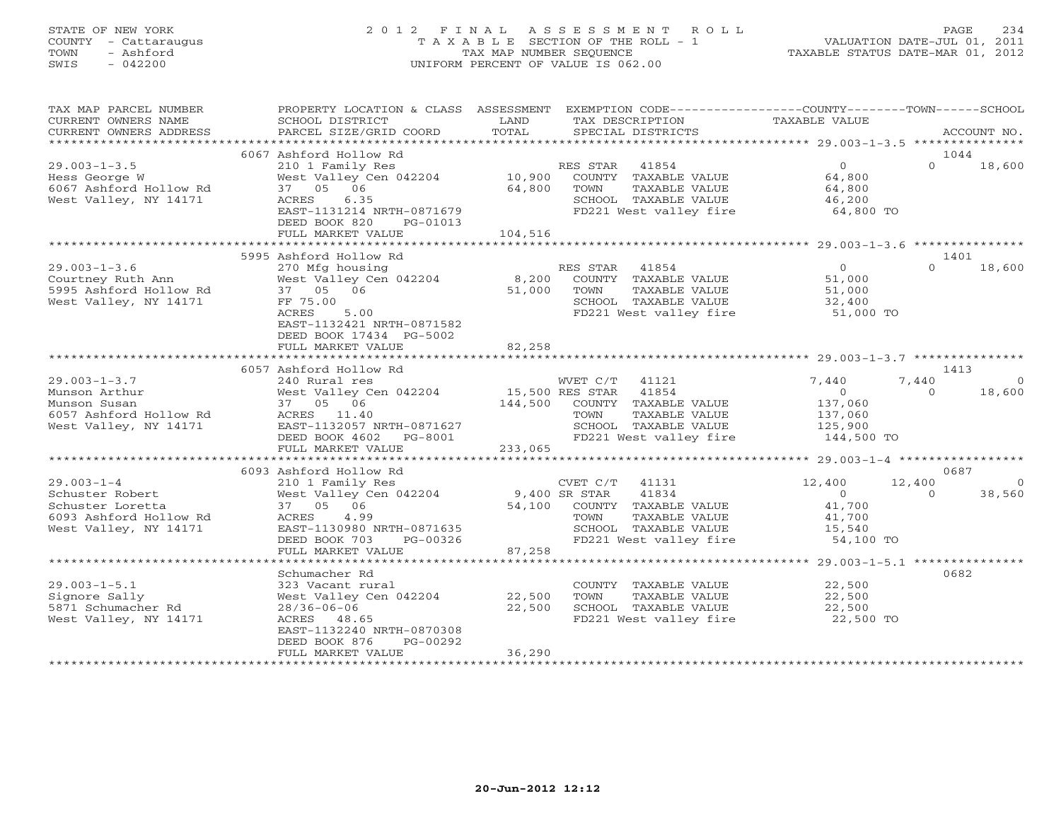STATE OF NEW YORK
COUNTY - Cattaraugus
TOWN - Ashford
SWIS - 042200

2 0 1 2 F I N A L A S S E S S M E N T R O L L
T A X A B L E SECTION OF THE ROLL - 1
TAX MAP NUMBER SEQUENCE
UNIFORM PERCENT OF VALUE IS 062.00

VALUATION DATE-JUL 01, 2011
TAXABLE STATUS DATE-MAR 01, 2012

| TAX MAP PARCEL NUMBER / CURRENT OWNERS NAME / CURRENT OWNERS ADDRESS | PROPERTY LOCATION & CLASS / SCHOOL DISTRICT / PARCEL SIZE/GRID COORD | ASSESSMENT LAND / TOTAL | EXEMPTION CODE / TAX DESCRIPTION / SPECIAL DISTRICTS | COUNTY TAXABLE VALUE | TOWN | SCHOOL / ACCOUNT NO. |
|---|---|---|---|---|---|---|
| **29.003-1-3.5** | 6067 Ashford Hollow Rd | | | | | 1044 |
| 29.003-1-3.5 | 210 1 Family Res | | RES STAR 41854 | 0 | 0 | 18,600 |
| Hess George W | West Valley Cen 042204 | 10,900 | COUNTY TAXABLE VALUE | 64,800 | | |
| 6067 Ashford Hollow Rd | 37 05 06 | 64,800 | TOWN TAXABLE VALUE | 64,800 | | |
| West Valley, NY 14171 | ACRES 6.35 | | SCHOOL TAXABLE VALUE | 46,200 | | |
| | EAST-1131214 NRTH-0871679 | | FD221 West valley fire | 64,800 TO | | |
| | DEED BOOK 820 PG-01013 | | | | | |
| | FULL MARKET VALUE | 104,516 | | | | |
| **29.003-1-3.6** | 5995 Ashford Hollow Rd | | | | | 1401 |
| 29.003-1-3.6 | 270 Mfg housing | | RES STAR 41854 | 0 | 0 | 18,600 |
| Courtney Ruth Ann | West Valley Cen 042204 | 8,200 | COUNTY TAXABLE VALUE | 51,000 | | |
| 5995 Ashford Hollow Rd | 37 05 06 | 51,000 | TOWN TAXABLE VALUE | 51,000 | | |
| West Valley, NY 14171 | FF 75.00 | | SCHOOL TAXABLE VALUE | 32,400 | | |
| | ACRES 5.00 | | FD221 West valley fire | 51,000 TO | | |
| | EAST-1132421 NRTH-0871582 | | | | | |
| | DEED BOOK 17434 PG-5002 | | | | | |
| | FULL MARKET VALUE | 82,258 | | | | |
| **29.003-1-3.7** | 6057 Ashford Hollow Rd | | | | | 1413 |
| 29.003-1-3.7 | 240 Rural res | | WVET C/T 41121 | 7,440 | 7,440 | 0 |
| Munson Arthur | West Valley Cen 042204 | 15,500 | RES STAR 41854 | 0 | 0 | 18,600 |
| Munson Susan | 37 05 06 | 144,500 | COUNTY TAXABLE VALUE | 137,060 | | |
| 6057 Ashford Hollow Rd | ACRES 11.40 | | TOWN TAXABLE VALUE | 137,060 | | |
| West Valley, NY 14171 | EAST-1132057 NRTH-0871627 | | SCHOOL TAXABLE VALUE | 125,900 | | |
| | DEED BOOK 4602 PG-8001 | | FD221 West valley fire | 144,500 TO | | |
| | FULL MARKET VALUE | 233,065 | | | | |
| **29.003-1-4** | 6093 Ashford Hollow Rd | | | | | 0687 |
| 29.003-1-4 | 210 1 Family Res | | CVET C/T 41131 | 12,400 | 12,400 | 0 |
| Schuster Robert | West Valley Cen 042204 | 9,400 | SR STAR 41834 | 0 | 0 | 38,560 |
| Schuster Loretta | 37 05 06 | 54,100 | COUNTY TAXABLE VALUE | 41,700 | | |
| 6093 Ashford Hollow Rd | ACRES 4.99 | | TOWN TAXABLE VALUE | 41,700 | | |
| West Valley, NY 14171 | EAST-1130980 NRTH-0871635 | | SCHOOL TAXABLE VALUE | 15,540 | | |
| | DEED BOOK 703 PG-00326 | | FD221 West valley fire | 54,100 TO | | |
| | FULL MARKET VALUE | 87,258 | | | | |
| **29.003-1-5.1** | Schumacher Rd | | | | | 0682 |
| 29.003-1-5.1 | 323 Vacant rural | | COUNTY TAXABLE VALUE | 22,500 | | |
| Signore Sally | West Valley Cen 042204 | 22,500 | TOWN TAXABLE VALUE | 22,500 | | |
| 5871 Schumacher Rd | 28/36-06-06 | 22,500 | SCHOOL TAXABLE VALUE | 22,500 | | |
| West Valley, NY 14171 | ACRES 48.65 | | FD221 West valley fire | 22,500 TO | | |
| | EAST-1132240 NRTH-0870308 | | | | | |
| | DEED BOOK 876 PG-00292 | | | | | |
| | FULL MARKET VALUE | 36,290 | | | | |

20-Jun-2012 12:12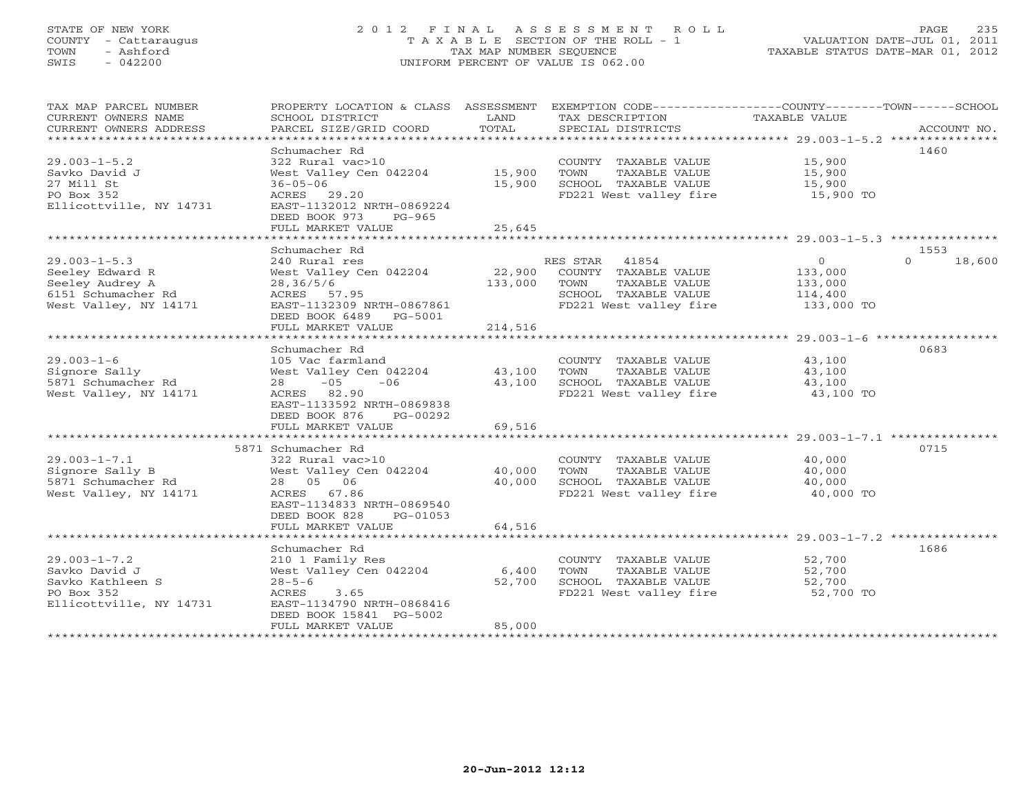STATE OF NEW YORK
COUNTY - Cattaraugus
TOWN - Ashford
SWIS - 042200

2 0 1 2 F I N A L A S S E S S M E N T R O L L
T A X A B L E SECTION OF THE ROLL - 1
TAX MAP NUMBER SEQUENCE
UNIFORM PERCENT OF VALUE IS 062.00

VALUATION DATE-JUL 01, 2011
TAXABLE STATUS DATE-MAR 01, 2012

| TAX MAP PARCEL NUMBER / CURRENT OWNERS NAME / CURRENT OWNERS ADDRESS | PROPERTY LOCATION & CLASS / SCHOOL DISTRICT / PARCEL SIZE/GRID COORD | ASSESSMENT LAND / TOTAL | EXEMPTION CODE / TAX DESCRIPTION / SPECIAL DISTRICTS | COUNTY / TOWN / SCHOOL TAXABLE VALUE | ACCOUNT NO. |
|---|---|---|---|---|---|
| 29.003-1-5.2 | Schumacher Rd | | | | 1460 |
| | 322 Rural vac>10 | | COUNTY TAXABLE VALUE | 15,900 | |
| Savko David J | West Valley Cen 042204 | 15,900 | TOWN TAXABLE VALUE | 15,900 | |
| 27 Mill St | 36-05-06 | 15,900 | SCHOOL TAXABLE VALUE | 15,900 | |
| PO Box 352 | ACRES 29.20 | | FD221 West valley fire | 15,900 TO | |
| Ellicottville, NY 14731 | EAST-1132012 NRTH-0869224 | | | | |
| | DEED BOOK 973 PG-965 | | | | |
| | FULL MARKET VALUE | 25,645 | | | |
| 29.003-1-5.3 | Schumacher Rd | | | | 1553 |
| | 240 Rural res | | RES STAR 41854 | 0 0 18,600 | |
| Seeley Edward R | West Valley Cen 042204 | 22,900 | COUNTY TAXABLE VALUE | 133,000 | |
| Seeley Audrey A | 28,36/5/6 | 133,000 | TOWN TAXABLE VALUE | 133,000 | |
| 6151 Schumacher Rd | ACRES 57.95 | | SCHOOL TAXABLE VALUE | 114,400 | |
| West Valley, NY 14171 | EAST-1132309 NRTH-0867861 | | FD221 West valley fire | 133,000 TO | |
| | DEED BOOK 6489 PG-5001 | | | | |
| | FULL MARKET VALUE | 214,516 | | | |
| 29.003-1-6 | Schumacher Rd | | | | 0683 |
| | 105 Vac farmland | | COUNTY TAXABLE VALUE | 43,100 | |
| Signore Sally | West Valley Cen 042204 | 43,100 | TOWN TAXABLE VALUE | 43,100 | |
| 5871 Schumacher Rd | 28 -05 -06 | 43,100 | SCHOOL TAXABLE VALUE | 43,100 | |
| West Valley, NY 14171 | ACRES 82.90 | | FD221 West valley fire | 43,100 TO | |
| | EAST-1133592 NRTH-0869838 | | | | |
| | DEED BOOK 876 PG-00292 | | | | |
| | FULL MARKET VALUE | 69,516 | | | |
| 29.003-1-7.1 | 5871 Schumacher Rd | | | | 0715 |
| | 322 Rural vac>10 | | COUNTY TAXABLE VALUE | 40,000 | |
| Signore Sally B | West Valley Cen 042204 | 40,000 | TOWN TAXABLE VALUE | 40,000 | |
| 5871 Schumacher Rd | 28 05 06 | 40,000 | SCHOOL TAXABLE VALUE | 40,000 | |
| West Valley, NY 14171 | ACRES 67.86 | | FD221 West valley fire | 40,000 TO | |
| | EAST-1134833 NRTH-0869540 | | | | |
| | DEED BOOK 828 PG-01053 | | | | |
| | FULL MARKET VALUE | 64,516 | | | |
| 29.003-1-7.2 | Schumacher Rd | | | | 1686 |
| | 210 1 Family Res | | COUNTY TAXABLE VALUE | 52,700 | |
| Savko David J | West Valley Cen 042204 | 6,400 | TOWN TAXABLE VALUE | 52,700 | |
| Savko Kathleen S | 28-5-6 | 52,700 | SCHOOL TAXABLE VALUE | 52,700 | |
| PO Box 352 | ACRES 3.65 | | FD221 West valley fire | 52,700 TO | |
| Ellicottville, NY 14731 | EAST-1134790 NRTH-0868416 | | | | |
| | DEED BOOK 15841 PG-5002 | | | | |
| | FULL MARKET VALUE | 85,000 | | | |

20-Jun-2012 12:12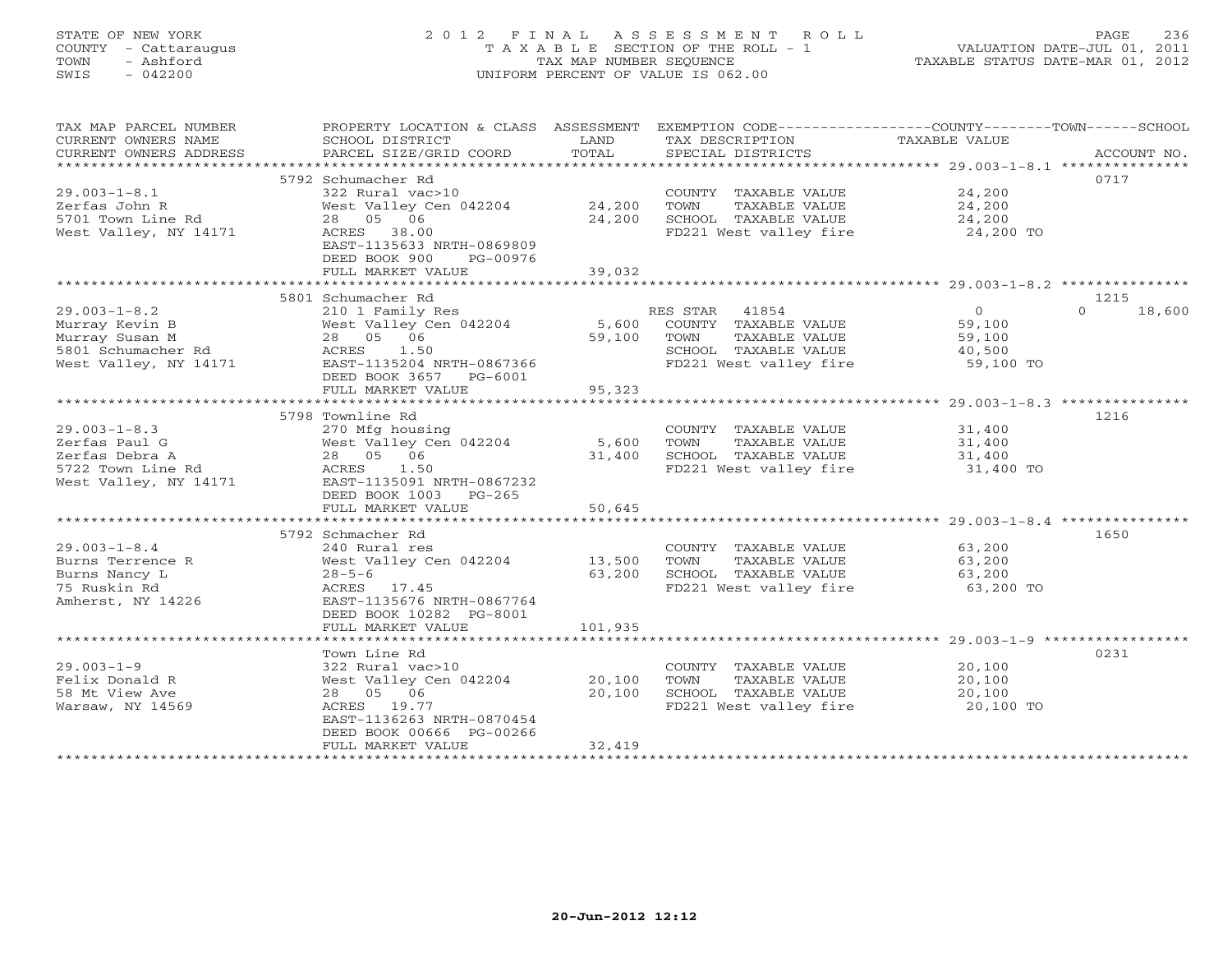STATE OF NEW YORK
COUNTY - Cattaraugus
TOWN - Ashford
SWIS - 042200

2012 FINAL ASSESSMENT ROLL
TAXABLE SECTION OF THE ROLL - 1
TAX MAP NUMBER SEQUENCE
UNIFORM PERCENT OF VALUE IS 062.00

VALUATION DATE-JUL 01, 2011
TAXABLE STATUS DATE-MAR 01, 2012

| TAX MAP PARCEL NUMBER / CURRENT OWNERS NAME / CURRENT OWNERS ADDRESS | PROPERTY LOCATION & CLASS / SCHOOL DISTRICT / PARCEL SIZE/GRID COORD | ASSESSMENT LAND | TOTAL | EXEMPTION CODE / TAX DESCRIPTION / SPECIAL DISTRICTS | COUNTY / TOWN / SCHOOL TAXABLE VALUE | ACCOUNT NO. |
|---|---|---|---|---|---|---|
| | 5792 Schumacher Rd | | | | | 0717 |
| 29.003-1-8.1 | 322 Rural vac>10 | | | COUNTY TAXABLE VALUE | 24,200 | |
| Zerfas John R | West Valley Cen 042204 | 24,200 | | TOWN TAXABLE VALUE | 24,200 | |
| 5701 Town Line Rd | 28 05 06 | | 24,200 | SCHOOL TAXABLE VALUE | 24,200 | |
| West Valley, NY 14171 | ACRES 38.00 | | | FD221 West valley fire | 24,200 TO | |
| | EAST-1135633 NRTH-0869809 | | | | | |
| | DEED BOOK 900 PG-00976 | | | | | |
| | FULL MARKET VALUE | | 39,032 | | | |
| | 5801 Schumacher Rd | | | | | 1215 |
| 29.003-1-8.2 | 210 1 Family Res | | | RES STAR 41854 | 0 0 18,600 | |
| Murray Kevin B | West Valley Cen 042204 | 5,600 | | COUNTY TAXABLE VALUE | 59,100 | |
| Murray Susan M | 28 05 06 | | 59,100 | TOWN TAXABLE VALUE | 59,100 | |
| 5801 Schumacher Rd | ACRES 1.50 | | | SCHOOL TAXABLE VALUE | 40,500 | |
| West Valley, NY 14171 | EAST-1135204 NRTH-0867366 | | | FD221 West valley fire | 59,100 TO | |
| | DEED BOOK 3657 PG-6001 | | | | | |
| | FULL MARKET VALUE | | 95,323 | | | |
| | 5798 Townline Rd | | | | | 1216 |
| 29.003-1-8.3 | 270 Mfg housing | | | COUNTY TAXABLE VALUE | 31,400 | |
| Zerfas Paul G | West Valley Cen 042204 | 5,600 | | TOWN TAXABLE VALUE | 31,400 | |
| Zerfas Debra A | 28 05 06 | | 31,400 | SCHOOL TAXABLE VALUE | 31,400 | |
| 5722 Town Line Rd | ACRES 1.50 | | | FD221 West valley fire | 31,400 TO | |
| West Valley, NY 14171 | EAST-1135091 NRTH-0867232 | | | | | |
| | DEED BOOK 1003 PG-265 | | | | | |
| | FULL MARKET VALUE | | 50,645 | | | |
| | 5792 Schmacher Rd | | | | | 1650 |
| 29.003-1-8.4 | 240 Rural res | | | COUNTY TAXABLE VALUE | 63,200 | |
| Burns Terrence R | West Valley Cen 042204 | 13,500 | | TOWN TAXABLE VALUE | 63,200 | |
| Burns Nancy L | 28-5-6 | | 63,200 | SCHOOL TAXABLE VALUE | 63,200 | |
| 75 Ruskin Rd | ACRES 17.45 | | | FD221 West valley fire | 63,200 TO | |
| Amherst, NY 14226 | EAST-1135676 NRTH-0867764 | | | | | |
| | DEED BOOK 10282 PG-8001 | | | | | |
| | FULL MARKET VALUE | | 101,935 | | | |
| | Town Line Rd | | | | | 0231 |
| 29.003-1-9 | 322 Rural vac>10 | | | COUNTY TAXABLE VALUE | 20,100 | |
| Felix Donald R | West Valley Cen 042204 | 20,100 | | TOWN TAXABLE VALUE | 20,100 | |
| 58 Mt View Ave | 28 05 06 | | 20,100 | SCHOOL TAXABLE VALUE | 20,100 | |
| Warsaw, NY 14569 | ACRES 19.77 | | | FD221 West valley fire | 20,100 TO | |
| | EAST-1136263 NRTH-0870454 | | | | | |
| | DEED BOOK 00666 PG-00266 | | | | | |
| | FULL MARKET VALUE | | 32,419 | | | |

20-Jun-2012 12:12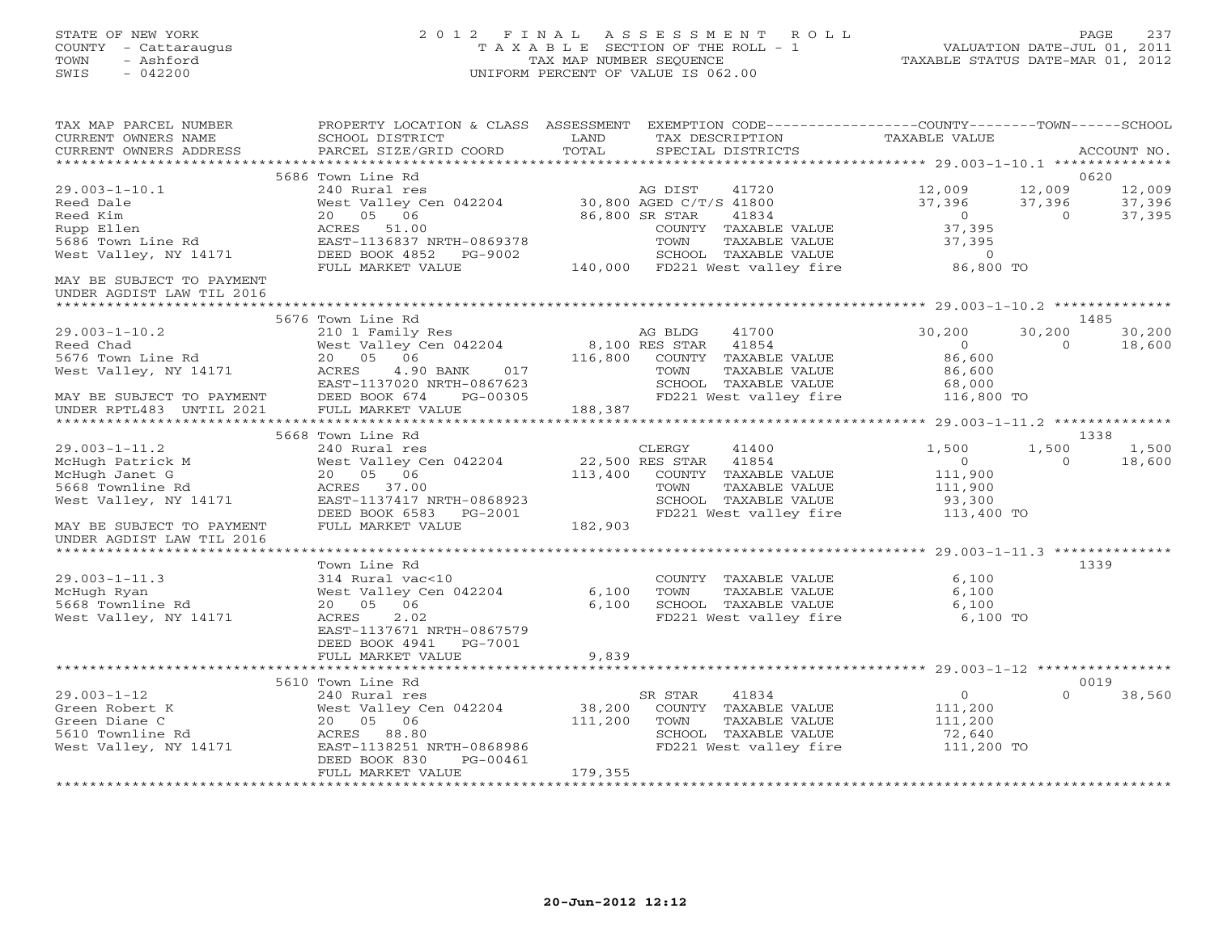STATE OF NEW YORK
COUNTY - Cattaraugus
TOWN - Ashford
SWIS - 042200

2012 FINAL ASSESSMENT ROLL
TAXABLE SECTION OF THE ROLL - 1
TAX MAP NUMBER SEQUENCE
UNIFORM PERCENT OF VALUE IS 062.00

VALUATION DATE-JUL 01, 2011
TAXABLE STATUS DATE-MAR 01, 2012

| TAX MAP PARCEL NUMBER / CURRENT OWNERS NAME / CURRENT OWNERS ADDRESS | PROPERTY LOCATION & CLASS / SCHOOL DISTRICT / PARCEL SIZE/GRID COORD | ASSESSMENT LAND / TOTAL | EXEMPTION CODE / TAX DESCRIPTION / SPECIAL DISTRICTS | COUNTY | TOWN | SCHOOL / ACCOUNT NO. |
|---|---|---|---|---|---|---|
| **29.003-1-10.1** | 5686 Town Line Rd | | | | | 0620 |
| | 240 Rural res | | AG DIST 41720 | 12,009 | 12,009 | 12,009 |
| Reed Dale | West Valley Cen 042204 | 30,800 | AGED C/T/S 41800 | 37,396 | 37,396 | 37,396 |
| Reed Kim | 20 05 06 | 86,800 | SR STAR 41834 | 0 | 0 | 37,395 |
| Rupp Ellen | ACRES 51.00 | | COUNTY TAXABLE VALUE | 37,395 | | |
| 5686 Town Line Rd | EAST-1136837 NRTH-0869378 | | TOWN TAXABLE VALUE | | 37,395 | |
| West Valley, NY 14171 | DEED BOOK 4852 PG-9002 | | SCHOOL TAXABLE VALUE | | | 0 |
| | FULL MARKET VALUE | 140,000 | FD221 West valley fire | 86,800 TO | | |
| MAY BE SUBJECT TO PAYMENT UNDER AGDIST LAW TIL 2016 | | | | | | |
| **29.003-1-10.2** | 5676 Town Line Rd | | | | | 1485 |
| | 210 1 Family Res | | AG BLDG 41700 | 30,200 | 30,200 | 30,200 |
| Reed Chad | West Valley Cen 042204 | 8,100 | RES STAR 41854 | 0 | 0 | 18,600 |
| 5676 Town Line Rd | 20 05 06 | 116,800 | COUNTY TAXABLE VALUE | 86,600 | | |
| West Valley, NY 14171 | ACRES 4.90 BANK 017 | | TOWN TAXABLE VALUE | | 86,600 | |
| | EAST-1137020 NRTH-0867623 | | SCHOOL TAXABLE VALUE | | | 68,000 |
| MAY BE SUBJECT TO PAYMENT | DEED BOOK 674 PG-00305 | | FD221 West valley fire | 116,800 TO | | |
| UNDER RPTL483 UNTIL 2021 | FULL MARKET VALUE | 188,387 | | | | |
| **29.003-1-11.2** | 5668 Town Line Rd | | | | | 1338 |
| | 240 Rural res | | CLERGY 41400 | 1,500 | 1,500 | 1,500 |
| McHugh Patrick M | West Valley Cen 042204 | 22,500 | RES STAR 41854 | 0 | 0 | 18,600 |
| McHugh Janet G | 20 05 06 | 113,400 | COUNTY TAXABLE VALUE | 111,900 | | |
| 5668 Townline Rd | ACRES 37.00 | | TOWN TAXABLE VALUE | | 111,900 | |
| West Valley, NY 14171 | EAST-1137417 NRTH-0868923 | | SCHOOL TAXABLE VALUE | | | 93,300 |
| | DEED BOOK 6583 PG-2001 | | FD221 West valley fire | 113,400 TO | | |
| MAY BE SUBJECT TO PAYMENT UNDER AGDIST LAW TIL 2016 | FULL MARKET VALUE | 182,903 | | | | |
| **29.003-1-11.3** | Town Line Rd | | | | | 1339 |
| | 314 Rural vac<10 | | COUNTY TAXABLE VALUE | 6,100 | | |
| McHugh Ryan | West Valley Cen 042204 | 6,100 | TOWN TAXABLE VALUE | | 6,100 | |
| 5668 Townline Rd | 20 05 06 | 6,100 | SCHOOL TAXABLE VALUE | | | 6,100 |
| West Valley, NY 14171 | ACRES 2.02 | | FD221 West valley fire | 6,100 TO | | |
| | EAST-1137671 NRTH-0867579 | | | | | |
| | DEED BOOK 4941 PG-7001 | | | | | |
| | FULL MARKET VALUE | 9,839 | | | | |
| **29.003-1-12** | 5610 Town Line Rd | | | | | 0019 |
| | 240 Rural res | | SR STAR 41834 | 0 | 0 | 38,560 |
| Green Robert K | West Valley Cen 042204 | 38,200 | COUNTY TAXABLE VALUE | 111,200 | | |
| Green Diane C | 20 05 06 | 111,200 | TOWN TAXABLE VALUE | | 111,200 | |
| 5610 Townline Rd | ACRES 88.80 | | SCHOOL TAXABLE VALUE | | | 72,640 |
| West Valley, NY 14171 | EAST-1138251 NRTH-0868986 | | FD221 West valley fire | 111,200 TO | | |
| | DEED BOOK 830 PG-00461 | | | | | |
| | FULL MARKET VALUE | 179,355 | | | | |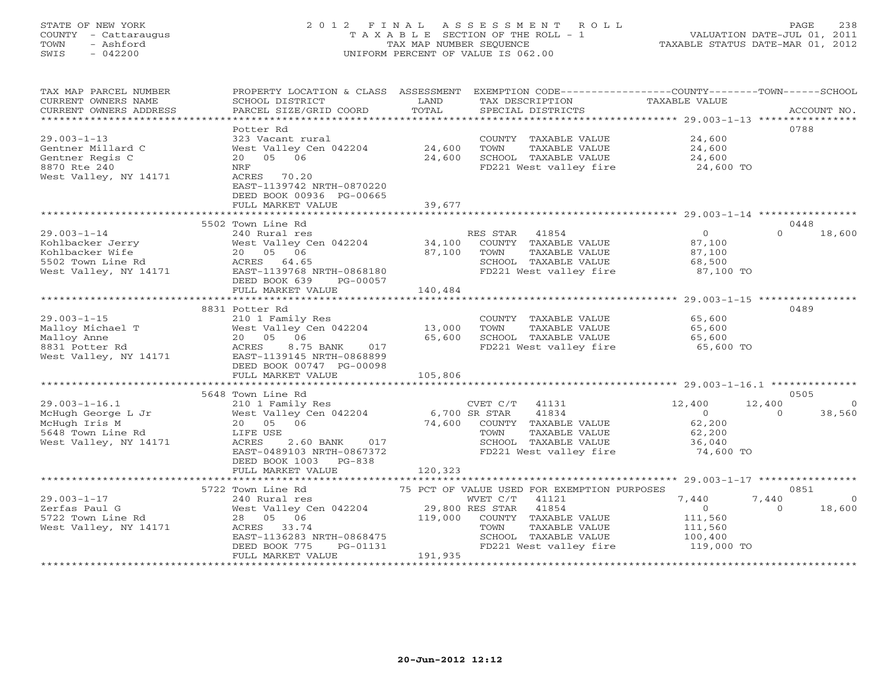STATE OF NEW YORK
COUNTY - Cattaraugus
TOWN - Ashford
SWIS - 042200

2012 FINAL ASSESSMENT ROLL
TAXABLE SECTION OF THE ROLL - 1
TAX MAP NUMBER SEQUENCE
UNIFORM PERCENT OF VALUE IS 062.00

VALUATION DATE-JUL 01, 2011
TAXABLE STATUS DATE-MAR 01, 2012

| TAX MAP PARCEL NUMBER / CURRENT OWNERS NAME / CURRENT OWNERS ADDRESS | PROPERTY LOCATION & CLASS / SCHOOL DISTRICT / PARCEL SIZE/GRID COORD | ASSESSMENT LAND / TOTAL | EXEMPTION CODE / TAX DESCRIPTION / SPECIAL DISTRICTS | COUNTY | TOWN | SCHOOL | ACCOUNT NO. |
|---|---|---|---|---|---|---|---|
| 29.003-1-13 | Potter Rd | | | | | | 0788 |
| | 323 Vacant rural | | COUNTY TAXABLE VALUE | 24,600 | | | |
| Gentner Millard C | West Valley Cen 042204 | 24,600 | TOWN TAXABLE VALUE | | 24,600 | | |
| Gentner Regis C | 20 05 06 | 24,600 | SCHOOL TAXABLE VALUE | | | 24,600 | |
| 8870 Rte 240 | NRF | | FD221 West valley fire | 24,600 TO | | | |
| West Valley, NY 14171 | ACRES 70.20 | | | | | | |
| | EAST-1139742 NRTH-0870220 | | | | | | |
| | DEED BOOK 00936 PG-00665 | | | | | | |
| | FULL MARKET VALUE | 39,677 | | | | | |
| 29.003-1-14 | 5502 Town Line Rd | | | | | | 0448 |
| | 240 Rural res | | RES STAR 41854 | 0 | 0 | 18,600 | |
| Kohlbacker Jerry | West Valley Cen 042204 | 34,100 | COUNTY TAXABLE VALUE | 87,100 | | | |
| Kohlbacker Wife | 20 05 06 | 87,100 | TOWN TAXABLE VALUE | | 87,100 | | |
| 5502 Town Line Rd | ACRES 64.65 | | SCHOOL TAXABLE VALUE | | | 68,500 | |
| West Valley, NY 14171 | EAST-1139768 NRTH-0868180 | | FD221 West valley fire | 87,100 TO | | | |
| | DEED BOOK 639 PG-00057 | | | | | | |
| | FULL MARKET VALUE | 140,484 | | | | | |
| 29.003-1-15 | 8831 Potter Rd | | | | | | 0489 |
| | 210 1 Family Res | | COUNTY TAXABLE VALUE | 65,600 | | | |
| Malloy Michael T | West Valley Cen 042204 | 13,000 | TOWN TAXABLE VALUE | | 65,600 | | |
| Malloy Anne | 20 05 06 | 65,600 | SCHOOL TAXABLE VALUE | | | 65,600 | |
| 8831 Potter Rd | ACRES 8.75 BANK 017 | | FD221 West valley fire | 65,600 TO | | | |
| West Valley, NY 14171 | EAST-1139145 NRTH-0868899 | | | | | | |
| | DEED BOOK 00747 PG-00098 | | | | | | |
| | FULL MARKET VALUE | 105,806 | | | | | |
| 29.003-1-16.1 | 5648 Town Line Rd | | | | | | 0505 |
| | 210 1 Family Res | | CVET C/T 41131 | 12,400 | 12,400 | 0 | |
| McHugh George L Jr | West Valley Cen 042204 | 6,700 | SR STAR 41834 | 0 | 0 | 38,560 | |
| McHugh Iris M | 20 05 06 | 74,600 | COUNTY TAXABLE VALUE | 62,200 | | | |
| 5648 Town Line Rd | LIFE USE | | TOWN TAXABLE VALUE | | 62,200 | | |
| West Valley, NY 14171 | ACRES 2.60 BANK 017 | | SCHOOL TAXABLE VALUE | | | 36,040 | |
| | EAST-0489103 NRTH-0867372 | | FD221 West valley fire | 74,600 TO | | | |
| | DEED BOOK 1003 PG-838 | | | | | | |
| | FULL MARKET VALUE | 120,323 | | | | | |
| 29.003-1-17 | 5722 Town Line Rd | | 75 PCT OF VALUE USED FOR EXEMPTION PURPOSES | | | | 0851 |
| | 240 Rural res | | WVET C/T 41121 | 7,440 | 7,440 | 0 | |
| Zerfas Paul G | West Valley Cen 042204 | 29,800 | RES STAR 41854 | 0 | 0 | 18,600 | |
| 5722 Town Line Rd | 28 05 06 | 119,000 | COUNTY TAXABLE VALUE | 111,560 | | | |
| West Valley, NY 14171 | ACRES 33.74 | | TOWN TAXABLE VALUE | | 111,560 | | |
| | EAST-1136283 NRTH-0868475 | | SCHOOL TAXABLE VALUE | | | 100,400 | |
| | DEED BOOK 775 PG-01131 | | FD221 West valley fire | 119,000 TO | | | |
| | FULL MARKET VALUE | 191,935 | | | | | |

20-Jun-2012 12:12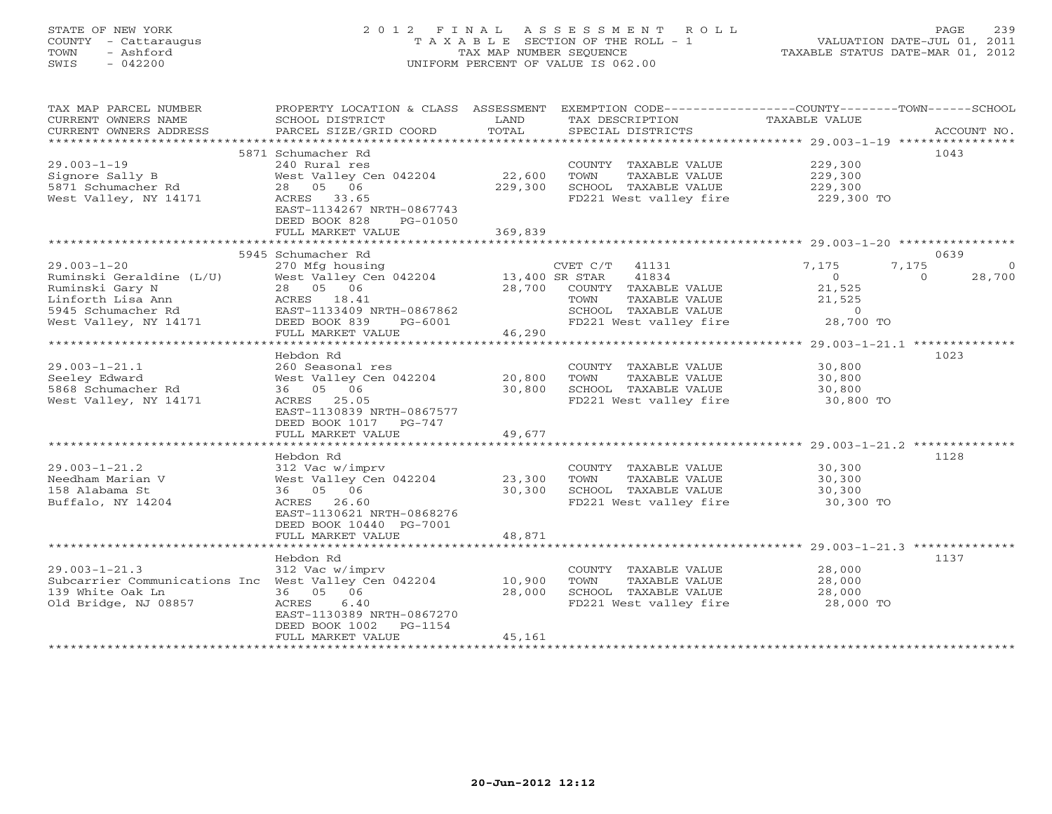STATE OF NEW YORK
COUNTY - Cattaraugus
TOWN - Ashford
SWIS - 042200

# 2012 FINAL ASSESSMENT ROLL
TAXABLE SECTION OF THE ROLL - 1
TAX MAP NUMBER SEQUENCE
UNIFORM PERCENT OF VALUE IS 062.00

VALUATION DATE-JUL 01, 2011
TAXABLE STATUS DATE-MAR 01, 2012

| TAX MAP PARCEL NUMBER / CURRENT OWNERS NAME / CURRENT OWNERS ADDRESS | PROPERTY LOCATION & CLASS / SCHOOL DISTRICT / PARCEL SIZE/GRID COORD | ASSESSMENT LAND / TOTAL | EXEMPTION CODE / TAX DESCRIPTION / SPECIAL DISTRICTS | COUNTY TAXABLE VALUE | TOWN | SCHOOL | ACCOUNT NO. |
|---|---|---|---|---|---|---|---|
| 29.003-1-19 | 5871 Schumacher Rd | | | | | | 1043 |
| | 240 Rural res | | COUNTY TAXABLE VALUE | 229,300 | | | |
| Signore Sally B | West Valley Cen 042204 | 22,600 | TOWN TAXABLE VALUE | 229,300 | | | |
| 5871 Schumacher Rd | 28 05 06 | 229,300 | SCHOOL TAXABLE VALUE | 229,300 | | | |
| West Valley, NY 14171 | ACRES 33.65 | | FD221 West valley fire | 229,300 TO | | | |
| | EAST-1134267 NRTH-0867743 | | | | | | |
| | DEED BOOK 828 PG-01050 | | | | | | |
| | FULL MARKET VALUE | 369,839 | | | | | |
| 29.003-1-20 | 5945 Schumacher Rd | | | | | | 0639 |
| | 270 Mfg housing | | CVET C/T 41131 | 7,175 | 7,175 | 0 | |
| Ruminski Geraldine (L/U) | West Valley Cen 042204 | 13,400 | SR STAR 41834 | 0 | 0 | 28,700 | |
| Ruminski Gary N | 28 05 06 | 28,700 | COUNTY TAXABLE VALUE | 21,525 | | | |
| Linforth Lisa Ann | ACRES 18.41 | | TOWN TAXABLE VALUE | 21,525 | | | |
| 5945 Schumacher Rd | EAST-1133409 NRTH-0867862 | | SCHOOL TAXABLE VALUE | 0 | | | |
| West Valley, NY 14171 | DEED BOOK 839 PG-6001 | | FD221 West valley fire | 28,700 TO | | | |
| | FULL MARKET VALUE | 46,290 | | | | | |
| 29.003-1-21.1 | Hebdon Rd | | | | | | 1023 |
| | 260 Seasonal res | | COUNTY TAXABLE VALUE | 30,800 | | | |
| Seeley Edward | West Valley Cen 042204 | 20,800 | TOWN TAXABLE VALUE | 30,800 | | | |
| 5868 Schumacher Rd | 36 05 06 | 30,800 | SCHOOL TAXABLE VALUE | 30,800 | | | |
| West Valley, NY 14171 | ACRES 25.05 | | FD221 West valley fire | 30,800 TO | | | |
| | EAST-1130839 NRTH-0867577 | | | | | | |
| | DEED BOOK 1017 PG-747 | | | | | | |
| | FULL MARKET VALUE | 49,677 | | | | | |
| 29.003-1-21.2 | Hebdon Rd | | | | | | 1128 |
| | 312 Vac w/imprv | | COUNTY TAXABLE VALUE | 30,300 | | | |
| Needham Marian V | West Valley Cen 042204 | 23,300 | TOWN TAXABLE VALUE | 30,300 | | | |
| 158 Alabama St | 36 05 06 | 30,300 | SCHOOL TAXABLE VALUE | 30,300 | | | |
| Buffalo, NY 14204 | ACRES 26.60 | | FD221 West valley fire | 30,300 TO | | | |
| | EAST-1130621 NRTH-0868276 | | | | | | |
| | DEED BOOK 10440 PG-7001 | | | | | | |
| | FULL MARKET VALUE | 48,871 | | | | | |
| 29.003-1-21.3 | Hebdon Rd | | | | | | 1137 |
| | 312 Vac w/imprv | | COUNTY TAXABLE VALUE | 28,000 | | | |
| Subcarrier Communications Inc | West Valley Cen 042204 | 10,900 | TOWN TAXABLE VALUE | 28,000 | | | |
| 139 White Oak Ln | 36 05 06 | 28,000 | SCHOOL TAXABLE VALUE | 28,000 | | | |
| Old Bridge, NJ 08857 | ACRES 6.40 | | FD221 West valley fire | 28,000 TO | | | |
| | EAST-1130389 NRTH-0867270 | | | | | | |
| | DEED BOOK 1002 PG-1154 | | | | | | |
| | FULL MARKET VALUE | 45,161 | | | | | |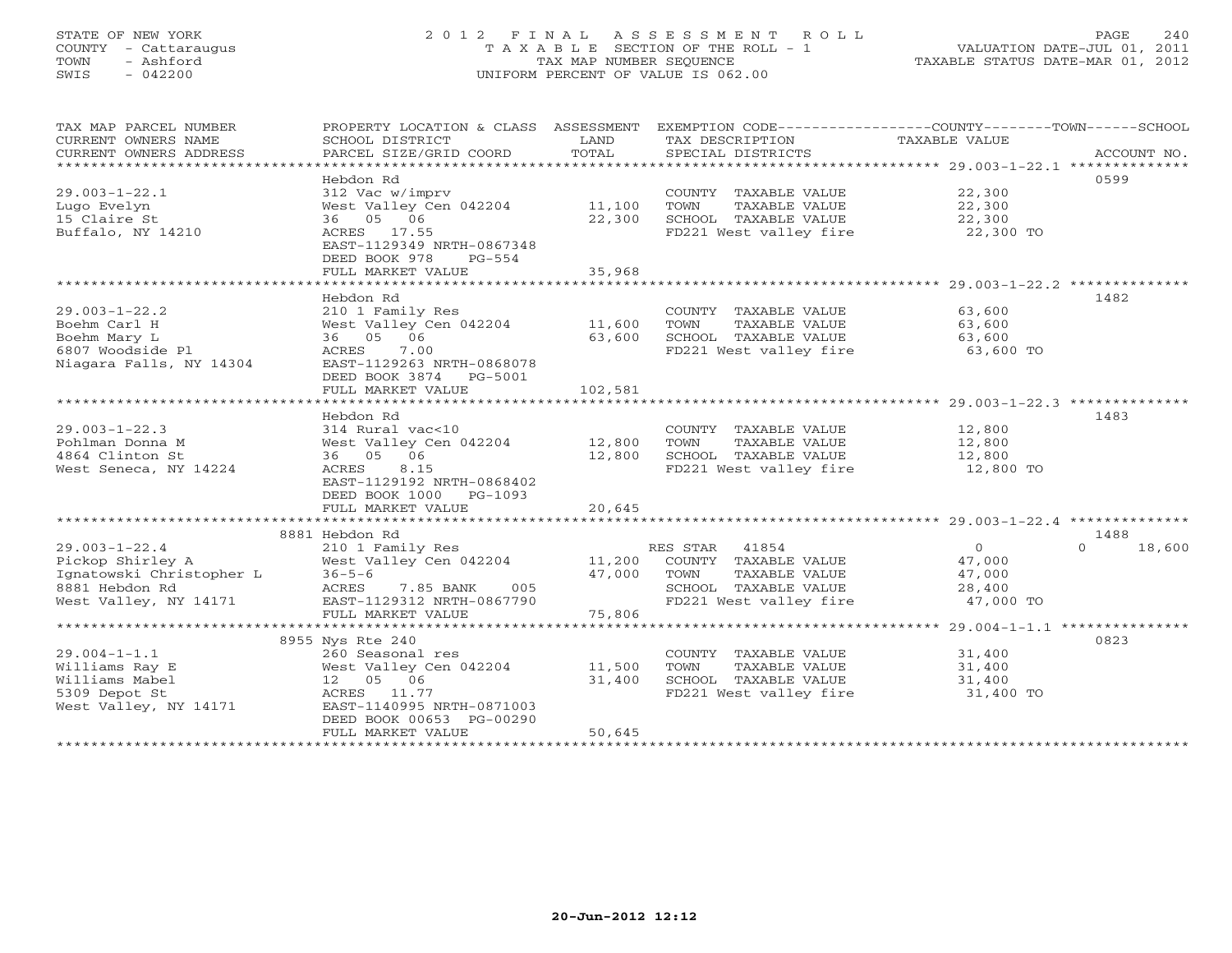STATE OF NEW YORK
COUNTY - Cattaraugus
TOWN - Ashford
SWIS - 042200

2012 FINAL ASSESSMENT ROLL
TAXABLE SECTION OF THE ROLL - 1
TAX MAP NUMBER SEQUENCE
UNIFORM PERCENT OF VALUE IS 062.00

VALUATION DATE-JUL 01, 2011
TAXABLE STATUS DATE-MAR 01, 2012

| TAX MAP PARCEL NUMBER / CURRENT OWNERS NAME / CURRENT OWNERS ADDRESS | PROPERTY LOCATION & CLASS / SCHOOL DISTRICT / PARCEL SIZE/GRID COORD | ASSESSMENT LAND / TOTAL | EXEMPTION CODE / TAX DESCRIPTION / SPECIAL DISTRICTS | COUNTY / TOWN / SCHOOL TAXABLE VALUE | ACCOUNT NO. |
|---|---|---|---|---|---|
| 29.003-1-22.1 | Hebdon Rd | | | | 0599 |
| | 312 Vac w/imprv | | COUNTY TAXABLE VALUE | 22,300 | |
| Lugo Evelyn | West Valley Cen 042204 | 11,100 | TOWN TAXABLE VALUE | 22,300 | |
| 15 Claire St | 36 05 06 | 22,300 | SCHOOL TAXABLE VALUE | 22,300 | |
| Buffalo, NY 14210 | ACRES 17.55 | | FD221 West valley fire | 22,300 TO | |
| | EAST-1129349 NRTH-0867348 | | | | |
| | DEED BOOK 978 PG-554 | | | | |
| | FULL MARKET VALUE | 35,968 | | | |
| 29.003-1-22.2 | Hebdon Rd | | | | 1482 |
| | 210 1 Family Res | | COUNTY TAXABLE VALUE | 63,600 | |
| Boehm Carl H | West Valley Cen 042204 | 11,600 | TOWN TAXABLE VALUE | 63,600 | |
| Boehm Mary L | 36 05 06 | 63,600 | SCHOOL TAXABLE VALUE | 63,600 | |
| 6807 Woodside Pl | ACRES 7.00 | | FD221 West valley fire | 63,600 TO | |
| Niagara Falls, NY 14304 | EAST-1129263 NRTH-0868078 | | | | |
| | DEED BOOK 3874 PG-5001 | | | | |
| | FULL MARKET VALUE | 102,581 | | | |
| 29.003-1-22.3 | Hebdon Rd | | | | 1483 |
| | 314 Rural vac<10 | | COUNTY TAXABLE VALUE | 12,800 | |
| Pohlman Donna M | West Valley Cen 042204 | 12,800 | TOWN TAXABLE VALUE | 12,800 | |
| 4864 Clinton St | 36 05 06 | 12,800 | SCHOOL TAXABLE VALUE | 12,800 | |
| West Seneca, NY 14224 | ACRES 8.15 | | FD221 West valley fire | 12,800 TO | |
| | EAST-1129192 NRTH-0868402 | | | | |
| | DEED BOOK 1000 PG-1093 | | | | |
| | FULL MARKET VALUE | 20,645 | | | |
| 29.003-1-22.4 | 8881 Hebdon Rd | | | | 1488 |
| | 210 1 Family Res | | RES STAR 41854 | 0 0 18,600 | |
| Pickop Shirley A | West Valley Cen 042204 | 11,200 | COUNTY TAXABLE VALUE | 47,000 | |
| Ignatowski Christopher L | 36-5-6 | 47,000 | TOWN TAXABLE VALUE | 47,000 | |
| 8881 Hebdon Rd | ACRES 7.85 BANK 005 | | SCHOOL TAXABLE VALUE | 28,400 | |
| West Valley, NY 14171 | EAST-1129312 NRTH-0867790 | | FD221 West valley fire | 47,000 TO | |
| | FULL MARKET VALUE | 75,806 | | | |
| 29.004-1-1.1 | 8955 Nys Rte 240 | | | | 0823 |
| | 260 Seasonal res | | COUNTY TAXABLE VALUE | 31,400 | |
| Williams Ray E | West Valley Cen 042204 | 11,500 | TOWN TAXABLE VALUE | 31,400 | |
| Williams Mabel | 12 05 06 | 31,400 | SCHOOL TAXABLE VALUE | 31,400 | |
| 5309 Depot St | ACRES 11.77 | | FD221 West valley fire | 31,400 TO | |
| West Valley, NY 14171 | EAST-1140995 NRTH-0871003 | | | | |
| | DEED BOOK 00653 PG-00290 | | | | |
| | FULL MARKET VALUE | 50,645 | | | |

20-Jun-2012 12:12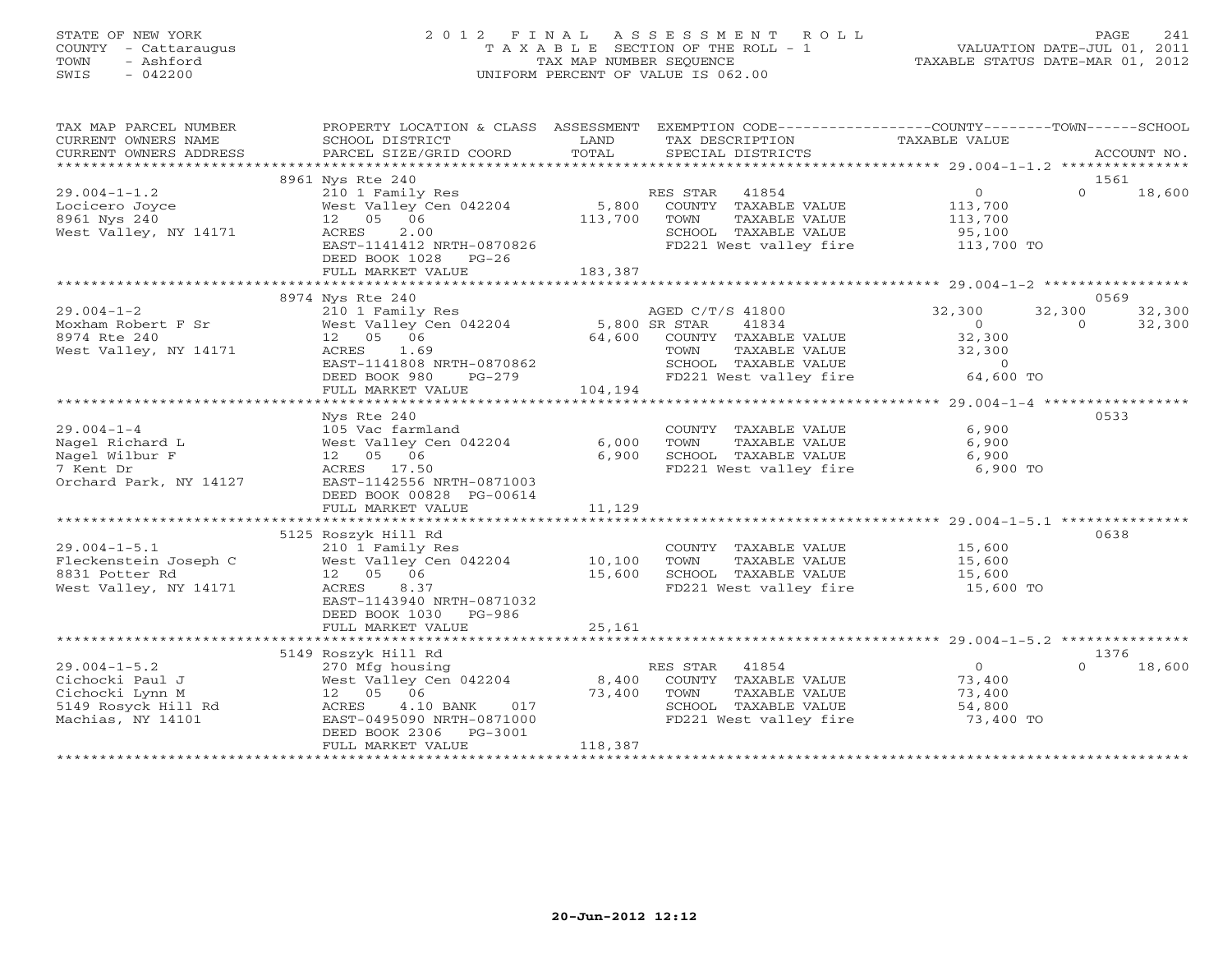STATE OF NEW YORK
COUNTY - Cattaraugus
TOWN - Ashford
SWIS - 042200

# 2012 FINAL ASSESSMENT ROLL
TAXABLE SECTION OF THE ROLL - 1
TAX MAP NUMBER SEQUENCE
UNIFORM PERCENT OF VALUE IS 062.00

VALUATION DATE-JUL 01, 2011
TAXABLE STATUS DATE-MAR 01, 2012

| TAX MAP PARCEL NUMBER / CURRENT OWNERS NAME / CURRENT OWNERS ADDRESS | PROPERTY LOCATION & CLASS / SCHOOL DISTRICT / PARCEL SIZE/GRID COORD | ASSESSMENT LAND / TOTAL | EXEMPTION CODE / TAX DESCRIPTION / SPECIAL DISTRICTS | COUNTY TAXABLE VALUE | TOWN | SCHOOL / ACCOUNT NO. |
|---|---|---|---|---|---|---|
| | 8961 Nys Rte 240 | | | | | 1561 |
| 29.004-1-1.2 | 210 1 Family Res | | RES STAR 41854 | 0 | 0 | 18,600 |
| Locicero Joyce | West Valley Cen 042204 | 5,800 | COUNTY TAXABLE VALUE | 113,700 | | |
| 8961 Nys 240 | 12 05 06 | 113,700 | TOWN TAXABLE VALUE | 113,700 | | |
| West Valley, NY 14171 | ACRES 2.00 | | SCHOOL TAXABLE VALUE | 95,100 | | |
| | EAST-1141412 NRTH-0870826 | | FD221 West valley fire | 113,700 TO | | |
| | DEED BOOK 1028 PG-26 | | | | | |
| | FULL MARKET VALUE | 183,387 | | | | |
| | 8974 Nys Rte 240 | | | | | 0569 |
| 29.004-1-2 | 210 1 Family Res | | AGED C/T/S 41800 | 32,300 | 32,300 | 32,300 |
| Moxham Robert F Sr | West Valley Cen 042204 | 5,800 | SR STAR 41834 | 0 | 0 | 32,300 |
| 8974 Rte 240 | 12 05 06 | 64,600 | COUNTY TAXABLE VALUE | 32,300 | | |
| West Valley, NY 14171 | ACRES 1.69 | | TOWN TAXABLE VALUE | 32,300 | | |
| | EAST-1141808 NRTH-0870862 | | SCHOOL TAXABLE VALUE | 0 | | |
| | DEED BOOK 980 PG-279 | | FD221 West valley fire | 64,600 TO | | |
| | FULL MARKET VALUE | 104,194 | | | | |
| | Nys Rte 240 | | | | | 0533 |
| 29.004-1-4 | 105 Vac farmland | | COUNTY TAXABLE VALUE | 6,900 | | |
| Nagel Richard L | West Valley Cen 042204 | 6,000 | TOWN TAXABLE VALUE | 6,900 | | |
| Nagel Wilbur F | 12 05 06 | 6,900 | SCHOOL TAXABLE VALUE | 6,900 | | |
| 7 Kent Dr | ACRES 17.50 | | FD221 West valley fire | 6,900 TO | | |
| Orchard Park, NY 14127 | EAST-1142556 NRTH-0871003 | | | | | |
| | DEED BOOK 00828 PG-00614 | | | | | |
| | FULL MARKET VALUE | 11,129 | | | | |
| | 5125 Roszyk Hill Rd | | | | | 0638 |
| 29.004-1-5.1 | 210 1 Family Res | | COUNTY TAXABLE VALUE | 15,600 | | |
| Fleckenstein Joseph C | West Valley Cen 042204 | 10,100 | TOWN TAXABLE VALUE | 15,600 | | |
| 8831 Potter Rd | 12 05 06 | 15,600 | SCHOOL TAXABLE VALUE | 15,600 | | |
| West Valley, NY 14171 | ACRES 8.37 | | FD221 West valley fire | 15,600 TO | | |
| | EAST-1143940 NRTH-0871032 | | | | | |
| | DEED BOOK 1030 PG-986 | | | | | |
| | FULL MARKET VALUE | 25,161 | | | | |
| | 5149 Roszyk Hill Rd | | | | | 1376 |
| 29.004-1-5.2 | 270 Mfg housing | | RES STAR 41854 | 0 | 0 | 18,600 |
| Cichocki Paul J | West Valley Cen 042204 | 8,400 | COUNTY TAXABLE VALUE | 73,400 | | |
| Cichocki Lynn M | 12 05 06 | 73,400 | TOWN TAXABLE VALUE | 73,400 | | |
| 5149 Rosyck Hill Rd | ACRES 4.10 BANK 017 | | SCHOOL TAXABLE VALUE | 54,800 | | |
| Machias, NY 14101 | EAST-0495090 NRTH-0871000 | | FD221 West valley fire | 73,400 TO | | |
| | DEED BOOK 2306 PG-3001 | | | | | |
| | FULL MARKET VALUE | 118,387 | | | | |

20-Jun-2012 12:12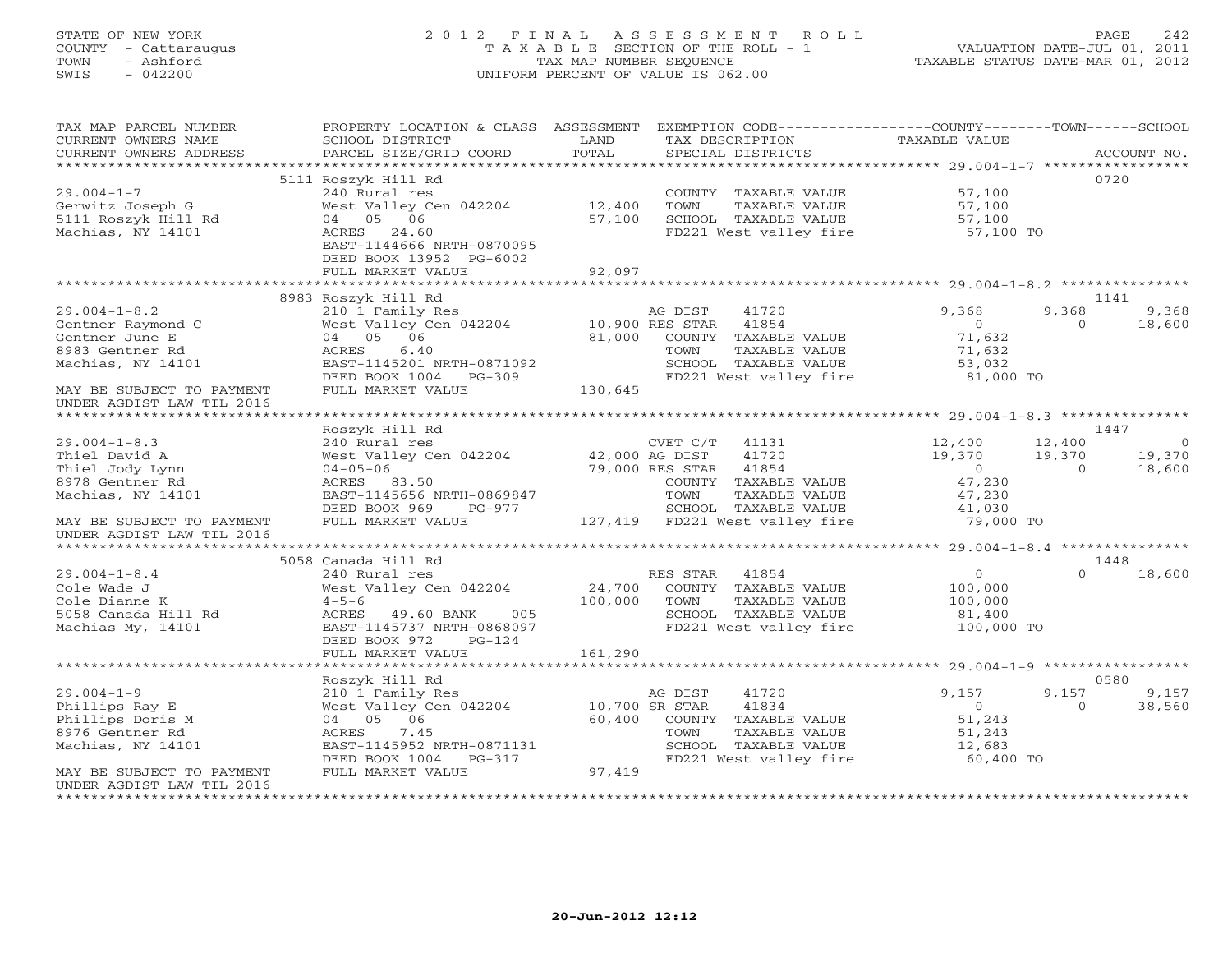STATE OF NEW YORK
COUNTY - Cattaraugus
TOWN - Ashford
SWIS - 042200

# 2012 FINAL ASSESSMENT ROLL
TAXABLE SECTION OF THE ROLL - 1
TAX MAP NUMBER SEQUENCE
UNIFORM PERCENT OF VALUE IS 062.00

VALUATION DATE-JUL 01, 2011
TAXABLE STATUS DATE-MAR 01, 2012

| TAX MAP PARCEL NUMBER / CURRENT OWNERS NAME / CURRENT OWNERS ADDRESS | PROPERTY LOCATION & CLASS / SCHOOL DISTRICT / PARCEL SIZE/GRID COORD | ASSESSMENT LAND / TOTAL | EXEMPTION CODE / TAX DESCRIPTION / SPECIAL DISTRICTS | COUNTY TAXABLE VALUE | TOWN | SCHOOL | ACCOUNT NO. |
|---|---|---|---|---|---|---|---|
| | 5111 Roszyk Hill Rd | | | | | | 0720 |
| 29.004-1-7 | 240 Rural res | | COUNTY TAXABLE VALUE | 57,100 | | | |
| Gerwitz Joseph G | West Valley Cen 042204 | 12,400 | TOWN TAXABLE VALUE | 57,100 | | | |
| 5111 Roszyk Hill Rd | 04 05 06 | 57,100 | SCHOOL TAXABLE VALUE | 57,100 | | | |
| Machias, NY 14101 | ACRES 24.60 | | FD221 West valley fire | 57,100 TO | | | |
| | EAST-1144666 NRTH-0870095 | | | | | | |
| | DEED BOOK 13952 PG-6002 | | | | | | |
| | FULL MARKET VALUE | 92,097 | | | | | |
| | 8983 Roszyk Hill Rd | | | | | | 1141 |
| 29.004-1-8.2 | 210 1 Family Res | | AG DIST 41720 | 9,368 | 9,368 | 9,368 | |
| Gentner Raymond C | West Valley Cen 042204 | 10,900 | RES STAR 41854 | 0 | 0 | 18,600 | |
| Gentner June E | 04 05 06 | 81,000 | COUNTY TAXABLE VALUE | 71,632 | | | |
| 8983 Gentner Rd | ACRES 6.40 | | TOWN TAXABLE VALUE | 71,632 | | | |
| Machias, NY 14101 | EAST-1145201 NRTH-0871092 | | SCHOOL TAXABLE VALUE | 53,032 | | | |
| | DEED BOOK 1004 PG-309 | | FD221 West valley fire | 81,000 TO | | | |
| MAY BE SUBJECT TO PAYMENT UNDER AGDIST LAW TIL 2016 | FULL MARKET VALUE | 130,645 | | | | | |
| | Roszyk Hill Rd | | | | | | 1447 |
| 29.004-1-8.3 | 240 Rural res | | CVET C/T 41131 | 12,400 | 12,400 | 0 | |
| Thiel David A | West Valley Cen 042204 | 42,000 | AG DIST 41720 | 19,370 | 19,370 | 19,370 | |
| Thiel Jody Lynn | 04-05-06 | 79,000 | RES STAR 41854 | 0 | 0 | 18,600 | |
| 8978 Gentner Rd | ACRES 83.50 | | COUNTY TAXABLE VALUE | 47,230 | | | |
| Machias, NY 14101 | EAST-1145656 NRTH-0869847 | | TOWN TAXABLE VALUE | 47,230 | | | |
| | DEED BOOK 969 PG-977 | | SCHOOL TAXABLE VALUE | 41,030 | | | |
| MAY BE SUBJECT TO PAYMENT UNDER AGDIST LAW TIL 2016 | FULL MARKET VALUE | 127,419 | FD221 West valley fire | 79,000 TO | | | |
| | 5058 Canada Hill Rd | | | | | | 1448 |
| 29.004-1-8.4 | 240 Rural res | | RES STAR 41854 | 0 | 0 | 18,600 | |
| Cole Wade J | West Valley Cen 042204 | 24,700 | COUNTY TAXABLE VALUE | 100,000 | | | |
| Cole Dianne K | 4-5-6 | 100,000 | TOWN TAXABLE VALUE | 100,000 | | | |
| 5058 Canada Hill Rd | ACRES 49.60 BANK 005 | | SCHOOL TAXABLE VALUE | 81,400 | | | |
| Machias My, 14101 | EAST-1145737 NRTH-0868097 | | FD221 West valley fire | 100,000 TO | | | |
| | DEED BOOK 972 PG-124 | | | | | | |
| | FULL MARKET VALUE | 161,290 | | | | | |
| | Roszyk Hill Rd | | | | | | 0580 |
| 29.004-1-9 | 210 1 Family Res | | AG DIST 41720 | 9,157 | 9,157 | 9,157 | |
| Phillips Ray E | West Valley Cen 042204 | 10,700 | SR STAR 41834 | 0 | 0 | 38,560 | |
| Phillips Doris M | 04 05 06 | 60,400 | COUNTY TAXABLE VALUE | 51,243 | | | |
| 8976 Gentner Rd | ACRES 7.45 | | TOWN TAXABLE VALUE | 51,243 | | | |
| Machias, NY 14101 | EAST-1145952 NRTH-0871131 | | SCHOOL TAXABLE VALUE | 12,683 | | | |
| | DEED BOOK 1004 PG-317 | | FD221 West valley fire | 60,400 TO | | | |
| MAY BE SUBJECT TO PAYMENT UNDER AGDIST LAW TIL 2016 | FULL MARKET VALUE | 97,419 | | | | | |

20-Jun-2012 12:12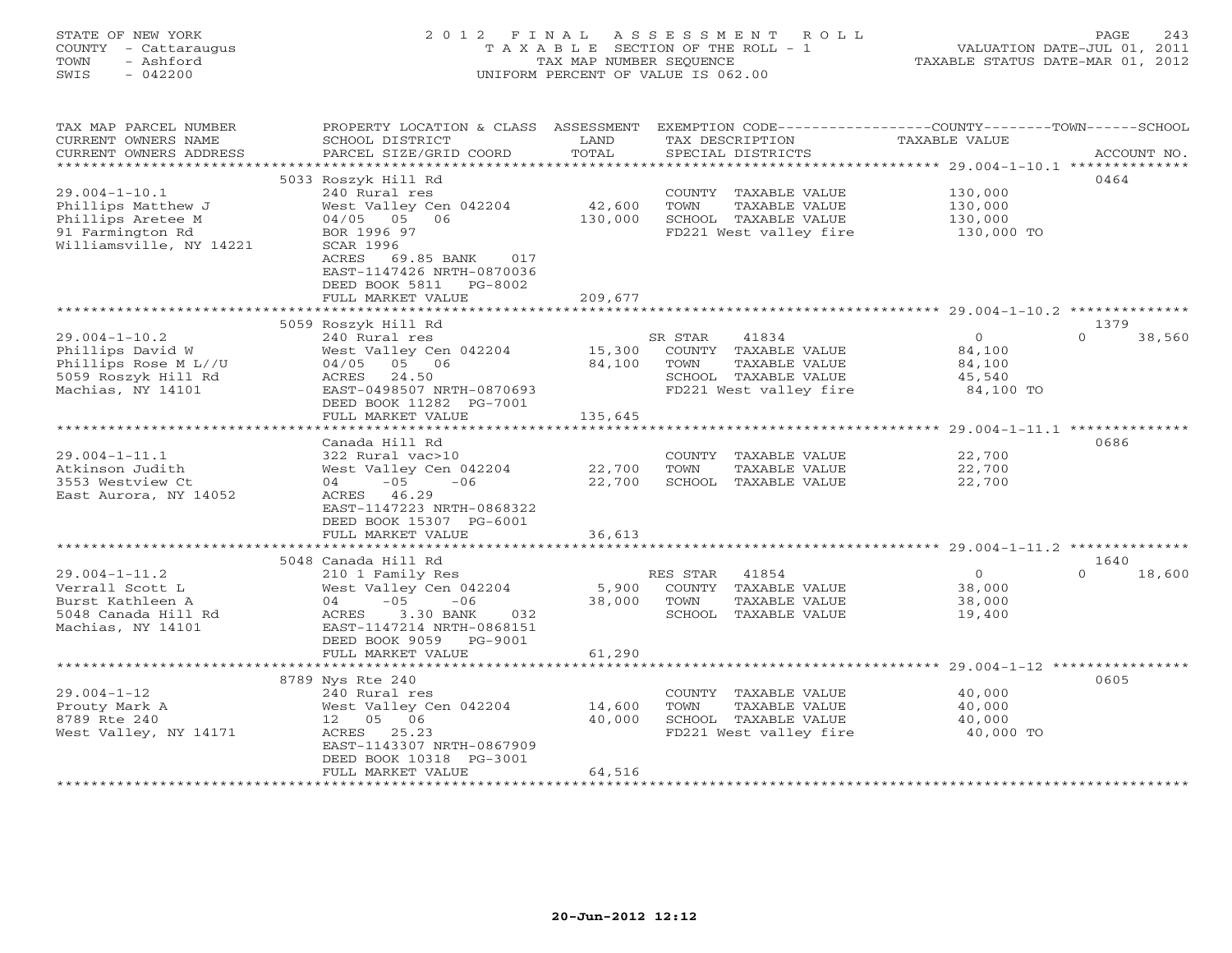STATE OF NEW YORK
COUNTY - Cattaraugus
TOWN - Ashford
SWIS - 042200

2 0 1 2 F I N A L A S S E S S M E N T R O L L
T A X A B L E SECTION OF THE ROLL - 1
TAX MAP NUMBER SEQUENCE
UNIFORM PERCENT OF VALUE IS 062.00

VALUATION DATE-JUL 01, 2011
TAXABLE STATUS DATE-MAR 01, 2012

| TAX MAP PARCEL NUMBER / CURRENT OWNERS NAME / CURRENT OWNERS ADDRESS | PROPERTY LOCATION & CLASS / SCHOOL DISTRICT / PARCEL SIZE/GRID COORD | ASSESSMENT LAND / TOTAL | EXEMPTION CODE / TAX DESCRIPTION / SPECIAL DISTRICTS | COUNTY / TOWN / SCHOOL TAXABLE VALUE | ACCOUNT NO. |
|---|---|---|---|---|---|
| 29.004-1-10.1 | 5033 Roszyk Hill Rd | | | | 0464 |
| | 240 Rural res | | COUNTY TAXABLE VALUE | 130,000 | |
| Phillips Matthew J | West Valley Cen 042204 | 42,600 | TOWN TAXABLE VALUE | 130,000 | |
| Phillips Aretee M | 04/05 05 06 | 130,000 | SCHOOL TAXABLE VALUE | 130,000 | |
| 91 Farmington Rd | BOR 1996 97 | | FD221 West valley fire | 130,000 TO | |
| Williamsville, NY 14221 | SCAR 1996 | | | | |
| | ACRES 69.85 BANK 017 | | | | |
| | EAST-1147426 NRTH-0870036 | | | | |
| | DEED BOOK 5811 PG-8002 | | | | |
| | FULL MARKET VALUE | 209,677 | | | |
| 29.004-1-10.2 | 5059 Roszyk Hill Rd | | | | 1379 |
| | 240 Rural res | | SR STAR 41834 | 0 / 0 / 38,560 | |
| Phillips David W | West Valley Cen 042204 | 15,300 | COUNTY TAXABLE VALUE | 84,100 | |
| Phillips Rose M L//U | 04/05 05 06 | 84,100 | TOWN TAXABLE VALUE | 84,100 | |
| 5059 Roszyk Hill Rd | ACRES 24.50 | | SCHOOL TAXABLE VALUE | 45,540 | |
| Machias, NY 14101 | EAST-0498507 NRTH-0870693 | | FD221 West valley fire | 84,100 TO | |
| | DEED BOOK 11282 PG-7001 | | | | |
| | FULL MARKET VALUE | 135,645 | | | |
| 29.004-1-11.1 | Canada Hill Rd | | | | 0686 |
| | 322 Rural vac>10 | | COUNTY TAXABLE VALUE | 22,700 | |
| Atkinson Judith | West Valley Cen 042204 | 22,700 | TOWN TAXABLE VALUE | 22,700 | |
| 3553 Westview Ct | 04 -05 -06 | 22,700 | SCHOOL TAXABLE VALUE | 22,700 | |
| East Aurora, NY 14052 | ACRES 46.29 | | | | |
| | EAST-1147223 NRTH-0868322 | | | | |
| | DEED BOOK 15307 PG-6001 | | | | |
| | FULL MARKET VALUE | 36,613 | | | |
| 29.004-1-11.2 | 5048 Canada Hill Rd | | | | 1640 |
| | 210 1 Family Res | | RES STAR 41854 | 0 / 0 / 18,600 | |
| Verrall Scott L | West Valley Cen 042204 | 5,900 | COUNTY TAXABLE VALUE | 38,000 | |
| Burst Kathleen A | 04 -05 -06 | 38,000 | TOWN TAXABLE VALUE | 38,000 | |
| 5048 Canada Hill Rd | ACRES 3.30 BANK 032 | | SCHOOL TAXABLE VALUE | 19,400 | |
| Machias, NY 14101 | EAST-1147214 NRTH-0868151 | | | | |
| | DEED BOOK 9059 PG-9001 | | | | |
| | FULL MARKET VALUE | 61,290 | | | |
| 29.004-1-12 | 8789 Nys Rte 240 | | | | 0605 |
| | 240 Rural res | | COUNTY TAXABLE VALUE | 40,000 | |
| Prouty Mark A | West Valley Cen 042204 | 14,600 | TOWN TAXABLE VALUE | 40,000 | |
| 8789 Rte 240 | 12 05 06 | 40,000 | SCHOOL TAXABLE VALUE | 40,000 | |
| West Valley, NY 14171 | ACRES 25.23 | | FD221 West valley fire | 40,000 TO | |
| | EAST-1143307 NRTH-0867909 | | | | |
| | DEED BOOK 10318 PG-3001 | | | | |
| | FULL MARKET VALUE | 64,516 | | | |

20-Jun-2012 12:12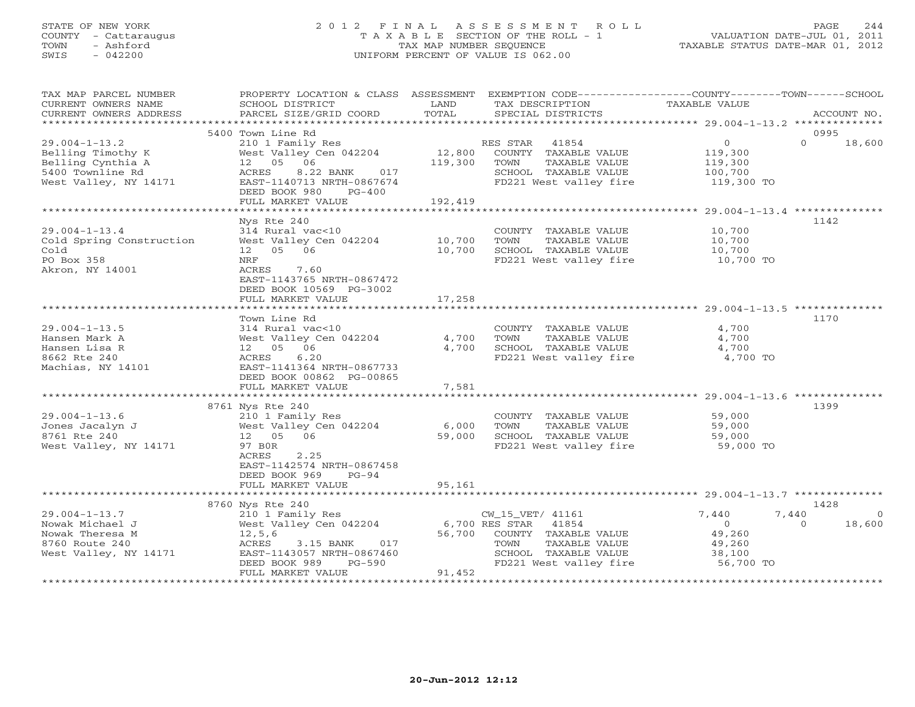STATE OF NEW YORK
COUNTY - Cattaraugus
TOWN - Ashford
SWIS - 042200

2012 FINAL ASSESSMENT ROLL
TAXABLE SECTION OF THE ROLL - 1
TAX MAP NUMBER SEQUENCE
UNIFORM PERCENT OF VALUE IS 062.00

VALUATION DATE-JUL 01, 2011
TAXABLE STATUS DATE-MAR 01, 2012

| TAX MAP PARCEL NUMBER / CURRENT OWNERS NAME / CURRENT OWNERS ADDRESS | PROPERTY LOCATION & CLASS / SCHOOL DISTRICT / PARCEL SIZE/GRID COORD | ASSESSMENT LAND / TOTAL | EXEMPTION CODE / TAX DESCRIPTION / SPECIAL DISTRICTS | COUNTY TAXABLE VALUE | TOWN | SCHOOL | ACCOUNT NO. |
|---|---|---|---|---|---|---|---|
| | 5400 Town Line Rd | | | | | | 0995 |
| 29.004-1-13.2 | 210 1 Family Res | | RES STAR 41854 | 0 | | 0 18,600 | |
| Belling Timothy K | West Valley Cen 042204 | 12,800 | COUNTY TAXABLE VALUE | 119,300 | | | |
| Belling Cynthia A | 12 05 06 | 119,300 | TOWN TAXABLE VALUE | 119,300 | | | |
| 5400 Townline Rd | ACRES 8.22 BANK 017 | | SCHOOL TAXABLE VALUE | 100,700 | | | |
| West Valley, NY 14171 | EAST-1140713 NRTH-0867674 | | FD221 West valley fire | 119,300 TO | | | |
| | DEED BOOK 980 PG-400 | | | | | | |
| | FULL MARKET VALUE | 192,419 | | | | | |
| | Nys Rte 240 | | | | | | 1142 |
| 29.004-1-13.4 | 314 Rural vac<10 | | COUNTY TAXABLE VALUE | 10,700 | | | |
| Cold Spring Construction | West Valley Cen 042204 | 10,700 | TOWN TAXABLE VALUE | 10,700 | | | |
| Cold | 12 05 06 | 10,700 | SCHOOL TAXABLE VALUE | 10,700 | | | |
| PO Box 358 | NRF | | FD221 West valley fire | 10,700 TO | | | |
| Akron, NY 14001 | ACRES 7.60 | | | | | | |
| | EAST-1143765 NRTH-0867472 | | | | | | |
| | DEED BOOK 10569 PG-3002 | | | | | | |
| | FULL MARKET VALUE | 17,258 | | | | | |
| | Town Line Rd | | | | | | 1170 |
| 29.004-1-13.5 | 314 Rural vac<10 | | COUNTY TAXABLE VALUE | 4,700 | | | |
| Hansen Mark A | West Valley Cen 042204 | 4,700 | TOWN TAXABLE VALUE | 4,700 | | | |
| Hansen Lisa R | 12 05 06 | 4,700 | SCHOOL TAXABLE VALUE | 4,700 | | | |
| 8662 Rte 240 | ACRES 6.20 | | FD221 West valley fire | 4,700 TO | | | |
| Machias, NY 14101 | EAST-1141364 NRTH-0867733 | | | | | | |
| | DEED BOOK 00862 PG-00865 | | | | | | |
| | FULL MARKET VALUE | 7,581 | | | | | |
| | 8761 Nys Rte 240 | | | | | | 1399 |
| 29.004-1-13.6 | 210 1 Family Res | | COUNTY TAXABLE VALUE | 59,000 | | | |
| Jones Jacalyn J | West Valley Cen 042204 | 6,000 | TOWN TAXABLE VALUE | 59,000 | | | |
| 8761 Rte 240 | 12 05 06 | 59,000 | SCHOOL TAXABLE VALUE | 59,000 | | | |
| West Valley, NY 14171 | 97 B0R | | FD221 West valley fire | 59,000 TO | | | |
| | ACRES 2.25 | | | | | | |
| | EAST-1142574 NRTH-0867458 | | | | | | |
| | DEED BOOK 969 PG-94 | | | | | | |
| | FULL MARKET VALUE | 95,161 | | | | | |
| | 8760 Nys Rte 240 | | | | | | 1428 |
| 29.004-1-13.7 | 210 1 Family Res | | CW_15_VET/ 41161 | 7,440 | 7,440 | 0 | |
| Nowak Michael J | West Valley Cen 042204 | 6,700 | RES STAR 41854 | 0 | 0 | 18,600 | |
| Nowak Theresa M | 12,5,6 | 56,700 | COUNTY TAXABLE VALUE | 49,260 | | | |
| 8760 Route 240 | ACRES 3.15 BANK 017 | | TOWN TAXABLE VALUE | 49,260 | | | |
| West Valley, NY 14171 | EAST-1143057 NRTH-0867460 | | SCHOOL TAXABLE VALUE | 38,100 | | | |
| | DEED BOOK 989 PG-590 | | FD221 West valley fire | 56,700 TO | | | |
| | FULL MARKET VALUE | 91,452 | | | | | |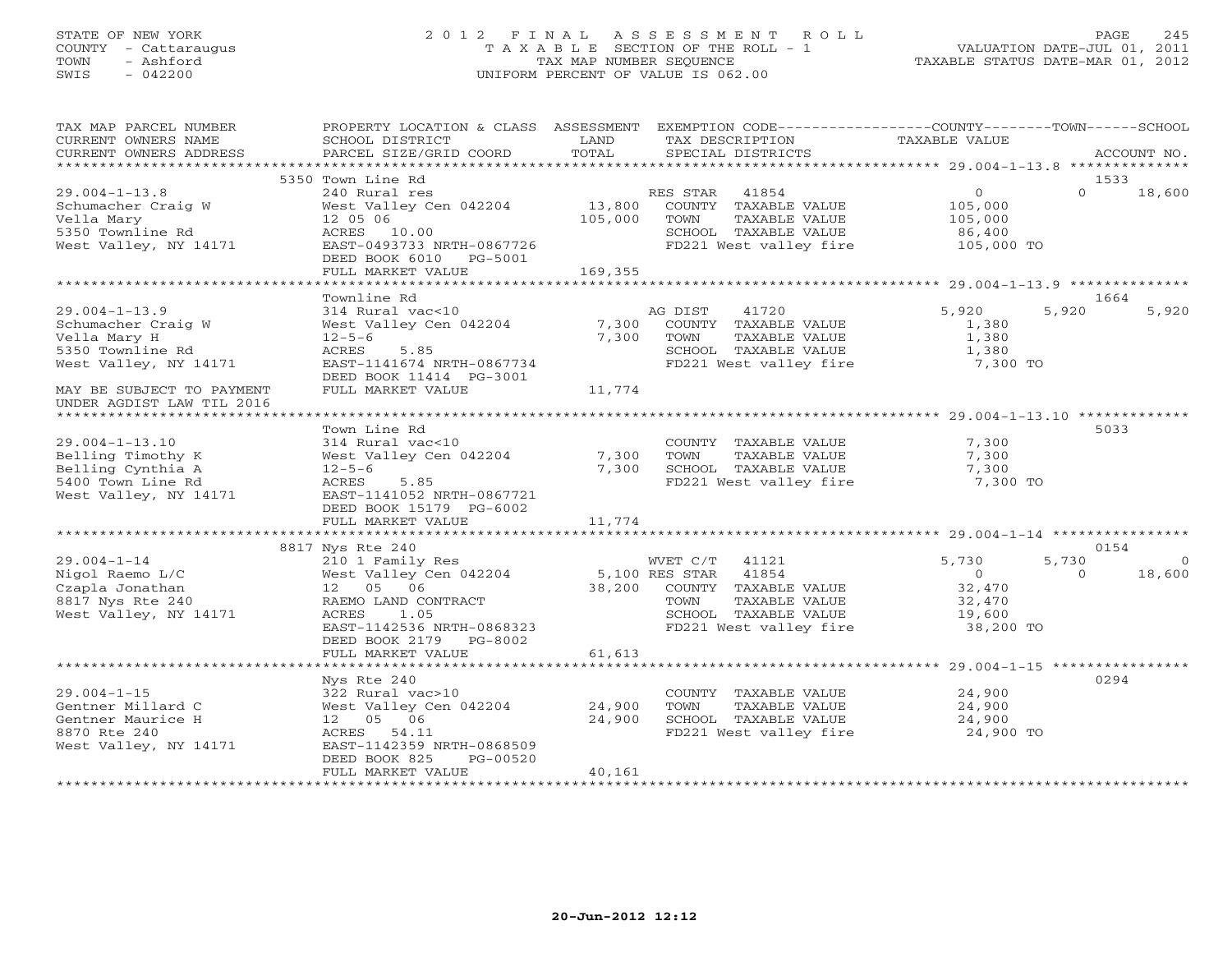STATE OF NEW YORK
COUNTY - Cattaraugus
TOWN - Ashford
SWIS - 042200

# 2012 FINAL ASSESSMENT ROLL

TAXABLE SECTION OF THE ROLL - 1
TAX MAP NUMBER SEQUENCE
UNIFORM PERCENT OF VALUE IS 062.00

VALUATION DATE-JUL 01, 2011
TAXABLE STATUS DATE-MAR 01, 2012

| TAX MAP PARCEL NUMBER / CURRENT OWNERS NAME / CURRENT OWNERS ADDRESS | PROPERTY LOCATION & CLASS / SCHOOL DISTRICT / PARCEL SIZE/GRID COORD | ASSESSMENT LAND | TOTAL | EXEMPTION CODE / TAX DESCRIPTION / SPECIAL DISTRICTS | COUNTY TAXABLE VALUE | TOWN | SCHOOL | ACCOUNT NO. |
|---|---|---|---|---|---|---|---|---|
| | 5350 Town Line Rd | | | | | | | 1533 |
| 29.004-1-13.8 | 240 Rural res | | | RES STAR 41854 | 0 | 0 | 18,600 | |
| Schumacher Craig W | West Valley Cen 042204 | 13,800 | | COUNTY TAXABLE VALUE | 105,000 | | | |
| Vella Mary | 12 05 06 | | 105,000 | TOWN TAXABLE VALUE | 105,000 | | | |
| 5350 Townline Rd | ACRES 10.00 | | | SCHOOL TAXABLE VALUE | 86,400 | | | |
| West Valley, NY 14171 | EAST-0493733 NRTH-0867726 | | | FD221 West valley fire | 105,000 TO | | | |
| | DEED BOOK 6010 PG-5001 | | | | | | | |
| | FULL MARKET VALUE | | 169,355 | | | | | |
| | Townline Rd | | | | | | | 1664 |
| 29.004-1-13.9 | 314 Rural vac<10 | | | AG DIST 41720 | 5,920 | 5,920 | 5,920 | |
| Schumacher Craig W | West Valley Cen 042204 | 7,300 | | COUNTY TAXABLE VALUE | 1,380 | | | |
| Vella Mary H | 12-5-6 | | 7,300 | TOWN TAXABLE VALUE | 1,380 | | | |
| 5350 Townline Rd | ACRES 5.85 | | | SCHOOL TAXABLE VALUE | 1,380 | | | |
| West Valley, NY 14171 | EAST-1141674 NRTH-0867734 | | | FD221 West valley fire | 7,300 TO | | | |
| | DEED BOOK 11414 PG-3001 | | | | | | | |
| MAY BE SUBJECT TO PAYMENT | FULL MARKET VALUE | | 11,774 | | | | | |
| UNDER AGDIST LAW TIL 2016 | | | | | | | | |
| | Town Line Rd | | | | | | | 5033 |
| 29.004-1-13.10 | 314 Rural vac<10 | | | COUNTY TAXABLE VALUE | 7,300 | | | |
| Belling Timothy K | West Valley Cen 042204 | 7,300 | | TOWN TAXABLE VALUE | 7,300 | | | |
| Belling Cynthia A | 12-5-6 | | 7,300 | SCHOOL TAXABLE VALUE | 7,300 | | | |
| 5400 Town Line Rd | ACRES 5.85 | | | FD221 West valley fire | 7,300 TO | | | |
| West Valley, NY 14171 | EAST-1141052 NRTH-0867721 | | | | | | | |
| | DEED BOOK 15179 PG-6002 | | | | | | | |
| | FULL MARKET VALUE | | 11,774 | | | | | |
| | 8817 Nys Rte 240 | | | | | | | 0154 |
| 29.004-1-14 | 210 1 Family Res | | | WVET C/T 41121 | 5,730 | 5,730 | 0 | |
| Nigol Raemo L/C | West Valley Cen 042204 | 5,100 | | RES STAR 41854 | 0 | 0 | 18,600 | |
| Czapla Jonathan | 12 05 06 | | 38,200 | COUNTY TAXABLE VALUE | 32,470 | | | |
| 8817 Nys Rte 240 | RAEMO LAND CONTRACT | | | TOWN TAXABLE VALUE | 32,470 | | | |
| West Valley, NY 14171 | ACRES 1.05 | | | SCHOOL TAXABLE VALUE | 19,600 | | | |
| | EAST-1142536 NRTH-0868323 | | | FD221 West valley fire | 38,200 TO | | | |
| | DEED BOOK 2179 PG-8002 | | | | | | | |
| | FULL MARKET VALUE | | 61,613 | | | | | |
| | Nys Rte 240 | | | | | | | 0294 |
| 29.004-1-15 | 322 Rural vac>10 | | | COUNTY TAXABLE VALUE | 24,900 | | | |
| Gentner Millard C | West Valley Cen 042204 | 24,900 | | TOWN TAXABLE VALUE | 24,900 | | | |
| Gentner Maurice H | 12 05 06 | | 24,900 | SCHOOL TAXABLE VALUE | 24,900 | | | |
| 8870 Rte 240 | ACRES 54.11 | | | FD221 West valley fire | 24,900 TO | | | |
| West Valley, NY 14171 | EAST-1142359 NRTH-0868509 | | | | | | | |
| | DEED BOOK 825 PG-00520 | | | | | | | |
| | FULL MARKET VALUE | | 40,161 | | | | | |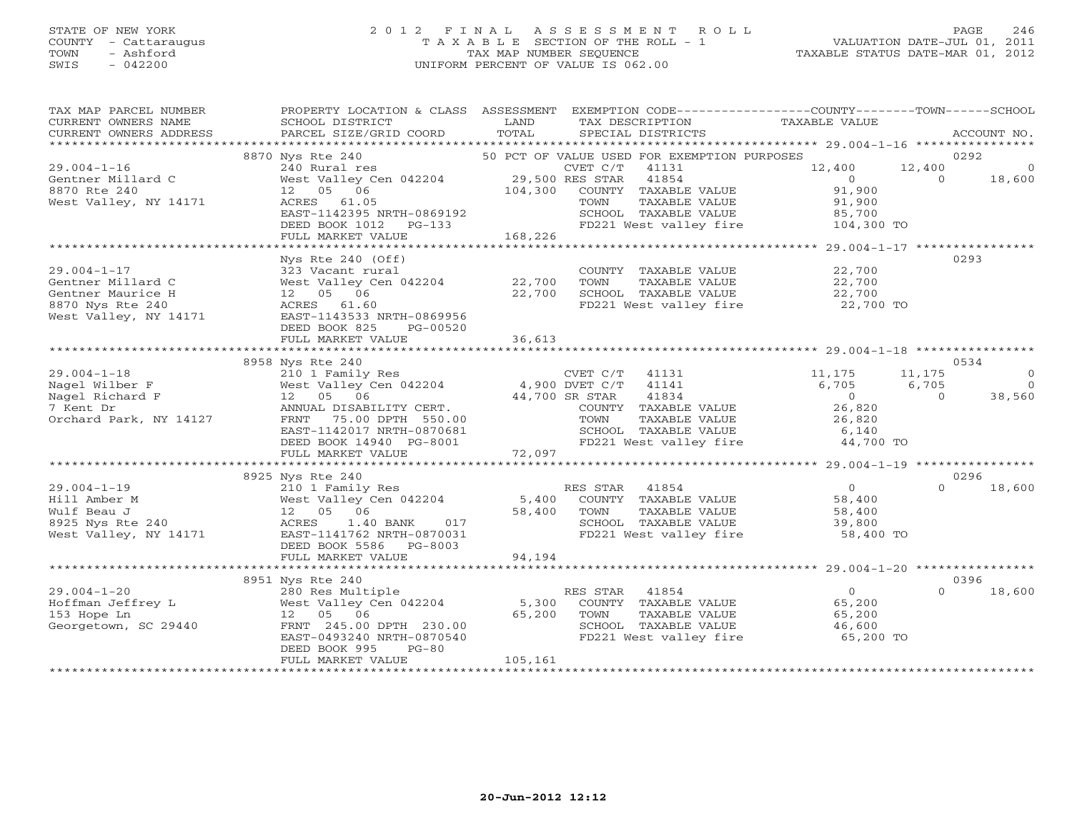STATE OF NEW YORK
COUNTY - Cattaraugus
TOWN - Ashford
SWIS - 042200

# 2012 FINAL ASSESSMENT ROLL
TAXABLE SECTION OF THE ROLL - 1
TAX MAP NUMBER SEQUENCE
UNIFORM PERCENT OF VALUE IS 062.00

VALUATION DATE-JUL 01, 2011
TAXABLE STATUS DATE-MAR 01, 2012

```
TAX MAP PARCEL NUMBER     PROPERTY LOCATION & CLASS  ASSESSMENT  EXEMPTION CODE-----------------COUNTY--------TOWN------SCHOOL
CURRENT OWNERS NAME       SCHOOL DISTRICT             LAND       TAX DESCRIPTION                TAXABLE VALUE
CURRENT OWNERS ADDRESS    PARCEL SIZE/GRID COORD      TOTAL      SPECIAL DISTRICTS                                          ACCOUNT NO.
******************************************************************************************************* 29.004-1-16 ****************
                          8870 Nys Rte 240                       50 PCT OF VALUE USED FOR EXEMPTION PURPOSES                     0292
29.004-1-16               240 Rural res                          CVET C/T    41131                12,400      12,400             0
Gentner Millard C         West Valley Cen 042204      29,500 RES STAR    41854                    0           0         18,600
8870 Rte 240              12  05  06                 104,300     COUNTY  TAXABLE VALUE            91,900
West Valley, NY 14171     ACRES  61.05                           TOWN    TAXABLE VALUE            91,900
                          EAST-1142395 NRTH-0869192              SCHOOL  TAXABLE VALUE            85,700
                          DEED BOOK 1012   PG-133                FD221 West valley fire          104,300 TO
                          FULL MARKET VALUE          168,226
******************************************************************************************************* 29.004-1-17 ****************
                          Nys Rte 240 (Off)                                                                              0293
29.004-1-17               323 Vacant rural                       COUNTY  TAXABLE VALUE            22,700
Gentner Millard C         West Valley Cen 042204      22,700     TOWN    TAXABLE VALUE            22,700
Gentner Maurice H         12  05  06                  22,700     SCHOOL  TAXABLE VALUE            22,700
8870 Nys Rte 240          ACRES  61.60                           FD221 West valley fire           22,700 TO
West Valley, NY 14171     EAST-1143533 NRTH-0869956
                          DEED BOOK 825    PG-00520
                          FULL MARKET VALUE           36,613
******************************************************************************************************* 29.004-1-18 ****************
                          8958 Nys Rte 240                                                                               0534
29.004-1-18               210 1 Family Res                       CVET C/T    41131                11,175      11,175             0
Nagel Wilber F            West Valley Cen 042204       4,900 DVET C/T    41141                    6,705       6,705              0
Nagel Richard F           12  05  06                  44,700 SR STAR     41834                    0           0         38,560
7 Kent Dr                 ANNUAL DISABILITY CERT.                COUNTY  TAXABLE VALUE            26,820
Orchard Park, NY 14127    FRNT  75.00 DPTH 550.00                TOWN    TAXABLE VALUE            26,820
                          EAST-1142017 NRTH-0870681              SCHOOL  TAXABLE VALUE             6,140
                          DEED BOOK 14940  PG-8001               FD221 West valley fire           44,700 TO
                          FULL MARKET VALUE           72,097
******************************************************************************************************* 29.004-1-19 ****************
                          8925 Nys Rte 240                                                                               0296
29.004-1-19               210 1 Family Res                       RES STAR    41854                    0           0         18,600
Hill Amber M              West Valley Cen 042204       5,400     COUNTY  TAXABLE VALUE            58,400
Wulf Beau J               12  05  06                  58,400     TOWN    TAXABLE VALUE            58,400
8925 Nys Rte 240          ACRES   1.40 BANK    017               SCHOOL  TAXABLE VALUE            39,800
West Valley, NY 14171     EAST-1141762 NRTH-0870031              FD221 West valley fire           58,400 TO
                          DEED BOOK 5586   PG-8003
                          FULL MARKET VALUE           94,194
******************************************************************************************************* 29.004-1-20 ****************
                          8951 Nys Rte 240                                                                               0396
29.004-1-20               280 Res Multiple                       RES STAR    41854                    0           0         18,600
Hoffman Jeffrey L         West Valley Cen 042204       5,300     COUNTY  TAXABLE VALUE            65,200
153 Hope Ln               12  05  06                  65,200     TOWN    TAXABLE VALUE            65,200
Georgetown, SC 29440      FRNT 245.00 DPTH 230.00                SCHOOL  TAXABLE VALUE            46,600
                          EAST-0493240 NRTH-0870540              FD221 West valley fire           65,200 TO
                          DEED BOOK 995    PG-80
                          FULL MARKET VALUE          105,161
************************************************************************************************************************************
```

20-Jun-2012 12:12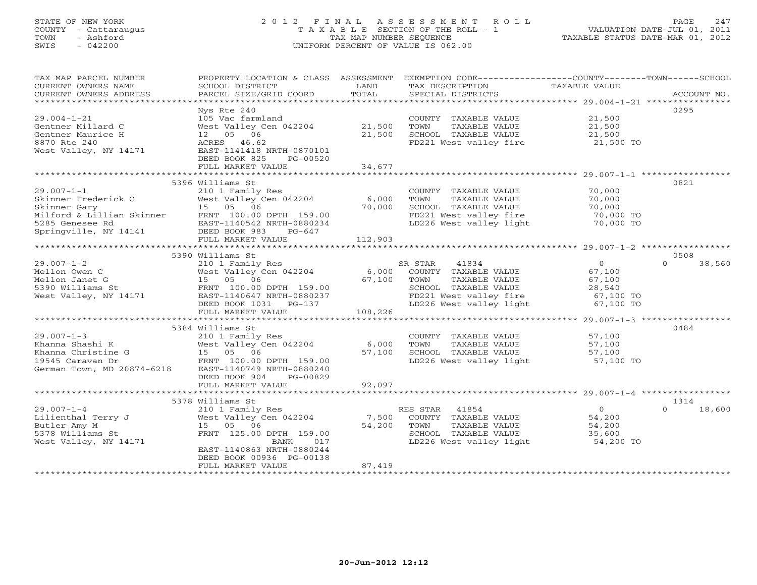STATE OF NEW YORK
COUNTY - Cattaraugus
TOWN - Ashford
SWIS - 042200

# 2012 FINAL ASSESSMENT ROLL
TAXABLE SECTION OF THE ROLL - 1
TAX MAP NUMBER SEQUENCE
UNIFORM PERCENT OF VALUE IS 062.00

VALUATION DATE-JUL 01, 2011
TAXABLE STATUS DATE-MAR 01, 2012

| TAX MAP PARCEL NUMBER / CURRENT OWNERS NAME / CURRENT OWNERS ADDRESS | PROPERTY LOCATION & CLASS / SCHOOL DISTRICT / PARCEL SIZE/GRID COORD | ASSESSMENT LAND / TOTAL | EXEMPTION CODE / TAX DESCRIPTION / SPECIAL DISTRICTS | COUNTY / TOWN / SCHOOL TAXABLE VALUE | ACCOUNT NO. |
|---|---|---|---|---|---|
| **29.004-1-21** | Nys Rte 240 | | | | 0295 |
| Gentner Millard C | 105 Vac farmland | | COUNTY TAXABLE VALUE | 21,500 | |
| Gentner Maurice H | West Valley Cen 042204 | 21,500 | TOWN TAXABLE VALUE | 21,500 | |
| 8870 Rte 240 | 12 05 06 | 21,500 | SCHOOL TAXABLE VALUE | 21,500 | |
| West Valley, NY 14171 | ACRES 46.62 | | FD221 West valley fire | 21,500 TO | |
| | EAST-1141418 NRTH-0870101 | | | | |
| | DEED BOOK 825 PG-00520 | | | | |
| | FULL MARKET VALUE | 34,677 | | | |
| **29.007-1-1** | 5396 Williams St | | | | 0821 |
| Skinner Frederick C | 210 1 Family Res | | COUNTY TAXABLE VALUE | 70,000 | |
| Skinner Gary | West Valley Cen 042204 | 6,000 | TOWN TAXABLE VALUE | 70,000 | |
| Milford & Lillian Skinner | 15 05 06 | 70,000 | SCHOOL TAXABLE VALUE | 70,000 | |
| 5285 Genesee Rd | FRNT 100.00 DPTH 159.00 | | FD221 West valley fire | 70,000 TO | |
| Springville, NY 14141 | EAST-1140542 NRTH-0880234 | | LD226 West valley light | 70,000 TO | |
| | DEED BOOK 983 PG-647 | | | | |
| | FULL MARKET VALUE | 112,903 | | | |
| **29.007-1-2** | 5390 Williams St | | | | 0508 |
| Mellon Owen C | 210 1 Family Res | | SR STAR 41834 | 0 / 0 / 38,560 | |
| Mellon Janet G | West Valley Cen 042204 | 6,000 | COUNTY TAXABLE VALUE | 67,100 | |
| 5390 Williams St | 15 05 06 | 67,100 | TOWN TAXABLE VALUE | 67,100 | |
| West Valley, NY 14171 | FRNT 100.00 DPTH 159.00 | | SCHOOL TAXABLE VALUE | 28,540 | |
| | EAST-1140647 NRTH-0880237 | | FD221 West valley fire | 67,100 TO | |
| | DEED BOOK 1031 PG-137 | | LD226 West valley light | 67,100 TO | |
| | FULL MARKET VALUE | 108,226 | | | |
| **29.007-1-3** | 5384 Williams St | | | | 0484 |
| Khanna Shashi K | 210 1 Family Res | | COUNTY TAXABLE VALUE | 57,100 | |
| Khanna Christine G | West Valley Cen 042204 | 6,000 | TOWN TAXABLE VALUE | 57,100 | |
| 19545 Caravan Dr | 15 05 06 | 57,100 | SCHOOL TAXABLE VALUE | 57,100 | |
| German Town, MD 20874-6218 | FRNT 100.00 DPTH 159.00 | | LD226 West valley light | 57,100 TO | |
| | EAST-1140749 NRTH-0880240 | | | | |
| | DEED BOOK 904 PG-00829 | | | | |
| | FULL MARKET VALUE | 92,097 | | | |
| **29.007-1-4** | 5378 Williams St | | | | 1314 |
| Lilienthal Terry J | 210 1 Family Res | | RES STAR 41854 | 0 / 0 / 18,600 | |
| Butler Amy M | West Valley Cen 042204 | 7,500 | COUNTY TAXABLE VALUE | 54,200 | |
| 5378 Williams St | 15 05 06 | 54,200 | TOWN TAXABLE VALUE | 54,200 | |
| West Valley, NY 14171 | FRNT 125.00 DPTH 159.00 | | SCHOOL TAXABLE VALUE | 35,600 | |
| | BANK 017 | | LD226 West valley light | 54,200 TO | |
| | EAST-1140863 NRTH-0880244 | | | | |
| | DEED BOOK 00936 PG-00138 | | | | |
| | FULL MARKET VALUE | 87,419 | | | |

20-Jun-2012 12:12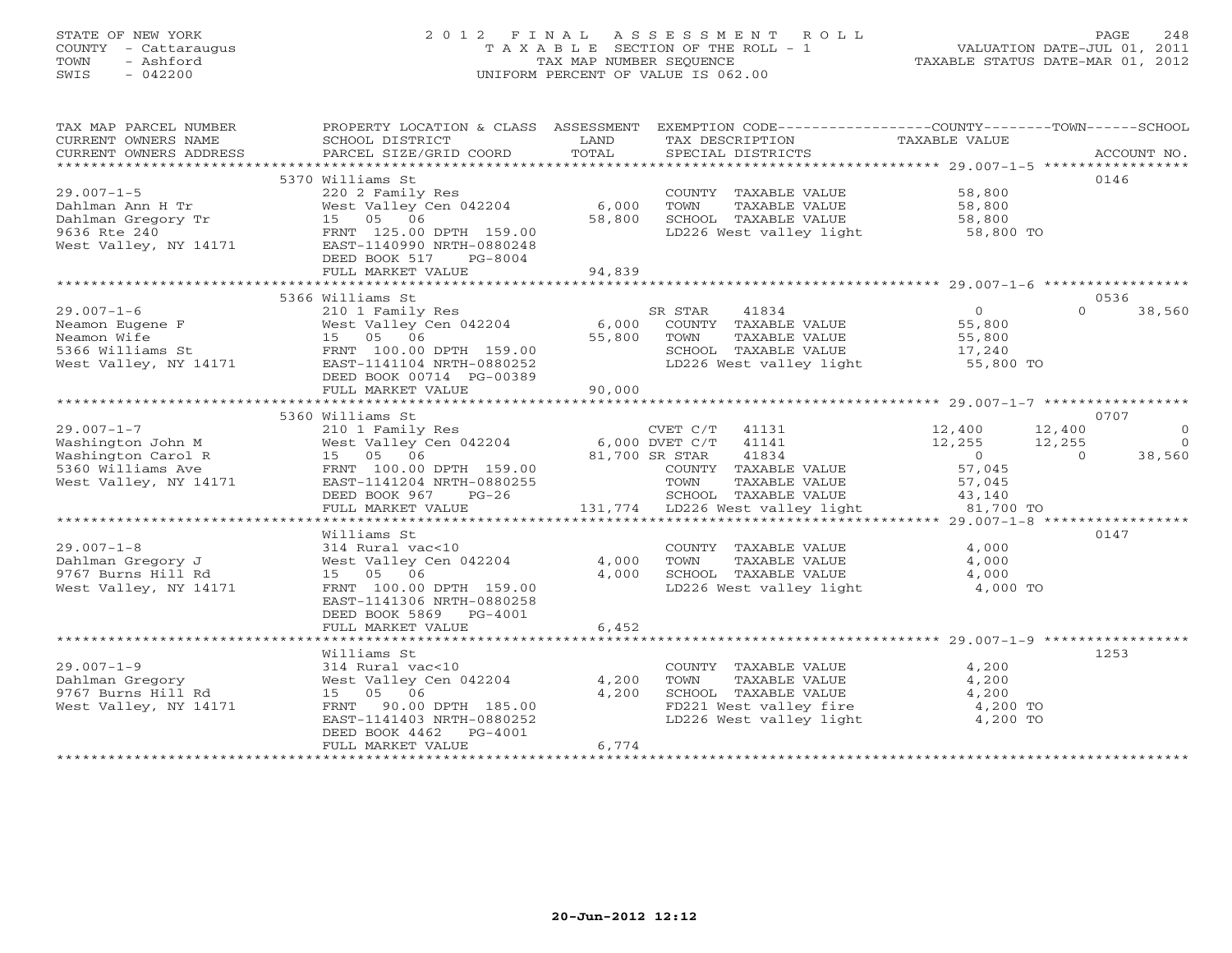STATE OF NEW YORK
COUNTY - Cattaraugus
TOWN - Ashford
SWIS - 042200

# 2012 FINAL ASSESSMENT ROLL
TAXABLE SECTION OF THE ROLL - 1
TAX MAP NUMBER SEQUENCE
UNIFORM PERCENT OF VALUE IS 062.00

VALUATION DATE-JUL 01, 2011
TAXABLE STATUS DATE-MAR 01, 2012

| TAX MAP PARCEL NUMBER / CURRENT OWNERS NAME / CURRENT OWNERS ADDRESS | PROPERTY LOCATION & CLASS / SCHOOL DISTRICT / PARCEL SIZE/GRID COORD | ASSESSMENT LAND / TOTAL | EXEMPTION CODE / TAX DESCRIPTION / SPECIAL DISTRICTS | COUNTY | TOWN | SCHOOL | ACCOUNT NO. |
|---|---|---|---|---|---|---|---|
| | 5370 Williams St | | | | | | 0146 |
| 29.007-1-5 | 220 2 Family Res | | COUNTY TAXABLE VALUE | 58,800 | | | |
| Dahlman Ann H Tr | West Valley Cen 042204 | 6,000 | TOWN TAXABLE VALUE | | 58,800 | | |
| Dahlman Gregory Tr | 15 05 06 | 58,800 | SCHOOL TAXABLE VALUE | | | 58,800 | |
| 9636 Rte 240 | FRNT 125.00 DPTH 159.00 | | LD226 West valley light | 58,800 TO | | | |
| West Valley, NY 14171 | EAST-1140990 NRTH-0880248 | | | | | | |
| | DEED BOOK 517 PG-8004 | | | | | | |
| | FULL MARKET VALUE | 94,839 | | | | | |
| | 5366 Williams St | | | | | | 0536 |
| 29.007-1-6 | 210 1 Family Res | | SR STAR 41834 | 0 | 0 | 38,560 | |
| Neamon Eugene F | West Valley Cen 042204 | 6,000 | COUNTY TAXABLE VALUE | 55,800 | | | |
| Neamon Wife | 15 05 06 | 55,800 | TOWN TAXABLE VALUE | | 55,800 | | |
| 5366 Williams St | FRNT 100.00 DPTH 159.00 | | SCHOOL TAXABLE VALUE | | | 17,240 | |
| West Valley, NY 14171 | EAST-1141104 NRTH-0880252 | | LD226 West valley light | 55,800 TO | | | |
| | DEED BOOK 00714 PG-00389 | | | | | | |
| | FULL MARKET VALUE | 90,000 | | | | | |
| | 5360 Williams St | | | | | | 0707 |
| 29.007-1-7 | 210 1 Family Res | | CVET C/T 41131 | 12,400 | 12,400 | 0 | |
| Washington John M | West Valley Cen 042204 | 6,000 | DVET C/T 41141 | 12,255 | 12,255 | 0 | |
| Washington Carol R | 15 05 06 | 81,700 | SR STAR 41834 | 0 | 0 | 38,560 | |
| 5360 Williams Ave | FRNT 100.00 DPTH 159.00 | | COUNTY TAXABLE VALUE | 57,045 | | | |
| West Valley, NY 14171 | EAST-1141204 NRTH-0880255 | | TOWN TAXABLE VALUE | | 57,045 | | |
| | DEED BOOK 967 PG-26 | | SCHOOL TAXABLE VALUE | | | 43,140 | |
| | FULL MARKET VALUE | 131,774 | LD226 West valley light | 81,700 TO | | | |
| | Williams St | | | | | | 0147 |
| 29.007-1-8 | 314 Rural vac<10 | | COUNTY TAXABLE VALUE | 4,000 | | | |
| Dahlman Gregory J | West Valley Cen 042204 | 4,000 | TOWN TAXABLE VALUE | | 4,000 | | |
| 9767 Burns Hill Rd | 15 05 06 | 4,000 | SCHOOL TAXABLE VALUE | | | 4,000 | |
| West Valley, NY 14171 | FRNT 100.00 DPTH 159.00 | | LD226 West valley light | 4,000 TO | | | |
| | EAST-1141306 NRTH-0880258 | | | | | | |
| | DEED BOOK 5869 PG-4001 | | | | | | |
| | FULL MARKET VALUE | 6,452 | | | | | |
| | Williams St | | | | | | 1253 |
| 29.007-1-9 | 314 Rural vac<10 | | COUNTY TAXABLE VALUE | 4,200 | | | |
| Dahlman Gregory | West Valley Cen 042204 | 4,200 | TOWN TAXABLE VALUE | | 4,200 | | |
| 9767 Burns Hill Rd | 15 05 06 | 4,200 | SCHOOL TAXABLE VALUE | | | 4,200 | |
| West Valley, NY 14171 | FRNT 90.00 DPTH 185.00 | | FD221 West valley fire | 4,200 TO | | | |
| | EAST-1141403 NRTH-0880252 | | LD226 West valley light | 4,200 TO | | | |
| | DEED BOOK 4462 PG-4001 | | | | | | |
| | FULL MARKET VALUE | 6,774 | | | | | |

20-Jun-2012 12:12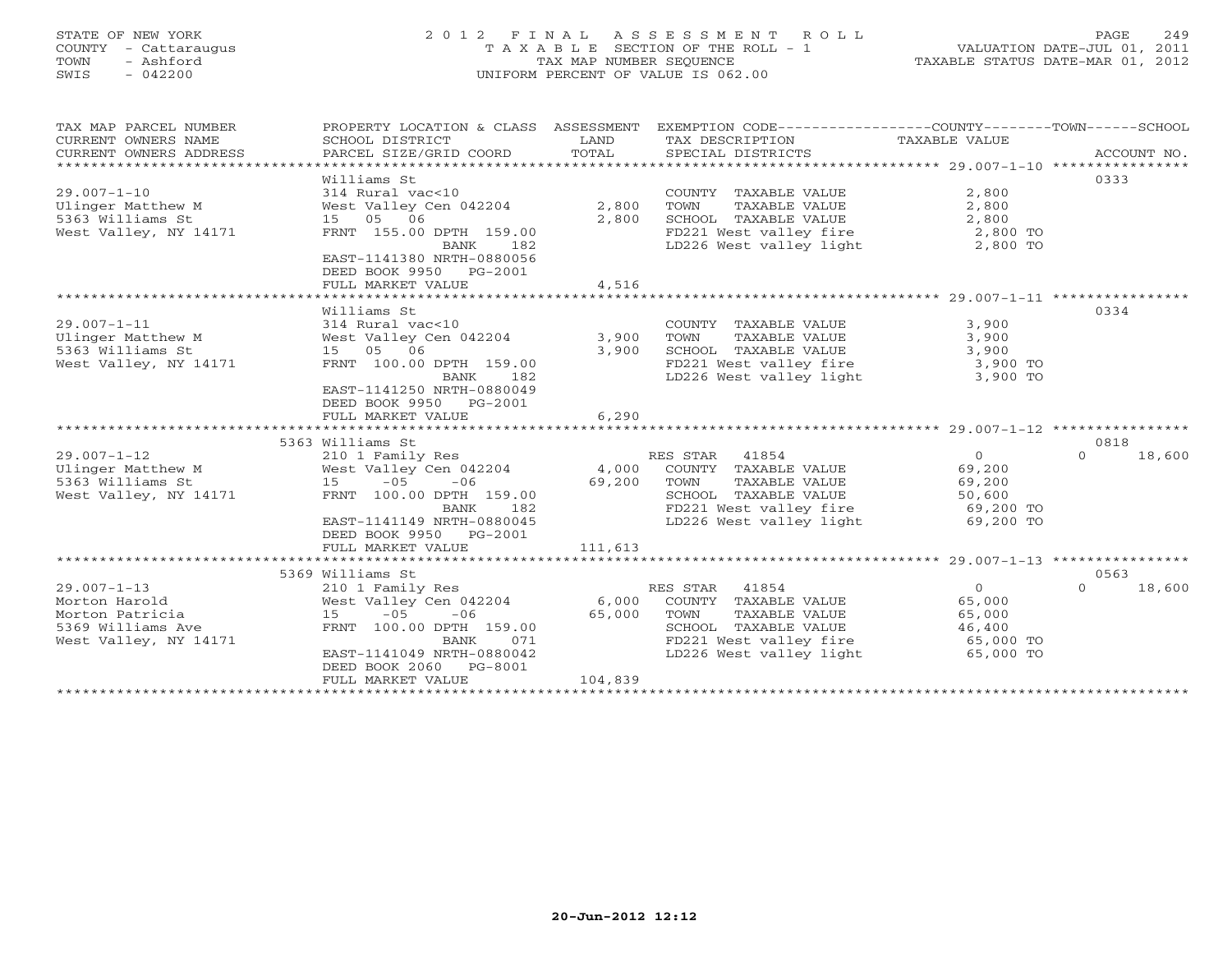STATE OF NEW YORK
COUNTY - Cattaraugus
TOWN - Ashford
SWIS - 042200

2012 FINAL ASSESSMENT ROLL
TAXABLE SECTION OF THE ROLL - 1
TAX MAP NUMBER SEQUENCE
UNIFORM PERCENT OF VALUE IS 062.00

VALUATION DATE-JUL 01, 2011
TAXABLE STATUS DATE-MAR 01, 2012

| TAX MAP PARCEL NUMBER / CURRENT OWNERS NAME / CURRENT OWNERS ADDRESS | PROPERTY LOCATION & CLASS / SCHOOL DISTRICT / PARCEL SIZE/GRID COORD | ASSESSMENT LAND | TOTAL | EXEMPTION CODE / TAX DESCRIPTION / SPECIAL DISTRICTS | COUNTY / TOWN / SCHOOL TAXABLE VALUE | ACCOUNT NO. |
|---|---|---|---|---|---|---|
| 29.007-1-10 | Williams St | | | | | 0333 |
| | 314 Rural vac<10 | | | COUNTY TAXABLE VALUE | 2,800 | |
| Ulinger Matthew M | West Valley Cen 042204 | 2,800 | | TOWN TAXABLE VALUE | 2,800 | |
| 5363 Williams St | 15 05 06 | | 2,800 | SCHOOL TAXABLE VALUE | 2,800 | |
| West Valley, NY 14171 | FRNT 155.00 DPTH 159.00 | | | FD221 West valley fire | 2,800 TO | |
| | BANK 182 | | | LD226 West valley light | 2,800 TO | |
| | EAST-1141380 NRTH-0880056 | | | | | |
| | DEED BOOK 9950 PG-2001 | | | | | |
| | FULL MARKET VALUE | | 4,516 | | | |
| 29.007-1-11 | Williams St | | | | | 0334 |
| | 314 Rural vac<10 | | | COUNTY TAXABLE VALUE | 3,900 | |
| Ulinger Matthew M | West Valley Cen 042204 | 3,900 | | TOWN TAXABLE VALUE | 3,900 | |
| 5363 Williams St | 15 05 06 | | 3,900 | SCHOOL TAXABLE VALUE | 3,900 | |
| West Valley, NY 14171 | FRNT 100.00 DPTH 159.00 | | | FD221 West valley fire | 3,900 TO | |
| | BANK 182 | | | LD226 West valley light | 3,900 TO | |
| | EAST-1141250 NRTH-0880049 | | | | | |
| | DEED BOOK 9950 PG-2001 | | | | | |
| | FULL MARKET VALUE | | 6,290 | | | |
| 29.007-1-12 | 5363 Williams St | | | | | 0818 |
| | 210 1 Family Res | | | RES STAR 41854 | 0 / 0 / 18,600 | |
| Ulinger Matthew M | West Valley Cen 042204 | 4,000 | | COUNTY TAXABLE VALUE | 69,200 | |
| 5363 Williams St | 15 -05 -06 | | 69,200 | TOWN TAXABLE VALUE | 69,200 | |
| West Valley, NY 14171 | FRNT 100.00 DPTH 159.00 | | | SCHOOL TAXABLE VALUE | 50,600 | |
| | BANK 182 | | | FD221 West valley fire | 69,200 TO | |
| | EAST-1141149 NRTH-0880045 | | | LD226 West valley light | 69,200 TO | |
| | DEED BOOK 9950 PG-2001 | | | | | |
| | FULL MARKET VALUE | | 111,613 | | | |
| 29.007-1-13 | 5369 Williams St | | | | | 0563 |
| | 210 1 Family Res | | | RES STAR 41854 | 0 / 0 / 18,600 | |
| Morton Harold | West Valley Cen 042204 | 6,000 | | COUNTY TAXABLE VALUE | 65,000 | |
| Morton Patricia | 15 -05 -06 | | 65,000 | TOWN TAXABLE VALUE | 65,000 | |
| 5369 Williams Ave | FRNT 100.00 DPTH 159.00 | | | SCHOOL TAXABLE VALUE | 46,400 | |
| West Valley, NY 14171 | BANK 071 | | | FD221 West valley fire | 65,000 TO | |
| | EAST-1141049 NRTH-0880042 | | | LD226 West valley light | 65,000 TO | |
| | DEED BOOK 2060 PG-8001 | | | | | |
| | FULL MARKET VALUE | | 104,839 | | | |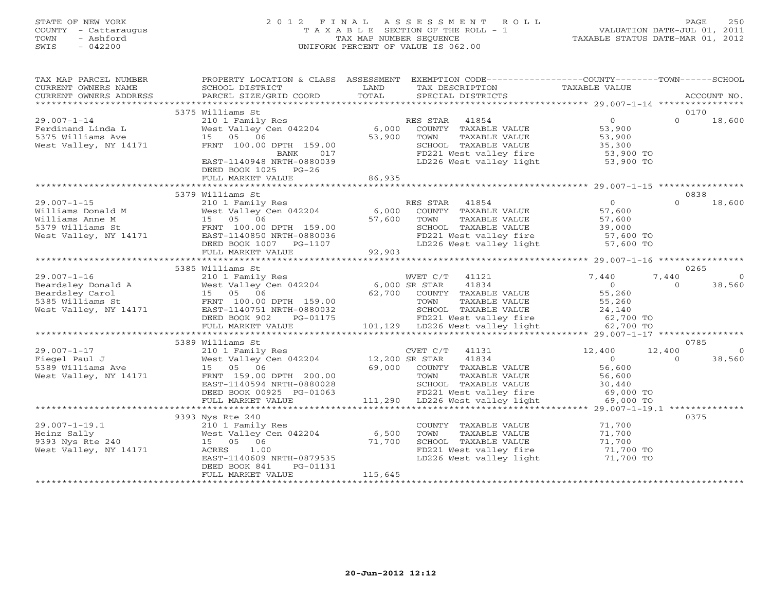STATE OF NEW YORK
COUNTY - Cattaraugus
TOWN - Ashford
SWIS - 042200

# 2012 FINAL ASSESSMENT ROLL
TAXABLE SECTION OF THE ROLL - 1
TAX MAP NUMBER SEQUENCE
UNIFORM PERCENT OF VALUE IS 062.00

VALUATION DATE-JUL 01, 2011
TAXABLE STATUS DATE-MAR 01, 2012

| TAX MAP PARCEL NUMBER / CURRENT OWNERS NAME / CURRENT OWNERS ADDRESS | PROPERTY LOCATION & CLASS / SCHOOL DISTRICT / PARCEL SIZE/GRID COORD | ASSESSMENT LAND / TOTAL | EXEMPTION CODE / TAX DESCRIPTION / SPECIAL DISTRICTS | COUNTY TAXABLE VALUE | TOWN | SCHOOL | ACCOUNT NO. |
|---|---|---|---|---|---|---|---|
| | 5375 Williams St | | | | | | 0170 |
| 29.007-1-14 | 210 1 Family Res | | RES STAR 41854 | 0 | 0 | 18,600 | |
| Ferdinand Linda L | West Valley Cen 042204 | 6,000 | COUNTY TAXABLE VALUE | 53,900 | | | |
| 5375 Williams Ave | 15 05 06 | 53,900 | TOWN TAXABLE VALUE | 53,900 | | | |
| West Valley, NY 14171 | FRNT 100.00 DPTH 159.00 | | SCHOOL TAXABLE VALUE | 35,300 | | | |
| | BANK 017 | | FD221 West valley fire | 53,900 TO | | | |
| | EAST-1140948 NRTH-0880039 | | LD226 West valley light | 53,900 TO | | | |
| | DEED BOOK 1025 PG-26 | | | | | | |
| | FULL MARKET VALUE | 86,935 | | | | | |
| | 5379 Williams St | | | | | | 0838 |
| 29.007-1-15 | 210 1 Family Res | | RES STAR 41854 | 0 | 0 | 18,600 | |
| Williams Donald M | West Valley Cen 042204 | 6,000 | COUNTY TAXABLE VALUE | 57,600 | | | |
| Williams Anne M | 15 05 06 | 57,600 | TOWN TAXABLE VALUE | 57,600 | | | |
| 5379 Williams St | FRNT 100.00 DPTH 159.00 | | SCHOOL TAXABLE VALUE | 39,000 | | | |
| West Valley, NY 14171 | EAST-1140850 NRTH-0880036 | | FD221 West valley fire | 57,600 TO | | | |
| | DEED BOOK 1007 PG-1107 | | LD226 West valley light | 57,600 TO | | | |
| | FULL MARKET VALUE | 92,903 | | | | | |
| | 5385 Williams St | | | | | | 0265 |
| 29.007-1-16 | 210 1 Family Res | | WVET C/T 41121 | 7,440 | 7,440 | 0 | |
| Beardsley Donald A | West Valley Cen 042204 | 6,000 | SR STAR 41834 | 0 | 0 | 38,560 | |
| Beardsley Carol | 15 05 06 | 62,700 | COUNTY TAXABLE VALUE | 55,260 | | | |
| 5385 Williams St | FRNT 100.00 DPTH 159.00 | | TOWN TAXABLE VALUE | 55,260 | | | |
| West Valley, NY 14171 | EAST-1140751 NRTH-0880032 | | SCHOOL TAXABLE VALUE | 24,140 | | | |
| | DEED BOOK 902 PG-01175 | | FD221 West valley fire | 62,700 TO | | | |
| | FULL MARKET VALUE | 101,129 | LD226 West valley light | 62,700 TO | | | |
| | 5389 Williams St | | | | | | 0785 |
| 29.007-1-17 | 210 1 Family Res | | CVET C/T 41131 | 12,400 | 12,400 | 0 | |
| Fiegel Paul J | West Valley Cen 042204 | 12,200 | SR STAR 41834 | 0 | 0 | 38,560 | |
| 5389 Williams Ave | 15 05 06 | 69,000 | COUNTY TAXABLE VALUE | 56,600 | | | |
| West Valley, NY 14171 | FRNT 159.00 DPTH 200.00 | | TOWN TAXABLE VALUE | 56,600 | | | |
| | EAST-1140594 NRTH-0880028 | | SCHOOL TAXABLE VALUE | 30,440 | | | |
| | DEED BOOK 00925 PG-01063 | | FD221 West valley fire | 69,000 TO | | | |
| | FULL MARKET VALUE | 111,290 | LD226 West valley light | 69,000 TO | | | |
| | 9393 Nys Rte 240 | | | | | | 0375 |
| 29.007-1-19.1 | 210 1 Family Res | | COUNTY TAXABLE VALUE | 71,700 | | | |
| Heinz Sally | West Valley Cen 042204 | 6,500 | TOWN TAXABLE VALUE | 71,700 | | | |
| 9393 Nys Rte 240 | 15 05 06 | 71,700 | SCHOOL TAXABLE VALUE | 71,700 | | | |
| West Valley, NY 14171 | ACRES 1.00 | | FD221 West valley fire | 71,700 TO | | | |
| | EAST-1140609 NRTH-0879535 | | LD226 West valley light | 71,700 TO | | | |
| | DEED BOOK 841 PG-01131 | | | | | | |
| | FULL MARKET VALUE | 115,645 | | | | | |

20-Jun-2012 12:12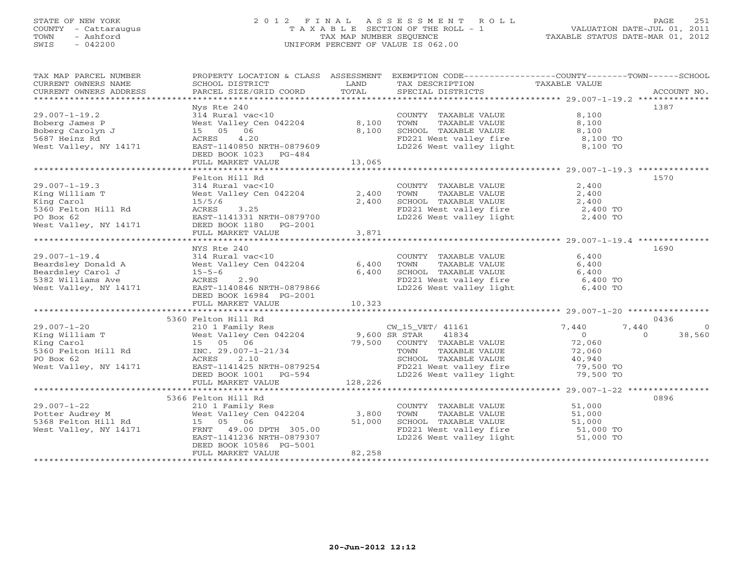STATE OF NEW YORK
COUNTY - Cattaraugus
TOWN - Ashford
SWIS - 042200

2 0 1 2 F I N A L A S S E S S M E N T R O L L
T A X A B L E SECTION OF THE ROLL - 1
TAX MAP NUMBER SEQUENCE
UNIFORM PERCENT OF VALUE IS 062.00

VALUATION DATE-JUL 01, 2011
TAXABLE STATUS DATE-MAR 01, 2012

| TAX MAP PARCEL NUMBER / CURRENT OWNERS NAME / CURRENT OWNERS ADDRESS | PROPERTY LOCATION & CLASS / SCHOOL DISTRICT / PARCEL SIZE/GRID COORD | ASSESSMENT LAND | TOTAL | EXEMPTION CODE / TAX DESCRIPTION / SPECIAL DISTRICTS | COUNTY TAXABLE VALUE | TOWN | SCHOOL | ACCOUNT NO. |
|---|---|---|---|---|---|---|---|---|
| 29.007-1-19.2 | Nys Rte 240 | | | | | | | 1387 |
| | 314 Rural vac<10 | | | COUNTY TAXABLE VALUE | 8,100 | | | |
| Boberg James P | West Valley Cen 042204 | 8,100 | | TOWN TAXABLE VALUE | 8,100 | | | |
| Boberg Carolyn J | 15 05 06 | | 8,100 | SCHOOL TAXABLE VALUE | 8,100 | | | |
| 5687 Heinz Rd | ACRES 4.20 | | | FD221 West valley fire | 8,100 TO | | | |
| West Valley, NY 14171 | EAST-1140850 NRTH-0879609 | | | LD226 West valley light | 8,100 TO | | | |
| | DEED BOOK 1023 PG-484 | | | | | | | |
| | FULL MARKET VALUE | | 13,065 | | | | | |
| 29.007-1-19.3 | Felton Hill Rd | | | | | | | 1570 |
| | 314 Rural vac<10 | | | COUNTY TAXABLE VALUE | 2,400 | | | |
| King William T | West Valley Cen 042204 | 2,400 | | TOWN TAXABLE VALUE | 2,400 | | | |
| King Carol | 15/5/6 | | 2,400 | SCHOOL TAXABLE VALUE | 2,400 | | | |
| 5360 Felton Hill Rd | ACRES 3.25 | | | FD221 West valley fire | 2,400 TO | | | |
| PO Box 62 | EAST-1141331 NRTH-0879700 | | | LD226 West valley light | 2,400 TO | | | |
| West Valley, NY 14171 | DEED BOOK 1180 PG-2001 | | | | | | | |
| | FULL MARKET VALUE | | 3,871 | | | | | |
| 29.007-1-19.4 | NYS Rte 240 | | | | | | | 1690 |
| | 314 Rural vac<10 | | | COUNTY TAXABLE VALUE | 6,400 | | | |
| Beardsley Donald A | West Valley Cen 042204 | 6,400 | | TOWN TAXABLE VALUE | 6,400 | | | |
| Beardsley Carol J | 15-5-6 | | 6,400 | SCHOOL TAXABLE VALUE | 6,400 | | | |
| 5382 Williams Ave | ACRES 2.90 | | | FD221 West valley fire | 6,400 TO | | | |
| West Valley, NY 14171 | EAST-1140846 NRTH-0879866 | | | LD226 West valley light | 6,400 TO | | | |
| | DEED BOOK 16984 PG-2001 | | | | | | | |
| | FULL MARKET VALUE | | 10,323 | | | | | |
| 29.007-1-20 | 5360 Felton Hill Rd | | | | | | | 0436 |
| | 210 1 Family Res | | | CW_15_VET/ 41161 | 7,440 | 7,440 | 0 | |
| King William T | West Valley Cen 042204 | 9,600 | | SR STAR 41834 | 0 | 0 | 38,560 | |
| King Carol | 15 05 06 | | 79,500 | COUNTY TAXABLE VALUE | 72,060 | | | |
| 5360 Felton Hill Rd | INC. 29.007-1-21/34 | | | TOWN TAXABLE VALUE | 72,060 | | | |
| PO Box 62 | ACRES 2.10 | | | SCHOOL TAXABLE VALUE | 40,940 | | | |
| West Valley, NY 14171 | EAST-1141425 NRTH-0879254 | | | FD221 West valley fire | 79,500 TO | | | |
| | DEED BOOK 1001 PG-594 | | | LD226 West valley light | 79,500 TO | | | |
| | FULL MARKET VALUE | | 128,226 | | | | | |
| 29.007-1-22 | 5366 Felton Hill Rd | | | | | | | 0896 |
| | 210 1 Family Res | | | COUNTY TAXABLE VALUE | 51,000 | | | |
| Potter Audrey M | West Valley Cen 042204 | 3,800 | | TOWN TAXABLE VALUE | 51,000 | | | |
| 5368 Felton Hill Rd | 15 05 06 | | 51,000 | SCHOOL TAXABLE VALUE | 51,000 | | | |
| West Valley, NY 14171 | FRNT 49.00 DPTH 305.00 | | | FD221 West valley fire | 51,000 TO | | | |
| | EAST-1141236 NRTH-0879307 | | | LD226 West valley light | 51,000 TO | | | |
| | DEED BOOK 10586 PG-5001 | | | | | | | |
| | FULL MARKET VALUE | | 82,258 | | | | | |

20-Jun-2012 12:12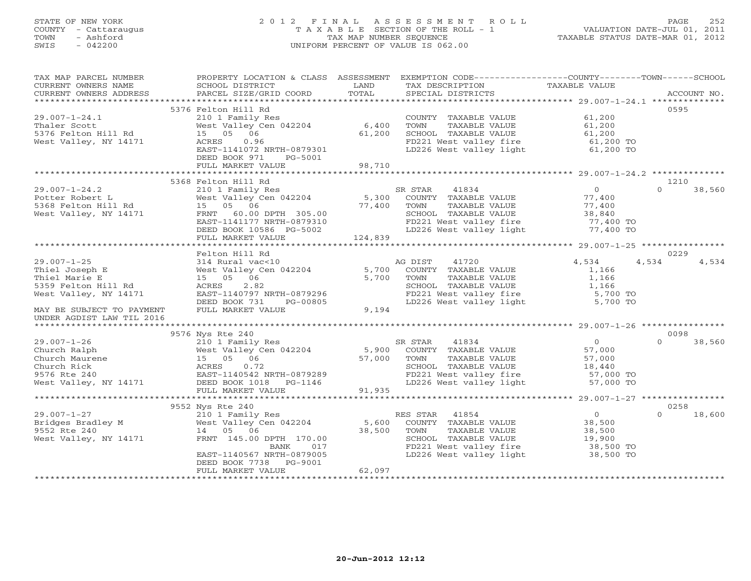STATE OF NEW YORK
COUNTY - Cattaraugus
TOWN - Ashford
SWIS - 042200

# 2012 FINAL ASSESSMENT ROLL
TAXABLE SECTION OF THE ROLL - 1
TAX MAP NUMBER SEQUENCE
UNIFORM PERCENT OF VALUE IS 062.00

VALUATION DATE-JUL 01, 2011
TAXABLE STATUS DATE-MAR 01, 2012

| TAX MAP PARCEL NUMBER / CURRENT OWNERS NAME / CURRENT OWNERS ADDRESS | PROPERTY LOCATION & CLASS / SCHOOL DISTRICT / PARCEL SIZE/GRID COORD | ASSESSMENT LAND / TOTAL | EXEMPTION CODE / TAX DESCRIPTION / SPECIAL DISTRICTS | COUNTY | TOWN | SCHOOL | ACCOUNT NO. |
|---|---|---|---|---|---|---|---|
| **29.007-1-24.1** | 5376 Felton Hill Rd | | | | | | 0595 |
| Thaler Scott | 210 1 Family Res | | COUNTY TAXABLE VALUE | 61,200 | | | |
| 5376 Felton Hill Rd | West Valley Cen 042204 | 6,400 | TOWN TAXABLE VALUE | | 61,200 | | |
| West Valley, NY 14171 | 15 05 06 | 61,200 | SCHOOL TAXABLE VALUE | | | 61,200 | |
| | ACRES 0.96 | | FD221 West valley fire | 61,200 TO | | | |
| | EAST-1141072 NRTH-0879301 | | LD226 West valley light | 61,200 TO | | | |
| | DEED BOOK 971 PG-5001 | | | | | | |
| | FULL MARKET VALUE | 98,710 | | | | | |
| **29.007-1-24.2** | 5368 Felton Hill Rd | | | | | | 1210 |
| Potter Robert L | 210 1 Family Res | | SR STAR 41834 | 0 | 0 | 38,560 | |
| 5368 Felton Hill Rd | West Valley Cen 042204 | 5,300 | COUNTY TAXABLE VALUE | 77,400 | | | |
| West Valley, NY 14171 | 15 05 06 | 77,400 | TOWN TAXABLE VALUE | | 77,400 | | |
| | FRNT 60.00 DPTH 305.00 | | SCHOOL TAXABLE VALUE | | | 38,840 | |
| | EAST-1141177 NRTH-0879310 | | FD221 West valley fire | 77,400 TO | | | |
| | DEED BOOK 10586 PG-5002 | | LD226 West valley light | 77,400 TO | | | |
| | FULL MARKET VALUE | 124,839 | | | | | |
| **29.007-1-25** | Felton Hill Rd | | | | | | 0229 |
| Thiel Joseph E | 314 Rural vac<10 | | AG DIST 41720 | 4,534 | 4,534 | 4,534 | |
| Thiel Marie E | West Valley Cen 042204 | 5,700 | COUNTY TAXABLE VALUE | 1,166 | | | |
| 5359 Felton Hill Rd | 15 05 06 | 5,700 | TOWN TAXABLE VALUE | | 1,166 | | |
| West Valley, NY 14171 | ACRES 2.82 | | SCHOOL TAXABLE VALUE | | | 1,166 | |
| | EAST-1140797 NRTH-0879296 | | FD221 West valley fire | 5,700 TO | | | |
| | DEED BOOK 731 PG-00805 | | LD226 West valley light | 5,700 TO | | | |
| MAY BE SUBJECT TO PAYMENT UNDER AGDIST LAW TIL 2016 | FULL MARKET VALUE | 9,194 | | | | | |
| **29.007-1-26** | 9576 Nys Rte 240 | | | | | | 0098 |
| Church Ralph | 210 1 Family Res | | SR STAR 41834 | 0 | 0 | 38,560 | |
| Church Maurene | West Valley Cen 042204 | 5,900 | COUNTY TAXABLE VALUE | 57,000 | | | |
| Church Rick | 15 05 06 | 57,000 | TOWN TAXABLE VALUE | | 57,000 | | |
| 9576 Rte 240 | ACRES 0.72 | | SCHOOL TAXABLE VALUE | | | 18,440 | |
| West Valley, NY 14171 | EAST-1140542 NRTH-0879289 | | FD221 West valley fire | 57,000 TO | | | |
| | DEED BOOK 1018 PG-1146 | | LD226 West valley light | 57,000 TO | | | |
| | FULL MARKET VALUE | 91,935 | | | | | |
| **29.007-1-27** | 9552 Nys Rte 240 | | | | | | 0258 |
| Bridges Bradley M | 210 1 Family Res | | RES STAR 41854 | 0 | 0 | 18,600 | |
| 9552 Rte 240 | West Valley Cen 042204 | 5,600 | COUNTY TAXABLE VALUE | 38,500 | | | |
| West Valley, NY 14171 | 14 05 06 | 38,500 | TOWN TAXABLE VALUE | | 38,500 | | |
| | FRNT 145.00 DPTH 170.00 | | SCHOOL TAXABLE VALUE | | | 19,900 | |
| | BANK 017 | | FD221 West valley fire | 38,500 TO | | | |
| | EAST-1140567 NRTH-0879005 | | LD226 West valley light | 38,500 TO | | | |
| | DEED BOOK 7738 PG-9001 | | | | | | |
| | FULL MARKET VALUE | 62,097 | | | | | |

20-Jun-2012 12:12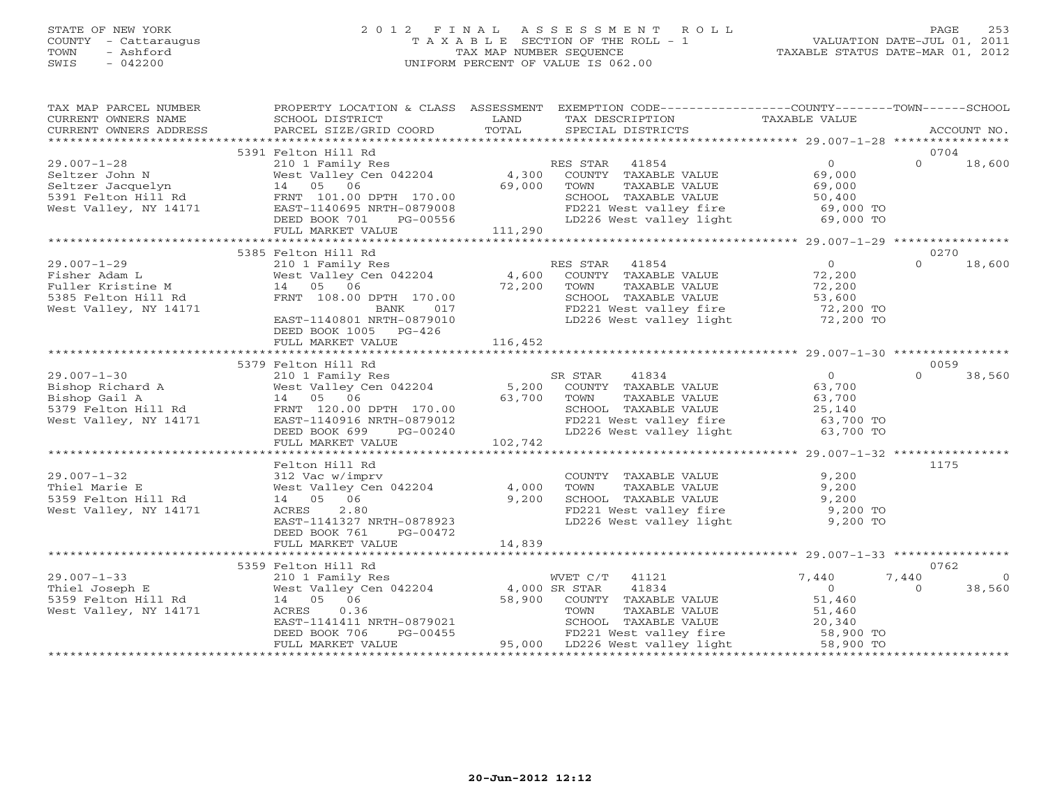STATE OF NEW YORK
COUNTY - Cattaraugus
TOWN - Ashford
SWIS - 042200

# 2012 FINAL ASSESSMENT ROLL
TAXABLE SECTION OF THE ROLL - 1
TAX MAP NUMBER SEQUENCE
UNIFORM PERCENT OF VALUE IS 062.00

VALUATION DATE-JUL 01, 2011
TAXABLE STATUS DATE-MAR 01, 2012

| TAX MAP PARCEL NUMBER / CURRENT OWNERS NAME / CURRENT OWNERS ADDRESS | PROPERTY LOCATION & CLASS / SCHOOL DISTRICT / PARCEL SIZE/GRID COORD | ASSESSMENT LAND / TOTAL | EXEMPTION CODE / TAX DESCRIPTION / SPECIAL DISTRICTS | COUNTY TAXABLE VALUE | TOWN | SCHOOL / ACCOUNT NO. |
|---|---|---|---|---|---|---|
| | 5391 Felton Hill Rd | | | | | 0704 |
| 29.007-1-28 | 210 1 Family Res | | RES STAR 41854 | 0 | 0 | 18,600 |
| Seltzer John N | West Valley Cen 042204 | 4,300 | COUNTY TAXABLE VALUE | 69,000 | | |
| Seltzer Jacquelyn | 14 05 06 | 69,000 | TOWN TAXABLE VALUE | 69,000 | | |
| 5391 Felton Hill Rd | FRNT 101.00 DPTH 170.00 | | SCHOOL TAXABLE VALUE | 50,400 | | |
| West Valley, NY 14171 | EAST-1140695 NRTH-0879008 | | FD221 West valley fire | 69,000 TO | | |
| | DEED BOOK 701 PG-00556 | | LD226 West valley light | 69,000 TO | | |
| | FULL MARKET VALUE | 111,290 | | | | |
| | 5385 Felton Hill Rd | | | | | 0270 |
| 29.007-1-29 | 210 1 Family Res | | RES STAR 41854 | 0 | 0 | 18,600 |
| Fisher Adam L | West Valley Cen 042204 | 4,600 | COUNTY TAXABLE VALUE | 72,200 | | |
| Fuller Kristine M | 14 05 06 | 72,200 | TOWN TAXABLE VALUE | 72,200 | | |
| 5385 Felton Hill Rd | FRNT 108.00 DPTH 170.00 | | SCHOOL TAXABLE VALUE | 53,600 | | |
| West Valley, NY 14171 | BANK 017 | | FD221 West valley fire | 72,200 TO | | |
| | EAST-1140801 NRTH-0879010 | | LD226 West valley light | 72,200 TO | | |
| | DEED BOOK 1005 PG-426 | | | | | |
| | FULL MARKET VALUE | 116,452 | | | | |
| | 5379 Felton Hill Rd | | | | | 0059 |
| 29.007-1-30 | 210 1 Family Res | | SR STAR 41834 | 0 | 0 | 38,560 |
| Bishop Richard A | West Valley Cen 042204 | 5,200 | COUNTY TAXABLE VALUE | 63,700 | | |
| Bishop Gail A | 14 05 06 | 63,700 | TOWN TAXABLE VALUE | 63,700 | | |
| 5379 Felton Hill Rd | FRNT 120.00 DPTH 170.00 | | SCHOOL TAXABLE VALUE | 25,140 | | |
| West Valley, NY 14171 | EAST-1140916 NRTH-0879012 | | FD221 West valley fire | 63,700 TO | | |
| | DEED BOOK 699 PG-00240 | | LD226 West valley light | 63,700 TO | | |
| | FULL MARKET VALUE | 102,742 | | | | |
| | Felton Hill Rd | | | | | 1175 |
| 29.007-1-32 | 312 Vac w/imprv | | COUNTY TAXABLE VALUE | 9,200 | | |
| Thiel Marie E | West Valley Cen 042204 | 4,000 | TOWN TAXABLE VALUE | 9,200 | | |
| 5359 Felton Hill Rd | 14 05 06 | 9,200 | SCHOOL TAXABLE VALUE | 9,200 | | |
| West Valley, NY 14171 | ACRES 2.80 | | FD221 West valley fire | 9,200 TO | | |
| | EAST-1141327 NRTH-0878923 | | LD226 West valley light | 9,200 TO | | |
| | DEED BOOK 761 PG-00472 | | | | | |
| | FULL MARKET VALUE | 14,839 | | | | |
| | 5359 Felton Hill Rd | | | | | 0762 |
| 29.007-1-33 | 210 1 Family Res | | WVET C/T 41121 | 7,440 | 7,440 | 0 |
| Thiel Joseph E | West Valley Cen 042204 | 4,000 | SR STAR 41834 | 0 | 0 | 38,560 |
| 5359 Felton Hill Rd | 14 05 06 | 58,900 | COUNTY TAXABLE VALUE | 51,460 | | |
| West Valley, NY 14171 | ACRES 0.36 | | TOWN TAXABLE VALUE | 51,460 | | |
| | EAST-1141411 NRTH-0879021 | | SCHOOL TAXABLE VALUE | 20,340 | | |
| | DEED BOOK 706 PG-00455 | | FD221 West valley fire | 58,900 TO | | |
| | FULL MARKET VALUE | 95,000 | LD226 West valley light | 58,900 TO | | |

20-Jun-2012 12:12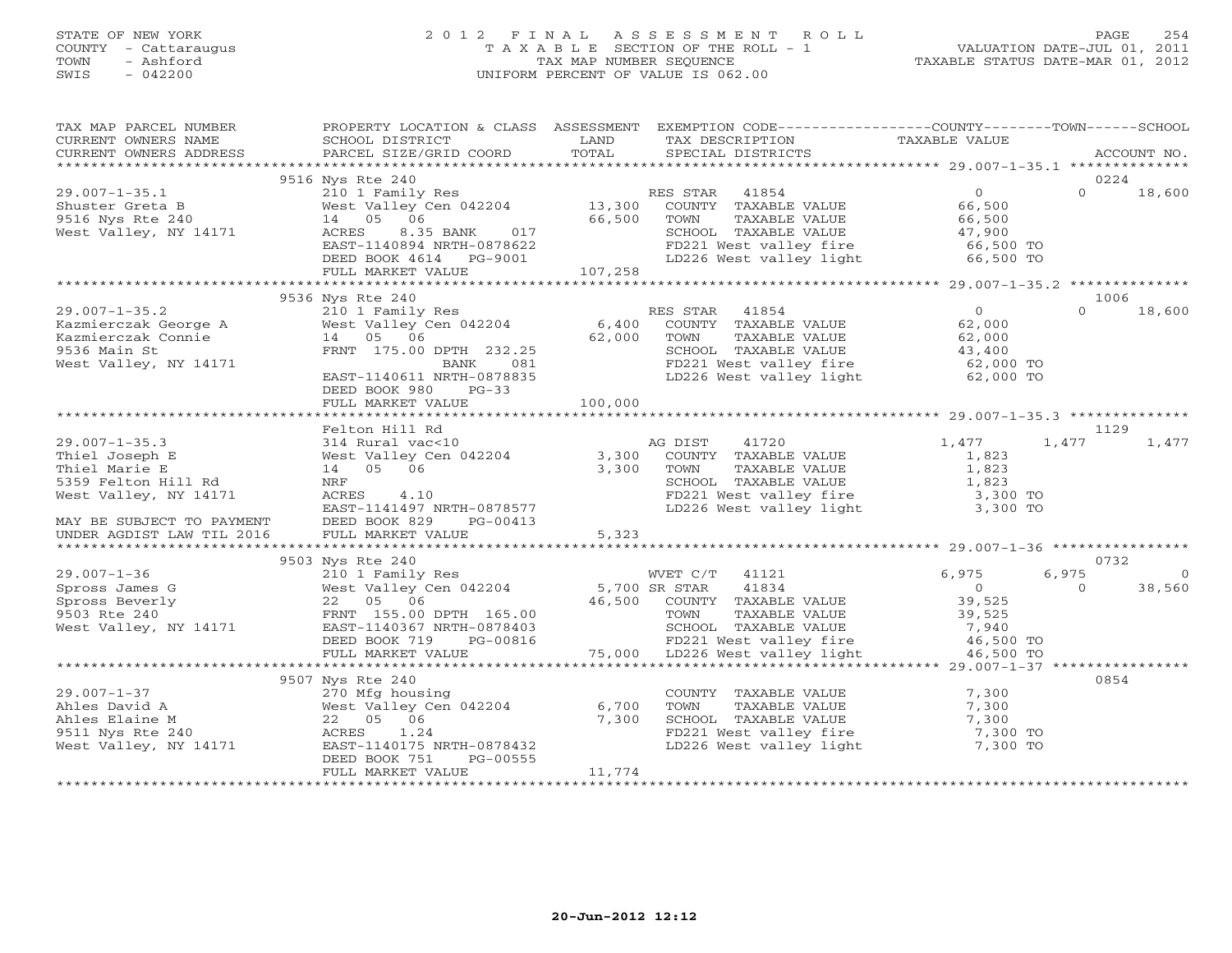STATE OF NEW YORK
COUNTY - Cattaraugus
TOWN - Ashford
SWIS - 042200

2012 FINAL ASSESSMENT ROLL
TAXABLE SECTION OF THE ROLL - 1
TAX MAP NUMBER SEQUENCE
UNIFORM PERCENT OF VALUE IS 062.00

VALUATION DATE-JUL 01, 2011
TAXABLE STATUS DATE-MAR 01, 2012

| TAX MAP PARCEL NUMBER / CURRENT OWNERS NAME / CURRENT OWNERS ADDRESS | PROPERTY LOCATION & CLASS / SCHOOL DISTRICT / PARCEL SIZE/GRID COORD | ASSESSMENT LAND / TOTAL | EXEMPTION CODE / TAX DESCRIPTION / SPECIAL DISTRICTS | COUNTY TAXABLE VALUE | TOWN | SCHOOL | ACCOUNT NO. |
|---|---|---|---|---|---|---|---|
| | 9516 Nys Rte 240 | | | | | | 0224 |
| 29.007-1-35.1 | 210 1 Family Res | | RES STAR 41854 | 0 | 0 | 18,600 | |
| Shuster Greta B | West Valley Cen 042204 | 13,300 | COUNTY TAXABLE VALUE | 66,500 | | | |
| 9516 Nys Rte 240 | 14 05 06 | 66,500 | TOWN TAXABLE VALUE | 66,500 | | | |
| West Valley, NY 14171 | ACRES 8.35 BANK 017 | | SCHOOL TAXABLE VALUE | 47,900 | | | |
| | EAST-1140894 NRTH-0878622 | | FD221 West valley fire | 66,500 TO | | | |
| | DEED BOOK 4614 PG-9001 | | LD226 West valley light | 66,500 TO | | | |
| | FULL MARKET VALUE | 107,258 | | | | | |
| | 9536 Nys Rte 240 | | | | | | 1006 |
| 29.007-1-35.2 | 210 1 Family Res | | RES STAR 41854 | 0 | 0 | 18,600 | |
| Kazmierczak George A | West Valley Cen 042204 | 6,400 | COUNTY TAXABLE VALUE | 62,000 | | | |
| Kazmierczak Connie | 14 05 06 | 62,000 | TOWN TAXABLE VALUE | 62,000 | | | |
| 9536 Main St | FRNT 175.00 DPTH 232.25 | | SCHOOL TAXABLE VALUE | 43,400 | | | |
| West Valley, NY 14171 | BANK 081 | | FD221 West valley fire | 62,000 TO | | | |
| | EAST-1140611 NRTH-0878835 | | LD226 West valley light | 62,000 TO | | | |
| | DEED BOOK 980 PG-33 | | | | | | |
| | FULL MARKET VALUE | 100,000 | | | | | |
| | Felton Hill Rd | | | | | | 1129 |
| 29.007-1-35.3 | 314 Rural vac<10 | | AG DIST 41720 | 1,477 | 1,477 | 1,477 | |
| Thiel Joseph E | West Valley Cen 042204 | 3,300 | COUNTY TAXABLE VALUE | 1,823 | | | |
| Thiel Marie E | 14 05 06 | 3,300 | TOWN TAXABLE VALUE | 1,823 | | | |
| 5359 Felton Hill Rd | NRF | | SCHOOL TAXABLE VALUE | 1,823 | | | |
| West Valley, NY 14171 | ACRES 4.10 | | FD221 West valley fire | 3,300 TO | | | |
| | EAST-1141497 NRTH-0878577 | | LD226 West valley light | 3,300 TO | | | |
| MAY BE SUBJECT TO PAYMENT | DEED BOOK 829 PG-00413 | | | | | | |
| UNDER AGDIST LAW TIL 2016 | FULL MARKET VALUE | 5,323 | | | | | |
| | 9503 Nys Rte 240 | | | | | | 0732 |
| 29.007-1-36 | 210 1 Family Res | | WVET C/T 41121 | 6,975 | 6,975 | 0 | |
| Spross James G | West Valley Cen 042204 | 5,700 | SR STAR 41834 | 0 | 0 | 38,560 | |
| Spross Beverly | 22 05 06 | 46,500 | COUNTY TAXABLE VALUE | 39,525 | | | |
| 9503 Rte 240 | FRNT 155.00 DPTH 165.00 | | TOWN TAXABLE VALUE | 39,525 | | | |
| West Valley, NY 14171 | EAST-1140367 NRTH-0878403 | | SCHOOL TAXABLE VALUE | 7,940 | | | |
| | DEED BOOK 719 PG-00816 | | FD221 West valley fire | 46,500 TO | | | |
| | FULL MARKET VALUE | 75,000 | LD226 West valley light | 46,500 TO | | | |
| | 9507 Nys Rte 240 | | | | | | 0854 |
| 29.007-1-37 | 270 Mfg housing | | COUNTY TAXABLE VALUE | 7,300 | | | |
| Ahles David A | West Valley Cen 042204 | 6,700 | TOWN TAXABLE VALUE | 7,300 | | | |
| Ahles Elaine M | 22 05 06 | 7,300 | SCHOOL TAXABLE VALUE | 7,300 | | | |
| 9511 Nys Rte 240 | ACRES 1.24 | | FD221 West valley fire | 7,300 TO | | | |
| West Valley, NY 14171 | EAST-1140175 NRTH-0878432 | | LD226 West valley light | 7,300 TO | | | |
| | DEED BOOK 751 PG-00555 | | | | | | |
| | FULL MARKET VALUE | 11,774 | | | | | |

20-Jun-2012 12:12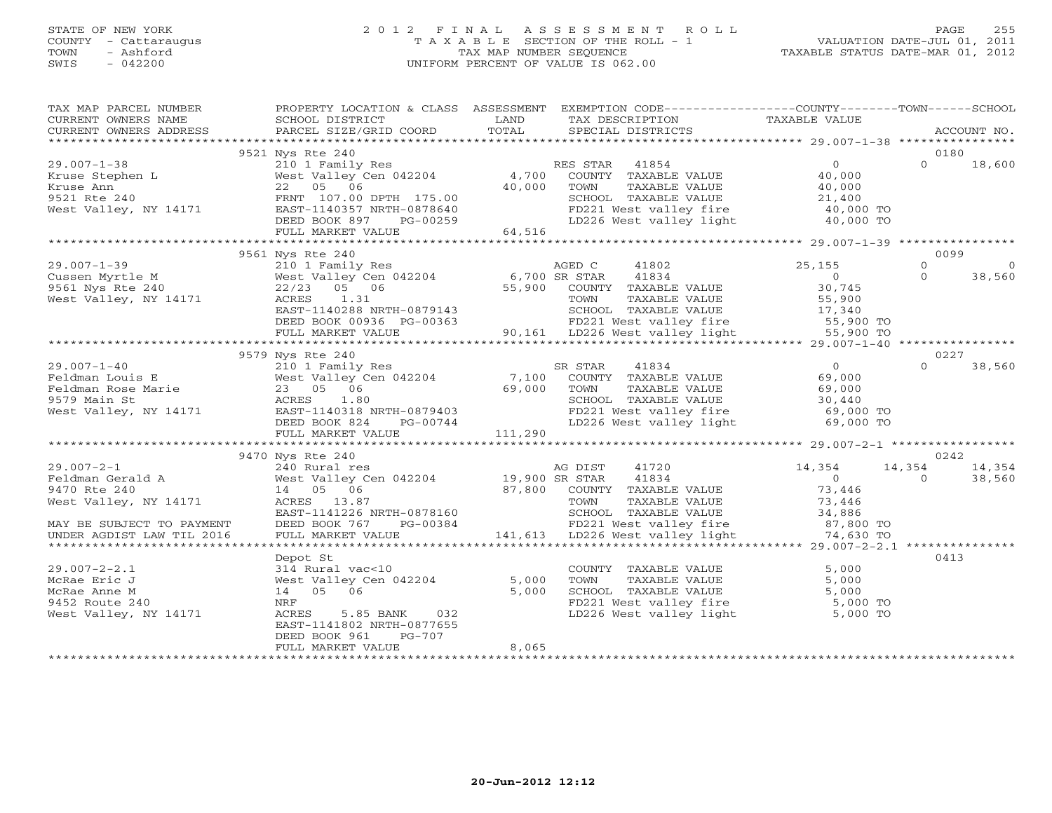STATE OF NEW YORK
COUNTY - Cattaraugus
TOWN - Ashford
SWIS - 042200

2012 FINAL ASSESSMENT ROLL
TAXABLE SECTION OF THE ROLL - 1
TAX MAP NUMBER SEQUENCE
UNIFORM PERCENT OF VALUE IS 062.00

VALUATION DATE-JUL 01, 2011
TAXABLE STATUS DATE-MAR 01, 2012

| TAX MAP PARCEL NUMBER / CURRENT OWNERS NAME / CURRENT OWNERS ADDRESS | PROPERTY LOCATION & CLASS / SCHOOL DISTRICT / PARCEL SIZE/GRID COORD | ASSESSMENT LAND / TOTAL | EXEMPTION CODE / TAX DESCRIPTION / SPECIAL DISTRICTS | COUNTY TAXABLE VALUE | TOWN | SCHOOL / ACCOUNT NO. |
|---|---|---|---|---|---|---|
| | 9521 Nys Rte 240 | | | | | 0180 |
| 29.007-1-38 | 210 1 Family Res | | RES STAR 41854 | 0 | 0 | 18,600 |
| Kruse Stephen L | West Valley Cen 042204 | 4,700 | COUNTY TAXABLE VALUE | 40,000 | | |
| Kruse Ann | 22 05 06 | 40,000 | TOWN TAXABLE VALUE | 40,000 | | |
| 9521 Rte 240 | FRNT 107.00 DPTH 175.00 | | SCHOOL TAXABLE VALUE | 21,400 | | |
| West Valley, NY 14171 | EAST-1140357 NRTH-0878640 | | FD221 West valley fire | 40,000 TO | | |
| | DEED BOOK 897 PG-00259 | | LD226 West valley light | 40,000 TO | | |
| | FULL MARKET VALUE | 64,516 | | | | |
| | 9561 Nys Rte 240 | | | | | 0099 |
| 29.007-1-39 | 210 1 Family Res | | AGED C 41802 | 25,155 | 0 | 0 |
| Cussen Myrtle M | West Valley Cen 042204 | 6,700 | SR STAR 41834 | 0 | 0 | 38,560 |
| 9561 Nys Rte 240 | 22/23 05 06 | 55,900 | COUNTY TAXABLE VALUE | 30,745 | | |
| West Valley, NY 14171 | ACRES 1.31 | | TOWN TAXABLE VALUE | 55,900 | | |
| | EAST-1140288 NRTH-0879143 | | SCHOOL TAXABLE VALUE | 17,340 | | |
| | DEED BOOK 00936 PG-00363 | | FD221 West valley fire | 55,900 TO | | |
| | FULL MARKET VALUE | 90,161 | LD226 West valley light | 55,900 TO | | |
| | 9579 Nys Rte 240 | | | | | 0227 |
| 29.007-1-40 | 210 1 Family Res | | SR STAR 41834 | 0 | 0 | 38,560 |
| Feldman Louis E | West Valley Cen 042204 | 7,100 | COUNTY TAXABLE VALUE | 69,000 | | |
| Feldman Rose Marie | 23 05 06 | 69,000 | TOWN TAXABLE VALUE | 69,000 | | |
| 9579 Main St | ACRES 1.80 | | SCHOOL TAXABLE VALUE | 30,440 | | |
| West Valley, NY 14171 | EAST-1140318 NRTH-0879403 | | FD221 West valley fire | 69,000 TO | | |
| | DEED BOOK 824 PG-00744 | | LD226 West valley light | 69,000 TO | | |
| | FULL MARKET VALUE | 111,290 | | | | |
| | 9470 Nys Rte 240 | | | | | 0242 |
| 29.007-2-1 | 240 Rural res | | AG DIST 41720 | 14,354 | 14,354 | 14,354 |
| Feldman Gerald A | West Valley Cen 042204 | 19,900 | SR STAR 41834 | 0 | 0 | 38,560 |
| 9470 Rte 240 | 14 05 06 | 87,800 | COUNTY TAXABLE VALUE | 73,446 | | |
| West Valley, NY 14171 | ACRES 13.87 | | TOWN TAXABLE VALUE | 73,446 | | |
| | EAST-1141226 NRTH-0878160 | | SCHOOL TAXABLE VALUE | 34,886 | | |
| MAY BE SUBJECT TO PAYMENT | DEED BOOK 767 PG-00384 | | FD221 West valley fire | 87,800 TO | | |
| UNDER AGDIST LAW TIL 2016 | FULL MARKET VALUE | 141,613 | LD226 West valley light | 74,630 TO | | |
| | Depot St | | | | | 0413 |
| 29.007-2-2.1 | 314 Rural vac<10 | | COUNTY TAXABLE VALUE | 5,000 | | |
| McRae Eric J | West Valley Cen 042204 | 5,000 | TOWN TAXABLE VALUE | 5,000 | | |
| McRae Anne M | 14 05 06 | 5,000 | SCHOOL TAXABLE VALUE | 5,000 | | |
| 9452 Route 240 | NRF | | FD221 West valley fire | 5,000 TO | | |
| West Valley, NY 14171 | ACRES 5.85 BANK 032 | | LD226 West valley light | 5,000 TO | | |
| | EAST-1141802 NRTH-0877655 | | | | | |
| | DEED BOOK 961 PG-707 | | | | | |
| | FULL MARKET VALUE | 8,065 | | | | |

20-Jun-2012 12:12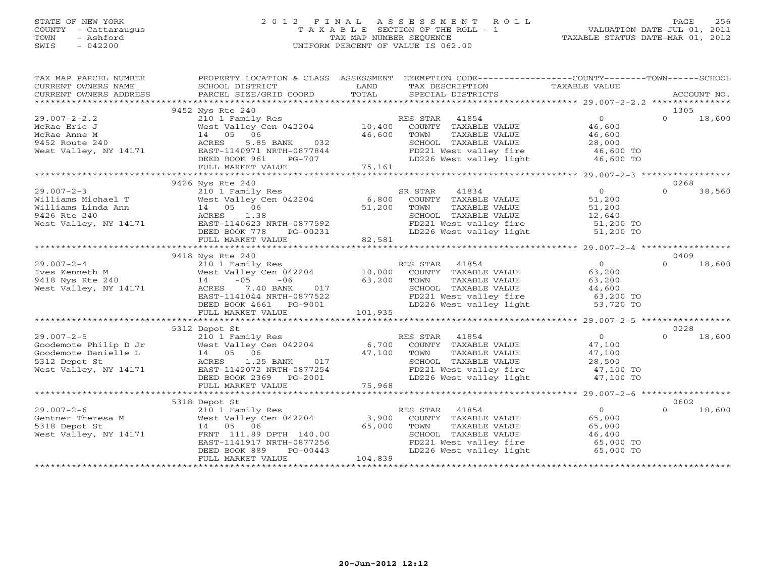STATE OF NEW YORK
COUNTY - Cattaraugus
TOWN - Ashford
SWIS - 042200

# 2012 FINAL ASSESSMENT ROLL
TAXABLE SECTION OF THE ROLL - 1
TAX MAP NUMBER SEQUENCE
UNIFORM PERCENT OF VALUE IS 062.00

VALUATION DATE-JUL 01, 2011
TAXABLE STATUS DATE-MAR 01, 2012

| TAX MAP PARCEL NUMBER / CURRENT OWNERS NAME / CURRENT OWNERS ADDRESS | PROPERTY LOCATION & CLASS / SCHOOL DISTRICT / PARCEL SIZE/GRID COORD | ASSESSMENT LAND / TOTAL | EXEMPTION CODE / TAX DESCRIPTION / SPECIAL DISTRICTS | COUNTY TAXABLE VALUE | TOWN | SCHOOL / ACCOUNT NO. |
|---|---|---|---|---|---|---|
| **29.007-2-2.2** | 9452 Nys Rte 240 | | | | | 1305 |
| McRae Eric J | 210 1 Family Res | | RES STAR 41854 | 0 | 0 | 18,600 |
| McRae Anne M | West Valley Cen 042204 | 10,400 | COUNTY TAXABLE VALUE | 46,600 | | |
| 9452 Route 240 | 14 05 06 | 46,600 | TOWN TAXABLE VALUE | 46,600 | | |
| West Valley, NY 14171 | ACRES 5.85 BANK 032 | | SCHOOL TAXABLE VALUE | 28,000 | | |
| | EAST-1140971 NRTH-0877844 | | FD221 West valley fire | 46,600 TO | | |
| | DEED BOOK 961 PG-707 | | LD226 West valley light | 46,600 TO | | |
| | FULL MARKET VALUE | 75,161 | | | | |
| **29.007-2-3** | 9426 Nys Rte 240 | | | | | 0268 |
| Williams Michael T | 210 1 Family Res | | SR STAR 41834 | 0 | 0 | 38,560 |
| Williams Linda Ann | West Valley Cen 042204 | 6,800 | COUNTY TAXABLE VALUE | 51,200 | | |
| 9426 Rte 240 | 14 05 06 | 51,200 | TOWN TAXABLE VALUE | 51,200 | | |
| West Valley, NY 14171 | ACRES 1.38 | | SCHOOL TAXABLE VALUE | 12,640 | | |
| | EAST-1140623 NRTH-0877592 | | FD221 West valley fire | 51,200 TO | | |
| | DEED BOOK 778 PG-00231 | | LD226 West valley light | 51,200 TO | | |
| | FULL MARKET VALUE | 82,581 | | | | |
| **29.007-2-4** | 9418 Nys Rte 240 | | | | | 0409 |
| Ives Kenneth M | 210 1 Family Res | | RES STAR 41854 | 0 | 0 | 18,600 |
| 9418 Nys Rte 240 | West Valley Cen 042204 | 10,000 | COUNTY TAXABLE VALUE | 63,200 | | |
| West Valley, NY 14171 | 14 -05 -06 | 63,200 | TOWN TAXABLE VALUE | 63,200 | | |
| | ACRES 7.40 BANK 017 | | SCHOOL TAXABLE VALUE | 44,600 | | |
| | EAST-1141044 NRTH-0877522 | | FD221 West valley fire | 63,200 TO | | |
| | DEED BOOK 4661 PG-9001 | | LD226 West valley light | 53,720 TO | | |
| | FULL MARKET VALUE | 101,935 | | | | |
| **29.007-2-5** | 5312 Depot St | | | | | 0228 |
| Goodemote Philip D Jr | 210 1 Family Res | | RES STAR 41854 | 0 | 0 | 18,600 |
| Goodemote Danielle L | West Valley Cen 042204 | 6,700 | COUNTY TAXABLE VALUE | 47,100 | | |
| 5312 Depot St | 14 05 06 | 47,100 | TOWN TAXABLE VALUE | 47,100 | | |
| West Valley, NY 14171 | ACRES 1.25 BANK 017 | | SCHOOL TAXABLE VALUE | 28,500 | | |
| | EAST-1142072 NRTH-0877254 | | FD221 West valley fire | 47,100 TO | | |
| | DEED BOOK 2369 PG-2001 | | LD226 West valley light | 47,100 TO | | |
| | FULL MARKET VALUE | 75,968 | | | | |
| **29.007-2-6** | 5318 Depot St | | | | | 0602 |
| Gentner Theresa M | 210 1 Family Res | | RES STAR 41854 | 0 | 0 | 18,600 |
| 5318 Depot St | West Valley Cen 042204 | 3,900 | COUNTY TAXABLE VALUE | 65,000 | | |
| West Valley, NY 14171 | 14 05 06 | 65,000 | TOWN TAXABLE VALUE | 65,000 | | |
| | FRNT 111.89 DPTH 140.00 | | SCHOOL TAXABLE VALUE | 46,400 | | |
| | EAST-1141917 NRTH-0877256 | | FD221 West valley fire | 65,000 TO | | |
| | DEED BOOK 889 PG-00443 | | LD226 West valley light | 65,000 TO | | |
| | FULL MARKET VALUE | 104,839 | | | | |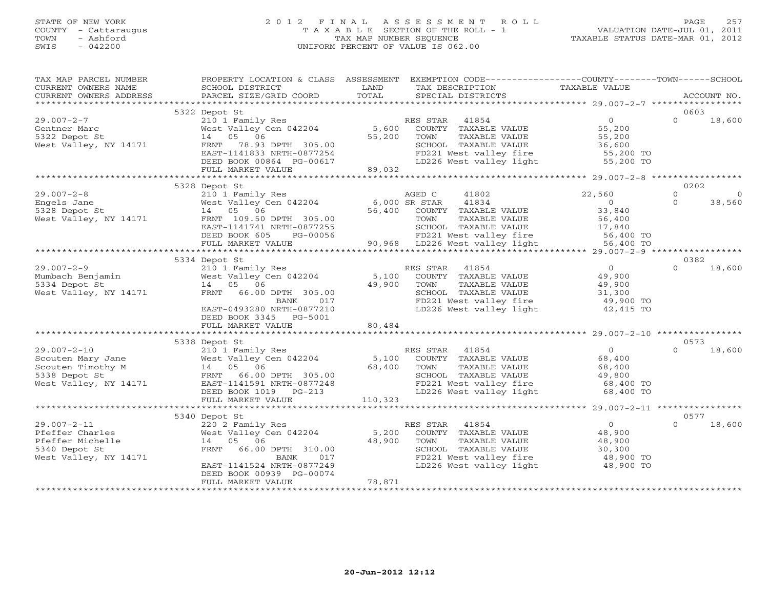STATE OF NEW YORK
COUNTY - Cattaraugus
TOWN - Ashford
SWIS - 042200

# 2012 FINAL ASSESSMENT ROLL
TAXABLE SECTION OF THE ROLL - 1
TAX MAP NUMBER SEQUENCE
UNIFORM PERCENT OF VALUE IS 062.00

VALUATION DATE-JUL 01, 2011
TAXABLE STATUS DATE-MAR 01, 2012

| TAX MAP PARCEL NUMBER / CURRENT OWNERS NAME / CURRENT OWNERS ADDRESS | PROPERTY LOCATION & CLASS / SCHOOL DISTRICT / PARCEL SIZE/GRID COORD | ASSESSMENT LAND / TOTAL | EXEMPTION CODE / TAX DESCRIPTION / SPECIAL DISTRICTS | COUNTY TAXABLE VALUE | TOWN | SCHOOL | ACCOUNT NO. |
|---|---|---|---|---|---|---|---|
| | 5322 Depot St | | | | | | 0603 |
| 29.007-2-7 | 210 1 Family Res | | RES STAR 41854 | 0 | 0 | 18,600 | |
| Gentner Marc | West Valley Cen 042204 | 5,600 | COUNTY TAXABLE VALUE | 55,200 | | | |
| 5322 Depot St | 14 05 06 | 55,200 | TOWN TAXABLE VALUE | 55,200 | | | |
| West Valley, NY 14171 | FRNT 78.93 DPTH 305.00 | | SCHOOL TAXABLE VALUE | 36,600 | | | |
| | EAST-1141833 NRTH-0877254 | | FD221 West valley fire | 55,200 TO | | | |
| | DEED BOOK 00864 PG-00617 | | LD226 West valley light | 55,200 TO | | | |
| | FULL MARKET VALUE | 89,032 | | | | | |
| | 5328 Depot St | | | | | | 0202 |
| 29.007-2-8 | 210 1 Family Res | | AGED C 41802 | 22,560 | 0 | 0 | |
| Engels Jane | West Valley Cen 042204 | 6,000 | SR STAR 41834 | 0 | 0 | 38,560 | |
| 5328 Depot St | 14 05 06 | 56,400 | COUNTY TAXABLE VALUE | 33,840 | | | |
| West Valley, NY 14171 | FRNT 109.50 DPTH 305.00 | | TOWN TAXABLE VALUE | 56,400 | | | |
| | EAST-1141741 NRTH-0877255 | | SCHOOL TAXABLE VALUE | 17,840 | | | |
| | DEED BOOK 605 PG-00056 | | FD221 West valley fire | 56,400 TO | | | |
| | FULL MARKET VALUE | 90,968 | LD226 West valley light | 56,400 TO | | | |
| | 5334 Depot St | | | | | | 0382 |
| 29.007-2-9 | 210 1 Family Res | | RES STAR 41854 | 0 | 0 | 18,600 | |
| Mumbach Benjamin | West Valley Cen 042204 | 5,100 | COUNTY TAXABLE VALUE | 49,900 | | | |
| 5334 Depot St | 14 05 06 | 49,900 | TOWN TAXABLE VALUE | 49,900 | | | |
| West Valley, NY 14171 | FRNT 66.00 DPTH 305.00 | | SCHOOL TAXABLE VALUE | 31,300 | | | |
| | BANK 017 | | FD221 West valley fire | 49,900 TO | | | |
| | EAST-0493280 NRTH-0877210 | | LD226 West valley light | 42,415 TO | | | |
| | DEED BOOK 3345 PG-5001 | | | | | | |
| | FULL MARKET VALUE | 80,484 | | | | | |
| | 5338 Depot St | | | | | | 0573 |
| 29.007-2-10 | 210 1 Family Res | | RES STAR 41854 | 0 | 0 | 18,600 | |
| Scouten Mary Jane | West Valley Cen 042204 | 5,100 | COUNTY TAXABLE VALUE | 68,400 | | | |
| Scouten Timothy M | 14 05 06 | 68,400 | TOWN TAXABLE VALUE | 68,400 | | | |
| 5338 Depot St | FRNT 66.00 DPTH 305.00 | | SCHOOL TAXABLE VALUE | 49,800 | | | |
| West Valley, NY 14171 | EAST-1141591 NRTH-0877248 | | FD221 West valley fire | 68,400 TO | | | |
| | DEED BOOK 1019 PG-213 | | LD226 West valley light | 68,400 TO | | | |
| | FULL MARKET VALUE | 110,323 | | | | | |
| | 5340 Depot St | | | | | | 0577 |
| 29.007-2-11 | 220 2 Family Res | | RES STAR 41854 | 0 | 0 | 18,600 | |
| Pfeffer Charles | West Valley Cen 042204 | 5,200 | COUNTY TAXABLE VALUE | 48,900 | | | |
| Pfeffer Michelle | 14 05 06 | 48,900 | TOWN TAXABLE VALUE | 48,900 | | | |
| 5340 Depot St | FRNT 66.00 DPTH 310.00 | | SCHOOL TAXABLE VALUE | 30,300 | | | |
| West Valley, NY 14171 | BANK 017 | | FD221 West valley fire | 48,900 TO | | | |
| | EAST-1141524 NRTH-0877249 | | LD226 West valley light | 48,900 TO | | | |
| | DEED BOOK 00939 PG-00074 | | | | | | |
| | FULL MARKET VALUE | 78,871 | | | | | |

20-Jun-2012 12:12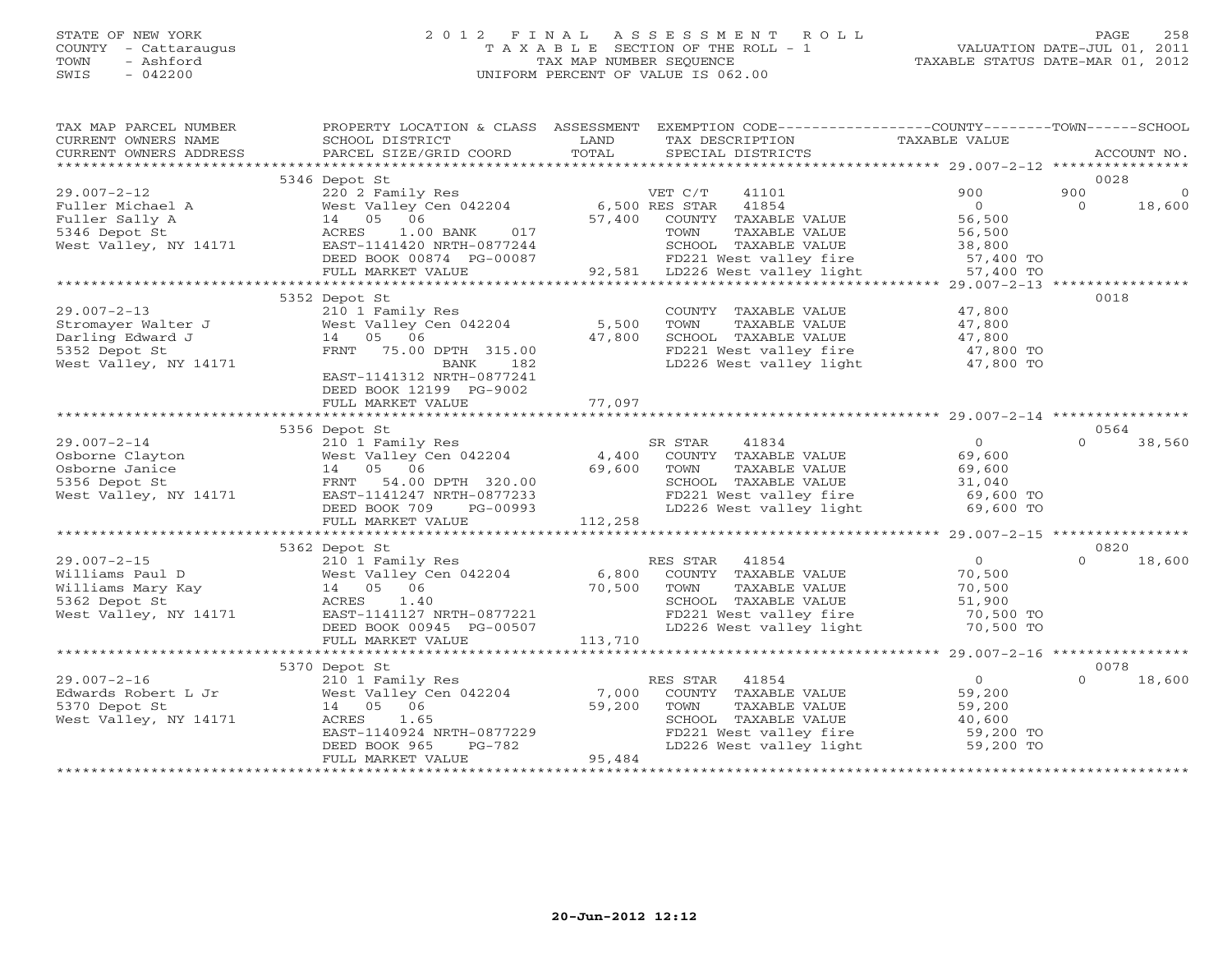STATE OF NEW YORK
COUNTY - Cattaraugus
TOWN - Ashford
SWIS - 042200

# 2012 FINAL ASSESSMENT ROLL

TAXABLE SECTION OF THE ROLL - 1
TAX MAP NUMBER SEQUENCE
UNIFORM PERCENT OF VALUE IS 062.00

VALUATION DATE-JUL 01, 2011
TAXABLE STATUS DATE-MAR 01, 2012

| TAX MAP PARCEL NUMBER / CURRENT OWNERS NAME / CURRENT OWNERS ADDRESS | PROPERTY LOCATION & CLASS / SCHOOL DISTRICT / PARCEL SIZE/GRID COORD | ASSESSMENT LAND / TOTAL | EXEMPTION CODE / TAX DESCRIPTION / SPECIAL DISTRICTS | COUNTY TAXABLE VALUE | TOWN | SCHOOL | ACCOUNT NO. |
|---|---|---|---|---|---|---|---|
| | 5346 Depot St | | | | | | 0028 |
| 29.007-2-12 | 220 2 Family Res | | VET C/T 41101 | 900 | 900 | 0 | |
| Fuller Michael A | West Valley Cen 042204 | 6,500 | RES STAR 41854 | 0 | 0 | 18,600 | |
| Fuller Sally A | 14 05 06 | 57,400 | COUNTY TAXABLE VALUE | 56,500 | | | |
| 5346 Depot St | ACRES 1.00 BANK 017 | | TOWN TAXABLE VALUE | 56,500 | | | |
| West Valley, NY 14171 | EAST-1141420 NRTH-0877244 | | SCHOOL TAXABLE VALUE | 38,800 | | | |
| | DEED BOOK 00874 PG-00087 | | FD221 West valley fire | 57,400 TO | | | |
| | FULL MARKET VALUE | 92,581 | LD226 West valley light | 57,400 TO | | | |
| | 5352 Depot St | | | | | | 0018 |
| 29.007-2-13 | 210 1 Family Res | | COUNTY TAXABLE VALUE | 47,800 | | | |
| Stromayer Walter J | West Valley Cen 042204 | 5,500 | TOWN TAXABLE VALUE | 47,800 | | | |
| Darling Edward J | 14 05 06 | 47,800 | SCHOOL TAXABLE VALUE | 47,800 | | | |
| 5352 Depot St | FRNT 75.00 DPTH 315.00 | | FD221 West valley fire | 47,800 TO | | | |
| West Valley, NY 14171 | BANK 182 | | LD226 West valley light | 47,800 TO | | | |
| | EAST-1141312 NRTH-0877241 | | | | | | |
| | DEED BOOK 12199 PG-9002 | | | | | | |
| | FULL MARKET VALUE | 77,097 | | | | | |
| | 5356 Depot St | | | | | | 0564 |
| 29.007-2-14 | 210 1 Family Res | | SR STAR 41834 | 0 | 0 | 38,560 | |
| Osborne Clayton | West Valley Cen 042204 | 4,400 | COUNTY TAXABLE VALUE | 69,600 | | | |
| Osborne Janice | 14 05 06 | 69,600 | TOWN TAXABLE VALUE | 69,600 | | | |
| 5356 Depot St | FRNT 54.00 DPTH 320.00 | | SCHOOL TAXABLE VALUE | 31,040 | | | |
| West Valley, NY 14171 | EAST-1141247 NRTH-0877233 | | FD221 West valley fire | 69,600 TO | | | |
| | DEED BOOK 709 PG-00993 | | LD226 West valley light | 69,600 TO | | | |
| | FULL MARKET VALUE | 112,258 | | | | | |
| | 5362 Depot St | | | | | | 0820 |
| 29.007-2-15 | 210 1 Family Res | | RES STAR 41854 | 0 | 0 | 18,600 | |
| Williams Paul D | West Valley Cen 042204 | 6,800 | COUNTY TAXABLE VALUE | 70,500 | | | |
| Williams Mary Kay | 14 05 06 | 70,500 | TOWN TAXABLE VALUE | 70,500 | | | |
| 5362 Depot St | ACRES 1.40 | | SCHOOL TAXABLE VALUE | 51,900 | | | |
| West Valley, NY 14171 | EAST-1141127 NRTH-0877221 | | FD221 West valley fire | 70,500 TO | | | |
| | DEED BOOK 00945 PG-00507 | | LD226 West valley light | 70,500 TO | | | |
| | FULL MARKET VALUE | 113,710 | | | | | |
| | 5370 Depot St | | | | | | 0078 |
| 29.007-2-16 | 210 1 Family Res | | RES STAR 41854 | 0 | 0 | 18,600 | |
| Edwards Robert L Jr | West Valley Cen 042204 | 7,000 | COUNTY TAXABLE VALUE | 59,200 | | | |
| 5370 Depot St | 14 05 06 | 59,200 | TOWN TAXABLE VALUE | 59,200 | | | |
| West Valley, NY 14171 | ACRES 1.65 | | SCHOOL TAXABLE VALUE | 40,600 | | | |
| | EAST-1140924 NRTH-0877229 | | FD221 West valley fire | 59,200 TO | | | |
| | DEED BOOK 965 PG-782 | | LD226 West valley light | 59,200 TO | | | |
| | FULL MARKET VALUE | 95,484 | | | | | |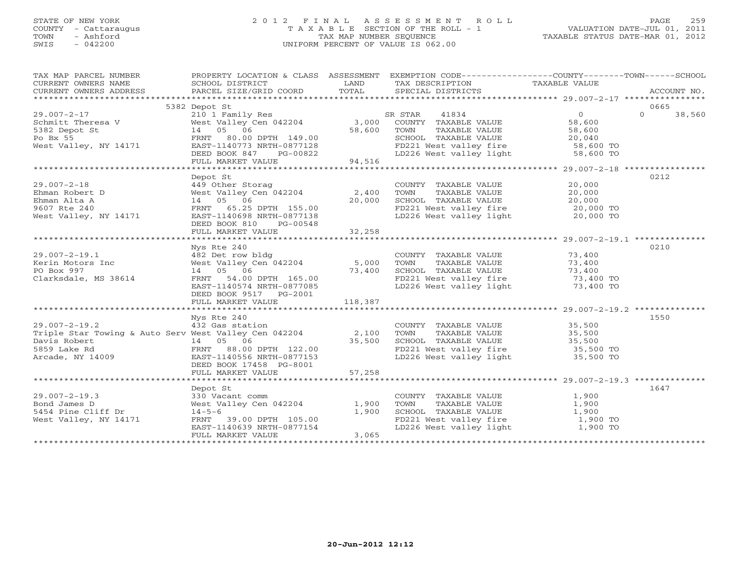STATE OF NEW YORK
COUNTY - Cattaraugus
TOWN - Ashford
SWIS - 042200

# 2012 FINAL ASSESSMENT ROLL

TAXABLE SECTION OF THE ROLL - 1
TAX MAP NUMBER SEQUENCE
UNIFORM PERCENT OF VALUE IS 062.00

VALUATION DATE-JUL 01, 2011
TAXABLE STATUS DATE-MAR 01, 2012

| TAX MAP PARCEL NUMBER / CURRENT OWNERS NAME / CURRENT OWNERS ADDRESS | PROPERTY LOCATION & CLASS / SCHOOL DISTRICT / PARCEL SIZE/GRID COORD | ASSESSMENT LAND / TOTAL | EXEMPTION CODE / TAX DESCRIPTION / SPECIAL DISTRICTS | COUNTY / TOWN / SCHOOL TAXABLE VALUE | ACCOUNT NO. |
|---|---|---|---|---|---|
| 29.007-2-17 | 5382 Depot St | | | | 0665 |
| Schmitt Theresa V | 210 1 Family Res | | SR STAR 41834 | 0 / 0 / 38,560 | |
| 5382 Depot St | West Valley Cen 042204 | 3,000 | COUNTY TAXABLE VALUE | 58,600 | |
| Po Bx 55 | 14 05 06 | 58,600 | TOWN TAXABLE VALUE | 58,600 | |
| West Valley, NY 14171 | FRNT 80.00 DPTH 149.00 | | SCHOOL TAXABLE VALUE | 20,040 | |
| | EAST-1140773 NRTH-0877128 | | FD221 West valley fire | 58,600 TO | |
| | DEED BOOK 847 PG-00822 | | LD226 West valley light | 58,600 TO | |
| | FULL MARKET VALUE | 94,516 | | | |
| 29.007-2-18 | Depot St | | | | 0212 |
| Ehman Robert D | 449 Other Storag | | COUNTY TAXABLE VALUE | 20,000 | |
| Ehman Alta A | West Valley Cen 042204 | 2,400 | TOWN TAXABLE VALUE | 20,000 | |
| 9607 Rte 240 | 14 05 06 | 20,000 | SCHOOL TAXABLE VALUE | 20,000 | |
| West Valley, NY 14171 | FRNT 65.25 DPTH 155.00 | | FD221 West valley fire | 20,000 TO | |
| | EAST-1140698 NRTH-0877138 | | LD226 West valley light | 20,000 TO | |
| | DEED BOOK 810 PG-00548 | | | | |
| | FULL MARKET VALUE | 32,258 | | | |
| 29.007-2-19.1 | Nys Rte 240 | | | | 0210 |
| Kerin Motors Inc | 482 Det row bldg | | COUNTY TAXABLE VALUE | 73,400 | |
| PO Box 997 | West Valley Cen 042204 | 5,000 | TOWN TAXABLE VALUE | 73,400 | |
| Clarksdale, MS 38614 | 14 05 06 | 73,400 | SCHOOL TAXABLE VALUE | 73,400 | |
| | FRNT 54.00 DPTH 165.00 | | FD221 West valley fire | 73,400 TO | |
| | EAST-1140574 NRTH-0877085 | | LD226 West valley light | 73,400 TO | |
| | DEED BOOK 9517 PG-2001 | | | | |
| | FULL MARKET VALUE | 118,387 | | | |
| 29.007-2-19.2 | Nys Rte 240 | | | | 1550 |
| Triple Star Towing & Auto Serv | 432 Gas station | | COUNTY TAXABLE VALUE | 35,500 | |
| Davis Robert | West Valley Cen 042204 | 2,100 | TOWN TAXABLE VALUE | 35,500 | |
| 5859 Lake Rd | 14 05 06 | 35,500 | SCHOOL TAXABLE VALUE | 35,500 | |
| Arcade, NY 14009 | FRNT 88.00 DPTH 122.00 | | FD221 West valley fire | 35,500 TO | |
| | EAST-1140556 NRTH-0877153 | | LD226 West valley light | 35,500 TO | |
| | DEED BOOK 17458 PG-8001 | | | | |
| | FULL MARKET VALUE | 57,258 | | | |
| 29.007-2-19.3 | Depot St | | | | 1647 |
| Bond James D | 330 Vacant comm | | COUNTY TAXABLE VALUE | 1,900 | |
| 5454 Pine Cliff Dr | West Valley Cen 042204 | 1,900 | TOWN TAXABLE VALUE | 1,900 | |
| West Valley, NY 14171 | 14-5-6 | 1,900 | SCHOOL TAXABLE VALUE | 1,900 | |
| | FRNT 39.00 DPTH 105.00 | | FD221 West valley fire | 1,900 TO | |
| | EAST-1140639 NRTH-0877154 | | LD226 West valley light | 1,900 TO | |
| | FULL MARKET VALUE | 3,065 | | | |

20-Jun-2012 12:12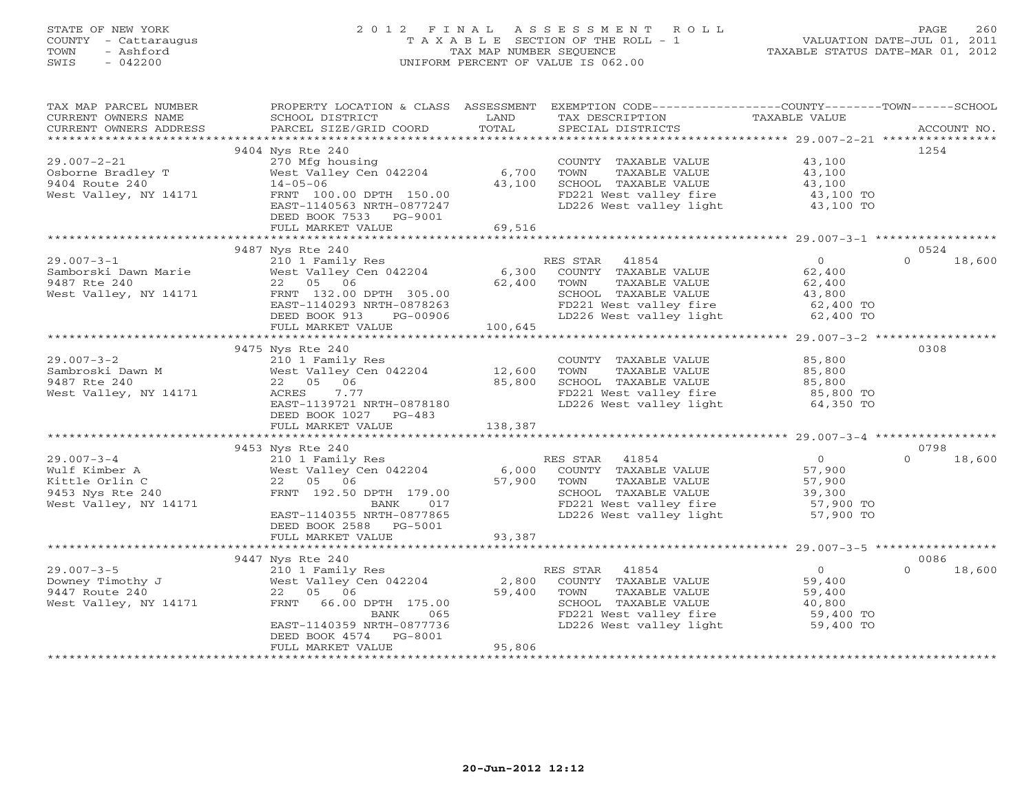STATE OF NEW YORK
COUNTY - Cattaraugus
TOWN - Ashford
SWIS - 042200

2 0 1 2 F I N A L A S S E S S M E N T R O L L
T A X A B L E SECTION OF THE ROLL - 1
TAX MAP NUMBER SEQUENCE
UNIFORM PERCENT OF VALUE IS 062.00

VALUATION DATE-JUL 01, 2011
TAXABLE STATUS DATE-MAR 01, 2012

| TAX MAP PARCEL NUMBER / CURRENT OWNERS NAME / CURRENT OWNERS ADDRESS | PROPERTY LOCATION & CLASS / SCHOOL DISTRICT / PARCEL SIZE/GRID COORD | ASSESSMENT LAND / TOTAL | EXEMPTION CODE / TAX DESCRIPTION / SPECIAL DISTRICTS | COUNTY / TOWN / SCHOOL TAXABLE VALUE | ACCOUNT NO. |
|---|---|---|---|---|---|
| 29.007-2-21 | 9404 Nys Rte 240 | | | | 1254 |
| Osborne Bradley T | 270 Mfg housing | | COUNTY TAXABLE VALUE | 43,100 | |
| 9404 Route 240 | West Valley Cen 042204 | 6,700 | TOWN TAXABLE VALUE | 43,100 | |
| West Valley, NY 14171 | 14-05-06 | 43,100 | SCHOOL TAXABLE VALUE | 43,100 | |
| | FRNT 100.00 DPTH 150.00 | | FD221 West valley fire | 43,100 TO | |
| | EAST-1140563 NRTH-0877247 | | LD226 West valley light | 43,100 TO | |
| | DEED BOOK 7533 PG-9001 | | | | |
| | FULL MARKET VALUE | 69,516 | | | |
| 29.007-3-1 | 9487 Nys Rte 240 | | | | 0524 |
| Samborski Dawn Marie | 210 1 Family Res | | RES STAR 41854 | 0 0 18,600 | |
| 9487 Rte 240 | West Valley Cen 042204 | 6,300 | COUNTY TAXABLE VALUE | 62,400 | |
| West Valley, NY 14171 | 22 05 06 | 62,400 | TOWN TAXABLE VALUE | 62,400 | |
| | FRNT 132.00 DPTH 305.00 | | SCHOOL TAXABLE VALUE | 43,800 | |
| | EAST-1140293 NRTH-0878263 | | FD221 West valley fire | 62,400 TO | |
| | DEED BOOK 913 PG-00906 | | LD226 West valley light | 62,400 TO | |
| | FULL MARKET VALUE | 100,645 | | | |
| 29.007-3-2 | 9475 Nys Rte 240 | | | | 0308 |
| Sambroski Dawn M | 210 1 Family Res | | COUNTY TAXABLE VALUE | 85,800 | |
| 9487 Rte 240 | West Valley Cen 042204 | 12,600 | TOWN TAXABLE VALUE | 85,800 | |
| West Valley, NY 14171 | 22 05 06 | 85,800 | SCHOOL TAXABLE VALUE | 85,800 | |
| | ACRES 7.77 | | FD221 West valley fire | 85,800 TO | |
| | EAST-1139721 NRTH-0878180 | | LD226 West valley light | 64,350 TO | |
| | DEED BOOK 1027 PG-483 | | | | |
| | FULL MARKET VALUE | 138,387 | | | |
| 29.007-3-4 | 9453 Nys Rte 240 | | | | 0798 |
| Wulf Kimber A | 210 1 Family Res | | RES STAR 41854 | 0 0 18,600 | |
| Kittle Orlin C | West Valley Cen 042204 | 6,000 | COUNTY TAXABLE VALUE | 57,900 | |
| 9453 Nys Rte 240 | 22 05 06 | 57,900 | TOWN TAXABLE VALUE | 57,900 | |
| West Valley, NY 14171 | FRNT 192.50 DPTH 179.00 | | SCHOOL TAXABLE VALUE | 39,300 | |
| | BANK 017 | | FD221 West valley fire | 57,900 TO | |
| | EAST-1140355 NRTH-0877865 | | LD226 West valley light | 57,900 TO | |
| | DEED BOOK 2588 PG-5001 | | | | |
| | FULL MARKET VALUE | 93,387 | | | |
| 29.007-3-5 | 9447 Nys Rte 240 | | | | 0086 |
| Downey Timothy J | 210 1 Family Res | | RES STAR 41854 | 0 0 18,600 | |
| 9447 Route 240 | West Valley Cen 042204 | 2,800 | COUNTY TAXABLE VALUE | 59,400 | |
| West Valley, NY 14171 | 22 05 06 | 59,400 | TOWN TAXABLE VALUE | 59,400 | |
| | FRNT 66.00 DPTH 175.00 | | SCHOOL TAXABLE VALUE | 40,800 | |
| | BANK 065 | | FD221 West valley fire | 59,400 TO | |
| | EAST-1140359 NRTH-0877736 | | LD226 West valley light | 59,400 TO | |
| | DEED BOOK 4574 PG-8001 | | | | |
| | FULL MARKET VALUE | 95,806 | | | |

20-Jun-2012 12:12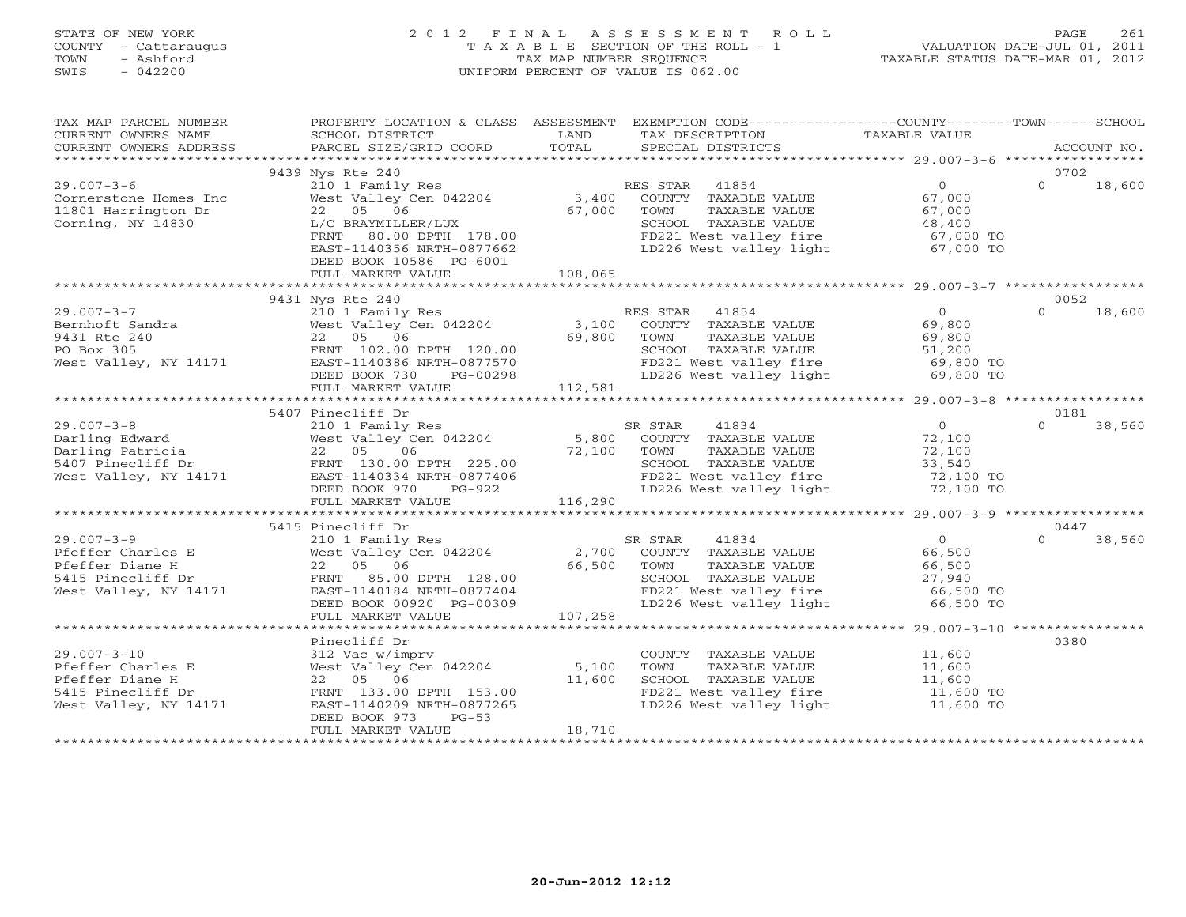STATE OF NEW YORK
COUNTY - Cattaraugus
TOWN - Ashford
SWIS - 042200

# 2012 FINAL ASSESSMENT ROLL
TAXABLE SECTION OF THE ROLL - 1
TAX MAP NUMBER SEQUENCE
UNIFORM PERCENT OF VALUE IS 062.00

VALUATION DATE-JUL 01, 2011
TAXABLE STATUS DATE-MAR 01, 2012

| TAX MAP PARCEL NUMBER / CURRENT OWNERS NAME / CURRENT OWNERS ADDRESS | PROPERTY LOCATION & CLASS / SCHOOL DISTRICT / PARCEL SIZE/GRID COORD | ASSESSMENT LAND / TOTAL | EXEMPTION CODE / TAX DESCRIPTION / SPECIAL DISTRICTS | COUNTY TAXABLE VALUE | TOWN | SCHOOL / ACCOUNT NO. |
|---|---|---|---|---|---|---|
| 29.007-3-6 | 9439 Nys Rte 240 | | | | | 0702 |
| | 210 1 Family Res | | RES STAR 41854 | 0 | 0 | 18,600 |
| Cornerstone Homes Inc | West Valley Cen 042204 | 3,400 | COUNTY TAXABLE VALUE | 67,000 | | |
| 11801 Harrington Dr | 22 05 06 | 67,000 | TOWN TAXABLE VALUE | 67,000 | | |
| Corning, NY 14830 | L/C BRAYMILLER/LUX | | SCHOOL TAXABLE VALUE | 48,400 | | |
| | FRNT 80.00 DPTH 178.00 | | FD221 West valley fire | 67,000 TO | | |
| | EAST-1140356 NRTH-0877662 | | LD226 West valley light | 67,000 TO | | |
| | DEED BOOK 10586 PG-6001 | | | | | |
| | FULL MARKET VALUE | 108,065 | | | | |
| 29.007-3-7 | 9431 Nys Rte 240 | | | | | 0052 |
| | 210 1 Family Res | | RES STAR 41854 | 0 | 0 | 18,600 |
| Bernhoft Sandra | West Valley Cen 042204 | 3,100 | COUNTY TAXABLE VALUE | 69,800 | | |
| 9431 Rte 240 | 22 05 06 | 69,800 | TOWN TAXABLE VALUE | 69,800 | | |
| PO Box 305 | FRNT 102.00 DPTH 120.00 | | SCHOOL TAXABLE VALUE | 51,200 | | |
| West Valley, NY 14171 | EAST-1140386 NRTH-0877570 | | FD221 West valley fire | 69,800 TO | | |
| | DEED BOOK 730 PG-00298 | | LD226 West valley light | 69,800 TO | | |
| | FULL MARKET VALUE | 112,581 | | | | |
| 29.007-3-8 | 5407 Pinecliff Dr | | | | | 0181 |
| | 210 1 Family Res | | SR STAR 41834 | 0 | 0 | 38,560 |
| Darling Edward | West Valley Cen 042204 | 5,800 | COUNTY TAXABLE VALUE | 72,100 | | |
| Darling Patricia | 22 05 06 | 72,100 | TOWN TAXABLE VALUE | 72,100 | | |
| 5407 Pinecliff Dr | FRNT 130.00 DPTH 225.00 | | SCHOOL TAXABLE VALUE | 33,540 | | |
| West Valley, NY 14171 | EAST-1140334 NRTH-0877406 | | FD221 West valley fire | 72,100 TO | | |
| | DEED BOOK 970 PG-922 | | LD226 West valley light | 72,100 TO | | |
| | FULL MARKET VALUE | 116,290 | | | | |
| 29.007-3-9 | 5415 Pinecliff Dr | | | | | 0447 |
| | 210 1 Family Res | | SR STAR 41834 | 0 | 0 | 38,560 |
| Pfeffer Charles E | West Valley Cen 042204 | 2,700 | COUNTY TAXABLE VALUE | 66,500 | | |
| Pfeffer Diane H | 22 05 06 | 66,500 | TOWN TAXABLE VALUE | 66,500 | | |
| 5415 Pinecliff Dr | FRNT 85.00 DPTH 128.00 | | SCHOOL TAXABLE VALUE | 27,940 | | |
| West Valley, NY 14171 | EAST-1140184 NRTH-0877404 | | FD221 West valley fire | 66,500 TO | | |
| | DEED BOOK 00920 PG-00309 | | LD226 West valley light | 66,500 TO | | |
| | FULL MARKET VALUE | 107,258 | | | | |
| 29.007-3-10 | Pinecliff Dr | | | | | 0380 |
| | 312 Vac w/imprv | | COUNTY TAXABLE VALUE | 11,600 | | |
| Pfeffer Charles E | West Valley Cen 042204 | 5,100 | TOWN TAXABLE VALUE | 11,600 | | |
| Pfeffer Diane H | 22 05 06 | 11,600 | SCHOOL TAXABLE VALUE | 11,600 | | |
| 5415 Pinecliff Dr | FRNT 133.00 DPTH 153.00 | | FD221 West valley fire | 11,600 TO | | |
| West Valley, NY 14171 | EAST-1140209 NRTH-0877265 | | LD226 West valley light | 11,600 TO | | |
| | DEED BOOK 973 PG-53 | | | | | |
| | FULL MARKET VALUE | 18,710 | | | | |

20-Jun-2012 12:12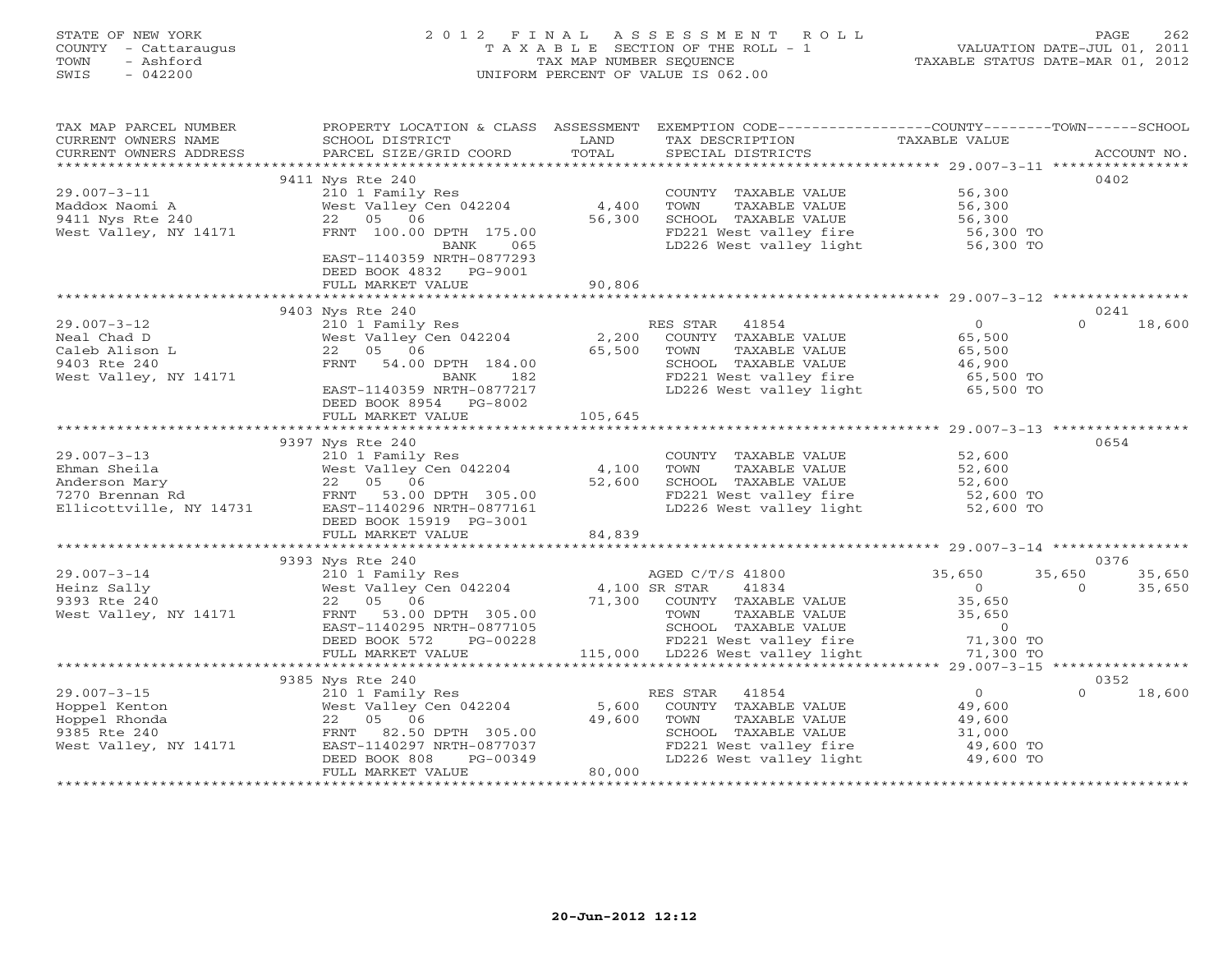STATE OF NEW YORK
COUNTY - Cattaraugus
TOWN - Ashford
SWIS - 042200

2012 FINAL ASSESSMENT ROLL
TAXABLE SECTION OF THE ROLL - 1
TAX MAP NUMBER SEQUENCE
UNIFORM PERCENT OF VALUE IS 062.00

VALUATION DATE-JUL 01, 2011
TAXABLE STATUS DATE-MAR 01, 2012

| TAX MAP PARCEL NUMBER / CURRENT OWNERS NAME / CURRENT OWNERS ADDRESS | PROPERTY LOCATION & CLASS / SCHOOL DISTRICT / PARCEL SIZE/GRID COORD | ASSESSMENT LAND / TOTAL | EXEMPTION CODE / TAX DESCRIPTION / SPECIAL DISTRICTS | COUNTY TAXABLE VALUE | TOWN | SCHOOL | ACCOUNT NO. |
|---|---|---|---|---|---|---|---|
| | 9411 Nys Rte 240 | | | | | | 0402 |
| 29.007-3-11 | 210 1 Family Res | | COUNTY TAXABLE VALUE | 56,300 | | | |
| Maddox Naomi A | West Valley Cen 042204 | 4,400 | TOWN TAXABLE VALUE | 56,300 | | | |
| 9411 Nys Rte 240 | 22 05 06 | 56,300 | SCHOOL TAXABLE VALUE | 56,300 | | | |
| West Valley, NY 14171 | FRNT 100.00 DPTH 175.00 | | FD221 West valley fire | 56,300 TO | | | |
| | BANK 065 | | LD226 West valley light | 56,300 TO | | | |
| | EAST-1140359 NRTH-0877293 | | | | | | |
| | DEED BOOK 4832 PG-9001 | | | | | | |
| | FULL MARKET VALUE | 90,806 | | | | | |
| | 9403 Nys Rte 240 | | | | | | 0241 |
| 29.007-3-12 | 210 1 Family Res | | RES STAR 41854 | 0 | | 0 18,600 | |
| Neal Chad D | West Valley Cen 042204 | 2,200 | COUNTY TAXABLE VALUE | 65,500 | | | |
| Caleb Alison L | 22 05 06 | 65,500 | TOWN TAXABLE VALUE | 65,500 | | | |
| 9403 Rte 240 | FRNT 54.00 DPTH 184.00 | | SCHOOL TAXABLE VALUE | 46,900 | | | |
| West Valley, NY 14171 | BANK 182 | | FD221 West valley fire | 65,500 TO | | | |
| | EAST-1140359 NRTH-0877217 | | LD226 West valley light | 65,500 TO | | | |
| | DEED BOOK 8954 PG-8002 | | | | | | |
| | FULL MARKET VALUE | 105,645 | | | | | |
| | 9397 Nys Rte 240 | | | | | | 0654 |
| 29.007-3-13 | 210 1 Family Res | | COUNTY TAXABLE VALUE | 52,600 | | | |
| Ehman Sheila | West Valley Cen 042204 | 4,100 | TOWN TAXABLE VALUE | 52,600 | | | |
| Anderson Mary | 22 05 06 | 52,600 | SCHOOL TAXABLE VALUE | 52,600 | | | |
| 7270 Brennan Rd | FRNT 53.00 DPTH 305.00 | | FD221 West valley fire | 52,600 TO | | | |
| Ellicottville, NY 14731 | EAST-1140296 NRTH-0877161 | | LD226 West valley light | 52,600 TO | | | |
| | DEED BOOK 15919 PG-3001 | | | | | | |
| | FULL MARKET VALUE | 84,839 | | | | | |
| | 9393 Nys Rte 240 | | | | | | 0376 |
| 29.007-3-14 | 210 1 Family Res | | AGED C/T/S 41800 | 35,650 | 35,650 | 35,650 | |
| Heinz Sally | West Valley Cen 042204 | 4,100 | SR STAR 41834 | 0 | 0 | 35,650 | |
| 9393 Rte 240 | 22 05 06 | 71,300 | COUNTY TAXABLE VALUE | 35,650 | | | |
| West Valley, NY 14171 | FRNT 53.00 DPTH 305.00 | | TOWN TAXABLE VALUE | 35,650 | | | |
| | EAST-1140295 NRTH-0877105 | | SCHOOL TAXABLE VALUE | 0 | | | |
| | DEED BOOK 572 PG-00228 | | FD221 West valley fire | 71,300 TO | | | |
| | FULL MARKET VALUE | 115,000 | LD226 West valley light | 71,300 TO | | | |
| | 9385 Nys Rte 240 | | | | | | 0352 |
| 29.007-3-15 | 210 1 Family Res | | RES STAR 41854 | 0 | | 0 18,600 | |
| Hoppel Kenton | West Valley Cen 042204 | 5,600 | COUNTY TAXABLE VALUE | 49,600 | | | |
| Hoppel Rhonda | 22 05 06 | 49,600 | TOWN TAXABLE VALUE | 49,600 | | | |
| 9385 Rte 240 | FRNT 82.50 DPTH 305.00 | | SCHOOL TAXABLE VALUE | 31,000 | | | |
| West Valley, NY 14171 | EAST-1140297 NRTH-0877037 | | FD221 West valley fire | 49,600 TO | | | |
| | DEED BOOK 808 PG-00349 | | LD226 West valley light | 49,600 TO | | | |
| | FULL MARKET VALUE | 80,000 | | | | | |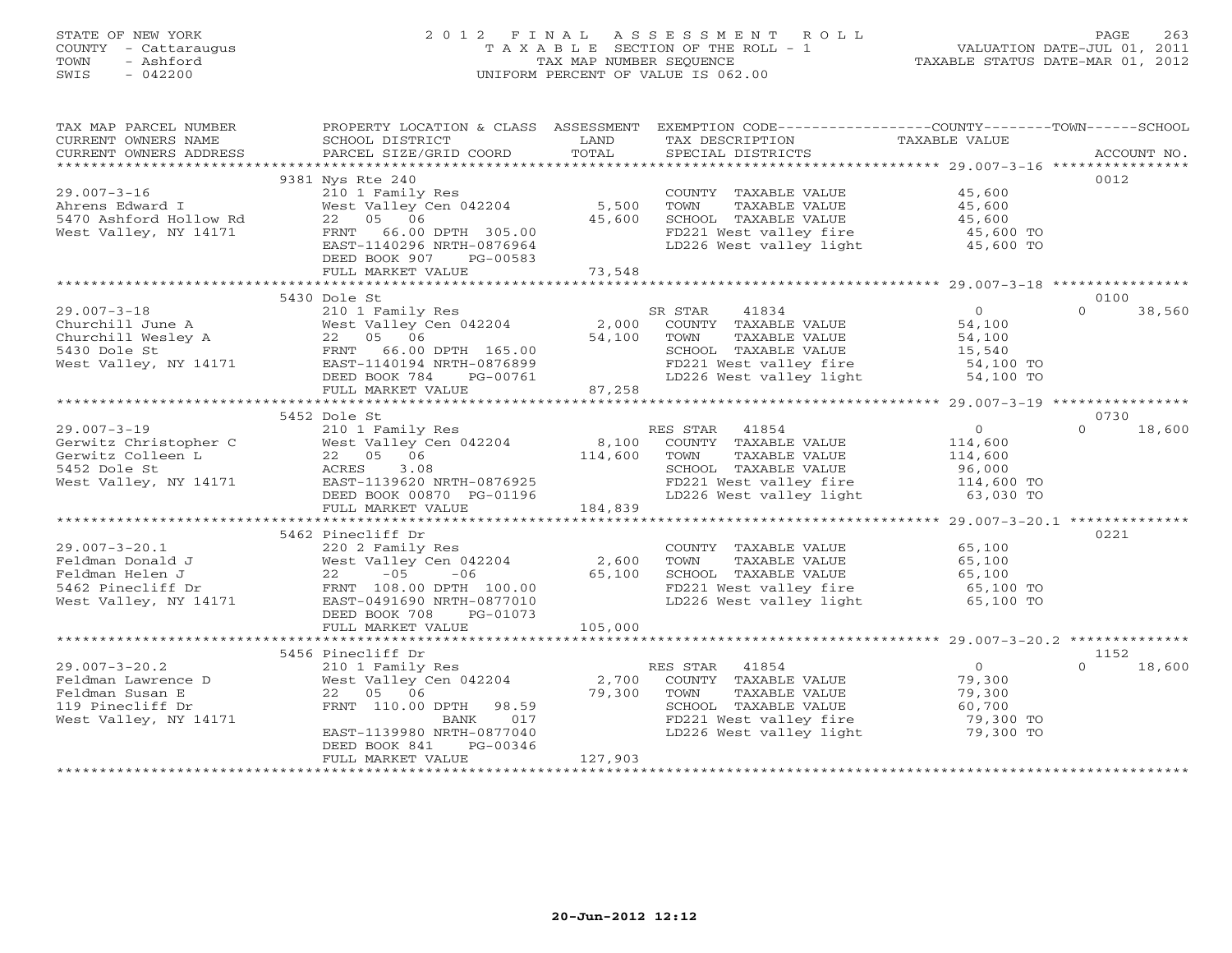STATE OF NEW YORK
COUNTY - Cattaraugus
TOWN - Ashford
SWIS - 042200

# 2012 FINAL ASSESSMENT ROLL

TAXABLE SECTION OF THE ROLL - 1
TAX MAP NUMBER SEQUENCE
UNIFORM PERCENT OF VALUE IS 062.00

VALUATION DATE-JUL 01, 2011
TAXABLE STATUS DATE-MAR 01, 2012

```
TAX MAP PARCEL NUMBER      PROPERTY LOCATION & CLASS  ASSESSMENT  EXEMPTION CODE-----------------COUNTY--------TOWN------SCHOOL
CURRENT OWNERS NAME        SCHOOL DISTRICT               LAND      TAX DESCRIPTION              TAXABLE VALUE
CURRENT OWNERS ADDRESS     PARCEL SIZE/GRID COORD        TOTAL     SPECIAL DISTRICTS                                     ACCOUNT NO.
******************************************************************************************************* 29.007-3-16 ****************
                           9381 Nys Rte 240                                                                              0012
29.007-3-16                210 1 Family Res                        COUNTY  TAXABLE VALUE            45,600
Ahrens Edward I            West Valley Cen 042204        5,500     TOWN    TAXABLE VALUE            45,600
5470 Ashford Hollow Rd     22  05  06                   45,600     SCHOOL  TAXABLE VALUE            45,600
West Valley, NY 14171      FRNT   66.00 DPTH 305.00                FD221 West valley fire           45,600 TO
                           EAST-1140296 NRTH-0876964               LD226 West valley light          45,600 TO
                           DEED BOOK 907     PG-00583
                           FULL MARKET VALUE            73,548
******************************************************************************************************* 29.007-3-18 ****************
                           5430 Dole St                                                                                  0100
29.007-3-18                210 1 Family Res                        SR STAR     41834                 0               0    38,560
Churchill June A           West Valley Cen 042204        2,000     COUNTY  TAXABLE VALUE            54,100
Churchill Wesley A         22  05  06                   54,100     TOWN    TAXABLE VALUE            54,100
5430 Dole St               FRNT   66.00 DPTH 165.00                SCHOOL  TAXABLE VALUE            15,540
West Valley, NY 14171      EAST-1140194 NRTH-0876899               FD221 West valley fire           54,100 TO
                           DEED BOOK 784     PG-00761              LD226 West valley light          54,100 TO
                           FULL MARKET VALUE            87,258
******************************************************************************************************* 29.007-3-19 ****************
                           5452 Dole St                                                                                  0730
29.007-3-19                210 1 Family Res                        RES STAR    41854                 0               0    18,600
Gerwitz Christopher C      West Valley Cen 042204        8,100     COUNTY  TAXABLE VALUE           114,600
Gerwitz Colleen L          22  05  06                  114,600     TOWN    TAXABLE VALUE           114,600
5452 Dole St               ACRES     3.08                          SCHOOL  TAXABLE VALUE            96,000
West Valley, NY 14171      EAST-1139620 NRTH-0876925               FD221 West valley fire          114,600 TO
                           DEED BOOK 00870 PG-01196                LD226 West valley light          63,030 TO
                           FULL MARKET VALUE           184,839
******************************************************************************************************* 29.007-3-20.1 **************
                           5462 Pinecliff Dr                                                                             0221
29.007-3-20.1              220 2 Family Res                        COUNTY  TAXABLE VALUE            65,100
Feldman Donald J           West Valley Cen 042204        2,600     TOWN    TAXABLE VALUE            65,100
Feldman Helen J            22   -05   -06               65,100     SCHOOL  TAXABLE VALUE            65,100
5462 Pinecliff Dr          FRNT  108.00 DPTH 100.00                FD221 West valley fire           65,100 TO
West Valley, NY 14171      EAST-0491690 NRTH-0877010               LD226 West valley light          65,100 TO
                           DEED BOOK 708     PG-01073
                           FULL MARKET VALUE           105,000
******************************************************************************************************* 29.007-3-20.2 **************
                           5456 Pinecliff Dr                                                                             1152
29.007-3-20.2              210 1 Family Res                        RES STAR    41854                 0               0    18,600
Feldman Lawrence D         West Valley Cen 042204        2,700     COUNTY  TAXABLE VALUE            79,300
Feldman Susan E            22  05  06                   79,300     TOWN    TAXABLE VALUE            79,300
119 Pinecliff Dr           FRNT  110.00 DPTH   98.59               SCHOOL  TAXABLE VALUE            60,700
West Valley, NY 14171                   BANK     017               FD221 West valley fire           79,300 TO
                           EAST-1139980 NRTH-0877040               LD226 West valley light          79,300 TO
                           DEED BOOK 841     PG-00346
                           FULL MARKET VALUE           127,903
************************************************************************************************************************************
```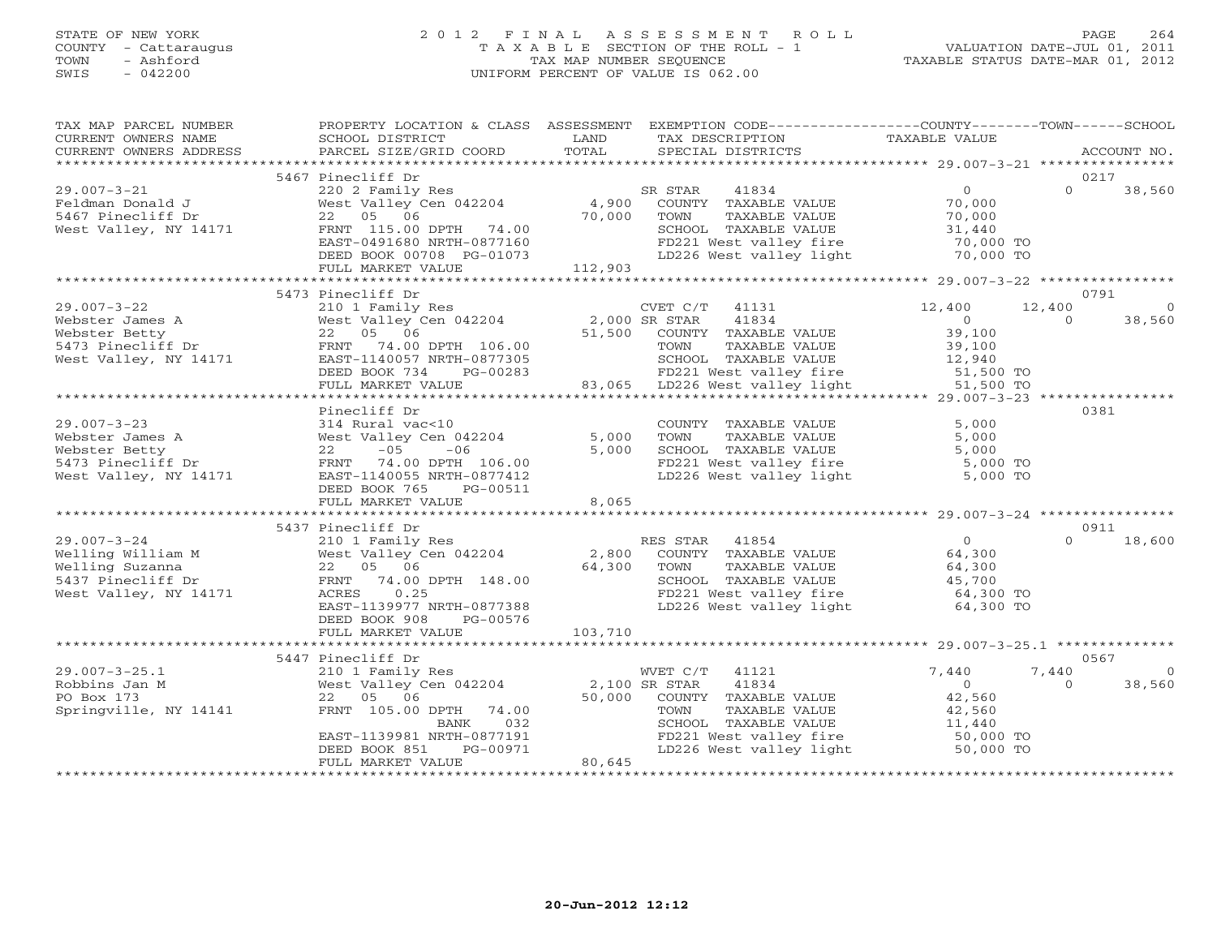STATE OF NEW YORK
COUNTY - Cattaraugus
TOWN - Ashford
SWIS - 042200

# 2012 FINAL ASSESSMENT ROLL
TAXABLE SECTION OF THE ROLL - 1
TAX MAP NUMBER SEQUENCE
UNIFORM PERCENT OF VALUE IS 062.00

VALUATION DATE-JUL 01, 2011
TAXABLE STATUS DATE-MAR 01, 2012

| TAX MAP PARCEL NUMBER / CURRENT OWNERS NAME / CURRENT OWNERS ADDRESS | PROPERTY LOCATION & CLASS / SCHOOL DISTRICT / PARCEL SIZE/GRID COORD | ASSESSMENT LAND / TOTAL | EXEMPTION CODE / TAX DESCRIPTION / SPECIAL DISTRICTS | COUNTY TAXABLE VALUE | TOWN | SCHOOL / ACCOUNT NO. |
|---|---|---|---|---|---|---|
| | 5467 Pinecliff Dr | | | | | 0217 |
| 29.007-3-21 | 220 2 Family Res | | SR STAR 41834 | 0 | 0 | 38,560 |
| Feldman Donald J | West Valley Cen 042204 | 4,900 | COUNTY TAXABLE VALUE | 70,000 | | |
| 5467 Pinecliff Dr | 22 05 06 | 70,000 | TOWN TAXABLE VALUE | 70,000 | | |
| West Valley, NY 14171 | FRNT 115.00 DPTH 74.00 | | SCHOOL TAXABLE VALUE | 31,440 | | |
| | EAST-0491680 NRTH-0877160 | | FD221 West valley fire | 70,000 TO | | |
| | DEED BOOK 00708 PG-01073 | | LD226 West valley light | 70,000 TO | | |
| | FULL MARKET VALUE | 112,903 | | | | |
| | 5473 Pinecliff Dr | | | | | 0791 |
| 29.007-3-22 | 210 1 Family Res | | CVET C/T 41131 | 12,400 | 12,400 | 0 |
| Webster James A | West Valley Cen 042204 | 2,000 | SR STAR 41834 | 0 | 0 | 38,560 |
| Webster Betty | 22 05 06 | 51,500 | COUNTY TAXABLE VALUE | 39,100 | | |
| 5473 Pinecliff Dr | FRNT 74.00 DPTH 106.00 | | TOWN TAXABLE VALUE | 39,100 | | |
| West Valley, NY 14171 | EAST-1140057 NRTH-0877305 | | SCHOOL TAXABLE VALUE | 12,940 | | |
| | DEED BOOK 734 PG-00283 | | FD221 West valley fire | 51,500 TO | | |
| | FULL MARKET VALUE | 83,065 | LD226 West valley light | 51,500 TO | | |
| | Pinecliff Dr | | | | | 0381 |
| 29.007-3-23 | 314 Rural vac<10 | | COUNTY TAXABLE VALUE | 5,000 | | |
| Webster James A | West Valley Cen 042204 | 5,000 | TOWN TAXABLE VALUE | 5,000 | | |
| Webster Betty | 22 -05 -06 | 5,000 | SCHOOL TAXABLE VALUE | 5,000 | | |
| 5473 Pinecliff Dr | FRNT 74.00 DPTH 106.00 | | FD221 West valley fire | 5,000 TO | | |
| West Valley, NY 14171 | EAST-1140055 NRTH-0877412 | | LD226 West valley light | 5,000 TO | | |
| | DEED BOOK 765 PG-00511 | | | | | |
| | FULL MARKET VALUE | 8,065 | | | | |
| | 5437 Pinecliff Dr | | | | | 0911 |
| 29.007-3-24 | 210 1 Family Res | | RES STAR 41854 | 0 | 0 | 18,600 |
| Welling William M | West Valley Cen 042204 | 2,800 | COUNTY TAXABLE VALUE | 64,300 | | |
| Welling Suzanna | 22 05 06 | 64,300 | TOWN TAXABLE VALUE | 64,300 | | |
| 5437 Pinecliff Dr | FRNT 74.00 DPTH 148.00 | | SCHOOL TAXABLE VALUE | 45,700 | | |
| West Valley, NY 14171 | ACRES 0.25 | | FD221 West valley fire | 64,300 TO | | |
| | EAST-1139977 NRTH-0877388 | | LD226 West valley light | 64,300 TO | | |
| | DEED BOOK 908 PG-00576 | | | | | |
| | FULL MARKET VALUE | 103,710 | | | | |
| | 5447 Pinecliff Dr | | | | | 0567 |
| 29.007-3-25.1 | 210 1 Family Res | | WVET C/T 41121 | 7,440 | 7,440 | 0 |
| Robbins Jan M | West Valley Cen 042204 | 2,100 | SR STAR 41834 | 0 | 0 | 38,560 |
| PO Box 173 | 22 05 06 | 50,000 | COUNTY TAXABLE VALUE | 42,560 | | |
| Springville, NY 14141 | FRNT 105.00 DPTH 74.00 | | TOWN TAXABLE VALUE | 42,560 | | |
| | BANK 032 | | SCHOOL TAXABLE VALUE | 11,440 | | |
| | EAST-1139981 NRTH-0877191 | | FD221 West valley fire | 50,000 TO | | |
| | DEED BOOK 851 PG-00971 | | LD226 West valley light | 50,000 TO | | |
| | FULL MARKET VALUE | 80,645 | | | | |

20-Jun-2012 12:12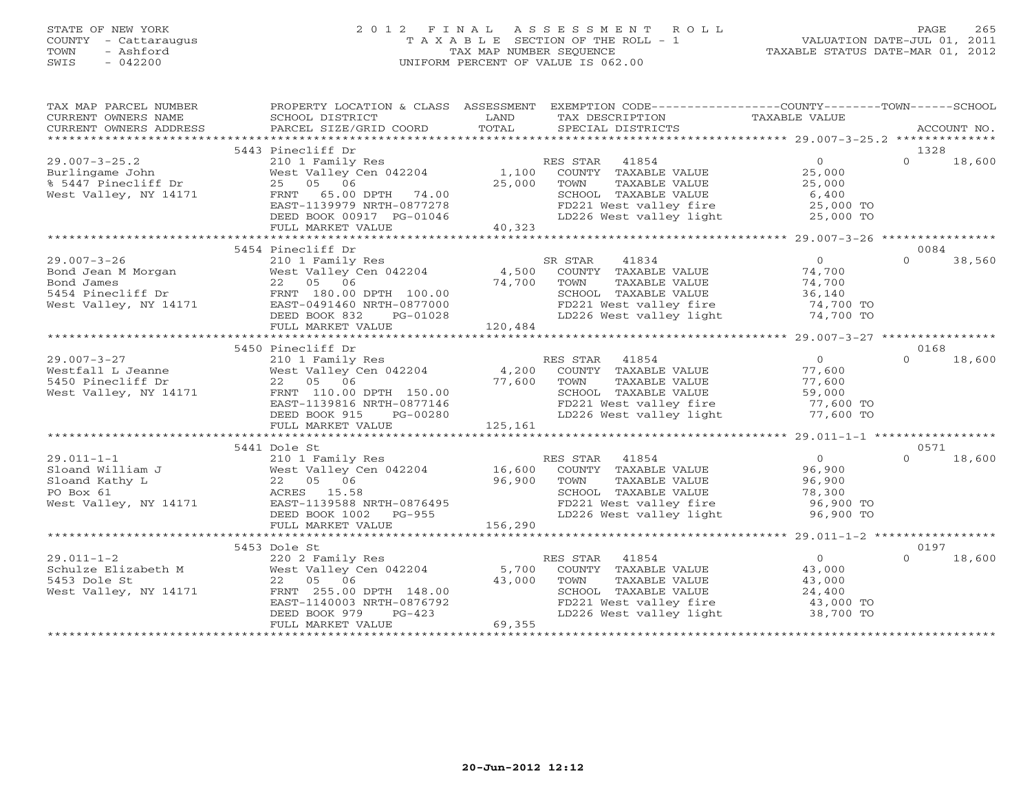STATE OF NEW YORK
COUNTY - Cattaraugus
TOWN - Ashford
SWIS - 042200

# 2012 FINAL ASSESSMENT ROLL
TAXABLE SECTION OF THE ROLL - 1
TAX MAP NUMBER SEQUENCE
UNIFORM PERCENT OF VALUE IS 062.00

VALUATION DATE-JUL 01, 2011
TAXABLE STATUS DATE-MAR 01, 2012

| TAX MAP PARCEL NUMBER / CURRENT OWNERS NAME / CURRENT OWNERS ADDRESS | PROPERTY LOCATION & CLASS / SCHOOL DISTRICT / PARCEL SIZE/GRID COORD | ASSESSMENT LAND / TOTAL | EXEMPTION CODE / TAX DESCRIPTION / SPECIAL DISTRICTS | COUNTY / TOWN TAXABLE VALUE | SCHOOL / ACCOUNT NO. |
|---|---|---|---|---|---|
| | 5443 Pinecliff Dr | | | | 1328 |
| 29.007-3-25.2 | 210 1 Family Res | | RES STAR 41854 | 0 | 0 18,600 |
| Burlingame John | West Valley Cen 042204 | 1,100 | COUNTY TAXABLE VALUE | 25,000 | |
| % 5447 Pinecliff Dr | 25 05 06 | 25,000 | TOWN TAXABLE VALUE | 25,000 | |
| West Valley, NY 14171 | FRNT 65.00 DPTH 74.00 | | SCHOOL TAXABLE VALUE | 6,400 | |
| | EAST-1139979 NRTH-0877278 | | FD221 West valley fire | 25,000 TO | |
| | DEED BOOK 00917 PG-01046 | | LD226 West valley light | 25,000 TO | |
| | FULL MARKET VALUE | 40,323 | | | |
| | 5454 Pinecliff Dr | | | | 0084 |
| 29.007-3-26 | 210 1 Family Res | | SR STAR 41834 | 0 | 0 38,560 |
| Bond Jean M Morgan | West Valley Cen 042204 | 4,500 | COUNTY TAXABLE VALUE | 74,700 | |
| Bond James | 22 05 06 | 74,700 | TOWN TAXABLE VALUE | 74,700 | |
| 5454 Pinecliff Dr | FRNT 180.00 DPTH 100.00 | | SCHOOL TAXABLE VALUE | 36,140 | |
| West Valley, NY 14171 | EAST-0491460 NRTH-0877000 | | FD221 West valley fire | 74,700 TO | |
| | DEED BOOK 832 PG-01028 | | LD226 West valley light | 74,700 TO | |
| | FULL MARKET VALUE | 120,484 | | | |
| | 5450 Pinecliff Dr | | | | 0168 |
| 29.007-3-27 | 210 1 Family Res | | RES STAR 41854 | 0 | 0 18,600 |
| Westfall L Jeanne | West Valley Cen 042204 | 4,200 | COUNTY TAXABLE VALUE | 77,600 | |
| 5450 Pinecliff Dr | 22 05 06 | 77,600 | TOWN TAXABLE VALUE | 77,600 | |
| West Valley, NY 14171 | FRNT 110.00 DPTH 150.00 | | SCHOOL TAXABLE VALUE | 59,000 | |
| | EAST-1139816 NRTH-0877146 | | FD221 West valley fire | 77,600 TO | |
| | DEED BOOK 915 PG-00280 | | LD226 West valley light | 77,600 TO | |
| | FULL MARKET VALUE | 125,161 | | | |
| | 5441 Dole St | | | | 0571 |
| 29.011-1-1 | 210 1 Family Res | | RES STAR 41854 | 0 | 0 18,600 |
| Sloand William J | West Valley Cen 042204 | 16,600 | COUNTY TAXABLE VALUE | 96,900 | |
| Sloand Kathy L | 22 05 06 | 96,900 | TOWN TAXABLE VALUE | 96,900 | |
| PO Box 61 | ACRES 15.58 | | SCHOOL TAXABLE VALUE | 78,300 | |
| West Valley, NY 14171 | EAST-1139588 NRTH-0876495 | | FD221 West valley fire | 96,900 TO | |
| | DEED BOOK 1002 PG-955 | | LD226 West valley light | 96,900 TO | |
| | FULL MARKET VALUE | 156,290 | | | |
| | 5453 Dole St | | | | 0197 |
| 29.011-1-2 | 220 2 Family Res | | RES STAR 41854 | 0 | 0 18,600 |
| Schulze Elizabeth M | West Valley Cen 042204 | 5,700 | COUNTY TAXABLE VALUE | 43,000 | |
| 5453 Dole St | 22 05 06 | 43,000 | TOWN TAXABLE VALUE | 43,000 | |
| West Valley, NY 14171 | FRNT 255.00 DPTH 148.00 | | SCHOOL TAXABLE VALUE | 24,400 | |
| | EAST-1140003 NRTH-0876792 | | FD221 West valley fire | 43,000 TO | |
| | DEED BOOK 979 PG-423 | | LD226 West valley light | 38,700 TO | |
| | FULL MARKET VALUE | 69,355 | | | |

20-Jun-2012 12:12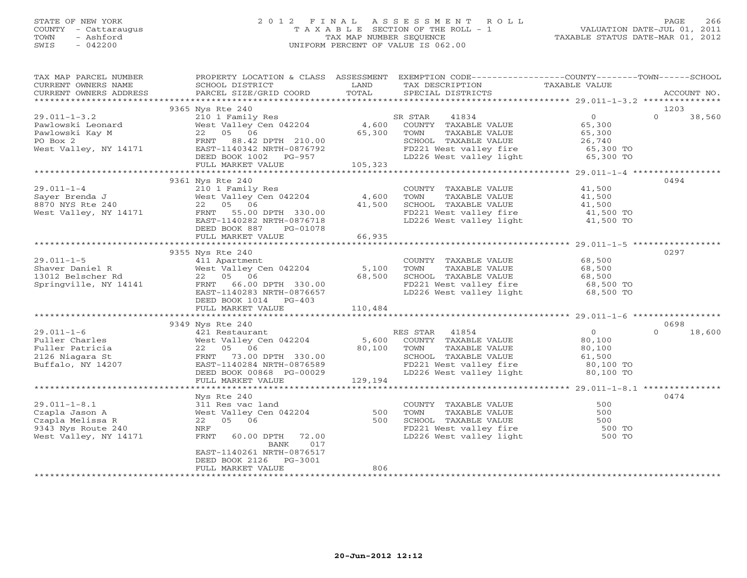STATE OF NEW YORK
COUNTY - Cattaraugus
TOWN - Ashford
SWIS - 042200

# 2012 FINAL ASSESSMENT ROLL
TAXABLE SECTION OF THE ROLL - 1
TAX MAP NUMBER SEQUENCE
UNIFORM PERCENT OF VALUE IS 062.00

VALUATION DATE-JUL 01, 2011
TAXABLE STATUS DATE-MAR 01, 2012

| TAX MAP PARCEL NUMBER / CURRENT OWNERS NAME / CURRENT OWNERS ADDRESS | PROPERTY LOCATION & CLASS / SCHOOL DISTRICT / PARCEL SIZE/GRID COORD | ASSESSMENT LAND | TOTAL | EXEMPTION CODE / TAX DESCRIPTION / SPECIAL DISTRICTS | COUNTY TAXABLE VALUE | TOWN | SCHOOL / ACCOUNT NO. |
|---|---|---|---|---|---|---|---|
| 29.011-1-3.2 | 9365 Nys Rte 240 | | | | | | 1203 |
| Pawlowski Leonard | 210 1 Family Res | | | SR STAR 41834 | 0 | 0 | 38,560 |
| Pawlowski Kay M | West Valley Cen 042204 | 4,600 | | COUNTY TAXABLE VALUE | 65,300 | | |
| PO Box 2 | 22 05 06 | | 65,300 | TOWN TAXABLE VALUE | 65,300 | | |
| West Valley, NY 14171 | FRNT 88.42 DPTH 210.00 | | | SCHOOL TAXABLE VALUE | 26,740 | | |
| | EAST-1140342 NRTH-0876792 | | | FD221 West valley fire | 65,300 TO | | |
| | DEED BOOK 1002 PG-957 | | | LD226 West valley light | 65,300 TO | | |
| | FULL MARKET VALUE | | 105,323 | | | | |
| 29.011-1-4 | 9361 Nys Rte 240 | | | | | | 0494 |
| Sayer Brenda J | 210 1 Family Res | | | COUNTY TAXABLE VALUE | 41,500 | | |
| 8870 NYS Rte 240 | West Valley Cen 042204 | 4,600 | | TOWN TAXABLE VALUE | 41,500 | | |
| West Valley, NY 14171 | 22 05 06 | | 41,500 | SCHOOL TAXABLE VALUE | 41,500 | | |
| | FRNT 55.00 DPTH 330.00 | | | FD221 West valley fire | 41,500 TO | | |
| | EAST-1140282 NRTH-0876718 | | | LD226 West valley light | 41,500 TO | | |
| | DEED BOOK 887 PG-01078 | | | | | | |
| | FULL MARKET VALUE | | 66,935 | | | | |
| 29.011-1-5 | 9355 Nys Rte 240 | | | | | | 0297 |
| Shaver Daniel R | 411 Apartment | | | COUNTY TAXABLE VALUE | 68,500 | | |
| 13012 Belscher Rd | West Valley Cen 042204 | 5,100 | | TOWN TAXABLE VALUE | 68,500 | | |
| Springville, NY 14141 | 22 05 06 | | 68,500 | SCHOOL TAXABLE VALUE | 68,500 | | |
| | FRNT 66.00 DPTH 330.00 | | | FD221 West valley fire | 68,500 TO | | |
| | EAST-1140283 NRTH-0876657 | | | LD226 West valley light | 68,500 TO | | |
| | DEED BOOK 1014 PG-403 | | | | | | |
| | FULL MARKET VALUE | | 110,484 | | | | |
| 29.011-1-6 | 9349 Nys Rte 240 | | | | | | 0698 |
| Fuller Charles | 421 Restaurant | | | RES STAR 41854 | 0 | 0 | 18,600 |
| Fuller Patricia | West Valley Cen 042204 | 5,600 | | COUNTY TAXABLE VALUE | 80,100 | | |
| 2126 Niagara St | 22 05 06 | | 80,100 | TOWN TAXABLE VALUE | 80,100 | | |
| Buffalo, NY 14207 | FRNT 73.00 DPTH 330.00 | | | SCHOOL TAXABLE VALUE | 61,500 | | |
| | EAST-1140284 NRTH-0876589 | | | FD221 West valley fire | 80,100 TO | | |
| | DEED BOOK 00868 PG-00029 | | | LD226 West valley light | 80,100 TO | | |
| | FULL MARKET VALUE | | 129,194 | | | | |
| 29.011-1-8.1 | Nys Rte 240 | | | | | | 0474 |
| Czapla Jason A | 311 Res vac land | | | COUNTY TAXABLE VALUE | 500 | | |
| Czapla Melissa R | West Valley Cen 042204 | 500 | | TOWN TAXABLE VALUE | 500 | | |
| 9343 Nys Route 240 | 22 05 06 | | 500 | SCHOOL TAXABLE VALUE | 500 | | |
| West Valley, NY 14171 | NRF | | | FD221 West valley fire | 500 TO | | |
| | FRNT 60.00 DPTH 72.00 | | | LD226 West valley light | 500 TO | | |
| | BANK 017 | | | | | | |
| | EAST-1140261 NRTH-0876517 | | | | | | |
| | DEED BOOK 2126 PG-3001 | | | | | | |
| | FULL MARKET VALUE | | 806 | | | | |

20-Jun-2012 12:12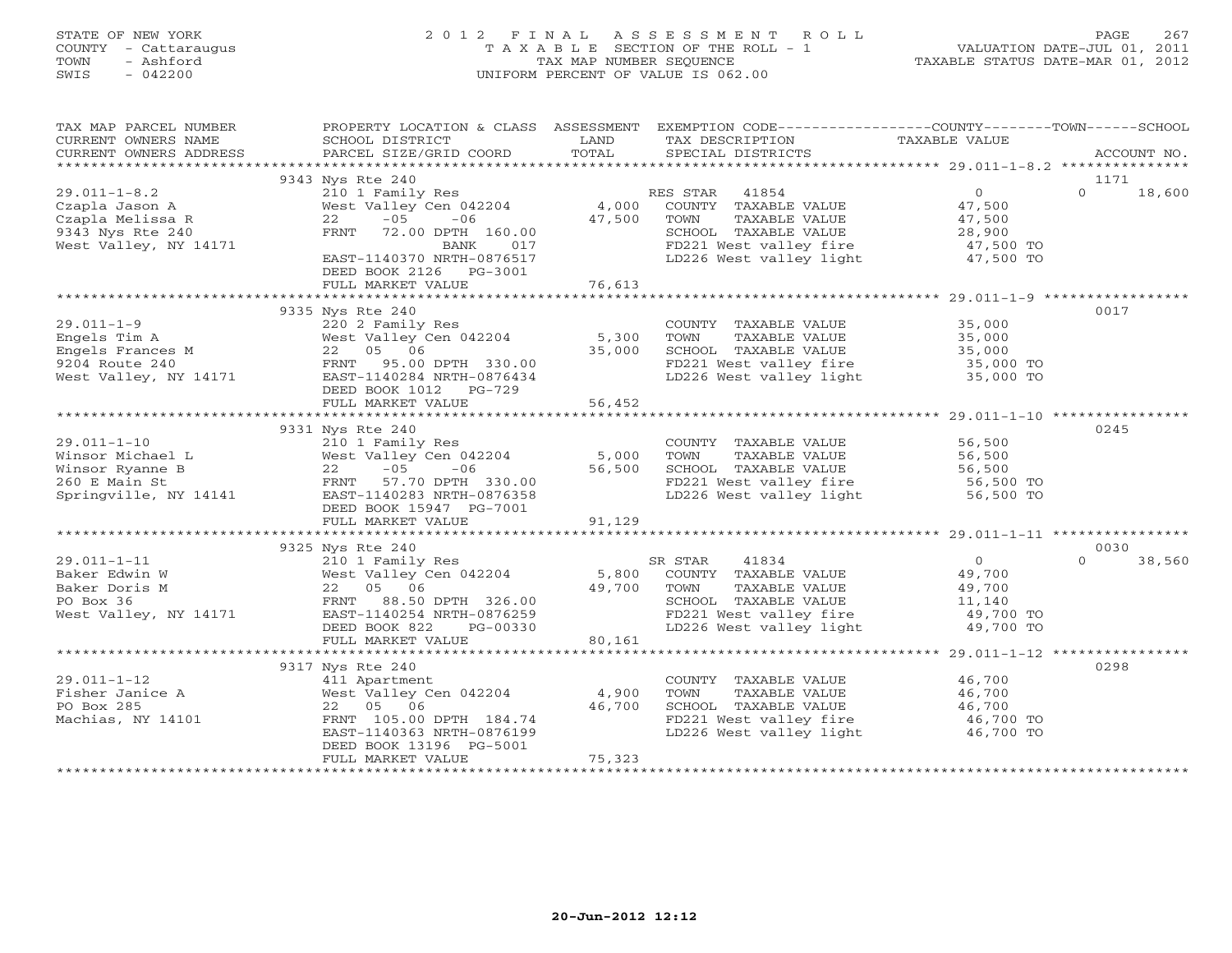STATE OF NEW YORK
COUNTY - Cattaraugus
TOWN - Ashford
SWIS - 042200

2012 FINAL ASSESSMENT ROLL
TAXABLE SECTION OF THE ROLL - 1
TAX MAP NUMBER SEQUENCE
UNIFORM PERCENT OF VALUE IS 062.00

VALUATION DATE-JUL 01, 2011
TAXABLE STATUS DATE-MAR 01, 2012

| TAX MAP PARCEL NUMBER / CURRENT OWNERS NAME / CURRENT OWNERS ADDRESS | PROPERTY LOCATION & CLASS / SCHOOL DISTRICT / PARCEL SIZE/GRID COORD | ASSESSMENT LAND / TOTAL | EXEMPTION CODE / TAX DESCRIPTION / SPECIAL DISTRICTS | COUNTY / TOWN / SCHOOL TAXABLE VALUE | ACCOUNT NO. |
|---|---|---|---|---|---|
| **29.011-1-8.2** | 9343 Nys Rte 240 | | | | 1171 |
| Czapla Jason A | 210 1 Family Res | | RES STAR 41854 | 0 | 0 18,600 |
| Czapla Melissa R | West Valley Cen 042204 | 4,000 | COUNTY TAXABLE VALUE | 47,500 | |
| 9343 Nys Rte 240 | 22 -05 -06 | 47,500 | TOWN TAXABLE VALUE | 47,500 | |
| West Valley, NY 14171 | FRNT 72.00 DPTH 160.00 | | SCHOOL TAXABLE VALUE | 28,900 | |
| | BANK 017 | | FD221 West valley fire | 47,500 TO | |
| | EAST-1140370 NRTH-0876517 | | LD226 West valley light | 47,500 TO | |
| | DEED BOOK 2126 PG-3001 | | | | |
| | FULL MARKET VALUE | 76,613 | | | |
| **29.011-1-9** | 9335 Nys Rte 240 | | | | 0017 |
| Engels Tim A | 220 2 Family Res | | COUNTY TAXABLE VALUE | 35,000 | |
| Engels Frances M | West Valley Cen 042204 | 5,300 | TOWN TAXABLE VALUE | 35,000 | |
| 9204 Route 240 | 22 05 06 | 35,000 | SCHOOL TAXABLE VALUE | 35,000 | |
| West Valley, NY 14171 | FRNT 95.00 DPTH 330.00 | | FD221 West valley fire | 35,000 TO | |
| | EAST-1140284 NRTH-0876434 | | LD226 West valley light | 35,000 TO | |
| | DEED BOOK 1012 PG-729 | | | | |
| | FULL MARKET VALUE | 56,452 | | | |
| **29.011-1-10** | 9331 Nys Rte 240 | | | | 0245 |
| Winsor Michael L | 210 1 Family Res | | COUNTY TAXABLE VALUE | 56,500 | |
| Winsor Ryanne B | West Valley Cen 042204 | 5,000 | TOWN TAXABLE VALUE | 56,500 | |
| 260 E Main St | 22 -05 -06 | 56,500 | SCHOOL TAXABLE VALUE | 56,500 | |
| Springville, NY 14141 | FRNT 57.70 DPTH 330.00 | | FD221 West valley fire | 56,500 TO | |
| | EAST-1140283 NRTH-0876358 | | LD226 West valley light | 56,500 TO | |
| | DEED BOOK 15947 PG-7001 | | | | |
| | FULL MARKET VALUE | 91,129 | | | |
| **29.011-1-11** | 9325 Nys Rte 240 | | | | 0030 |
| Baker Edwin W | 210 1 Family Res | | SR STAR 41834 | 0 | 0 38,560 |
| Baker Doris M | West Valley Cen 042204 | 5,800 | COUNTY TAXABLE VALUE | 49,700 | |
| PO Box 36 | 22 05 06 | 49,700 | TOWN TAXABLE VALUE | 49,700 | |
| West Valley, NY 14171 | FRNT 88.50 DPTH 326.00 | | SCHOOL TAXABLE VALUE | 11,140 | |
| | EAST-1140254 NRTH-0876259 | | FD221 West valley fire | 49,700 TO | |
| | DEED BOOK 822 PG-00330 | | LD226 West valley light | 49,700 TO | |
| | FULL MARKET VALUE | 80,161 | | | |
| **29.011-1-12** | 9317 Nys Rte 240 | | | | 0298 |
| Fisher Janice A | 411 Apartment | | COUNTY TAXABLE VALUE | 46,700 | |
| PO Box 285 | West Valley Cen 042204 | 4,900 | TOWN TAXABLE VALUE | 46,700 | |
| Machias, NY 14101 | 22 05 06 | 46,700 | SCHOOL TAXABLE VALUE | 46,700 | |
| | FRNT 105.00 DPTH 184.74 | | FD221 West valley fire | 46,700 TO | |
| | EAST-1140363 NRTH-0876199 | | LD226 West valley light | 46,700 TO | |
| | DEED BOOK 13196 PG-5001 | | | | |
| | FULL MARKET VALUE | 75,323 | | | |

20-Jun-2012 12:12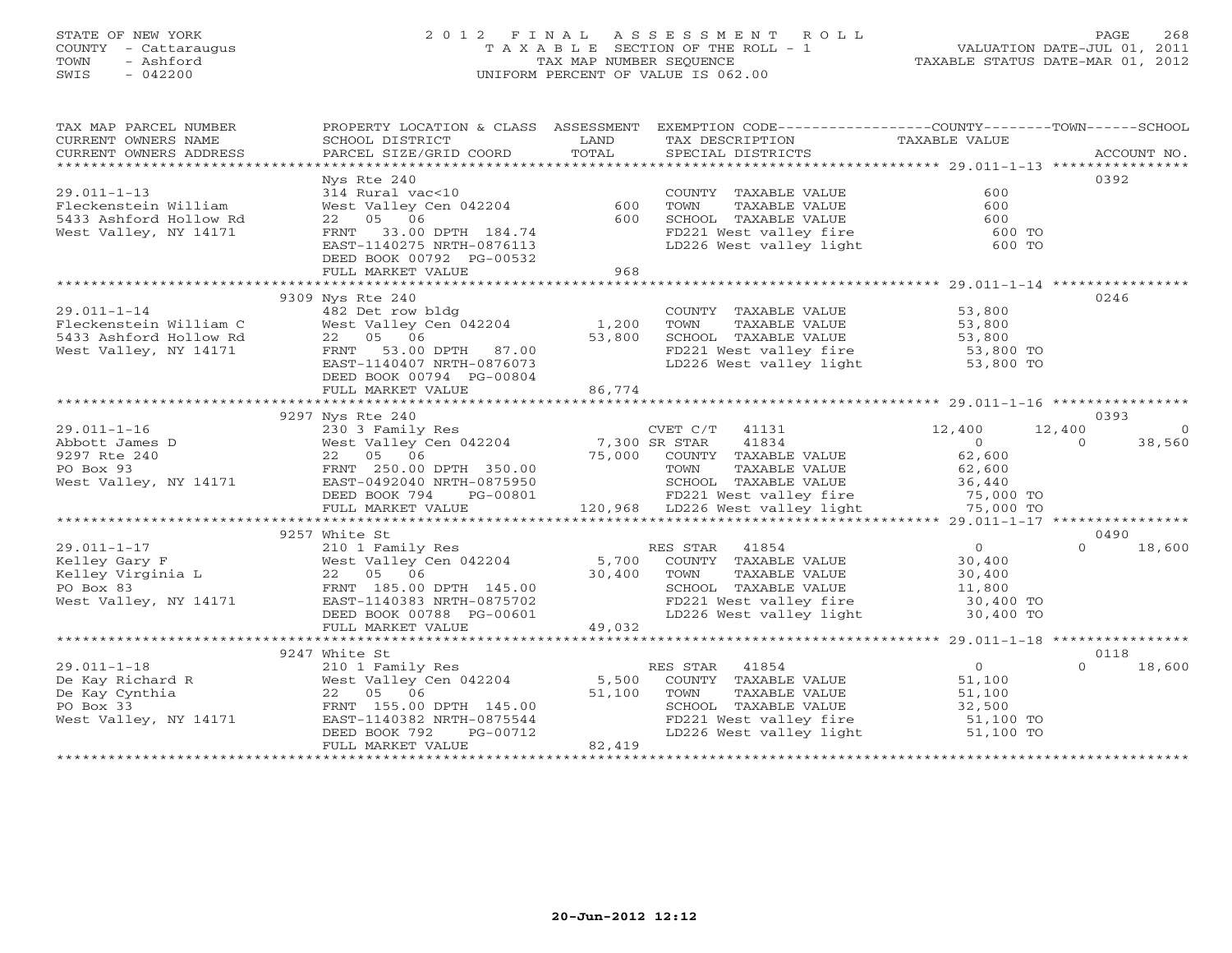STATE OF NEW YORK
COUNTY - Cattaraugus
TOWN - Ashford
SWIS - 042200

# 2012 FINAL ASSESSMENT ROLL

TAXABLE SECTION OF THE ROLL - 1
TAX MAP NUMBER SEQUENCE
UNIFORM PERCENT OF VALUE IS 062.00

VALUATION DATE-JUL 01, 2011
TAXABLE STATUS DATE-MAR 01, 2012

| TAX MAP PARCEL NUMBER / CURRENT OWNERS NAME / CURRENT OWNERS ADDRESS | PROPERTY LOCATION & CLASS / SCHOOL DISTRICT / PARCEL SIZE/GRID COORD | ASSESSMENT LAND / TOTAL | EXEMPTION CODE / TAX DESCRIPTION / SPECIAL DISTRICTS | COUNTY TAXABLE VALUE | TOWN | SCHOOL | ACCOUNT NO. |
|---|---|---|---|---|---|---|---|
| 29.011-1-13 | Nys Rte 240 | | | | | | 0392 |
| Fleckenstein William | 314 Rural vac<10 | | COUNTY TAXABLE VALUE | 600 | | | |
| 5433 Ashford Hollow Rd | West Valley Cen 042204 | 600 | TOWN TAXABLE VALUE | 600 | | | |
| West Valley, NY 14171 | 22 05 06 | 600 | SCHOOL TAXABLE VALUE | 600 | | | |
| | FRNT 33.00 DPTH 184.74 | | FD221 West valley fire | 600 TO | | | |
| | EAST-1140275 NRTH-0876113 | | LD226 West valley light | 600 TO | | | |
| | DEED BOOK 00792 PG-00532 | | | | | | |
| | FULL MARKET VALUE | 968 | | | | | |
| 29.011-1-14 | 9309 Nys Rte 240 | | | | | | 0246 |
| Fleckenstein William C | 482 Det row bldg | | COUNTY TAXABLE VALUE | 53,800 | | | |
| 5433 Ashford Hollow Rd | West Valley Cen 042204 | 1,200 | TOWN TAXABLE VALUE | 53,800 | | | |
| West Valley, NY 14171 | 22 05 06 | 53,800 | SCHOOL TAXABLE VALUE | 53,800 | | | |
| | FRNT 53.00 DPTH 87.00 | | FD221 West valley fire | 53,800 TO | | | |
| | EAST-1140407 NRTH-0876073 | | LD226 West valley light | 53,800 TO | | | |
| | DEED BOOK 00794 PG-00804 | | | | | | |
| | FULL MARKET VALUE | 86,774 | | | | | |
| 29.011-1-16 | 9297 Nys Rte 240 | | | | | | 0393 |
| Abbott James D | 230 3 Family Res | | CVET C/T 41131 | 12,400 | 12,400 | 0 | |
| 9297 Rte 240 | West Valley Cen 042204 | 7,300 | SR STAR 41834 | 0 | 0 | 38,560 | |
| PO Box 93 | 22 05 06 | 75,000 | COUNTY TAXABLE VALUE | 62,600 | | | |
| West Valley, NY 14171 | FRNT 250.00 DPTH 350.00 | | TOWN TAXABLE VALUE | 62,600 | | | |
| | EAST-0492040 NRTH-0875950 | | SCHOOL TAXABLE VALUE | 36,440 | | | |
| | DEED BOOK 794 PG-00801 | | FD221 West valley fire | 75,000 TO | | | |
| | FULL MARKET VALUE | 120,968 | LD226 West valley light | 75,000 TO | | | |
| 29.011-1-17 | 9257 White St | | | | | | 0490 |
| Kelley Gary F | 210 1 Family Res | | RES STAR 41854 | 0 | 0 | 18,600 | |
| Kelley Virginia L | West Valley Cen 042204 | 5,700 | COUNTY TAXABLE VALUE | 30,400 | | | |
| PO Box 83 | 22 05 06 | 30,400 | TOWN TAXABLE VALUE | 30,400 | | | |
| West Valley, NY 14171 | FRNT 185.00 DPTH 145.00 | | SCHOOL TAXABLE VALUE | 11,800 | | | |
| | EAST-1140383 NRTH-0875702 | | FD221 West valley fire | 30,400 TO | | | |
| | DEED BOOK 00788 PG-00601 | | LD226 West valley light | 30,400 TO | | | |
| | FULL MARKET VALUE | 49,032 | | | | | |
| 29.011-1-18 | 9247 White St | | | | | | 0118 |
| De Kay Richard R | 210 1 Family Res | | RES STAR 41854 | 0 | 0 | 18,600 | |
| De Kay Cynthia | West Valley Cen 042204 | 5,500 | COUNTY TAXABLE VALUE | 51,100 | | | |
| PO Box 33 | 22 05 06 | 51,100 | TOWN TAXABLE VALUE | 51,100 | | | |
| West Valley, NY 14171 | FRNT 155.00 DPTH 145.00 | | SCHOOL TAXABLE VALUE | 32,500 | | | |
| | EAST-1140382 NRTH-0875544 | | FD221 West valley fire | 51,100 TO | | | |
| | DEED BOOK 792 PG-00712 | | LD226 West valley light | 51,100 TO | | | |
| | FULL MARKET VALUE | 82,419 | | | | | |

20-Jun-2012 12:12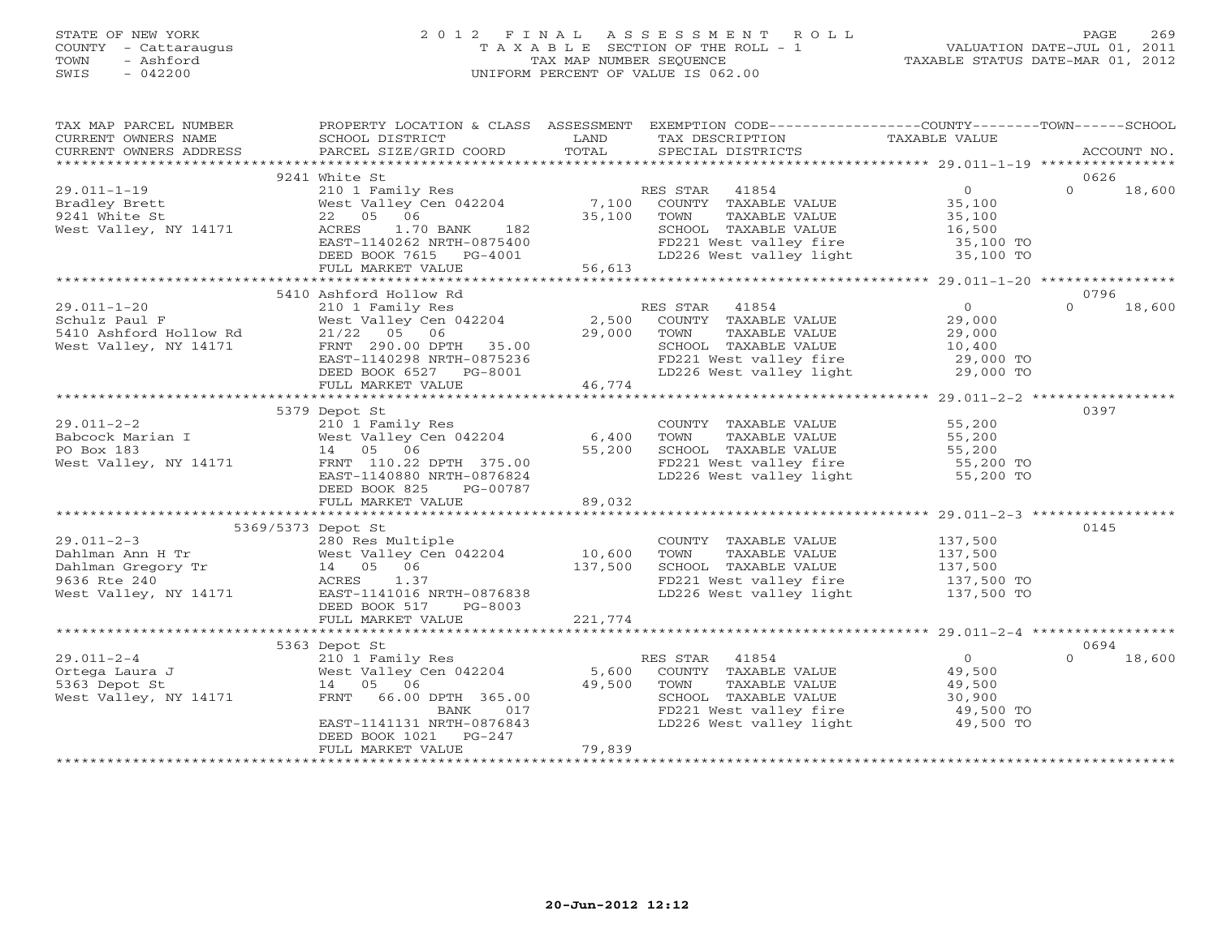STATE OF NEW YORK
COUNTY - Cattaraugus
TOWN - Ashford
SWIS - 042200

# 2012 FINAL ASSESSMENT ROLL

TAXABLE SECTION OF THE ROLL - 1
TAX MAP NUMBER SEQUENCE
UNIFORM PERCENT OF VALUE IS 062.00

VALUATION DATE-JUL 01, 2011
TAXABLE STATUS DATE-MAR 01, 2012

| TAX MAP PARCEL NUMBER / CURRENT OWNERS NAME / CURRENT OWNERS ADDRESS | PROPERTY LOCATION & CLASS / SCHOOL DISTRICT / PARCEL SIZE/GRID COORD | ASSESSMENT LAND / TOTAL | EXEMPTION CODE / TAX DESCRIPTION / SPECIAL DISTRICTS | COUNTY / TAXABLE VALUE | TOWN | SCHOOL / ACCOUNT NO. |
|---|---|---|---|---|---|---|
| | 9241 White St | | | | | 0626 |
| 29.011-1-19 | 210 1 Family Res | | RES STAR 41854 | 0 | 0 | 18,600 |
| Bradley Brett | West Valley Cen 042204 | 7,100 | COUNTY TAXABLE VALUE | 35,100 | | |
| 9241 White St | 22 05 06 | 35,100 | TOWN TAXABLE VALUE | 35,100 | | |
| West Valley, NY 14171 | ACRES 1.70 BANK 182 | | SCHOOL TAXABLE VALUE | 16,500 | | |
| | EAST-1140262 NRTH-0875400 | | FD221 West valley fire | 35,100 TO | | |
| | DEED BOOK 7615 PG-4001 | | LD226 West valley light | 35,100 TO | | |
| | FULL MARKET VALUE | 56,613 | | | | |
| | 5410 Ashford Hollow Rd | | | | | 0796 |
| 29.011-1-20 | 210 1 Family Res | | RES STAR 41854 | 0 | 0 | 18,600 |
| Schulz Paul F | West Valley Cen 042204 | 2,500 | COUNTY TAXABLE VALUE | 29,000 | | |
| 5410 Ashford Hollow Rd | 21/22 05 06 | 29,000 | TOWN TAXABLE VALUE | 29,000 | | |
| West Valley, NY 14171 | FRNT 290.00 DPTH 35.00 | | SCHOOL TAXABLE VALUE | 10,400 | | |
| | EAST-1140298 NRTH-0875236 | | FD221 West valley fire | 29,000 TO | | |
| | DEED BOOK 6527 PG-8001 | | LD226 West valley light | 29,000 TO | | |
| | FULL MARKET VALUE | 46,774 | | | | |
| | 5379 Depot St | | | | | 0397 |
| 29.011-2-2 | 210 1 Family Res | | COUNTY TAXABLE VALUE | 55,200 | | |
| Babcock Marian I | West Valley Cen 042204 | 6,400 | TOWN TAXABLE VALUE | 55,200 | | |
| PO Box 183 | 14 05 06 | 55,200 | SCHOOL TAXABLE VALUE | 55,200 | | |
| West Valley, NY 14171 | FRNT 110.22 DPTH 375.00 | | FD221 West valley fire | 55,200 TO | | |
| | EAST-1140880 NRTH-0876824 | | LD226 West valley light | 55,200 TO | | |
| | DEED BOOK 825 PG-00787 | | | | | |
| | FULL MARKET VALUE | 89,032 | | | | |
| | 5369/5373 Depot St | | | | | 0145 |
| 29.011-2-3 | 280 Res Multiple | | COUNTY TAXABLE VALUE | 137,500 | | |
| Dahlman Ann H Tr | West Valley Cen 042204 | 10,600 | TOWN TAXABLE VALUE | 137,500 | | |
| Dahlman Gregory Tr | 14 05 06 | 137,500 | SCHOOL TAXABLE VALUE | 137,500 | | |
| 9636 Rte 240 | ACRES 1.37 | | FD221 West valley fire | 137,500 TO | | |
| West Valley, NY 14171 | EAST-1141016 NRTH-0876838 | | LD226 West valley light | 137,500 TO | | |
| | DEED BOOK 517 PG-8003 | | | | | |
| | FULL MARKET VALUE | 221,774 | | | | |
| | 5363 Depot St | | | | | 0694 |
| 29.011-2-4 | 210 1 Family Res | | RES STAR 41854 | 0 | 0 | 18,600 |
| Ortega Laura J | West Valley Cen 042204 | 5,600 | COUNTY TAXABLE VALUE | 49,500 | | |
| 5363 Depot St | 14 05 06 | 49,500 | TOWN TAXABLE VALUE | 49,500 | | |
| West Valley, NY 14171 | FRNT 66.00 DPTH 365.00 | | SCHOOL TAXABLE VALUE | 30,900 | | |
| | BANK 017 | | FD221 West valley fire | 49,500 TO | | |
| | EAST-1141131 NRTH-0876843 | | LD226 West valley light | 49,500 TO | | |
| | DEED BOOK 1021 PG-247 | | | | | |
| | FULL MARKET VALUE | 79,839 | | | | |

20-Jun-2012 12:12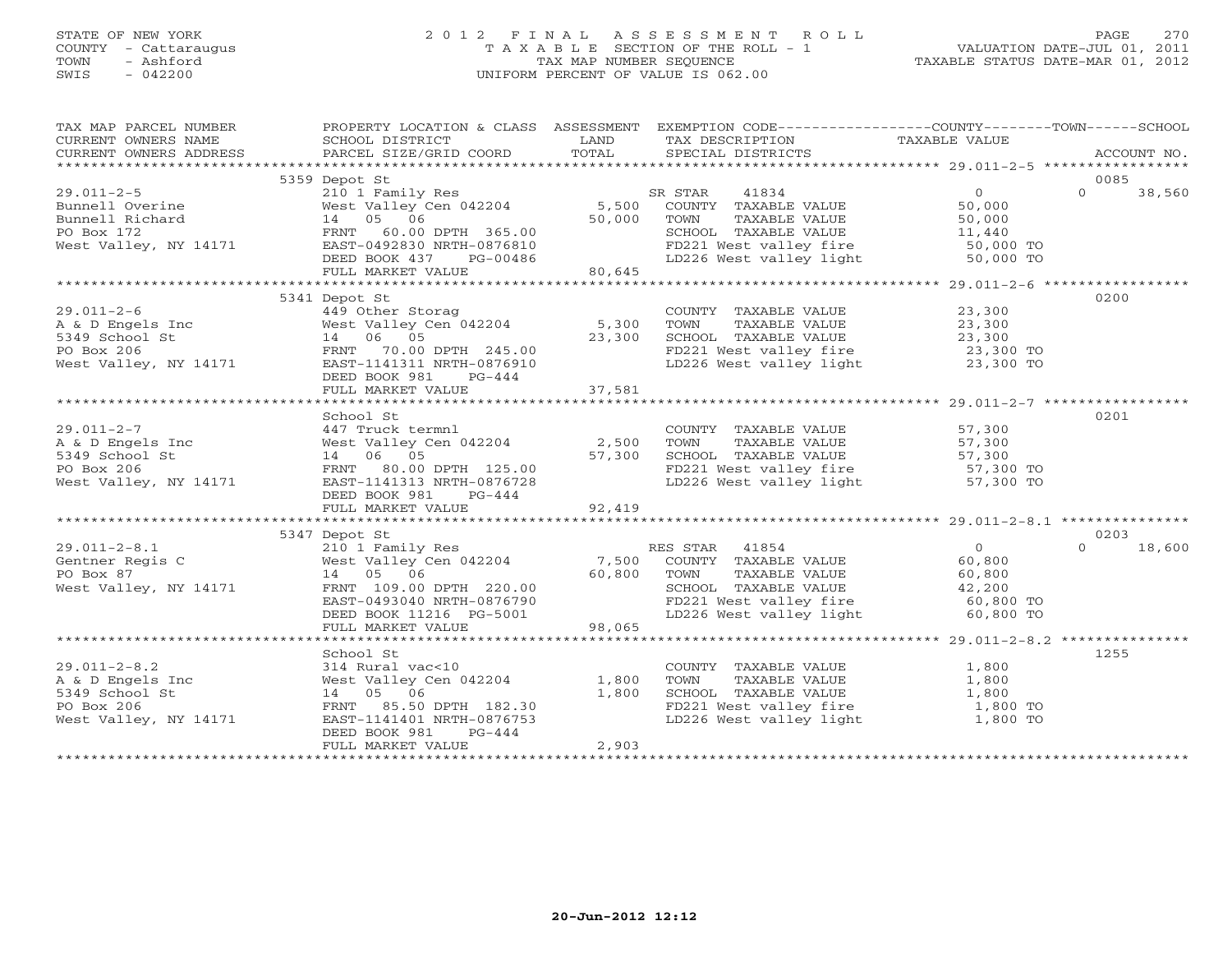STATE OF NEW YORK
COUNTY - Cattaraugus
TOWN - Ashford
SWIS - 042200

2012 FINAL ASSESSMENT ROLL
TAXABLE SECTION OF THE ROLL - 1
TAX MAP NUMBER SEQUENCE
UNIFORM PERCENT OF VALUE IS 062.00

VALUATION DATE-JUL 01, 2011
TAXABLE STATUS DATE-MAR 01, 2012

| TAX MAP PARCEL NUMBER / CURRENT OWNERS NAME / CURRENT OWNERS ADDRESS | PROPERTY LOCATION & CLASS / SCHOOL DISTRICT / PARCEL SIZE/GRID COORD | ASSESSMENT LAND / TOTAL | EXEMPTION CODE / TAX DESCRIPTION / SPECIAL DISTRICTS | COUNTY / TOWN / SCHOOL TAXABLE VALUE | ACCOUNT NO. |
|---|---|---|---|---|---|
| 29.011-2-5 | 5359 Depot St | | | | 0085 |
| Bunnell Overine | 210 1 Family Res | | SR STAR 41834 | 0 0 38,560 | |
| Bunnell Richard | West Valley Cen 042204 | 5,500 | COUNTY TAXABLE VALUE | 50,000 | |
| PO Box 172 | 14 05 06 | 50,000 | TOWN TAXABLE VALUE | 50,000 | |
| West Valley, NY 14171 | FRNT 60.00 DPTH 365.00 | | SCHOOL TAXABLE VALUE | 11,440 | |
| | EAST-0492830 NRTH-0876810 | | FD221 West valley fire | 50,000 TO | |
| | DEED BOOK 437 PG-00486 | | LD226 West valley light | 50,000 TO | |
| | FULL MARKET VALUE | 80,645 | | | |
| 29.011-2-6 | 5341 Depot St | | | | 0200 |
| A & D Engels Inc | 449 Other Storag | | COUNTY TAXABLE VALUE | 23,300 | |
| 5349 School St | West Valley Cen 042204 | 5,300 | TOWN TAXABLE VALUE | 23,300 | |
| PO Box 206 | 14 06 05 | 23,300 | SCHOOL TAXABLE VALUE | 23,300 | |
| West Valley, NY 14171 | FRNT 70.00 DPTH 245.00 | | FD221 West valley fire | 23,300 TO | |
| | EAST-1141311 NRTH-0876910 | | LD226 West valley light | 23,300 TO | |
| | DEED BOOK 981 PG-444 | | | | |
| | FULL MARKET VALUE | 37,581 | | | |
| 29.011-2-7 | School St | | | | 0201 |
| A & D Engels Inc | 447 Truck termnl | | COUNTY TAXABLE VALUE | 57,300 | |
| 5349 School St | West Valley Cen 042204 | 2,500 | TOWN TAXABLE VALUE | 57,300 | |
| PO Box 206 | 14 06 05 | 57,300 | SCHOOL TAXABLE VALUE | 57,300 | |
| West Valley, NY 14171 | FRNT 80.00 DPTH 125.00 | | FD221 West valley fire | 57,300 TO | |
| | EAST-1141313 NRTH-0876728 | | LD226 West valley light | 57,300 TO | |
| | DEED BOOK 981 PG-444 | | | | |
| | FULL MARKET VALUE | 92,419 | | | |
| 29.011-2-8.1 | 5347 Depot St | | | | 0203 |
| Gentner Regis C | 210 1 Family Res | | RES STAR 41854 | 0 0 18,600 | |
| PO Box 87 | West Valley Cen 042204 | 7,500 | COUNTY TAXABLE VALUE | 60,800 | |
| West Valley, NY 14171 | 14 05 06 | 60,800 | TOWN TAXABLE VALUE | 60,800 | |
| | FRNT 109.00 DPTH 220.00 | | SCHOOL TAXABLE VALUE | 42,200 | |
| | EAST-0493040 NRTH-0876790 | | FD221 West valley fire | 60,800 TO | |
| | DEED BOOK 11216 PG-5001 | | LD226 West valley light | 60,800 TO | |
| | FULL MARKET VALUE | 98,065 | | | |
| 29.011-2-8.2 | School St | | | | 1255 |
| A & D Engels Inc | 314 Rural vac<10 | | COUNTY TAXABLE VALUE | 1,800 | |
| 5349 School St | West Valley Cen 042204 | 1,800 | TOWN TAXABLE VALUE | 1,800 | |
| PO Box 206 | 14 05 06 | 1,800 | SCHOOL TAXABLE VALUE | 1,800 | |
| West Valley, NY 14171 | FRNT 85.50 DPTH 182.30 | | FD221 West valley fire | 1,800 TO | |
| | EAST-1141401 NRTH-0876753 | | LD226 West valley light | 1,800 TO | |
| | DEED BOOK 981 PG-444 | | | | |
| | FULL MARKET VALUE | 2,903 | | | |

20-Jun-2012 12:12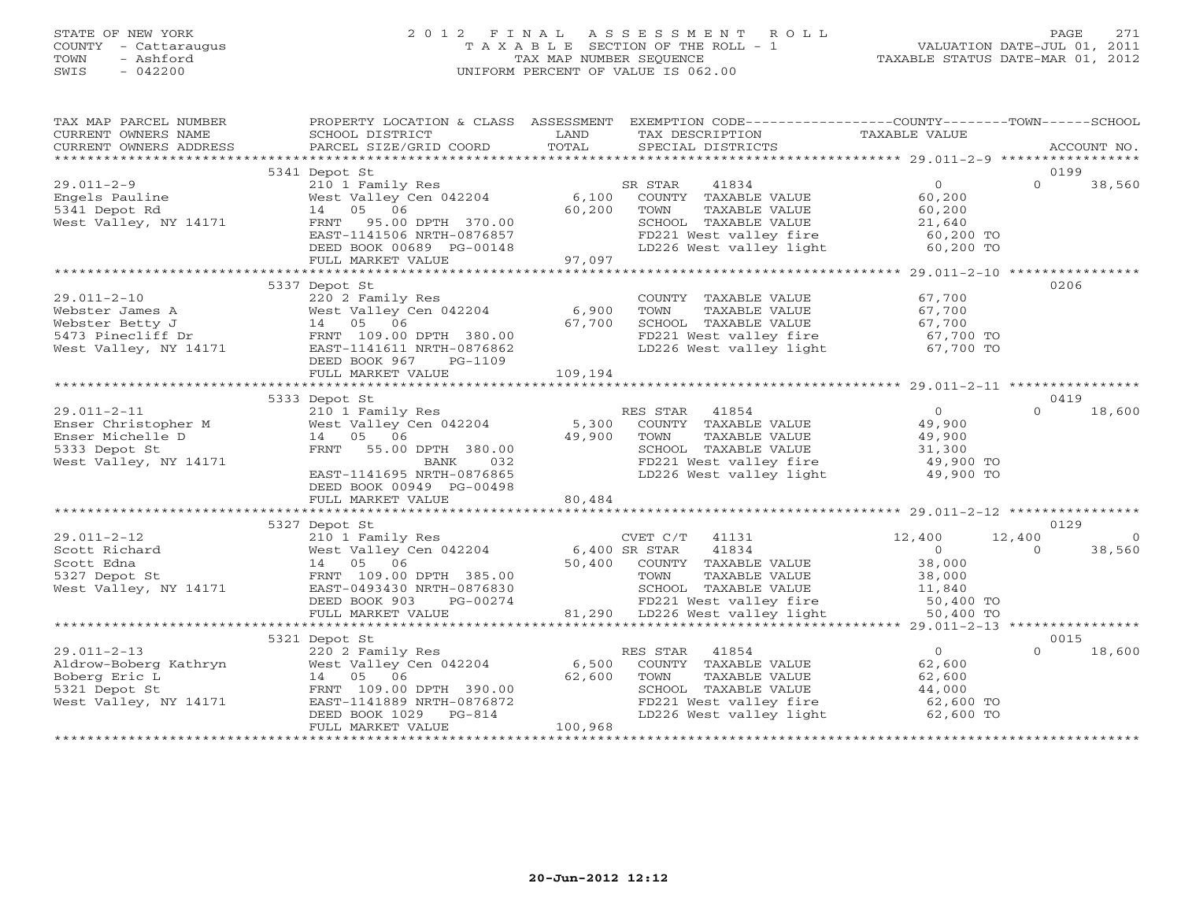STATE OF NEW YORK
COUNTY - Cattaraugus
TOWN - Ashford
SWIS - 042200

2 0 1 2 F I N A L A S S E S S M E N T R O L L
T A X A B L E SECTION OF THE ROLL - 1
TAX MAP NUMBER SEQUENCE
UNIFORM PERCENT OF VALUE IS 062.00

VALUATION DATE-JUL 01, 2011
TAXABLE STATUS DATE-MAR 01, 2012

| TAX MAP PARCEL NUMBER / CURRENT OWNERS NAME / CURRENT OWNERS ADDRESS | PROPERTY LOCATION & CLASS / SCHOOL DISTRICT / PARCEL SIZE/GRID COORD | ASSESSMENT LAND / TOTAL | EXEMPTION CODE / TAX DESCRIPTION / SPECIAL DISTRICTS | COUNTY TAXABLE VALUE | TOWN | SCHOOL / ACCOUNT NO. |
|---|---|---|---|---|---|---|
| **29.011-2-9** | 5341 Depot St | | | | | 0199 |
| 29.011-2-9 | 210 1 Family Res | | SR STAR 41834 | 0 | 0 | 38,560 |
| Engels Pauline | West Valley Cen 042204 | 6,100 | COUNTY TAXABLE VALUE | 60,200 | | |
| 5341 Depot Rd | 14 05 06 | 60,200 | TOWN TAXABLE VALUE | 60,200 | | |
| West Valley, NY 14171 | FRNT 95.00 DPTH 370.00 | | SCHOOL TAXABLE VALUE | 21,640 | | |
| | EAST-1141506 NRTH-0876857 | | FD221 West valley fire | 60,200 TO | | |
| | DEED BOOK 00689 PG-00148 | | LD226 West valley light | 60,200 TO | | |
| | FULL MARKET VALUE | 97,097 | | | | |
| **29.011-2-10** | 5337 Depot St | | | | | 0206 |
| 29.011-2-10 | 220 2 Family Res | | COUNTY TAXABLE VALUE | 67,700 | | |
| Webster James A | West Valley Cen 042204 | 6,900 | TOWN TAXABLE VALUE | 67,700 | | |
| Webster Betty J | 14 05 06 | 67,700 | SCHOOL TAXABLE VALUE | 67,700 | | |
| 5473 Pinecliff Dr | FRNT 109.00 DPTH 380.00 | | FD221 West valley fire | 67,700 TO | | |
| West Valley, NY 14171 | EAST-1141611 NRTH-0876862 | | LD226 West valley light | 67,700 TO | | |
| | DEED BOOK 967 PG-1109 | | | | | |
| | FULL MARKET VALUE | 109,194 | | | | |
| **29.011-2-11** | 5333 Depot St | | | | | 0419 |
| 29.011-2-11 | 210 1 Family Res | | RES STAR 41854 | 0 | 0 | 18,600 |
| Enser Christopher M | West Valley Cen 042204 | 5,300 | COUNTY TAXABLE VALUE | 49,900 | | |
| Enser Michelle D | 14 05 06 | 49,900 | TOWN TAXABLE VALUE | 49,900 | | |
| 5333 Depot St | FRNT 55.00 DPTH 380.00 | | SCHOOL TAXABLE VALUE | 31,300 | | |
| West Valley, NY 14171 | BANK 032 | | FD221 West valley fire | 49,900 TO | | |
| | EAST-1141695 NRTH-0876865 | | LD226 West valley light | 49,900 TO | | |
| | DEED BOOK 00949 PG-00498 | | | | | |
| | FULL MARKET VALUE | 80,484 | | | | |
| **29.011-2-12** | 5327 Depot St | | | | | 0129 |
| 29.011-2-12 | 210 1 Family Res | | CVET C/T 41131 | 12,400 | 12,400 | 0 |
| Scott Richard | West Valley Cen 042204 | 6,400 | SR STAR 41834 | 0 | 0 | 38,560 |
| Scott Edna | 14 05 06 | 50,400 | COUNTY TAXABLE VALUE | 38,000 | | |
| 5327 Depot St | FRNT 109.00 DPTH 385.00 | | TOWN TAXABLE VALUE | 38,000 | | |
| West Valley, NY 14171 | EAST-0493430 NRTH-0876830 | | SCHOOL TAXABLE VALUE | 11,840 | | |
| | DEED BOOK 903 PG-00274 | | FD221 West valley fire | 50,400 TO | | |
| | FULL MARKET VALUE | 81,290 | LD226 West valley light | 50,400 TO | | |
| **29.011-2-13** | 5321 Depot St | | | | | 0015 |
| 29.011-2-13 | 220 2 Family Res | | RES STAR 41854 | 0 | 0 | 18,600 |
| Aldrow-Boberg Kathryn | West Valley Cen 042204 | 6,500 | COUNTY TAXABLE VALUE | 62,600 | | |
| Boberg Eric L | 14 05 06 | 62,600 | TOWN TAXABLE VALUE | 62,600 | | |
| 5321 Depot St | FRNT 109.00 DPTH 390.00 | | SCHOOL TAXABLE VALUE | 44,000 | | |
| West Valley, NY 14171 | EAST-1141889 NRTH-0876872 | | FD221 West valley fire | 62,600 TO | | |
| | DEED BOOK 1029 PG-814 | | LD226 West valley light | 62,600 TO | | |
| | FULL MARKET VALUE | 100,968 | | | | |

20-Jun-2012 12:12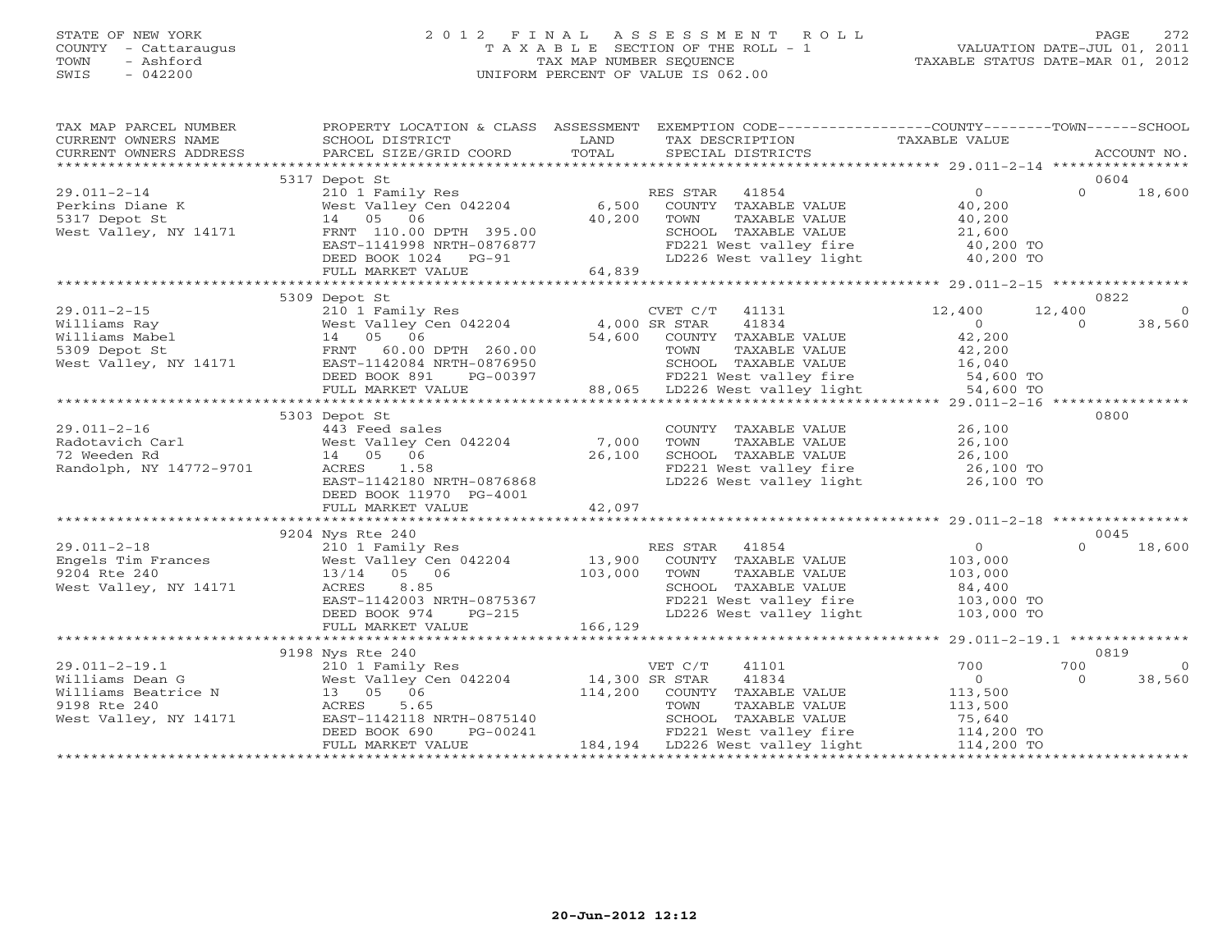STATE OF NEW YORK
COUNTY - Cattaraugus
TOWN - Ashford
SWIS - 042200

# 2012 FINAL ASSESSMENT ROLL
TAXABLE SECTION OF THE ROLL - 1
TAX MAP NUMBER SEQUENCE
UNIFORM PERCENT OF VALUE IS 062.00

VALUATION DATE-JUL 01, 2011
TAXABLE STATUS DATE-MAR 01, 2012

| TAX MAP PARCEL NUMBER / CURRENT OWNERS NAME / CURRENT OWNERS ADDRESS | PROPERTY LOCATION & CLASS / SCHOOL DISTRICT / PARCEL SIZE/GRID COORD | ASSESSMENT LAND / TOTAL | EXEMPTION CODE / TAX DESCRIPTION / SPECIAL DISTRICTS | COUNTY TAXABLE VALUE | TOWN | SCHOOL / ACCOUNT NO. |
|---|---|---|---|---|---|---|
| | 5317 Depot St | | | | | 0604 |
| 29.011-2-14 | 210 1 Family Res | | RES STAR 41854 | 0 | 0 | 18,600 |
| Perkins Diane K | West Valley Cen 042204 | 6,500 | COUNTY TAXABLE VALUE | 40,200 | | |
| 5317 Depot St | 14 05 06 | 40,200 | TOWN TAXABLE VALUE | 40,200 | | |
| West Valley, NY 14171 | FRNT 110.00 DPTH 395.00 | | SCHOOL TAXABLE VALUE | 21,600 | | |
| | EAST-1141998 NRTH-0876877 | | FD221 West valley fire | 40,200 TO | | |
| | DEED BOOK 1024 PG-91 | | LD226 West valley light | 40,200 TO | | |
| | FULL MARKET VALUE | 64,839 | | | | |
| | 5309 Depot St | | | | | 0822 |
| 29.011-2-15 | 210 1 Family Res | | CVET C/T 41131 | 12,400 | 12,400 | 0 |
| Williams Ray | West Valley Cen 042204 | 4,000 | SR STAR 41834 | 0 | 0 | 38,560 |
| Williams Mabel | 14 05 06 | 54,600 | COUNTY TAXABLE VALUE | 42,200 | | |
| 5309 Depot St | FRNT 60.00 DPTH 260.00 | | TOWN TAXABLE VALUE | 42,200 | | |
| West Valley, NY 14171 | EAST-1142084 NRTH-0876950 | | SCHOOL TAXABLE VALUE | 16,040 | | |
| | DEED BOOK 891 PG-00397 | | FD221 West valley fire | 54,600 TO | | |
| | FULL MARKET VALUE | 88,065 | LD226 West valley light | 54,600 TO | | |
| | 5303 Depot St | | | | | 0800 |
| 29.011-2-16 | 443 Feed sales | | COUNTY TAXABLE VALUE | 26,100 | | |
| Radotavich Carl | West Valley Cen 042204 | 7,000 | TOWN TAXABLE VALUE | 26,100 | | |
| 72 Weeden Rd | 14 05 06 | 26,100 | SCHOOL TAXABLE VALUE | 26,100 | | |
| Randolph, NY 14772-9701 | ACRES 1.58 | | FD221 West valley fire | 26,100 TO | | |
| | EAST-1142180 NRTH-0876868 | | LD226 West valley light | 26,100 TO | | |
| | DEED BOOK 11970 PG-4001 | | | | | |
| | FULL MARKET VALUE | 42,097 | | | | |
| | 9204 Nys Rte 240 | | | | | 0045 |
| 29.011-2-18 | 210 1 Family Res | | RES STAR 41854 | 0 | 0 | 18,600 |
| Engels Tim Frances | West Valley Cen 042204 | 13,900 | COUNTY TAXABLE VALUE | 103,000 | | |
| 9204 Rte 240 | 13/14 05 06 | 103,000 | TOWN TAXABLE VALUE | 103,000 | | |
| West Valley, NY 14171 | ACRES 8.85 | | SCHOOL TAXABLE VALUE | 84,400 | | |
| | EAST-1142003 NRTH-0875367 | | FD221 West valley fire | 103,000 TO | | |
| | DEED BOOK 974 PG-215 | | LD226 West valley light | 103,000 TO | | |
| | FULL MARKET VALUE | 166,129 | | | | |
| | 9198 Nys Rte 240 | | | | | 0819 |
| 29.011-2-19.1 | 210 1 Family Res | | VET C/T 41101 | 700 | 700 | 0 |
| Williams Dean G | West Valley Cen 042204 | 14,300 | SR STAR 41834 | 0 | 0 | 38,560 |
| Williams Beatrice N | 13 05 06 | 114,200 | COUNTY TAXABLE VALUE | 113,500 | | |
| 9198 Rte 240 | ACRES 5.65 | | TOWN TAXABLE VALUE | 113,500 | | |
| West Valley, NY 14171 | EAST-1142118 NRTH-0875140 | | SCHOOL TAXABLE VALUE | 75,640 | | |
| | DEED BOOK 690 PG-00241 | | FD221 West valley fire | 114,200 TO | | |
| | FULL MARKET VALUE | 184,194 | LD226 West valley light | 114,200 TO | | |

20-Jun-2012 12:12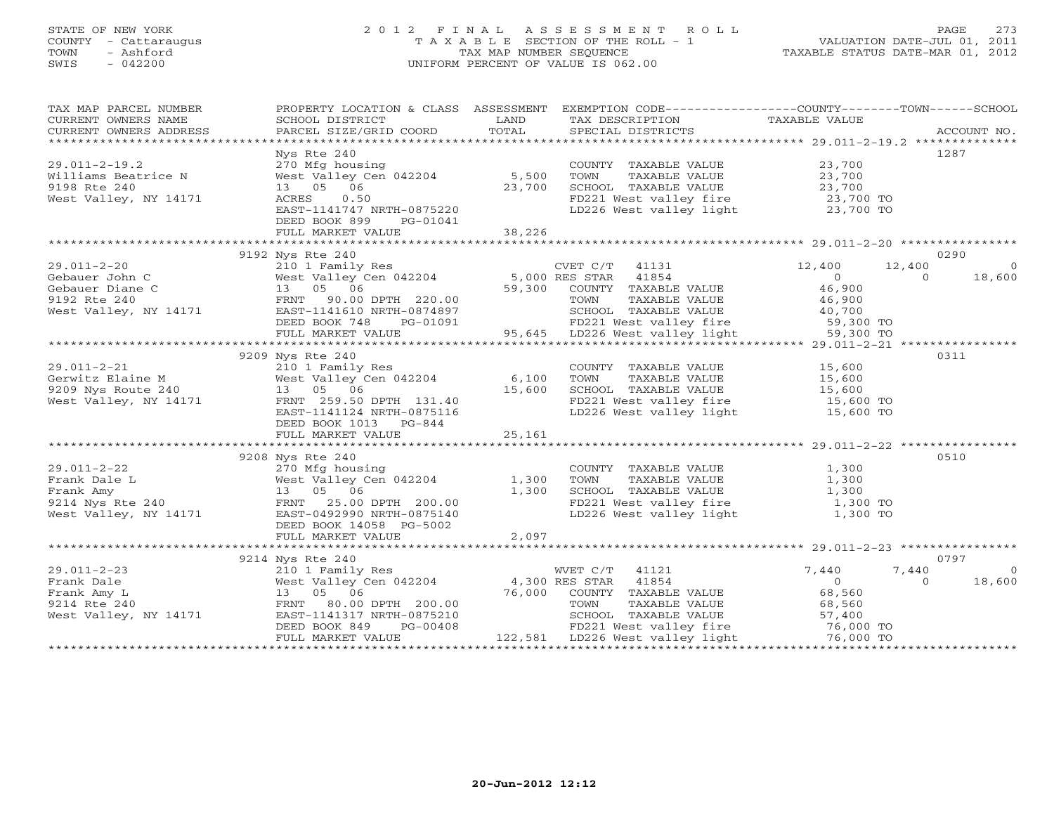STATE OF NEW YORK
COUNTY - Cattaraugus
TOWN - Ashford
SWIS - 042200

# 2012 FINAL ASSESSMENT ROLL
TAXABLE SECTION OF THE ROLL - 1
TAX MAP NUMBER SEQUENCE
UNIFORM PERCENT OF VALUE IS 062.00

VALUATION DATE-JUL 01, 2011
TAXABLE STATUS DATE-MAR 01, 2012

| TAX MAP PARCEL NUMBER / CURRENT OWNERS NAME / CURRENT OWNERS ADDRESS | PROPERTY LOCATION & CLASS / SCHOOL DISTRICT / PARCEL SIZE/GRID COORD | ASSESSMENT LAND / TOTAL | EXEMPTION CODE / TAX DESCRIPTION / SPECIAL DISTRICTS | COUNTY TAXABLE VALUE | TOWN | SCHOOL | ACCOUNT NO. |
|---|---|---|---|---|---|---|---|
| **29.011-2-19.2** | Nys Rte 240 | | | | | | 1287 |
| Williams Beatrice N | 270 Mfg housing | | COUNTY TAXABLE VALUE | 23,700 | | | |
| 9198 Rte 240 | West Valley Cen 042204 | 5,500 | TOWN TAXABLE VALUE | 23,700 | | | |
| West Valley, NY 14171 | 13 05 06 | 23,700 | SCHOOL TAXABLE VALUE | 23,700 | | | |
| | ACRES 0.50 | | FD221 West valley fire | 23,700 TO | | | |
| | EAST-1141747 NRTH-0875220 | | LD226 West valley light | 23,700 TO | | | |
| | DEED BOOK 899 PG-01041 | | | | | | |
| | FULL MARKET VALUE | 38,226 | | | | | |
| **29.011-2-20** | 9192 Nys Rte 240 | | | | | | 0290 |
| Gebauer John C | 210 1 Family Res | | CVET C/T 41131 | 12,400 | 12,400 | 0 | |
| Gebauer Diane C | West Valley Cen 042204 | 5,000 | RES STAR 41854 | 0 | 0 | 18,600 | |
| 9192 Rte 240 | 13 05 06 | 59,300 | COUNTY TAXABLE VALUE | 46,900 | | | |
| West Valley, NY 14171 | FRNT 90.00 DPTH 220.00 | | TOWN TAXABLE VALUE | 46,900 | | | |
| | EAST-1141610 NRTH-0874897 | | SCHOOL TAXABLE VALUE | 40,700 | | | |
| | DEED BOOK 748 PG-01091 | | FD221 West valley fire | 59,300 TO | | | |
| | FULL MARKET VALUE | 95,645 | LD226 West valley light | 59,300 TO | | | |
| **29.011-2-21** | 9209 Nys Rte 240 | | | | | | 0311 |
| Gerwitz Elaine M | 210 1 Family Res | | COUNTY TAXABLE VALUE | 15,600 | | | |
| 9209 Nys Route 240 | West Valley Cen 042204 | 6,100 | TOWN TAXABLE VALUE | 15,600 | | | |
| West Valley, NY 14171 | 13 05 06 | 15,600 | SCHOOL TAXABLE VALUE | 15,600 | | | |
| | FRNT 259.50 DPTH 131.40 | | FD221 West valley fire | 15,600 TO | | | |
| | EAST-1141124 NRTH-0875116 | | LD226 West valley light | 15,600 TO | | | |
| | DEED BOOK 1013 PG-844 | | | | | | |
| | FULL MARKET VALUE | 25,161 | | | | | |
| **29.011-2-22** | 9208 Nys Rte 240 | | | | | | 0510 |
| Frank Dale L | 270 Mfg housing | | COUNTY TAXABLE VALUE | 1,300 | | | |
| Frank Amy | West Valley Cen 042204 | 1,300 | TOWN TAXABLE VALUE | 1,300 | | | |
| 9214 Nys Rte 240 | 13 05 06 | 1,300 | SCHOOL TAXABLE VALUE | 1,300 | | | |
| West Valley, NY 14171 | FRNT 25.00 DPTH 200.00 | | FD221 West valley fire | 1,300 TO | | | |
| | EAST-0492990 NRTH-0875140 | | LD226 West valley light | 1,300 TO | | | |
| | DEED BOOK 14058 PG-5002 | | | | | | |
| | FULL MARKET VALUE | 2,097 | | | | | |
| **29.011-2-23** | 9214 Nys Rte 240 | | | | | | 0797 |
| Frank Dale | 210 1 Family Res | | WVET C/T 41121 | 7,440 | 7,440 | 0 | |
| Frank Amy L | West Valley Cen 042204 | 4,300 | RES STAR 41854 | 0 | 0 | 18,600 | |
| 9214 Rte 240 | 13 05 06 | 76,000 | COUNTY TAXABLE VALUE | 68,560 | | | |
| West Valley, NY 14171 | FRNT 80.00 DPTH 200.00 | | TOWN TAXABLE VALUE | 68,560 | | | |
| | EAST-1141317 NRTH-0875210 | | SCHOOL TAXABLE VALUE | 57,400 | | | |
| | DEED BOOK 849 PG-00408 | | FD221 West valley fire | 76,000 TO | | | |
| | FULL MARKET VALUE | 122,581 | LD226 West valley light | 76,000 TO | | | |

20-Jun-2012 12:12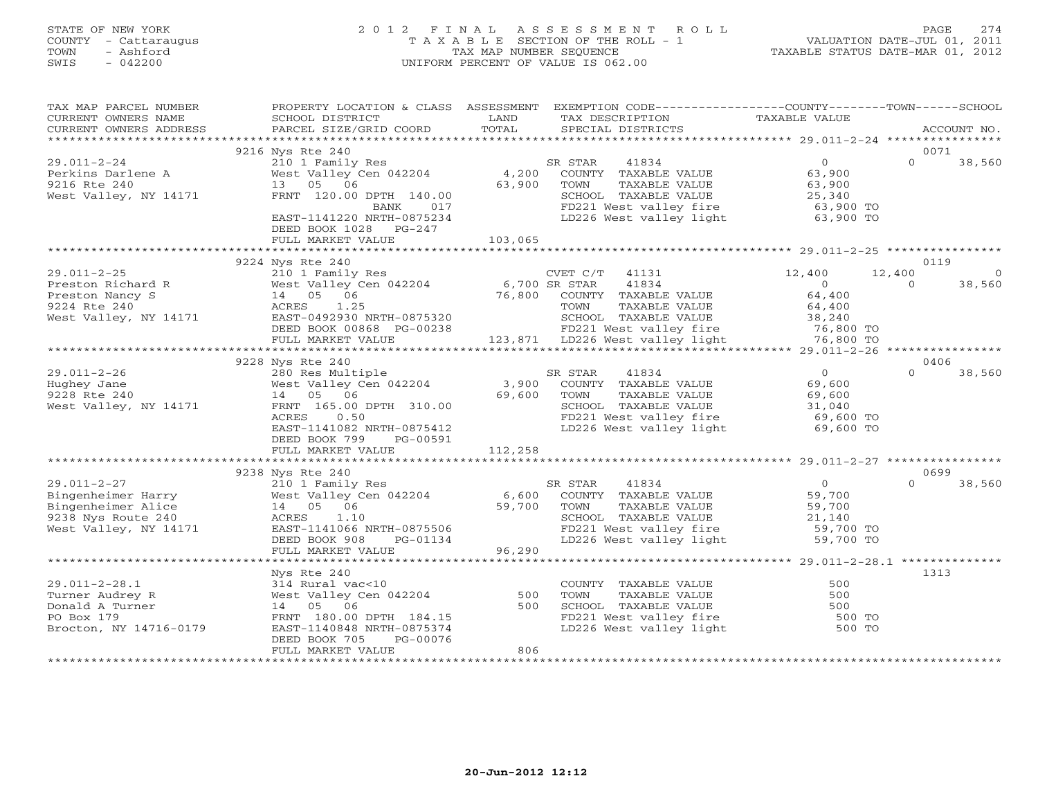STATE OF NEW YORK
COUNTY - Cattaraugus
TOWN - Ashford
SWIS - 042200

# 2012 FINAL ASSESSMENT ROLL
T A X A B L E SECTION OF THE ROLL - 1
TAX MAP NUMBER SEQUENCE
UNIFORM PERCENT OF VALUE IS 062.00

VALUATION DATE-JUL 01, 2011
TAXABLE STATUS DATE-MAR 01, 2012

| TAX MAP PARCEL NUMBER / CURRENT OWNERS NAME / CURRENT OWNERS ADDRESS | PROPERTY LOCATION & CLASS / SCHOOL DISTRICT / PARCEL SIZE/GRID COORD | ASSESSMENT LAND / TOTAL | EXEMPTION CODE / TAX DESCRIPTION / SPECIAL DISTRICTS | COUNTY TAXABLE VALUE | TOWN | SCHOOL / ACCOUNT NO. |
|---|---|---|---|---|---|---|
| | 9216 Nys Rte 240 | | | | | 0071 |
| 29.011-2-24 | 210 1 Family Res | | SR STAR 41834 | 0 | 0 | 38,560 |
| Perkins Darlene A | West Valley Cen 042204 | 4,200 | COUNTY TAXABLE VALUE | 63,900 | | |
| 9216 Rte 240 | 13 05 06 | 63,900 | TOWN TAXABLE VALUE | 63,900 | | |
| West Valley, NY 14171 | FRNT 120.00 DPTH 140.00 | | SCHOOL TAXABLE VALUE | 25,340 | | |
| | BANK 017 | | FD221 West valley fire | 63,900 TO | | |
| | EAST-1141220 NRTH-0875234 | | LD226 West valley light | 63,900 TO | | |
| | DEED BOOK 1028 PG-247 | | | | | |
| | FULL MARKET VALUE | 103,065 | | | | |
| | 9224 Nys Rte 240 | | | | | 0119 |
| 29.011-2-25 | 210 1 Family Res | | CVET C/T 41131 | 12,400 | 12,400 | 0 |
| Preston Richard R | West Valley Cen 042204 | 6,700 | SR STAR 41834 | 0 | 0 | 38,560 |
| Preston Nancy S | 14 05 06 | 76,800 | COUNTY TAXABLE VALUE | 64,400 | | |
| 9224 Rte 240 | ACRES 1.25 | | TOWN TAXABLE VALUE | 64,400 | | |
| West Valley, NY 14171 | EAST-0492930 NRTH-0875320 | | SCHOOL TAXABLE VALUE | 38,240 | | |
| | DEED BOOK 00868 PG-00238 | | FD221 West valley fire | 76,800 TO | | |
| | FULL MARKET VALUE | 123,871 | LD226 West valley light | 76,800 TO | | |
| | 9228 Nys Rte 240 | | | | | 0406 |
| 29.011-2-26 | 280 Res Multiple | | SR STAR 41834 | 0 | 0 | 38,560 |
| Hughey Jane | West Valley Cen 042204 | 3,900 | COUNTY TAXABLE VALUE | 69,600 | | |
| 9228 Rte 240 | 14 05 06 | 69,600 | TOWN TAXABLE VALUE | 69,600 | | |
| West Valley, NY 14171 | FRNT 165.00 DPTH 310.00 | | SCHOOL TAXABLE VALUE | 31,040 | | |
| | ACRES 0.50 | | FD221 West valley fire | 69,600 TO | | |
| | EAST-1141082 NRTH-0875412 | | LD226 West valley light | 69,600 TO | | |
| | DEED BOOK 799 PG-00591 | | | | | |
| | FULL MARKET VALUE | 112,258 | | | | |
| | 9238 Nys Rte 240 | | | | | 0699 |
| 29.011-2-27 | 210 1 Family Res | | SR STAR 41834 | 0 | 0 | 38,560 |
| Bingenheimer Harry | West Valley Cen 042204 | 6,600 | COUNTY TAXABLE VALUE | 59,700 | | |
| Bingenheimer Alice | 14 05 06 | 59,700 | TOWN TAXABLE VALUE | 59,700 | | |
| 9238 Nys Route 240 | ACRES 1.10 | | SCHOOL TAXABLE VALUE | 21,140 | | |
| West Valley, NY 14171 | EAST-1141066 NRTH-0875506 | | FD221 West valley fire | 59,700 TO | | |
| | DEED BOOK 908 PG-01134 | | LD226 West valley light | 59,700 TO | | |
| | FULL MARKET VALUE | 96,290 | | | | |
| | Nys Rte 240 | | | | | 1313 |
| 29.011-2-28.1 | 314 Rural vac<10 | | COUNTY TAXABLE VALUE | 500 | | |
| Turner Audrey R | West Valley Cen 042204 | 500 | TOWN TAXABLE VALUE | 500 | | |
| Donald A Turner | 14 05 06 | 500 | SCHOOL TAXABLE VALUE | 500 | | |
| PO Box 179 | FRNT 180.00 DPTH 184.15 | | FD221 West valley fire | 500 TO | | |
| Brocton, NY 14716-0179 | EAST-1140848 NRTH-0875374 | | LD226 West valley light | 500 TO | | |
| | DEED BOOK 705 PG-00076 | | | | | |
| | FULL MARKET VALUE | 806 | | | | |

20-Jun-2012 12:12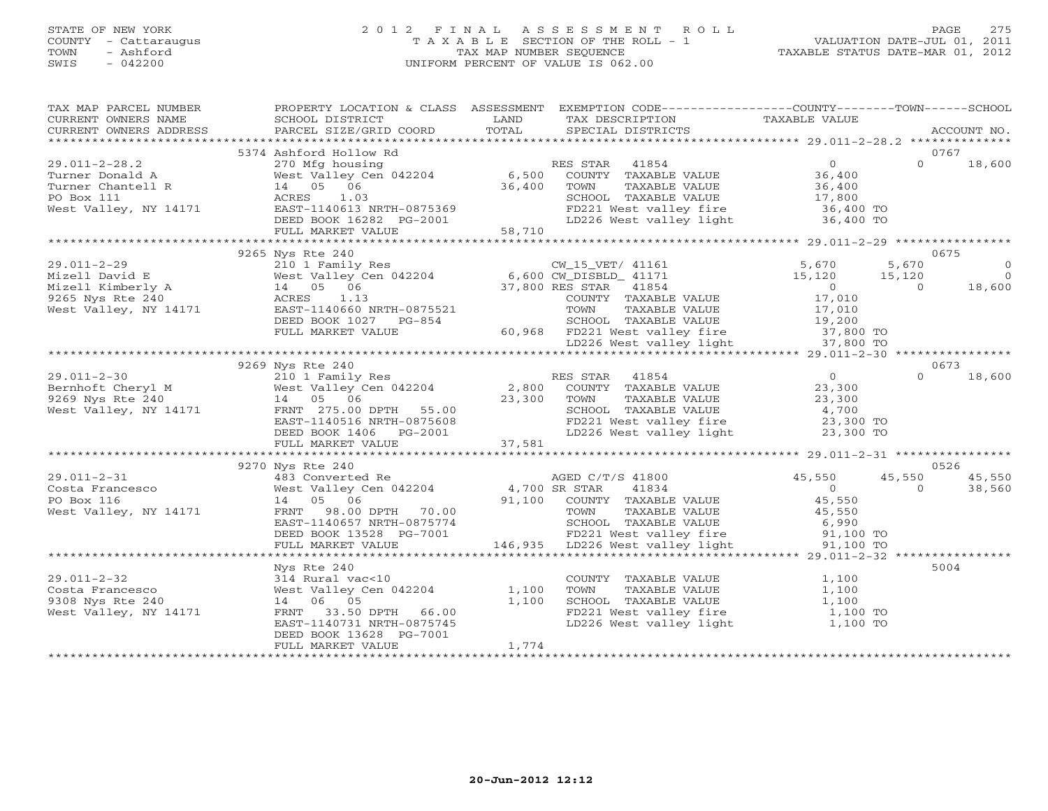STATE OF NEW YORK
COUNTY - Cattaraugus
TOWN - Ashford
SWIS - 042200

# 2012 FINAL ASSESSMENT ROLL
TAXABLE SECTION OF THE ROLL - 1
TAX MAP NUMBER SEQUENCE
UNIFORM PERCENT OF VALUE IS 062.00

VALUATION DATE-JUL 01, 2011
TAXABLE STATUS DATE-MAR 01, 2012

| TAX MAP PARCEL NUMBER / CURRENT OWNERS NAME / CURRENT OWNERS ADDRESS | PROPERTY LOCATION & CLASS / SCHOOL DISTRICT / PARCEL SIZE/GRID COORD | ASSESSMENT LAND / TOTAL | EXEMPTION CODE / TAX DESCRIPTION / SPECIAL DISTRICTS | COUNTY TAXABLE VALUE | TOWN | SCHOOL / ACCOUNT NO. |
|---|---|---|---|---|---|---|
| | 5374 Ashford Hollow Rd | | | | | 0767 |
| 29.011-2-28.2 | 270 Mfg housing | | RES STAR 41854 | 0 | 0 | 18,600 |
| Turner Donald A | West Valley Cen 042204 | 6,500 | COUNTY TAXABLE VALUE | 36,400 | | |
| Turner Chantell R | 14 05 06 | 36,400 | TOWN TAXABLE VALUE | 36,400 | | |
| PO Box 111 | ACRES 1.03 | | SCHOOL TAXABLE VALUE | 17,800 | | |
| West Valley, NY 14171 | EAST-1140613 NRTH-0875369 | | FD221 West valley fire | 36,400 TO | | |
| | DEED BOOK 16282 PG-2001 | | LD226 West valley light | 36,400 TO | | |
| | FULL MARKET VALUE | 58,710 | | | | |
| | 9265 Nys Rte 240 | | | | | 0675 |
| 29.011-2-29 | 210 1 Family Res | | CW_15_VET/ 41161 | 5,670 | 5,670 | 0 |
| Mizell David E | West Valley Cen 042204 | 6,600 | CW_DISBLD_ 41171 | 15,120 | 15,120 | 0 |
| Mizell Kimberly A | 14 05 06 | 37,800 | RES STAR 41854 | 0 | 0 | 18,600 |
| 9265 Nys Rte 240 | ACRES 1.13 | | COUNTY TAXABLE VALUE | 17,010 | | |
| West Valley, NY 14171 | EAST-1140660 NRTH-0875521 | | TOWN TAXABLE VALUE | 17,010 | | |
| | DEED BOOK 1027 PG-854 | | SCHOOL TAXABLE VALUE | 19,200 | | |
| | FULL MARKET VALUE | 60,968 | FD221 West valley fire | 37,800 TO | | |
| | | | LD226 West valley light | 37,800 TO | | |
| | 9269 Nys Rte 240 | | | | | 0673 |
| 29.011-2-30 | 210 1 Family Res | | RES STAR 41854 | 0 | 0 | 18,600 |
| Bernhoft Cheryl M | West Valley Cen 042204 | 2,800 | COUNTY TAXABLE VALUE | 23,300 | | |
| 9269 Nys Rte 240 | 14 05 06 | 23,300 | TOWN TAXABLE VALUE | 23,300 | | |
| West Valley, NY 14171 | FRNT 275.00 DPTH 55.00 | | SCHOOL TAXABLE VALUE | 4,700 | | |
| | EAST-1140516 NRTH-0875608 | | FD221 West valley fire | 23,300 TO | | |
| | DEED BOOK 1406 PG-2001 | | LD226 West valley light | 23,300 TO | | |
| | FULL MARKET VALUE | 37,581 | | | | |
| | 9270 Nys Rte 240 | | | | | 0526 |
| 29.011-2-31 | 483 Converted Re | | AGED C/T/S 41800 | 45,550 | 45,550 | 45,550 |
| Costa Francesco | West Valley Cen 042204 | 4,700 | SR STAR 41834 | 0 | 0 | 38,560 |
| PO Box 116 | 14 05 06 | 91,100 | COUNTY TAXABLE VALUE | 45,550 | | |
| West Valley, NY 14171 | FRNT 98.00 DPTH 70.00 | | TOWN TAXABLE VALUE | 45,550 | | |
| | EAST-1140657 NRTH-0875774 | | SCHOOL TAXABLE VALUE | 6,990 | | |
| | DEED BOOK 13528 PG-7001 | | FD221 West valley fire | 91,100 TO | | |
| | FULL MARKET VALUE | 146,935 | LD226 West valley light | 91,100 TO | | |
| | Nys Rte 240 | | | | | 5004 |
| 29.011-2-32 | 314 Rural vac<10 | | COUNTY TAXABLE VALUE | 1,100 | | |
| Costa Francesco | West Valley Cen 042204 | 1,100 | TOWN TAXABLE VALUE | 1,100 | | |
| 9308 Nys Rte 240 | 14 06 05 | 1,100 | SCHOOL TAXABLE VALUE | 1,100 | | |
| West Valley, NY 14171 | FRNT 33.50 DPTH 66.00 | | FD221 West valley fire | 1,100 TO | | |
| | EAST-1140731 NRTH-0875745 | | LD226 West valley light | 1,100 TO | | |
| | DEED BOOK 13628 PG-7001 | | | | | |
| | FULL MARKET VALUE | 1,774 | | | | |

20-Jun-2012 12:12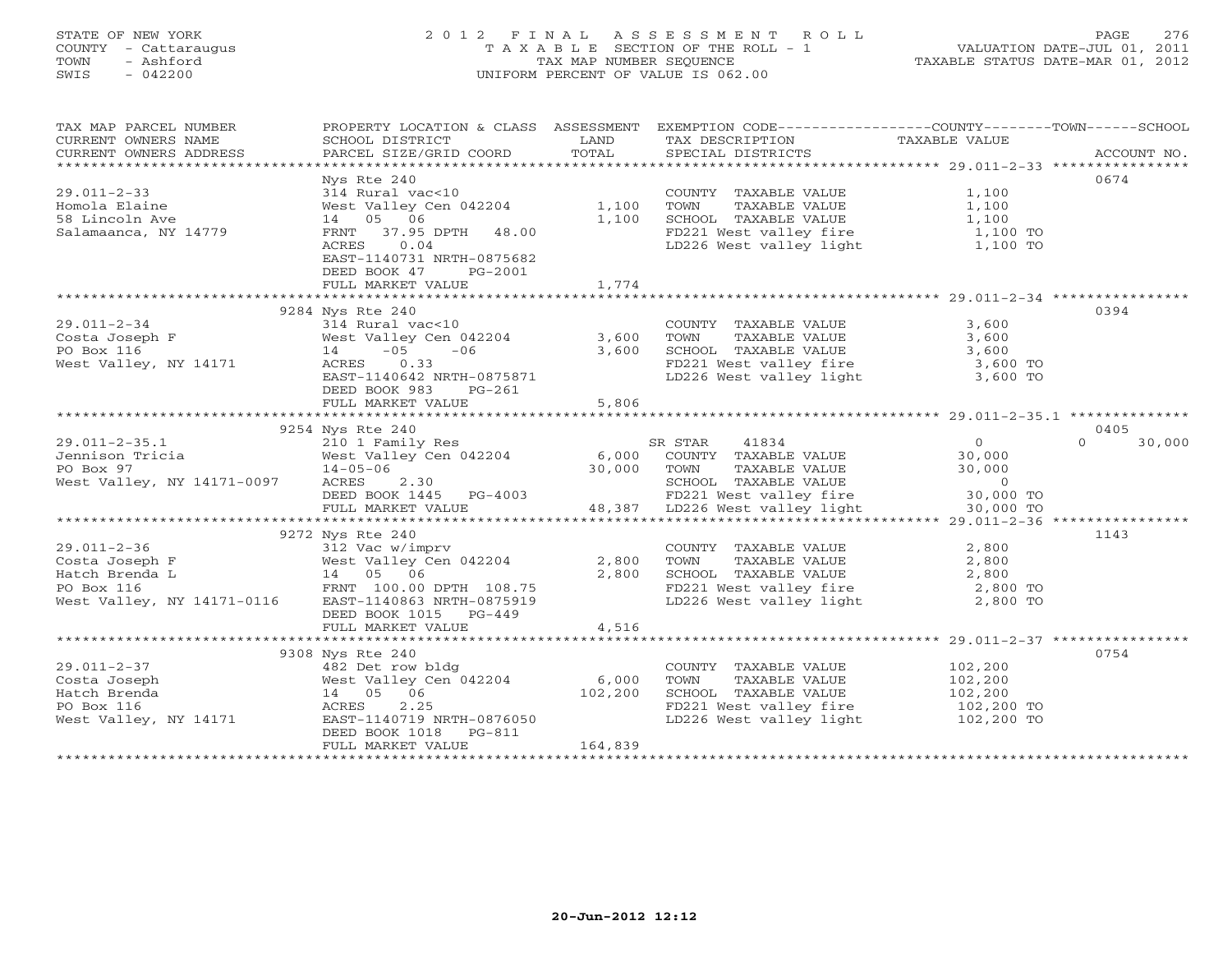STATE OF NEW YORK
COUNTY - Cattaraugus
TOWN - Ashford
SWIS - 042200

# 2012 FINAL ASSESSMENT ROLL
TAXABLE SECTION OF THE ROLL - 1
TAX MAP NUMBER SEQUENCE
UNIFORM PERCENT OF VALUE IS 062.00

VALUATION DATE-JUL 01, 2011
TAXABLE STATUS DATE-MAR 01, 2012

| TAX MAP PARCEL NUMBER / CURRENT OWNERS NAME / CURRENT OWNERS ADDRESS | PROPERTY LOCATION & CLASS / SCHOOL DISTRICT / PARCEL SIZE/GRID COORD | ASSESSMENT LAND / TOTAL | EXEMPTION CODE / TAX DESCRIPTION / SPECIAL DISTRICTS | COUNTY / TOWN / SCHOOL TAXABLE VALUE | ACCOUNT NO. |
|---|---|---|---|---|---|
| 29.011-2-33 | Nys Rte 240 | | | | 0674 |
| Homola Elaine | 314 Rural vac<10 | | COUNTY TAXABLE VALUE | 1,100 | |
| 58 Lincoln Ave | West Valley Cen 042204 | 1,100 | TOWN TAXABLE VALUE | 1,100 | |
| Salamaanca, NY 14779 | 14 05 06 | 1,100 | SCHOOL TAXABLE VALUE | 1,100 | |
| | FRNT 37.95 DPTH 48.00 | | FD221 West valley fire | 1,100 TO | |
| | ACRES 0.04 | | LD226 West valley light | 1,100 TO | |
| | EAST-1140731 NRTH-0875682 | | | | |
| | DEED BOOK 47 PG-2001 | | | | |
| | FULL MARKET VALUE | 1,774 | | | |
| 29.011-2-34 | 9284 Nys Rte 240 | | | | 0394 |
| Costa Joseph F | 314 Rural vac<10 | | COUNTY TAXABLE VALUE | 3,600 | |
| PO Box 116 | West Valley Cen 042204 | 3,600 | TOWN TAXABLE VALUE | 3,600 | |
| West Valley, NY 14171 | 14 -05 -06 | 3,600 | SCHOOL TAXABLE VALUE | 3,600 | |
| | ACRES 0.33 | | FD221 West valley fire | 3,600 TO | |
| | EAST-1140642 NRTH-0875871 | | LD226 West valley light | 3,600 TO | |
| | DEED BOOK 983 PG-261 | | | | |
| | FULL MARKET VALUE | 5,806 | | | |
| 29.011-2-35.1 | 9254 Nys Rte 240 | | | | 0405 |
| Jennison Tricia | 210 1 Family Res | | SR STAR 41834 | 0 | 0 30,000 |
| PO Box 97 | West Valley Cen 042204 | 6,000 | COUNTY TAXABLE VALUE | 30,000 | |
| West Valley, NY 14171-0097 | 14-05-06 | 30,000 | TOWN TAXABLE VALUE | 30,000 | |
| | ACRES 2.30 | | SCHOOL TAXABLE VALUE | 0 | |
| | DEED BOOK 1445 PG-4003 | | FD221 West valley fire | 30,000 TO | |
| | FULL MARKET VALUE | 48,387 | LD226 West valley light | 30,000 TO | |
| 29.011-2-36 | 9272 Nys Rte 240 | | | | 1143 |
| Costa Joseph F | 312 Vac w/imprv | | COUNTY TAXABLE VALUE | 2,800 | |
| Hatch Brenda L | West Valley Cen 042204 | 2,800 | TOWN TAXABLE VALUE | 2,800 | |
| PO Box 116 | 14 05 06 | 2,800 | SCHOOL TAXABLE VALUE | 2,800 | |
| West Valley, NY 14171-0116 | FRNT 100.00 DPTH 108.75 | | FD221 West valley fire | 2,800 TO | |
| | EAST-1140863 NRTH-0875919 | | LD226 West valley light | 2,800 TO | |
| | DEED BOOK 1015 PG-449 | | | | |
| | FULL MARKET VALUE | 4,516 | | | |
| 29.011-2-37 | 9308 Nys Rte 240 | | | | 0754 |
| Costa Joseph | 482 Det row bldg | | COUNTY TAXABLE VALUE | 102,200 | |
| Hatch Brenda | West Valley Cen 042204 | 6,000 | TOWN TAXABLE VALUE | 102,200 | |
| PO Box 116 | 14 05 06 | 102,200 | SCHOOL TAXABLE VALUE | 102,200 | |
| West Valley, NY 14171 | ACRES 2.25 | | FD221 West valley fire | 102,200 TO | |
| | EAST-1140719 NRTH-0876050 | | LD226 West valley light | 102,200 TO | |
| | DEED BOOK 1018 PG-811 | | | | |
| | FULL MARKET VALUE | 164,839 | | | |

20-Jun-2012 12:12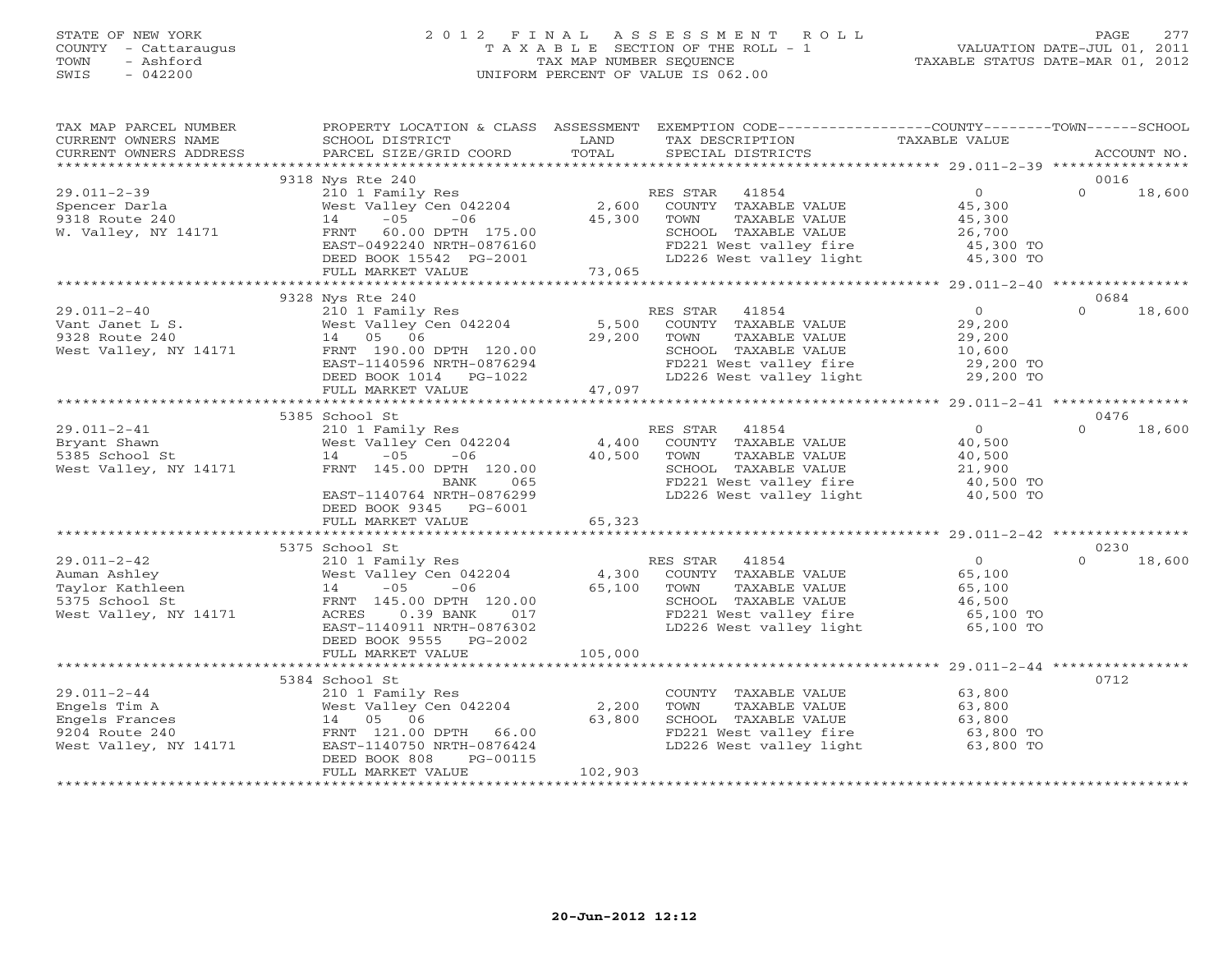STATE OF NEW YORK
COUNTY - Cattaraugus
TOWN - Ashford
SWIS - 042200

2012 FINAL ASSESSMENT ROLL
TAXABLE SECTION OF THE ROLL - 1
TAX MAP NUMBER SEQUENCE
UNIFORM PERCENT OF VALUE IS 062.00

VALUATION DATE-JUL 01, 2011
TAXABLE STATUS DATE-MAR 01, 2012

| TAX MAP PARCEL NUMBER / CURRENT OWNERS NAME / CURRENT OWNERS ADDRESS | PROPERTY LOCATION & CLASS / SCHOOL DISTRICT / PARCEL SIZE/GRID COORD | ASSESSMENT LAND / TOTAL | EXEMPTION CODE / TAX DESCRIPTION / SPECIAL DISTRICTS | COUNTY / TOWN TAXABLE VALUE | SCHOOL | ACCOUNT NO. |
|---|---|---|---|---|---|---|
| 29.011-2-39 | 9318 Nys Rte 240 | | | | | 0016 |
| Spencer Darla | 210 1 Family Res | | RES STAR 41854 | 0 | 0 18,600 | |
| 9318 Route 240 | West Valley Cen 042204 | 2,600 | COUNTY TAXABLE VALUE | 45,300 | | |
| W. Valley, NY 14171 | 14 -05 -06 | 45,300 | TOWN TAXABLE VALUE | 45,300 | | |
| | FRNT 60.00 DPTH 175.00 | | SCHOOL TAXABLE VALUE | 26,700 | | |
| | EAST-0492240 NRTH-0876160 | | FD221 West valley fire | 45,300 TO | | |
| | DEED BOOK 15542 PG-2001 | | LD226 West valley light | 45,300 TO | | |
| | FULL MARKET VALUE | 73,065 | | | | |
| 29.011-2-40 | 9328 Nys Rte 240 | | | | | 0684 |
| Vant Janet L S. | 210 1 Family Res | | RES STAR 41854 | 0 | 0 18,600 | |
| 9328 Route 240 | West Valley Cen 042204 | 5,500 | COUNTY TAXABLE VALUE | 29,200 | | |
| West Valley, NY 14171 | 14 05 06 | 29,200 | TOWN TAXABLE VALUE | 29,200 | | |
| | FRNT 190.00 DPTH 120.00 | | SCHOOL TAXABLE VALUE | 10,600 | | |
| | EAST-1140596 NRTH-0876294 | | FD221 West valley fire | 29,200 TO | | |
| | DEED BOOK 1014 PG-1022 | | LD226 West valley light | 29,200 TO | | |
| | FULL MARKET VALUE | 47,097 | | | | |
| 29.011-2-41 | 5385 School St | | | | | 0476 |
| Bryant Shawn | 210 1 Family Res | | RES STAR 41854 | 0 | 0 18,600 | |
| 5385 School St | West Valley Cen 042204 | 4,400 | COUNTY TAXABLE VALUE | 40,500 | | |
| West Valley, NY 14171 | 14 -05 -06 | 40,500 | TOWN TAXABLE VALUE | 40,500 | | |
| | FRNT 145.00 DPTH 120.00 | | SCHOOL TAXABLE VALUE | 21,900 | | |
| | BANK 065 | | FD221 West valley fire | 40,500 TO | | |
| | EAST-1140764 NRTH-0876299 | | LD226 West valley light | 40,500 TO | | |
| | DEED BOOK 9345 PG-6001 | | | | | |
| | FULL MARKET VALUE | 65,323 | | | | |
| 29.011-2-42 | 5375 School St | | | | | 0230 |
| Auman Ashley | 210 1 Family Res | | RES STAR 41854 | 0 | 0 18,600 | |
| Taylor Kathleen | West Valley Cen 042204 | 4,300 | COUNTY TAXABLE VALUE | 65,100 | | |
| 5375 School St | 14 -05 -06 | 65,100 | TOWN TAXABLE VALUE | 65,100 | | |
| West Valley, NY 14171 | FRNT 145.00 DPTH 120.00 | | SCHOOL TAXABLE VALUE | 46,500 | | |
| | ACRES 0.39 BANK 017 | | FD221 West valley fire | 65,100 TO | | |
| | EAST-1140911 NRTH-0876302 | | LD226 West valley light | 65,100 TO | | |
| | DEED BOOK 9555 PG-2002 | | | | | |
| | FULL MARKET VALUE | 105,000 | | | | |
| 29.011-2-44 | 5384 School St | | | | | 0712 |
| Engels Tim A | 210 1 Family Res | | COUNTY TAXABLE VALUE | 63,800 | | |
| Engels Frances | West Valley Cen 042204 | 2,200 | TOWN TAXABLE VALUE | 63,800 | | |
| 9204 Route 240 | 14 05 06 | 63,800 | SCHOOL TAXABLE VALUE | 63,800 | | |
| West Valley, NY 14171 | FRNT 121.00 DPTH 66.00 | | FD221 West valley fire | 63,800 TO | | |
| | EAST-1140750 NRTH-0876424 | | LD226 West valley light | 63,800 TO | | |
| | DEED BOOK 808 PG-00115 | | | | | |
| | FULL MARKET VALUE | 102,903 | | | | |

20-Jun-2012 12:12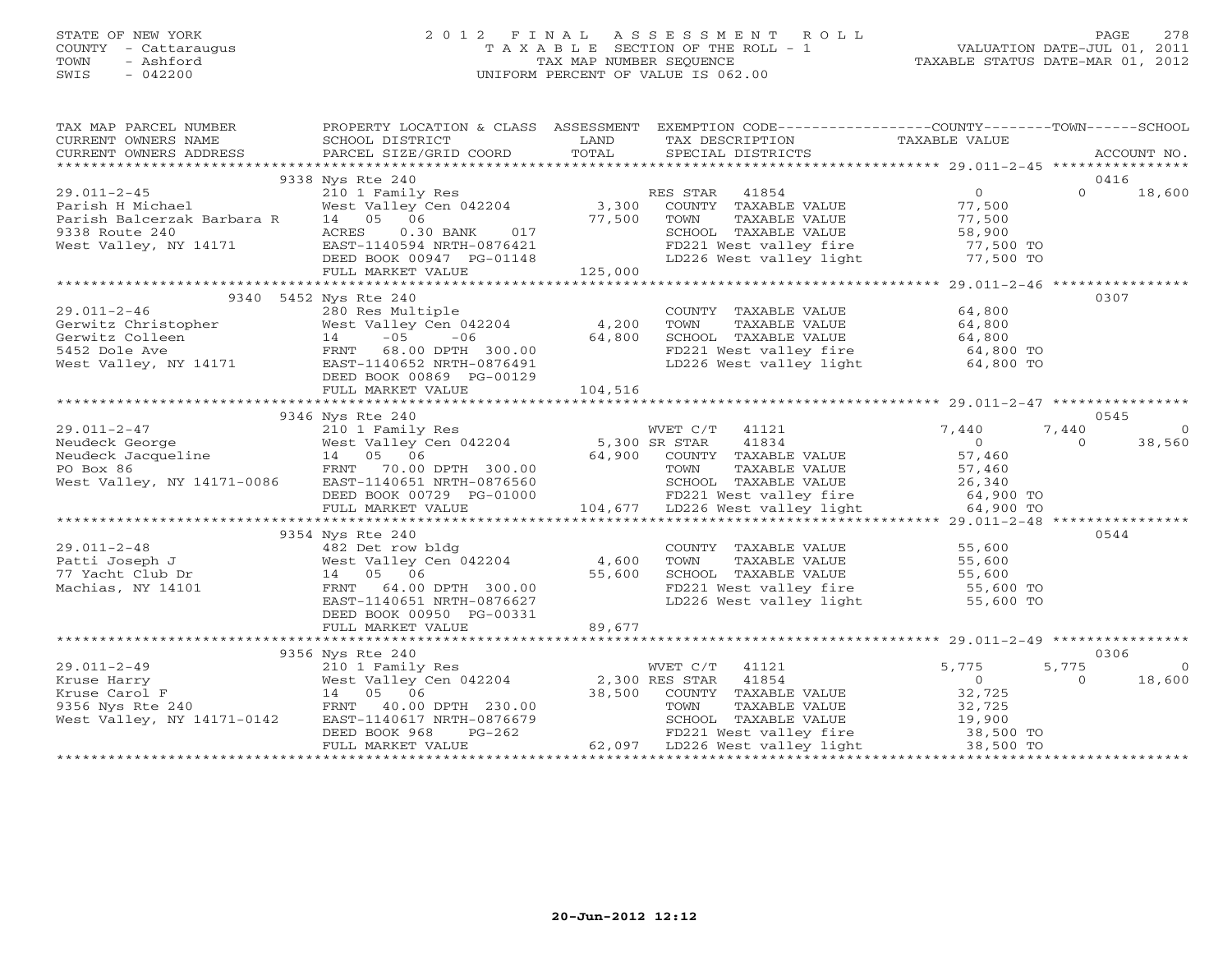STATE OF NEW YORK
COUNTY - Cattaraugus
TOWN - Ashford
SWIS - 042200

# 2012 FINAL ASSESSMENT ROLL
TAXABLE SECTION OF THE ROLL - 1
TAX MAP NUMBER SEQUENCE
UNIFORM PERCENT OF VALUE IS 062.00

VALUATION DATE-JUL 01, 2011
TAXABLE STATUS DATE-MAR 01, 2012

| TAX MAP PARCEL NUMBER / CURRENT OWNERS NAME / CURRENT OWNERS ADDRESS | PROPERTY LOCATION & CLASS / SCHOOL DISTRICT / PARCEL SIZE/GRID COORD | ASSESSMENT LAND / TOTAL | EXEMPTION CODE / TAX DESCRIPTION / SPECIAL DISTRICTS | COUNTY TAXABLE VALUE | TOWN | SCHOOL / ACCOUNT NO. |
|---|---|---|---|---|---|---|
| | 9338 Nys Rte 240 | | | | | 0416 |
| 29.011-2-45 | 210 1 Family Res | | RES STAR 41854 | 0 | 0 | 18,600 |
| Parish H Michael | West Valley Cen 042204 | 3,300 | COUNTY TAXABLE VALUE | 77,500 | | |
| Parish Balcerzak Barbara R | 14 05 06 | 77,500 | TOWN TAXABLE VALUE | 77,500 | | |
| 9338 Route 240 | ACRES 0.30 BANK 017 | | SCHOOL TAXABLE VALUE | 58,900 | | |
| West Valley, NY 14171 | EAST-1140594 NRTH-0876421 | | FD221 West valley fire | 77,500 TO | | |
| | DEED BOOK 00947 PG-01148 | | LD226 West valley light | 77,500 TO | | |
| | FULL MARKET VALUE | 125,000 | | | | |
| 9340 | 5452 Nys Rte 240 | | | | | 0307 |
| 29.011-2-46 | 280 Res Multiple | | COUNTY TAXABLE VALUE | 64,800 | | |
| Gerwitz Christopher | West Valley Cen 042204 | 4,200 | TOWN TAXABLE VALUE | 64,800 | | |
| Gerwitz Colleen | 14 -05 -06 | 64,800 | SCHOOL TAXABLE VALUE | 64,800 | | |
| 5452 Dole Ave | FRNT 68.00 DPTH 300.00 | | FD221 West valley fire | 64,800 TO | | |
| West Valley, NY 14171 | EAST-1140652 NRTH-0876491 | | LD226 West valley light | 64,800 TO | | |
| | DEED BOOK 00869 PG-00129 | | | | | |
| | FULL MARKET VALUE | 104,516 | | | | |
| | 9346 Nys Rte 240 | | | | | 0545 |
| 29.011-2-47 | 210 1 Family Res | | WVET C/T 41121 | 7,440 | 7,440 | 0 |
| Neudeck George | West Valley Cen 042204 | 5,300 | SR STAR 41834 | 0 | 0 | 38,560 |
| Neudeck Jacqueline | 14 05 06 | 64,900 | COUNTY TAXABLE VALUE | 57,460 | | |
| PO Box 86 | FRNT 70.00 DPTH 300.00 | | TOWN TAXABLE VALUE | 57,460 | | |
| West Valley, NY 14171-0086 | EAST-1140651 NRTH-0876560 | | SCHOOL TAXABLE VALUE | 26,340 | | |
| | DEED BOOK 00729 PG-01000 | | FD221 West valley fire | 64,900 TO | | |
| | FULL MARKET VALUE | 104,677 | LD226 West valley light | 64,900 TO | | |
| | 9354 Nys Rte 240 | | | | | 0544 |
| 29.011-2-48 | 482 Det row bldg | | COUNTY TAXABLE VALUE | 55,600 | | |
| Patti Joseph J | West Valley Cen 042204 | 4,600 | TOWN TAXABLE VALUE | 55,600 | | |
| 77 Yacht Club Dr | 14 05 06 | 55,600 | SCHOOL TAXABLE VALUE | 55,600 | | |
| Machias, NY 14101 | FRNT 64.00 DPTH 300.00 | | FD221 West valley fire | 55,600 TO | | |
| | EAST-1140651 NRTH-0876627 | | LD226 West valley light | 55,600 TO | | |
| | DEED BOOK 00950 PG-00331 | | | | | |
| | FULL MARKET VALUE | 89,677 | | | | |
| | 9356 Nys Rte 240 | | | | | 0306 |
| 29.011-2-49 | 210 1 Family Res | | WVET C/T 41121 | 5,775 | 5,775 | 0 |
| Kruse Harry | West Valley Cen 042204 | 2,300 | RES STAR 41854 | 0 | 0 | 18,600 |
| Kruse Carol F | 14 05 06 | 38,500 | COUNTY TAXABLE VALUE | 32,725 | | |
| 9356 Nys Rte 240 | FRNT 40.00 DPTH 230.00 | | TOWN TAXABLE VALUE | 32,725 | | |
| West Valley, NY 14171-0142 | EAST-1140617 NRTH-0876679 | | SCHOOL TAXABLE VALUE | 19,900 | | |
| | DEED BOOK 968 PG-262 | | FD221 West valley fire | 38,500 TO | | |
| | FULL MARKET VALUE | 62,097 | LD226 West valley light | 38,500 TO | | |

20-Jun-2012 12:12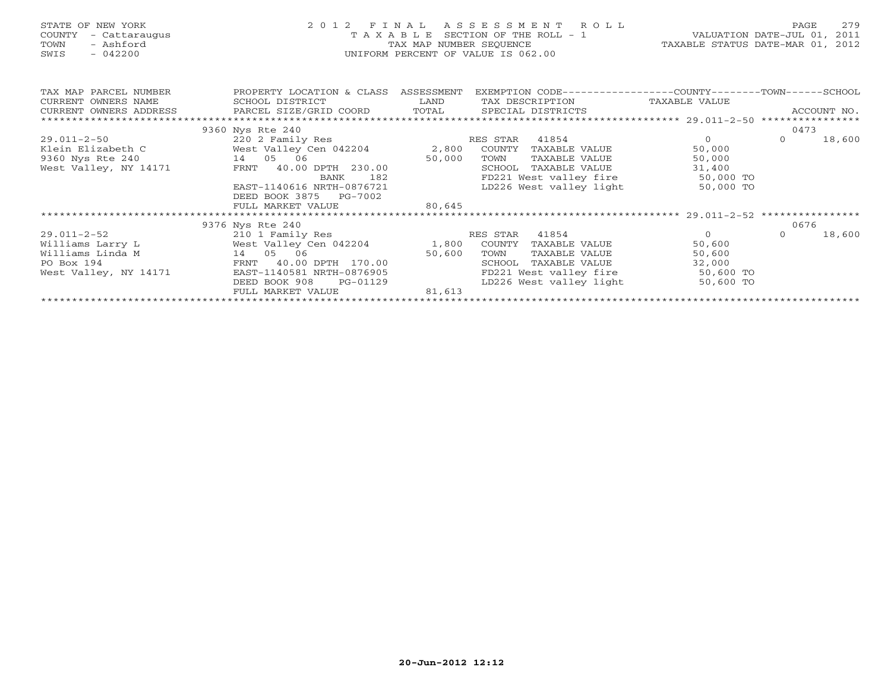STATE OF NEW YORK
COUNTY - Cattaraugus
TOWN - Ashford
SWIS - 042200

# 2012 FINAL ASSESSMENT ROLL

TAXABLE SECTION OF THE ROLL - 1
TAX MAP NUMBER SEQUENCE
UNIFORM PERCENT OF VALUE IS 062.00

VALUATION DATE-JUL 01, 2011
TAXABLE STATUS DATE-MAR 01, 2012

| TAX MAP PARCEL NUMBER / CURRENT OWNERS NAME / CURRENT OWNERS ADDRESS | PROPERTY LOCATION & CLASS / SCHOOL DISTRICT / PARCEL SIZE/GRID COORD | ASSESSMENT LAND / TOTAL | EXEMPTION CODE / TAX DESCRIPTION / SPECIAL DISTRICTS | COUNTY TAXABLE VALUE | TOWN | SCHOOL / ACCOUNT NO. |
|---|---|---|---|---|---|---|
| 29.011-2-50 | 9360 Nys Rte 240 | | | | | 0473 |
| 29.011-2-50 | 220 2 Family Res | | RES STAR 41854 | 0 | 0 | 18,600 |
| Klein Elizabeth C | West Valley Cen 042204 | 2,800 | COUNTY TAXABLE VALUE | 50,000 | | |
| 9360 Nys Rte 240 | 14 05 06 | 50,000 | TOWN TAXABLE VALUE | 50,000 | | |
| West Valley, NY 14171 | FRNT 40.00 DPTH 230.00 | | SCHOOL TAXABLE VALUE | 31,400 | | |
| | BANK 182 | | FD221 West valley fire | 50,000 TO | | |
| | EAST-1140616 NRTH-0876721 | | LD226 West valley light | 50,000 TO | | |
| | DEED BOOK 3875 PG-7002 | | | | | |
| | FULL MARKET VALUE | 80,645 | | | | |
| 29.011-2-52 | 9376 Nys Rte 240 | | | | | 0676 |
| 29.011-2-52 | 210 1 Family Res | | RES STAR 41854 | 0 | 0 | 18,600 |
| Williams Larry L | West Valley Cen 042204 | 1,800 | COUNTY TAXABLE VALUE | 50,600 | | |
| Williams Linda M | 14 05 06 | 50,600 | TOWN TAXABLE VALUE | 50,600 | | |
| PO Box 194 | FRNT 40.00 DPTH 170.00 | | SCHOOL TAXABLE VALUE | 32,000 | | |
| West Valley, NY 14171 | EAST-1140581 NRTH-0876905 | | FD221 West valley fire | 50,600 TO | | |
| | DEED BOOK 908 PG-01129 | | LD226 West valley light | 50,600 TO | | |
| | FULL MARKET VALUE | 81,613 | | | | |

20-Jun-2012 12:12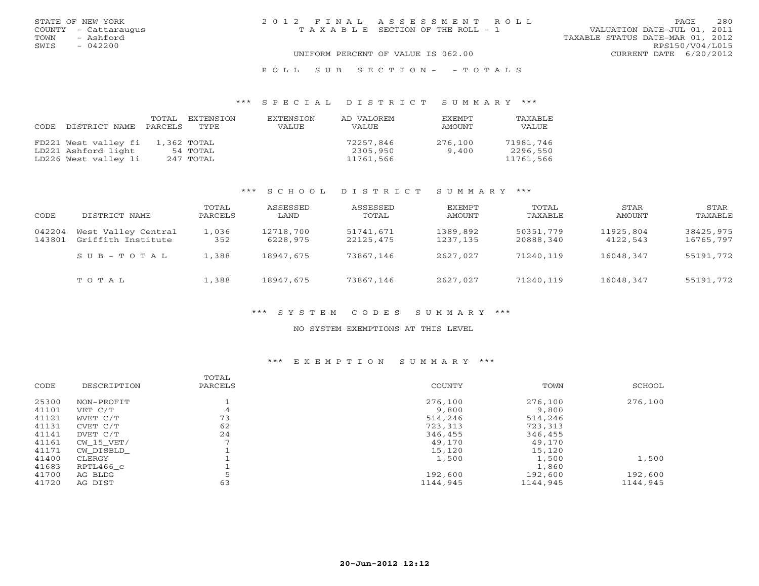STATE OF NEW YORK
COUNTY - Cattaraugus
TOWN - Ashford
SWIS - 042200

2012 FINAL ASSESSMENT ROLL
TAXABLE SECTION OF THE ROLL - 1

UNIFORM PERCENT OF VALUE IS 062.00

VALUATION DATE-JUL 01, 2011
TAXABLE STATUS DATE-MAR 01, 2012
RPS150/V04/L015
CURRENT DATE 6/20/2012

ROLL SUB SECTION- - TOTALS

### *** SPECIAL DISTRICT SUMMARY ***

| CODE | DISTRICT NAME | TOTAL PARCELS | EXTENSION TYPE | EXTENSION VALUE | AD VALOREM VALUE | EXEMPT AMOUNT | TAXABLE VALUE |
|---|---|---|---|---|---|---|---|
| FD221 | West valley fi | 1,362 | TOTAL | | 72257,846 | 276,100 | 71981,746 |
| LD221 | Ashford light | 54 | TOTAL | | 2305,950 | 9,400 | 2296,550 |
| LD226 | West valley li | 247 | TOTAL | | 11761,566 | | 11761,566 |

### *** SCHOOL DISTRICT SUMMARY ***

| CODE | DISTRICT NAME | TOTAL PARCELS | ASSESSED LAND | ASSESSED TOTAL | EXEMPT AMOUNT | TOTAL TAXABLE | STAR AMOUNT | STAR TAXABLE |
|---|---|---|---|---|---|---|---|---|
| 042204 | West Valley Central | 1,036 | 12718,700 | 51741,671 | 1389,892 | 50351,779 | 11925,804 | 38425,975 |
| 143801 | Griffith Institute | 352 | 6228,975 | 22125,475 | 1237,135 | 20888,340 | 4122,543 | 16765,797 |
| | SUB-TOTAL | 1,388 | 18947,675 | 73867,146 | 2627,027 | 71240,119 | 16048,347 | 55191,772 |
| | TOTAL | 1,388 | 18947,675 | 73867,146 | 2627,027 | 71240,119 | 16048,347 | 55191,772 |

### *** SYSTEM CODES SUMMARY ***

NO SYSTEM EXEMPTIONS AT THIS LEVEL

### *** EXEMPTION SUMMARY ***

| CODE | DESCRIPTION | TOTAL PARCELS | COUNTY | TOWN | SCHOOL |
|---|---|---|---|---|---|
| 25300 | NON-PROFIT | 1 | 276,100 | 276,100 | 276,100 |
| 41101 | VET C/T | 4 | 9,800 | 9,800 | |
| 41121 | WVET C/T | 73 | 514,246 | 514,246 | |
| 41131 | CVET C/T | 62 | 723,313 | 723,313 | |
| 41141 | DVET C/T | 24 | 346,455 | 346,455 | |
| 41161 | CW_15_VET/ | 7 | 49,170 | 49,170 | |
| 41171 | CW_DISBLD_ | 1 | 15,120 | 15,120 | |
| 41400 | CLERGY | 1 | 1,500 | 1,500 | 1,500 |
| 41683 | RPTL466_c | 1 | | 1,860 | |
| 41700 | AG BLDG | 5 | 192,600 | 192,600 | 192,600 |
| 41720 | AG DIST | 63 | 1144,945 | 1144,945 | 1144,945 |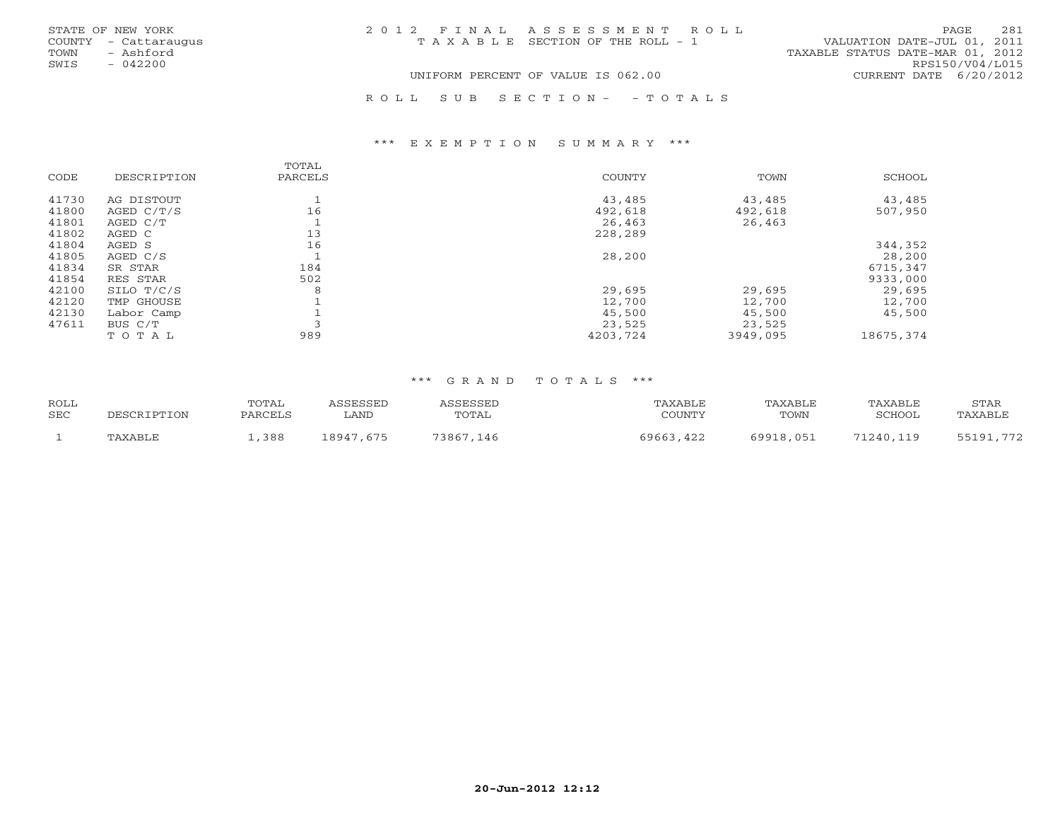STATE OF NEW YORK
COUNTY - Cattaraugus
TOWN - Ashford
SWIS - 042200

2 0 1 2 F I N A L A S S E S S M E N T R O L L
T A X A B L E SECTION OF THE ROLL - 1

VALUATION DATE-JUL 01, 2011
TAXABLE STATUS DATE-MAR 01, 2012
RPS150/V04/L015
CURRENT DATE 6/20/2012

UNIFORM PERCENT OF VALUE IS 062.00

R O L L S U B S E C T I O N - - T O T A L S

*** E X E M P T I O N S U M M A R Y ***

| CODE | DESCRIPTION | TOTAL PARCELS | COUNTY | TOWN | SCHOOL |
|---|---|---|---|---|---|
| 41730 | AG DISTOUT | 1 | 43,485 | 43,485 | 43,485 |
| 41800 | AGED C/T/S | 16 | 492,618 | 492,618 | 507,950 |
| 41801 | AGED C/T | 1 | 26,463 | 26,463 | |
| 41802 | AGED C | 13 | 228,289 | | |
| 41804 | AGED S | 16 | | | 344,352 |
| 41805 | AGED C/S | 1 | 28,200 | | 28,200 |
| 41834 | SR STAR | 184 | | | 6715,347 |
| 41854 | RES STAR | 502 | | | 9333,000 |
| 42100 | SILO T/C/S | 8 | 29,695 | 29,695 | 29,695 |
| 42120 | TMP GHOUSE | 1 | 12,700 | 12,700 | 12,700 |
| 42130 | Labor Camp | 1 | 45,500 | 45,500 | 45,500 |
| 47611 | BUS C/T | 3 | 23,525 | 23,525 | |
| | T O T A L | 989 | 4203,724 | 3949,095 | 18675,374 |

*** G R A N D T O T A L S ***

| ROLL SEC | DESCRIPTION | TOTAL PARCELS | ASSESSED LAND | ASSESSED TOTAL | TAXABLE COUNTY | TAXABLE TOWN | TAXABLE SCHOOL | STAR TAXABLE |
|---|---|---|---|---|---|---|---|---|
| 1 | TAXABLE | 1,388 | 18947,675 | 73867,146 | 69663,422 | 69918,051 | 71240,119 | 55191,772 |

20-Jun-2012 12:12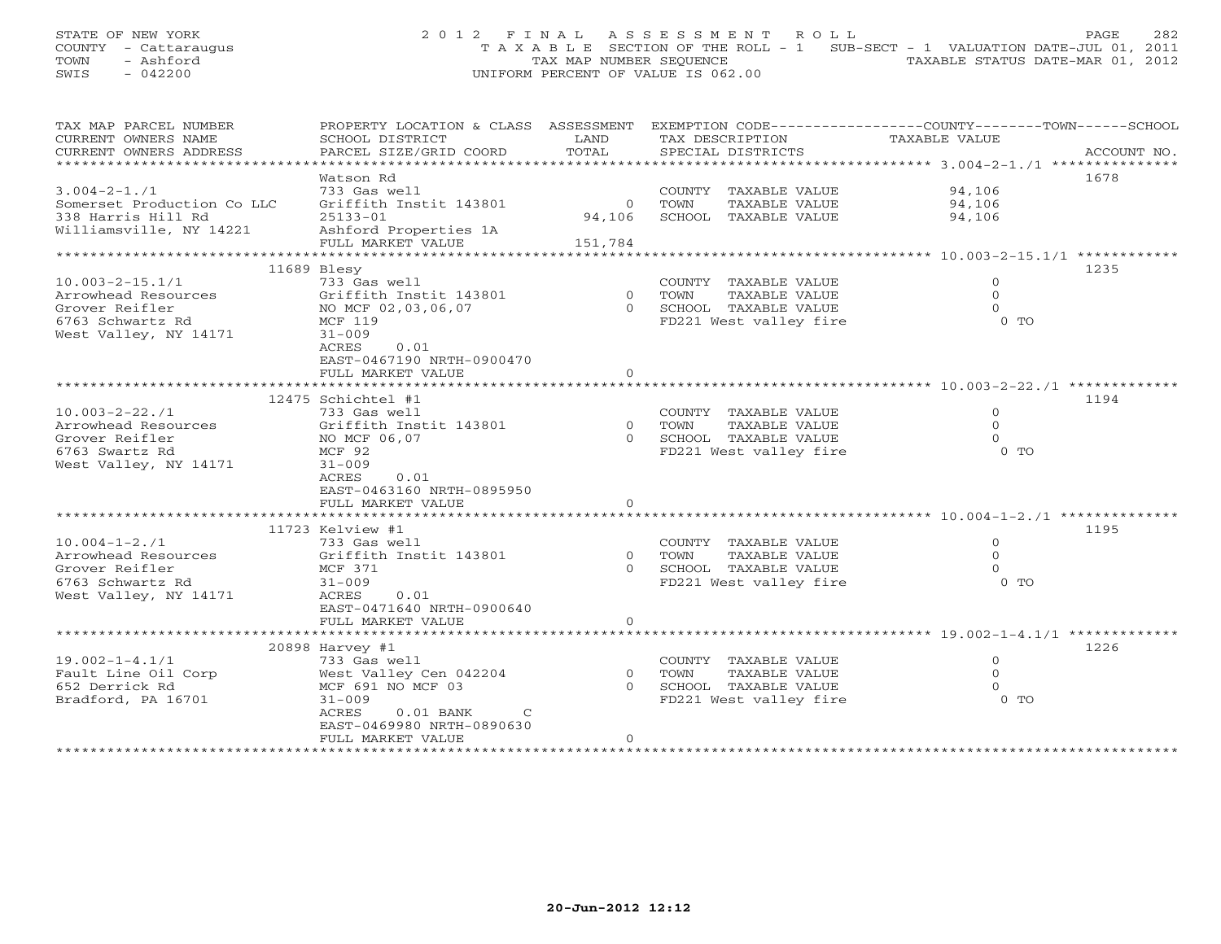STATE OF NEW YORK
COUNTY - Cattaraugus
TOWN - Ashford
SWIS - 042200

2012 FINAL ASSESSMENT ROLL
TAXABLE SECTION OF THE ROLL - 1 SUB-SECT - 1 VALUATION DATE-JUL 01, 2011
TAX MAP NUMBER SEQUENCE TAXABLE STATUS DATE-MAR 01, 2012
UNIFORM PERCENT OF VALUE IS 062.00

| TAX MAP PARCEL NUMBER / CURRENT OWNERS NAME / CURRENT OWNERS ADDRESS | PROPERTY LOCATION & CLASS / SCHOOL DISTRICT / PARCEL SIZE/GRID COORD | ASSESSMENT LAND / TOTAL | EXEMPTION CODE / TAX DESCRIPTION / SPECIAL DISTRICTS | COUNTY--------TOWN------SCHOOL TAXABLE VALUE | ACCOUNT NO. |
|---|---|---|---|---|---|
| 3.004-2-1./1 | Watson Rd | | | | 1678 |
| 3.004-2-1./1 | 733 Gas well | | COUNTY TAXABLE VALUE | 94,106 | |
| Somerset Production Co LLC | Griffith Instit 143801 | 0 | TOWN TAXABLE VALUE | 94,106 | |
| 338 Harris Hill Rd | 25133-01 | 94,106 | SCHOOL TAXABLE VALUE | 94,106 | |
| Williamsville, NY 14221 | Ashford Properties 1A | | | | |
| | FULL MARKET VALUE | 151,784 | | | |
| 10.003-2-15.1/1 | 11689 Blesy | | | | 1235 |
| 10.003-2-15.1/1 | 733 Gas well | | COUNTY TAXABLE VALUE | 0 | |
| Arrowhead Resources | Griffith Instit 143801 | 0 | TOWN TAXABLE VALUE | 0 | |
| Grover Reifler | NO MCF 02,03,06,07 | 0 | SCHOOL TAXABLE VALUE | 0 | |
| 6763 Schwartz Rd | MCF 119 | | FD221 West valley fire | 0 TO | |
| West Valley, NY 14171 | 31-009 | | | | |
| | ACRES 0.01 | | | | |
| | EAST-0467190 NRTH-0900470 | | | | |
| | FULL MARKET VALUE | 0 | | | |
| 10.003-2-22./1 | 12475 Schichtel #1 | | | | 1194 |
| 10.003-2-22./1 | 733 Gas well | | COUNTY TAXABLE VALUE | 0 | |
| Arrowhead Resources | Griffith Instit 143801 | 0 | TOWN TAXABLE VALUE | 0 | |
| Grover Reifler | NO MCF 06,07 | 0 | SCHOOL TAXABLE VALUE | 0 | |
| 6763 Swartz Rd | MCF 92 | | FD221 West valley fire | 0 TO | |
| West Valley, NY 14171 | 31-009 | | | | |
| | ACRES 0.01 | | | | |
| | EAST-0463160 NRTH-0895950 | | | | |
| | FULL MARKET VALUE | 0 | | | |
| 10.004-1-2./1 | 11723 Kelview #1 | | | | 1195 |
| 10.004-1-2./1 | 733 Gas well | | COUNTY TAXABLE VALUE | 0 | |
| Arrowhead Resources | Griffith Instit 143801 | 0 | TOWN TAXABLE VALUE | 0 | |
| Grover Reifler | MCF 371 | 0 | SCHOOL TAXABLE VALUE | 0 | |
| 6763 Schwartz Rd | 31-009 | | FD221 West valley fire | 0 TO | |
| West Valley, NY 14171 | ACRES 0.01 | | | | |
| | EAST-0471640 NRTH-0900640 | | | | |
| | FULL MARKET VALUE | 0 | | | |
| 19.002-1-4.1/1 | 20898 Harvey #1 | | | | 1226 |
| 19.002-1-4.1/1 | 733 Gas well | | COUNTY TAXABLE VALUE | 0 | |
| Fault Line Oil Corp | West Valley Cen 042204 | 0 | TOWN TAXABLE VALUE | 0 | |
| 652 Derrick Rd | MCF 691 NO MCF 03 | 0 | SCHOOL TAXABLE VALUE | 0 | |
| Bradford, PA 16701 | 31-009 | | FD221 West valley fire | 0 TO | |
| | ACRES 0.01 BANK C | | | | |
| | EAST-0469980 NRTH-0890630 | | | | |
| | FULL MARKET VALUE | 0 | | | |

20-Jun-2012 12:12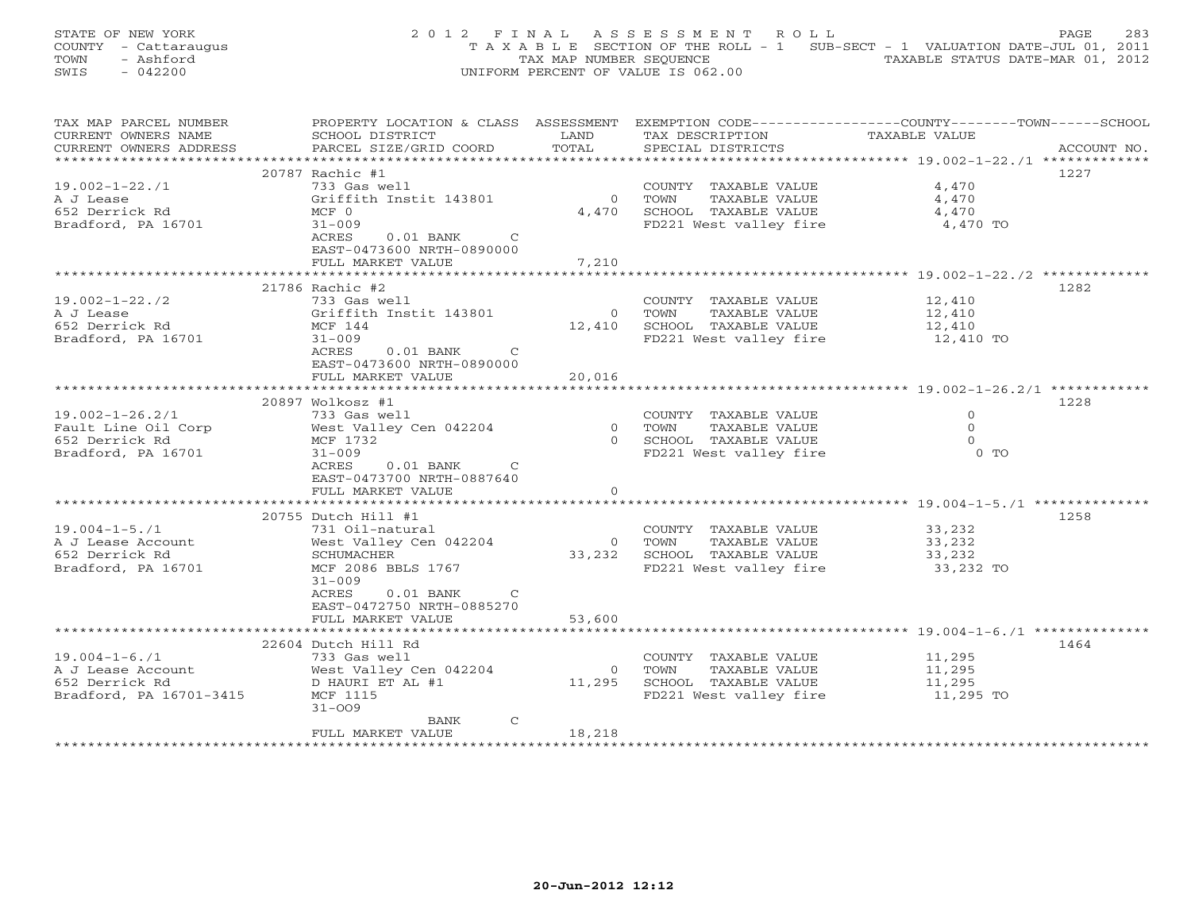STATE OF NEW YORK
COUNTY - Cattaraugus
TOWN - Ashford
SWIS - 042200

2012 FINAL ASSESSMENT ROLL
TAXABLE SECTION OF THE ROLL - 1 SUB-SECT - 1 VALUATION DATE-JUL 01, 2011
TAX MAP NUMBER SEQUENCE TAXABLE STATUS DATE-MAR 01, 2012
UNIFORM PERCENT OF VALUE IS 062.00

| TAX MAP PARCEL NUMBER / CURRENT OWNERS NAME / CURRENT OWNERS ADDRESS | PROPERTY LOCATION & CLASS / SCHOOL DISTRICT / PARCEL SIZE/GRID COORD | ASSESSMENT LAND / TOTAL | EXEMPTION CODE / TAX DESCRIPTION / SPECIAL DISTRICTS | COUNTY--------TOWN------SCHOOL TAXABLE VALUE | ACCOUNT NO. |
|---|---|---|---|---|---|
| | 20787 Rachic #1 | | | | 1227 |
| 19.002-1-22./1 | 733 Gas well | | COUNTY TAXABLE VALUE | 4,470 | |
| A J Lease | Griffith Instit 143801 | 0 | TOWN TAXABLE VALUE | 4,470 | |
| 652 Derrick Rd | MCF 0 | 4,470 | SCHOOL TAXABLE VALUE | 4,470 | |
| Bradford, PA 16701 | 31-009 | | FD221 West valley fire | 4,470 TO | |
| | ACRES 0.01 BANK C | | | | |
| | EAST-0473600 NRTH-0890000 | | | | |
| | FULL MARKET VALUE | 7,210 | | | |
| | 21786 Rachic #2 | | | | 1282 |
| 19.002-1-22./2 | 733 Gas well | | COUNTY TAXABLE VALUE | 12,410 | |
| A J Lease | Griffith Instit 143801 | 0 | TOWN TAXABLE VALUE | 12,410 | |
| 652 Derrick Rd | MCF 144 | 12,410 | SCHOOL TAXABLE VALUE | 12,410 | |
| Bradford, PA 16701 | 31-009 | | FD221 West valley fire | 12,410 TO | |
| | ACRES 0.01 BANK C | | | | |
| | EAST-0473600 NRTH-0890000 | | | | |
| | FULL MARKET VALUE | 20,016 | | | |
| | 20897 Wolkosz #1 | | | | 1228 |
| 19.002-1-26.2/1 | 733 Gas well | | COUNTY TAXABLE VALUE | 0 | |
| Fault Line Oil Corp | West Valley Cen 042204 | 0 | TOWN TAXABLE VALUE | 0 | |
| 652 Derrick Rd | MCF 1732 | 0 | SCHOOL TAXABLE VALUE | 0 | |
| Bradford, PA 16701 | 31-009 | | FD221 West valley fire | 0 TO | |
| | ACRES 0.01 BANK C | | | | |
| | EAST-0473700 NRTH-0887640 | | | | |
| | FULL MARKET VALUE | 0 | | | |
| | 20755 Dutch Hill #1 | | | | 1258 |
| 19.004-1-5./1 | 731 Oil-natural | | COUNTY TAXABLE VALUE | 33,232 | |
| A J Lease Account | West Valley Cen 042204 | 0 | TOWN TAXABLE VALUE | 33,232 | |
| 652 Derrick Rd | SCHUMACHER | 33,232 | SCHOOL TAXABLE VALUE | 33,232 | |
| Bradford, PA 16701 | MCF 2086 BBLS 1767 | | FD221 West valley fire | 33,232 TO | |
| | 31-009 | | | | |
| | ACRES 0.01 BANK C | | | | |
| | EAST-0472750 NRTH-0885270 | | | | |
| | FULL MARKET VALUE | 53,600 | | | |
| | 22604 Dutch Hill Rd | | | | 1464 |
| 19.004-1-6./1 | 733 Gas well | | COUNTY TAXABLE VALUE | 11,295 | |
| A J Lease Account | West Valley Cen 042204 | 0 | TOWN TAXABLE VALUE | 11,295 | |
| 652 Derrick Rd | D HAURI ET AL #1 | 11,295 | SCHOOL TAXABLE VALUE | 11,295 | |
| Bradford, PA 16701-3415 | MCF 1115 | | FD221 West valley fire | 11,295 TO | |
| | 31-OO9 | | | | |
| | BANK C | | | | |
| | FULL MARKET VALUE | 18,218 | | | |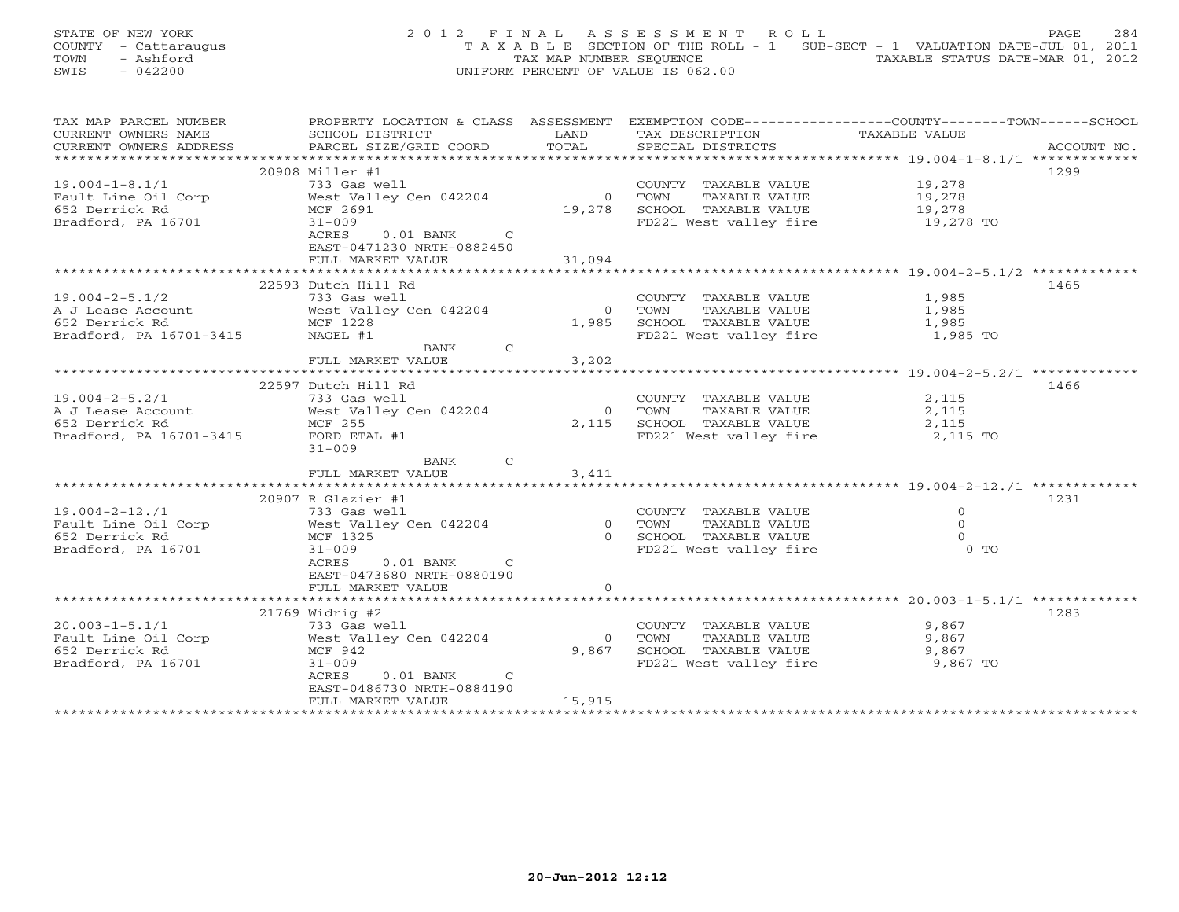STATE OF NEW YORK
COUNTY - Cattaraugus
TOWN - Ashford
SWIS - 042200

# 2012 FINAL ASSESSMENT ROLL

TAXABLE SECTION OF THE ROLL - 1 SUB-SECT - 1 VALUATION DATE-JUL 01, 2011
TAX MAP NUMBER SEQUENCE TAXABLE STATUS DATE-MAR 01, 2012
UNIFORM PERCENT OF VALUE IS 062.00

| TAX MAP PARCEL NUMBER / CURRENT OWNERS NAME / CURRENT OWNERS ADDRESS | PROPERTY LOCATION & CLASS / SCHOOL DISTRICT / PARCEL SIZE/GRID COORD | ASSESSMENT LAND / TOTAL | EXEMPTION CODE / TAX DESCRIPTION / SPECIAL DISTRICTS | TAXABLE VALUE | ACCOUNT NO. |
|---|---|---|---|---|---|
| 19.004-1-8.1/1 | 20908 Miller #1 | | | | 1299 |
| | 733 Gas well | | COUNTY TAXABLE VALUE | 19,278 | |
| Fault Line Oil Corp | West Valley Cen 042204 | 0 | TOWN TAXABLE VALUE | 19,278 | |
| 652 Derrick Rd | MCF 2691 | 19,278 | SCHOOL TAXABLE VALUE | 19,278 | |
| Bradford, PA 16701 | 31-009 | | FD221 West valley fire | 19,278 TO | |
| | ACRES 0.01 BANK C | | | | |
| | EAST-0471230 NRTH-0882450 | | | | |
| | FULL MARKET VALUE | 31,094 | | | |
| 19.004-2-5.1/2 | 22593 Dutch Hill Rd | | | | 1465 |
| | 733 Gas well | | COUNTY TAXABLE VALUE | 1,985 | |
| A J Lease Account | West Valley Cen 042204 | 0 | TOWN TAXABLE VALUE | 1,985 | |
| 652 Derrick Rd | MCF 1228 | 1,985 | SCHOOL TAXABLE VALUE | 1,985 | |
| Bradford, PA 16701-3415 | NAGEL #1 | | FD221 West valley fire | 1,985 TO | |
| | BANK C | | | | |
| | FULL MARKET VALUE | 3,202 | | | |
| 19.004-2-5.2/1 | 22597 Dutch Hill Rd | | | | 1466 |
| | 733 Gas well | | COUNTY TAXABLE VALUE | 2,115 | |
| A J Lease Account | West Valley Cen 042204 | 0 | TOWN TAXABLE VALUE | 2,115 | |
| 652 Derrick Rd | MCF 255 | 2,115 | SCHOOL TAXABLE VALUE | 2,115 | |
| Bradford, PA 16701-3415 | FORD ETAL #1 | | FD221 West valley fire | 2,115 TO | |
| | 31-009 | | | | |
| | BANK C | | | | |
| | FULL MARKET VALUE | 3,411 | | | |
| 19.004-2-12./1 | 20907 R Glazier #1 | | | | 1231 |
| | 733 Gas well | | COUNTY TAXABLE VALUE | 0 | |
| Fault Line Oil Corp | West Valley Cen 042204 | 0 | TOWN TAXABLE VALUE | 0 | |
| 652 Derrick Rd | MCF 1325 | 0 | SCHOOL TAXABLE VALUE | 0 | |
| Bradford, PA 16701 | 31-009 | | FD221 West valley fire | 0 TO | |
| | ACRES 0.01 BANK C | | | | |
| | EAST-0473680 NRTH-0880190 | | | | |
| | FULL MARKET VALUE | 0 | | | |
| 20.003-1-5.1/1 | 21769 Widrig #2 | | | | 1283 |
| | 733 Gas well | | COUNTY TAXABLE VALUE | 9,867 | |
| Fault Line Oil Corp | West Valley Cen 042204 | 0 | TOWN TAXABLE VALUE | 9,867 | |
| 652 Derrick Rd | MCF 942 | 9,867 | SCHOOL TAXABLE VALUE | 9,867 | |
| Bradford, PA 16701 | 31-009 | | FD221 West valley fire | 9,867 TO | |
| | ACRES 0.01 BANK C | | | | |
| | EAST-0486730 NRTH-0884190 | | | | |
| | FULL MARKET VALUE | 15,915 | | | |

20-Jun-2012 12:12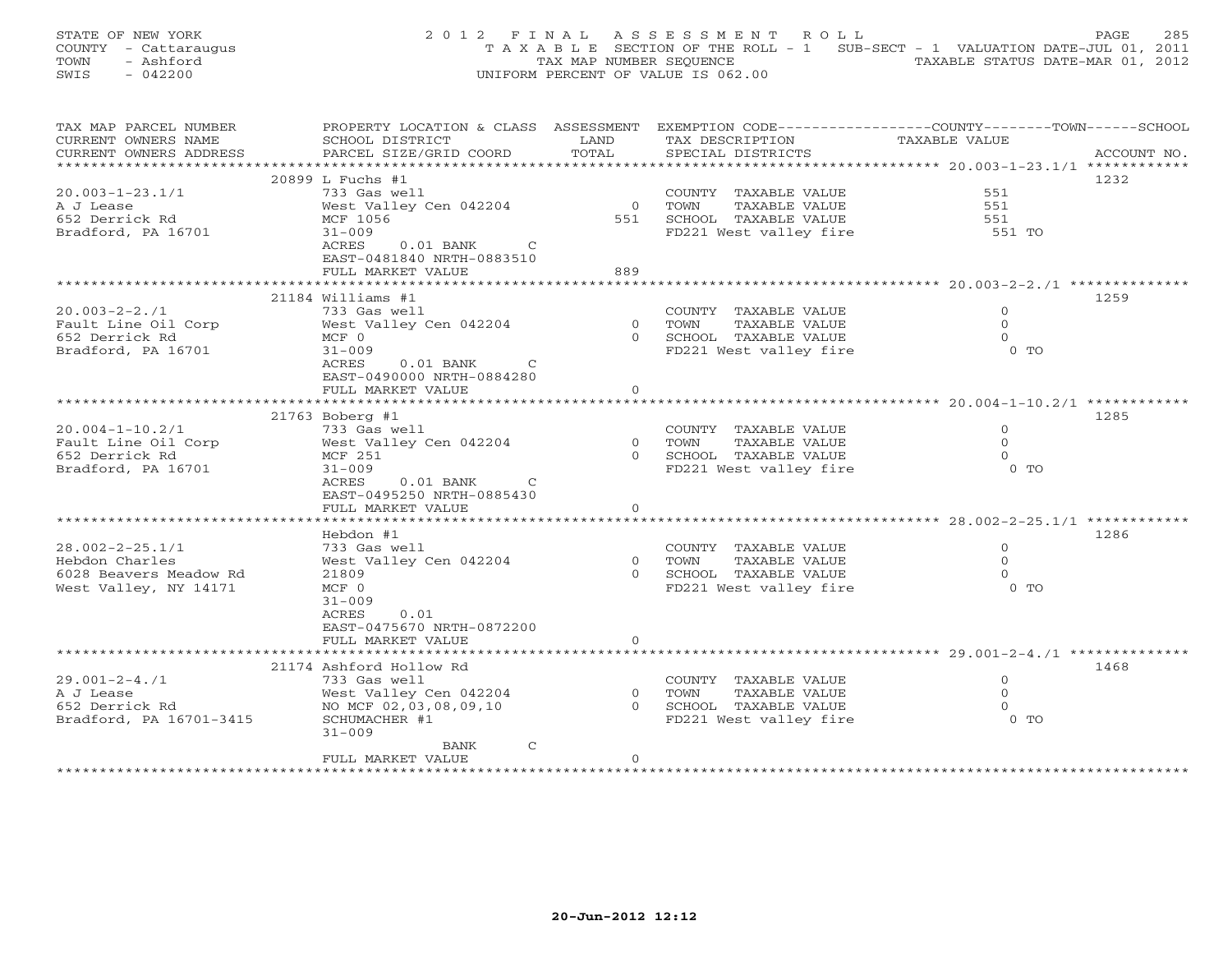STATE OF NEW YORK
COUNTY - Cattaraugus
TOWN - Ashford
SWIS - 042200

2012 FINAL ASSESSMENT ROLL
TAXABLE SECTION OF THE ROLL - 1 SUB-SECT - 1 VALUATION DATE-JUL 01, 2011
TAX MAP NUMBER SEQUENCE TAXABLE STATUS DATE-MAR 01, 2012
UNIFORM PERCENT OF VALUE IS 062.00

| TAX MAP PARCEL NUMBER / CURRENT OWNERS NAME / CURRENT OWNERS ADDRESS | PROPERTY LOCATION & CLASS / SCHOOL DISTRICT / PARCEL SIZE/GRID COORD | ASSESSMENT LAND / TOTAL | EXEMPTION CODE / TAX DESCRIPTION / SPECIAL DISTRICTS | COUNTY--TOWN--SCHOOL TAXABLE VALUE | ACCOUNT NO. |
|---|---|---|---|---|---|
| 20.003-1-23.1/1 | 20899 L Fuchs #1 | | | | 1232 |
| | 733 Gas well | | COUNTY TAXABLE VALUE | 551 | |
| A J Lease | West Valley Cen 042204 | 0 | TOWN TAXABLE VALUE | 551 | |
| 652 Derrick Rd | MCF 1056 | 551 | SCHOOL TAXABLE VALUE | 551 | |
| Bradford, PA 16701 | 31-009 | | FD221 West valley fire | 551 TO | |
| | ACRES 0.01 BANK C | | | | |
| | EAST-0481840 NRTH-0883510 | | | | |
| | FULL MARKET VALUE | 889 | | | |
| 20.003-2-2./1 | 21184 Williams #1 | | | | 1259 |
| | 733 Gas well | | COUNTY TAXABLE VALUE | 0 | |
| Fault Line Oil Corp | West Valley Cen 042204 | 0 | TOWN TAXABLE VALUE | 0 | |
| 652 Derrick Rd | MCF 0 | 0 | SCHOOL TAXABLE VALUE | 0 | |
| Bradford, PA 16701 | 31-009 | | FD221 West valley fire | 0 TO | |
| | ACRES 0.01 BANK C | | | | |
| | EAST-0490000 NRTH-0884280 | | | | |
| | FULL MARKET VALUE | 0 | | | |
| 20.004-1-10.2/1 | 21763 Boberg #1 | | | | 1285 |
| | 733 Gas well | | COUNTY TAXABLE VALUE | 0 | |
| Fault Line Oil Corp | West Valley Cen 042204 | 0 | TOWN TAXABLE VALUE | 0 | |
| 652 Derrick Rd | MCF 251 | 0 | SCHOOL TAXABLE VALUE | 0 | |
| Bradford, PA 16701 | 31-009 | | FD221 West valley fire | 0 TO | |
| | ACRES 0.01 BANK C | | | | |
| | EAST-0495250 NRTH-0885430 | | | | |
| | FULL MARKET VALUE | 0 | | | |
| 28.002-2-25.1/1 | Hebdon #1 | | | | 1286 |
| | 733 Gas well | | COUNTY TAXABLE VALUE | 0 | |
| Hebdon Charles | West Valley Cen 042204 | 0 | TOWN TAXABLE VALUE | 0 | |
| 6028 Beavers Meadow Rd | 21809 | 0 | SCHOOL TAXABLE VALUE | 0 | |
| West Valley, NY 14171 | MCF 0 | | FD221 West valley fire | 0 TO | |
| | 31-009 | | | | |
| | ACRES 0.01 | | | | |
| | EAST-0475670 NRTH-0872200 | | | | |
| | FULL MARKET VALUE | 0 | | | |
| 29.001-2-4./1 | 21174 Ashford Hollow Rd | | | | 1468 |
| | 733 Gas well | | COUNTY TAXABLE VALUE | 0 | |
| A J Lease | West Valley Cen 042204 | 0 | TOWN TAXABLE VALUE | 0 | |
| 652 Derrick Rd | NO MCF 02,03,08,09,10 | 0 | SCHOOL TAXABLE VALUE | 0 | |
| Bradford, PA 16701-3415 | SCHUMACHER #1 | | FD221 West valley fire | 0 TO | |
| | 31-009 | | | | |
| | BANK C | | | | |
| | FULL MARKET VALUE | 0 | | | |

20-Jun-2012 12:12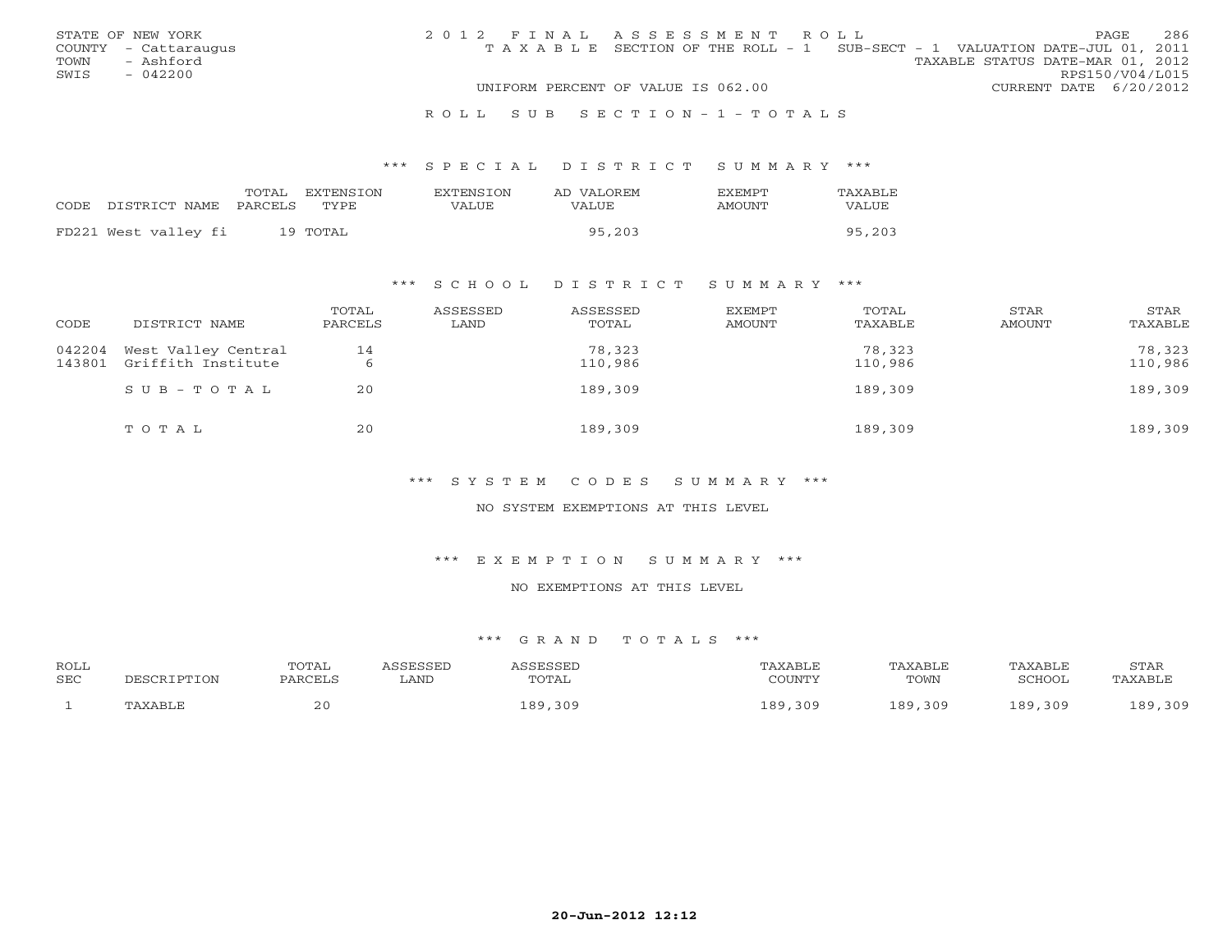STATE OF NEW YORK
COUNTY - Cattaraugus
TOWN - Ashford
SWIS - 042200

2012 FINAL ASSESSMENT ROLL
TAXABLE SECTION OF THE ROLL - 1 SUB-SECT - 1 VALUATION DATE-JUL 01, 2011
TAXABLE STATUS DATE-MAR 01, 2012
RPS150/V04/L015
UNIFORM PERCENT OF VALUE IS 062.00 CURRENT DATE 6/20/2012

ROLL SUB SECTION-1-TOTALS

*** SPECIAL DISTRICT SUMMARY ***

| CODE DISTRICT NAME | TOTAL PARCELS | EXTENSION TYPE | EXTENSION VALUE | AD VALOREM VALUE | EXEMPT AMOUNT | TAXABLE VALUE |
|---|---|---|---|---|---|---|
| FD221 West valley fi | 19 | TOTAL | | 95,203 | | 95,203 |

*** SCHOOL DISTRICT SUMMARY ***

| CODE | DISTRICT NAME | TOTAL PARCELS | ASSESSED LAND | ASSESSED TOTAL | EXEMPT AMOUNT | TOTAL TAXABLE | STAR AMOUNT | STAR TAXABLE |
|---|---|---|---|---|---|---|---|---|
| 042204 | West Valley Central | 14 | | 78,323 | | 78,323 | | 78,323 |
| 143801 | Griffith Institute | 6 | | 110,986 | | 110,986 | | 110,986 |
| | SUB-TOTAL | 20 | | 189,309 | | 189,309 | | 189,309 |
| | TOTAL | 20 | | 189,309 | | 189,309 | | 189,309 |

*** SYSTEM CODES SUMMARY ***

NO SYSTEM EXEMPTIONS AT THIS LEVEL

*** EXEMPTION SUMMARY ***

NO EXEMPTIONS AT THIS LEVEL

*** GRAND TOTALS ***

| ROLL SEC | DESCRIPTION | TOTAL PARCELS | ASSESSED LAND | ASSESSED TOTAL | TAXABLE COUNTY | TAXABLE TOWN | TAXABLE SCHOOL | STAR TAXABLE |
|---|---|---|---|---|---|---|---|---|
| 1 | TAXABLE | 20 | | 189,309 | 189,309 | 189,309 | 189,309 | 189,309 |

20-Jun-2012 12:12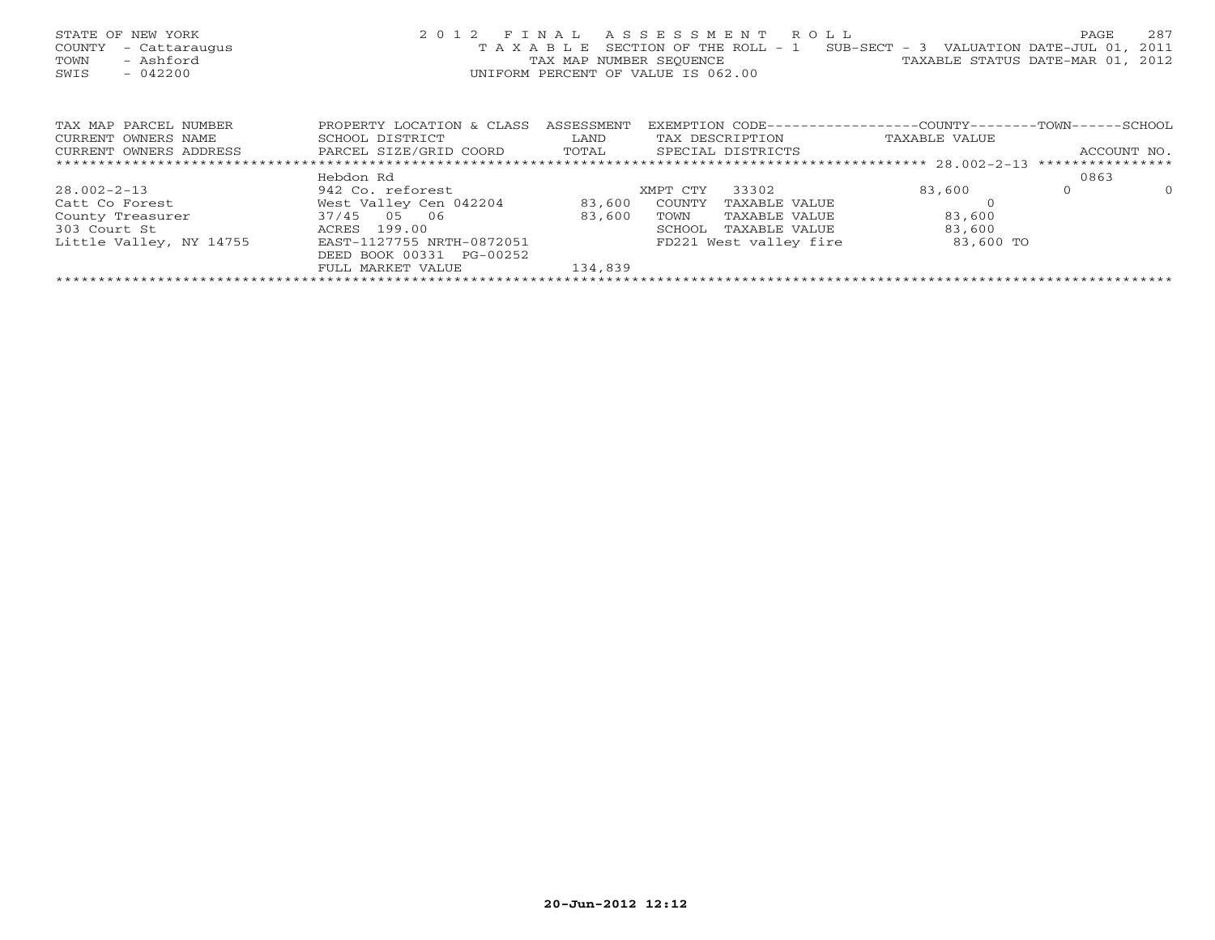STATE OF NEW YORK
COUNTY - Cattaraugus
TOWN - Ashford
SWIS - 042200

2 0 1 2 F I N A L A S S E S S M E N T R O L L
T A X A B L E SECTION OF THE ROLL - 1 SUB-SECT - 3 VALUATION DATE-JUL 01, 2011
TAX MAP NUMBER SEQUENCE TAXABLE STATUS DATE-MAR 01, 2012
UNIFORM PERCENT OF VALUE IS 062.00

| TAX MAP PARCEL NUMBER<br>CURRENT OWNERS NAME<br>CURRENT OWNERS ADDRESS | PROPERTY LOCATION & CLASS<br>SCHOOL DISTRICT<br>PARCEL SIZE/GRID COORD | ASSESSMENT<br>LAND<br>TOTAL | EXEMPTION CODE<br>TAX DESCRIPTION<br>SPECIAL DISTRICTS | COUNTY<br>TAXABLE VALUE | TOWN | SCHOOL<br>ACCOUNT NO. |
|---|---|---|---|---|---|---|
| 28.002-2-13 | Hebdon Rd | | | | 0863 | |
| | 942 Co. reforest | | XMPT CTY 33302 | 83,600 | 0 | 0 |
| Catt Co Forest | West Valley Cen 042204 | 83,600 | COUNTY TAXABLE VALUE | 0 | | |
| County Treasurer | 37/45 05 06 | 83,600 | TOWN TAXABLE VALUE | 83,600 | | |
| 303 Court St | ACRES 199.00 | | SCHOOL TAXABLE VALUE | 83,600 | | |
| Little Valley, NY 14755 | EAST-1127755 NRTH-0872051 | | FD221 West valley fire | 83,600 TO | | |
| | DEED BOOK 00331 PG-00252 | | | | | |
| | FULL MARKET VALUE | 134,839 | | | | |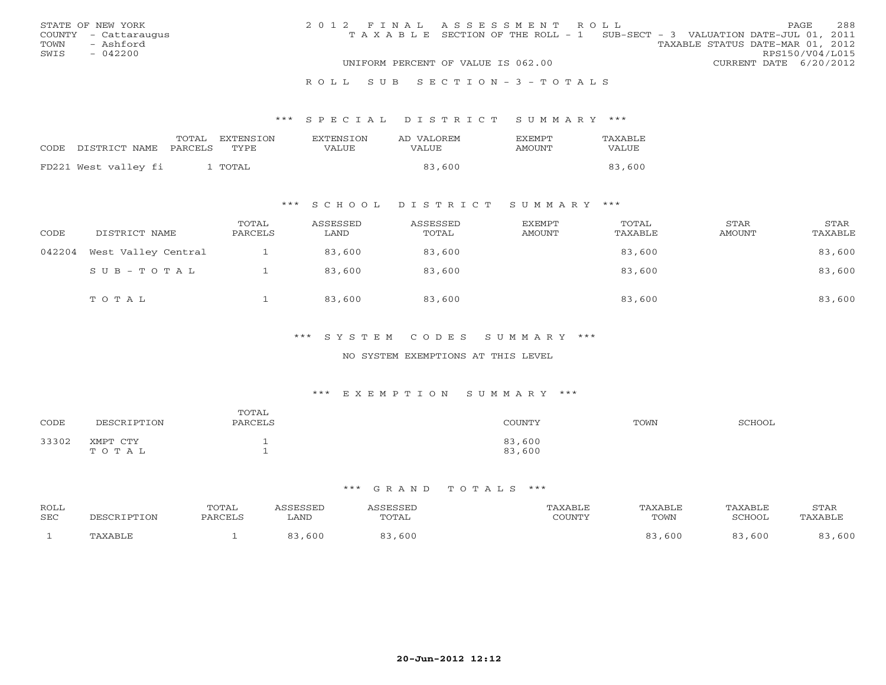STATE OF NEW YORK
COUNTY - Cattaraugus
TOWN - Ashford
SWIS - 042200

2012 FINAL ASSESSMENT ROLL
TAXABLE SECTION OF THE ROLL - 1 SUB-SECT - 3 VALUATION DATE-JUL 01, 2011
TAXABLE STATUS DATE-MAR 01, 2012
RPS150/V04/L015
UNIFORM PERCENT OF VALUE IS 062.00
CURRENT DATE 6/20/2012

ROLL SUB SECTION-3-TOTALS

*** SPECIAL DISTRICT SUMMARY ***

| CODE DISTRICT NAME | TOTAL PARCELS | EXTENSION TYPE | EXTENSION VALUE | AD VALOREM VALUE | EXEMPT AMOUNT | TAXABLE VALUE |
|---|---|---|---|---|---|---|
| FD221 West valley fi | 1 | TOTAL | | 83,600 | | 83,600 |

*** SCHOOL DISTRICT SUMMARY ***

| CODE | DISTRICT NAME | TOTAL PARCELS | ASSESSED LAND | ASSESSED TOTAL | EXEMPT AMOUNT | TOTAL TAXABLE | STAR AMOUNT | STAR TAXABLE |
|---|---|---|---|---|---|---|---|---|
| 042204 | West Valley Central | 1 | 83,600 | 83,600 | | 83,600 | | 83,600 |
| | SUB-TOTAL | 1 | 83,600 | 83,600 | | 83,600 | | 83,600 |
| | TOTAL | 1 | 83,600 | 83,600 | | 83,600 | | 83,600 |

*** SYSTEM CODES SUMMARY ***

NO SYSTEM EXEMPTIONS AT THIS LEVEL

*** EXEMPTION SUMMARY ***

| CODE | DESCRIPTION | TOTAL PARCELS | COUNTY | TOWN | SCHOOL |
|---|---|---|---|---|---|
| 33302 | XMPT CTY | 1 | 83,600 | | |
| | TOTAL | 1 | 83,600 | | |

*** GRAND TOTALS ***

| ROLL SEC | DESCRIPTION | TOTAL PARCELS | ASSESSED LAND | ASSESSED TOTAL | TAXABLE COUNTY | TAXABLE TOWN | TAXABLE SCHOOL | STAR TAXABLE |
|---|---|---|---|---|---|---|---|---|
| 1 | TAXABLE | 1 | 83,600 | 83,600 | | 83,600 | 83,600 | 83,600 |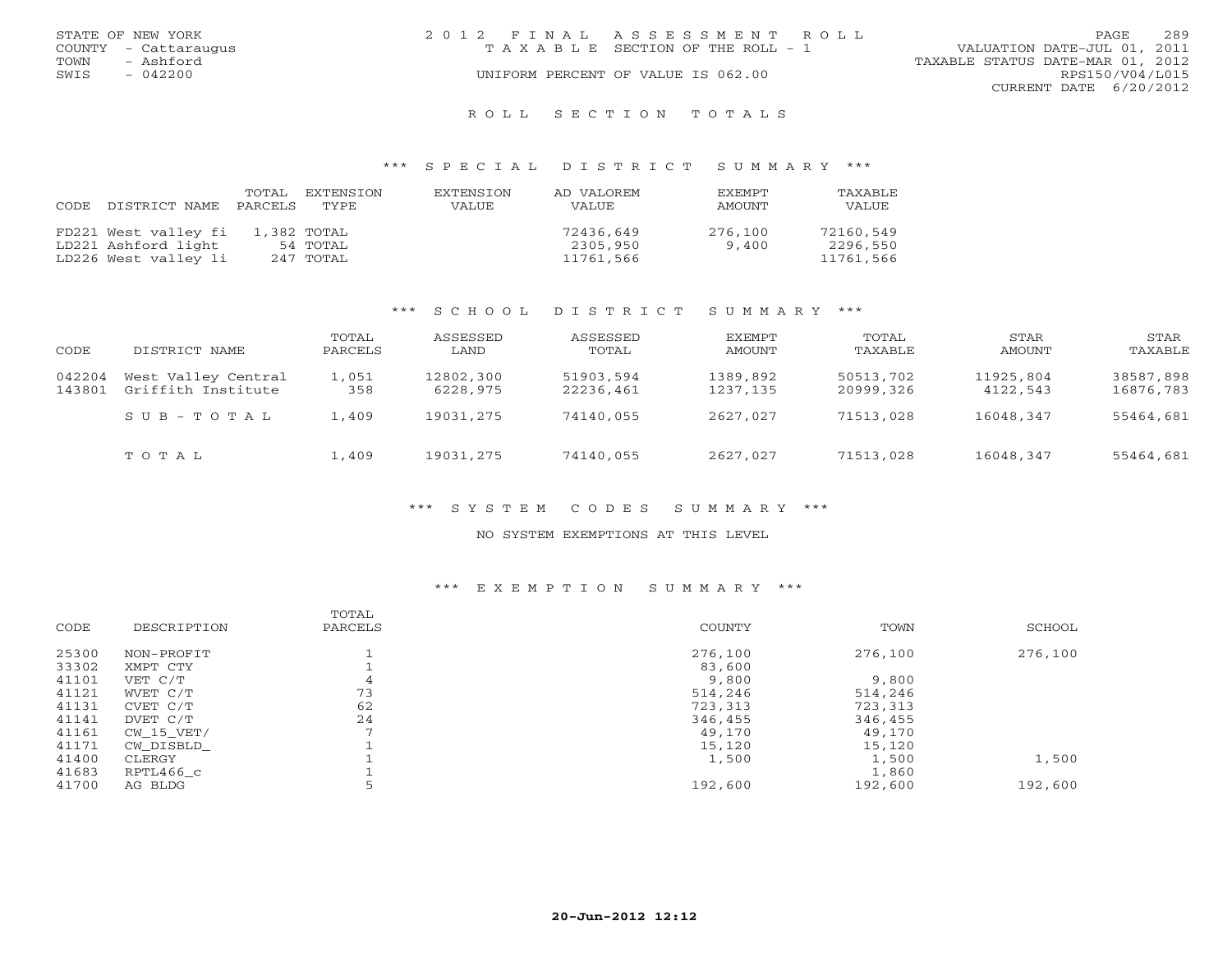STATE OF NEW YORK
COUNTY - Cattaraugus
TOWN - Ashford
SWIS - 042200

2012 FINAL ASSESSMENT ROLL
TAXABLE SECTION OF THE ROLL - 1
UNIFORM PERCENT OF VALUE IS 062.00

VALUATION DATE-JUL 01, 2011
TAXABLE STATUS DATE-MAR 01, 2012
RPS150/V04/L015
CURRENT DATE 6/20/2012

## ROLL SECTION TOTALS

### *** SPECIAL DISTRICT SUMMARY ***

| CODE DISTRICT NAME | TOTAL PARCELS | EXTENSION TYPE | EXTENSION VALUE | AD VALOREM VALUE | EXEMPT AMOUNT | TAXABLE VALUE |
|---|---|---|---|---|---|---|
| FD221 West valley fi | 1,382 | TOTAL | | 72436,649 | 276,100 | 72160,549 |
| LD221 Ashford light | 54 | TOTAL | | 2305,950 | 9,400 | 2296,550 |
| LD226 West valley li | 247 | TOTAL | | 11761,566 | | 11761,566 |

### *** SCHOOL DISTRICT SUMMARY ***

| CODE | DISTRICT NAME | TOTAL PARCELS | ASSESSED LAND | ASSESSED TOTAL | EXEMPT AMOUNT | TOTAL TAXABLE | STAR AMOUNT | STAR TAXABLE |
|---|---|---|---|---|---|---|---|---|
| 042204 | West Valley Central | 1,051 | 12802,300 | 51903,594 | 1389,892 | 50513,702 | 11925,804 | 38587,898 |
| 143801 | Griffith Institute | 358 | 6228,975 | 22236,461 | 1237,135 | 20999,326 | 4122,543 | 16876,783 |
| | SUB-TOTAL | 1,409 | 19031,275 | 74140,055 | 2627,027 | 71513,028 | 16048,347 | 55464,681 |
| | TOTAL | 1,409 | 19031,275 | 74140,055 | 2627,027 | 71513,028 | 16048,347 | 55464,681 |

### *** SYSTEM CODES SUMMARY ***

NO SYSTEM EXEMPTIONS AT THIS LEVEL

### *** EXEMPTION SUMMARY ***

| CODE | DESCRIPTION | TOTAL PARCELS | COUNTY | TOWN | SCHOOL |
|---|---|---|---|---|---|
| 25300 | NON-PROFIT | 1 | 276,100 | 276,100 | 276,100 |
| 33302 | XMPT CTY | 1 | 83,600 | | |
| 41101 | VET C/T | 4 | 9,800 | 9,800 | |
| 41121 | WVET C/T | 73 | 514,246 | 514,246 | |
| 41131 | CVET C/T | 62 | 723,313 | 723,313 | |
| 41141 | DVET C/T | 24 | 346,455 | 346,455 | |
| 41161 | CW_15_VET/ | 7 | 49,170 | 49,170 | |
| 41171 | CW_DISBLD_ | 1 | 15,120 | 15,120 | |
| 41400 | CLERGY | 1 | 1,500 | 1,500 | 1,500 |
| 41683 | RPTL466_c | 1 | | 1,860 | |
| 41700 | AG BLDG | 5 | 192,600 | 192,600 | 192,600 |

20-Jun-2012 12:12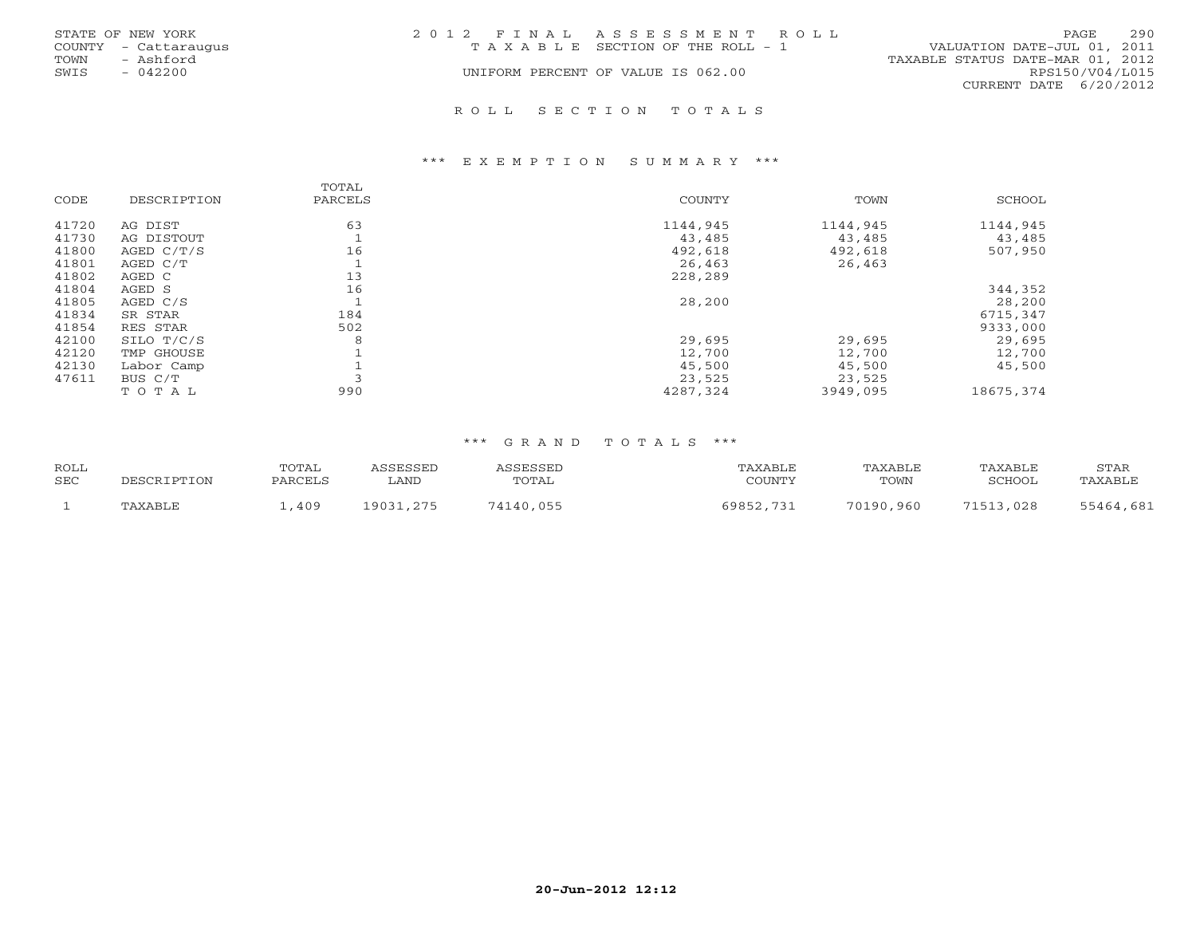STATE OF NEW YORK
COUNTY - Cattaraugus
TOWN - Ashford
SWIS - 042200

2 0 1 2 F I N A L A S S E S S M E N T R O L L
T A X A B L E SECTION OF THE ROLL - 1
UNIFORM PERCENT OF VALUE IS 062.00

VALUATION DATE-JUL 01, 2011
TAXABLE STATUS DATE-MAR 01, 2012
RPS150/V04/L015
CURRENT DATE 6/20/2012

R O L L S E C T I O N T O T A L S

*** E X E M P T I O N S U M M A R Y ***

| CODE | DESCRIPTION | TOTAL PARCELS | COUNTY | TOWN | SCHOOL |
|---|---|---|---|---|---|
| 41720 | AG DIST | 63 | 1144,945 | 1144,945 | 1144,945 |
| 41730 | AG DISTOUT | 1 | 43,485 | 43,485 | 43,485 |
| 41800 | AGED C/T/S | 16 | 492,618 | 492,618 | 507,950 |
| 41801 | AGED C/T | 1 | 26,463 | 26,463 | |
| 41802 | AGED C | 13 | 228,289 | | |
| 41804 | AGED S | 16 | | | 344,352 |
| 41805 | AGED C/S | 1 | 28,200 | | 28,200 |
| 41834 | SR STAR | 184 | | | 6715,347 |
| 41854 | RES STAR | 502 | | | 9333,000 |
| 42100 | SILO T/C/S | 8 | 29,695 | 29,695 | 29,695 |
| 42120 | TMP GHOUSE | 1 | 12,700 | 12,700 | 12,700 |
| 42130 | Labor Camp | 1 | 45,500 | 45,500 | 45,500 |
| 47611 | BUS C/T | 3 | 23,525 | 23,525 | |
| | T O T A L | 990 | 4287,324 | 3949,095 | 18675,374 |

*** G R A N D T O T A L S ***

| ROLL SEC | DESCRIPTION | TOTAL PARCELS | ASSESSED LAND | ASSESSED TOTAL | TAXABLE COUNTY | TAXABLE TOWN | TAXABLE SCHOOL | STAR TAXABLE |
|---|---|---|---|---|---|---|---|---|
| 1 | TAXABLE | 1,409 | 19031,275 | 74140,055 | 69852,731 | 70190,960 | 71513,028 | 55464,681 |

20-Jun-2012 12:12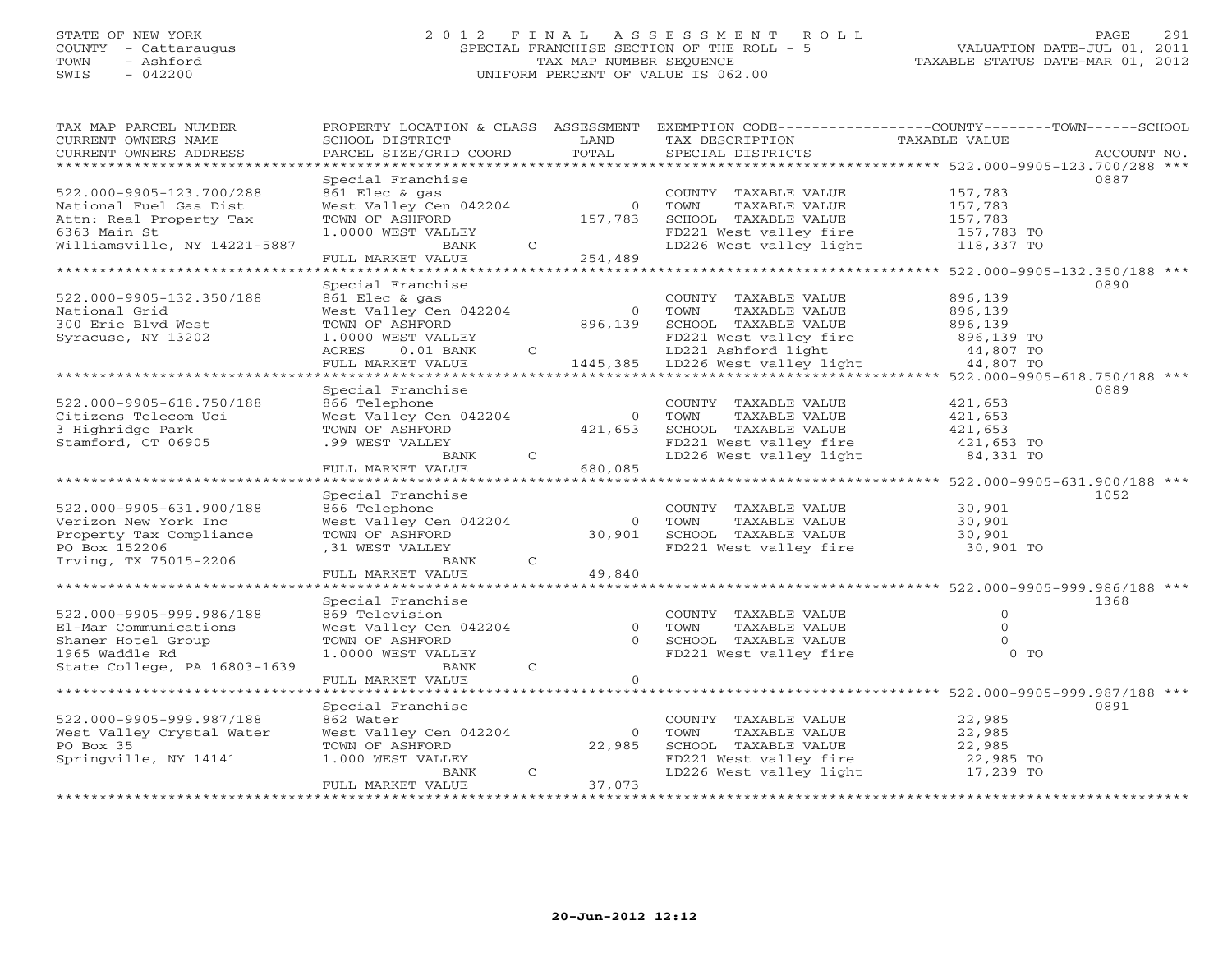STATE OF NEW YORK
COUNTY - Cattaraugus
TOWN - Ashford
SWIS - 042200

# 2012 FINAL ASSESSMENT ROLL
SPECIAL FRANCHISE SECTION OF THE ROLL - 5
TAX MAP NUMBER SEQUENCE
UNIFORM PERCENT OF VALUE IS 062.00

VALUATION DATE-JUL 01, 2011
TAXABLE STATUS DATE-MAR 01, 2012

| TAX MAP PARCEL NUMBER / CURRENT OWNERS NAME / CURRENT OWNERS ADDRESS | PROPERTY LOCATION & CLASS / SCHOOL DISTRICT / PARCEL SIZE/GRID COORD | ASSESSMENT LAND / TOTAL | EXEMPTION CODE / TAX DESCRIPTION / SPECIAL DISTRICTS | TAXABLE VALUE | ACCOUNT NO. |
|---|---|---|---|---|---|
| **522.000-9905-123.700/288** | Special Franchise | | | | 0887 |
| 522.000-9905-123.700/288 | 861 Elec & gas | | COUNTY TAXABLE VALUE | 157,783 | |
| National Fuel Gas Dist | West Valley Cen 042204 | 0 | TOWN TAXABLE VALUE | 157,783 | |
| Attn: Real Property Tax | TOWN OF ASHFORD | 157,783 | SCHOOL TAXABLE VALUE | 157,783 | |
| 6363 Main St | 1.0000 WEST VALLEY | | FD221 West valley fire | 157,783 TO | |
| Williamsville, NY 14221-5887 | BANK C | | LD226 West valley light | 118,337 TO | |
| | FULL MARKET VALUE | 254,489 | | | |
| **522.000-9905-132.350/188** | Special Franchise | | | | 0890 |
| 522.000-9905-132.350/188 | 861 Elec & gas | | COUNTY TAXABLE VALUE | 896,139 | |
| National Grid | West Valley Cen 042204 | 0 | TOWN TAXABLE VALUE | 896,139 | |
| 300 Erie Blvd West | TOWN OF ASHFORD | 896,139 | SCHOOL TAXABLE VALUE | 896,139 | |
| Syracuse, NY 13202 | 1.0000 WEST VALLEY | | FD221 West valley fire | 896,139 TO | |
| | ACRES 0.01 BANK C | | LD221 Ashford light | 44,807 TO | |
| | FULL MARKET VALUE | 1445,385 | LD226 West valley light | 44,807 TO | |
| **522.000-9905-618.750/188** | Special Franchise | | | | 0889 |
| 522.000-9905-618.750/188 | 866 Telephone | | COUNTY TAXABLE VALUE | 421,653 | |
| Citizens Telecom Uci | West Valley Cen 042204 | 0 | TOWN TAXABLE VALUE | 421,653 | |
| 3 Highridge Park | TOWN OF ASHFORD | 421,653 | SCHOOL TAXABLE VALUE | 421,653 | |
| Stamford, CT 06905 | .99 WEST VALLEY | | FD221 West valley fire | 421,653 TO | |
| | BANK C | | LD226 West valley light | 84,331 TO | |
| | FULL MARKET VALUE | 680,085 | | | |
| **522.000-9905-631.900/188** | Special Franchise | | | | 1052 |
| 522.000-9905-631.900/188 | 866 Telephone | | COUNTY TAXABLE VALUE | 30,901 | |
| Verizon New York Inc | West Valley Cen 042204 | 0 | TOWN TAXABLE VALUE | 30,901 | |
| Property Tax Compliance | TOWN OF ASHFORD | 30,901 | SCHOOL TAXABLE VALUE | 30,901 | |
| PO Box 152206 | ,31 WEST VALLEY | | FD221 West valley fire | 30,901 TO | |
| Irving, TX 75015-2206 | BANK C | | | | |
| | FULL MARKET VALUE | 49,840 | | | |
| **522.000-9905-999.986/188** | Special Franchise | | | | 1368 |
| 522.000-9905-999.986/188 | 869 Television | | COUNTY TAXABLE VALUE | 0 | |
| El-Mar Communications | West Valley Cen 042204 | 0 | TOWN TAXABLE VALUE | 0 | |
| Shaner Hotel Group | TOWN OF ASHFORD | 0 | SCHOOL TAXABLE VALUE | 0 | |
| 1965 Waddle Rd | 1.0000 WEST VALLEY | | FD221 West valley fire | 0 TO | |
| State College, PA 16803-1639 | BANK C | | | | |
| | FULL MARKET VALUE | 0 | | | |
| **522.000-9905-999.987/188** | Special Franchise | | | | 0891 |
| 522.000-9905-999.987/188 | 862 Water | | COUNTY TAXABLE VALUE | 22,985 | |
| West Valley Crystal Water | West Valley Cen 042204 | 0 | TOWN TAXABLE VALUE | 22,985 | |
| PO Box 35 | TOWN OF ASHFORD | 22,985 | SCHOOL TAXABLE VALUE | 22,985 | |
| Springville, NY 14141 | 1.000 WEST VALLEY | | FD221 West valley fire | 22,985 TO | |
| | BANK C | | LD226 West valley light | 17,239 TO | |
| | FULL MARKET VALUE | 37,073 | | | |

20-Jun-2012 12:12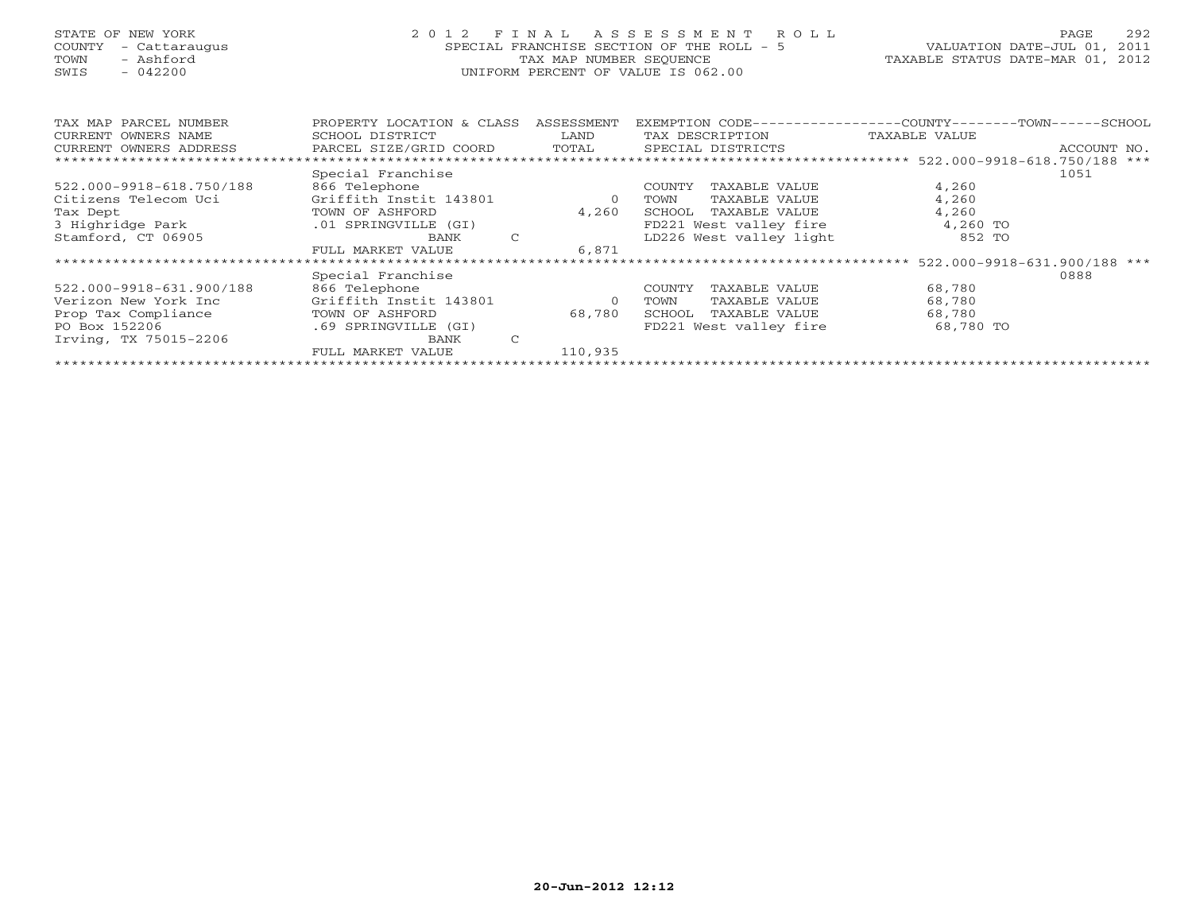STATE OF NEW YORK
COUNTY - Cattaraugus
TOWN - Ashford
SWIS - 042200

2012 FINAL ASSESSMENT ROLL
SPECIAL FRANCHISE SECTION OF THE ROLL - 5
TAX MAP NUMBER SEQUENCE
UNIFORM PERCENT OF VALUE IS 062.00

VALUATION DATE-JUL 01, 2011
TAXABLE STATUS DATE-MAR 01, 2012

| TAX MAP PARCEL NUMBER / CURRENT OWNERS NAME / CURRENT OWNERS ADDRESS | PROPERTY LOCATION & CLASS / SCHOOL DISTRICT / PARCEL SIZE/GRID COORD | ASSESSMENT LAND / TOTAL | EXEMPTION CODE / TAX DESCRIPTION / SPECIAL DISTRICTS | COUNTY--------TOWN------SCHOOL TAXABLE VALUE | ACCOUNT NO. |
|---|---|---|---|---|---|
| 522.000-9918-618.750/188 | Special Franchise | | | | 1051 |
| 522.000-9918-618.750/188 | 866 Telephone | | COUNTY TAXABLE VALUE | 4,260 | |
| Citizens Telecom Uci | Griffith Instit 143801 | 0 | TOWN TAXABLE VALUE | 4,260 | |
| Tax Dept | TOWN OF ASHFORD | 4,260 | SCHOOL TAXABLE VALUE | 4,260 | |
| 3 Highridge Park | .01 SPRINGVILLE (GI) | | FD221 West valley fire | 4,260 TO | |
| Stamford, CT 06905 | BANK C | | LD226 West valley light | 852 TO | |
| | FULL MARKET VALUE | 6,871 | | | |
| 522.000-9918-631.900/188 | Special Franchise | | | | 0888 |
| 522.000-9918-631.900/188 | 866 Telephone | | COUNTY TAXABLE VALUE | 68,780 | |
| Verizon New York Inc | Griffith Instit 143801 | 0 | TOWN TAXABLE VALUE | 68,780 | |
| Prop Tax Compliance | TOWN OF ASHFORD | 68,780 | SCHOOL TAXABLE VALUE | 68,780 | |
| PO Box 152206 | .69 SPRINGVILLE (GI) | | FD221 West valley fire | 68,780 TO | |
| Irving, TX 75015-2206 | BANK C | | | | |
| | FULL MARKET VALUE | 110,935 | | | |

20-Jun-2012 12:12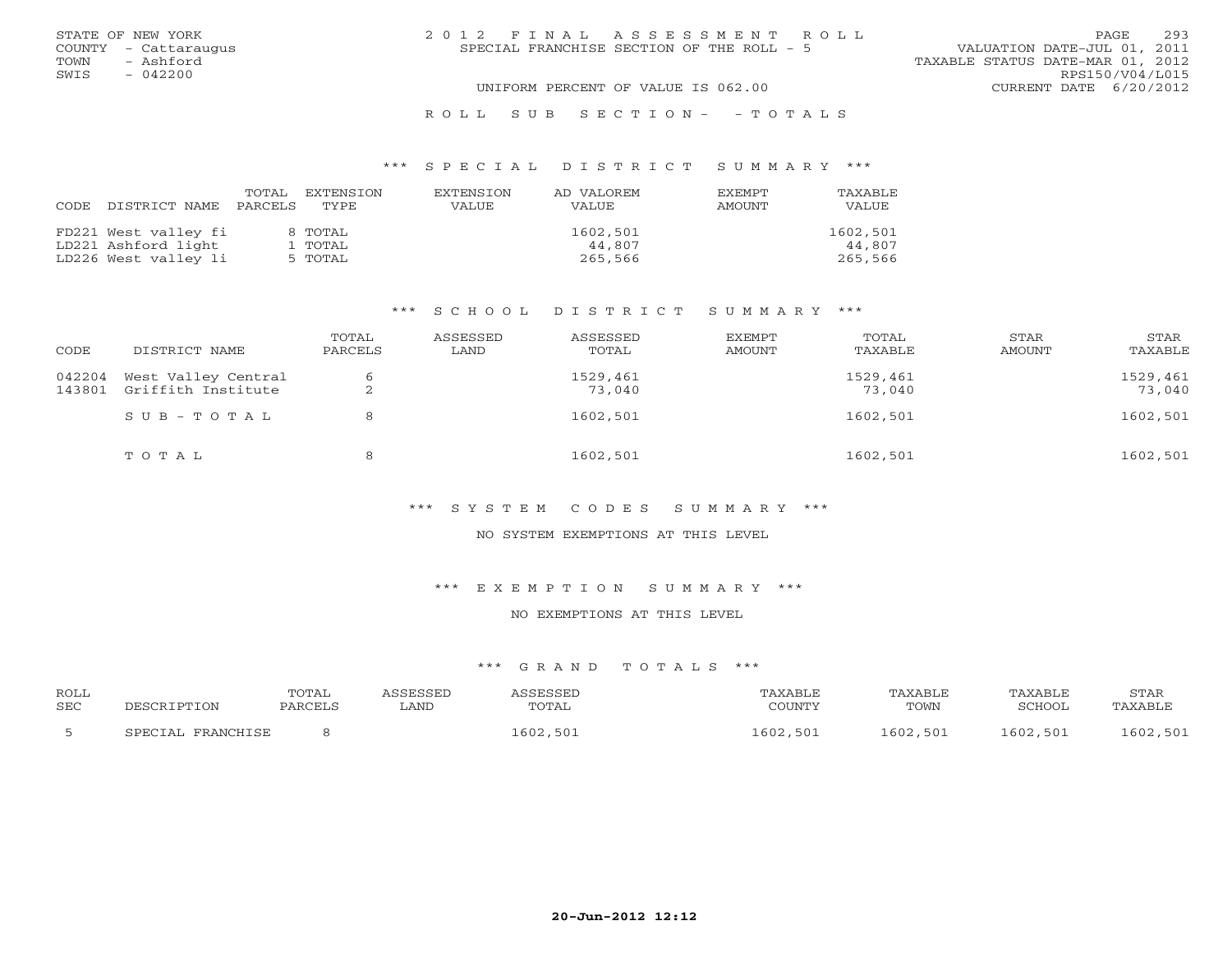STATE OF NEW YORK
COUNTY - Cattaraugus
TOWN - Ashford
SWIS - 042200

2012 FINAL ASSESSMENT ROLL
SPECIAL FRANCHISE SECTION OF THE ROLL - 5
UNIFORM PERCENT OF VALUE IS 062.00

VALUATION DATE-JUL 01, 2011
TAXABLE STATUS DATE-MAR 01, 2012
RPS150/V04/L015
CURRENT DATE 6/20/2012

ROLL SUB SECTION- - TOTALS

## *** SPECIAL DISTRICT SUMMARY ***

| CODE | DISTRICT NAME | TOTAL PARCELS | EXTENSION TYPE | EXTENSION VALUE | AD VALOREM VALUE | EXEMPT AMOUNT | TAXABLE VALUE |
|---|---|---|---|---|---|---|---|
| FD221 | West valley fi | 8 | TOTAL | | 1602,501 | | 1602,501 |
| LD221 | Ashford light | 1 | TOTAL | | 44,807 | | 44,807 |
| LD226 | West valley li | 5 | TOTAL | | 265,566 | | 265,566 |

## *** SCHOOL DISTRICT SUMMARY ***

| CODE | DISTRICT NAME | TOTAL PARCELS | ASSESSED LAND | ASSESSED TOTAL | EXEMPT AMOUNT | TOTAL TAXABLE | STAR AMOUNT | STAR TAXABLE |
|---|---|---|---|---|---|---|---|---|
| 042204 | West Valley Central | 6 | | 1529,461 | | 1529,461 | | 1529,461 |
| 143801 | Griffith Institute | 2 | | 73,040 | | 73,040 | | 73,040 |
| | SUB-TOTAL | 8 | | 1602,501 | | 1602,501 | | 1602,501 |
| | TOTAL | 8 | | 1602,501 | | 1602,501 | | 1602,501 |

## *** SYSTEM CODES SUMMARY ***

NO SYSTEM EXEMPTIONS AT THIS LEVEL

## *** EXEMPTION SUMMARY ***

NO EXEMPTIONS AT THIS LEVEL

## *** GRAND TOTALS ***

| ROLL SEC | DESCRIPTION | TOTAL PARCELS | ASSESSED LAND | ASSESSED TOTAL | TAXABLE COUNTY | TAXABLE TOWN | TAXABLE SCHOOL | STAR TAXABLE |
|---|---|---|---|---|---|---|---|---|
| 5 | SPECIAL FRANCHISE | 8 | | 1602,501 | 1602,501 | 1602,501 | 1602,501 | 1602,501 |

20-Jun-2012 12:12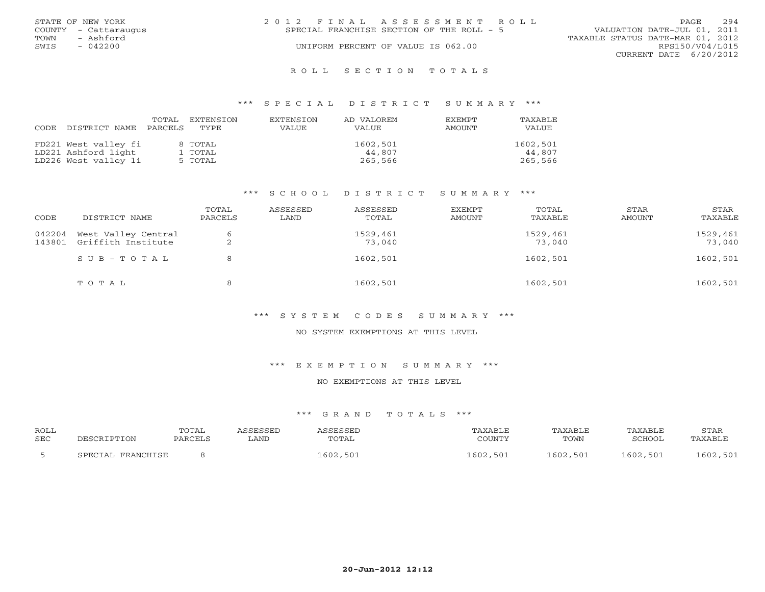STATE OF NEW YORK
COUNTY - Cattaraugus
TOWN - Ashford
SWIS - 042200

2 0 1 2 F I N A L A S S E S S M E N T R O L L
SPECIAL FRANCHISE SECTION OF THE ROLL - 5
UNIFORM PERCENT OF VALUE IS 062.00

VALUATION DATE-JUL 01, 2011
TAXABLE STATUS DATE-MAR 01, 2012
RPS150/V04/L015
CURRENT DATE 6/20/2012

## R O L L S E C T I O N T O T A L S

### *** S P E C I A L D I S T R I C T S U M M A R Y ***

| CODE DISTRICT NAME | TOTAL PARCELS | EXTENSION TYPE | EXTENSION VALUE | AD VALOREM VALUE | EXEMPT AMOUNT | TAXABLE VALUE |
|---|---|---|---|---|---|---|
| FD221 West valley fi | 8 | TOTAL | | 1602,501 | | 1602,501 |
| LD221 Ashford light | 1 | TOTAL | | 44,807 | | 44,807 |
| LD226 West valley li | 5 | TOTAL | | 265,566 | | 265,566 |

### *** S C H O O L D I S T R I C T S U M M A R Y ***

| CODE | DISTRICT NAME | TOTAL PARCELS | ASSESSED LAND | ASSESSED TOTAL | EXEMPT AMOUNT | TOTAL TAXABLE | STAR AMOUNT | STAR TAXABLE |
|---|---|---|---|---|---|---|---|---|
| 042204 | West Valley Central | 6 | | 1529,461 | | 1529,461 | | 1529,461 |
| 143801 | Griffith Institute | 2 | | 73,040 | | 73,040 | | 73,040 |
| | S U B - T O T A L | 8 | | 1602,501 | | 1602,501 | | 1602,501 |
| | T O T A L | 8 | | 1602,501 | | 1602,501 | | 1602,501 |

### *** S Y S T E M C O D E S S U M M A R Y ***

NO SYSTEM EXEMPTIONS AT THIS LEVEL

### *** E X E M P T I O N S U M M A R Y ***

NO EXEMPTIONS AT THIS LEVEL

### *** G R A N D T O T A L S ***

| ROLL SEC | DESCRIPTION | TOTAL PARCELS | ASSESSED LAND | ASSESSED TOTAL | TAXABLE COUNTY | TAXABLE TOWN | TAXABLE SCHOOL | STAR TAXABLE |
|---|---|---|---|---|---|---|---|---|
| 5 | SPECIAL FRANCHISE | 8 | | 1602,501 | 1602,501 | 1602,501 | 1602,501 | 1602,501 |

20-Jun-2012 12:12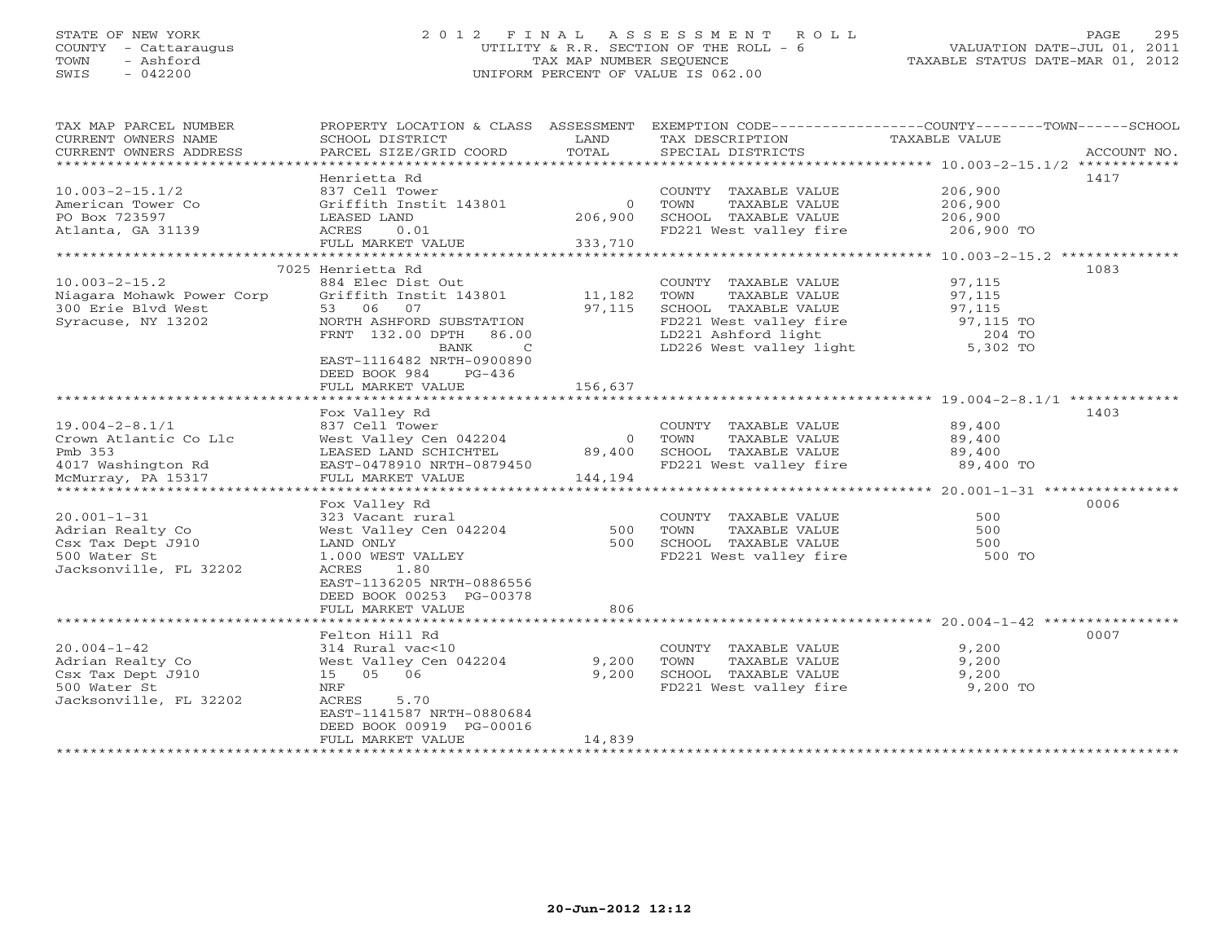STATE OF NEW YORK
COUNTY - Cattaraugus
TOWN - Ashford
SWIS - 042200

# 2012 FINAL ASSESSMENT ROLL
UTILITY & R.R. SECTION OF THE ROLL - 6
TAX MAP NUMBER SEQUENCE
UNIFORM PERCENT OF VALUE IS 062.00

VALUATION DATE-JUL 01, 2011
TAXABLE STATUS DATE-MAR 01, 2012

| TAX MAP PARCEL NUMBER / CURRENT OWNERS NAME / CURRENT OWNERS ADDRESS | PROPERTY LOCATION & CLASS / SCHOOL DISTRICT / PARCEL SIZE/GRID COORD | ASSESSMENT LAND / TOTAL | EXEMPTION CODE / TAX DESCRIPTION / SPECIAL DISTRICTS | TAXABLE VALUE | ACCOUNT NO. |
|---|---|---|---|---|---|
| 10.003-2-15.1/2 | Henrietta Rd | | | | 1417 |
| | 837 Cell Tower | | COUNTY TAXABLE VALUE | 206,900 | |
| American Tower Co | Griffith Instit 143801 | 0 | TOWN TAXABLE VALUE | 206,900 | |
| PO Box 723597 | LEASED LAND | 206,900 | SCHOOL TAXABLE VALUE | 206,900 | |
| Atlanta, GA 31139 | ACRES 0.01 | | FD221 West valley fire | 206,900 TO | |
| | FULL MARKET VALUE | 333,710 | | | |
| 10.003-2-15.2 | 7025 Henrietta Rd | | | | 1083 |
| | 884 Elec Dist Out | | COUNTY TAXABLE VALUE | 97,115 | |
| Niagara Mohawk Power Corp | Griffith Instit 143801 | 11,182 | TOWN TAXABLE VALUE | 97,115 | |
| 300 Erie Blvd West | 53 06 07 | 97,115 | SCHOOL TAXABLE VALUE | 97,115 | |
| Syracuse, NY 13202 | NORTH ASHFORD SUBSTATION | | FD221 West valley fire | 97,115 TO | |
| | FRNT 132.00 DPTH 86.00 | | LD221 Ashford light | 204 TO | |
| | BANK C | | LD226 West valley light | 5,302 TO | |
| | EAST-1116482 NRTH-0900890 | | | | |
| | DEED BOOK 984 PG-436 | | | | |
| | FULL MARKET VALUE | 156,637 | | | |
| 19.004-2-8.1/1 | Fox Valley Rd | | | | 1403 |
| | 837 Cell Tower | | COUNTY TAXABLE VALUE | 89,400 | |
| Crown Atlantic Co Llc | West Valley Cen 042204 | 0 | TOWN TAXABLE VALUE | 89,400 | |
| Pmb 353 | LEASED LAND SCHICHTEL | 89,400 | SCHOOL TAXABLE VALUE | 89,400 | |
| 4017 Washington Rd | EAST-0478910 NRTH-0879450 | | FD221 West valley fire | 89,400 TO | |
| McMurray, PA 15317 | FULL MARKET VALUE | 144,194 | | | |
| 20.001-1-31 | Fox Valley Rd | | | | 0006 |
| | 323 Vacant rural | | COUNTY TAXABLE VALUE | 500 | |
| Adrian Realty Co | West Valley Cen 042204 | 500 | TOWN TAXABLE VALUE | 500 | |
| Csx Tax Dept J910 | LAND ONLY | 500 | SCHOOL TAXABLE VALUE | 500 | |
| 500 Water St | 1.000 WEST VALLEY | | FD221 West valley fire | 500 TO | |
| Jacksonville, FL 32202 | ACRES 1.80 | | | | |
| | EAST-1136205 NRTH-0886556 | | | | |
| | DEED BOOK 00253 PG-00378 | | | | |
| | FULL MARKET VALUE | 806 | | | |
| 20.004-1-42 | Felton Hill Rd | | | | 0007 |
| | 314 Rural vac<10 | | COUNTY TAXABLE VALUE | 9,200 | |
| Adrian Realty Co | West Valley Cen 042204 | 9,200 | TOWN TAXABLE VALUE | 9,200 | |
| Csx Tax Dept J910 | 15 05 06 | 9,200 | SCHOOL TAXABLE VALUE | 9,200 | |
| 500 Water St | NRF | | FD221 West valley fire | 9,200 TO | |
| Jacksonville, FL 32202 | ACRES 5.70 | | | | |
| | EAST-1141587 NRTH-0880684 | | | | |
| | DEED BOOK 00919 PG-00016 | | | | |
| | FULL MARKET VALUE | 14,839 | | | |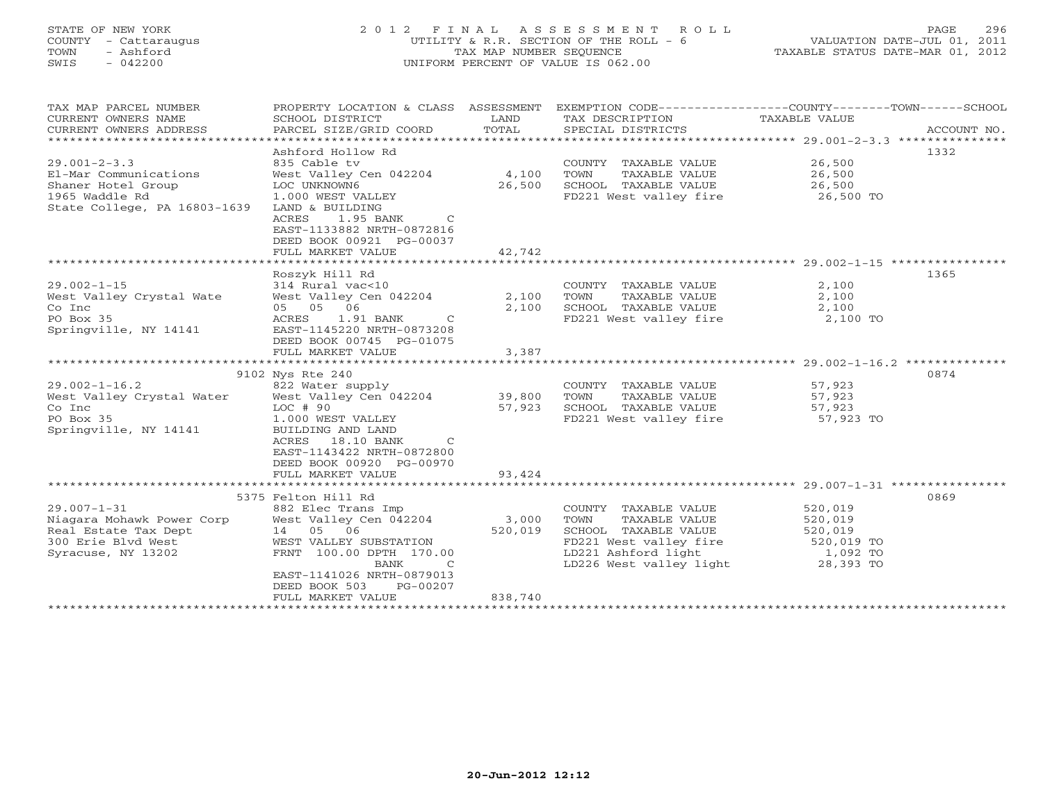STATE OF NEW YORK
COUNTY - Cattaraugus
TOWN - Ashford
SWIS - 042200

2012 FINAL ASSESSMENT ROLL
UTILITY & R.R. SECTION OF THE ROLL - 6
TAX MAP NUMBER SEQUENCE
UNIFORM PERCENT OF VALUE IS 062.00

VALUATION DATE-JUL 01, 2011
TAXABLE STATUS DATE-MAR 01, 2012

| TAX MAP PARCEL NUMBER / CURRENT OWNERS NAME / CURRENT OWNERS ADDRESS | PROPERTY LOCATION & CLASS / SCHOOL DISTRICT / PARCEL SIZE/GRID COORD | ASSESSMENT LAND / TOTAL | EXEMPTION CODE / TAX DESCRIPTION / SPECIAL DISTRICTS | COUNTY--------TOWN------SCHOOL TAXABLE VALUE | ACCOUNT NO. |
|---|---|---|---|---|---|
| 29.001-2-3.3 | Ashford Hollow Rd | | | | 1332 |
| | 835 Cable tv | | COUNTY TAXABLE VALUE | 26,500 | |
| El-Mar Communications | West Valley Cen 042204 | 4,100 | TOWN TAXABLE VALUE | 26,500 | |
| Shaner Hotel Group | LOC UNKNOWN6 | 26,500 | SCHOOL TAXABLE VALUE | 26,500 | |
| 1965 Waddle Rd | 1.000 WEST VALLEY | | FD221 West valley fire | 26,500 TO | |
| State College, PA 16803-1639 | LAND & BUILDING | | | | |
| | ACRES 1.95 BANK C | | | | |
| | EAST-1133882 NRTH-0872816 | | | | |
| | DEED BOOK 00921 PG-00037 | | | | |
| | FULL MARKET VALUE | 42,742 | | | |
| 29.002-1-15 | Roszyk Hill Rd | | | | 1365 |
| | 314 Rural vac<10 | | COUNTY TAXABLE VALUE | 2,100 | |
| West Valley Crystal Wate | West Valley Cen 042204 | 2,100 | TOWN TAXABLE VALUE | 2,100 | |
| Co Inc | 05 05 06 | 2,100 | SCHOOL TAXABLE VALUE | 2,100 | |
| PO Box 35 | ACRES 1.91 BANK C | | FD221 West valley fire | 2,100 TO | |
| Springville, NY 14141 | EAST-1145220 NRTH-0873208 | | | | |
| | DEED BOOK 00745 PG-01075 | | | | |
| | FULL MARKET VALUE | 3,387 | | | |
| 29.002-1-16.2 | 9102 Nys Rte 240 | | | | 0874 |
| | 822 Water supply | | COUNTY TAXABLE VALUE | 57,923 | |
| West Valley Crystal Water | West Valley Cen 042204 | 39,800 | TOWN TAXABLE VALUE | 57,923 | |
| Co Inc | LOC # 90 | 57,923 | SCHOOL TAXABLE VALUE | 57,923 | |
| PO Box 35 | 1.000 WEST VALLEY | | FD221 West valley fire | 57,923 TO | |
| Springville, NY 14141 | BUILDING AND LAND | | | | |
| | ACRES 18.10 BANK C | | | | |
| | EAST-1143422 NRTH-0872800 | | | | |
| | DEED BOOK 00920 PG-00970 | | | | |
| | FULL MARKET VALUE | 93,424 | | | |
| 29.007-1-31 | 5375 Felton Hill Rd | | | | 0869 |
| | 882 Elec Trans Imp | | COUNTY TAXABLE VALUE | 520,019 | |
| Niagara Mohawk Power Corp | West Valley Cen 042204 | 3,000 | TOWN TAXABLE VALUE | 520,019 | |
| Real Estate Tax Dept | 14 05 06 | 520,019 | SCHOOL TAXABLE VALUE | 520,019 | |
| 300 Erie Blvd West | WEST VALLEY SUBSTATION | | FD221 West valley fire | 520,019 TO | |
| Syracuse, NY 13202 | FRNT 100.00 DPTH 170.00 | | LD221 Ashford light | 1,092 TO | |
| | BANK C | | LD226 West valley light | 28,393 TO | |
| | EAST-1141026 NRTH-0879013 | | | | |
| | DEED BOOK 503 PG-00207 | | | | |
| | FULL MARKET VALUE | 838,740 | | | |

20-Jun-2012 12:12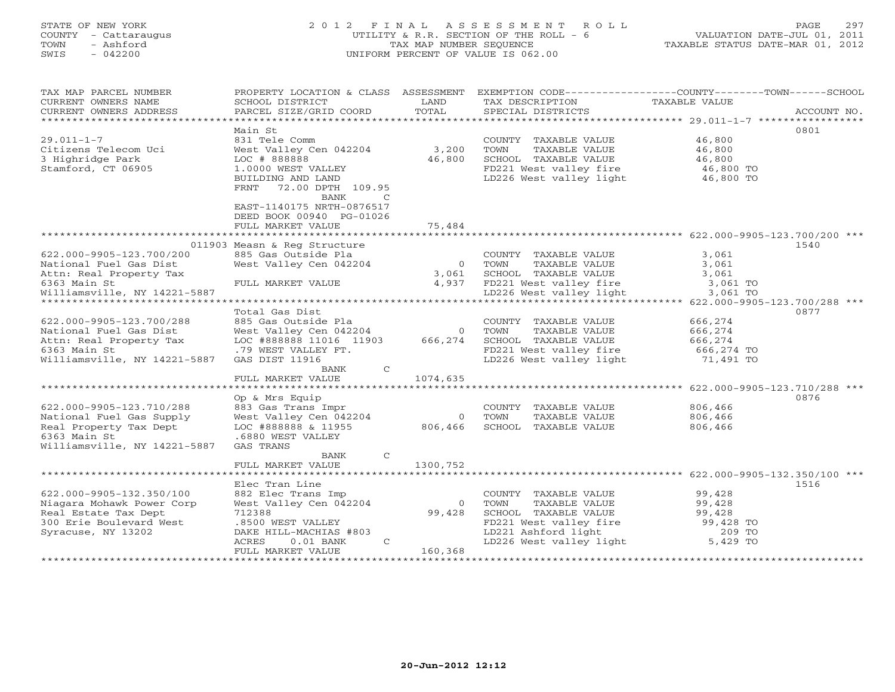STATE OF NEW YORK
COUNTY - Cattaraugus
TOWN - Ashford
SWIS - 042200

2012 FINAL ASSESSMENT ROLL
UTILITY & R.R. SECTION OF THE ROLL - 6
TAX MAP NUMBER SEQUENCE
UNIFORM PERCENT OF VALUE IS 062.00

VALUATION DATE-JUL 01, 2011
TAXABLE STATUS DATE-MAR 01, 2012

| TAX MAP PARCEL NUMBER / CURRENT OWNERS NAME / CURRENT OWNERS ADDRESS | PROPERTY LOCATION & CLASS / SCHOOL DISTRICT / PARCEL SIZE/GRID COORD | ASSESSMENT LAND | TOTAL | EXEMPTION CODE / TAX DESCRIPTION / SPECIAL DISTRICTS | COUNTY/TOWN/SCHOOL TAXABLE VALUE | ACCOUNT NO. |
|---|---|---|---|---|---|---|
| **29.011-1-7** | Main St | | | | | 0801 |
| 29.011-1-7 | 831 Tele Comm | | | COUNTY TAXABLE VALUE | 46,800 | |
| Citizens Telecom Uci | West Valley Cen 042204 | 3,200 | | TOWN TAXABLE VALUE | 46,800 | |
| 3 Highridge Park | LOC # 888888 | | 46,800 | SCHOOL TAXABLE VALUE | 46,800 | |
| Stamford, CT 06905 | 1.0000 WEST VALLEY | | | FD221 West valley fire | 46,800 TO | |
| | BUILDING AND LAND | | | LD226 West valley light | 46,800 TO | |
| | FRNT 72.00 DPTH 109.95 | | | | | |
| | BANK C | | | | | |
| | EAST-1140175 NRTH-0876517 | | | | | |
| | DEED BOOK 00940 PG-01026 | | | | | |
| | FULL MARKET VALUE | | 75,484 | | | |
| **622.000-9905-123.700/200** | 011903 Measn & Reg Structure | | | | | 1540 |
| 622.000-9905-123.700/200 | 885 Gas Outside Pla | | | COUNTY TAXABLE VALUE | 3,061 | |
| National Fuel Gas Dist | West Valley Cen 042204 | 0 | | TOWN TAXABLE VALUE | 3,061 | |
| Attn: Real Property Tax | | | 3,061 | SCHOOL TAXABLE VALUE | 3,061 | |
| 6363 Main St | FULL MARKET VALUE | | 4,937 | FD221 West valley fire | 3,061 TO | |
| Williamsville, NY 14221-5887 | | | | LD226 West valley light | 3,061 TO | |
| **622.000-9905-123.700/288** | Total Gas Dist | | | | | 0877 |
| 622.000-9905-123.700/288 | 885 Gas Outside Pla | | | COUNTY TAXABLE VALUE | 666,274 | |
| National Fuel Gas Dist | West Valley Cen 042204 | 0 | | TOWN TAXABLE VALUE | 666,274 | |
| Attn: Real Property Tax | LOC #888888 11016 11903 | | 666,274 | SCHOOL TAXABLE VALUE | 666,274 | |
| 6363 Main St | .79 WEST VALLEY FT. | | | FD221 West valley fire | 666,274 TO | |
| Williamsville, NY 14221-5887 | GAS DIST 11916 | | | LD226 West valley light | 71,491 TO | |
| | BANK C | | | | | |
| | FULL MARKET VALUE | | 1074,635 | | | |
| **622.000-9905-123.710/288** | Op & Mrs Equip | | | | | 0876 |
| 622.000-9905-123.710/288 | 883 Gas Trans Impr | | | COUNTY TAXABLE VALUE | 806,466 | |
| National Fuel Gas Supply | West Valley Cen 042204 | 0 | | TOWN TAXABLE VALUE | 806,466 | |
| Real Property Tax Dept | LOC #888888 & 11955 | | 806,466 | SCHOOL TAXABLE VALUE | 806,466 | |
| 6363 Main St | .6880 WEST VALLEY | | | | | |
| Williamsville, NY 14221-5887 | GAS TRANS | | | | | |
| | BANK C | | | | | |
| | FULL MARKET VALUE | | 1300,752 | | | |
| **622.000-9905-132.350/100** | Elec Tran Line | | | | | 1516 |
| 622.000-9905-132.350/100 | 882 Elec Trans Imp | | | COUNTY TAXABLE VALUE | 99,428 | |
| Niagara Mohawk Power Corp | West Valley Cen 042204 | 0 | | TOWN TAXABLE VALUE | 99,428 | |
| Real Estate Tax Dept | 712388 | | 99,428 | SCHOOL TAXABLE VALUE | 99,428 | |
| 300 Erie Boulevard West | .8500 WEST VALLEY | | | FD221 West valley fire | 99,428 TO | |
| Syracuse, NY 13202 | DAKE HILL-MACHIAS #803 | | | LD221 Ashford light | 209 TO | |
| | ACRES 0.01 BANK C | | | LD226 West valley light | 5,429 TO | |
| | FULL MARKET VALUE | | 160,368 | | | |

20-Jun-2012 12:12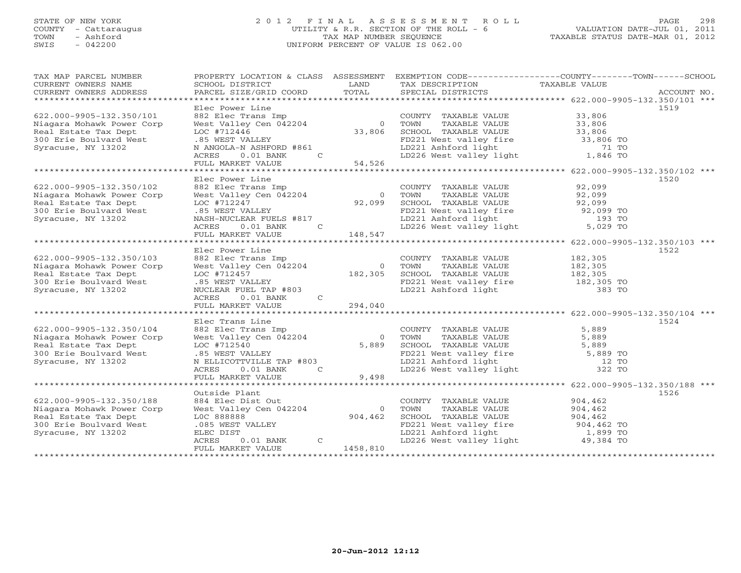STATE OF NEW YORK
COUNTY - Cattaraugus
TOWN - Ashford
SWIS - 042200

# 2012 FINAL ASSESSMENT ROLL
UTILITY & R.R. SECTION OF THE ROLL - 6
TAX MAP NUMBER SEQUENCE
UNIFORM PERCENT OF VALUE IS 062.00

VALUATION DATE-JUL 01, 2011
TAXABLE STATUS DATE-MAR 01, 2012

| TAX MAP PARCEL NUMBER / CURRENT OWNERS NAME / CURRENT OWNERS ADDRESS | PROPERTY LOCATION & CLASS / SCHOOL DISTRICT / PARCEL SIZE/GRID COORD | ASSESSMENT LAND | TOTAL | EXEMPTION CODE / TAX DESCRIPTION / SPECIAL DISTRICTS | TAXABLE VALUE (COUNTY--TOWN--SCHOOL) | ACCOUNT NO. |
|---|---|---|---|---|---|---|
| 622.000-9905-132.350/101 | Elec Power Line | | | | | 1519 |
| 622.000-9905-132.350/101 | 882 Elec Trans Imp | | | COUNTY TAXABLE VALUE | 33,806 | |
| Niagara Mohawk Power Corp | West Valley Cen 042204 | 0 | | TOWN TAXABLE VALUE | 33,806 | |
| Real Estate Tax Dept | LOC #712446 | | 33,806 | SCHOOL TAXABLE VALUE | 33,806 | |
| 300 Erie Boulvard West | .85 WEST VALLEY | | | FD221 West valley fire | 33,806 TO | |
| Syracuse, NY 13202 | N ANGOLA-N ASHFORD #861 | | | LD221 Ashford light | 71 TO | |
| | ACRES 0.01 BANK C | | | LD226 West valley light | 1,846 TO | |
| | FULL MARKET VALUE | | 54,526 | | | |
| 622.000-9905-132.350/102 | Elec Power Line | | | | | 1520 |
| 622.000-9905-132.350/102 | 882 Elec Trans Imp | | | COUNTY TAXABLE VALUE | 92,099 | |
| Niagara Mohawk Power Corp | West Valley Cen 042204 | 0 | | TOWN TAXABLE VALUE | 92,099 | |
| Real Estate Tax Dept | LOC #712247 | | 92,099 | SCHOOL TAXABLE VALUE | 92,099 | |
| 300 Erie Boulvard West | .85 WEST VALLEY | | | FD221 West valley fire | 92,099 TO | |
| Syracuse, NY 13202 | NASH-NUCLEAR FUELS #817 | | | LD221 Ashford light | 193 TO | |
| | ACRES 0.01 BANK C | | | LD226 West valley light | 5,029 TO | |
| | FULL MARKET VALUE | | 148,547 | | | |
| 622.000-9905-132.350/103 | Elec Power Line | | | | | 1522 |
| 622.000-9905-132.350/103 | 882 Elec Trans Imp | | | COUNTY TAXABLE VALUE | 182,305 | |
| Niagara Mohawk Power Corp | West Valley Cen 042204 | 0 | | TOWN TAXABLE VALUE | 182,305 | |
| Real Estate Tax Dept | LOC #712457 | | 182,305 | SCHOOL TAXABLE VALUE | 182,305 | |
| 300 Erie Boulvard West | .85 WEST VALLEY | | | FD221 West valley fire | 182,305 TO | |
| Syracuse, NY 13202 | NUCLEAR FUEL TAP #803 | | | LD221 Ashford light | 383 TO | |
| | ACRES 0.01 BANK C | | | | | |
| | FULL MARKET VALUE | | 294,040 | | | |
| 622.000-9905-132.350/104 | Elec Trans Line | | | | | 1524 |
| 622.000-9905-132.350/104 | 882 Elec Trans Imp | | | COUNTY TAXABLE VALUE | 5,889 | |
| Niagara Mohawk Power Corp | West Valley Cen 042204 | 0 | | TOWN TAXABLE VALUE | 5,889 | |
| Real Estate Tax Dept | LOC #712540 | | 5,889 | SCHOOL TAXABLE VALUE | 5,889 | |
| 300 Erie Boulvard West | .85 WEST VALLEY | | | FD221 West valley fire | 5,889 TO | |
| Syracuse, NY 13202 | N ELLICOTTVILLE TAP #803 | | | LD221 Ashford light | 12 TO | |
| | ACRES 0.01 BANK C | | | LD226 West valley light | 322 TO | |
| | FULL MARKET VALUE | | 9,498 | | | |
| 622.000-9905-132.350/188 | Outside Plant | | | | | 1526 |
| 622.000-9905-132.350/188 | 884 Elec Dist Out | | | COUNTY TAXABLE VALUE | 904,462 | |
| Niagara Mohawk Power Corp | West Valley Cen 042204 | 0 | | TOWN TAXABLE VALUE | 904,462 | |
| Real Estate Tax Dept | L0C 888888 | | 904,462 | SCHOOL TAXABLE VALUE | 904,462 | |
| 300 Erie Boulvard West | .085 WEST VALLEY | | | FD221 West valley fire | 904,462 TO | |
| Syracuse, NY 13202 | ELEC DIST | | | LD221 Ashford light | 1,899 TO | |
| | ACRES 0.01 BANK C | | | LD226 West valley light | 49,384 TO | |
| | FULL MARKET VALUE | | 1458,810 | | | |

20-Jun-2012 12:12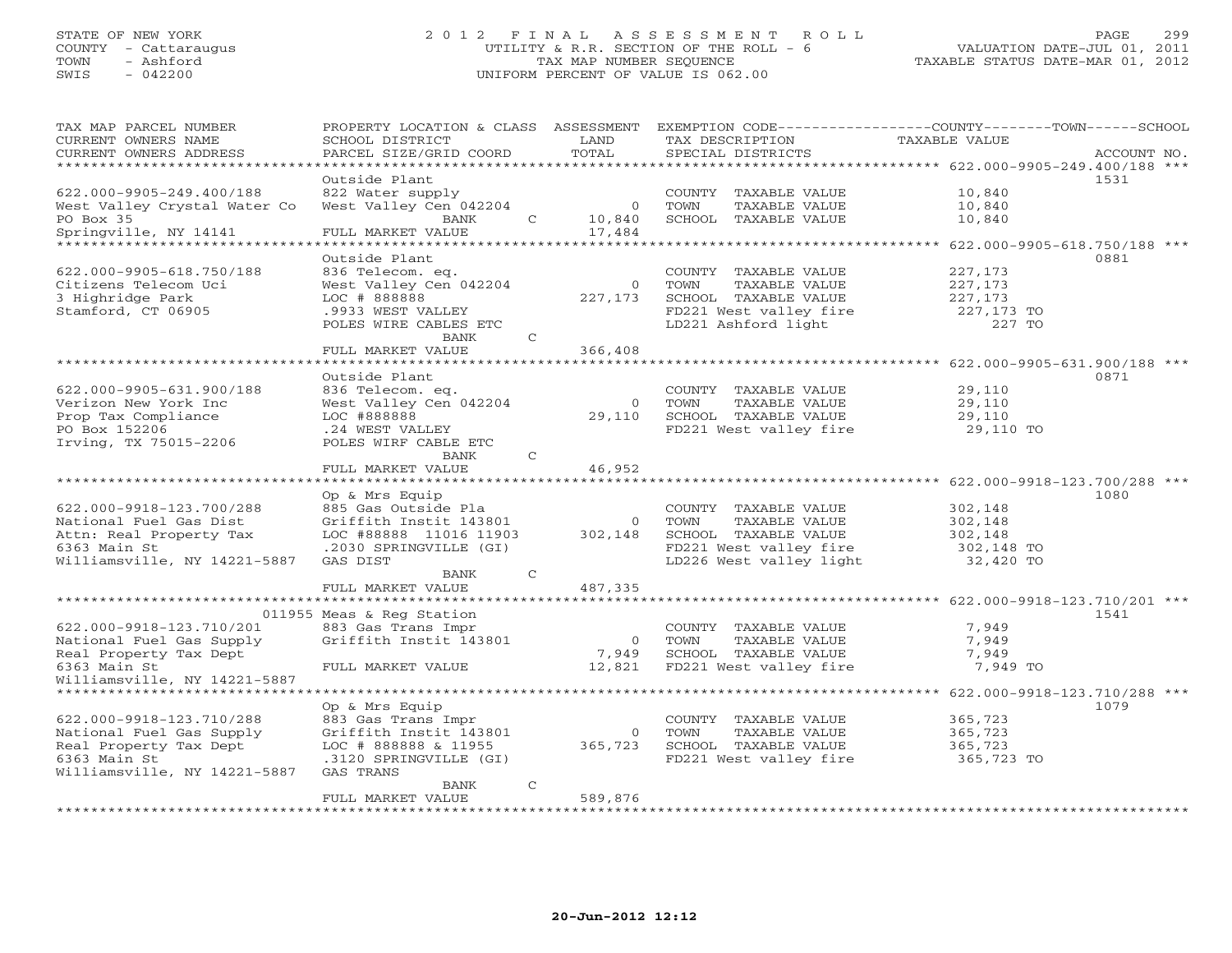STATE OF NEW YORK
COUNTY - Cattaraugus
TOWN - Ashford
SWIS - 042200

2012 FINAL ASSESSMENT ROLL
UTILITY & R.R. SECTION OF THE ROLL - 6
TAX MAP NUMBER SEQUENCE
UNIFORM PERCENT OF VALUE IS 062.00

VALUATION DATE-JUL 01, 2011
TAXABLE STATUS DATE-MAR 01, 2012

| TAX MAP PARCEL NUMBER / CURRENT OWNERS NAME / CURRENT OWNERS ADDRESS | PROPERTY LOCATION & CLASS / SCHOOL DISTRICT / PARCEL SIZE/GRID COORD | ASSESSMENT LAND / TOTAL | EXEMPTION CODE / TAX DESCRIPTION / SPECIAL DISTRICTS | COUNTY--------TOWN------SCHOOL TAXABLE VALUE | ACCOUNT NO. |
|---|---|---|---|---|---|
| **622.000-9905-249.400/188** | Outside Plant | | | | 1531 |
| 622.000-9905-249.400/188 | 822 Water supply | | COUNTY TAXABLE VALUE | 10,840 | |
| West Valley Crystal Water Co | West Valley Cen 042204 | 0 | TOWN TAXABLE VALUE | 10,840 | |
| PO Box 35 | BANK C | 10,840 | SCHOOL TAXABLE VALUE | 10,840 | |
| Springville, NY 14141 | FULL MARKET VALUE | 17,484 | | | |
| **622.000-9905-618.750/188** | Outside Plant | | | | 0881 |
| 622.000-9905-618.750/188 | 836 Telecom. eq. | | COUNTY TAXABLE VALUE | 227,173 | |
| Citizens Telecom Uci | West Valley Cen 042204 | 0 | TOWN TAXABLE VALUE | 227,173 | |
| 3 Highridge Park | LOC # 888888 | 227,173 | SCHOOL TAXABLE VALUE | 227,173 | |
| Stamford, CT 06905 | .9933 WEST VALLEY | | FD221 West valley fire | 227,173 TO | |
| | POLES WIRE CABLES ETC | | LD221 Ashford light | 227 TO | |
| | BANK C | | | | |
| | FULL MARKET VALUE | 366,408 | | | |
| **622.000-9905-631.900/188** | Outside Plant | | | | 0871 |
| 622.000-9905-631.900/188 | 836 Telecom. eq. | | COUNTY TAXABLE VALUE | 29,110 | |
| Verizon New York Inc | West Valley Cen 042204 | 0 | TOWN TAXABLE VALUE | 29,110 | |
| Prop Tax Compliance | LOC #888888 | 29,110 | SCHOOL TAXABLE VALUE | 29,110 | |
| PO Box 152206 | .24 WEST VALLEY | | FD221 West valley fire | 29,110 TO | |
| Irving, TX 75015-2206 | POLES WIRF CABLE ETC | | | | |
| | BANK C | | | | |
| | FULL MARKET VALUE | 46,952 | | | |
| **622.000-9918-123.700/288** | Op & Mrs Equip | | | | 1080 |
| 622.000-9918-123.700/288 | 885 Gas Outside Pla | | COUNTY TAXABLE VALUE | 302,148 | |
| National Fuel Gas Dist | Griffith Instit 143801 | 0 | TOWN TAXABLE VALUE | 302,148 | |
| Attn: Real Property Tax | LOC #88888 11016 11903 | 302,148 | SCHOOL TAXABLE VALUE | 302,148 | |
| 6363 Main St | .2030 SPRINGVILLE (GI) | | FD221 West valley fire | 302,148 TO | |
| Williamsville, NY 14221-5887 | GAS DIST | | LD226 West valley light | 32,420 TO | |
| | BANK C | | | | |
| | FULL MARKET VALUE | 487,335 | | | |
| **622.000-9918-123.710/201** | 011955 Meas & Reg Station | | | | 1541 |
| 622.000-9918-123.710/201 | 883 Gas Trans Impr | | COUNTY TAXABLE VALUE | 7,949 | |
| National Fuel Gas Supply | Griffith Instit 143801 | 0 | TOWN TAXABLE VALUE | 7,949 | |
| Real Property Tax Dept | | 7,949 | SCHOOL TAXABLE VALUE | 7,949 | |
| 6363 Main St | FULL MARKET VALUE | 12,821 | FD221 West valley fire | 7,949 TO | |
| Williamsville, NY 14221-5887 | | | | | |
| **622.000-9918-123.710/288** | Op & Mrs Equip | | | | 1079 |
| 622.000-9918-123.710/288 | 883 Gas Trans Impr | | COUNTY TAXABLE VALUE | 365,723 | |
| National Fuel Gas Supply | Griffith Instit 143801 | 0 | TOWN TAXABLE VALUE | 365,723 | |
| Real Property Tax Dept | LOC # 888888 & 11955 | 365,723 | SCHOOL TAXABLE VALUE | 365,723 | |
| 6363 Main St | .3120 SPRINGVILLE (GI) | | FD221 West valley fire | 365,723 TO | |
| Williamsville, NY 14221-5887 | GAS TRANS | | | | |
| | BANK C | | | | |
| | FULL MARKET VALUE | 589,876 | | | |

20-Jun-2012 12:12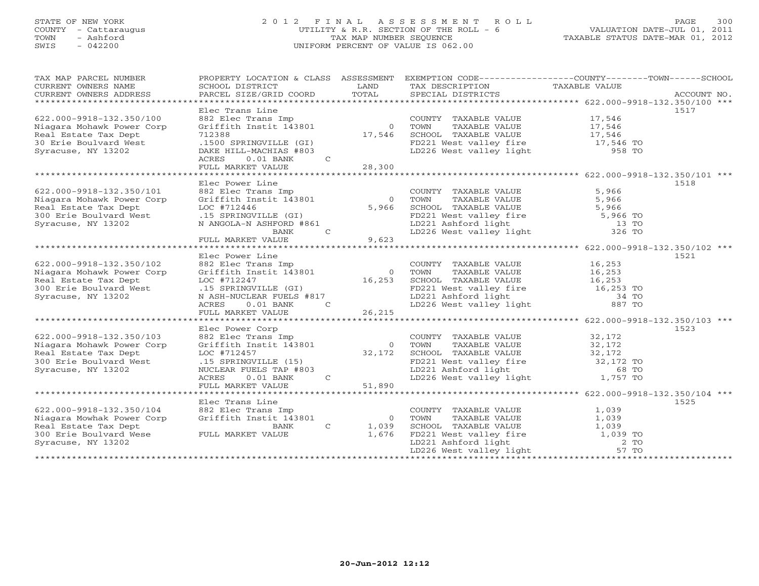STATE OF NEW YORK
COUNTY - Cattaraugus
TOWN - Ashford
SWIS - 042200

2012 FINAL ASSESSMENT ROLL
UTILITY & R.R. SECTION OF THE ROLL - 6
TAX MAP NUMBER SEQUENCE
UNIFORM PERCENT OF VALUE IS 062.00

VALUATION DATE-JUL 01, 2011
TAXABLE STATUS DATE-MAR 01, 2012

| TAX MAP PARCEL NUMBER / CURRENT OWNERS NAME / CURRENT OWNERS ADDRESS | PROPERTY LOCATION & CLASS / SCHOOL DISTRICT / PARCEL SIZE/GRID COORD | ASSESSMENT LAND / TOTAL | EXEMPTION CODE / TAX DESCRIPTION / SPECIAL DISTRICTS | COUNTY / TOWN / SCHOOL TAXABLE VALUE | ACCOUNT NO. |
|---|---|---|---|---|---|
| ******** 622.000-9918-132.350/100 *** | | | | | |
| | Elec Trans Line | | | | 1517 |
| 622.000-9918-132.350/100 | 882 Elec Trans Imp | | COUNTY TAXABLE VALUE | 17,546 | |
| Niagara Mohawk Power Corp | Griffith Instit 143801 | 0 | TOWN TAXABLE VALUE | 17,546 | |
| Real Estate Tax Dept | 712388 | 17,546 | SCHOOL TAXABLE VALUE | 17,546 | |
| 30 Erie Boulvard West | .1500 SPRINGVILLE (GI) | | FD221 West valley fire | 17,546 TO | |
| Syracuse, NY 13202 | DAKE HILL-MACHIAS #803 | | LD226 West valley light | 958 TO | |
| | ACRES 0.01 BANK C | | | | |
| | FULL MARKET VALUE | 28,300 | | | |
| ******** 622.000-9918-132.350/101 *** | | | | | |
| | Elec Power Line | | | | 1518 |
| 622.000-9918-132.350/101 | 882 Elec Trans Imp | | COUNTY TAXABLE VALUE | 5,966 | |
| Niagara Mohawk Power Corp | Griffith Instit 143801 | 0 | TOWN TAXABLE VALUE | 5,966 | |
| Real Estate Tax Dept | LOC #712446 | 5,966 | SCHOOL TAXABLE VALUE | 5,966 | |
| 300 Erie Boulvard West | .15 SPRINGVILLE (GI) | | FD221 West valley fire | 5,966 TO | |
| Syracuse, NY 13202 | N ANGOLA-N ASHFORD #861 | | LD221 Ashford light | 13 TO | |
| | BANK C | | LD226 West valley light | 326 TO | |
| | FULL MARKET VALUE | 9,623 | | | |
| ******** 622.000-9918-132.350/102 *** | | | | | |
| | Elec Power Line | | | | 1521 |
| 622.000-9918-132.350/102 | 882 Elec Trans Imp | | COUNTY TAXABLE VALUE | 16,253 | |
| Niagara Mohawk Power Corp | Griffith Instit 143801 | 0 | TOWN TAXABLE VALUE | 16,253 | |
| Real Estate Tax Dept | LOC #712247 | 16,253 | SCHOOL TAXABLE VALUE | 16,253 | |
| 300 Erie Boulvard West | .15 SPRINGVILLE (GI) | | FD221 West valley fire | 16,253 TO | |
| Syracuse, NY 13202 | N ASH-NUCLEAR FUELS #817 | | LD221 Ashford light | 34 TO | |
| | ACRES 0.01 BANK C | | LD226 West valley light | 887 TO | |
| | FULL MARKET VALUE | 26,215 | | | |
| ******** 622.000-9918-132.350/103 *** | | | | | |
| | Elec Power Corp | | | | 1523 |
| 622.000-9918-132.350/103 | 882 Elec Trans Imp | | COUNTY TAXABLE VALUE | 32,172 | |
| Niagara Mohawk Power Corp | Griffith Instit 143801 | 0 | TOWN TAXABLE VALUE | 32,172 | |
| Real Estate Tax Dept | LOC #712457 | 32,172 | SCHOOL TAXABLE VALUE | 32,172 | |
| 300 Erie Boulvard West | .15 SPRINGVILLE (15) | | FD221 West valley fire | 32,172 TO | |
| Syracuse, NY 13202 | NUCLEAR FUELS TAP #803 | | LD221 Ashford light | 68 TO | |
| | ACRES 0.01 BANK C | | LD226 West valley light | 1,757 TO | |
| | FULL MARKET VALUE | 51,890 | | | |
| ******** 622.000-9918-132.350/104 *** | | | | | |
| | Elec Trans Line | | | | 1525 |
| 622.000-9918-132.350/104 | 882 Elec Trans Imp | | COUNTY TAXABLE VALUE | 1,039 | |
| Niagara Mowhak Power Corp | Griffith Instit 143801 | 0 | TOWN TAXABLE VALUE | 1,039 | |
| Real Estate Tax Dept | BANK C | 1,039 | SCHOOL TAXABLE VALUE | 1,039 | |
| 300 Erie Boulvard Wese | FULL MARKET VALUE | 1,676 | FD221 West valley fire | 1,039 TO | |
| Syracuse, NY 13202 | | | LD221 Ashford light | 2 TO | |
| | | | LD226 West valley light | 57 TO | |

20-Jun-2012 12:12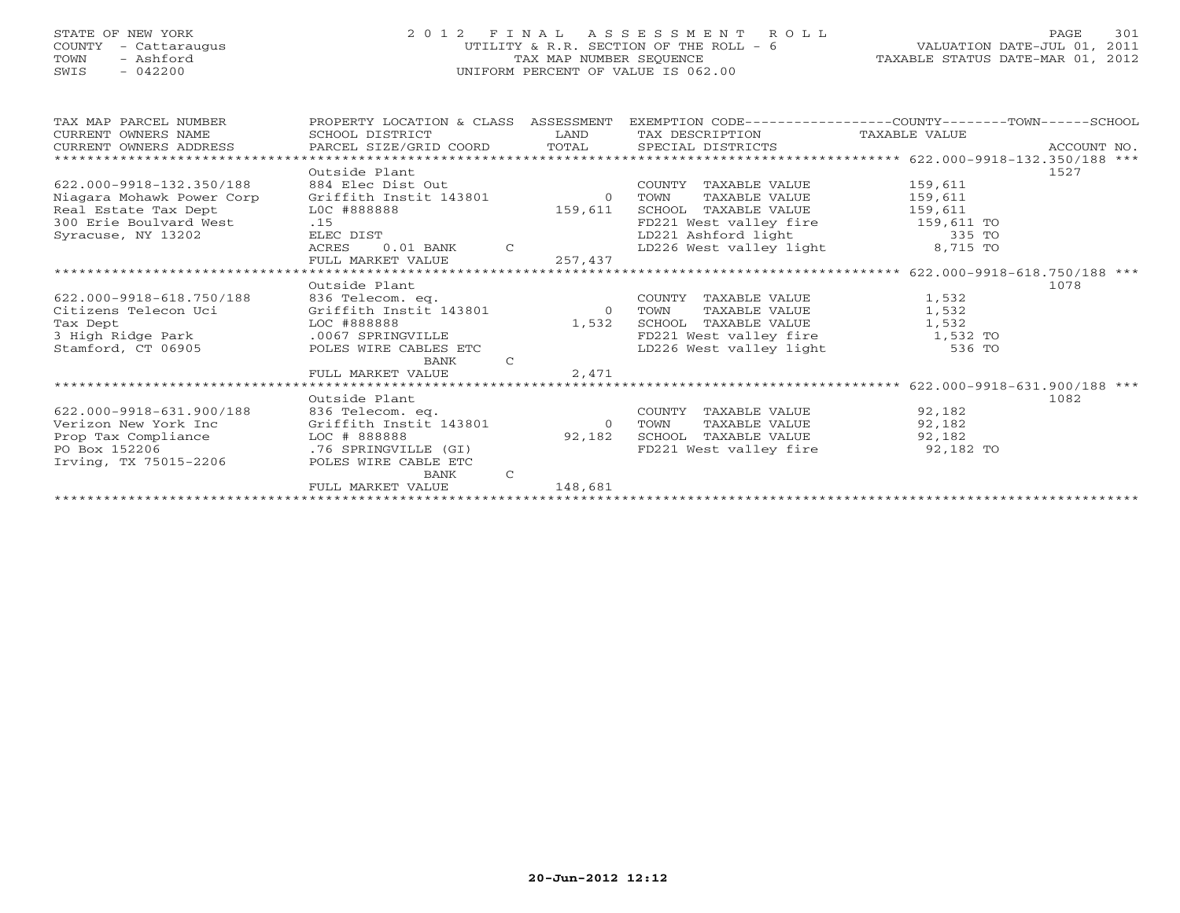STATE OF NEW YORK
COUNTY - Cattaraugus
TOWN - Ashford
SWIS - 042200

2012 FINAL ASSESSMENT ROLL
UTILITY & R.R. SECTION OF THE ROLL - 6
TAX MAP NUMBER SEQUENCE
UNIFORM PERCENT OF VALUE IS 062.00

VALUATION DATE-JUL 01, 2011
TAXABLE STATUS DATE-MAR 01, 2012

| TAX MAP PARCEL NUMBER / CURRENT OWNERS NAME / CURRENT OWNERS ADDRESS | PROPERTY LOCATION & CLASS / SCHOOL DISTRICT / PARCEL SIZE/GRID COORD | ASSESSMENT LAND / TOTAL | EXEMPTION CODE / TAX DESCRIPTION / SPECIAL DISTRICTS | TAXABLE VALUE | ACCOUNT NO. |
|---|---|---|---|---|---|
| **622.000-9918-132.350/188** | Outside Plant | | | | 1527 |
| 622.000-9918-132.350/188 | 884 Elec Dist Out | | COUNTY TAXABLE VALUE | 159,611 | |
| Niagara Mohawk Power Corp | Griffith Instit 143801 | 0 | TOWN TAXABLE VALUE | 159,611 | |
| Real Estate Tax Dept | L0C #888888 | 159,611 | SCHOOL TAXABLE VALUE | 159,611 | |
| 300 Erie Boulvard West | .15 | | FD221 West valley fire | 159,611 TO | |
| Syracuse, NY 13202 | ELEC DIST | | LD221 Ashford light | 335 TO | |
| | ACRES 0.01 BANK C | | LD226 West valley light | 8,715 TO | |
| | FULL MARKET VALUE | 257,437 | | | |
| **622.000-9918-618.750/188** | Outside Plant | | | | 1078 |
| 622.000-9918-618.750/188 | 836 Telecom. eq. | | COUNTY TAXABLE VALUE | 1,532 | |
| Citizens Telecon Uci | Griffith Instit 143801 | 0 | TOWN TAXABLE VALUE | 1,532 | |
| Tax Dept | LOC #888888 | 1,532 | SCHOOL TAXABLE VALUE | 1,532 | |
| 3 High Ridge Park | .0067 SPRINGVILLE | | FD221 West valley fire | 1,532 TO | |
| Stamford, CT 06905 | POLES WIRE CABLES ETC | | LD226 West valley light | 536 TO | |
| | BANK C | | | | |
| | FULL MARKET VALUE | 2,471 | | | |
| **622.000-9918-631.900/188** | Outside Plant | | | | 1082 |
| 622.000-9918-631.900/188 | 836 Telecom. eq. | | COUNTY TAXABLE VALUE | 92,182 | |
| Verizon New York Inc | Griffith Instit 143801 | 0 | TOWN TAXABLE VALUE | 92,182 | |
| Prop Tax Compliance | LOC # 888888 | 92,182 | SCHOOL TAXABLE VALUE | 92,182 | |
| PO Box 152206 | .76 SPRINGVILLE (GI) | | FD221 West valley fire | 92,182 TO | |
| Irving, TX 75015-2206 | POLES WIRE CABLE ETC | | | | |
| | BANK C | | | | |
| | FULL MARKET VALUE | 148,681 | | | |

20-Jun-2012 12:12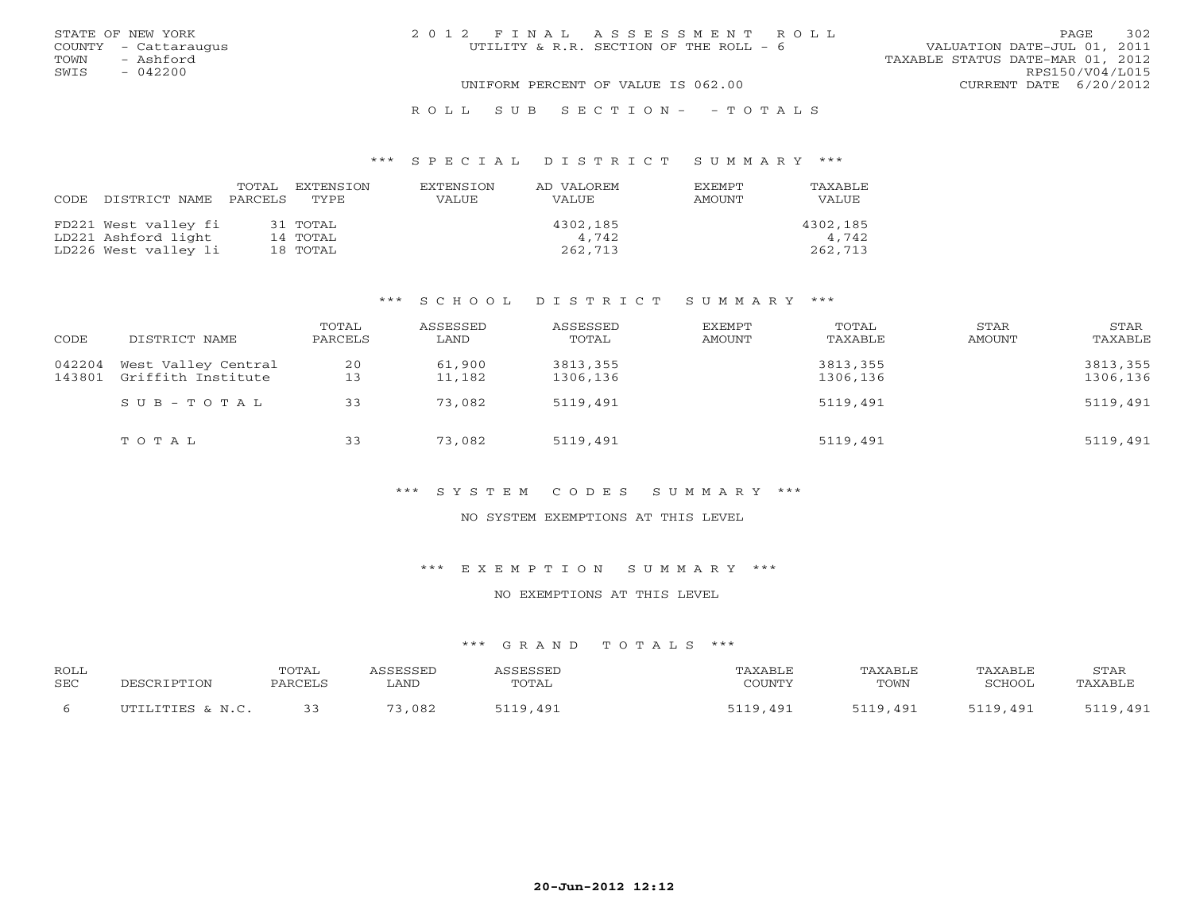STATE OF NEW YORK
COUNTY - Cattaraugus
TOWN - Ashford
SWIS - 042200

2012 FINAL ASSESSMENT ROLL
UTILITY & R.R. SECTION OF THE ROLL - 6

VALUATION DATE-JUL 01, 2011
TAXABLE STATUS DATE-MAR 01, 2012
RPS150/V04/L015
CURRENT DATE 6/20/2012

UNIFORM PERCENT OF VALUE IS 062.00

ROLL SUB SECTION- - TOTALS

## *** SPECIAL DISTRICT SUMMARY ***

| CODE DISTRICT NAME | TOTAL PARCELS | EXTENSION TYPE | EXTENSION VALUE | AD VALOREM VALUE | EXEMPT AMOUNT | TAXABLE VALUE |
|---|---|---|---|---|---|---|
| FD221 West valley fi | 31 | TOTAL | | 4302,185 | | 4302,185 |
| LD221 Ashford light | 14 | TOTAL | | 4,742 | | 4,742 |
| LD226 West valley li | 18 | TOTAL | | 262,713 | | 262,713 |

## *** SCHOOL DISTRICT SUMMARY ***

| CODE | DISTRICT NAME | TOTAL PARCELS | ASSESSED LAND | ASSESSED TOTAL | EXEMPT AMOUNT | TOTAL TAXABLE | STAR AMOUNT | STAR TAXABLE |
|---|---|---|---|---|---|---|---|---|
| 042204 | West Valley Central | 20 | 61,900 | 3813,355 | | 3813,355 | | 3813,355 |
| 143801 | Griffith Institute | 13 | 11,182 | 1306,136 | | 1306,136 | | 1306,136 |
| | SUB-TOTAL | 33 | 73,082 | 5119,491 | | 5119,491 | | 5119,491 |
| | TOTAL | 33 | 73,082 | 5119,491 | | 5119,491 | | 5119,491 |

## *** SYSTEM CODES SUMMARY ***

NO SYSTEM EXEMPTIONS AT THIS LEVEL

## *** EXEMPTION SUMMARY ***

NO EXEMPTIONS AT THIS LEVEL

## *** GRAND TOTALS ***

| ROLL SEC | DESCRIPTION | TOTAL PARCELS | ASSESSED LAND | ASSESSED TOTAL | TAXABLE COUNTY | TAXABLE TOWN | TAXABLE SCHOOL | STAR TAXABLE |
|---|---|---|---|---|---|---|---|---|
| 6 | UTILITIES & N.C. | 33 | 73,082 | 5119,491 | 5119,491 | 5119,491 | 5119,491 | 5119,491 |

20-Jun-2012 12:12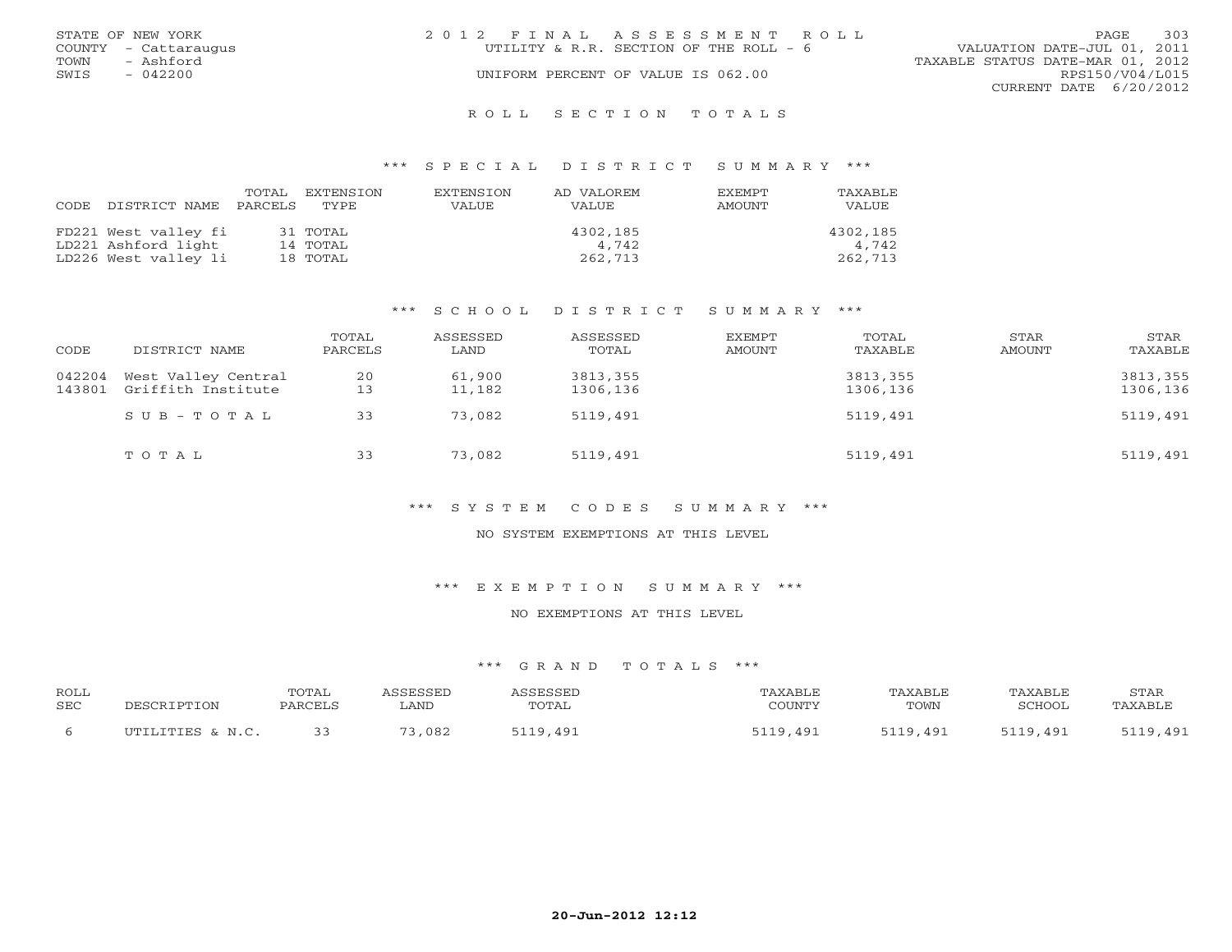STATE OF NEW YORK
COUNTY - Cattaraugus
TOWN - Ashford
SWIS - 042200

2012 FINAL ASSESSMENT ROLL
UTILITY & R.R. SECTION OF THE ROLL - 6
UNIFORM PERCENT OF VALUE IS 062.00

VALUATION DATE-JUL 01, 2011
TAXABLE STATUS DATE-MAR 01, 2012
RPS150/V04/L015
CURRENT DATE 6/20/2012

## ROLL SECTION TOTALS

### *** SPECIAL DISTRICT SUMMARY ***

| CODE DISTRICT NAME | TOTAL PARCELS | EXTENSION TYPE | EXTENSION VALUE | AD VALOREM VALUE | EXEMPT AMOUNT | TAXABLE VALUE |
|---|---|---|---|---|---|---|
| FD221 West valley fi | 31 | TOTAL | | 4302,185 | | 4302,185 |
| LD221 Ashford light | 14 | TOTAL | | 4,742 | | 4,742 |
| LD226 West valley li | 18 | TOTAL | | 262,713 | | 262,713 |

### *** SCHOOL DISTRICT SUMMARY ***

| CODE | DISTRICT NAME | TOTAL PARCELS | ASSESSED LAND | ASSESSED TOTAL | EXEMPT AMOUNT | TOTAL TAXABLE | STAR AMOUNT | STAR TAXABLE |
|---|---|---|---|---|---|---|---|---|
| 042204 | West Valley Central | 20 | 61,900 | 3813,355 | | 3813,355 | | 3813,355 |
| 143801 | Griffith Institute | 13 | 11,182 | 1306,136 | | 1306,136 | | 1306,136 |
| | SUB-TOTAL | 33 | 73,082 | 5119,491 | | 5119,491 | | 5119,491 |
| | TOTAL | 33 | 73,082 | 5119,491 | | 5119,491 | | 5119,491 |

### *** SYSTEM CODES SUMMARY ***

NO SYSTEM EXEMPTIONS AT THIS LEVEL

### *** EXEMPTION SUMMARY ***

NO EXEMPTIONS AT THIS LEVEL

### *** GRAND TOTALS ***

| ROLL SEC | DESCRIPTION | TOTAL PARCELS | ASSESSED LAND | ASSESSED TOTAL | TAXABLE COUNTY | TAXABLE TOWN | TAXABLE SCHOOL | STAR TAXABLE |
|---|---|---|---|---|---|---|---|---|
| 6 | UTILITIES & N.C. | 33 | 73,082 | 5119,491 | 5119,491 | 5119,491 | 5119,491 | 5119,491 |

20-Jun-2012 12:12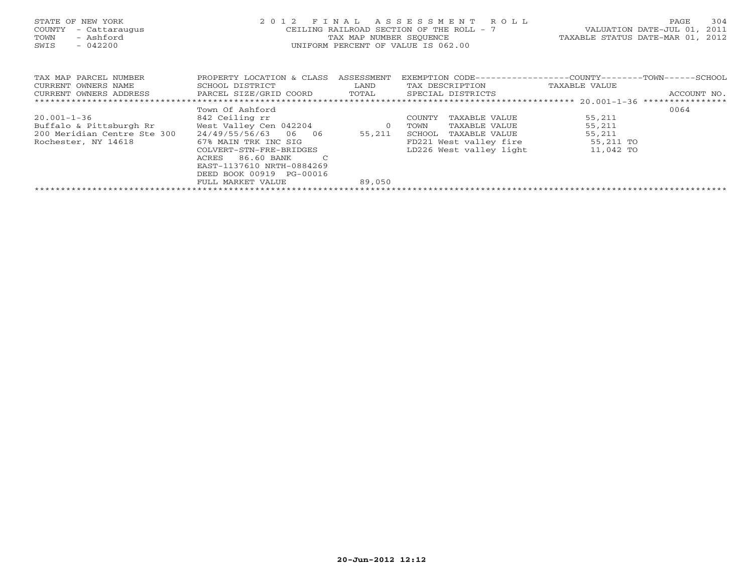STATE OF NEW YORK
COUNTY - Cattaraugus
TOWN - Ashford
SWIS - 042200

2012 FINAL ASSESSMENT ROLL
CEILING RAILROAD SECTION OF THE ROLL - 7
TAX MAP NUMBER SEQUENCE
UNIFORM PERCENT OF VALUE IS 062.00

VALUATION DATE-JUL 01, 2011
TAXABLE STATUS DATE-MAR 01, 2012

| TAX MAP PARCEL NUMBER / CURRENT OWNERS NAME / CURRENT OWNERS ADDRESS | PROPERTY LOCATION & CLASS / SCHOOL DISTRICT / PARCEL SIZE/GRID COORD | ASSESSMENT LAND / TOTAL | EXEMPTION CODE / TAX DESCRIPTION / SPECIAL DISTRICTS | COUNTY--------TOWN------SCHOOL TAXABLE VALUE | ACCOUNT NO. |
|---|---|---|---|---|---|
| | Town Of Ashford | | | | 0064 |
| 20.001-1-36 | 842 Ceiling rr | | COUNTY TAXABLE VALUE | 55,211 | |
| Buffalo & Pittsburgh Rr | West Valley Cen 042204 | 0 | TOWN TAXABLE VALUE | 55,211 | |
| 200 Meridian Centre Ste 300 | 24/49/55/56/63 06 06 | 55,211 | SCHOOL TAXABLE VALUE | 55,211 | |
| Rochester, NY 14618 | 67% MAIN TRK INC SIG | | FD221 West valley fire | 55,211 TO | |
| | COLVERT-STN-FRE-BRIDGES | | LD226 West valley light | 11,042 TO | |
| | ACRES 86.60 BANK C | | | | |
| | EAST-1137610 NRTH-0884269 | | | | |
| | DEED BOOK 00919 PG-00016 | | | | |
| | FULL MARKET VALUE | 89,050 | | | |

20-Jun-2012 12:12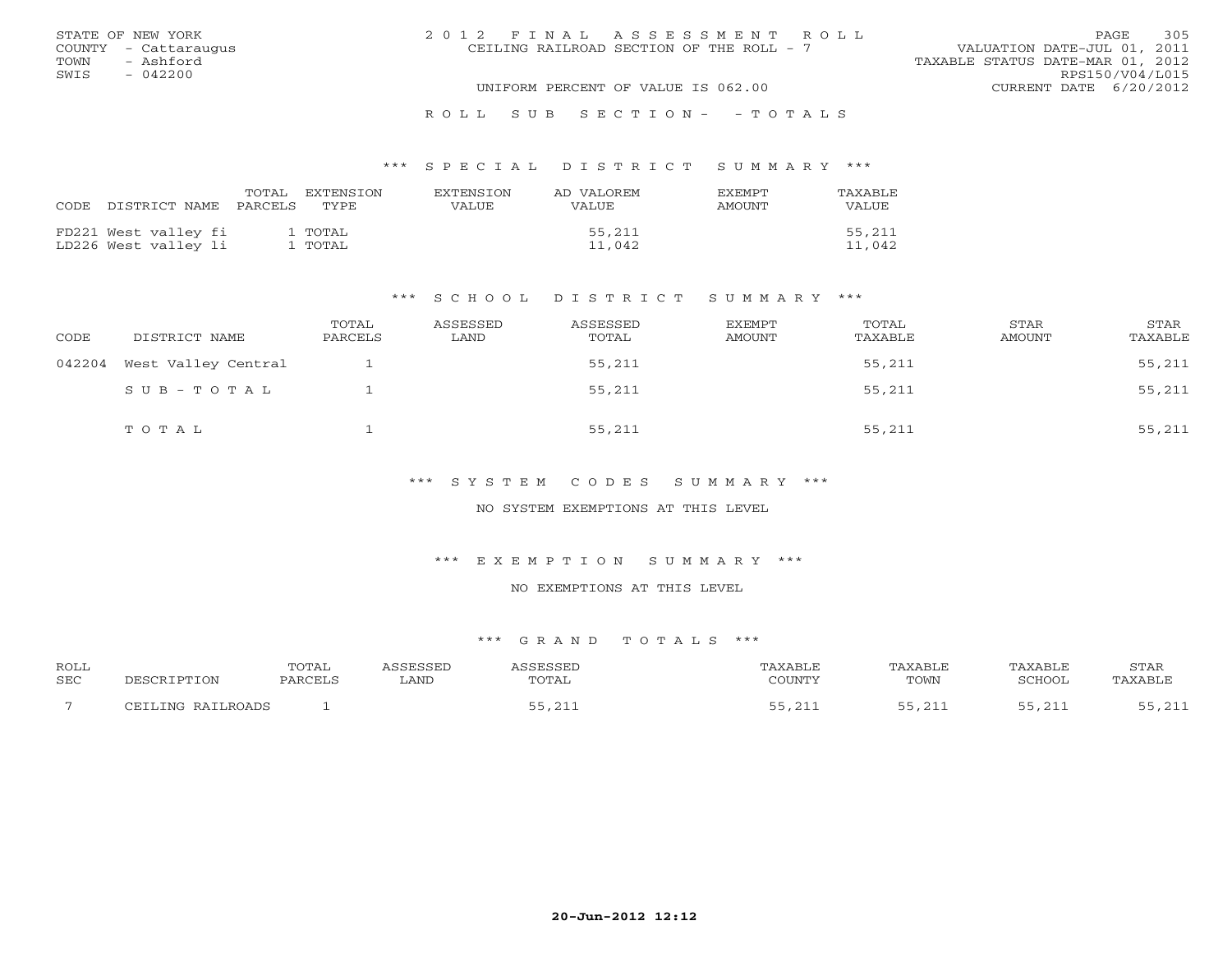STATE OF NEW YORK
COUNTY - Cattaraugus
TOWN - Ashford
SWIS - 042200

2 0 1 2 F I N A L A S S E S S M E N T R O L L
CEILING RAILROAD SECTION OF THE ROLL - 7

VALUATION DATE-JUL 01, 2011
TAXABLE STATUS DATE-MAR 01, 2012
RPS150/V04/L015
CURRENT DATE 6/20/2012

UNIFORM PERCENT OF VALUE IS 062.00

R O L L S U B S E C T I O N - - T O T A L S

### *** S P E C I A L D I S T R I C T S U M M A R Y ***

| CODE | DISTRICT NAME | TOTAL PARCELS | EXTENSION TYPE | EXTENSION VALUE | AD VALOREM VALUE | EXEMPT AMOUNT | TAXABLE VALUE |
|---|---|---|---|---|---|---|---|
| FD221 | West valley fi | 1 | TOTAL | | 55,211 | | 55,211 |
| LD226 | West valley li | 1 | TOTAL | | 11,042 | | 11,042 |

### *** S C H O O L D I S T R I C T S U M M A R Y ***

| CODE | DISTRICT NAME | TOTAL PARCELS | ASSESSED LAND | ASSESSED TOTAL | EXEMPT AMOUNT | TOTAL TAXABLE | STAR AMOUNT | STAR TAXABLE |
|---|---|---|---|---|---|---|---|---|
| 042204 | West Valley Central | 1 | | 55,211 | | 55,211 | | 55,211 |
| | S U B - T O T A L | 1 | | 55,211 | | 55,211 | | 55,211 |
| | T O T A L | 1 | | 55,211 | | 55,211 | | 55,211 |

### *** S Y S T E M C O D E S S U M M A R Y ***

NO SYSTEM EXEMPTIONS AT THIS LEVEL

### *** E X E M P T I O N S U M M A R Y ***

NO EXEMPTIONS AT THIS LEVEL

### *** G R A N D T O T A L S ***

| ROLL SEC | DESCRIPTION | TOTAL PARCELS | ASSESSED LAND | ASSESSED TOTAL | TAXABLE COUNTY | TAXABLE TOWN | TAXABLE SCHOOL | STAR TAXABLE |
|---|---|---|---|---|---|---|---|---|
| 7 | CEILING RAILROADS | 1 | | 55,211 | 55,211 | 55,211 | 55,211 | 55,211 |

20-Jun-2012 12:12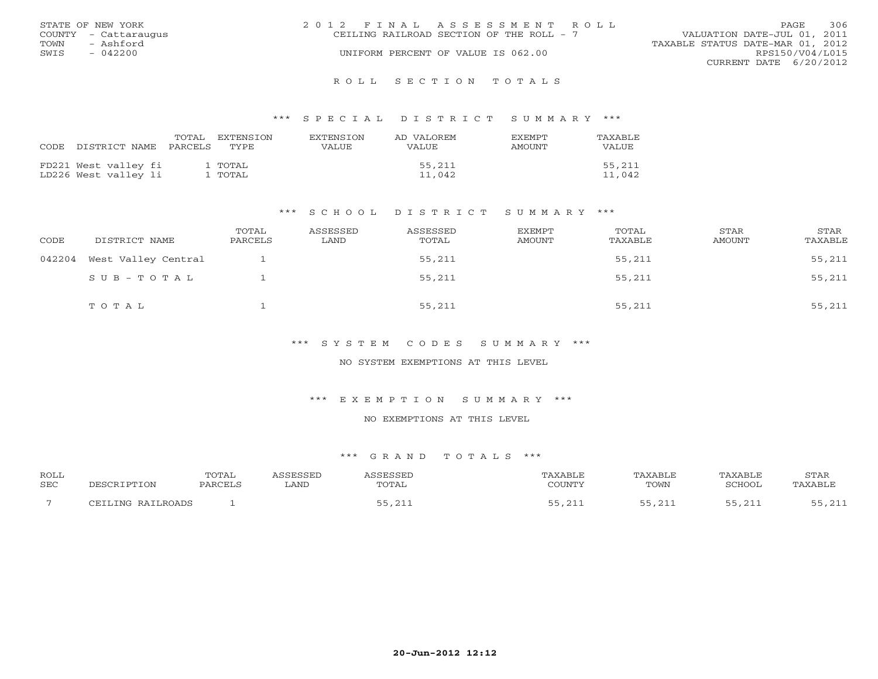STATE OF NEW YORK
COUNTY - Cattaraugus
TOWN - Ashford
SWIS - 042200

2 0 1 2 F I N A L A S S E S S M E N T R O L L
CEILING RAILROAD SECTION OF THE ROLL - 7
UNIFORM PERCENT OF VALUE IS 062.00

VALUATION DATE-JUL 01, 2011
TAXABLE STATUS DATE-MAR 01, 2012
RPS150/V04/L015
CURRENT DATE 6/20/2012

## R O L L S E C T I O N T O T A L S

### *** S P E C I A L D I S T R I C T S U M M A R Y ***

| CODE | DISTRICT NAME | TOTAL PARCELS | EXTENSION TYPE | EXTENSION VALUE | AD VALOREM VALUE | EXEMPT AMOUNT | TAXABLE VALUE |
|---|---|---|---|---|---|---|---|
| FD221 | West valley fi | 1 | TOTAL | | 55,211 | | 55,211 |
| LD226 | West valley li | 1 | TOTAL | | 11,042 | | 11,042 |

### *** S C H O O L D I S T R I C T S U M M A R Y ***

| CODE | DISTRICT NAME | TOTAL PARCELS | ASSESSED LAND | ASSESSED TOTAL | EXEMPT AMOUNT | TOTAL TAXABLE | STAR AMOUNT | STAR TAXABLE |
|---|---|---|---|---|---|---|---|---|
| 042204 | West Valley Central | 1 | | 55,211 | | 55,211 | | 55,211 |
| | S U B - T O T A L | 1 | | 55,211 | | 55,211 | | 55,211 |
| | T O T A L | 1 | | 55,211 | | 55,211 | | 55,211 |

### *** S Y S T E M C O D E S S U M M A R Y ***

NO SYSTEM EXEMPTIONS AT THIS LEVEL

### *** E X E M P T I O N S U M M A R Y ***

NO EXEMPTIONS AT THIS LEVEL

### *** G R A N D T O T A L S ***

| ROLL SEC | DESCRIPTION | TOTAL PARCELS | ASSESSED LAND | ASSESSED TOTAL | TAXABLE COUNTY | TAXABLE TOWN | TAXABLE SCHOOL | STAR TAXABLE |
|---|---|---|---|---|---|---|---|---|
| 7 | CEILING RAILROADS | 1 | | 55,211 | 55,211 | 55,211 | 55,211 | 55,211 |

20-Jun-2012 12:12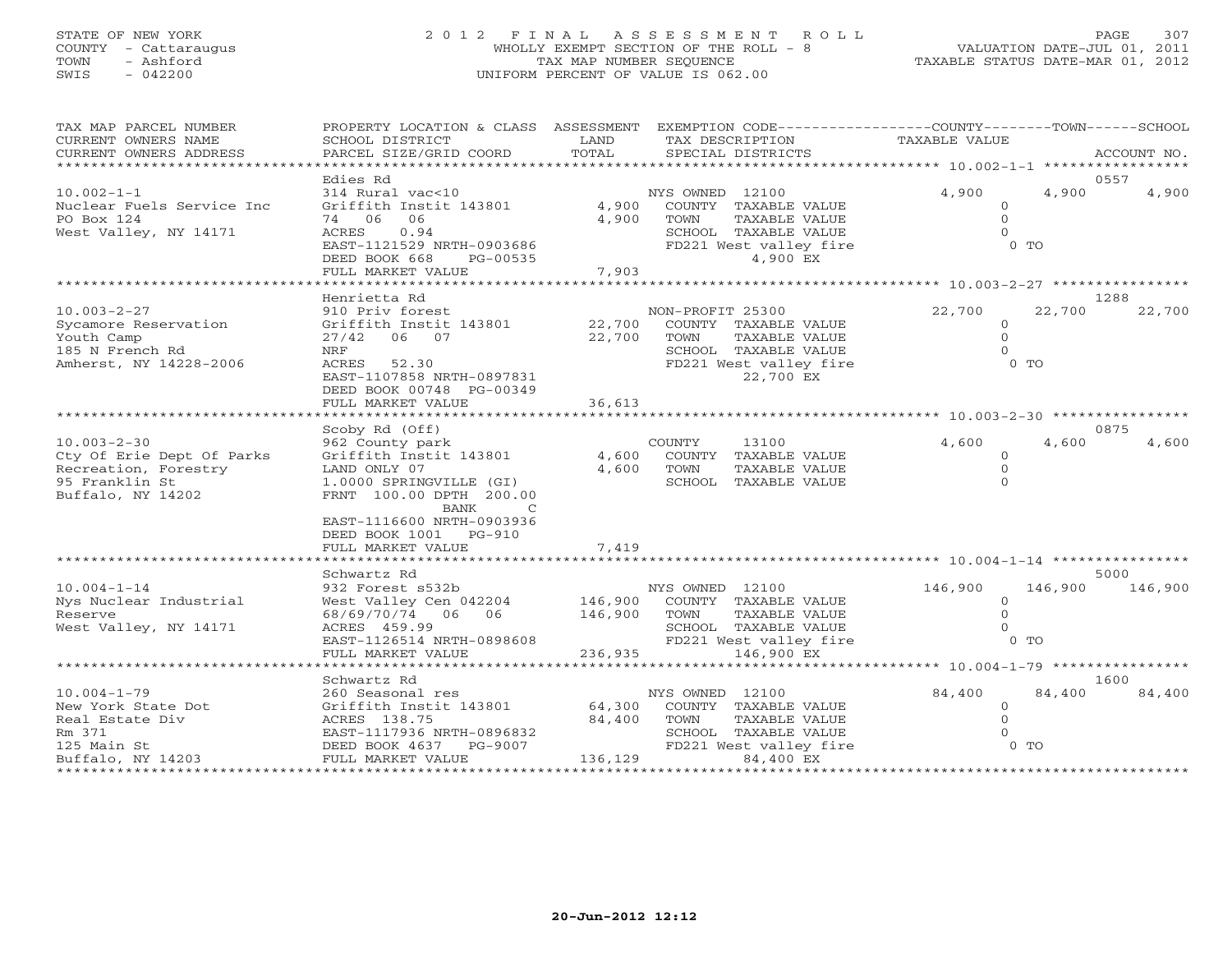STATE OF NEW YORK
COUNTY - Cattaraugus
TOWN - Ashford
SWIS - 042200

# 2012 FINAL ASSESSMENT ROLL
WHOLLY EXEMPT SECTION OF THE ROLL - 8
TAX MAP NUMBER SEQUENCE
UNIFORM PERCENT OF VALUE IS 062.00

VALUATION DATE-JUL 01, 2011
TAXABLE STATUS DATE-MAR 01, 2012

| TAX MAP PARCEL NUMBER / CURRENT OWNERS NAME / CURRENT OWNERS ADDRESS | PROPERTY LOCATION & CLASS / SCHOOL DISTRICT / PARCEL SIZE/GRID COORD | ASSESSMENT LAND / TOTAL | EXEMPTION CODE / TAX DESCRIPTION / SPECIAL DISTRICTS | COUNTY TAXABLE VALUE | TOWN | SCHOOL / ACCOUNT NO. |
|---|---|---|---|---|---|---|
| 10.002-1-1 | Edies Rd | | | | | 0557 |
| | 314 Rural vac<10 | | NYS OWNED 12100 | 4,900 | 4,900 | 4,900 |
| Nuclear Fuels Service Inc | Griffith Instit 143801 | 4,900 | COUNTY TAXABLE VALUE | 0 | | |
| PO Box 124 | 74 06 06 | 4,900 | TOWN TAXABLE VALUE | 0 | | |
| West Valley, NY 14171 | ACRES 0.94 | | SCHOOL TAXABLE VALUE | 0 | | |
| | EAST-1121529 NRTH-0903686 | | FD221 West valley fire | 0 TO | | |
| | DEED BOOK 668 PG-00535 | | 4,900 EX | | | |
| | FULL MARKET VALUE | 7,903 | | | | |
| 10.003-2-27 | Henrietta Rd | | | | | 1288 |
| | 910 Priv forest | | NON-PROFIT 25300 | 22,700 | 22,700 | 22,700 |
| Sycamore Reservation | Griffith Instit 143801 | 22,700 | COUNTY TAXABLE VALUE | 0 | | |
| Youth Camp | 27/42 06 07 | 22,700 | TOWN TAXABLE VALUE | 0 | | |
| 185 N French Rd | NRF | | SCHOOL TAXABLE VALUE | 0 | | |
| Amherst, NY 14228-2006 | ACRES 52.30 | | FD221 West valley fire | 0 TO | | |
| | EAST-1107858 NRTH-0897831 | | 22,700 EX | | | |
| | DEED BOOK 00748 PG-00349 | | | | | |
| | FULL MARKET VALUE | 36,613 | | | | |
| 10.003-2-30 | Scoby Rd (Off) | | | | | 0875 |
| | 962 County park | | COUNTY 13100 | 4,600 | 4,600 | 4,600 |
| Cty Of Erie Dept Of Parks | Griffith Instit 143801 | 4,600 | COUNTY TAXABLE VALUE | 0 | | |
| Recreation, Forestry | LAND ONLY 07 | 4,600 | TOWN TAXABLE VALUE | 0 | | |
| 95 Franklin St | 1.0000 SPRINGVILLE (GI) | | SCHOOL TAXABLE VALUE | 0 | | |
| Buffalo, NY 14202 | FRNT 100.00 DPTH 200.00 | | | | | |
| | BANK C | | | | | |
| | EAST-1116600 NRTH-0903936 | | | | | |
| | DEED BOOK 1001 PG-910 | | | | | |
| | FULL MARKET VALUE | 7,419 | | | | |
| 10.004-1-14 | Schwartz Rd | | | | | 5000 |
| | 932 Forest s532b | | NYS OWNED 12100 | 146,900 | 146,900 | 146,900 |
| Nys Nuclear Industrial | West Valley Cen 042204 | 146,900 | COUNTY TAXABLE VALUE | 0 | | |
| Reserve | 68/69/70/74 06 06 | 146,900 | TOWN TAXABLE VALUE | 0 | | |
| West Valley, NY 14171 | ACRES 459.99 | | SCHOOL TAXABLE VALUE | 0 | | |
| | EAST-1126514 NRTH-0898608 | | FD221 West valley fire | 0 TO | | |
| | FULL MARKET VALUE | 236,935 | 146,900 EX | | | |
| 10.004-1-79 | Schwartz Rd | | | | | 1600 |
| | 260 Seasonal res | | NYS OWNED 12100 | 84,400 | 84,400 | 84,400 |
| New York State Dot | Griffith Instit 143801 | 64,300 | COUNTY TAXABLE VALUE | 0 | | |
| Real Estate Div | ACRES 138.75 | 84,400 | TOWN TAXABLE VALUE | 0 | | |
| Rm 371 | EAST-1117936 NRTH-0896832 | | SCHOOL TAXABLE VALUE | 0 | | |
| 125 Main St | DEED BOOK 4637 PG-9007 | | FD221 West valley fire | 0 TO | | |
| Buffalo, NY 14203 | FULL MARKET VALUE | 136,129 | 84,400 EX | | | |

20-Jun-2012 12:12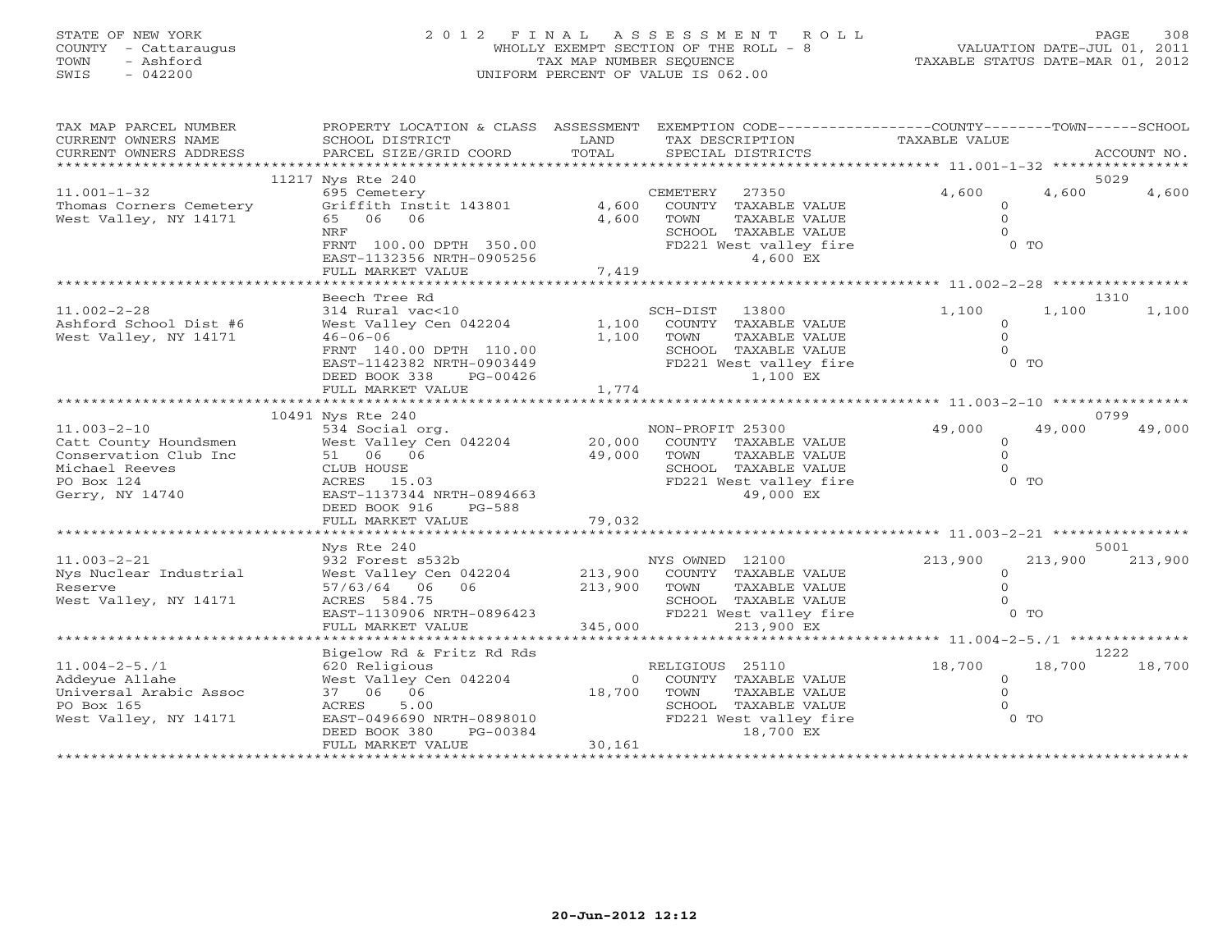STATE OF NEW YORK
COUNTY - Cattaraugus
TOWN - Ashford
SWIS - 042200

# 2012 FINAL ASSESSMENT ROLL

WHOLLY EXEMPT SECTION OF THE ROLL - 8
TAX MAP NUMBER SEQUENCE
UNIFORM PERCENT OF VALUE IS 062.00

VALUATION DATE-JUL 01, 2011
TAXABLE STATUS DATE-MAR 01, 2012

| TAX MAP PARCEL NUMBER / CURRENT OWNERS NAME / CURRENT OWNERS ADDRESS | PROPERTY LOCATION & CLASS / SCHOOL DISTRICT / PARCEL SIZE/GRID COORD | ASSESSMENT LAND / TOTAL | EXEMPTION CODE / TAX DESCRIPTION / SPECIAL DISTRICTS | COUNTY TAXABLE VALUE | TOWN | SCHOOL / ACCOUNT NO. |
|---|---|---|---|---|---|---|
| | 11217 Nys Rte 240 | | | | | 5029 |
| 11.001-1-32 | 695 Cemetery | | CEMETERY 27350 | 4,600 | 4,600 | 4,600 |
| Thomas Corners Cemetery | Griffith Instit 143801 | 4,600 | COUNTY TAXABLE VALUE | 0 | | |
| West Valley, NY 14171 | 65 06 06 | 4,600 | TOWN TAXABLE VALUE | 0 | | |
| | NRF | | SCHOOL TAXABLE VALUE | 0 | | |
| | FRNT 100.00 DPTH 350.00 | | FD221 West valley fire | 0 TO | | |
| | EAST-1132356 NRTH-0905256 | | 4,600 EX | | | |
| | FULL MARKET VALUE | 7,419 | | | | |
| | Beech Tree Rd | | | | | 1310 |
| 11.002-2-28 | 314 Rural vac<10 | | SCH-DIST 13800 | 1,100 | 1,100 | 1,100 |
| Ashford School Dist #6 | West Valley Cen 042204 | 1,100 | COUNTY TAXABLE VALUE | 0 | | |
| West Valley, NY 14171 | 46-06-06 | 1,100 | TOWN TAXABLE VALUE | 0 | | |
| | FRNT 140.00 DPTH 110.00 | | SCHOOL TAXABLE VALUE | 0 | | |
| | EAST-1142382 NRTH-0903449 | | FD221 West valley fire | 0 TO | | |
| | DEED BOOK 338 PG-00426 | | 1,100 EX | | | |
| | FULL MARKET VALUE | 1,774 | | | | |
| | 10491 Nys Rte 240 | | | | | 0799 |
| 11.003-2-10 | 534 Social org. | | NON-PROFIT 25300 | 49,000 | 49,000 | 49,000 |
| Catt County Houndsmen | West Valley Cen 042204 | 20,000 | COUNTY TAXABLE VALUE | 0 | | |
| Conservation Club Inc | 51 06 06 | 49,000 | TOWN TAXABLE VALUE | 0 | | |
| Michael Reeves | CLUB HOUSE | | SCHOOL TAXABLE VALUE | 0 | | |
| PO Box 124 | ACRES 15.03 | | FD221 West valley fire | 0 TO | | |
| Gerry, NY 14740 | EAST-1137344 NRTH-0894663 | | 49,000 EX | | | |
| | DEED BOOK 916 PG-588 | | | | | |
| | FULL MARKET VALUE | 79,032 | | | | |
| | Nys Rte 240 | | | | | 5001 |
| 11.003-2-21 | 932 Forest s532b | | NYS OWNED 12100 | 213,900 | 213,900 | 213,900 |
| Nys Nuclear Industrial | West Valley Cen 042204 | 213,900 | COUNTY TAXABLE VALUE | 0 | | |
| Reserve | 57/63/64 06 06 | 213,900 | TOWN TAXABLE VALUE | 0 | | |
| West Valley, NY 14171 | ACRES 584.75 | | SCHOOL TAXABLE VALUE | 0 | | |
| | EAST-1130906 NRTH-0896423 | | FD221 West valley fire | 0 TO | | |
| | FULL MARKET VALUE | 345,000 | 213,900 EX | | | |
| | Bigelow Rd & Fritz Rd Rds | | | | | 1222 |
| 11.004-2-5./1 | 620 Religious | | RELIGIOUS 25110 | 18,700 | 18,700 | 18,700 |
| Addeyue Allahe | West Valley Cen 042204 | 0 | COUNTY TAXABLE VALUE | 0 | | |
| Universal Arabic Assoc | 37 06 06 | 18,700 | TOWN TAXABLE VALUE | 0 | | |
| PO Box 165 | ACRES 5.00 | | SCHOOL TAXABLE VALUE | 0 | | |
| West Valley, NY 14171 | EAST-0496690 NRTH-0898010 | | FD221 West valley fire | 0 TO | | |
| | DEED BOOK 380 PG-00384 | | 18,700 EX | | | |
| | FULL MARKET VALUE | 30,161 | | | | |

20-Jun-2012 12:12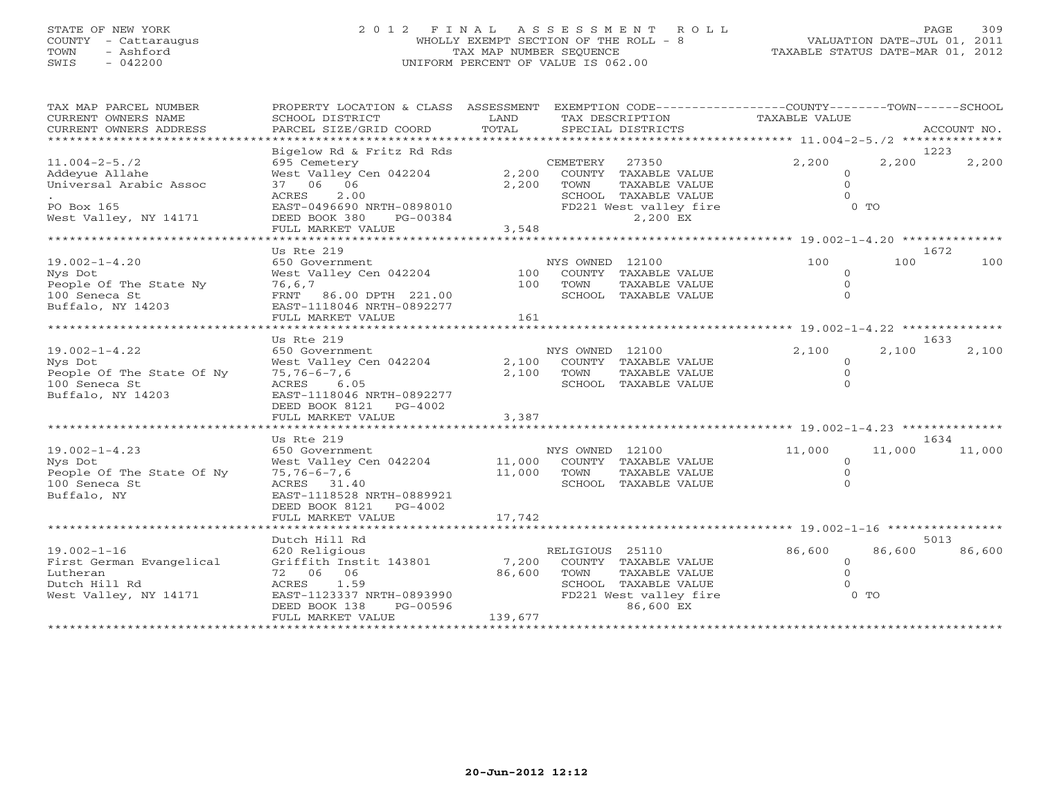STATE OF NEW YORK
COUNTY - Cattaraugus
TOWN - Ashford
SWIS - 042200

# 2012 FINAL ASSESSMENT ROLL

WHOLLY EXEMPT SECTION OF THE ROLL - 8
TAX MAP NUMBER SEQUENCE
UNIFORM PERCENT OF VALUE IS 062.00

VALUATION DATE-JUL 01, 2011
TAXABLE STATUS DATE-MAR 01, 2012

| TAX MAP PARCEL NUMBER / CURRENT OWNERS NAME / CURRENT OWNERS ADDRESS | PROPERTY LOCATION & CLASS / SCHOOL DISTRICT / PARCEL SIZE/GRID COORD | ASSESSMENT LAND / TOTAL | EXEMPTION CODE / TAX DESCRIPTION / SPECIAL DISTRICTS | COUNTY TAXABLE VALUE | TOWN | SCHOOL / ACCOUNT NO. |
|---|---|---|---|---|---|---|
| 11.004-2-5./2 | Bigelow Rd & Fritz Rd Rds | | | | | 1223 |
| 11.004-2-5./2 | 695 Cemetery | | CEMETERY 27350 | 2,200 | 2,200 | 2,200 |
| Addeyue Allahe | West Valley Cen 042204 | 2,200 | COUNTY TAXABLE VALUE | 0 | | |
| Universal Arabic Assoc | 37 06 06 | 2,200 | TOWN TAXABLE VALUE | 0 | | |
| . | ACRES 2.00 | | SCHOOL TAXABLE VALUE | 0 | | |
| PO Box 165 | EAST-0496690 NRTH-0898010 | | FD221 West valley fire | 0 TO | | |
| West Valley, NY 14171 | DEED BOOK 380 PG-00384 | | 2,200 EX | | | |
| | FULL MARKET VALUE | 3,548 | | | | |
| 19.002-1-4.20 | Us Rte 219 | | | | | 1672 |
| 19.002-1-4.20 | 650 Government | | NYS OWNED 12100 | 100 | 100 | 100 |
| Nys Dot | West Valley Cen 042204 | 100 | COUNTY TAXABLE VALUE | 0 | | |
| People Of The State Ny | 76,6,7 | 100 | TOWN TAXABLE VALUE | 0 | | |
| 100 Seneca St | FRNT 86.00 DPTH 221.00 | | SCHOOL TAXABLE VALUE | 0 | | |
| Buffalo, NY 14203 | EAST-1118046 NRTH-0892277 | | | | | |
| | FULL MARKET VALUE | 161 | | | | |
| 19.002-1-4.22 | Us Rte 219 | | | | | 1633 |
| 19.002-1-4.22 | 650 Government | | NYS OWNED 12100 | 2,100 | 2,100 | 2,100 |
| Nys Dot | West Valley Cen 042204 | 2,100 | COUNTY TAXABLE VALUE | 0 | | |
| People Of The State Of Ny | 75,76-6-7,6 | 2,100 | TOWN TAXABLE VALUE | 0 | | |
| 100 Seneca St | ACRES 6.05 | | SCHOOL TAXABLE VALUE | 0 | | |
| Buffalo, NY 14203 | EAST-1118046 NRTH-0892277 | | | | | |
| | DEED BOOK 8121 PG-4002 | | | | | |
| | FULL MARKET VALUE | 3,387 | | | | |
| 19.002-1-4.23 | Us Rte 219 | | | | | 1634 |
| 19.002-1-4.23 | 650 Government | | NYS OWNED 12100 | 11,000 | 11,000 | 11,000 |
| Nys Dot | West Valley Cen 042204 | 11,000 | COUNTY TAXABLE VALUE | 0 | | |
| People Of The State Of Ny | 75,76-6-7,6 | 11,000 | TOWN TAXABLE VALUE | 0 | | |
| 100 Seneca St | ACRES 31.40 | | SCHOOL TAXABLE VALUE | 0 | | |
| Buffalo, NY | EAST-1118528 NRTH-0889921 | | | | | |
| | DEED BOOK 8121 PG-4002 | | | | | |
| | FULL MARKET VALUE | 17,742 | | | | |
| 19.002-1-16 | Dutch Hill Rd | | | | | 5013 |
| 19.002-1-16 | 620 Religious | | RELIGIOUS 25110 | 86,600 | 86,600 | 86,600 |
| First German Evangelical | Griffith Instit 143801 | 7,200 | COUNTY TAXABLE VALUE | 0 | | |
| Lutheran | 72 06 06 | 86,600 | TOWN TAXABLE VALUE | 0 | | |
| Dutch Hill Rd | ACRES 1.59 | | SCHOOL TAXABLE VALUE | 0 | | |
| West Valley, NY 14171 | EAST-1123337 NRTH-0893990 | | FD221 West valley fire | 0 TO | | |
| | DEED BOOK 138 PG-00596 | | 86,600 EX | | | |
| | FULL MARKET VALUE | 139,677 | | | | |

20-Jun-2012 12:12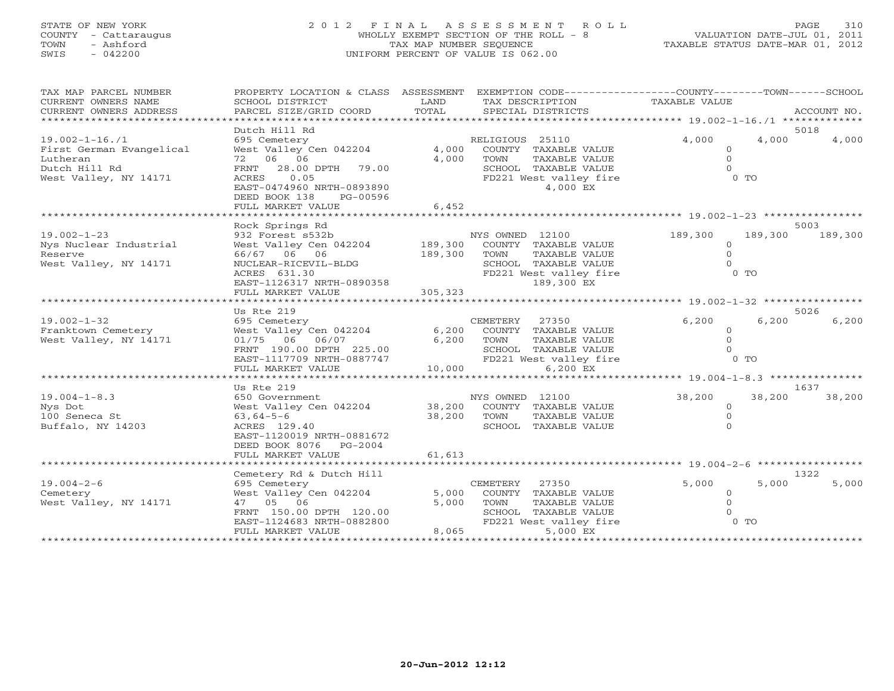STATE OF NEW YORK
COUNTY - Cattaraugus
TOWN - Ashford
SWIS - 042200

# 2012 FINAL ASSESSMENT ROLL

WHOLLY EXEMPT SECTION OF THE ROLL - 8
TAX MAP NUMBER SEQUENCE
UNIFORM PERCENT OF VALUE IS 062.00

VALUATION DATE-JUL 01, 2011
TAXABLE STATUS DATE-MAR 01, 2012

| TAX MAP PARCEL NUMBER / CURRENT OWNERS NAME / CURRENT OWNERS ADDRESS | PROPERTY LOCATION & CLASS / SCHOOL DISTRICT / PARCEL SIZE/GRID COORD | ASSESSMENT LAND / TOTAL | EXEMPTION CODE / TAX DESCRIPTION / SPECIAL DISTRICTS | COUNTY TAXABLE VALUE | TOWN | SCHOOL / ACCOUNT NO. |
|---|---|---|---|---|---|---|
| | Dutch Hill Rd | | | | | 5018 |
| 19.002-1-16./1 | 695 Cemetery | | RELIGIOUS 25110 | 4,000 | 4,000 | 4,000 |
| First German Evangelical | West Valley Cen 042204 | 4,000 | COUNTY TAXABLE VALUE | 0 | | |
| Lutheran | 72 06 06 | 4,000 | TOWN TAXABLE VALUE | 0 | | |
| Dutch Hill Rd | FRNT 28.00 DPTH 79.00 | | SCHOOL TAXABLE VALUE | 0 | | |
| West Valley, NY 14171 | ACRES 0.05 | | FD221 West valley fire | 0 TO | | |
| | EAST-0474960 NRTH-0893890 | | 4,000 EX | | | |
| | DEED BOOK 138 PG-00596 | | | | | |
| | FULL MARKET VALUE | 6,452 | | | | |
| | Rock Springs Rd | | | | | 5003 |
| 19.002-1-23 | 932 Forest s532b | | NYS OWNED 12100 | 189,300 | 189,300 | 189,300 |
| Nys Nuclear Industrial | West Valley Cen 042204 | 189,300 | COUNTY TAXABLE VALUE | 0 | | |
| Reserve | 66/67 06 06 | 189,300 | TOWN TAXABLE VALUE | 0 | | |
| West Valley, NY 14171 | NUCLEAR-RICEVIL-BLDG | | SCHOOL TAXABLE VALUE | 0 | | |
| | ACRES 631.30 | | FD221 West valley fire | 0 TO | | |
| | EAST-1126317 NRTH-0890358 | | 189,300 EX | | | |
| | FULL MARKET VALUE | 305,323 | | | | |
| | Us Rte 219 | | | | | 5026 |
| 19.002-1-32 | 695 Cemetery | | CEMETERY 27350 | 6,200 | 6,200 | 6,200 |
| Franktown Cemetery | West Valley Cen 042204 | 6,200 | COUNTY TAXABLE VALUE | 0 | | |
| West Valley, NY 14171 | 01/75 06 06/07 | 6,200 | TOWN TAXABLE VALUE | 0 | | |
| | FRNT 190.00 DPTH 225.00 | | SCHOOL TAXABLE VALUE | 0 | | |
| | EAST-1117709 NRTH-0887747 | | FD221 West valley fire | 0 TO | | |
| | FULL MARKET VALUE | 10,000 | 6,200 EX | | | |
| | Us Rte 219 | | | | | 1637 |
| 19.004-1-8.3 | 650 Government | | NYS OWNED 12100 | 38,200 | 38,200 | 38,200 |
| Nys Dot | West Valley Cen 042204 | 38,200 | COUNTY TAXABLE VALUE | 0 | | |
| 100 Seneca St | 63,64-5-6 | 38,200 | TOWN TAXABLE VALUE | 0 | | |
| Buffalo, NY 14203 | ACRES 129.40 | | SCHOOL TAXABLE VALUE | 0 | | |
| | EAST-1120019 NRTH-0881672 | | | | | |
| | DEED BOOK 8076 PG-2004 | | | | | |
| | FULL MARKET VALUE | 61,613 | | | | |
| | Cemetery Rd & Dutch Hill | | | | | 1322 |
| 19.004-2-6 | 695 Cemetery | | CEMETERY 27350 | 5,000 | 5,000 | 5,000 |
| Cemetery | West Valley Cen 042204 | 5,000 | COUNTY TAXABLE VALUE | 0 | | |
| West Valley, NY 14171 | 47 05 06 | 5,000 | TOWN TAXABLE VALUE | 0 | | |
| | FRNT 150.00 DPTH 120.00 | | SCHOOL TAXABLE VALUE | 0 | | |
| | EAST-1124683 NRTH-0882800 | | FD221 West valley fire | 0 TO | | |
| | FULL MARKET VALUE | 8,065 | 5,000 EX | | | |

20-Jun-2012 12:12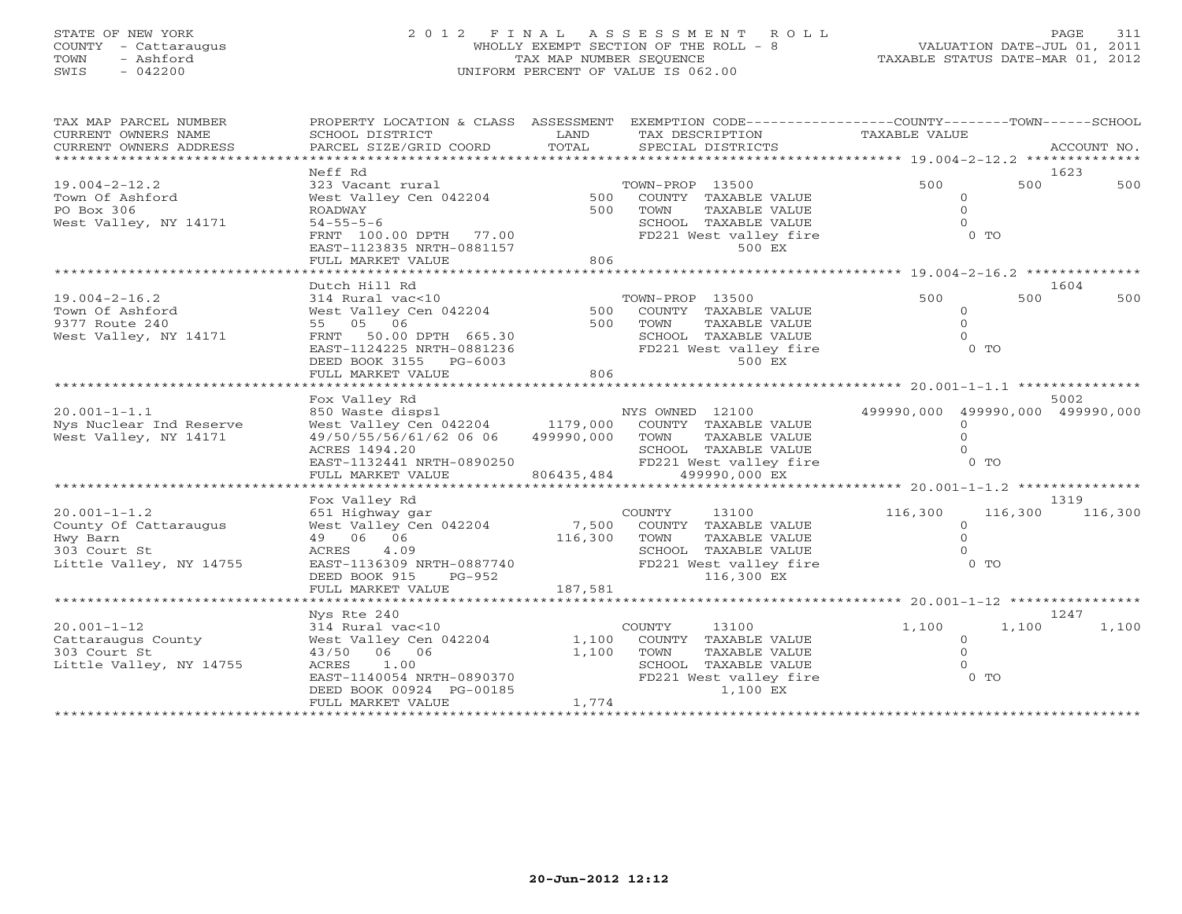STATE OF NEW YORK
COUNTY - Cattaraugus
TOWN - Ashford
SWIS - 042200

2012 FINAL ASSESSMENT ROLL
WHOLLY EXEMPT SECTION OF THE ROLL - 8
TAX MAP NUMBER SEQUENCE
UNIFORM PERCENT OF VALUE IS 062.00

VALUATION DATE-JUL 01, 2011
TAXABLE STATUS DATE-MAR 01, 2012

| TAX MAP PARCEL NUMBER / CURRENT OWNERS NAME / CURRENT OWNERS ADDRESS | PROPERTY LOCATION & CLASS / SCHOOL DISTRICT / PARCEL SIZE/GRID COORD | ASSESSMENT LAND | TOTAL | EXEMPTION CODE / TAX DESCRIPTION / SPECIAL DISTRICTS | COUNTY TAXABLE VALUE | TOWN | SCHOOL | ACCOUNT NO. |
|---|---|---|---|---|---|---|---|---|
| 19.004-2-12.2 | Neff Rd | | | | | | | 1623 |
| 19.004-2-12.2 | 323 Vacant rural | | | TOWN-PROP 13500 | 500 | 500 | 500 | |
| Town Of Ashford | West Valley Cen 042204 | 500 | | COUNTY TAXABLE VALUE | 0 | | | |
| PO Box 306 | ROADWAY | | 500 | TOWN TAXABLE VALUE | 0 | | | |
| West Valley, NY 14171 | 54-55-5-6 | | | SCHOOL TAXABLE VALUE | 0 | | | |
| | FRNT 100.00 DPTH 77.00 | | | FD221 West valley fire | 0 TO | | | |
| | EAST-1123835 NRTH-0881157 | | | 500 EX | | | | |
| | FULL MARKET VALUE | | 806 | | | | | |
| 19.004-2-16.2 | Dutch Hill Rd | | | | | | | 1604 |
| 19.004-2-16.2 | 314 Rural vac<10 | | | TOWN-PROP 13500 | 500 | 500 | 500 | |
| Town Of Ashford | West Valley Cen 042204 | 500 | | COUNTY TAXABLE VALUE | 0 | | | |
| 9377 Route 240 | 55 05 06 | | 500 | TOWN TAXABLE VALUE | 0 | | | |
| West Valley, NY 14171 | FRNT 50.00 DPTH 665.30 | | | SCHOOL TAXABLE VALUE | 0 | | | |
| | EAST-1124225 NRTH-0881236 | | | FD221 West valley fire | 0 TO | | | |
| | DEED BOOK 3155 PG-6003 | | | 500 EX | | | | |
| | FULL MARKET VALUE | | 806 | | | | | |
| 20.001-1-1.1 | Fox Valley Rd | | | | | | | 5002 |
| 20.001-1-1.1 | 850 Waste dispsl | | | NYS OWNED 12100 | 499990,000 | 499990,000 | 499990,000 | |
| Nys Nuclear Ind Reserve | West Valley Cen 042204 | 1179,000 | | COUNTY TAXABLE VALUE | 0 | | | |
| West Valley, NY 14171 | 49/50/55/56/61/62 06 06 | | 499990,000 | TOWN TAXABLE VALUE | 0 | | | |
| | ACRES 1494.20 | | | SCHOOL TAXABLE VALUE | 0 | | | |
| | EAST-1132441 NRTH-0890250 | | | FD221 West valley fire | 0 TO | | | |
| | FULL MARKET VALUE | | 806435,484 | 499990,000 EX | | | | |
| 20.001-1-1.2 | Fox Valley Rd | | | | | | | 1319 |
| 20.001-1-1.2 | 651 Highway gar | | | COUNTY 13100 | 116,300 | 116,300 | 116,300 | |
| County Of Cattaraugus | West Valley Cen 042204 | 7,500 | | COUNTY TAXABLE VALUE | 0 | | | |
| Hwy Barn | 49 06 06 | | 116,300 | TOWN TAXABLE VALUE | 0 | | | |
| 303 Court St | ACRES 4.09 | | | SCHOOL TAXABLE VALUE | 0 | | | |
| Little Valley, NY 14755 | EAST-1136309 NRTH-0887740 | | | FD221 West valley fire | 0 TO | | | |
| | DEED BOOK 915 PG-952 | | | 116,300 EX | | | | |
| | FULL MARKET VALUE | | 187,581 | | | | | |
| 20.001-1-12 | Nys Rte 240 | | | | | | | 1247 |
| 20.001-1-12 | 314 Rural vac<10 | | | COUNTY 13100 | 1,100 | 1,100 | 1,100 | |
| Cattaraugus County | West Valley Cen 042204 | 1,100 | | COUNTY TAXABLE VALUE | 0 | | | |
| 303 Court St | 43/50 06 06 | | 1,100 | TOWN TAXABLE VALUE | 0 | | | |
| Little Valley, NY 14755 | ACRES 1.00 | | | SCHOOL TAXABLE VALUE | 0 | | | |
| | EAST-1140054 NRTH-0890370 | | | FD221 West valley fire | 0 TO | | | |
| | DEED BOOK 00924 PG-00185 | | | 1,100 EX | | | | |
| | FULL MARKET VALUE | | 1,774 | | | | | |

20-Jun-2012 12:12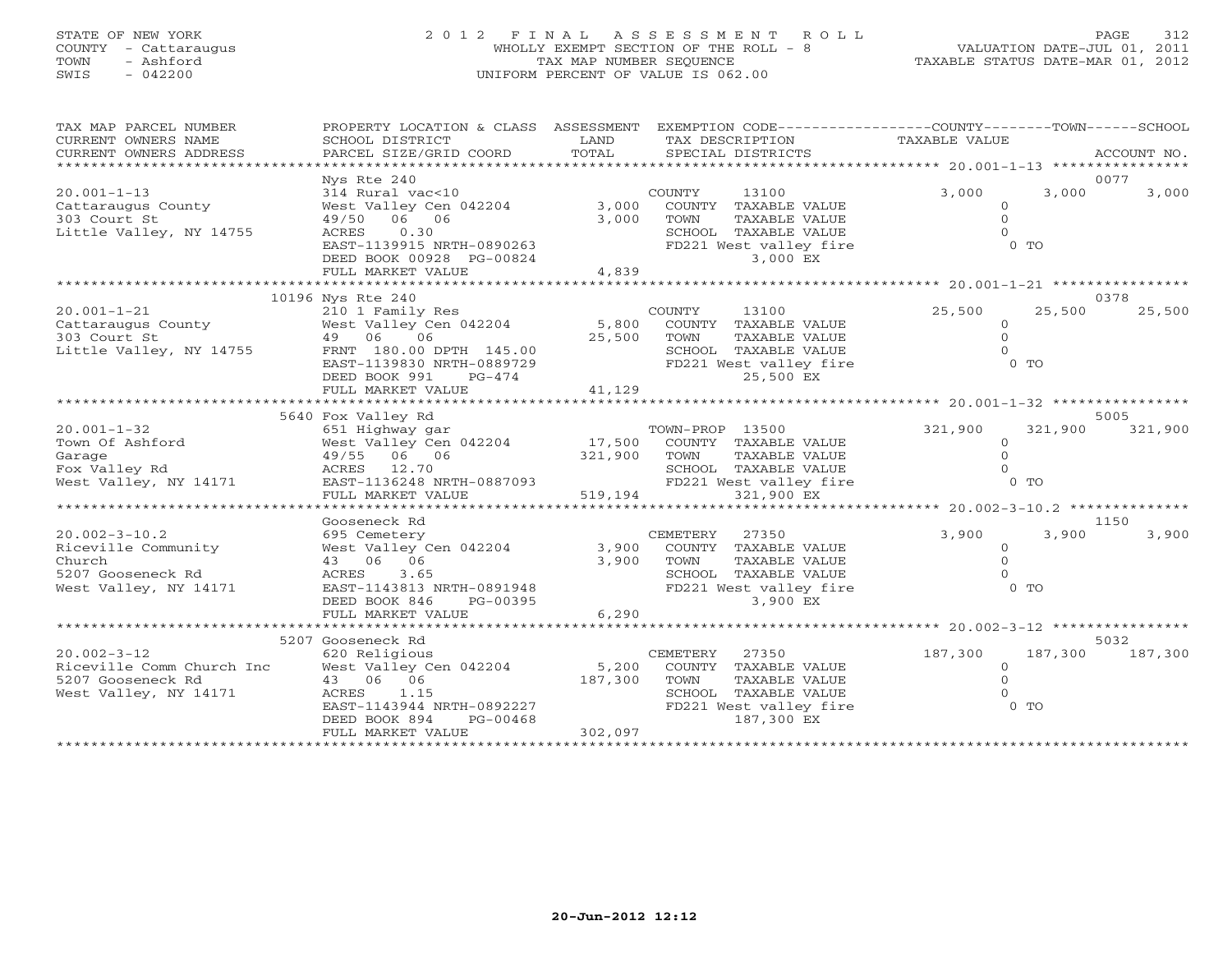STATE OF NEW YORK
COUNTY - Cattaraugus
TOWN - Ashford
SWIS - 042200

# 2012 FINAL ASSESSMENT ROLL

WHOLLY EXEMPT SECTION OF THE ROLL - 8
TAX MAP NUMBER SEQUENCE
UNIFORM PERCENT OF VALUE IS 062.00

VALUATION DATE-JUL 01, 2011
TAXABLE STATUS DATE-MAR 01, 2012

| TAX MAP PARCEL NUMBER / CURRENT OWNERS NAME / CURRENT OWNERS ADDRESS | PROPERTY LOCATION & CLASS / SCHOOL DISTRICT / PARCEL SIZE/GRID COORD | ASSESSMENT LAND / TOTAL | EXEMPTION CODE / TAX DESCRIPTION / SPECIAL DISTRICTS | COUNTY TAXABLE VALUE | TOWN | SCHOOL / ACCOUNT NO. |
|---|---|---|---|---|---|---|
| 20.001-1-13 | Nys Rte 240 | | | | | 0077 |
| 20.001-1-13 | 314 Rural vac<10 | | COUNTY 13100 | 3,000 | 3,000 | 3,000 |
| Cattaraugus County | West Valley Cen 042204 | 3,000 | COUNTY TAXABLE VALUE | 0 | | |
| 303 Court St | 49/50 06 06 | 3,000 | TOWN TAXABLE VALUE | 0 | | |
| Little Valley, NY 14755 | ACRES 0.30 | | SCHOOL TAXABLE VALUE | 0 | | |
| | EAST-1139915 NRTH-0890263 | | FD221 West valley fire | 0 TO | | |
| | DEED BOOK 00928 PG-00824 | | 3,000 EX | | | |
| | FULL MARKET VALUE | 4,839 | | | | |
| 20.001-1-21 | 10196 Nys Rte 240 | | | | | 0378 |
| 20.001-1-21 | 210 1 Family Res | | COUNTY 13100 | 25,500 | 25,500 | 25,500 |
| Cattaraugus County | West Valley Cen 042204 | 5,800 | COUNTY TAXABLE VALUE | 0 | | |
| 303 Court St | 49 06 06 | 25,500 | TOWN TAXABLE VALUE | 0 | | |
| Little Valley, NY 14755 | FRNT 180.00 DPTH 145.00 | | SCHOOL TAXABLE VALUE | 0 | | |
| | EAST-1139830 NRTH-0889729 | | FD221 West valley fire | 0 TO | | |
| | DEED BOOK 991 PG-474 | | 25,500 EX | | | |
| | FULL MARKET VALUE | 41,129 | | | | |
| 20.001-1-32 | 5640 Fox Valley Rd | | | | | 5005 |
| 20.001-1-32 | 651 Highway gar | | TOWN-PROP 13500 | 321,900 | 321,900 | 321,900 |
| Town Of Ashford | West Valley Cen 042204 | 17,500 | COUNTY TAXABLE VALUE | 0 | | |
| Garage | 49/55 06 06 | 321,900 | TOWN TAXABLE VALUE | 0 | | |
| Fox Valley Rd | ACRES 12.70 | | SCHOOL TAXABLE VALUE | 0 | | |
| West Valley, NY 14171 | EAST-1136248 NRTH-0887093 | | FD221 West valley fire | 0 TO | | |
| | FULL MARKET VALUE | 519,194 | 321,900 EX | | | |
| 20.002-3-10.2 | Gooseneck Rd | | | | | 1150 |
| 20.002-3-10.2 | 695 Cemetery | | CEMETERY 27350 | 3,900 | 3,900 | 3,900 |
| Riceville Community | West Valley Cen 042204 | 3,900 | COUNTY TAXABLE VALUE | 0 | | |
| Church | 43 06 06 | 3,900 | TOWN TAXABLE VALUE | 0 | | |
| 5207 Gooseneck Rd | ACRES 3.65 | | SCHOOL TAXABLE VALUE | 0 | | |
| West Valley, NY 14171 | EAST-1143813 NRTH-0891948 | | FD221 West valley fire | 0 TO | | |
| | DEED BOOK 846 PG-00395 | | 3,900 EX | | | |
| | FULL MARKET VALUE | 6,290 | | | | |
| 20.002-3-12 | 5207 Gooseneck Rd | | | | | 5032 |
| 20.002-3-12 | 620 Religious | | CEMETERY 27350 | 187,300 | 187,300 | 187,300 |
| Riceville Comm Church Inc | West Valley Cen 042204 | 5,200 | COUNTY TAXABLE VALUE | 0 | | |
| 5207 Gooseneck Rd | 43 06 06 | 187,300 | TOWN TAXABLE VALUE | 0 | | |
| West Valley, NY 14171 | ACRES 1.15 | | SCHOOL TAXABLE VALUE | 0 | | |
| | EAST-1143944 NRTH-0892227 | | FD221 West valley fire | 0 TO | | |
| | DEED BOOK 894 PG-00468 | | 187,300 EX | | | |
| | FULL MARKET VALUE | 302,097 | | | | |

20-Jun-2012 12:12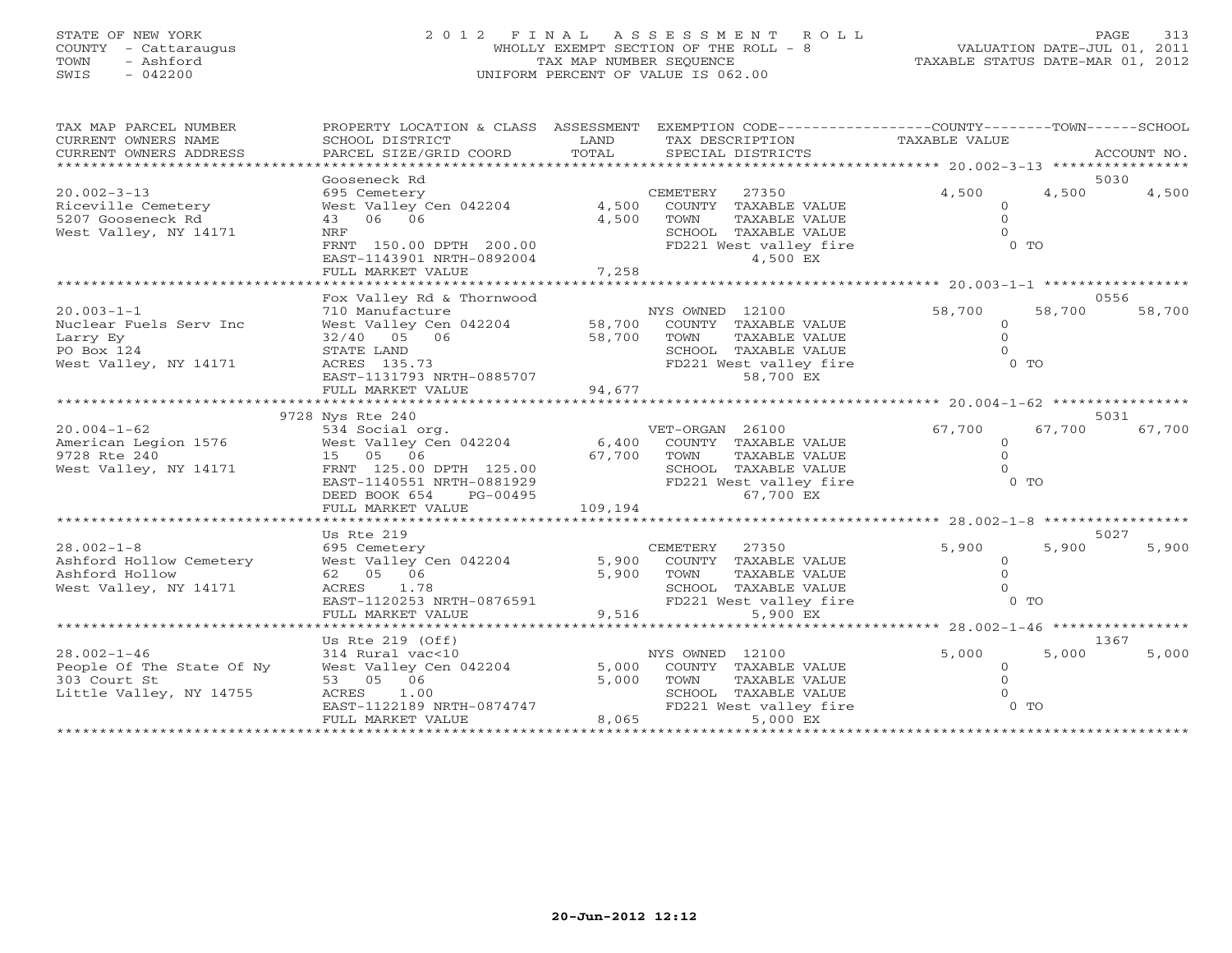STATE OF NEW YORK
COUNTY - Cattaraugus
TOWN - Ashford
SWIS - 042200

# 2012 FINAL ASSESSMENT ROLL
WHOLLY EXEMPT SECTION OF THE ROLL - 8
TAX MAP NUMBER SEQUENCE
UNIFORM PERCENT OF VALUE IS 062.00

VALUATION DATE-JUL 01, 2011
TAXABLE STATUS DATE-MAR 01, 2012

| TAX MAP PARCEL NUMBER / CURRENT OWNERS NAME / CURRENT OWNERS ADDRESS | PROPERTY LOCATION & CLASS / SCHOOL DISTRICT / PARCEL SIZE/GRID COORD | ASSESSMENT LAND / TOTAL | EXEMPTION CODE / TAX DESCRIPTION / SPECIAL DISTRICTS | COUNTY TAXABLE VALUE | TOWN | SCHOOL / ACCOUNT NO. |
|---|---|---|---|---|---|---|
| 20.002-3-13 | Gooseneck Rd | | | | | 5030 |
| | 695 Cemetery | | CEMETERY 27350 | 4,500 | 4,500 | 4,500 |
| Riceville Cemetery | West Valley Cen 042204 | 4,500 | COUNTY TAXABLE VALUE | 0 | | |
| 5207 Gooseneck Rd | 43 06 06 | 4,500 | TOWN TAXABLE VALUE | 0 | | |
| West Valley, NY 14171 | NRF | | SCHOOL TAXABLE VALUE | 0 | | |
| | FRNT 150.00 DPTH 200.00 | | FD221 West valley fire | 0 TO | | |
| | EAST-1143901 NRTH-0892004 | | 4,500 EX | | | |
| | FULL MARKET VALUE | 7,258 | | | | |
| 20.003-1-1 | Fox Valley Rd & Thornwood | | | | | 0556 |
| | 710 Manufacture | | NYS OWNED 12100 | 58,700 | 58,700 | 58,700 |
| Nuclear Fuels Serv Inc | West Valley Cen 042204 | 58,700 | COUNTY TAXABLE VALUE | 0 | | |
| Larry Ey | 32/40 05 06 | 58,700 | TOWN TAXABLE VALUE | 0 | | |
| PO Box 124 | STATE LAND | | SCHOOL TAXABLE VALUE | 0 | | |
| West Valley, NY 14171 | ACRES 135.73 | | FD221 West valley fire | 0 TO | | |
| | EAST-1131793 NRTH-0885707 | | 58,700 EX | | | |
| | FULL MARKET VALUE | 94,677 | | | | |
| 20.004-1-62 | 9728 Nys Rte 240 | | | | | 5031 |
| | 534 Social org. | | VET-ORGAN 26100 | 67,700 | 67,700 | 67,700 |
| American Legion 1576 | West Valley Cen 042204 | 6,400 | COUNTY TAXABLE VALUE | 0 | | |
| 9728 Rte 240 | 15 05 06 | 67,700 | TOWN TAXABLE VALUE | 0 | | |
| West Valley, NY 14171 | FRNT 125.00 DPTH 125.00 | | SCHOOL TAXABLE VALUE | 0 | | |
| | EAST-1140551 NRTH-0881929 | | FD221 West valley fire | 0 TO | | |
| | DEED BOOK 654 PG-00495 | | 67,700 EX | | | |
| | FULL MARKET VALUE | 109,194 | | | | |
| 28.002-1-8 | Us Rte 219 | | | | | 5027 |
| | 695 Cemetery | | CEMETERY 27350 | 5,900 | 5,900 | 5,900 |
| Ashford Hollow Cemetery | West Valley Cen 042204 | 5,900 | COUNTY TAXABLE VALUE | 0 | | |
| Ashford Hollow | 62 05 06 | 5,900 | TOWN TAXABLE VALUE | 0 | | |
| West Valley, NY 14171 | ACRES 1.78 | | SCHOOL TAXABLE VALUE | 0 | | |
| | EAST-1120253 NRTH-0876591 | | FD221 West valley fire | 0 TO | | |
| | FULL MARKET VALUE | 9,516 | 5,900 EX | | | |
| 28.002-1-46 | Us Rte 219 (Off) | | | | | 1367 |
| | 314 Rural vac<10 | | NYS OWNED 12100 | 5,000 | 5,000 | 5,000 |
| People Of The State Of Ny | West Valley Cen 042204 | 5,000 | COUNTY TAXABLE VALUE | 0 | | |
| 303 Court St | 53 05 06 | 5,000 | TOWN TAXABLE VALUE | 0 | | |
| Little Valley, NY 14755 | ACRES 1.00 | | SCHOOL TAXABLE VALUE | 0 | | |
| | EAST-1122189 NRTH-0874747 | | FD221 West valley fire | 0 TO | | |
| | FULL MARKET VALUE | 8,065 | 5,000 EX | | | |

20-Jun-2012 12:12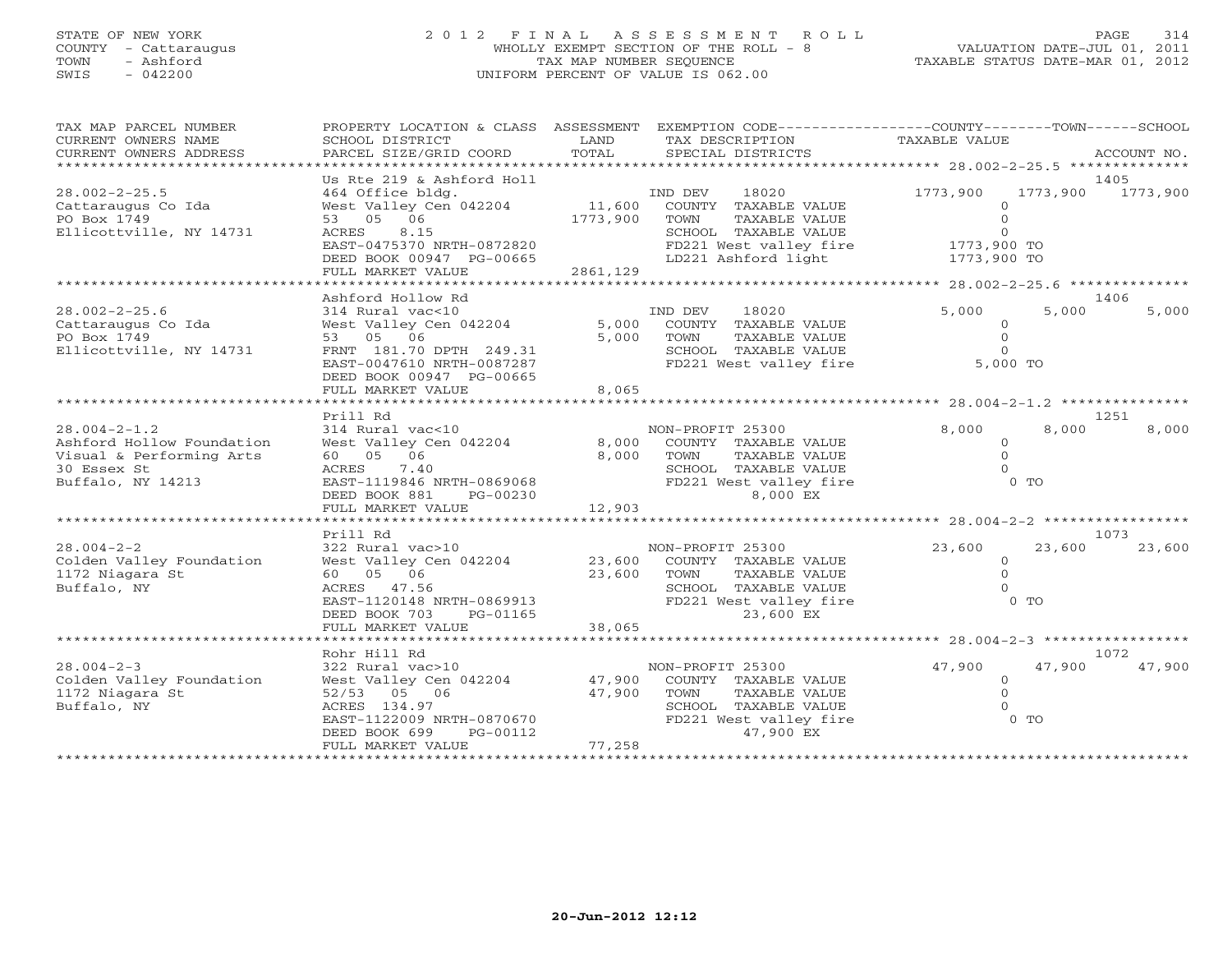STATE OF NEW YORK
COUNTY - Cattaraugus
TOWN - Ashford
SWIS - 042200

# 2012 FINAL ASSESSMENT ROLL

WHOLLY EXEMPT SECTION OF THE ROLL - 8
TAX MAP NUMBER SEQUENCE
UNIFORM PERCENT OF VALUE IS 062.00

VALUATION DATE-JUL 01, 2011
TAXABLE STATUS DATE-MAR 01, 2012

| TAX MAP PARCEL NUMBER / CURRENT OWNERS NAME / CURRENT OWNERS ADDRESS | PROPERTY LOCATION & CLASS / SCHOOL DISTRICT / PARCEL SIZE/GRID COORD | ASSESSMENT LAND / TOTAL | EXEMPTION CODE / TAX DESCRIPTION / SPECIAL DISTRICTS | COUNTY TAXABLE VALUE | TOWN | SCHOOL / ACCOUNT NO. |
|---|---|---|---|---|---|---|
| 28.002-2-25.5 | Us Rte 219 & Ashford Holl | | | | | 1405 |
| | 464 Office bldg. | | IND DEV 18020 | 1773,900 | 1773,900 | 1773,900 |
| Cattaraugus Co Ida | West Valley Cen 042204 | 11,600 | COUNTY TAXABLE VALUE | 0 | | |
| PO Box 1749 | 53 05 06 | 1773,900 | TOWN TAXABLE VALUE | 0 | | |
| Ellicottville, NY 14731 | ACRES 8.15 | | SCHOOL TAXABLE VALUE | 0 | | |
| | EAST-0475370 NRTH-0872820 | | FD221 West valley fire | 1773,900 TO | | |
| | DEED BOOK 00947 PG-00665 | | LD221 Ashford light | 1773,900 TO | | |
| | FULL MARKET VALUE | 2861,129 | | | | |
| 28.002-2-25.6 | Ashford Hollow Rd | | | | | 1406 |
| | 314 Rural vac<10 | | IND DEV 18020 | 5,000 | 5,000 | 5,000 |
| Cattaraugus Co Ida | West Valley Cen 042204 | 5,000 | COUNTY TAXABLE VALUE | 0 | | |
| PO Box 1749 | 53 05 06 | 5,000 | TOWN TAXABLE VALUE | 0 | | |
| Ellicottville, NY 14731 | FRNT 181.70 DPTH 249.31 | | SCHOOL TAXABLE VALUE | 0 | | |
| | EAST-0047610 NRTH-0087287 | | FD221 West valley fire | 5,000 TO | | |
| | DEED BOOK 00947 PG-00665 | | | | | |
| | FULL MARKET VALUE | 8,065 | | | | |
| 28.004-2-1.2 | Prill Rd | | | | | 1251 |
| | 314 Rural vac<10 | | NON-PROFIT 25300 | 8,000 | 8,000 | 8,000 |
| Ashford Hollow Foundation | West Valley Cen 042204 | 8,000 | COUNTY TAXABLE VALUE | 0 | | |
| Visual & Performing Arts | 60 05 06 | 8,000 | TOWN TAXABLE VALUE | 0 | | |
| 30 Essex St | ACRES 7.40 | | SCHOOL TAXABLE VALUE | 0 | | |
| Buffalo, NY 14213 | EAST-1119846 NRTH-0869068 | | FD221 West valley fire | 0 TO | | |
| | DEED BOOK 881 PG-00230 | | 8,000 EX | | | |
| | FULL MARKET VALUE | 12,903 | | | | |
| 28.004-2-2 | Prill Rd | | | | | 1073 |
| | 322 Rural vac>10 | | NON-PROFIT 25300 | 23,600 | 23,600 | 23,600 |
| Colden Valley Foundation | West Valley Cen 042204 | 23,600 | COUNTY TAXABLE VALUE | 0 | | |
| 1172 Niagara St | 60 05 06 | 23,600 | TOWN TAXABLE VALUE | 0 | | |
| Buffalo, NY | ACRES 47.56 | | SCHOOL TAXABLE VALUE | 0 | | |
| | EAST-1120148 NRTH-0869913 | | FD221 West valley fire | 0 TO | | |
| | DEED BOOK 703 PG-01165 | | 23,600 EX | | | |
| | FULL MARKET VALUE | 38,065 | | | | |
| 28.004-2-3 | Rohr Hill Rd | | | | | 1072 |
| | 322 Rural vac>10 | | NON-PROFIT 25300 | 47,900 | 47,900 | 47,900 |
| Colden Valley Foundation | West Valley Cen 042204 | 47,900 | COUNTY TAXABLE VALUE | 0 | | |
| 1172 Niagara St | 52/53 05 06 | 47,900 | TOWN TAXABLE VALUE | 0 | | |
| Buffalo, NY | ACRES 134.97 | | SCHOOL TAXABLE VALUE | 0 | | |
| | EAST-1122009 NRTH-0870670 | | FD221 West valley fire | 0 TO | | |
| | DEED BOOK 699 PG-00112 | | 47,900 EX | | | |
| | FULL MARKET VALUE | 77,258 | | | | |

20-Jun-2012 12:12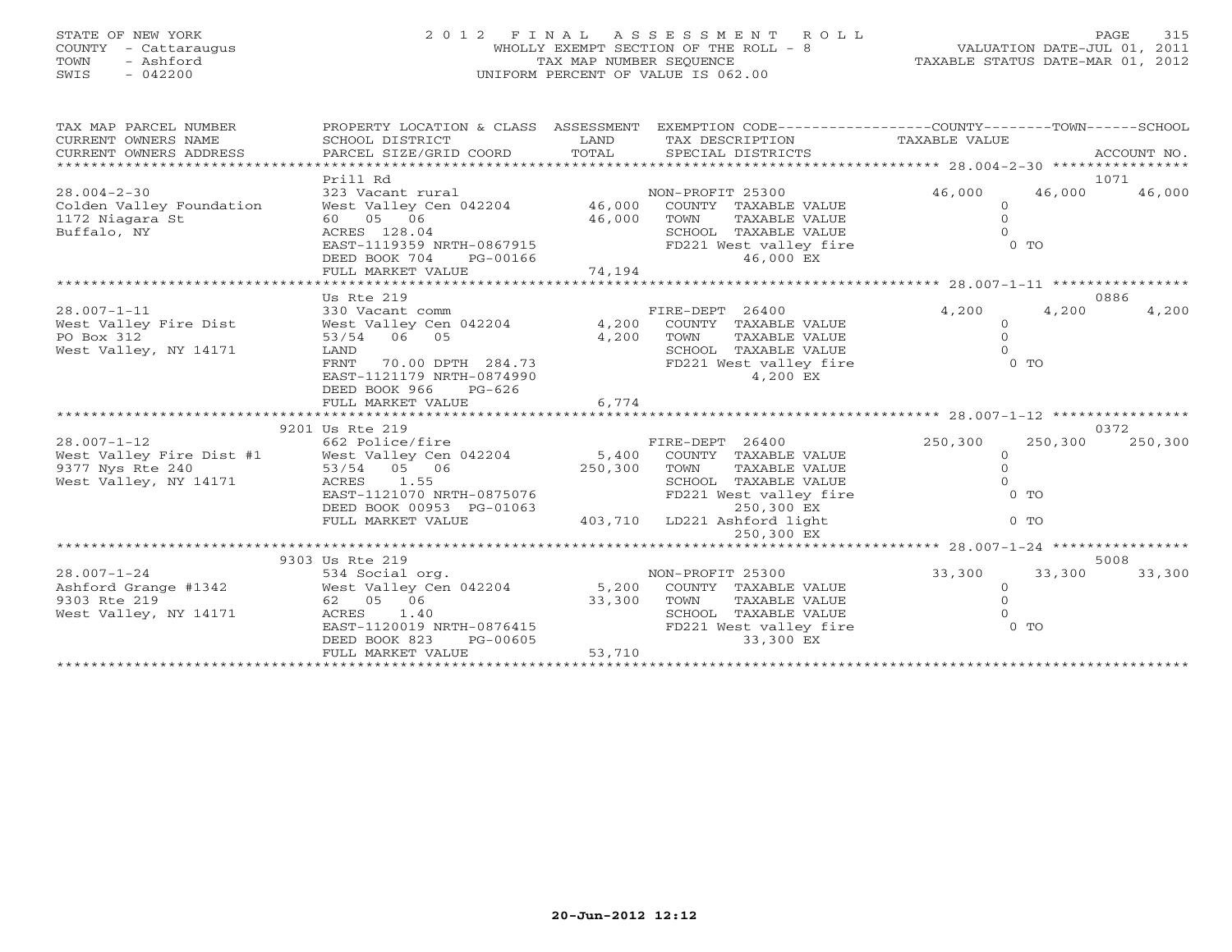STATE OF NEW YORK
COUNTY - Cattaraugus
TOWN - Ashford
SWIS - 042200

# 2012 FINAL ASSESSMENT ROLL

WHOLLY EXEMPT SECTION OF THE ROLL - 8
TAX MAP NUMBER SEQUENCE
UNIFORM PERCENT OF VALUE IS 062.00

VALUATION DATE-JUL 01, 2011
TAXABLE STATUS DATE-MAR 01, 2012

| TAX MAP PARCEL NUMBER / CURRENT OWNERS NAME / CURRENT OWNERS ADDRESS | PROPERTY LOCATION & CLASS / SCHOOL DISTRICT / PARCEL SIZE/GRID COORD | ASSESSMENT LAND / TOTAL | EXEMPTION CODE / TAX DESCRIPTION / SPECIAL DISTRICTS | COUNTY TAXABLE VALUE | TOWN | SCHOOL / ACCOUNT NO. |
|---|---|---|---|---|---|---|
| 28.004-2-30 | Prill Rd | | | | | 1071 |
| | 323 Vacant rural | | NON-PROFIT 25300 | 46,000 | 46,000 | 46,000 |
| Colden Valley Foundation | West Valley Cen 042204 | 46,000 | COUNTY TAXABLE VALUE | 0 | | |
| 1172 Niagara St | 60 05 06 | 46,000 | TOWN TAXABLE VALUE | 0 | | |
| Buffalo, NY | ACRES 128.04 | | SCHOOL TAXABLE VALUE | 0 | | |
| | EAST-1119359 NRTH-0867915 | | FD221 West valley fire | 0 TO | | |
| | DEED BOOK 704 PG-00166 | | 46,000 EX | | | |
| | FULL MARKET VALUE | 74,194 | | | | |
| 28.007-1-11 | Us Rte 219 | | | | | 0886 |
| | 330 Vacant comm | | FIRE-DEPT 26400 | 4,200 | 4,200 | 4,200 |
| West Valley Fire Dist | West Valley Cen 042204 | 4,200 | COUNTY TAXABLE VALUE | 0 | | |
| PO Box 312 | 53/54 06 05 | 4,200 | TOWN TAXABLE VALUE | 0 | | |
| West Valley, NY 14171 | LAND | | SCHOOL TAXABLE VALUE | 0 | | |
| | FRNT 70.00 DPTH 284.73 | | FD221 West valley fire | 0 TO | | |
| | EAST-1121179 NRTH-0874990 | | 4,200 EX | | | |
| | DEED BOOK 966 PG-626 | | | | | |
| | FULL MARKET VALUE | 6,774 | | | | |
| 28.007-1-12 | 9201 Us Rte 219 | | | | | 0372 |
| | 662 Police/fire | | FIRE-DEPT 26400 | 250,300 | 250,300 | 250,300 |
| West Valley Fire Dist #1 | West Valley Cen 042204 | 5,400 | COUNTY TAXABLE VALUE | 0 | | |
| 9377 Nys Rte 240 | 53/54 05 06 | 250,300 | TOWN TAXABLE VALUE | 0 | | |
| West Valley, NY 14171 | ACRES 1.55 | | SCHOOL TAXABLE VALUE | 0 | | |
| | EAST-1121070 NRTH-0875076 | | FD221 West valley fire | 0 TO | | |
| | DEED BOOK 00953 PG-01063 | | 250,300 EX | | | |
| | FULL MARKET VALUE | 403,710 | LD221 Ashford light | 0 TO | | |
| | | | 250,300 EX | | | |
| 28.007-1-24 | 9303 Us Rte 219 | | | | | 5008 |
| | 534 Social org. | | NON-PROFIT 25300 | 33,300 | 33,300 | 33,300 |
| Ashford Grange #1342 | West Valley Cen 042204 | 5,200 | COUNTY TAXABLE VALUE | 0 | | |
| 9303 Rte 219 | 62 05 06 | 33,300 | TOWN TAXABLE VALUE | 0 | | |
| West Valley, NY 14171 | ACRES 1.40 | | SCHOOL TAXABLE VALUE | 0 | | |
| | EAST-1120019 NRTH-0876415 | | FD221 West valley fire | 0 TO | | |
| | DEED BOOK 823 PG-00605 | | 33,300 EX | | | |
| | FULL MARKET VALUE | 53,710 | | | | |

20-Jun-2012 12:12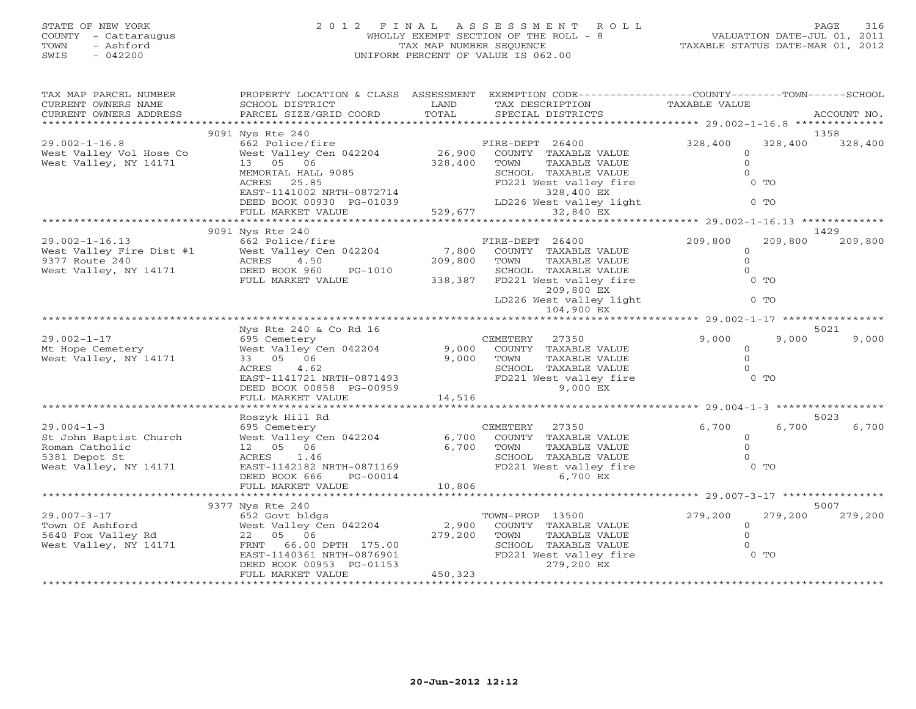STATE OF NEW YORK
COUNTY - Cattaraugus
TOWN - Ashford
SWIS - 042200

# 2012 FINAL ASSESSMENT ROLL
WHOLLY EXEMPT SECTION OF THE ROLL - 8
TAX MAP NUMBER SEQUENCE
UNIFORM PERCENT OF VALUE IS 062.00

VALUATION DATE-JUL 01, 2011
TAXABLE STATUS DATE-MAR 01, 2012

| TAX MAP PARCEL NUMBER / CURRENT OWNERS NAME / CURRENT OWNERS ADDRESS | PROPERTY LOCATION & CLASS / SCHOOL DISTRICT / PARCEL SIZE/GRID COORD | ASSESSMENT LAND / TOTAL | EXEMPTION CODE / TAX DESCRIPTION / SPECIAL DISTRICTS | COUNTY TAXABLE VALUE | TOWN | SCHOOL / ACCOUNT NO. |
|---|---|---|---|---|---|---|
| 29.002-1-16.8 | 9091 Nys Rte 240 | | | | | 1358 |
| | 662 Police/fire | | FIRE-DEPT 26400 | 328,400 | 328,400 | 328,400 |
| West Valley Vol Hose Co | West Valley Cen 042204 | 26,900 | COUNTY TAXABLE VALUE | 0 | | |
| West Valley, NY 14171 | 13 05 06 | 328,400 | TOWN TAXABLE VALUE | 0 | | |
| | MEMORIAL HALL 9085 | | SCHOOL TAXABLE VALUE | 0 | | |
| | ACRES 25.85 | | FD221 West valley fire | 0 TO | | |
| | EAST-1141002 NRTH-0872714 | | 328,400 EX | | | |
| | DEED BOOK 00930 PG-01039 | | LD226 West valley light | 0 TO | | |
| | FULL MARKET VALUE | 529,677 | 32,840 EX | | | |
| 29.002-1-16.13 | 9091 Nys Rte 240 | | | | | 1429 |
| | 662 Police/fire | | FIRE-DEPT 26400 | 209,800 | 209,800 | 209,800 |
| West Valley Fire Dist #1 | West Valley Cen 042204 | 7,800 | COUNTY TAXABLE VALUE | 0 | | |
| 9377 Route 240 | ACRES 4.50 | 209,800 | TOWN TAXABLE VALUE | 0 | | |
| West Valley, NY 14171 | DEED BOOK 960 PG-1010 | | SCHOOL TAXABLE VALUE | 0 | | |
| | FULL MARKET VALUE | 338,387 | FD221 West valley fire | 0 TO | | |
| | | | 209,800 EX | | | |
| | | | LD226 West valley light | 0 TO | | |
| | | | 104,900 EX | | | |
| 29.002-1-17 | Nys Rte 240 & Co Rd 16 | | | | | 5021 |
| | 695 Cemetery | | CEMETERY 27350 | 9,000 | 9,000 | 9,000 |
| Mt Hope Cemetery | West Valley Cen 042204 | 9,000 | COUNTY TAXABLE VALUE | 0 | | |
| West Valley, NY 14171 | 33 05 06 | 9,000 | TOWN TAXABLE VALUE | 0 | | |
| | ACRES 4.62 | | SCHOOL TAXABLE VALUE | 0 | | |
| | EAST-1141721 NRTH-0871493 | | FD221 West valley fire | 0 TO | | |
| | DEED BOOK 00858 PG-00959 | | 9,000 EX | | | |
| | FULL MARKET VALUE | 14,516 | | | | |
| 29.004-1-3 | Roszyk Hill Rd | | | | | 5023 |
| | 695 Cemetery | | CEMETERY 27350 | 6,700 | 6,700 | 6,700 |
| St John Baptist Church | West Valley Cen 042204 | 6,700 | COUNTY TAXABLE VALUE | 0 | | |
| Roman Catholic | 12 05 06 | 6,700 | TOWN TAXABLE VALUE | 0 | | |
| 5381 Depot St | ACRES 1.46 | | SCHOOL TAXABLE VALUE | 0 | | |
| West Valley, NY 14171 | EAST-1142182 NRTH-0871169 | | FD221 West valley fire | 0 TO | | |
| | DEED BOOK 666 PG-00014 | | 6,700 EX | | | |
| | FULL MARKET VALUE | 10,806 | | | | |
| 29.007-3-17 | 9377 Nys Rte 240 | | | | | 5007 |
| | 652 Govt bldgs | | TOWN-PROP 13500 | 279,200 | 279,200 | 279,200 |
| Town Of Ashford | West Valley Cen 042204 | 2,900 | COUNTY TAXABLE VALUE | 0 | | |
| 5640 Fox Valley Rd | 22 05 06 | 279,200 | TOWN TAXABLE VALUE | 0 | | |
| West Valley, NY 14171 | FRNT 66.00 DPTH 175.00 | | SCHOOL TAXABLE VALUE | 0 | | |
| | EAST-1140361 NRTH-0876901 | | FD221 West valley fire | 0 TO | | |
| | DEED BOOK 00953 PG-01153 | | 279,200 EX | | | |
| | FULL MARKET VALUE | 450,323 | | | | |

20-Jun-2012 12:12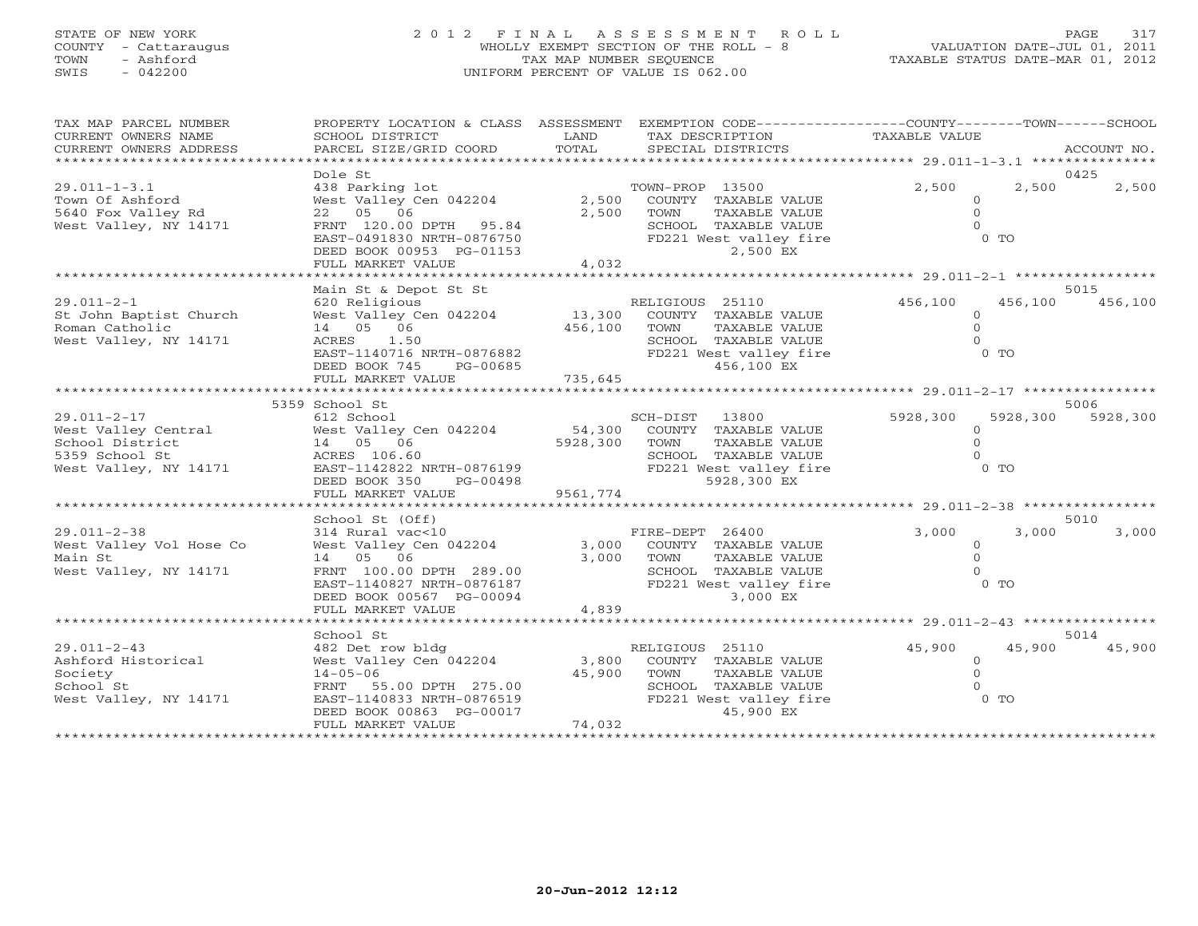STATE OF NEW YORK
COUNTY - Cattaraugus
TOWN - Ashford
SWIS - 042200

# 2012 FINAL ASSESSMENT ROLL

WHOLLY EXEMPT SECTION OF THE ROLL - 8
TAX MAP NUMBER SEQUENCE
UNIFORM PERCENT OF VALUE IS 062.00

VALUATION DATE-JUL 01, 2011
TAXABLE STATUS DATE-MAR 01, 2012

| TAX MAP PARCEL NUMBER / CURRENT OWNERS NAME / CURRENT OWNERS ADDRESS | PROPERTY LOCATION & CLASS / SCHOOL DISTRICT / PARCEL SIZE/GRID COORD | ASSESSMENT LAND / TOTAL | EXEMPTION CODE / TAX DESCRIPTION / SPECIAL DISTRICTS | COUNTY TAXABLE VALUE | TOWN | SCHOOL / ACCOUNT NO. |
|---|---|---|---|---|---|---|
| ******** 29.011-1-3.1 ******** | Dole St | | | | | 0425 |
| 29.011-1-3.1 | 438 Parking lot | | TOWN-PROP 13500 | 2,500 | 2,500 | 2,500 |
| Town Of Ashford | West Valley Cen 042204 | 2,500 | COUNTY TAXABLE VALUE | 0 | | |
| 5640 Fox Valley Rd | 22 05 06 | 2,500 | TOWN TAXABLE VALUE | 0 | | |
| West Valley, NY 14171 | FRNT 120.00 DPTH 95.84 | | SCHOOL TAXABLE VALUE | 0 | | |
| | EAST-0491830 NRTH-0876750 | | FD221 West valley fire | 0 TO | | |
| | DEED BOOK 00953 PG-01153 | | 2,500 EX | | | |
| | FULL MARKET VALUE | 4,032 | | | | |
| ******** 29.011-2-1 ******** | Main St & Depot St St | | | | | 5015 |
| 29.011-2-1 | 620 Religious | | RELIGIOUS 25110 | 456,100 | 456,100 | 456,100 |
| St John Baptist Church | West Valley Cen 042204 | 13,300 | COUNTY TAXABLE VALUE | 0 | | |
| Roman Catholic | 14 05 06 | 456,100 | TOWN TAXABLE VALUE | 0 | | |
| West Valley, NY 14171 | ACRES 1.50 | | SCHOOL TAXABLE VALUE | 0 | | |
| | EAST-1140716 NRTH-0876882 | | FD221 West valley fire | 0 TO | | |
| | DEED BOOK 745 PG-00685 | | 456,100 EX | | | |
| | FULL MARKET VALUE | 735,645 | | | | |
| ******** 29.011-2-17 ******** | 5359 School St | | | | | 5006 |
| 29.011-2-17 | 612 School | | SCH-DIST 13800 | 5928,300 | 5928,300 | 5928,300 |
| West Valley Central | West Valley Cen 042204 | 54,300 | COUNTY TAXABLE VALUE | 0 | | |
| School District | 14 05 06 | 5928,300 | TOWN TAXABLE VALUE | 0 | | |
| 5359 School St | ACRES 106.60 | | SCHOOL TAXABLE VALUE | 0 | | |
| West Valley, NY 14171 | EAST-1142822 NRTH-0876199 | | FD221 West valley fire | 0 TO | | |
| | DEED BOOK 350 PG-00498 | | 5928,300 EX | | | |
| | FULL MARKET VALUE | 9561,774 | | | | |
| ******** 29.011-2-38 ******** | School St (Off) | | | | | 5010 |
| 29.011-2-38 | 314 Rural vac<10 | | FIRE-DEPT 26400 | 3,000 | 3,000 | 3,000 |
| West Valley Vol Hose Co | West Valley Cen 042204 | 3,000 | COUNTY TAXABLE VALUE | 0 | | |
| Main St | 14 05 06 | 3,000 | TOWN TAXABLE VALUE | 0 | | |
| West Valley, NY 14171 | FRNT 100.00 DPTH 289.00 | | SCHOOL TAXABLE VALUE | 0 | | |
| | EAST-1140827 NRTH-0876187 | | FD221 West valley fire | 0 TO | | |
| | DEED BOOK 00567 PG-00094 | | 3,000 EX | | | |
| | FULL MARKET VALUE | 4,839 | | | | |
| ******** 29.011-2-43 ******** | School St | | | | | 5014 |
| 29.011-2-43 | 482 Det row bldg | | RELIGIOUS 25110 | 45,900 | 45,900 | 45,900 |
| Ashford Historical | West Valley Cen 042204 | 3,800 | COUNTY TAXABLE VALUE | 0 | | |
| Society | 14-05-06 | 45,900 | TOWN TAXABLE VALUE | 0 | | |
| School St | FRNT 55.00 DPTH 275.00 | | SCHOOL TAXABLE VALUE | 0 | | |
| West Valley, NY 14171 | EAST-1140833 NRTH-0876519 | | FD221 West valley fire | 0 TO | | |
| | DEED BOOK 00863 PG-00017 | | 45,900 EX | | | |
| | FULL MARKET VALUE | 74,032 | | | | |

20-Jun-2012 12:12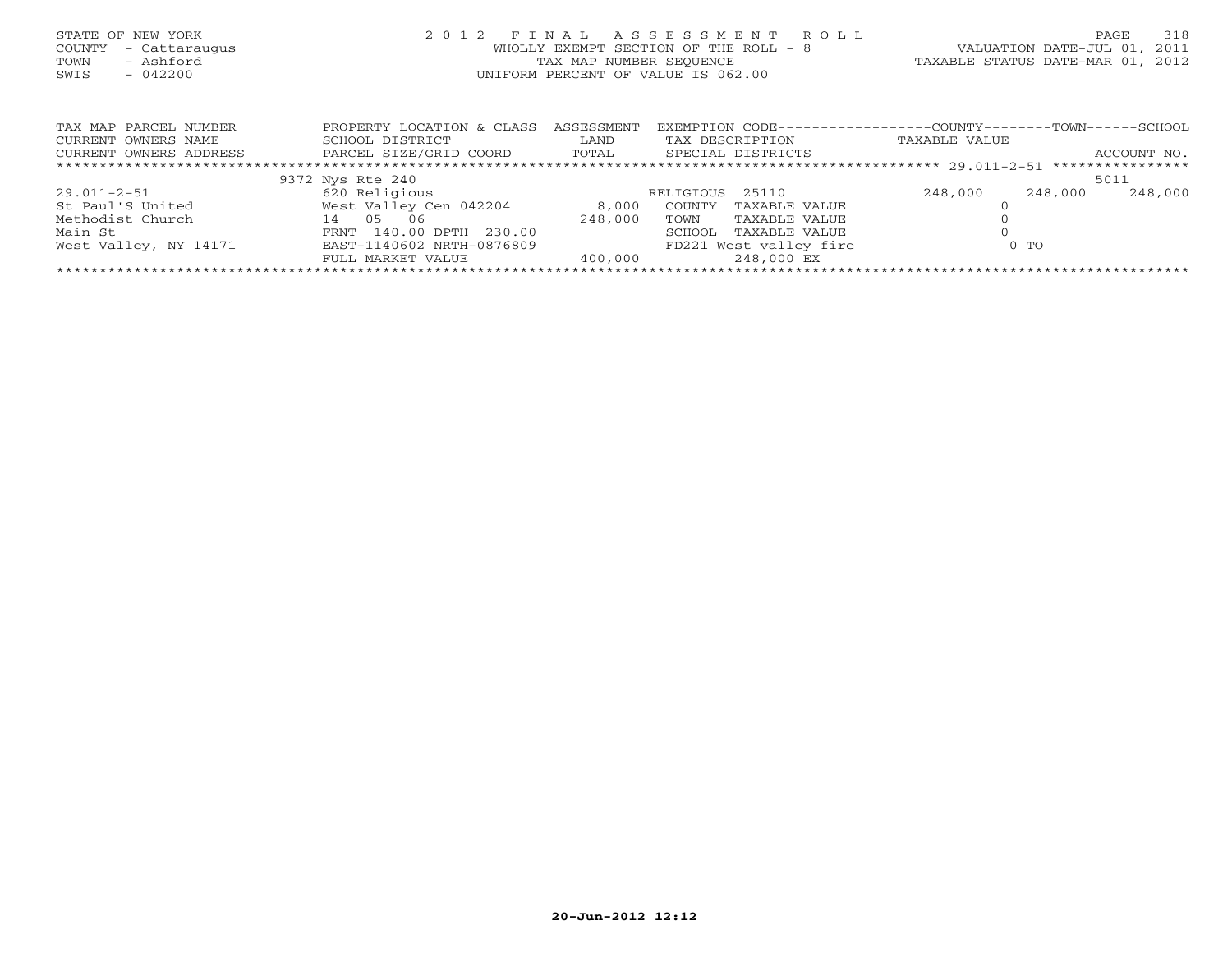STATE OF NEW YORK
COUNTY - Cattaraugus
TOWN - Ashford
SWIS - 042200

2 0 1 2 F I N A L A S S E S S M E N T R O L L
WHOLLY EXEMPT SECTION OF THE ROLL - 8
TAX MAP NUMBER SEQUENCE
UNIFORM PERCENT OF VALUE IS 062.00

VALUATION DATE-JUL 01, 2011
TAXABLE STATUS DATE-MAR 01, 2012

| TAX MAP PARCEL NUMBER / CURRENT OWNERS NAME / CURRENT OWNERS ADDRESS | PROPERTY LOCATION & CLASS / SCHOOL DISTRICT / PARCEL SIZE/GRID COORD | ASSESSMENT LAND / TOTAL | EXEMPTION CODE / TAX DESCRIPTION / SPECIAL DISTRICTS | COUNTY TAXABLE VALUE | TOWN | SCHOOL / ACCOUNT NO. |
|---|---|---|---|---|---|---|
| | 9372 Nys Rte 240 | | | | | 5011 |
| 29.011-2-51 | 620 Religious | | RELIGIOUS 25110 | 248,000 | 248,000 | 248,000 |
| St Paul'S United | West Valley Cen 042204 | 8,000 | COUNTY TAXABLE VALUE | 0 | | |
| Methodist Church | 14 05 06 | 248,000 | TOWN TAXABLE VALUE | 0 | | |
| Main St | FRNT 140.00 DPTH 230.00 | | SCHOOL TAXABLE VALUE | 0 | | |
| West Valley, NY 14171 | EAST-1140602 NRTH-0876809 | | FD221 West valley fire | 0 TO | | |
| | FULL MARKET VALUE | 400,000 | 248,000 EX | | | |

20-Jun-2012 12:12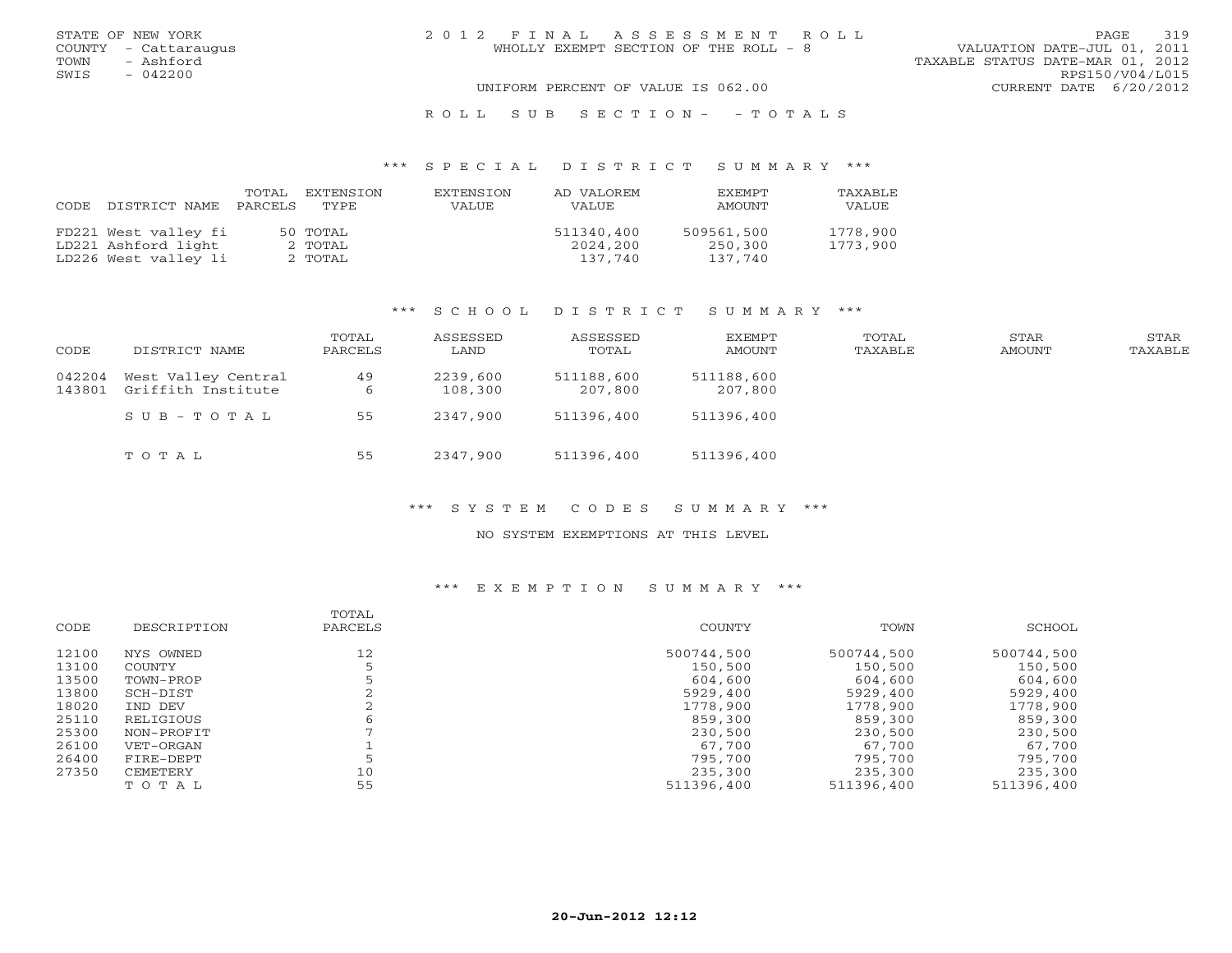STATE OF NEW YORK
COUNTY - Cattaraugus
TOWN - Ashford
SWIS - 042200

2012 FINAL ASSESSMENT ROLL
WHOLLY EXEMPT SECTION OF THE ROLL - 8

VALUATION DATE-JUL 01, 2011
TAXABLE STATUS DATE-MAR 01, 2012
RPS150/V04/L015
CURRENT DATE 6/20/2012

UNIFORM PERCENT OF VALUE IS 062.00

ROLL SUB SECTION- - TOTALS

*** SPECIAL DISTRICT SUMMARY ***

| CODE DISTRICT NAME | TOTAL PARCELS | EXTENSION TYPE | EXTENSION VALUE | AD VALOREM VALUE | EXEMPT AMOUNT | TAXABLE VALUE |
|---|---|---|---|---|---|---|
| FD221 West valley fi | 50 | TOTAL | | 511340,400 | 509561,500 | 1778,900 |
| LD221 Ashford light | 2 | TOTAL | | 2024,200 | 250,300 | 1773,900 |
| LD226 West valley li | 2 | TOTAL | | 137,740 | 137,740 | |

*** SCHOOL DISTRICT SUMMARY ***

| CODE | DISTRICT NAME | TOTAL PARCELS | ASSESSED LAND | ASSESSED TOTAL | EXEMPT AMOUNT | TOTAL TAXABLE | STAR AMOUNT | STAR TAXABLE |
|---|---|---|---|---|---|---|---|---|
| 042204 | West Valley Central | 49 | 2239,600 | 511188,600 | 511188,600 | | | |
| 143801 | Griffith Institute | 6 | 108,300 | 207,800 | 207,800 | | | |
| | SUB-TOTAL | 55 | 2347,900 | 511396,400 | 511396,400 | | | |
| | TOTAL | 55 | 2347,900 | 511396,400 | 511396,400 | | | |

*** SYSTEM CODES SUMMARY ***

NO SYSTEM EXEMPTIONS AT THIS LEVEL

*** EXEMPTION SUMMARY ***

| CODE | DESCRIPTION | TOTAL PARCELS | COUNTY | TOWN | SCHOOL |
|---|---|---|---|---|---|
| 12100 | NYS OWNED | 12 | 500744,500 | 500744,500 | 500744,500 |
| 13100 | COUNTY | 5 | 150,500 | 150,500 | 150,500 |
| 13500 | TOWN-PROP | 5 | 604,600 | 604,600 | 604,600 |
| 13800 | SCH-DIST | 2 | 5929,400 | 5929,400 | 5929,400 |
| 18020 | IND DEV | 2 | 1778,900 | 1778,900 | 1778,900 |
| 25110 | RELIGIOUS | 6 | 859,300 | 859,300 | 859,300 |
| 25300 | NON-PROFIT | 7 | 230,500 | 230,500 | 230,500 |
| 26100 | VET-ORGAN | 1 | 67,700 | 67,700 | 67,700 |
| 26400 | FIRE-DEPT | 5 | 795,700 | 795,700 | 795,700 |
| 27350 | CEMETERY | 10 | 235,300 | 235,300 | 235,300 |
| | TOTAL | 55 | 511396,400 | 511396,400 | 511396,400 |

20-Jun-2012 12:12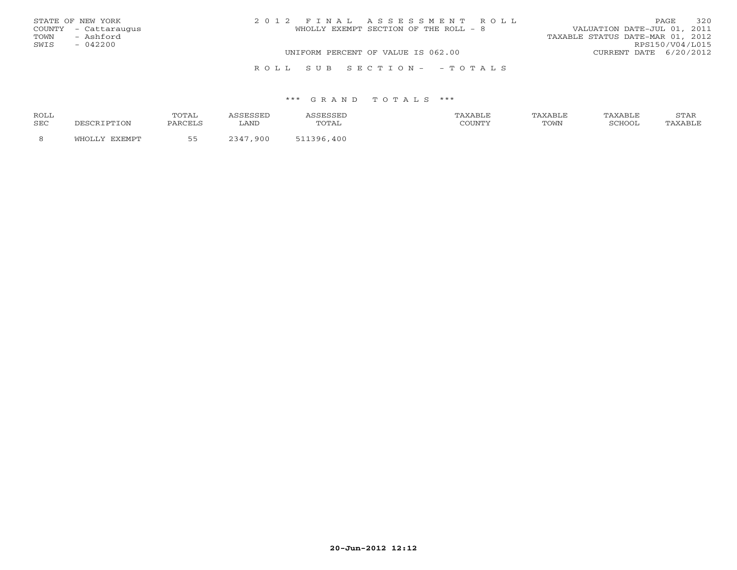STATE OF NEW YORK
COUNTY - Cattaraugus
TOWN - Ashford
SWIS - 042200

2 0 1 2 F I N A L A S S E S S M E N T R O L L
WHOLLY EXEMPT SECTION OF THE ROLL - 8

UNIFORM PERCENT OF VALUE IS 062.00

VALUATION DATE-JUL 01, 2011
TAXABLE STATUS DATE-MAR 01, 2012
RPS150/V04/L015
CURRENT DATE 6/20/2012

R O L L S U B S E C T I O N - - T O T A L S

\*\*\* G R A N D T O T A L S \*\*\*

| ROLL SEC | DESCRIPTION | TOTAL PARCELS | ASSESSED LAND | ASSESSED TOTAL | TAXABLE COUNTY | TAXABLE TOWN | TAXABLE SCHOOL | STAR TAXABLE |
|---|---|---|---|---|---|---|---|---|
| 8 | WHOLLY EXEMPT | 55 | 2347,900 | 511396,400 | | | | |

20-Jun-2012 12:12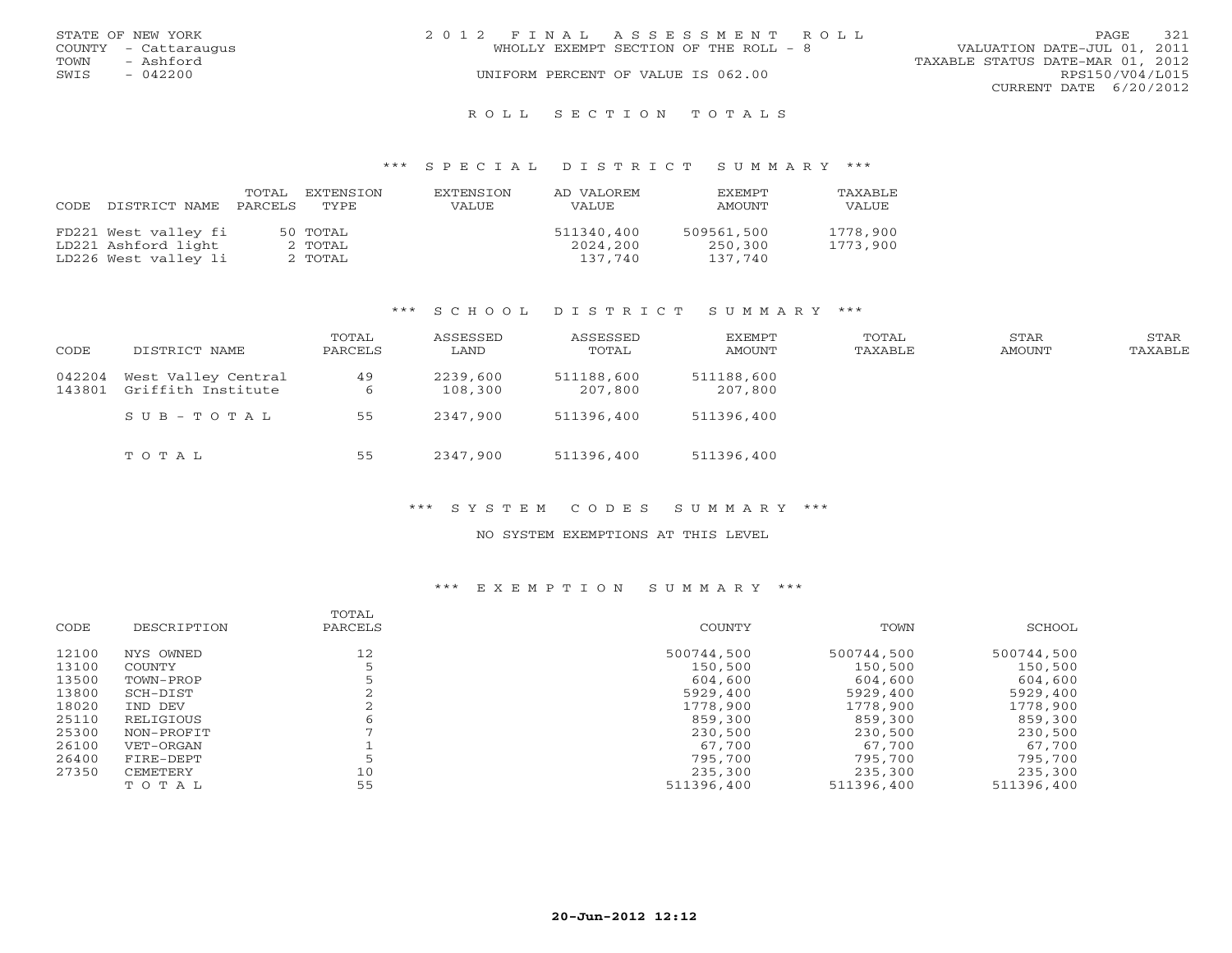STATE OF NEW YORK
COUNTY - Cattaraugus
TOWN - Ashford
SWIS - 042200

2012 FINAL ASSESSMENT ROLL
WHOLLY EXEMPT SECTION OF THE ROLL - 8
UNIFORM PERCENT OF VALUE IS 062.00

VALUATION DATE-JUL 01, 2011
TAXABLE STATUS DATE-MAR 01, 2012
RPS150/V04/L015
CURRENT DATE 6/20/2012

## ROLL SECTION TOTALS

### *** SPECIAL DISTRICT SUMMARY ***

| CODE | DISTRICT NAME | TOTAL PARCELS | EXTENSION TYPE | EXTENSION VALUE | AD VALOREM VALUE | EXEMPT AMOUNT | TAXABLE VALUE |
|---|---|---|---|---|---|---|---|
| FD221 | West valley fi | 50 | TOTAL | | 511340,400 | 509561,500 | 1778,900 |
| LD221 | Ashford light | 2 | TOTAL | | 2024,200 | 250,300 | 1773,900 |
| LD226 | West valley li | 2 | TOTAL | | 137,740 | 137,740 | |

### *** SCHOOL DISTRICT SUMMARY ***

| CODE | DISTRICT NAME | TOTAL PARCELS | ASSESSED LAND | ASSESSED TOTAL | EXEMPT AMOUNT | TOTAL TAXABLE | STAR AMOUNT | STAR TAXABLE |
|---|---|---|---|---|---|---|---|---|
| 042204 | West Valley Central | 49 | 2239,600 | 511188,600 | 511188,600 | | | |
| 143801 | Griffith Institute | 6 | 108,300 | 207,800 | 207,800 | | | |
| | SUB-TOTAL | 55 | 2347,900 | 511396,400 | 511396,400 | | | |
| | TOTAL | 55 | 2347,900 | 511396,400 | 511396,400 | | | |

### *** SYSTEM CODES SUMMARY ***

NO SYSTEM EXEMPTIONS AT THIS LEVEL

### *** EXEMPTION SUMMARY ***

| CODE | DESCRIPTION | TOTAL PARCELS | COUNTY | TOWN | SCHOOL |
|---|---|---|---|---|---|
| 12100 | NYS OWNED | 12 | 500744,500 | 500744,500 | 500744,500 |
| 13100 | COUNTY | 5 | 150,500 | 150,500 | 150,500 |
| 13500 | TOWN-PROP | 5 | 604,600 | 604,600 | 604,600 |
| 13800 | SCH-DIST | 2 | 5929,400 | 5929,400 | 5929,400 |
| 18020 | IND DEV | 2 | 1778,900 | 1778,900 | 1778,900 |
| 25110 | RELIGIOUS | 6 | 859,300 | 859,300 | 859,300 |
| 25300 | NON-PROFIT | 7 | 230,500 | 230,500 | 230,500 |
| 26100 | VET-ORGAN | 1 | 67,700 | 67,700 | 67,700 |
| 26400 | FIRE-DEPT | 5 | 795,700 | 795,700 | 795,700 |
| 27350 | CEMETERY | 10 | 235,300 | 235,300 | 235,300 |
| | TOTAL | 55 | 511396,400 | 511396,400 | 511396,400 |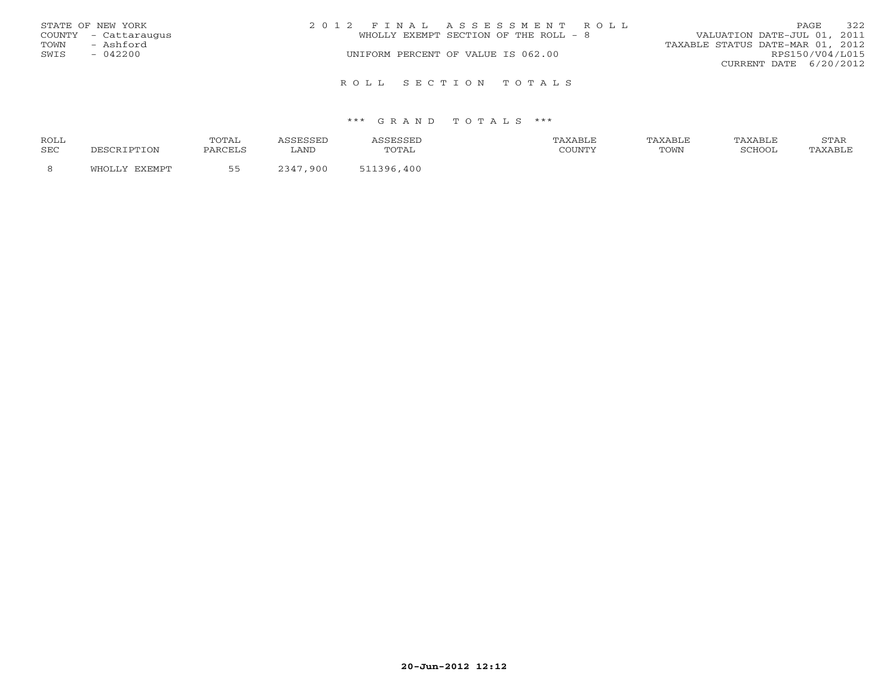STATE OF NEW YORK
COUNTY - Cattaraugus
TOWN - Ashford
SWIS - 042200

2 0 1 2 F I N A L A S S E S S M E N T R O L L
WHOLLY EXEMPT SECTION OF THE ROLL - 8
UNIFORM PERCENT OF VALUE IS 062.00

VALUATION DATE-JUL 01, 2011
TAXABLE STATUS DATE-MAR 01, 2012
RPS150/V04/L015
CURRENT DATE 6/20/2012

R O L L S E C T I O N T O T A L S

\*\*\* G R A N D T O T A L S \*\*\*

| ROLL SEC | DESCRIPTION | TOTAL PARCELS | ASSESSED LAND | ASSESSED TOTAL | TAXABLE COUNTY | TAXABLE TOWN | TAXABLE SCHOOL | STAR TAXABLE |
|---|---|---|---|---|---|---|---|---|
| 8 | WHOLLY EXEMPT | 55 | 2347,900 | 511396,400 | | | | |

20-Jun-2012 12:12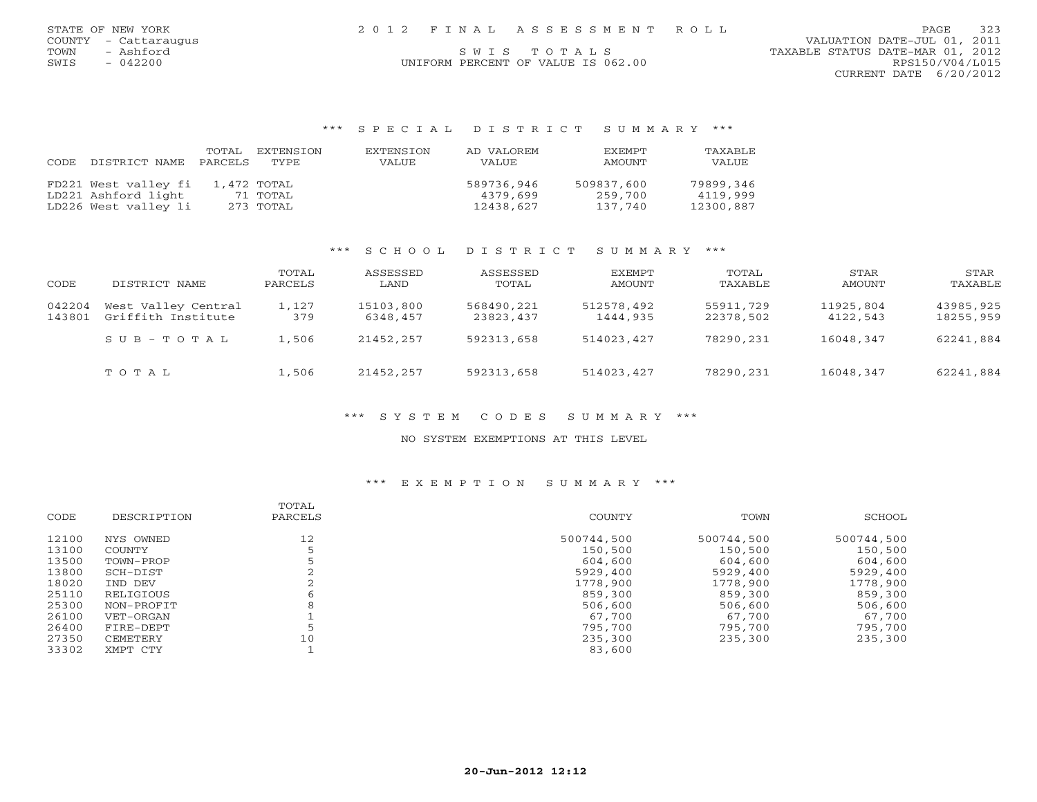STATE OF NEW YORK
COUNTY - Cattaraugus
TOWN - Ashford
SWIS - 042200

2012 FINAL ASSESSMENT ROLL

SWIS TOTALS

UNIFORM PERCENT OF VALUE IS 062.00

VALUATION DATE-JUL 01, 2011
TAXABLE STATUS DATE-MAR 01, 2012
RPS150/V04/L015
CURRENT DATE 6/20/2012

### *** SPECIAL DISTRICT SUMMARY ***

| CODE DISTRICT NAME | TOTAL PARCELS | EXTENSION TYPE | EXTENSION VALUE | AD VALOREM VALUE | EXEMPT AMOUNT | TAXABLE VALUE |
|---|---|---|---|---|---|---|
| FD221 West valley fi | 1,472 | TOTAL | | 589736,946 | 509837,600 | 79899,346 |
| LD221 Ashford light | 71 | TOTAL | | 4379,699 | 259,700 | 4119,999 |
| LD226 West valley li | 273 | TOTAL | | 12438,627 | 137,740 | 12300,887 |

### *** SCHOOL DISTRICT SUMMARY ***

| CODE | DISTRICT NAME | TOTAL PARCELS | ASSESSED LAND | ASSESSED TOTAL | EXEMPT AMOUNT | TOTAL TAXABLE | STAR AMOUNT | STAR TAXABLE |
|---|---|---|---|---|---|---|---|---|
| 042204 | West Valley Central | 1,127 | 15103,800 | 568490,221 | 512578,492 | 55911,729 | 11925,804 | 43985,925 |
| 143801 | Griffith Institute | 379 | 6348,457 | 23823,437 | 1444,935 | 22378,502 | 4122,543 | 18255,959 |
| | SUB-TOTAL | 1,506 | 21452,257 | 592313,658 | 514023,427 | 78290,231 | 16048,347 | 62241,884 |
| | TOTAL | 1,506 | 21452,257 | 592313,658 | 514023,427 | 78290,231 | 16048,347 | 62241,884 |

### *** SYSTEM CODES SUMMARY ***

NO SYSTEM EXEMPTIONS AT THIS LEVEL

### *** EXEMPTION SUMMARY ***

| CODE | DESCRIPTION | TOTAL PARCELS | COUNTY | TOWN | SCHOOL |
|---|---|---|---|---|---|
| 12100 | NYS OWNED | 12 | 500744,500 | 500744,500 | 500744,500 |
| 13100 | COUNTY | 5 | 150,500 | 150,500 | 150,500 |
| 13500 | TOWN-PROP | 5 | 604,600 | 604,600 | 604,600 |
| 13800 | SCH-DIST | 2 | 5929,400 | 5929,400 | 5929,400 |
| 18020 | IND DEV | 2 | 1778,900 | 1778,900 | 1778,900 |
| 25110 | RELIGIOUS | 6 | 859,300 | 859,300 | 859,300 |
| 25300 | NON-PROFIT | 8 | 506,600 | 506,600 | 506,600 |
| 26100 | VET-ORGAN | 1 | 67,700 | 67,700 | 67,700 |
| 26400 | FIRE-DEPT | 5 | 795,700 | 795,700 | 795,700 |
| 27350 | CEMETERY | 10 | 235,300 | 235,300 | 235,300 |
| 33302 | XMPT CTY | 1 | 83,600 | | |

20-Jun-2012 12:12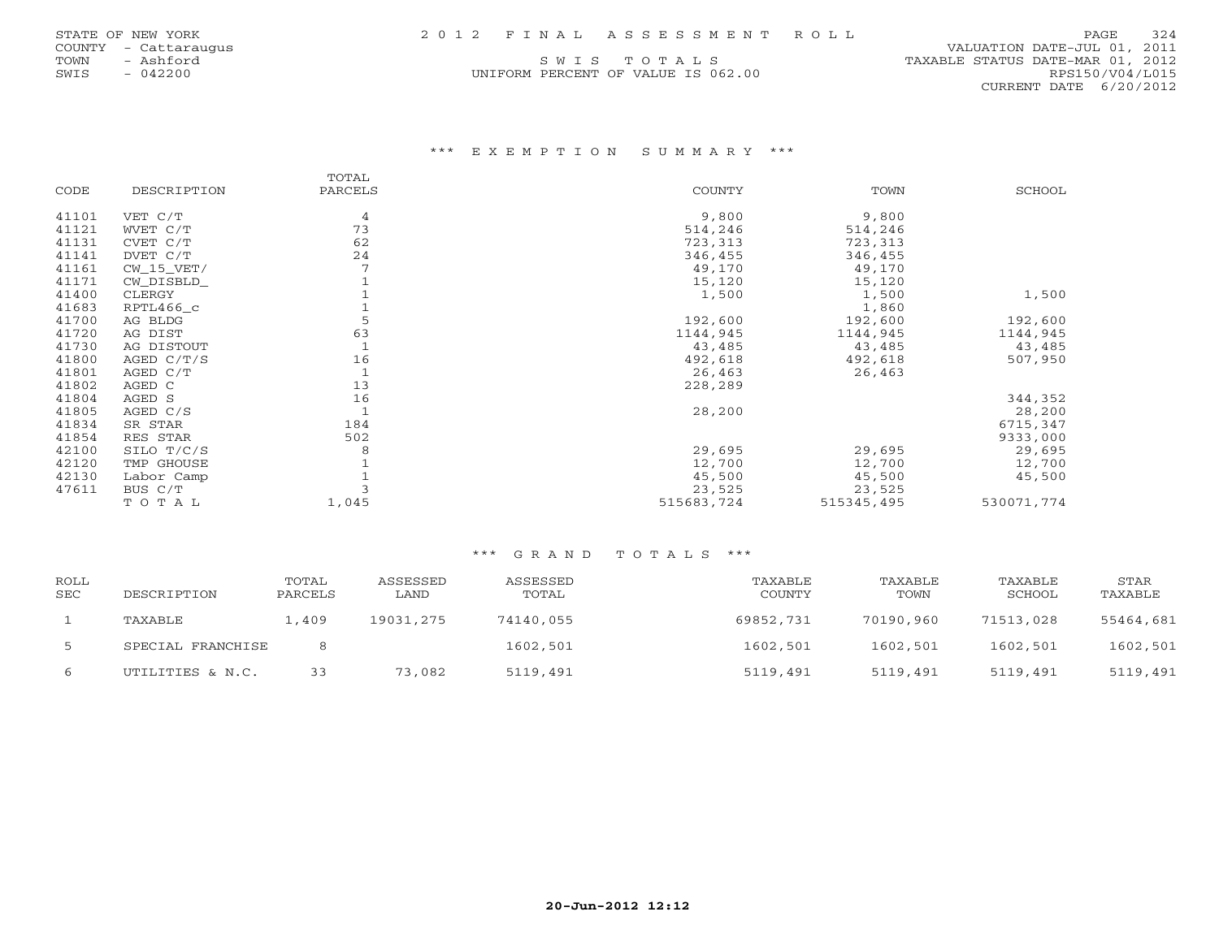STATE OF NEW YORK
COUNTY - Cattaraugus
TOWN - Ashford
SWIS - 042200

2012 FINAL ASSESSMENT ROLL
SWIS TOTALS
UNIFORM PERCENT OF VALUE IS 062.00

VALUATION DATE-JUL 01, 2011
TAXABLE STATUS DATE-MAR 01, 2012
RPS150/V04/L015
CURRENT DATE 6/20/2012

### *** EXEMPTION SUMMARY ***

| CODE | DESCRIPTION | TOTAL PARCELS | COUNTY | TOWN | SCHOOL |
|---|---|---|---|---|---|
| 41101 | VET C/T | 4 | 9,800 | 9,800 | |
| 41121 | WVET C/T | 73 | 514,246 | 514,246 | |
| 41131 | CVET C/T | 62 | 723,313 | 723,313 | |
| 41141 | DVET C/T | 24 | 346,455 | 346,455 | |
| 41161 | CW_15_VET/ | 7 | 49,170 | 49,170 | |
| 41171 | CW_DISBLD_ | 1 | 15,120 | 15,120 | |
| 41400 | CLERGY | 1 | 1,500 | 1,500 | 1,500 |
| 41683 | RPTL466_c | 1 | | 1,860 | |
| 41700 | AG BLDG | 5 | 192,600 | 192,600 | 192,600 |
| 41720 | AG DIST | 63 | 1144,945 | 1144,945 | 1144,945 |
| 41730 | AG DISTOUT | 1 | 43,485 | 43,485 | 43,485 |
| 41800 | AGED C/T/S | 16 | 492,618 | 492,618 | 507,950 |
| 41801 | AGED C/T | 1 | 26,463 | 26,463 | |
| 41802 | AGED C | 13 | 228,289 | | |
| 41804 | AGED S | 16 | | | 344,352 |
| 41805 | AGED C/S | 1 | 28,200 | | 28,200 |
| 41834 | SR STAR | 184 | | | 6715,347 |
| 41854 | RES STAR | 502 | | | 9333,000 |
| 42100 | SILO T/C/S | 8 | 29,695 | 29,695 | 29,695 |
| 42120 | TMP GHOUSE | 1 | 12,700 | 12,700 | 12,700 |
| 42130 | Labor Camp | 1 | 45,500 | 45,500 | 45,500 |
| 47611 | BUS C/T | 3 | 23,525 | 23,525 | |
| | TOTAL | 1,045 | 515683,724 | 515345,495 | 530071,774 |

### *** GRAND TOTALS ***

| ROLL SEC | DESCRIPTION | TOTAL PARCELS | ASSESSED LAND | ASSESSED TOTAL | TAXABLE COUNTY | TAXABLE TOWN | TAXABLE SCHOOL | STAR TAXABLE |
|---|---|---|---|---|---|---|---|---|
| 1 | TAXABLE | 1,409 | 19031,275 | 74140,055 | 69852,731 | 70190,960 | 71513,028 | 55464,681 |
| 5 | SPECIAL FRANCHISE | 8 | | 1602,501 | 1602,501 | 1602,501 | 1602,501 | 1602,501 |
| 6 | UTILITIES & N.C. | 33 | 73,082 | 5119,491 | 5119,491 | 5119,491 | 5119,491 | 5119,491 |

**20-Jun-2012 12:12**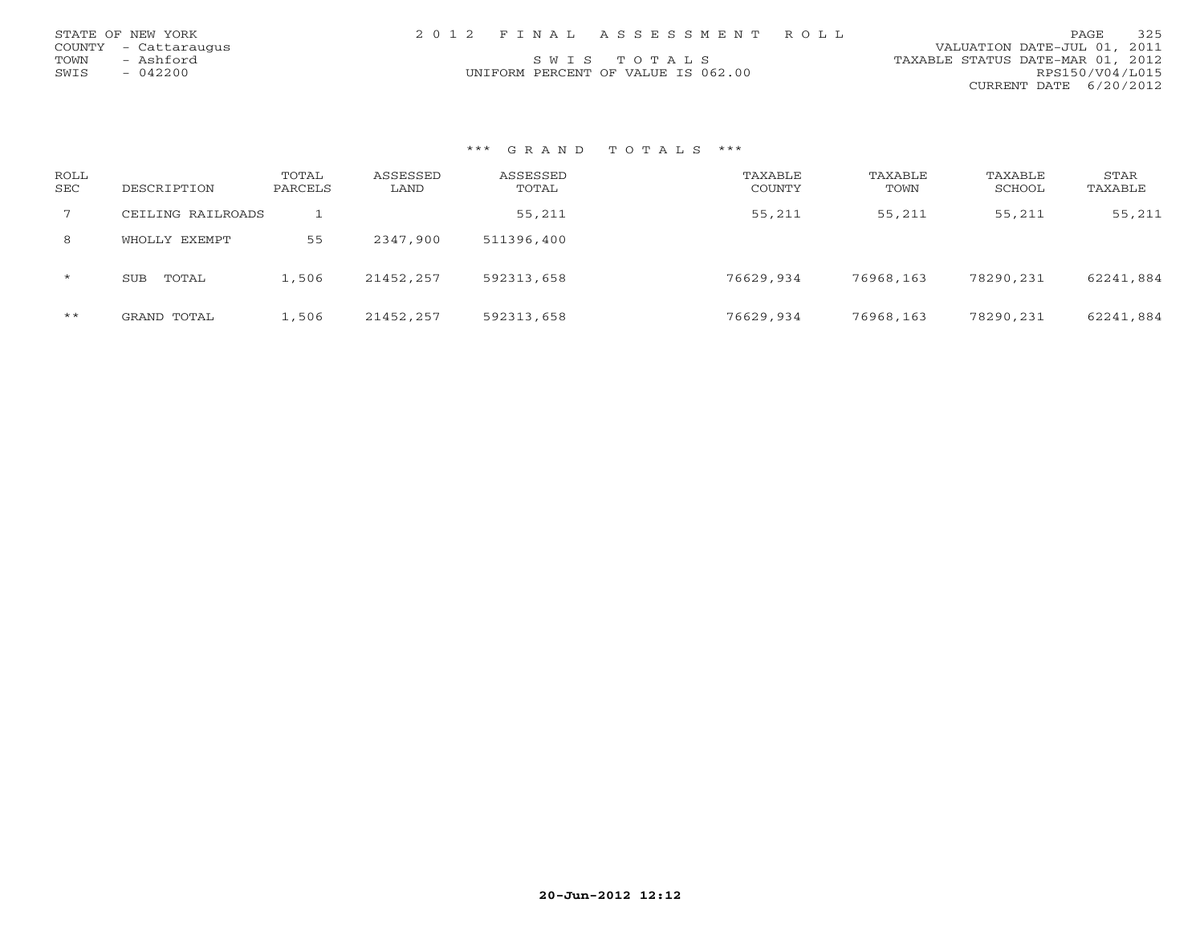STATE OF NEW YORK
COUNTY - Cattaraugus
TOWN - Ashford
SWIS - 042200

2 0 1 2 F I N A L A S S E S S M E N T R O L L

S W I S T O T A L S

UNIFORM PERCENT OF VALUE IS 062.00

VALUATION DATE-JUL 01, 2011
TAXABLE STATUS DATE-MAR 01, 2012
RPS150/V04/L015
CURRENT DATE 6/20/2012

\*\*\* G R A N D T O T A L S \*\*\*

| ROLL SEC | DESCRIPTION | TOTAL PARCELS | ASSESSED LAND | ASSESSED TOTAL | TAXABLE COUNTY | TAXABLE TOWN | TAXABLE SCHOOL | STAR TAXABLE |
|---|---|---|---|---|---|---|---|---|
| 7 | CEILING RAILROADS | 1 | | 55,211 | 55,211 | 55,211 | 55,211 | 55,211 |
| 8 | WHOLLY EXEMPT | 55 | 2347,900 | 511396,400 | | | | |
| * | SUB TOTAL | 1,506 | 21452,257 | 592313,658 | 76629,934 | 76968,163 | 78290,231 | 62241,884 |
| ** | GRAND TOTAL | 1,506 | 21452,257 | 592313,658 | 76629,934 | 76968,163 | 78290,231 | 62241,884 |

20-Jun-2012 12:12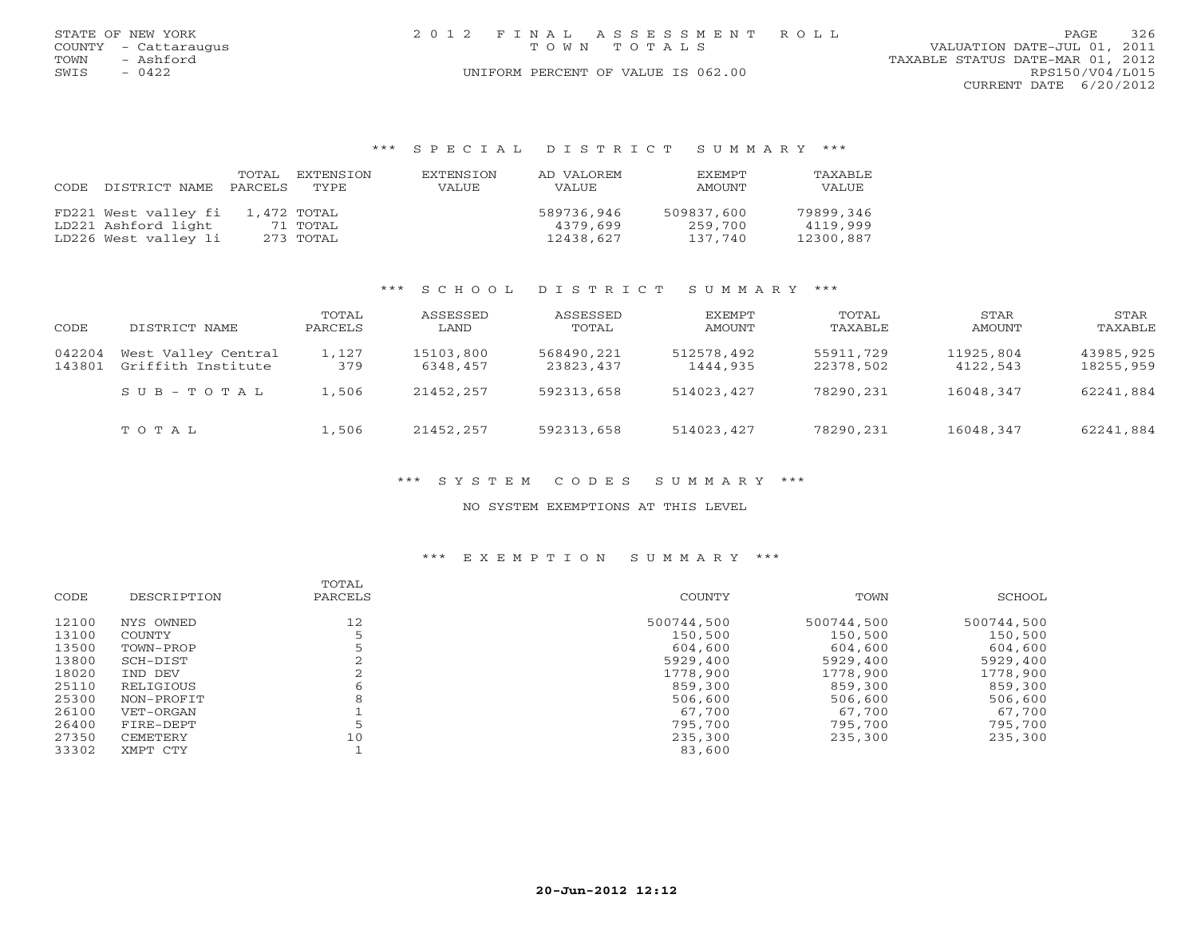STATE OF NEW YORK
COUNTY - Cattaraugus
TOWN - Ashford
SWIS - 0422

2 0 1 2 F I N A L A S S E S S M E N T R O L L
T O W N T O T A L S
UNIFORM PERCENT OF VALUE IS 062.00

VALUATION DATE-JUL 01, 2011
TAXABLE STATUS DATE-MAR 01, 2012
RPS150/V04/L015
CURRENT DATE 6/20/2012

### \*\*\* S P E C I A L D I S T R I C T S U M M A R Y \*\*\*

| CODE DISTRICT NAME | TOTAL PARCELS | EXTENSION TYPE | EXTENSION VALUE | AD VALOREM VALUE | EXEMPT AMOUNT | TAXABLE VALUE |
|---|---|---|---|---|---|---|
| FD221 West valley fi | 1,472 | TOTAL | | 589736,946 | 509837,600 | 79899,346 |
| LD221 Ashford light | 71 | TOTAL | | 4379,699 | 259,700 | 4119,999 |
| LD226 West valley li | 273 | TOTAL | | 12438,627 | 137,740 | 12300,887 |

### \*\*\* S C H O O L D I S T R I C T S U M M A R Y \*\*\*

| CODE | DISTRICT NAME | TOTAL PARCELS | ASSESSED LAND | ASSESSED TOTAL | EXEMPT AMOUNT | TOTAL TAXABLE | STAR AMOUNT | STAR TAXABLE |
|---|---|---|---|---|---|---|---|---|
| 042204 | West Valley Central | 1,127 | 15103,800 | 568490,221 | 512578,492 | 55911,729 | 11925,804 | 43985,925 |
| 143801 | Griffith Institute | 379 | 6348,457 | 23823,437 | 1444,935 | 22378,502 | 4122,543 | 18255,959 |
| | S U B - T O T A L | 1,506 | 21452,257 | 592313,658 | 514023,427 | 78290,231 | 16048,347 | 62241,884 |
| | T O T A L | 1,506 | 21452,257 | 592313,658 | 514023,427 | 78290,231 | 16048,347 | 62241,884 |

### \*\*\* S Y S T E M C O D E S S U M M A R Y \*\*\*

NO SYSTEM EXEMPTIONS AT THIS LEVEL

### \*\*\* E X E M P T I O N S U M M A R Y \*\*\*

| CODE | DESCRIPTION | TOTAL PARCELS | COUNTY | TOWN | SCHOOL |
|---|---|---|---|---|---|
| 12100 | NYS OWNED | 12 | 500744,500 | 500744,500 | 500744,500 |
| 13100 | COUNTY | 5 | 150,500 | 150,500 | 150,500 |
| 13500 | TOWN-PROP | 5 | 604,600 | 604,600 | 604,600 |
| 13800 | SCH-DIST | 2 | 5929,400 | 5929,400 | 5929,400 |
| 18020 | IND DEV | 2 | 1778,900 | 1778,900 | 1778,900 |
| 25110 | RELIGIOUS | 6 | 859,300 | 859,300 | 859,300 |
| 25300 | NON-PROFIT | 8 | 506,600 | 506,600 | 506,600 |
| 26100 | VET-ORGAN | 1 | 67,700 | 67,700 | 67,700 |
| 26400 | FIRE-DEPT | 5 | 795,700 | 795,700 | 795,700 |
| 27350 | CEMETERY | 10 | 235,300 | 235,300 | 235,300 |
| 33302 | XMPT CTY | 1 | 83,600 | | |

20-Jun-2012 12:12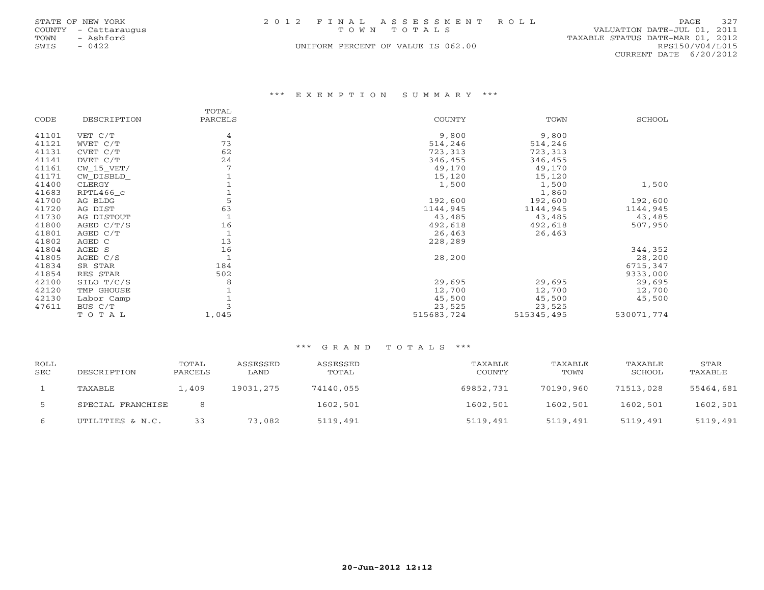STATE OF NEW YORK
COUNTY - Cattaraugus
TOWN - Ashford
SWIS - 0422

2 0 1 2 F I N A L A S S E S S M E N T R O L L
T O W N T O T A L S
UNIFORM PERCENT OF VALUE IS 062.00

VALUATION DATE-JUL 01, 2011
TAXABLE STATUS DATE-MAR 01, 2012
RPS150/V04/L015
CURRENT DATE 6/20/2012

### \*\*\* E X E M P T I O N S U M M A R Y \*\*\*

| CODE | DESCRIPTION | TOTAL PARCELS | COUNTY | TOWN | SCHOOL |
|---|---|---|---|---|---|
| 41101 | VET C/T | 4 | 9,800 | 9,800 | |
| 41121 | WVET C/T | 73 | 514,246 | 514,246 | |
| 41131 | CVET C/T | 62 | 723,313 | 723,313 | |
| 41141 | DVET C/T | 24 | 346,455 | 346,455 | |
| 41161 | CW_15_VET/ | 7 | 49,170 | 49,170 | |
| 41171 | CW_DISBLD_ | 1 | 15,120 | 15,120 | |
| 41400 | CLERGY | 1 | 1,500 | 1,500 | 1,500 |
| 41683 | RPTL466_c | 1 | | 1,860 | |
| 41700 | AG BLDG | 5 | 192,600 | 192,600 | 192,600 |
| 41720 | AG DIST | 63 | 1144,945 | 1144,945 | 1144,945 |
| 41730 | AG DISTOUT | 1 | 43,485 | 43,485 | 43,485 |
| 41800 | AGED C/T/S | 16 | 492,618 | 492,618 | 507,950 |
| 41801 | AGED C/T | 1 | 26,463 | 26,463 | |
| 41802 | AGED C | 13 | 228,289 | | |
| 41804 | AGED S | 16 | | | 344,352 |
| 41805 | AGED C/S | 1 | 28,200 | | 28,200 |
| 41834 | SR STAR | 184 | | | 6715,347 |
| 41854 | RES STAR | 502 | | | 9333,000 |
| 42100 | SILO T/C/S | 8 | 29,695 | 29,695 | 29,695 |
| 42120 | TMP GHOUSE | 1 | 12,700 | 12,700 | 12,700 |
| 42130 | Labor Camp | 1 | 45,500 | 45,500 | 45,500 |
| 47611 | BUS C/T | 3 | 23,525 | 23,525 | |
| | T O T A L | 1,045 | 515683,724 | 515345,495 | 530071,774 |

### \*\*\* G R A N D T O T A L S \*\*\*

| ROLL SEC | DESCRIPTION | TOTAL PARCELS | ASSESSED LAND | ASSESSED TOTAL | TAXABLE COUNTY | TAXABLE TOWN | TAXABLE SCHOOL | STAR TAXABLE |
|---|---|---|---|---|---|---|---|---|
| 1 | TAXABLE | 1,409 | 19031,275 | 74140,055 | 69852,731 | 70190,960 | 71513,028 | 55464,681 |
| 5 | SPECIAL FRANCHISE | 8 | | 1602,501 | 1602,501 | 1602,501 | 1602,501 | 1602,501 |
| 6 | UTILITIES & N.C. | 33 | 73,082 | 5119,491 | 5119,491 | 5119,491 | 5119,491 | 5119,491 |

20-Jun-2012 12:12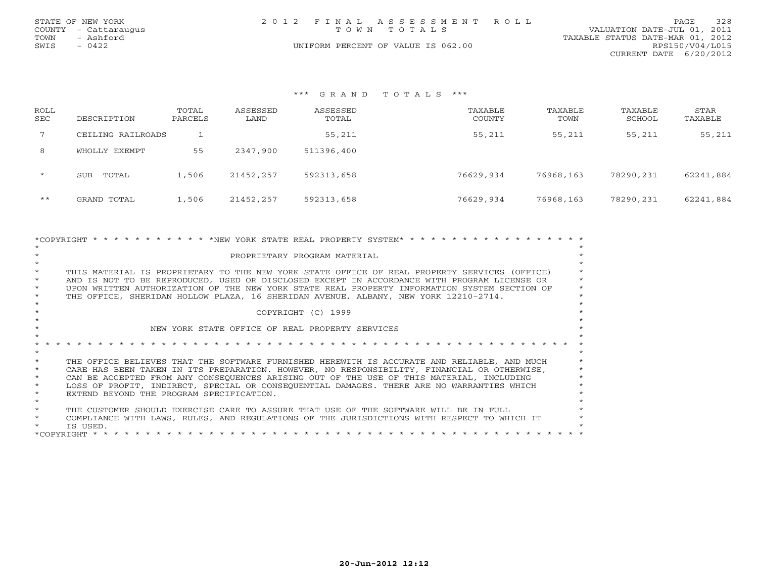STATE OF NEW YORK
COUNTY - Cattaraugus
TOWN - Ashford
SWIS - 0422

2012 FINAL ASSESSMENT ROLL
TOWN TOTALS
UNIFORM PERCENT OF VALUE IS 062.00

VALUATION DATE-JUL 01, 2011
TAXABLE STATUS DATE-MAR 01, 2012
RPS150/V04/L015
CURRENT DATE 6/20/2012

*** GRAND TOTALS ***

| ROLL SEC | DESCRIPTION | TOTAL PARCELS | ASSESSED LAND | ASSESSED TOTAL | TAXABLE COUNTY | TAXABLE TOWN | TAXABLE SCHOOL | STAR TAXABLE |
|---|---|---|---|---|---|---|---|---|
| 7 | CEILING RAILROADS | 1 | | 55,211 | 55,211 | 55,211 | 55,211 | 55,211 |
| 8 | WHOLLY EXEMPT | 55 | 2347,900 | 511396,400 | | | | |
| * | SUB TOTAL | 1,506 | 21452,257 | 592313,658 | 76629,934 | 76968,163 | 78290,231 | 62241,884 |
| ** | GRAND TOTAL | 1,506 | 21452,257 | 592313,658 | 76629,934 | 76968,163 | 78290,231 | 62241,884 |

*COPYRIGHT * * * * * * * * * * * *NEW YORK STATE REAL PROPERTY SYSTEM* * * * * * * * * * * * * * * * * * *

PROPRIETARY PROGRAM MATERIAL

THIS MATERIAL IS PROPRIETARY TO THE NEW YORK STATE OFFICE OF REAL PROPERTY SERVICES (OFFICE) AND IS NOT TO BE REPRODUCED, USED OR DISCLOSED EXCEPT IN ACCORDANCE WITH PROGRAM LICENSE OR UPON WRITTEN AUTHORIZATION OF THE NEW YORK STATE REAL PROPERTY INFORMATION SYSTEM SECTION OF THE OFFICE, SHERIDAN HOLLOW PLAZA, 16 SHERIDAN AVENUE, ALBANY, NEW YORK 12210-2714.

COPYRIGHT (C) 1999

NEW YORK STATE OFFICE OF REAL PROPERTY SERVICES

THE OFFICE BELIEVES THAT THE SOFTWARE FURNISHED HEREWITH IS ACCURATE AND RELIABLE, AND MUCH CARE HAS BEEN TAKEN IN ITS PREPARATION. HOWEVER, NO RESPONSIBILITY, FINANCIAL OR OTHERWISE, CAN BE ACCEPTED FROM ANY CONSEQUENCES ARISING OUT OF THE USE OF THIS MATERIAL, INCLUDING LOSS OF PROFIT, INDIRECT, SPECIAL OR CONSEQUENTIAL DAMAGES. THERE ARE NO WARRANTIES WHICH EXTEND BEYOND THE PROGRAM SPECIFICATION.

THE CUSTOMER SHOULD EXERCISE CARE TO ASSURE THAT USE OF THE SOFTWARE WILL BE IN FULL COMPLIANCE WITH LAWS, RULES, AND REGULATIONS OF THE JURISDICTIONS WITH RESPECT TO WHICH IT IS USED.

*COPYRIGHT * * * * * * * * * * * * * * * * * * * * * * * * * * * * * * * * * * * * * * * * * * * * * * * * *

20-Jun-2012 12:12